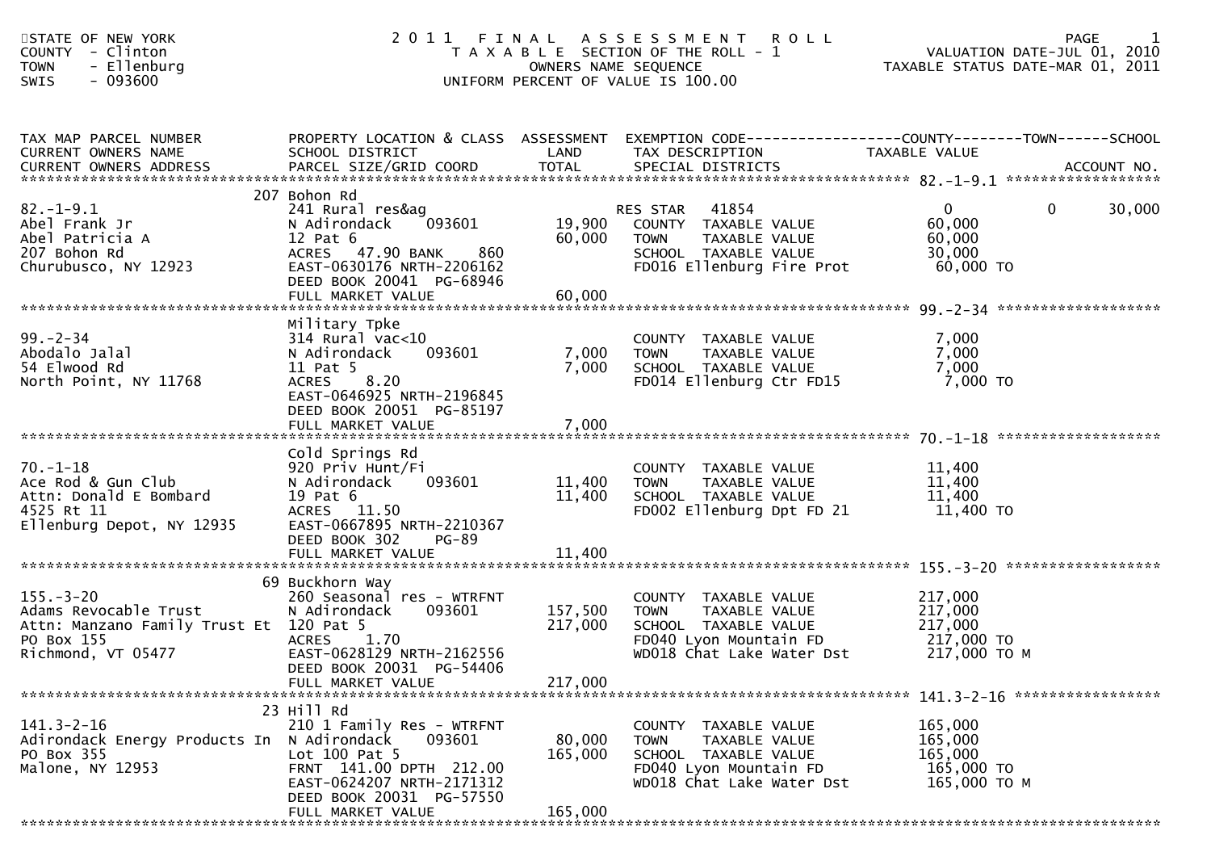STATE OF NEW YORK
COUNTY - Clinton
TOWN - Ellenburg
SWIS - 093600

# 2011 FINAL ASSESSMENT ROLL

TAXABLE SECTION OF THE ROLL - 1
OWNERS NAME SEQUENCE
UNIFORM PERCENT OF VALUE IS 100.00

VALUATION DATE-JUL 01, 2010
TAXABLE STATUS DATE-MAR 01, 2011

| TAX MAP PARCEL NUMBER / CURRENT OWNERS NAME / CURRENT OWNERS ADDRESS | PROPERTY LOCATION & CLASS / SCHOOL DISTRICT / PARCEL SIZE/GRID COORD | ASSESSMENT LAND | ASSESSMENT TOTAL | EXEMPTION CODE / TAX DESCRIPTION / SPECIAL DISTRICTS | COUNTY TAXABLE VALUE | TOWN | SCHOOL | ACCOUNT NO. |
|---|---|---|---|---|---|---|---|---|
| **82.-1-9.1** | 207 Bohon Rd | | | | | | | |
| 82.-1-9.1 | 241 Rural res&ag | | | RES STAR 41854 | 0 | 0 | 30,000 | |
| Abel Frank Jr | N Adirondack 093601 | 19,900 | | COUNTY TAXABLE VALUE | 60,000 | | | |
| Abel Patricia A | 12 Pat 6 | | 60,000 | TOWN TAXABLE VALUE | 60,000 | | | |
| 207 Bohon Rd | ACRES 47.90 BANK 860 | | | SCHOOL TAXABLE VALUE | 30,000 | | | |
| Churubusco, NY 12923 | EAST-0630176 NRTH-2206162 | | | FD016 Ellenburg Fire Prot | 60,000 TO | | | |
| | DEED BOOK 20041 PG-68946 | | | | | | | |
| | FULL MARKET VALUE | | 60,000 | | | | | |
| **99.-2-34** | Military Tpke | | | | | | | |
| 99.-2-34 | 314 Rural vac<10 | | | COUNTY TAXABLE VALUE | 7,000 | | | |
| Abodalo Jalal | N Adirondack 093601 | 7,000 | | TOWN TAXABLE VALUE | 7,000 | | | |
| 54 Elwood Rd | 11 Pat 5 | | 7,000 | SCHOOL TAXABLE VALUE | 7,000 | | | |
| North Point, NY 11768 | ACRES 8.20 | | | FD014 Ellenburg Ctr FD15 | 7,000 TO | | | |
| | EAST-0646925 NRTH-2196845 | | | | | | | |
| | DEED BOOK 20051 PG-85197 | | | | | | | |
| | FULL MARKET VALUE | | 7,000 | | | | | |
| **70.-1-18** | Cold Springs Rd | | | | | | | |
| 70.-1-18 | 920 Priv Hunt/Fi | | | COUNTY TAXABLE VALUE | 11,400 | | | |
| Ace Rod & Gun Club | N Adirondack 093601 | 11,400 | | TOWN TAXABLE VALUE | 11,400 | | | |
| Attn: Donald E Bombard | 19 Pat 6 | | 11,400 | SCHOOL TAXABLE VALUE | 11,400 | | | |
| 4525 Rt 11 | ACRES 11.50 | | | FD002 Ellenburg Dpt FD 21 | 11,400 TO | | | |
| Ellenburg Depot, NY 12935 | EAST-0667895 NRTH-2210367 | | | | | | | |
| | DEED BOOK 302 PG-89 | | | | | | | |
| | FULL MARKET VALUE | | 11,400 | | | | | |
| **155.-3-20** | 69 Buckhorn Way | | | | | | | |
| 155.-3-20 | 260 Seasonal res - WTRFNT | | | COUNTY TAXABLE VALUE | 217,000 | | | |
| Adams Revocable Trust | N Adirondack 093601 | 157,500 | | TOWN TAXABLE VALUE | 217,000 | | | |
| Attn: Manzano Family Trust Et | 120 Pat 5 | | 217,000 | SCHOOL TAXABLE VALUE | 217,000 | | | |
| PO Box 155 | ACRES 1.70 | | | FD040 Lyon Mountain FD | 217,000 TO | | | |
| Richmond, VT 05477 | EAST-0628129 NRTH-2162556 | | | WD018 Chat Lake Water Dst | 217,000 TO M | | | |
| | DEED BOOK 20031 PG-54406 | | | | | | | |
| | FULL MARKET VALUE | | 217,000 | | | | | |
| **141.3-2-16** | 23 Hill Rd | | | | | | | |
| 141.3-2-16 | 210 1 Family Res - WTRFNT | | | COUNTY TAXABLE VALUE | 165,000 | | | |
| Adirondack Energy Products In | N Adirondack 093601 | 80,000 | | TOWN TAXABLE VALUE | 165,000 | | | |
| PO Box 355 | Lot 100 Pat 5 | | 165,000 | SCHOOL TAXABLE VALUE | 165,000 | | | |
| Malone, NY 12953 | FRNT 141.00 DPTH 212.00 | | | FD040 Lyon Mountain FD | 165,000 TO | | | |
| | EAST-0624207 NRTH-2171312 | | | WD018 Chat Lake Water Dst | 165,000 TO M | | | |
| | DEED BOOK 20031 PG-57550 | | | | | | | |
| | FULL MARKET VALUE | | 165,000 | | | | | |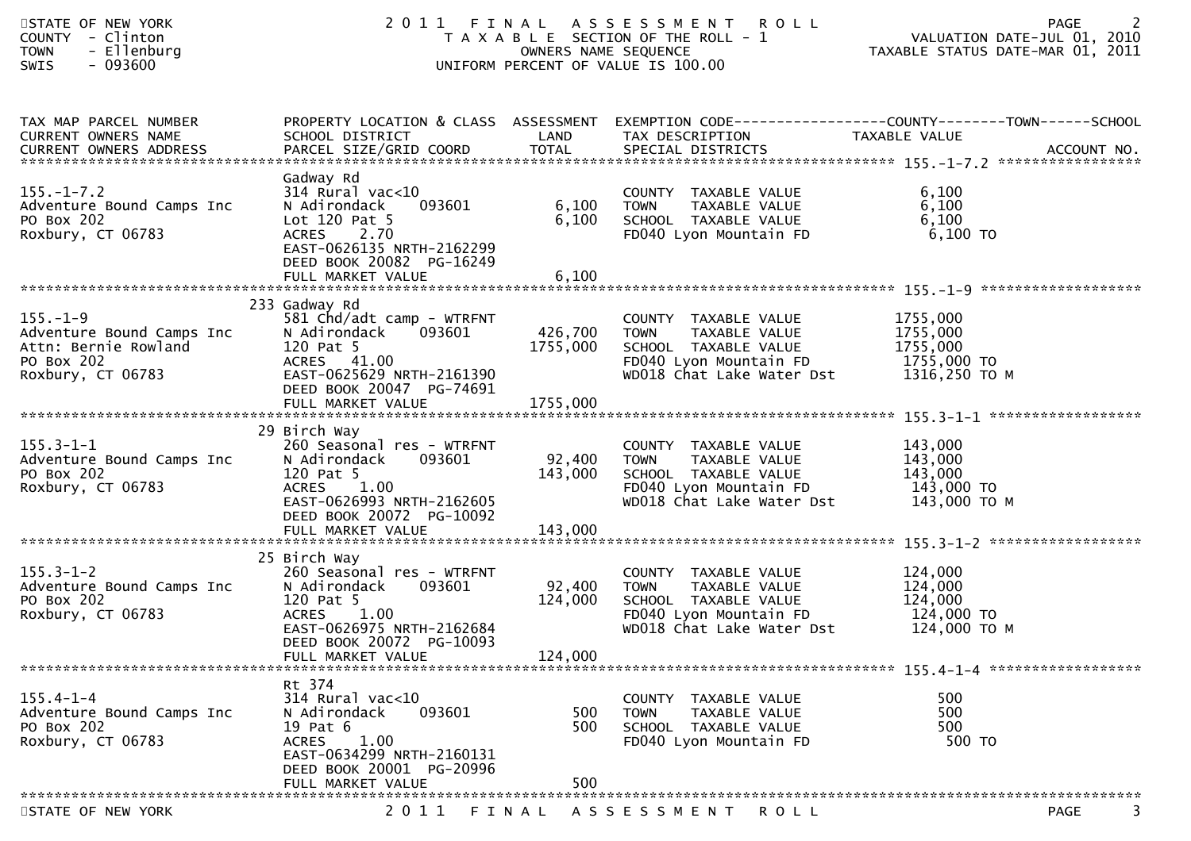STATE OF NEW YORK
COUNTY - Clinton
TOWN - Ellenburg
SWIS - 093600

# 2011 FINAL ASSESSMENT ROLL

TAXABLE SECTION OF THE ROLL - 1
OWNERS NAME SEQUENCE
UNIFORM PERCENT OF VALUE IS 100.00

VALUATION DATE-JUL 01, 2010
TAXABLE STATUS DATE-MAR 01, 2011

| TAX MAP PARCEL NUMBER / CURRENT OWNERS NAME / CURRENT OWNERS ADDRESS | PROPERTY LOCATION & CLASS / SCHOOL DISTRICT / PARCEL SIZE/GRID COORD | ASSESSMENT LAND | TOTAL | EXEMPTION CODE / TAX DESCRIPTION / SPECIAL DISTRICTS | TAXABLE VALUE (COUNTY / TOWN / SCHOOL) | ACCOUNT NO. |
|---|---|---|---|---|---|---|
| 155.-1-7.2 | Gadway Rd | | | | | |
| 155.-1-7.2 | 314 Rural vac<10 | | | COUNTY TAXABLE VALUE | 6,100 | |
| Adventure Bound Camps Inc | N Adirondack 093601 | 6,100 | | TOWN TAXABLE VALUE | 6,100 | |
| PO Box 202 | Lot 120 Pat 5 | | 6,100 | SCHOOL TAXABLE VALUE | 6,100 | |
| Roxbury, CT 06783 | ACRES 2.70 | | | FD040 Lyon Mountain FD | 6,100 TO | |
| | EAST-0626135 NRTH-2162299 | | | | | |
| | DEED BOOK 20082 PG-16249 | | | | | |
| | FULL MARKET VALUE | | 6,100 | | | |
| 155.-1-9 | 233 Gadway Rd | | | | | |
| 155.-1-9 | 581 Chd/adt camp - WTRFNT | | | COUNTY TAXABLE VALUE | 1755,000 | |
| Adventure Bound Camps Inc | N Adirondack 093601 | 426,700 | | TOWN TAXABLE VALUE | 1755,000 | |
| Attn: Bernie Rowland | 120 Pat 5 | | 1755,000 | SCHOOL TAXABLE VALUE | 1755,000 | |
| PO Box 202 | ACRES 41.00 | | | FD040 Lyon Mountain FD | 1755,000 TO | |
| Roxbury, CT 06783 | EAST-0625629 NRTH-2161390 | | | WD018 Chat Lake Water Dst | 1316,250 TO M | |
| | DEED BOOK 20047 PG-74691 | | | | | |
| | FULL MARKET VALUE | | 1755,000 | | | |
| 155.3-1-1 | 29 Birch Way | | | | | |
| 155.3-1-1 | 260 Seasonal res - WTRFNT | | | COUNTY TAXABLE VALUE | 143,000 | |
| Adventure Bound Camps Inc | N Adirondack 093601 | 92,400 | | TOWN TAXABLE VALUE | 143,000 | |
| PO Box 202 | 120 Pat 5 | | 143,000 | SCHOOL TAXABLE VALUE | 143,000 | |
| Roxbury, CT 06783 | ACRES 1.00 | | | FD040 Lyon Mountain FD | 143,000 TO | |
| | EAST-0626993 NRTH-2162605 | | | WD018 Chat Lake Water Dst | 143,000 TO M | |
| | DEED BOOK 20072 PG-10092 | | | | | |
| | FULL MARKET VALUE | | 143,000 | | | |
| 155.3-1-2 | 25 Birch Way | | | | | |
| 155.3-1-2 | 260 Seasonal res - WTRFNT | | | COUNTY TAXABLE VALUE | 124,000 | |
| Adventure Bound Camps Inc | N Adirondack 093601 | 92,400 | | TOWN TAXABLE VALUE | 124,000 | |
| PO Box 202 | 120 Pat 5 | | 124,000 | SCHOOL TAXABLE VALUE | 124,000 | |
| Roxbury, CT 06783 | ACRES 1.00 | | | FD040 Lyon Mountain FD | 124,000 TO | |
| | EAST-0626975 NRTH-2162684 | | | WD018 Chat Lake Water Dst | 124,000 TO M | |
| | DEED BOOK 20072 PG-10093 | | | | | |
| | FULL MARKET VALUE | | 124,000 | | | |
| 155.4-1-4 | Rt 374 | | | | | |
| 155.4-1-4 | 314 Rural vac<10 | | | COUNTY TAXABLE VALUE | 500 | |
| Adventure Bound Camps Inc | N Adirondack 093601 | 500 | | TOWN TAXABLE VALUE | 500 | |
| PO Box 202 | 19 Pat 6 | | 500 | SCHOOL TAXABLE VALUE | 500 | |
| Roxbury, CT 06783 | ACRES 1.00 | | | FD040 Lyon Mountain FD | 500 TO | |
| | EAST-0634299 NRTH-2160131 | | | | | |
| | DEED BOOK 20001 PG-20996 | | | | | |
| | FULL MARKET VALUE | | 500 | | | |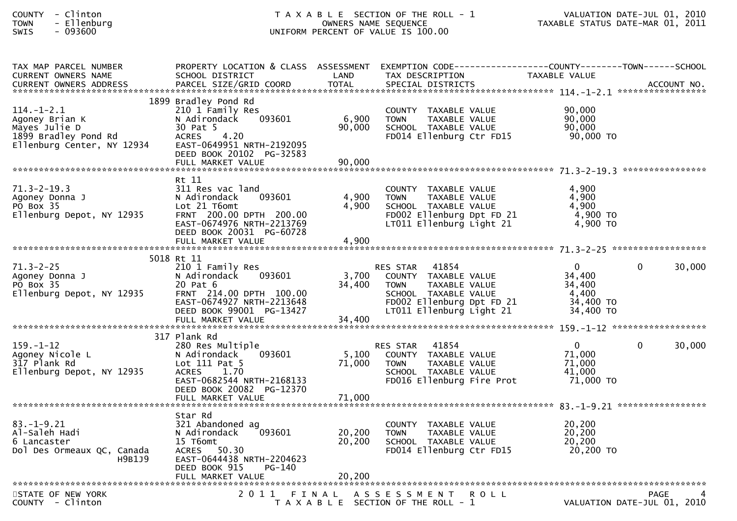COUNTY - Clinton
TOWN - Ellenburg
SWIS - 093600

T A X A B L E SECTION OF THE ROLL - 1
OWNERS NAME SEQUENCE
UNIFORM PERCENT OF VALUE IS 100.00

VALUATION DATE-JUL 01, 2010
TAXABLE STATUS DATE-MAR 01, 2011

| TAX MAP PARCEL NUMBER / CURRENT OWNERS NAME / CURRENT OWNERS ADDRESS | PROPERTY LOCATION & CLASS / SCHOOL DISTRICT / PARCEL SIZE/GRID COORD | ASSESSMENT LAND / TOTAL | EXEMPTION CODE / TAX DESCRIPTION / SPECIAL DISTRICTS | COUNTY TAXABLE VALUE | TOWN | SCHOOL | ACCOUNT NO. |
|---|---|---|---|---|---|---|---|
| **114.-1-2.1** | 1899 Bradley Pond Rd | | | | | | |
| 114.-1-2.1 | 210 1 Family Res | | COUNTY TAXABLE VALUE | 90,000 | | | |
| Agoney Brian K | N Adirondack 093601 | 6,900 | TOWN TAXABLE VALUE | 90,000 | | | |
| Mayes Julie D | 30 Pat 5 | 90,000 | SCHOOL TAXABLE VALUE | 90,000 | | | |
| 1899 Bradley Pond Rd | ACRES 4.20 | | FD014 Ellenburg Ctr FD15 | 90,000 TO | | | |
| Ellenburg Center, NY 12934 | EAST-0649951 NRTH-2192095 | | | | | | |
| | DEED BOOK 20102 PG-32583 | | | | | | |
| | FULL MARKET VALUE | 90,000 | | | | | |
| **71.3-2-19.3** | Rt 11 | | | | | | |
| 71.3-2-19.3 | 311 Res vac land | | COUNTY TAXABLE VALUE | 4,900 | | | |
| Agoney Donna J | N Adirondack 093601 | 4,900 | TOWN TAXABLE VALUE | 4,900 | | | |
| PO Box 35 | Lot 21 T6omt | 4,900 | SCHOOL TAXABLE VALUE | 4,900 | | | |
| Ellenburg Depot, NY 12935 | FRNT 200.00 DPTH 200.00 | | FD002 Ellenburg Dpt FD 21 | 4,900 TO | | | |
| | EAST-0674976 NRTH-2213769 | | LT011 Ellenburg Light 21 | 4,900 TO | | | |
| | DEED BOOK 20031 PG-60728 | | | | | | |
| | FULL MARKET VALUE | 4,900 | | | | | |
| **71.3-2-25** | 5018 Rt 11 | | | | | | |
| 71.3-2-25 | 210 1 Family Res | | RES STAR 41854 | 0 | 0 | 30,000 | |
| Agoney Donna J | N Adirondack 093601 | 3,700 | COUNTY TAXABLE VALUE | 34,400 | | | |
| PO Box 35 | 20 Pat 6 | 34,400 | TOWN TAXABLE VALUE | 34,400 | | | |
| Ellenburg Depot, NY 12935 | FRNT 214.00 DPTH 100.00 | | SCHOOL TAXABLE VALUE | 4,400 | | | |
| | EAST-0674927 NRTH-2213648 | | FD002 Ellenburg Dpt FD 21 | 34,400 TO | | | |
| | DEED BOOK 99001 PG-13427 | | LT011 Ellenburg Light 21 | 34,400 TO | | | |
| | FULL MARKET VALUE | 34,400 | | | | | |
| **159.-1-12** | 317 Plank Rd | | | | | | |
| 159.-1-12 | 280 Res Multiple | | RES STAR 41854 | 0 | 0 | 30,000 | |
| Agoney Nicole L | N Adirondack 093601 | 5,100 | COUNTY TAXABLE VALUE | 71,000 | | | |
| 317 Plank Rd | Lot 111 Pat 5 | 71,000 | TOWN TAXABLE VALUE | 71,000 | | | |
| Ellenburg Depot, NY 12935 | ACRES 1.70 | | SCHOOL TAXABLE VALUE | 41,000 | | | |
| | EAST-0682544 NRTH-2168133 | | FD016 Ellenburg Fire Prot | 71,000 TO | | | |
| | DEED BOOK 20082 PG-12370 | | | | | | |
| | FULL MARKET VALUE | 71,000 | | | | | |
| **83.-1-9.21** | Star Rd | | | | | | |
| 83.-1-9.21 | 321 Abandoned ag | | COUNTY TAXABLE VALUE | 20,200 | | | |
| Al-Saleh Hadi | N Adirondack 093601 | 20,200 | TOWN TAXABLE VALUE | 20,200 | | | |
| 6 Lancaster | 15 T6omt | 20,200 | SCHOOL TAXABLE VALUE | 20,200 | | | |
| Dol Des Ormeaux QC, Canada H9B1J9 | ACRES 50.30 | | FD014 Ellenburg Ctr FD15 | 20,200 TO | | | |
| | EAST-0644438 NRTH-2204623 | | | | | | |
| | DEED BOOK 915 PG-140 | | | | | | |
| | FULL MARKET VALUE | 20,200 | | | | | |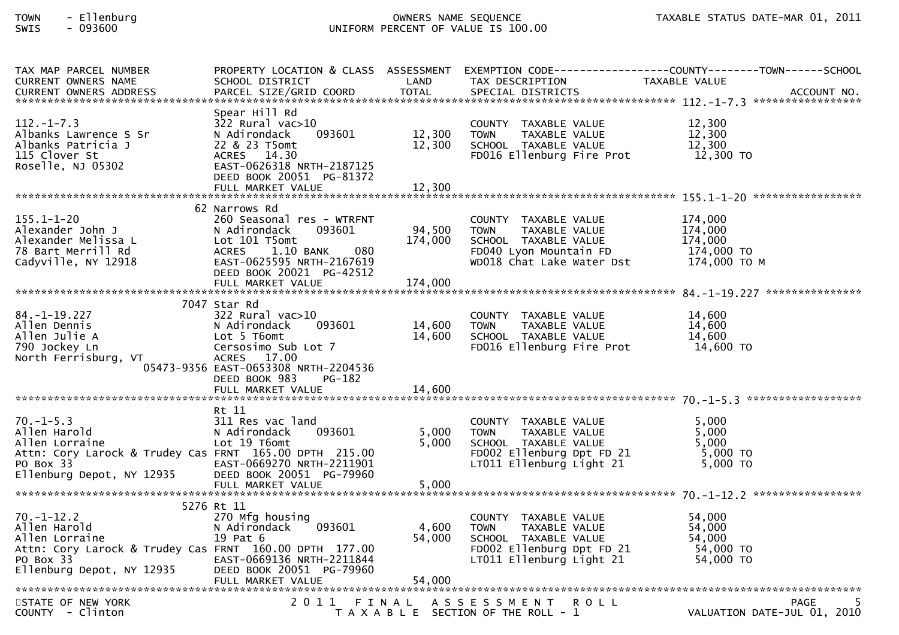TOWN - Ellenburg
SWIS - 093600

OWNERS NAME SEQUENCE
UNIFORM PERCENT OF VALUE IS 100.00

TAXABLE STATUS DATE-MAR 01, 2011

| TAX MAP PARCEL NUMBER / CURRENT OWNERS NAME / CURRENT OWNERS ADDRESS | PROPERTY LOCATION & CLASS / SCHOOL DISTRICT / PARCEL SIZE/GRID COORD | ASSESSMENT LAND / TOTAL | EXEMPTION CODE / TAX DESCRIPTION / SPECIAL DISTRICTS | COUNTY--------TOWN------SCHOOL TAXABLE VALUE | ACCOUNT NO. |
|---|---|---|---|---|---|
| **112.-1-7.3** | Spear Hill Rd | | | | |
| 112.-1-7.3 | 322 Rural vac>10 | | COUNTY TAXABLE VALUE | 12,300 | |
| Albanks Lawrence S Sr | N Adirondack 093601 | 12,300 | TOWN TAXABLE VALUE | 12,300 | |
| Albanks Patricia J | 22 & 23 T5omt | 12,300 | SCHOOL TAXABLE VALUE | 12,300 | |
| 115 Clover St | ACRES 14.30 | | FD016 Ellenburg Fire Prot | 12,300 TO | |
| Roselle, NJ 05302 | EAST-0626318 NRTH-2187125 | | | | |
| | DEED BOOK 20051 PG-81372 | | | | |
| | FULL MARKET VALUE | 12,300 | | | |
| **155.1-1-20** | 62 Narrows Rd | | | | |
| 155.1-1-20 | 260 Seasonal res - WTRFNT | | COUNTY TAXABLE VALUE | 174,000 | |
| Alexander John J | N Adirondack 093601 | 94,500 | TOWN TAXABLE VALUE | 174,000 | |
| Alexander Melissa L | Lot 101 T5omt | 174,000 | SCHOOL TAXABLE VALUE | 174,000 | |
| 78 Bart Merrill Rd | ACRES 1.10 BANK 080 | | FD040 Lyon Mountain FD | 174,000 TO | |
| Cadyville, NY 12918 | EAST-0625595 NRTH-2167619 | | WD018 Chat Lake Water Dst | 174,000 TO M | |
| | DEED BOOK 20021 PG-42512 | | | | |
| | FULL MARKET VALUE | 174,000 | | | |
| **84.-1-19.227** | 7047 Star Rd | | | | |
| 84.-1-19.227 | 322 Rural vac>10 | | COUNTY TAXABLE VALUE | 14,600 | |
| Allen Dennis | N Adirondack 093601 | 14,600 | TOWN TAXABLE VALUE | 14,600 | |
| Allen Julie A | Lot 5 T6omt | 14,600 | SCHOOL TAXABLE VALUE | 14,600 | |
| 790 Jockey Ln | Cersosimo Sub Lot 7 | | FD016 Ellenburg Fire Prot | 14,600 TO | |
| North Ferrisburg, VT 05473-9356 | ACRES 17.00 | | | | |
| | EAST-0653308 NRTH-2204536 | | | | |
| | DEED BOOK 983 PG-182 | | | | |
| | FULL MARKET VALUE | 14,600 | | | |
| **70.-1-5.3** | Rt 11 | | | | |
| 70.-1-5.3 | 311 Res vac land | | COUNTY TAXABLE VALUE | 5,000 | |
| Allen Harold | N Adirondack 093601 | 5,000 | TOWN TAXABLE VALUE | 5,000 | |
| Allen Lorraine | Lot 19 T6omt | 5,000 | SCHOOL TAXABLE VALUE | 5,000 | |
| Attn: Cory Larock & Trudey Cas | FRNT 165.00 DPTH 215.00 | | FD002 Ellenburg Dpt FD 21 | 5,000 TO | |
| PO Box 33 | EAST-0669270 NRTH-2211901 | | LT011 Ellenburg Light 21 | 5,000 TO | |
| Ellenburg Depot, NY 12935 | DEED BOOK 20051 PG-79960 | | | | |
| | FULL MARKET VALUE | 5,000 | | | |
| **70.-1-12.2** | 5276 Rt 11 | | | | |
| 70.-1-12.2 | 270 Mfg housing | | COUNTY TAXABLE VALUE | 54,000 | |
| Allen Harold | N Adirondack 093601 | 4,600 | TOWN TAXABLE VALUE | 54,000 | |
| Allen Lorraine | 19 Pat 6 | 54,000 | SCHOOL TAXABLE VALUE | 54,000 | |
| Attn: Cory Larock & Trudey Cas | FRNT 160.00 DPTH 177.00 | | FD002 Ellenburg Dpt FD 21 | 54,000 TO | |
| PO Box 33 | EAST-0669136 NRTH-2211844 | | LT011 Ellenburg Light 21 | 54,000 TO | |
| Ellenburg Depot, NY 12935 | DEED BOOK 20051 PG-79960 | | | | |
| | FULL MARKET VALUE | 54,000 | | | |

STATE OF NEW YORK
COUNTY - Clinton

2011 FINAL ASSESSMENT ROLL
TAXABLE SECTION OF THE ROLL - 1

VALUATION DATE-JUL 01, 2010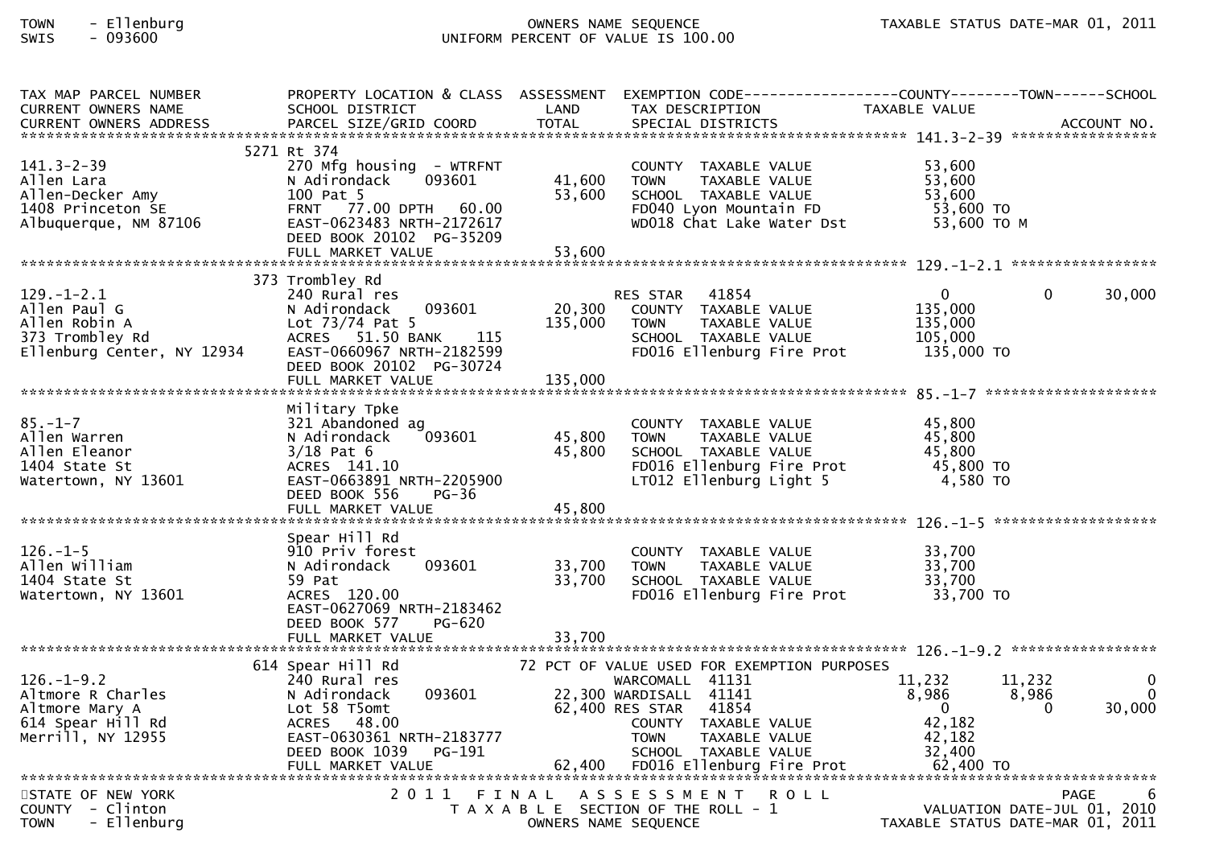TOWN - Ellenburg
SWIS - 093600

OWNERS NAME SEQUENCE
UNIFORM PERCENT OF VALUE IS 100.00

| TAX MAP PARCEL NUMBER / CURRENT OWNERS NAME / CURRENT OWNERS ADDRESS | PROPERTY LOCATION & CLASS / SCHOOL DISTRICT / PARCEL SIZE/GRID COORD | ASSESSMENT LAND / TOTAL | EXEMPTION CODE / TAX DESCRIPTION / SPECIAL DISTRICTS | COUNTY TAXABLE VALUE | TOWN | SCHOOL |
|---|---|---|---|---|---|---|
| **141.3-2-39** | 5271 Rt 374 | | | | | |
| 141.3-2-39 | 270 Mfg housing - WTRFNT | | COUNTY TAXABLE VALUE | 53,600 | | |
| Allen Lara | N Adirondack 093601 | 41,600 | TOWN TAXABLE VALUE | 53,600 | | |
| Allen-Decker Amy | 100 Pat 5 | 53,600 | SCHOOL TAXABLE VALUE | 53,600 | | |
| 1408 Princeton SE | FRNT 77.00 DPTH 60.00 | | FD040 Lyon Mountain FD | 53,600 TO | | |
| Albuquerque, NM 87106 | EAST-0623483 NRTH-2172617 | | WD018 Chat Lake Water Dst | 53,600 TO M | | |
| | DEED BOOK 20102 PG-35209 | | | | | |
| | FULL MARKET VALUE | 53,600 | | | | |
| **129.-1-2.1** | 373 Trombley Rd | | | | | |
| 129.-1-2.1 | 240 Rural res | | RES STAR 41854 | 0 | 0 | 30,000 |
| Allen Paul G | N Adirondack 093601 | 20,300 | COUNTY TAXABLE VALUE | 135,000 | | |
| Allen Robin A | Lot 73/74 Pat 5 | 135,000 | TOWN TAXABLE VALUE | 135,000 | | |
| 373 Trombley Rd | ACRES 51.50 BANK 115 | | SCHOOL TAXABLE VALUE | 105,000 | | |
| Ellenburg Center, NY 12934 | EAST-0660967 NRTH-2182599 | | FD016 Ellenburg Fire Prot | 135,000 TO | | |
| | DEED BOOK 20102 PG-30724 | | | | | |
| | FULL MARKET VALUE | 135,000 | | | | |
| **85.-1-7** | Military Tpke | | | | | |
| 85.-1-7 | 321 Abandoned ag | | COUNTY TAXABLE VALUE | 45,800 | | |
| Allen Warren | N Adirondack 093601 | 45,800 | TOWN TAXABLE VALUE | 45,800 | | |
| Allen Eleanor | 3/18 Pat 6 | 45,800 | SCHOOL TAXABLE VALUE | 45,800 | | |
| 1404 State St | ACRES 141.10 | | FD016 Ellenburg Fire Prot | 45,800 TO | | |
| Watertown, NY 13601 | EAST-0663891 NRTH-2205900 | | LT012 Ellenburg Light 5 | 4,580 TO | | |
| | DEED BOOK 556 PG-36 | | | | | |
| | FULL MARKET VALUE | 45,800 | | | | |
| **126.-1-5** | Spear Hill Rd | | | | | |
| 126.-1-5 | 910 Priv forest | | COUNTY TAXABLE VALUE | 33,700 | | |
| Allen William | N Adirondack 093601 | 33,700 | TOWN TAXABLE VALUE | 33,700 | | |
| 1404 State St | 59 Pat | 33,700 | SCHOOL TAXABLE VALUE | 33,700 | | |
| Watertown, NY 13601 | ACRES 120.00 | | FD016 Ellenburg Fire Prot | 33,700 TO | | |
| | EAST-0627069 NRTH-2183462 | | | | | |
| | DEED BOOK 577 PG-620 | | | | | |
| | FULL MARKET VALUE | 33,700 | | | | |
| **126.-1-9.2** | 614 Spear Hill Rd | | 72 PCT OF VALUE USED FOR EXEMPTION PURPOSES | | | |
| 126.-1-9.2 | 240 Rural res | | WARCOMALL 41131 | 11,232 | 11,232 | 0 |
| Altmore R Charles | N Adirondack 093601 | 22,300 | WARDISALL 41141 | 8,986 | 8,986 | 0 |
| Altmore Mary A | Lot 58 T5omt | 62,400 | RES STAR 41854 | 0 | 0 | 30,000 |
| 614 Spear Hill Rd | ACRES 48.00 | | COUNTY TAXABLE VALUE | 42,182 | | |
| Merrill, NY 12955 | EAST-0630361 NRTH-2183777 | | TOWN TAXABLE VALUE | 42,182 | | |
| | DEED BOOK 1039 PG-191 | | SCHOOL TAXABLE VALUE | 32,400 | | |
| | FULL MARKET VALUE | 62,400 | FD016 Ellenburg Fire Prot | 62,400 TO | | |

STATE OF NEW YORK
COUNTY - Clinton
TOWN - Ellenburg

2011 FINAL ASSESSMENT ROLL
TAXABLE SECTION OF THE ROLL - 1
OWNERS NAME SEQUENCE

VALUATION DATE-JUL 01, 2010
TAXABLE STATUS DATE-MAR 01, 2011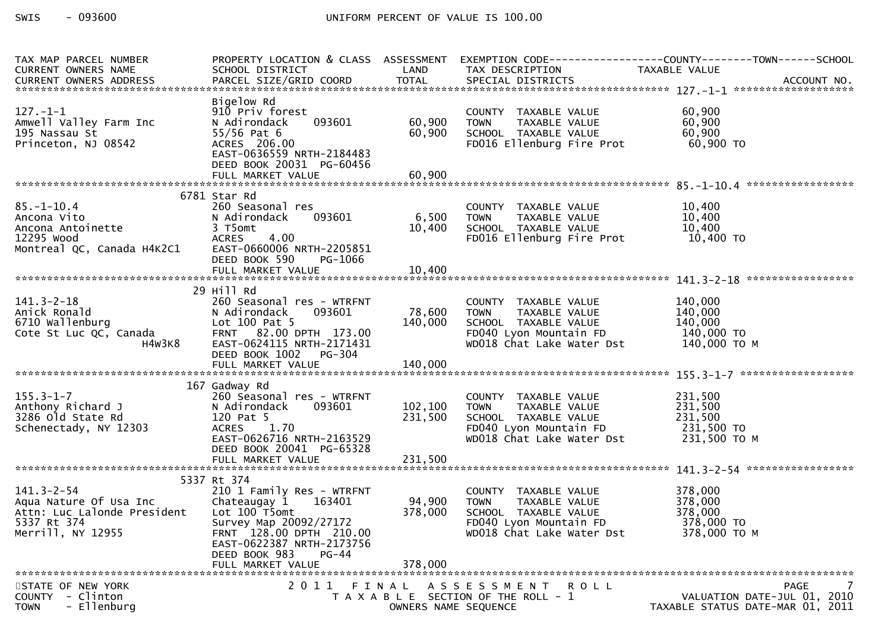SWIS - 093600 UNIFORM PERCENT OF VALUE IS 100.00

| TAX MAP PARCEL NUMBER / CURRENT OWNERS NAME / CURRENT OWNERS ADDRESS | PROPERTY LOCATION & CLASS / SCHOOL DISTRICT / PARCEL SIZE/GRID COORD | ASSESSMENT LAND / TOTAL | EXEMPTION CODE / TAX DESCRIPTION / SPECIAL DISTRICTS | COUNTY--------TOWN------SCHOOL TAXABLE VALUE | ACCOUNT NO. |
|---|---|---|---|---|---|
| **127.-1-1** | Bigelow Rd | | | | |
| 127.-1-1 | 910 Priv forest | | COUNTY TAXABLE VALUE | 60,900 | |
| Amwell Valley Farm Inc | N Adirondack 093601 | 60,900 | TOWN TAXABLE VALUE | 60,900 | |
| 195 Nassau St | 55/56 Pat 6 | 60,900 | SCHOOL TAXABLE VALUE | 60,900 | |
| Princeton, NJ 08542 | ACRES 206.00 | | FD016 Ellenburg Fire Prot | 60,900 TO | |
| | EAST-0636559 NRTH-2184483 | | | | |
| | DEED BOOK 20031 PG-60456 | | | | |
| | FULL MARKET VALUE | 60,900 | | | |
| **85.-1-10.4** | 6781 Star Rd | | | | |
| 85.-1-10.4 | 260 Seasonal res | | COUNTY TAXABLE VALUE | 10,400 | |
| Ancona Vito | N Adirondack 093601 | 6,500 | TOWN TAXABLE VALUE | 10,400 | |
| Ancona Antoinette | 3 T5omt | 10,400 | SCHOOL TAXABLE VALUE | 10,400 | |
| 12295 Wood | ACRES 4.00 | | FD016 Ellenburg Fire Prot | 10,400 TO | |
| Montreal QC, Canada H4K2C1 | EAST-0660006 NRTH-2205851 | | | | |
| | DEED BOOK 590 PG-1066 | | | | |
| | FULL MARKET VALUE | 10,400 | | | |
| **141.3-2-18** | 29 Hill Rd | | | | |
| 141.3-2-18 | 260 Seasonal res - WTRFNT | | COUNTY TAXABLE VALUE | 140,000 | |
| Anick Ronald | N Adirondack 093601 | 78,600 | TOWN TAXABLE VALUE | 140,000 | |
| 6710 Wallenburg | Lot 100 Pat 5 | 140,000 | SCHOOL TAXABLE VALUE | 140,000 | |
| Cote St Luc QC, Canada | FRNT 82.00 DPTH 173.00 | | FD040 Lyon Mountain FD | 140,000 TO | |
| H4W3K8 | EAST-0624115 NRTH-2171431 | | WD018 Chat Lake Water Dst | 140,000 TO M | |
| | DEED BOOK 1002 PG-304 | | | | |
| | FULL MARKET VALUE | 140,000 | | | |
| **155.3-1-7** | 167 Gadway Rd | | | | |
| 155.3-1-7 | 260 Seasonal res - WTRFNT | | COUNTY TAXABLE VALUE | 231,500 | |
| Anthony Richard J | N Adirondack 093601 | 102,100 | TOWN TAXABLE VALUE | 231,500 | |
| 3286 Old State Rd | 120 Pat 5 | 231,500 | SCHOOL TAXABLE VALUE | 231,500 | |
| Schenectady, NY 12303 | ACRES 1.70 | | FD040 Lyon Mountain FD | 231,500 TO | |
| | EAST-0626716 NRTH-2163529 | | WD018 Chat Lake Water Dst | 231,500 TO M | |
| | DEED BOOK 20041 PG-65328 | | | | |
| | FULL MARKET VALUE | 231,500 | | | |
| **141.3-2-54** | 5337 Rt 374 | | | | |
| 141.3-2-54 | 210 1 Family Res - WTRFNT | | COUNTY TAXABLE VALUE | 378,000 | |
| Aqua Nature Of Usa Inc | Chateaugay 1 163401 | 94,900 | TOWN TAXABLE VALUE | 378,000 | |
| Attn: Luc Lalonde President | Lot 100 T5omt | 378,000 | SCHOOL TAXABLE VALUE | 378,000 | |
| 5337 Rt 374 | Survey Map 20092/27172 | | FD040 Lyon Mountain FD | 378,000 TO | |
| Merrill, NY 12955 | FRNT 128.00 DPTH 210.00 | | WD018 Chat Lake Water Dst | 378,000 TO M | |
| | EAST-0622387 NRTH-2173756 | | | | |
| | DEED BOOK 983 PG-44 | | | | |
| | FULL MARKET VALUE | 378,000 | | | |

STATE OF NEW YORK — 2011 FINAL ASSESSMENT ROLL — PAGE 7
COUNTY - Clinton — TAXABLE SECTION OF THE ROLL - 1 — VALUATION DATE-JUL 01, 2010
TOWN - Ellenburg — OWNERS NAME SEQUENCE — TAXABLE STATUS DATE-MAR 01, 2011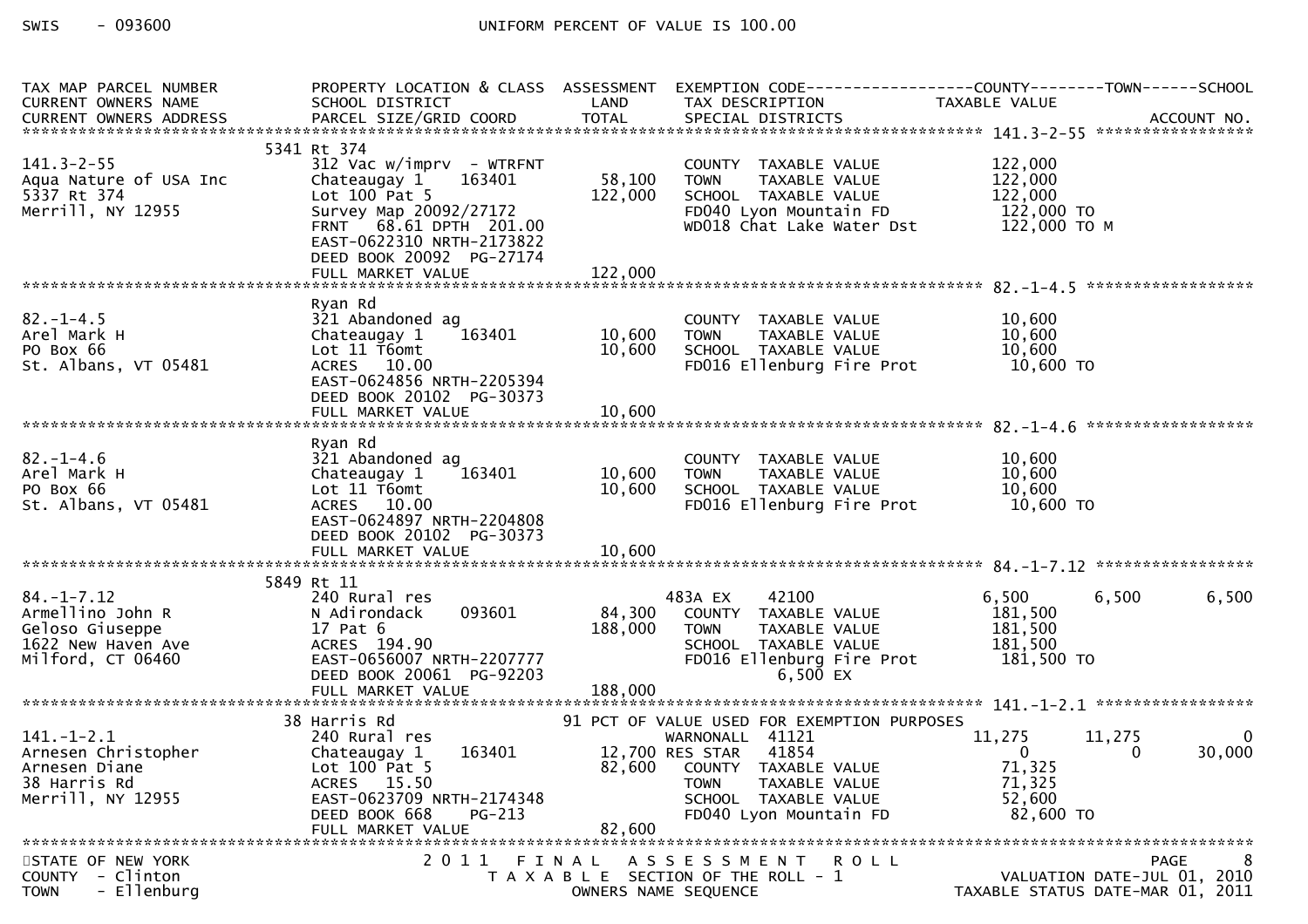SWIS - 093600 UNIFORM PERCENT OF VALUE IS 100.00

| TAX MAP PARCEL NUMBER / CURRENT OWNERS NAME / CURRENT OWNERS ADDRESS | PROPERTY LOCATION & CLASS / SCHOOL DISTRICT / PARCEL SIZE/GRID COORD | ASSESSMENT LAND | ASSESSMENT TOTAL | EXEMPTION CODE / TAX DESCRIPTION / SPECIAL DISTRICTS | COUNTY TAXABLE VALUE | TOWN | SCHOOL | ACCOUNT NO. |
|---|---|---|---|---|---|---|---|---|
| **141.3-2-55** | 5341 Rt 374 | | | | | | | |
| 141.3-2-55 | 312 Vac w/imprv - WTRFNT | | | COUNTY TAXABLE VALUE | 122,000 | | | |
| Aqua Nature of USA Inc | Chateaugay 1 163401 | 58,100 | | TOWN TAXABLE VALUE | 122,000 | | | |
| 5337 Rt 374 | Lot 100 Pat 5 | | 122,000 | SCHOOL TAXABLE VALUE | 122,000 | | | |
| Merrill, NY 12955 | Survey Map 20092/27172 | | | FD040 Lyon Mountain FD | 122,000 TO | | | |
| | FRNT 68.61 DPTH 201.00 | | | WD018 Chat Lake Water Dst | 122,000 TO M | | | |
| | EAST-0622310 NRTH-2173822 | | | | | | | |
| | DEED BOOK 20092 PG-27174 | | | | | | | |
| | FULL MARKET VALUE | | 122,000 | | | | | |
| **82.-1-4.5** | Ryan Rd | | | | | | | |
| 82.-1-4.5 | 321 Abandoned ag | | | COUNTY TAXABLE VALUE | 10,600 | | | |
| Arel Mark H | Chateaugay 1 163401 | 10,600 | | TOWN TAXABLE VALUE | 10,600 | | | |
| PO Box 66 | Lot 11 T6omt | | 10,600 | SCHOOL TAXABLE VALUE | 10,600 | | | |
| St. Albans, VT 05481 | ACRES 10.00 | | | FD016 Ellenburg Fire Prot | 10,600 TO | | | |
| | EAST-0624856 NRTH-2205394 | | | | | | | |
| | DEED BOOK 20102 PG-30373 | | | | | | | |
| | FULL MARKET VALUE | | 10,600 | | | | | |
| **82.-1-4.6** | Ryan Rd | | | | | | | |
| 82.-1-4.6 | 321 Abandoned ag | | | COUNTY TAXABLE VALUE | 10,600 | | | |
| Arel Mark H | Chateaugay 1 163401 | 10,600 | | TOWN TAXABLE VALUE | 10,600 | | | |
| PO Box 66 | Lot 11 T6omt | | 10,600 | SCHOOL TAXABLE VALUE | 10,600 | | | |
| St. Albans, VT 05481 | ACRES 10.00 | | | FD016 Ellenburg Fire Prot | 10,600 TO | | | |
| | EAST-0624897 NRTH-2204808 | | | | | | | |
| | DEED BOOK 20102 PG-30373 | | | | | | | |
| | FULL MARKET VALUE | | 10,600 | | | | | |
| **84.-1-7.12** | 5849 Rt 11 | | | | | | | |
| 84.-1-7.12 | 240 Rural res | | | 483A EX 42100 | 6,500 | 6,500 | 6,500 | |
| Armellino John R | N Adirondack 093601 | 84,300 | | COUNTY TAXABLE VALUE | 181,500 | | | |
| Geloso Giuseppe | 17 Pat 6 | | 188,000 | TOWN TAXABLE VALUE | 181,500 | | | |
| 1622 New Haven Ave | ACRES 194.90 | | | SCHOOL TAXABLE VALUE | 181,500 | | | |
| Milford, CT 06460 | EAST-0656007 NRTH-2207777 | | | FD016 Ellenburg Fire Prot | 181,500 TO | | | |
| | DEED BOOK 20061 PG-92203 | | | 6,500 EX | | | | |
| | FULL MARKET VALUE | | 188,000 | | | | | |
| **141.-1-2.1** | 38 Harris Rd | | | 91 PCT OF VALUE USED FOR EXEMPTION PURPOSES | | | | |
| 141.-1-2.1 | 240 Rural res | | | WARNONALL 41121 | 11,275 | 11,275 | 0 | |
| Arnesen Christopher | Chateaugay 1 163401 | 12,700 | | RES STAR 41854 | 0 | 0 | 30,000 | |
| Arnesen Diane | Lot 100 Pat 5 | | 82,600 | COUNTY TAXABLE VALUE | 71,325 | | | |
| 38 Harris Rd | ACRES 15.50 | | | TOWN TAXABLE VALUE | 71,325 | | | |
| Merrill, NY 12955 | EAST-0623709 NRTH-2174348 | | | SCHOOL TAXABLE VALUE | 52,600 | | | |
| | DEED BOOK 668 PG-213 | | | FD040 Lyon Mountain FD | 82,600 TO | | | |
| | FULL MARKET VALUE | | 82,600 | | | | | |

STATE OF NEW YORK — COUNTY - Clinton — TOWN - Ellenburg

2011 FINAL ASSESSMENT ROLL — TAXABLE SECTION OF THE ROLL - 1 — OWNERS NAME SEQUENCE

VALUATION DATE-JUL 01, 2010 — TAXABLE STATUS DATE-MAR 01, 2011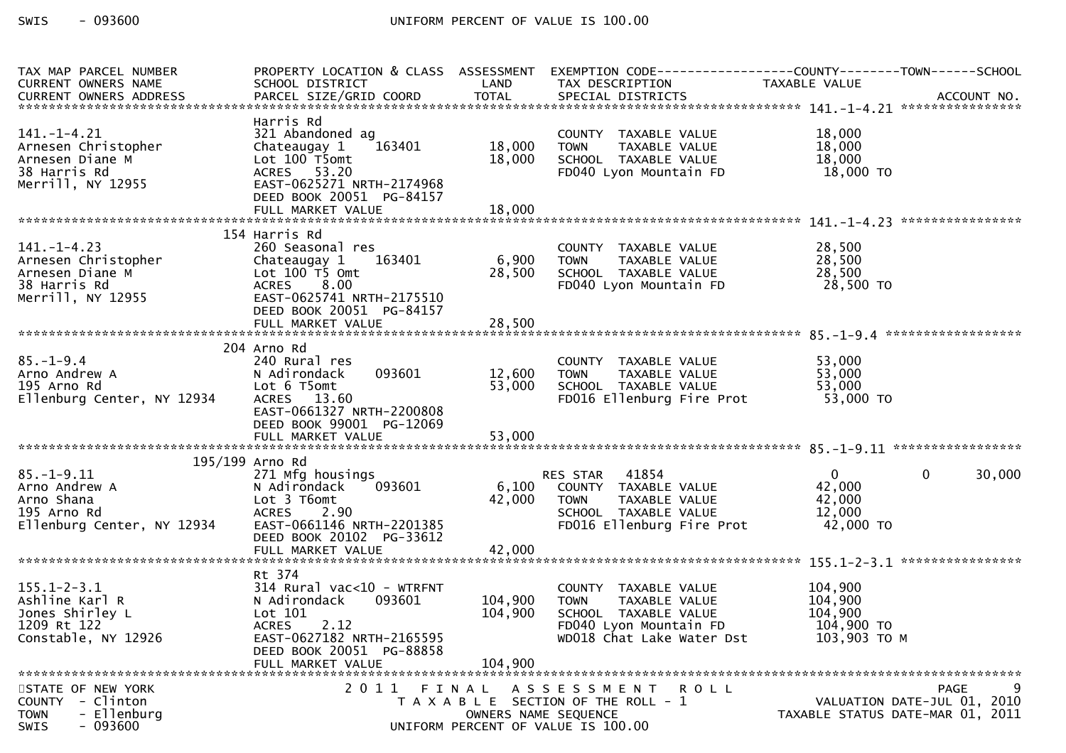| TAX MAP PARCEL NUMBER<br>CURRENT OWNERS NAME<br>CURRENT OWNERS ADDRESS | PROPERTY LOCATION & CLASS<br>SCHOOL DISTRICT<br>PARCEL SIZE/GRID COORD | ASSESSMENT<br>LAND<br>TOTAL | EXEMPTION CODE<br>TAX DESCRIPTION<br>SPECIAL DISTRICTS | COUNTY<br>TAXABLE VALUE | TOWN | SCHOOL<br><br>ACCOUNT NO. |
|---|---|---|---|---|---|---|
| **141.-1-4.21** | | | | | | |
| | Harris Rd | | | | | |
| 141.-1-4.21 | 321 Abandoned ag | | COUNTY TAXABLE VALUE | 18,000 | | |
| Arnesen Christopher | Chateaugay 1 163401 | 18,000 | TOWN TAXABLE VALUE | 18,000 | | |
| Arnesen Diane M | Lot 100 T5omt | 18,000 | SCHOOL TAXABLE VALUE | 18,000 | | |
| 38 Harris Rd | ACRES 53.20 | | FD040 Lyon Mountain FD | 18,000 TO | | |
| Merrill, NY 12955 | EAST-0625271 NRTH-2174968 | | | | | |
| | DEED BOOK 20051 PG-84157 | | | | | |
| | FULL MARKET VALUE | 18,000 | | | | |
| **141.-1-4.23** | | | | | | |
| | 154 Harris Rd | | | | | |
| 141.-1-4.23 | 260 Seasonal res | | COUNTY TAXABLE VALUE | 28,500 | | |
| Arnesen Christopher | Chateaugay 1 163401 | 6,900 | TOWN TAXABLE VALUE | 28,500 | | |
| Arnesen Diane M | Lot 100 T5 Omt | 28,500 | SCHOOL TAXABLE VALUE | 28,500 | | |
| 38 Harris Rd | ACRES 8.00 | | FD040 Lyon Mountain FD | 28,500 TO | | |
| Merrill, NY 12955 | EAST-0625741 NRTH-2175510 | | | | | |
| | DEED BOOK 20051 PG-84157 | | | | | |
| | FULL MARKET VALUE | 28,500 | | | | |
| **85.-1-9.4** | | | | | | |
| | 204 Arno Rd | | | | | |
| 85.-1-9.4 | 240 Rural res | | COUNTY TAXABLE VALUE | 53,000 | | |
| Arno Andrew A | N Adirondack 093601 | 12,600 | TOWN TAXABLE VALUE | 53,000 | | |
| 195 Arno Rd | Lot 6 T5omt | 53,000 | SCHOOL TAXABLE VALUE | 53,000 | | |
| Ellenburg Center, NY 12934 | ACRES 13.60 | | FD016 Ellenburg Fire Prot | 53,000 TO | | |
| | EAST-0661327 NRTH-2200808 | | | | | |
| | DEED BOOK 99001 PG-12069 | | | | | |
| | FULL MARKET VALUE | 53,000 | | | | |
| **85.-1-9.11** | | | | | | |
| | 195/199 Arno Rd | | | | | |
| 85.-1-9.11 | 271 Mfg housings | | RES STAR 41854 | 0 | 0 | 30,000 |
| Arno Andrew A | N Adirondack 093601 | 6,100 | COUNTY TAXABLE VALUE | 42,000 | | |
| Arno Shana | Lot 3 T6omt | 42,000 | TOWN TAXABLE VALUE | 42,000 | | |
| 195 Arno Rd | ACRES 2.90 | | SCHOOL TAXABLE VALUE | 12,000 | | |
| Ellenburg Center, NY 12934 | EAST-0661146 NRTH-2201385 | | FD016 Ellenburg Fire Prot | 42,000 TO | | |
| | DEED BOOK 20102 PG-33612 | | | | | |
| | FULL MARKET VALUE | 42,000 | | | | |
| **155.1-2-3.1** | | | | | | |
| | Rt 374 | | | | | |
| 155.1-2-3.1 | 314 Rural vac<10 - WTRFNT | | COUNTY TAXABLE VALUE | 104,900 | | |
| Ashline Karl R | N Adirondack 093601 | 104,900 | TOWN TAXABLE VALUE | 104,900 | | |
| Jones Shirley L | Lot 101 | 104,900 | SCHOOL TAXABLE VALUE | 104,900 | | |
| 1209 Rt 122 | ACRES 2.12 | | FD040 Lyon Mountain FD | 104,900 TO | | |
| Constable, NY 12926 | EAST-0627182 NRTH-2165595 | | WD018 Chat Lake Water Dst | 103,903 TO M | | |
| | DEED BOOK 20051 PG-88858 | | | | | |
| | FULL MARKET VALUE | 104,900 | | | | |

STATE OF NEW YORK
COUNTY - Clinton
TOWN - Ellenburg
SWIS - 093600

2011 FINAL ASSESSMENT ROLL
TAXABLE SECTION OF THE ROLL - 1
OWNERS NAME SEQUENCE
UNIFORM PERCENT OF VALUE IS 100.00

VALUATION DATE-JUL 01, 2010
TAXABLE STATUS DATE-MAR 01, 2011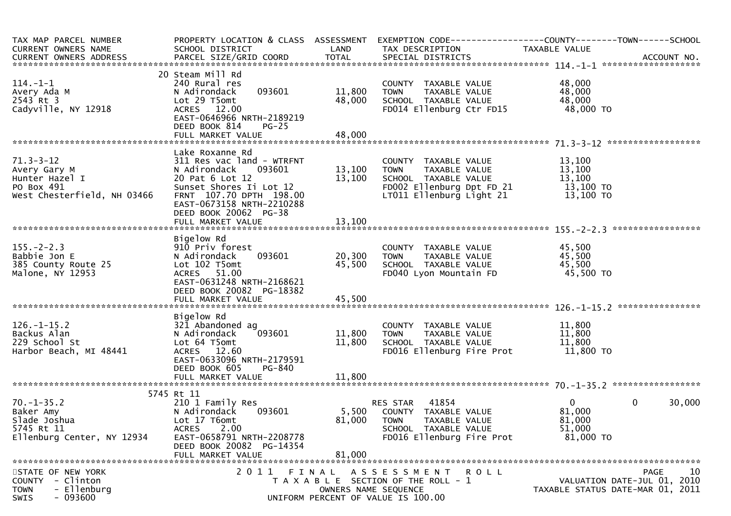| TAX MAP PARCEL NUMBER<br>CURRENT OWNERS NAME<br>CURRENT OWNERS ADDRESS | PROPERTY LOCATION & CLASS<br>SCHOOL DISTRICT<br>PARCEL SIZE/GRID COORD | ASSESSMENT<br>LAND<br>TOTAL | EXEMPTION CODE<br>TAX DESCRIPTION<br>SPECIAL DISTRICTS | COUNTY<br>TAXABLE VALUE | TOWN | SCHOOL<br>ACCOUNT NO. |
|---|---|---|---|---|---|---|
| **114.-1-1** | 20 Steam Mill Rd | | | | | |
| 114.-1-1 | 240 Rural res | | COUNTY TAXABLE VALUE | 48,000 | | |
| Avery Ada M | N Adirondack 093601 | 11,800 | TOWN TAXABLE VALUE | 48,000 | | |
| 2543 Rt 3 | Lot 29 T5omt | 48,000 | SCHOOL TAXABLE VALUE | 48,000 | | |
| Cadyville, NY 12918 | ACRES 12.00 | | FD014 Ellenburg Ctr FD15 | 48,000 TO | | |
| | EAST-0646966 NRTH-2189219 | | | | | |
| | DEED BOOK 814 PG-25 | | | | | |
| | FULL MARKET VALUE | 48,000 | | | | |
| **71.3-3-12** | Lake Roxanne Rd | | | | | |
| 71.3-3-12 | 311 Res vac land - WTRFNT | | COUNTY TAXABLE VALUE | 13,100 | | |
| Avery Gary M | N Adirondack 093601 | 13,100 | TOWN TAXABLE VALUE | 13,100 | | |
| Hunter Hazel I | 20 Pat 6 Lot 12 | 13,100 | SCHOOL TAXABLE VALUE | 13,100 | | |
| PO Box 491 | Sunset Shores Ii Lot 12 | | FD002 Ellenburg Dpt FD 21 | 13,100 TO | | |
| West Chesterfield, NH 03466 | FRNT 107.70 DPTH 198.00 | | LT011 Ellenburg Light 21 | 13,100 TO | | |
| | EAST-0673158 NRTH-2210288 | | | | | |
| | DEED BOOK 20062 PG-38 | | | | | |
| | FULL MARKET VALUE | 13,100 | | | | |
| **155.-2-2.3** | Bigelow Rd | | | | | |
| 155.-2-2.3 | 910 Priv forest | | COUNTY TAXABLE VALUE | 45,500 | | |
| Babbie Jon E | N Adirondack 093601 | 20,300 | TOWN TAXABLE VALUE | 45,500 | | |
| 385 County Route 25 | Lot 102 T5omt | 45,500 | SCHOOL TAXABLE VALUE | 45,500 | | |
| Malone, NY 12953 | ACRES 51.00 | | FD040 Lyon Mountain FD | 45,500 TO | | |
| | EAST-0631248 NRTH-2168621 | | | | | |
| | DEED BOOK 20082 PG-18382 | | | | | |
| | FULL MARKET VALUE | 45,500 | | | | |
| **126.-1-15.2** | Bigelow Rd | | | | | |
| 126.-1-15.2 | 321 Abandoned ag | | COUNTY TAXABLE VALUE | 11,800 | | |
| Backus Alan | N Adirondack 093601 | 11,800 | TOWN TAXABLE VALUE | 11,800 | | |
| 229 School St | Lot 64 T5omt | 11,800 | SCHOOL TAXABLE VALUE | 11,800 | | |
| Harbor Beach, MI 48441 | ACRES 12.60 | | FD016 Ellenburg Fire Prot | 11,800 TO | | |
| | EAST-0633096 NRTH-2179591 | | | | | |
| | DEED BOOK 605 PG-840 | | | | | |
| | FULL MARKET VALUE | 11,800 | | | | |
| **70.-1-35.2** | 5745 Rt 11 | | | | | |
| 70.-1-35.2 | 210 1 Family Res | | RES STAR 41854 | 0 | 0 | 30,000 |
| Baker Amy | N Adirondack 093601 | 5,500 | COUNTY TAXABLE VALUE | 81,000 | | |
| Slade Joshua | Lot 17 T6omt | 81,000 | TOWN TAXABLE VALUE | 81,000 | | |
| 5745 Rt 11 | ACRES 2.00 | | SCHOOL TAXABLE VALUE | 51,000 | | |
| Ellenburg Center, NY 12934 | EAST-0658791 NRTH-2208778 | | FD016 Ellenburg Fire Prot | 81,000 TO | | |
| | DEED BOOK 20082 PG-14354 | | | | | |
| | FULL MARKET VALUE | 81,000 | | | | |

STATE OF NEW YORK
COUNTY - Clinton
TOWN - Ellenburg
SWIS - 093600

2011 FINAL ASSESSMENT ROLL
TAXABLE SECTION OF THE ROLL - 1
OWNERS NAME SEQUENCE
UNIFORM PERCENT OF VALUE IS 100.00

VALUATION DATE-JUL 01, 2010
TAXABLE STATUS DATE-MAR 01, 2011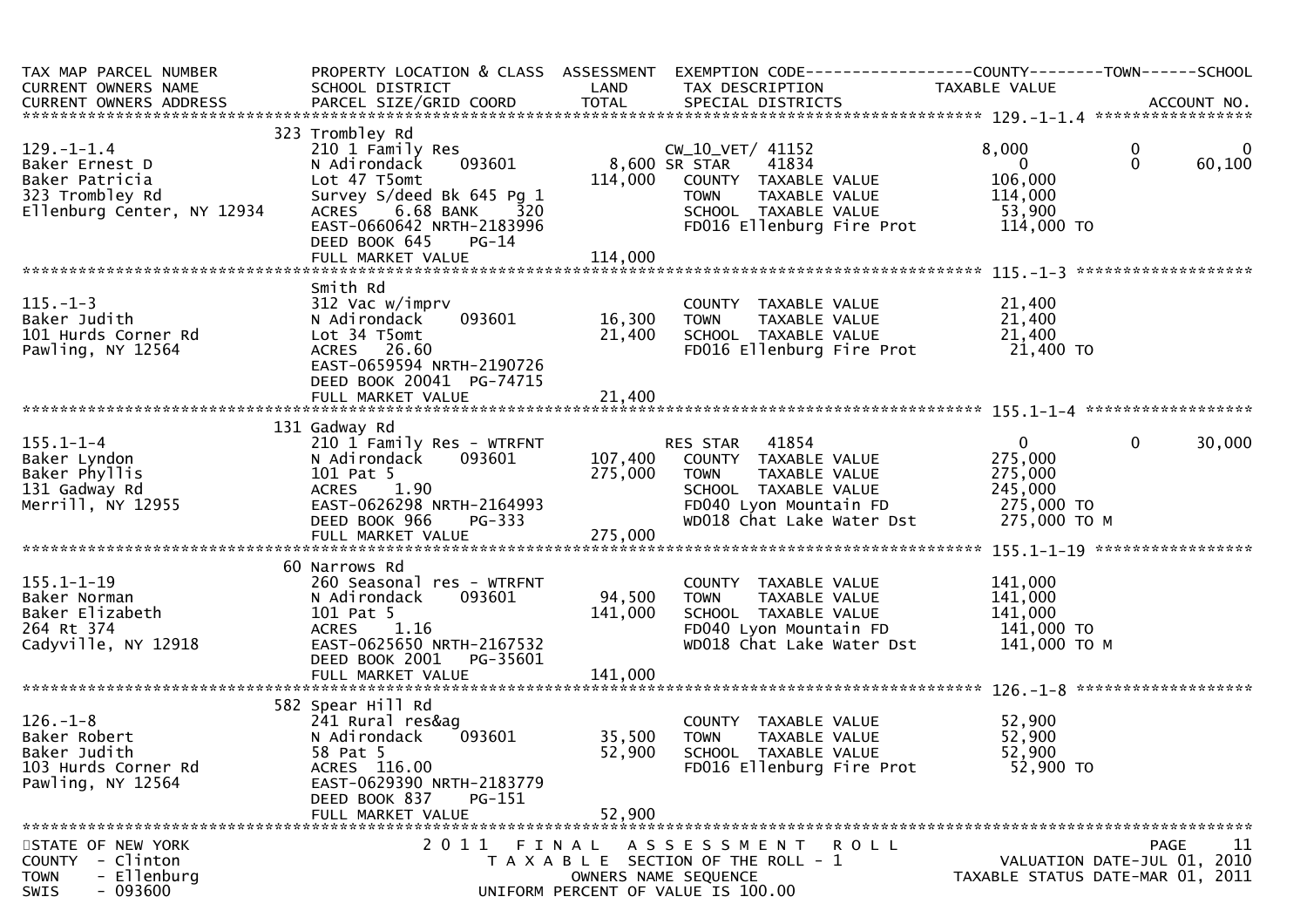| TAX MAP PARCEL NUMBER<br>CURRENT OWNERS NAME<br>CURRENT OWNERS ADDRESS | PROPERTY LOCATION & CLASS<br>SCHOOL DISTRICT<br>PARCEL SIZE/GRID COORD | ASSESSMENT<br>LAND<br>TOTAL | EXEMPTION CODE<br>TAX DESCRIPTION<br>SPECIAL DISTRICTS | COUNTY<br>TAXABLE VALUE | TOWN | SCHOOL<br>ACCOUNT NO. |
|---|---|---|---|---|---|---|
| **129.-1-1.4** | | | | | | |
| 129.-1-1.4 | 323 Trombley Rd | | | | | |
| Baker Ernest D | 210 1 Family Res | | CW_10_VET/ 41152 | 8,000 | 0 | 0 |
| Baker Patricia | N Adirondack 093601 | 8,600 | SR STAR 41834 | 0 | 0 | 60,100 |
| 323 Trombley Rd | Lot 47 T5omt | 114,000 | COUNTY TAXABLE VALUE | 106,000 | | |
| Ellenburg Center, NY 12934 | Survey S/deed Bk 645 Pg 1 | | TOWN TAXABLE VALUE | 114,000 | | |
| | ACRES 6.68 BANK 320 | | SCHOOL TAXABLE VALUE | 53,900 | | |
| | EAST-0660642 NRTH-2183996 | | FD016 Ellenburg Fire Prot | 114,000 TO | | |
| | DEED BOOK 645 PG-14 | | | | | |
| | FULL MARKET VALUE | 114,000 | | | | |
| **115.-1-3** | | | | | | |
| 115.-1-3 | Smith Rd | | | | | |
| Baker Judith | 312 Vac w/imprv | | COUNTY TAXABLE VALUE | 21,400 | | |
| 101 Hurds Corner Rd | N Adirondack 093601 | 16,300 | TOWN TAXABLE VALUE | 21,400 | | |
| Pawling, NY 12564 | Lot 34 T5omt | 21,400 | SCHOOL TAXABLE VALUE | 21,400 | | |
| | ACRES 26.60 | | FD016 Ellenburg Fire Prot | 21,400 TO | | |
| | EAST-0659594 NRTH-2190726 | | | | | |
| | DEED BOOK 20041 PG-74715 | | | | | |
| | FULL MARKET VALUE | 21,400 | | | | |
| **155.1-1-4** | | | | | | |
| 155.1-1-4 | 131 Gadway Rd | | | | | |
| Baker Lyndon | 210 1 Family Res - WTRFNT | | RES STAR 41854 | 0 | 0 | 30,000 |
| Baker Phyllis | N Adirondack 093601 | 107,400 | COUNTY TAXABLE VALUE | 275,000 | | |
| 131 Gadway Rd | 101 Pat 5 | 275,000 | TOWN TAXABLE VALUE | 275,000 | | |
| Merrill, NY 12955 | ACRES 1.90 | | SCHOOL TAXABLE VALUE | 245,000 | | |
| | EAST-0626298 NRTH-2164993 | | FD040 Lyon Mountain FD | 275,000 TO | | |
| | DEED BOOK 966 PG-333 | | WD018 Chat Lake Water Dst | 275,000 TO M | | |
| | FULL MARKET VALUE | 275,000 | | | | |
| **155.1-1-19** | | | | | | |
| 155.1-1-19 | 60 Narrows Rd | | | | | |
| Baker Norman | 260 Seasonal res - WTRFNT | | COUNTY TAXABLE VALUE | 141,000 | | |
| Baker Elizabeth | N Adirondack 093601 | 94,500 | TOWN TAXABLE VALUE | 141,000 | | |
| 264 Rt 374 | 101 Pat 5 | 141,000 | SCHOOL TAXABLE VALUE | 141,000 | | |
| Cadyville, NY 12918 | ACRES 1.16 | | FD040 Lyon Mountain FD | 141,000 TO | | |
| | EAST-0625650 NRTH-2167532 | | WD018 Chat Lake Water Dst | 141,000 TO M | | |
| | DEED BOOK 2001 PG-35601 | | | | | |
| | FULL MARKET VALUE | 141,000 | | | | |
| **126.-1-8** | | | | | | |
| 126.-1-8 | 582 Spear Hill Rd | | | | | |
| Baker Robert | 241 Rural res&ag | | COUNTY TAXABLE VALUE | 52,900 | | |
| Baker Judith | N Adirondack 093601 | 35,500 | TOWN TAXABLE VALUE | 52,900 | | |
| 103 Hurds Corner Rd | 58 Pat 5 | 52,900 | SCHOOL TAXABLE VALUE | 52,900 | | |
| Pawling, NY 12564 | ACRES 116.00 | | FD016 Ellenburg Fire Prot | 52,900 TO | | |
| | EAST-0629390 NRTH-2183779 | | | | | |
| | DEED BOOK 837 PG-151 | | | | | |
| | FULL MARKET VALUE | 52,900 | | | | |

STATE OF NEW YORK
COUNTY - Clinton
TOWN - Ellenburg
SWIS - 093600

2011 FINAL ASSESSMENT ROLL
TAXABLE SECTION OF THE ROLL - 1
OWNERS NAME SEQUENCE
UNIFORM PERCENT OF VALUE IS 100.00

VALUATION DATE-JUL 01, 2010
TAXABLE STATUS DATE-MAR 01, 2011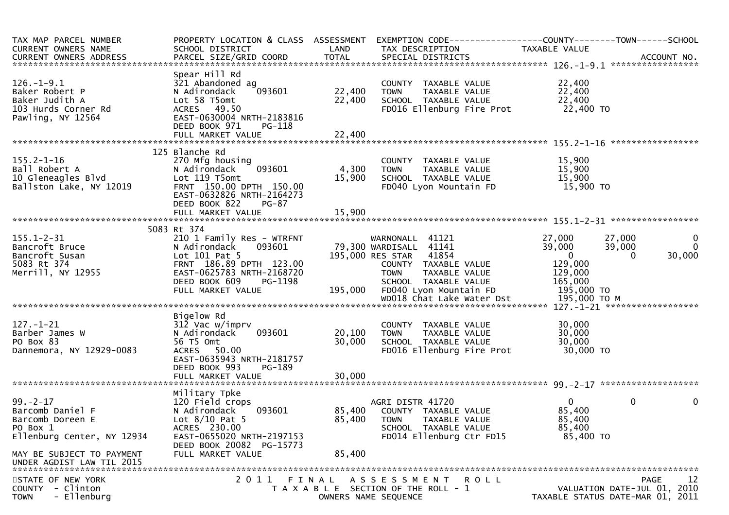```
TAX MAP PARCEL NUMBER          PROPERTY LOCATION & CLASS  ASSESSMENT  EXEMPTION CODE------------------COUNTY--------TOWN------SCHOOL
CURRENT OWNERS NAME            SCHOOL DISTRICT               LAND      TAX DESCRIPTION            TAXABLE VALUE
CURRENT OWNERS ADDRESS         PARCEL SIZE/GRID COORD        TOTAL     SPECIAL DISTRICTS                                    ACCOUNT NO.
******************************************************************************************************* 126.-1-9.1 *****************
                               Spear Hill Rd
126.-1-9.1                     321 Abandoned ag                        COUNTY  TAXABLE VALUE          22,400
Baker Robert P                 N Adirondack    093601      22,400      TOWN    TAXABLE VALUE          22,400
Baker Judith A                 Lot 58 T5omt                22,400      SCHOOL  TAXABLE VALUE          22,400
103 Hurds Corner Rd            ACRES  49.50                            FD016 Ellenburg Fire Prot       22,400 TO
Pawling, NY 12564              EAST-0630004 NRTH-2183816
                               DEED BOOK 971    PG-118
                               FULL MARKET VALUE           22,400
******************************************************************************************************* 155.2-1-16 *****************
                             125 Blanche Rd
155.2-1-16                     270 Mfg housing                         COUNTY  TAXABLE VALUE          15,900
Ball Robert A                  N Adirondack    093601       4,300      TOWN    TAXABLE VALUE          15,900
10 Gleneagles Blvd             Lot 119 T5omt               15,900      SCHOOL  TAXABLE VALUE          15,900
Ballston Lake, NY 12019        FRNT 150.00 DPTH 150.00                 FD040 Lyon Mountain FD          15,900 TO
                               EAST-0632826 NRTH-2164273
                               DEED BOOK 822    PG-87
                               FULL MARKET VALUE           15,900
******************************************************************************************************* 155.1-2-31 *****************
                            5083 Rt 374
155.1-2-31                     210 1 Family Res - WTRFNT               WARNONALL  41121              27,000      27,000          0
Bancroft Bruce                 N Adirondack    093601      79,300 WARDISALL  41141              39,000      39,000          0
Bancroft Susan                 Lot 101 Pat 5              195,000 RES STAR   41854                   0           0     30,000
5083 Rt 374                    FRNT 186.89 DPTH 123.00                 COUNTY  TAXABLE VALUE         129,000
Merrill, NY 12955              EAST-0625783 NRTH-2168720               TOWN    TAXABLE VALUE         129,000
                               DEED BOOK 609    PG-1198                SCHOOL  TAXABLE VALUE         165,000
                               FULL MARKET VALUE          195,000      FD040 Lyon Mountain FD         195,000 TO
                                                                       WD018 Chat Lake Water Dst      195,000 TO M
******************************************************************************************************* 127.-1-21 ******************
                               Bigelow Rd
127.-1-21                      312 Vac w/imprv                         COUNTY  TAXABLE VALUE          30,000
Barber James W                 N Adirondack    093601      20,100      TOWN    TAXABLE VALUE          30,000
PO Box 83                      56 T5 Omt                   30,000      SCHOOL  TAXABLE VALUE          30,000
Dannemora, NY 12929-0083       ACRES  50.00                            FD016 Ellenburg Fire Prot       30,000 TO
                               EAST-0635943 NRTH-2181757
                               DEED BOOK 993    PG-189
                               FULL MARKET VALUE           30,000
******************************************************************************************************* 99.-2-17 *******************
                               Military Tpke
99.-2-17                       120 Field crops                         AGRI DISTR 41720                   0           0          0
Barcomb Daniel F               N Adirondack    093601      85,400      COUNTY  TAXABLE VALUE          85,400
Barcomb Doreen E               Lot 8/10 Pat 5              85,400      TOWN    TAXABLE VALUE          85,400
PO Box 1                       ACRES 230.00                            SCHOOL  TAXABLE VALUE          85,400
Ellenburg Center, NY 12934     EAST-0655020 NRTH-2197153               FD014 Ellenburg Ctr FD15        85,400 TO
                               DEED BOOK 20082 PG-15773
MAY BE SUBJECT TO PAYMENT      FULL MARKET VALUE           85,400
UNDER AGDIST LAW TIL 2015
************************************************************************************************************************************
STATE OF NEW YORK                 2 0 1 1   F I N A L   A S S E S S M E N T   R O L L                                    PAGE    12
COUNTY  - Clinton                    T A X A B L E  SECTION OF THE ROLL - 1                           VALUATION DATE-JUL 01, 2010
TOWN    - Ellenburg                           OWNERS NAME SEQUENCE                                 TAXABLE STATUS DATE-MAR 01, 2011
```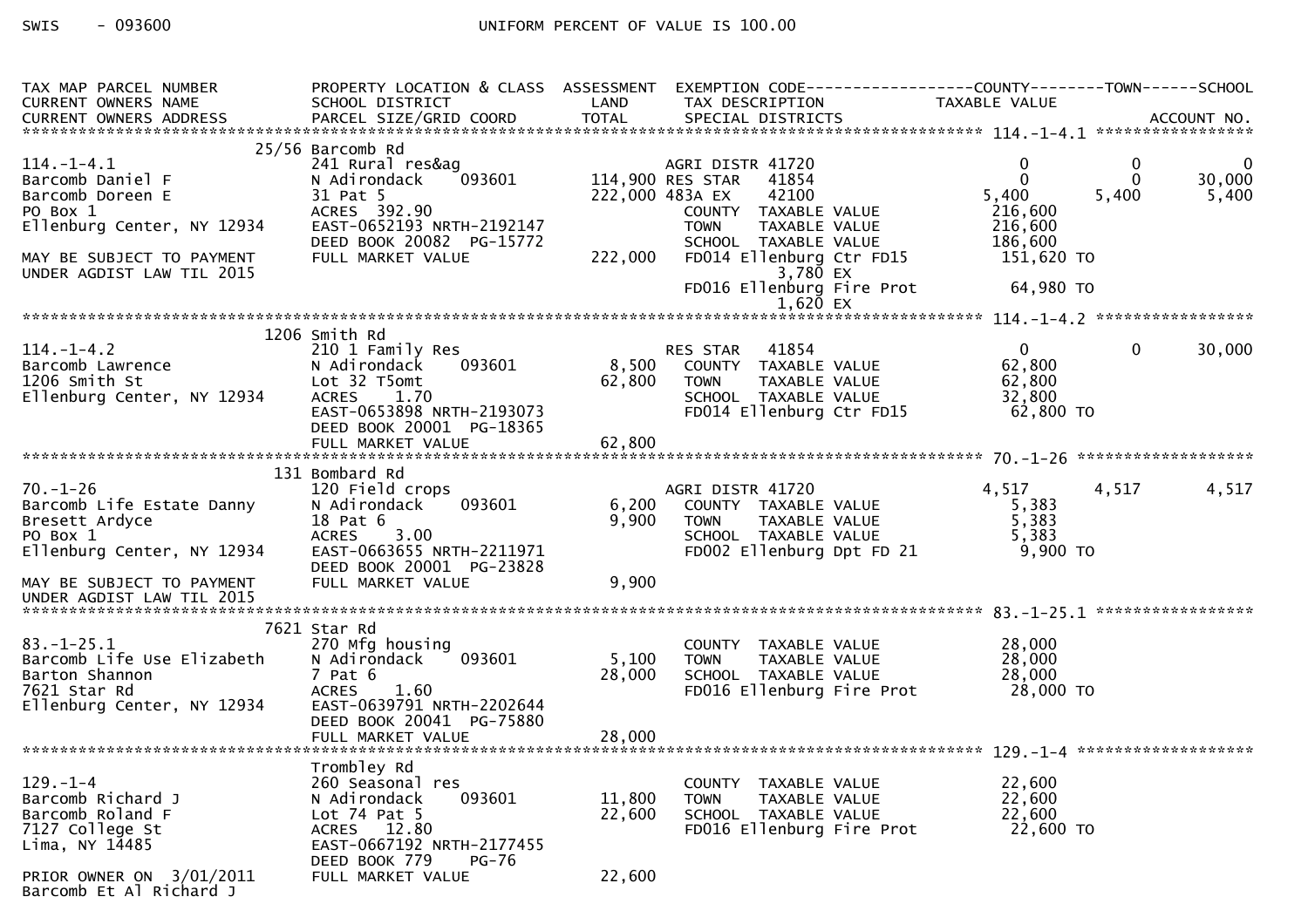SWIS - 093600 UNIFORM PERCENT OF VALUE IS 100.00

| TAX MAP PARCEL NUMBER / CURRENT OWNERS NAME / CURRENT OWNERS ADDRESS | PROPERTY LOCATION & CLASS / SCHOOL DISTRICT / PARCEL SIZE/GRID COORD | ASSESSMENT LAND / TOTAL | EXEMPTION CODE / TAX DESCRIPTION / SPECIAL DISTRICTS | COUNTY TAXABLE VALUE | TOWN | SCHOOL / ACCOUNT NO. |
|---|---|---|---|---|---|---|
| **114.-1-4.1** | 25/56 Barcomb Rd | | | | | |
| 114.-1-4.1 | 241 Rural res&ag | | AGRI DISTR 41720 | 0 | 0 | 0 |
| Barcomb Daniel F | N Adirondack 093601 | 114,900 | RES STAR 41854 | 0 | 0 | 30,000 |
| Barcomb Doreen E | 31 Pat 5 | 222,000 | 483A EX 42100 | 5,400 | 5,400 | 5,400 |
| PO Box 1 | ACRES 392.90 | | COUNTY TAXABLE VALUE | 216,600 | | |
| Ellenburg Center, NY 12934 | EAST-0652193 NRTH-2192147 | | TOWN TAXABLE VALUE | 216,600 | | |
| | DEED BOOK 20082 PG-15772 | | SCHOOL TAXABLE VALUE | 186,600 | | |
| MAY BE SUBJECT TO PAYMENT | FULL MARKET VALUE | 222,000 | FD014 Ellenburg Ctr FD15 | 151,620 TO | | |
| UNDER AGDIST LAW TIL 2015 | | | 3,780 EX | | | |
| | | | FD016 Ellenburg Fire Prot | 64,980 TO | | |
| | | | 1,620 EX | | | |
| **114.-1-4.2** | 1206 Smith Rd | | | | | |
| 114.-1-4.2 | 210 1 Family Res | | RES STAR 41854 | 0 | 0 | 30,000 |
| Barcomb Lawrence | N Adirondack 093601 | 8,500 | COUNTY TAXABLE VALUE | 62,800 | | |
| 1206 Smith St | Lot 32 T5omt | 62,800 | TOWN TAXABLE VALUE | 62,800 | | |
| Ellenburg Center, NY 12934 | ACRES 1.70 | | SCHOOL TAXABLE VALUE | 32,800 | | |
| | EAST-0653898 NRTH-2193073 | | FD014 Ellenburg Ctr FD15 | 62,800 TO | | |
| | DEED BOOK 20001 PG-18365 | | | | | |
| | FULL MARKET VALUE | 62,800 | | | | |
| **70.-1-26** | 131 Bombard Rd | | | | | |
| 70.-1-26 | 120 Field crops | | AGRI DISTR 41720 | 4,517 | 4,517 | 4,517 |
| Barcomb Life Estate Danny | N Adirondack 093601 | 6,200 | COUNTY TAXABLE VALUE | 5,383 | | |
| Bresett Ardyce | 18 Pat 6 | 9,900 | TOWN TAXABLE VALUE | 5,383 | | |
| PO Box 1 | ACRES 3.00 | | SCHOOL TAXABLE VALUE | 5,383 | | |
| Ellenburg Center, NY 12934 | EAST-0663655 NRTH-2211971 | | FD002 Ellenburg Dpt FD 21 | 9,900 TO | | |
| | DEED BOOK 20001 PG-23828 | | | | | |
| MAY BE SUBJECT TO PAYMENT | FULL MARKET VALUE | 9,900 | | | | |
| UNDER AGDIST LAW TIL 2015 | | | | | | |
| **83.-1-25.1** | 7621 Star Rd | | | | | |
| 83.-1-25.1 | 270 Mfg housing | | COUNTY TAXABLE VALUE | 28,000 | | |
| Barcomb Life Use Elizabeth | N Adirondack 093601 | 5,100 | TOWN TAXABLE VALUE | 28,000 | | |
| Barton Shannon | 7 Pat 6 | 28,000 | SCHOOL TAXABLE VALUE | 28,000 | | |
| 7621 Star Rd | ACRES 1.60 | | FD016 Ellenburg Fire Prot | 28,000 TO | | |
| Ellenburg Center, NY 12934 | EAST-0639791 NRTH-2202644 | | | | | |
| | DEED BOOK 20041 PG-75880 | | | | | |
| | FULL MARKET VALUE | 28,000 | | | | |
| **129.-1-4** | Trombley Rd | | | | | |
| 129.-1-4 | 260 Seasonal res | | COUNTY TAXABLE VALUE | 22,600 | | |
| Barcomb Richard J | N Adirondack 093601 | 11,800 | TOWN TAXABLE VALUE | 22,600 | | |
| Barcomb Roland F | Lot 74 Pat 5 | 22,600 | SCHOOL TAXABLE VALUE | 22,600 | | |
| 7127 College St | ACRES 12.80 | | FD016 Ellenburg Fire Prot | 22,600 TO | | |
| Lima, NY 14485 | EAST-0667192 NRTH-2177455 | | | | | |
| | DEED BOOK 779 PG-76 | | | | | |
| PRIOR OWNER ON 3/01/2011 | FULL MARKET VALUE | 22,600 | | | | |
| Barcomb Et Al Richard J | | | | | | |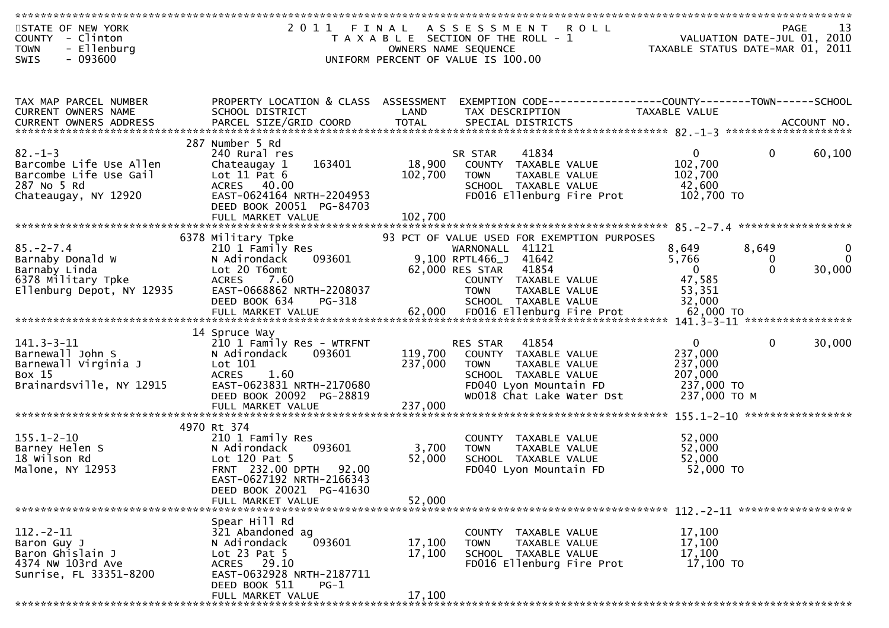STATE OF NEW YORK
COUNTY - Clinton
TOWN - Ellenburg
SWIS - 093600

2011 FINAL ASSESSMENT ROLL
TAXABLE SECTION OF THE ROLL - 1
OWNERS NAME SEQUENCE
UNIFORM PERCENT OF VALUE IS 100.00

VALUATION DATE-JUL 01, 2010
TAXABLE STATUS DATE-MAR 01, 2011

| TAX MAP PARCEL NUMBER / CURRENT OWNERS NAME / CURRENT OWNERS ADDRESS | PROPERTY LOCATION & CLASS / SCHOOL DISTRICT / PARCEL SIZE/GRID COORD | ASSESSMENT LAND / TOTAL | EXEMPTION CODE / TAX DESCRIPTION / SPECIAL DISTRICTS | COUNTY TAXABLE VALUE | TOWN | SCHOOL |
|---|---|---|---|---|---|---|
| **82.-1-3** | 287 Number 5 Rd | | | | | |
| 82.-1-3 | 240 Rural res | | SR STAR 41834 | 0 | 0 | 60,100 |
| Barcombe Life Use Allen | Chateaugay 1 163401 | 18,900 | COUNTY TAXABLE VALUE | 102,700 | | |
| Barcombe Life Use Gail | Lot 11 Pat 6 | 102,700 | TOWN TAXABLE VALUE | 102,700 | | |
| 287 No 5 Rd | ACRES 40.00 | | SCHOOL TAXABLE VALUE | 42,600 | | |
| Chateaugay, NY 12920 | EAST-0624164 NRTH-2204953 | | FD016 Ellenburg Fire Prot | 102,700 TO | | |
| | DEED BOOK 20051 PG-84703 | | | | | |
| | FULL MARKET VALUE | 102,700 | | | | |
| **85.-2-7.4** | 6378 Military Tpke | | 93 PCT OF VALUE USED FOR EXEMPTION PURPOSES | | | |
| 85.-2-7.4 | 210 1 Family Res | | WARNONALL 41121 | 8,649 | 8,649 | 0 |
| Barnaby Donald W | N Adirondack 093601 | 9,100 | RPTL466_J 41642 | 5,766 | 0 | 0 |
| Barnaby Linda | Lot 20 T6omt | 62,000 | RES STAR 41854 | 0 | 0 | 30,000 |
| 6378 Military Tpke | ACRES 7.60 | | COUNTY TAXABLE VALUE | 47,585 | | |
| Ellenburg Depot, NY 12935 | EAST-0668862 NRTH-2208037 | | TOWN TAXABLE VALUE | 53,351 | | |
| | DEED BOOK 634 PG-318 | | SCHOOL TAXABLE VALUE | 32,000 | | |
| | FULL MARKET VALUE | 62,000 | FD016 Ellenburg Fire Prot | 62,000 TO | | |
| **141.3-3-11** | 14 Spruce Way | | | | | |
| 141.3-3-11 | 210 1 Family Res - WTRFNT | | RES STAR 41854 | 0 | 0 | 30,000 |
| Barnewall John S | N Adirondack 093601 | 119,700 | COUNTY TAXABLE VALUE | 237,000 | | |
| Barnewall Virginia J | Lot 101 | 237,000 | TOWN TAXABLE VALUE | 237,000 | | |
| Box 15 | ACRES 1.60 | | SCHOOL TAXABLE VALUE | 207,000 | | |
| Brainardsville, NY 12915 | EAST-0623831 NRTH-2170680 | | FD040 Lyon Mountain FD | 237,000 TO | | |
| | DEED BOOK 20092 PG-28819 | | WD018 Chat Lake Water Dst | 237,000 TO M | | |
| | FULL MARKET VALUE | 237,000 | | | | |
| **155.1-2-10** | 4970 Rt 374 | | | | | |
| 155.1-2-10 | 210 1 Family Res | | COUNTY TAXABLE VALUE | 52,000 | | |
| Barney Helen S | N Adirondack 093601 | 3,700 | TOWN TAXABLE VALUE | 52,000 | | |
| 18 Wilson Rd | Lot 120 Pat 5 | 52,000 | SCHOOL TAXABLE VALUE | 52,000 | | |
| Malone, NY 12953 | FRNT 232.00 DPTH 92.00 | | FD040 Lyon Mountain FD | 52,000 TO | | |
| | EAST-0627192 NRTH-2166343 | | | | | |
| | DEED BOOK 20021 PG-41630 | | | | | |
| | FULL MARKET VALUE | 52,000 | | | | |
| **112.-2-11** | Spear Hill Rd | | | | | |
| 112.-2-11 | 321 Abandoned ag | | COUNTY TAXABLE VALUE | 17,100 | | |
| Baron Guy J | N Adirondack 093601 | 17,100 | TOWN TAXABLE VALUE | 17,100 | | |
| Baron Ghislain J | Lot 23 Pat 5 | 17,100 | SCHOOL TAXABLE VALUE | 17,100 | | |
| 4374 NW 103rd Ave | ACRES 29.10 | | FD016 Ellenburg Fire Prot | 17,100 TO | | |
| Sunrise, FL 33351-8200 | EAST-0632928 NRTH-2187711 | | | | | |
| | DEED BOOK 511 PG-1 | | | | | |
| | FULL MARKET VALUE | 17,100 | | | | |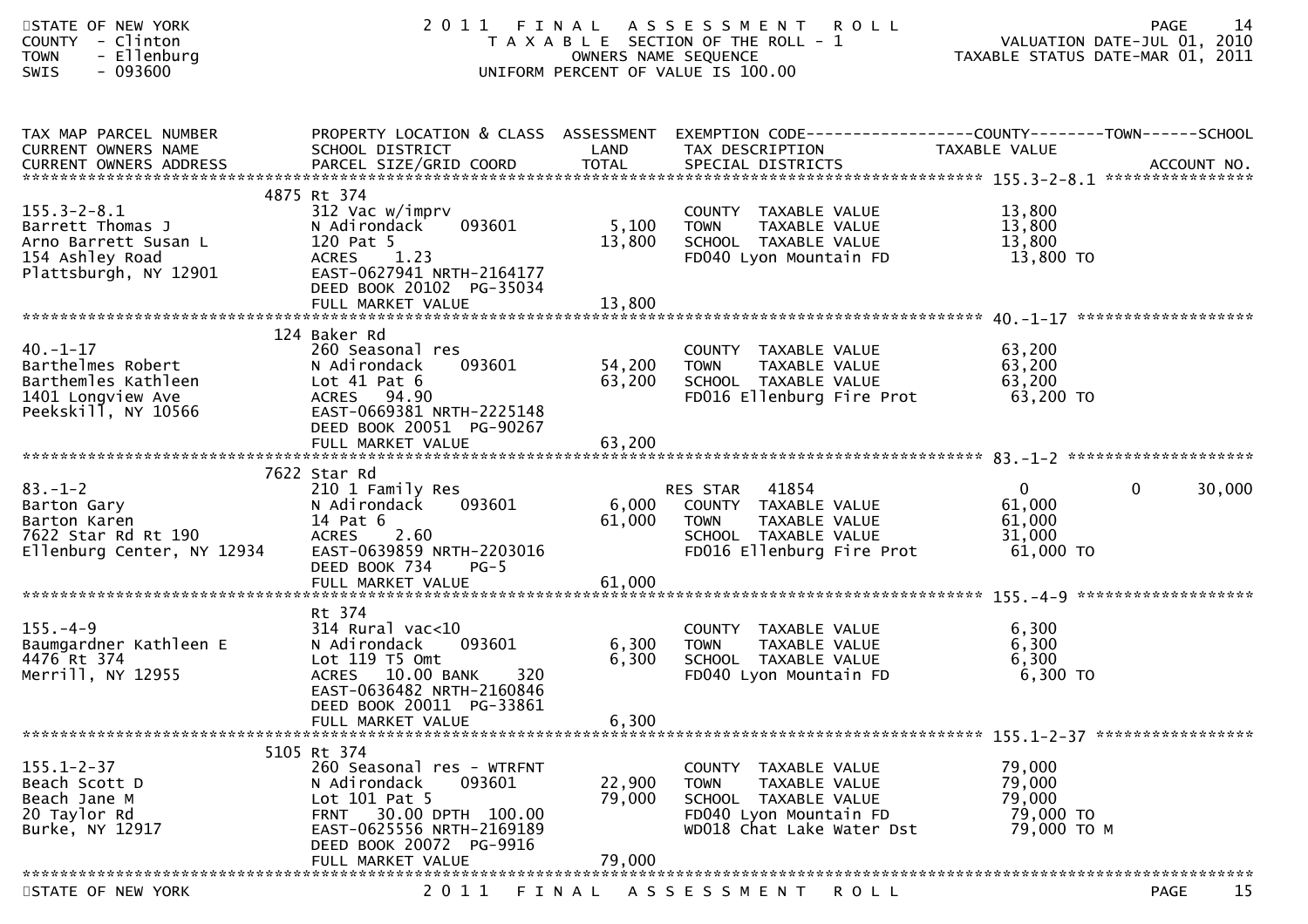STATE OF NEW YORK
COUNTY - Clinton
TOWN - Ellenburg
SWIS - 093600

# 2011 FINAL ASSESSMENT ROLL

TAXABLE SECTION OF THE ROLL - 1
OWNERS NAME SEQUENCE
UNIFORM PERCENT OF VALUE IS 100.00

VALUATION DATE-JUL 01, 2010
TAXABLE STATUS DATE-MAR 01, 2011

| TAX MAP PARCEL NUMBER / CURRENT OWNERS NAME / CURRENT OWNERS ADDRESS | PROPERTY LOCATION & CLASS / SCHOOL DISTRICT / PARCEL SIZE/GRID COORD | ASSESSMENT LAND / TOTAL | EXEMPTION CODE / TAX DESCRIPTION / SPECIAL DISTRICTS | COUNTY TAXABLE VALUE | TOWN | SCHOOL |
|---|---|---|---|---|---|---|
| 155.3-2-8.1 | 4875 Rt 374 | | | | | |
| | 312 Vac w/imprv | | COUNTY TAXABLE VALUE | 13,800 | | |
| Barrett Thomas J | N Adirondack 093601 | 5,100 | TOWN TAXABLE VALUE | 13,800 | | |
| Arno Barrett Susan L | 120 Pat 5 | 13,800 | SCHOOL TAXABLE VALUE | 13,800 | | |
| 154 Ashley Road | ACRES 1.23 | | FD040 Lyon Mountain FD | 13,800 TO | | |
| Plattsburgh, NY 12901 | EAST-0627941 NRTH-2164177 | | | | | |
| | DEED BOOK 20102 PG-35034 | | | | | |
| | FULL MARKET VALUE | 13,800 | | | | |
| 40.-1-17 | 124 Baker Rd | | | | | |
| | 260 Seasonal res | | COUNTY TAXABLE VALUE | 63,200 | | |
| Barthelmes Robert | N Adirondack 093601 | 54,200 | TOWN TAXABLE VALUE | 63,200 | | |
| Barthemles Kathleen | Lot 41 Pat 6 | 63,200 | SCHOOL TAXABLE VALUE | 63,200 | | |
| 1401 Longview Ave | ACRES 94.90 | | FD016 Ellenburg Fire Prot | 63,200 TO | | |
| Peekskill, NY 10566 | EAST-0669381 NRTH-2225148 | | | | | |
| | DEED BOOK 20051 PG-90267 | | | | | |
| | FULL MARKET VALUE | 63,200 | | | | |
| 83.-1-2 | 7622 Star Rd | | | | | |
| | 210 1 Family Res | | RES STAR 41854 | 0 | 0 | 30,000 |
| Barton Gary | N Adirondack 093601 | 6,000 | COUNTY TAXABLE VALUE | 61,000 | | |
| Barton Karen | 14 Pat 6 | 61,000 | TOWN TAXABLE VALUE | 61,000 | | |
| 7622 Star Rd Rt 190 | ACRES 2.60 | | SCHOOL TAXABLE VALUE | 31,000 | | |
| Ellenburg Center, NY 12934 | EAST-0639859 NRTH-2203016 | | FD016 Ellenburg Fire Prot | 61,000 TO | | |
| | DEED BOOK 734 PG-5 | | | | | |
| | FULL MARKET VALUE | 61,000 | | | | |
| 155.-4-9 | Rt 374 | | | | | |
| | 314 Rural vac<10 | | COUNTY TAXABLE VALUE | 6,300 | | |
| Baumgardner Kathleen E | N Adirondack 093601 | 6,300 | TOWN TAXABLE VALUE | 6,300 | | |
| 4476 Rt 374 | Lot 119 T5 Omt | 6,300 | SCHOOL TAXABLE VALUE | 6,300 | | |
| Merrill, NY 12955 | ACRES 10.00 BANK 320 | | FD040 Lyon Mountain FD | 6,300 TO | | |
| | EAST-0636482 NRTH-2160846 | | | | | |
| | DEED BOOK 20011 PG-33861 | | | | | |
| | FULL MARKET VALUE | 6,300 | | | | |
| 155.1-2-37 | 5105 Rt 374 | | | | | |
| | 260 Seasonal res - WTRFNT | | COUNTY TAXABLE VALUE | 79,000 | | |
| Beach Scott D | N Adirondack 093601 | 22,900 | TOWN TAXABLE VALUE | 79,000 | | |
| Beach Jane M | Lot 101 Pat 5 | 79,000 | SCHOOL TAXABLE VALUE | 79,000 | | |
| 20 Taylor Rd | FRNT 30.00 DPTH 100.00 | | FD040 Lyon Mountain FD | 79,000 TO | | |
| Burke, NY 12917 | EAST-0625556 NRTH-2169189 | | WD018 Chat Lake Water Dst | 79,000 TO M | | |
| | DEED BOOK 20072 PG-9916 | | | | | |
| | FULL MARKET VALUE | 79,000 | | | | |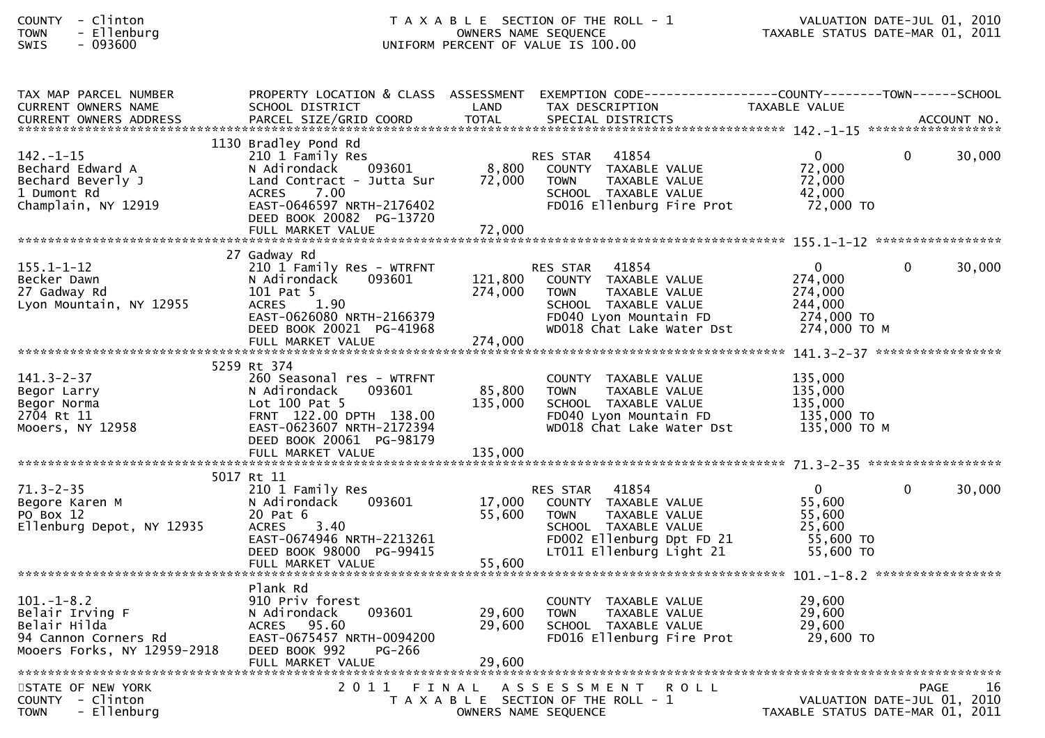| TAX MAP PARCEL NUMBER<br>CURRENT OWNERS NAME<br>CURRENT OWNERS ADDRESS | PROPERTY LOCATION & CLASS<br>SCHOOL DISTRICT<br>PARCEL SIZE/GRID COORD | ASSESSMENT<br>LAND<br>TOTAL | EXEMPTION CODE<br>TAX DESCRIPTION<br>SPECIAL DISTRICTS | COUNTY<br>TAXABLE VALUE | TOWN | SCHOOL<br>ACCOUNT NO. |
|---|---|---|---|---|---|---|
| **142.-1-15** | | | | | | |
| | 1130 Bradley Pond Rd | | | | | |
| 142.-1-15 | 210 1 Family Res | | RES STAR 41854 | 0 | 0 | 30,000 |
| Bechard Edward A | N Adirondack 093601 | 8,800 | COUNTY TAXABLE VALUE | 72,000 | | |
| Bechard Beverly J | Land Contract - Jutta Sur | 72,000 | TOWN TAXABLE VALUE | 72,000 | | |
| 1 Dumont Rd | ACRES 7.00 | | SCHOOL TAXABLE VALUE | 42,000 | | |
| Champlain, NY 12919 | EAST-0646597 NRTH-2176402 | | FD016 Ellenburg Fire Prot | 72,000 TO | | |
| | DEED BOOK 20082 PG-13720 | | | | | |
| | FULL MARKET VALUE | 72,000 | | | | |
| **155.1-1-12** | | | | | | |
| | 27 Gadway Rd | | | | | |
| 155.1-1-12 | 210 1 Family Res - WTRFNT | | RES STAR 41854 | 0 | 0 | 30,000 |
| Becker Dawn | N Adirondack 093601 | 121,800 | COUNTY TAXABLE VALUE | 274,000 | | |
| 27 Gadway Rd | 101 Pat 5 | 274,000 | TOWN TAXABLE VALUE | 274,000 | | |
| Lyon Mountain, NY 12955 | ACRES 1.90 | | SCHOOL TAXABLE VALUE | 244,000 | | |
| | EAST-0626080 NRTH-2166379 | | FD040 Lyon Mountain FD | 274,000 TO | | |
| | DEED BOOK 20021 PG-41968 | | WD018 Chat Lake Water Dst | 274,000 TO M | | |
| | FULL MARKET VALUE | 274,000 | | | | |
| **141.3-2-37** | | | | | | |
| | 5259 Rt 374 | | | | | |
| 141.3-2-37 | 260 Seasonal res - WTRFNT | | COUNTY TAXABLE VALUE | 135,000 | | |
| Begor Larry | N Adirondack 093601 | 85,800 | TOWN TAXABLE VALUE | 135,000 | | |
| Begor Norma | Lot 100 Pat 5 | 135,000 | SCHOOL TAXABLE VALUE | 135,000 | | |
| 2704 Rt 11 | FRNT 122.00 DPTH 138.00 | | FD040 Lyon Mountain FD | 135,000 TO | | |
| Mooers, NY 12958 | EAST-0623607 NRTH-2172394 | | WD018 Chat Lake Water Dst | 135,000 TO M | | |
| | DEED BOOK 20061 PG-98179 | | | | | |
| | FULL MARKET VALUE | 135,000 | | | | |
| **71.3-2-35** | | | | | | |
| | 5017 Rt 11 | | | | | |
| 71.3-2-35 | 210 1 Family Res | | RES STAR 41854 | 0 | 0 | 30,000 |
| Begore Karen M | N Adirondack 093601 | 17,000 | COUNTY TAXABLE VALUE | 55,600 | | |
| PO Box 12 | 20 Pat 6 | 55,600 | TOWN TAXABLE VALUE | 55,600 | | |
| Ellenburg Depot, NY 12935 | ACRES 3.40 | | SCHOOL TAXABLE VALUE | 25,600 | | |
| | EAST-0674946 NRTH-2213261 | | FD002 Ellenburg Dpt FD 21 | 55,600 TO | | |
| | DEED BOOK 98000 PG-99415 | | LT011 Ellenburg Light 21 | 55,600 TO | | |
| | FULL MARKET VALUE | 55,600 | | | | |
| **101.-1-8.2** | | | | | | |
| | Plank Rd | | | | | |
| 101.-1-8.2 | 910 Priv forest | | COUNTY TAXABLE VALUE | 29,600 | | |
| Belair Irving F | N Adirondack 093601 | 29,600 | TOWN TAXABLE VALUE | 29,600 | | |
| Belair Hilda | ACRES 95.60 | 29,600 | SCHOOL TAXABLE VALUE | 29,600 | | |
| 94 Cannon Corners Rd | EAST-0675457 NRTH-0094200 | | FD016 Ellenburg Fire Prot | 29,600 TO | | |
| Mooers Forks, NY 12959-2918 | DEED BOOK 992 PG-266 | | | | | |
| | FULL MARKET VALUE | 29,600 | | | | |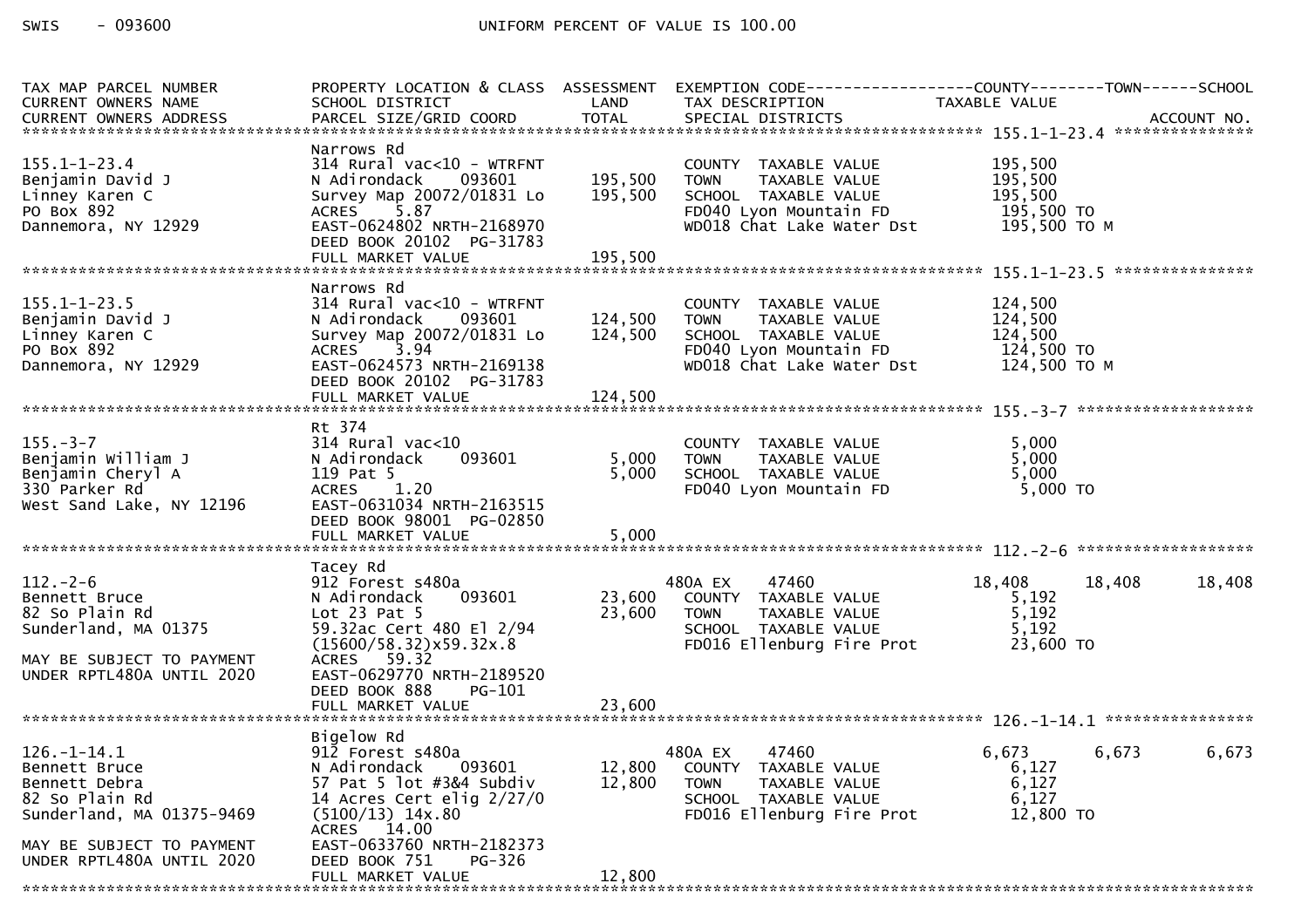SWIS - 093600 UNIFORM PERCENT OF VALUE IS 100.00

| TAX MAP PARCEL NUMBER / CURRENT OWNERS NAME / CURRENT OWNERS ADDRESS | PROPERTY LOCATION & CLASS / SCHOOL DISTRICT / PARCEL SIZE/GRID COORD | ASSESSMENT LAND | TOTAL | EXEMPTION CODE / TAX DESCRIPTION / SPECIAL DISTRICTS | COUNTY TAXABLE VALUE | TOWN | SCHOOL | ACCOUNT NO. |
|---|---|---|---|---|---|---|---|---|
| **155.1-1-23.4** | Narrows Rd | | | | | | | |
| 155.1-1-23.4 | 314 Rural vac<10 - WTRFNT | | | COUNTY TAXABLE VALUE | 195,500 | | | |
| Benjamin David J | N Adirondack 093601 | 195,500 | | TOWN TAXABLE VALUE | 195,500 | | | |
| Linney Karen C | Survey Map 20072/01831 Lo | | 195,500 | SCHOOL TAXABLE VALUE | 195,500 | | | |
| PO Box 892 | ACRES 5.87 | | | FD040 Lyon Mountain FD | 195,500 TO | | | |
| Dannemora, NY 12929 | EAST-0624802 NRTH-2168970 | | | WD018 Chat Lake Water Dst | 195,500 TO M | | | |
| | DEED BOOK 20102 PG-31783 | | | | | | | |
| | FULL MARKET VALUE | | 195,500 | | | | | |
| **155.1-1-23.5** | Narrows Rd | | | | | | | |
| 155.1-1-23.5 | 314 Rural vac<10 - WTRFNT | | | COUNTY TAXABLE VALUE | 124,500 | | | |
| Benjamin David J | N Adirondack 093601 | 124,500 | | TOWN TAXABLE VALUE | 124,500 | | | |
| Linney Karen C | Survey Map 20072/01831 Lo | | 124,500 | SCHOOL TAXABLE VALUE | 124,500 | | | |
| PO Box 892 | ACRES 3.94 | | | FD040 Lyon Mountain FD | 124,500 TO | | | |
| Dannemora, NY 12929 | EAST-0624573 NRTH-2169138 | | | WD018 Chat Lake Water Dst | 124,500 TO M | | | |
| | DEED BOOK 20102 PG-31783 | | | | | | | |
| | FULL MARKET VALUE | | 124,500 | | | | | |
| **155.-3-7** | Rt 374 | | | | | | | |
| 155.-3-7 | 314 Rural vac<10 | | | COUNTY TAXABLE VALUE | 5,000 | | | |
| Benjamin William J | N Adirondack 093601 | 5,000 | | TOWN TAXABLE VALUE | 5,000 | | | |
| Benjamin Cheryl A | 119 Pat 5 | | 5,000 | SCHOOL TAXABLE VALUE | 5,000 | | | |
| 330 Parker Rd | ACRES 1.20 | | | FD040 Lyon Mountain FD | 5,000 TO | | | |
| West Sand Lake, NY 12196 | EAST-0631034 NRTH-2163515 | | | | | | | |
| | DEED BOOK 98001 PG-02850 | | | | | | | |
| | FULL MARKET VALUE | | 5,000 | | | | | |
| **112.-2-6** | Tacey Rd | | | | | | | |
| 112.-2-6 | 912 Forest s480a | | | 480A EX 47460 | 18,408 | 18,408 | 18,408 | |
| Bennett Bruce | N Adirondack 093601 | 23,600 | | COUNTY TAXABLE VALUE | 5,192 | | | |
| 82 So Plain Rd | Lot 23 Pat 5 | | 23,600 | TOWN TAXABLE VALUE | 5,192 | | | |
| Sunderland, MA 01375 | 59.32ac Cert 480 El 2/94 | | | SCHOOL TAXABLE VALUE | 5,192 | | | |
| | (15600/58.32)x59.32x.8 | | | FD016 Ellenburg Fire Prot | 23,600 TO | | | |
| MAY BE SUBJECT TO PAYMENT | ACRES 59.32 | | | | | | | |
| UNDER RPTL480A UNTIL 2020 | EAST-0629770 NRTH-2189520 | | | | | | | |
| | DEED BOOK 888 PG-101 | | | | | | | |
| | FULL MARKET VALUE | | 23,600 | | | | | |
| **126.-1-14.1** | Bigelow Rd | | | | | | | |
| 126.-1-14.1 | 912 Forest s480a | | | 480A EX 47460 | 6,673 | 6,673 | 6,673 | |
| Bennett Bruce | N Adirondack 093601 | 12,800 | | COUNTY TAXABLE VALUE | 6,127 | | | |
| Bennett Debra | 57 Pat 5 lot #3&4 Subdiv | | 12,800 | TOWN TAXABLE VALUE | 6,127 | | | |
| 82 So Plain Rd | 14 Acres Cert elig 2/27/0 | | | SCHOOL TAXABLE VALUE | 6,127 | | | |
| Sunderland, MA 01375-9469 | (5100/13) 14x.80 | | | FD016 Ellenburg Fire Prot | 12,800 TO | | | |
| | ACRES 14.00 | | | | | | | |
| MAY BE SUBJECT TO PAYMENT | EAST-0633760 NRTH-2182373 | | | | | | | |
| UNDER RPTL480A UNTIL 2020 | DEED BOOK 751 PG-326 | | | | | | | |
| | FULL MARKET VALUE | | 12,800 | | | | | |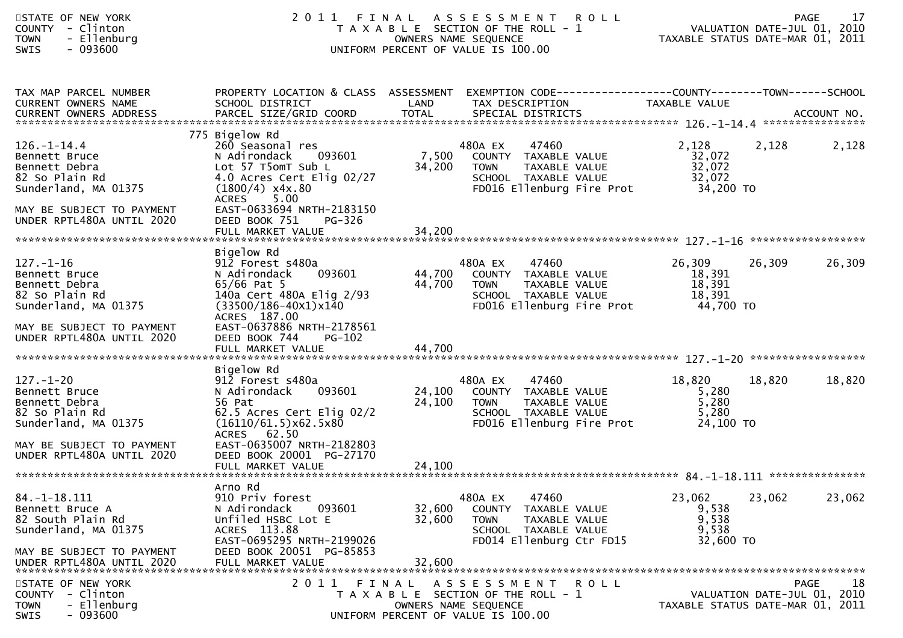STATE OF NEW YORK
COUNTY - Clinton
TOWN - Ellenburg
SWIS - 093600

# 2011 FINAL ASSESSMENT ROLL

TAXABLE SECTION OF THE ROLL - 1
OWNERS NAME SEQUENCE
UNIFORM PERCENT OF VALUE IS 100.00

VALUATION DATE-JUL 01, 2010
TAXABLE STATUS DATE-MAR 01, 2011

| TAX MAP PARCEL NUMBER / CURRENT OWNERS NAME / CURRENT OWNERS ADDRESS | PROPERTY LOCATION & CLASS / SCHOOL DISTRICT / PARCEL SIZE/GRID COORD | ASSESSMENT LAND | TOTAL | EXEMPTION CODE / TAX DESCRIPTION / SPECIAL DISTRICTS | COUNTY TAXABLE VALUE | TOWN | SCHOOL |
|---|---|---|---|---|---|---|---|
| **126.-1-14.4** | 775 Bigelow Rd | | | | | | |
| Bennett Bruce | 260 Seasonal res | | | 480A EX 47460 | 2,128 | 2,128 | 2,128 |
| Bennett Debra | N Adirondack 093601 | 7,500 | | COUNTY TAXABLE VALUE | 32,072 | | |
| 82 So Plain Rd | Lot 57 T5omT Sub L | | 34,200 | TOWN TAXABLE VALUE | 32,072 | | |
| Sunderland, MA 01375 | 4.0 Acres Cert Elig 02/27 | | | SCHOOL TAXABLE VALUE | 32,072 | | |
| | (1800/4) x4x.80 | | | FD016 Ellenburg Fire Prot | 34,200 TO | | |
| | ACRES 5.00 | | | | | | |
| MAY BE SUBJECT TO PAYMENT | EAST-0633694 NRTH-2183150 | | | | | | |
| UNDER RPTL480A UNTIL 2020 | DEED BOOK 751 PG-326 | | | | | | |
| | FULL MARKET VALUE | | 34,200 | | | | |
| **127.-1-16** | Bigelow Rd | | | | | | |
| Bennett Bruce | 912 Forest s480a | | | 480A EX 47460 | 26,309 | 26,309 | 26,309 |
| Bennett Debra | N Adirondack 093601 | 44,700 | | COUNTY TAXABLE VALUE | 18,391 | | |
| 82 So Plain Rd | 65/66 Pat 5 | | 44,700 | TOWN TAXABLE VALUE | 18,391 | | |
| Sunderland, MA 01375 | 140a Cert 480A Elig 2/93 | | | SCHOOL TAXABLE VALUE | 18,391 | | |
| | (33500/186-40X1)x140 | | | FD016 Ellenburg Fire Prot | 44,700 TO | | |
| | ACRES 187.00 | | | | | | |
| MAY BE SUBJECT TO PAYMENT | EAST-0637886 NRTH-2178561 | | | | | | |
| UNDER RPTL480A UNTIL 2020 | DEED BOOK 744 PG-102 | | | | | | |
| | FULL MARKET VALUE | | 44,700 | | | | |
| **127.-1-20** | Bigelow Rd | | | | | | |
| Bennett Bruce | 912 Forest s480a | | | 480A EX 47460 | 18,820 | 18,820 | 18,820 |
| Bennett Debra | N Adirondack 093601 | 24,100 | | COUNTY TAXABLE VALUE | 5,280 | | |
| 82 So Plain Rd | 56 Pat | | 24,100 | TOWN TAXABLE VALUE | 5,280 | | |
| Sunderland, MA 01375 | 62.5 Acres Cert Elig 02/2 | | | SCHOOL TAXABLE VALUE | 5,280 | | |
| | (16110/61.5)x62.5x80 | | | FD016 Ellenburg Fire Prot | 24,100 TO | | |
| | ACRES 62.50 | | | | | | |
| MAY BE SUBJECT TO PAYMENT | EAST-0635007 NRTH-2182803 | | | | | | |
| UNDER RPTL480A UNTIL 2020 | DEED BOOK 20001 PG-27170 | | | | | | |
| | FULL MARKET VALUE | | 24,100 | | | | |
| **84.-1-18.111** | Arno Rd | | | | | | |
| Bennett Bruce A | 910 Priv forest | | | 480A EX 47460 | 23,062 | 23,062 | 23,062 |
| 82 South Plain Rd | N Adirondack 093601 | 32,600 | | COUNTY TAXABLE VALUE | 9,538 | | |
| Sunderland, MA 01375 | Unfiled HSBC Lot E | | 32,600 | TOWN TAXABLE VALUE | 9,538 | | |
| | ACRES 113.88 | | | SCHOOL TAXABLE VALUE | 9,538 | | |
| | EAST-0695295 NRTH-2199026 | | | FD014 Ellenburg Ctr FD15 | 32,600 TO | | |
| MAY BE SUBJECT TO PAYMENT | DEED BOOK 20051 PG-85853 | | | | | | |
| UNDER RPTL480A UNTIL 2020 | FULL MARKET VALUE | | 32,600 | | | | |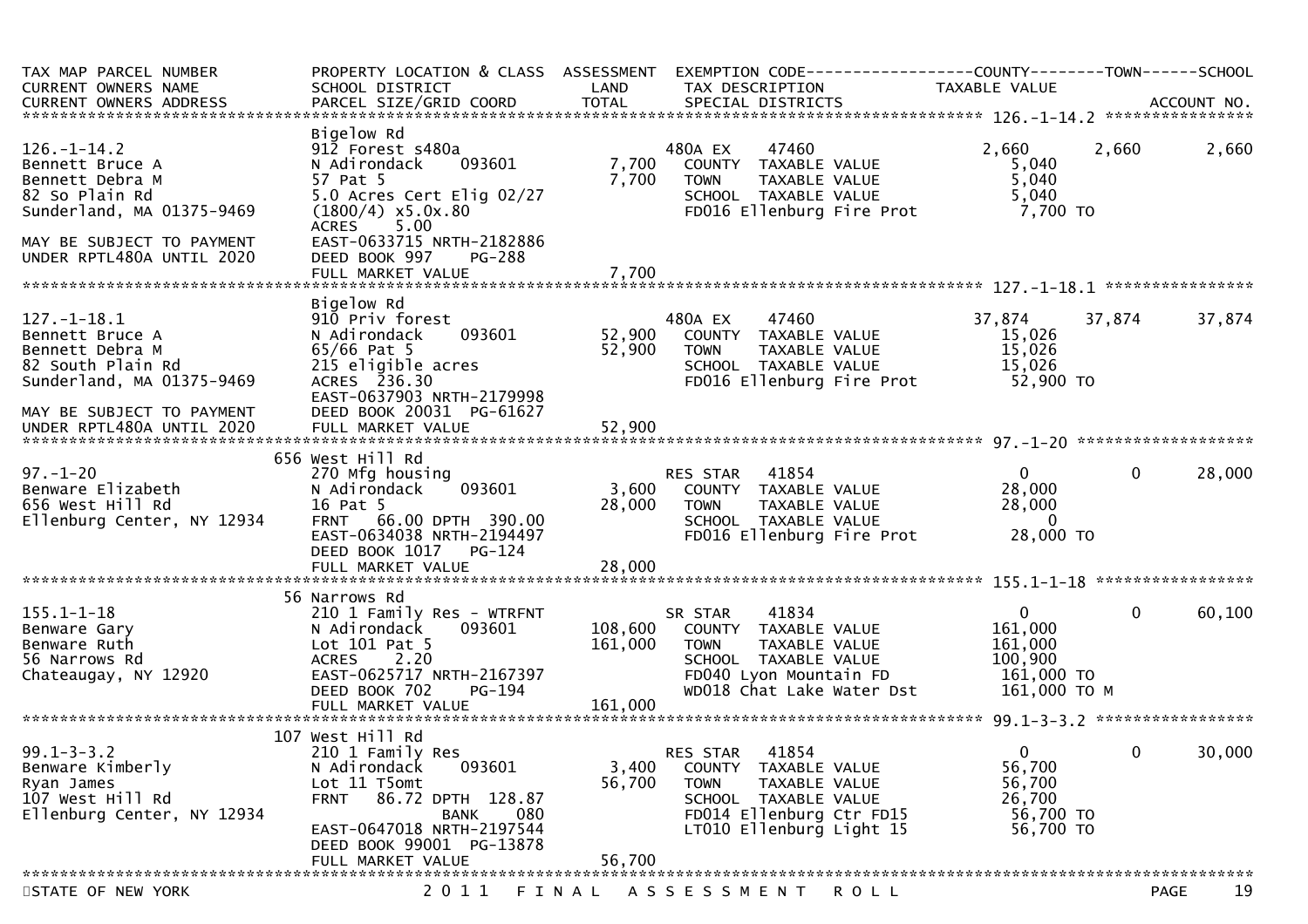| TAX MAP PARCEL NUMBER<br>CURRENT OWNERS NAME<br>CURRENT OWNERS ADDRESS | PROPERTY LOCATION & CLASS<br>SCHOOL DISTRICT<br>PARCEL SIZE/GRID COORD | ASSESSMENT<br>LAND<br>TOTAL | EXEMPTION CODE<br>TAX DESCRIPTION<br>SPECIAL DISTRICTS | COUNTY<br>TAXABLE VALUE | TOWN | SCHOOL<br><br>ACCOUNT NO. |
|---|---|---|---|---|---|---|
| 126.-1-14.2 | Bigelow Rd | | | | | |
| 126.-1-14.2 | 912 Forest s480a | | 480A EX 47460 | 2,660 | 2,660 | 2,660 |
| Bennett Bruce A | N Adirondack 093601 | 7,700 | COUNTY TAXABLE VALUE | 5,040 | | |
| Bennett Debra M | 57 Pat 5 | 7,700 | TOWN TAXABLE VALUE | 5,040 | | |
| 82 So Plain Rd | 5.0 Acres Cert Elig 02/27 | | SCHOOL TAXABLE VALUE | 5,040 | | |
| Sunderland, MA 01375-9469 | (1800/4) x5.0x.80 | | FD016 Ellenburg Fire Prot | 7,700 TO | | |
| | ACRES 5.00 | | | | | |
| MAY BE SUBJECT TO PAYMENT | EAST-0633715 NRTH-2182886 | | | | | |
| UNDER RPTL480A UNTIL 2020 | DEED BOOK 997 PG-288 | | | | | |
| | FULL MARKET VALUE | 7,700 | | | | |
| 127.-1-18.1 | Bigelow Rd | | | | | |
| 127.-1-18.1 | 910 Priv forest | | 480A EX 47460 | 37,874 | 37,874 | 37,874 |
| Bennett Bruce A | N Adirondack 093601 | 52,900 | COUNTY TAXABLE VALUE | 15,026 | | |
| Bennett Debra M | 65/66 Pat 5 | 52,900 | TOWN TAXABLE VALUE | 15,026 | | |
| 82 South Plain Rd | 215 eligible acres | | SCHOOL TAXABLE VALUE | 15,026 | | |
| Sunderland, MA 01375-9469 | ACRES 236.30 | | FD016 Ellenburg Fire Prot | 52,900 TO | | |
| | EAST-0637903 NRTH-2179998 | | | | | |
| MAY BE SUBJECT TO PAYMENT | DEED BOOK 20031 PG-61627 | | | | | |
| UNDER RPTL480A UNTIL 2020 | FULL MARKET VALUE | 52,900 | | | | |
| 97.-1-20 | 656 West Hill Rd | | | | | |
| 97.-1-20 | 270 Mfg housing | | RES STAR 41854 | 0 | 0 | 28,000 |
| Benware Elizabeth | N Adirondack 093601 | 3,600 | COUNTY TAXABLE VALUE | 28,000 | | |
| 656 West Hill Rd | 16 Pat 5 | 28,000 | TOWN TAXABLE VALUE | 28,000 | | |
| Ellenburg Center, NY 12934 | FRNT 66.00 DPTH 390.00 | | SCHOOL TAXABLE VALUE | 0 | | |
| | EAST-0634038 NRTH-2194497 | | FD016 Ellenburg Fire Prot | 28,000 TO | | |
| | DEED BOOK 1017 PG-124 | | | | | |
| | FULL MARKET VALUE | 28,000 | | | | |
| 155.1-1-18 | 56 Narrows Rd | | | | | |
| 155.1-1-18 | 210 1 Family Res - WTRFNT | | SR STAR 41834 | 0 | 0 | 60,100 |
| Benware Gary | N Adirondack 093601 | 108,600 | COUNTY TAXABLE VALUE | 161,000 | | |
| Benware Ruth | Lot 101 Pat 5 | 161,000 | TOWN TAXABLE VALUE | 161,000 | | |
| 56 Narrows Rd | ACRES 2.20 | | SCHOOL TAXABLE VALUE | 100,900 | | |
| Chateaugay, NY 12920 | EAST-0625717 NRTH-2167397 | | FD040 Lyon Mountain FD | 161,000 TO | | |
| | DEED BOOK 702 PG-194 | | WD018 Chat Lake Water Dst | 161,000 TO M | | |
| | FULL MARKET VALUE | 161,000 | | | | |
| 99.1-3-3.2 | 107 West Hill Rd | | | | | |
| 99.1-3-3.2 | 210 1 Family Res | | RES STAR 41854 | 0 | 0 | 30,000 |
| Benware Kimberly | N Adirondack 093601 | 3,400 | COUNTY TAXABLE VALUE | 56,700 | | |
| Ryan James | Lot 11 T5omt | 56,700 | TOWN TAXABLE VALUE | 56,700 | | |
| 107 West Hill Rd | FRNT 86.72 DPTH 128.87 | | SCHOOL TAXABLE VALUE | 26,700 | | |
| Ellenburg Center, NY 12934 | BANK 080 | | FD014 Ellenburg Ctr FD15 | 56,700 TO | | |
| | EAST-0647018 NRTH-2197544 | | LT010 Ellenburg Light 15 | 56,700 TO | | |
| | DEED BOOK 99001 PG-13878 | | | | | |
| | FULL MARKET VALUE | 56,700 | | | | |

STATE OF NEW YORK — 2011 FINAL ASSESSMENT ROLL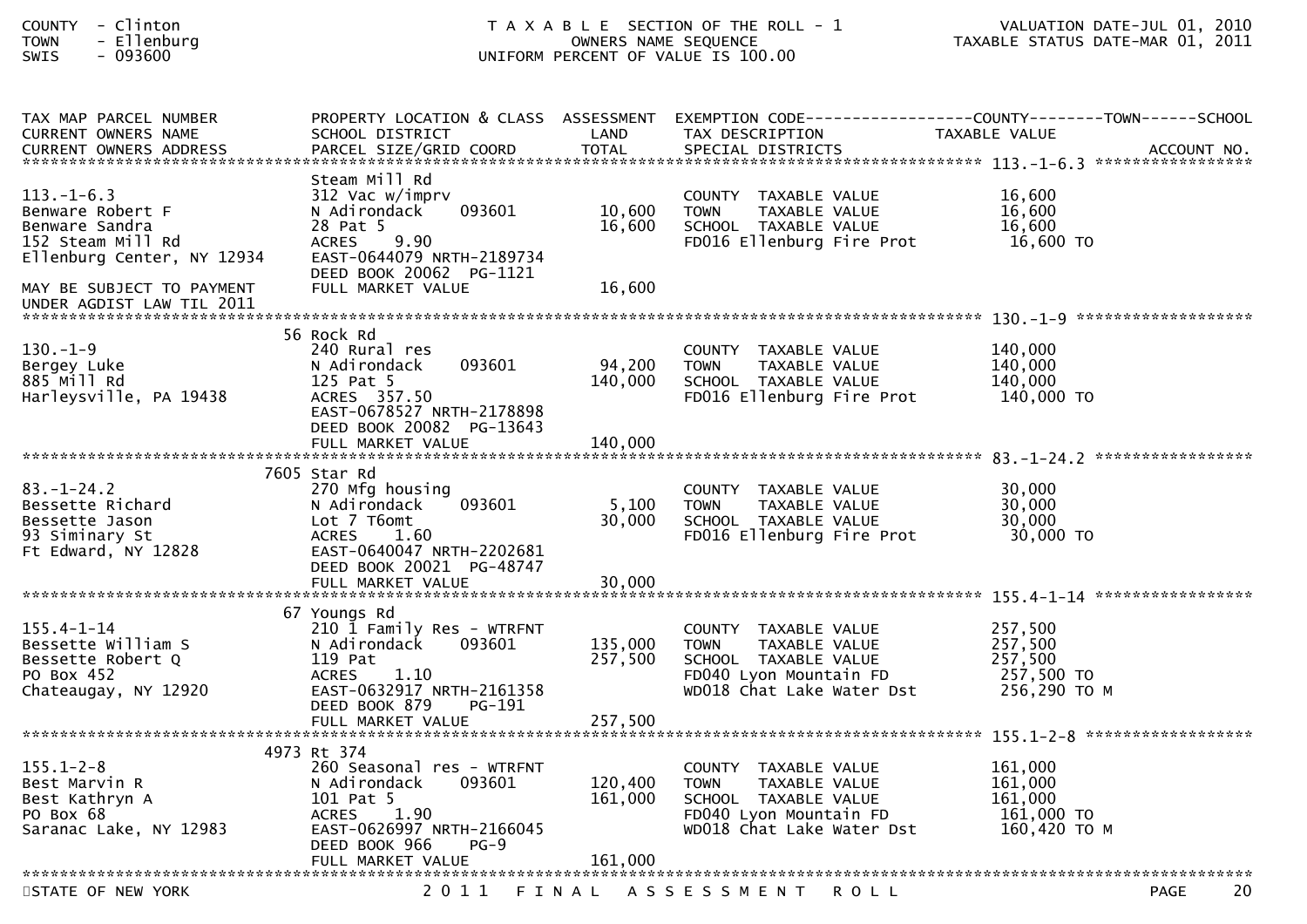COUNTY - Clinton
TOWN - Ellenburg
SWIS - 093600

T A X A B L E SECTION OF THE ROLL - 1
OWNERS NAME SEQUENCE
UNIFORM PERCENT OF VALUE IS 100.00

VALUATION DATE-JUL 01, 2010
TAXABLE STATUS DATE-MAR 01, 2011

| TAX MAP PARCEL NUMBER / CURRENT OWNERS NAME / CURRENT OWNERS ADDRESS | PROPERTY LOCATION & CLASS / SCHOOL DISTRICT / PARCEL SIZE/GRID COORD | ASSESSMENT LAND / TOTAL | EXEMPTION CODE / TAX DESCRIPTION / SPECIAL DISTRICTS | TAXABLE VALUE (COUNTY / TOWN / SCHOOL) | ACCOUNT NO. |
|---|---|---|---|---|---|
| 113.-1-6.3<br>Benware Robert F<br>Benware Sandra<br>152 Steam Mill Rd<br>Ellenburg Center, NY 12934<br>MAY BE SUBJECT TO PAYMENT<br>UNDER AGDIST LAW TIL 2011 | Steam Mill Rd<br>312 Vac w/imprv<br>N Adirondack 093601<br>28 Pat 5<br>ACRES 9.90<br>EAST-0644079 NRTH-2189734<br>DEED BOOK 20062 PG-1121<br>FULL MARKET VALUE | 10,600<br>16,600<br>16,600 | COUNTY TAXABLE VALUE<br>TOWN TAXABLE VALUE<br>SCHOOL TAXABLE VALUE<br>FD016 Ellenburg Fire Prot | 16,600<br>16,600<br>16,600<br>16,600 TO | |
| 130.-1-9<br>Bergey Luke<br>885 Mill Rd<br>Harleysville, PA 19438 | 56 Rock Rd<br>240 Rural res<br>N Adirondack 093601<br>125 Pat 5<br>ACRES 357.50<br>EAST-0678527 NRTH-2178898<br>DEED BOOK 20082 PG-13643<br>FULL MARKET VALUE | 94,200<br>140,000<br>140,000 | COUNTY TAXABLE VALUE<br>TOWN TAXABLE VALUE<br>SCHOOL TAXABLE VALUE<br>FD016 Ellenburg Fire Prot | 140,000<br>140,000<br>140,000<br>140,000 TO | |
| 83.-1-24.2<br>Bessette Richard<br>Bessette Jason<br>93 Siminary St<br>Ft Edward, NY 12828 | 7605 Star Rd<br>270 Mfg housing<br>N Adirondack 093601<br>Lot 7 T6omt<br>ACRES 1.60<br>EAST-0640047 NRTH-2202681<br>DEED BOOK 20021 PG-48747<br>FULL MARKET VALUE | 5,100<br>30,000<br>30,000 | COUNTY TAXABLE VALUE<br>TOWN TAXABLE VALUE<br>SCHOOL TAXABLE VALUE<br>FD016 Ellenburg Fire Prot | 30,000<br>30,000<br>30,000<br>30,000 TO | |
| 155.4-1-14<br>Bessette William S<br>Bessette Robert Q<br>PO Box 452<br>Chateaugay, NY 12920 | 67 Youngs Rd<br>210 1 Family Res - WTRFNT<br>N Adirondack 093601<br>119 Pat<br>ACRES 1.10<br>EAST-0632917 NRTH-2161358<br>DEED BOOK 879 PG-191<br>FULL MARKET VALUE | 135,000<br>257,500<br>257,500 | COUNTY TAXABLE VALUE<br>TOWN TAXABLE VALUE<br>SCHOOL TAXABLE VALUE<br>FD040 Lyon Mountain FD<br>WD018 Chat Lake Water Dst | 257,500<br>257,500<br>257,500<br>257,500 TO<br>256,290 TO M | |
| 155.1-2-8<br>Best Marvin R<br>Best Kathryn A<br>PO Box 68<br>Saranac Lake, NY 12983 | 4973 Rt 374<br>260 Seasonal res - WTRFNT<br>N Adirondack 093601<br>101 Pat 5<br>ACRES 1.90<br>EAST-0626997 NRTH-2166045<br>DEED BOOK 966 PG-9<br>FULL MARKET VALUE | 120,400<br>161,000<br>161,000 | COUNTY TAXABLE VALUE<br>TOWN TAXABLE VALUE<br>SCHOOL TAXABLE VALUE<br>FD040 Lyon Mountain FD<br>WD018 Chat Lake Water Dst | 161,000<br>161,000<br>161,000<br>161,000 TO<br>160,420 TO M | |

STATE OF NEW YORK — 2 0 1 1 F I N A L A S S E S S M E N T R O L L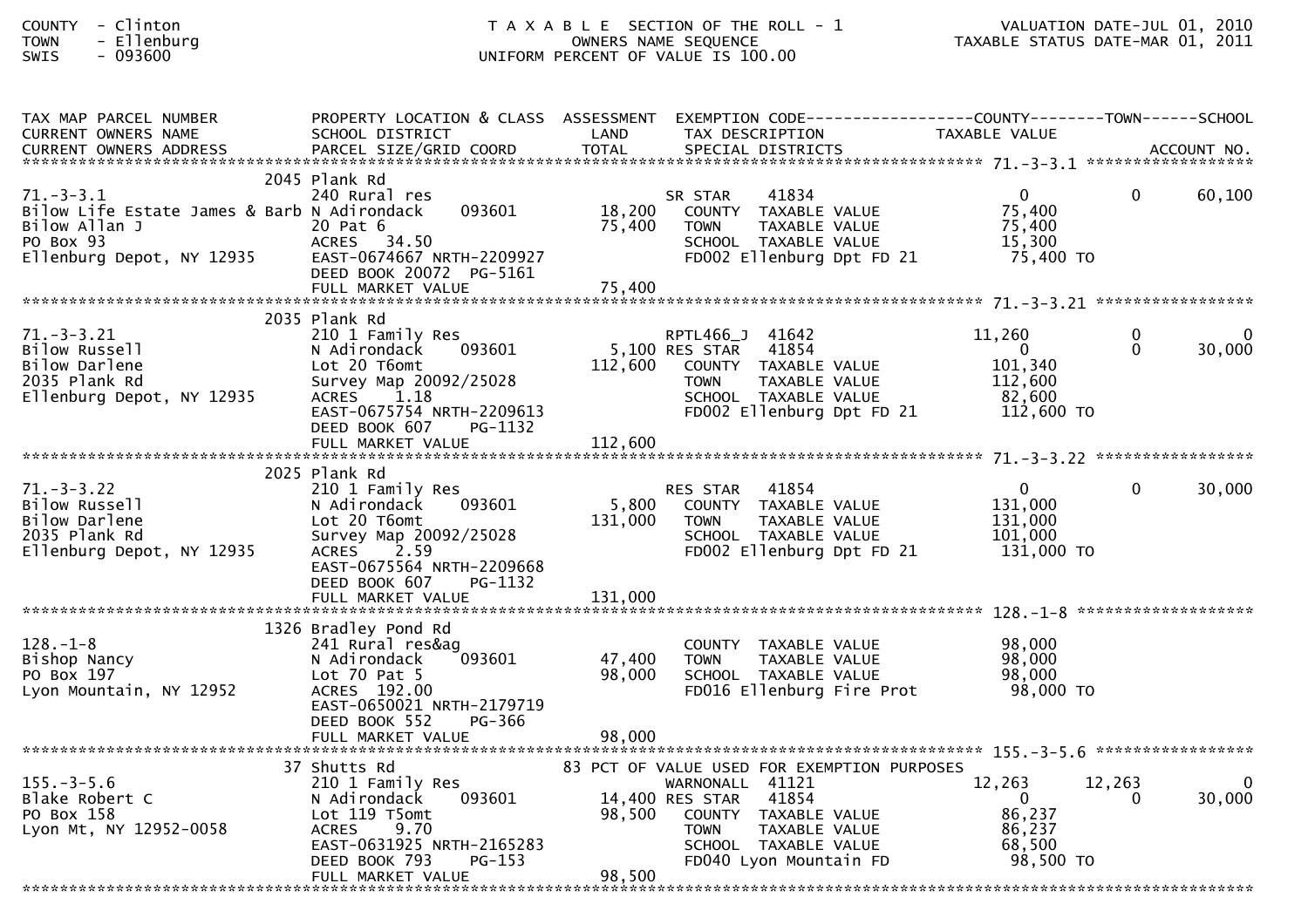COUNTY - Clinton
TOWN - Ellenburg
SWIS - 093600

T A X A B L E SECTION OF THE ROLL - 1
OWNERS NAME SEQUENCE
UNIFORM PERCENT OF VALUE IS 100.00

VALUATION DATE-JUL 01, 2010
TAXABLE STATUS DATE-MAR 01, 2011

| TAX MAP PARCEL NUMBER / CURRENT OWNERS NAME / CURRENT OWNERS ADDRESS | PROPERTY LOCATION & CLASS / SCHOOL DISTRICT / PARCEL SIZE/GRID COORD | ASSESSMENT LAND / TOTAL | EXEMPTION CODE / TAX DESCRIPTION / SPECIAL DISTRICTS | COUNTY TAXABLE VALUE | TOWN | SCHOOL | ACCOUNT NO. |
|---|---|---|---|---|---|---|---|
| **71.-3-3.1** | 2045 Plank Rd | | | | | | |
| 71.-3-3.1 | 240 Rural res | | SR STAR 41834 | 0 | 0 | 60,100 | |
| Bilow Life Estate James & Barb | N Adirondack 093601 | 18,200 | COUNTY TAXABLE VALUE | 75,400 | | | |
| Bilow Allan J | 20 Pat 6 | 75,400 | TOWN TAXABLE VALUE | 75,400 | | | |
| PO Box 93 | ACRES 34.50 | | SCHOOL TAXABLE VALUE | 15,300 | | | |
| Ellenburg Depot, NY 12935 | EAST-0674667 NRTH-2209927 | | FD002 Ellenburg Dpt FD 21 | 75,400 TO | | | |
| | DEED BOOK 20072 PG-5161 | | | | | | |
| | FULL MARKET VALUE | 75,400 | | | | | |
| **71.-3-3.21** | 2035 Plank Rd | | | | | | |
| 71.-3-3.21 | 210 1 Family Res | | RPTL466_J 41642 | 11,260 | 0 | 0 | |
| Bilow Russell | N Adirondack 093601 | 5,100 | RES STAR 41854 | 0 | 0 | 30,000 | |
| Bilow Darlene | Lot 20 T6omt | 112,600 | COUNTY TAXABLE VALUE | 101,340 | | | |
| 2035 Plank Rd | Survey Map 20092/25028 | | TOWN TAXABLE VALUE | 112,600 | | | |
| Ellenburg Depot, NY 12935 | ACRES 1.18 | | SCHOOL TAXABLE VALUE | 82,600 | | | |
| | EAST-0675754 NRTH-2209613 | | FD002 Ellenburg Dpt FD 21 | 112,600 TO | | | |
| | DEED BOOK 607 PG-1132 | | | | | | |
| | FULL MARKET VALUE | 112,600 | | | | | |
| **71.-3-3.22** | 2025 Plank Rd | | | | | | |
| 71.-3-3.22 | 210 1 Family Res | | RES STAR 41854 | 0 | 0 | 30,000 | |
| Bilow Russell | N Adirondack 093601 | 5,800 | COUNTY TAXABLE VALUE | 131,000 | | | |
| Bilow Darlene | Lot 20 T6omt | 131,000 | TOWN TAXABLE VALUE | 131,000 | | | |
| 2035 Plank Rd | Survey Map 20092/25028 | | SCHOOL TAXABLE VALUE | 101,000 | | | |
| Ellenburg Depot, NY 12935 | ACRES 2.59 | | FD002 Ellenburg Dpt FD 21 | 131,000 TO | | | |
| | EAST-0675564 NRTH-2209668 | | | | | | |
| | DEED BOOK 607 PG-1132 | | | | | | |
| | FULL MARKET VALUE | 131,000 | | | | | |
| **128.-1-8** | 1326 Bradley Pond Rd | | | | | | |
| 128.-1-8 | 241 Rural res&ag | | COUNTY TAXABLE VALUE | 98,000 | | | |
| Bishop Nancy | N Adirondack 093601 | 47,400 | TOWN TAXABLE VALUE | 98,000 | | | |
| PO Box 197 | Lot 70 Pat 5 | 98,000 | SCHOOL TAXABLE VALUE | 98,000 | | | |
| Lyon Mountain, NY 12952 | ACRES 192.00 | | FD016 Ellenburg Fire Prot | 98,000 TO | | | |
| | EAST-0650021 NRTH-2179719 | | | | | | |
| | DEED BOOK 552 PG-366 | | | | | | |
| | FULL MARKET VALUE | 98,000 | | | | | |
| **155.-3-5.6** | 37 Shutts Rd | | 83 PCT OF VALUE USED FOR EXEMPTION PURPOSES | | | | |
| 155.-3-5.6 | 210 1 Family Res | | WARNONALL 41121 | 12,263 | 12,263 | 0 | |
| Blake Robert C | N Adirondack 093601 | 14,400 | RES STAR 41854 | 0 | 0 | 30,000 | |
| PO Box 158 | Lot 119 T5omt | 98,500 | COUNTY TAXABLE VALUE | 86,237 | | | |
| Lyon Mt, NY 12952-0058 | ACRES 9.70 | | TOWN TAXABLE VALUE | 86,237 | | | |
| | EAST-0631925 NRTH-2165283 | | SCHOOL TAXABLE VALUE | 68,500 | | | |
| | DEED BOOK 793 PG-153 | | FD040 Lyon Mountain FD | 98,500 TO | | | |
| | FULL MARKET VALUE | 98,500 | | | | | |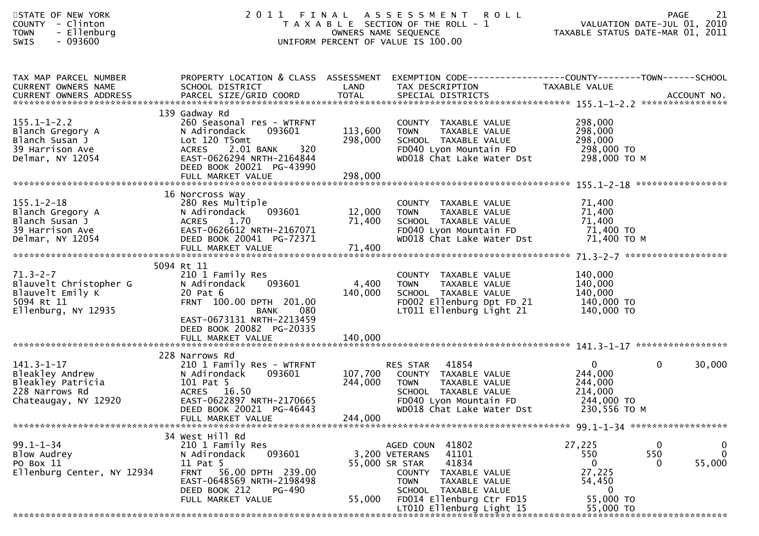STATE OF NEW YORK
COUNTY - Clinton
TOWN - Ellenburg
SWIS - 093600

# 2011 FINAL ASSESSMENT ROLL

TAXABLE SECTION OF THE ROLL - 1
OWNERS NAME SEQUENCE
UNIFORM PERCENT OF VALUE IS 100.00

VALUATION DATE-JUL 01, 2010
TAXABLE STATUS DATE-MAR 01, 2011

| TAX MAP PARCEL NUMBER / CURRENT OWNERS NAME / CURRENT OWNERS ADDRESS | PROPERTY LOCATION & CLASS / SCHOOL DISTRICT / PARCEL SIZE/GRID COORD | ASSESSMENT LAND / TOTAL | EXEMPTION CODE / TAX DESCRIPTION / SPECIAL DISTRICTS | COUNTY TAXABLE VALUE | TOWN | SCHOOL |
|---|---|---|---|---|---|---|
| **155.1-1-2.2** | 139 Gadway Rd | | | | | |
| 155.1-1-2.2 | 260 Seasonal res - WTRFNT | | COUNTY TAXABLE VALUE | 298,000 | | |
| Blanch Gregory A | N Adirondack 093601 | 113,600 | TOWN TAXABLE VALUE | 298,000 | | |
| Blanch Susan J | Lot 120 T5omt | 298,000 | SCHOOL TAXABLE VALUE | 298,000 | | |
| 39 Harrison Ave | ACRES 2.01 BANK 320 | | FD040 Lyon Mountain FD | 298,000 TO | | |
| Delmar, NY 12054 | EAST-0626294 NRTH-2164844 | | WD018 Chat Lake Water Dst | 298,000 TO M | | |
| | DEED BOOK 20021 PG-43990 | | | | | |
| | FULL MARKET VALUE | 298,000 | | | | |
| **155.1-2-18** | 16 Norcross Way | | | | | |
| 155.1-2-18 | 280 Res Multiple | | COUNTY TAXABLE VALUE | 71,400 | | |
| Blanch Gregory A | N Adirondack 093601 | 12,000 | TOWN TAXABLE VALUE | 71,400 | | |
| Blanch Susan J | ACRES 1.70 | 71,400 | SCHOOL TAXABLE VALUE | 71,400 | | |
| 39 Harrison Ave | EAST-0626612 NRTH-2167071 | | FD040 Lyon Mountain FD | 71,400 TO | | |
| Delmar, NY 12054 | DEED BOOK 20041 PG-72371 | | WD018 Chat Lake Water Dst | 71,400 TO M | | |
| | FULL MARKET VALUE | 71,400 | | | | |
| **71.3-2-7** | 5094 Rt 11 | | | | | |
| 71.3-2-7 | 210 1 Family Res | | COUNTY TAXABLE VALUE | 140,000 | | |
| Blauvelt Christopher G | N Adirondack 093601 | 4,400 | TOWN TAXABLE VALUE | 140,000 | | |
| Blauvelt Emily K | 20 Pat 6 | 140,000 | SCHOOL TAXABLE VALUE | 140,000 | | |
| 5094 Rt 11 | FRNT 100.00 DPTH 201.00 | | FD002 Ellenburg Dpt FD 21 | 140,000 TO | | |
| Ellenburg, NY 12935 | BANK 080 | | LT011 Ellenburg Light 21 | 140,000 TO | | |
| | EAST-0673131 NRTH-2213459 | | | | | |
| | DEED BOOK 20082 PG-20335 | | | | | |
| | FULL MARKET VALUE | 140,000 | | | | |
| **141.3-1-17** | 228 Narrows Rd | | | | | |
| 141.3-1-17 | 210 1 Family Res - WTRFNT | | RES STAR 41854 | 0 | 0 | 30,000 |
| Bleakley Andrew | N Adirondack 093601 | 107,700 | COUNTY TAXABLE VALUE | 244,000 | | |
| Bleakley Patricia | 101 Pat 5 | 244,000 | TOWN TAXABLE VALUE | 244,000 | | |
| 228 Narrows Rd | ACRES 16.50 | | SCHOOL TAXABLE VALUE | 214,000 | | |
| Chateaugay, NY 12920 | EAST-0622897 NRTH-2170665 | | FD040 Lyon Mountain FD | 244,000 TO | | |
| | DEED BOOK 20021 PG-46443 | | WD018 Chat Lake Water Dst | 230,556 TO M | | |
| | FULL MARKET VALUE | 244,000 | | | | |
| **99.1-1-34** | 34 West Hill Rd | | | | | |
| 99.1-1-34 | 210 1 Family Res | | AGED COUN 41802 | 27,225 | 0 | 0 |
| Blow Audrey | N Adirondack 093601 | 3,200 | VETERANS 41101 | 550 | 550 | 0 |
| PO Box 11 | 11 Pat 5 | 55,000 | SR STAR 41834 | 0 | 0 | 55,000 |
| Ellenburg Center, NY 12934 | FRNT 56.00 DPTH 239.00 | | COUNTY TAXABLE VALUE | 27,225 | | |
| | EAST-0648569 NRTH-2198498 | | TOWN TAXABLE VALUE | 54,450 | | |
| | DEED BOOK 212 PG-490 | | SCHOOL TAXABLE VALUE | 0 | | |
| | FULL MARKET VALUE | 55,000 | FD014 Ellenburg Ctr FD15 | 55,000 TO | | |
| | | | LT010 Ellenburg Light 15 | 55,000 TO | | |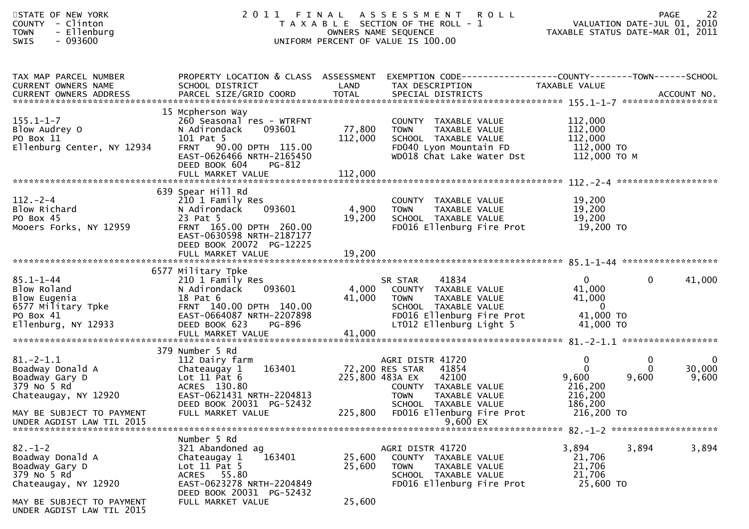STATE OF NEW YORK
COUNTY - Clinton
TOWN - Ellenburg
SWIS - 093600

# 2011 FINAL ASSESSMENT ROLL
TAXABLE SECTION OF THE ROLL - 1
OWNERS NAME SEQUENCE
UNIFORM PERCENT OF VALUE IS 100.00

VALUATION DATE-JUL 01, 2010
TAXABLE STATUS DATE-MAR 01, 2011

| TAX MAP PARCEL NUMBER / CURRENT OWNERS NAME / CURRENT OWNERS ADDRESS | PROPERTY LOCATION & CLASS / SCHOOL DISTRICT / PARCEL SIZE/GRID COORD | ASSESSMENT LAND | TOTAL | EXEMPTION CODE / TAX DESCRIPTION / SPECIAL DISTRICTS | COUNTY TAXABLE VALUE | TOWN | SCHOOL |
|---|---|---|---|---|---|---|---|
| **155.1-1-7** | 15 Mcpherson Way | | | | | | |
| 155.1-1-7 | 260 Seasonal res - WTRFNT | | | COUNTY TAXABLE VALUE | 112,000 | | |
| Blow Audrey O | N Adirondack 093601 | 77,800 | | TOWN TAXABLE VALUE | 112,000 | | |
| PO Box 11 | 101 Pat 5 | | 112,000 | SCHOOL TAXABLE VALUE | 112,000 | | |
| Ellenburg Center, NY 12934 | FRNT 90.00 DPTH 115.00 | | | FD040 Lyon Mountain FD | 112,000 TO | | |
| | EAST-0626466 NRTH-2165450 | | | WD018 Chat Lake Water Dst | 112,000 TO M | | |
| | DEED BOOK 604 PG-812 | | | | | | |
| | FULL MARKET VALUE | | 112,000 | | | | |
| **112.-2-4** | 639 Spear Hill Rd | | | | | | |
| 112.-2-4 | 210 1 Family Res | | | COUNTY TAXABLE VALUE | 19,200 | | |
| Blow Richard | N Adirondack 093601 | 4,900 | | TOWN TAXABLE VALUE | 19,200 | | |
| PO Box 45 | 23 Pat 5 | | 19,200 | SCHOOL TAXABLE VALUE | 19,200 | | |
| Mooers Forks, NY 12959 | FRNT 165.00 DPTH 260.00 | | | FD016 Ellenburg Fire Prot | 19,200 TO | | |
| | EAST-0630598 NRTH-2187177 | | | | | | |
| | DEED BOOK 20072 PG-12225 | | | | | | |
| | FULL MARKET VALUE | | 19,200 | | | | |
| **85.1-1-44** | 6577 Military Tpke | | | | | | |
| 85.1-1-44 | 210 1 Family Res | | | SR STAR 41834 | 0 | 0 | 41,000 |
| Blow Roland | N Adirondack 093601 | 4,000 | | COUNTY TAXABLE VALUE | 41,000 | | |
| Blow Eugenia | 18 Pat 6 | | 41,000 | TOWN TAXABLE VALUE | 41,000 | | |
| 6577 Military Tpke | FRNT 140.00 DPTH 140.00 | | | SCHOOL TAXABLE VALUE | 0 | | |
| PO Box 41 | EAST-0664087 NRTH-2207898 | | | FD016 Ellenburg Fire Prot | 41,000 TO | | |
| Ellenburg, NY 12933 | DEED BOOK 623 PG-896 | | | LT012 Ellenburg Light 5 | 41,000 TO | | |
| | FULL MARKET VALUE | | 41,000 | | | | |
| **81.-2-1.1** | 379 Number 5 Rd | | | | | | |
| 81.-2-1.1 | 112 Dairy farm | | | AGRI DISTR 41720 | 0 | 0 | 0 |
| Boadway Donald A | Chateaugay 1 163401 | 72,200 | | RES STAR 41854 | 0 | 0 | 30,000 |
| Boadway Gary D | Lot 11 Pat 6 | | 225,800 | 483A EX 42100 | 9,600 | 9,600 | 9,600 |
| 379 No 5 Rd | ACRES 130.80 | | | COUNTY TAXABLE VALUE | 216,200 | | |
| Chateaugay, NY 12920 | EAST-0621431 NRTH-2204813 | | | TOWN TAXABLE VALUE | 216,200 | | |
| | DEED BOOK 20031 PG-52432 | | | SCHOOL TAXABLE VALUE | 186,200 | | |
| MAY BE SUBJECT TO PAYMENT | FULL MARKET VALUE | | 225,800 | FD016 Ellenburg Fire Prot | 216,200 TO | | |
| UNDER AGDIST LAW TIL 2015 | | | | 9,600 EX | | | |
| **82.-1-2** | Number 5 Rd | | | | | | |
| 82.-1-2 | 321 Abandoned ag | | | AGRI DISTR 41720 | 3,894 | 3,894 | 3,894 |
| Boadway Donald A | Chateaugay 1 163401 | 25,600 | | COUNTY TAXABLE VALUE | 21,706 | | |
| Boadway Gary D | Lot 11 Pat 5 | | 25,600 | TOWN TAXABLE VALUE | 21,706 | | |
| 379 No 5 Rd | ACRES 55.80 | | | SCHOOL TAXABLE VALUE | 21,706 | | |
| Chateaugay, NY 12920 | EAST-0623278 NRTH-2204849 | | | FD016 Ellenburg Fire Prot | 25,600 TO | | |
| | DEED BOOK 20031 PG-52432 | | | | | | |
| MAY BE SUBJECT TO PAYMENT | FULL MARKET VALUE | | 25,600 | | | | |
| UNDER AGDIST LAW TIL 2015 | | | | | | | |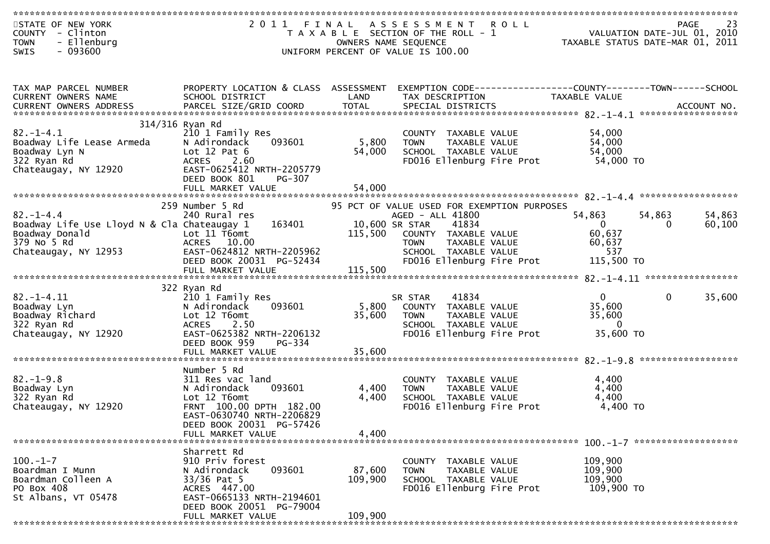STATE OF NEW YORK
COUNTY - Clinton
TOWN - Ellenburg
SWIS - 093600

2011 FINAL ASSESSMENT ROLL
TAXABLE SECTION OF THE ROLL - 1
OWNERS NAME SEQUENCE
UNIFORM PERCENT OF VALUE IS 100.00

VALUATION DATE-JUL 01, 2010
TAXABLE STATUS DATE-MAR 01, 2011

| TAX MAP PARCEL NUMBER / CURRENT OWNERS NAME / CURRENT OWNERS ADDRESS | PROPERTY LOCATION & CLASS / SCHOOL DISTRICT / PARCEL SIZE/GRID COORD | ASSESSMENT LAND / TOTAL | EXEMPTION CODE / TAX DESCRIPTION / SPECIAL DISTRICTS | COUNTY TAXABLE VALUE | TOWN | SCHOOL | ACCOUNT NO. |
|---|---|---|---|---|---|---|---|
| **82.-1-4.1** | 314/316 Ryan Rd | | | | | | |
| 82.-1-4.1 | 210 1 Family Res | | COUNTY TAXABLE VALUE | 54,000 | | | |
| Boadway Life Lease Armeda | N Adirondack 093601 | 5,800 | TOWN TAXABLE VALUE | 54,000 | | | |
| Boadway Lyn N | Lot 12 Pat 6 | 54,000 | SCHOOL TAXABLE VALUE | 54,000 | | | |
| 322 Ryan Rd | ACRES 2.60 | | FD016 Ellenburg Fire Prot | 54,000 TO | | | |
| Chateaugay, NY 12920 | EAST-0625412 NRTH-2205779 | | | | | | |
| | DEED BOOK 801 PG-307 | | | | | | |
| | FULL MARKET VALUE | 54,000 | | | | | |
| **82.-1-4.4** | 259 Number 5 Rd | | 95 PCT OF VALUE USED FOR EXEMPTION PURPOSES | | | | |
| 82.-1-4.4 | 240 Rural res | | AGED - ALL 41800 | 54,863 | 54,863 | 54,863 | |
| Boadway Life Use Lloyd N & Cla | Chateaugay 1 163401 | 10,600 | SR STAR 41834 | 0 | 0 | 60,100 | |
| Boadway Donald | Lot 11 T6omt | 115,500 | COUNTY TAXABLE VALUE | 60,637 | | | |
| 379 No 5 Rd | ACRES 10.00 | | TOWN TAXABLE VALUE | 60,637 | | | |
| Chateaugay, NY 12953 | EAST-0624812 NRTH-2205962 | | SCHOOL TAXABLE VALUE | 537 | | | |
| | DEED BOOK 20031 PG-52434 | | FD016 Ellenburg Fire Prot | 115,500 TO | | | |
| | FULL MARKET VALUE | 115,500 | | | | | |
| **82.-1-4.11** | 322 Ryan Rd | | | | | | |
| 82.-1-4.11 | 210 1 Family Res | | SR STAR 41834 | 0 | 0 | 35,600 | |
| Boadway Lyn | N Adirondack 093601 | 5,800 | COUNTY TAXABLE VALUE | 35,600 | | | |
| Boadway Richard | Lot 12 T6omt | 35,600 | TOWN TAXABLE VALUE | 35,600 | | | |
| 322 Ryan Rd | ACRES 2.50 | | SCHOOL TAXABLE VALUE | 0 | | | |
| Chateaugay, NY 12920 | EAST-0625382 NRTH-2206132 | | FD016 Ellenburg Fire Prot | 35,600 TO | | | |
| | DEED BOOK 959 PG-334 | | | | | | |
| | FULL MARKET VALUE | 35,600 | | | | | |
| **82.-1-9.8** | Number 5 Rd | | | | | | |
| 82.-1-9.8 | 311 Res vac land | | COUNTY TAXABLE VALUE | 4,400 | | | |
| Boadway Lyn | N Adirondack 093601 | 4,400 | TOWN TAXABLE VALUE | 4,400 | | | |
| 322 Ryan Rd | Lot 12 T6omt | 4,400 | SCHOOL TAXABLE VALUE | 4,400 | | | |
| Chateaugay, NY 12920 | FRNT 100.00 DPTH 182.00 | | FD016 Ellenburg Fire Prot | 4,400 TO | | | |
| | EAST-0630740 NRTH-2206829 | | | | | | |
| | DEED BOOK 20031 PG-57426 | | | | | | |
| | FULL MARKET VALUE | 4,400 | | | | | |
| **100.-1-7** | Sharrett Rd | | | | | | |
| 100.-1-7 | 910 Priv forest | | COUNTY TAXABLE VALUE | 109,900 | | | |
| Boardman I Munn | N Adirondack 093601 | 87,600 | TOWN TAXABLE VALUE | 109,900 | | | |
| Boardman Colleen A | 33/36 Pat 5 | 109,900 | SCHOOL TAXABLE VALUE | 109,900 | | | |
| PO Box 408 | ACRES 447.00 | | FD016 Ellenburg Fire Prot | 109,900 TO | | | |
| St Albans, VT 05478 | EAST-0665133 NRTH-2194601 | | | | | | |
| | DEED BOOK 20051 PG-79004 | | | | | | |
| | FULL MARKET VALUE | 109,900 | | | | | |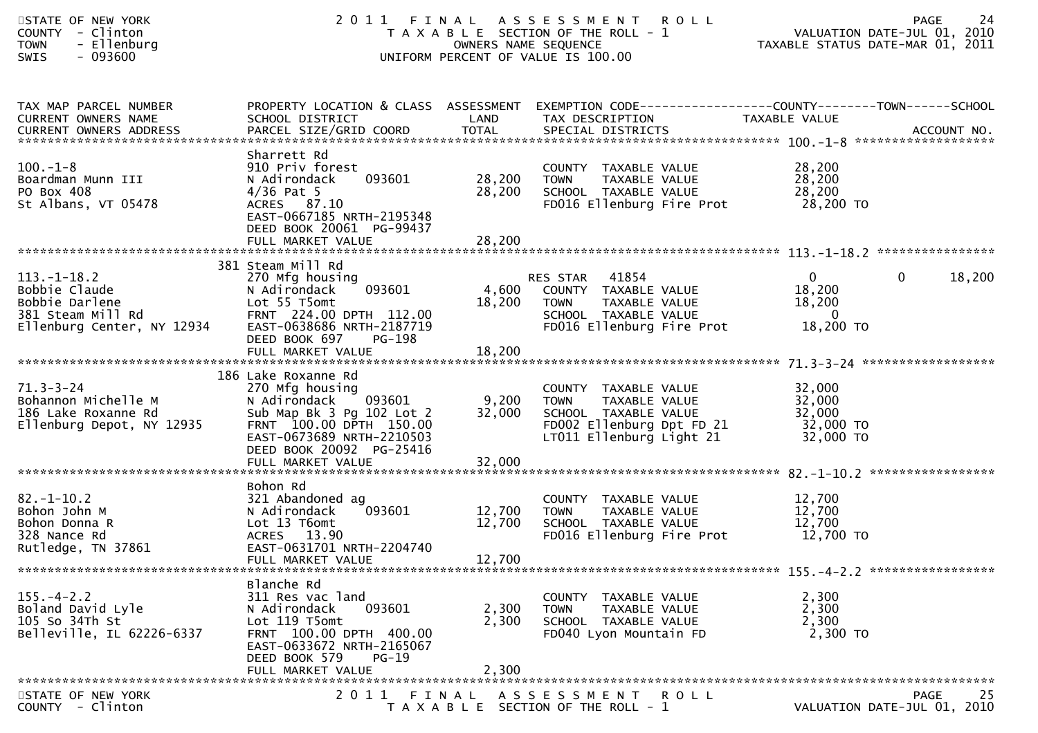STATE OF NEW YORK
COUNTY - Clinton
TOWN - Ellenburg
SWIS - 093600

# 2011 FINAL ASSESSMENT ROLL

TAXABLE SECTION OF THE ROLL - 1
OWNERS NAME SEQUENCE
UNIFORM PERCENT OF VALUE IS 100.00

VALUATION DATE-JUL 01, 2010
TAXABLE STATUS DATE-MAR 01, 2011

| TAX MAP PARCEL NUMBER / CURRENT OWNERS NAME / CURRENT OWNERS ADDRESS | PROPERTY LOCATION & CLASS / SCHOOL DISTRICT / PARCEL SIZE/GRID COORD | ASSESSMENT LAND | ASSESSMENT TOTAL | EXEMPTION CODE / TAX DESCRIPTION / SPECIAL DISTRICTS | COUNTY TAXABLE VALUE | TOWN | SCHOOL |
|---|---|---|---|---|---|---|---|
| **100.-1-8** | Sharrett Rd | | | | | | |
| 100.-1-8 | 910 Priv forest | | | COUNTY TAXABLE VALUE | 28,200 | | |
| Boardman Munn III | N Adirondack 093601 | 28,200 | | TOWN TAXABLE VALUE | 28,200 | | |
| PO Box 408 | 4/36 Pat 5 | | 28,200 | SCHOOL TAXABLE VALUE | 28,200 | | |
| St Albans, VT 05478 | ACRES 87.10 | | | FD016 Ellenburg Fire Prot | 28,200 TO | | |
| | EAST-0667185 NRTH-2195348 | | | | | | |
| | DEED BOOK 20061 PG-99437 | | | | | | |
| | FULL MARKET VALUE | | 28,200 | | | | |
| **113.-1-18.2** | 381 Steam Mill Rd | | | | | | |
| 113.-1-18.2 | 270 Mfg housing | | | RES STAR 41854 | 0 | 0 | 18,200 |
| Bobbie Claude | N Adirondack 093601 | 4,600 | | COUNTY TAXABLE VALUE | 18,200 | | |
| Bobbie Darlene | Lot 55 T5omt | | 18,200 | TOWN TAXABLE VALUE | 18,200 | | |
| 381 Steam Mill Rd | FRNT 224.00 DPTH 112.00 | | | SCHOOL TAXABLE VALUE | 0 | | |
| Ellenburg Center, NY 12934 | EAST-0638686 NRTH-2187719 | | | FD016 Ellenburg Fire Prot | 18,200 TO | | |
| | DEED BOOK 697 PG-198 | | | | | | |
| | FULL MARKET VALUE | | 18,200 | | | | |
| **71.3-3-24** | 186 Lake Roxanne Rd | | | | | | |
| 71.3-3-24 | 270 Mfg housing | | | COUNTY TAXABLE VALUE | 32,000 | | |
| Bohannon Michelle M | N Adirondack 093601 | 9,200 | | TOWN TAXABLE VALUE | 32,000 | | |
| 186 Lake Roxanne Rd | Sub Map Bk 3 Pg 102 Lot 2 | | 32,000 | SCHOOL TAXABLE VALUE | 32,000 | | |
| Ellenburg Depot, NY 12935 | FRNT 100.00 DPTH 150.00 | | | FD002 Ellenburg Dpt FD 21 | 32,000 TO | | |
| | EAST-0673689 NRTH-2210503 | | | LT011 Ellenburg Light 21 | 32,000 TO | | |
| | DEED BOOK 20092 PG-25416 | | | | | | |
| | FULL MARKET VALUE | | 32,000 | | | | |
| **82.-1-10.2** | Bohon Rd | | | | | | |
| 82.-1-10.2 | 321 Abandoned ag | | | COUNTY TAXABLE VALUE | 12,700 | | |
| Bohon John M | N Adirondack 093601 | 12,700 | | TOWN TAXABLE VALUE | 12,700 | | |
| Bohon Donna R | Lot 13 T6omt | | 12,700 | SCHOOL TAXABLE VALUE | 12,700 | | |
| 328 Nance Rd | ACRES 13.90 | | | FD016 Ellenburg Fire Prot | 12,700 TO | | |
| Rutledge, TN 37861 | EAST-0631701 NRTH-2204740 | | | | | | |
| | FULL MARKET VALUE | | 12,700 | | | | |
| **155.-4-2.2** | Blanche Rd | | | | | | |
| 155.-4-2.2 | 311 Res vac land | | | COUNTY TAXABLE VALUE | 2,300 | | |
| Boland David Lyle | N Adirondack 093601 | 2,300 | | TOWN TAXABLE VALUE | 2,300 | | |
| 105 So 34Th St | Lot 119 T5omt | | 2,300 | SCHOOL TAXABLE VALUE | 2,300 | | |
| Belleville, IL 62226-6337 | FRNT 100.00 DPTH 400.00 | | | FD040 Lyon Mountain FD | 2,300 TO | | |
| | EAST-0633672 NRTH-2165067 | | | | | | |
| | DEED BOOK 579 PG-19 | | | | | | |
| | FULL MARKET VALUE | | 2,300 | | | | |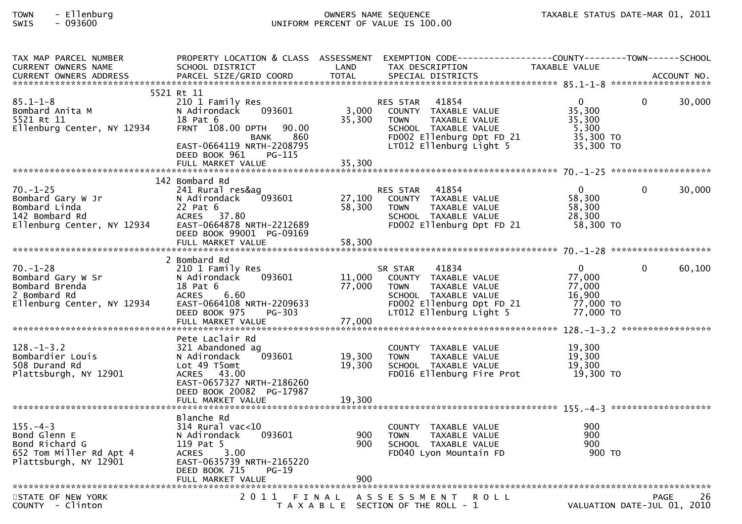TOWN - Ellenburg
SWIS - 093600

OWNERS NAME SEQUENCE
UNIFORM PERCENT OF VALUE IS 100.00

TAXABLE STATUS DATE-MAR 01, 2011

STATE OF NEW YORK
COUNTY - Clinton

2011 FINAL ASSESSMENT ROLL
TAXABLE SECTION OF THE ROLL - 1

VALUATION DATE-JUL 01, 2010

| TAX MAP PARCEL NUMBER / CURRENT OWNERS NAME / CURRENT OWNERS ADDRESS | PROPERTY LOCATION & CLASS / SCHOOL DISTRICT / PARCEL SIZE/GRID COORD | ASSESSMENT LAND / TOTAL | EXEMPTION CODE / TAX DESCRIPTION / SPECIAL DISTRICTS | COUNTY TAXABLE VALUE | TOWN | SCHOOL / ACCOUNT NO. |
|---|---|---|---|---|---|---|
| 85.1-1-8 | 5521 Rt 11 | | | | | |
| | 210 1 Family Res | | RES STAR 41854 | 0 | 0 | 30,000 |
| Bombard Anita M | N Adirondack 093601 | 3,000 | COUNTY TAXABLE VALUE | 35,300 | | |
| 5521 Rt 11 | 18 Pat 6 | 35,300 | TOWN TAXABLE VALUE | 35,300 | | |
| Ellenburg Center, NY 12934 | FRNT 108.00 DPTH 90.00 | | SCHOOL TAXABLE VALUE | 5,300 | | |
| | BANK 860 | | FD002 Ellenburg Dpt FD 21 | 35,300 TO | | |
| | EAST-0664119 NRTH-2208795 | | LT012 Ellenburg Light 5 | 35,300 TO | | |
| | DEED BOOK 961 PG-115 | | | | | |
| | FULL MARKET VALUE | 35,300 | | | | |
| 70.-1-25 | 142 Bombard Rd | | | | | |
| | 241 Rural res&ag | | RES STAR 41854 | 0 | 0 | 30,000 |
| Bombard Gary W Jr | N Adirondack 093601 | 27,100 | COUNTY TAXABLE VALUE | 58,300 | | |
| Bombard Linda | 22 Pat 6 | 58,300 | TOWN TAXABLE VALUE | 58,300 | | |
| 142 Bombard Rd | ACRES 37.80 | | SCHOOL TAXABLE VALUE | 28,300 | | |
| Ellenburg Center, NY 12934 | EAST-0664878 NRTH-2212689 | | FD002 Ellenburg Dpt FD 21 | 58,300 TO | | |
| | DEED BOOK 99001 PG-09169 | | | | | |
| | FULL MARKET VALUE | 58,300 | | | | |
| 70.-1-28 | 2 Bombard Rd | | | | | |
| | 210 1 Family Res | | SR STAR 41834 | 0 | 0 | 60,100 |
| Bombard Gary W Sr | N Adirondack 093601 | 11,000 | COUNTY TAXABLE VALUE | 77,000 | | |
| Bombard Brenda | 18 Pat 6 | 77,000 | TOWN TAXABLE VALUE | 77,000 | | |
| 2 Bombard Rd | ACRES 6.60 | | SCHOOL TAXABLE VALUE | 16,900 | | |
| Ellenburg Center, NY 12934 | EAST-0664108 NRTH-2209633 | | FD002 Ellenburg Dpt FD 21 | 77,000 TO | | |
| | DEED BOOK 975 PG-303 | | LT012 Ellenburg Light 5 | 77,000 TO | | |
| | FULL MARKET VALUE | 77,000 | | | | |
| 128.-1-3.2 | Pete Laclair Rd | | | | | |
| | 321 Abandoned ag | | COUNTY TAXABLE VALUE | 19,300 | | |
| Bombardier Louis | N Adirondack 093601 | 19,300 | TOWN TAXABLE VALUE | 19,300 | | |
| 508 Durand Rd | Lot 49 T5omt | 19,300 | SCHOOL TAXABLE VALUE | 19,300 | | |
| Plattsburgh, NY 12901 | ACRES 43.00 | | FD016 Ellenburg Fire Prot | 19,300 TO | | |
| | EAST-0657327 NRTH-2186260 | | | | | |
| | DEED BOOK 20082 PG-17987 | | | | | |
| | FULL MARKET VALUE | 19,300 | | | | |
| 155.-4-3 | Blanche Rd | | | | | |
| | 314 Rural vac<10 | | COUNTY TAXABLE VALUE | 900 | | |
| Bond Glenn E | N Adirondack 093601 | 900 | TOWN TAXABLE VALUE | 900 | | |
| Bond Richard G | 119 Pat 5 | 900 | SCHOOL TAXABLE VALUE | 900 | | |
| 652 Tom Miller Rd Apt 4 | ACRES 3.00 | | FD040 Lyon Mountain FD | 900 TO | | |
| Plattsburgh, NY 12901 | EAST-0635739 NRTH-2165220 | | | | | |
| | DEED BOOK 715 PG-19 | | | | | |
| | FULL MARKET VALUE | 900 | | | | |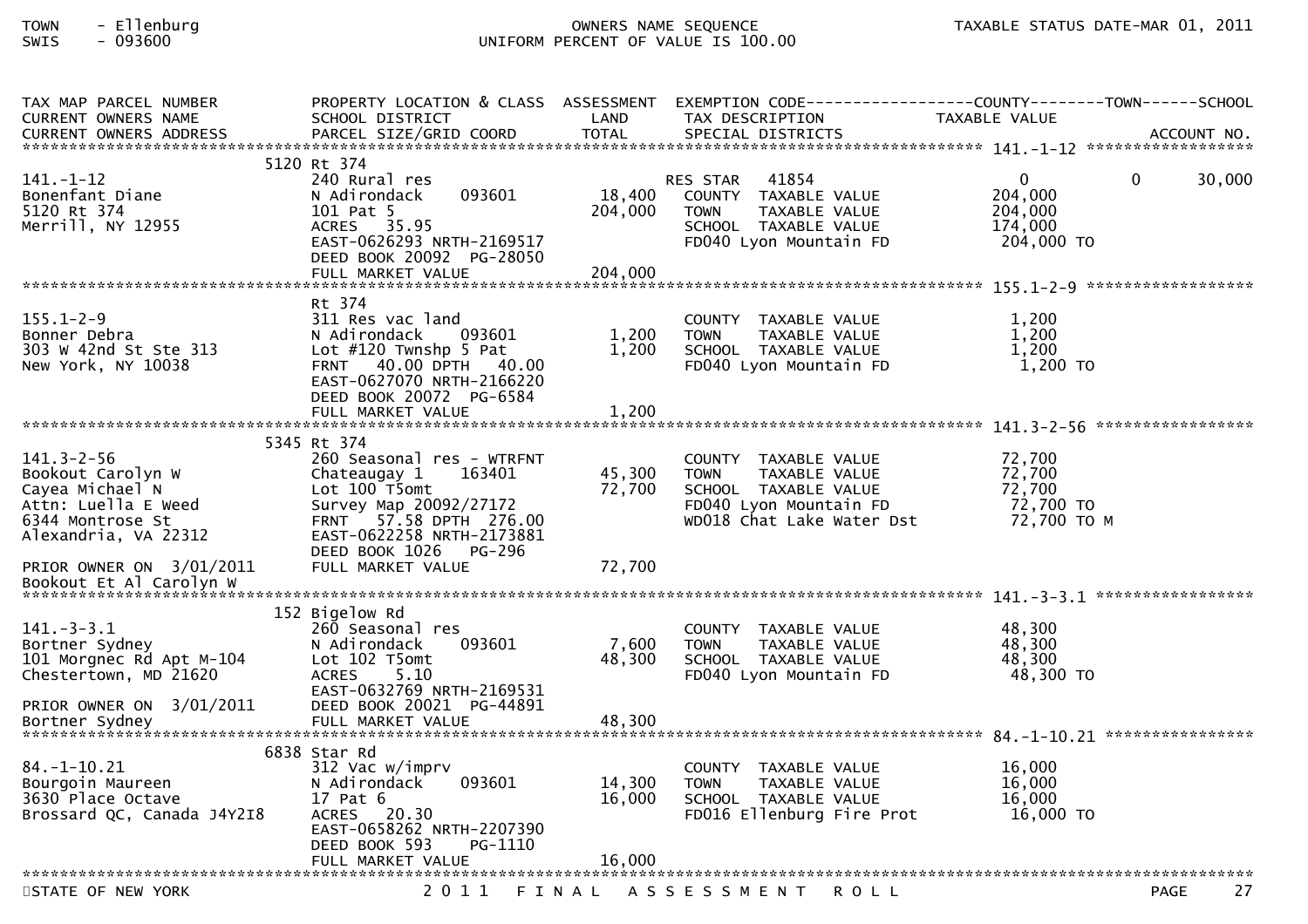TOWN - Ellenburg
SWIS - 093600

OWNERS NAME SEQUENCE
UNIFORM PERCENT OF VALUE IS 100.00

TAXABLE STATUS DATE-MAR 01, 2011

| TAX MAP PARCEL NUMBER / CURRENT OWNERS NAME / CURRENT OWNERS ADDRESS | PROPERTY LOCATION & CLASS / SCHOOL DISTRICT / PARCEL SIZE/GRID COORD | ASSESSMENT LAND / TOTAL | EXEMPTION CODE / TAX DESCRIPTION / SPECIAL DISTRICTS | COUNTY TAXABLE VALUE | TOWN | SCHOOL | ACCOUNT NO. |
|---|---|---|---|---|---|---|---|
| **141.-1-12** | 5120 Rt 374 | | | | | | |
| 141.-1-12 | 240 Rural res | | RES STAR 41854 | 0 | 0 | 30,000 | |
| Bonenfant Diane | N Adirondack 093601 | 18,400 | COUNTY TAXABLE VALUE | 204,000 | | | |
| 5120 Rt 374 | 101 Pat 5 | 204,000 | TOWN TAXABLE VALUE | 204,000 | | | |
| Merrill, NY 12955 | ACRES 35.95 | | SCHOOL TAXABLE VALUE | 174,000 | | | |
| | EAST-0626293 NRTH-2169517 | | FD040 Lyon Mountain FD | 204,000 TO | | | |
| | DEED BOOK 20092 PG-28050 | | | | | | |
| | FULL MARKET VALUE | 204,000 | | | | | |
| **155.1-2-9** | Rt 374 | | | | | | |
| 155.1-2-9 | 311 Res vac land | | COUNTY TAXABLE VALUE | 1,200 | | | |
| Bonner Debra | N Adirondack 093601 | 1,200 | TOWN TAXABLE VALUE | 1,200 | | | |
| 303 W 42nd St Ste 313 | Lot #120 Twnshp 5 Pat | 1,200 | SCHOOL TAXABLE VALUE | 1,200 | | | |
| New York, NY 10038 | FRNT 40.00 DPTH 40.00 | | FD040 Lyon Mountain FD | 1,200 TO | | | |
| | EAST-0627070 NRTH-2166220 | | | | | | |
| | DEED BOOK 20072 PG-6584 | | | | | | |
| | FULL MARKET VALUE | 1,200 | | | | | |
| **141.3-2-56** | 5345 Rt 374 | | | | | | |
| 141.3-2-56 | 260 Seasonal res - WTRFNT | | COUNTY TAXABLE VALUE | 72,700 | | | |
| Bookout Carolyn W | Chateaugay 1 163401 | 45,300 | TOWN TAXABLE VALUE | 72,700 | | | |
| Cayea Michael N | Lot 100 T5omt | 72,700 | SCHOOL TAXABLE VALUE | 72,700 | | | |
| Attn: Luella E Weed | Survey Map 20092/27172 | | FD040 Lyon Mountain FD | 72,700 TO | | | |
| 6344 Montrose St | FRNT 57.58 DPTH 276.00 | | WD018 Chat Lake Water Dst | 72,700 TO M | | | |
| Alexandria, VA 22312 | EAST-0622258 NRTH-2173881 | | | | | | |
| | DEED BOOK 1026 PG-296 | | | | | | |
| PRIOR OWNER ON 3/01/2011 | FULL MARKET VALUE | 72,700 | | | | | |
| Bookout Et Al Carolyn W | | | | | | | |
| **141.-3-3.1** | 152 Bigelow Rd | | | | | | |
| 141.-3-3.1 | 260 Seasonal res | | COUNTY TAXABLE VALUE | 48,300 | | | |
| Bortner Sydney | N Adirondack 093601 | 7,600 | TOWN TAXABLE VALUE | 48,300 | | | |
| 101 Morgnec Rd Apt M-104 | Lot 102 T5omt | 48,300 | SCHOOL TAXABLE VALUE | 48,300 | | | |
| Chestertown, MD 21620 | ACRES 5.10 | | FD040 Lyon Mountain FD | 48,300 TO | | | |
| | EAST-0632769 NRTH-2169531 | | | | | | |
| PRIOR OWNER ON 3/01/2011 | DEED BOOK 20021 PG-44891 | | | | | | |
| Bortner Sydney | FULL MARKET VALUE | 48,300 | | | | | |
| **84.-1-10.21** | 6838 Star Rd | | | | | | |
| 84.-1-10.21 | 312 Vac w/imprv | | COUNTY TAXABLE VALUE | 16,000 | | | |
| Bourgoin Maureen | N Adirondack 093601 | 14,300 | TOWN TAXABLE VALUE | 16,000 | | | |
| 3630 Place Octave | 17 Pat 6 | 16,000 | SCHOOL TAXABLE VALUE | 16,000 | | | |
| Brossard QC, Canada J4Y2I8 | ACRES 20.30 | | FD016 Ellenburg Fire Prot | 16,000 TO | | | |
| | EAST-0658262 NRTH-2207390 | | | | | | |
| | DEED BOOK 593 PG-1110 | | | | | | |
| | FULL MARKET VALUE | 16,000 | | | | | |

STATE OF NEW YORK — 2011 FINAL ASSESSMENT ROLL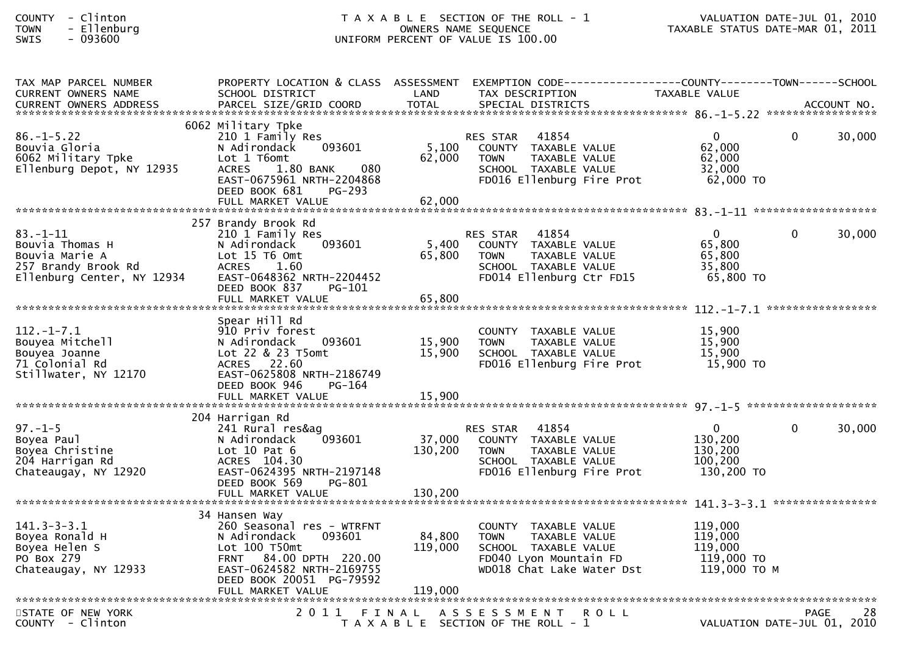| TAX MAP PARCEL NUMBER<br>CURRENT OWNERS NAME<br>CURRENT OWNERS ADDRESS | PROPERTY LOCATION & CLASS<br>SCHOOL DISTRICT<br>PARCEL SIZE/GRID COORD | ASSESSMENT<br>LAND<br>TOTAL | EXEMPTION CODE<br>TAX DESCRIPTION<br>SPECIAL DISTRICTS | COUNTY<br>TAXABLE VALUE | TOWN | SCHOOL<br>ACCOUNT NO. |
|---|---|---|---|---|---|---|
| **86.-1-5.22** | 6062 Military Tpke | | | | | |
| 86.-1-5.22 | 210 1 Family Res | | RES STAR 41854 | 0 | 0 | 30,000 |
| Bouvia Gloria | N Adirondack 093601 | 5,100 | COUNTY TAXABLE VALUE | 62,000 | | |
| 6062 Military Tpke | Lot 1 T6omt | 62,000 | TOWN TAXABLE VALUE | 62,000 | | |
| Ellenburg Depot, NY 12935 | ACRES 1.80 BANK 080 | | SCHOOL TAXABLE VALUE | 32,000 | | |
| | EAST-0675961 NRTH-2204868 | | FD016 Ellenburg Fire Prot | 62,000 TO | | |
| | DEED BOOK 681 PG-293 | | | | | |
| | FULL MARKET VALUE | 62,000 | | | | |
| **83.-1-11** | 257 Brandy Brook Rd | | | | | |
| 83.-1-11 | 210 1 Family Res | | RES STAR 41854 | 0 | 0 | 30,000 |
| Bouvia Thomas H | N Adirondack 093601 | 5,400 | COUNTY TAXABLE VALUE | 65,800 | | |
| Bouvia Marie A | Lot 15 T6 Omt | 65,800 | TOWN TAXABLE VALUE | 65,800 | | |
| 257 Brandy Brook Rd | ACRES 1.60 | | SCHOOL TAXABLE VALUE | 35,800 | | |
| Ellenburg Center, NY 12934 | EAST-0648362 NRTH-2204452 | | FD014 Ellenburg Ctr FD15 | 65,800 TO | | |
| | DEED BOOK 837 PG-101 | | | | | |
| | FULL MARKET VALUE | 65,800 | | | | |
| **112.-1-7.1** | Spear Hill Rd | | | | | |
| 112.-1-7.1 | 910 Priv forest | | COUNTY TAXABLE VALUE | 15,900 | | |
| Bouyea Mitchell | N Adirondack 093601 | 15,900 | TOWN TAXABLE VALUE | 15,900 | | |
| Bouyea Joanne | Lot 22 & 23 T5omt | 15,900 | SCHOOL TAXABLE VALUE | 15,900 | | |
| 71 Colonial Rd | ACRES 22.60 | | FD016 Ellenburg Fire Prot | 15,900 TO | | |
| Stillwater, NY 12170 | EAST-0625808 NRTH-2186749 | | | | | |
| | DEED BOOK 946 PG-164 | | | | | |
| | FULL MARKET VALUE | 15,900 | | | | |
| **97.-1-5** | 204 Harrigan Rd | | | | | |
| 97.-1-5 | 241 Rural res&ag | | RES STAR 41854 | 0 | 0 | 30,000 |
| Boyea Paul | N Adirondack 093601 | 37,000 | COUNTY TAXABLE VALUE | 130,200 | | |
| Boyea Christine | Lot 10 Pat 6 | 130,200 | TOWN TAXABLE VALUE | 130,200 | | |
| 204 Harrigan Rd | ACRES 104.30 | | SCHOOL TAXABLE VALUE | 100,200 | | |
| Chateaugay, NY 12920 | EAST-0624395 NRTH-2197148 | | FD016 Ellenburg Fire Prot | 130,200 TO | | |
| | DEED BOOK 569 PG-801 | | | | | |
| | FULL MARKET VALUE | 130,200 | | | | |
| **141.3-3-3.1** | 34 Hansen Way | | | | | |
| 141.3-3-3.1 | 260 Seasonal res - WTRFNT | | COUNTY TAXABLE VALUE | 119,000 | | |
| Boyea Ronald H | N Adirondack 093601 | 84,800 | TOWN TAXABLE VALUE | 119,000 | | |
| Boyea Helen S | Lot 100 T50mt | 119,000 | SCHOOL TAXABLE VALUE | 119,000 | | |
| PO Box 279 | FRNT 84.00 DPTH 220.00 | | FD040 Lyon Mountain FD | 119,000 TO | | |
| Chateaugay, NY 12933 | EAST-0624582 NRTH-2169755 | | WD018 Chat Lake Water Dst | 119,000 TO M | | |
| | DEED BOOK 20051 PG-79592 | | | | | |
| | FULL MARKET VALUE | 119,000 | | | | |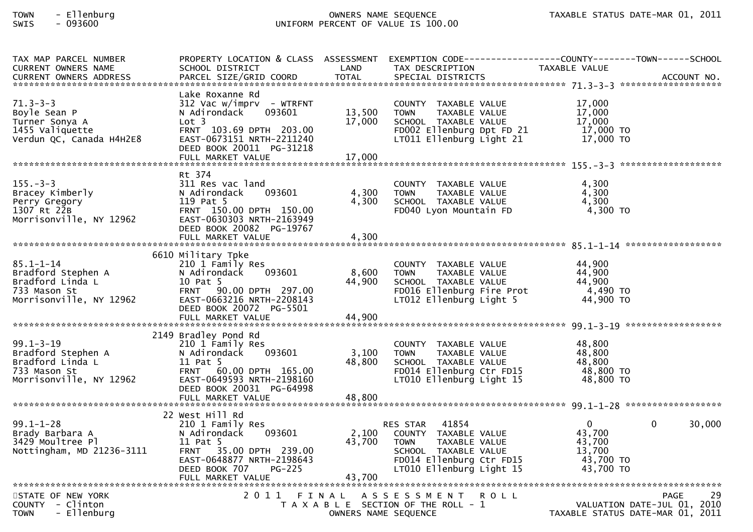| TAX MAP PARCEL NUMBER<br>CURRENT OWNERS NAME<br>CURRENT OWNERS ADDRESS | PROPERTY LOCATION & CLASS<br>SCHOOL DISTRICT<br>PARCEL SIZE/GRID COORD | ASSESSMENT<br>LAND<br>TOTAL | EXEMPTION CODE<br>TAX DESCRIPTION<br>SPECIAL DISTRICTS | COUNTY<br>TAXABLE VALUE | TOWN | SCHOOL<br>ACCOUNT NO. |
|---|---|---|---|---|---|---|
| **71.3-3-3** | Lake Roxanne Rd | | | | | |
| 71.3-3-3 | 312 Vac w/imprv - WTRFNT | | COUNTY TAXABLE VALUE | 17,000 | | |
| Boyle Sean P | N Adirondack 093601 | 13,500 | TOWN TAXABLE VALUE | 17,000 | | |
| Turner Sonya A | Lot 3 | 17,000 | SCHOOL TAXABLE VALUE | 17,000 | | |
| 1455 Valiquette | FRNT 103.69 DPTH 203.00 | | FD002 Ellenburg Dpt FD 21 | 17,000 TO | | |
| Verdun QC, Canada H4H2E8 | EAST-0673151 NRTH-2211240 | | LT011 Ellenburg Light 21 | 17,000 TO | | |
| | DEED BOOK 20011 PG-31218 | | | | | |
| | FULL MARKET VALUE | 17,000 | | | | |
| **155.-3-3** | Rt 374 | | | | | |
| 155.-3-3 | 311 Res vac land | | COUNTY TAXABLE VALUE | 4,300 | | |
| Bracey Kimberly | N Adirondack 093601 | 4,300 | TOWN TAXABLE VALUE | 4,300 | | |
| Perry Gregory | 119 Pat 5 | 4,300 | SCHOOL TAXABLE VALUE | 4,300 | | |
| 1307 Rt 22B | FRNT 150.00 DPTH 150.00 | | FD040 Lyon Mountain FD | 4,300 TO | | |
| Morrisonville, NY 12962 | EAST-0630303 NRTH-2163949 | | | | | |
| | DEED BOOK 20082 PG-19767 | | | | | |
| | FULL MARKET VALUE | 4,300 | | | | |
| **85.1-1-14** | 6610 Military Tpke | | | | | |
| 85.1-1-14 | 210 1 Family Res | | COUNTY TAXABLE VALUE | 44,900 | | |
| Bradford Stephen A | N Adirondack 093601 | 8,600 | TOWN TAXABLE VALUE | 44,900 | | |
| Bradford Linda L | 10 Pat 5 | 44,900 | SCHOOL TAXABLE VALUE | 44,900 | | |
| 733 Mason St | FRNT 90.00 DPTH 297.00 | | FD016 Ellenburg Fire Prot | 4,490 TO | | |
| Morrisonville, NY 12962 | EAST-0663216 NRTH-2208143 | | LT012 Ellenburg Light 5 | 44,900 TO | | |
| | DEED BOOK 20072 PG-5501 | | | | | |
| | FULL MARKET VALUE | 44,900 | | | | |
| **99.1-3-19** | 2149 Bradley Pond Rd | | | | | |
| 99.1-3-19 | 210 1 Family Res | | COUNTY TAXABLE VALUE | 48,800 | | |
| Bradford Stephen A | N Adirondack 093601 | 3,100 | TOWN TAXABLE VALUE | 48,800 | | |
| Bradford Linda L | 11 Pat 5 | 48,800 | SCHOOL TAXABLE VALUE | 48,800 | | |
| 733 Mason St | FRNT 60.00 DPTH 165.00 | | FD014 Ellenburg Ctr FD15 | 48,800 TO | | |
| Morrisonville, NY 12962 | EAST-0649593 NRTH-2198160 | | LT010 Ellenburg Light 15 | 48,800 TO | | |
| | DEED BOOK 20031 PG-64998 | | | | | |
| | FULL MARKET VALUE | 48,800 | | | | |
| **99.1-1-28** | 22 West Hill Rd | | | | | |
| 99.1-1-28 | 210 1 Family Res | | RES STAR 41854 | 0 | 0 | 30,000 |
| Brady Barbara A | N Adirondack 093601 | 2,100 | COUNTY TAXABLE VALUE | 43,700 | | |
| 3429 Moultree Pl | 11 Pat 5 | 43,700 | TOWN TAXABLE VALUE | 43,700 | | |
| Nottingham, MD 21236-3111 | FRNT 35.00 DPTH 239.00 | | SCHOOL TAXABLE VALUE | 13,700 | | |
| | EAST-0648877 NRTH-2198643 | | FD014 Ellenburg Ctr FD15 | 43,700 TO | | |
| | DEED BOOK 707 PG-225 | | LT010 Ellenburg Light 15 | 43,700 TO | | |
| | FULL MARKET VALUE | 43,700 | | | | |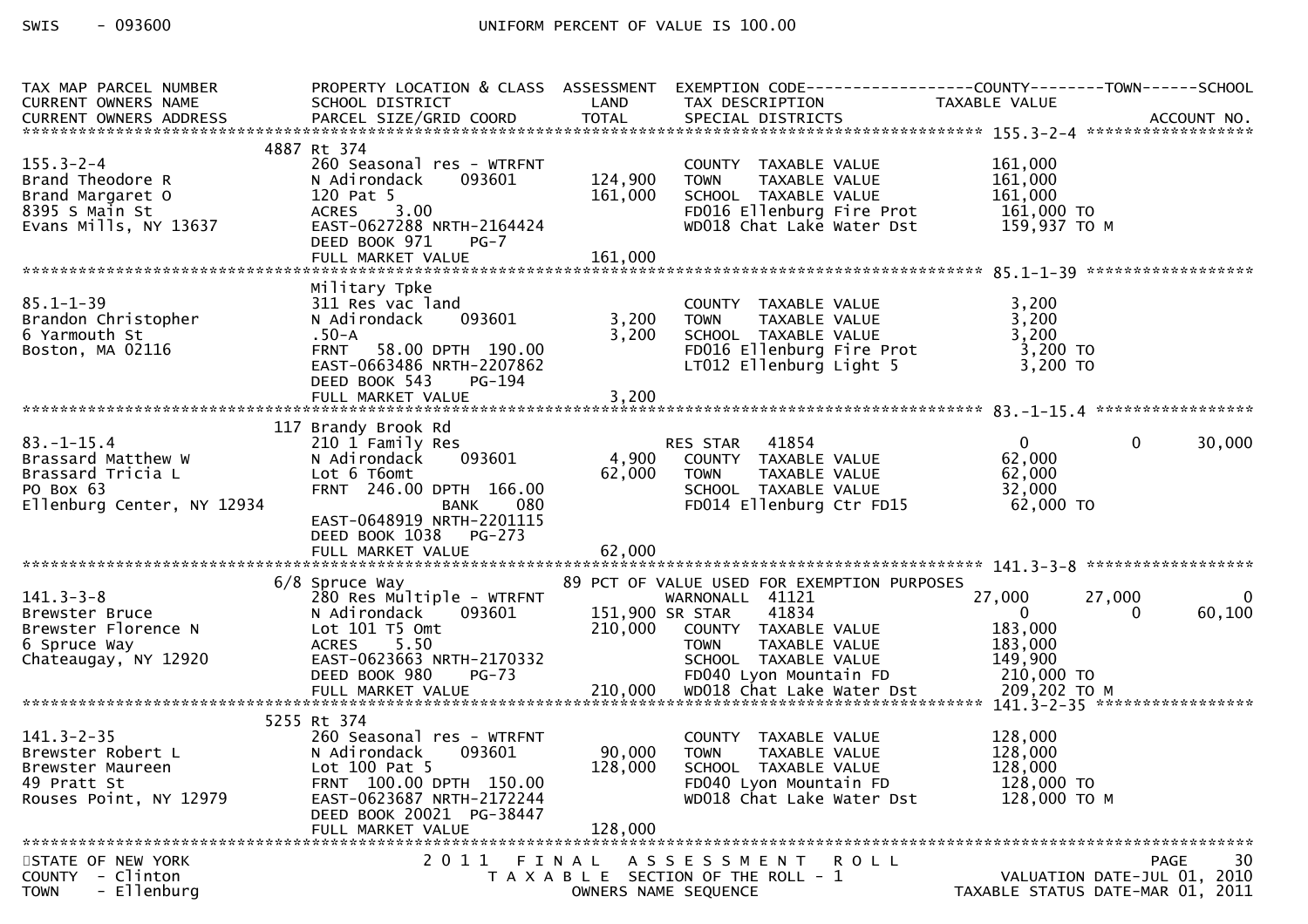SWIS - 093600 UNIFORM PERCENT OF VALUE IS 100.00

| TAX MAP PARCEL NUMBER / CURRENT OWNERS NAME / CURRENT OWNERS ADDRESS | PROPERTY LOCATION & CLASS / SCHOOL DISTRICT / PARCEL SIZE/GRID COORD | ASSESSMENT LAND | TOTAL | EXEMPTION CODE / TAX DESCRIPTION / SPECIAL DISTRICTS | COUNTY TAXABLE VALUE | TOWN | SCHOOL |
|---|---|---|---|---|---|---|---|
| **155.3-2-4** | 4887 Rt 374 | | | | | | |
| 155.3-2-4 | 260 Seasonal res - WTRFNT | | | COUNTY TAXABLE VALUE | 161,000 | | |
| Brand Theodore R | N Adirondack 093601 | 124,900 | | TOWN TAXABLE VALUE | 161,000 | | |
| Brand Margaret O | 120 Pat 5 | | 161,000 | SCHOOL TAXABLE VALUE | 161,000 | | |
| 8395 S Main St | ACRES 3.00 | | | FD016 Ellenburg Fire Prot | 161,000 TO | | |
| Evans Mills, NY 13637 | EAST-0627288 NRTH-2164424 | | | WD018 Chat Lake Water Dst | 159,937 TO M | | |
| | DEED BOOK 971 PG-7 | | | | | | |
| | FULL MARKET VALUE | | 161,000 | | | | |
| **85.1-1-39** | Military Tpke | | | | | | |
| 85.1-1-39 | 311 Res vac land | | | COUNTY TAXABLE VALUE | 3,200 | | |
| Brandon Christopher | N Adirondack 093601 | 3,200 | | TOWN TAXABLE VALUE | 3,200 | | |
| 6 Yarmouth St | .50-A | | 3,200 | SCHOOL TAXABLE VALUE | 3,200 | | |
| Boston, MA 02116 | FRNT 58.00 DPTH 190.00 | | | FD016 Ellenburg Fire Prot | 3,200 TO | | |
| | EAST-0663486 NRTH-2207862 | | | LT012 Ellenburg Light 5 | 3,200 TO | | |
| | DEED BOOK 543 PG-194 | | | | | | |
| | FULL MARKET VALUE | | 3,200 | | | | |
| **83.-1-15.4** | 117 Brandy Brook Rd | | | | | | |
| 83.-1-15.4 | 210 1 Family Res | | | RES STAR 41854 | 0 | 0 | 30,000 |
| Brassard Matthew W | N Adirondack 093601 | 4,900 | | COUNTY TAXABLE VALUE | 62,000 | | |
| Brassard Tricia L | Lot 6 T6omt | | 62,000 | TOWN TAXABLE VALUE | 62,000 | | |
| PO Box 63 | FRNT 246.00 DPTH 166.00 | | | SCHOOL TAXABLE VALUE | 32,000 | | |
| Ellenburg Center, NY 12934 | BANK 080 | | | FD014 Ellenburg Ctr FD15 | 62,000 TO | | |
| | EAST-0648919 NRTH-2201115 | | | | | | |
| | DEED BOOK 1038 PG-273 | | | | | | |
| | FULL MARKET VALUE | | 62,000 | | | | |
| **141.3-3-8** | 6/8 Spruce Way | | | 89 PCT OF VALUE USED FOR EXEMPTION PURPOSES | | | |
| 141.3-3-8 | 280 Res Multiple - WTRFNT | | | WARNONALL 41121 | 27,000 | 27,000 | 0 |
| Brewster Bruce | N Adirondack 093601 | 151,900 | | SR STAR 41834 | 0 | 0 | 60,100 |
| Brewster Florence N | Lot 101 T5 Omt | | 210,000 | COUNTY TAXABLE VALUE | 183,000 | | |
| 6 Spruce Way | ACRES 5.50 | | | TOWN TAXABLE VALUE | 183,000 | | |
| Chateaugay, NY 12920 | EAST-0623663 NRTH-2170332 | | | SCHOOL TAXABLE VALUE | 149,900 | | |
| | DEED BOOK 980 PG-73 | | | FD040 Lyon Mountain FD | 210,000 TO | | |
| | FULL MARKET VALUE | | 210,000 | WD018 Chat Lake Water Dst | 209,202 TO M | | |
| **141.3-2-35** | 5255 Rt 374 | | | | | | |
| 141.3-2-35 | 260 Seasonal res - WTRFNT | | | COUNTY TAXABLE VALUE | 128,000 | | |
| Brewster Robert L | N Adirondack 093601 | 90,000 | | TOWN TAXABLE VALUE | 128,000 | | |
| Brewster Maureen | Lot 100 Pat 5 | | 128,000 | SCHOOL TAXABLE VALUE | 128,000 | | |
| 49 Pratt St | FRNT 100.00 DPTH 150.00 | | | FD040 Lyon Mountain FD | 128,000 TO | | |
| Rouses Point, NY 12979 | EAST-0623687 NRTH-2172244 | | | WD018 Chat Lake Water Dst | 128,000 TO M | | |
| | DEED BOOK 20021 PG-38447 | | | | | | |
| | FULL MARKET VALUE | | 128,000 | | | | |

STATE OF NEW YORK — 2011 FINAL ASSESSMENT ROLL — PAGE 30
COUNTY - Clinton — TAXABLE SECTION OF THE ROLL - 1 — VALUATION DATE-JUL 01, 2010
TOWN - Ellenburg — OWNERS NAME SEQUENCE — TAXABLE STATUS DATE-MAR 01, 2011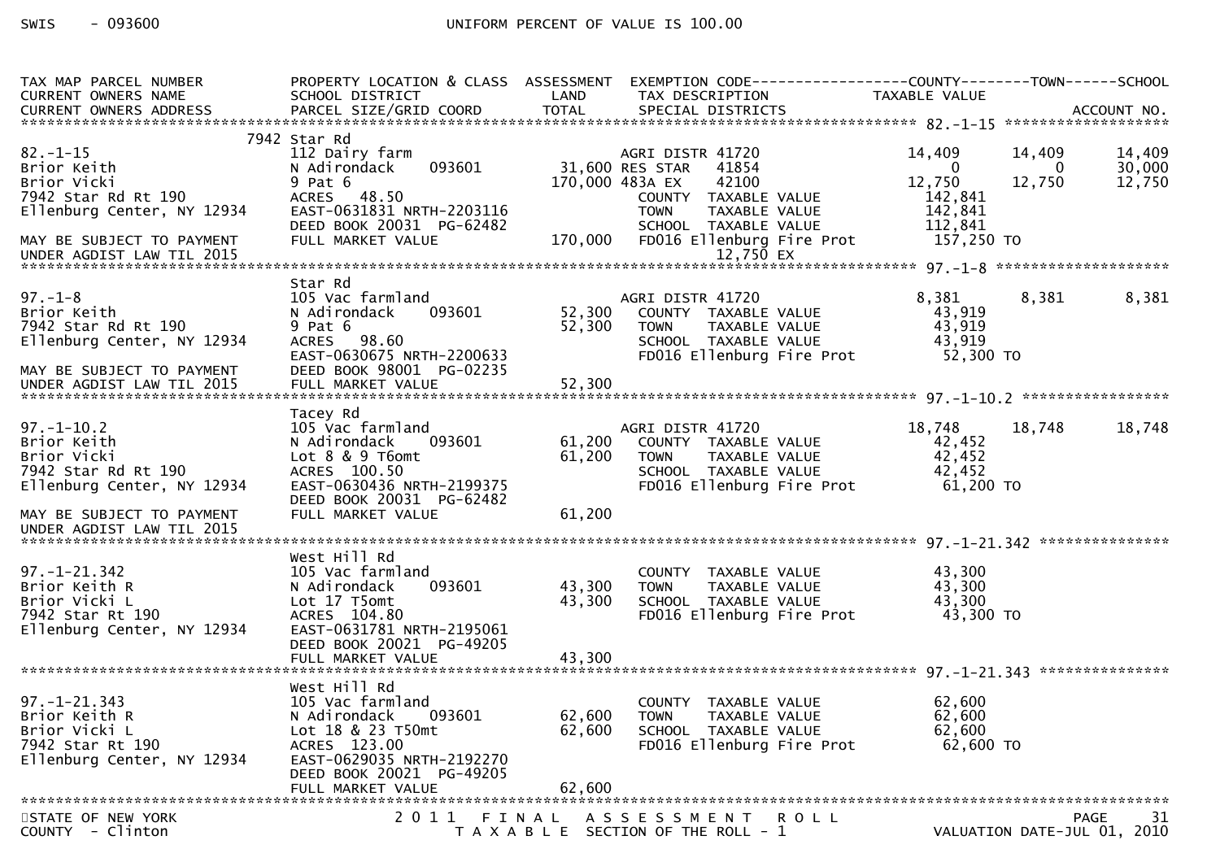SWIS - 093600 UNIFORM PERCENT OF VALUE IS 100.00

| TAX MAP PARCEL NUMBER / CURRENT OWNERS NAME / CURRENT OWNERS ADDRESS | PROPERTY LOCATION & CLASS / SCHOOL DISTRICT / PARCEL SIZE/GRID COORD | ASSESSMENT LAND | TOTAL | EXEMPTION CODE / TAX DESCRIPTION / SPECIAL DISTRICTS | COUNTY TAXABLE VALUE | TOWN | SCHOOL |
|---|---|---|---|---|---|---|---|
| **82.-1-15** | 7942 Star Rd | | | | | | |
| 82.-1-15 | 112 Dairy farm | | | AGRI DISTR 41720 | 14,409 | 14,409 | 14,409 |
| Brior Keith | N Adirondack 093601 | 31,600 | | RES STAR 41854 | 0 | 0 | 30,000 |
| Brior Vicki | 9 Pat 6 | | 170,000 | 483A EX 42100 | 12,750 | 12,750 | 12,750 |
| 7942 Star Rd Rt 190 | ACRES 48.50 | | | COUNTY TAXABLE VALUE | 142,841 | | |
| Ellenburg Center, NY 12934 | EAST-0631831 NRTH-2203116 | | | TOWN TAXABLE VALUE | 142,841 | | |
| | DEED BOOK 20031 PG-62482 | | | SCHOOL TAXABLE VALUE | 112,841 | | |
| MAY BE SUBJECT TO PAYMENT | FULL MARKET VALUE | | 170,000 | FD016 Ellenburg Fire Prot | 157,250 TO | | |
| UNDER AGDIST LAW TIL 2015 | | | | 12,750 EX | | | |
| **97.-1-8** | Star Rd | | | | | | |
| 97.-1-8 | 105 Vac farmland | | | AGRI DISTR 41720 | 8,381 | 8,381 | 8,381 |
| Brior Keith | N Adirondack 093601 | 52,300 | | COUNTY TAXABLE VALUE | 43,919 | | |
| 7942 Star Rd Rt 190 | 9 Pat 6 | | 52,300 | TOWN TAXABLE VALUE | 43,919 | | |
| Ellenburg Center, NY 12934 | ACRES 98.60 | | | SCHOOL TAXABLE VALUE | 43,919 | | |
| | EAST-0630675 NRTH-2200633 | | | FD016 Ellenburg Fire Prot | 52,300 TO | | |
| MAY BE SUBJECT TO PAYMENT | DEED BOOK 98001 PG-02235 | | | | | | |
| UNDER AGDIST LAW TIL 2015 | FULL MARKET VALUE | | 52,300 | | | | |
| **97.-1-10.2** | Tacey Rd | | | | | | |
| 97.-1-10.2 | 105 Vac farmland | | | AGRI DISTR 41720 | 18,748 | 18,748 | 18,748 |
| Brior Keith | N Adirondack 093601 | 61,200 | | COUNTY TAXABLE VALUE | 42,452 | | |
| Brior Vicki | Lot 8 & 9 T6omt | | 61,200 | TOWN TAXABLE VALUE | 42,452 | | |
| 7942 Star Rd Rt 190 | ACRES 100.50 | | | SCHOOL TAXABLE VALUE | 42,452 | | |
| Ellenburg Center, NY 12934 | EAST-0630436 NRTH-2199375 | | | FD016 Ellenburg Fire Prot | 61,200 TO | | |
| | DEED BOOK 20031 PG-62482 | | | | | | |
| MAY BE SUBJECT TO PAYMENT | FULL MARKET VALUE | | 61,200 | | | | |
| UNDER AGDIST LAW TIL 2015 | | | | | | | |
| **97.-1-21.342** | West Hill Rd | | | | | | |
| 97.-1-21.342 | 105 Vac farmland | | | COUNTY TAXABLE VALUE | 43,300 | | |
| Brior Keith R | N Adirondack 093601 | 43,300 | | TOWN TAXABLE VALUE | 43,300 | | |
| Brior Vicki L | Lot 17 T5omt | | 43,300 | SCHOOL TAXABLE VALUE | 43,300 | | |
| 7942 Star Rt 190 | ACRES 104.80 | | | FD016 Ellenburg Fire Prot | 43,300 TO | | |
| Ellenburg Center, NY 12934 | EAST-0631781 NRTH-2195061 | | | | | | |
| | DEED BOOK 20021 PG-49205 | | | | | | |
| | FULL MARKET VALUE | | 43,300 | | | | |
| **97.-1-21.343** | West Hill Rd | | | | | | |
| 97.-1-21.343 | 105 Vac farmland | | | COUNTY TAXABLE VALUE | 62,600 | | |
| Brior Keith R | N Adirondack 093601 | 62,600 | | TOWN TAXABLE VALUE | 62,600 | | |
| Brior Vicki L | Lot 18 & 23 T50mt | | 62,600 | SCHOOL TAXABLE VALUE | 62,600 | | |
| 7942 Star Rt 190 | ACRES 123.00 | | | FD016 Ellenburg Fire Prot | 62,600 TO | | |
| Ellenburg Center, NY 12934 | EAST-0629035 NRTH-2192270 | | | | | | |
| | DEED BOOK 20021 PG-49205 | | | | | | |
| | FULL MARKET VALUE | | 62,600 | | | | |

STATE OF NEW YORK 2011 FINAL ASSESSMENT ROLL
COUNTY - Clinton TAXABLE SECTION OF THE ROLL - 1 VALUATION DATE-JUL 01, 2010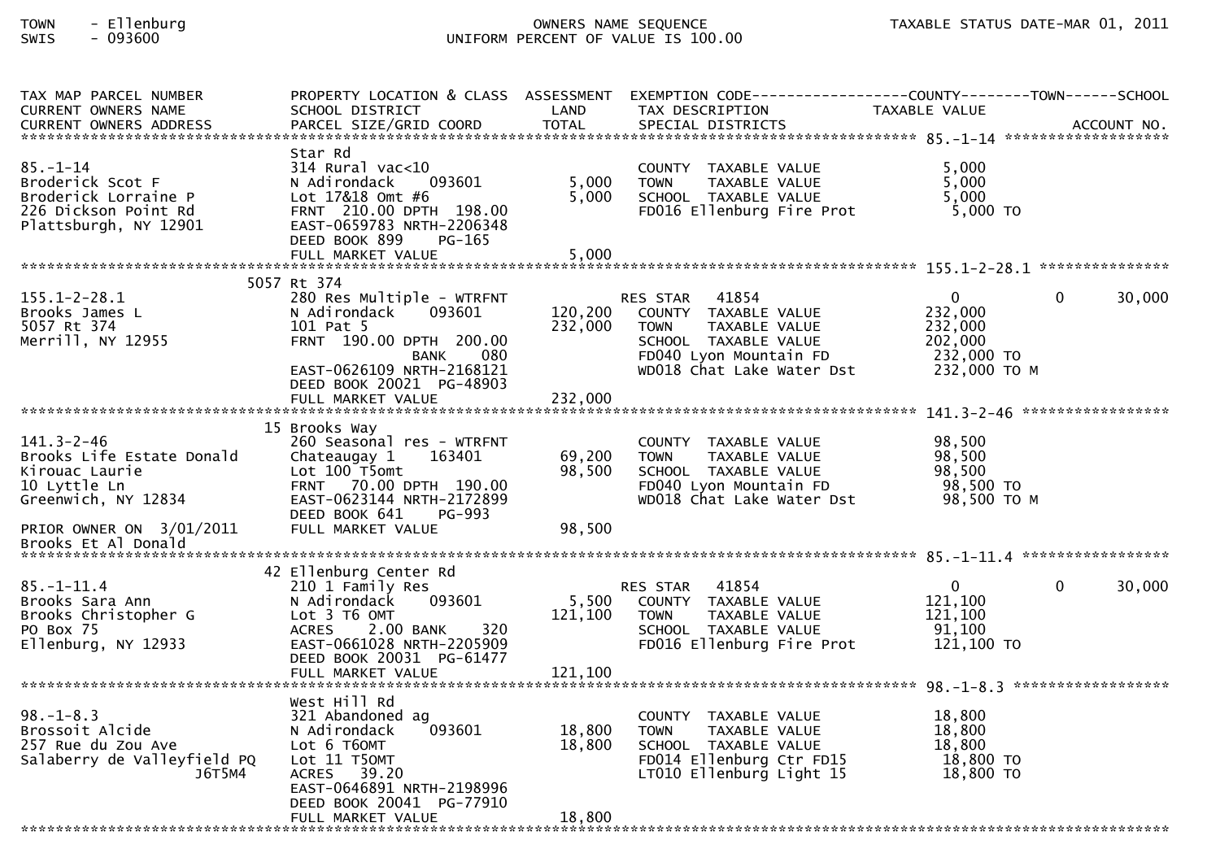TOWN - Ellenburg
SWIS - 093600

OWNERS NAME SEQUENCE
UNIFORM PERCENT OF VALUE IS 100.00

TAXABLE STATUS DATE-MAR 01, 2011

| TAX MAP PARCEL NUMBER / CURRENT OWNERS NAME / CURRENT OWNERS ADDRESS | PROPERTY LOCATION & CLASS / SCHOOL DISTRICT / PARCEL SIZE/GRID COORD | ASSESSMENT LAND / TOTAL | EXEMPTION CODE / TAX DESCRIPTION / SPECIAL DISTRICTS | COUNTY TAXABLE VALUE | TOWN | SCHOOL | ACCOUNT NO. |
|---|---|---|---|---|---|---|---|
| **85.-1-14** | Star Rd | | | | | | |
| 85.-1-14 | 314 Rural vac<10 | | COUNTY TAXABLE VALUE | 5,000 | | | |
| Broderick Scot F | N Adirondack 093601 | 5,000 | TOWN TAXABLE VALUE | 5,000 | | | |
| Broderick Lorraine P | Lot 17&18 Omt #6 | 5,000 | SCHOOL TAXABLE VALUE | 5,000 | | | |
| 226 Dickson Point Rd | FRNT 210.00 DPTH 198.00 | | FD016 Ellenburg Fire Prot | 5,000 TO | | | |
| Plattsburgh, NY 12901 | EAST-0659783 NRTH-2206348 | | | | | | |
| | DEED BOOK 899 PG-165 | | | | | | |
| | FULL MARKET VALUE | 5,000 | | | | | |
| **155.1-2-28.1** | 5057 Rt 374 | | | | | | |
| 155.1-2-28.1 | 280 Res Multiple - WTRFNT | | RES STAR 41854 | 0 | 0 | 30,000 | |
| Brooks James L | N Adirondack 093601 | 120,200 | COUNTY TAXABLE VALUE | 232,000 | | | |
| 5057 Rt 374 | 101 Pat 5 | 232,000 | TOWN TAXABLE VALUE | 232,000 | | | |
| Merrill, NY 12955 | FRNT 190.00 DPTH 200.00 | | SCHOOL TAXABLE VALUE | 202,000 | | | |
| | BANK 080 | | FD040 Lyon Mountain FD | 232,000 TO | | | |
| | EAST-0626109 NRTH-2168121 | | WD018 Chat Lake Water Dst | 232,000 TO M | | | |
| | DEED BOOK 20021 PG-48903 | | | | | | |
| | FULL MARKET VALUE | 232,000 | | | | | |
| **141.3-2-46** | 15 Brooks Way | | | | | | |
| 141.3-2-46 | 260 Seasonal res - WTRFNT | | COUNTY TAXABLE VALUE | 98,500 | | | |
| Brooks Life Estate Donald | Chateaugay 1 163401 | 69,200 | TOWN TAXABLE VALUE | 98,500 | | | |
| Kirouac Laurie | Lot 100 T5omt | 98,500 | SCHOOL TAXABLE VALUE | 98,500 | | | |
| 10 Lyttle Ln | FRNT 70.00 DPTH 190.00 | | FD040 Lyon Mountain FD | 98,500 TO | | | |
| Greenwich, NY 12834 | EAST-0623144 NRTH-2172899 | | WD018 Chat Lake Water Dst | 98,500 TO M | | | |
| | DEED BOOK 641 PG-993 | | | | | | |
| PRIOR OWNER ON 3/01/2011 | FULL MARKET VALUE | 98,500 | | | | | |
| Brooks Et Al Donald | | | | | | | |
| **85.-1-11.4** | 42 Ellenburg Center Rd | | | | | | |
| 85.-1-11.4 | 210 1 Family Res | | RES STAR 41854 | 0 | 0 | 30,000 | |
| Brooks Sara Ann | N Adirondack 093601 | 5,500 | COUNTY TAXABLE VALUE | 121,100 | | | |
| Brooks Christopher G | Lot 3 T6 OMT | 121,100 | TOWN TAXABLE VALUE | 121,100 | | | |
| PO Box 75 | ACRES 2.00 BANK 320 | | SCHOOL TAXABLE VALUE | 91,100 | | | |
| Ellenburg, NY 12933 | EAST-0661028 NRTH-2205909 | | FD016 Ellenburg Fire Prot | 121,100 TO | | | |
| | DEED BOOK 20031 PG-61477 | | | | | | |
| | FULL MARKET VALUE | 121,100 | | | | | |
| **98.-1-8.3** | West Hill Rd | | | | | | |
| 98.-1-8.3 | 321 Abandoned ag | | COUNTY TAXABLE VALUE | 18,800 | | | |
| Brossoit Alcide | N Adirondack 093601 | 18,800 | TOWN TAXABLE VALUE | 18,800 | | | |
| 257 Rue du Zou Ave | Lot 6 T6OMT | 18,800 | SCHOOL TAXABLE VALUE | 18,800 | | | |
| Salaberry de Valleyfield PQ | Lot 11 T5OMT | | FD014 Ellenburg Ctr FD15 | 18,800 TO | | | |
| J6T5M4 | ACRES 39.20 | | LT010 Ellenburg Light 15 | 18,800 TO | | | |
| | EAST-0646891 NRTH-2198996 | | | | | | |
| | DEED BOOK 20041 PG-77910 | | | | | | |
| | FULL MARKET VALUE | 18,800 | | | | | |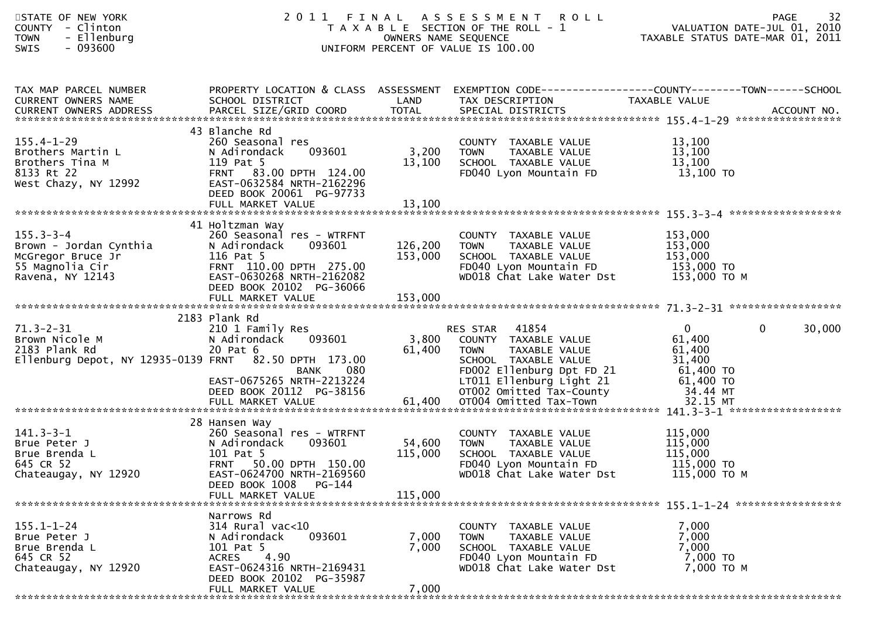STATE OF NEW YORK
COUNTY - Clinton
TOWN - Ellenburg
SWIS - 093600

# 2011 FINAL ASSESSMENT ROLL
TAXABLE SECTION OF THE ROLL - 1
OWNERS NAME SEQUENCE
UNIFORM PERCENT OF VALUE IS 100.00

VALUATION DATE-JUL 01, 2010
TAXABLE STATUS DATE-MAR 01, 2011

| TAX MAP PARCEL NUMBER / CURRENT OWNERS NAME / CURRENT OWNERS ADDRESS | PROPERTY LOCATION & CLASS / SCHOOL DISTRICT / PARCEL SIZE/GRID COORD | ASSESSMENT LAND / TOTAL | EXEMPTION CODE / TAX DESCRIPTION / SPECIAL DISTRICTS | COUNTY TAXABLE VALUE | TOWN | SCHOOL | ACCOUNT NO. |
|---|---|---|---|---|---|---|---|
| **155.4-1-29** | 43 Blanche Rd | | | | | | |
| 155.4-1-29 | 260 Seasonal res | | COUNTY TAXABLE VALUE | 13,100 | | | |
| Brothers Martin L | N Adirondack 093601 | 3,200 | TOWN TAXABLE VALUE | 13,100 | | | |
| Brothers Tina M | 119 Pat 5 | 13,100 | SCHOOL TAXABLE VALUE | 13,100 | | | |
| 8133 Rt 22 | FRNT 83.00 DPTH 124.00 | | FD040 Lyon Mountain FD | 13,100 TO | | | |
| West Chazy, NY 12992 | EAST-0632584 NRTH-2162296 | | | | | | |
| | DEED BOOK 20061 PG-97733 | | | | | | |
| | FULL MARKET VALUE | 13,100 | | | | | |
| **155.3-3-4** | 41 Holtzman Way | | | | | | |
| 155.3-3-4 | 260 Seasonal res - WTRFNT | | COUNTY TAXABLE VALUE | 153,000 | | | |
| Brown - Jordan Cynthia | N Adirondack 093601 | 126,200 | TOWN TAXABLE VALUE | 153,000 | | | |
| McGregor Bruce Jr | 116 Pat 5 | 153,000 | SCHOOL TAXABLE VALUE | 153,000 | | | |
| 55 Magnolia Cir | FRNT 110.00 DPTH 275.00 | | FD040 Lyon Mountain FD | 153,000 TO | | | |
| Ravena, NY 12143 | EAST-0630268 NRTH-2162082 | | WD018 Chat Lake Water Dst | 153,000 TO M | | | |
| | DEED BOOK 20102 PG-36066 | | | | | | |
| | FULL MARKET VALUE | 153,000 | | | | | |
| **71.3-2-31** | 2183 Plank Rd | | | | | | |
| 71.3-2-31 | 210 1 Family Res | | RES STAR 41854 | 0 | 0 | 30,000 | |
| Brown Nicole M | N Adirondack 093601 | 3,800 | COUNTY TAXABLE VALUE | 61,400 | | | |
| 2183 Plank Rd | 20 Pat 6 | 61,400 | TOWN TAXABLE VALUE | 61,400 | | | |
| Ellenburg Depot, NY 12935-0139 | FRNT 82.50 DPTH 173.00 | | SCHOOL TAXABLE VALUE | 31,400 | | | |
| | BANK 080 | | FD002 Ellenburg Dpt FD 21 | 61,400 TO | | | |
| | EAST-0675265 NRTH-2213224 | | LT011 Ellenburg Light 21 | 61,400 TO | | | |
| | DEED BOOK 20112 PG-38156 | | OT002 Omitted Tax-County | 34.44 MT | | | |
| | FULL MARKET VALUE | 61,400 | OT004 Omitted Tax-Town | 32.15 MT | | | |
| **141.3-3-1** | 28 Hansen Way | | | | | | |
| 141.3-3-1 | 260 Seasonal res - WTRFNT | | COUNTY TAXABLE VALUE | 115,000 | | | |
| Brue Peter J | N Adirondack 093601 | 54,600 | TOWN TAXABLE VALUE | 115,000 | | | |
| Brue Brenda L | 101 Pat 5 | 115,000 | SCHOOL TAXABLE VALUE | 115,000 | | | |
| 645 CR 52 | FRNT 50.00 DPTH 150.00 | | FD040 Lyon Mountain FD | 115,000 TO | | | |
| Chateaugay, NY 12920 | EAST-0624700 NRTH-2169560 | | WD018 Chat Lake Water Dst | 115,000 TO M | | | |
| | DEED BOOK 1008 PG-144 | | | | | | |
| | FULL MARKET VALUE | 115,000 | | | | | |
| **155.1-1-24** | Narrows Rd | | | | | | |
| 155.1-1-24 | 314 Rural vac<10 | | COUNTY TAXABLE VALUE | 7,000 | | | |
| Brue Peter J | N Adirondack 093601 | 7,000 | TOWN TAXABLE VALUE | 7,000 | | | |
| Brue Brenda L | 101 Pat 5 | 7,000 | SCHOOL TAXABLE VALUE | 7,000 | | | |
| 645 CR 52 | ACRES 4.90 | | FD040 Lyon Mountain FD | 7,000 TO | | | |
| Chateaugay, NY 12920 | EAST-0624316 NRTH-2169431 | | WD018 Chat Lake Water Dst | 7,000 TO M | | | |
| | DEED BOOK 20102 PG-35987 | | | | | | |
| | FULL MARKET VALUE | 7,000 | | | | | |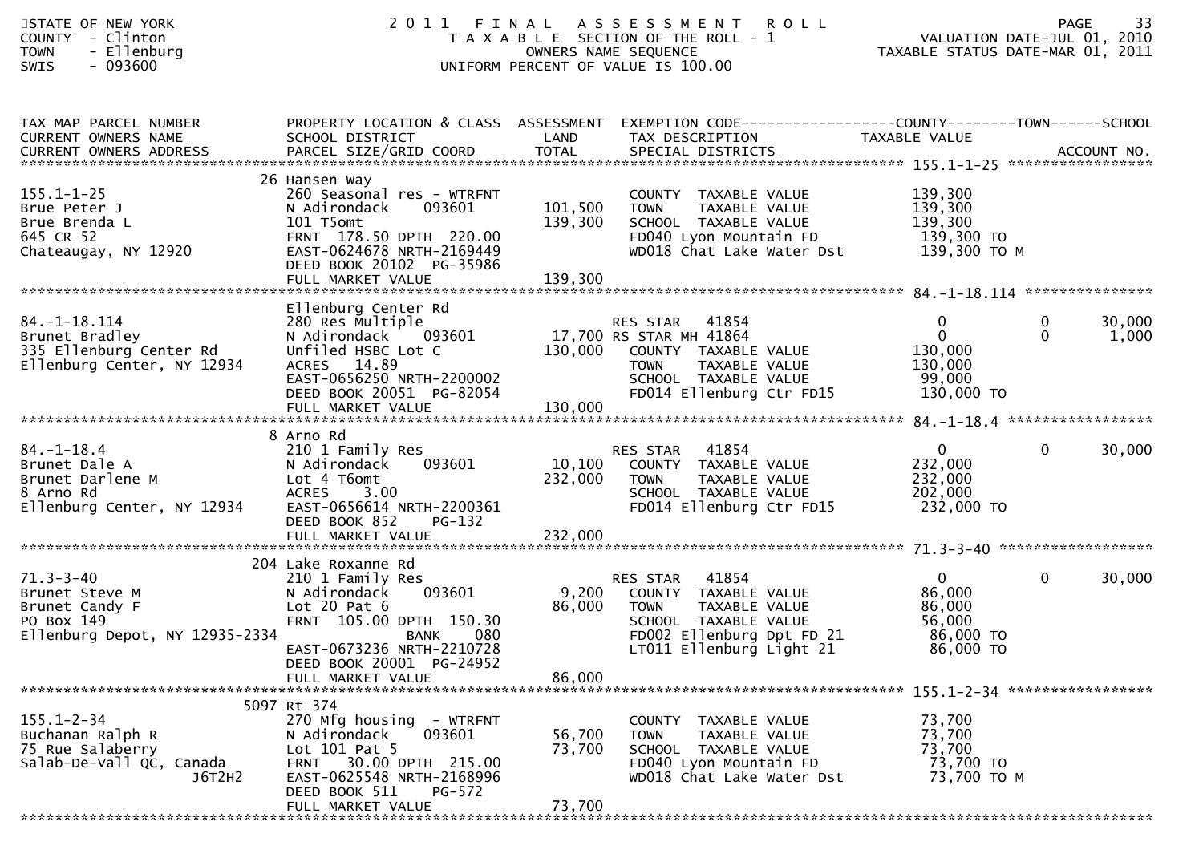STATE OF NEW YORK
COUNTY - Clinton
TOWN - Ellenburg
SWIS - 093600

# 2011 FINAL ASSESSMENT ROLL

TAXABLE SECTION OF THE ROLL - 1
OWNERS NAME SEQUENCE
UNIFORM PERCENT OF VALUE IS 100.00

VALUATION DATE-JUL 01, 2010
TAXABLE STATUS DATE-MAR 01, 2011

| TAX MAP PARCEL NUMBER / CURRENT OWNERS NAME / CURRENT OWNERS ADDRESS | PROPERTY LOCATION & CLASS / SCHOOL DISTRICT / PARCEL SIZE/GRID COORD | ASSESSMENT LAND | ASSESSMENT TOTAL | EXEMPTION CODE / TAX DESCRIPTION / SPECIAL DISTRICTS | COUNTY TAXABLE VALUE | TOWN | SCHOOL | ACCOUNT NO. |
|---|---|---|---|---|---|---|---|---|
| 155.1-1-25 | 26 Hansen Way | | | | | | | |
| 155.1-1-25 | 260 Seasonal res - WTRFNT | | | COUNTY TAXABLE VALUE | 139,300 | | | |
| Brue Peter J | N Adirondack 093601 | 101,500 | | TOWN TAXABLE VALUE | 139,300 | | | |
| Brue Brenda L | 101 T5omt | | 139,300 | SCHOOL TAXABLE VALUE | 139,300 | | | |
| 645 CR 52 | FRNT 178.50 DPTH 220.00 | | | FD040 Lyon Mountain FD | 139,300 TO | | | |
| Chateaugay, NY 12920 | EAST-0624678 NRTH-2169449 | | | WD018 Chat Lake Water Dst | 139,300 TO M | | | |
| | DEED BOOK 20102 PG-35986 | | | | | | | |
| | FULL MARKET VALUE | | 139,300 | | | | | |
| 84.-1-18.114 | Ellenburg Center Rd | | | | | | | |
| 84.-1-18.114 | 280 Res Multiple | | | RES STAR 41854 | 0 | 0 | 30,000 | |
| Brunet Bradley | N Adirondack 093601 | 17,700 | | RS STAR MH 41864 | 0 | 0 | 1,000 | |
| 335 Ellenburg Center Rd | Unfiled HSBC Lot C | | 130,000 | COUNTY TAXABLE VALUE | 130,000 | | | |
| Ellenburg Center, NY 12934 | ACRES 14.89 | | | TOWN TAXABLE VALUE | 130,000 | | | |
| | EAST-0656250 NRTH-2200002 | | | SCHOOL TAXABLE VALUE | 99,000 | | | |
| | DEED BOOK 20051 PG-82054 | | | FD014 Ellenburg Ctr FD15 | 130,000 TO | | | |
| | FULL MARKET VALUE | | 130,000 | | | | | |
| 84.-1-18.4 | 8 Arno Rd | | | | | | | |
| 84.-1-18.4 | 210 1 Family Res | | | RES STAR 41854 | 0 | 0 | 30,000 | |
| Brunet Dale A | N Adirondack 093601 | 10,100 | | COUNTY TAXABLE VALUE | 232,000 | | | |
| Brunet Darlene M | Lot 4 T6omt | | 232,000 | TOWN TAXABLE VALUE | 232,000 | | | |
| 8 Arno Rd | ACRES 3.00 | | | SCHOOL TAXABLE VALUE | 202,000 | | | |
| Ellenburg Center, NY 12934 | EAST-0656614 NRTH-2200361 | | | FD014 Ellenburg Ctr FD15 | 232,000 TO | | | |
| | DEED BOOK 852 PG-132 | | | | | | | |
| | FULL MARKET VALUE | | 232,000 | | | | | |
| 71.3-3-40 | 204 Lake Roxanne Rd | | | | | | | |
| 71.3-3-40 | 210 1 Family Res | | | RES STAR 41854 | 0 | 0 | 30,000 | |
| Brunet Steve M | N Adirondack 093601 | 9,200 | | COUNTY TAXABLE VALUE | 86,000 | | | |
| Brunet Candy F | Lot 20 Pat 6 | | 86,000 | TOWN TAXABLE VALUE | 86,000 | | | |
| PO Box 149 | FRNT 105.00 DPTH 150.30 | | | SCHOOL TAXABLE VALUE | 56,000 | | | |
| Ellenburg Depot, NY 12935-2334 | BANK 080 | | | FD002 Ellenburg Dpt FD 21 | 86,000 TO | | | |
| | EAST-0673236 NRTH-2210728 | | | LT011 Ellenburg Light 21 | 86,000 TO | | | |
| | DEED BOOK 20001 PG-24952 | | | | | | | |
| | FULL MARKET VALUE | | 86,000 | | | | | |
| 155.1-2-34 | 5097 Rt 374 | | | | | | | |
| 155.1-2-34 | 270 Mfg housing - WTRFNT | | | COUNTY TAXABLE VALUE | 73,700 | | | |
| Buchanan Ralph R | N Adirondack 093601 | 56,700 | | TOWN TAXABLE VALUE | 73,700 | | | |
| 75 Rue Salaberry | Lot 101 Pat 5 | | 73,700 | SCHOOL TAXABLE VALUE | 73,700 | | | |
| Salab-De-Vall QC, Canada J6T2H2 | FRNT 30.00 DPTH 215.00 | | | FD040 Lyon Mountain FD | 73,700 TO | | | |
| | EAST-0625548 NRTH-2168996 | | | WD018 Chat Lake Water Dst | 73,700 TO M | | | |
| | DEED BOOK 511 PG-572 | | | | | | | |
| | FULL MARKET VALUE | | 73,700 | | | | | |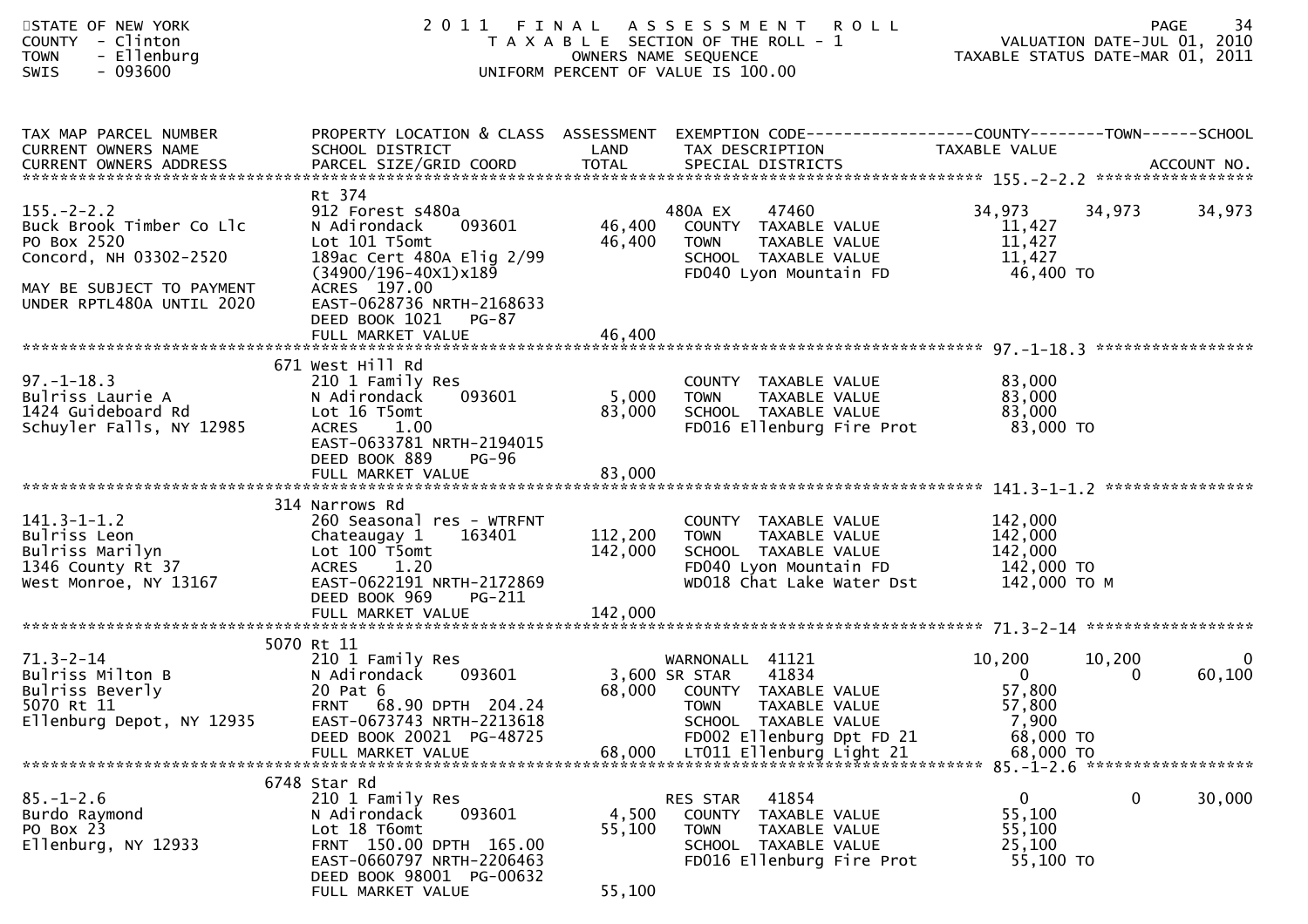STATE OF NEW YORK
COUNTY - Clinton
TOWN - Ellenburg
SWIS - 093600

# 2011 FINAL ASSESSMENT ROLL
TAXABLE SECTION OF THE ROLL - 1
OWNERS NAME SEQUENCE
UNIFORM PERCENT OF VALUE IS 100.00

VALUATION DATE-JUL 01, 2010
TAXABLE STATUS DATE-MAR 01, 2011

| TAX MAP PARCEL NUMBER / CURRENT OWNERS NAME / CURRENT OWNERS ADDRESS | PROPERTY LOCATION & CLASS / SCHOOL DISTRICT / PARCEL SIZE/GRID COORD | ASSESSMENT LAND | TOTAL | EXEMPTION CODE / TAX DESCRIPTION / SPECIAL DISTRICTS | COUNTY TAXABLE VALUE | TOWN | SCHOOL |
|---|---|---|---|---|---|---|---|
| **155.-2-2.2** | Rt 374 | | | | | | |
| 155.-2-2.2 | 912 Forest s480a | | | 480A EX 47460 | 34,973 | 34,973 | 34,973 |
| Buck Brook Timber Co Llc | N Adirondack 093601 | 46,400 | | COUNTY TAXABLE VALUE | 11,427 | | |
| PO Box 2520 | Lot 101 T5omt | | 46,400 | TOWN TAXABLE VALUE | 11,427 | | |
| Concord, NH 03302-2520 | 189ac Cert 480A Elig 2/99 | | | SCHOOL TAXABLE VALUE | 11,427 | | |
| | (34900/196-40X1)x189 | | | FD040 Lyon Mountain FD | 46,400 TO | | |
| MAY BE SUBJECT TO PAYMENT | ACRES 197.00 | | | | | | |
| UNDER RPTL480A UNTIL 2020 | EAST-0628736 NRTH-2168633 | | | | | | |
| | DEED BOOK 1021 PG-87 | | | | | | |
| | FULL MARKET VALUE | | 46,400 | | | | |
| **97.-1-18.3** | 671 West Hill Rd | | | | | | |
| 97.-1-18.3 | 210 1 Family Res | | | COUNTY TAXABLE VALUE | 83,000 | | |
| Bulriss Laurie A | N Adirondack 093601 | 5,000 | | TOWN TAXABLE VALUE | 83,000 | | |
| 1424 Guideboard Rd | Lot 16 T5omt | | 83,000 | SCHOOL TAXABLE VALUE | 83,000 | | |
| Schuyler Falls, NY 12985 | ACRES 1.00 | | | FD016 Ellenburg Fire Prot | 83,000 TO | | |
| | EAST-0633781 NRTH-2194015 | | | | | | |
| | DEED BOOK 889 PG-96 | | | | | | |
| | FULL MARKET VALUE | | 83,000 | | | | |
| **141.3-1-1.2** | 314 Narrows Rd | | | | | | |
| 141.3-1-1.2 | 260 Seasonal res - WTRFNT | | | COUNTY TAXABLE VALUE | 142,000 | | |
| Bulriss Leon | Chateaugay 1 163401 | 112,200 | | TOWN TAXABLE VALUE | 142,000 | | |
| Bulriss Marilyn | Lot 100 T5omt | | 142,000 | SCHOOL TAXABLE VALUE | 142,000 | | |
| 1346 County Rt 37 | ACRES 1.20 | | | FD040 Lyon Mountain FD | 142,000 TO | | |
| West Monroe, NY 13167 | EAST-0622191 NRTH-2172869 | | | WD018 Chat Lake Water Dst | 142,000 TO M | | |
| | DEED BOOK 969 PG-211 | | | | | | |
| | FULL MARKET VALUE | | 142,000 | | | | |
| **71.3-2-14** | 5070 Rt 11 | | | | | | |
| 71.3-2-14 | 210 1 Family Res | | | WARNONALL 41121 | 10,200 | 10,200 | 0 |
| Bulriss Milton B | N Adirondack 093601 | 3,600 | | SR STAR 41834 | 0 | 0 | 60,100 |
| Bulriss Beverly | 20 Pat 6 | | 68,000 | COUNTY TAXABLE VALUE | 57,800 | | |
| 5070 Rt 11 | FRNT 68.90 DPTH 204.24 | | | TOWN TAXABLE VALUE | 57,800 | | |
| Ellenburg Depot, NY 12935 | EAST-0673743 NRTH-2213618 | | | SCHOOL TAXABLE VALUE | 7,900 | | |
| | DEED BOOK 20021 PG-48725 | | | FD002 Ellenburg Dpt FD 21 | 68,000 TO | | |
| | FULL MARKET VALUE | | 68,000 | LT011 Ellenburg Light 21 | 68,000 TO | | |
| **85.-1-2.6** | 6748 Star Rd | | | | | | |
| 85.-1-2.6 | 210 1 Family Res | | | RES STAR 41854 | 0 | 0 | 30,000 |
| Burdo Raymond | N Adirondack 093601 | 4,500 | | COUNTY TAXABLE VALUE | 55,100 | | |
| PO Box 23 | Lot 18 T6omt | | 55,100 | TOWN TAXABLE VALUE | 55,100 | | |
| Ellenburg, NY 12933 | FRNT 150.00 DPTH 165.00 | | | SCHOOL TAXABLE VALUE | 25,100 | | |
| | EAST-0660797 NRTH-2206463 | | | FD016 Ellenburg Fire Prot | 55,100 TO | | |
| | DEED BOOK 98001 PG-00632 | | | | | | |
| | FULL MARKET VALUE | | 55,100 | | | | |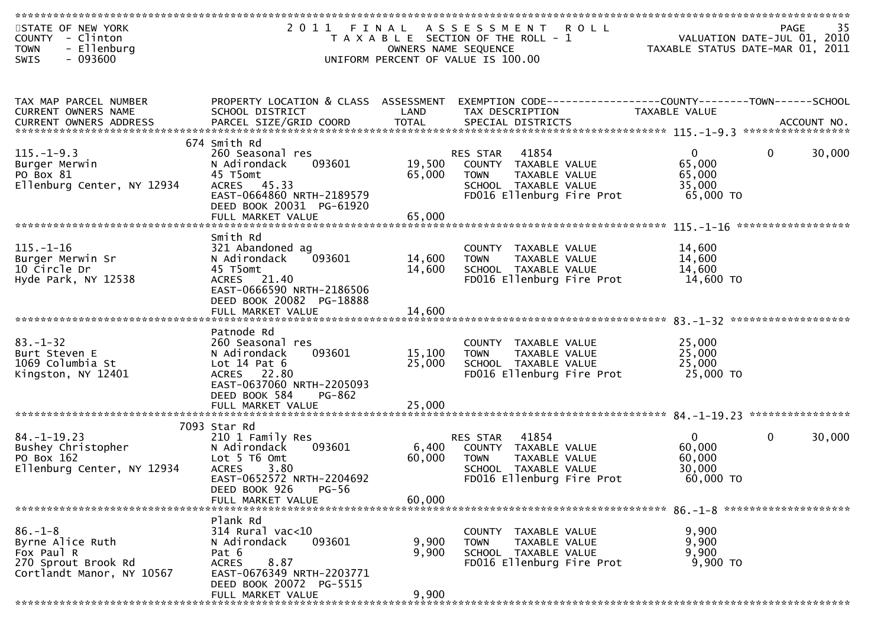STATE OF NEW YORK
COUNTY - Clinton
TOWN - Ellenburg
SWIS - 093600

# 2011 FINAL ASSESSMENT ROLL
TAXABLE SECTION OF THE ROLL - 1
OWNERS NAME SEQUENCE
UNIFORM PERCENT OF VALUE IS 100.00

VALUATION DATE-JUL 01, 2010
TAXABLE STATUS DATE-MAR 01, 2011

| TAX MAP PARCEL NUMBER / CURRENT OWNERS NAME / CURRENT OWNERS ADDRESS | PROPERTY LOCATION & CLASS / SCHOOL DISTRICT / PARCEL SIZE/GRID COORD | ASSESSMENT LAND / TOTAL | EXEMPTION CODE / TAX DESCRIPTION / SPECIAL DISTRICTS | COUNTY TAXABLE VALUE | TOWN | SCHOOL / ACCOUNT NO. |
|---|---|---|---|---|---|---|
| 115.-1-9.3 | 674 Smith Rd | | | | | |
| 115.-1-9.3 | 260 Seasonal res | | RES STAR 41854 | 0 | 0 | 30,000 |
| Burger Merwin | N Adirondack 093601 | 19,500 | COUNTY TAXABLE VALUE | 65,000 | | |
| PO Box 81 | 45 T5omt | 65,000 | TOWN TAXABLE VALUE | 65,000 | | |
| Ellenburg Center, NY 12934 | ACRES 45.33 | | SCHOOL TAXABLE VALUE | 35,000 | | |
| | EAST-0664860 NRTH-2189579 | | FD016 Ellenburg Fire Prot | 65,000 TO | | |
| | DEED BOOK 20031 PG-61920 | | | | | |
| | FULL MARKET VALUE | 65,000 | | | | |
| 115.-1-16 | Smith Rd | | | | | |
| 115.-1-16 | 321 Abandoned ag | | COUNTY TAXABLE VALUE | 14,600 | | |
| Burger Merwin Sr | N Adirondack 093601 | 14,600 | TOWN TAXABLE VALUE | 14,600 | | |
| 10 Circle Dr | 45 T5omt | 14,600 | SCHOOL TAXABLE VALUE | 14,600 | | |
| Hyde Park, NY 12538 | ACRES 21.40 | | FD016 Ellenburg Fire Prot | 14,600 TO | | |
| | EAST-0666590 NRTH-2186506 | | | | | |
| | DEED BOOK 20082 PG-18888 | | | | | |
| | FULL MARKET VALUE | 14,600 | | | | |
| 83.-1-32 | Patnode Rd | | | | | |
| 83.-1-32 | 260 Seasonal res | | COUNTY TAXABLE VALUE | 25,000 | | |
| Burt Steven E | N Adirondack 093601 | 15,100 | TOWN TAXABLE VALUE | 25,000 | | |
| 1069 Columbia St | Lot 14 Pat 6 | 25,000 | SCHOOL TAXABLE VALUE | 25,000 | | |
| Kingston, NY 12401 | ACRES 22.80 | | FD016 Ellenburg Fire Prot | 25,000 TO | | |
| | EAST-0637060 NRTH-2205093 | | | | | |
| | DEED BOOK 584 PG-862 | | | | | |
| | FULL MARKET VALUE | 25,000 | | | | |
| 84.-1-19.23 | 7093 Star Rd | | | | | |
| 84.-1-19.23 | 210 1 Family Res | | RES STAR 41854 | 0 | 0 | 30,000 |
| Bushey Christopher | N Adirondack 093601 | 6,400 | COUNTY TAXABLE VALUE | 60,000 | | |
| PO Box 162 | Lot 5 T6 Omt | 60,000 | TOWN TAXABLE VALUE | 60,000 | | |
| Ellenburg Center, NY 12934 | ACRES 3.80 | | SCHOOL TAXABLE VALUE | 30,000 | | |
| | EAST-0652572 NRTH-2204692 | | FD016 Ellenburg Fire Prot | 60,000 TO | | |
| | DEED BOOK 926 PG-56 | | | | | |
| | FULL MARKET VALUE | 60,000 | | | | |
| 86.-1-8 | Plank Rd | | | | | |
| 86.-1-8 | 314 Rural vac<10 | | COUNTY TAXABLE VALUE | 9,900 | | |
| Byrne Alice Ruth | N Adirondack 093601 | 9,900 | TOWN TAXABLE VALUE | 9,900 | | |
| Fox Paul R | Pat 6 | 9,900 | SCHOOL TAXABLE VALUE | 9,900 | | |
| 270 Sprout Brook Rd | ACRES 8.87 | | FD016 Ellenburg Fire Prot | 9,900 TO | | |
| Cortlandt Manor, NY 10567 | EAST-0676349 NRTH-2203771 | | | | | |
| | DEED BOOK 20072 PG-5515 | | | | | |
| | FULL MARKET VALUE | 9,900 | | | | |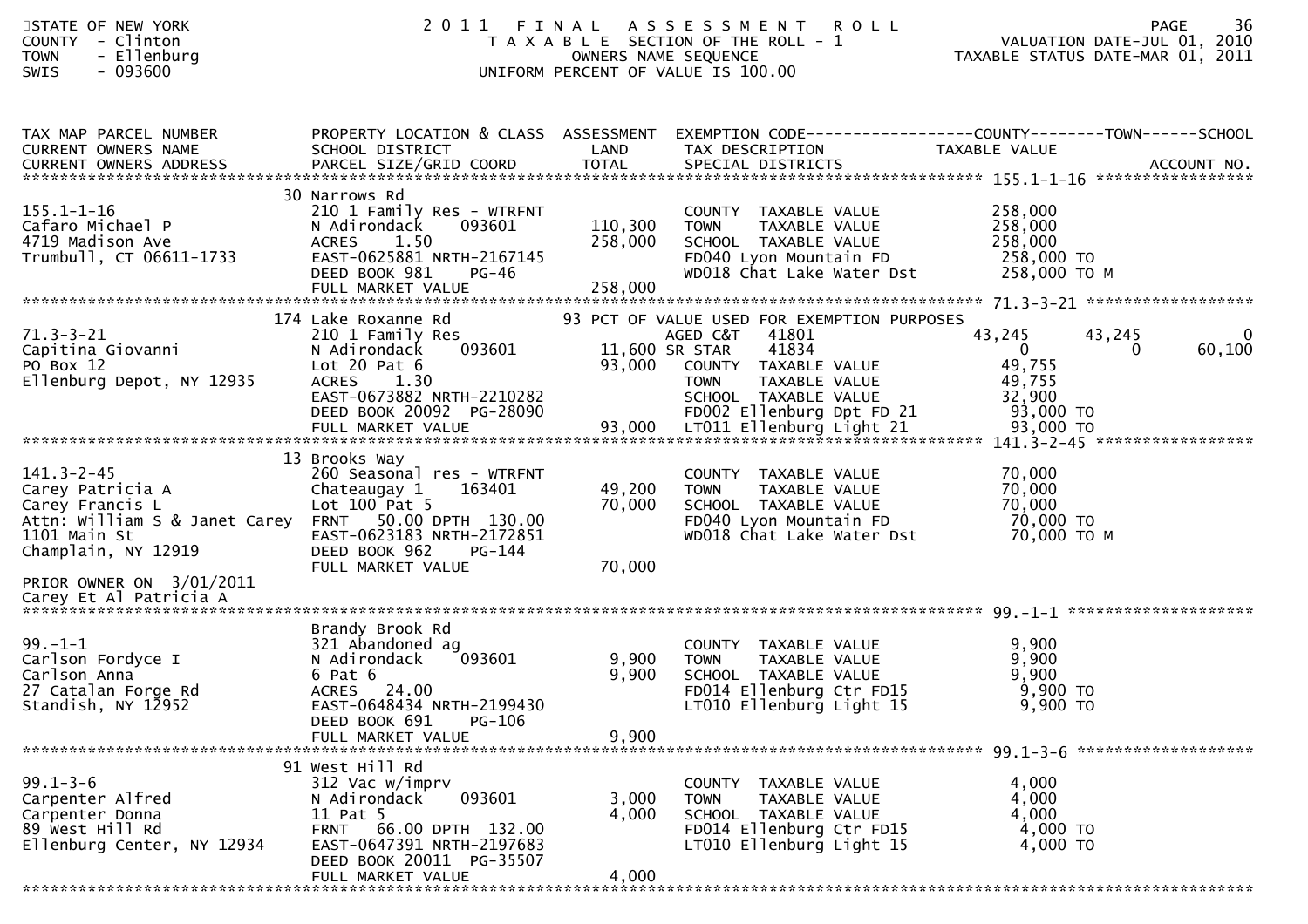STATE OF NEW YORK
COUNTY - Clinton
TOWN - Ellenburg
SWIS - 093600

# 2011 FINAL ASSESSMENT ROLL

TAXABLE SECTION OF THE ROLL - 1
OWNERS NAME SEQUENCE
UNIFORM PERCENT OF VALUE IS 100.00

VALUATION DATE-JUL 01, 2010
TAXABLE STATUS DATE-MAR 01, 2011

| TAX MAP PARCEL NUMBER / CURRENT OWNERS NAME / CURRENT OWNERS ADDRESS | PROPERTY LOCATION & CLASS / SCHOOL DISTRICT / PARCEL SIZE/GRID COORD | ASSESSMENT LAND | TOTAL | EXEMPTION CODE / TAX DESCRIPTION / SPECIAL DISTRICTS | COUNTY TAXABLE VALUE | TOWN | SCHOOL / ACCOUNT NO. |
|---|---|---|---|---|---|---|---|
| **155.1-1-16** | 30 Narrows Rd | | | | | | |
| 155.1-1-16 | 210 1 Family Res - WTRFNT | | | COUNTY TAXABLE VALUE | 258,000 | | |
| Cafaro Michael P | N Adirondack 093601 | 110,300 | | TOWN TAXABLE VALUE | 258,000 | | |
| 4719 Madison Ave | ACRES 1.50 | | 258,000 | SCHOOL TAXABLE VALUE | 258,000 | | |
| Trumbull, CT 06611-1733 | EAST-0625881 NRTH-2167145 | | | FD040 Lyon Mountain FD | 258,000 TO | | |
| | DEED BOOK 981 PG-46 | | | WD018 Chat Lake Water Dst | 258,000 TO M | | |
| | FULL MARKET VALUE | | 258,000 | | | | |
| **71.3-3-21** | 174 Lake Roxanne Rd | | | 93 PCT OF VALUE USED FOR EXEMPTION PURPOSES | | | |
| 71.3-3-21 | 210 1 Family Res | | | AGED C&T 41801 | 43,245 | 43,245 | 0 |
| Capitina Giovanni | N Adirondack 093601 | 11,600 | | SR STAR 41834 | 0 | 0 | 60,100 |
| PO Box 12 | Lot 20 Pat 6 | | 93,000 | COUNTY TAXABLE VALUE | 49,755 | | |
| Ellenburg Depot, NY 12935 | ACRES 1.30 | | | TOWN TAXABLE VALUE | 49,755 | | |
| | EAST-0673882 NRTH-2210282 | | | SCHOOL TAXABLE VALUE | 32,900 | | |
| | DEED BOOK 20092 PG-28090 | | | FD002 Ellenburg Dpt FD 21 | 93,000 TO | | |
| | FULL MARKET VALUE | | 93,000 | LT011 Ellenburg Light 21 | 93,000 TO | | |
| **141.3-2-45** | 13 Brooks Way | | | | | | |
| 141.3-2-45 | 260 Seasonal res - WTRFNT | | | COUNTY TAXABLE VALUE | 70,000 | | |
| Carey Patricia A | Chateaugay 1 163401 | 49,200 | | TOWN TAXABLE VALUE | 70,000 | | |
| Carey Francis L | Lot 100 Pat 5 | | 70,000 | SCHOOL TAXABLE VALUE | 70,000 | | |
| Attn: William S & Janet Carey | FRNT 50.00 DPTH 130.00 | | | FD040 Lyon Mountain FD | 70,000 TO | | |
| 1101 Main St | EAST-0623183 NRTH-2172851 | | | WD018 Chat Lake Water Dst | 70,000 TO M | | |
| Champlain, NY 12919 | DEED BOOK 962 PG-144 | | | | | | |
| | FULL MARKET VALUE | | 70,000 | | | | |
| PRIOR OWNER ON 3/01/2011 | | | | | | | |
| Carey Et Al Patricia A | | | | | | | |
| **99.-1-1** | Brandy Brook Rd | | | | | | |
| 99.-1-1 | 321 Abandoned ag | | | COUNTY TAXABLE VALUE | 9,900 | | |
| Carlson Fordyce I | N Adirondack 093601 | 9,900 | | TOWN TAXABLE VALUE | 9,900 | | |
| Carlson Anna | 6 Pat 6 | | 9,900 | SCHOOL TAXABLE VALUE | 9,900 | | |
| 27 Catalan Forge Rd | ACRES 24.00 | | | FD014 Ellenburg Ctr FD15 | 9,900 TO | | |
| Standish, NY 12952 | EAST-0648434 NRTH-2199430 | | | LT010 Ellenburg Light 15 | 9,900 TO | | |
| | DEED BOOK 691 PG-106 | | | | | | |
| | FULL MARKET VALUE | | 9,900 | | | | |
| **99.1-3-6** | 91 West Hill Rd | | | | | | |
| 99.1-3-6 | 312 Vac w/imprv | | | COUNTY TAXABLE VALUE | 4,000 | | |
| Carpenter Alfred | N Adirondack 093601 | 3,000 | | TOWN TAXABLE VALUE | 4,000 | | |
| Carpenter Donna | 11 Pat 5 | | 4,000 | SCHOOL TAXABLE VALUE | 4,000 | | |
| 89 West Hill Rd | FRNT 66.00 DPTH 132.00 | | | FD014 Ellenburg Ctr FD15 | 4,000 TO | | |
| Ellenburg Center, NY 12934 | EAST-0647391 NRTH-2197683 | | | LT010 Ellenburg Light 15 | 4,000 TO | | |
| | DEED BOOK 20011 PG-35507 | | | | | | |
| | FULL MARKET VALUE | | 4,000 | | | | |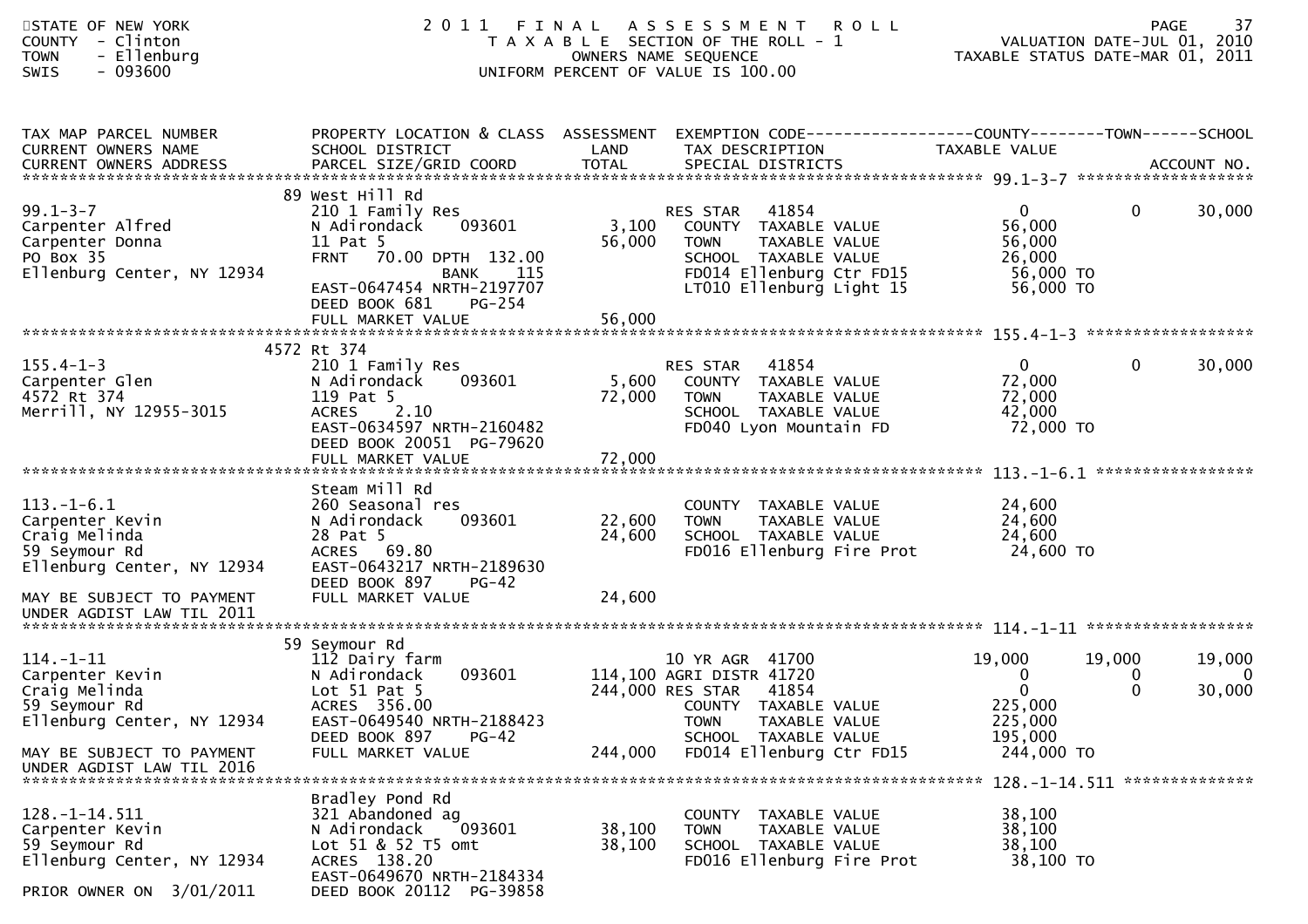STATE OF NEW YORK
COUNTY - Clinton
TOWN - Ellenburg
SWIS - 093600

# 2011 FINAL ASSESSMENT ROLL

TAXABLE SECTION OF THE ROLL - 1
OWNERS NAME SEQUENCE
UNIFORM PERCENT OF VALUE IS 100.00

VALUATION DATE-JUL 01, 2010
TAXABLE STATUS DATE-MAR 01, 2011

| TAX MAP PARCEL NUMBER / CURRENT OWNERS NAME / CURRENT OWNERS ADDRESS | PROPERTY LOCATION & CLASS / SCHOOL DISTRICT / PARCEL SIZE/GRID COORD | ASSESSMENT LAND / TOTAL | EXEMPTION CODE / TAX DESCRIPTION / SPECIAL DISTRICTS | COUNTY TAXABLE VALUE | TOWN | SCHOOL | ACCOUNT NO. |
|---|---|---|---|---|---|---|---|
| **99.1-3-7** | 89 West Hill Rd | | | | | | |
| 99.1-3-7 | 210 1 Family Res | | RES STAR 41854 | 0 | 0 | 30,000 | |
| Carpenter Alfred | N Adirondack 093601 | 3,100 | COUNTY TAXABLE VALUE | 56,000 | | | |
| Carpenter Donna | 11 Pat 5 | 56,000 | TOWN TAXABLE VALUE | 56,000 | | | |
| PO Box 35 | FRNT 70.00 DPTH 132.00 | | SCHOOL TAXABLE VALUE | 26,000 | | | |
| Ellenburg Center, NY 12934 | BANK 115 | | FD014 Ellenburg Ctr FD15 | 56,000 TO | | | |
| | EAST-0647454 NRTH-2197707 | | LT010 Ellenburg Light 15 | 56,000 TO | | | |
| | DEED BOOK 681 PG-254 | | | | | | |
| | FULL MARKET VALUE | 56,000 | | | | | |
| **155.4-1-3** | 4572 Rt 374 | | | | | | |
| 155.4-1-3 | 210 1 Family Res | | RES STAR 41854 | 0 | 0 | 30,000 | |
| Carpenter Glen | N Adirondack 093601 | 5,600 | COUNTY TAXABLE VALUE | 72,000 | | | |
| 4572 Rt 374 | 119 Pat 5 | 72,000 | TOWN TAXABLE VALUE | 72,000 | | | |
| Merrill, NY 12955-3015 | ACRES 2.10 | | SCHOOL TAXABLE VALUE | 42,000 | | | |
| | EAST-0634597 NRTH-2160482 | | FD040 Lyon Mountain FD | 72,000 TO | | | |
| | DEED BOOK 20051 PG-79620 | | | | | | |
| | FULL MARKET VALUE | 72,000 | | | | | |
| **113.-1-6.1** | Steam Mill Rd | | | | | | |
| 113.-1-6.1 | 260 Seasonal res | | COUNTY TAXABLE VALUE | 24,600 | | | |
| Carpenter Kevin | N Adirondack 093601 | 22,600 | TOWN TAXABLE VALUE | 24,600 | | | |
| Craig Melinda | 28 Pat 5 | 24,600 | SCHOOL TAXABLE VALUE | 24,600 | | | |
| 59 Seymour Rd | ACRES 69.80 | | FD016 Ellenburg Fire Prot | 24,600 TO | | | |
| Ellenburg Center, NY 12934 | EAST-0643217 NRTH-2189630 | | | | | | |
| | DEED BOOK 897 PG-42 | | | | | | |
| MAY BE SUBJECT TO PAYMENT UNDER AGDIST LAW TIL 2011 | FULL MARKET VALUE | 24,600 | | | | | |
| **114.-1-11** | 59 Seymour Rd | | | | | | |
| 114.-1-11 | 112 Dairy farm | | 10 YR AGR 41700 | 19,000 | 19,000 | 19,000 | |
| Carpenter Kevin | N Adirondack 093601 | 114,100 | AGRI DISTR 41720 | 0 | 0 | 0 | |
| Craig Melinda | Lot 51 Pat 5 | 244,000 | RES STAR 41854 | 0 | 0 | 30,000 | |
| 59 Seymour Rd | ACRES 356.00 | | COUNTY TAXABLE VALUE | 225,000 | | | |
| Ellenburg Center, NY 12934 | EAST-0649540 NRTH-2188423 | | TOWN TAXABLE VALUE | 225,000 | | | |
| | DEED BOOK 897 PG-42 | | SCHOOL TAXABLE VALUE | 195,000 | | | |
| MAY BE SUBJECT TO PAYMENT UNDER AGDIST LAW TIL 2016 | FULL MARKET VALUE | 244,000 | FD014 Ellenburg Ctr FD15 | 244,000 TO | | | |
| **128.-1-14.511** | Bradley Pond Rd | | | | | | |
| 128.-1-14.511 | 321 Abandoned ag | | COUNTY TAXABLE VALUE | 38,100 | | | |
| Carpenter Kevin | N Adirondack 093601 | 38,100 | TOWN TAXABLE VALUE | 38,100 | | | |
| 59 Seymour Rd | Lot 51 & 52 T5 omt | 38,100 | SCHOOL TAXABLE VALUE | 38,100 | | | |
| Ellenburg Center, NY 12934 | ACRES 138.20 | | FD016 Ellenburg Fire Prot | 38,100 TO | | | |
| | EAST-0649670 NRTH-2184334 | | | | | | |
| PRIOR OWNER ON 3/01/2011 | DEED BOOK 20112 PG-39858 | | | | | | |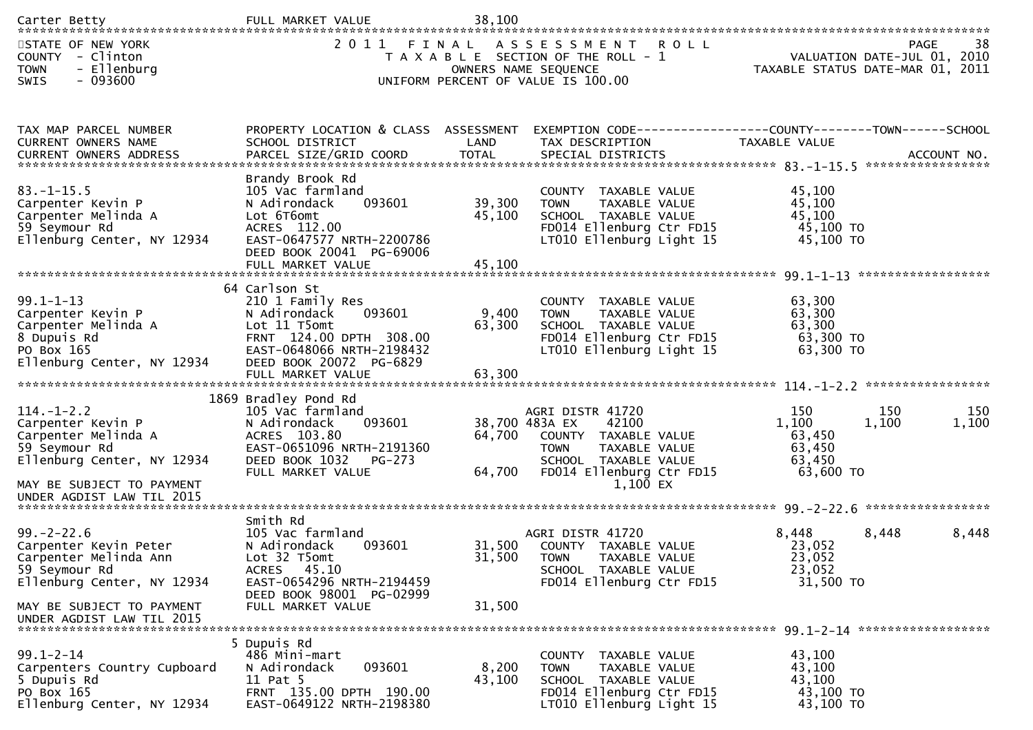Carter Betty    FULL MARKET VALUE    38,100

STATE OF NEW YORK
COUNTY - Clinton
TOWN - Ellenburg
SWIS - 093600

2011 FINAL ASSESSMENT ROLL
TAXABLE SECTION OF THE ROLL - 1
OWNERS NAME SEQUENCE
UNIFORM PERCENT OF VALUE IS 100.00

VALUATION DATE-JUL 01, 2010
TAXABLE STATUS DATE-MAR 01, 2011

| TAX MAP PARCEL NUMBER / CURRENT OWNERS NAME / CURRENT OWNERS ADDRESS | PROPERTY LOCATION & CLASS / SCHOOL DISTRICT / PARCEL SIZE/GRID COORD | ASSESSMENT LAND / TOTAL | EXEMPTION CODE / TAX DESCRIPTION / SPECIAL DISTRICTS | COUNTY TAXABLE VALUE | TOWN | SCHOOL | ACCOUNT NO. |
|---|---|---|---|---|---|---|---|
| **83.-1-15.5** | Brandy Brook Rd | | | | | | |
| 83.-1-15.5 | 105 Vac farmland | | COUNTY TAXABLE VALUE | 45,100 | | | |
| Carpenter Kevin P | N Adirondack 093601 | 39,300 | TOWN TAXABLE VALUE | 45,100 | | | |
| Carpenter Melinda A | Lot 6T6omt | 45,100 | SCHOOL TAXABLE VALUE | 45,100 | | | |
| 59 Seymour Rd | ACRES 112.00 | | FD014 Ellenburg Ctr FD15 | 45,100 TO | | | |
| Ellenburg Center, NY 12934 | EAST-0647577 NRTH-2200786 | | LT010 Ellenburg Light 15 | 45,100 TO | | | |
| | DEED BOOK 20041 PG-69006 | | | | | | |
| | FULL MARKET VALUE | 45,100 | | | | | |
| **99.1-1-13** | 64 Carlson St | | | | | | |
| 99.1-1-13 | 210 1 Family Res | | COUNTY TAXABLE VALUE | 63,300 | | | |
| Carpenter Kevin P | N Adirondack 093601 | 9,400 | TOWN TAXABLE VALUE | 63,300 | | | |
| Carpenter Melinda A | Lot 11 T5omt | 63,300 | SCHOOL TAXABLE VALUE | 63,300 | | | |
| 8 Dupuis Rd | FRNT 124.00 DPTH 308.00 | | FD014 Ellenburg Ctr FD15 | 63,300 TO | | | |
| PO Box 165 | EAST-0648066 NRTH-2198432 | | LT010 Ellenburg Light 15 | 63,300 TO | | | |
| Ellenburg Center, NY 12934 | DEED BOOK 20072 PG-6829 | | | | | | |
| | FULL MARKET VALUE | 63,300 | | | | | |
| **114.-1-2.2** | 1869 Bradley Pond Rd | | | | | | |
| 114.-1-2.2 | 105 Vac farmland | | AGRI DISTR 41720 | 150 | 150 | 150 | |
| Carpenter Kevin P | N Adirondack 093601 | 38,700 | 483A EX 42100 | 1,100 | 1,100 | 1,100 | |
| Carpenter Melinda A | ACRES 103.80 | 64,700 | COUNTY TAXABLE VALUE | 63,450 | | | |
| 59 Seymour Rd | EAST-0651096 NRTH-2191360 | | TOWN TAXABLE VALUE | 63,450 | | | |
| Ellenburg Center, NY 12934 | DEED BOOK 1032 PG-273 | | SCHOOL TAXABLE VALUE | 63,450 | | | |
| | FULL MARKET VALUE | 64,700 | FD014 Ellenburg Ctr FD15 | 63,600 TO | | | |
| MAY BE SUBJECT TO PAYMENT | | | 1,100 EX | | | | |
| UNDER AGDIST LAW TIL 2015 | | | | | | | |
| **99.-2-22.6** | Smith Rd | | | | | | |
| 99.-2-22.6 | 105 Vac farmland | | AGRI DISTR 41720 | 8,448 | 8,448 | 8,448 | |
| Carpenter Kevin Peter | N Adirondack 093601 | 31,500 | COUNTY TAXABLE VALUE | 23,052 | | | |
| Carpenter Melinda Ann | Lot 32 T5omt | 31,500 | TOWN TAXABLE VALUE | 23,052 | | | |
| 59 Seymour Rd | ACRES 45.10 | | SCHOOL TAXABLE VALUE | 23,052 | | | |
| Ellenburg Center, NY 12934 | EAST-0654296 NRTH-2194459 | | FD014 Ellenburg Ctr FD15 | 31,500 TO | | | |
| | DEED BOOK 98001 PG-02999 | | | | | | |
| MAY BE SUBJECT TO PAYMENT | FULL MARKET VALUE | 31,500 | | | | | |
| UNDER AGDIST LAW TIL 2015 | | | | | | | |
| **99.1-2-14** | 5 Dupuis Rd | | | | | | |
| 99.1-2-14 | 486 Mini-mart | | COUNTY TAXABLE VALUE | 43,100 | | | |
| Carpenters Country Cupboard | N Adirondack 093601 | 8,200 | TOWN TAXABLE VALUE | 43,100 | | | |
| 5 Dupuis Rd | 11 Pat 5 | 43,100 | SCHOOL TAXABLE VALUE | 43,100 | | | |
| PO Box 165 | FRNT 135.00 DPTH 190.00 | | FD014 Ellenburg Ctr FD15 | 43,100 TO | | | |
| Ellenburg Center, NY 12934 | EAST-0649122 NRTH-2198380 | | LT010 Ellenburg Light 15 | 43,100 TO | | | |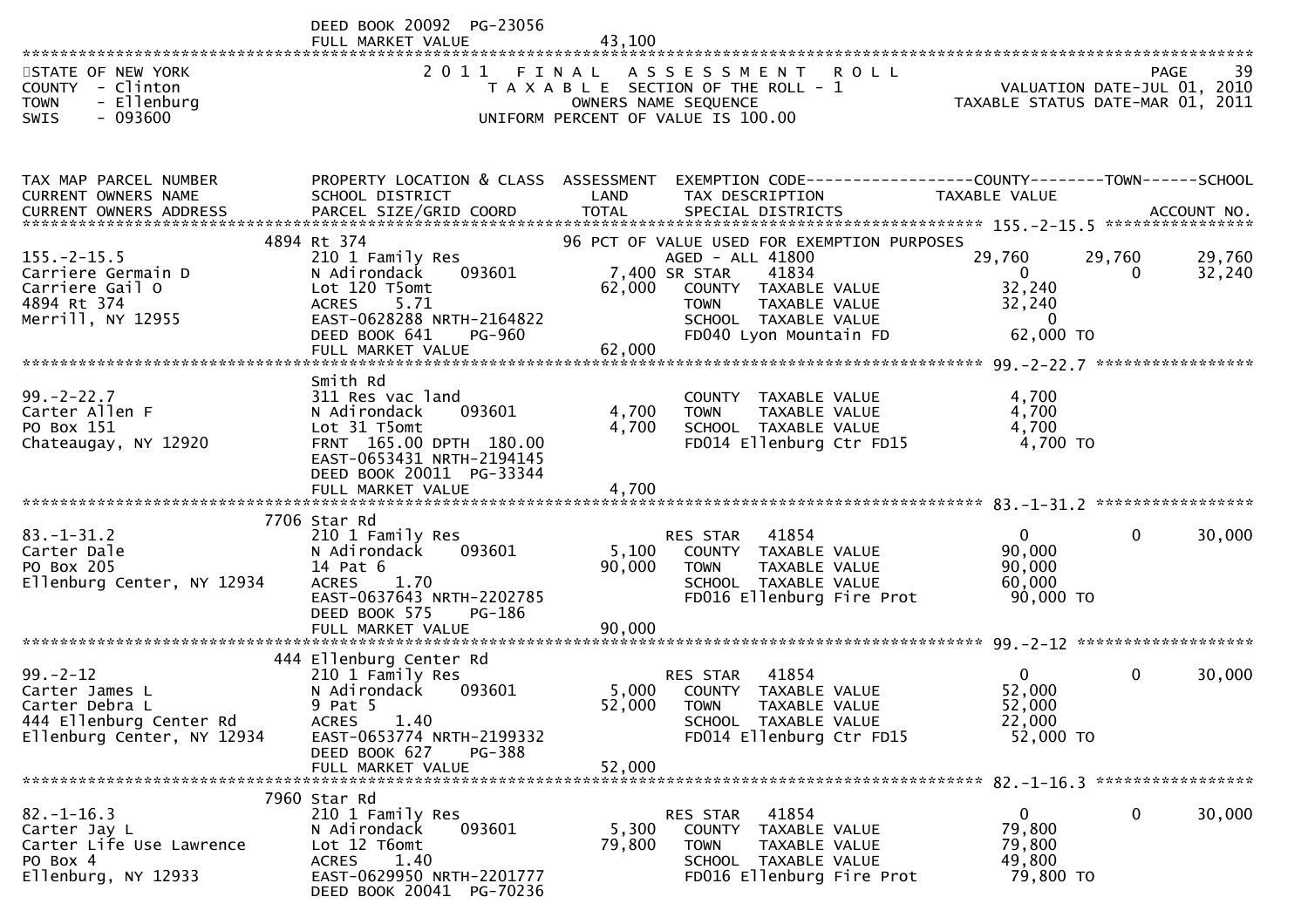DEED BOOK 20092 PG-23056
FULL MARKET VALUE 43,100

STATE OF NEW YORK
COUNTY - Clinton
TOWN - Ellenburg
SWIS - 093600

2011 FINAL ASSESSMENT ROLL
TAXABLE SECTION OF THE ROLL - 1
OWNERS NAME SEQUENCE
UNIFORM PERCENT OF VALUE IS 100.00

VALUATION DATE-JUL 01, 2010
TAXABLE STATUS DATE-MAR 01, 2011

| TAX MAP PARCEL NUMBER / CURRENT OWNERS NAME / CURRENT OWNERS ADDRESS | PROPERTY LOCATION & CLASS / SCHOOL DISTRICT / PARCEL SIZE/GRID COORD | ASSESSMENT LAND / TOTAL | EXEMPTION CODE / TAX DESCRIPTION / SPECIAL DISTRICTS | COUNTY TAXABLE VALUE | TOWN | SCHOOL |
|---|---|---|---|---|---|---|
| **155.-2-15.5** | 4894 Rt 374 | | 96 PCT OF VALUE USED FOR EXEMPTION PURPOSES | | | |
| 155.-2-15.5 | 210 1 Family Res | | AGED - ALL 41800 | 29,760 | 29,760 | 29,760 |
| Carriere Germain D | N Adirondack 093601 | 7,400 | SR STAR 41834 | 0 | 0 | 32,240 |
| Carriere Gail O | Lot 120 T5omt | 62,000 | COUNTY TAXABLE VALUE | 32,240 | | |
| 4894 Rt 374 | ACRES 5.71 | | TOWN TAXABLE VALUE | 32,240 | | |
| Merrill, NY 12955 | EAST-0628288 NRTH-2164822 | | SCHOOL TAXABLE VALUE | 0 | | |
| | DEED BOOK 641 PG-960 | | FD040 Lyon Mountain FD | 62,000 TO | | |
| | FULL MARKET VALUE | 62,000 | | | | |
| **99.-2-22.7** | Smith Rd | | | | | |
| 99.-2-22.7 | 311 Res vac land | | COUNTY TAXABLE VALUE | 4,700 | | |
| Carter Allen F | N Adirondack 093601 | 4,700 | TOWN TAXABLE VALUE | 4,700 | | |
| PO Box 151 | Lot 31 T5omt | 4,700 | SCHOOL TAXABLE VALUE | 4,700 | | |
| Chateaugay, NY 12920 | FRNT 165.00 DPTH 180.00 | | FD014 Ellenburg Ctr FD15 | 4,700 TO | | |
| | EAST-0653431 NRTH-2194145 | | | | | |
| | DEED BOOK 20011 PG-33344 | | | | | |
| | FULL MARKET VALUE | 4,700 | | | | |
| **83.-1-31.2** | 7706 Star Rd | | | | | |
| 83.-1-31.2 | 210 1 Family Res | | RES STAR 41854 | 0 | 0 | 30,000 |
| Carter Dale | N Adirondack 093601 | 5,100 | COUNTY TAXABLE VALUE | 90,000 | | |
| PO Box 205 | 14 Pat 6 | 90,000 | TOWN TAXABLE VALUE | 90,000 | | |
| Ellenburg Center, NY 12934 | ACRES 1.70 | | SCHOOL TAXABLE VALUE | 60,000 | | |
| | EAST-0637643 NRTH-2202785 | | FD016 Ellenburg Fire Prot | 90,000 TO | | |
| | DEED BOOK 575 PG-186 | | | | | |
| | FULL MARKET VALUE | 90,000 | | | | |
| **99.-2-12** | 444 Ellenburg Center Rd | | | | | |
| 99.-2-12 | 210 1 Family Res | | RES STAR 41854 | 0 | 0 | 30,000 |
| Carter James L | N Adirondack 093601 | 5,000 | COUNTY TAXABLE VALUE | 52,000 | | |
| Carter Debra L | 9 Pat 5 | 52,000 | TOWN TAXABLE VALUE | 52,000 | | |
| 444 Ellenburg Center Rd | ACRES 1.40 | | SCHOOL TAXABLE VALUE | 22,000 | | |
| Ellenburg Center, NY 12934 | EAST-0653774 NRTH-2199332 | | FD014 Ellenburg Ctr FD15 | 52,000 TO | | |
| | DEED BOOK 627 PG-388 | | | | | |
| | FULL MARKET VALUE | 52,000 | | | | |
| **82.-1-16.3** | 7960 Star Rd | | | | | |
| 82.-1-16.3 | 210 1 Family Res | | RES STAR 41854 | 0 | 0 | 30,000 |
| Carter Jay L | N Adirondack 093601 | 5,300 | COUNTY TAXABLE VALUE | 79,800 | | |
| Carter Life Use Lawrence | Lot 12 T6omt | 79,800 | TOWN TAXABLE VALUE | 79,800 | | |
| PO Box 4 | ACRES 1.40 | | SCHOOL TAXABLE VALUE | 49,800 | | |
| Ellenburg, NY 12933 | EAST-0629950 NRTH-2201777 | | FD016 Ellenburg Fire Prot | 79,800 TO | | |
| | DEED BOOK 20041 PG-70236 | | | | | |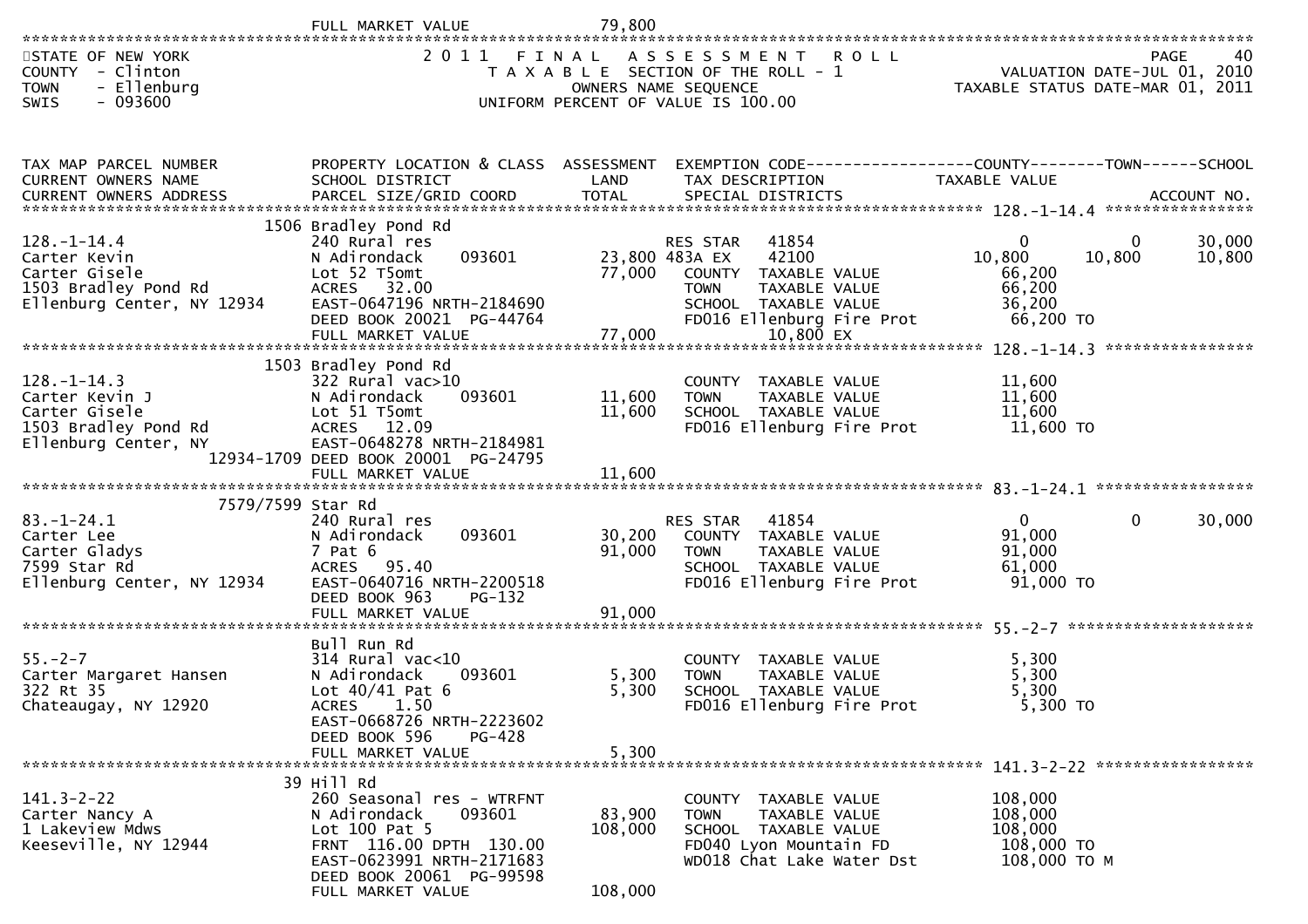FULL MARKET VALUE 79,800

STATE OF NEW YORK
COUNTY - Clinton
TOWN - Ellenburg
SWIS - 093600

2011 FINAL ASSESSMENT ROLL
TAXABLE SECTION OF THE ROLL - 1
OWNERS NAME SEQUENCE
UNIFORM PERCENT OF VALUE IS 100.00

VALUATION DATE-JUL 01, 2010
TAXABLE STATUS DATE-MAR 01, 2011

| TAX MAP PARCEL NUMBER / CURRENT OWNERS NAME / CURRENT OWNERS ADDRESS | PROPERTY LOCATION & CLASS / SCHOOL DISTRICT / PARCEL SIZE/GRID COORD | ASSESSMENT LAND | ASSESSMENT TOTAL | EXEMPTION CODE / TAX DESCRIPTION / SPECIAL DISTRICTS | COUNTY TAXABLE VALUE | TOWN | SCHOOL / ACCOUNT NO. |
|---|---|---|---|---|---|---|---|
| 128.-1-14.4 | 1506 Bradley Pond Rd | | | | | | |
| Carter Kevin | 240 Rural res | | | RES STAR 41854 | 0 | 0 | 30,000 |
| Carter Gisele | N Adirondack 093601 | 23,800 | | 483A EX 42100 | 10,800 | 10,800 | 10,800 |
| 1503 Bradley Pond Rd | Lot 52 T5omt | | 77,000 | COUNTY TAXABLE VALUE | 66,200 | | |
| Ellenburg Center, NY 12934 | ACRES 32.00 | | | TOWN TAXABLE VALUE | 66,200 | | |
| | EAST-0647196 NRTH-2184690 | | | SCHOOL TAXABLE VALUE | 36,200 | | |
| | DEED BOOK 20021 PG-44764 | | | FD016 Ellenburg Fire Prot | 66,200 TO | | |
| | FULL MARKET VALUE | | 77,000 | 10,800 EX | | | |
| 128.-1-14.3 | 1503 Bradley Pond Rd | | | | | | |
| Carter Kevin J | 322 Rural vac>10 | | | COUNTY TAXABLE VALUE | 11,600 | | |
| Carter Gisele | N Adirondack 093601 | 11,600 | | TOWN TAXABLE VALUE | 11,600 | | |
| 1503 Bradley Pond Rd | Lot 51 T5omt | | 11,600 | SCHOOL TAXABLE VALUE | 11,600 | | |
| Ellenburg Center, NY 12934-1709 | ACRES 12.09 | | | FD016 Ellenburg Fire Prot | 11,600 TO | | |
| | EAST-0648278 NRTH-2184981 | | | | | | |
| | DEED BOOK 20001 PG-24795 | | | | | | |
| | FULL MARKET VALUE | | 11,600 | | | | |
| 83.-1-24.1 | 7579/7599 Star Rd | | | | | | |
| Carter Lee | 240 Rural res | | | RES STAR 41854 | 0 | 0 | 30,000 |
| Carter Gladys | N Adirondack 093601 | 30,200 | | COUNTY TAXABLE VALUE | 91,000 | | |
| 7599 Star Rd | 7 Pat 6 | | 91,000 | TOWN TAXABLE VALUE | 91,000 | | |
| Ellenburg Center, NY 12934 | ACRES 95.40 | | | SCHOOL TAXABLE VALUE | 61,000 | | |
| | EAST-0640716 NRTH-2200518 | | | FD016 Ellenburg Fire Prot | 91,000 TO | | |
| | DEED BOOK 963 PG-132 | | | | | | |
| | FULL MARKET VALUE | | 91,000 | | | | |
| 55.-2-7 | Bull Run Rd | | | | | | |
| Carter Margaret Hansen | 314 Rural vac<10 | | | COUNTY TAXABLE VALUE | 5,300 | | |
| 322 Rt 35 | N Adirondack 093601 | 5,300 | | TOWN TAXABLE VALUE | 5,300 | | |
| Chateaugay, NY 12920 | Lot 40/41 Pat 6 | | 5,300 | SCHOOL TAXABLE VALUE | 5,300 | | |
| | ACRES 1.50 | | | FD016 Ellenburg Fire Prot | 5,300 TO | | |
| | EAST-0668726 NRTH-2223602 | | | | | | |
| | DEED BOOK 596 PG-428 | | | | | | |
| | FULL MARKET VALUE | | 5,300 | | | | |
| 141.3-2-22 | 39 Hill Rd | | | | | | |
| Carter Nancy A | 260 Seasonal res - WTRFNT | | | COUNTY TAXABLE VALUE | 108,000 | | |
| 1 Lakeview Mdws | N Adirondack 093601 | 83,900 | | TOWN TAXABLE VALUE | 108,000 | | |
| Keeseville, NY 12944 | Lot 100 Pat 5 | | 108,000 | SCHOOL TAXABLE VALUE | 108,000 | | |
| | FRNT 116.00 DPTH 130.00 | | | FD040 Lyon Mountain FD | 108,000 TO | | |
| | EAST-0623991 NRTH-2171683 | | | WD018 Chat Lake Water Dst | 108,000 TO M | | |
| | DEED BOOK 20061 PG-99598 | | | | | | |
| | FULL MARKET VALUE | | 108,000 | | | | |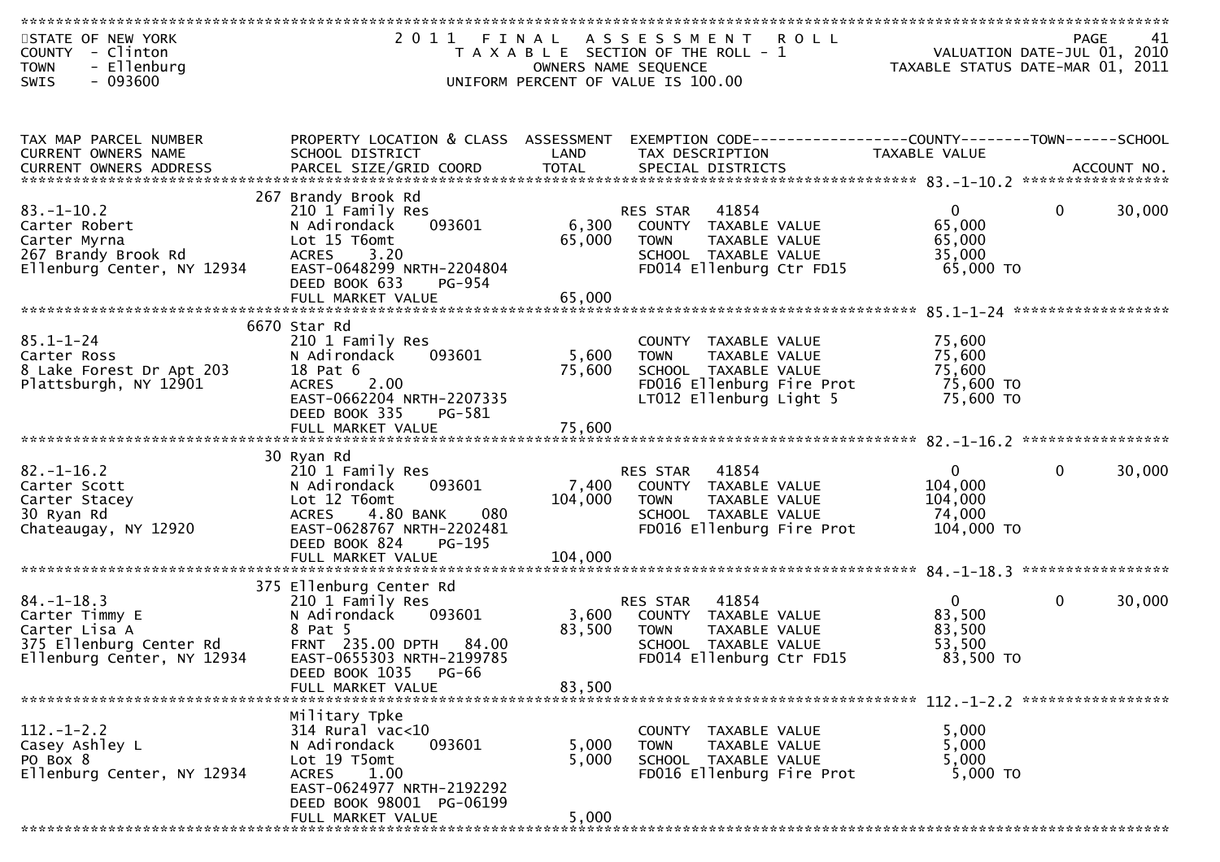STATE OF NEW YORK
COUNTY - Clinton
TOWN - Ellenburg
SWIS - 093600

2011 FINAL ASSESSMENT ROLL
TAXABLE SECTION OF THE ROLL - 1
OWNERS NAME SEQUENCE
UNIFORM PERCENT OF VALUE IS 100.00

VALUATION DATE-JUL 01, 2010
TAXABLE STATUS DATE-MAR 01, 2011

| TAX MAP PARCEL NUMBER / CURRENT OWNERS NAME / CURRENT OWNERS ADDRESS | PROPERTY LOCATION & CLASS / SCHOOL DISTRICT / PARCEL SIZE/GRID COORD | ASSESSMENT LAND / TOTAL | EXEMPTION CODE / TAX DESCRIPTION / SPECIAL DISTRICTS | COUNTY TAXABLE VALUE | TOWN | SCHOOL |
|---|---|---|---|---|---|---|
| **83.-1-10.2** | 267 Brandy Brook Rd | | | | | |
| 83.-1-10.2 | 210 1 Family Res | | RES STAR 41854 | 0 | 0 | 30,000 |
| Carter Robert | N Adirondack 093601 | 6,300 | COUNTY TAXABLE VALUE | 65,000 | | |
| Carter Myrna | Lot 15 T6omt | 65,000 | TOWN TAXABLE VALUE | 65,000 | | |
| 267 Brandy Brook Rd | ACRES 3.20 | | SCHOOL TAXABLE VALUE | 35,000 | | |
| Ellenburg Center, NY 12934 | EAST-0648299 NRTH-2204804 | | FD014 Ellenburg Ctr FD15 | 65,000 TO | | |
| | DEED BOOK 633 PG-954 | | | | | |
| | FULL MARKET VALUE | 65,000 | | | | |
| **85.1-1-24** | 6670 Star Rd | | | | | |
| 85.1-1-24 | 210 1 Family Res | | COUNTY TAXABLE VALUE | 75,600 | | |
| Carter Ross | N Adirondack 093601 | 5,600 | TOWN TAXABLE VALUE | 75,600 | | |
| 8 Lake Forest Dr Apt 203 | 18 Pat 6 | 75,600 | SCHOOL TAXABLE VALUE | 75,600 | | |
| Plattsburgh, NY 12901 | ACRES 2.00 | | FD016 Ellenburg Fire Prot | 75,600 TO | | |
| | EAST-0662204 NRTH-2207335 | | LT012 Ellenburg Light 5 | 75,600 TO | | |
| | DEED BOOK 335 PG-581 | | | | | |
| | FULL MARKET VALUE | 75,600 | | | | |
| **82.-1-16.2** | 30 Ryan Rd | | | | | |
| 82.-1-16.2 | 210 1 Family Res | | RES STAR 41854 | 0 | 0 | 30,000 |
| Carter Scott | N Adirondack 093601 | 7,400 | COUNTY TAXABLE VALUE | 104,000 | | |
| Carter Stacey | Lot 12 T6omt | 104,000 | TOWN TAXABLE VALUE | 104,000 | | |
| 30 Ryan Rd | ACRES 4.80 BANK 080 | | SCHOOL TAXABLE VALUE | 74,000 | | |
| Chateaugay, NY 12920 | EAST-0628767 NRTH-2202481 | | FD016 Ellenburg Fire Prot | 104,000 TO | | |
| | DEED BOOK 824 PG-195 | | | | | |
| | FULL MARKET VALUE | 104,000 | | | | |
| **84.-1-18.3** | 375 Ellenburg Center Rd | | | | | |
| 84.-1-18.3 | 210 1 Family Res | | RES STAR 41854 | 0 | 0 | 30,000 |
| Carter Timmy E | N Adirondack 093601 | 3,600 | COUNTY TAXABLE VALUE | 83,500 | | |
| Carter Lisa A | 8 Pat 5 | 83,500 | TOWN TAXABLE VALUE | 83,500 | | |
| 375 Ellenburg Center Rd | FRNT 235.00 DPTH 84.00 | | SCHOOL TAXABLE VALUE | 53,500 | | |
| Ellenburg Center, NY 12934 | EAST-0655303 NRTH-2199785 | | FD014 Ellenburg Ctr FD15 | 83,500 TO | | |
| | DEED BOOK 1035 PG-66 | | | | | |
| | FULL MARKET VALUE | 83,500 | | | | |
| **112.-1-2.2** | Military Tpke | | | | | |
| 112.-1-2.2 | 314 Rural vac<10 | | COUNTY TAXABLE VALUE | 5,000 | | |
| Casey Ashley L | N Adirondack 093601 | 5,000 | TOWN TAXABLE VALUE | 5,000 | | |
| PO Box 8 | Lot 19 T5omt | 5,000 | SCHOOL TAXABLE VALUE | 5,000 | | |
| Ellenburg Center, NY 12934 | ACRES 1.00 | | FD016 Ellenburg Fire Prot | 5,000 TO | | |
| | EAST-0624977 NRTH-2192292 | | | | | |
| | DEED BOOK 98001 PG-06199 | | | | | |
| | FULL MARKET VALUE | 5,000 | | | | |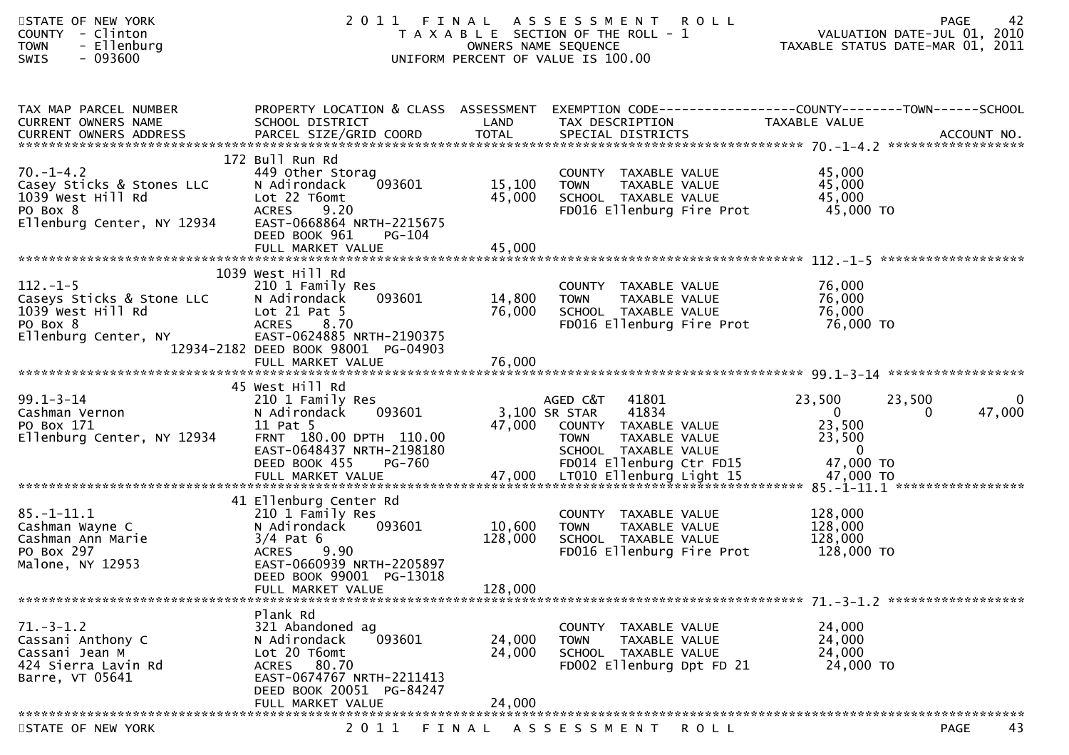STATE OF NEW YORK
COUNTY - Clinton
TOWN - Ellenburg
SWIS - 093600

# 2011 FINAL ASSESSMENT ROLL

TAXABLE SECTION OF THE ROLL - 1
OWNERS NAME SEQUENCE
UNIFORM PERCENT OF VALUE IS 100.00

VALUATION DATE-JUL 01, 2010
TAXABLE STATUS DATE-MAR 01, 2011

| TAX MAP PARCEL NUMBER / CURRENT OWNERS NAME / CURRENT OWNERS ADDRESS | PROPERTY LOCATION & CLASS / SCHOOL DISTRICT / PARCEL SIZE/GRID COORD | ASSESSMENT LAND | ASSESSMENT TOTAL | EXEMPTION CODE / TAX DESCRIPTION / SPECIAL DISTRICTS | COUNTY TAXABLE VALUE | TOWN | SCHOOL | ACCOUNT NO. |
|---|---|---|---|---|---|---|---|---|
| **70.-1-4.2** | 172 Bull Run Rd | | | | | | | |
| 70.-1-4.2 | 449 Other Storag | | | COUNTY TAXABLE VALUE | 45,000 | | | |
| Casey Sticks & Stones LLC | N Adirondack 093601 | 15,100 | | TOWN TAXABLE VALUE | 45,000 | | | |
| 1039 West Hill Rd | Lot 22 T6omt | | 45,000 | SCHOOL TAXABLE VALUE | 45,000 | | | |
| PO Box 8 | ACRES 9.20 | | | FD016 Ellenburg Fire Prot | 45,000 TO | | | |
| Ellenburg Center, NY 12934 | EAST-0668864 NRTH-2215675 | | | | | | | |
| | DEED BOOK 961 PG-104 | | | | | | | |
| | FULL MARKET VALUE | | 45,000 | | | | | |
| **112.-1-5** | 1039 West Hill Rd | | | | | | | |
| 112.-1-5 | 210 1 Family Res | | | COUNTY TAXABLE VALUE | 76,000 | | | |
| Caseys Sticks & Stone LLC | N Adirondack 093601 | 14,800 | | TOWN TAXABLE VALUE | 76,000 | | | |
| 1039 West Hill Rd | Lot 21 Pat 5 | | 76,000 | SCHOOL TAXABLE VALUE | 76,000 | | | |
| PO Box 8 | ACRES 8.70 | | | FD016 Ellenburg Fire Prot | 76,000 TO | | | |
| Ellenburg Center, NY 12934-2182 | EAST-0624885 NRTH-2190375 | | | | | | | |
| | DEED BOOK 98001 PG-04903 | | | | | | | |
| | FULL MARKET VALUE | | 76,000 | | | | | |
| **99.1-3-14** | 45 West Hill Rd | | | | | | | |
| 99.1-3-14 | 210 1 Family Res | | | AGED C&T 41801 | 23,500 | 23,500 | 0 | |
| Cashman Vernon | N Adirondack 093601 | 3,100 | | SR STAR 41834 | 0 | 0 | 47,000 | |
| PO Box 171 | 11 Pat 5 | | 47,000 | COUNTY TAXABLE VALUE | 23,500 | | | |
| Ellenburg Center, NY 12934 | FRNT 180.00 DPTH 110.00 | | | TOWN TAXABLE VALUE | 23,500 | | | |
| | EAST-0648437 NRTH-2198180 | | | SCHOOL TAXABLE VALUE | 0 | | | |
| | DEED BOOK 455 PG-760 | | | FD014 Ellenburg Ctr FD15 | 47,000 TO | | | |
| | FULL MARKET VALUE | | 47,000 | LT010 Ellenburg Light 15 | 47,000 TO | | | |
| **85.-1-11.1** | 41 Ellenburg Center Rd | | | | | | | |
| 85.-1-11.1 | 210 1 Family Res | | | COUNTY TAXABLE VALUE | 128,000 | | | |
| Cashman Wayne C | N Adirondack 093601 | 10,600 | | TOWN TAXABLE VALUE | 128,000 | | | |
| Cashman Ann Marie | 3/4 Pat 6 | | 128,000 | SCHOOL TAXABLE VALUE | 128,000 | | | |
| PO Box 297 | ACRES 9.90 | | | FD016 Ellenburg Fire Prot | 128,000 TO | | | |
| Malone, NY 12953 | EAST-0660939 NRTH-2205897 | | | | | | | |
| | DEED BOOK 99001 PG-13018 | | | | | | | |
| | FULL MARKET VALUE | | 128,000 | | | | | |
| **71.-3-1.2** | Plank Rd | | | | | | | |
| 71.-3-1.2 | 321 Abandoned ag | | | COUNTY TAXABLE VALUE | 24,000 | | | |
| Cassani Anthony C | N Adirondack 093601 | 24,000 | | TOWN TAXABLE VALUE | 24,000 | | | |
| Cassani Jean M | Lot 20 T6omt | | 24,000 | SCHOOL TAXABLE VALUE | 24,000 | | | |
| 424 Sierra Lavin Rd | ACRES 80.70 | | | FD002 Ellenburg Dpt FD 21 | 24,000 TO | | | |
| Barre, VT 05641 | EAST-0674767 NRTH-2211413 | | | | | | | |
| | DEED BOOK 20051 PG-84247 | | | | | | | |
| | FULL MARKET VALUE | | 24,000 | | | | | |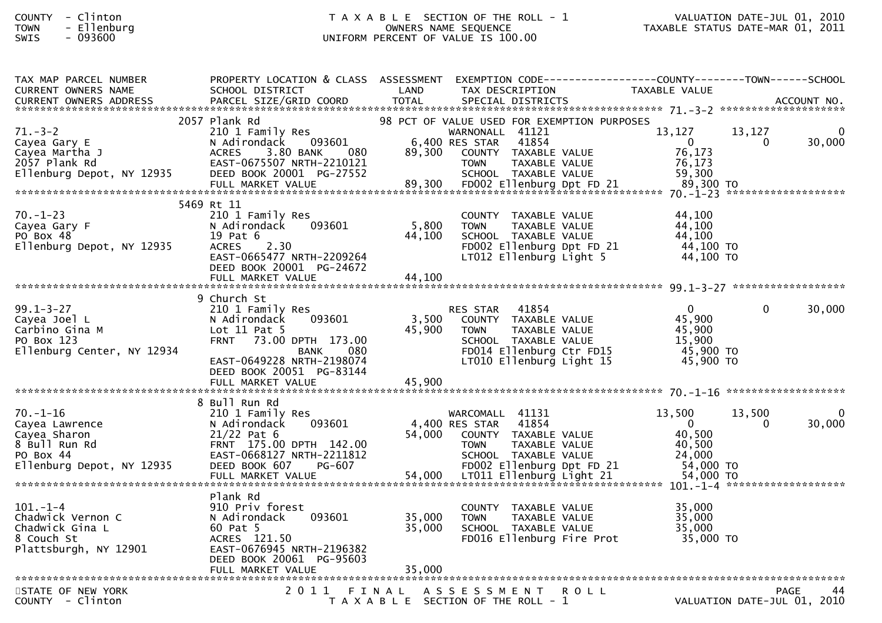COUNTY - Clinton
TOWN - Ellenburg
SWIS - 093600

T A X A B L E SECTION OF THE ROLL - 1
OWNERS NAME SEQUENCE
UNIFORM PERCENT OF VALUE IS 100.00

VALUATION DATE-JUL 01, 2010
TAXABLE STATUS DATE-MAR 01, 2011

| TAX MAP PARCEL NUMBER / CURRENT OWNERS NAME / CURRENT OWNERS ADDRESS | PROPERTY LOCATION & CLASS / SCHOOL DISTRICT / PARCEL SIZE/GRID COORD | ASSESSMENT LAND / TOTAL | EXEMPTION CODE / TAX DESCRIPTION / SPECIAL DISTRICTS | COUNTY TAXABLE VALUE | TOWN | SCHOOL | ACCOUNT NO. |
|---|---|---|---|---|---|---|---|
| **71.-3-2** | 2057 Plank Rd | | 98 PCT OF VALUE USED FOR EXEMPTION PURPOSES | | | | |
| 71.-3-2 | 210 1 Family Res | | WARNONALL 41121 | 13,127 | 13,127 | 0 | |
| Cayea Gary E | N Adirondack 093601 | 6,400 | RES STAR 41854 | 0 | 0 | 30,000 | |
| Cayea Martha J | ACRES 3.80 BANK 080 | 89,300 | COUNTY TAXABLE VALUE | 76,173 | | | |
| 2057 Plank Rd | EAST-0675507 NRTH-2210121 | | TOWN TAXABLE VALUE | 76,173 | | | |
| Ellenburg Depot, NY 12935 | DEED BOOK 20001 PG-27552 | | SCHOOL TAXABLE VALUE | 59,300 | | | |
| | FULL MARKET VALUE | 89,300 | FD002 Ellenburg Dpt FD 21 | 89,300 TO | | | |
| **70.-1-23** | 5469 Rt 11 | | | | | | |
| 70.-1-23 | 210 1 Family Res | | COUNTY TAXABLE VALUE | 44,100 | | | |
| Cayea Gary F | N Adirondack 093601 | 5,800 | TOWN TAXABLE VALUE | 44,100 | | | |
| PO Box 48 | 19 Pat 6 | 44,100 | SCHOOL TAXABLE VALUE | 44,100 | | | |
| Ellenburg Depot, NY 12935 | ACRES 2.30 | | FD002 Ellenburg Dpt FD 21 | 44,100 TO | | | |
| | EAST-0665477 NRTH-2209264 | | LT012 Ellenburg Light 5 | 44,100 TO | | | |
| | DEED BOOK 20001 PG-24672 | | | | | | |
| | FULL MARKET VALUE | 44,100 | | | | | |
| **99.1-3-27** | 9 Church St | | | | | | |
| 99.1-3-27 | 210 1 Family Res | | RES STAR 41854 | 0 | 0 | 30,000 | |
| Cayea Joel L | N Adirondack 093601 | 3,500 | COUNTY TAXABLE VALUE | 45,900 | | | |
| Carbino Gina M | Lot 11 Pat 5 | 45,900 | TOWN TAXABLE VALUE | 45,900 | | | |
| PO Box 123 | FRNT 73.00 DPTH 173.00 | | SCHOOL TAXABLE VALUE | 15,900 | | | |
| Ellenburg Center, NY 12934 | BANK 080 | | FD014 Ellenburg Ctr FD15 | 45,900 TO | | | |
| | EAST-0649228 NRTH-2198074 | | LT010 Ellenburg Light 15 | 45,900 TO | | | |
| | DEED BOOK 20051 PG-83144 | | | | | | |
| | FULL MARKET VALUE | 45,900 | | | | | |
| **70.-1-16** | 8 Bull Run Rd | | | | | | |
| 70.-1-16 | 210 1 Family Res | | WARCOMALL 41131 | 13,500 | 13,500 | 0 | |
| Cayea Lawrence | N Adirondack 093601 | 4,400 | RES STAR 41854 | 0 | 0 | 30,000 | |
| Cayea Sharon | 21/22 Pat 6 | 54,000 | COUNTY TAXABLE VALUE | 40,500 | | | |
| 8 Bull Run Rd | FRNT 175.00 DPTH 142.00 | | TOWN TAXABLE VALUE | 40,500 | | | |
| PO Box 44 | EAST-0668127 NRTH-2211812 | | SCHOOL TAXABLE VALUE | 24,000 | | | |
| Ellenburg Depot, NY 12935 | DEED BOOK 607 PG-607 | | FD002 Ellenburg Dpt FD 21 | 54,000 TO | | | |
| | FULL MARKET VALUE | 54,000 | LT011 Ellenburg Light 21 | 54,000 TO | | | |
| **101.-1-4** | Plank Rd | | | | | | |
| 101.-1-4 | 910 Priv forest | | COUNTY TAXABLE VALUE | 35,000 | | | |
| Chadwick Vernon C | N Adirondack 093601 | 35,000 | TOWN TAXABLE VALUE | 35,000 | | | |
| Chadwick Gina L | 60 Pat 5 | 35,000 | SCHOOL TAXABLE VALUE | 35,000 | | | |
| 8 Couch St | ACRES 121.50 | | FD016 Ellenburg Fire Prot | 35,000 TO | | | |
| Plattsburgh, NY 12901 | EAST-0676945 NRTH-2196382 | | | | | | |
| | DEED BOOK 20061 PG-95603 | | | | | | |
| | FULL MARKET VALUE | 35,000 | | | | | |

STATE OF NEW YORK
COUNTY - Clinton

2 0 1 1 F I N A L A S S E S S M E N T R O L L
T A X A B L E SECTION OF THE ROLL - 1

VALUATION DATE-JUL 01, 2010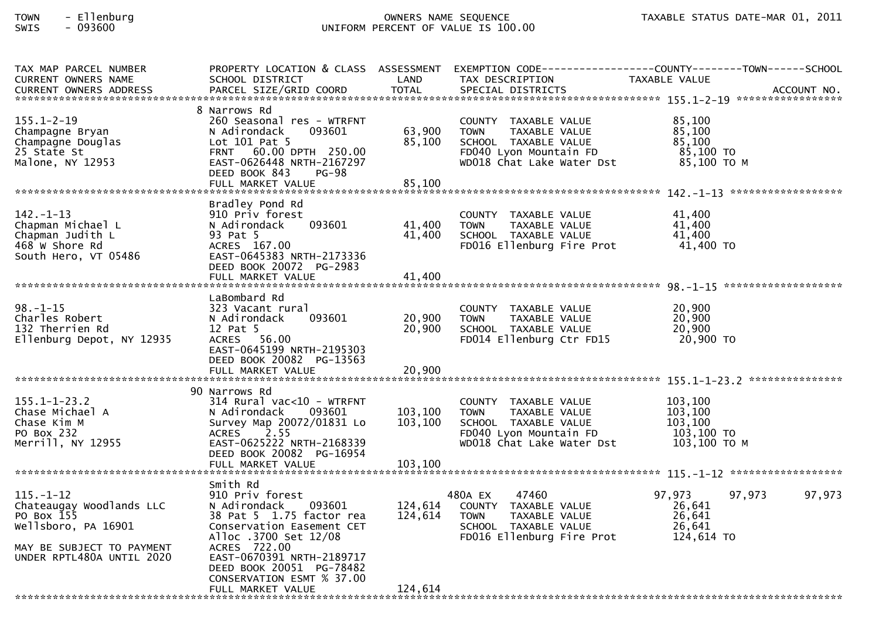TOWN - Ellenburg
SWIS - 093600

OWNERS NAME SEQUENCE
UNIFORM PERCENT OF VALUE IS 100.00

TAXABLE STATUS DATE-MAR 01, 2011

| TAX MAP PARCEL NUMBER<br>CURRENT OWNERS NAME<br>CURRENT OWNERS ADDRESS | PROPERTY LOCATION & CLASS<br>SCHOOL DISTRICT<br>PARCEL SIZE/GRID COORD | ASSESSMENT<br>LAND<br>TOTAL | EXEMPTION CODE<br>TAX DESCRIPTION<br>SPECIAL DISTRICTS | COUNTY<br>TAXABLE VALUE | TOWN | SCHOOL<br>ACCOUNT NO. |
|---|---|---|---|---|---|---|
| **155.1-2-19** | | | | | | |
| | 8 Narrows Rd | | | | | |
| 155.1-2-19 | 260 Seasonal res - WTRFNT | | COUNTY TAXABLE VALUE | 85,100 | | |
| Champagne Bryan | N Adirondack 093601 | 63,900 | TOWN TAXABLE VALUE | 85,100 | | |
| Champagne Douglas | Lot 101 Pat 5 | 85,100 | SCHOOL TAXABLE VALUE | 85,100 | | |
| 25 State St | FRNT 60.00 DPTH 250.00 | | FD040 Lyon Mountain FD | 85,100 TO | | |
| Malone, NY 12953 | EAST-0626448 NRTH-2167297 | | WD018 Chat Lake Water Dst | 85,100 TO M | | |
| | DEED BOOK 843 PG-98 | | | | | |
| | FULL MARKET VALUE | 85,100 | | | | |
| **142.-1-13** | | | | | | |
| | Bradley Pond Rd | | | | | |
| 142.-1-13 | 910 Priv forest | | COUNTY TAXABLE VALUE | 41,400 | | |
| Chapman Michael L | N Adirondack 093601 | 41,400 | TOWN TAXABLE VALUE | 41,400 | | |
| Chapman Judith L | 93 Pat 5 | 41,400 | SCHOOL TAXABLE VALUE | 41,400 | | |
| 468 W Shore Rd | ACRES 167.00 | | FD016 Ellenburg Fire Prot | 41,400 TO | | |
| South Hero, VT 05486 | EAST-0645383 NRTH-2173336 | | | | | |
| | DEED BOOK 20072 PG-2983 | | | | | |
| | FULL MARKET VALUE | 41,400 | | | | |
| **98.-1-15** | | | | | | |
| | LaBombard Rd | | | | | |
| 98.-1-15 | 323 Vacant rural | | COUNTY TAXABLE VALUE | 20,900 | | |
| Charles Robert | N Adirondack 093601 | 20,900 | TOWN TAXABLE VALUE | 20,900 | | |
| 132 Therrien Rd | 12 Pat 5 | 20,900 | SCHOOL TAXABLE VALUE | 20,900 | | |
| Ellenburg Depot, NY 12935 | ACRES 56.00 | | FD014 Ellenburg Ctr FD15 | 20,900 TO | | |
| | EAST-0645199 NRTH-2195303 | | | | | |
| | DEED BOOK 20082 PG-13563 | | | | | |
| | FULL MARKET VALUE | 20,900 | | | | |
| **155.1-1-23.2** | | | | | | |
| | 90 Narrows Rd | | | | | |
| 155.1-1-23.2 | 314 Rural vac<10 - WTRFNT | | COUNTY TAXABLE VALUE | 103,100 | | |
| Chase Michael A | N Adirondack 093601 | 103,100 | TOWN TAXABLE VALUE | 103,100 | | |
| Chase Kim M | Survey Map 20072/01831 Lo | 103,100 | SCHOOL TAXABLE VALUE | 103,100 | | |
| PO Box 232 | ACRES 2.55 | | FD040 Lyon Mountain FD | 103,100 TO | | |
| Merrill, NY 12955 | EAST-0625222 NRTH-2168339 | | WD018 Chat Lake Water Dst | 103,100 TO M | | |
| | DEED BOOK 20082 PG-16954 | | | | | |
| | FULL MARKET VALUE | 103,100 | | | | |
| **115.-1-12** | | | | | | |
| | Smith Rd | | | | | |
| 115.-1-12 | 910 Priv forest | | 480A EX 47460 | 97,973 | 97,973 | 97,973 |
| Chateaugay Woodlands LLC | N Adirondack 093601 | 124,614 | COUNTY TAXABLE VALUE | 26,641 | | |
| PO Box 155 | 38 Pat 5 1.75 factor rea | 124,614 | TOWN TAXABLE VALUE | 26,641 | | |
| Wellsboro, PA 16901 | Conservation Easement CET | | SCHOOL TAXABLE VALUE | 26,641 | | |
| | Alloc .3700 Set 12/08 | | FD016 Ellenburg Fire Prot | 124,614 TO | | |
| MAY BE SUBJECT TO PAYMENT | ACRES 722.00 | | | | | |
| UNDER RPTL480A UNTIL 2020 | EAST-0670391 NRTH-2189717 | | | | | |
| | DEED BOOK 20051 PG-78482 | | | | | |
| | CONSERVATION ESMT % 37.00 | | | | | |
| | FULL MARKET VALUE | 124,614 | | | | |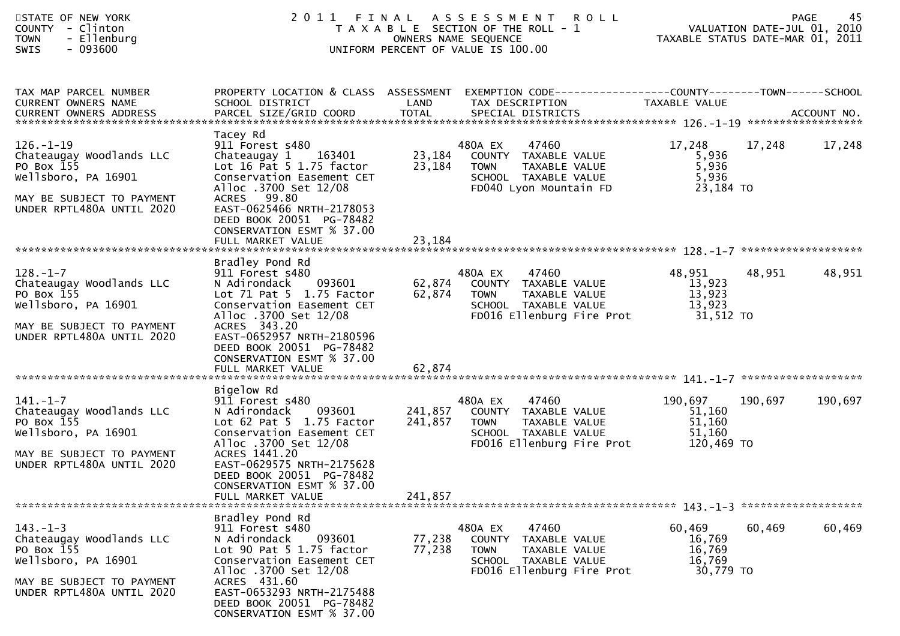STATE OF NEW YORK
COUNTY - Clinton
TOWN - Ellenburg
SWIS - 093600

2011 FINAL ASSESSMENT ROLL
TAXABLE SECTION OF THE ROLL - 1
OWNERS NAME SEQUENCE
UNIFORM PERCENT OF VALUE IS 100.00

VALUATION DATE-JUL 01, 2010
TAXABLE STATUS DATE-MAR 01, 2011

| TAX MAP PARCEL NUMBER / CURRENT OWNERS NAME / CURRENT OWNERS ADDRESS | PROPERTY LOCATION & CLASS / SCHOOL DISTRICT / PARCEL SIZE/GRID COORD | ASSESSMENT LAND / TOTAL | EXEMPTION CODE / TAX DESCRIPTION / SPECIAL DISTRICTS | COUNTY TAXABLE VALUE | TOWN | SCHOOL |
|---|---|---|---|---|---|---|
| 126.-1-19 | Tacey Rd | | | | | |
| Chateaugay Woodlands LLC | 911 Forest s480 | | 480A EX 47460 | 17,248 | 17,248 | 17,248 |
| PO Box 155 | Chateaugay 1 163401 | 23,184 | COUNTY TAXABLE VALUE | 5,936 | | |
| Wellsboro, PA 16901 | Lot 16 Pat 5 1.75 factor | 23,184 | TOWN TAXABLE VALUE | 5,936 | | |
| | Conservation Easement CET | | SCHOOL TAXABLE VALUE | 5,936 | | |
| MAY BE SUBJECT TO PAYMENT | Alloc .3700 Set 12/08 | | FD040 Lyon Mountain FD | 23,184 TO | | |
| UNDER RPTL480A UNTIL 2020 | ACRES 99.80 | | | | | |
| | EAST-0625466 NRTH-2178053 | | | | | |
| | DEED BOOK 20051 PG-78482 | | | | | |
| | CONSERVATION ESMT % 37.00 | | | | | |
| | FULL MARKET VALUE | 23,184 | | | | |
| 128.-1-7 | Bradley Pond Rd | | | | | |
| Chateaugay Woodlands LLC | 911 Forest s480 | | 480A EX 47460 | 48,951 | 48,951 | 48,951 |
| PO Box 155 | N Adirondack 093601 | 62,874 | COUNTY TAXABLE VALUE | 13,923 | | |
| Wellsboro, PA 16901 | Lot 71 Pat 5 1.75 Factor | 62,874 | TOWN TAXABLE VALUE | 13,923 | | |
| | Conservation Easement CET | | SCHOOL TAXABLE VALUE | 13,923 | | |
| MAY BE SUBJECT TO PAYMENT | Alloc .3700 Set 12/08 | | FD016 Ellenburg Fire Prot | 31,512 TO | | |
| UNDER RPTL480A UNTIL 2020 | ACRES 343.20 | | | | | |
| | EAST-0652957 NRTH-2180596 | | | | | |
| | DEED BOOK 20051 PG-78482 | | | | | |
| | CONSERVATION ESMT % 37.00 | | | | | |
| | FULL MARKET VALUE | 62,874 | | | | |
| 141.-1-7 | Bigelow Rd | | | | | |
| Chateaugay Woodlands LLC | 911 Forest s480 | | 480A EX 47460 | 190,697 | 190,697 | 190,697 |
| PO Box 155 | N Adirondack 093601 | 241,857 | COUNTY TAXABLE VALUE | 51,160 | | |
| Wellsboro, PA 16901 | Lot 62 Pat 5 1.75 Factor | 241,857 | TOWN TAXABLE VALUE | 51,160 | | |
| | Conservation Easement CET | | SCHOOL TAXABLE VALUE | 51,160 | | |
| MAY BE SUBJECT TO PAYMENT | Alloc .3700 Set 12/08 | | FD016 Ellenburg Fire Prot | 120,469 TO | | |
| UNDER RPTL480A UNTIL 2020 | ACRES 1441.20 | | | | | |
| | EAST-0629575 NRTH-2175628 | | | | | |
| | DEED BOOK 20051 PG-78482 | | | | | |
| | CONSERVATION ESMT % 37.00 | | | | | |
| | FULL MARKET VALUE | 241,857 | | | | |
| 143.-1-3 | Bradley Pond Rd | | | | | |
| Chateaugay Woodlands LLC | 911 Forest s480 | | 480A EX 47460 | 60,469 | 60,469 | 60,469 |
| PO Box 155 | N Adirondack 093601 | 77,238 | COUNTY TAXABLE VALUE | 16,769 | | |
| Wellsboro, PA 16901 | Lot 90 Pat 5 1.75 factor | 77,238 | TOWN TAXABLE VALUE | 16,769 | | |
| | Conservation Easement CET | | SCHOOL TAXABLE VALUE | 16,769 | | |
| MAY BE SUBJECT TO PAYMENT | Alloc .3700 Set 12/08 | | FD016 Ellenburg Fire Prot | 30,779 TO | | |
| UNDER RPTL480A UNTIL 2020 | ACRES 431.60 | | | | | |
| | EAST-0653293 NRTH-2175488 | | | | | |
| | DEED BOOK 20051 PG-78482 | | | | | |
| | CONSERVATION ESMT % 37.00 | | | | | |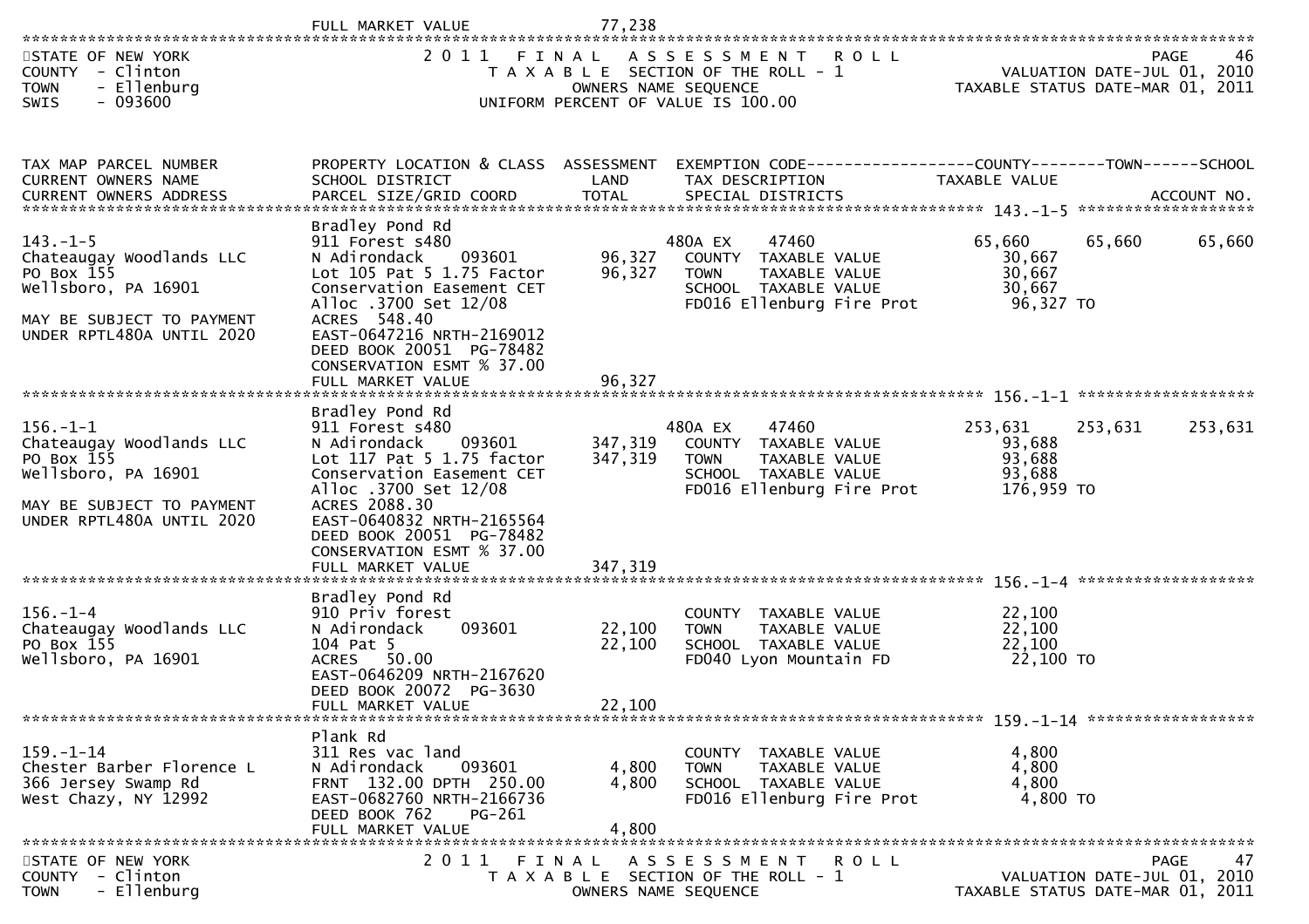| | FULL MARKET VALUE | 77,238 | | |
|---|---|---|---|---|

## 2011 FINAL ASSESSMENT ROLL

STATE OF NEW YORK
COUNTY - Clinton
TOWN - Ellenburg
SWIS - 093600

TAXABLE SECTION OF THE ROLL - 1
OWNERS NAME SEQUENCE
UNIFORM PERCENT OF VALUE IS 100.00

VALUATION DATE-JUL 01, 2010
TAXABLE STATUS DATE-MAR 01, 2011

| TAX MAP PARCEL NUMBER / CURRENT OWNERS NAME / CURRENT OWNERS ADDRESS | PROPERTY LOCATION & CLASS / SCHOOL DISTRICT / PARCEL SIZE/GRID COORD | ASSESSMENT LAND / TOTAL | EXEMPTION CODE / TAX DESCRIPTION / SPECIAL DISTRICTS | COUNTY TAXABLE VALUE | TOWN | SCHOOL / ACCOUNT NO. |
|---|---|---|---|---|---|---|
| **143.-1-5** | Bradley Pond Rd | | | | | |
| 143.-1-5 | 911 Forest s480 | | 480A EX 47460 | 65,660 | 65,660 | 65,660 |
| Chateaugay Woodlands LLC | N Adirondack 093601 | 96,327 | COUNTY TAXABLE VALUE | 30,667 | | |
| PO Box 155 | Lot 105 Pat 5 1.75 Factor | 96,327 | TOWN TAXABLE VALUE | 30,667 | | |
| Wellsboro, PA 16901 | Conservation Easement CET | | SCHOOL TAXABLE VALUE | 30,667 | | |
| | Alloc .3700 Set 12/08 | | FD016 Ellenburg Fire Prot | 96,327 TO | | |
| MAY BE SUBJECT TO PAYMENT | ACRES 548.40 | | | | | |
| UNDER RPTL480A UNTIL 2020 | EAST-0647216 NRTH-2169012 | | | | | |
| | DEED BOOK 20051 PG-78482 | | | | | |
| | CONSERVATION ESMT % 37.00 | | | | | |
| | FULL MARKET VALUE | 96,327 | | | | |
| **156.-1-1** | Bradley Pond Rd | | | | | |
| 156.-1-1 | 911 Forest s480 | | 480A EX 47460 | 253,631 | 253,631 | 253,631 |
| Chateaugay Woodlands LLC | N Adirondack 093601 | 347,319 | COUNTY TAXABLE VALUE | 93,688 | | |
| PO Box 155 | Lot 117 Pat 5 1.75 factor | 347,319 | TOWN TAXABLE VALUE | 93,688 | | |
| Wellsboro, PA 16901 | Conservation Easement CET | | SCHOOL TAXABLE VALUE | 93,688 | | |
| | Alloc .3700 Set 12/08 | | FD016 Ellenburg Fire Prot | 176,959 TO | | |
| MAY BE SUBJECT TO PAYMENT | ACRES 2088.30 | | | | | |
| UNDER RPTL480A UNTIL 2020 | EAST-0640832 NRTH-2165564 | | | | | |
| | DEED BOOK 20051 PG-78482 | | | | | |
| | CONSERVATION ESMT % 37.00 | | | | | |
| | FULL MARKET VALUE | 347,319 | | | | |
| **156.-1-4** | Bradley Pond Rd | | | | | |
| 156.-1-4 | 910 Priv forest | | COUNTY TAXABLE VALUE | 22,100 | | |
| Chateaugay Woodlands LLC | N Adirondack 093601 | 22,100 | TOWN TAXABLE VALUE | 22,100 | | |
| PO Box 155 | 104 Pat 5 | 22,100 | SCHOOL TAXABLE VALUE | 22,100 | | |
| Wellsboro, PA 16901 | ACRES 50.00 | | FD040 Lyon Mountain FD | 22,100 TO | | |
| | EAST-0646209 NRTH-2167620 | | | | | |
| | DEED BOOK 20072 PG-3630 | | | | | |
| | FULL MARKET VALUE | 22,100 | | | | |
| **159.-1-14** | Plank Rd | | | | | |
| 159.-1-14 | 311 Res vac land | | COUNTY TAXABLE VALUE | 4,800 | | |
| Chester Barber Florence L | N Adirondack 093601 | 4,800 | TOWN TAXABLE VALUE | 4,800 | | |
| 366 Jersey Swamp Rd | FRNT 132.00 DPTH 250.00 | 4,800 | SCHOOL TAXABLE VALUE | 4,800 | | |
| West Chazy, NY 12992 | EAST-0682760 NRTH-2166736 | | FD016 Ellenburg Fire Prot | 4,800 TO | | |
| | DEED BOOK 762 PG-261 | | | | | |
| | FULL MARKET VALUE | 4,800 | | | | |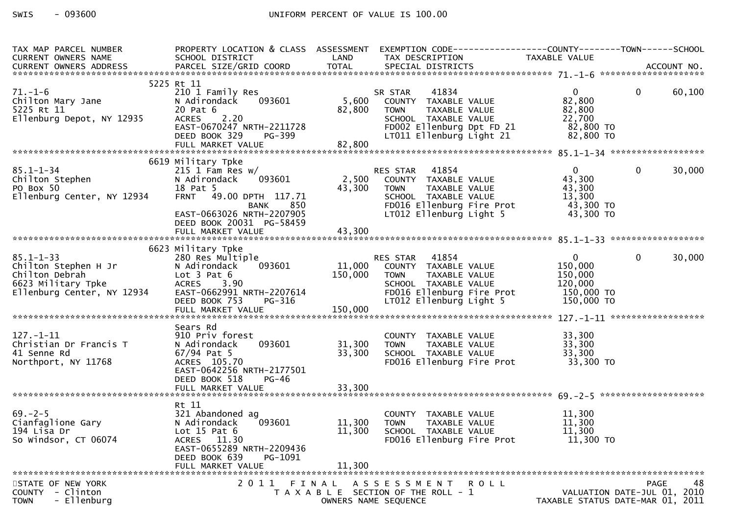SWIS - 093600 UNIFORM PERCENT OF VALUE IS 100.00

| TAX MAP PARCEL NUMBER / CURRENT OWNERS NAME / CURRENT OWNERS ADDRESS | PROPERTY LOCATION & CLASS / SCHOOL DISTRICT / PARCEL SIZE/GRID COORD | ASSESSMENT LAND | TOTAL | EXEMPTION CODE / TAX DESCRIPTION / SPECIAL DISTRICTS | COUNTY TAXABLE VALUE | TOWN | SCHOOL / ACCOUNT NO. |
|---|---|---|---|---|---|---|---|
| **71.-1-6** | 5225 Rt 11 | | | | | | |
| 71.-1-6 | 210 1 Family Res | | | SR STAR 41834 | 0 | 0 | 60,100 |
| Chilton Mary Jane | N Adirondack 093601 | 5,600 | | COUNTY TAXABLE VALUE | 82,800 | | |
| 5225 Rt 11 | 20 Pat 6 | | 82,800 | TOWN TAXABLE VALUE | 82,800 | | |
| Ellenburg Depot, NY 12935 | ACRES 2.20 | | | SCHOOL TAXABLE VALUE | 22,700 | | |
| | EAST-0670247 NRTH-2211728 | | | FD002 Ellenburg Dpt FD 21 | 82,800 TO | | |
| | DEED BOOK 329 PG-399 | | | LT011 Ellenburg Light 21 | 82,800 TO | | |
| | FULL MARKET VALUE | | 82,800 | | | | |
| **85.1-1-34** | 6619 Military Tpke | | | | | | |
| 85.1-1-34 | 215 1 Fam Res w/ | | | RES STAR 41854 | 0 | 0 | 30,000 |
| Chilton Stephen | N Adirondack 093601 | 2,500 | | COUNTY TAXABLE VALUE | 43,300 | | |
| PO Box 50 | 18 Pat 5 | | 43,300 | TOWN TAXABLE VALUE | 43,300 | | |
| Ellenburg Center, NY 12934 | FRNT 49.00 DPTH 117.71 | | | SCHOOL TAXABLE VALUE | 13,300 | | |
| | BANK 850 | | | FD016 Ellenburg Fire Prot | 43,300 TO | | |
| | EAST-0663026 NRTH-2207905 | | | LT012 Ellenburg Light 5 | 43,300 TO | | |
| | DEED BOOK 20031 PG-58459 | | | | | | |
| | FULL MARKET VALUE | | 43,300 | | | | |
| **85.1-1-33** | 6623 Military Tpke | | | | | | |
| 85.1-1-33 | 280 Res Multiple | | | RES STAR 41854 | 0 | 0 | 30,000 |
| Chilton Stephen H Jr | N Adirondack 093601 | 11,000 | | COUNTY TAXABLE VALUE | 150,000 | | |
| Chilton Debrah | Lot 3 Pat 6 | | 150,000 | TOWN TAXABLE VALUE | 150,000 | | |
| 6623 Military Tpke | ACRES 3.90 | | | SCHOOL TAXABLE VALUE | 120,000 | | |
| Ellenburg Center, NY 12934 | EAST-0662991 NRTH-2207614 | | | FD016 Ellenburg Fire Prot | 150,000 TO | | |
| | DEED BOOK 753 PG-316 | | | LT012 Ellenburg Light 5 | 150,000 TO | | |
| | FULL MARKET VALUE | | 150,000 | | | | |
| **127.-1-11** | Sears Rd | | | | | | |
| 127.-1-11 | 910 Priv forest | | | COUNTY TAXABLE VALUE | 33,300 | | |
| Christian Dr Francis T | N Adirondack 093601 | 31,300 | | TOWN TAXABLE VALUE | 33,300 | | |
| 41 Senne Rd | 67/94 Pat 5 | | 33,300 | SCHOOL TAXABLE VALUE | 33,300 | | |
| Northport, NY 11768 | ACRES 105.70 | | | FD016 Ellenburg Fire Prot | 33,300 TO | | |
| | EAST-0642256 NRTH-2177501 | | | | | | |
| | DEED BOOK 518 PG-46 | | | | | | |
| | FULL MARKET VALUE | | 33,300 | | | | |
| **69.-2-5** | Rt 11 | | | | | | |
| 69.-2-5 | 321 Abandoned ag | | | COUNTY TAXABLE VALUE | 11,300 | | |
| Cianfaglione Gary | N Adirondack 093601 | 11,300 | | TOWN TAXABLE VALUE | 11,300 | | |
| 194 Lisa Dr | Lot 15 Pat 6 | | 11,300 | SCHOOL TAXABLE VALUE | 11,300 | | |
| So Windsor, CT 06074 | ACRES 11.30 | | | FD016 Ellenburg Fire Prot | 11,300 TO | | |
| | EAST-0655289 NRTH-2209436 | | | | | | |
| | DEED BOOK 639 PG-1091 | | | | | | |
| | FULL MARKET VALUE | | 11,300 | | | | |

STATE OF NEW YORK — 2011 FINAL ASSESSMENT ROLL — PAGE 48
COUNTY - Clinton — TAXABLE SECTION OF THE ROLL - 1 — VALUATION DATE-JUL 01, 2010
TOWN - Ellenburg — OWNERS NAME SEQUENCE — TAXABLE STATUS DATE-MAR 01, 2011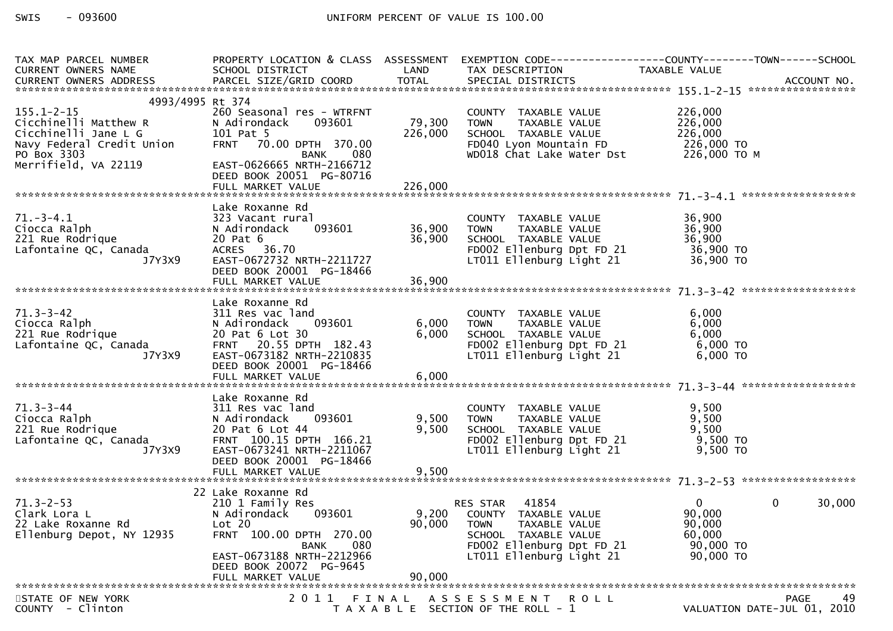SWIS - 093600 UNIFORM PERCENT OF VALUE IS 100.00

| TAX MAP PARCEL NUMBER / CURRENT OWNERS NAME / CURRENT OWNERS ADDRESS | PROPERTY LOCATION & CLASS / SCHOOL DISTRICT / PARCEL SIZE/GRID COORD | ASSESSMENT LAND | TOTAL | EXEMPTION CODE / TAX DESCRIPTION / SPECIAL DISTRICTS | COUNTY TAXABLE VALUE | TOWN | SCHOOL | ACCOUNT NO. |
|---|---|---|---|---|---|---|---|---|
| **155.1-2-15** | 4993/4995 Rt 374 | | | | | | | |
| 155.1-2-15 | 260 Seasonal res - WTRFNT | | | COUNTY TAXABLE VALUE | 226,000 | | | |
| Cicchinelli Matthew R | N Adirondack 093601 | 79,300 | | TOWN TAXABLE VALUE | 226,000 | | | |
| Cicchinelli Jane L G | 101 Pat 5 | | 226,000 | SCHOOL TAXABLE VALUE | 226,000 | | | |
| Navy Federal Credit Union | FRNT 70.00 DPTH 370.00 | | | FD040 Lyon Mountain FD | 226,000 TO | | | |
| PO Box 3303 | BANK 080 | | | WD018 Chat Lake Water Dst | 226,000 TO M | | | |
| Merrifield, VA 22119 | EAST-0626665 NRTH-2166712 | | | | | | | |
| | DEED BOOK 20051 PG-80716 | | | | | | | |
| | FULL MARKET VALUE | | 226,000 | | | | | |
| **71.-3-4.1** | Lake Roxanne Rd | | | | | | | |
| 71.-3-4.1 | 323 Vacant rural | | | COUNTY TAXABLE VALUE | 36,900 | | | |
| Ciocca Ralph | N Adirondack 093601 | 36,900 | | TOWN TAXABLE VALUE | 36,900 | | | |
| 221 Rue Rodrique | 20 Pat 6 | | 36,900 | SCHOOL TAXABLE VALUE | 36,900 | | | |
| Lafontaine QC, Canada | ACRES 36.70 | | | FD002 Ellenburg Dpt FD 21 | 36,900 TO | | | |
| J7Y3X9 | EAST-0672732 NRTH-2211727 | | | LT011 Ellenburg Light 21 | 36,900 TO | | | |
| | DEED BOOK 20001 PG-18466 | | | | | | | |
| | FULL MARKET VALUE | | 36,900 | | | | | |
| **71.3-3-42** | Lake Roxanne Rd | | | | | | | |
| 71.3-3-42 | 311 Res vac land | | | COUNTY TAXABLE VALUE | 6,000 | | | |
| Ciocca Ralph | N Adirondack 093601 | 6,000 | | TOWN TAXABLE VALUE | 6,000 | | | |
| 221 Rue Rodrique | 20 Pat 6 Lot 30 | | 6,000 | SCHOOL TAXABLE VALUE | 6,000 | | | |
| Lafontaine QC, Canada | FRNT 20.55 DPTH 182.43 | | | FD002 Ellenburg Dpt FD 21 | 6,000 TO | | | |
| J7Y3X9 | EAST-0673182 NRTH-2210835 | | | LT011 Ellenburg Light 21 | 6,000 TO | | | |
| | DEED BOOK 20001 PG-18466 | | | | | | | |
| | FULL MARKET VALUE | | 6,000 | | | | | |
| **71.3-3-44** | Lake Roxanne Rd | | | | | | | |
| 71.3-3-44 | 311 Res vac land | | | COUNTY TAXABLE VALUE | 9,500 | | | |
| Ciocca Ralph | N Adirondack 093601 | 9,500 | | TOWN TAXABLE VALUE | 9,500 | | | |
| 221 Rue Rodrique | 20 Pat 6 Lot 44 | | 9,500 | SCHOOL TAXABLE VALUE | 9,500 | | | |
| Lafontaine QC, Canada | FRNT 100.15 DPTH 166.21 | | | FD002 Ellenburg Dpt FD 21 | 9,500 TO | | | |
| J7Y3X9 | EAST-0673241 NRTH-2211067 | | | LT011 Ellenburg Light 21 | 9,500 TO | | | |
| | DEED BOOK 20001 PG-18466 | | | | | | | |
| | FULL MARKET VALUE | | 9,500 | | | | | |
| **71.3-2-53** | 22 Lake Roxanne Rd | | | | | | | |
| 71.3-2-53 | 210 1 Family Res | | | RES STAR 41854 | 0 | 0 | 30,000 | |
| Clark Lora L | N Adirondack 093601 | 9,200 | | COUNTY TAXABLE VALUE | 90,000 | | | |
| 22 Lake Roxanne Rd | Lot 20 | | 90,000 | TOWN TAXABLE VALUE | 90,000 | | | |
| Ellenburg Depot, NY 12935 | FRNT 100.00 DPTH 270.00 | | | SCHOOL TAXABLE VALUE | 60,000 | | | |
| | BANK 080 | | | FD002 Ellenburg Dpt FD 21 | 90,000 TO | | | |
| | EAST-0673188 NRTH-2212966 | | | LT011 Ellenburg Light 21 | 90,000 TO | | | |
| | DEED BOOK 20072 PG-9645 | | | | | | | |
| | FULL MARKET VALUE | | 90,000 | | | | | |

STATE OF NEW YORK — 2011 FINAL ASSESSMENT ROLL — PAGE 49
COUNTY - Clinton — TAXABLE SECTION OF THE ROLL - 1 — VALUATION DATE-JUL 01, 2010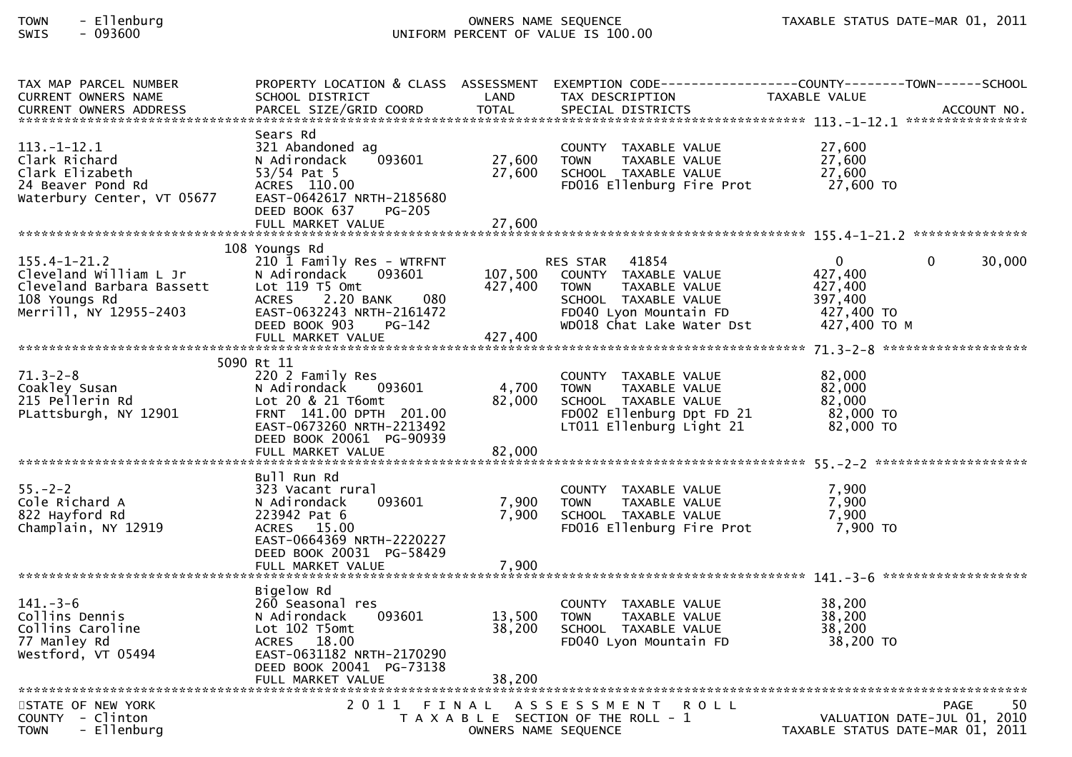TOWN - Ellenburg
SWIS - 093600

OWNERS NAME SEQUENCE
UNIFORM PERCENT OF VALUE IS 100.00

TAXABLE STATUS DATE-MAR 01, 2011

| TAX MAP PARCEL NUMBER / CURRENT OWNERS NAME / CURRENT OWNERS ADDRESS | PROPERTY LOCATION & CLASS / SCHOOL DISTRICT / PARCEL SIZE/GRID COORD | ASSESSMENT LAND / TOTAL | EXEMPTION CODE / TAX DESCRIPTION / SPECIAL DISTRICTS | COUNTY | TOWN | SCHOOL / ACCOUNT NO. |
|---|---|---|---|---|---|---|
| **113.-1-12.1** | Sears Rd | | | | | |
| 113.-1-12.1 | 321 Abandoned ag | | COUNTY TAXABLE VALUE | 27,600 | | |
| Clark Richard | N Adirondack 093601 | 27,600 | TOWN TAXABLE VALUE | 27,600 | | |
| Clark Elizabeth | 53/54 Pat 5 | 27,600 | SCHOOL TAXABLE VALUE | 27,600 | | |
| 24 Beaver Pond Rd | ACRES 110.00 | | FD016 Ellenburg Fire Prot | 27,600 TO | | |
| Waterbury Center, VT 05677 | EAST-0642617 NRTH-2185680 | | | | | |
| | DEED BOOK 637 PG-205 | | | | | |
| | FULL MARKET VALUE | 27,600 | | | | |
| **155.4-1-21.2** | 108 Youngs Rd | | | | | |
| 155.4-1-21.2 | 210 1 Family Res - WTRFNT | | RES STAR 41854 | 0 | 0 | 30,000 |
| Cleveland William L Jr | N Adirondack 093601 | 107,500 | COUNTY TAXABLE VALUE | 427,400 | | |
| Cleveland Barbara Bassett | Lot 119 T5 Omt | 427,400 | TOWN TAXABLE VALUE | 427,400 | | |
| 108 Youngs Rd | ACRES 2.20 BANK 080 | | SCHOOL TAXABLE VALUE | 397,400 | | |
| Merrill, NY 12955-2403 | EAST-0632243 NRTH-2161472 | | FD040 Lyon Mountain FD | 427,400 TO | | |
| | DEED BOOK 903 PG-142 | | WD018 Chat Lake Water Dst | 427,400 TO M | | |
| | FULL MARKET VALUE | 427,400 | | | | |
| **71.3-2-8** | 5090 Rt 11 | | | | | |
| 71.3-2-8 | 220 2 Family Res | | COUNTY TAXABLE VALUE | 82,000 | | |
| Coakley Susan | N Adirondack 093601 | 4,700 | TOWN TAXABLE VALUE | 82,000 | | |
| 215 Pellerin Rd | Lot 20 & 21 T6omt | 82,000 | SCHOOL TAXABLE VALUE | 82,000 | | |
| PLattsburgh, NY 12901 | FRNT 141.00 DPTH 201.00 | | FD002 Ellenburg Dpt FD 21 | 82,000 TO | | |
| | EAST-0673260 NRTH-2213492 | | LT011 Ellenburg Light 21 | 82,000 TO | | |
| | DEED BOOK 20061 PG-90939 | | | | | |
| | FULL MARKET VALUE | 82,000 | | | | |
| **55.-2-2** | Bull Run Rd | | | | | |
| 55.-2-2 | 323 Vacant rural | | COUNTY TAXABLE VALUE | 7,900 | | |
| Cole Richard A | N Adirondack 093601 | 7,900 | TOWN TAXABLE VALUE | 7,900 | | |
| 822 Hayford Rd | 223942 Pat 6 | 7,900 | SCHOOL TAXABLE VALUE | 7,900 | | |
| Champlain, NY 12919 | ACRES 15.00 | | FD016 Ellenburg Fire Prot | 7,900 TO | | |
| | EAST-0664369 NRTH-2220227 | | | | | |
| | DEED BOOK 20031 PG-58429 | | | | | |
| | FULL MARKET VALUE | 7,900 | | | | |
| **141.-3-6** | Bigelow Rd | | | | | |
| 141.-3-6 | 260 Seasonal res | | COUNTY TAXABLE VALUE | 38,200 | | |
| Collins Dennis | N Adirondack 093601 | 13,500 | TOWN TAXABLE VALUE | 38,200 | | |
| Collins Caroline | Lot 102 T5omt | 38,200 | SCHOOL TAXABLE VALUE | 38,200 | | |
| 77 Manley Rd | ACRES 18.00 | | FD040 Lyon Mountain FD | 38,200 TO | | |
| Westford, VT 05494 | EAST-0631182 NRTH-2170290 | | | | | |
| | DEED BOOK 20041 PG-73138 | | | | | |
| | FULL MARKET VALUE | 38,200 | | | | |

STATE OF NEW YORK
COUNTY - Clinton
TOWN - Ellenburg

2011 FINAL ASSESSMENT ROLL
TAXABLE SECTION OF THE ROLL - 1
OWNERS NAME SEQUENCE

PAGE 50
VALUATION DATE-JUL 01, 2010
TAXABLE STATUS DATE-MAR 01, 2011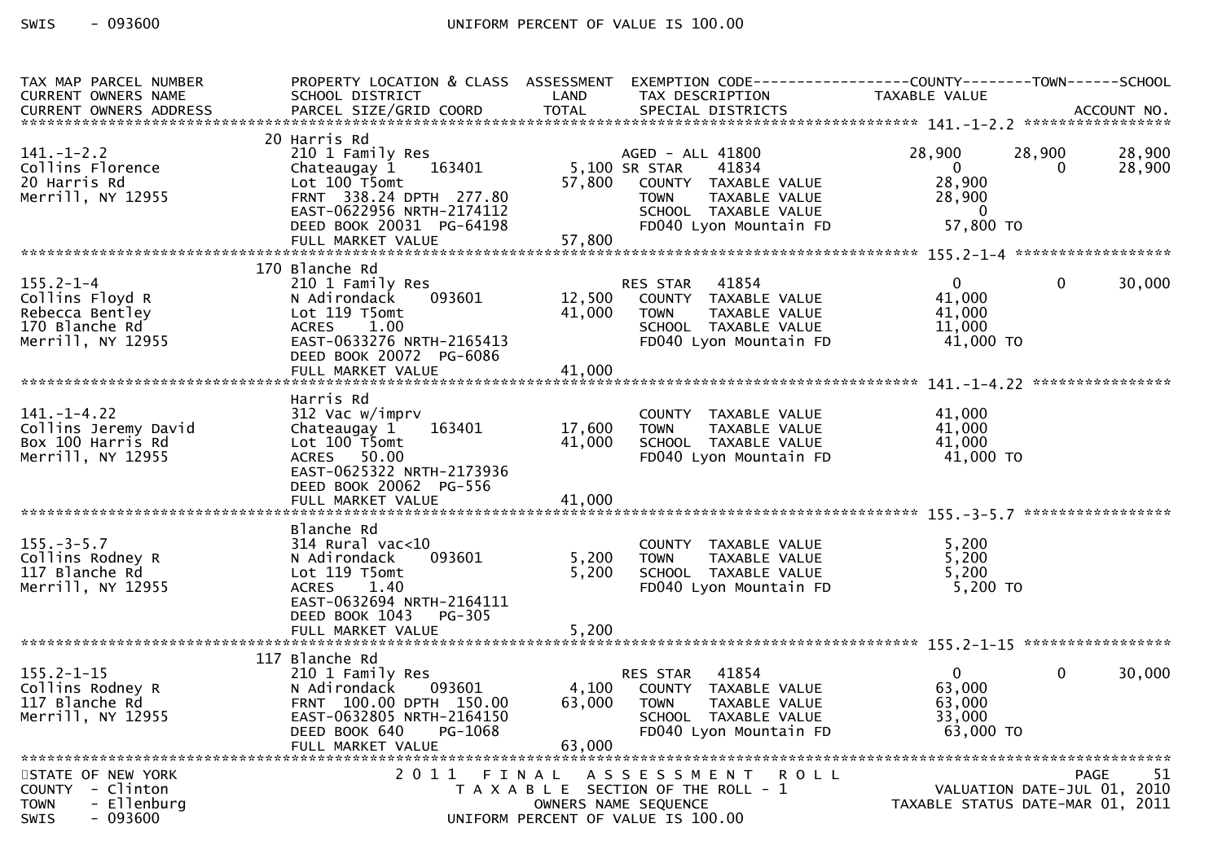| TAX MAP PARCEL NUMBER<br>CURRENT OWNERS NAME<br>CURRENT OWNERS ADDRESS | PROPERTY LOCATION & CLASS<br>SCHOOL DISTRICT<br>PARCEL SIZE/GRID COORD | ASSESSMENT<br>LAND<br>TOTAL | EXEMPTION CODE<br>TAX DESCRIPTION<br>SPECIAL DISTRICTS | COUNTY<br>TAXABLE VALUE | TOWN | SCHOOL<br>ACCOUNT NO. |
|---|---|---|---|---|---|---|
| **141.-1-2.2** | | | | | | |
| | 20 Harris Rd | | | | | |
| 141.-1-2.2 | 210 1 Family Res | | AGED - ALL 41800 | 28,900 | 28,900 | 28,900 |
| Collins Florence | Chateaugay 1 163401 | 5,100 | SR STAR 41834 | 0 | 0 | 28,900 |
| 20 Harris Rd | Lot 100 T5omt | 57,800 | COUNTY TAXABLE VALUE | 28,900 | | |
| Merrill, NY 12955 | FRNT 338.24 DPTH 277.80 | | TOWN TAXABLE VALUE | 28,900 | | |
| | EAST-0622956 NRTH-2174112 | | SCHOOL TAXABLE VALUE | 0 | | |
| | DEED BOOK 20031 PG-64198 | | FD040 Lyon Mountain FD | 57,800 TO | | |
| | FULL MARKET VALUE | 57,800 | | | | |
| **155.2-1-4** | | | | | | |
| | 170 Blanche Rd | | | | | |
| 155.2-1-4 | 210 1 Family Res | | RES STAR 41854 | 0 | 0 | 30,000 |
| Collins Floyd R | N Adirondack 093601 | 12,500 | COUNTY TAXABLE VALUE | 41,000 | | |
| Rebecca Bentley | Lot 119 T5omt | 41,000 | TOWN TAXABLE VALUE | 41,000 | | |
| 170 Blanche Rd | ACRES 1.00 | | SCHOOL TAXABLE VALUE | 11,000 | | |
| Merrill, NY 12955 | EAST-0633276 NRTH-2165413 | | FD040 Lyon Mountain FD | 41,000 TO | | |
| | DEED BOOK 20072 PG-6086 | | | | | |
| | FULL MARKET VALUE | 41,000 | | | | |
| **141.-1-4.22** | | | | | | |
| | Harris Rd | | | | | |
| 141.-1-4.22 | 312 Vac w/imprv | | COUNTY TAXABLE VALUE | 41,000 | | |
| Collins Jeremy David | Chateaugay 1 163401 | 17,600 | TOWN TAXABLE VALUE | 41,000 | | |
| Box 100 Harris Rd | Lot 100 T5omt | 41,000 | SCHOOL TAXABLE VALUE | 41,000 | | |
| Merrill, NY 12955 | ACRES 50.00 | | FD040 Lyon Mountain FD | 41,000 TO | | |
| | EAST-0625322 NRTH-2173936 | | | | | |
| | DEED BOOK 20062 PG-556 | | | | | |
| | FULL MARKET VALUE | 41,000 | | | | |
| **155.-3-5.7** | | | | | | |
| | Blanche Rd | | | | | |
| 155.-3-5.7 | 314 Rural vac<10 | | COUNTY TAXABLE VALUE | 5,200 | | |
| Collins Rodney R | N Adirondack 093601 | 5,200 | TOWN TAXABLE VALUE | 5,200 | | |
| 117 Blanche Rd | Lot 119 T5omt | 5,200 | SCHOOL TAXABLE VALUE | 5,200 | | |
| Merrill, NY 12955 | ACRES 1.40 | | FD040 Lyon Mountain FD | 5,200 TO | | |
| | EAST-0632694 NRTH-2164111 | | | | | |
| | DEED BOOK 1043 PG-305 | | | | | |
| | FULL MARKET VALUE | 5,200 | | | | |
| **155.2-1-15** | | | | | | |
| | 117 Blanche Rd | | | | | |
| 155.2-1-15 | 210 1 Family Res | | RES STAR 41854 | 0 | 0 | 30,000 |
| Collins Rodney R | N Adirondack 093601 | 4,100 | COUNTY TAXABLE VALUE | 63,000 | | |
| 117 Blanche Rd | FRNT 100.00 DPTH 150.00 | 63,000 | TOWN TAXABLE VALUE | 63,000 | | |
| Merrill, NY 12955 | EAST-0632805 NRTH-2164150 | | SCHOOL TAXABLE VALUE | 33,000 | | |
| | DEED BOOK 640 PG-1068 | | FD040 Lyon Mountain FD | 63,000 TO | | |
| | FULL MARKET VALUE | 63,000 | | | | |

STATE OF NEW YORK — 2011 FINAL ASSESSMENT ROLL — PAGE 51
COUNTY - Clinton — TAXABLE SECTION OF THE ROLL - 1 — VALUATION DATE-JUL 01, 2010
TOWN - Ellenburg — OWNERS NAME SEQUENCE — TAXABLE STATUS DATE-MAR 01, 2011
SWIS - 093600 — UNIFORM PERCENT OF VALUE IS 100.00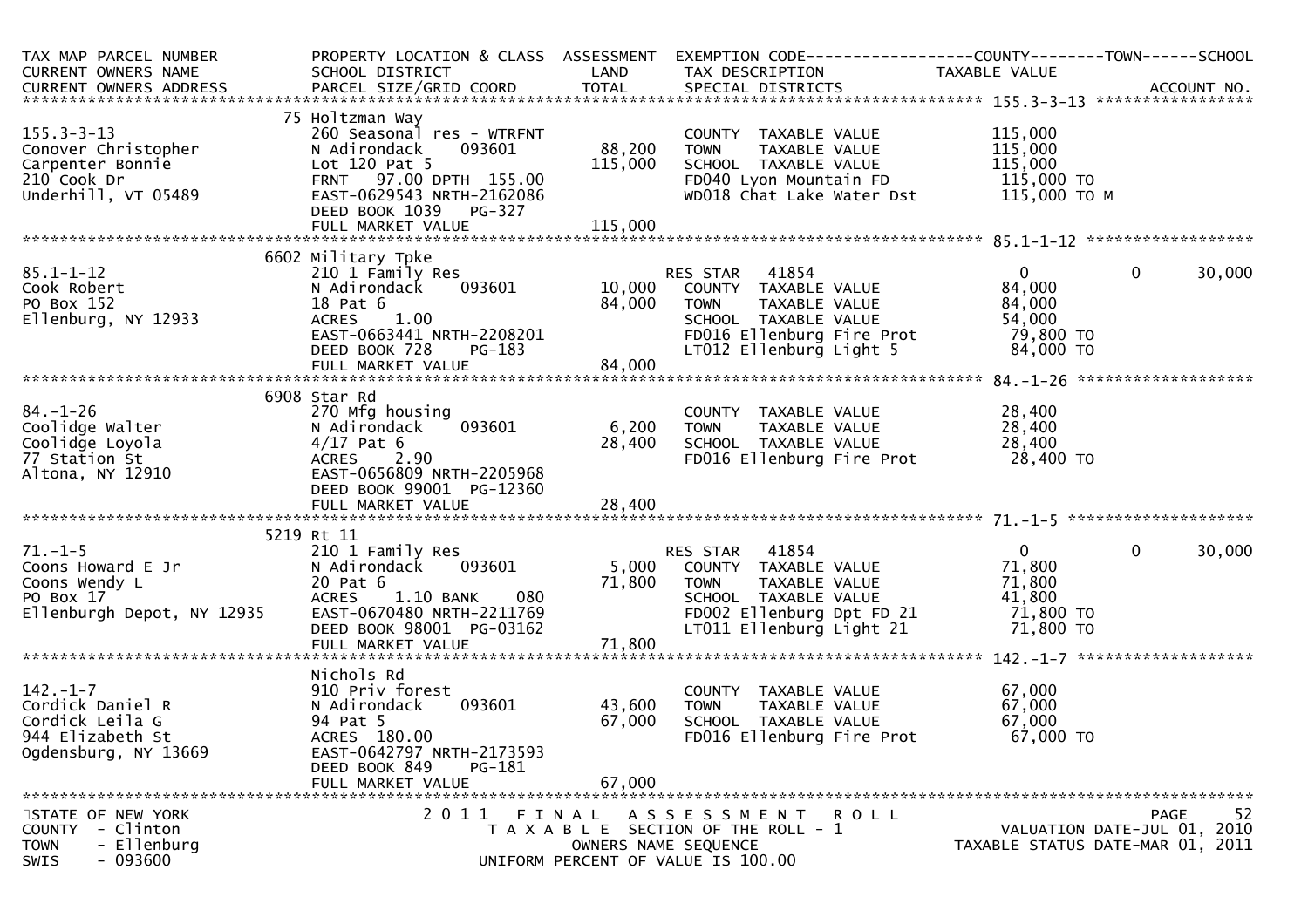| TAX MAP PARCEL NUMBER<br>CURRENT OWNERS NAME<br>CURRENT OWNERS ADDRESS | PROPERTY LOCATION & CLASS<br>SCHOOL DISTRICT<br>PARCEL SIZE/GRID COORD | ASSESSMENT<br>LAND<br>TOTAL | EXEMPTION CODE<br>TAX DESCRIPTION<br>SPECIAL DISTRICTS | COUNTY<br>TAXABLE VALUE | TOWN | SCHOOL<br>ACCOUNT NO. |
|---|---|---|---|---|---|---|
| **155.3-3-13** | 75 Holtzman Way | | | | | |
| 155.3-3-13 | 260 Seasonal res - WTRFNT | | COUNTY TAXABLE VALUE | 115,000 | | |
| Conover Christopher | N Adirondack 093601 | 88,200 | TOWN TAXABLE VALUE | 115,000 | | |
| Carpenter Bonnie | Lot 120 Pat 5 | 115,000 | SCHOOL TAXABLE VALUE | 115,000 | | |
| 210 Cook Dr | FRNT 97.00 DPTH 155.00 | | FD040 Lyon Mountain FD | 115,000 TO | | |
| Underhill, VT 05489 | EAST-0629543 NRTH-2162086 | | WD018 Chat Lake Water Dst | 115,000 TO M | | |
| | DEED BOOK 1039 PG-327 | | | | | |
| | FULL MARKET VALUE | 115,000 | | | | |
| **85.1-1-12** | 6602 Military Tpke | | | | | |
| 85.1-1-12 | 210 1 Family Res | | RES STAR 41854 | 0 | 0 | 30,000 |
| Cook Robert | N Adirondack 093601 | 10,000 | COUNTY TAXABLE VALUE | 84,000 | | |
| PO Box 152 | 18 Pat 6 | 84,000 | TOWN TAXABLE VALUE | 84,000 | | |
| Ellenburg, NY 12933 | ACRES 1.00 | | SCHOOL TAXABLE VALUE | 54,000 | | |
| | EAST-0663441 NRTH-2208201 | | FD016 Ellenburg Fire Prot | 79,800 TO | | |
| | DEED BOOK 728 PG-183 | | LT012 Ellenburg Light 5 | 84,000 TO | | |
| | FULL MARKET VALUE | 84,000 | | | | |
| **84.-1-26** | 6908 Star Rd | | | | | |
| 84.-1-26 | 270 Mfg housing | | COUNTY TAXABLE VALUE | 28,400 | | |
| Coolidge Walter | N Adirondack 093601 | 6,200 | TOWN TAXABLE VALUE | 28,400 | | |
| Coolidge Loyola | 4/17 Pat 6 | 28,400 | SCHOOL TAXABLE VALUE | 28,400 | | |
| 77 Station St | ACRES 2.90 | | FD016 Ellenburg Fire Prot | 28,400 TO | | |
| Altona, NY 12910 | EAST-0656809 NRTH-2205968 | | | | | |
| | DEED BOOK 99001 PG-12360 | | | | | |
| | FULL MARKET VALUE | 28,400 | | | | |
| **71.-1-5** | 5219 Rt 11 | | | | | |
| 71.-1-5 | 210 1 Family Res | | RES STAR 41854 | 0 | 0 | 30,000 |
| Coons Howard E Jr | N Adirondack 093601 | 5,000 | COUNTY TAXABLE VALUE | 71,800 | | |
| Coons Wendy L | 20 Pat 6 | 71,800 | TOWN TAXABLE VALUE | 71,800 | | |
| PO Box 17 | ACRES 1.10 BANK 080 | | SCHOOL TAXABLE VALUE | 41,800 | | |
| Ellenburgh Depot, NY 12935 | EAST-0670480 NRTH-2211769 | | FD002 Ellenburg Dpt FD 21 | 71,800 TO | | |
| | DEED BOOK 98001 PG-03162 | | LT011 Ellenburg Light 21 | 71,800 TO | | |
| | FULL MARKET VALUE | 71,800 | | | | |
| **142.-1-7** | Nichols Rd | | | | | |
| 142.-1-7 | 910 Priv forest | | COUNTY TAXABLE VALUE | 67,000 | | |
| Cordick Daniel R | N Adirondack 093601 | 43,600 | TOWN TAXABLE VALUE | 67,000 | | |
| Cordick Leila G | 94 Pat 5 | 67,000 | SCHOOL TAXABLE VALUE | 67,000 | | |
| 944 Elizabeth St | ACRES 180.00 | | FD016 Ellenburg Fire Prot | 67,000 TO | | |
| Ogdensburg, NY 13669 | EAST-0642797 NRTH-2173593 | | | | | |
| | DEED BOOK 849 PG-181 | | | | | |
| | FULL MARKET VALUE | 67,000 | | | | |

STATE OF NEW YORK
COUNTY - Clinton
TOWN - Ellenburg
SWIS - 093600

2011 FINAL ASSESSMENT ROLL
TAXABLE SECTION OF THE ROLL - 1
OWNERS NAME SEQUENCE
UNIFORM PERCENT OF VALUE IS 100.00

VALUATION DATE-JUL 01, 2010
TAXABLE STATUS DATE-MAR 01, 2011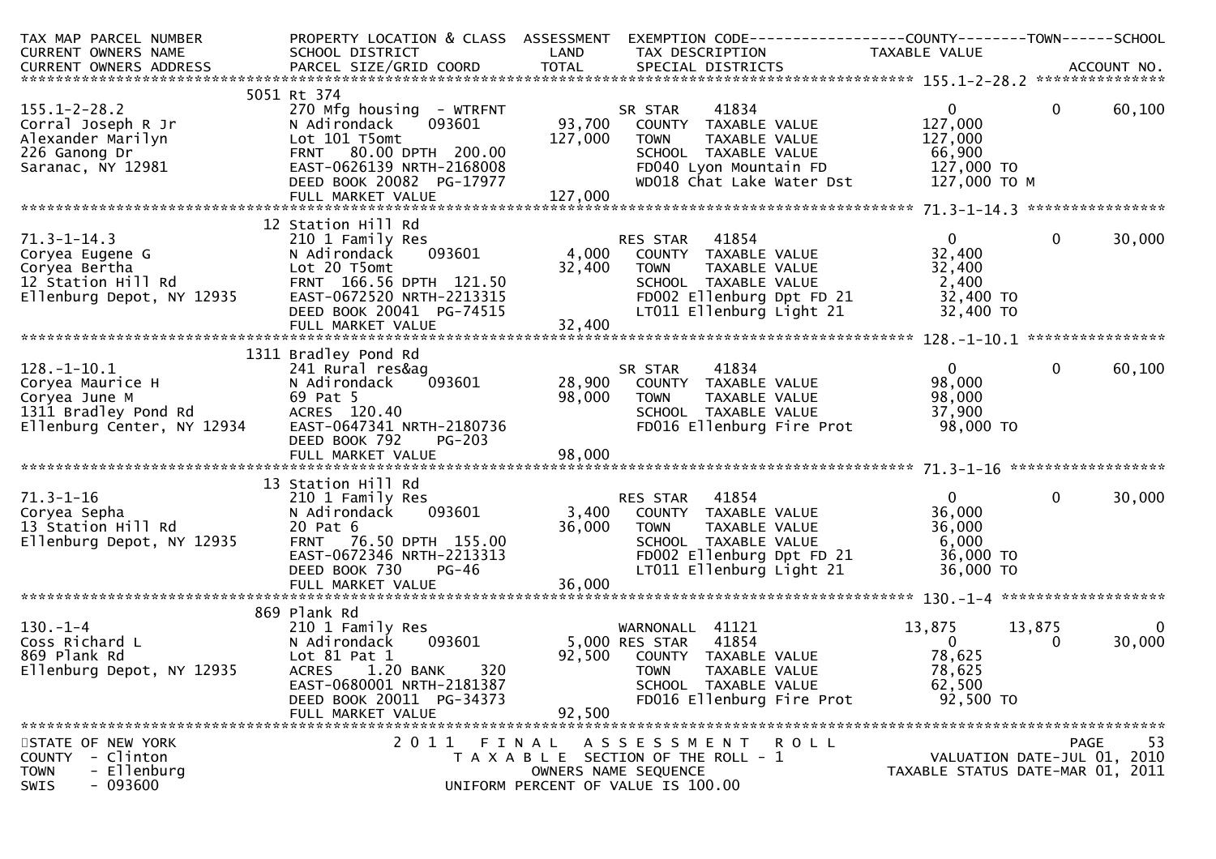```
TAX MAP PARCEL NUMBER          PROPERTY LOCATION & CLASS  ASSESSMENT  EXEMPTION CODE------------------COUNTY--------TOWN------SCHOOL
CURRENT OWNERS NAME            SCHOOL DISTRICT              LAND      TAX DESCRIPTION            TAXABLE VALUE
CURRENT OWNERS ADDRESS         PARCEL SIZE/GRID COORD       TOTAL     SPECIAL DISTRICTS                                     ACCOUNT NO.
******************************************************************************************************* 155.1-2-28.2 ***************
                               5051 Rt 374
155.1-2-28.2                   270 Mfg housing  - WTRFNT           SR STAR     41834                    0            0       60,100
Corral Joseph R Jr             N Adirondack    093601      93,700   COUNTY  TAXABLE VALUE          127,000
Alexander Marilyn              Lot 101 T5omt              127,000   TOWN    TAXABLE VALUE          127,000
226 Ganong Dr                  FRNT   80.00 DPTH 200.00             SCHOOL  TAXABLE VALUE           66,900
Saranac, NY 12981              EAST-0626139 NRTH-2168008            FD040 Lyon Mountain FD          127,000 TO
                               DEED BOOK 20082  PG-17977            WD018 Chat Lake Water Dst       127,000 TO M
                               FULL MARKET VALUE          127,000
******************************************************************************************************* 71.3-1-14.3 ****************
                               12 Station Hill Rd
71.3-1-14.3                    210 1 Family Res                    RES STAR    41854                    0            0       30,000
Coryea Eugene G                N Adirondack    093601       4,000   COUNTY  TAXABLE VALUE           32,400
Coryea Bertha                  Lot 20 T5omt                32,400   TOWN    TAXABLE VALUE           32,400
12 Station Hill Rd             FRNT  166.56 DPTH 121.50             SCHOOL  TAXABLE VALUE            2,400
Ellenburg Depot, NY 12935      EAST-0672520 NRTH-2213315            FD002 Ellenburg Dpt FD 21        32,400 TO
                               DEED BOOK 20041  PG-74515            LT011 Ellenburg Light 21         32,400 TO
                               FULL MARKET VALUE           32,400
******************************************************************************************************* 128.-1-10.1 ****************
                               1311 Bradley Pond Rd
128.-1-10.1                    241 Rural res&ag                    SR STAR     41834                    0            0       60,100
Coryea Maurice H               N Adirondack    093601      28,900   COUNTY  TAXABLE VALUE           98,000
Coryea June M                  69 Pat 5                    98,000   TOWN    TAXABLE VALUE           98,000
1311 Bradley Pond Rd           ACRES  120.40                        SCHOOL  TAXABLE VALUE           37,900
Ellenburg Center, NY 12934     EAST-0647341 NRTH-2180736            FD016 Ellenburg Fire Prot        98,000 TO
                               DEED BOOK 792    PG-203
                               FULL MARKET VALUE           98,000
******************************************************************************************************* 71.3-1-16 ******************
                               13 Station Hill Rd
71.3-1-16                      210 1 Family Res                    RES STAR    41854                    0            0       30,000
Coryea Sepha                   N Adirondack    093601       3,400   COUNTY  TAXABLE VALUE           36,000
13 Station Hill Rd             20 Pat 6                    36,000   TOWN    TAXABLE VALUE           36,000
Ellenburg Depot, NY 12935      FRNT   76.50 DPTH 155.00             SCHOOL  TAXABLE VALUE            6,000
                               EAST-0672346 NRTH-2213313            FD002 Ellenburg Dpt FD 21        36,000 TO
                               DEED BOOK 730    PG-46               LT011 Ellenburg Light 21         36,000 TO
                               FULL MARKET VALUE           36,000
******************************************************************************************************* 130.-1-4 *******************
                               869 Plank Rd
130.-1-4                       210 1 Family Res                    WARNONALL   41121               13,875       13,875            0
Coss Richard L                 N Adirondack    093601       5,000 RES STAR     41854                    0            0       30,000
869 Plank Rd                   Lot 81 Pat 1                92,500   COUNTY  TAXABLE VALUE           78,625
Ellenburg Depot, NY 12935      ACRES    1.20 BANK     320           TOWN    TAXABLE VALUE           78,625
                               EAST-0680001 NRTH-2181387            SCHOOL  TAXABLE VALUE           62,500
                               DEED BOOK 20011  PG-34373            FD016 Ellenburg Fire Prot        92,500 TO
                               FULL MARKET VALUE           92,500
************************************************************************************************************************************
STATE OF NEW YORK                       2 0 1 1   F I N A L   A S S E S S M E N T   R O L L                                PAGE    53
COUNTY  - Clinton                          T A X A B L E  SECTION OF THE ROLL - 1                        VALUATION DATE-JUL 01, 2010
TOWN    - Ellenburg                              OWNERS NAME SEQUENCE                              TAXABLE STATUS DATE-MAR 01, 2011
SWIS    - 093600                          UNIFORM PERCENT OF VALUE IS 100.00
```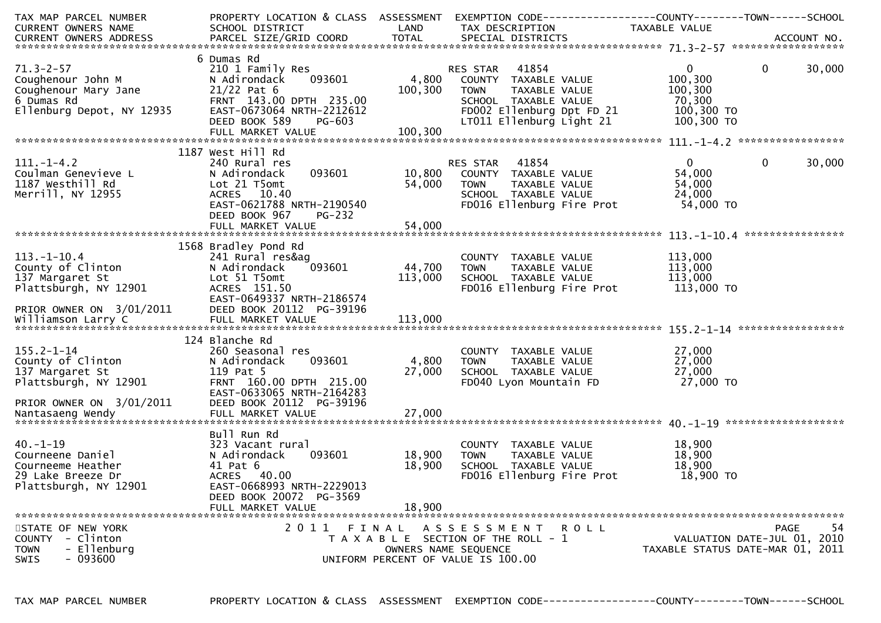```
TAX MAP PARCEL NUMBER          PROPERTY LOCATION & CLASS  ASSESSMENT  EXEMPTION CODE------------------COUNTY--------TOWN------SCHOOL
CURRENT OWNERS NAME            SCHOOL DISTRICT             LAND        TAX DESCRIPTION              TAXABLE VALUE
CURRENT OWNERS ADDRESS         PARCEL SIZE/GRID COORD      TOTAL       SPECIAL DISTRICTS                                    ACCOUNT NO.
******************************************************************************************************* 71.3-2-57 ******************
                               6 Dumas Rd
71.3-2-57                      210 1 Family Res                        RES STAR    41854                  0           0       30,000
Coughenour John M              N Adirondack     093601       4,800     COUNTY  TAXABLE VALUE          100,300
Coughenour Mary Jane           21/22 Pat 6                 100,300     TOWN    TAXABLE VALUE          100,300
6 Dumas Rd                     FRNT 143.00 DPTH 235.00                 SCHOOL  TAXABLE VALUE           70,300
Ellenburg Depot, NY 12935      EAST-0673064 NRTH-2212612               FD002 Ellenburg Dpt FD 21      100,300 TO
                               DEED BOOK 589    PG-603                 LT011 Ellenburg Light 21       100,300 TO
                               FULL MARKET VALUE           100,300
******************************************************************************************************* 111.-1-4.2 *****************
                               1187 West Hill Rd
111.-1-4.2                     240 Rural res                           RES STAR    41854                  0           0       30,000
Coulman Genevieve L            N Adirondack     093601      10,800     COUNTY  TAXABLE VALUE           54,000
1187 Westhill Rd               Lot 21 T5omt                 54,000     TOWN    TAXABLE VALUE           54,000
Merrill, NY 12955              ACRES  10.40                            SCHOOL  TAXABLE VALUE           24,000
                               EAST-0621788 NRTH-2190540               FD016 Ellenburg Fire Prot       54,000 TO
                               DEED BOOK 967    PG-232
                               FULL MARKET VALUE            54,000
******************************************************************************************************* 113.-1-10.4 ****************
                               1568 Bradley Pond Rd
113.-1-10.4                    241 Rural res&ag                        COUNTY  TAXABLE VALUE          113,000
County of Clinton              N Adirondack     093601      44,700     TOWN    TAXABLE VALUE          113,000
137 Margaret St                Lot 51 T5omt                113,000     SCHOOL  TAXABLE VALUE          113,000
Plattsburgh, NY 12901          ACRES 151.50                            FD016 Ellenburg Fire Prot      113,000 TO
                               EAST-0649337 NRTH-2186574
PRIOR OWNER ON  3/01/2011      DEED BOOK 20112  PG-39196
Williamson Larry C             FULL MARKET VALUE           113,000
******************************************************************************************************* 155.2-1-14 *****************
                               124 Blanche Rd
155.2-1-14                     260 Seasonal res                        COUNTY  TAXABLE VALUE           27,000
County of Clinton              N Adirondack     093601       4,800     TOWN    TAXABLE VALUE           27,000
137 Margaret St                119 Pat 5                    27,000     SCHOOL  TAXABLE VALUE           27,000
Plattsburgh, NY 12901          FRNT 160.00 DPTH 215.00                 FD040 Lyon Mountain FD          27,000 TO
                               EAST-0633065 NRTH-2164283
PRIOR OWNER ON  3/01/2011      DEED BOOK 20112  PG-39196
Nantasaeng Wendy               FULL MARKET VALUE            27,000
******************************************************************************************************* 40.-1-19 *******************
                               Bull Run Rd
40.-1-19                       323 Vacant rural                        COUNTY  TAXABLE VALUE           18,900
Courneene Daniel               N Adirondack     093601      18,900     TOWN    TAXABLE VALUE           18,900
Courneeme Heather              41 Pat 6                     18,900     SCHOOL  TAXABLE VALUE           18,900
29 Lake Breeze Dr              ACRES  40.00                            FD016 Ellenburg Fire Prot       18,900 TO
Plattsburgh, NY 12901          EAST-0668993 NRTH-2229013
                               DEED BOOK 20072  PG-3569
                               FULL MARKET VALUE            18,900
************************************************************************************************************************************
STATE OF NEW YORK                    2 0 1 1   F I N A L   A S S E S S M E N T   R O L L                                 PAGE    54
COUNTY  - Clinton                       T A X A B L E  SECTION OF THE ROLL - 1                        VALUATION DATE-JUL 01, 2010
TOWN    - Ellenburg                          OWNERS NAME SEQUENCE                                  TAXABLE STATUS DATE-MAR 01, 2011
SWIS    - 093600                        UNIFORM PERCENT OF VALUE IS 100.00

TAX MAP PARCEL NUMBER          PROPERTY LOCATION & CLASS  ASSESSMENT  EXEMPTION CODE------------------COUNTY--------TOWN------SCHOOL
```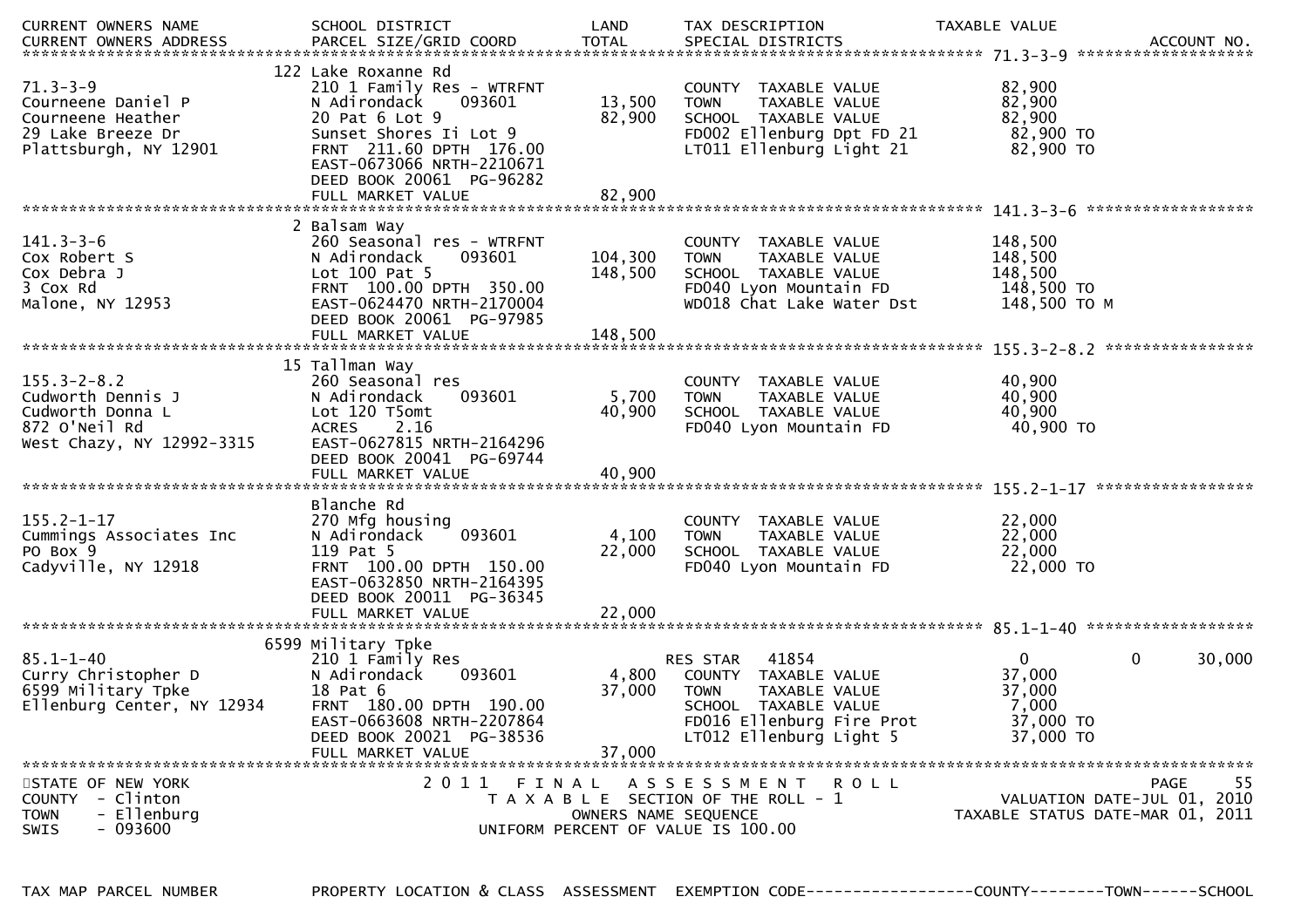| CURRENT OWNERS NAME<br>CURRENT OWNERS ADDRESS | SCHOOL DISTRICT<br>PARCEL SIZE/GRID COORD | LAND<br>TOTAL | TAX DESCRIPTION<br>SPECIAL DISTRICTS | TAXABLE VALUE | ACCOUNT NO. |
|---|---|---|---|---|---|
| **71.3-3-9** | | | | | |
| | 122 Lake Roxanne Rd | | | | |
| 71.3-3-9 | 210 1 Family Res - WTRFNT | | COUNTY TAXABLE VALUE | 82,900 | |
| Courneene Daniel P | N Adirondack 093601 | 13,500 | TOWN TAXABLE VALUE | 82,900 | |
| Courneene Heather | 20 Pat 6 Lot 9 | 82,900 | SCHOOL TAXABLE VALUE | 82,900 | |
| 29 Lake Breeze Dr | Sunset Shores Ii Lot 9 | | FD002 Ellenburg Dpt FD 21 | 82,900 TO | |
| Plattsburgh, NY 12901 | FRNT 211.60 DPTH 176.00 | | LT011 Ellenburg Light 21 | 82,900 TO | |
| | EAST-0673066 NRTH-2210671 | | | | |
| | DEED BOOK 20061 PG-96282 | | | | |
| | FULL MARKET VALUE | 82,900 | | | |
| **141.3-3-6** | | | | | |
| | 2 Balsam Way | | | | |
| 141.3-3-6 | 260 Seasonal res - WTRFNT | | COUNTY TAXABLE VALUE | 148,500 | |
| Cox Robert S | N Adirondack 093601 | 104,300 | TOWN TAXABLE VALUE | 148,500 | |
| Cox Debra J | Lot 100 Pat 5 | 148,500 | SCHOOL TAXABLE VALUE | 148,500 | |
| 3 Cox Rd | FRNT 100.00 DPTH 350.00 | | FD040 Lyon Mountain FD | 148,500 TO | |
| Malone, NY 12953 | EAST-0624470 NRTH-2170004 | | WD018 Chat Lake Water Dst | 148,500 TO M | |
| | DEED BOOK 20061 PG-97985 | | | | |
| | FULL MARKET VALUE | 148,500 | | | |
| **155.3-2-8.2** | | | | | |
| | 15 Tallman Way | | | | |
| 155.3-2-8.2 | 260 Seasonal res | | COUNTY TAXABLE VALUE | 40,900 | |
| Cudworth Dennis J | N Adirondack 093601 | 5,700 | TOWN TAXABLE VALUE | 40,900 | |
| Cudworth Donna L | Lot 120 T5omt | 40,900 | SCHOOL TAXABLE VALUE | 40,900 | |
| 872 O'Neil Rd | ACRES 2.16 | | FD040 Lyon Mountain FD | 40,900 TO | |
| West Chazy, NY 12992-3315 | EAST-0627815 NRTH-2164296 | | | | |
| | DEED BOOK 20041 PG-69744 | | | | |
| | FULL MARKET VALUE | 40,900 | | | |
| **155.2-1-17** | | | | | |
| | Blanche Rd | | | | |
| 155.2-1-17 | 270 Mfg housing | | COUNTY TAXABLE VALUE | 22,000 | |
| Cummings Associates Inc | N Adirondack 093601 | 4,100 | TOWN TAXABLE VALUE | 22,000 | |
| PO Box 9 | 119 Pat 5 | 22,000 | SCHOOL TAXABLE VALUE | 22,000 | |
| Cadyville, NY 12918 | FRNT 100.00 DPTH 150.00 | | FD040 Lyon Mountain FD | 22,000 TO | |
| | EAST-0632850 NRTH-2164395 | | | | |
| | DEED BOOK 20011 PG-36345 | | | | |
| | FULL MARKET VALUE | 22,000 | | | |
| **85.1-1-40** | | | | | |
| | 6599 Military Tpke | | | | |
| 85.1-1-40 | 210 1 Family Res | | RES STAR 41854 | 0 0 | 30,000 |
| Curry Christopher D | N Adirondack 093601 | 4,800 | COUNTY TAXABLE VALUE | 37,000 | |
| 6599 Military Tpke | 18 Pat 6 | 37,000 | TOWN TAXABLE VALUE | 37,000 | |
| Ellenburg Center, NY 12934 | FRNT 180.00 DPTH 190.00 | | SCHOOL TAXABLE VALUE | 7,000 | |
| | EAST-0663608 NRTH-2207864 | | FD016 Ellenburg Fire Prot | 37,000 TO | |
| | DEED BOOK 20021 PG-38536 | | LT012 Ellenburg Light 5 | 37,000 TO | |
| | FULL MARKET VALUE | 37,000 | | | |

STATE OF NEW YORK
COUNTY - Clinton
TOWN - Ellenburg
SWIS - 093600

2011 FINAL ASSESSMENT ROLL
TAXABLE SECTION OF THE ROLL - 1
OWNERS NAME SEQUENCE
UNIFORM PERCENT OF VALUE IS 100.00

VALUATION DATE-JUL 01, 2010
TAXABLE STATUS DATE-MAR 01, 2011

TAX MAP PARCEL NUMBER | PROPERTY LOCATION & CLASS | ASSESSMENT | EXEMPTION CODE------------------COUNTY--------TOWN------SCHOOL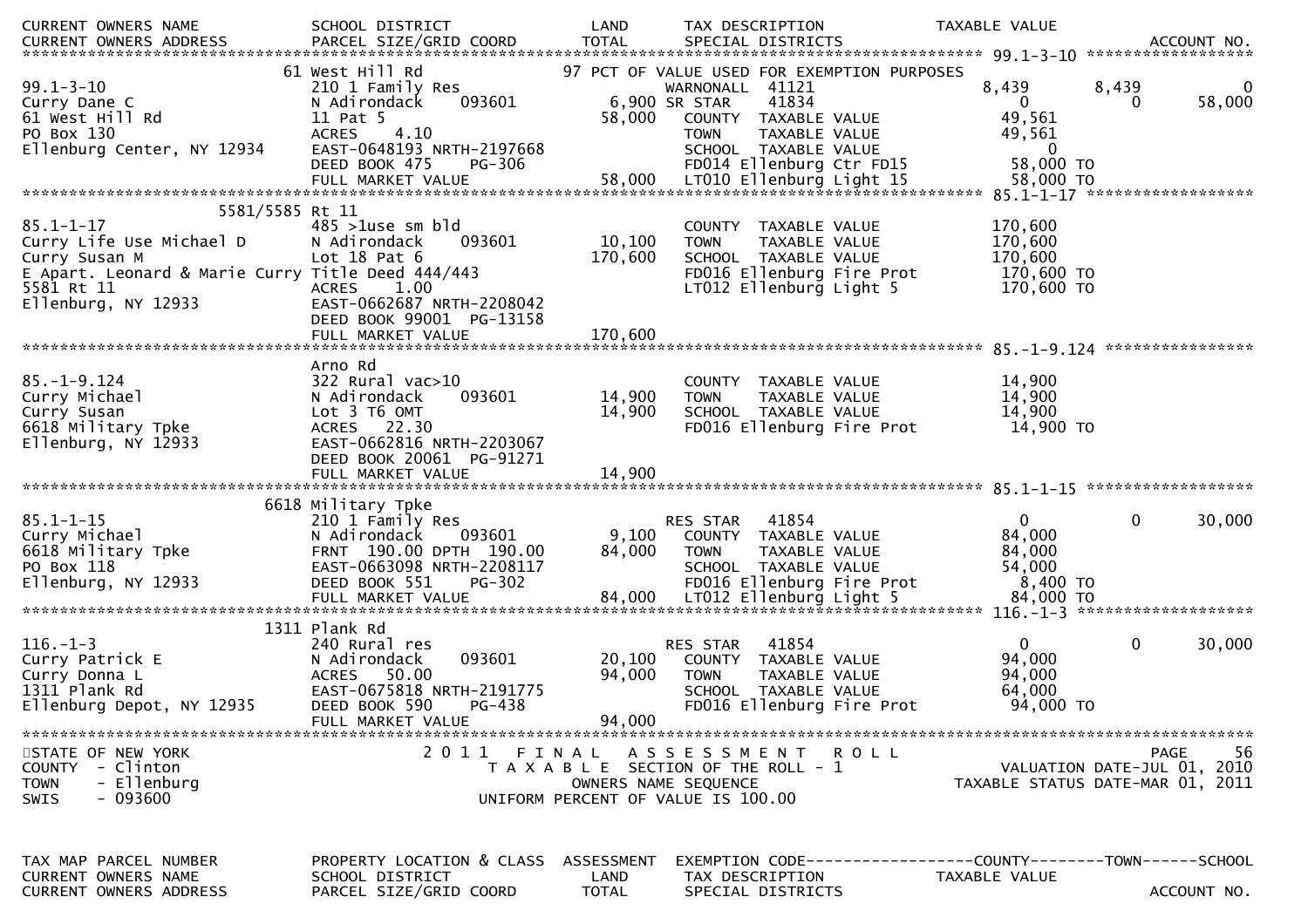| CURRENT OWNERS NAME | SCHOOL DISTRICT | LAND | TAX DESCRIPTION | TAXABLE VALUE | | |
|---|---|---|---|---|---|---|
| CURRENT OWNERS ADDRESS | PARCEL SIZE/GRID COORD | TOTAL | SPECIAL DISTRICTS | | | ACCOUNT NO. |

**99.1-3-10**

| | | | | | | |
|---|---|---|---|---|---|---|
| | 61 West Hill Rd | | 97 PCT OF VALUE USED FOR EXEMPTION PURPOSES | | | |
| 99.1-3-10 | 210 1 Family Res | | WARNONALL 41121 | 8,439 | 8,439 | 0 |
| Curry Dane C | N Adirondack 093601 | 6,900 | SR STAR 41834 | 0 | 0 | 58,000 |
| 61 West Hill Rd | 11 Pat 5 | 58,000 | COUNTY TAXABLE VALUE | 49,561 | | |
| PO Box 130 | ACRES 4.10 | | TOWN TAXABLE VALUE | 49,561 | | |
| Ellenburg Center, NY 12934 | EAST-0648193 NRTH-2197668 | | SCHOOL TAXABLE VALUE | 0 | | |
| | DEED BOOK 475 PG-306 | | FD014 Ellenburg Ctr FD15 | 58,000 TO | | |
| | FULL MARKET VALUE | 58,000 | LT010 Ellenburg Light 15 | 58,000 TO | | |

**85.1-1-17**

| | | | | | | |
|---|---|---|---|---|---|---|
| | 5581/5585 Rt 11 | | | | | |
| 85.1-1-17 | 485 >1use sm bld | | COUNTY TAXABLE VALUE | 170,600 | | |
| Curry Life Use Michael D | N Adirondack 093601 | 10,100 | TOWN TAXABLE VALUE | 170,600 | | |
| Curry Susan M | Lot 18 Pat 6 | 170,600 | SCHOOL TAXABLE VALUE | 170,600 | | |
| E Apart. Leonard & Marie Curry | Title Deed 444/443 | | FD016 Ellenburg Fire Prot | 170,600 TO | | |
| 5581 Rt 11 | ACRES 1.00 | | LT012 Ellenburg Light 5 | 170,600 TO | | |
| Ellenburg, NY 12933 | EAST-0662687 NRTH-2208042 | | | | | |
| | DEED BOOK 99001 PG-13158 | | | | | |
| | FULL MARKET VALUE | 170,600 | | | | |

**85.-1-9.124**

| | | | | | | |
|---|---|---|---|---|---|---|
| | Arno Rd | | | | | |
| 85.-1-9.124 | 322 Rural vac>10 | | COUNTY TAXABLE VALUE | 14,900 | | |
| Curry Michael | N Adirondack 093601 | 14,900 | TOWN TAXABLE VALUE | 14,900 | | |
| Curry Susan | Lot 3 T6 OMT | 14,900 | SCHOOL TAXABLE VALUE | 14,900 | | |
| 6618 Military Tpke | ACRES 22.30 | | FD016 Ellenburg Fire Prot | 14,900 TO | | |
| Ellenburg, NY 12933 | EAST-0662816 NRTH-2203067 | | | | | |
| | DEED BOOK 20061 PG-91271 | | | | | |
| | FULL MARKET VALUE | 14,900 | | | | |

**85.1-1-15**

| | | | | | | |
|---|---|---|---|---|---|---|
| | 6618 Military Tpke | | | | | |
| 85.1-1-15 | 210 1 Family Res | | RES STAR 41854 | 0 | 0 | 30,000 |
| Curry Michael | N Adirondack 093601 | 9,100 | COUNTY TAXABLE VALUE | 84,000 | | |
| 6618 Military Tpke | FRNT 190.00 DPTH 190.00 | 84,000 | TOWN TAXABLE VALUE | 84,000 | | |
| PO Box 118 | EAST-0663098 NRTH-2208117 | | SCHOOL TAXABLE VALUE | 54,000 | | |
| Ellenburg, NY 12933 | DEED BOOK 551 PG-302 | | FD016 Ellenburg Fire Prot | 8,400 TO | | |
| | FULL MARKET VALUE | 84,000 | LT012 Ellenburg Light 5 | 84,000 TO | | |

**116.-1-3**

| | | | | | | |
|---|---|---|---|---|---|---|
| | 1311 Plank Rd | | | | | |
| 116.-1-3 | 240 Rural res | | RES STAR 41854 | 0 | 0 | 30,000 |
| Curry Patrick E | N Adirondack 093601 | 20,100 | COUNTY TAXABLE VALUE | 94,000 | | |
| Curry Donna L | ACRES 50.00 | 94,000 | TOWN TAXABLE VALUE | 94,000 | | |
| 1311 Plank Rd | EAST-0675818 NRTH-2191775 | | SCHOOL TAXABLE VALUE | 64,000 | | |
| Ellenburg Depot, NY 12935 | DEED BOOK 590 PG-438 | | FD016 Ellenburg Fire Prot | 94,000 TO | | |
| | FULL MARKET VALUE | 94,000 | | | | |

STATE OF NEW YORK
COUNTY - Clinton
TOWN - Ellenburg
SWIS - 093600

2011 FINAL ASSESSMENT ROLL
TAXABLE SECTION OF THE ROLL - 1
OWNERS NAME SEQUENCE
UNIFORM PERCENT OF VALUE IS 100.00

VALUATION DATE-JUL 01, 2010
TAXABLE STATUS DATE-MAR 01, 2011

| TAX MAP PARCEL NUMBER | PROPERTY LOCATION & CLASS | ASSESSMENT | EXEMPTION CODE | COUNTY | TOWN | SCHOOL |
|---|---|---|---|---|---|---|
| CURRENT OWNERS NAME | SCHOOL DISTRICT | LAND | TAX DESCRIPTION | TAXABLE VALUE | | |
| CURRENT OWNERS ADDRESS | PARCEL SIZE/GRID COORD | TOTAL | SPECIAL DISTRICTS | | | ACCOUNT NO. |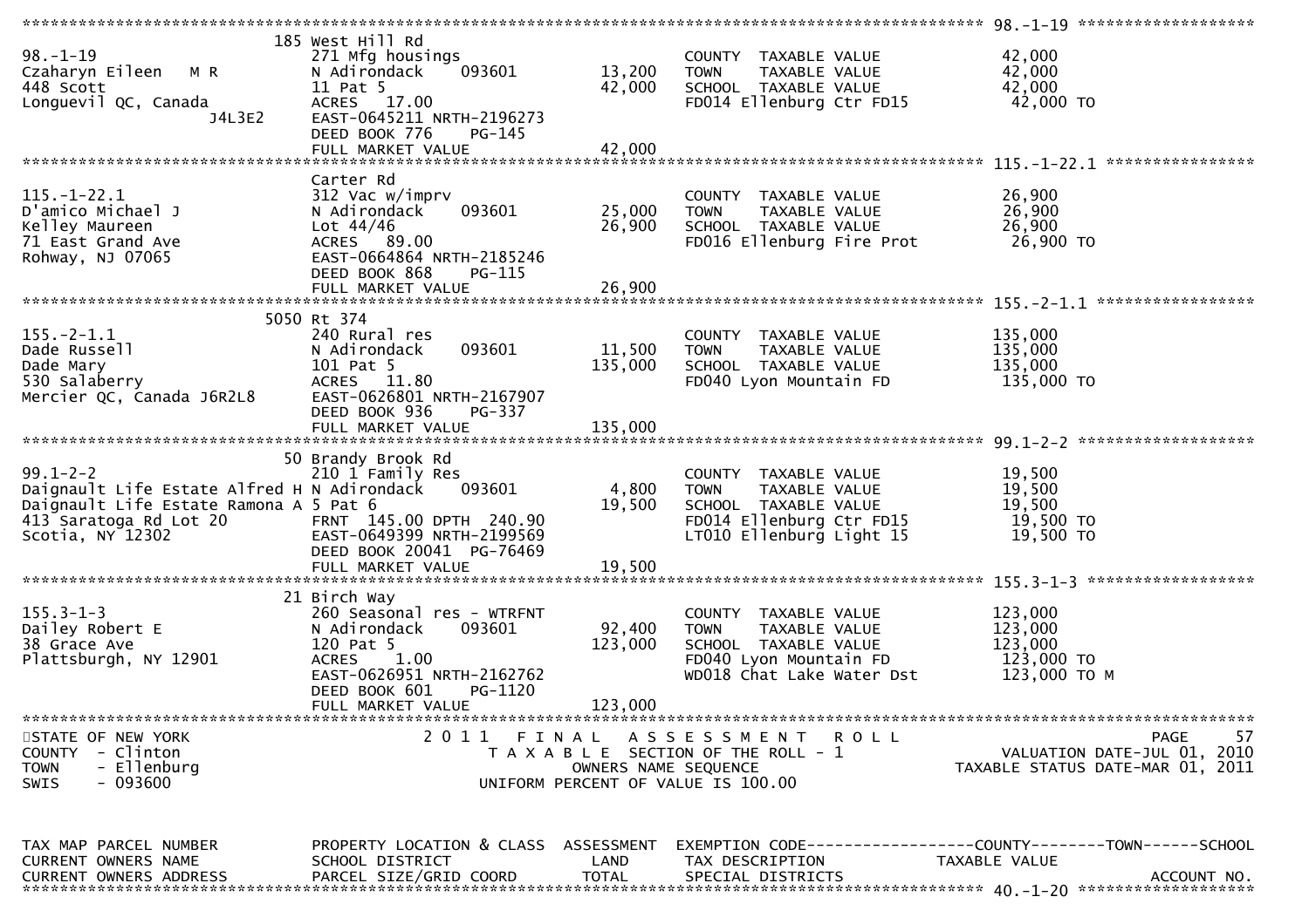```
******************************************************************************************************* 98.-1-19 *******************
                          185 West Hill Rd
98.-1-19                  271 Mfg housings                        COUNTY  TAXABLE VALUE            42,000
Czaharyn Eileen   M R     N Adirondack     093601       13,200    TOWN    TAXABLE VALUE            42,000
448 Scott                 11 Pat 5                      42,000    SCHOOL  TAXABLE VALUE            42,000
Longuevil QC, Canada      ACRES  17.00                            FD014 Ellenburg Ctr FD15          42,000 TO
              J4L3E2      EAST-0645211 NRTH-2196273
                          DEED BOOK 776     PG-145
                          FULL MARKET VALUE             42,000
******************************************************************************************************* 115.-1-22.1 ****************
                          Carter Rd
115.-1-22.1               312 Vac w/imprv                         COUNTY  TAXABLE VALUE            26,900
D'amico Michael J         N Adirondack     093601       25,000    TOWN    TAXABLE VALUE            26,900
Kelley Maureen            Lot 44/46                     26,900    SCHOOL  TAXABLE VALUE            26,900
71 East Grand Ave         ACRES  89.00                            FD016 Ellenburg Fire Prot         26,900 TO
Rohway, NJ 07065          EAST-0664864 NRTH-2185246
                          DEED BOOK 868     PG-115
                          FULL MARKET VALUE             26,900
******************************************************************************************************* 155.-2-1.1 *****************
                          5050 Rt 374
155.-2-1.1                240 Rural res                           COUNTY  TAXABLE VALUE           135,000
Dade Russell              N Adirondack     093601       11,500    TOWN    TAXABLE VALUE           135,000
Dade Mary                 101 Pat 5                    135,000    SCHOOL  TAXABLE VALUE           135,000
530 Salaberry             ACRES  11.80                            FD040 Lyon Mountain FD           135,000 TO
Mercier QC, Canada J6R2L8 EAST-0626801 NRTH-2167907
                          DEED BOOK 936     PG-337
                          FULL MARKET VALUE            135,000
******************************************************************************************************* 99.1-2-2 *******************
                          50 Brandy Brook Rd
99.1-2-2                  210 1 Family Res                        COUNTY  TAXABLE VALUE            19,500
Daignault Life Estate Alfred H N Adirondack 093601       4,800    TOWN    TAXABLE VALUE            19,500
Daignault Life Estate Ramona A 5 Pat 6                  19,500    SCHOOL  TAXABLE VALUE            19,500
413 Saratoga Rd Lot 20    FRNT 145.00 DPTH 240.90                 FD014 Ellenburg Ctr FD15          19,500 TO
Scotia, NY 12302          EAST-0649399 NRTH-2199569               LT010 Ellenburg Light 15          19,500 TO
                          DEED BOOK 20041 PG-76469
                          FULL MARKET VALUE             19,500
******************************************************************************************************* 155.3-1-3 ******************
                          21 Birch Way
155.3-1-3                 260 Seasonal res - WTRFNT               COUNTY  TAXABLE VALUE           123,000
Dailey Robert E           N Adirondack     093601       92,400    TOWN    TAXABLE VALUE           123,000
38 Grace Ave              120 Pat 5                    123,000    SCHOOL  TAXABLE VALUE           123,000
Plattsburgh, NY 12901     ACRES   1.00                            FD040 Lyon Mountain FD           123,000 TO
                          EAST-0626951 NRTH-2162762               WD018 Chat Lake Water Dst        123,000 TO M
                          DEED BOOK 601     PG-1120
                          FULL MARKET VALUE            123,000
*************************************************************************************************************************************
STATE OF NEW YORK                    2 0 1 1   F I N A L   A S S E S S M E N T   R O L L                                  PAGE    57
COUNTY  - Clinton                       T A X A B L E  SECTION OF THE ROLL - 1                         VALUATION DATE-JUL 01, 2010
TOWN    - Ellenburg                             OWNERS NAME SEQUENCE                              TAXABLE STATUS DATE-MAR 01, 2011
SWIS    - 093600                         UNIFORM PERCENT OF VALUE IS 100.00


TAX MAP PARCEL NUMBER     PROPERTY LOCATION & CLASS  ASSESSMENT  EXEMPTION CODE------------------COUNTY--------TOWN------SCHOOL
CURRENT OWNERS NAME       SCHOOL DISTRICT               LAND      TAX DESCRIPTION            TAXABLE VALUE
CURRENT OWNERS ADDRESS    PARCEL SIZE/GRID COORD       TOTAL      SPECIAL DISTRICTS                                   ACCOUNT NO.
******************************************************************************************************* 40.-1-20 *******************
```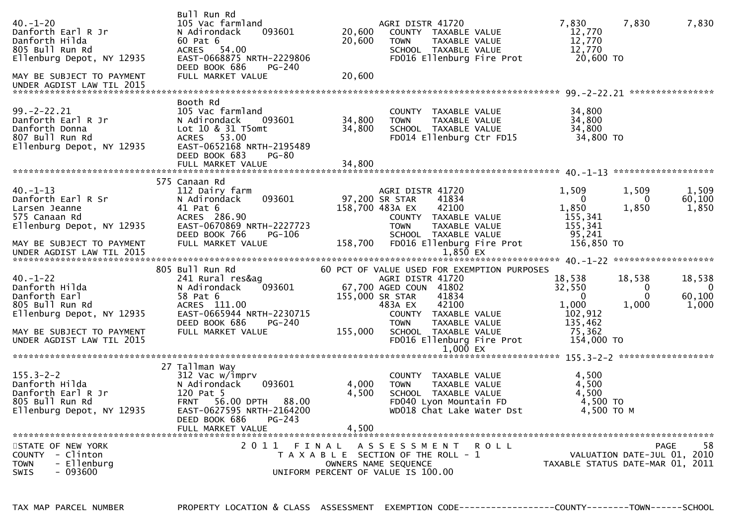```
40.-1-20                      Bull Run Rd
Danforth Earl R Jr            105 Vac farmland                    AGRI DISTR 41720              7,830      7,830      7,830
Danforth Hilda                N Adirondack     093601      20,600   COUNTY  TAXABLE VALUE        12,770
805 Bull Run Rd               60 Pat 6                     20,600   TOWN    TAXABLE VALUE        12,770
Ellenburg Depot, NY 12935     ACRES   54.00                         SCHOOL  TAXABLE VALUE        12,770
                              EAST-0668875 NRTH-2229806             FD016 Ellenburg Fire Prot     20,600 TO
                              DEED BOOK 686    PG-240
MAY BE SUBJECT TO PAYMENT     FULL MARKET VALUE            20,600
UNDER AGDIST LAW TIL 2015
******************************************************************************************* 99.-2-22.21 ****************
                              Booth Rd
99.-2-22.21                   105 Vac farmland                      COUNTY  TAXABLE VALUE        34,800
Danforth Earl R Jr            N Adirondack     093601      34,800   TOWN    TAXABLE VALUE        34,800
Danforth Donna                Lot 10 & 31 T5omt            34,800   SCHOOL  TAXABLE VALUE        34,800
807 Bull Run Rd               ACRES   53.00                         FD014 Ellenburg Ctr FD15      34,800 TO
Ellenburg Depot, NY 12935     EAST-0652168 NRTH-2195489
                              DEED BOOK 683    PG-80
                              FULL MARKET VALUE            34,800
******************************************************************************************* 40.-1-13 *******************
                          575 Canaan Rd
40.-1-13                      112 Dairy farm                      AGRI DISTR 41720              1,509      1,509      1,509
Danforth Earl R Sr            N Adirondack     093601      97,200 SR STAR     41834                 0          0     60,100
Larsen Jeanne                 41 Pat 6                    158,700 483A EX     42100             1,850      1,850      1,850
575 Canaan Rd                 ACRES  286.90                         COUNTY  TAXABLE VALUE       155,341
Ellenburg Depot, NY 12935     EAST-0670869 NRTH-2227723             TOWN    TAXABLE VALUE       155,341
                              DEED BOOK 766    PG-106               SCHOOL  TAXABLE VALUE        95,241
MAY BE SUBJECT TO PAYMENT     FULL MARKET VALUE           158,700   FD016 Ellenburg Fire Prot    156,850 TO
UNDER AGDIST LAW TIL 2015                                                      1,850 EX
******************************************************************************************* 40.-1-22 *******************
                          805 Bull Run Rd                   60 PCT OF VALUE USED FOR EXEMPTION PURPOSES
40.-1-22                      241 Rural res&ag                    AGRI DISTR 41720             18,538     18,538     18,538
Danforth Hilda                N Adirondack     093601      67,700 AGED COUN  41802             32,550          0          0
Danforth Earl                 58 Pat 6                    155,000 SR STAR    41834                  0          0     60,100
805 Bull Run Rd               ACRES  111.00                       483A EX    42100              1,000      1,000      1,000
Ellenburg Depot, NY 12935     EAST-0665944 NRTH-2230715             COUNTY  TAXABLE VALUE       102,912
                              DEED BOOK 686    PG-240               TOWN    TAXABLE VALUE       135,462
MAY BE SUBJECT TO PAYMENT     FULL MARKET VALUE           155,000   SCHOOL  TAXABLE VALUE        75,362
UNDER AGDIST LAW TIL 2015                                           FD016 Ellenburg Fire Prot    154,000 TO
                                                                               1,000 EX
******************************************************************************************* 155.3-2-2 ******************
                           27 Tallman Way
155.3-2-2                     312 Vac w/imprv                       COUNTY  TAXABLE VALUE         4,500
Danforth Hilda                N Adirondack     093601       4,000   TOWN    TAXABLE VALUE         4,500
Danforth Earl R Jr            120 Pat 5                     4,500   SCHOOL  TAXABLE VALUE         4,500
805 Bull Run Rd               FRNT   56.00 DPTH   88.00             FD040 Lyon Mountain FD         4,500 TO
Ellenburg Depot, NY 12935     EAST-0627595 NRTH-2164200             WD018 Chat Lake Water Dst      4,500 TO M
                              DEED BOOK 686    PG-243
                              FULL MARKET VALUE             4,500
**************************************************************************************************************************
STATE OF NEW YORK                 2 0 1 1   F I N A L   A S S E S S M E N T   R O L L
COUNTY  - Clinton                   T A X A B L E  SECTION OF THE ROLL - 1                  VALUATION DATE-JUL 01, 2010
TOWN    - Ellenburg                        OWNERS NAME SEQUENCE                          TAXABLE STATUS DATE-MAR 01, 2011
SWIS    - 093600                   UNIFORM PERCENT OF VALUE IS 100.00

TAX MAP PARCEL NUMBER         PROPERTY LOCATION & CLASS  ASSESSMENT  EXEMPTION CODE------------------COUNTY--------TOWN------SCHOOL
```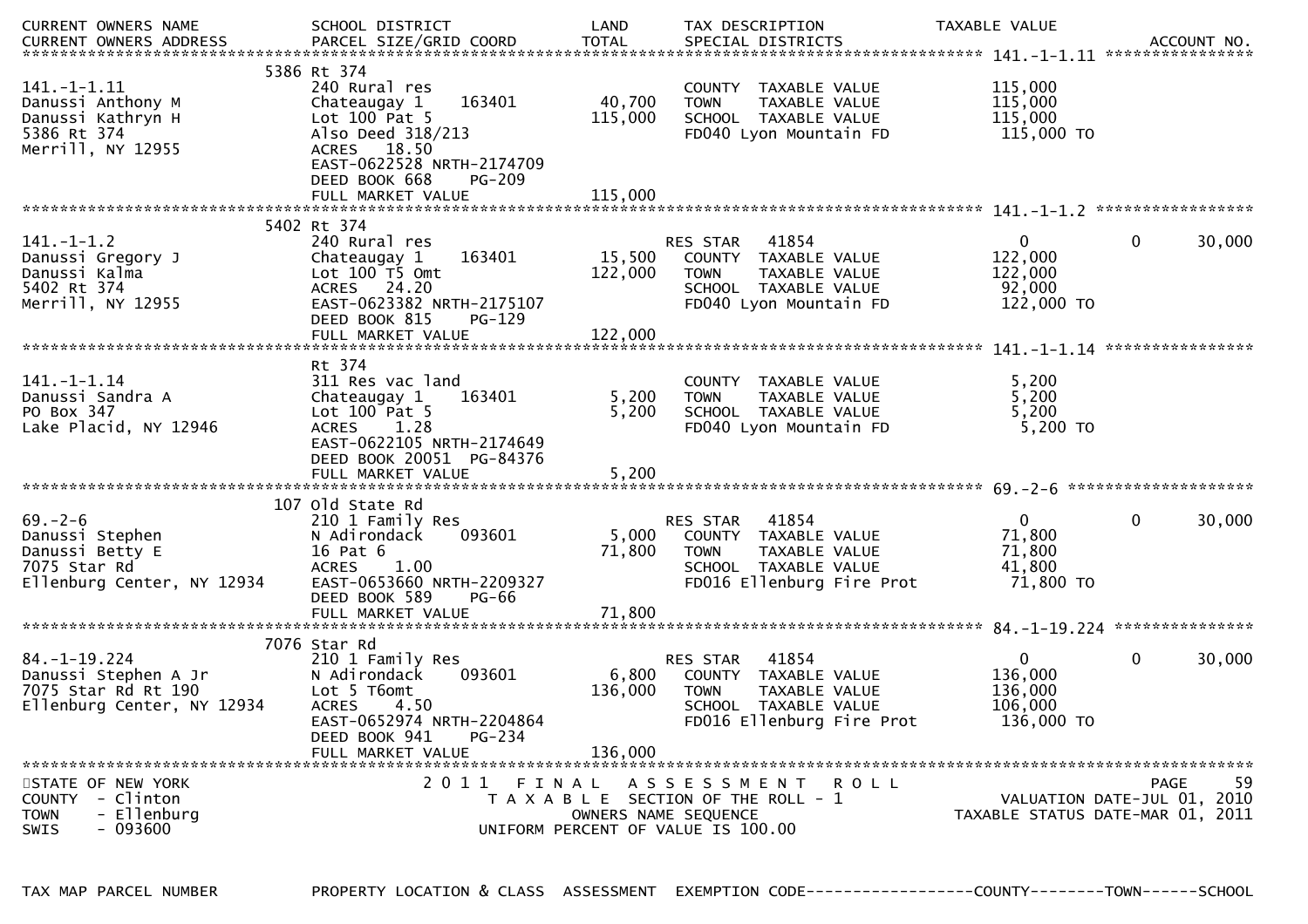| CURRENT OWNERS NAME<br>CURRENT OWNERS ADDRESS | SCHOOL DISTRICT<br>PARCEL SIZE/GRID COORD | LAND<br>TOTAL | TAX DESCRIPTION<br>SPECIAL DISTRICTS | TAXABLE VALUE | | ACCOUNT NO. |
|---|---|---|---|---|---|---|
| **141.-1-1.11** | 5386 Rt 374 | | | | | |
| 141.-1-1.11 | 240 Rural res | | COUNTY TAXABLE VALUE | 115,000 | | |
| Danussi Anthony M | Chateaugay 1 163401 | 40,700 | TOWN TAXABLE VALUE | 115,000 | | |
| Danussi Kathryn H | Lot 100 Pat 5 | 115,000 | SCHOOL TAXABLE VALUE | 115,000 | | |
| 5386 Rt 374 | Also Deed 318/213 | | FD040 Lyon Mountain FD | 115,000 TO | | |
| Merrill, NY 12955 | ACRES 18.50 | | | | | |
| | EAST-0622528 NRTH-2174709 | | | | | |
| | DEED BOOK 668 PG-209 | | | | | |
| | FULL MARKET VALUE | 115,000 | | | | |
| **141.-1-1.2** | 5402 Rt 374 | | | | | |
| 141.-1-1.2 | 240 Rural res | | RES STAR 41854 | 0 | 0 | 30,000 |
| Danussi Gregory J | Chateaugay 1 163401 | 15,500 | COUNTY TAXABLE VALUE | 122,000 | | |
| Danussi Kalma | Lot 100 T5 Omt | 122,000 | TOWN TAXABLE VALUE | 122,000 | | |
| 5402 Rt 374 | ACRES 24.20 | | SCHOOL TAXABLE VALUE | 92,000 | | |
| Merrill, NY 12955 | EAST-0623382 NRTH-2175107 | | FD040 Lyon Mountain FD | 122,000 TO | | |
| | DEED BOOK 815 PG-129 | | | | | |
| | FULL MARKET VALUE | 122,000 | | | | |
| **141.-1-1.14** | Rt 374 | | | | | |
| 141.-1-1.14 | 311 Res vac land | | COUNTY TAXABLE VALUE | 5,200 | | |
| Danussi Sandra A | Chateaugay 1 163401 | 5,200 | TOWN TAXABLE VALUE | 5,200 | | |
| PO Box 347 | Lot 100 Pat 5 | 5,200 | SCHOOL TAXABLE VALUE | 5,200 | | |
| Lake Placid, NY 12946 | ACRES 1.28 | | FD040 Lyon Mountain FD | 5,200 TO | | |
| | EAST-0622105 NRTH-2174649 | | | | | |
| | DEED BOOK 20051 PG-84376 | | | | | |
| | FULL MARKET VALUE | 5,200 | | | | |
| **69.-2-6** | 107 Old State Rd | | | | | |
| 69.-2-6 | 210 1 Family Res | | RES STAR 41854 | 0 | 0 | 30,000 |
| Danussi Stephen | N Adirondack 093601 | 5,000 | COUNTY TAXABLE VALUE | 71,800 | | |
| Danussi Betty E | 16 Pat 6 | 71,800 | TOWN TAXABLE VALUE | 71,800 | | |
| 7075 Star Rd | ACRES 1.00 | | SCHOOL TAXABLE VALUE | 41,800 | | |
| Ellenburg Center, NY 12934 | EAST-0653660 NRTH-2209327 | | FD016 Ellenburg Fire Prot | 71,800 TO | | |
| | DEED BOOK 589 PG-66 | | | | | |
| | FULL MARKET VALUE | 71,800 | | | | |
| **84.-1-19.224** | 7076 Star Rd | | | | | |
| 84.-1-19.224 | 210 1 Family Res | | RES STAR 41854 | 0 | 0 | 30,000 |
| Danussi Stephen A Jr | N Adirondack 093601 | 6,800 | COUNTY TAXABLE VALUE | 136,000 | | |
| 7075 Star Rd Rt 190 | Lot 5 T6omt | 136,000 | TOWN TAXABLE VALUE | 136,000 | | |
| Ellenburg Center, NY 12934 | ACRES 4.50 | | SCHOOL TAXABLE VALUE | 106,000 | | |
| | EAST-0652974 NRTH-2204864 | | FD016 Ellenburg Fire Prot | 136,000 TO | | |
| | DEED BOOK 941 PG-234 | | | | | |
| | FULL MARKET VALUE | 136,000 | | | | |

STATE OF NEW YORK
COUNTY - Clinton
TOWN - Ellenburg
SWIS - 093600

2011 FINAL ASSESSMENT ROLL
TAXABLE SECTION OF THE ROLL - 1
OWNERS NAME SEQUENCE
UNIFORM PERCENT OF VALUE IS 100.00

VALUATION DATE-JUL 01, 2010
TAXABLE STATUS DATE-MAR 01, 2011

TAX MAP PARCEL NUMBER PROPERTY LOCATION & CLASS ASSESSMENT EXEMPTION CODE------------------COUNTY--------TOWN------SCHOOL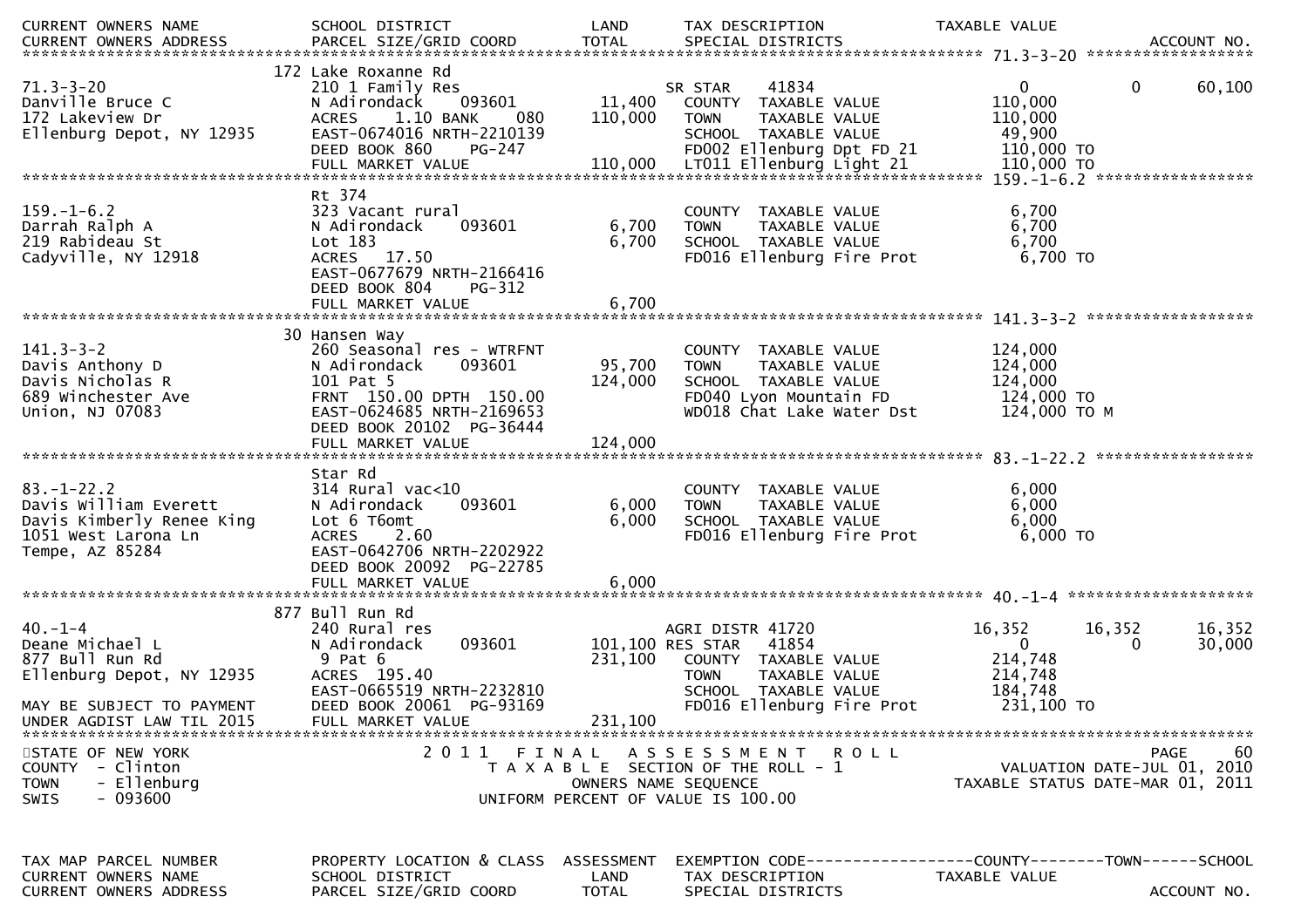CURRENT OWNERS NAME SCHOOL DISTRICT LAND TAX DESCRIPTION TAXABLE VALUE
CURRENT OWNERS ADDRESS PARCEL SIZE/GRID COORD TOTAL SPECIAL DISTRICTS ACCOUNT NO.

```
******************************************************************************************************* 71.3-3-20 ******************
                                172 Lake Roxanne Rd
71.3-3-20                       210 1 Family Res                        SR STAR     41834                    0           0      60,100
Danville Bruce C                N Adirondack     093601      11,400     COUNTY  TAXABLE VALUE           110,000
172 Lakeview Dr                 ACRES    1.10 BANK     080  110,000     TOWN    TAXABLE VALUE           110,000
Ellenburg Depot, NY 12935       EAST-0674016 NRTH-2210139               SCHOOL  TAXABLE VALUE            49,900
                                DEED BOOK 860    PG-247                 FD002 Ellenburg Dpt FD 21       110,000 TO
                                FULL MARKET VALUE           110,000     LT011 Ellenburg Light 21        110,000 TO
******************************************************************************************************* 159.-1-6.2 *****************
                                Rt 374
159.-1-6.2                      323 Vacant rural                        COUNTY  TAXABLE VALUE             6,700
Darrah Ralph A                  N Adirondack     093601       6,700     TOWN    TAXABLE VALUE             6,700
219 Rabideau St                 Lot 183                       6,700     SCHOOL  TAXABLE VALUE             6,700
Cadyville, NY 12918             ACRES   17.50                           FD016 Ellenburg Fire Prot         6,700 TO
                                EAST-0677679 NRTH-2166416
                                DEED BOOK 804    PG-312
                                FULL MARKET VALUE             6,700
******************************************************************************************************* 141.3-3-2 ******************
                                30 Hansen Way
141.3-3-2                       260 Seasonal res - WTRFNT               COUNTY  TAXABLE VALUE           124,000
Davis Anthony D                 N Adirondack     093601      95,700     TOWN    TAXABLE VALUE           124,000
Davis Nicholas R                101 Pat 5                   124,000     SCHOOL  TAXABLE VALUE           124,000
689 Winchester Ave              FRNT 150.00 DPTH 150.00                 FD040 Lyon Mountain FD          124,000 TO
Union, NJ 07083                 EAST-0624685 NRTH-2169653               WD018 Chat Lake Water Dst       124,000 TO M
                                DEED BOOK 20102 PG-36444
                                FULL MARKET VALUE           124,000
******************************************************************************************************* 83.-1-22.2 *****************
                                Star Rd
83.-1-22.2                      314 Rural vac<10                        COUNTY  TAXABLE VALUE             6,000
Davis William Everett           N Adirondack     093601       6,000     TOWN    TAXABLE VALUE             6,000
Davis Kimberly Renee King       Lot 6 T6omt                   6,000     SCHOOL  TAXABLE VALUE             6,000
1051 West Larona Ln             ACRES    2.60                           FD016 Ellenburg Fire Prot         6,000 TO
Tempe, AZ 85284                 EAST-0642706 NRTH-2202922
                                DEED BOOK 20092 PG-22785
                                FULL MARKET VALUE             6,000
******************************************************************************************************* 40.-1-4 ********************
                                877 Bull Run Rd
40.-1-4                         240 Rural res                           AGRI DISTR 41720                16,352      16,352      16,352
Deane Michael L                 N Adirondack     093601     101,100 RES STAR    41854                    0           0      30,000
877 Bull Run Rd                 9 Pat 6                     231,100     COUNTY  TAXABLE VALUE           214,748
Ellenburg Depot, NY 12935       ACRES  195.40                           TOWN    TAXABLE VALUE           214,748
                                EAST-0665519 NRTH-2232810               SCHOOL  TAXABLE VALUE           184,748
MAY BE SUBJECT TO PAYMENT       DEED BOOK 20061 PG-93169                FD016 Ellenburg Fire Prot       231,100 TO
UNDER AGDIST LAW TIL 2015       FULL MARKET VALUE           231,100
************************************************************************************************************************************
```

STATE OF NEW YORK
COUNTY - Clinton
TOWN - Ellenburg
SWIS - 093600

2011 FINAL ASSESSMENT ROLL
TAXABLE SECTION OF THE ROLL - 1
OWNERS NAME SEQUENCE
UNIFORM PERCENT OF VALUE IS 100.00

VALUATION DATE-JUL 01, 2010
TAXABLE STATUS DATE-MAR 01, 2011

TAX MAP PARCEL NUMBER PROPERTY LOCATION & CLASS ASSESSMENT EXEMPTION CODE------------------COUNTY--------TOWN------SCHOOL
CURRENT OWNERS NAME SCHOOL DISTRICT LAND TAX DESCRIPTION TAXABLE VALUE
CURRENT OWNERS ADDRESS PARCEL SIZE/GRID COORD TOTAL SPECIAL DISTRICTS ACCOUNT NO.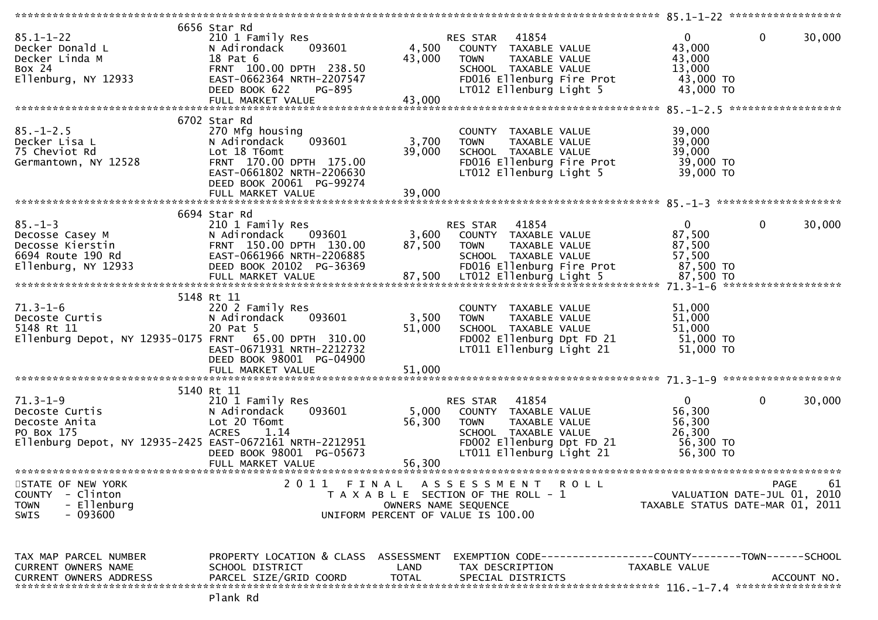```
******************************************************************************************************* 85.1-1-22 ******************
                    6656 Star Rd
85.1-1-22            210 1 Family Res              RES STAR   41854              0        0     30,000
Decker Donald L      N Adirondack    093601    4,500  COUNTY  TAXABLE VALUE      43,000
Decker Linda M       18 Pat 6                 43,000  TOWN    TAXABLE VALUE      43,000
Box 24               FRNT 100.00 DPTH 238.50          SCHOOL  TAXABLE VALUE      13,000
Ellenburg, NY 12933  EAST-0662364 NRTH-2207547        FD016 Ellenburg Fire Prot   43,000 TO
                     DEED BOOK 622     PG-895         LT012 Ellenburg Light 5     43,000 TO
                     FULL MARKET VALUE        43,000
******************************************************************************************************* 85.-1-2.5 ******************
                    6702 Star Rd
85.-1-2.5            270 Mfg housing                  COUNTY  TAXABLE VALUE      39,000
Decker Lisa L        N Adirondack    093601    3,700  TOWN    TAXABLE VALUE      39,000
75 Cheviot Rd        Lot 18 T6omt             39,000  SCHOOL  TAXABLE VALUE      39,000
Germantown, NY 12528 FRNT 170.00 DPTH 175.00          FD016 Ellenburg Fire Prot   39,000 TO
                     EAST-0661802 NRTH-2206630        LT012 Ellenburg Light 5     39,000 TO
                     DEED BOOK 20061 PG-99274
                     FULL MARKET VALUE        39,000
******************************************************************************************************* 85.-1-3 ********************
                    6694 Star Rd
85.-1-3              210 1 Family Res              RES STAR   41854              0        0     30,000
Decosse Casey M      N Adirondack    093601    3,600  COUNTY  TAXABLE VALUE      87,500
Decosse Kierstin     FRNT 150.00 DPTH 130.00  87,500  TOWN    TAXABLE VALUE      87,500
6694 Route 190 Rd    EAST-0661966 NRTH-2206885        SCHOOL  TAXABLE VALUE      57,500
Ellenburg, NY 12933  DEED BOOK 20102 PG-36369         FD016 Ellenburg Fire Prot   87,500 TO
                     FULL MARKET VALUE        87,500  LT012 Ellenburg Light 5     87,500 TO
******************************************************************************************************* 71.3-1-6 *******************
                    5148 Rt 11
71.3-1-6             220 2 Family Res                 COUNTY  TAXABLE VALUE      51,000
Decoste Curtis       N Adirondack    093601    3,500  TOWN    TAXABLE VALUE      51,000
5148 Rt 11           20 Pat 5                 51,000  SCHOOL  TAXABLE VALUE      51,000
Ellenburg Depot, NY 12935-0175 FRNT 65.00 DPTH 310.00 FD002 Ellenburg Dpt FD 21   51,000 TO
                     EAST-0671931 NRTH-2212732        LT011 Ellenburg Light 21    51,000 TO
                     DEED BOOK 98001 PG-04900
                     FULL MARKET VALUE        51,000
******************************************************************************************************* 71.3-1-9 *******************
                    5140 Rt 11
71.3-1-9             210 1 Family Res              RES STAR   41854              0        0     30,000
Decoste Curtis       N Adirondack    093601    5,000  COUNTY  TAXABLE VALUE      56,300
Decoste Anita        Lot 20 T6omt             56,300  TOWN    TAXABLE VALUE      56,300
PO Box 175           ACRES     1.14                   SCHOOL  TAXABLE VALUE      26,300
Ellenburg Depot, NY 12935-2425 EAST-0672161 NRTH-2212951 FD002 Ellenburg Dpt FD 21 56,300 TO
                     DEED BOOK 98001 PG-05673         LT011 Ellenburg Light 21    56,300 TO
                     FULL MARKET VALUE        56,300
************************************************************************************************************************************
STATE OF NEW YORK              2011  FINAL  ASSESSMENT  ROLL                                    PAGE    61
COUNTY  - Clinton                  TAXABLE SECTION OF THE ROLL - 1              VALUATION DATE-JUL 01, 2010
TOWN    - Ellenburg                    OWNERS NAME SEQUENCE                  TAXABLE STATUS DATE-MAR 01, 2011
SWIS    - 093600                 UNIFORM PERCENT OF VALUE IS 100.00


TAX MAP PARCEL NUMBER     PROPERTY LOCATION & CLASS  ASSESSMENT  EXEMPTION CODE------------------COUNTY--------TOWN------SCHOOL
CURRENT OWNERS NAME       SCHOOL DISTRICT               LAND     TAX DESCRIPTION              TAXABLE VALUE
CURRENT OWNERS ADDRESS    PARCEL SIZE/GRID COORD       TOTAL     SPECIAL DISTRICTS                                  ACCOUNT NO.
******************************************************************************************************* 116.-1-7.4 *****************
                          Plank Rd
```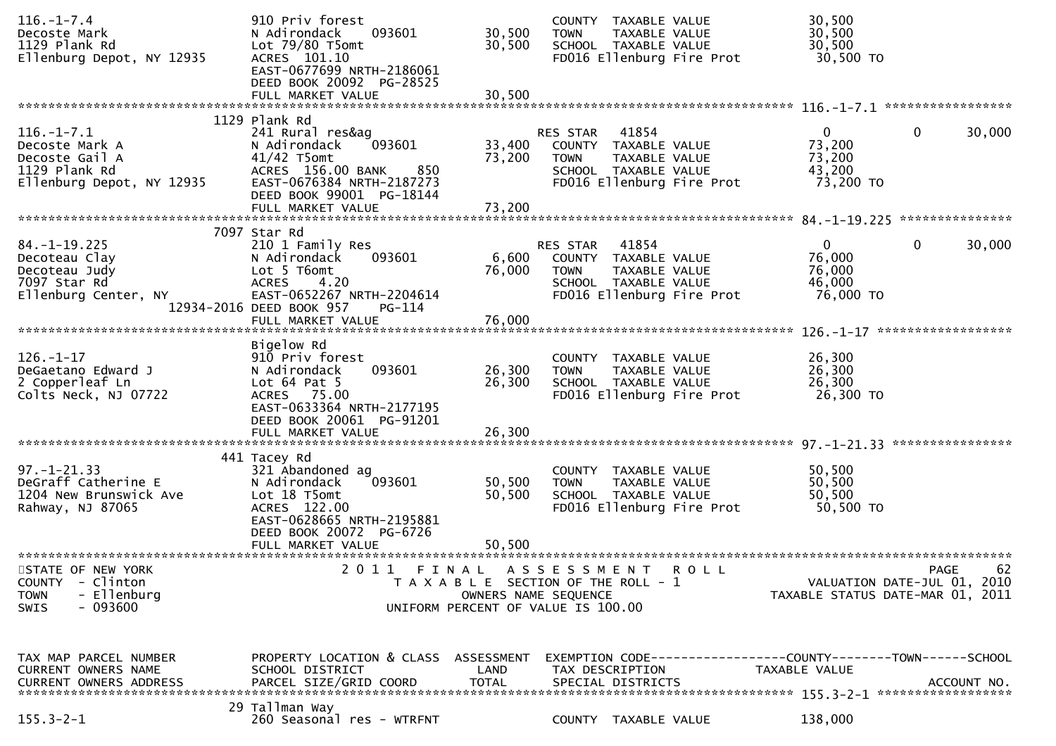```
116.-1-7.4                     910 Priv forest                          COUNTY  TAXABLE VALUE             30,500
Decoste Mark                   N Adirondack     093601        30,500    TOWN    TAXABLE VALUE             30,500
1129 Plank Rd                  Lot 79/80 T5omt                30,500    SCHOOL  TAXABLE VALUE             30,500
Ellenburg Depot, NY 12935      ACRES 101.10                             FD016 Ellenburg Fire Prot          30,500 TO
                               EAST-0677699 NRTH-2186061
                               DEED BOOK 20092  PG-28525
                               FULL MARKET VALUE              30,500
******************************************************************************************************* 116.-1-7.1 *****************
                           1129 Plank Rd
116.-1-7.1                     241 Rural res&ag                         RES STAR    41854                   0          0        30,000
Decoste Mark A                 N Adirondack     093601        33,400    COUNTY  TAXABLE VALUE             73,200
Decoste Gail A                 41/42 T5omt                    73,200    TOWN    TAXABLE VALUE             73,200
1129 Plank Rd                  ACRES 156.00 BANK     850                SCHOOL  TAXABLE VALUE             43,200
Ellenburg Depot, NY 12935      EAST-0676384 NRTH-2187273                FD016 Ellenburg Fire Prot          73,200 TO
                               DEED BOOK 99001  PG-18144
                               FULL MARKET VALUE              73,200
******************************************************************************************************* 84.-1-19.225 ***************
                           7097 Star Rd
84.-1-19.225                   210 1 Family Res                         RES STAR    41854                   0          0        30,000
Decoteau Clay                  N Adirondack     093601         6,600    COUNTY  TAXABLE VALUE             76,000
Decoteau Judy                  Lot 5 T6omt                    76,000    TOWN    TAXABLE VALUE             76,000
7097 Star Rd                   ACRES     4.20                           SCHOOL  TAXABLE VALUE             46,000
Ellenburg Center, NY           EAST-0652267 NRTH-2204614                FD016 Ellenburg Fire Prot          76,000 TO
                    12934-2016 DEED BOOK 957    PG-114
                               FULL MARKET VALUE              76,000
******************************************************************************************************* 126.-1-17 ******************
                               Bigelow Rd
126.-1-17                      910 Priv forest                          COUNTY  TAXABLE VALUE             26,300
DeGaetano Edward J             N Adirondack     093601        26,300    TOWN    TAXABLE VALUE             26,300
2 Copperleaf Ln                Lot 64 Pat 5                   26,300    SCHOOL  TAXABLE VALUE             26,300
Colts Neck, NJ 07722           ACRES    75.00                           FD016 Ellenburg Fire Prot          26,300 TO
                               EAST-0633364 NRTH-2177195
                               DEED BOOK 20061  PG-91201
                               FULL MARKET VALUE              26,300
******************************************************************************************************* 97.-1-21.33 ****************
                            441 Tacey Rd
97.-1-21.33                    321 Abandoned ag                         COUNTY  TAXABLE VALUE             50,500
DeGraff Catherine E            N Adirondack     093601        50,500    TOWN    TAXABLE VALUE             50,500
1204 New Brunswick Ave         Lot 18 T5omt                   50,500    SCHOOL  TAXABLE VALUE             50,500
Rahway, NJ 87065               ACRES 122.00                             FD016 Ellenburg Fire Prot          50,500 TO
                               EAST-0628665 NRTH-2195881
                               DEED BOOK 20072  PG-6726
                               FULL MARKET VALUE              50,500
************************************************************************************************************************************
STATE OF NEW YORK                      2 0 1 1   F I N A L   A S S E S S M E N T   R O L L                                PAGE    62
COUNTY  - Clinton                            T A X A B L E  SECTION OF THE ROLL - 1                          VALUATION DATE-JUL 01, 2010
TOWN    - Ellenburg                                  OWNERS NAME SEQUENCE                               TAXABLE STATUS DATE-MAR 01, 2011
SWIS    - 093600                              UNIFORM PERCENT OF VALUE IS 100.00


TAX MAP PARCEL NUMBER          PROPERTY LOCATION & CLASS  ASSESSMENT  EXEMPTION CODE------------------COUNTY--------TOWN------SCHOOL
CURRENT OWNERS NAME            SCHOOL DISTRICT               LAND     TAX DESCRIPTION             TAXABLE VALUE
CURRENT OWNERS ADDRESS         PARCEL SIZE/GRID COORD       TOTAL     SPECIAL DISTRICTS                                  ACCOUNT NO.
******************************************************************************************************* 155.3-2-1 ******************
                             29 Tallman Way
155.3-2-1                      260 Seasonal res - WTRFNT                COUNTY  TAXABLE VALUE            138,000
```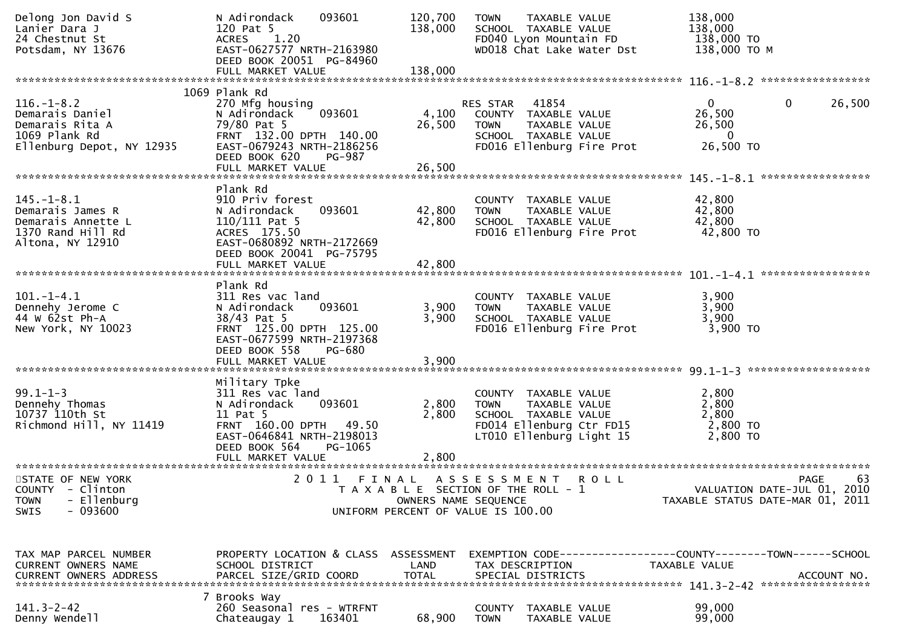```
Delong Jon David S            N Adirondack    093601      120,700   TOWN    TAXABLE VALUE           138,000
Lanier Dara J                 120 Pat 5                   138,000   SCHOOL  TAXABLE VALUE           138,000
24 Chestnut St                ACRES     1.20                        FD040 Lyon Mountain FD           138,000 TO
Potsdam, NY 13676             EAST-0627577 NRTH-2163980             WD018 Chat Lake Water Dst        138,000 TO M
                              DEED BOOK 20051  PG-84960
                              FULL MARKET VALUE           138,000
******************************************************************************************************* 116.-1-8.2 *****************
                         1069 Plank Rd
116.-1-8.2                    270 Mfg housing                        RES STAR   41854               0           0       26,500
Demarais Daniel               N Adirondack    093601        4,100    COUNTY  TAXABLE VALUE           26,500
Demarais Rita A               79/80 Pat 5                  26,500    TOWN    TAXABLE VALUE           26,500
1069 Plank Rd                 FRNT  132.00 DPTH  140.00              SCHOOL  TAXABLE VALUE                0
Ellenburg Depot, NY 12935     EAST-0679243 NRTH-2186256              FD016 Ellenburg Fire Prot        26,500 TO
                              DEED BOOK 620    PG-987
                              FULL MARKET VALUE            26,500
******************************************************************************************************* 145.-1-8.1 *****************
                              Plank Rd
145.-1-8.1                    910 Priv forest                        COUNTY  TAXABLE VALUE           42,800
Demarais James R              N Adirondack    093601       42,800    TOWN    TAXABLE VALUE           42,800
Demarais Annette L            110/111 Pat 5                42,800    SCHOOL  TAXABLE VALUE           42,800
1370 Rand Hill Rd             ACRES  175.50                          FD016 Ellenburg Fire Prot        42,800 TO
Altona, NY 12910              EAST-0680892 NRTH-2172669
                              DEED BOOK 20041  PG-75795
                              FULL MARKET VALUE            42,800
******************************************************************************************************* 101.-1-4.1 *****************
                              Plank Rd
101.-1-4.1                    311 Res vac land                       COUNTY  TAXABLE VALUE            3,900
Dennehy Jerome C              N Adirondack    093601        3,900    TOWN    TAXABLE VALUE            3,900
44 W 62st Ph-A                38/43 Pat 5                   3,900    SCHOOL  TAXABLE VALUE            3,900
New York, NY 10023            FRNT  125.00 DPTH  125.00              FD016 Ellenburg Fire Prot         3,900 TO
                              EAST-0677599 NRTH-2197368
                              DEED BOOK 558    PG-680
                              FULL MARKET VALUE             3,900
******************************************************************************************************* 99.1-1-3 *******************
                              Military Tpke
99.1-1-3                      311 Res vac land                       COUNTY  TAXABLE VALUE            2,800
Dennehy Thomas                N Adirondack    093601        2,800    TOWN    TAXABLE VALUE            2,800
10737 110th St                11 Pat 5                      2,800    SCHOOL  TAXABLE VALUE            2,800
Richmond Hill, NY 11419       FRNT  160.00 DPTH   49.50              FD014 Ellenburg Ctr FD15          2,800 TO
                              EAST-0646841 NRTH-2198013              LT010 Ellenburg Light 15          2,800 TO
                              DEED BOOK 564    PG-1065
                              FULL MARKET VALUE             2,800
************************************************************************************************************************************
STATE OF NEW YORK                        2 0 1 1   F I N A L   A S S E S S M E N T   R O L L                             PAGE     63
COUNTY  - Clinton                          T A X A B L E  SECTION OF THE ROLL - 1                    VALUATION DATE-JUL 01, 2010
TOWN    - Ellenburg                              OWNERS NAME SEQUENCE                           TAXABLE STATUS DATE-MAR 01, 2011
SWIS    - 093600                          UNIFORM PERCENT OF VALUE IS 100.00


TAX MAP PARCEL NUMBER         PROPERTY LOCATION & CLASS  ASSESSMENT  EXEMPTION CODE------------------COUNTY--------TOWN------SCHOOL
CURRENT OWNERS NAME           SCHOOL DISTRICT               LAND     TAX DESCRIPTION             TAXABLE VALUE
CURRENT OWNERS ADDRESS        PARCEL SIZE/GRID COORD        TOTAL    SPECIAL DISTRICTS                                  ACCOUNT NO.
******************************************************************************************************* 141.3-2-42 *****************
                            7 Brooks Way
141.3-2-42                    260 Seasonal res - WTRFNT              COUNTY  TAXABLE VALUE           99,000
Denny Wendell                 Chateaugay 1    163401       68,900    TOWN    TAXABLE VALUE           99,000
```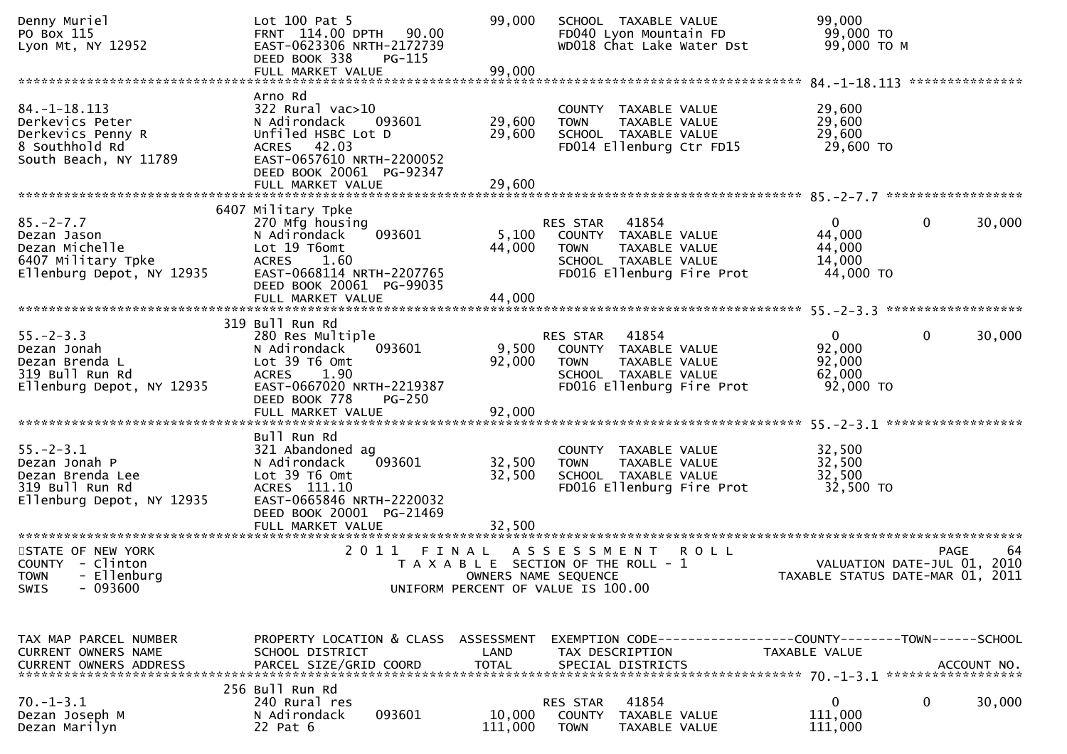```
Denny Muriel                       Lot 100 Pat 5                      99,000    SCHOOL  TAXABLE VALUE              99,000
PO Box 115                         FRNT  114.00 DPTH   90.00                    FD040 Lyon Mountain FD              99,000 TO
Lyon Mt, NY 12952                  EAST-0623306 NRTH-2172739                    WD018 Chat Lake Water Dst           99,000 TO M
                                   DEED BOOK 338    PG-115
                                   FULL MARKET VALUE                  99,000
******************************************************************************************************* 84.-1-18.113 ***************
                                   Arno Rd
84.-1-18.113                       322 Rural vac>10                             COUNTY  TAXABLE VALUE              29,600
Derkevics Peter                    N Adirondack     093601           29,600    TOWN    TAXABLE VALUE              29,600
Derkevics Penny R                  Unfiled HSBC Lot D                29,600    SCHOOL  TAXABLE VALUE              29,600
8 Southhold Rd                     ACRES   42.03                                FD014 Ellenburg Ctr FD15            29,600 TO
South Beach, NY 11789              EAST-0657610 NRTH-2200052
                                   DEED BOOK 20061  PG-92347
                                   FULL MARKET VALUE                  29,600
******************************************************************************************************* 85.-2-7.7 ******************
                              6407 Military Tpke
85.-2-7.7                          270 Mfg housing                              RES STAR   41854                   0          0      30,000
Dezan Jason                        N Adirondack     093601            5,100    COUNTY  TAXABLE VALUE              44,000
Dezan Michelle                     Lot 19 T6omt                      44,000    TOWN    TAXABLE VALUE              44,000
6407 Military Tpke                 ACRES    1.60                                SCHOOL  TAXABLE VALUE              14,000
Ellenburg Depot, NY 12935          EAST-0668114 NRTH-2207765                    FD016 Ellenburg Fire Prot           44,000 TO
                                   DEED BOOK 20061  PG-99035
                                   FULL MARKET VALUE                  44,000
******************************************************************************************************* 55.-2-3.3 ******************
                              319 Bull Run Rd
55.-2-3.3                          280 Res Multiple                             RES STAR   41854                   0          0      30,000
Dezan Jonah                        N Adirondack     093601            9,500    COUNTY  TAXABLE VALUE              92,000
Dezan Brenda L                     Lot 39 T6 Omt                     92,000    TOWN    TAXABLE VALUE              92,000
319 Bull Run Rd                    ACRES    1.90                                SCHOOL  TAXABLE VALUE              62,000
Ellenburg Depot, NY 12935          EAST-0667020 NRTH-2219387                    FD016 Ellenburg Fire Prot           92,000 TO
                                   DEED BOOK 778    PG-250
                                   FULL MARKET VALUE                  92,000
******************************************************************************************************* 55.-2-3.1 ******************
                                   Bull Run Rd
55.-2-3.1                          321 Abandoned ag                             COUNTY  TAXABLE VALUE              32,500
Dezan Jonah P                      N Adirondack     093601           32,500    TOWN    TAXABLE VALUE              32,500
Dezan Brenda Lee                   Lot 39 T6 Omt                     32,500    SCHOOL  TAXABLE VALUE              32,500
319 Bull Run Rd                    ACRES  111.10                                FD016 Ellenburg Fire Prot           32,500 TO
Ellenburg Depot, NY 12935          EAST-0665846 NRTH-2220032
                                   DEED BOOK 20001  PG-21469
                                   FULL MARKET VALUE                  32,500
************************************************************************************************************************************
STATE OF NEW YORK                  2 0 1 1   F I N A L   A S S E S S M E N T   R O L L                                   PAGE    64
COUNTY  - Clinton                     T A X A B L E  SECTION OF THE ROLL - 1                         VALUATION DATE-JUL 01, 2010
TOWN    - Ellenburg                           OWNERS NAME SEQUENCE                              TAXABLE STATUS DATE-MAR 01, 2011
SWIS    - 093600                      UNIFORM PERCENT OF VALUE IS 100.00


TAX MAP PARCEL NUMBER              PROPERTY LOCATION & CLASS  ASSESSMENT  EXEMPTION CODE------------------COUNTY--------TOWN------SCHOOL
CURRENT OWNERS NAME                SCHOOL DISTRICT               LAND      TAX DESCRIPTION            TAXABLE VALUE
CURRENT OWNERS ADDRESS             PARCEL SIZE/GRID COORD        TOTAL     SPECIAL DISTRICTS                                 ACCOUNT NO.
******************************************************************************************************* 70.-1-3.1 ******************
                              256 Bull Run Rd
70.-1-3.1                          240 Rural res                                RES STAR   41854                   0          0      30,000
Dezan Joseph M                     N Adirondack     093601           10,000    COUNTY  TAXABLE VALUE             111,000
Dezan Marilyn                      22 Pat 6                         111,000    TOWN    TAXABLE VALUE             111,000
```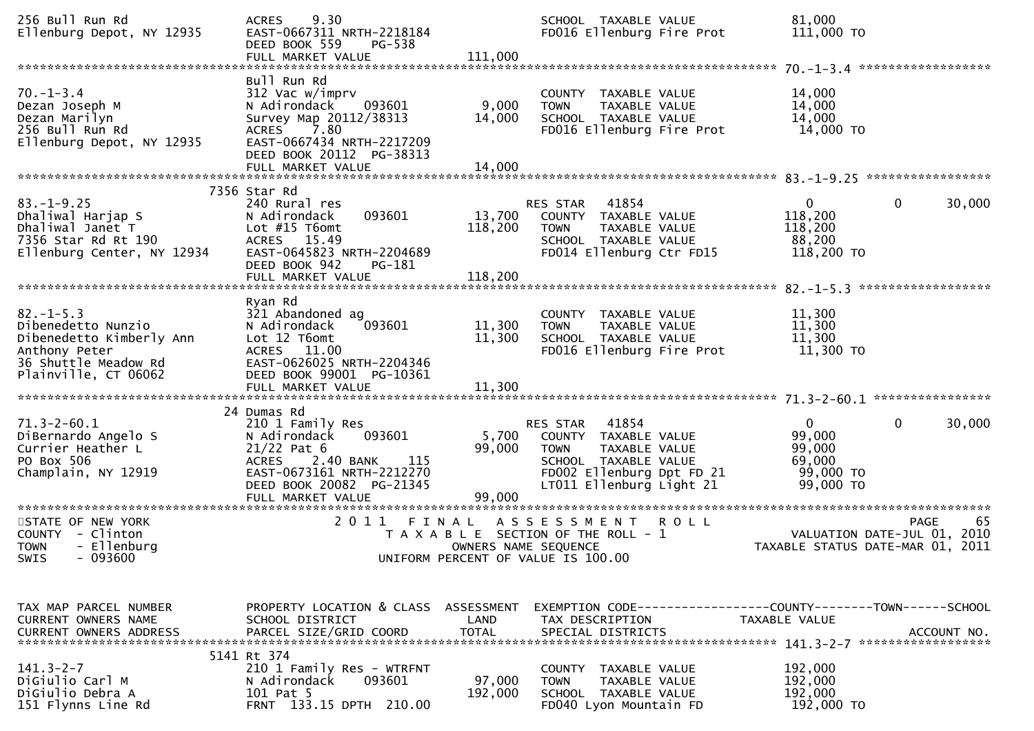```
256 Bull Run Rd                ACRES    9.30                             SCHOOL  TAXABLE VALUE              81,000
Ellenburg Depot, NY 12935      EAST-0667311 NRTH-2218184                 FD016 Ellenburg Fire Prot         111,000 TO
                               DEED BOOK 559    PG-538
                               FULL MARKET VALUE              111,000
******************************************************************************************************* 70.-1-3.4 *****************
                               Bull Run Rd
70.-1-3.4                      312 Vac w/imprv                           COUNTY  TAXABLE VALUE              14,000
Dezan Joseph M                 N Adirondack     093601         9,000     TOWN    TAXABLE VALUE              14,000
Dezan Marilyn                  Survey Map 20112/38313         14,000     SCHOOL  TAXABLE VALUE              14,000
256 Bull Run Rd                ACRES    7.80                             FD016 Ellenburg Fire Prot          14,000 TO
Ellenburg Depot, NY 12935      EAST-0667434 NRTH-2217209
                               DEED BOOK 20112  PG-38313
                               FULL MARKET VALUE               14,000
******************************************************************************************************* 83.-1-9.25 ****************
                          7356 Star Rd
83.-1-9.25                     240 Rural res                             RES STAR   41854                    0          0      30,000
Dhaliwal Harjap S              N Adirondack     093601        13,700     COUNTY  TAXABLE VALUE             118,200
Dhaliwal Janet T               Lot #15 T6omt                 118,200     TOWN    TAXABLE VALUE             118,200
7356 Star Rd Rt 190            ACRES   15.49                             SCHOOL  TAXABLE VALUE              88,200
Ellenburg Center, NY 12934     EAST-0645823 NRTH-2204689                 FD014 Ellenburg Ctr FD15          118,200 TO
                               DEED BOOK 942    PG-181
                               FULL MARKET VALUE              118,200
******************************************************************************************************* 82.-1-5.3 *****************
                               Ryan Rd
82.-1-5.3                      321 Abandoned ag                          COUNTY  TAXABLE VALUE              11,300
Dibenedetto Nunzio             N Adirondack     093601        11,300     TOWN    TAXABLE VALUE              11,300
Dibenedetto Kimberly Ann       Lot 12 T6omt                   11,300     SCHOOL  TAXABLE VALUE              11,300
Anthony Peter                  ACRES   11.00                             FD016 Ellenburg Fire Prot          11,300 TO
36 Shuttle Meadow Rd           EAST-0626025 NRTH-2204346
Plainville, CT 06062           DEED BOOK 99001  PG-10361
                               FULL MARKET VALUE               11,300
******************************************************************************************************* 71.3-2-60.1 ***************
                            24 Dumas Rd
71.3-2-60.1                    210 1 Family Res                          RES STAR   41854                    0          0      30,000
DiBernardo Angelo S            N Adirondack     093601         5,700     COUNTY  TAXABLE VALUE              99,000
Currier Heather L              21/22 Pat 6                    99,000     TOWN    TAXABLE VALUE              99,000
PO Box 506                     ACRES    2.40 BANK     115                SCHOOL  TAXABLE VALUE              69,000
Champlain, NY 12919            EAST-0673161 NRTH-2212270                 FD002 Ellenburg Dpt FD 21          99,000 TO
                               DEED BOOK 20082  PG-21345                 LT011 Ellenburg Light 21           99,000 TO
                               FULL MARKET VALUE               99,000
************************************************************************************************************************************
STATE OF NEW YORK                 2 0 1 1   F I N A L   A S S E S S M E N T   R O L L                                 PAGE     65
COUNTY  - Clinton                      T A X A B L E  SECTION OF THE ROLL - 1                       VALUATION DATE-JUL 01, 2010
TOWN    - Ellenburg                          OWNERS NAME SEQUENCE                               TAXABLE STATUS DATE-MAR 01, 2011
SWIS    - 093600                        UNIFORM PERCENT OF VALUE IS 100.00


TAX MAP PARCEL NUMBER          PROPERTY LOCATION & CLASS  ASSESSMENT  EXEMPTION CODE------------------COUNTY--------TOWN------SCHOOL
CURRENT OWNERS NAME            SCHOOL DISTRICT               LAND      TAX DESCRIPTION              TAXABLE VALUE
CURRENT OWNERS ADDRESS         PARCEL SIZE/GRID COORD        TOTAL     SPECIAL DISTRICTS                                 ACCOUNT NO.
******************************************************************************************************* 141.3-2-7 *****************
                          5141 Rt 374
141.3-2-7                      210 1 Family Res - WTRFNT                 COUNTY  TAXABLE VALUE             192,000
DiGiulio Carl M                N Adirondack     093601        97,000     TOWN    TAXABLE VALUE             192,000
DiGiulio Debra A               101 Pat 5                     192,000     SCHOOL  TAXABLE VALUE             192,000
151 Flynns Line Rd             FRNT  133.15 DPTH  210.00                 FD040 Lyon Mountain FD            192,000 TO
```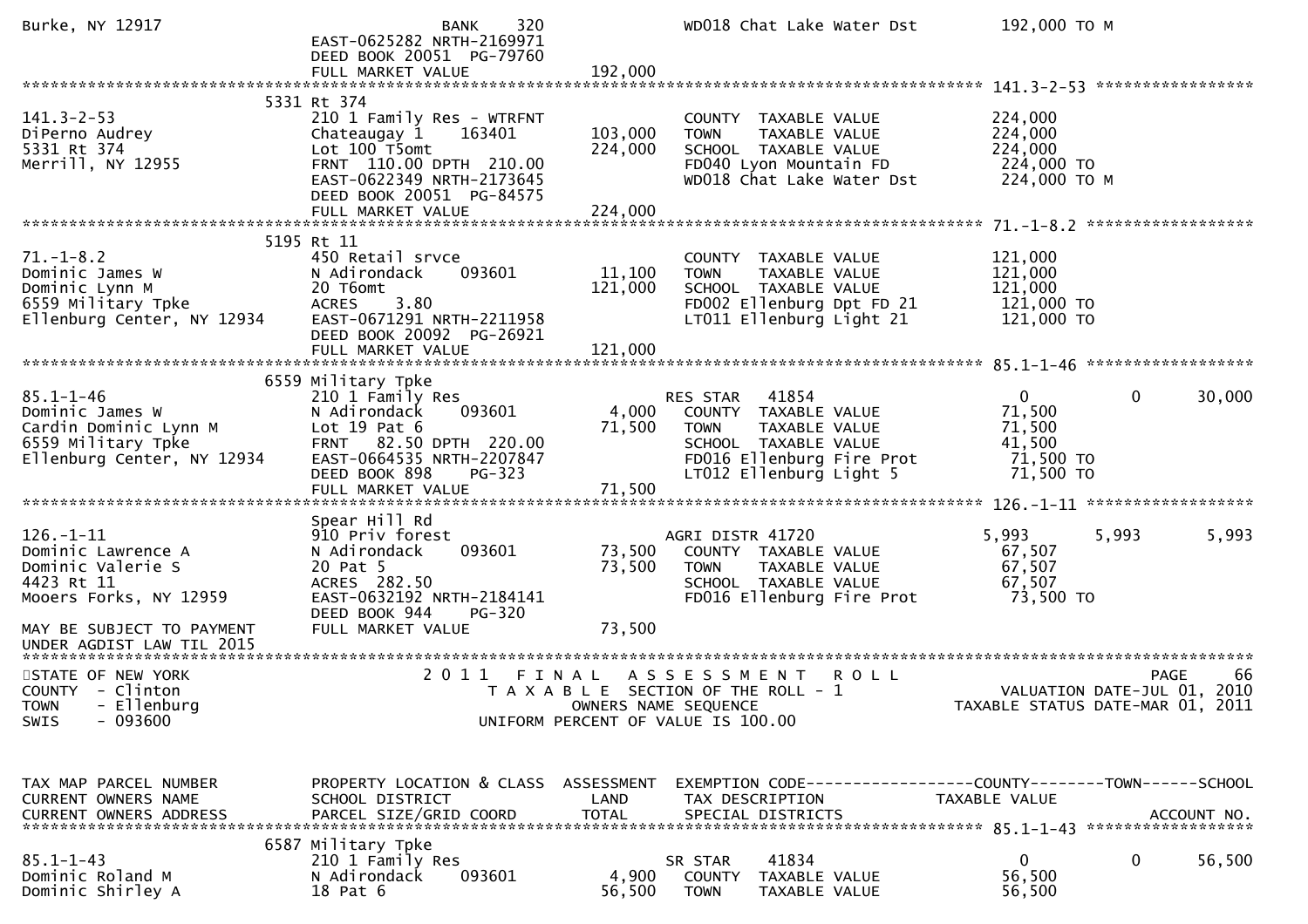```
Burke, NY 12917                          BANK     320            WD018 Chat Lake Water Dst          192,000 TO M
                                 EAST-0625282 NRTH-2169971
                                 DEED BOOK 20051  PG-79760
                                 FULL MARKET VALUE            192,000
******************************************************************************************************* 141.3-2-53 *****************
                            5331 Rt 374
141.3-2-53                       210 1 Family Res - WTRFNT             COUNTY  TAXABLE VALUE              224,000
DiPerno Audrey                   Chateaugay 1     163401     103,000   TOWN    TAXABLE VALUE              224,000
5331 Rt 374                      Lot 100 T5omt               224,000   SCHOOL  TAXABLE VALUE              224,000
Merrill, NY 12955                FRNT  110.00 DPTH  210.00             FD040 Lyon Mountain FD              224,000 TO
                                 EAST-0622349 NRTH-2173645             WD018 Chat Lake Water Dst           224,000 TO M
                                 DEED BOOK 20051  PG-84575
                                 FULL MARKET VALUE            224,000
******************************************************************************************************* 71.-1-8.2 ******************
                            5195 Rt 11
71.-1-8.2                        450 Retail srvce                      COUNTY  TAXABLE VALUE              121,000
Dominic James W                  N Adirondack     093601      11,100   TOWN    TAXABLE VALUE              121,000
Dominic Lynn M                   20 T6omt                    121,000   SCHOOL  TAXABLE VALUE              121,000
6559 Military Tpke               ACRES     3.80                        FD002 Ellenburg Dpt FD 21           121,000 TO
Ellenburg Center, NY 12934       EAST-0671291 NRTH-2211958             LT011 Ellenburg Light 21            121,000 TO
                                 DEED BOOK 20092  PG-26921
                                 FULL MARKET VALUE            121,000
******************************************************************************************************* 85.1-1-46 ******************
                            6559 Military Tpke
85.1-1-46                        210 1 Family Res                      RES STAR    41854                  0          0      30,000
Dominic James W                  N Adirondack     093601       4,000   COUNTY  TAXABLE VALUE               71,500
Cardin Dominic Lynn M            Lot 19 Pat 6                 71,500   TOWN    TAXABLE VALUE               71,500
6559 Military Tpke               FRNT   82.50 DPTH  220.00             SCHOOL  TAXABLE VALUE               41,500
Ellenburg Center, NY 12934       EAST-0664535 NRTH-2207847             FD016 Ellenburg Fire Prot            71,500 TO
                                 DEED BOOK 898    PG-323               LT012 Ellenburg Light 5              71,500 TO
                                 FULL MARKET VALUE             71,500
******************************************************************************************************* 126.-1-11 ******************
                                 Spear Hill Rd
126.-1-11                        910 Priv forest                       AGRI DISTR 41720               5,993      5,993       5,993
Dominic Lawrence A               N Adirondack     093601      73,500   COUNTY  TAXABLE VALUE               67,507
Dominic Valerie S                20 Pat 5                     73,500   TOWN    TAXABLE VALUE               67,507
4423 Rt 11                       ACRES  282.50                         SCHOOL  TAXABLE VALUE               67,507
Mooers Forks, NY 12959           EAST-0632192 NRTH-2184141             FD016 Ellenburg Fire Prot            73,500 TO
                                 DEED BOOK 944    PG-320
MAY BE SUBJECT TO PAYMENT        FULL MARKET VALUE             73,500
UNDER AGDIST LAW TIL 2015
************************************************************************************************************************************
STATE OF NEW YORK                        2 0 1 1   F I N A L   A S S E S S M E N T   R O L L                          PAGE    66
COUNTY  - Clinton                           T A X A B L E  SECTION OF THE ROLL - 1                   VALUATION DATE-JUL 01, 2010
TOWN    - Ellenburg                               OWNERS NAME SEQUENCE                          TAXABLE STATUS DATE-MAR 01, 2011
SWIS    - 093600                           UNIFORM PERCENT OF VALUE IS 100.00


TAX MAP PARCEL NUMBER            PROPERTY LOCATION & CLASS  ASSESSMENT  EXEMPTION CODE------------------COUNTY--------TOWN------SCHOOL
CURRENT OWNERS NAME              SCHOOL DISTRICT               LAND      TAX DESCRIPTION             TAXABLE VALUE
CURRENT OWNERS ADDRESS           PARCEL SIZE/GRID COORD       TOTAL      SPECIAL DISTRICTS                                 ACCOUNT NO.
******************************************************************************************************* 85.1-1-43 ******************
                            6587 Military Tpke
85.1-1-43                        210 1 Family Res                      SR STAR     41834                  0          0      56,500
Dominic Roland M                 N Adirondack     093601       4,900   COUNTY  TAXABLE VALUE               56,500
Dominic Shirley A                18 Pat 6                     56,500   TOWN    TAXABLE VALUE               56,500
```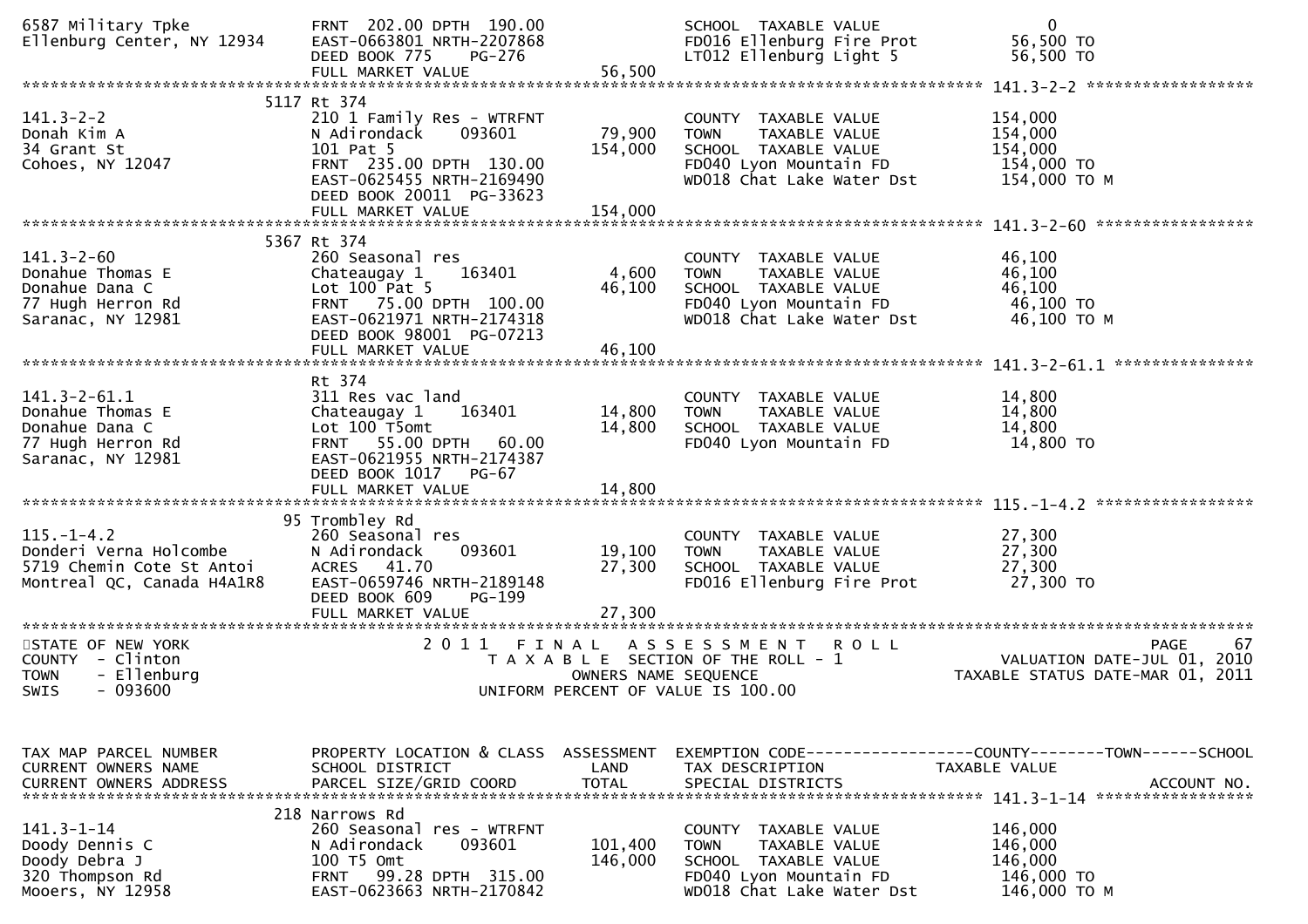```
6587 Military Tpke            FRNT 202.00 DPTH 190.00                 SCHOOL  TAXABLE VALUE                  0
Ellenburg Center, NY 12934    EAST-0663801 NRTH-2207868               FD016 Ellenburg Fire Prot         56,500 TO
                              DEED BOOK 775    PG-276                 LT012 Ellenburg Light 5           56,500 TO
                              FULL MARKET VALUE            56,500
******************************************************************************************************* 141.3-2-2 *****************
                         5117 Rt 374
141.3-2-2                     210 1 Family Res - WTRFNT               COUNTY  TAXABLE VALUE            154,000
Donah Kim A                   N Adirondack     093601      79,900     TOWN    TAXABLE VALUE            154,000
34 Grant St                   101 Pat 5                   154,000     SCHOOL  TAXABLE VALUE            154,000
Cohoes, NY 12047              FRNT 235.00 DPTH 130.00                 FD040 Lyon Mountain FD           154,000 TO
                              EAST-0625455 NRTH-2169490               WD018 Chat Lake Water Dst        154,000 TO M
                              DEED BOOK 20011  PG-33623
                              FULL MARKET VALUE           154,000
******************************************************************************************************* 141.3-2-60 ****************
                         5367 Rt 374
141.3-2-60                    260 Seasonal res                        COUNTY  TAXABLE VALUE             46,100
Donahue Thomas E              Chateaugay 1     163401       4,600     TOWN    TAXABLE VALUE             46,100
Donahue Dana C                Lot 100 Pat 5                46,100     SCHOOL  TAXABLE VALUE             46,100
77 Hugh Herron Rd             FRNT  75.00 DPTH 100.00                 FD040 Lyon Mountain FD            46,100 TO
Saranac, NY 12981             EAST-0621971 NRTH-2174318               WD018 Chat Lake Water Dst         46,100 TO M
                              DEED BOOK 98001  PG-07213
                              FULL MARKET VALUE            46,100
******************************************************************************************************* 141.3-2-61.1 **************
                              Rt 374
141.3-2-61.1                  311 Res vac land                        COUNTY  TAXABLE VALUE             14,800
Donahue Thomas E              Chateaugay 1     163401      14,800     TOWN    TAXABLE VALUE             14,800
Donahue Dana C                Lot 100 T5omt                14,800     SCHOOL  TAXABLE VALUE             14,800
77 Hugh Herron Rd             FRNT  55.00 DPTH  60.00                 FD040 Lyon Mountain FD            14,800 TO
Saranac, NY 12981             EAST-0621955 NRTH-2174387
                              DEED BOOK 1017   PG-67
                              FULL MARKET VALUE            14,800
******************************************************************************************************* 115.-1-4.2 ****************
                           95 Trombley Rd
115.-1-4.2                    260 Seasonal res                        COUNTY  TAXABLE VALUE             27,300
Donderi Verna Holcombe        N Adirondack     093601      19,100     TOWN    TAXABLE VALUE             27,300
5719 Chemin Cote St Antoi     ACRES  41.70                 27,300     SCHOOL  TAXABLE VALUE             27,300
Montreal QC, Canada H4A1R8    EAST-0659746 NRTH-2189148               FD016 Ellenburg Fire Prot         27,300 TO
                              DEED BOOK 609    PG-199
                              FULL MARKET VALUE            27,300
************************************************************************************************************************************
STATE OF NEW YORK                         2 0 1 1   F I N A L   A S S E S S M E N T   R O L L                                PAGE    67
COUNTY  - Clinton                              T A X A B L E  SECTION OF THE ROLL - 1                    VALUATION DATE-JUL 01, 2010
TOWN    - Ellenburg                                  OWNERS NAME SEQUENCE                           TAXABLE STATUS DATE-MAR 01, 2011
SWIS    - 093600                                UNIFORM PERCENT OF VALUE IS 100.00


TAX MAP PARCEL NUMBER         PROPERTY LOCATION & CLASS  ASSESSMENT  EXEMPTION CODE------------------COUNTY--------TOWN------SCHOOL
CURRENT OWNERS NAME           SCHOOL DISTRICT               LAND      TAX DESCRIPTION              TAXABLE VALUE
CURRENT OWNERS ADDRESS        PARCEL SIZE/GRID COORD        TOTAL     SPECIAL DISTRICTS                                ACCOUNT NO.
******************************************************************************************************* 141.3-1-14 ****************
                          218 Narrows Rd
141.3-1-14                    260 Seasonal res - WTRFNT               COUNTY  TAXABLE VALUE            146,000
Doody Dennis C                N Adirondack     093601     101,400     TOWN    TAXABLE VALUE            146,000
Doody Debra J                 100 T5 Omt                  146,000     SCHOOL  TAXABLE VALUE            146,000
320 Thompson Rd               FRNT  99.28 DPTH 315.00                 FD040 Lyon Mountain FD           146,000 TO
Mooers, NY 12958              EAST-0623663 NRTH-2170842               WD018 Chat Lake Water Dst        146,000 TO M
```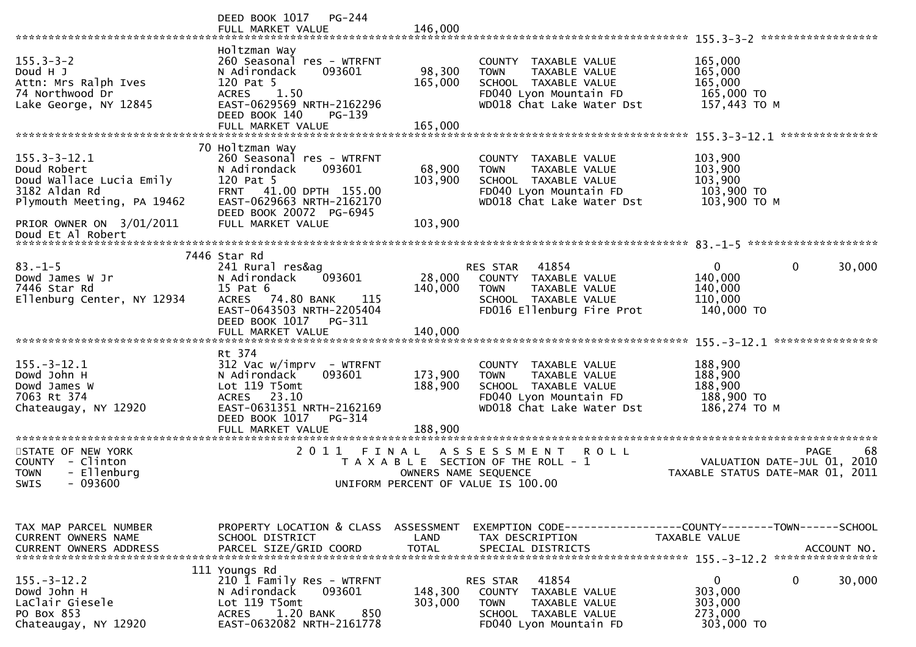```
                              DEED BOOK 1017   PG-244
                              FULL MARKET VALUE            146,000
************************************************************************************************************ 155.3-3-2 ******************
                              Holtzman Way
155.3-3-2                     260 Seasonal res - WTRFNT              COUNTY  TAXABLE VALUE           165,000
Doud H J                      N Adirondack    093601       98,300    TOWN    TAXABLE VALUE           165,000
Attn: Mrs Ralph Ives          120 Pat 5                   165,000    SCHOOL  TAXABLE VALUE           165,000
74 Northwood Dr               ACRES    1.50                          FD040 Lyon Mountain FD           165,000 TO
Lake George, NY 12845         EAST-0629569 NRTH-2162296              WD018 Chat Lake Water Dst        157,443 TO M
                              DEED BOOK 140    PG-139
                              FULL MARKET VALUE           165,000
************************************************************************************************************ 155.3-3-12.1 ***************
                           70 Holtzman Way
155.3-3-12.1                  260 Seasonal res - WTRFNT              COUNTY  TAXABLE VALUE           103,900
Doud Robert                   N Adirondack    093601       68,900    TOWN    TAXABLE VALUE           103,900
Doud Wallace Lucia Emily      120 Pat 5                   103,900    SCHOOL  TAXABLE VALUE           103,900
3182 Aldan Rd                 FRNT   41.00 DPTH  155.00              FD040 Lyon Mountain FD           103,900 TO
Plymouth Meeting, PA 19462    EAST-0629663 NRTH-2162170              WD018 Chat Lake Water Dst        103,900 TO M
                              DEED BOOK 20072  PG-6945
PRIOR OWNER ON  3/01/2011     FULL MARKET VALUE           103,900
Doud Et Al Robert
************************************************************************************************************ 83.-1-5 ********************
                         7446 Star Rd
83.-1-5                       241 Rural res&ag                       RES STAR    41854               0            0        30,000
Dowd James W Jr               N Adirondack    093601       28,000    COUNTY  TAXABLE VALUE           140,000
7446 Star Rd                  15 Pat 6                    140,000    TOWN    TAXABLE VALUE           140,000
Ellenburg Center, NY 12934    ACRES   74.80 BANK     115             SCHOOL  TAXABLE VALUE           110,000
                              EAST-0643503 NRTH-2205404              FD016 Ellenburg Fire Prot        140,000 TO
                              DEED BOOK 1017   PG-311
                              FULL MARKET VALUE           140,000
************************************************************************************************************ 155.-3-12.1 ****************
                              Rt 374
155.-3-12.1                   312 Vac w/imprv  - WTRFNT              COUNTY  TAXABLE VALUE           188,900
Dowd John H                   N Adirondack    093601      173,900    TOWN    TAXABLE VALUE           188,900
Dowd James W                  Lot 119 T5omt               188,900    SCHOOL  TAXABLE VALUE           188,900
7063 Rt 374                   ACRES   23.10                          FD040 Lyon Mountain FD           188,900 TO
Chateaugay, NY 12920          EAST-0631351 NRTH-2162169              WD018 Chat Lake Water Dst        186,274 TO M
                              DEED BOOK 1017   PG-314
                              FULL MARKET VALUE           188,900
************************************************************************************************************************************
STATE OF NEW YORK                     2 0 1 1   F I N A L   A S S E S S M E N T   R O L L                                PAGE    68
COUNTY  - Clinton                        T A X A B L E  SECTION OF THE ROLL - 1                      VALUATION DATE-JUL 01, 2010
TOWN    - Ellenburg                              OWNERS NAME SEQUENCE                           TAXABLE STATUS DATE-MAR 01, 2011
SWIS    - 093600                          UNIFORM PERCENT OF VALUE IS 100.00


TAX MAP PARCEL NUMBER         PROPERTY LOCATION & CLASS  ASSESSMENT  EXEMPTION CODE------------------COUNTY--------TOWN------SCHOOL
CURRENT OWNERS NAME           SCHOOL DISTRICT              LAND      TAX DESCRIPTION              TAXABLE VALUE
CURRENT OWNERS ADDRESS        PARCEL SIZE/GRID COORD       TOTAL     SPECIAL DISTRICTS                                   ACCOUNT NO.
************************************************************************************************************ 155.-3-12.2 ****************
                          111 Youngs Rd
155.-3-12.2                   210 1 Family Res - WTRFNT              RES STAR    41854               0            0        30,000
Dowd John H                   N Adirondack    093601      148,300    COUNTY  TAXABLE VALUE           303,000
LaClair Giesele               Lot 119 T5omt               303,000    TOWN    TAXABLE VALUE           303,000
PO Box 853                    ACRES    1.20 BANK     850             SCHOOL  TAXABLE VALUE           273,000
Chateaugay, NY 12920          EAST-0632082 NRTH-2161778              FD040 Lyon Mountain FD           303,000 TO
```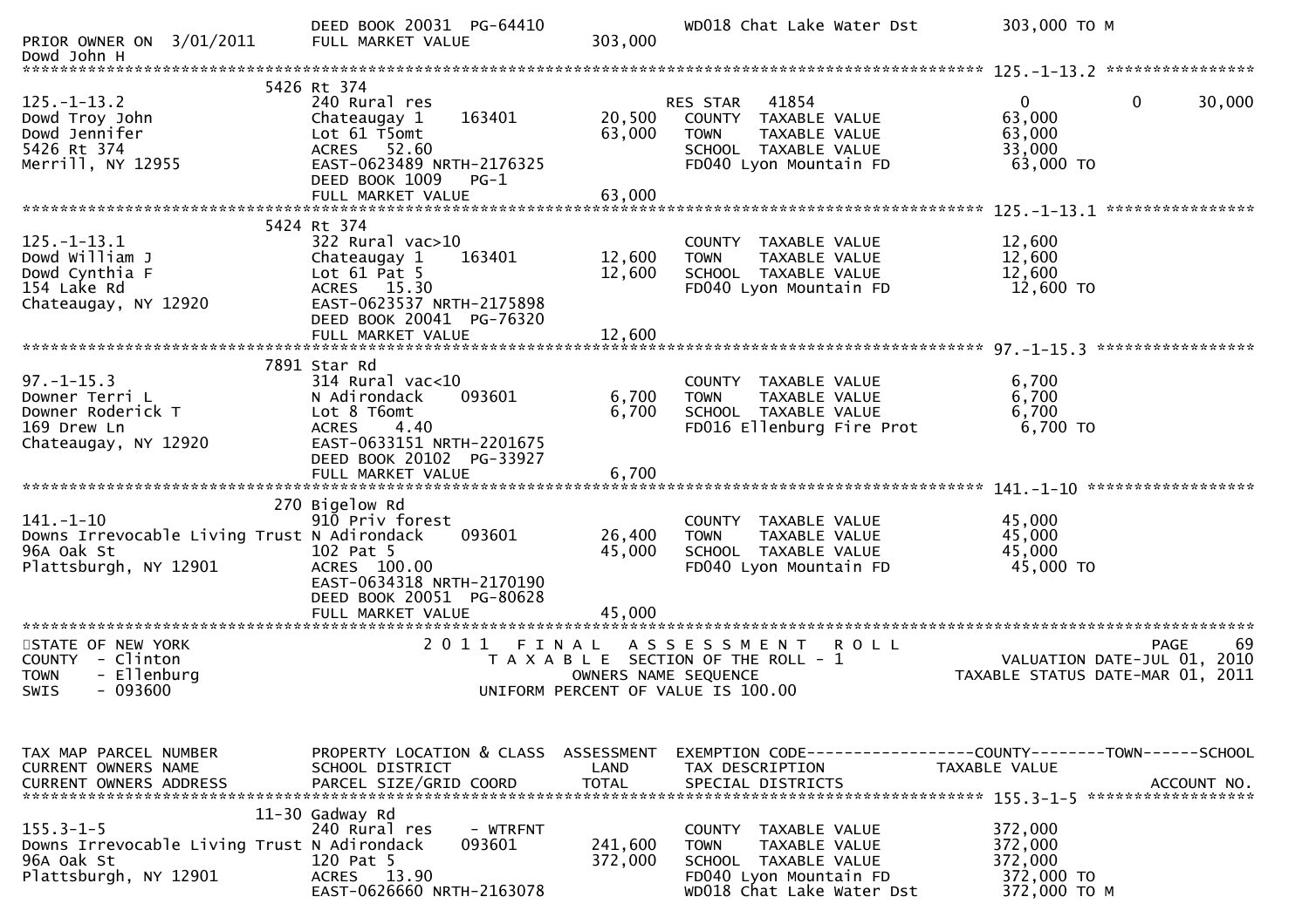```
                              DEED BOOK 20031  PG-64410                       WD018 Chat Lake Water Dst        303,000 TO M
PRIOR OWNER ON  3/01/2011     FULL MARKET VALUE              303,000
Dowd John H
******************************************************************************************************* 125.-1-13.2 ****************
                              5426 Rt 374
125.-1-13.2                   240 Rural res                         RES STAR   41854                    0            0       30,000
Dowd Troy John                Chateaugay 1     163401      20,500     COUNTY  TAXABLE VALUE           63,000
Dowd Jennifer                 Lot 61 T5omt                 63,000     TOWN    TAXABLE VALUE           63,000
5426 Rt 374                   ACRES   52.60                           SCHOOL  TAXABLE VALUE           33,000
Merrill, NY 12955             EAST-0623489 NRTH-2176325               FD040 Lyon Mountain FD           63,000 TO
                              DEED BOOK 1009    PG-1
                              FULL MARKET VALUE             63,000
******************************************************************************************************* 125.-1-13.1 ****************
                              5424 Rt 374
125.-1-13.1                   322 Rural vac>10                        COUNTY  TAXABLE VALUE           12,600
Dowd William J                Chateaugay 1     163401      12,600     TOWN    TAXABLE VALUE           12,600
Dowd Cynthia F                Lot 61 Pat 5                 12,600     SCHOOL  TAXABLE VALUE           12,600
154 Lake Rd                   ACRES   15.30                           FD040 Lyon Mountain FD           12,600 TO
Chateaugay, NY 12920          EAST-0623537 NRTH-2175898
                              DEED BOOK 20041  PG-76320
                              FULL MARKET VALUE             12,600
******************************************************************************************************* 97.-1-15.3 *****************
                              7891 Star Rd
97.-1-15.3                    314 Rural vac<10                        COUNTY  TAXABLE VALUE            6,700
Downer Terri L                N Adirondack     093601       6,700     TOWN    TAXABLE VALUE            6,700
Downer Roderick T             Lot 8 T6omt                   6,700     SCHOOL  TAXABLE VALUE            6,700
169 Drew Ln                   ACRES    4.40                           FD016 Ellenburg Fire Prot         6,700 TO
Chateaugay, NY 12920          EAST-0633151 NRTH-2201675
                              DEED BOOK 20102  PG-33927
                              FULL MARKET VALUE              6,700
******************************************************************************************************* 141.-1-10 ******************
                              270 Bigelow Rd
141.-1-10                     910 Priv forest                         COUNTY  TAXABLE VALUE           45,000
Downs Irrevocable Living Trust N Adirondack    093601      26,400     TOWN    TAXABLE VALUE           45,000
96A Oak St                    102 Pat 5                    45,000     SCHOOL  TAXABLE VALUE           45,000
Plattsburgh, NY 12901         ACRES  100.00                           FD040 Lyon Mountain FD           45,000 TO
                              EAST-0634318 NRTH-2170190
                              DEED BOOK 20051  PG-80628
                              FULL MARKET VALUE             45,000
************************************************************************************************************************************
STATE OF NEW YORK                      2 0 1 1   F I N A L   A S S E S S M E N T   R O L L                                PAGE    69
COUNTY  - Clinton                         T A X A B L E  SECTION OF THE ROLL - 1                        VALUATION DATE-JUL 01, 2010
TOWN    - Ellenburg                               OWNERS NAME SEQUENCE                             TAXABLE STATUS DATE-MAR 01, 2011
SWIS    - 093600                            UNIFORM PERCENT OF VALUE IS 100.00


TAX MAP PARCEL NUMBER         PROPERTY LOCATION & CLASS  ASSESSMENT  EXEMPTION CODE------------------COUNTY--------TOWN------SCHOOL
CURRENT OWNERS NAME           SCHOOL DISTRICT               LAND      TAX DESCRIPTION             TAXABLE VALUE
CURRENT OWNERS ADDRESS        PARCEL SIZE/GRID COORD       TOTAL      SPECIAL DISTRICTS                                   ACCOUNT NO.
******************************************************************************************************* 155.3-1-5 ******************
                              11-30 Gadway Rd
155.3-1-5                     240 Rural res     - WTRFNT              COUNTY  TAXABLE VALUE          372,000
Downs Irrevocable Living Trust N Adirondack    093601     241,600     TOWN    TAXABLE VALUE          372,000
96A Oak St                    120 Pat 5                   372,000     SCHOOL  TAXABLE VALUE          372,000
Plattsburgh, NY 12901         ACRES   13.90                           FD040 Lyon Mountain FD          372,000 TO
                              EAST-0626660 NRTH-2163078               WD018 Chat Lake Water Dst       372,000 TO M
```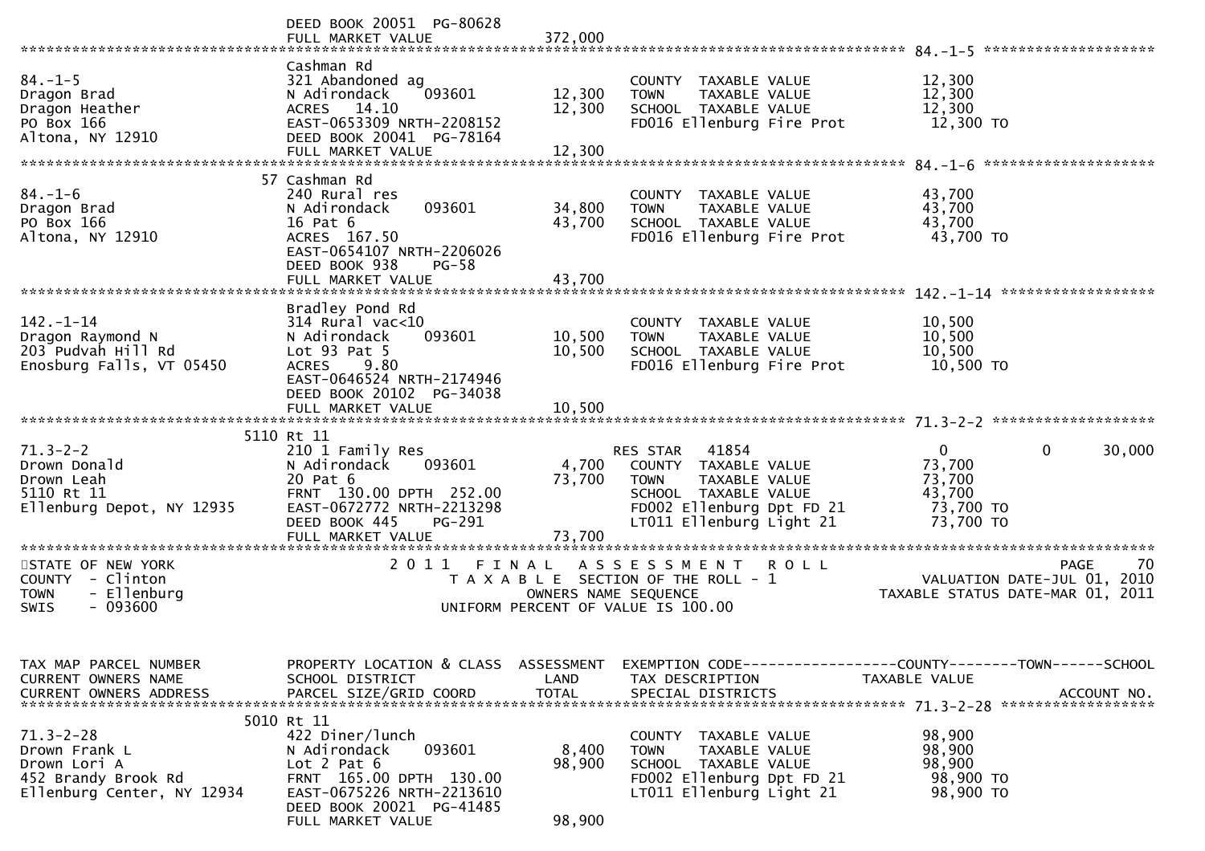```
                                 DEED BOOK 20051  PG-80628
                                 FULL MARKET VALUE             372,000
******************************************************************************************************* 84.-1-5 ********************
                                 Cashman Rd
84.-1-5                          321 Abandoned ag                        COUNTY  TAXABLE VALUE              12,300
Dragon Brad                      N Adirondack    093601      12,300      TOWN    TAXABLE VALUE              12,300
Dragon Heather                   ACRES  14.10                12,300      SCHOOL  TAXABLE VALUE              12,300
PO Box 166                       EAST-0653309 NRTH-2208152               FD016 Ellenburg Fire Prot           12,300 TO
Altona, NY 12910                 DEED BOOK 20041  PG-78164
                                 FULL MARKET VALUE              12,300
******************************************************************************************************* 84.-1-6 ********************
                              57 Cashman Rd
84.-1-6                          240 Rural res                           COUNTY  TAXABLE VALUE              43,700
Dragon Brad                      N Adirondack    093601      34,800      TOWN    TAXABLE VALUE              43,700
PO Box 166                       16 Pat 6                    43,700      SCHOOL  TAXABLE VALUE              43,700
Altona, NY 12910                 ACRES 167.50                            FD016 Ellenburg Fire Prot           43,700 TO
                                 EAST-0654107 NRTH-2206026
                                 DEED BOOK 938     PG-58
                                 FULL MARKET VALUE              43,700
******************************************************************************************************* 142.-1-14 ******************
                                 Bradley Pond Rd
142.-1-14                        314 Rural vac<10                        COUNTY  TAXABLE VALUE              10,500
Dragon Raymond N                 N Adirondack    093601      10,500      TOWN    TAXABLE VALUE              10,500
203 Pudvah Hill Rd               Lot 93 Pat 5                10,500      SCHOOL  TAXABLE VALUE              10,500
Enosburg Falls, VT 05450         ACRES   9.80                            FD016 Ellenburg Fire Prot           10,500 TO
                                 EAST-0646524 NRTH-2174946
                                 DEED BOOK 20102  PG-34038
                                 FULL MARKET VALUE              10,500
******************************************************************************************************* 71.3-2-2 *******************
                            5110 Rt 11
71.3-2-2                         210 1 Family Res                        RES STAR   41854                    0            0       30,000
Drown Donald                     N Adirondack    093601       4,700      COUNTY  TAXABLE VALUE              73,700
Drown Leah                       20 Pat 6                    73,700      TOWN    TAXABLE VALUE              73,700
5110 Rt 11                       FRNT 130.00 DPTH 252.00                 SCHOOL  TAXABLE VALUE              43,700
Ellenburg Depot, NY 12935        EAST-0672772 NRTH-2213298               FD002 Ellenburg Dpt FD 21           73,700 TO
                                 DEED BOOK 445     PG-291                LT011 Ellenburg Light 21            73,700 TO
                                 FULL MARKET VALUE              73,700
************************************************************************************************************************************
STATE OF NEW YORK                    2 0 1 1   F I N A L   A S S E S S M E N T   R O L L                            PAGE     70
COUNTY  - Clinton                      T A X A B L E  SECTION OF THE ROLL - 1                         VALUATION DATE-JUL 01, 2010
TOWN    - Ellenburg                         OWNERS NAME SEQUENCE                                TAXABLE STATUS DATE-MAR 01, 2011
SWIS    - 093600                      UNIFORM PERCENT OF VALUE IS 100.00


TAX MAP PARCEL NUMBER            PROPERTY LOCATION & CLASS  ASSESSMENT  EXEMPTION CODE------------------COUNTY--------TOWN------SCHOOL
CURRENT OWNERS NAME              SCHOOL DISTRICT               LAND      TAX DESCRIPTION               TAXABLE VALUE
CURRENT OWNERS ADDRESS           PARCEL SIZE/GRID COORD       TOTAL      SPECIAL DISTRICTS                                  ACCOUNT NO.
******************************************************************************************************* 71.3-2-28 ******************
                            5010 Rt 11
71.3-2-28                        422 Diner/lunch                         COUNTY  TAXABLE VALUE              98,900
Drown Frank L                    N Adirondack    093601       8,400      TOWN    TAXABLE VALUE              98,900
Drown Lori A                     Lot 2 Pat 6                 98,900      SCHOOL  TAXABLE VALUE              98,900
452 Brandy Brook Rd              FRNT 165.00 DPTH 130.00                 FD002 Ellenburg Dpt FD 21           98,900 TO
Ellenburg Center, NY 12934       EAST-0675226 NRTH-2213610               LT011 Ellenburg Light 21            98,900 TO
                                 DEED BOOK 20021  PG-41485
                                 FULL MARKET VALUE              98,900
```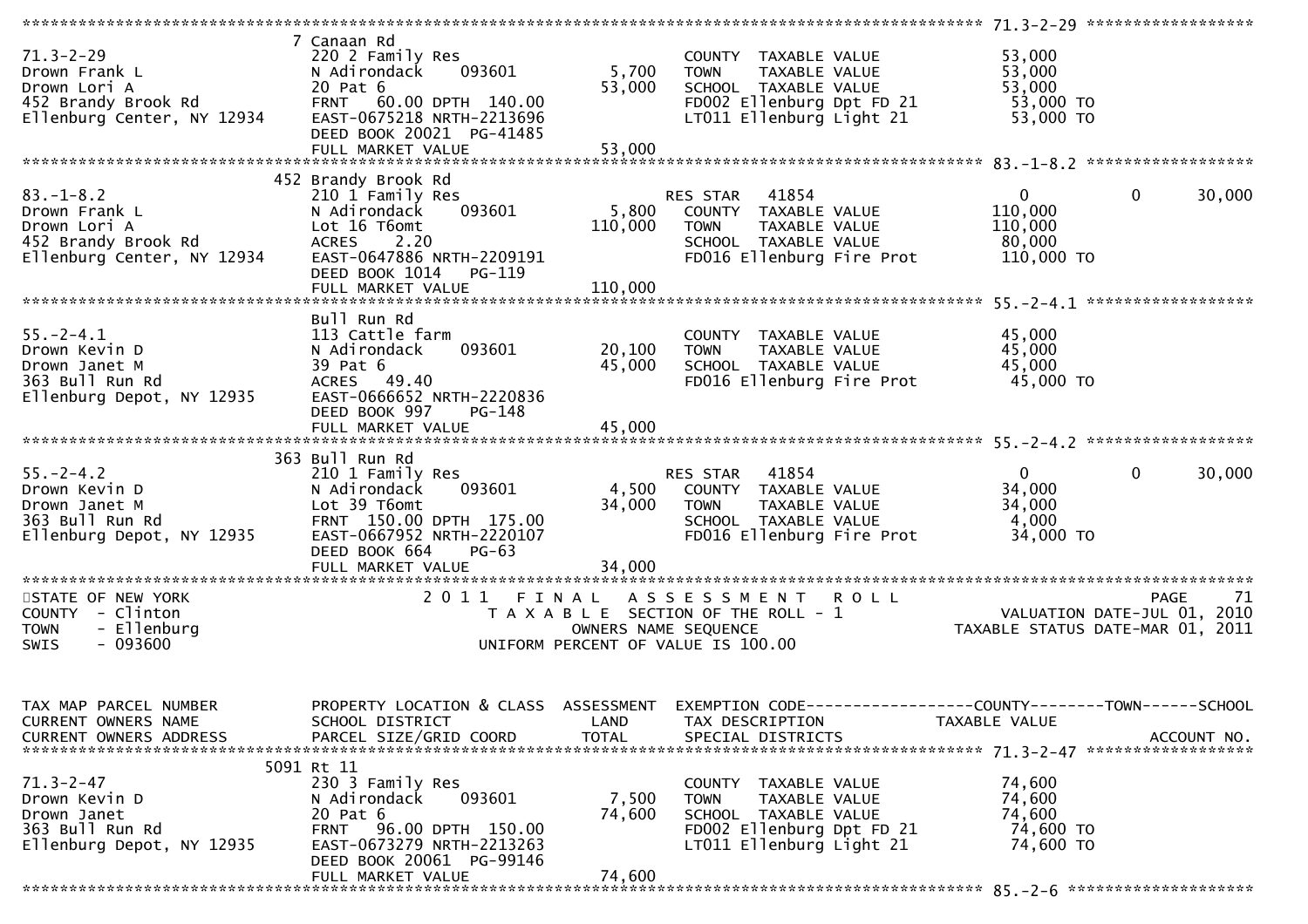```
******************************************************************************************************* 71.3-2-29 ******************
                               7 Canaan Rd
71.3-2-29                      220 2 Family Res                        COUNTY  TAXABLE VALUE            53,000
Drown Frank L                  N Adirondack    093601         5,700    TOWN    TAXABLE VALUE            53,000
Drown Lori A                   20 Pat 6                      53,000    SCHOOL  TAXABLE VALUE            53,000
452 Brandy Brook Rd            FRNT   60.00 DPTH 140.00                FD002 Ellenburg Dpt FD 21         53,000 TO
Ellenburg Center, NY 12934     EAST-0675218 NRTH-2213696               LT011 Ellenburg Light 21          53,000 TO
                               DEED BOOK 20021  PG-41485
                               FULL MARKET VALUE             53,000
******************************************************************************************************* 83.-1-8.2 ******************
                               452 Brandy Brook Rd
83.-1-8.2                      210 1 Family Res                        RES STAR   41854                  0          0       30,000
Drown Frank L                  N Adirondack    093601         5,800    COUNTY  TAXABLE VALUE           110,000
Drown Lori A                   Lot 16 T6omt                 110,000    TOWN    TAXABLE VALUE           110,000
452 Brandy Brook Rd            ACRES    2.20                           SCHOOL  TAXABLE VALUE            80,000
Ellenburg Center, NY 12934     EAST-0647886 NRTH-2209191               FD016 Ellenburg Fire Prot        110,000 TO
                               DEED BOOK 1014   PG-119
                               FULL MARKET VALUE            110,000
******************************************************************************************************* 55.-2-4.1 ******************
                               Bull Run Rd
55.-2-4.1                      113 Cattle farm                         COUNTY  TAXABLE VALUE            45,000
Drown Kevin D                  N Adirondack    093601        20,100    TOWN    TAXABLE VALUE            45,000
Drown Janet M                  39 Pat 6                      45,000    SCHOOL  TAXABLE VALUE            45,000
363 Bull Run Rd                ACRES   49.40                           FD016 Ellenburg Fire Prot         45,000 TO
Ellenburg Depot, NY 12935      EAST-0666652 NRTH-2220836
                               DEED BOOK 997    PG-148
                               FULL MARKET VALUE             45,000
******************************************************************************************************* 55.-2-4.2 ******************
                               363 Bull Run Rd
55.-2-4.2                      210 1 Family Res                        RES STAR   41854                  0          0       30,000
Drown Kevin D                  N Adirondack    093601         4,500    COUNTY  TAXABLE VALUE            34,000
Drown Janet M                  Lot 39 T6omt                  34,000    TOWN    TAXABLE VALUE            34,000
363 Bull Run Rd                FRNT  150.00 DPTH 175.00                SCHOOL  TAXABLE VALUE             4,000
Ellenburg Depot, NY 12935      EAST-0667952 NRTH-2220107               FD016 Ellenburg Fire Prot         34,000 TO
                               DEED BOOK 664    PG-63
                               FULL MARKET VALUE             34,000
************************************************************************************************************************************
STATE OF NEW YORK                    2 0 1 1   F I N A L   A S S E S S M E N T   R O L L                                PAGE    71
COUNTY  - Clinton                          T A X A B L E  SECTION OF THE ROLL - 1                       VALUATION DATE-JUL 01, 2010
TOWN    - Ellenburg                              OWNERS NAME SEQUENCE                            TAXABLE STATUS DATE-MAR 01, 2011
SWIS    - 093600                          UNIFORM PERCENT OF VALUE IS 100.00


TAX MAP PARCEL NUMBER          PROPERTY LOCATION & CLASS  ASSESSMENT  EXEMPTION CODE------------------COUNTY--------TOWN------SCHOOL
CURRENT OWNERS NAME            SCHOOL DISTRICT               LAND      TAX DESCRIPTION               TAXABLE VALUE
CURRENT OWNERS ADDRESS         PARCEL SIZE/GRID COORD        TOTAL     SPECIAL DISTRICTS                                ACCOUNT NO.
******************************************************************************************************* 71.3-2-47 ******************
                          5091 Rt 11
71.3-2-47                      230 3 Family Res                        COUNTY  TAXABLE VALUE            74,600
Drown Kevin D                  N Adirondack    093601         7,500    TOWN    TAXABLE VALUE            74,600
Drown Janet                    20 Pat 6                      74,600    SCHOOL  TAXABLE VALUE            74,600
363 Bull Run Rd                FRNT   96.00 DPTH 150.00                FD002 Ellenburg Dpt FD 21         74,600 TO
Ellenburg Depot, NY 12935      EAST-0673279 NRTH-2213263               LT011 Ellenburg Light 21          74,600 TO
                               DEED BOOK 20061  PG-99146
                               FULL MARKET VALUE             74,600
******************************************************************************************************* 85.-2-6 ********************
```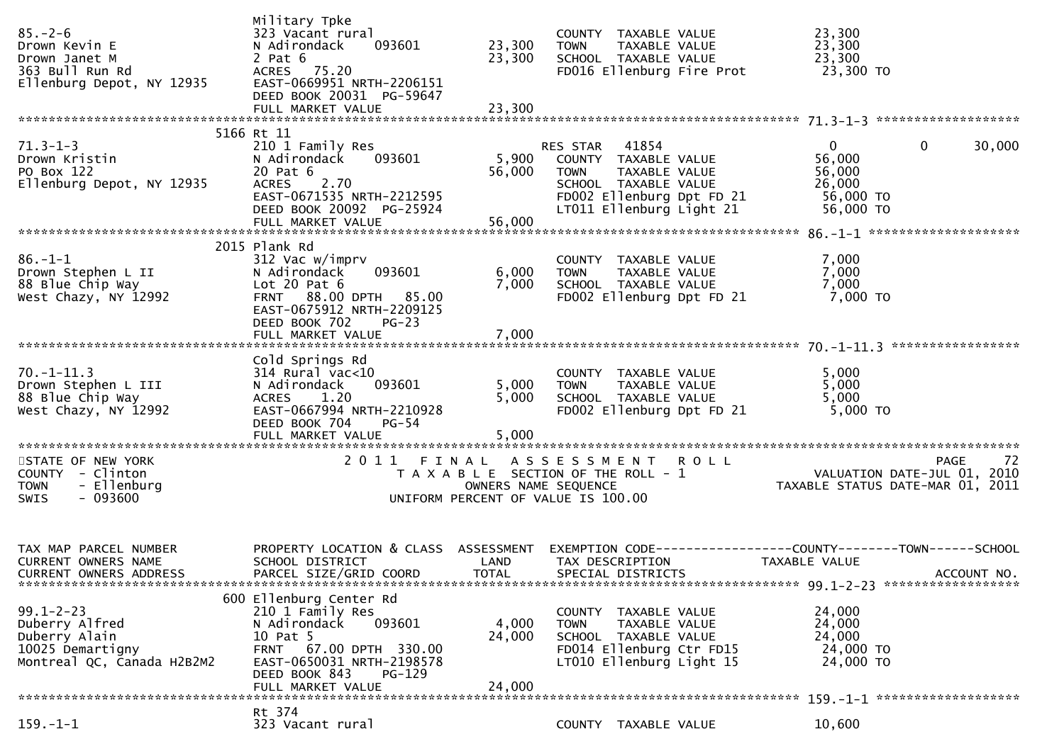```
                                  Military Tpke
85.-2-6                           323 Vacant rural                       COUNTY  TAXABLE VALUE            23,300
Drown Kevin E                     N Adirondack     093601      23,300    TOWN    TAXABLE VALUE            23,300
Drown Janet M                     2 Pat 6                      23,300    SCHOOL  TAXABLE VALUE            23,300
363 Bull Run Rd                   ACRES   75.20                          FD016 Ellenburg Fire Prot         23,300 TO
Ellenburg Depot, NY 12935         EAST-0669951 NRTH-2206151
                                  DEED BOOK 20031  PG-59647
                                  FULL MARKET VALUE            23,300
******************************************************************************************************* 71.3-1-3 ********************
                             5166 Rt 11
71.3-1-3                          210 1 Family Res                       RES STAR   41854                   0          0      30,000
Drown Kristin                     N Adirondack     093601       5,900    COUNTY  TAXABLE VALUE            56,000
PO Box 122                        20 Pat 6                     56,000    TOWN    TAXABLE VALUE            56,000
Ellenburg Depot, NY 12935         ACRES    2.70                          SCHOOL  TAXABLE VALUE            26,000
                                  EAST-0671535 NRTH-2212595              FD002 Ellenburg Dpt FD 21         56,000 TO
                                  DEED BOOK 20092  PG-25924              LT011 Ellenburg Light 21          56,000 TO
                                  FULL MARKET VALUE            56,000
******************************************************************************************************* 86.-1-1 *********************
                             2015 Plank Rd
86.-1-1                           312 Vac w/imprv                        COUNTY  TAXABLE VALUE             7,000
Drown Stephen L II                N Adirondack     093601       6,000    TOWN    TAXABLE VALUE             7,000
88 Blue Chip Way                  Lot 20 Pat 6                  7,000    SCHOOL  TAXABLE VALUE             7,000
West Chazy, NY 12992              FRNT   88.00 DPTH   85.00              FD002 Ellenburg Dpt FD 21          7,000 TO
                                  EAST-0675912 NRTH-2209125
                                  DEED BOOK 702    PG-23
                                  FULL MARKET VALUE             7,000
******************************************************************************************************* 70.-1-11.3 ******************
                                  Cold Springs Rd
70.-1-11.3                        314 Rural vac<10                       COUNTY  TAXABLE VALUE             5,000
Drown Stephen L III               N Adirondack     093601       5,000    TOWN    TAXABLE VALUE             5,000
88 Blue Chip Way                  ACRES    1.20                 5,000    SCHOOL  TAXABLE VALUE             5,000
West Chazy, NY 12992              EAST-0667994 NRTH-2210928              FD002 Ellenburg Dpt FD 21          5,000 TO
                                  DEED BOOK 704    PG-54
                                  FULL MARKET VALUE             5,000
************************************************************************************************************************************
STATE OF NEW YORK                      2 0 1 1   F I N A L   A S S E S S M E N T   R O L L                               PAGE     72
COUNTY  - Clinton                         T A X A B L E  SECTION OF THE ROLL - 1                     VALUATION DATE-JUL 01, 2010
TOWN    - Ellenburg                                OWNERS NAME SEQUENCE                          TAXABLE STATUS DATE-MAR 01, 2011
SWIS    - 093600                           UNIFORM PERCENT OF VALUE IS 100.00


TAX MAP PARCEL NUMBER             PROPERTY LOCATION & CLASS  ASSESSMENT  EXEMPTION CODE------------------COUNTY--------TOWN------SCHOOL
CURRENT OWNERS NAME               SCHOOL DISTRICT               LAND     TAX DESCRIPTION              TAXABLE VALUE
CURRENT OWNERS ADDRESS            PARCEL SIZE/GRID COORD        TOTAL    SPECIAL DISTRICTS                                  ACCOUNT NO.
******************************************************************************************************* 99.1-2-23 *******************
                              600 Ellenburg Center Rd
99.1-2-23                         210 1 Family Res                       COUNTY  TAXABLE VALUE            24,000
Duberry Alfred                    N Adirondack     093601       4,000    TOWN    TAXABLE VALUE            24,000
Duberry Alain                     10 Pat 5                     24,000    SCHOOL  TAXABLE VALUE            24,000
10025 Demartigny                  FRNT   67.00 DPTH  330.00              FD014 Ellenburg Ctr FD15          24,000 TO
Montreal QC, Canada H2B2M2        EAST-0650031 NRTH-2198578              LT010 Ellenburg Light 15          24,000 TO
                                  DEED BOOK 843    PG-129
                                  FULL MARKET VALUE            24,000
******************************************************************************************************* 159.-1-1 ********************
                                  Rt 374
159.-1-1                          323 Vacant rural                       COUNTY  TAXABLE VALUE            10,600
```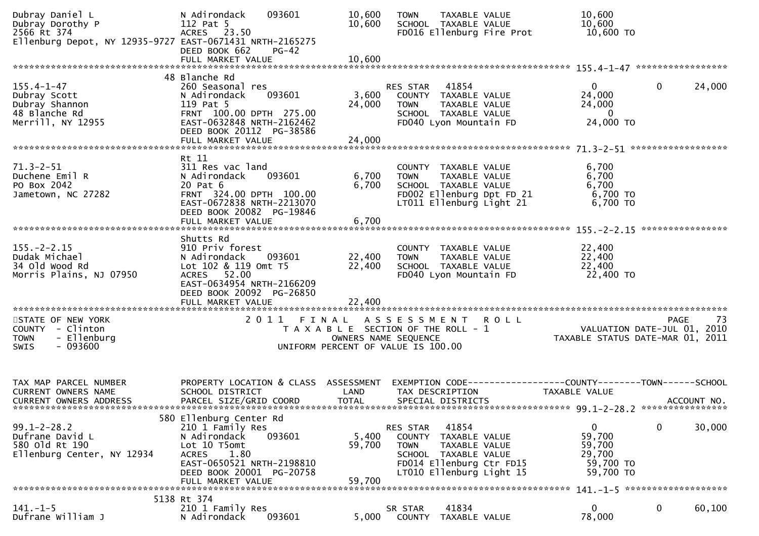```
Dubray Daniel L                N Adirondack    093601        10,600   TOWN    TAXABLE VALUE              10,600
Dubray Dorothy P               112 Pat 5                     10,600   SCHOOL  TAXABLE VALUE              10,600
2566 Rt 374                    ACRES   23.50                          FD016 Ellenburg Fire Prot          10,600 TO
Ellenburg Depot, NY 12935-9727 EAST-0671431 NRTH-2165275
                               DEED BOOK 662     PG-42
                               FULL MARKET VALUE             10,600
******************************************************************************************************* 155.4-1-47 *****************
                            48 Blanche Rd
155.4-1-47                     260 Seasonal res                       RES STAR   41854                    0          0      24,000
Dubray Scott                   N Adirondack    093601         3,600   COUNTY  TAXABLE VALUE              24,000
Dubray Shannon                 119 Pat 5                     24,000   TOWN    TAXABLE VALUE              24,000
48 Blanche Rd                  FRNT 100.00 DPTH 275.00                SCHOOL  TAXABLE VALUE                   0
Merrill, NY 12955              EAST-0632848 NRTH-2162462              FD040 Lyon Mountain FD             24,000 TO
                               DEED BOOK 20112  PG-38586
                               FULL MARKET VALUE             24,000
******************************************************************************************************* 71.3-2-51 ******************
                               Rt 11
71.3-2-51                      311 Res vac land                       COUNTY  TAXABLE VALUE               6,700
Duchene Emil R                 N Adirondack    093601         6,700   TOWN    TAXABLE VALUE               6,700
PO Box 2042                    20 Pat 6                       6,700   SCHOOL  TAXABLE VALUE               6,700
Jametown, NC 27282             FRNT 324.00 DPTH 100.00                FD002 Ellenburg Dpt FD 21           6,700 TO
                               EAST-0672838 NRTH-2213070              LT011 Ellenburg Light 21            6,700 TO
                               DEED BOOK 20082  PG-19846
                               FULL MARKET VALUE              6,700
******************************************************************************************************* 155.-2-2.15 ****************
                               Shutts Rd
155.-2-2.15                    910 Priv forest                        COUNTY  TAXABLE VALUE              22,400
Dudak Michael                  N Adirondack    093601        22,400   TOWN    TAXABLE VALUE              22,400
34 Old Wood Rd                 Lot 102 & 119 Omt T5          22,400   SCHOOL  TAXABLE VALUE              22,400
Morris Plains, NJ 07950        ACRES   52.00                          FD040 Lyon Mountain FD             22,400 TO
                               EAST-0634954 NRTH-2166209
                               DEED BOOK 20092  PG-26850
                               FULL MARKET VALUE             22,400
************************************************************************************************************************************
STATE OF NEW YORK                         2 0 1 1   F I N A L   A S S E S S M E N T   R O L L                          PAGE     73
COUNTY  - Clinton                           T A X A B L E  SECTION OF THE ROLL - 1                    VALUATION DATE-JUL 01, 2010
TOWN    - Ellenburg                                OWNERS NAME SEQUENCE                          TAXABLE STATUS DATE-MAR 01, 2011
SWIS    - 093600                            UNIFORM PERCENT OF VALUE IS 100.00


TAX MAP PARCEL NUMBER          PROPERTY LOCATION & CLASS  ASSESSMENT  EXEMPTION CODE------------------COUNTY--------TOWN------SCHOOL
CURRENT OWNERS NAME            SCHOOL DISTRICT               LAND      TAX DESCRIPTION              TAXABLE VALUE
CURRENT OWNERS ADDRESS         PARCEL SIZE/GRID COORD        TOTAL     SPECIAL DISTRICTS                                ACCOUNT NO.
******************************************************************************************************* 99.1-2-28.2 ****************
                           580 Ellenburg Center Rd
99.1-2-28.2                    210 1 Family Res                       RES STAR   41854                    0          0      30,000
Dufrane David L                N Adirondack    093601         5,400   COUNTY  TAXABLE VALUE              59,700
580 Old Rt 190                 Lot 10 T5omt                  59,700   TOWN    TAXABLE VALUE              59,700
Ellenburg Center, NY 12934     ACRES    1.80                          SCHOOL  TAXABLE VALUE              29,700
                               EAST-0650521 NRTH-2198810              FD014 Ellenburg Ctr FD15           59,700 TO
                               DEED BOOK 20001  PG-20758              LT010 Ellenburg Light 15           59,700 TO
                               FULL MARKET VALUE             59,700
******************************************************************************************************* 141.-1-5 *******************
                          5138 Rt 374
141.-1-5                       210 1 Family Res                       SR STAR    41834                    0          0      60,100
Dufrane William J              N Adirondack    093601         5,000   COUNTY  TAXABLE VALUE              78,000
```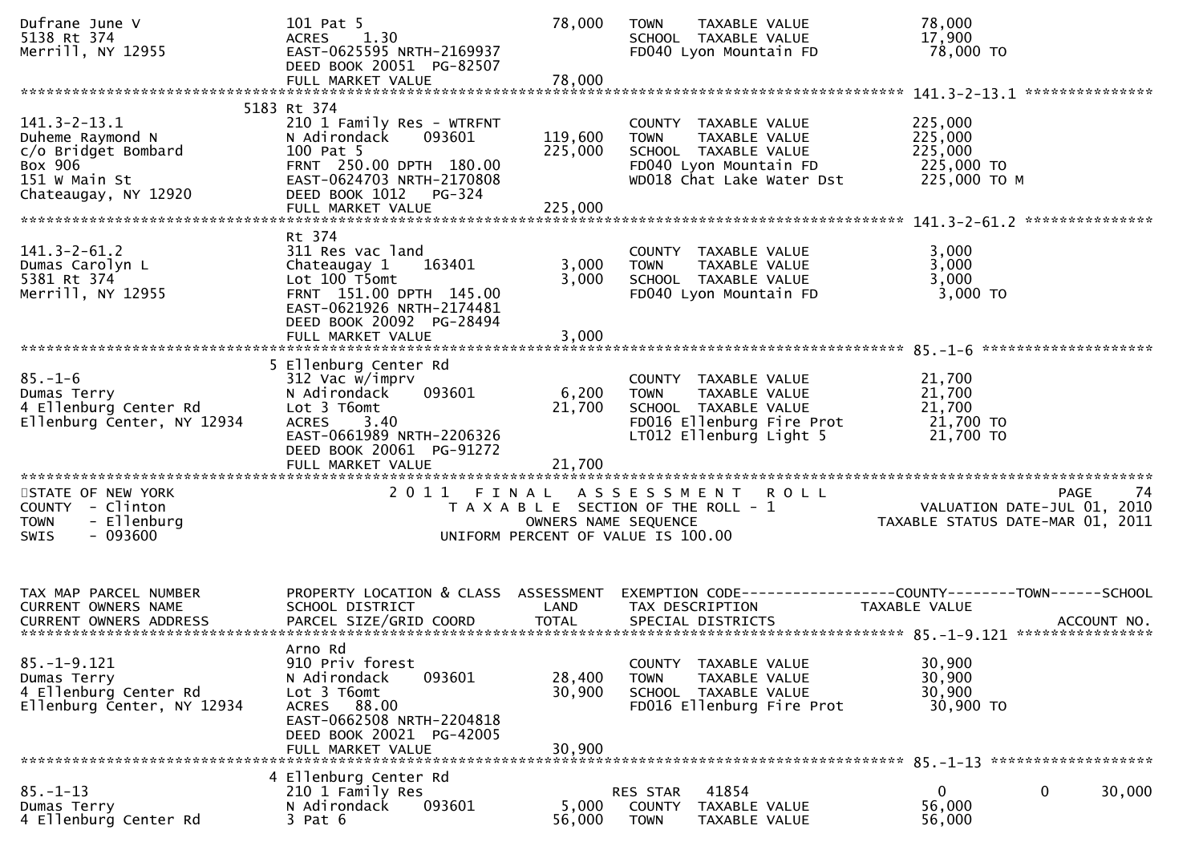```
Dufrane June V                  101 Pat 5                         78,000   TOWN    TAXABLE VALUE                 78,000
5138 Rt 374                     ACRES    1.30                              SCHOOL  TAXABLE VALUE                 17,900
Merrill, NY 12955               EAST-0625595 NRTH-2169937                  FD040 Lyon Mountain FD                78,000 TO
                                DEED BOOK 20051  PG-82507
                                FULL MARKET VALUE                 78,000
******************************************************************************************************* 141.3-2-13.1 ***************
                           5183 Rt 374
141.3-2-13.1                    210 1 Family Res - WTRFNT                  COUNTY  TAXABLE VALUE                225,000
Duheme Raymond N                N Adirondack     093601          119,600   TOWN    TAXABLE VALUE                225,000
c/o Bridget Bombard             100 Pat 5                        225,000   SCHOOL  TAXABLE VALUE                225,000
Box 906                         FRNT  250.00 DPTH  180.00                  FD040 Lyon Mountain FD               225,000 TO
151 W Main St                   EAST-0624703 NRTH-2170808                  WD018 Chat Lake Water Dst            225,000 TO M
Chateaugay, NY 12920            DEED BOOK 1012    PG-324
                                FULL MARKET VALUE                225,000
******************************************************************************************************* 141.3-2-61.2 ***************
                                Rt 374
141.3-2-61.2                    311 Res vac land                           COUNTY  TAXABLE VALUE                  3,000
Dumas Carolyn L                 Chateaugay 1     163401            3,000   TOWN    TAXABLE VALUE                  3,000
5381 Rt 374                     Lot 100 T5omt                      3,000   SCHOOL  TAXABLE VALUE                  3,000
Merrill, NY 12955               FRNT  151.00 DPTH  145.00                  FD040 Lyon Mountain FD                 3,000 TO
                                EAST-0621926 NRTH-2174481
                                DEED BOOK 20092  PG-28494
                                FULL MARKET VALUE                  3,000
******************************************************************************************************* 85.-1-6 *******************
                              5 Ellenburg Center Rd
85.-1-6                         312 Vac w/imprv                            COUNTY  TAXABLE VALUE                 21,700
Dumas Terry                     N Adirondack     093601            6,200   TOWN    TAXABLE VALUE                 21,700
4 Ellenburg Center Rd           Lot 3 T6omt                       21,700   SCHOOL  TAXABLE VALUE                 21,700
Ellenburg Center, NY 12934      ACRES    3.40                              FD016 Ellenburg Fire Prot             21,700 TO
                                EAST-0661989 NRTH-2206326                  LT012 Ellenburg Light 5               21,700 TO
                                DEED BOOK 20061  PG-91272
                                FULL MARKET VALUE                 21,700
************************************************************************************************************************************
STATE OF NEW YORK                    2 0 1 1   F I N A L   A S S E S S M E N T   R O L L                                  PAGE    74
COUNTY  - Clinton                       T A X A B L E  SECTION OF THE ROLL - 1                         VALUATION DATE-JUL 01, 2010
TOWN    - Ellenburg                            OWNERS NAME SEQUENCE                               TAXABLE STATUS DATE-MAR 01, 2011
SWIS    - 093600                        UNIFORM PERCENT OF VALUE IS 100.00


TAX MAP PARCEL NUMBER           PROPERTY LOCATION & CLASS  ASSESSMENT  EXEMPTION CODE------------------COUNTY--------TOWN------SCHOOL
CURRENT OWNERS NAME             SCHOOL DISTRICT               LAND     TAX DESCRIPTION             TAXABLE VALUE
CURRENT OWNERS ADDRESS          PARCEL SIZE/GRID COORD        TOTAL    SPECIAL DISTRICTS                                 ACCOUNT NO.
******************************************************************************************************* 85.-1-9.121 ****************
                                Arno Rd
85.-1-9.121                     910 Priv forest                            COUNTY  TAXABLE VALUE                 30,900
Dumas Terry                     N Adirondack     093601           28,400   TOWN    TAXABLE VALUE                 30,900
4 Ellenburg Center Rd           Lot 3 T6omt                       30,900   SCHOOL  TAXABLE VALUE                 30,900
Ellenburg Center, NY 12934      ACRES   88.00                              FD016 Ellenburg Fire Prot             30,900 TO
                                EAST-0662508 NRTH-2204818
                                DEED BOOK 20021  PG-42005
                                FULL MARKET VALUE                 30,900
******************************************************************************************************* 85.-1-13 ******************
                              4 Ellenburg Center Rd
85.-1-13                        210 1 Family Res                           RES STAR   41854                  0            0      30,000
Dumas Terry                     N Adirondack     093601            5,000     COUNTY  TAXABLE VALUE           56,000
4 Ellenburg Center Rd           3 Pat 6                           56,000     TOWN    TAXABLE VALUE           56,000
```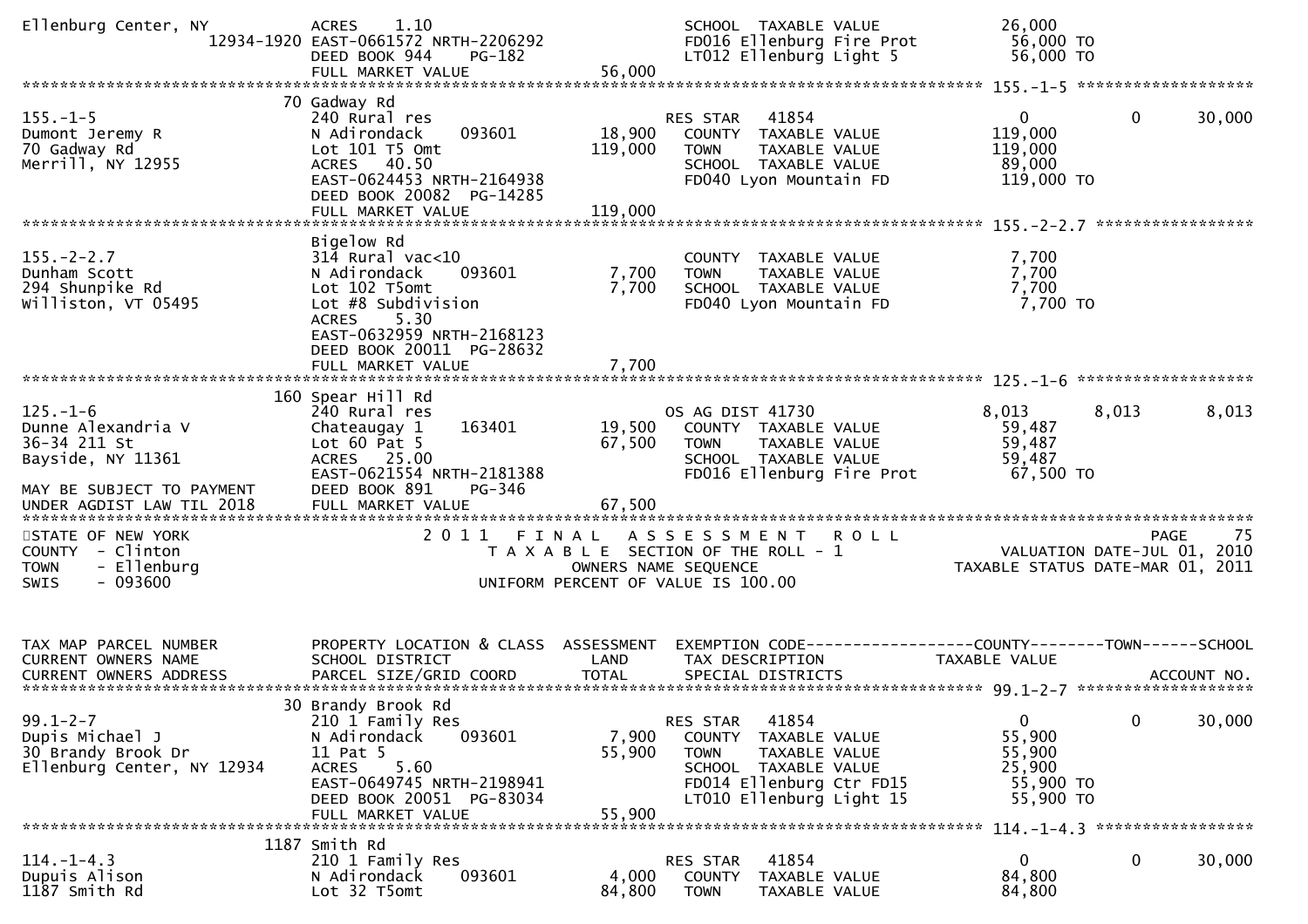```
Ellenburg Center, NY          ACRES     1.10                               SCHOOL  TAXABLE VALUE              26,000
                   12934-1920 EAST-0661572 NRTH-2206292                    FD016 Ellenburg Fire Prot          56,000 TO
                              DEED BOOK 944     PG-182                     LT012 Ellenburg Light 5            56,000 TO
                              FULL MARKET VALUE               56,000
******************************************************************************************************* 155.-1-5 ******************
                          70 Gadway Rd
155.-1-5                      240 Rural res                             RES STAR   41854                    0             0       30,000
Dumont Jeremy R               N Adirondack      093601        18,900    COUNTY  TAXABLE VALUE             119,000
70 Gadway Rd                  Lot 101 T5 Omt                 119,000    TOWN    TAXABLE VALUE             119,000
Merrill, NY 12955             ACRES    40.50                            SCHOOL  TAXABLE VALUE              89,000
                              EAST-0624453 NRTH-2164938                 FD040 Lyon Mountain FD            119,000 TO
                              DEED BOOK 20082  PG-14285
                              FULL MARKET VALUE              119,000
******************************************************************************************************* 155.-2-2.7 ****************
                              Bigelow Rd
155.-2-2.7                    314 Rural vac<10                          COUNTY  TAXABLE VALUE               7,700
Dunham Scott                  N Adirondack      093601         7,700    TOWN    TAXABLE VALUE               7,700
294 Shunpike Rd               Lot 102 T5omt                    7,700    SCHOOL  TAXABLE VALUE               7,700
Williston, VT 05495           Lot #8 Subdivision                        FD040 Lyon Mountain FD              7,700 TO
                              ACRES     5.30
                              EAST-0632959 NRTH-2168123
                              DEED BOOK 20011  PG-28632
                              FULL MARKET VALUE                7,700
******************************************************************************************************* 125.-1-6 ******************
                         160 Spear Hill Rd
125.-1-6                      240 Rural res                             OS AG DIST 41730                8,013         8,013        8,013
Dunne Alexandria V            Chateaugay 1      163401        19,500    COUNTY  TAXABLE VALUE              59,487
36-34 211 St                  Lot 60 Pat 5                    67,500    TOWN    TAXABLE VALUE              59,487
Bayside, NY 11361             ACRES    25.00                            SCHOOL  TAXABLE VALUE              59,487
                              EAST-0621554 NRTH-2181388                 FD016 Ellenburg Fire Prot          67,500 TO
MAY BE SUBJECT TO PAYMENT     DEED BOOK 891     PG-346
UNDER AGDIST LAW TIL 2018     FULL MARKET VALUE               67,500
***************************************************************************************************************************************
STATE OF NEW YORK                    2 0 1 1   F I N A L   A S S E S S M E N T   R O L L                                 PAGE     75
COUNTY  - Clinton                       T A X A B L E  SECTION OF THE ROLL - 1                       VALUATION DATE-JUL 01, 2010
TOWN    - Ellenburg                          OWNERS NAME SEQUENCE                               TAXABLE STATUS DATE-MAR 01, 2011
SWIS    - 093600                        UNIFORM PERCENT OF VALUE IS 100.00


TAX MAP PARCEL NUMBER         PROPERTY LOCATION & CLASS  ASSESSMENT  EXEMPTION CODE------------------COUNTY--------TOWN------SCHOOL
CURRENT OWNERS NAME           SCHOOL DISTRICT               LAND      TAX DESCRIPTION            TAXABLE VALUE
CURRENT OWNERS ADDRESS        PARCEL SIZE/GRID COORD        TOTAL     SPECIAL DISTRICTS                                  ACCOUNT NO.
******************************************************************************************************* 99.1-2-7 ******************
                          30 Brandy Brook Rd
99.1-2-7                      210 1 Family Res                          RES STAR   41854                    0             0       30,000
Dupis Michael J               N Adirondack      093601         7,900    COUNTY  TAXABLE VALUE              55,900
30 Brandy Brook Dr            11 Pat 5                        55,900    TOWN    TAXABLE VALUE              55,900
Ellenburg Center, NY 12934    ACRES     5.60                            SCHOOL  TAXABLE VALUE              25,900
                              EAST-0649745 NRTH-2198941                 FD014 Ellenburg Ctr FD15           55,900 TO
                              DEED BOOK 20051  PG-83034                 LT010 Ellenburg Light 15           55,900 TO
                              FULL MARKET VALUE               55,900
******************************************************************************************************* 114.-1-4.3 ****************
                        1187 Smith Rd
114.-1-4.3                    210 1 Family Res                          RES STAR   41854                    0             0       30,000
Dupuis Alison                 N Adirondack      093601         4,000    COUNTY  TAXABLE VALUE              84,800
1187 Smith Rd                 Lot 32 T5omt                    84,800    TOWN    TAXABLE VALUE              84,800
```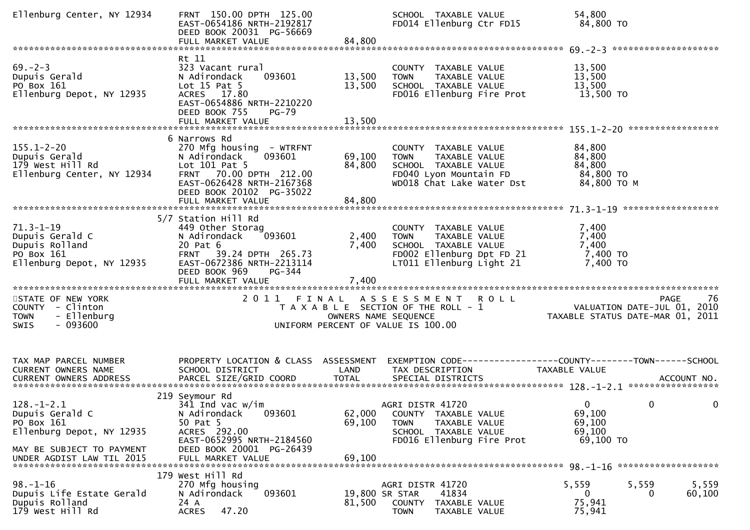```
Ellenburg Center, NY 12934     FRNT 150.00 DPTH 125.00                   SCHOOL  TAXABLE VALUE              54,800
                               EAST-0654186 NRTH-2192817                 FD014 Ellenburg Ctr FD15            84,800 TO
                               DEED BOOK 20031  PG-56669
                               FULL MARKET VALUE              84,800
******************************************************************************************************* 69.-2-3 ********************
                               Rt 11
69.-2-3                        323 Vacant rural                          COUNTY  TAXABLE VALUE              13,500
Dupuis Gerald                  N Adirondack     093601        13,500     TOWN    TAXABLE VALUE              13,500
PO Box 161                     Lot 15 Pat 5                   13,500     SCHOOL  TAXABLE VALUE              13,500
Ellenburg Depot, NY 12935      ACRES   17.80                             FD016 Ellenburg Fire Prot           13,500 TO
                               EAST-0654886 NRTH-2210220
                               DEED BOOK 755    PG-79
                               FULL MARKET VALUE              13,500
******************************************************************************************************* 155.1-2-20 *****************
                             6 Narrows Rd
155.1-2-20                     270 Mfg housing  - WTRFNT                 COUNTY  TAXABLE VALUE              84,800
Dupuis Gerald                  N Adirondack     093601        69,100     TOWN    TAXABLE VALUE              84,800
179 West Hill Rd               Lot 101 Pat 5                  84,800     SCHOOL  TAXABLE VALUE              84,800
Ellenburg Center, NY 12934     FRNT  70.00 DPTH 212.00                   FD040 Lyon Mountain FD              84,800 TO
                               EAST-0626428 NRTH-2167368                 WD018 Chat Lake Water Dst           84,800 TO M
                               DEED BOOK 20102  PG-35022
                               FULL MARKET VALUE              84,800
******************************************************************************************************* 71.3-1-19 ******************
                           5/7 Station Hill Rd
71.3-1-19                      449 Other Storag                          COUNTY  TAXABLE VALUE               7,400
Dupuis Gerald C                N Adirondack     093601         2,400     TOWN    TAXABLE VALUE               7,400
Dupuis Rolland                 20 Pat 6                        7,400     SCHOOL  TAXABLE VALUE               7,400
PO Box 161                     FRNT  39.24 DPTH 265.73                   FD002 Ellenburg Dpt FD 21            7,400 TO
Ellenburg Depot, NY 12935      EAST-0672386 NRTH-2213114                 LT011 Ellenburg Light 21             7,400 TO
                               DEED BOOK 969    PG-344
                               FULL MARKET VALUE               7,400
************************************************************************************************************************************
STATE OF NEW YORK                    2 0 1 1   F I N A L   A S S E S S M E N T   R O L L                               PAGE    76
COUNTY  - Clinton                         T A X A B L E  SECTION OF THE ROLL - 1                        VALUATION DATE-JUL 01, 2010
TOWN    - Ellenburg                                OWNERS NAME SEQUENCE                              TAXABLE STATUS DATE-MAR 01, 2011
SWIS    - 093600                           UNIFORM PERCENT OF VALUE IS 100.00


TAX MAP PARCEL NUMBER          PROPERTY LOCATION & CLASS  ASSESSMENT  EXEMPTION CODE------------------COUNTY--------TOWN------SCHOOL
CURRENT OWNERS NAME            SCHOOL DISTRICT               LAND     TAX DESCRIPTION               TAXABLE VALUE
CURRENT OWNERS ADDRESS         PARCEL SIZE/GRID COORD        TOTAL    SPECIAL DISTRICTS                                  ACCOUNT NO.
******************************************************************************************************* 128.-1-2.1 *****************
                           219 Seymour Rd
128.-1-2.1                     341 Ind vac w/im                          AGRI DISTR 41720                     0          0           0
Dupuis Gerald C                N Adirondack     093601        62,000     COUNTY  TAXABLE VALUE              69,100
PO Box 161                     50 Pat 5                       69,100     TOWN    TAXABLE VALUE              69,100
Ellenburg Depot, NY 12935      ACRES  292.00                             SCHOOL  TAXABLE VALUE              69,100
                               EAST-0652995 NRTH-2184560                 FD016 Ellenburg Fire Prot           69,100 TO
MAY BE SUBJECT TO PAYMENT      DEED BOOK 20001  PG-26439
UNDER AGDIST LAW TIL 2015      FULL MARKET VALUE              69,100
******************************************************************************************************* 98.-1-16 *******************
                           179 West Hill Rd
98.-1-16                       270 Mfg housing                           AGRI DISTR 41720                 5,559      5,559       5,559
Dupuis Life Estate Gerald      N Adirondack     093601        19,800 SR STAR     41834                        0          0      60,100
Dupuis Rolland                 24 A                           81,500     COUNTY  TAXABLE VALUE              75,941
179 West Hill Rd               ACRES   47.20                             TOWN    TAXABLE VALUE              75,941
```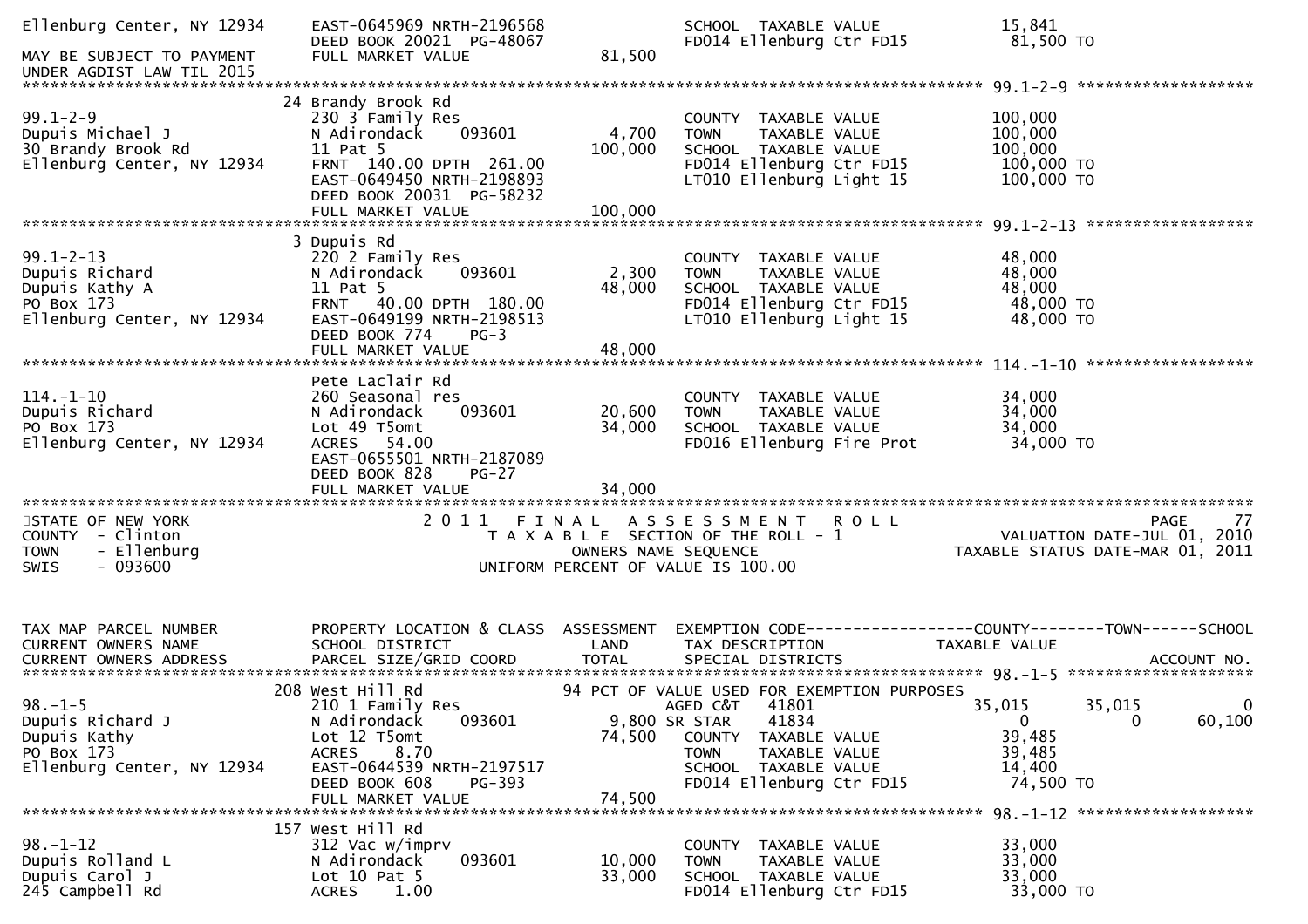```
Ellenburg Center, NY 12934     EAST-0645969 NRTH-2196568                 SCHOOL  TAXABLE VALUE              15,841
                               DEED BOOK 20021  PG-48067                 FD014 Ellenburg Ctr FD15            81,500 TO
MAY BE SUBJECT TO PAYMENT      FULL MARKET VALUE            81,500
UNDER AGDIST LAW TIL 2015
******************************************************************************************************* 99.1-2-9 ******************
                               24 Brandy Brook Rd
99.1-2-9                       230 3 Family Res                          COUNTY  TAXABLE VALUE             100,000
Dupuis Michael J               N Adirondack    093601        4,700      TOWN    TAXABLE VALUE             100,000
30 Brandy Brook Rd             11 Pat 5                    100,000      SCHOOL  TAXABLE VALUE             100,000
Ellenburg Center, NY 12934     FRNT 140.00 DPTH 261.00                  FD014 Ellenburg Ctr FD15           100,000 TO
                               EAST-0649450 NRTH-2198893                 LT010 Ellenburg Light 15           100,000 TO
                               DEED BOOK 20031  PG-58232
                               FULL MARKET VALUE           100,000
******************************************************************************************************* 99.1-2-13 *****************
                               3 Dupuis Rd
99.1-2-13                      220 2 Family Res                          COUNTY  TAXABLE VALUE              48,000
Dupuis Richard                 N Adirondack    093601        2,300      TOWN    TAXABLE VALUE              48,000
Dupuis Kathy A                 11 Pat 5                     48,000      SCHOOL  TAXABLE VALUE              48,000
PO Box 173                     FRNT  40.00 DPTH 180.00                  FD014 Ellenburg Ctr FD15            48,000 TO
Ellenburg Center, NY 12934     EAST-0649199 NRTH-2198513                 LT010 Ellenburg Light 15            48,000 TO
                               DEED BOOK 774    PG-3
                               FULL MARKET VALUE            48,000
******************************************************************************************************* 114.-1-10 *****************
                               Pete Laclair Rd
114.-1-10                      260 Seasonal res                          COUNTY  TAXABLE VALUE              34,000
Dupuis Richard                 N Adirondack    093601       20,600      TOWN    TAXABLE VALUE              34,000
PO Box 173                     Lot 49 T5omt                 34,000      SCHOOL  TAXABLE VALUE              34,000
Ellenburg Center, NY 12934     ACRES   54.00                             FD016 Ellenburg Fire Prot           34,000 TO
                               EAST-0655501 NRTH-2187089
                               DEED BOOK 828    PG-27
                               FULL MARKET VALUE            34,000
************************************************************************************************************************************
STATE OF NEW YORK                    2 0 1 1   F I N A L   A S S E S S M E N T   R O L L                              PAGE    77
COUNTY  - Clinton                        T A X A B L E  SECTION OF THE ROLL - 1                       VALUATION DATE-JUL 01, 2010
TOWN    - Ellenburg                            OWNERS NAME SEQUENCE                                 TAXABLE STATUS DATE-MAR 01, 2011
SWIS    - 093600                         UNIFORM PERCENT OF VALUE IS 100.00


TAX MAP PARCEL NUMBER          PROPERTY LOCATION & CLASS  ASSESSMENT  EXEMPTION CODE------------------COUNTY--------TOWN------SCHOOL
CURRENT OWNERS NAME            SCHOOL DISTRICT               LAND      TAX DESCRIPTION             TAXABLE VALUE
CURRENT OWNERS ADDRESS         PARCEL SIZE/GRID COORD       TOTAL      SPECIAL DISTRICTS                                 ACCOUNT NO.
******************************************************************************************************* 98.-1-5 *******************
                               208 West Hill Rd                       94 PCT OF VALUE USED FOR EXEMPTION PURPOSES
98.-1-5                        210 1 Family Res                          AGED C&T   41801            35,015      35,015            0
Dupuis Richard J               N Adirondack    093601        9,800 SR STAR    41834                 0           0       60,100
Dupuis Kathy                   Lot 12 T5omt                 74,500      COUNTY  TAXABLE VALUE              39,485
PO Box 173                     ACRES    8.70                             TOWN    TAXABLE VALUE              39,485
Ellenburg Center, NY 12934     EAST-0644539 NRTH-2197517                 SCHOOL  TAXABLE VALUE              14,400
                               DEED BOOK 608    PG-393                   FD014 Ellenburg Ctr FD15            74,500 TO
                               FULL MARKET VALUE            74,500
******************************************************************************************************* 98.-1-12 ******************
                               157 West Hill Rd
98.-1-12                       312 Vac w/imprv                           COUNTY  TAXABLE VALUE              33,000
Dupuis Rolland L               N Adirondack    093601       10,000      TOWN    TAXABLE VALUE              33,000
Dupuis Carol J                 Lot 10 Pat 5                 33,000      SCHOOL  TAXABLE VALUE              33,000
245 Campbell Rd                ACRES    1.00                             FD014 Ellenburg Ctr FD15            33,000 TO
```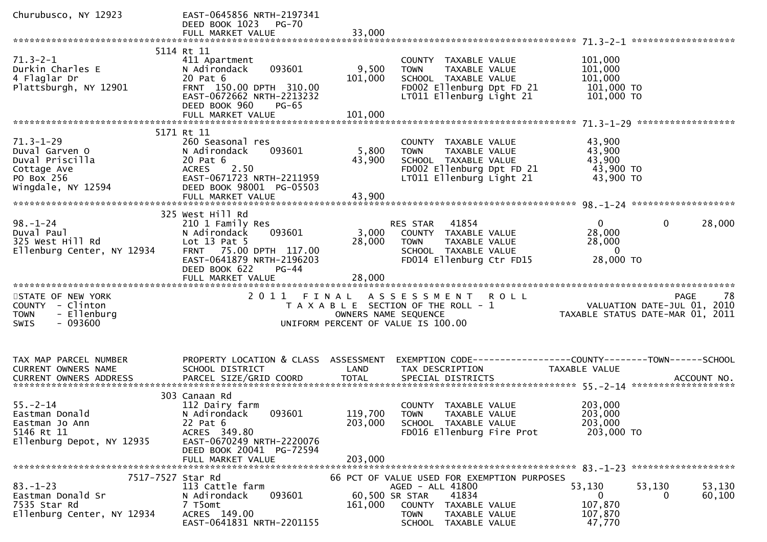```
Churubusco, NY 12923          EAST-0645856 NRTH-2197341
                              DEED BOOK 1023    PG-70
                              FULL MARKET VALUE              33,000
******************************************************************************************************* 71.3-2-1 ******************
                         5114 Rt 11
71.3-2-1                      411 Apartment                           COUNTY  TAXABLE VALUE           101,000
Durkin Charles E              N Adirondack     093601       9,500     TOWN    TAXABLE VALUE           101,000
4 Flaglar Dr                  20 Pat 6                    101,000     SCHOOL  TAXABLE VALUE           101,000
Plattsburgh, NY 12901         FRNT  150.00 DPTH  310.00               FD002 Ellenburg Dpt FD 21        101,000 TO
                              EAST-0672662 NRTH-2213232               LT011 Ellenburg Light 21         101,000 TO
                              DEED BOOK 960     PG-65
                              FULL MARKET VALUE             101,000
******************************************************************************************************* 71.3-1-29 *****************
                         5171 Rt 11
71.3-1-29                     260 Seasonal res                        COUNTY  TAXABLE VALUE            43,900
Duval Garven O                N Adirondack     093601       5,800     TOWN    TAXABLE VALUE            43,900
Duval Priscilla               20 Pat 6                     43,900     SCHOOL  TAXABLE VALUE            43,900
Cottage Ave                   ACRES     2.50                          FD002 Ellenburg Dpt FD 21         43,900 TO
PO Box 256                    EAST-0671723 NRTH-2211959               LT011 Ellenburg Light 21          43,900 TO
Wingdale, NY 12594            DEED BOOK 98001  PG-05503
                              FULL MARKET VALUE              43,900
******************************************************************************************************* 98.-1-24 ******************
                          325 West Hill Rd
98.-1-24                      210 1 Family Res                       RES STAR   41854                   0             0        28,000
Duval Paul                    N Adirondack     093601       3,000     COUNTY  TAXABLE VALUE            28,000
325 West Hill Rd              Lot 13 Pat 5                 28,000     TOWN    TAXABLE VALUE            28,000
Ellenburg Center, NY 12934    FRNT   75.00 DPTH  117.00               SCHOOL  TAXABLE VALUE                 0
                              EAST-0641879 NRTH-2196203               FD014 Ellenburg Ctr FD15          28,000 TO
                              DEED BOOK 622     PG-44
                              FULL MARKET VALUE              28,000
************************************************************************************************************************************
STATE OF NEW YORK                  2 0 1 1   F I N A L   A S S E S S M E N T   R O L L                                 PAGE     78
COUNTY  - Clinton                      T A X A B L E  SECTION OF THE ROLL - 1                         VALUATION DATE-JUL 01, 2010
TOWN    - Ellenburg                           OWNERS NAME SEQUENCE                                TAXABLE STATUS DATE-MAR 01, 2011
SWIS    - 093600                      UNIFORM PERCENT OF VALUE IS 100.00


TAX MAP PARCEL NUMBER         PROPERTY LOCATION & CLASS  ASSESSMENT  EXEMPTION CODE------------------COUNTY--------TOWN------SCHOOL
CURRENT OWNERS NAME           SCHOOL DISTRICT               LAND      TAX DESCRIPTION             TAXABLE VALUE
CURRENT OWNERS ADDRESS        PARCEL SIZE/GRID COORD        TOTAL     SPECIAL DISTRICTS                                 ACCOUNT NO.
******************************************************************************************************* 55.-2-14 ******************
                          303 Canaan Rd
55.-2-14                      112 Dairy farm                          COUNTY  TAXABLE VALUE           203,000
Eastman Donald                N Adirondack     093601     119,700     TOWN    TAXABLE VALUE           203,000
Eastman Jo Ann                22 Pat 6                    203,000     SCHOOL  TAXABLE VALUE           203,000
5146 Rt 11                    ACRES  349.80                           FD016 Ellenburg Fire Prot        203,000 TO
Ellenburg Depot, NY 12935     EAST-0670249 NRTH-2220076
                              DEED BOOK 20041  PG-72594
                              FULL MARKET VALUE             203,000
******************************************************************************************************* 83.-1-23 ******************
                    7517-7527 Star Rd                        66 PCT OF VALUE USED FOR EXEMPTION PURPOSES
83.-1-23                      113 Cattle farm                        AGED - ALL 41800               53,130        53,130        53,130
Eastman Donald Sr             N Adirondack     093601      60,500 SR STAR    41834                   0             0        60,100
7535 Star Rd                  7 T5omt                     161,000     COUNTY  TAXABLE VALUE           107,870
Ellenburg Center, NY 12934    ACRES  149.00                           TOWN    TAXABLE VALUE           107,870
                              EAST-0641831 NRTH-2201155               SCHOOL  TAXABLE VALUE            47,770
```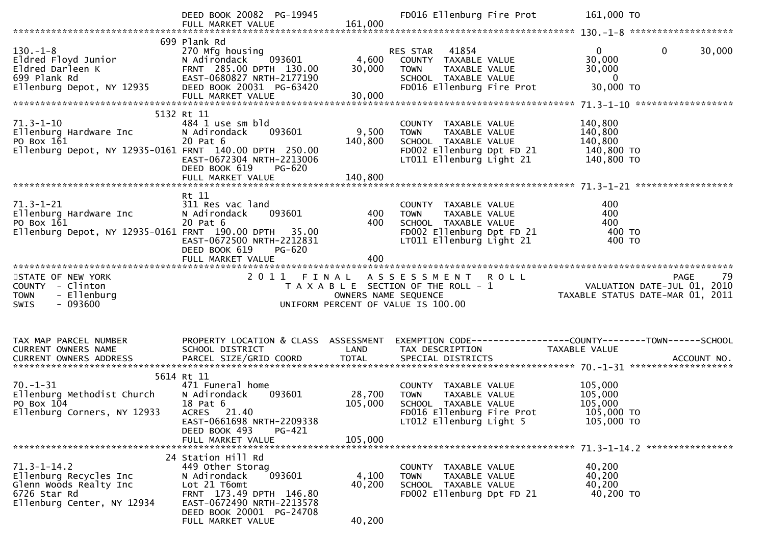```
                              DEED BOOK 20082  PG-19945              FD016 Ellenburg Fire Prot         161,000 TO
                              FULL MARKET VALUE             161,000
******************************************************************************************************* 130.-1-8 ********************
                              699 Plank Rd
130.-1-8                      270 Mfg housing                        RES STAR   41854                       0            0       30,000
Eldred Floyd Junior           N Adirondack      093601        4,600    COUNTY  TAXABLE VALUE            30,000
Eldred Darleen K              FRNT  285.00 DPTH  130.00      30,000    TOWN    TAXABLE VALUE            30,000
699 Plank Rd                  EAST-0680827 NRTH-2177190                SCHOOL  TAXABLE VALUE                 0
Ellenburg Depot, NY 12935     DEED BOOK 20031  PG-63420                FD016 Ellenburg Fire Prot         30,000 TO
                              FULL MARKET VALUE              30,000
******************************************************************************************************* 71.3-1-10 ******************
                              5132 Rt 11
71.3-1-10                     484 1 use sm bld                         COUNTY  TAXABLE VALUE           140,800
Ellenburg Hardware Inc        N Adirondack      093601        9,500    TOWN    TAXABLE VALUE           140,800
PO Box 161                    20 Pat 6                      140,800    SCHOOL  TAXABLE VALUE           140,800
Ellenburg Depot, NY 12935-0161 FRNT  140.00 DPTH  250.00               FD002 Ellenburg Dpt FD 21        140,800 TO
                              EAST-0672304 NRTH-2213006                LT011 Ellenburg Light 21         140,800 TO
                              DEED BOOK 619     PG-620
                              FULL MARKET VALUE             140,800
******************************************************************************************************* 71.3-1-21 ******************
                              Rt 11
71.3-1-21                     311 Res vac land                         COUNTY  TAXABLE VALUE               400
Ellenburg Hardware Inc        N Adirondack      093601          400    TOWN    TAXABLE VALUE               400
PO Box 161                    20 Pat 6                          400    SCHOOL  TAXABLE VALUE               400
Ellenburg Depot, NY 12935-0161 FRNT  190.00 DPTH   35.00               FD002 Ellenburg Dpt FD 21            400 TO
                              EAST-0672500 NRTH-2212831                LT011 Ellenburg Light 21             400 TO
                              DEED BOOK 619     PG-620
                              FULL MARKET VALUE                 400
*************************************************************************************************************************************
STATE OF NEW YORK                         2 0 1 1   F I N A L   A S S E S S M E N T   R O L L                                PAGE    79
COUNTY  - Clinton                           T A X A B L E  SECTION OF THE ROLL - 1                      VALUATION DATE-JUL 01, 2010
TOWN    - Ellenburg                              OWNERS NAME SEQUENCE                                 TAXABLE STATUS DATE-MAR 01, 2011
SWIS    - 093600                             UNIFORM PERCENT OF VALUE IS 100.00


TAX MAP PARCEL NUMBER         PROPERTY LOCATION & CLASS  ASSESSMENT  EXEMPTION CODE------------------COUNTY--------TOWN------SCHOOL
CURRENT OWNERS NAME           SCHOOL DISTRICT               LAND      TAX DESCRIPTION            TAXABLE VALUE
CURRENT OWNERS ADDRESS        PARCEL SIZE/GRID COORD       TOTAL      SPECIAL DISTRICTS                                    ACCOUNT NO.
******************************************************************************************************* 70.-1-31 *******************
                              5614 Rt 11
70.-1-31                      471 Funeral home                         COUNTY  TAXABLE VALUE           105,000
Ellenburg Methodist Church    N Adirondack      093601       28,700    TOWN    TAXABLE VALUE           105,000
PO Box 104                    18 Pat 6                      105,000    SCHOOL  TAXABLE VALUE           105,000
Ellenburg Corners, NY 12933   ACRES   21.40                            FD016 Ellenburg Fire Prot        105,000 TO
                              EAST-0661698 NRTH-2209338                LT012 Ellenburg Light 5          105,000 TO
                              DEED BOOK 493     PG-421
                              FULL MARKET VALUE             105,000
******************************************************************************************************* 71.3-1-14.2 ****************
                              24 Station Hill Rd
71.3-1-14.2                   449 Other Storag                         COUNTY  TAXABLE VALUE            40,200
Ellenburg Recycles Inc        N Adirondack      093601        4,100    TOWN    TAXABLE VALUE            40,200
Glenn Woods Realty Inc        Lot 21 T6omt                   40,200    SCHOOL  TAXABLE VALUE            40,200
6726 Star Rd                  FRNT  173.49 DPTH  146.80                FD002 Ellenburg Dpt FD 21         40,200 TO
Ellenburg Center, NY 12934    EAST-0672490 NRTH-2213578
                              DEED BOOK 20001  PG-24708
                              FULL MARKET VALUE              40,200
```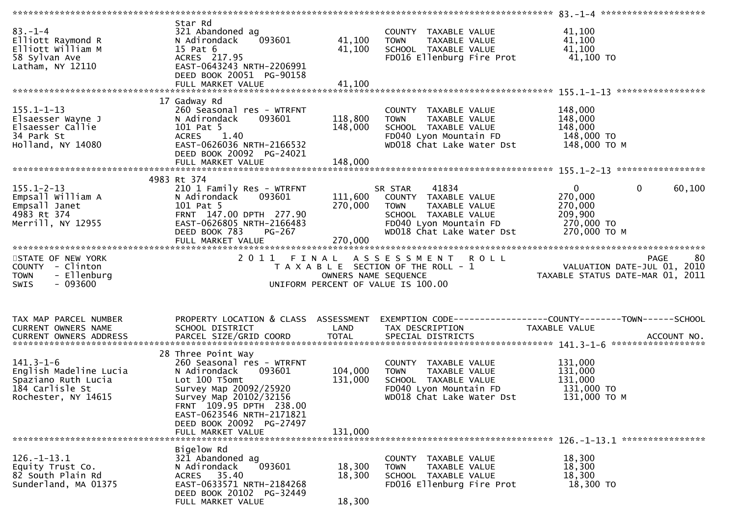```
******************************************************************************************************* 83.-1-4 ********************
                              Star Rd
83.-1-4                       321 Abandoned ag                         COUNTY  TAXABLE VALUE            41,100
Elliott Raymond R             N Adirondack    093601        41,100     TOWN    TAXABLE VALUE            41,100
Elliott William M             15 Pat 6                      41,100     SCHOOL  TAXABLE VALUE            41,100
58 Sylvan Ave                 ACRES  217.95                            FD016 Ellenburg Fire Prot         41,100 TO
Latham, NY 12110              EAST-0643243 NRTH-2206991
                              DEED BOOK 20051  PG-90158
                              FULL MARKET VALUE             41,100
******************************************************************************************************* 155.1-1-13 *****************
                           17 Gadway Rd
155.1-1-13                    260 Seasonal res - WTRFNT                COUNTY  TAXABLE VALUE           148,000
Elsaesser Wayne J             N Adirondack    093601       118,800     TOWN    TAXABLE VALUE           148,000
Elsaesser Callie              101 Pat 5                    148,000     SCHOOL  TAXABLE VALUE           148,000
34 Park St                    ACRES    1.40                            FD040 Lyon Mountain FD           148,000 TO
Holland, NY 14080             EAST-0626036 NRTH-2166532                WD018 Chat Lake Water Dst        148,000 TO M
                              DEED BOOK 20092  PG-24021
                              FULL MARKET VALUE            148,000
******************************************************************************************************* 155.1-2-13 *****************
                         4983 Rt 374
155.1-2-13                    210 1 Family Res - WTRFNT                SR STAR     41834                      0            0      60,100
Empsall William A             N Adirondack    093601       111,600     COUNTY  TAXABLE VALUE           270,000
Empsall Janet                 101 Pat 5                    270,000     TOWN    TAXABLE VALUE           270,000
4983 Rt 374                   FRNT  147.00 DPTH  277.90                SCHOOL  TAXABLE VALUE           209,900
Merrill, NY 12955             EAST-0626805 NRTH-2166483                FD040 Lyon Mountain FD           270,000 TO
                              DEED BOOK 783     PG-267                 WD018 Chat Lake Water Dst        270,000 TO M
                              FULL MARKET VALUE            270,000
************************************************************************************************************************************
STATE OF NEW YORK                        2 0 1 1   F I N A L   A S S E S S M E N T   R O L L                            PAGE     80
COUNTY  - Clinton                          T A X A B L E  SECTION OF THE ROLL - 1                       VALUATION DATE-JUL 01, 2010
TOWN    - Ellenburg                                  OWNERS NAME SEQUENCE                           TAXABLE STATUS DATE-MAR 01, 2011
SWIS    - 093600                               UNIFORM PERCENT OF VALUE IS 100.00


TAX MAP PARCEL NUMBER         PROPERTY LOCATION & CLASS  ASSESSMENT  EXEMPTION CODE------------------COUNTY--------TOWN------SCHOOL
CURRENT OWNERS NAME           SCHOOL DISTRICT               LAND     TAX DESCRIPTION             TAXABLE VALUE
CURRENT OWNERS ADDRESS        PARCEL SIZE/GRID COORD        TOTAL    SPECIAL DISTRICTS                                 ACCOUNT NO.
******************************************************************************************************* 141.3-1-6 ******************
                           28 Three Point Way
141.3-1-6                     260 Seasonal res - WTRFNT                COUNTY  TAXABLE VALUE           131,000
English Madeline Lucia        N Adirondack    093601       104,000     TOWN    TAXABLE VALUE           131,000
Spaziano Ruth Lucia           Lot 100 T5omt                131,000     SCHOOL  TAXABLE VALUE           131,000
184 Carlisle St               Survey Map 20092/25920                   FD040 Lyon Mountain FD           131,000 TO
Rochester, NY 14615           Survey Map 20102/32156                   WD018 Chat Lake Water Dst        131,000 TO M
                              FRNT  109.95 DPTH  238.00
                              EAST-0623546 NRTH-2171821
                              DEED BOOK 20092  PG-27497
                              FULL MARKET VALUE            131,000
******************************************************************************************************* 126.-1-13.1 ****************
                              Bigelow Rd
126.-1-13.1                   321 Abandoned ag                         COUNTY  TAXABLE VALUE            18,300
Equity Trust Co.              N Adirondack    093601        18,300     TOWN    TAXABLE VALUE            18,300
82 South Plain Rd             ACRES   35.40                 18,300     SCHOOL  TAXABLE VALUE            18,300
Sunderland, MA 01375          EAST-0633571 NRTH-2184268                FD016 Ellenburg Fire Prot         18,300 TO
                              DEED BOOK 20102  PG-32449
                              FULL MARKET VALUE             18,300
```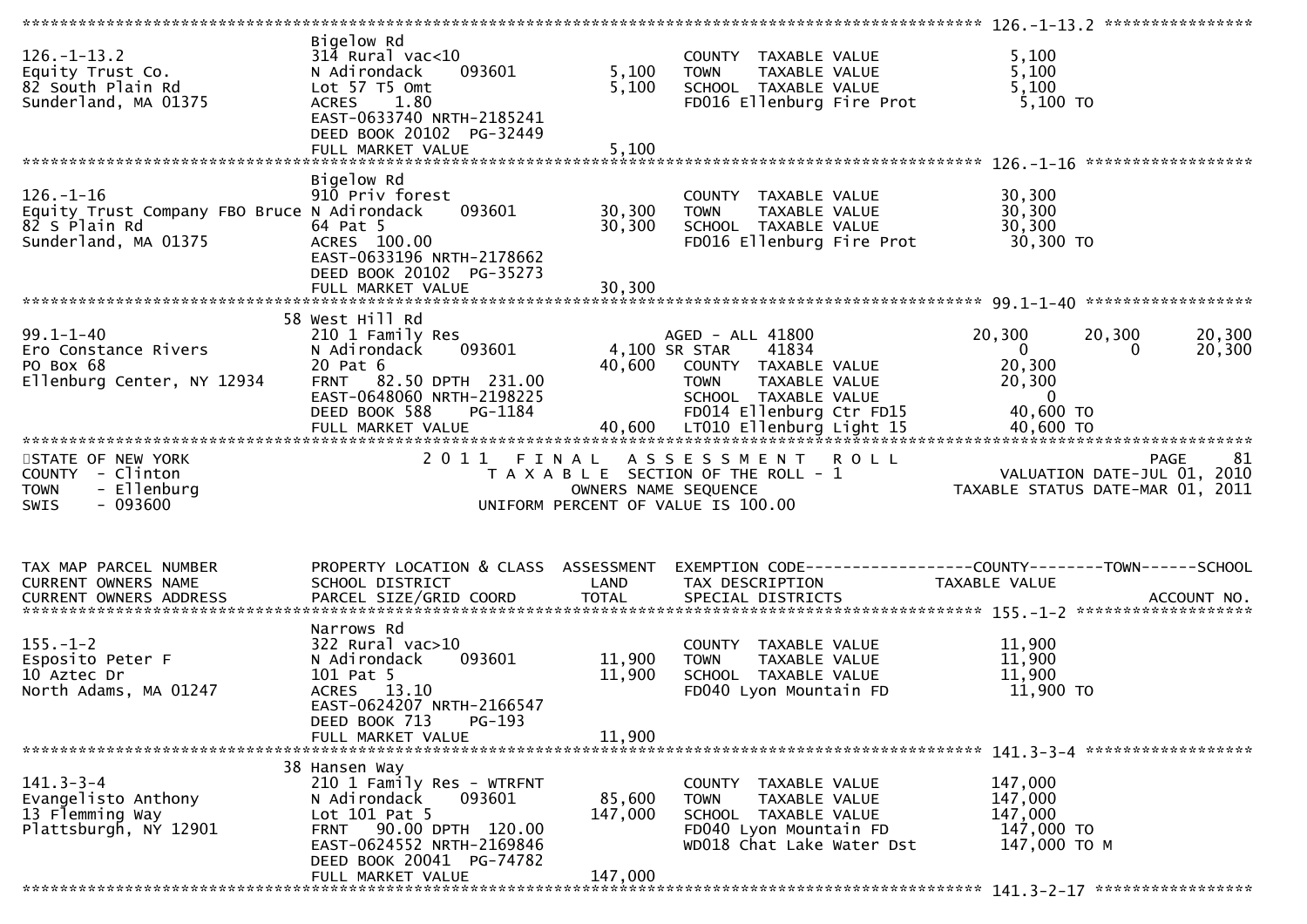| Parcel | Owner / Address | Property Location & Class / School District / Parcel Size / Grid Coord | Land | Total | Exemption Code / Tax Description / Special Districts | County | Town | School |
|---|---|---|---|---|---|---|---|---|
| 126.-1-13.2 | Equity Trust Co.<br>82 South Plain Rd<br>Sunderland, MA 01375 | Bigelow Rd<br>314 Rural vac<10<br>N Adirondack 093601<br>Lot 57 T5 Omt<br>ACRES 1.80<br>EAST-0633740 NRTH-2185241<br>DEED BOOK 20102 PG-32449<br>FULL MARKET VALUE 5,100 | 5,100 | 5,100 | COUNTY TAXABLE VALUE 5,100<br>TOWN TAXABLE VALUE 5,100<br>SCHOOL TAXABLE VALUE 5,100<br>FD016 Ellenburg Fire Prot 5,100 TO | | | |
| 126.-1-16 | Equity Trust Company FBO Bruce<br>82 S Plain Rd<br>Sunderland, MA 01375 | Bigelow Rd<br>910 Priv forest<br>N Adirondack 093601<br>64 Pat 5<br>ACRES 100.00<br>EAST-0633196 NRTH-2178662<br>DEED BOOK 20102 PG-35273<br>FULL MARKET VALUE 30,300 | 30,300 | 30,300 | COUNTY TAXABLE VALUE 30,300<br>TOWN TAXABLE VALUE 30,300<br>SCHOOL TAXABLE VALUE 30,300<br>FD016 Ellenburg Fire Prot 30,300 TO | | | |
| 99.1-1-40 | Ero Constance Rivers<br>PO Box 68<br>Ellenburg Center, NY 12934 | 58 West Hill Rd<br>210 1 Family Res<br>N Adirondack 093601<br>20 Pat 6<br>FRNT 82.50 DPTH 231.00<br>EAST-0648060 NRTH-2198225<br>DEED BOOK 588 PG-1184<br>FULL MARKET VALUE 40,600 | 4,100 | 40,600 | AGED - ALL 41800 | 20,300 | 20,300 | 20,300 |
| | | | | | SR STAR 41834 | 0 | 0 | 20,300 |
| | | | | | COUNTY TAXABLE VALUE 20,300<br>TOWN TAXABLE VALUE 20,300<br>SCHOOL TAXABLE VALUE 0<br>FD014 Ellenburg Ctr FD15 40,600 TO<br>LT010 Ellenburg Light 15 40,600 TO | | | |

STATE OF NEW YORK — COUNTY - Clinton — TOWN - Ellenburg — SWIS - 093600

2011 FINAL ASSESSMENT ROLL
TAXABLE SECTION OF THE ROLL - 1
OWNERS NAME SEQUENCE
UNIFORM PERCENT OF VALUE IS 100.00

VALUATION DATE-JUL 01, 2010
TAXABLE STATUS DATE-MAR 01, 2011

| TAX MAP PARCEL NUMBER | CURRENT OWNERS NAME / CURRENT OWNERS ADDRESS | PROPERTY LOCATION & CLASS / SCHOOL DISTRICT / PARCEL SIZE/GRID COORD | ASSESSMENT LAND | ASSESSMENT TOTAL | EXEMPTION CODE / TAX DESCRIPTION / SPECIAL DISTRICTS | TAXABLE VALUE |
|---|---|---|---|---|---|---|
| 155.-1-2 | Esposito Peter F<br>10 Aztec Dr<br>North Adams, MA 01247 | Narrows Rd<br>322 Rural vac>10<br>N Adirondack 093601<br>101 Pat 5<br>ACRES 13.10<br>EAST-0624207 NRTH-2166547<br>DEED BOOK 713 PG-193<br>FULL MARKET VALUE 11,900 | 11,900 | 11,900 | COUNTY TAXABLE VALUE<br>TOWN TAXABLE VALUE<br>SCHOOL TAXABLE VALUE<br>FD040 Lyon Mountain FD | 11,900<br>11,900<br>11,900<br>11,900 TO |
| 141.3-3-4 | Evangelisto Anthony<br>13 Flemming Way<br>Plattsburgh, NY 12901 | 38 Hansen Way<br>210 1 Family Res - WTRFNT<br>N Adirondack 093601<br>Lot 101 Pat 5<br>FRNT 90.00 DPTH 120.00<br>EAST-0624552 NRTH-2169846<br>DEED BOOK 20041 PG-74782<br>FULL MARKET VALUE 147,000 | 85,600 | 147,000 | COUNTY TAXABLE VALUE<br>TOWN TAXABLE VALUE<br>SCHOOL TAXABLE VALUE<br>FD040 Lyon Mountain FD<br>WD018 Chat Lake Water Dst | 147,000<br>147,000<br>147,000<br>147,000 TO<br>147,000 TO M |

141.3-2-17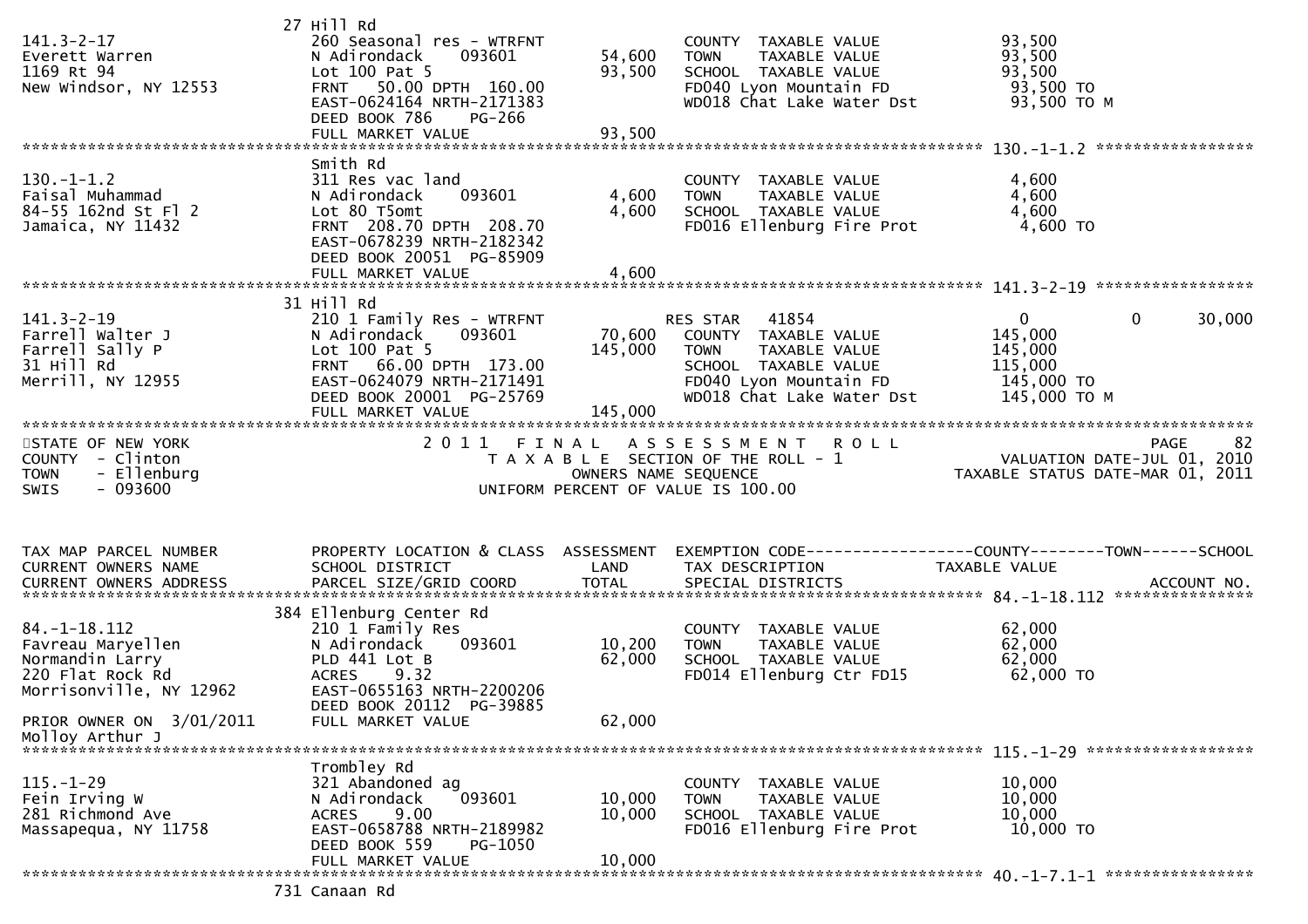| | 27 Hill Rd | | | |
|---|---|---|---|---|
| 141.3-2-17 | 260 Seasonal res - WTRFNT | | COUNTY TAXABLE VALUE | 93,500 |
| Everett Warren | N Adirondack 093601 | 54,600 | TOWN TAXABLE VALUE | 93,500 |
| 1169 Rt 94 | Lot 100 Pat 5 | 93,500 | SCHOOL TAXABLE VALUE | 93,500 |
| New Windsor, NY 12553 | FRNT 50.00 DPTH 160.00 | | FD040 Lyon Mountain FD | 93,500 TO |
| | EAST-0624164 NRTH-2171383 | | WD018 Chat Lake Water Dst | 93,500 TO M |
| | DEED BOOK 786 PG-266 | | | |
| | FULL MARKET VALUE | 93,500 | | |

******************************************************************************************************* 130.-1-1.2 *****************

| | Smith Rd | | | |
|---|---|---|---|---|
| 130.-1-1.2 | 311 Res vac land | | COUNTY TAXABLE VALUE | 4,600 |
| Faisal Muhammad | N Adirondack 093601 | 4,600 | TOWN TAXABLE VALUE | 4,600 |
| 84-55 162nd St Fl 2 | Lot 80 T5omt | 4,600 | SCHOOL TAXABLE VALUE | 4,600 |
| Jamaica, NY 11432 | FRNT 208.70 DPTH 208.70 | | FD016 Ellenburg Fire Prot | 4,600 TO |
| | EAST-0678239 NRTH-2182342 | | | |
| | DEED BOOK 20051 PG-85909 | | | |
| | FULL MARKET VALUE | 4,600 | | |

******************************************************************************************************* 141.3-2-19 *****************

| | 31 Hill Rd | | | |
|---|---|---|---|---|
| 141.3-2-19 | 210 1 Family Res - WTRFNT | | RES STAR 41854 | 0 0 30,000 |
| Farrell Walter J | N Adirondack 093601 | 70,600 | COUNTY TAXABLE VALUE | 145,000 |
| Farrell Sally P | Lot 100 Pat 5 | 145,000 | TOWN TAXABLE VALUE | 145,000 |
| 31 Hill Rd | FRNT 66.00 DPTH 173.00 | | SCHOOL TAXABLE VALUE | 115,000 |
| Merrill, NY 12955 | EAST-0624079 NRTH-2171491 | | FD040 Lyon Mountain FD | 145,000 TO |
| | DEED BOOK 20001 PG-25769 | | WD018 Chat Lake Water Dst | 145,000 TO M |
| | FULL MARKET VALUE | 145,000 | | |

*******************************************************************************************************************************************

STATE OF NEW YORK — 2011 FINAL ASSESSMENT ROLL — PAGE 82
COUNTY - Clinton — TAXABLE SECTION OF THE ROLL - 1 — VALUATION DATE-JUL 01, 2010
TOWN - Ellenburg — OWNERS NAME SEQUENCE — TAXABLE STATUS DATE-MAR 01, 2011
SWIS - 093600 — UNIFORM PERCENT OF VALUE IS 100.00

| TAX MAP PARCEL NUMBER / CURRENT OWNERS NAME / CURRENT OWNERS ADDRESS | PROPERTY LOCATION & CLASS / SCHOOL DISTRICT / PARCEL SIZE/GRID COORD | ASSESSMENT LAND / TOTAL | EXEMPTION CODE / TAX DESCRIPTION / SPECIAL DISTRICTS | COUNTY--------TOWN------SCHOOL TAXABLE VALUE / ACCOUNT NO. |
|---|---|---|---|---|

******************************************************************************************************* 84.-1-18.112 ***************

| | 384 Ellenburg Center Rd | | | |
|---|---|---|---|---|
| 84.-1-18.112 | 210 1 Family Res | | COUNTY TAXABLE VALUE | 62,000 |
| Favreau Maryellen | N Adirondack 093601 | 10,200 | TOWN TAXABLE VALUE | 62,000 |
| Normandin Larry | PLD 441 Lot B | 62,000 | SCHOOL TAXABLE VALUE | 62,000 |
| 220 Flat Rock Rd | ACRES 9.32 | | FD014 Ellenburg Ctr FD15 | 62,000 TO |
| Morrisonville, NY 12962 | EAST-0655163 NRTH-2200206 | | | |
| | DEED BOOK 20112 PG-39885 | | | |
| PRIOR OWNER ON 3/01/2011 | FULL MARKET VALUE | 62,000 | | |
| Molloy Arthur J | | | | |

******************************************************************************************************* 115.-1-29 ******************

| | Trombley Rd | | | |
|---|---|---|---|---|
| 115.-1-29 | 321 Abandoned ag | | COUNTY TAXABLE VALUE | 10,000 |
| Fein Irving W | N Adirondack 093601 | 10,000 | TOWN TAXABLE VALUE | 10,000 |
| 281 Richmond Ave | ACRES 9.00 | 10,000 | SCHOOL TAXABLE VALUE | 10,000 |
| Massapequa, NY 11758 | EAST-0658788 NRTH-2189982 | | FD016 Ellenburg Fire Prot | 10,000 TO |
| | DEED BOOK 559 PG-1050 | | | |
| | FULL MARKET VALUE | 10,000 | | |

******************************************************************************************************* 40.-1-7.1-1 ****************

731 Canaan Rd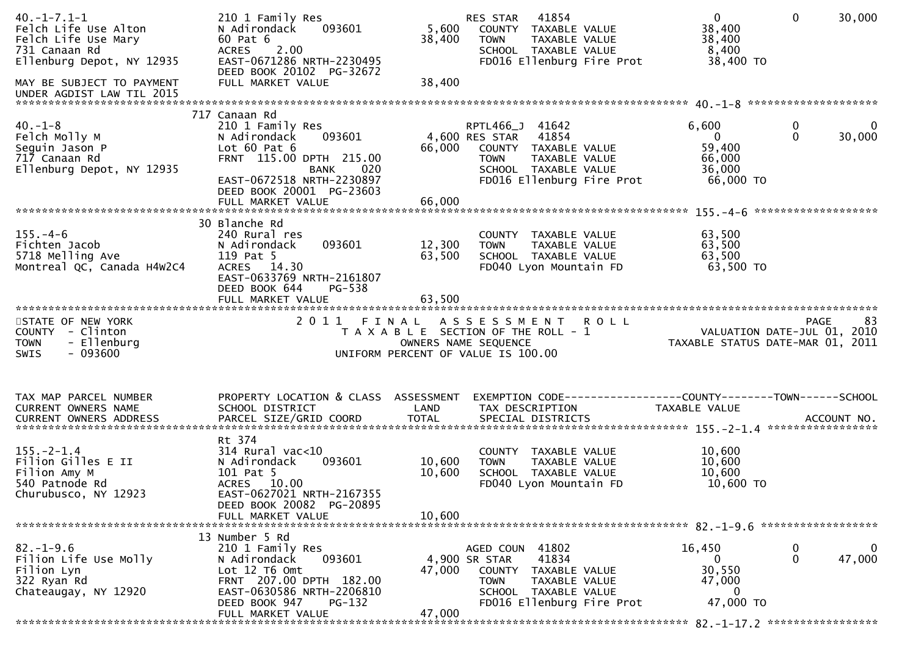```
40.-1-7.1-1                 210 1 Family Res                    RES STAR   41854                    0          0      30,000
Felch Life Use Alton        N Adirondack     093601      5,600    COUNTY  TAXABLE VALUE          38,400
Felch Life Use Mary         60 Pat 6                    38,400    TOWN    TAXABLE VALUE          38,400
731 Canaan Rd               ACRES    2.00                         SCHOOL  TAXABLE VALUE           8,400
Ellenburg Depot, NY 12935   EAST-0671286 NRTH-2230495             FD016 Ellenburg Fire Prot        38,400 TO
                            DEED BOOK 20102  PG-32672
MAY BE SUBJECT TO PAYMENT   FULL MARKET VALUE           38,400
UNDER AGDIST LAW TIL 2015
******************************************************************************************** 40.-1-8 ********************
                            717 Canaan Rd
40.-1-8                     210 1 Family Res                    RPTL466_J  41642                6,600          0           0
Felch Molly M               N Adirondack     093601      4,600 RES STAR   41854                    0          0      30,000
Seguin Jason P              Lot 60 Pat 6                66,000    COUNTY  TAXABLE VALUE          59,400
717 Canaan Rd               FRNT 115.00 DPTH 215.00               TOWN    TAXABLE VALUE          66,000
Ellenburg Depot, NY 12935                 BANK     020            SCHOOL  TAXABLE VALUE          36,000
                            EAST-0672518 NRTH-2230897             FD016 Ellenburg Fire Prot        66,000 TO
                            DEED BOOK 20001  PG-23603
                            FULL MARKET VALUE           66,000
******************************************************************************************** 155.-4-6 *******************
                            30 Blanche Rd
155.-4-6                    240 Rural res                         COUNTY  TAXABLE VALUE          63,500
Fichten Jacob               N Adirondack     093601     12,300    TOWN    TAXABLE VALUE          63,500
5718 Melling Ave            119 Pat 5                   63,500    SCHOOL  TAXABLE VALUE          63,500
Montreal QC, Canada H4W2C4  ACRES   14.30                         FD040 Lyon Mountain FD           63,500 TO
                            EAST-0633769 NRTH-2161807
                            DEED BOOK 644    PG-538
                            FULL MARKET VALUE           63,500
****************************************************************************************************************************
STATE OF NEW YORK                        2 0 1 1   F I N A L   A S S E S S M E N T   R O L L                      PAGE     83
COUNTY  - Clinton                          T A X A B L E  SECTION OF THE ROLL - 1                   VALUATION DATE-JUL 01, 2010
TOWN    - Ellenburg                              OWNERS NAME SEQUENCE                         TAXABLE STATUS DATE-MAR 01, 2011
SWIS    - 093600                          UNIFORM PERCENT OF VALUE IS 100.00


TAX MAP PARCEL NUMBER       PROPERTY LOCATION & CLASS  ASSESSMENT  EXEMPTION CODE------------------COUNTY--------TOWN------SCHOOL
CURRENT OWNERS NAME         SCHOOL DISTRICT               LAND      TAX DESCRIPTION             TAXABLE VALUE
CURRENT OWNERS ADDRESS      PARCEL SIZE/GRID COORD        TOTAL     SPECIAL DISTRICTS                                ACCOUNT NO.
******************************************************************************************** 155.-2-1.4 *****************
                            Rt 374
155.-2-1.4                  314 Rural vac<10                      COUNTY  TAXABLE VALUE          10,600
Filion Gilles E II          N Adirondack     093601     10,600    TOWN    TAXABLE VALUE          10,600
Filion Amy M                101 Pat 5                   10,600    SCHOOL  TAXABLE VALUE          10,600
540 Patnode Rd              ACRES   10.00                         FD040 Lyon Mountain FD           10,600 TO
Churubusco, NY 12923        EAST-0627021 NRTH-2167355
                            DEED BOOK 20082  PG-20895
                            FULL MARKET VALUE           10,600
******************************************************************************************** 82.-1-9.6 ******************
                            13 Number 5 Rd
82.-1-9.6                   210 1 Family Res                    AGED COUN  41802               16,450          0           0
Filion Life Use Molly       N Adirondack     093601      4,900 SR STAR    41834                    0          0      47,000
Filion Lyn                  Lot 12 T6 Omt               47,000    COUNTY  TAXABLE VALUE          30,550
322 Ryan Rd                 FRNT 207.00 DPTH 182.00               TOWN    TAXABLE VALUE          47,000
Chateaugay, NY 12920        EAST-0630586 NRTH-2206810             SCHOOL  TAXABLE VALUE               0
                            DEED BOOK 947    PG-132               FD016 Ellenburg Fire Prot        47,000 TO
                            FULL MARKET VALUE           47,000
******************************************************************************************** 82.-1-17.2 *****************
```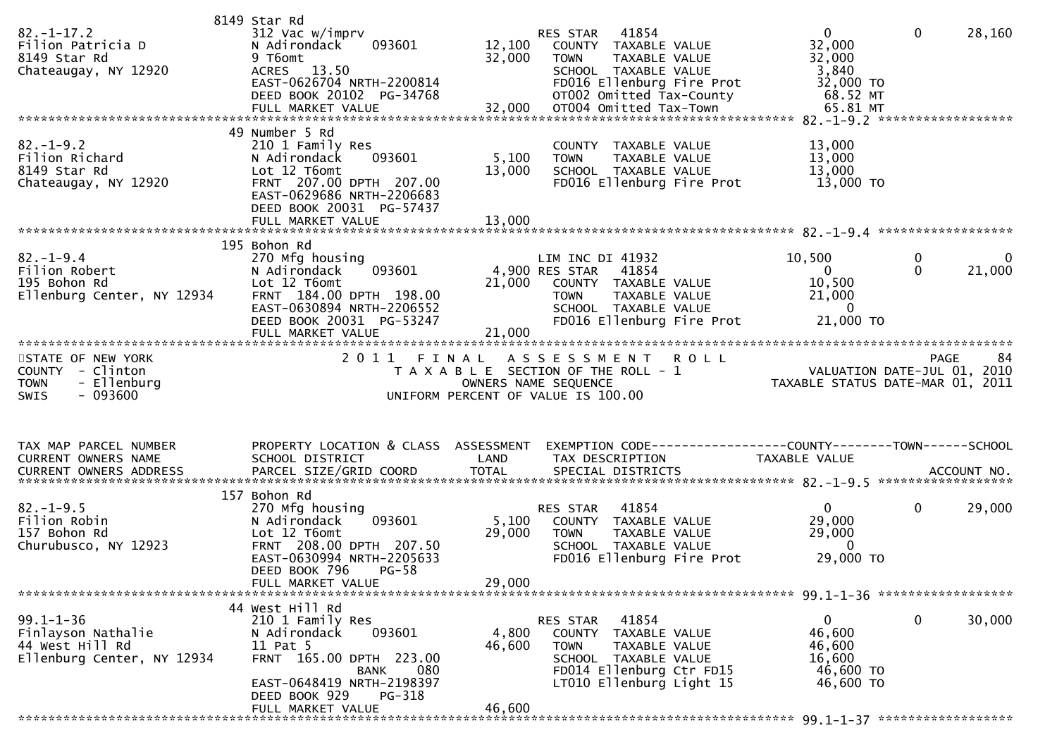```
                         8149 Star Rd
82.-1-17.2               312 Vac w/imprv                      RES STAR   41854                       0            0       28,160
Filion Patricia D        N Adirondack      093601      12,100    COUNTY  TAXABLE VALUE            32,000
8149 Star Rd             9 T6omt                       32,000    TOWN    TAXABLE VALUE            32,000
Chateaugay, NY 12920     ACRES    13.50                          SCHOOL  TAXABLE VALUE             3,840
                         EAST-0626704 NRTH-2200814               FD016 Ellenburg Fire Prot        32,000 TO
                         DEED BOOK 20102  PG-34768               OT002 Omitted Tax-County          68.52 MT
                         FULL MARKET VALUE             32,000    OT004 Omitted Tax-Town            65.81 MT
******************************************************************************************************* 82.-1-9.2 ******************
                         49 Number 5 Rd
82.-1-9.2                210 1 Family Res                        COUNTY  TAXABLE VALUE            13,000
Filion Richard           N Adirondack      093601       5,100    TOWN    TAXABLE VALUE            13,000
8149 Star Rd             Lot 12 T6omt                  13,000    SCHOOL  TAXABLE VALUE            13,000
Chateaugay, NY 12920     FRNT  207.00 DPTH  207.00               FD016 Ellenburg Fire Prot        13,000 TO
                         EAST-0629686 NRTH-2206683
                         DEED BOOK 20031  PG-57437
                         FULL MARKET VALUE             13,000
******************************************************************************************************* 82.-1-9.4 ******************
                         195 Bohon Rd
82.-1-9.4                270 Mfg housing                      LIM INC DI 41932                  10,500            0            0
Filion Robert            N Adirondack      093601       4,900 RES STAR   41854                       0            0       21,000
195 Bohon Rd             Lot 12 T6omt                  21,000    COUNTY  TAXABLE VALUE            10,500
Ellenburg Center, NY 12934  FRNT  184.00 DPTH  198.00            TOWN    TAXABLE VALUE            21,000
                         EAST-0630894 NRTH-2206552               SCHOOL  TAXABLE VALUE                 0
                         DEED BOOK 20031  PG-53247               FD016 Ellenburg Fire Prot        21,000 TO
                         FULL MARKET VALUE             21,000
************************************************************************************************************************************
STATE OF NEW YORK                   2 0 1 1   F I N A L   A S S E S S M E N T   R O L L                           PAGE     84
COUNTY  - Clinton                        T A X A B L E  SECTION OF THE ROLL - 1                        VALUATION DATE-JUL 01, 2010
TOWN    - Ellenburg                               OWNERS NAME SEQUENCE                           TAXABLE STATUS DATE-MAR 01, 2011
SWIS    - 093600                             UNIFORM PERCENT OF VALUE IS 100.00


TAX MAP PARCEL NUMBER    PROPERTY LOCATION & CLASS  ASSESSMENT  EXEMPTION CODE------------------COUNTY--------TOWN------SCHOOL
CURRENT OWNERS NAME      SCHOOL DISTRICT               LAND      TAX DESCRIPTION              TAXABLE VALUE
CURRENT OWNERS ADDRESS   PARCEL SIZE/GRID COORD        TOTAL     SPECIAL DISTRICTS                                  ACCOUNT NO.
******************************************************************************************************* 82.-1-9.5 ******************
                         157 Bohon Rd
82.-1-9.5                270 Mfg housing                      RES STAR   41854                       0            0       29,000
Filion Robin             N Adirondack      093601       5,100    COUNTY  TAXABLE VALUE            29,000
157 Bohon Rd             Lot 12 T6omt                  29,000    TOWN    TAXABLE VALUE            29,000
Churubusco, NY 12923     FRNT  208.00 DPTH  207.50               SCHOOL  TAXABLE VALUE                 0
                         EAST-0630994 NRTH-2205633               FD016 Ellenburg Fire Prot        29,000 TO
                         DEED BOOK 796    PG-58
                         FULL MARKET VALUE             29,000
******************************************************************************************************* 99.1-1-36 ******************
                         44 West Hill Rd
99.1-1-36                210 1 Family Res                     RES STAR   41854                       0            0       30,000
Finlayson Nathalie       N Adirondack      093601       4,800    COUNTY  TAXABLE VALUE            46,600
44 West Hill Rd          11 Pat 5                      46,600    TOWN    TAXABLE VALUE            46,600
Ellenburg Center, NY 12934  FRNT  165.00 DPTH  223.00            SCHOOL  TAXABLE VALUE            16,600
                                            BANK     080         FD014 Ellenburg Ctr FD15         46,600 TO
                         EAST-0648419 NRTH-2198397               LT010 Ellenburg Light 15         46,600 TO
                         DEED BOOK 929    PG-318
                         FULL MARKET VALUE             46,600
******************************************************************************************************* 99.1-1-37 ******************
```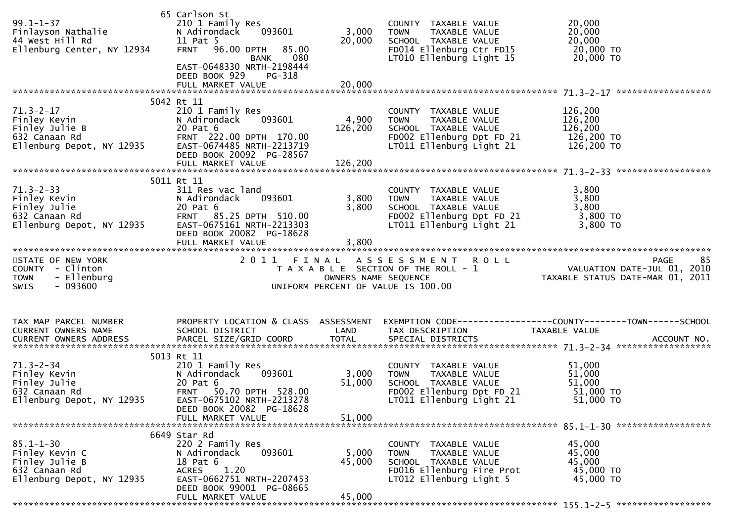```
                              65 Carlson St
99.1-1-37                     210 1 Family Res                          COUNTY  TAXABLE VALUE              20,000
Finlayson Nathalie            N Adirondack     093601        3,000      TOWN    TAXABLE VALUE              20,000
44 West Hill Rd               11 Pat 5                      20,000      SCHOOL  TAXABLE VALUE              20,000
Ellenburg Center, NY 12934    FRNT   96.00 DPTH   85.00                 FD014 Ellenburg Ctr FD15            20,000 TO
                                             BANK    080                LT010 Ellenburg Light 15            20,000 TO
                              EAST-0648330 NRTH-2198444
                              DEED BOOK 929    PG-318
                              FULL MARKET VALUE             20,000
******************************************************************************************************* 71.3-2-17 ******************
                              5042 Rt 11
71.3-2-17                     210 1 Family Res                          COUNTY  TAXABLE VALUE             126,200
Finley Kevin                  N Adirondack     093601        4,900      TOWN    TAXABLE VALUE             126,200
Finley Julie B                20 Pat 6                     126,200      SCHOOL  TAXABLE VALUE             126,200
632 Canaan Rd                 FRNT  222.00 DPTH  170.00                 FD002 Ellenburg Dpt FD 21          126,200 TO
Ellenburg Depot, NY 12935     EAST-0674485 NRTH-2213719                 LT011 Ellenburg Light 21           126,200 TO
                              DEED BOOK 20092  PG-28567
                              FULL MARKET VALUE            126,200
******************************************************************************************************* 71.3-2-33 ******************
                              5011 Rt 11
71.3-2-33                     311 Res vac land                          COUNTY  TAXABLE VALUE               3,800
Finley Kevin                  N Adirondack     093601        3,800      TOWN    TAXABLE VALUE               3,800
Finley Julie                  20 Pat 6                       3,800      SCHOOL  TAXABLE VALUE               3,800
632 Canaan Rd                 FRNT   85.25 DPTH  510.00                 FD002 Ellenburg Dpt FD 21            3,800 TO
Ellenburg Depot, NY 12935     EAST-0675161 NRTH-2213303                 LT011 Ellenburg Light 21             3,800 TO
                              DEED BOOK 20082  PG-18628
                              FULL MARKET VALUE              3,800
************************************************************************************************************************************
STATE OF NEW YORK                   2 0 1 1   F I N A L   A S S E S S M E N T   R O L L                                  PAGE     85
COUNTY  - Clinton                         T A X A B L E  SECTION OF THE ROLL - 1                     VALUATION DATE-JUL 01, 2010
TOWN    - Ellenburg                              OWNERS NAME SEQUENCE                          TAXABLE STATUS DATE-MAR 01, 2011
SWIS    - 093600                          UNIFORM PERCENT OF VALUE IS 100.00


TAX MAP PARCEL NUMBER         PROPERTY LOCATION & CLASS  ASSESSMENT  EXEMPTION CODE------------------COUNTY--------TOWN------SCHOOL
CURRENT OWNERS NAME           SCHOOL DISTRICT               LAND      TAX DESCRIPTION            TAXABLE VALUE
CURRENT OWNERS ADDRESS        PARCEL SIZE/GRID COORD        TOTAL     SPECIAL DISTRICTS                                  ACCOUNT NO.
******************************************************************************************************* 71.3-2-34 ******************
                              5013 Rt 11
71.3-2-34                     210 1 Family Res                          COUNTY  TAXABLE VALUE              51,000
Finley Kevin                  N Adirondack     093601        3,000      TOWN    TAXABLE VALUE              51,000
Finley Julie                  20 Pat 6                      51,000      SCHOOL  TAXABLE VALUE              51,000
632 Canaan Rd                 FRNT   50.70 DPTH  528.00                 FD002 Ellenburg Dpt FD 21           51,000 TO
Ellenburg Depot, NY 12935     EAST-0675102 NRTH-2213278                 LT011 Ellenburg Light 21            51,000 TO
                              DEED BOOK 20082  PG-18628
                              FULL MARKET VALUE             51,000
******************************************************************************************************* 85.1-1-30 ******************
                              6649 Star Rd
85.1-1-30                     220 2 Family Res                          COUNTY  TAXABLE VALUE              45,000
Finley Kevin C                N Adirondack     093601        5,000      TOWN    TAXABLE VALUE              45,000
Finley Julie B                18 Pat 6                      45,000      SCHOOL  TAXABLE VALUE              45,000
632 Canaan Rd                 ACRES    1.20                             FD016 Ellenburg Fire Prot           45,000 TO
Ellenburg Depot, NY 12935     EAST-0662751 NRTH-2207453                 LT012 Ellenburg Light 5             45,000 TO
                              DEED BOOK 99001  PG-08665
                              FULL MARKET VALUE             45,000
******************************************************************************************************* 155.1-2-5 ******************
```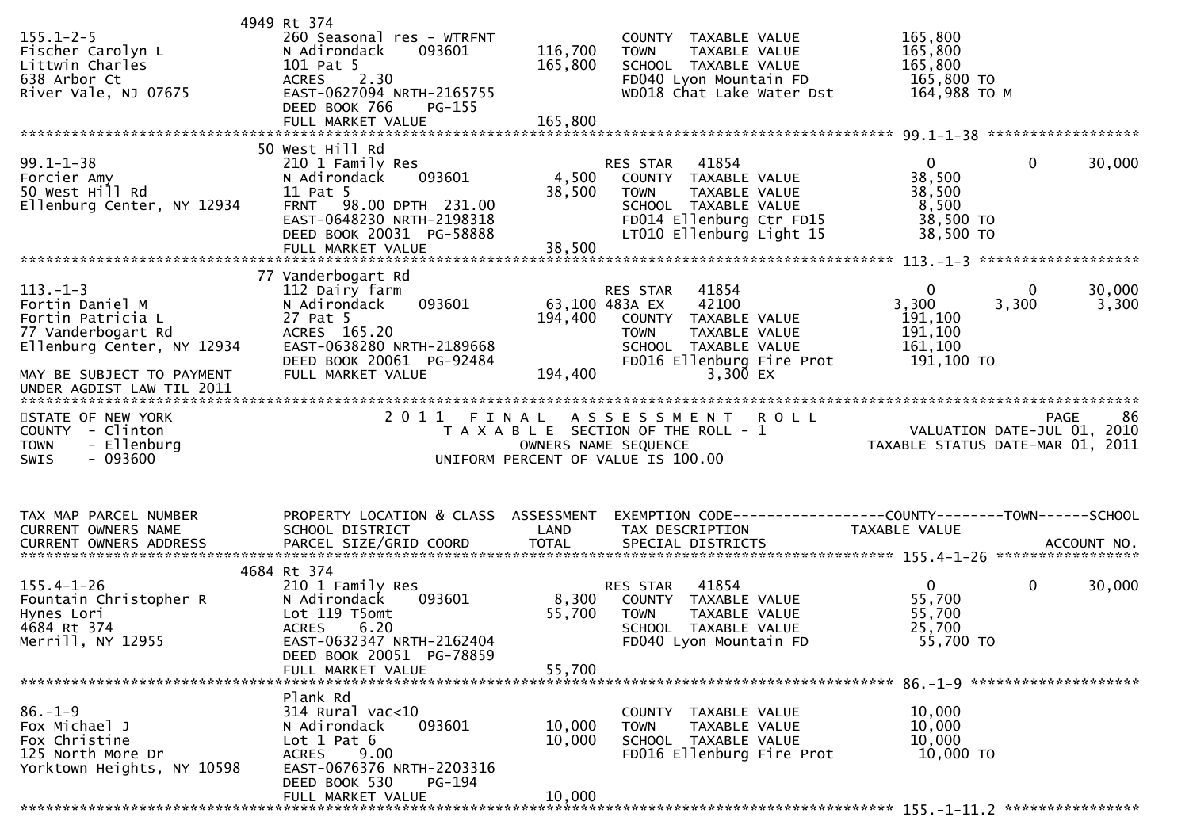```
                               4949 Rt 374
155.1-2-5                      260 Seasonal res - WTRFNT                 COUNTY  TAXABLE VALUE              165,800
Fischer Carolyn L              N Adirondack     093601       116,700     TOWN    TAXABLE VALUE              165,800
Littwin Charles                101 Pat 5                     165,800     SCHOOL  TAXABLE VALUE              165,800
638 Arbor Ct                   ACRES     2.30                            FD040 Lyon Mountain FD              165,800 TO
River Vale, NJ 07675           EAST-0627094 NRTH-2165755                 WD018 Chat Lake Water Dst           164,988 TO M
                               DEED BOOK 766     PG-155
                               FULL MARKET VALUE             165,800
******************************************************************************************************* 99.1-1-38 ******************
                               50 West Hill Rd
99.1-1-38                      210 1 Family Res                          RES STAR   41854                    0           0       30,000
Forcier Amy                    N Adirondack     093601         4,500     COUNTY  TAXABLE VALUE              38,500
50 West Hill Rd                11 Pat 5                       38,500     TOWN    TAXABLE VALUE              38,500
Ellenburg Center, NY 12934     FRNT   98.00 DPTH  231.00                 SCHOOL  TAXABLE VALUE               8,500
                               EAST-0648230 NRTH-2198318                 FD014 Ellenburg Ctr FD15            38,500 TO
                               DEED BOOK 20031  PG-58888                 LT010 Ellenburg Light 15            38,500 TO
                               FULL MARKET VALUE              38,500
******************************************************************************************************* 113.-1-3 *******************
                               77 Vanderbogart Rd
113.-1-3                       112 Dairy farm                            RES STAR   41854                    0           0       30,000
Fortin Daniel M                N Adirondack     093601        63,100 483A EX    42100                3,300       3,300        3,300
Fortin Patricia L              27 Pat 5                      194,400     COUNTY  TAXABLE VALUE             191,100
77 Vanderbogart Rd             ACRES  165.20                             TOWN    TAXABLE VALUE             191,100
Ellenburg Center, NY 12934     EAST-0638280 NRTH-2189668                 SCHOOL  TAXABLE VALUE             161,100
                               DEED BOOK 20061  PG-92484                 FD016 Ellenburg Fire Prot           191,100 TO
MAY BE SUBJECT TO PAYMENT      FULL MARKET VALUE             194,400                  3,300 EX
UNDER AGDIST LAW TIL 2011
************************************************************************************************************************************
STATE OF NEW YORK                      2 0 1 1   F I N A L   A S S E S S M E N T   R O L L                                PAGE    86
COUNTY  - Clinton                          T A X A B L E  SECTION OF THE ROLL - 1                          VALUATION DATE-JUL 01, 2010
TOWN    - Ellenburg                             OWNERS NAME SEQUENCE                                  TAXABLE STATUS DATE-MAR 01, 2011
SWIS    - 093600                       UNIFORM PERCENT OF VALUE IS 100.00


TAX MAP PARCEL NUMBER          PROPERTY LOCATION & CLASS  ASSESSMENT  EXEMPTION CODE------------------COUNTY--------TOWN------SCHOOL
CURRENT OWNERS NAME            SCHOOL DISTRICT               LAND      TAX DESCRIPTION               TAXABLE VALUE
CURRENT OWNERS ADDRESS         PARCEL SIZE/GRID COORD        TOTAL     SPECIAL DISTRICTS                                  ACCOUNT NO.
******************************************************************************************************* 155.4-1-26 *****************
                               4684 Rt 374
155.4-1-26                     210 1 Family Res                          RES STAR   41854                    0           0       30,000
Fountain Christopher R         N Adirondack     093601         8,300     COUNTY  TAXABLE VALUE              55,700
Hynes Lori                     Lot 119 T5omt                  55,700     TOWN    TAXABLE VALUE              55,700
4684 Rt 374                    ACRES     6.20                            SCHOOL  TAXABLE VALUE              25,700
Merrill, NY 12955              EAST-0632347 NRTH-2162404                 FD040 Lyon Mountain FD              55,700 TO
                               DEED BOOK 20051  PG-78859
                               FULL MARKET VALUE              55,700
******************************************************************************************************* 86.-1-9 ********************
                               Plank Rd
86.-1-9                        314 Rural vac<10                          COUNTY  TAXABLE VALUE              10,000
Fox Michael J                  N Adirondack     093601        10,000     TOWN    TAXABLE VALUE              10,000
Fox Christine                  Lot 1 Pat 6                    10,000     SCHOOL  TAXABLE VALUE              10,000
125 North More Dr              ACRES     9.00                            FD016 Ellenburg Fire Prot           10,000 TO
Yorktown Heights, NY 10598     EAST-0676376 NRTH-2203316
                               DEED BOOK 530     PG-194
                               FULL MARKET VALUE              10,000
******************************************************************************************************* 155.-1-11.2 ****************
```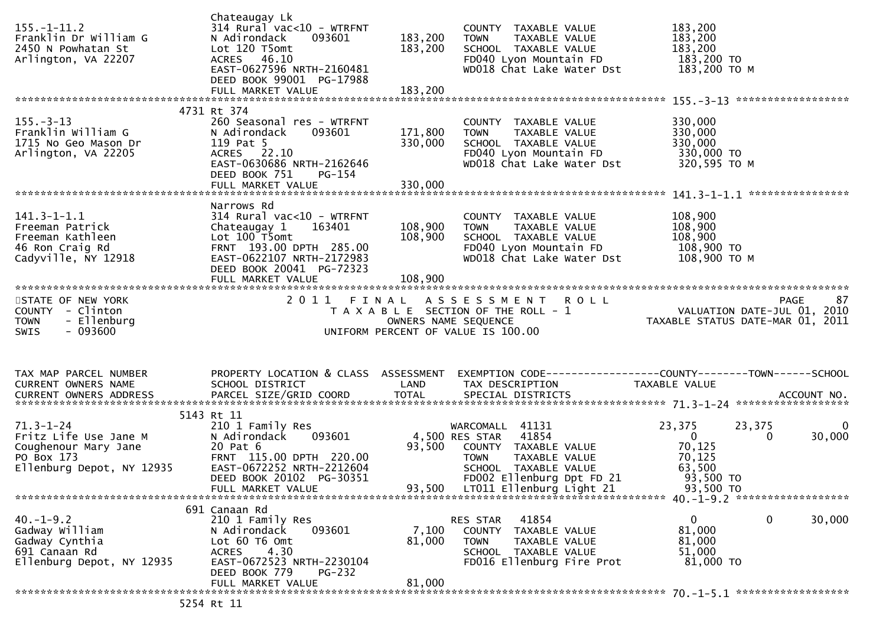```
                                  Chateaugay Lk
155.-1-11.2                       314 Rural vac<10 - WTRFNT              COUNTY  TAXABLE VALUE            183,200
Franklin Dr William G             N Adirondack     093601    183,200     TOWN    TAXABLE VALUE            183,200
2450 N Powhatan St                Lot 120 T5omt              183,200     SCHOOL  TAXABLE VALUE            183,200
Arlington, VA 22207               ACRES   46.10                          FD040 Lyon Mountain FD            183,200 TO
                                  EAST-0627596 NRTH-2160481              WD018 Chat Lake Water Dst         183,200 TO M
                                  DEED BOOK 99001  PG-17988
                                  FULL MARKET VALUE          183,200
******************************************************************************************************* 155.-3-13 ******************
                                4731 Rt 374
155.-3-13                         260 Seasonal res - WTRFNT              COUNTY  TAXABLE VALUE            330,000
Franklin William G                N Adirondack     093601    171,800     TOWN    TAXABLE VALUE            330,000
1715 No Geo Mason Dr              119 Pat 5                  330,000     SCHOOL  TAXABLE VALUE            330,000
Arlington, VA 22205               ACRES   22.10                          FD040 Lyon Mountain FD            330,000 TO
                                  EAST-0630686 NRTH-2162646              WD018 Chat Lake Water Dst         320,595 TO M
                                  DEED BOOK 751    PG-154
                                  FULL MARKET VALUE          330,000
******************************************************************************************************* 141.3-1-1.1 ****************
                                  Narrows Rd
141.3-1-1.1                       314 Rural vac<10 - WTRFNT              COUNTY  TAXABLE VALUE            108,900
Freeman Patrick                   Chateaugay 1     163401    108,900     TOWN    TAXABLE VALUE            108,900
Freeman Kathleen                  Lot 100 T5omt              108,900     SCHOOL  TAXABLE VALUE            108,900
46 Ron Craig Rd                   FRNT 193.00 DPTH 285.00                FD040 Lyon Mountain FD            108,900 TO
Cadyville, NY 12918               EAST-0622107 NRTH-2172983              WD018 Chat Lake Water Dst         108,900 TO M
                                  DEED BOOK 20041  PG-72323
                                  FULL MARKET VALUE          108,900
************************************************************************************************************************************
STATE OF NEW YORK                            2 0 1 1   F I N A L   A S S E S S M E N T   R O L L                          PAGE     87
COUNTY  - Clinton                               T A X A B L E  SECTION OF THE ROLL - 1                       VALUATION DATE-JUL 01, 2010
TOWN    - Ellenburg                                   OWNERS NAME SEQUENCE                              TAXABLE STATUS DATE-MAR 01, 2011
SWIS    - 093600                                 UNIFORM PERCENT OF VALUE IS 100.00


TAX MAP PARCEL NUMBER             PROPERTY LOCATION & CLASS  ASSESSMENT  EXEMPTION CODE------------------COUNTY--------TOWN------SCHOOL
CURRENT OWNERS NAME               SCHOOL DISTRICT               LAND     TAX DESCRIPTION               TAXABLE VALUE
CURRENT OWNERS ADDRESS            PARCEL SIZE/GRID COORD        TOTAL    SPECIAL DISTRICTS                                   ACCOUNT NO.
******************************************************************************************************* 71.3-1-24 ******************
                                5143 Rt 11
71.3-1-24                         210 1 Family Res                       WARCOMALL  41131               23,375      23,375          0
Fritz Life Use Jane M             N Adirondack     093601      4,500 RES STAR   41854                    0           0      30,000
Coughenour Mary Jane              20 Pat 6                    93,500     COUNTY  TAXABLE VALUE             70,125
PO Box 173                        FRNT 115.00 DPTH 220.00                TOWN    TAXABLE VALUE             70,125
Ellenburg Depot, NY 12935         EAST-0672252 NRTH-2212604              SCHOOL  TAXABLE VALUE             63,500
                                  DEED BOOK 20102  PG-30351              FD002 Ellenburg Dpt FD 21         93,500 TO
                                  FULL MARKET VALUE           93,500     LT011 Ellenburg Light 21          93,500 TO
******************************************************************************************************* 40.-1-9.2 ******************
                                 691 Canaan Rd
40.-1-9.2                         210 1 Family Res                       RES STAR   41854                    0           0      30,000
Gadway William                    N Adirondack     093601      7,100     COUNTY  TAXABLE VALUE             81,000
Gadway Cynthia                    Lot 60 T6 Omt               81,000     TOWN    TAXABLE VALUE             81,000
691 Canaan Rd                     ACRES    4.30                          SCHOOL  TAXABLE VALUE             51,000
Ellenburg Depot, NY 12935         EAST-0672523 NRTH-2230104              FD016 Ellenburg Fire Prot         81,000 TO
                                  DEED BOOK 779    PG-232
                                  FULL MARKET VALUE           81,000
******************************************************************************************************* 70.-1-5.1 ******************
                                5254 Rt 11
```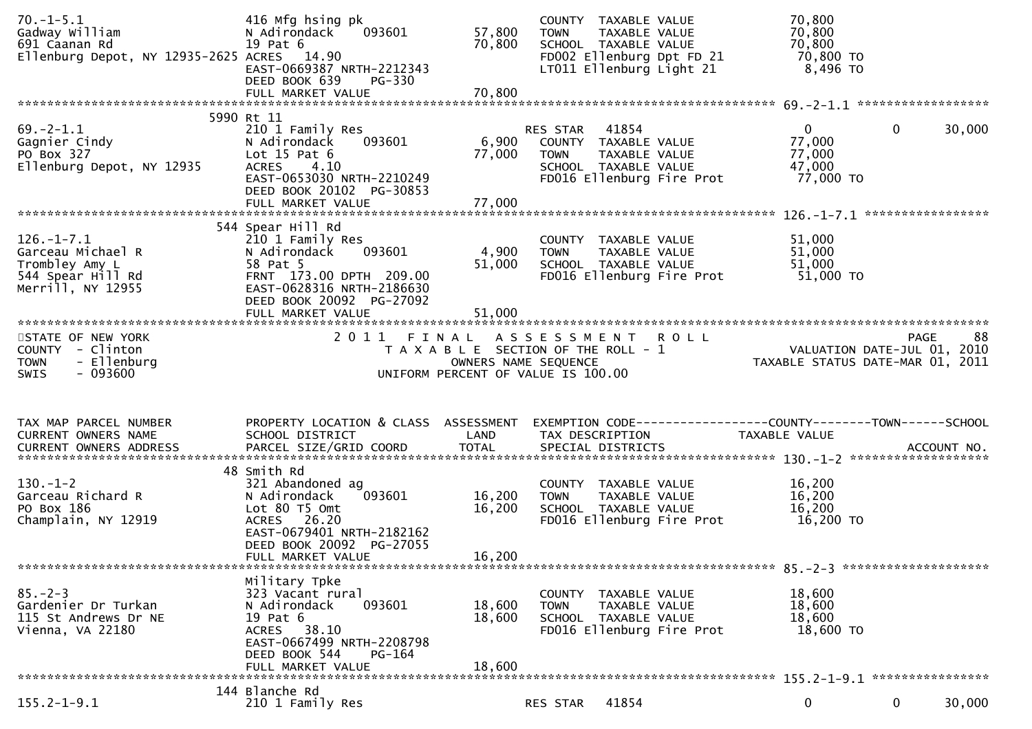```
70.-1-5.1                      416 Mfg hsing pk                       COUNTY  TAXABLE VALUE             70,800
Gadway William                 N Adirondack     093601       57,800   TOWN    TAXABLE VALUE             70,800
691 Caanan Rd                  19 Pat 6                      70,800   SCHOOL  TAXABLE VALUE             70,800
Ellenburg Depot, NY 12935-2625 ACRES   14.90                          FD002 Ellenburg Dpt FD 21          70,800 TO
                               EAST-0669387 NRTH-2212343              LT011 Ellenburg Light 21            8,496 TO
                               DEED BOOK 639     PG-330
                               FULL MARKET VALUE             70,800
******************************************************************************************************* 69.-2-1.1 *****************
                          5990 Rt 11
69.-2-1.1                      210 1 Family Res                       RES STAR   41854                       0           0     30,000
Gagnier Cindy                  N Adirondack     093601        6,900   COUNTY  TAXABLE VALUE             77,000
PO Box 327                     Lot 15 Pat 6                  77,000   TOWN    TAXABLE VALUE             77,000
Ellenburg Depot, NY 12935      ACRES    4.10                          SCHOOL  TAXABLE VALUE             47,000
                               EAST-0653030 NRTH-2210249              FD016 Ellenburg Fire Prot          77,000 TO
                               DEED BOOK 20102  PG-30853
                               FULL MARKET VALUE             77,000
******************************************************************************************************* 126.-1-7.1 ****************
                           544 Spear Hill Rd
126.-1-7.1                     210 1 Family Res                       COUNTY  TAXABLE VALUE             51,000
Garceau Michael R              N Adirondack     093601        4,900   TOWN    TAXABLE VALUE             51,000
Trombley Amy L                 58 Pat 5                      51,000   SCHOOL  TAXABLE VALUE             51,000
544 Spear Hill Rd              FRNT  173.00 DPTH  209.00              FD016 Ellenburg Fire Prot          51,000 TO
Merrill, NY 12955              EAST-0628316 NRTH-2186630
                               DEED BOOK 20092  PG-27092
                               FULL MARKET VALUE             51,000
************************************************************************************************************************************
STATE OF NEW YORK                    2 0 1 1   F I N A L   A S S E S S M E N T   R O L L                                 PAGE    88
COUNTY  - Clinton                         T A X A B L E  SECTION OF THE ROLL - 1                    VALUATION DATE-JUL 01, 2010
TOWN    - Ellenburg                              OWNERS NAME SEQUENCE                          TAXABLE STATUS DATE-MAR 01, 2011
SWIS    - 093600                          UNIFORM PERCENT OF VALUE IS 100.00


TAX MAP PARCEL NUMBER          PROPERTY LOCATION & CLASS  ASSESSMENT  EXEMPTION CODE------------------COUNTY--------TOWN------SCHOOL
CURRENT OWNERS NAME            SCHOOL DISTRICT               LAND      TAX DESCRIPTION            TAXABLE VALUE
CURRENT OWNERS ADDRESS         PARCEL SIZE/GRID COORD        TOTAL     SPECIAL DISTRICTS                                 ACCOUNT NO.
******************************************************************************************************* 130.-1-2 ******************
                            48 Smith Rd
130.-1-2                       321 Abandoned ag                       COUNTY  TAXABLE VALUE             16,200
Garceau Richard R              N Adirondack     093601       16,200   TOWN    TAXABLE VALUE             16,200
PO Box 186                     Lot 80 T5 Omt                 16,200   SCHOOL  TAXABLE VALUE             16,200
Champlain, NY 12919            ACRES   26.20                          FD016 Ellenburg Fire Prot          16,200 TO
                               EAST-0679401 NRTH-2182162
                               DEED BOOK 20092  PG-27055
                               FULL MARKET VALUE             16,200
******************************************************************************************************* 85.-2-3 *******************
                               Military Tpke
85.-2-3                        323 Vacant rural                       COUNTY  TAXABLE VALUE             18,600
Gardenier Dr Turkan            N Adirondack     093601       18,600   TOWN    TAXABLE VALUE             18,600
115 St Andrews Dr NE           19 Pat 6                      18,600   SCHOOL  TAXABLE VALUE             18,600
Vienna, VA 22180               ACRES   38.10                          FD016 Ellenburg Fire Prot          18,600 TO
                               EAST-0667499 NRTH-2208798
                               DEED BOOK 544     PG-164
                               FULL MARKET VALUE             18,600
******************************************************************************************************* 155.2-1-9.1 ***************
                           144 Blanche Rd
155.2-1-9.1                    210 1 Family Res                       RES STAR   41854                       0           0     30,000
```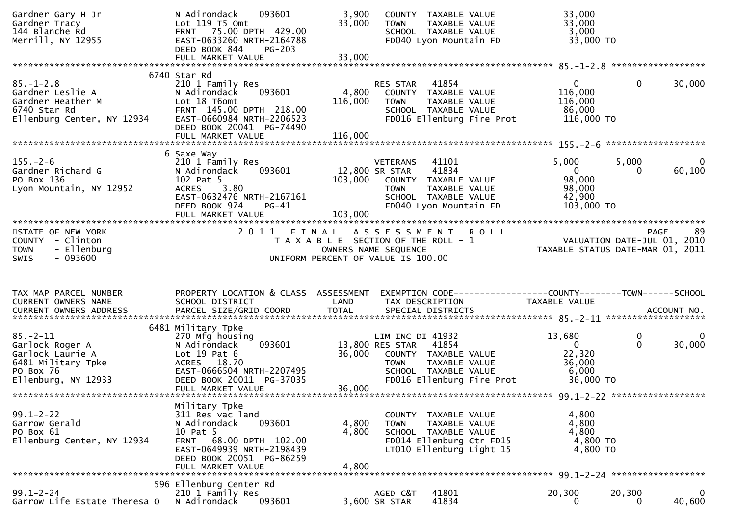```
Gardner Gary H Jr              N Adirondack     093601        3,900   COUNTY  TAXABLE VALUE            33,000
Gardner Tracy                  Lot 119 T5 Omt                33,000   TOWN    TAXABLE VALUE            33,000
144 Blanche Rd                 FRNT   75.00 DPTH  429.00              SCHOOL  TAXABLE VALUE             3,000
Merrill, NY 12955              EAST-0633260 NRTH-2164788              FD040 Lyon Mountain FD           33,000 TO
                               DEED BOOK 844     PG-203
                               FULL MARKET VALUE             33,000
******************************************************************************************************* 85.-1-2.8 ******************
                          6740 Star Rd
85.-1-2.8                      210 1 Family Res                       RES STAR   41854                      0           0      30,000
Gardner Leslie A               N Adirondack     093601        4,800    COUNTY  TAXABLE VALUE           116,000
Gardner Heather M              Lot 18 T6omt                 116,000    TOWN    TAXABLE VALUE           116,000
6740 Star Rd                   FRNT  145.00 DPTH  218.00               SCHOOL  TAXABLE VALUE            86,000
Ellenburg Center, NY 12934     EAST-0660984 NRTH-2206523               FD016 Ellenburg Fire Prot       116,000 TO
                               DEED BOOK 20041  PG-74490
                               FULL MARKET VALUE            116,000
******************************************************************************************************* 155.-2-6 *******************
                          6 Saxe Way
155.-2-6                       210 1 Family Res                       VETERANS   41101                  5,000       5,000           0
Gardner Richard G              N Adirondack     093601       12,800 SR STAR     41834                      0           0      60,100
PO Box 136                     102 Pat 5                    103,000    COUNTY  TAXABLE VALUE            98,000
Lyon Mountain, NY 12952        ACRES    3.80                           TOWN    TAXABLE VALUE            98,000
                               EAST-0632476 NRTH-2167161               SCHOOL  TAXABLE VALUE            42,900
                               DEED BOOK 974     PG-41                 FD040 Lyon Mountain FD          103,000 TO
                               FULL MARKET VALUE            103,000
************************************************************************************************************************************
STATE OF NEW YORK                        2 0 1 1   F I N A L   A S S E S S M E N T   R O L L                         PAGE      89
COUNTY  - Clinton                          T A X A B L E  SECTION OF THE ROLL - 1                        VALUATION DATE-JUL 01, 2010
TOWN    - Ellenburg                                 OWNERS NAME SEQUENCE                              TAXABLE STATUS DATE-MAR 01, 2011
SWIS    - 093600                            UNIFORM PERCENT OF VALUE IS 100.00


TAX MAP PARCEL NUMBER          PROPERTY LOCATION & CLASS  ASSESSMENT  EXEMPTION CODE------------------COUNTY--------TOWN------SCHOOL
CURRENT OWNERS NAME            SCHOOL DISTRICT               LAND      TAX DESCRIPTION                 TAXABLE VALUE
CURRENT OWNERS ADDRESS         PARCEL SIZE/GRID COORD        TOTAL     SPECIAL DISTRICTS                                 ACCOUNT NO.
******************************************************************************************************* 85.-2-11 *******************
                          6481 Military Tpke
85.-2-11                       270 Mfg housing                        LIM INC DI 41932                 13,680           0           0
Garlock Roger A                N Adirondack     093601       13,800 RES STAR   41854                       0           0      30,000
Garlock Laurie A               Lot 19 Pat 6                  36,000    COUNTY  TAXABLE VALUE            22,320
6481 Military Tpke             ACRES   18.70                           TOWN    TAXABLE VALUE            36,000
PO Box 76                      EAST-0666504 NRTH-2207495               SCHOOL  TAXABLE VALUE             6,000
Ellenburg, NY 12933            DEED BOOK 20011  PG-37035               FD016 Ellenburg Fire Prot        36,000 TO
                               FULL MARKET VALUE             36,000
******************************************************************************************************* 99.1-2-22 ******************
                               Military Tpke
99.1-2-22                      311 Res vac land                        COUNTY  TAXABLE VALUE             4,800
Garrow Gerald                  N Adirondack     093601        4,800    TOWN    TAXABLE VALUE             4,800
PO Box 61                      10 Pat 5                       4,800    SCHOOL  TAXABLE VALUE             4,800
Ellenburg Center, NY 12934     FRNT   68.00 DPTH  102.00               FD014 Ellenburg Ctr FD15          4,800 TO
                               EAST-0649939 NRTH-2198439               LT010 Ellenburg Light 15          4,800 TO
                               DEED BOOK 20051  PG-86259
                               FULL MARKET VALUE              4,800
******************************************************************************************************* 99.1-2-24 ******************
                          596 Ellenburg Center Rd
99.1-2-24                      210 1 Family Res                       AGED C&T   41801                 20,300      20,300           0
Garrow Life Estate Theresa O   N Adirondack     093601        3,600 SR STAR    41834                       0           0      40,600
```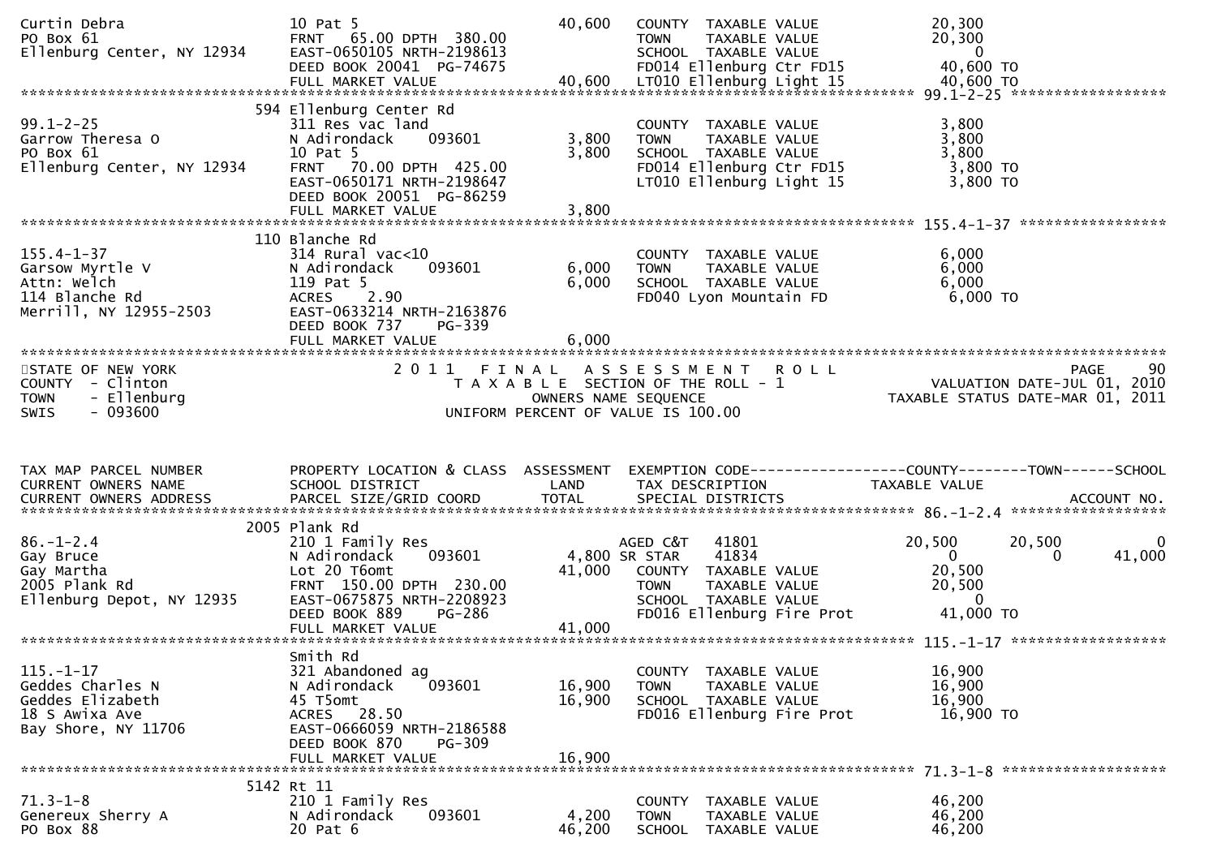```
Curtin Debra                   10 Pat 5                          40,600   COUNTY  TAXABLE VALUE              20,300
PO Box 61                      FRNT   65.00 DPTH  380.00                  TOWN    TAXABLE VALUE              20,300
Ellenburg Center, NY 12934     EAST-0650105 NRTH-2198613                  SCHOOL  TAXABLE VALUE                   0
                               DEED BOOK 20041  PG-74675                  FD014 Ellenburg Ctr FD15           40,600 TO
                               FULL MARKET VALUE                 40,600   LT010 Ellenburg Light 15           40,600 TO
******************************************************************************************************* 99.1-2-25 *****************
                          594 Ellenburg Center Rd
99.1-2-25                      311 Res vac land                           COUNTY  TAXABLE VALUE               3,800
Garrow Theresa O               N Adirondack      093601           3,800   TOWN    TAXABLE VALUE               3,800
PO Box 61                      10 Pat 5                           3,800   SCHOOL  TAXABLE VALUE               3,800
Ellenburg Center, NY 12934     FRNT   70.00 DPTH  425.00                  FD014 Ellenburg Ctr FD15            3,800 TO
                               EAST-0650171 NRTH-2198647                  LT010 Ellenburg Light 15            3,800 TO
                               DEED BOOK 20051  PG-86259
                               FULL MARKET VALUE                  3,800
******************************************************************************************************* 155.4-1-37 ****************
                          110 Blanche Rd
155.4-1-37                     314 Rural vac<10                           COUNTY  TAXABLE VALUE               6,000
Garsow Myrtle V                N Adirondack      093601           6,000   TOWN    TAXABLE VALUE               6,000
Attn: Welch                    119 Pat 5                          6,000   SCHOOL  TAXABLE VALUE               6,000
114 Blanche Rd                 ACRES     2.90                             FD040 Lyon Mountain FD              6,000 TO
Merrill, NY 12955-2503         EAST-0633214 NRTH-2163876
                               DEED BOOK 737     PG-339
                               FULL MARKET VALUE                  6,000
************************************************************************************************************************************
STATE OF NEW YORK                      2 0 1 1   F I N A L   A S S E S S M E N T   R O L L                                 PAGE    90
COUNTY  - Clinton                          T A X A B L E  SECTION OF THE ROLL - 1                      VALUATION DATE-JUL 01, 2010
TOWN    - Ellenburg                               OWNERS NAME SEQUENCE                           TAXABLE STATUS DATE-MAR 01, 2011
SWIS    - 093600                           UNIFORM PERCENT OF VALUE IS 100.00


TAX MAP PARCEL NUMBER          PROPERTY LOCATION & CLASS  ASSESSMENT  EXEMPTION CODE------------------COUNTY--------TOWN------SCHOOL
CURRENT OWNERS NAME            SCHOOL DISTRICT               LAND      TAX DESCRIPTION            TAXABLE VALUE
CURRENT OWNERS ADDRESS         PARCEL SIZE/GRID COORD        TOTAL     SPECIAL DISTRICTS                                  ACCOUNT NO.
******************************************************************************************************* 86.-1-2.4 *****************
                         2005 Plank Rd
86.-1-2.4                      210 1 Family Res                   AGED C&T    41801               20,500      20,500           0
Gay Bruce                      N Adirondack      093601       4,800 SR STAR     41834                    0           0      41,000
Gay Martha                     Lot 20 T6omt                      41,000   COUNTY  TAXABLE VALUE              20,500
2005 Plank Rd                  FRNT  150.00 DPTH  230.00                  TOWN    TAXABLE VALUE              20,500
Ellenburg Depot, NY 12935      EAST-0675875 NRTH-2208923                  SCHOOL  TAXABLE VALUE                   0
                               DEED BOOK 889     PG-286                   FD016 Ellenburg Fire Prot          41,000 TO
                               FULL MARKET VALUE                 41,000
******************************************************************************************************* 115.-1-17 *****************
                               Smith Rd
115.-1-17                      321 Abandoned ag                           COUNTY  TAXABLE VALUE              16,900
Geddes Charles N               N Adirondack      093601          16,900   TOWN    TAXABLE VALUE              16,900
Geddes Elizabeth               45 T5omt                          16,900   SCHOOL  TAXABLE VALUE              16,900
18 S Awixa Ave                 ACRES    28.50                             FD016 Ellenburg Fire Prot          16,900 TO
Bay Shore, NY 11706            EAST-0666059 NRTH-2186588
                               DEED BOOK 870     PG-309
                               FULL MARKET VALUE                 16,900
******************************************************************************************************* 71.3-1-8 ******************
                         5142 Rt 11
71.3-1-8                       210 1 Family Res                           COUNTY  TAXABLE VALUE              46,200
Genereux Sherry A              N Adirondack      093601           4,200   TOWN    TAXABLE VALUE              46,200
PO Box 88                      20 Pat 6                          46,200   SCHOOL  TAXABLE VALUE              46,200
```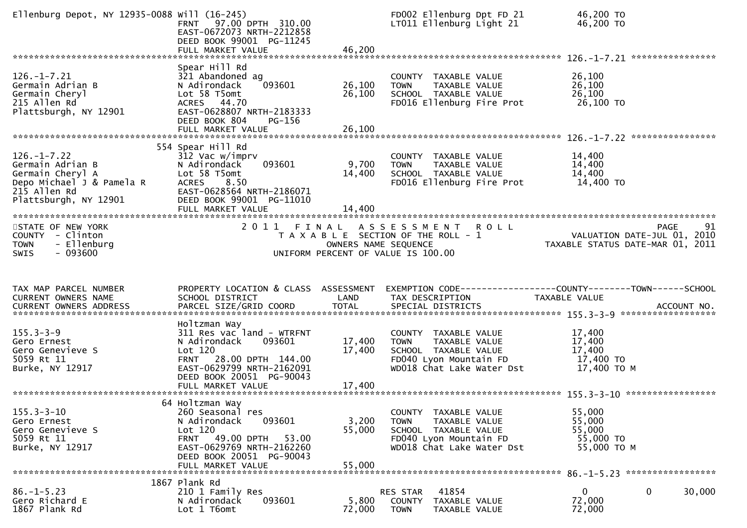```
Ellenburg Depot, NY 12935-0088 Will (16-245)                                    FD002 Ellenburg Dpt FD 21          46,200 TO
                               FRNT   97.00 DPTH  310.00                        LT011 Ellenburg Light 21           46,200 TO
                               EAST-0672073 NRTH-2212858
                               DEED BOOK 99001  PG-11245
                               FULL MARKET VALUE              46,200
******************************************************************************************************* 126.-1-7.21 ****************
                               Spear Hill Rd
126.-1-7.21                    321 Abandoned ag                       COUNTY  TAXABLE VALUE            26,100
Germain Adrian B               N Adirondack     093601        26,100  TOWN    TAXABLE VALUE            26,100
Germain Cheryl                 Lot 58 T5omt                   26,100  SCHOOL  TAXABLE VALUE            26,100
215 Allen Rd                   ACRES   44.70                          FD016 Ellenburg Fire Prot         26,100 TO
Plattsburgh, NY 12901          EAST-0628807 NRTH-2183333
                               DEED BOOK 804     PG-156
                               FULL MARKET VALUE              26,100
******************************************************************************************************* 126.-1-7.22 ****************
                           554 Spear Hill Rd
126.-1-7.22                    312 Vac w/imprv                        COUNTY  TAXABLE VALUE            14,400
Germain Adrian B               N Adirondack     093601         9,700  TOWN    TAXABLE VALUE            14,400
Germain Cheryl A               Lot 58 T5omt                   14,400  SCHOOL  TAXABLE VALUE            14,400
Depo Michael J & Pamela R      ACRES    8.50                          FD016 Ellenburg Fire Prot         14,400 TO
215 Allen Rd                   EAST-0628564 NRTH-2186071
Plattsburgh, NY 12901          DEED BOOK 99001  PG-11010
                               FULL MARKET VALUE              14,400
************************************************************************************************************************************
STATE OF NEW YORK                   2 0 1 1   F I N A L   A S S E S S M E N T   R O L L                                 PAGE    91
COUNTY  - Clinton                      T A X A B L E  SECTION OF THE ROLL - 1                       VALUATION DATE-JUL 01, 2010
TOWN    - Ellenburg                           OWNERS NAME SEQUENCE                               TAXABLE STATUS DATE-MAR 01, 2011
SWIS    - 093600                         UNIFORM PERCENT OF VALUE IS 100.00


TAX MAP PARCEL NUMBER          PROPERTY LOCATION & CLASS  ASSESSMENT  EXEMPTION CODE------------------COUNTY--------TOWN------SCHOOL
CURRENT OWNERS NAME            SCHOOL DISTRICT               LAND     TAX DESCRIPTION              TAXABLE VALUE
CURRENT OWNERS ADDRESS         PARCEL SIZE/GRID COORD        TOTAL    SPECIAL DISTRICTS                                  ACCOUNT NO.
******************************************************************************************************* 155.3-3-9 ******************
                               Holtzman Way
155.3-3-9                      311 Res vac land - WTRFNT              COUNTY  TAXABLE VALUE            17,400
Gero Ernest                    N Adirondack     093601        17,400  TOWN    TAXABLE VALUE            17,400
Gero Genevieve S               Lot 120                        17,400  SCHOOL  TAXABLE VALUE            17,400
5059 Rt 11                     FRNT   28.00 DPTH  144.00              FD040 Lyon Mountain FD            17,400 TO
Burke, NY 12917                EAST-0629799 NRTH-2162091              WD018 Chat Lake Water Dst         17,400 TO M
                               DEED BOOK 20051  PG-90043
                               FULL MARKET VALUE              17,400
******************************************************************************************************* 155.3-3-10 *****************
                            64 Holtzman Way
155.3-3-10                     260 Seasonal res                       COUNTY  TAXABLE VALUE            55,000
Gero Ernest                    N Adirondack     093601         3,200  TOWN    TAXABLE VALUE            55,000
Gero Genevieve S               Lot 120                        55,000  SCHOOL  TAXABLE VALUE            55,000
5059 Rt 11                     FRNT   49.00 DPTH   53.00              FD040 Lyon Mountain FD            55,000 TO
Burke, NY 12917                EAST-0629769 NRTH-2162260              WD018 Chat Lake Water Dst         55,000 TO M
                               DEED BOOK 20051  PG-90043
                               FULL MARKET VALUE              55,000
******************************************************************************************************* 86.-1-5.23 *****************
                          1867 Plank Rd
86.-1-5.23                     210 1 Family Res                    RES STAR    41854                 0             0       30,000
Gero Richard E                 N Adirondack     093601         5,800  COUNTY  TAXABLE VALUE            72,000
1867 Plank Rd                  Lot 1 T6omt                    72,000  TOWN    TAXABLE VALUE            72,000
```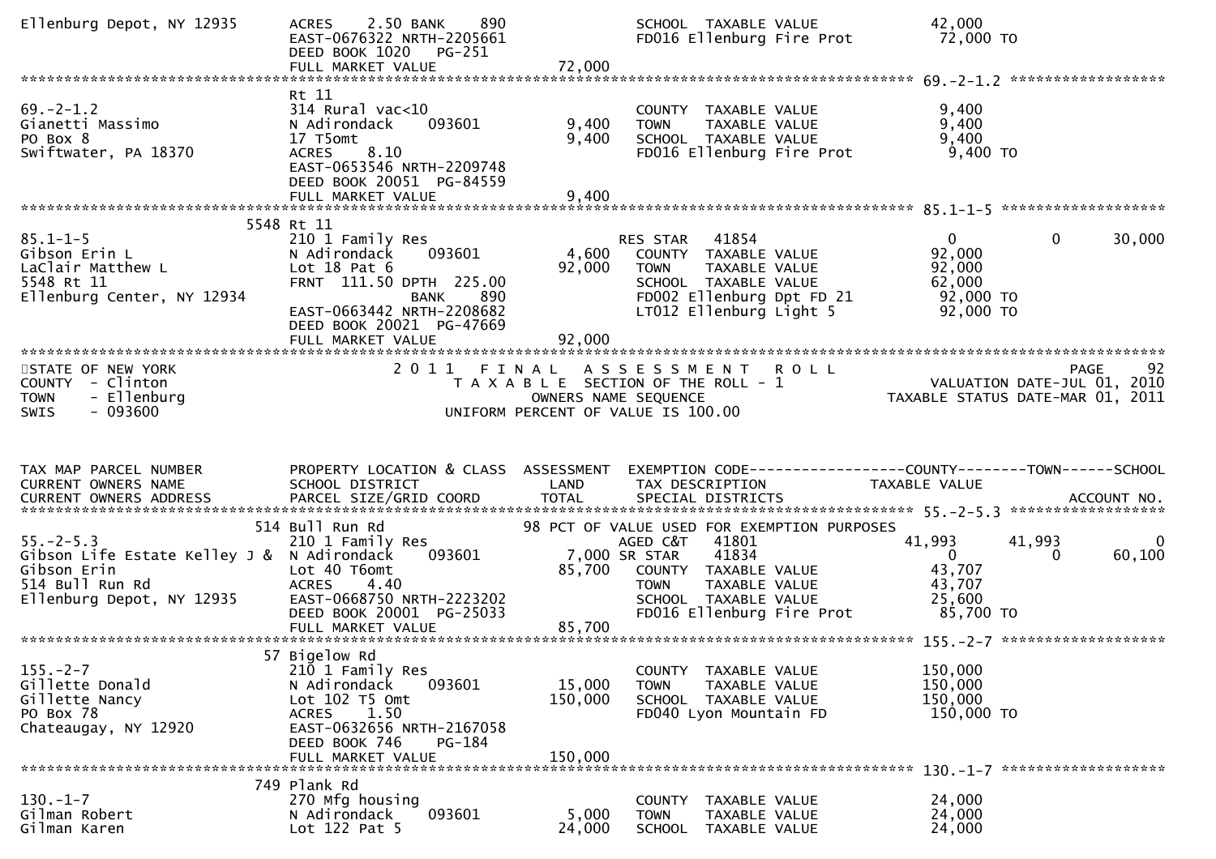```
Ellenburg Depot, NY 12935     ACRES     2.50 BANK     890              SCHOOL  TAXABLE VALUE              42,000
                              EAST-0676322 NRTH-2205661                FD016 Ellenburg Fire Prot           72,000 TO
                              DEED BOOK 1020    PG-251
                              FULL MARKET VALUE                72,000
******************************************************************************************************* 69.-2-1.2 *****************
                              Rt 11
69.-2-1.2                     314 Rural vac<10                         COUNTY  TAXABLE VALUE               9,400
Gianetti Massimo              N Adirondack     093601          9,400   TOWN    TAXABLE VALUE               9,400
PO Box 8                      17 T5omt                         9,400   SCHOOL  TAXABLE VALUE               9,400
Swiftwater, PA 18370          ACRES     8.10                           FD016 Ellenburg Fire Prot            9,400 TO
                              EAST-0653546 NRTH-2209748
                              DEED BOOK 20051  PG-84559
                              FULL MARKET VALUE                 9,400
******************************************************************************************************* 85.1-1-5 ******************
                      5548 Rt 11
85.1-1-5                      210 1 Family Res                         RES STAR   41854                    0           0        30,000
Gibson Erin L                 N Adirondack     093601          4,600   COUNTY  TAXABLE VALUE              92,000
LaClair Matthew L             Lot 18 Pat 6                    92,000   TOWN    TAXABLE VALUE              92,000
5548 Rt 11                    FRNT  111.50 DPTH  225.00                SCHOOL  TAXABLE VALUE              62,000
Ellenburg Center, NY 12934                      BANK     890           FD002 Ellenburg Dpt FD 21           92,000 TO
                              EAST-0663442 NRTH-2208682                LT012 Ellenburg Light 5             92,000 TO
                              DEED BOOK 20021  PG-47669
                              FULL MARKET VALUE                92,000
************************************************************************************************************************************
STATE OF NEW YORK                  2 0 1 1   F I N A L   A S S E S S M E N T   R O L L                                  PAGE    92
COUNTY  - Clinton                      T A X A B L E  SECTION OF THE ROLL - 1                         VALUATION DATE-JUL 01, 2010
TOWN    - Ellenburg                           OWNERS NAME SEQUENCE                              TAXABLE STATUS DATE-MAR 01, 2011
SWIS    - 093600                       UNIFORM PERCENT OF VALUE IS 100.00


TAX MAP PARCEL NUMBER         PROPERTY LOCATION & CLASS  ASSESSMENT  EXEMPTION CODE------------------COUNTY--------TOWN------SCHOOL
CURRENT OWNERS NAME           SCHOOL DISTRICT               LAND      TAX DESCRIPTION               TAXABLE VALUE
CURRENT OWNERS ADDRESS        PARCEL SIZE/GRID COORD        TOTAL     SPECIAL DISTRICTS                                   ACCOUNT NO.
******************************************************************************************************* 55.-2-5.3 *****************
                      514 Bull Run Rd                         98 PCT OF VALUE USED FOR EXEMPTION PURPOSES
55.-2-5.3                     210 1 Family Res                         AGED C&T   41801               41,993      41,993           0
Gibson Life Estate Kelley J & N Adirondack     093601          7,000 SR STAR    41834                    0           0        60,100
Gibson Erin                   Lot 40 T6omt                    85,700   COUNTY  TAXABLE VALUE              43,707
514 Bull Run Rd               ACRES     4.40                           TOWN    TAXABLE VALUE              43,707
Ellenburg Depot, NY 12935     EAST-0668750 NRTH-2223202                SCHOOL  TAXABLE VALUE              25,600
                              DEED BOOK 20001  PG-25033                FD016 Ellenburg Fire Prot           85,700 TO
                              FULL MARKET VALUE                85,700
******************************************************************************************************* 155.-2-7 ******************
                       57 Bigelow Rd
155.-2-7                      210 1 Family Res                         COUNTY  TAXABLE VALUE             150,000
Gillette Donald               N Adirondack     093601         15,000   TOWN    TAXABLE VALUE             150,000
Gillette Nancy                Lot 102 T5 Omt                 150,000   SCHOOL  TAXABLE VALUE             150,000
PO Box 78                     ACRES     1.50                           FD040 Lyon Mountain FD             150,000 TO
Chateaugay, NY 12920          EAST-0632656 NRTH-2167058
                              DEED BOOK 746     PG-184
                              FULL MARKET VALUE               150,000
******************************************************************************************************* 130.-1-7 ******************
                      749 Plank Rd
130.-1-7                      270 Mfg housing                          COUNTY  TAXABLE VALUE              24,000
Gilman Robert                 N Adirondack     093601          5,000   TOWN    TAXABLE VALUE              24,000
Gilman Karen                  Lot 122 Pat 5                   24,000   SCHOOL  TAXABLE VALUE              24,000
```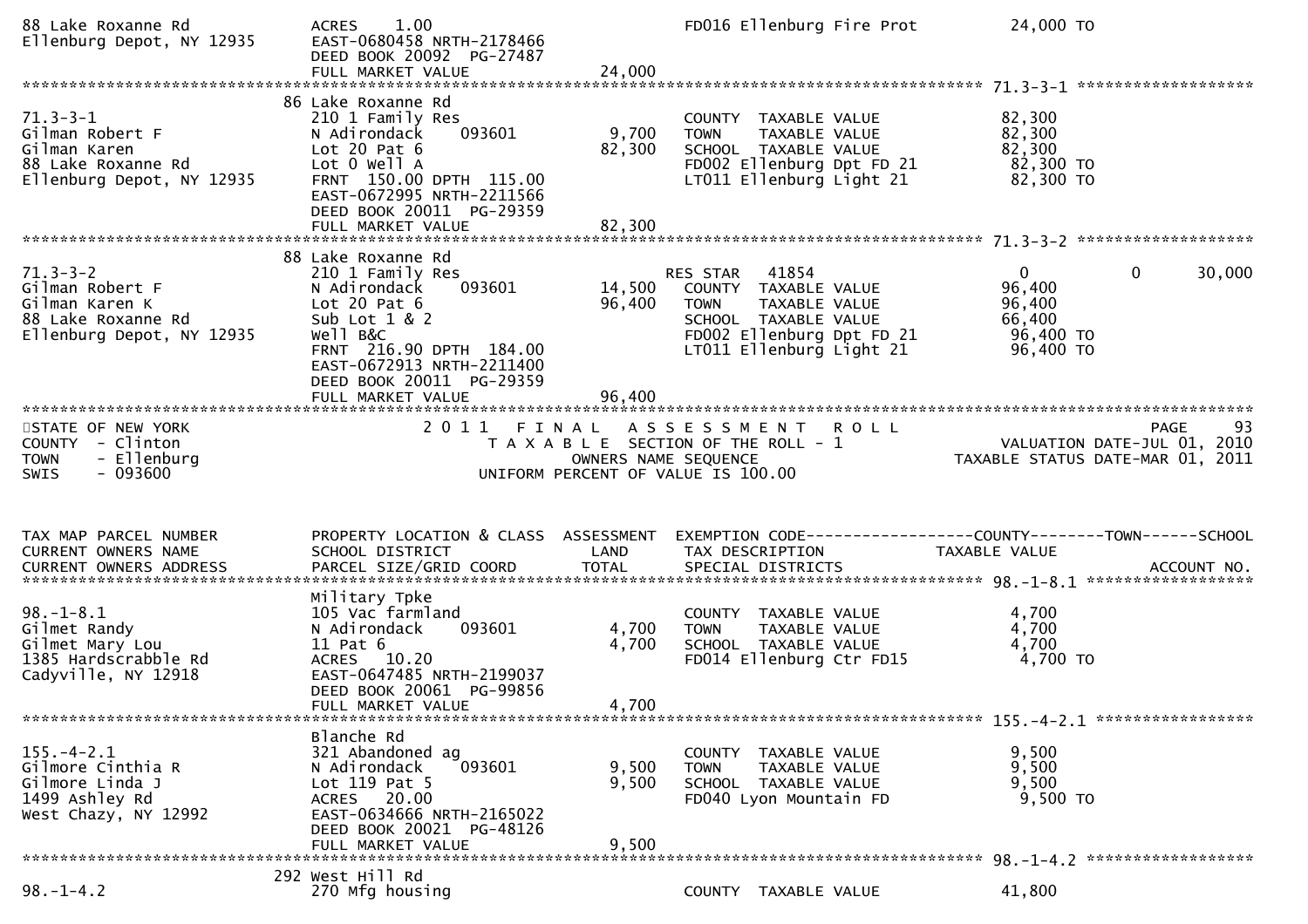```
88 Lake Roxanne Rd              ACRES    1.00                                  FD016 Ellenburg Fire Prot          24,000 TO
Ellenburg Depot, NY 12935       EAST-0680458 NRTH-2178466
                                DEED BOOK 20092  PG-27487
                                FULL MARKET VALUE              24,000
******************************************************************************************************* 71.3-3-1 ******************
                             86 Lake Roxanne Rd
71.3-3-1                        210 1 Family Res                           COUNTY  TAXABLE VALUE              82,300
Gilman Robert F                 N Adirondack     093601         9,700      TOWN    TAXABLE VALUE              82,300
Gilman Karen                    Lot 20 Pat 6                   82,300      SCHOOL  TAXABLE VALUE              82,300
88 Lake Roxanne Rd              Lot 0 Well A                               FD002 Ellenburg Dpt FD 21           82,300 TO
Ellenburg Depot, NY 12935       FRNT  150.00 DPTH  115.00                  LT011 Ellenburg Light 21            82,300 TO
                                EAST-0672995 NRTH-2211566
                                DEED BOOK 20011  PG-29359
                                FULL MARKET VALUE              82,300
******************************************************************************************************* 71.3-3-2 ******************
                             88 Lake Roxanne Rd
71.3-3-2                        210 1 Family Res                         RES STAR   41854                       0            0      30,000
Gilman Robert F                 N Adirondack     093601        14,500      COUNTY  TAXABLE VALUE              96,400
Gilman Karen K                  Lot 20 Pat 6                   96,400      TOWN    TAXABLE VALUE              96,400
88 Lake Roxanne Rd              Sub Lot 1 & 2                              SCHOOL  TAXABLE VALUE              66,400
Ellenburg Depot, NY 12935       Well B&C                                   FD002 Ellenburg Dpt FD 21           96,400 TO
                                FRNT  216.90 DPTH  184.00                  LT011 Ellenburg Light 21            96,400 TO
                                EAST-0672913 NRTH-2211400
                                DEED BOOK 20011  PG-29359
                                FULL MARKET VALUE              96,400
***********************************************************************************************************************************
STATE OF NEW YORK                      2 0 1 1   F I N A L   A S S E S S M E N T   R O L L                                 PAGE    93
COUNTY  - Clinton                           T A X A B L E  SECTION OF THE ROLL - 1                      VALUATION DATE-JUL 01, 2010
TOWN    - Ellenburg                                OWNERS NAME SEQUENCE                            TAXABLE STATUS DATE-MAR 01, 2011
SWIS    - 093600                           UNIFORM PERCENT OF VALUE IS 100.00


TAX MAP PARCEL NUMBER           PROPERTY LOCATION & CLASS  ASSESSMENT  EXEMPTION CODE------------------COUNTY--------TOWN------SCHOOL
CURRENT OWNERS NAME             SCHOOL DISTRICT               LAND      TAX DESCRIPTION              TAXABLE VALUE
CURRENT OWNERS ADDRESS          PARCEL SIZE/GRID COORD        TOTAL     SPECIAL DISTRICTS                                ACCOUNT NO.
******************************************************************************************************* 98.-1-8.1 *****************
                                Military Tpke
98.-1-8.1                       105 Vac farmland                           COUNTY  TAXABLE VALUE               4,700
Gilmet Randy                    N Adirondack     093601         4,700      TOWN    TAXABLE VALUE               4,700
Gilmet Mary Lou                 11 Pat 6                        4,700      SCHOOL  TAXABLE VALUE               4,700
1385 Hardscrabble Rd            ACRES   10.20                              FD014 Ellenburg Ctr FD15             4,700 TO
Cadyville, NY 12918             EAST-0647485 NRTH-2199037
                                DEED BOOK 20061  PG-99856
                                FULL MARKET VALUE               4,700
******************************************************************************************************* 155.-4-2.1 ****************
                                Blanche Rd
155.-4-2.1                      321 Abandoned ag                           COUNTY  TAXABLE VALUE               9,500
Gilmore Cinthia R               N Adirondack     093601         9,500      TOWN    TAXABLE VALUE               9,500
Gilmore Linda J                 Lot 119 Pat 5                   9,500      SCHOOL  TAXABLE VALUE               9,500
1499 Ashley Rd                  ACRES   20.00                              FD040 Lyon Mountain FD               9,500 TO
West Chazy, NY 12992            EAST-0634666 NRTH-2165022
                                DEED BOOK 20021  PG-48126
                                FULL MARKET VALUE               9,500
******************************************************************************************************* 98.-1-4.2 *****************
                             292 West Hill Rd
98.-1-4.2                       270 Mfg housing                            COUNTY  TAXABLE VALUE              41,800
```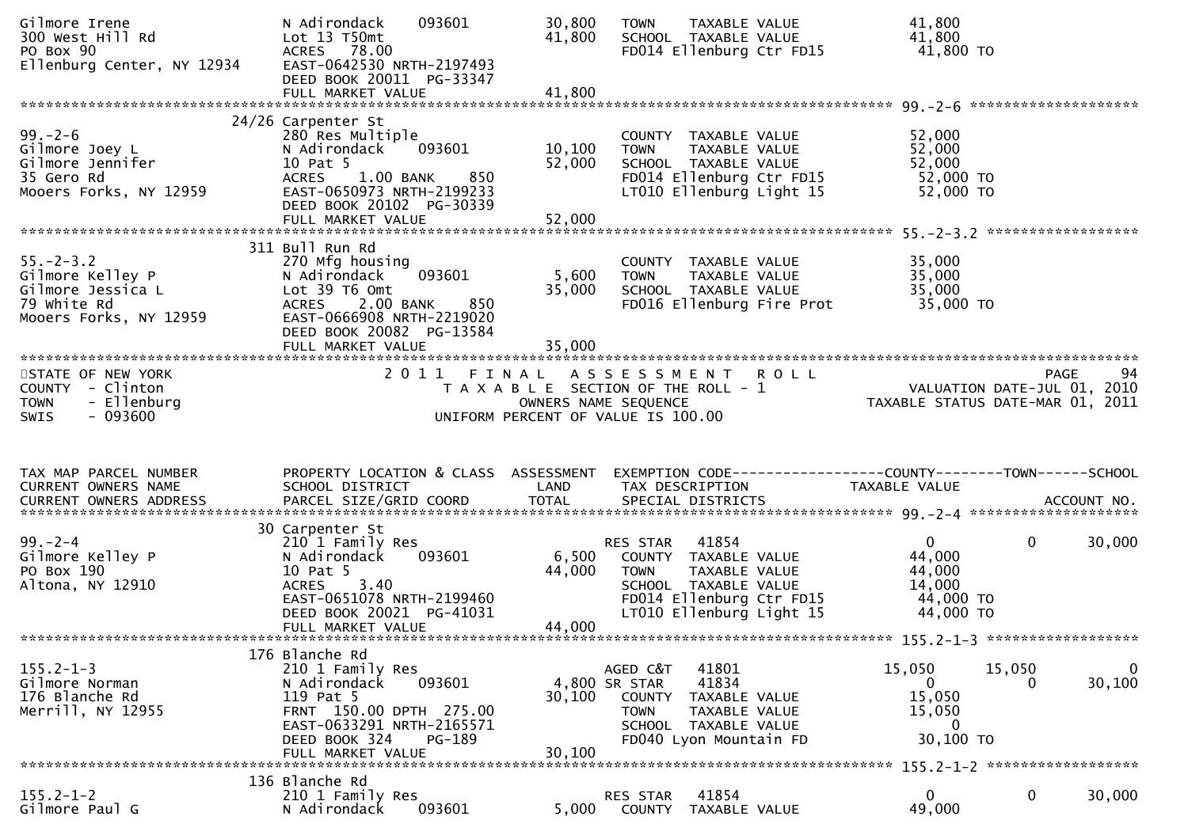```
Gilmore Irene                  N Adirondack     093601          30,800   TOWN     TAXABLE VALUE              41,800
300 West Hill Rd               Lot 13 T50mt                     41,800   SCHOOL   TAXABLE VALUE              41,800
PO Box 90                      ACRES   78.00                             FD014 Ellenburg Ctr FD15            41,800 TO
Ellenburg Center, NY 12934     EAST-0642530 NRTH-2197493
                               DEED BOOK 20011  PG-33347
                               FULL MARKET VALUE                41,800
******************************************************************************************************* 99.-2-6 ********************
                          24/26 Carpenter St
99.-2-6                        280 Res Multiple                          COUNTY   TAXABLE VALUE              52,000
Gilmore Joey L                 N Adirondack     093601          10,100   TOWN     TAXABLE VALUE              52,000
Gilmore Jennifer               10 Pat 5                         52,000   SCHOOL   TAXABLE VALUE              52,000
35 Gero Rd                     ACRES    1.00 BANK     850                FD014 Ellenburg Ctr FD15            52,000 TO
Mooers Forks, NY 12959         EAST-0650973 NRTH-2199233                 LT010 Ellenburg Light 15            52,000 TO
                               DEED BOOK 20102  PG-30339
                               FULL MARKET VALUE                52,000
******************************************************************************************************* 55.-2-3.2 ******************
                          311 Bull Run Rd
55.-2-3.2                      270 Mfg housing                           COUNTY   TAXABLE VALUE              35,000
Gilmore Kelley P               N Adirondack     093601           5,600   TOWN     TAXABLE VALUE              35,000
Gilmore Jessica L              Lot 39 T6 Omt                    35,000   SCHOOL   TAXABLE VALUE              35,000
79 White Rd                    ACRES    2.00 BANK     850                FD016 Ellenburg Fire Prot           35,000 TO
Mooers Forks, NY 12959         EAST-0666908 NRTH-2219020
                               DEED BOOK 20082  PG-13584
                               FULL MARKET VALUE                35,000
************************************************************************************************************************************
STATE OF NEW YORK                           2 0 1 1   F I N A L   A S S E S S M E N T   R O L L                          PAGE     94
COUNTY  - Clinton                              T A X A B L E  SECTION OF THE ROLL - 1                      VALUATION DATE-JUL 01, 2010
TOWN    - Ellenburg                                 OWNERS NAME SEQUENCE                             TAXABLE STATUS DATE-MAR 01, 2011
SWIS    - 093600                              UNIFORM PERCENT OF VALUE IS 100.00


TAX MAP PARCEL NUMBER          PROPERTY LOCATION & CLASS  ASSESSMENT  EXEMPTION CODE------------------COUNTY--------TOWN------SCHOOL
CURRENT OWNERS NAME            SCHOOL DISTRICT               LAND      TAX DESCRIPTION              TAXABLE VALUE
CURRENT OWNERS ADDRESS         PARCEL SIZE/GRID COORD        TOTAL     SPECIAL DISTRICTS                                  ACCOUNT NO.
******************************************************************************************************* 99.-2-4 ********************
                          30 Carpenter St
99.-2-4                        210 1 Family Res                          RES STAR   41854                   0            0      30,000
Gilmore Kelley P               N Adirondack     093601           6,500    COUNTY  TAXABLE VALUE              44,000
PO Box 190                     10 Pat 5                         44,000    TOWN    TAXABLE VALUE              44,000
Altona, NY 12910               ACRES    3.40                              SCHOOL  TAXABLE VALUE              14,000
                               EAST-0651078 NRTH-2199460                  FD014 Ellenburg Ctr FD15           44,000 TO
                               DEED BOOK 20021  PG-41031                  LT010 Ellenburg Light 15           44,000 TO
                               FULL MARKET VALUE                44,000
******************************************************************************************************* 155.2-1-3 ******************
                          176 Blanche Rd
155.2-1-3                      210 1 Family Res                          AGED C&T   41801              15,050       15,050           0
Gilmore Norman                 N Adirondack     093601           4,800 SR STAR    41834                   0            0      30,100
176 Blanche Rd                 119 Pat 5                        30,100    COUNTY  TAXABLE VALUE              15,050
Merrill, NY 12955              FRNT 150.00 DPTH 275.00                    TOWN    TAXABLE VALUE              15,050
                               EAST-0633291 NRTH-2165571                  SCHOOL  TAXABLE VALUE                   0
                               DEED BOOK 324    PG-189                    FD040 Lyon Mountain FD             30,100 TO
                               FULL MARKET VALUE                30,100
******************************************************************************************************* 155.2-1-2 ******************
                          136 Blanche Rd
155.2-1-2                      210 1 Family Res                          RES STAR   41854                   0            0      30,000
Gilmore Paul G                 N Adirondack     093601           5,000    COUNTY  TAXABLE VALUE              49,000
```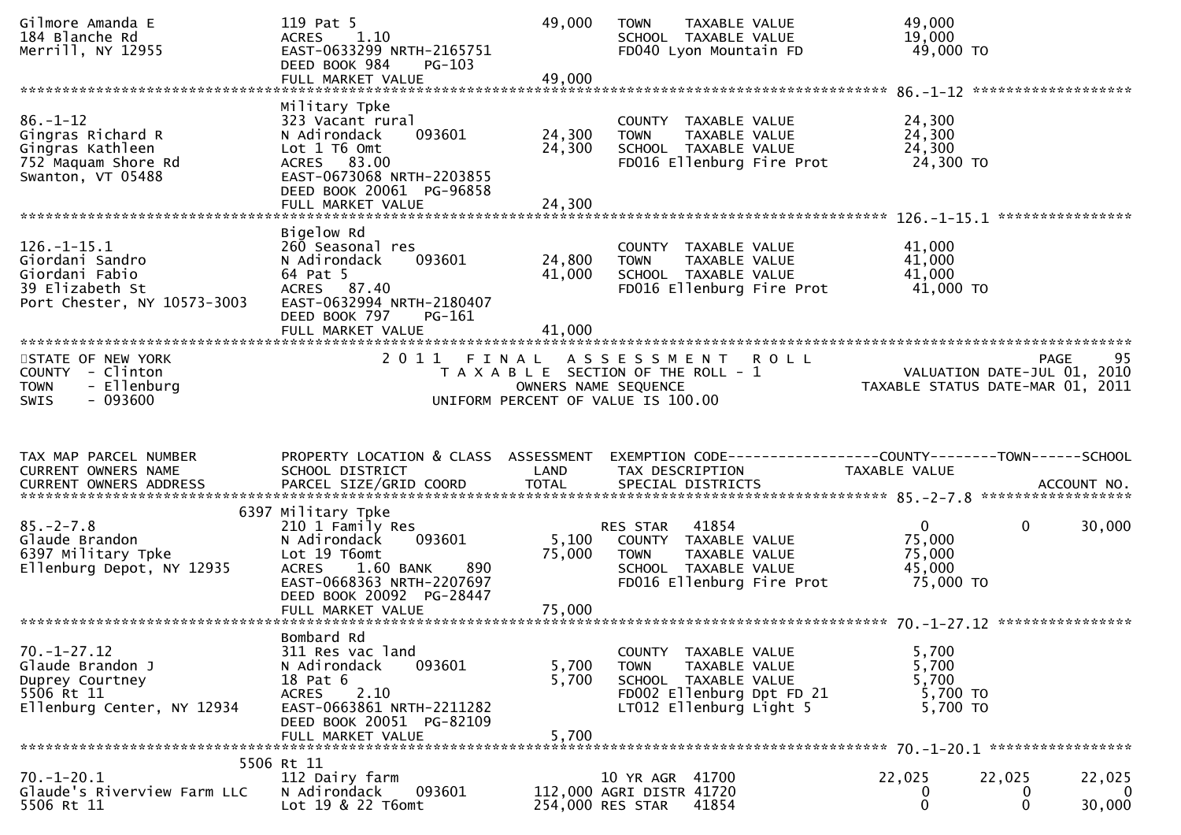Gilmore Amanda E
184 Blanche Rd
Merrill, NY 12955

119 Pat 5
ACRES 1.10
EAST-0633299 NRTH-2165751
DEED BOOK 984 PG-103
FULL MARKET VALUE 49,000

| | | | | |
|---|---|---|---|---|
| | | 49,000 | TOWN TAXABLE VALUE | 49,000 |
| | | | SCHOOL TAXABLE VALUE | 19,000 |
| | | | FD040 Lyon Mountain FD | 49,000 TO |

************************************************************************************ 86.-1-12 ********************

| TAX MAP PARCEL NUMBER / OWNER | PROPERTY LOCATION & CLASS | LAND | TOTAL | TAX DESCRIPTION | TAXABLE VALUE |
|---|---|---|---|---|---|
| 86.-1-12 | Military Tpke | | | | |
| Gingras Richard R | 323 Vacant rural | | | COUNTY TAXABLE VALUE | 24,300 |
| Gingras Kathleen | N Adirondack 093601 | 24,300 | | TOWN TAXABLE VALUE | 24,300 |
| 752 Maquam Shore Rd | Lot 1 T6 Omt | | 24,300 | SCHOOL TAXABLE VALUE | 24,300 |
| Swanton, VT 05488 | ACRES 83.00 | | | FD016 Ellenburg Fire Prot | 24,300 TO |
| | EAST-0673068 NRTH-2203855 | | | | |
| | DEED BOOK 20061 PG-96858 | | | | |
| | FULL MARKET VALUE | | 24,300 | | |

************************************************************************************ 126.-1-15.1 ****************

| TAX MAP PARCEL NUMBER / OWNER | PROPERTY LOCATION & CLASS | LAND | TOTAL | TAX DESCRIPTION | TAXABLE VALUE |
|---|---|---|---|---|---|
| 126.-1-15.1 | Bigelow Rd | | | | |
| Giordani Sandro | 260 Seasonal res | | | COUNTY TAXABLE VALUE | 41,000 |
| Giordani Fabio | N Adirondack 093601 | 24,800 | | TOWN TAXABLE VALUE | 41,000 |
| 39 Elizabeth St | 64 Pat 5 | | 41,000 | SCHOOL TAXABLE VALUE | 41,000 |
| Port Chester, NY 10573-3003 | ACRES 87.40 | | | FD016 Ellenburg Fire Prot | 41,000 TO |
| | EAST-0632994 NRTH-2180407 | | | | |
| | DEED BOOK 797 PG-161 | | | | |
| | FULL MARKET VALUE | | 41,000 | | |

STATE OF NEW YORK — 2011 FINAL ASSESSMENT ROLL — PAGE 95
COUNTY - Clinton — TAXABLE SECTION OF THE ROLL - 1 — VALUATION DATE-JUL 01, 2010
TOWN - Ellenburg — OWNERS NAME SEQUENCE — TAXABLE STATUS DATE-MAR 01, 2011
SWIS - 093600 — UNIFORM PERCENT OF VALUE IS 100.00

| TAX MAP PARCEL NUMBER / CURRENT OWNERS NAME / CURRENT OWNERS ADDRESS | PROPERTY LOCATION & CLASS / SCHOOL DISTRICT / PARCEL SIZE/GRID COORD | ASSESSMENT LAND | TOTAL | EXEMPTION CODE / TAX DESCRIPTION / SPECIAL DISTRICTS | COUNTY TAXABLE VALUE | TOWN | SCHOOL |
|---|---|---|---|---|---|---|---|
| **85.-2-7.8** | 6397 Military Tpke | | | | | | |
| 85.-2-7.8 | 210 1 Family Res | | | RES STAR 41854 | 0 | 0 | 30,000 |
| Glaude Brandon | N Adirondack 093601 | 5,100 | | COUNTY TAXABLE VALUE | 75,000 | | |
| 6397 Military Tpke | Lot 19 T6omt | | 75,000 | TOWN TAXABLE VALUE | 75,000 | | |
| Ellenburg Depot, NY 12935 | ACRES 1.60 BANK 890 | | | SCHOOL TAXABLE VALUE | 45,000 | | |
| | EAST-0668363 NRTH-2207697 | | | FD016 Ellenburg Fire Prot | 75,000 TO | | |
| | DEED BOOK 20092 PG-28447 | | | | | | |
| | FULL MARKET VALUE | | 75,000 | | | | |
| **70.-1-27.12** | Bombard Rd | | | | | | |
| 70.-1-27.12 | 311 Res vac land | | | COUNTY TAXABLE VALUE | 5,700 | | |
| Glaude Brandon J | N Adirondack 093601 | 5,700 | | TOWN TAXABLE VALUE | 5,700 | | |
| Duprey Courtney | 18 Pat 6 | | 5,700 | SCHOOL TAXABLE VALUE | 5,700 | | |
| 5506 Rt 11 | ACRES 2.10 | | | FD002 Ellenburg Dpt FD 21 | 5,700 TO | | |
| Ellenburg Center, NY 12934 | EAST-0663861 NRTH-2211282 | | | LT012 Ellenburg Light 5 | 5,700 TO | | |
| | DEED BOOK 20051 PG-82109 | | | | | | |
| | FULL MARKET VALUE | | 5,700 | | | | |
| **70.-1-20.1** | 5506 Rt 11 | | | | | | |
| 70.-1-20.1 | 112 Dairy farm | | | 10 YR AGR 41700 | 22,025 | 22,025 | 22,025 |
| Glaude's Riverview Farm LLC | N Adirondack 093601 | 112,000 | | AGRI DISTR 41720 | 0 | 0 | 0 |
| 5506 Rt 11 | Lot 19 & 22 T6omt | | 254,000 | RES STAR 41854 | 0 | 0 | 30,000 |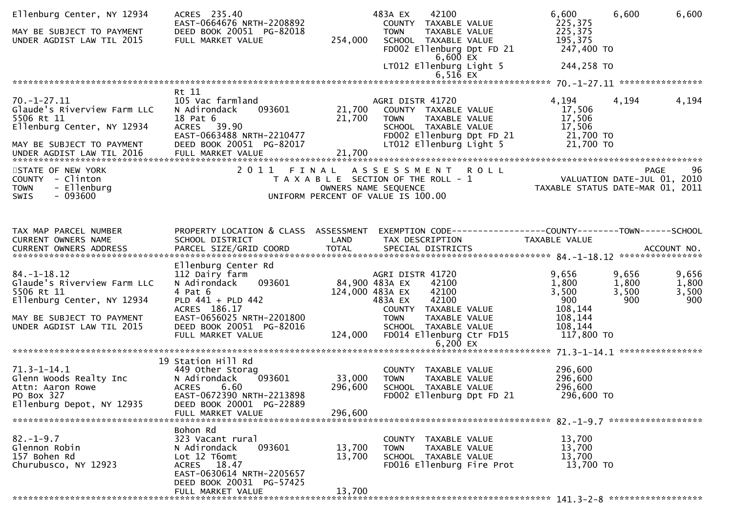```
Ellenburg Center, NY 12934    ACRES 235.40                              483A EX     42100                   6,600        6,600        6,600
                              EAST-0664676 NRTH-2208892                  COUNTY  TAXABLE VALUE              225,375
MAY BE SUBJECT TO PAYMENT     DEED BOOK 20051  PG-82018                  TOWN    TAXABLE VALUE              225,375
UNDER AGDIST LAW TIL 2015     FULL MARKET VALUE              254,000    SCHOOL  TAXABLE VALUE              195,375
                                                                         FD002 Ellenburg Dpt FD 21          247,400 TO
                                                                                    6,600 EX
                                                                         LT012 Ellenburg Light 5            244,258 TO
                                                                                    6,516 EX
******************************************************************************************************* 70.-1-27.11 ****************
                              Rt 11
70.-1-27.11                   105 Vac farmland                          AGRI DISTR 41720                    4,194        4,194        4,194
Glaude's Riverview Farm LLC   N Adirondack      093601       21,700     COUNTY  TAXABLE VALUE              17,506
5506 Rt 11                    18 Pat 6                        21,700     TOWN    TAXABLE VALUE              17,506
Ellenburg Center, NY 12934    ACRES   39.90                              SCHOOL  TAXABLE VALUE              17,506
                              EAST-0663488 NRTH-2210477                  FD002 Ellenburg Dpt FD 21           21,700 TO
MAY BE SUBJECT TO PAYMENT     DEED BOOK 20051  PG-82017                  LT012 Ellenburg Light 5             21,700 TO
UNDER AGDIST LAW TIL 2016     FULL MARKET VALUE               21,700
**************************************************************************************************************************************
STATE OF NEW YORK                    2 0 1 1   F I N A L   A S S E S S M E N T   R O L L                                  PAGE    96
COUNTY  - Clinton                          T A X A B L E  SECTION OF THE ROLL - 1                    VALUATION DATE-JUL 01, 2010
TOWN    - Ellenburg                              OWNERS NAME SEQUENCE                              TAXABLE STATUS DATE-MAR 01, 2011
SWIS    - 093600                         UNIFORM PERCENT OF VALUE IS 100.00


TAX MAP PARCEL NUMBER         PROPERTY LOCATION & CLASS  ASSESSMENT  EXEMPTION CODE------------------COUNTY--------TOWN------SCHOOL
CURRENT OWNERS NAME           SCHOOL DISTRICT               LAND      TAX DESCRIPTION             TAXABLE VALUE
CURRENT OWNERS ADDRESS        PARCEL SIZE/GRID COORD        TOTAL     SPECIAL DISTRICTS                                    ACCOUNT NO.
******************************************************************************************************* 84.-1-18.12 ****************
                              Ellenburg Center Rd
84.-1-18.12                   112 Dairy farm                            AGRI DISTR 41720                    9,656        9,656        9,656
Glaude's Riverview Farm LLC   N Adirondack      093601       84,900 483A EX     42100                   1,800        1,800        1,800
5506 Rt 11                    4 Pat 6                       124,000 483A EX     42100                   3,500        3,500        3,500
Ellenburg Center, NY 12934    PLD 441 + PLD 442                         483A EX     42100                     900          900          900
                              ACRES 186.17                               COUNTY  TAXABLE VALUE              108,144
MAY BE SUBJECT TO PAYMENT     EAST-0656025 NRTH-2201800                  TOWN    TAXABLE VALUE              108,144
UNDER AGDIST LAW TIL 2015     DEED BOOK 20051  PG-82016                  SCHOOL  TAXABLE VALUE              108,144
                              FULL MARKET VALUE              124,000    FD014 Ellenburg Ctr FD15            117,800 TO
                                                                                    6,200 EX
******************************************************************************************************* 71.3-1-14.1 ****************
                           19 Station Hill Rd
71.3-1-14.1                   449 Other Storag                           COUNTY  TAXABLE VALUE              296,600
Glenn Woods Realty Inc        N Adirondack      093601       33,000     TOWN    TAXABLE VALUE              296,600
Attn: Aaron Rowe              ACRES    6.60                  296,600    SCHOOL  TAXABLE VALUE              296,600
PO Box 327                    EAST-0672390 NRTH-2213898                  FD002 Ellenburg Dpt FD 21          296,600 TO
Ellenburg Depot, NY 12935     DEED BOOK 20001  PG-22889
                              FULL MARKET VALUE              296,600
******************************************************************************************************* 82.-1-9.7 ******************
                              Bohon Rd
82.-1-9.7                     323 Vacant rural                           COUNTY  TAXABLE VALUE               13,700
Glennon Robin                 N Adirondack      093601       13,700     TOWN    TAXABLE VALUE               13,700
157 Bohen Rd                  Lot 12 T6omt                    13,700     SCHOOL  TAXABLE VALUE               13,700
Churubusco, NY 12923          ACRES   18.47                              FD016 Ellenburg Fire Prot           13,700 TO
                              EAST-0630614 NRTH-2205657
                              DEED BOOK 20031  PG-57425
                              FULL MARKET VALUE               13,700
******************************************************************************************************* 141.3-2-8 ******************
```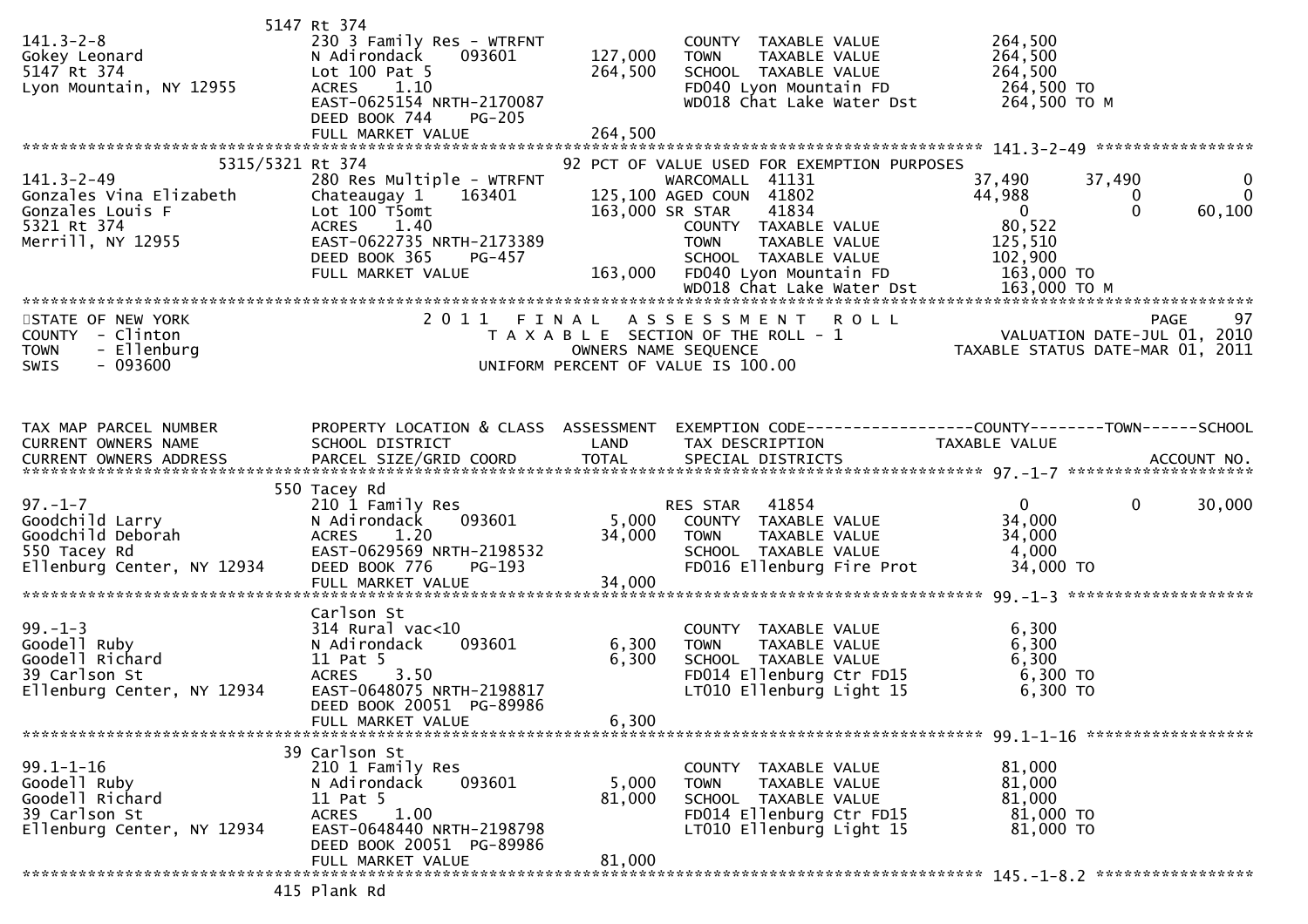```
                      5147 Rt 374
141.3-2-8                   230 3 Family Res - WTRFNT               COUNTY  TAXABLE VALUE            264,500
Gokey Leonard               N Adirondack     093601     127,000     TOWN    TAXABLE VALUE            264,500
5147 Rt 374                 Lot 100 Pat 5               264,500     SCHOOL  TAXABLE VALUE            264,500
Lyon Mountain, NY 12955     ACRES    1.10                           FD040 Lyon Mountain FD            264,500 TO
                            EAST-0625154 NRTH-2170087               WD018 Chat Lake Water Dst         264,500 TO M
                            DEED BOOK 744    PG-205
                            FULL MARKET VALUE           264,500
******************************************************************************************************* 141.3-2-49 *****************
                 5315/5321 Rt 374                          92 PCT OF VALUE USED FOR EXEMPTION PURPOSES
141.3-2-49                  280 Res Multiple - WTRFNT              WARCOMALL  41131                  37,490      37,490           0
Gonzales Vina Elizabeth     Chateaugay 1     163401     125,100 AGED COUN  41802                  44,988           0           0
Gonzales Louis F            Lot 100 T5omt               163,000 SR STAR    41834                       0           0      60,100
5321 Rt 374                 ACRES    1.40                           COUNTY  TAXABLE VALUE             80,522
Merrill, NY 12955           EAST-0622735 NRTH-2173389               TOWN    TAXABLE VALUE            125,510
                            DEED BOOK 365    PG-457                 SCHOOL  TAXABLE VALUE            102,900
                            FULL MARKET VALUE           163,000     FD040 Lyon Mountain FD            163,000 TO
                                                                    WD018 Chat Lake Water Dst         163,000 TO M
************************************************************************************************************************************
STATE OF NEW YORK                          2 0 1 1   F I N A L   A S S E S S M E N T   R O L L                           PAGE    97
COUNTY  - Clinton                              T A X A B L E  SECTION OF THE ROLL - 1                    VALUATION DATE-JUL 01, 2010
TOWN    - Ellenburg                                  OWNERS NAME SEQUENCE                        TAXABLE STATUS DATE-MAR 01, 2011
SWIS    - 093600                               UNIFORM PERCENT OF VALUE IS 100.00


TAX MAP PARCEL NUMBER          PROPERTY LOCATION & CLASS  ASSESSMENT  EXEMPTION CODE------------------COUNTY--------TOWN------SCHOOL
CURRENT OWNERS NAME            SCHOOL DISTRICT               LAND      TAX DESCRIPTION              TAXABLE VALUE
CURRENT OWNERS ADDRESS         PARCEL SIZE/GRID COORD        TOTAL     SPECIAL DISTRICTS                                   ACCOUNT NO.
******************************************************************************************************* 97.-1-7 ********************
                      550 Tacey Rd
97.-1-7                     210 1 Family Res                       RES STAR   41854                       0           0      30,000
Goodchild Larry             N Adirondack     093601       5,000     COUNTY  TAXABLE VALUE             34,000
Goodchild Deborah           ACRES    1.20                34,000     TOWN    TAXABLE VALUE             34,000
550 Tacey Rd                EAST-0629569 NRTH-2198532               SCHOOL  TAXABLE VALUE              4,000
Ellenburg Center, NY 12934  DEED BOOK 776    PG-193                 FD016 Ellenburg Fire Prot          34,000 TO
                            FULL MARKET VALUE            34,000
******************************************************************************************************* 99.-1-3 ********************
                            Carlson St
99.-1-3                     314 Rural vac<10                        COUNTY  TAXABLE VALUE              6,300
Goodell Ruby                N Adirondack     093601       6,300     TOWN    TAXABLE VALUE              6,300
Goodell Richard             11 Pat 5                      6,300     SCHOOL  TAXABLE VALUE              6,300
39 Carlson St               ACRES    3.50                           FD014 Ellenburg Ctr FD15            6,300 TO
Ellenburg Center, NY 12934  EAST-0648075 NRTH-2198817               LT010 Ellenburg Light 15            6,300 TO
                            DEED BOOK 20051 PG-89986
                            FULL MARKET VALUE             6,300
******************************************************************************************************* 99.1-1-16 ******************
                      39 Carlson St
99.1-1-16                   210 1 Family Res                        COUNTY  TAXABLE VALUE             81,000
Goodell Ruby                N Adirondack     093601       5,000     TOWN    TAXABLE VALUE             81,000
Goodell Richard             11 Pat 5                     81,000     SCHOOL  TAXABLE VALUE             81,000
39 Carlson St               ACRES    1.00                           FD014 Ellenburg Ctr FD15           81,000 TO
Ellenburg Center, NY 12934  EAST-0648440 NRTH-2198798               LT010 Ellenburg Light 15           81,000 TO
                            DEED BOOK 20051 PG-89986
                            FULL MARKET VALUE            81,000
******************************************************************************************************* 145.-1-8.2 *****************
                      415 Plank Rd
```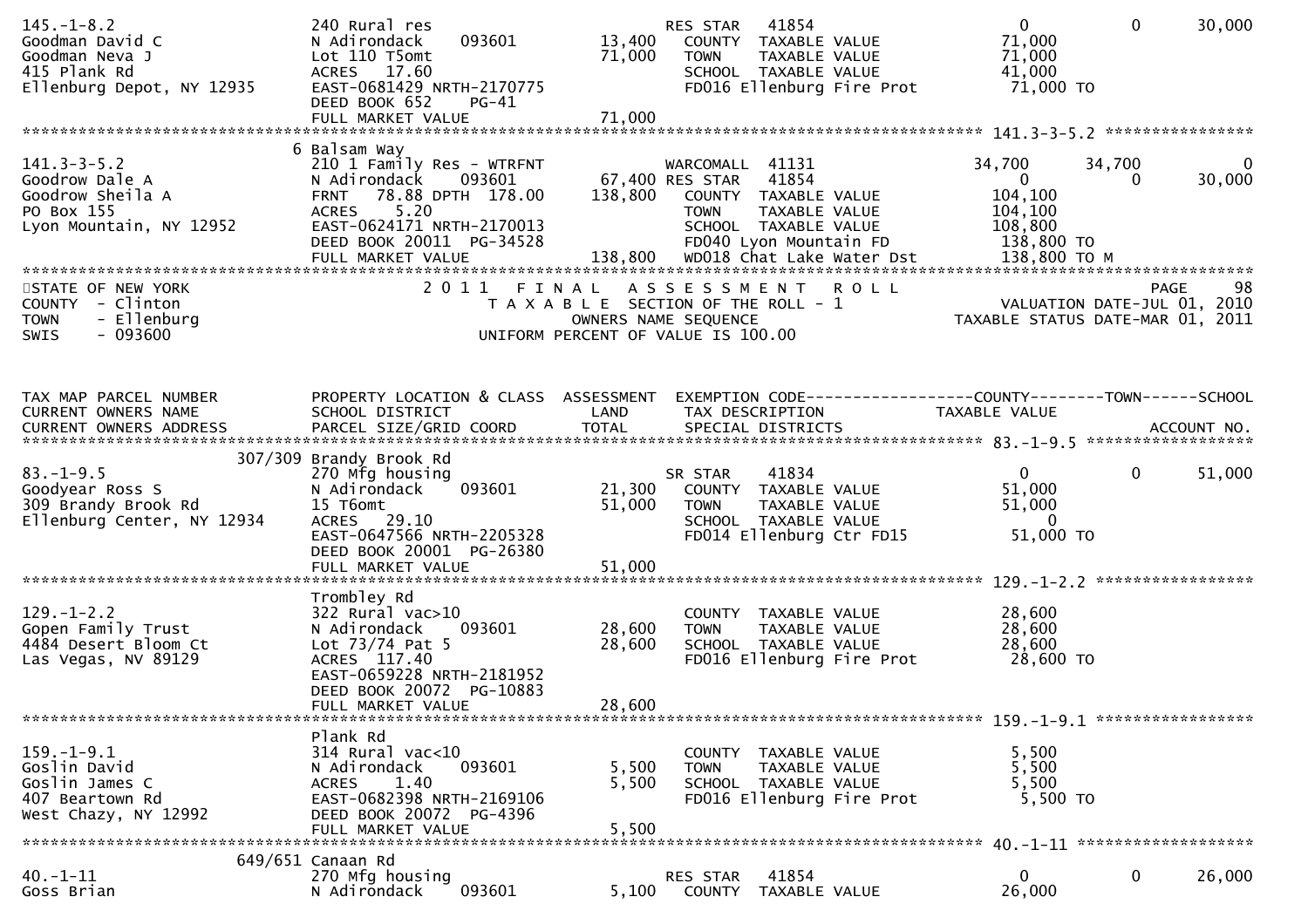```
145.-1-8.2                     240 Rural res                          RES STAR   41854                      0             0         30,000
Goodman David C                N Adirondack     093601        13,400    COUNTY  TAXABLE VALUE             71,000
Goodman Neva J                 Lot 110 T5omt                  71,000    TOWN    TAXABLE VALUE             71,000
415 Plank Rd                   ACRES   17.60                            SCHOOL  TAXABLE VALUE             41,000
Ellenburg Depot, NY 12935      EAST-0681429 NRTH-2170775                FD016 Ellenburg Fire Prot          71,000 TO
                               DEED BOOK 652     PG-41
                               FULL MARKET VALUE              71,000
******************************************************************************************************* 141.3-3-5.2 ****************
                             6 Balsam Way
141.3-3-5.2                    210 1 Family Res - WTRFNT              WARCOMALL  41131                 34,700        34,700             0
Goodrow Dale A                 N Adirondack     093601        67,400 RES STAR   41854                      0             0         30,000
Goodrow Sheila A               FRNT   78.88 DPTH 178.00      138,800    COUNTY  TAXABLE VALUE            104,100
PO Box 155                     ACRES    5.20                            TOWN    TAXABLE VALUE            104,100
Lyon Mountain, NY 12952        EAST-0624171 NRTH-2170013                SCHOOL  TAXABLE VALUE            108,800
                               DEED BOOK 20011  PG-34528                FD040 Lyon Mountain FD            138,800 TO
                               FULL MARKET VALUE             138,800    WD018 Chat Lake Water Dst         138,800 TO M
************************************************************************************************************************************
STATE OF NEW YORK                     2 0 1 1   F I N A L   A S S E S S M E N T   R O L L                                PAGE    98
COUNTY  - Clinton                        T A X A B L E  SECTION OF THE ROLL - 1                        VALUATION DATE-JUL 01, 2010
TOWN    - Ellenburg                            OWNERS NAME SEQUENCE                                  TAXABLE STATUS DATE-MAR 01, 2011
SWIS    - 093600                        UNIFORM PERCENT OF VALUE IS 100.00



TAX MAP PARCEL NUMBER          PROPERTY LOCATION & CLASS  ASSESSMENT  EXEMPTION CODE------------------COUNTY--------TOWN------SCHOOL
CURRENT OWNERS NAME            SCHOOL DISTRICT               LAND      TAX DESCRIPTION             TAXABLE VALUE
CURRENT OWNERS ADDRESS         PARCEL SIZE/GRID COORD        TOTAL     SPECIAL DISTRICTS                                   ACCOUNT NO.
******************************************************************************************************* 83.-1-9.5 ******************
                       307/309 Brandy Brook Rd
83.-1-9.5                      270 Mfg housing                        SR STAR    41834                      0             0         51,000
Goodyear Ross S                N Adirondack     093601        21,300    COUNTY  TAXABLE VALUE             51,000
309 Brandy Brook Rd            15 T6omt                       51,000    TOWN    TAXABLE VALUE             51,000
Ellenburg Center, NY 12934     ACRES   29.10                            SCHOOL  TAXABLE VALUE                  0
                               EAST-0647566 NRTH-2205328                FD014 Ellenburg Ctr FD15           51,000 TO
                               DEED BOOK 20001  PG-26380
                               FULL MARKET VALUE              51,000
******************************************************************************************************* 129.-1-2.2 *****************
                               Trombley Rd
129.-1-2.2                     322 Rural vac>10                         COUNTY  TAXABLE VALUE             28,600
Gopen Family Trust             N Adirondack     093601        28,600    TOWN    TAXABLE VALUE             28,600
4484 Desert Bloom Ct           Lot 73/74 Pat 5                28,600    SCHOOL  TAXABLE VALUE             28,600
Las Vegas, NV 89129            ACRES  117.40                            FD016 Ellenburg Fire Prot          28,600 TO
                               EAST-0659228 NRTH-2181952
                               DEED BOOK 20072  PG-10883
                               FULL MARKET VALUE              28,600
******************************************************************************************************* 159.-1-9.1 *****************
                               Plank Rd
159.-1-9.1                     314 Rural vac<10                         COUNTY  TAXABLE VALUE              5,500
Goslin David                   N Adirondack     093601         5,500    TOWN    TAXABLE VALUE              5,500
Goslin James C                 ACRES    1.40                   5,500    SCHOOL  TAXABLE VALUE              5,500
407 Beartown Rd                EAST-0682398 NRTH-2169106                FD016 Ellenburg Fire Prot           5,500 TO
West Chazy, NY 12992           DEED BOOK 20072  PG-4396
                               FULL MARKET VALUE               5,500
******************************************************************************************************* 40.-1-11 *******************
                       649/651 Canaan Rd
40.-1-11                       270 Mfg housing                        RES STAR   41854                      0             0         26,000
Goss Brian                     N Adirondack     093601         5,100    COUNTY  TAXABLE VALUE             26,000
```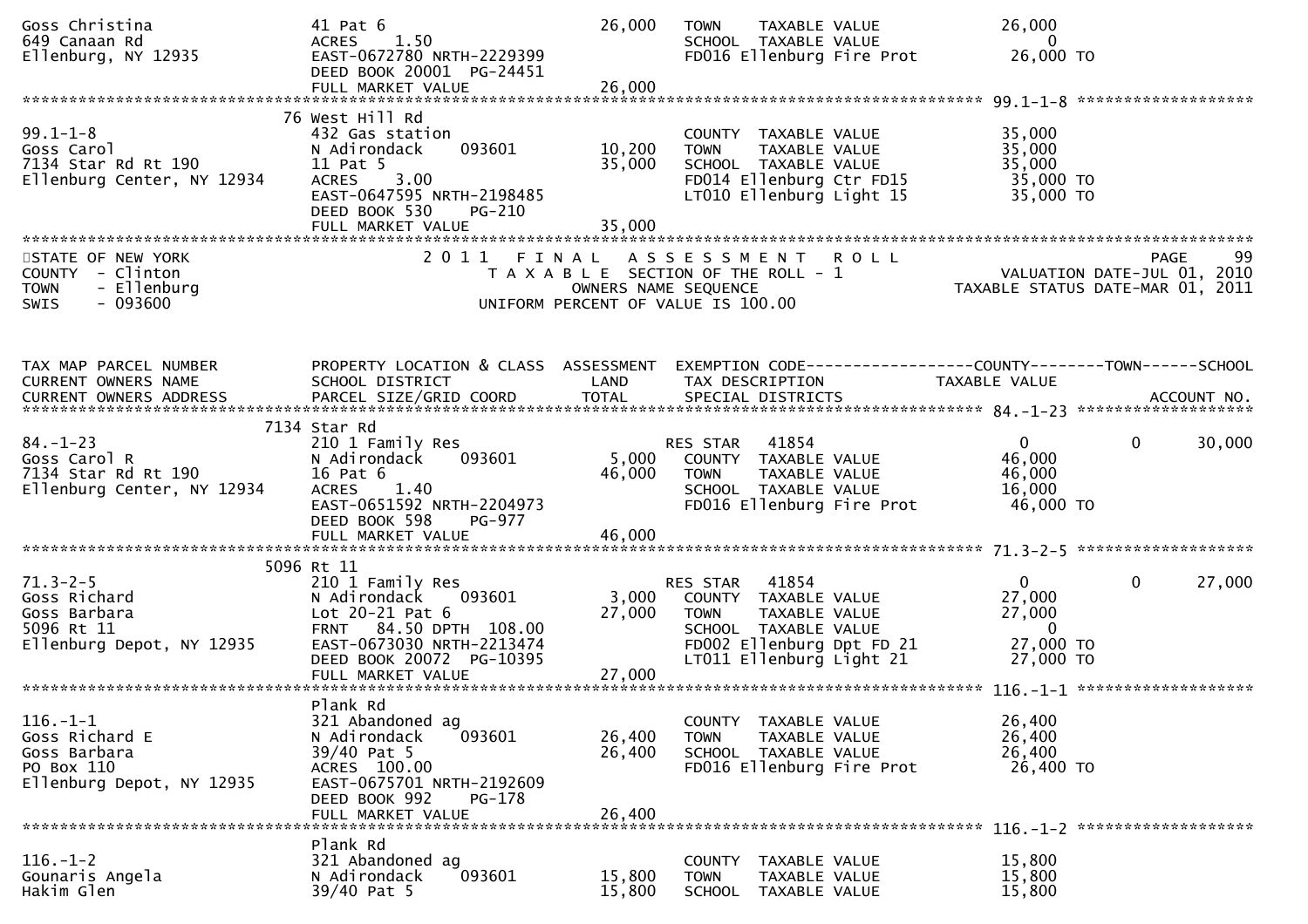```
Goss Christina                    41 Pat 6                           26,000   TOWN    TAXABLE VALUE             26,000
649 Canaan Rd                     ACRES     1.50                              SCHOOL  TAXABLE VALUE                  0
Ellenburg, NY 12935               EAST-0672780 NRTH-2229399                   FD016 Ellenburg Fire Prot      26,000 TO
                                  DEED BOOK 20001  PG-24451
                                  FULL MARKET VALUE                  26,000
******************************************************************************************************* 99.1-1-8 ******************
                                76 West Hill Rd
99.1-1-8                          432 Gas station                             COUNTY  TAXABLE VALUE             35,000
Goss Carol                        N Adirondack      093601           10,200   TOWN    TAXABLE VALUE             35,000
7134 Star Rd Rt 190               11 Pat 5                           35,000   SCHOOL  TAXABLE VALUE             35,000
Ellenburg Center, NY 12934        ACRES     3.00                              FD014 Ellenburg Ctr FD15       35,000 TO
                                  EAST-0647595 NRTH-2198485                   LT010 Ellenburg Light 15       35,000 TO
                                  DEED BOOK 530     PG-210
                                  FULL MARKET VALUE                  35,000
************************************************************************************************************************************
STATE OF NEW YORK                            2 0 1 1   F I N A L   A S S E S S M E N T   R O L L                              PAGE     99
COUNTY  - Clinton                               T A X A B L E  SECTION OF THE ROLL - 1                        VALUATION DATE-JUL 01, 2010
TOWN    - Ellenburg                                  OWNERS NAME SEQUENCE                               TAXABLE STATUS DATE-MAR 01, 2011
SWIS    - 093600                               UNIFORM PERCENT OF VALUE IS 100.00


TAX MAP PARCEL NUMBER             PROPERTY LOCATION & CLASS  ASSESSMENT  EXEMPTION CODE------------------COUNTY--------TOWN------SCHOOL
CURRENT OWNERS NAME               SCHOOL DISTRICT               LAND      TAX DESCRIPTION            TAXABLE VALUE
CURRENT OWNERS ADDRESS            PARCEL SIZE/GRID COORD       TOTAL      SPECIAL DISTRICTS                                   ACCOUNT NO.
******************************************************************************************************* 84.-1-23 *******************
                              7134 Star Rd
84.-1-23                          210 1 Family Res                    RES STAR    41854                    0           0      30,000
Goss Carol R                      N Adirondack      093601            5,000   COUNTY  TAXABLE VALUE             46,000
7134 Star Rd Rt 190               16 Pat 6                           46,000   TOWN    TAXABLE VALUE             46,000
Ellenburg Center, NY 12934        ACRES     1.40                              SCHOOL  TAXABLE VALUE             16,000
                                  EAST-0651592 NRTH-2204973                   FD016 Ellenburg Fire Prot      46,000 TO
                                  DEED BOOK 598     PG-977
                                  FULL MARKET VALUE                  46,000
******************************************************************************************************* 71.3-2-5 *******************
                              5096 Rt 11
71.3-2-5                          210 1 Family Res                    RES STAR    41854                    0           0      27,000
Goss Richard                      N Adirondack      093601            3,000   COUNTY  TAXABLE VALUE             27,000
Goss Barbara                      Lot 20-21 Pat 6                    27,000   TOWN    TAXABLE VALUE             27,000
5096 Rt 11                        FRNT   84.50 DPTH  108.00                   SCHOOL  TAXABLE VALUE                  0
Ellenburg Depot, NY 12935         EAST-0673030 NRTH-2213474                   FD002 Ellenburg Dpt FD 21      27,000 TO
                                  DEED BOOK 20072  PG-10395                   LT011 Ellenburg Light 21       27,000 TO
                                  FULL MARKET VALUE                  27,000
******************************************************************************************************* 116.-1-1 *******************
                                  Plank Rd
116.-1-1                          321 Abandoned ag                            COUNTY  TAXABLE VALUE             26,400
Goss Richard E                    N Adirondack      093601           26,400   TOWN    TAXABLE VALUE             26,400
Goss Barbara                      39/40 Pat 5                        26,400   SCHOOL  TAXABLE VALUE             26,400
PO Box 110                        ACRES  100.00                               FD016 Ellenburg Fire Prot      26,400 TO
Ellenburg Depot, NY 12935         EAST-0675701 NRTH-2192609
                                  DEED BOOK 992     PG-178
                                  FULL MARKET VALUE                  26,400
******************************************************************************************************* 116.-1-2 *******************
                                  Plank Rd
116.-1-2                          321 Abandoned ag                            COUNTY  TAXABLE VALUE             15,800
Gounaris Angela                   N Adirondack      093601           15,800   TOWN    TAXABLE VALUE             15,800
Hakim Glen                        39/40 Pat 5                        15,800   SCHOOL  TAXABLE VALUE             15,800
```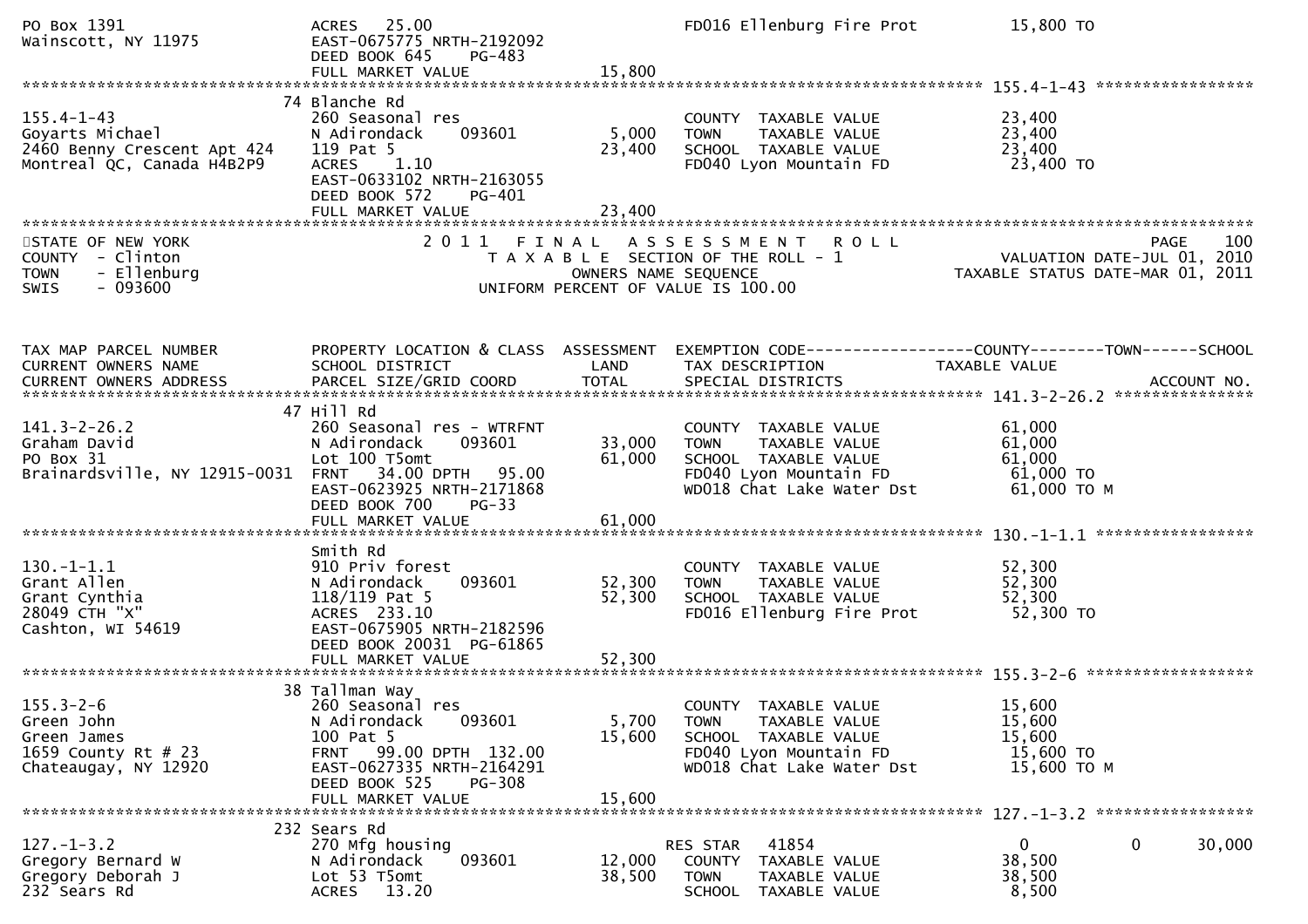```
PO Box 1391                    ACRES   25.00                                   FD016 Ellenburg Fire Prot          15,800 TO
Wainscott, NY 11975            EAST-0675775 NRTH-2192092
                               DEED BOOK 645    PG-483
                               FULL MARKET VALUE              15,800
******************************************************************************************************* 155.4-1-43 *****************
                            74 Blanche Rd
155.4-1-43                     260 Seasonal res                         COUNTY  TAXABLE VALUE           23,400
Goyarts Michael                N Adirondack     093601        5,000     TOWN    TAXABLE VALUE           23,400
2460 Benny Crescent Apt 424    119 Pat 5                     23,400     SCHOOL  TAXABLE VALUE           23,400
Montreal QC, Canada H4B2P9     ACRES    1.10                            FD040 Lyon Mountain FD           23,400 TO
                               EAST-0633102 NRTH-2163055
                               DEED BOOK 572    PG-401
                               FULL MARKET VALUE              23,400
************************************************************************************************************************************
STATE OF NEW YORK                           2 0 1 1   F I N A L   A S S E S S M E N T   R O L L                              PAGE    100
COUNTY  - Clinton                              T A X A B L E  SECTION OF THE ROLL - 1                       VALUATION DATE-JUL 01, 2010
TOWN    - Ellenburg                                   OWNERS NAME SEQUENCE                               TAXABLE STATUS DATE-MAR 01, 2011
SWIS    - 093600                                UNIFORM PERCENT OF VALUE IS 100.00


TAX MAP PARCEL NUMBER          PROPERTY LOCATION & CLASS  ASSESSMENT  EXEMPTION CODE------------------COUNTY--------TOWN------SCHOOL
CURRENT OWNERS NAME            SCHOOL DISTRICT               LAND      TAX DESCRIPTION            TAXABLE VALUE
CURRENT OWNERS ADDRESS         PARCEL SIZE/GRID COORD        TOTAL     SPECIAL DISTRICTS                                 ACCOUNT NO.
******************************************************************************************************* 141.3-2-26.2 ***************
                            47 Hill Rd
141.3-2-26.2                   260 Seasonal res - WTRFNT                COUNTY  TAXABLE VALUE           61,000
Graham David                   N Adirondack     093601       33,000     TOWN    TAXABLE VALUE           61,000
PO Box 31                      Lot 100 T5omt                 61,000     SCHOOL  TAXABLE VALUE           61,000
Brainardsville, NY 12915-0031  FRNT   34.00 DPTH   95.00                FD040 Lyon Mountain FD           61,000 TO
                               EAST-0623925 NRTH-2171868                WD018 Chat Lake Water Dst        61,000 TO M
                               DEED BOOK 700    PG-33
                               FULL MARKET VALUE              61,000
******************************************************************************************************* 130.-1-1.1 *****************
                               Smith Rd
130.-1-1.1                     910 Priv forest                          COUNTY  TAXABLE VALUE           52,300
Grant Allen                    N Adirondack     093601       52,300     TOWN    TAXABLE VALUE           52,300
Grant Cynthia                  118/119 Pat 5                 52,300     SCHOOL  TAXABLE VALUE           52,300
28049 CTH "X"                  ACRES  233.10                            FD016 Ellenburg Fire Prot        52,300 TO
Cashton, WI 54619              EAST-0675905 NRTH-2182596
                               DEED BOOK 20031  PG-61865
                               FULL MARKET VALUE              52,300
******************************************************************************************************* 155.3-2-6 ******************
                            38 Tallman Way
155.3-2-6                      260 Seasonal res                         COUNTY  TAXABLE VALUE           15,600
Green John                     N Adirondack     093601        5,700     TOWN    TAXABLE VALUE           15,600
Green James                    100 Pat 5                     15,600     SCHOOL  TAXABLE VALUE           15,600
1659 County Rt # 23            FRNT   99.00 DPTH  132.00                FD040 Lyon Mountain FD           15,600 TO
Chateaugay, NY 12920           EAST-0627335 NRTH-2164291                WD018 Chat Lake Water Dst        15,600 TO M
                               DEED BOOK 525    PG-308
                               FULL MARKET VALUE              15,600
******************************************************************************************************* 127.-1-3.2 *****************
                           232 Sears Rd
127.-1-3.2                     270 Mfg housing                         RES STAR   41854                  0            0      30,000
Gregory Bernard W              N Adirondack     093601       12,000     COUNTY  TAXABLE VALUE           38,500
Gregory Deborah J              Lot 53 T5omt                  38,500     TOWN    TAXABLE VALUE           38,500
232 Sears Rd                   ACRES   13.20                            SCHOOL  TAXABLE VALUE            8,500
```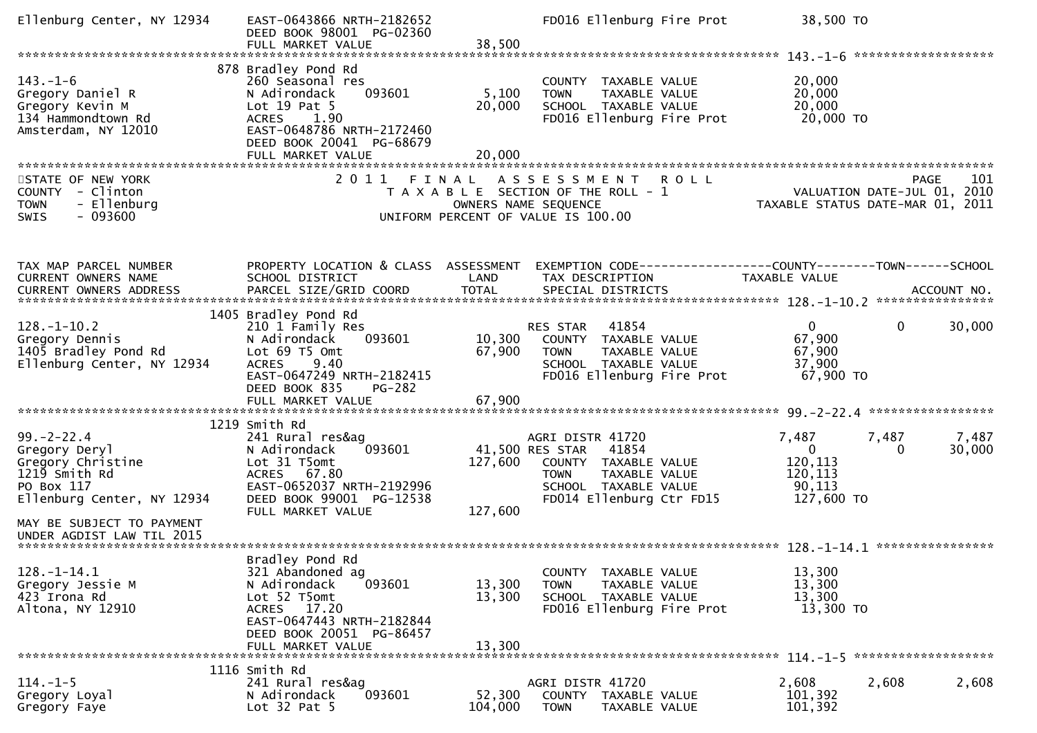```
Ellenburg Center, NY 12934     EAST-0643866 NRTH-2182652              FD016 Ellenburg Fire Prot          38,500 TO
                               DEED BOOK 98001  PG-02360
                               FULL MARKET VALUE             38,500
******************************************************************************************************* 143.-1-6 ********************
                           878 Bradley Pond Rd
143.-1-6                       260 Seasonal res                        COUNTY  TAXABLE VALUE             20,000
Gregory Daniel R               N Adirondack     093601        5,100    TOWN    TAXABLE VALUE             20,000
Gregory Kevin M                Lot 19 Pat 5                  20,000    SCHOOL  TAXABLE VALUE             20,000
134 Hammondtown Rd             ACRES    1.90                           FD016 Ellenburg Fire Prot          20,000 TO
Amsterdam, NY 12010            EAST-0648786 NRTH-2172460
                               DEED BOOK 20041  PG-68679
                               FULL MARKET VALUE             20,000
************************************************************************************************************************************
STATE OF NEW YORK                  2 0 1 1   F I N A L   A S S E S S M E N T   R O L L                              PAGE    101
COUNTY  - Clinton                     T A X A B L E  SECTION OF THE ROLL - 1                        VALUATION DATE-JUL 01, 2010
TOWN    - Ellenburg                          OWNERS NAME SEQUENCE                                 TAXABLE STATUS DATE-MAR 01, 2011
SWIS    - 093600                      UNIFORM PERCENT OF VALUE IS 100.00


TAX MAP PARCEL NUMBER          PROPERTY LOCATION & CLASS  ASSESSMENT  EXEMPTION CODE------------------COUNTY--------TOWN------SCHOOL
CURRENT OWNERS NAME            SCHOOL DISTRICT               LAND      TAX DESCRIPTION                TAXABLE VALUE
CURRENT OWNERS ADDRESS         PARCEL SIZE/GRID COORD        TOTAL     SPECIAL DISTRICTS                                     ACCOUNT NO.
******************************************************************************************************* 128.-1-10.2 *****************
                          1405 Bradley Pond Rd
128.-1-10.2                    210 1 Family Res                        RES STAR    41854                   0             0        30,000
Gregory Dennis                 N Adirondack     093601       10,300    COUNTY  TAXABLE VALUE             67,900
1405 Bradley Pond Rd           Lot 69 T5 Omt                 67,900    TOWN    TAXABLE VALUE             67,900
Ellenburg Center, NY 12934     ACRES    9.40                           SCHOOL  TAXABLE VALUE             37,900
                               EAST-0647249 NRTH-2182415               FD016 Ellenburg Fire Prot          67,900 TO
                               DEED BOOK 835    PG-282
                               FULL MARKET VALUE             67,900
******************************************************************************************************* 99.-2-22.4 ******************
                          1219 Smith Rd
99.-2-22.4                     241 Rural res&ag                        AGRI DISTR 41720                7,487         7,487         7,487
Gregory Deryl                  N Adirondack     093601       41,500 RES STAR    41854                  0             0        30,000
Gregory Christine              Lot 31 T5omt                 127,600    COUNTY  TAXABLE VALUE            120,113
1219 Smith Rd                  ACRES   67.80                           TOWN    TAXABLE VALUE            120,113
PO Box 117                     EAST-0652037 NRTH-2192996               SCHOOL  TAXABLE VALUE             90,113
Ellenburg Center, NY 12934     DEED BOOK 99001  PG-12538               FD014 Ellenburg Ctr FD15          127,600 TO
                               FULL MARKET VALUE            127,600
MAY BE SUBJECT TO PAYMENT
UNDER AGDIST LAW TIL 2015
******************************************************************************************************* 128.-1-14.1 *****************
                               Bradley Pond Rd
128.-1-14.1                    321 Abandoned ag                        COUNTY  TAXABLE VALUE             13,300
Gregory Jessie M               N Adirondack     093601       13,300    TOWN    TAXABLE VALUE             13,300
423 Irona Rd                   Lot 52 T5omt                  13,300    SCHOOL  TAXABLE VALUE             13,300
Altona, NY 12910               ACRES   17.20                           FD016 Ellenburg Fire Prot          13,300 TO
                               EAST-0647443 NRTH-2182844
                               DEED BOOK 20051  PG-86457
                               FULL MARKET VALUE             13,300
******************************************************************************************************* 114.-1-5 ********************
                          1116 Smith Rd
114.-1-5                       241 Rural res&ag                        AGRI DISTR 41720                2,608         2,608         2,608
Gregory Loyal                  N Adirondack     093601       52,300    COUNTY  TAXABLE VALUE            101,392
Gregory Faye                   Lot 32 Pat 5                 104,000    TOWN    TAXABLE VALUE            101,392
```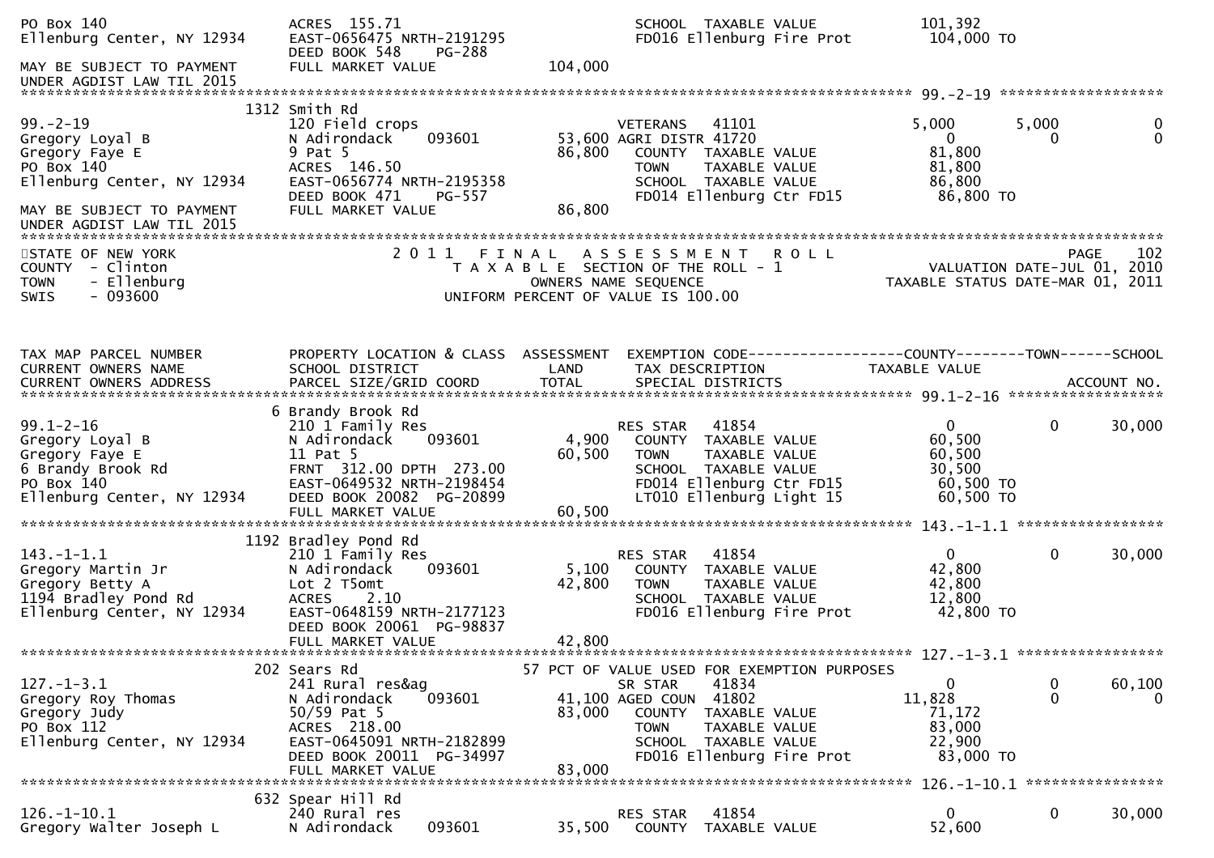```
PO Box 140                    ACRES 155.71                                 SCHOOL  TAXABLE VALUE              101,392
Ellenburg Center, NY 12934    EAST-0656475 NRTH-2191295                    FD016 Ellenburg Fire Prot          104,000 TO
                              DEED BOOK 548    PG-288
MAY BE SUBJECT TO PAYMENT     FULL MARKET VALUE              104,000
UNDER AGDIST LAW TIL 2015
******************************************************************************************************* 99.-2-19 ******************
                    1312 Smith Rd
99.-2-19                      120 Field crops                          VETERANS   41101                 5,000       5,000            0
Gregory Loyal B               N Adirondack     093601        53,600 AGRI DISTR 41720                      0           0            0
Gregory Faye E                9 Pat 5                        86,800    COUNTY  TAXABLE VALUE             81,800
PO Box 140                    ACRES 146.50                             TOWN    TAXABLE VALUE             81,800
Ellenburg Center, NY 12934    EAST-0656774 NRTH-2195358                SCHOOL  TAXABLE VALUE             86,800
                              DEED BOOK 471    PG-557                  FD014 Ellenburg Ctr FD15           86,800 TO
MAY BE SUBJECT TO PAYMENT     FULL MARKET VALUE               86,800
UNDER AGDIST LAW TIL 2015
************************************************************************************************************************************
STATE OF NEW YORK                  2 0 1 1   F I N A L   A S S E S S M E N T   R O L L                                PAGE    102
COUNTY  - Clinton                     T A X A B L E  SECTION OF THE ROLL - 1                          VALUATION DATE-JUL 01, 2010
TOWN    - Ellenburg                          OWNERS NAME SEQUENCE                                TAXABLE STATUS DATE-MAR 01, 2011
SWIS    - 093600                       UNIFORM PERCENT OF VALUE IS 100.00


TAX MAP PARCEL NUMBER         PROPERTY LOCATION & CLASS  ASSESSMENT  EXEMPTION CODE------------------COUNTY--------TOWN------SCHOOL
CURRENT OWNERS NAME           SCHOOL DISTRICT               LAND      TAX DESCRIPTION            TAXABLE VALUE
CURRENT OWNERS ADDRESS        PARCEL SIZE/GRID COORD        TOTAL     SPECIAL DISTRICTS                                  ACCOUNT NO.
******************************************************************************************************* 99.1-2-16 ******************
                    6 Brandy Brook Rd
99.1-2-16                     210 1 Family Res                         RES STAR   41854                     0           0       30,000
Gregory Loyal B               N Adirondack     093601         4,900    COUNTY  TAXABLE VALUE             60,500
Gregory Faye E                11 Pat 5                       60,500    TOWN    TAXABLE VALUE             60,500
6 Brandy Brook Rd             FRNT 312.00 DPTH 273.00                  SCHOOL  TAXABLE VALUE             30,500
PO Box 140                    EAST-0649532 NRTH-2198454                FD014 Ellenburg Ctr FD15           60,500 TO
Ellenburg Center, NY 12934    DEED BOOK 20082 PG-20899                 LT010 Ellenburg Light 15           60,500 TO
                              FULL MARKET VALUE               60,500
******************************************************************************************************* 143.-1-1.1 *****************
                    1192 Bradley Pond Rd
143.-1-1.1                    210 1 Family Res                         RES STAR   41854                     0           0       30,000
Gregory Martin Jr             N Adirondack     093601         5,100    COUNTY  TAXABLE VALUE             42,800
Gregory Betty A               Lot 2 T5omt                    42,800    TOWN    TAXABLE VALUE             42,800
1194 Bradley Pond Rd          ACRES    2.10                            SCHOOL  TAXABLE VALUE             12,800
Ellenburg Center, NY 12934    EAST-0648159 NRTH-2177123                FD016 Ellenburg Fire Prot          42,800 TO
                              DEED BOOK 20061 PG-98837
                              FULL MARKET VALUE               42,800
******************************************************************************************************* 127.-1-3.1 *****************
                    202 Sears Rd                        57 PCT OF VALUE USED FOR EXEMPTION PURPOSES
127.-1-3.1                    241 Rural res&ag                         SR STAR    41834                     0           0       60,100
Gregory Roy Thomas            N Adirondack     093601        41,100 AGED COUN  41802                11,828           0            0
Gregory Judy                  50/59 Pat 5                    83,000    COUNTY  TAXABLE VALUE             71,172
PO Box 112                    ACRES 218.00                             TOWN    TAXABLE VALUE             83,000
Ellenburg Center, NY 12934    EAST-0645091 NRTH-2182899                SCHOOL  TAXABLE VALUE             22,900
                              DEED BOOK 20011 PG-34997                 FD016 Ellenburg Fire Prot          83,000 TO
                              FULL MARKET VALUE               83,000
******************************************************************************************************* 126.-1-10.1 ****************
                    632 Spear Hill Rd
126.-1-10.1                   240 Rural res                            RES STAR   41854                     0           0       30,000
Gregory Walter Joseph L       N Adirondack     093601        35,500    COUNTY  TAXABLE VALUE             52,600
```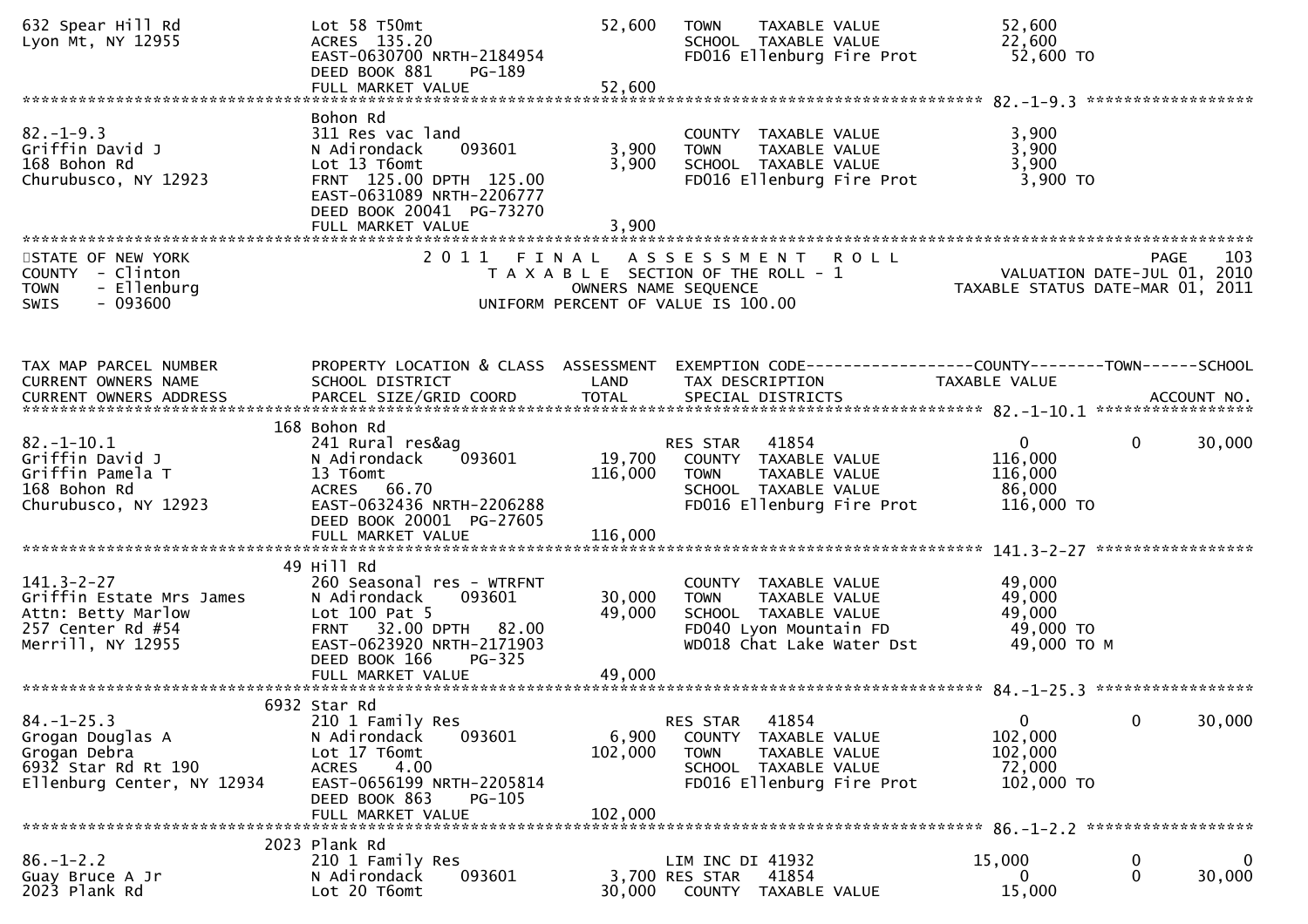```
632 Spear Hill Rd                 Lot 58 T50mt                      52,600   TOWN    TAXABLE VALUE              52,600
Lyon Mt, NY 12955                 ACRES  135.20                              SCHOOL  TAXABLE VALUE              22,600
                                  EAST-0630700 NRTH-2184954                  FD016 Ellenburg Fire Prot           52,600 TO
                                  DEED BOOK 881    PG-189
                                  FULL MARKET VALUE                 52,600
******************************************************************************************************* 82.-1-9.3 ******************
                                  Bohon Rd
82.-1-9.3                         311 Res vac land                           COUNTY  TAXABLE VALUE               3,900
Griffin David J                   N Adirondack     093601            3,900   TOWN    TAXABLE VALUE               3,900
168 Bohon Rd                      Lot 13 T6omt                       3,900   SCHOOL  TAXABLE VALUE               3,900
Churubusco, NY 12923              FRNT  125.00 DPTH  125.00                  FD016 Ellenburg Fire Prot            3,900 TO
                                  EAST-0631089 NRTH-2206777
                                  DEED BOOK 20041  PG-73270
                                  FULL MARKET VALUE                  3,900
************************************************************************************************************************************
STATE OF NEW YORK                   2 0 1 1   F I N A L   A S S E S S M E N T   R O L L                               PAGE    103
COUNTY  - Clinton                         T A X A B L E  SECTION OF THE ROLL - 1                       VALUATION DATE-JUL 01, 2010
TOWN    - Ellenburg                                OWNERS NAME SEQUENCE                              TAXABLE STATUS DATE-MAR 01, 2011
SWIS    - 093600                           UNIFORM PERCENT OF VALUE IS 100.00



TAX MAP PARCEL NUMBER             PROPERTY LOCATION & CLASS  ASSESSMENT  EXEMPTION CODE------------------COUNTY--------TOWN------SCHOOL
CURRENT OWNERS NAME               SCHOOL DISTRICT               LAND      TAX DESCRIPTION             TAXABLE VALUE
CURRENT OWNERS ADDRESS            PARCEL SIZE/GRID COORD        TOTAL     SPECIAL DISTRICTS                                ACCOUNT NO.
******************************************************************************************************* 82.-1-10.1 *****************
                                168 Bohon Rd
82.-1-10.1                        241 Rural res&ag                         RES STAR   41854                   0          0      30,000
Griffin David J                   N Adirondack     093601           19,700   COUNTY  TAXABLE VALUE             116,000
Griffin Pamela T                  13 T6omt                         116,000   TOWN    TAXABLE VALUE             116,000
168 Bohon Rd                      ACRES   66.70                              SCHOOL  TAXABLE VALUE              86,000
Churubusco, NY 12923              EAST-0632436 NRTH-2206288                  FD016 Ellenburg Fire Prot          116,000 TO
                                  DEED BOOK 20001  PG-27605
                                  FULL MARKET VALUE                116,000
******************************************************************************************************* 141.3-2-27 *****************
                                 49 Hill Rd
141.3-2-27                        260 Seasonal res - WTRFNT                  COUNTY  TAXABLE VALUE              49,000
Griffin Estate Mrs James          N Adirondack     093601           30,000   TOWN    TAXABLE VALUE              49,000
Attn: Betty Marlow                Lot 100 Pat 5                     49,000   SCHOOL  TAXABLE VALUE              49,000
257 Center Rd #54                 FRNT   32.00 DPTH   82.00                  FD040 Lyon Mountain FD              49,000 TO
Merrill, NY 12955                 EAST-0623920 NRTH-2171903                  WD018 Chat Lake Water Dst           49,000 TO M
                                  DEED BOOK 166    PG-325
                                  FULL MARKET VALUE                 49,000
******************************************************************************************************* 84.-1-25.3 *****************
                               6932 Star Rd
84.-1-25.3                        210 1 Family Res                         RES STAR   41854                   0          0      30,000
Grogan Douglas A                  N Adirondack     093601            6,900   COUNTY  TAXABLE VALUE             102,000
Grogan Debra                      Lot 17 T6omt                     102,000   TOWN    TAXABLE VALUE             102,000
6932 Star Rd Rt 190               ACRES    4.00                              SCHOOL  TAXABLE VALUE              72,000
Ellenburg Center, NY 12934        EAST-0656199 NRTH-2205814                  FD016 Ellenburg Fire Prot          102,000 TO
                                  DEED BOOK 863    PG-105
                                  FULL MARKET VALUE                102,000
******************************************************************************************************* 86.-1-2.2 ******************
                               2023 Plank Rd
86.-1-2.2                         210 1 Family Res                         LIM INC DI 41932              15,000          0           0
Guay Bruce A Jr                   N Adirondack     093601            3,700 RES STAR   41854                   0          0      30,000
2023 Plank Rd                     Lot 20 T6omt                      30,000   COUNTY  TAXABLE VALUE              15,000
```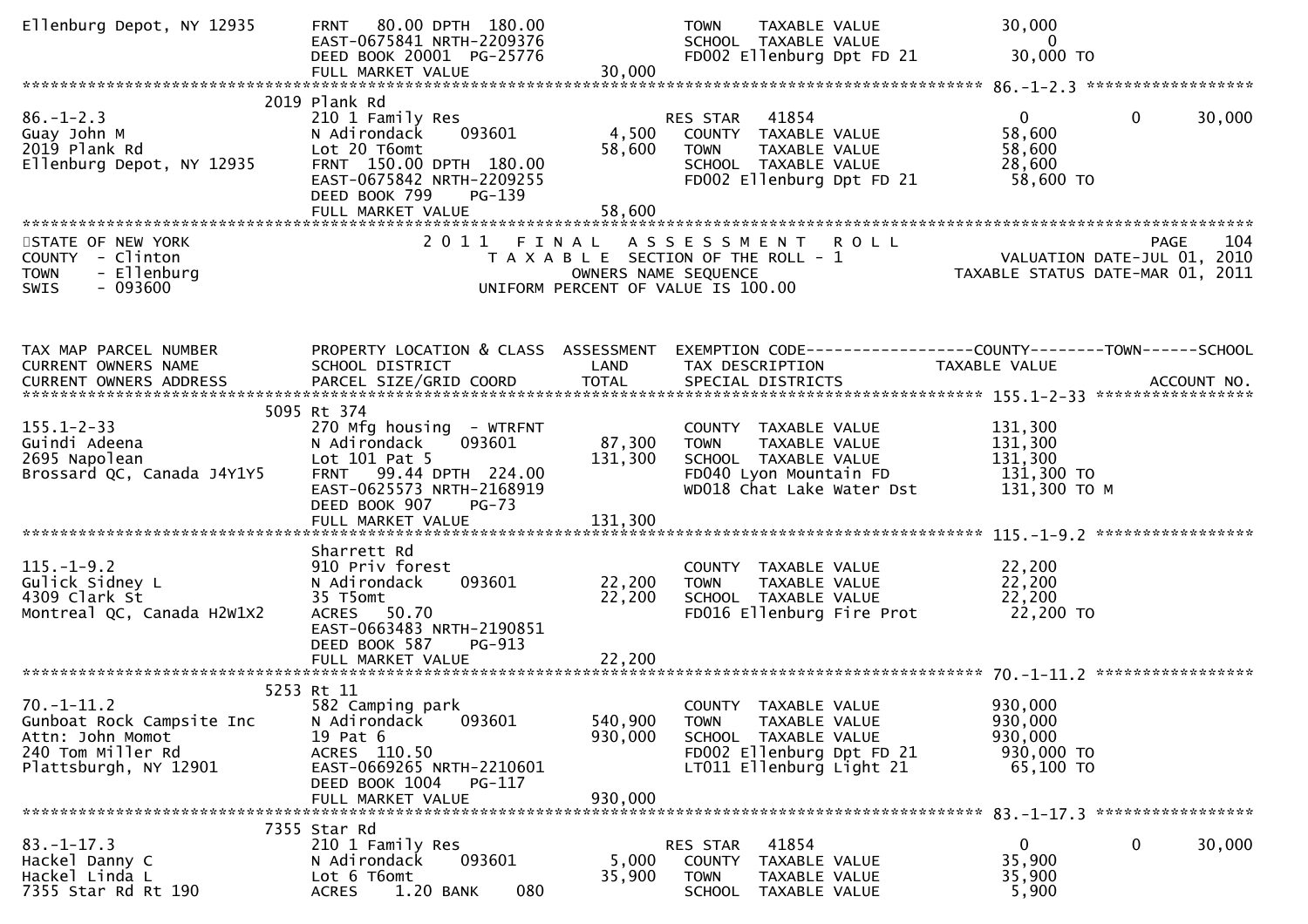```
Ellenburg Depot, NY 12935      FRNT   80.00 DPTH  180.00                  TOWN    TAXABLE VALUE              30,000
                               EAST-0675841 NRTH-2209376                  SCHOOL  TAXABLE VALUE                   0
                               DEED BOOK 20001 PG-25776                   FD002 Ellenburg Dpt FD 21           30,000 TO
                               FULL MARKET VALUE                30,000
******************************************************************************************************* 86.-1-2.3 *****************
                          2019 Plank Rd
86.-1-2.3                      210 1 Family Res                        RES STAR   41854                       0            0        30,000
Guay John M                    N Adirondack      093601         4,500    COUNTY  TAXABLE VALUE              58,600
2019 Plank Rd                  Lot 20 T6omt                    58,600    TOWN    TAXABLE VALUE              58,600
Ellenburg Depot, NY 12935      FRNT  150.00 DPTH  180.00                  SCHOOL  TAXABLE VALUE              28,600
                               EAST-0675842 NRTH-2209255                  FD002 Ellenburg Dpt FD 21           58,600 TO
                               DEED BOOK 799     PG-139
                               FULL MARKET VALUE                58,600
************************************************************************************************************************************
STATE OF NEW YORK                      2 0 1 1   F I N A L   A S S E S S M E N T   R O L L                                 PAGE    104
COUNTY  - Clinton                         T A X A B L E  SECTION OF THE ROLL - 1                        VALUATION DATE-JUL 01, 2010
TOWN    - Ellenburg                             OWNERS NAME SEQUENCE                              TAXABLE STATUS DATE-MAR 01, 2011
SWIS    - 093600                         UNIFORM PERCENT OF VALUE IS 100.00


TAX MAP PARCEL NUMBER          PROPERTY LOCATION & CLASS  ASSESSMENT  EXEMPTION CODE------------------COUNTY--------TOWN------SCHOOL
CURRENT OWNERS NAME            SCHOOL DISTRICT               LAND      TAX DESCRIPTION              TAXABLE VALUE
CURRENT OWNERS ADDRESS         PARCEL SIZE/GRID COORD        TOTAL     SPECIAL DISTRICTS                                    ACCOUNT NO.
******************************************************************************************************* 155.1-2-33 ****************
                          5095 Rt 374
155.1-2-33                     270 Mfg housing  - WTRFNT                  COUNTY  TAXABLE VALUE             131,300
Guindi Adeena                  N Adirondack      093601        87,300    TOWN    TAXABLE VALUE             131,300
2695 Napolean                  Lot 101 Pat 5                  131,300    SCHOOL  TAXABLE VALUE             131,300
Brossard QC, Canada J4Y1Y5     FRNT   99.44 DPTH  224.00                  FD040 Lyon Mountain FD             131,300 TO
                               EAST-0625573 NRTH-2168919                  WD018 Chat Lake Water Dst          131,300 TO M
                               DEED BOOK 907     PG-73
                               FULL MARKET VALUE               131,300
******************************************************************************************************* 115.-1-9.2 ****************
                               Sharrett Rd
115.-1-9.2                     910 Priv forest                            COUNTY  TAXABLE VALUE              22,200
Gulick Sidney L                N Adirondack      093601        22,200    TOWN    TAXABLE VALUE              22,200
4309 Clark St                  35 T5omt                        22,200    SCHOOL  TAXABLE VALUE              22,200
Montreal QC, Canada H2W1X2     ACRES   50.70                              FD016 Ellenburg Fire Prot           22,200 TO
                               EAST-0663483 NRTH-2190851
                               DEED BOOK 587     PG-913
                               FULL MARKET VALUE                22,200
******************************************************************************************************* 70.-1-11.2 ****************
                          5253 Rt 11
70.-1-11.2                     582 Camping park                           COUNTY  TAXABLE VALUE             930,000
Gunboat Rock Campsite Inc      N Adirondack      093601       540,900    TOWN    TAXABLE VALUE             930,000
Attn: John Momot               19 Pat 6                       930,000    SCHOOL  TAXABLE VALUE             930,000
240 Tom Miller Rd              ACRES  110.50                              FD002 Ellenburg Dpt FD 21          930,000 TO
Plattsburgh, NY 12901          EAST-0669265 NRTH-2210601                  LT011 Ellenburg Light 21            65,100 TO
                               DEED BOOK 1004    PG-117
                               FULL MARKET VALUE               930,000
******************************************************************************************************* 83.-1-17.3 ****************
                          7355 Star Rd
83.-1-17.3                     210 1 Family Res                        RES STAR   41854                       0            0        30,000
Hackel Danny C                 N Adirondack      093601         5,000    COUNTY  TAXABLE VALUE              35,900
Hackel Linda L                 Lot 6 T6omt                     35,900    TOWN    TAXABLE VALUE              35,900
7355 Star Rd Rt 190            ACRES    1.20 BANK     080                 SCHOOL  TAXABLE VALUE               5,900
```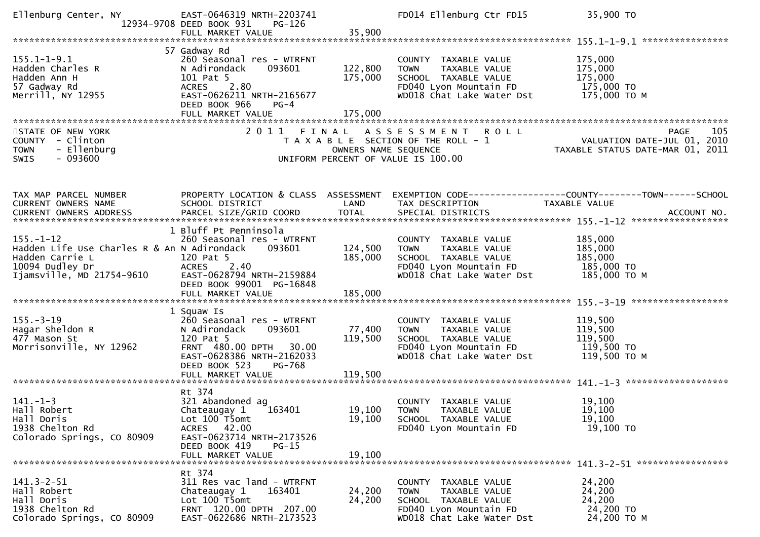```
Ellenburg Center, NY          EAST-0646319 NRTH-2203741              FD014 Ellenburg Ctr FD15          35,900 TO
                   12934-9708 DEED BOOK 931     PG-126
                              FULL MARKET VALUE              35,900
******************************************************************************************************* 155.1-1-9.1 ****************
                              57 Gadway Rd
155.1-1-9.1                   260 Seasonal res - WTRFNT              COUNTY  TAXABLE VALUE            175,000
Hadden Charles R              N Adirondack      093601      122,800  TOWN    TAXABLE VALUE            175,000
Hadden Ann H                  101 Pat 5                      175,000  SCHOOL  TAXABLE VALUE            175,000
57 Gadway Rd                  ACRES     2.80                         FD040 Lyon Mountain FD            175,000 TO
Merrill, NY 12955             EAST-0626211 NRTH-2165677              WD018 Chat Lake Water Dst         175,000 TO M
                              DEED BOOK 966     PG-4
                              FULL MARKET VALUE             175,000
*************************************************************************************************************************************
STATE OF NEW YORK                        2 0 1 1   F I N A L   A S S E S S M E N T   R O L L                          PAGE    105
COUNTY  - Clinton                          T A X A B L E  SECTION OF THE ROLL - 1                       VALUATION DATE-JUL 01, 2010
TOWN    - Ellenburg                             OWNERS NAME SEQUENCE                              TAXABLE STATUS DATE-MAR 01, 2011
SWIS    - 093600                          UNIFORM PERCENT OF VALUE IS 100.00


TAX MAP PARCEL NUMBER         PROPERTY LOCATION & CLASS  ASSESSMENT  EXEMPTION CODE------------------COUNTY--------TOWN------SCHOOL
CURRENT OWNERS NAME           SCHOOL DISTRICT               LAND      TAX DESCRIPTION            TAXABLE VALUE
CURRENT OWNERS ADDRESS        PARCEL SIZE/GRID COORD        TOTAL     SPECIAL DISTRICTS                                   ACCOUNT NO.
******************************************************************************************************* 155.-1-12 ******************
                              1 Bluff Pt Penninsola
155.-1-12                     260 Seasonal res - WTRFNT              COUNTY  TAXABLE VALUE            185,000
Hadden Life Use Charles R & An N Adirondack     093601      124,500  TOWN    TAXABLE VALUE            185,000
Hadden Carrie L               120 Pat 5                      185,000  SCHOOL  TAXABLE VALUE            185,000
10094 Dudley Dr               ACRES     2.40                         FD040 Lyon Mountain FD            185,000 TO
Ijamsville, MD 21754-9610     EAST-0628794 NRTH-2159884              WD018 Chat Lake Water Dst         185,000 TO M
                              DEED BOOK 99001  PG-16848
                              FULL MARKET VALUE             185,000
******************************************************************************************************* 155.-3-19 ******************
                              1 Squaw Is
155.-3-19                     260 Seasonal res - WTRFNT              COUNTY  TAXABLE VALUE            119,500
Hagar Sheldon R               N Adirondack      093601       77,400  TOWN    TAXABLE VALUE            119,500
477 Mason St                  120 Pat 5                      119,500  SCHOOL  TAXABLE VALUE            119,500
Morrisonville, NY 12962       FRNT  480.00 DPTH   30.00              FD040 Lyon Mountain FD            119,500 TO
                              EAST-0628386 NRTH-2162033              WD018 Chat Lake Water Dst         119,500 TO M
                              DEED BOOK 523     PG-768
                              FULL MARKET VALUE             119,500
******************************************************************************************************* 141.-1-3 *******************
                              Rt 374
141.-1-3                      321 Abandoned ag                       COUNTY  TAXABLE VALUE             19,100
Hall Robert                   Chateaugay 1    163401         19,100  TOWN    TAXABLE VALUE             19,100
Hall Doris                    Lot 100 T5omt                  19,100  SCHOOL  TAXABLE VALUE             19,100
1938 Chelton Rd               ACRES    42.00                         FD040 Lyon Mountain FD             19,100 TO
Colorado Springs, CO 80909    EAST-0623714 NRTH-2173526
                              DEED BOOK 419     PG-15
                              FULL MARKET VALUE              19,100
******************************************************************************************************* 141.3-2-51 *****************
                              Rt 374
141.3-2-51                    311 Res vac land - WTRFNT              COUNTY  TAXABLE VALUE             24,200
Hall Robert                   Chateaugay 1    163401         24,200  TOWN    TAXABLE VALUE             24,200
Hall Doris                    Lot 100 T5omt                  24,200  SCHOOL  TAXABLE VALUE             24,200
1938 Chelton Rd               FRNT  120.00 DPTH  207.00              FD040 Lyon Mountain FD             24,200 TO
Colorado Springs, CO 80909    EAST-0622686 NRTH-2173523              WD018 Chat Lake Water Dst          24,200 TO M
```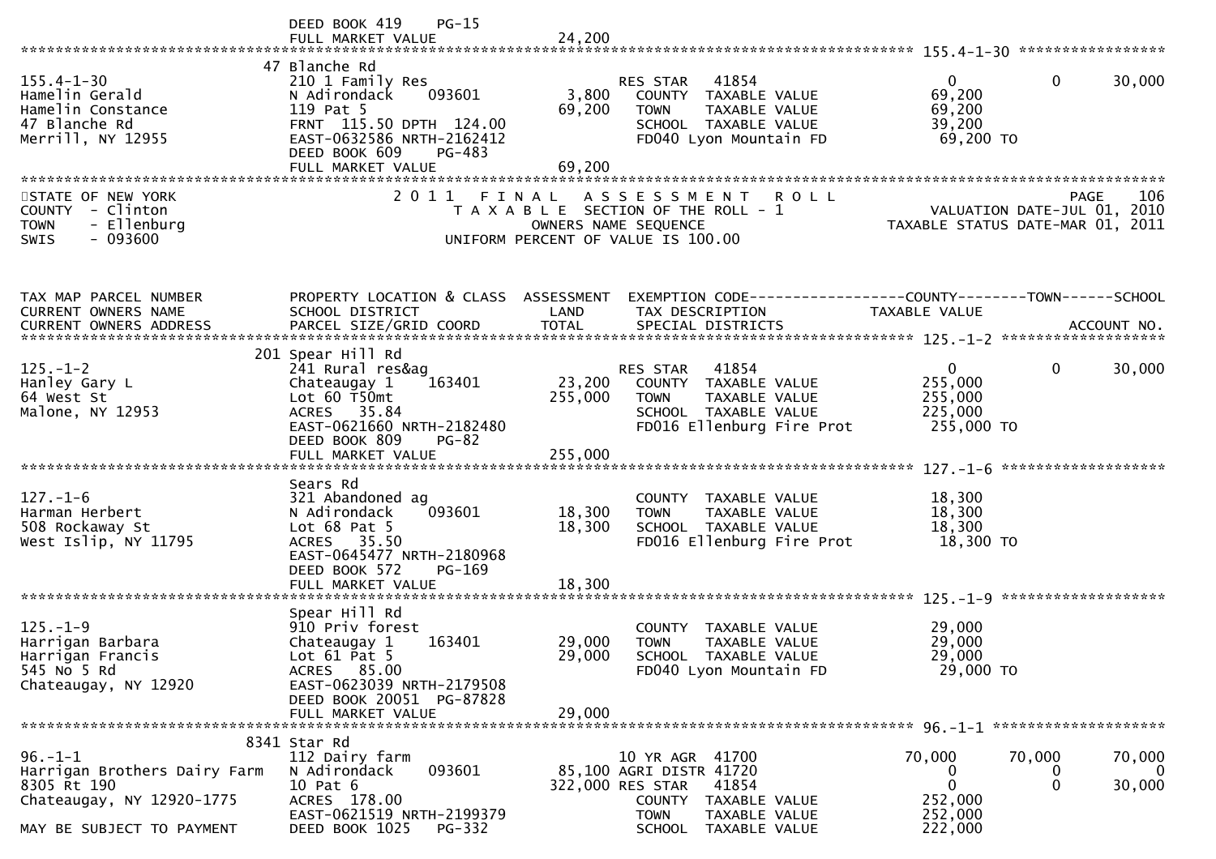```
                               DEED BOOK 419    PG-15
                               FULL MARKET VALUE               24,200
******************************************************************************************************* 155.4-1-30 *****************
                            47 Blanche Rd
155.4-1-30                     210 1 Family Res                     RES STAR   41854                       0            0       30,000
Hamelin Gerald                 N Adirondack     093601       3,800   COUNTY  TAXABLE VALUE              69,200
Hamelin Constance              119 Pat 5                    69,200   TOWN    TAXABLE VALUE              69,200
47 Blanche Rd                  FRNT 115.50 DPTH 124.00               SCHOOL  TAXABLE VALUE              39,200
Merrill, NY 12955              EAST-0632586 NRTH-2162412             FD040 Lyon Mountain FD              69,200 TO
                               DEED BOOK 609    PG-483
                               FULL MARKET VALUE               69,200
************************************************************************************************************************************
STATE OF NEW YORK                     2 0 1 1   F I N A L   A S S E S S M E N T   R O L L                                 PAGE    106
COUNTY  - Clinton                        T A X A B L E  SECTION OF THE ROLL - 1                          VALUATION DATE-JUL 01, 2010
TOWN    - Ellenburg                            OWNERS NAME SEQUENCE                                 TAXABLE STATUS DATE-MAR 01, 2011
SWIS    - 093600                         UNIFORM PERCENT OF VALUE IS 100.00


TAX MAP PARCEL NUMBER          PROPERTY LOCATION & CLASS  ASSESSMENT  EXEMPTION CODE------------------COUNTY--------TOWN------SCHOOL
CURRENT OWNERS NAME            SCHOOL DISTRICT               LAND      TAX DESCRIPTION                 TAXABLE VALUE
CURRENT OWNERS ADDRESS         PARCEL SIZE/GRID COORD       TOTAL      SPECIAL DISTRICTS                                    ACCOUNT NO.
******************************************************************************************************* 125.-1-2 *******************
                           201 Spear Hill Rd
125.-1-2                       241 Rural res&ag                     RES STAR   41854                       0            0       30,000
Hanley Gary L                  Chateaugay 1     163401      23,200   COUNTY  TAXABLE VALUE             255,000
64 West St                     Lot 60 T50mt                255,000   TOWN    TAXABLE VALUE             255,000
Malone, NY 12953               ACRES   35.84                         SCHOOL  TAXABLE VALUE             225,000
                               EAST-0621660 NRTH-2182480             FD016 Ellenburg Fire Prot          255,000 TO
                               DEED BOOK 809    PG-82
                               FULL MARKET VALUE              255,000
******************************************************************************************************* 127.-1-6 *******************
                               Sears Rd
127.-1-6                       321 Abandoned ag                      COUNTY  TAXABLE VALUE              18,300
Harman Herbert                 N Adirondack     093601      18,300   TOWN    TAXABLE VALUE              18,300
508 Rockaway St                Lot 68 Pat 5                 18,300   SCHOOL  TAXABLE VALUE              18,300
West Islip, NY 11795           ACRES   35.50                         FD016 Ellenburg Fire Prot           18,300 TO
                               EAST-0645477 NRTH-2180968
                               DEED BOOK 572    PG-169
                               FULL MARKET VALUE               18,300
******************************************************************************************************* 125.-1-9 *******************
                               Spear Hill Rd
125.-1-9                       910 Priv forest                       COUNTY  TAXABLE VALUE              29,000
Harrigan Barbara               Chateaugay 1     163401      29,000   TOWN    TAXABLE VALUE              29,000
Harrigan Francis               Lot 61 Pat 5                 29,000   SCHOOL  TAXABLE VALUE              29,000
545 No 5 Rd                    ACRES   85.00                         FD040 Lyon Mountain FD              29,000 TO
Chateaugay, NY 12920           EAST-0623039 NRTH-2179508
                               DEED BOOK 20051  PG-87828
                               FULL MARKET VALUE               29,000
******************************************************************************************************* 96.-1-1 ********************
                          8341 Star Rd
96.-1-1                        112 Dairy farm                       10 YR AGR  41700                  70,000       70,000       70,000
Harrigan Brothers Dairy Farm   N Adirondack     093601      85,100 AGRI DISTR 41720                        0            0            0
8305 Rt 190                    10 Pat 6                    322,000 RES STAR   41854                        0            0       30,000
Chateaugay, NY 12920-1775      ACRES  178.00                         COUNTY  TAXABLE VALUE             252,000
                               EAST-0621519 NRTH-2199379             TOWN    TAXABLE VALUE             252,000
MAY BE SUBJECT TO PAYMENT      DEED BOOK 1025   PG-332               SCHOOL  TAXABLE VALUE             222,000
```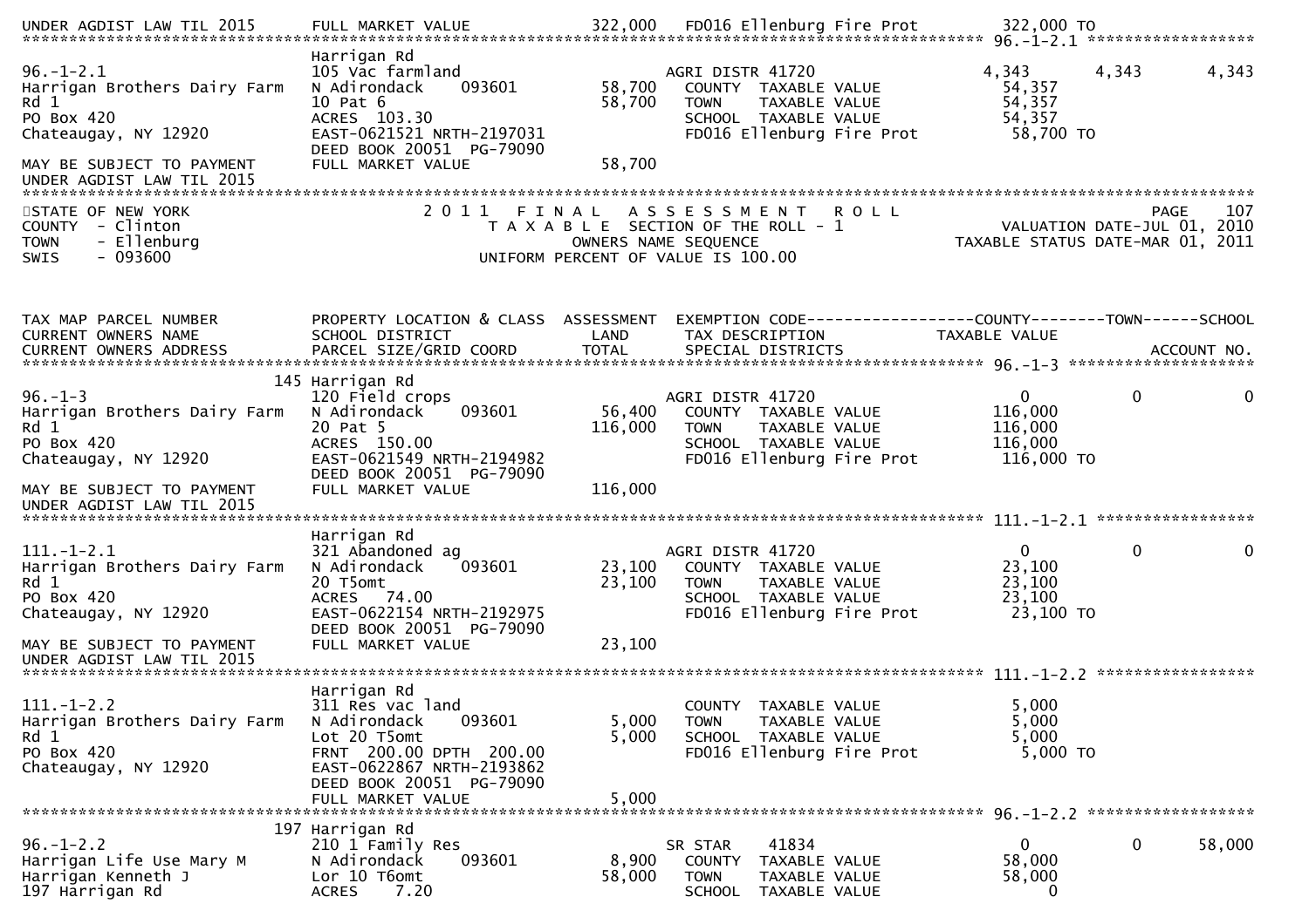```
UNDER AGDIST LAW TIL 2015      FULL MARKET VALUE            322,000   FD016 Ellenburg Fire Prot         322,000 TO
******************************************************************************************************* 96.-1-2.1 ******************
                               Harrigan Rd
96.-1-2.1                      105 Vac farmland                       AGRI DISTR 41720                  4,343      4,343      4,343
Harrigan Brothers Dairy Farm   N Adirondack      093601      58,700     COUNTY  TAXABLE VALUE            54,357
Rd 1                           10 Pat 6                      58,700     TOWN    TAXABLE VALUE            54,357
PO Box 420                     ACRES 103.30                             SCHOOL  TAXABLE VALUE            54,357
Chateaugay, NY 12920           EAST-0621521 NRTH-2197031                FD016 Ellenburg Fire Prot         58,700 TO
                               DEED BOOK 20051  PG-79090
MAY BE SUBJECT TO PAYMENT      FULL MARKET VALUE             58,700
UNDER AGDIST LAW TIL 2015
************************************************************************************************************************************
STATE OF NEW YORK                   2 0 1 1   F I N A L   A S S E S S M E N T   R O L L                              PAGE    107
COUNTY  - Clinton                      T A X A B L E  SECTION OF THE ROLL - 1                      VALUATION DATE-JUL 01, 2010
TOWN    - Ellenburg                           OWNERS NAME SEQUENCE                           TAXABLE STATUS DATE-MAR 01, 2011
SWIS    - 093600                       UNIFORM PERCENT OF VALUE IS 100.00


TAX MAP PARCEL NUMBER          PROPERTY LOCATION & CLASS  ASSESSMENT  EXEMPTION CODE------------------COUNTY--------TOWN------SCHOOL
CURRENT OWNERS NAME            SCHOOL DISTRICT               LAND      TAX DESCRIPTION              TAXABLE VALUE
CURRENT OWNERS ADDRESS         PARCEL SIZE/GRID COORD        TOTAL     SPECIAL DISTRICTS                                ACCOUNT NO.
******************************************************************************************************* 96.-1-3 ********************
                           145 Harrigan Rd
96.-1-3                        120 Field crops                        AGRI DISTR 41720                      0          0          0
Harrigan Brothers Dairy Farm   N Adirondack      093601      56,400     COUNTY  TAXABLE VALUE           116,000
Rd 1                           20 Pat 5                     116,000     TOWN    TAXABLE VALUE           116,000
PO Box 420                     ACRES 150.00                             SCHOOL  TAXABLE VALUE           116,000
Chateaugay, NY 12920           EAST-0621549 NRTH-2194982                FD016 Ellenburg Fire Prot        116,000 TO
                               DEED BOOK 20051  PG-79090
MAY BE SUBJECT TO PAYMENT      FULL MARKET VALUE            116,000
UNDER AGDIST LAW TIL 2015
******************************************************************************************************* 111.-1-2.1 *****************
                               Harrigan Rd
111.-1-2.1                     321 Abandoned ag                       AGRI DISTR 41720                      0          0          0
Harrigan Brothers Dairy Farm   N Adirondack      093601      23,100     COUNTY  TAXABLE VALUE            23,100
Rd 1                           20 T5omt                      23,100     TOWN    TAXABLE VALUE            23,100
PO Box 420                     ACRES  74.00                             SCHOOL  TAXABLE VALUE            23,100
Chateaugay, NY 12920           EAST-0622154 NRTH-2192975                FD016 Ellenburg Fire Prot         23,100 TO
                               DEED BOOK 20051  PG-79090
MAY BE SUBJECT TO PAYMENT      FULL MARKET VALUE             23,100
UNDER AGDIST LAW TIL 2015
******************************************************************************************************* 111.-1-2.2 *****************
                               Harrigan Rd
111.-1-2.2                     311 Res vac land                         COUNTY  TAXABLE VALUE             5,000
Harrigan Brothers Dairy Farm   N Adirondack      093601       5,000     TOWN    TAXABLE VALUE             5,000
Rd 1                           Lot 20 T5omt                   5,000     SCHOOL  TAXABLE VALUE             5,000
PO Box 420                     FRNT 200.00 DPTH 200.00                  FD016 Ellenburg Fire Prot          5,000 TO
Chateaugay, NY 12920           EAST-0622867 NRTH-2193862
                               DEED BOOK 20051  PG-79090
                               FULL MARKET VALUE              5,000
******************************************************************************************************* 96.-1-2.2 ******************
                           197 Harrigan Rd
96.-1-2.2                      210 1 Family Res                       SR STAR     41834                     0          0     58,000
Harrigan Life Use Mary M       N Adirondack      093601       8,900     COUNTY  TAXABLE VALUE            58,000
Harrigan Kenneth J             Lor 10 T6omt                  58,000     TOWN    TAXABLE VALUE            58,000
197 Harrigan Rd                ACRES    7.20                            SCHOOL  TAXABLE VALUE                 0
```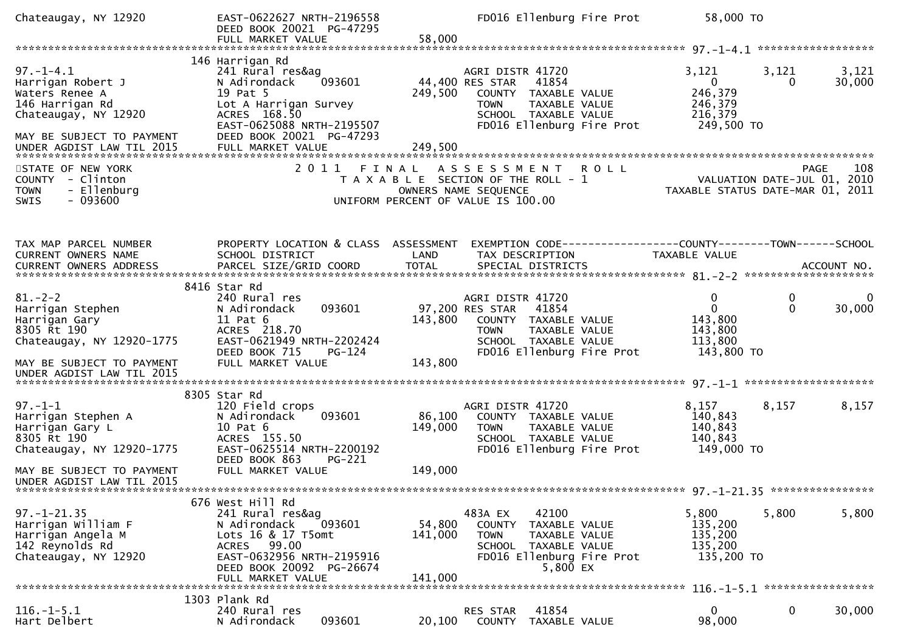```
Chateaugay, NY 12920           EAST-0622627 NRTH-2196558                 FD016 Ellenburg Fire Prot          58,000 TO
                               DEED BOOK 20021  PG-47295
                               FULL MARKET VALUE               58,000
******************************************************************************************************* 97.-1-4.1 *****************
                             146 Harrigan Rd
97.-1-4.1                      241 Rural res&ag                          AGRI DISTR 41720                   3,121       3,121       3,121
Harrigan Robert J              N Adirondack    093601        44,400 RES STAR   41854                        0           0      30,000
Waters Renee A                 19 Pat 5                     249,500   COUNTY  TAXABLE VALUE             246,379
146 Harrigan Rd                Lot A Harrigan Survey                  TOWN    TAXABLE VALUE             246,379
Chateaugay, NY 12920           ACRES  168.50                          SCHOOL  TAXABLE VALUE             216,379
                               EAST-0625088 NRTH-2195507              FD016 Ellenburg Fire Prot          249,500 TO
MAY BE SUBJECT TO PAYMENT      DEED BOOK 20021  PG-47293
UNDER AGDIST LAW TIL 2015      FULL MARKET VALUE              249,500
*************************************************************************************************************************************
STATE OF NEW YORK                      2 0 1 1   F I N A L   A S S E S S M E N T   R O L L                              PAGE    108
COUNTY  - Clinton                         T A X A B L E  SECTION OF THE ROLL - 1                          VALUATION DATE-JUL 01, 2010
TOWN    - Ellenburg                              OWNERS NAME SEQUENCE                                 TAXABLE STATUS DATE-MAR 01, 2011
SWIS    - 093600                            UNIFORM PERCENT OF VALUE IS 100.00


TAX MAP PARCEL NUMBER          PROPERTY LOCATION & CLASS  ASSESSMENT  EXEMPTION CODE------------------COUNTY--------TOWN------SCHOOL
CURRENT OWNERS NAME            SCHOOL DISTRICT               LAND      TAX DESCRIPTION                  TAXABLE VALUE
CURRENT OWNERS ADDRESS         PARCEL SIZE/GRID COORD        TOTAL     SPECIAL DISTRICTS                                    ACCOUNT NO.
******************************************************************************************************* 81.-2-2 *******************
                             8416 Star Rd
81.-2-2                        240 Rural res                             AGRI DISTR 41720                       0           0           0
Harrigan Stephen               N Adirondack    093601        97,200 RES STAR   41854                            0           0      30,000
Harrigan Gary                  11 Pat 6                     143,800   COUNTY  TAXABLE VALUE             143,800
8305 Rt 190                    ACRES  218.70                          TOWN    TAXABLE VALUE             143,800
Chateaugay, NY 12920-1775      EAST-0621949 NRTH-2202424              SCHOOL  TAXABLE VALUE             113,800
                               DEED BOOK 715     PG-124               FD016 Ellenburg Fire Prot          143,800 TO
MAY BE SUBJECT TO PAYMENT      FULL MARKET VALUE              143,800
UNDER AGDIST LAW TIL 2015
******************************************************************************************************* 97.-1-1 *******************
                             8305 Star Rd
97.-1-1                        120 Field crops                           AGRI DISTR 41720                   8,157       8,157       8,157
Harrigan Stephen A             N Adirondack    093601        86,100   COUNTY  TAXABLE VALUE             140,843
Harrigan Gary L                10 Pat 6                     149,000   TOWN    TAXABLE VALUE             140,843
8305 Rt 190                    ACRES  155.50                          SCHOOL  TAXABLE VALUE             140,843
Chateaugay, NY 12920-1775      EAST-0625514 NRTH-2200192              FD016 Ellenburg Fire Prot          149,000 TO
                               DEED BOOK 863     PG-221
MAY BE SUBJECT TO PAYMENT      FULL MARKET VALUE              149,000
UNDER AGDIST LAW TIL 2015
******************************************************************************************************* 97.-1-21.35 ***************
                             676 West Hill Rd
97.-1-21.35                    241 Rural res&ag                          483A EX    42100                   5,800       5,800       5,800
Harrigan William F             N Adirondack    093601        54,800   COUNTY  TAXABLE VALUE             135,200
Harrigan Angela M              Lots 16 & 17 T5omt           141,000   TOWN    TAXABLE VALUE             135,200
142 Reynolds Rd                ACRES   99.00                          SCHOOL  TAXABLE VALUE             135,200
Chateaugay, NY 12920           EAST-0632956 NRTH-2195916              FD016 Ellenburg Fire Prot          135,200 TO
                               DEED BOOK 20092  PG-26674                              5,800 EX
                               FULL MARKET VALUE              141,000
******************************************************************************************************* 116.-1-5.1 ****************
                             1303 Plank Rd
116.-1-5.1                     240 Rural res                             RES STAR   41854                       0           0      30,000
Hart Delbert                   N Adirondack    093601        20,100   COUNTY  TAXABLE VALUE              98,000
```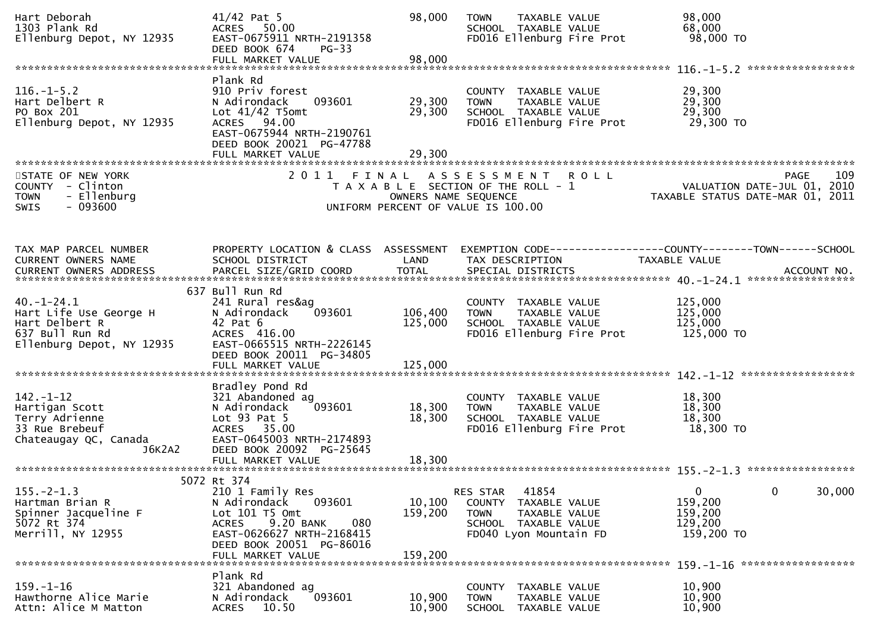| | | | | |
|---|---|---|---|---|
| Hart Deborah<br>1303 Plank Rd<br>Ellenburg Depot, NY 12935 | 41/42 Pat 5<br>ACRES 50.00<br>EAST-0675911 NRTH-2191358<br>DEED BOOK 674 PG-33<br>FULL MARKET VALUE | 98,000<br><br><br><br>98,000 | TOWN TAXABLE VALUE<br>SCHOOL TAXABLE VALUE<br>FD016 Ellenburg Fire Prot | 98,000<br>68,000<br>98,000 TO |

******************************************************************************************** 116.-1-5.2 *****************

| | | | | |
|---|---|---|---|---|
| 116.-1-5.2<br>Hart Delbert R<br>PO Box 201<br>Ellenburg Depot, NY 12935 | Plank Rd<br>910 Priv forest<br>N Adirondack 093601<br>Lot 41/42 T5omt<br>ACRES 94.00<br>EAST-0675944 NRTH-2190761<br>DEED BOOK 20021 PG-47788<br>FULL MARKET VALUE | <br><br>29,300<br>29,300<br><br><br><br>29,300 | <br>COUNTY TAXABLE VALUE<br>TOWN TAXABLE VALUE<br>SCHOOL TAXABLE VALUE<br>FD016 Ellenburg Fire Prot | <br>29,300<br>29,300<br>29,300<br>29,300 TO |

STATE OF NEW YORK
COUNTY - Clinton
TOWN - Ellenburg
SWIS - 093600

2 0 1 1 F I N A L A S S E S S M E N T R O L L
T A X A B L E SECTION OF THE ROLL - 1
OWNERS NAME SEQUENCE
UNIFORM PERCENT OF VALUE IS 100.00

PAGE 109
VALUATION DATE-JUL 01, 2010
TAXABLE STATUS DATE-MAR 01, 2011

| TAX MAP PARCEL NUMBER<br>CURRENT OWNERS NAME<br>CURRENT OWNERS ADDRESS | PROPERTY LOCATION & CLASS<br>SCHOOL DISTRICT<br>PARCEL SIZE/GRID COORD | ASSESSMENT<br>LAND<br>TOTAL | EXEMPTION CODE------------------COUNTY--------TOWN------SCHOOL<br>TAX DESCRIPTION<br>SPECIAL DISTRICTS | TAXABLE VALUE<br><br>ACCOUNT NO. |
|---|---|---|---|---|
| | | | | ******** 40.-1-24.1 ***************** |
| 40.-1-24.1<br>Hart Life Use George H<br>Hart Delbert R<br>637 Bull Run Rd<br>Ellenburg Depot, NY 12935 | 637 Bull Run Rd<br>241 Rural res&ag<br>N Adirondack 093601<br>42 Pat 6<br>ACRES 416.00<br>EAST-0665515 NRTH-2226145<br>DEED BOOK 20011 PG-34805<br>FULL MARKET VALUE | <br><br>106,400<br>125,000<br><br><br><br>125,000 | <br>COUNTY TAXABLE VALUE<br>TOWN TAXABLE VALUE<br>SCHOOL TAXABLE VALUE<br>FD016 Ellenburg Fire Prot | <br>125,000<br>125,000<br>125,000<br>125,000 TO |
| | | | | ******** 142.-1-12 ***************** |
| 142.-1-12<br>Hartigan Scott<br>Terry Adrienne<br>33 Rue Brebeuf<br>Chateaugay QC, Canada<br>J6K2A2 | Bradley Pond Rd<br>321 Abandoned ag<br>N Adirondack 093601<br>Lot 93 Pat 5<br>ACRES 35.00<br>EAST-0645003 NRTH-2174893<br>DEED BOOK 20092 PG-25645<br>FULL MARKET VALUE | <br><br>18,300<br>18,300<br><br><br><br>18,300 | <br>COUNTY TAXABLE VALUE<br>TOWN TAXABLE VALUE<br>SCHOOL TAXABLE VALUE<br>FD016 Ellenburg Fire Prot | <br>18,300<br>18,300<br>18,300<br>18,300 TO |
| | | | | ******** 155.-2-1.3 ***************** |
| 155.-2-1.3<br>Hartman Brian R<br>Spinner Jacqueline F<br>5072 Rt 374<br>Merrill, NY 12955 | 5072 Rt 374<br>210 1 Family Res<br>N Adirondack 093601<br>Lot 101 T5 Omt<br>ACRES 9.20 BANK 080<br>EAST-0626627 NRTH-2168415<br>DEED BOOK 20051 PG-86016<br>FULL MARKET VALUE | <br><br>10,100<br>159,200<br><br><br><br>159,200 | <br>RES STAR 41854<br>COUNTY TAXABLE VALUE<br>TOWN TAXABLE VALUE<br>SCHOOL TAXABLE VALUE<br>FD040 Lyon Mountain FD | <br>0 0 30,000<br>159,200<br>159,200<br>129,200<br>159,200 TO |
| | | | | ******** 159.-1-16 ***************** |
| 159.-1-16<br>Hawthorne Alice Marie<br>Attn: Alice M Matton | Plank Rd<br>321 Abandoned ag<br>N Adirondack 093601<br>ACRES 10.50 | <br><br>10,900<br>10,900 | <br>COUNTY TAXABLE VALUE<br>TOWN TAXABLE VALUE<br>SCHOOL TAXABLE VALUE | <br>10,900<br>10,900<br>10,900 |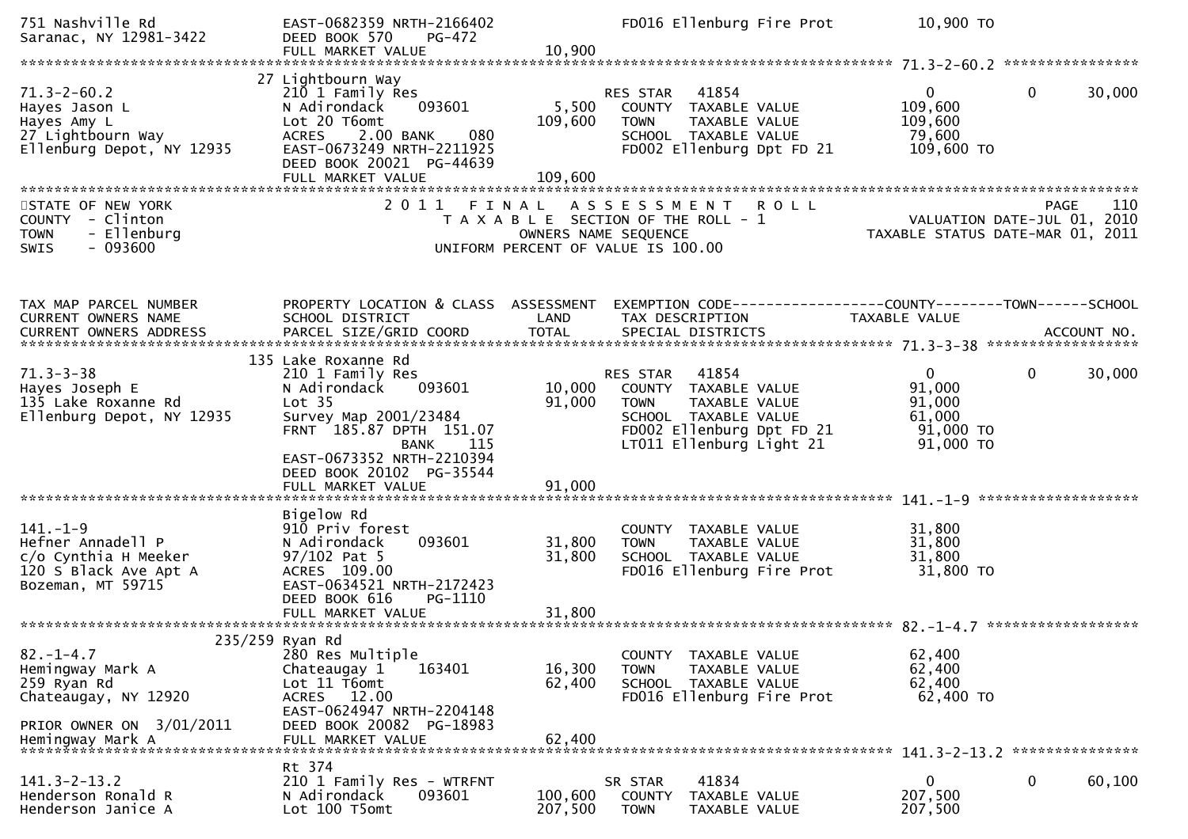```
751 Nashville Rd                     EAST-0682359 NRTH-2166402                  FD016 Ellenburg Fire Prot          10,900 TO
Saranac, NY 12981-3422               DEED BOOK 570     PG-472
                                     FULL MARKET VALUE               10,900
******************************************************************************************************* 71.3-2-60.2 ****************
                                   27 Lightbourn Way
71.3-2-60.2                          210 1 Family Res                          RES STAR    41854                0            0       30,000
Hayes Jason L                        N Adirondack     093601          5,500      COUNTY  TAXABLE VALUE          109,600
Hayes Amy L                          Lot 20 T6omt                   109,600      TOWN    TAXABLE VALUE          109,600
27 Lightbourn Way                    ACRES     2.00 BANK     080                 SCHOOL  TAXABLE VALUE           79,600
Ellenburg Depot, NY 12935            EAST-0673249 NRTH-2211925                  FD002 Ellenburg Dpt FD 21         109,600 TO
                                     DEED BOOK 20021  PG-44639
                                     FULL MARKET VALUE              109,600
************************************************************************************************************************************
STATE OF NEW YORK                         2 0 1 1   F I N A L   A S S E S S M E N T   R O L L                           PAGE    110
COUNTY  - Clinton                              T A X A B L E  SECTION OF THE ROLL - 1                    VALUATION DATE-JUL 01, 2010
TOWN    - Ellenburg                                 OWNERS NAME SEQUENCE                            TAXABLE STATUS DATE-MAR 01, 2011
SWIS    - 093600                               UNIFORM PERCENT OF VALUE IS 100.00


TAX MAP PARCEL NUMBER                PROPERTY LOCATION & CLASS  ASSESSMENT  EXEMPTION CODE------------------COUNTY--------TOWN------SCHOOL
CURRENT OWNERS NAME                  SCHOOL DISTRICT               LAND      TAX DESCRIPTION              TAXABLE VALUE
CURRENT OWNERS ADDRESS               PARCEL SIZE/GRID COORD        TOTAL     SPECIAL DISTRICTS                                   ACCOUNT NO.
******************************************************************************************************* 71.3-3-38 ******************
                                   135 Lake Roxanne Rd
71.3-3-38                            210 1 Family Res                          RES STAR    41854                0            0       30,000
Hayes Joseph E                       N Adirondack     093601         10,000      COUNTY  TAXABLE VALUE           91,000
135 Lake Roxanne Rd                  Lot 35                          91,000      TOWN    TAXABLE VALUE           91,000
Ellenburg Depot, NY 12935            Survey Map 2001/23484                       SCHOOL  TAXABLE VALUE           61,000
                                     FRNT  185.87 DPTH  151.07                   FD002 Ellenburg Dpt FD 21          91,000 TO
                                                 BANK     115                    LT011 Ellenburg Light 21           91,000 TO
                                     EAST-0673352 NRTH-2210394
                                     DEED BOOK 20102  PG-35544
                                     FULL MARKET VALUE               91,000
******************************************************************************************************* 141.-1-9 *******************
                                     Bigelow Rd
141.-1-9                             910 Priv forest                             COUNTY  TAXABLE VALUE           31,800
Hefner Annadell P                    N Adirondack     093601         31,800      TOWN    TAXABLE VALUE           31,800
c/o Cynthia H Meeker                 97/102 Pat 5                    31,800      SCHOOL  TAXABLE VALUE           31,800
120 S Black Ave Apt A                ACRES  109.00                               FD016 Ellenburg Fire Prot          31,800 TO
Bozeman, MT 59715                    EAST-0634521 NRTH-2172423
                                     DEED BOOK 616     PG-1110
                                     FULL MARKET VALUE               31,800
******************************************************************************************************* 82.-1-4.7 ******************
                               235/259 Ryan Rd
82.-1-4.7                            280 Res Multiple                            COUNTY  TAXABLE VALUE           62,400
Hemingway Mark A                     Chateaugay 1     163401         16,300      TOWN    TAXABLE VALUE           62,400
259 Ryan Rd                          Lot 11 T6omt                    62,400      SCHOOL  TAXABLE VALUE           62,400
Chateaugay, NY 12920                 ACRES    12.00                              FD016 Ellenburg Fire Prot          62,400 TO
                                     EAST-0624947 NRTH-2204148
PRIOR OWNER ON  3/01/2011            DEED BOOK 20082  PG-18983
Hemingway Mark A                     FULL MARKET VALUE               62,400
******************************************************************************************************* 141.3-2-13.2 ***************
                                     Rt 374
141.3-2-13.2                         210 1 Family Res - WTRFNT                   SR STAR     41834                0            0       60,100
Henderson Ronald R                   N Adirondack     093601        100,600      COUNTY  TAXABLE VALUE          207,500
Henderson Janice A                   Lot 100 T5omt                  207,500      TOWN    TAXABLE VALUE          207,500
```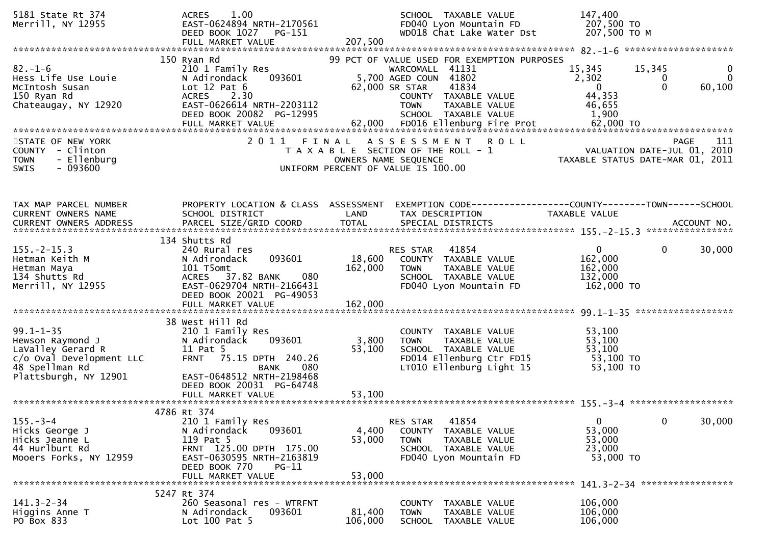```
5181 State Rt 374              ACRES    1.00                                  SCHOOL  TAXABLE VALUE           147,400
Merrill, NY 12955              EAST-0624894 NRTH-2170561                      FD040 Lyon Mountain FD           207,500 TO
                               DEED BOOK 1027   PG-151                        WD018 Chat Lake Water Dst        207,500 TO M
                               FULL MARKET VALUE                 207,500
******************************************************************************************************* 82.-1-6 ********************
                            150 Ryan Rd                          99 PCT OF VALUE USED FOR EXEMPTION PURPOSES
82.-1-6                        210 1 Family Res                       WARCOMALL  41131            15,345      15,345            0
Hess Life Use Louie            N Adirondack      093601         5,700 AGED COUN  41802             2,302           0            0
McIntosh Susan                 Lot 12 Pat 6                    62,000 SR STAR    41834                 0           0       60,100
150 Ryan Rd                    ACRES    2.30                          COUNTY  TAXABLE VALUE            44,353
Chateaugay, NY 12920           EAST-0626614 NRTH-2203112              TOWN    TAXABLE VALUE            46,655
                               DEED BOOK 20082  PG-12995              SCHOOL  TAXABLE VALUE             1,900
                               FULL MARKET VALUE                62,000  FD016 Ellenburg Fire Prot      62,000 TO
************************************************************************************************************************************
STATE OF NEW YORK                  2 0 1 1   F I N A L   A S S E S S M E N T   R O L L                                   PAGE   111
COUNTY  - Clinton                        T A X A B L E  SECTION OF THE ROLL - 1                          VALUATION DATE-JUL 01, 2010
TOWN    - Ellenburg                             OWNERS NAME SEQUENCE                                 TAXABLE STATUS DATE-MAR 01, 2011
SWIS    - 093600                        UNIFORM PERCENT OF VALUE IS 100.00



TAX MAP PARCEL NUMBER          PROPERTY LOCATION & CLASS  ASSESSMENT  EXEMPTION CODE------------------COUNTY--------TOWN------SCHOOL
CURRENT OWNERS NAME            SCHOOL DISTRICT               LAND      TAX DESCRIPTION            TAXABLE VALUE
CURRENT OWNERS ADDRESS         PARCEL SIZE/GRID COORD        TOTAL     SPECIAL DISTRICTS                                   ACCOUNT NO.
******************************************************************************************************* 155.-2-15.3 ****************
                            134 Shutts Rd
155.-2-15.3                    240 Rural res                          RES STAR   41854                 0           0       30,000
Hetman Keith M                 N Adirondack      093601        18,600    COUNTY  TAXABLE VALUE        162,000
Hetman Maya                    101 T5omt                      162,000    TOWN    TAXABLE VALUE        162,000
134 Shutts Rd                  ACRES   37.82 BANK     080                SCHOOL  TAXABLE VALUE        132,000
Merrill, NY 12955              EAST-0629704 NRTH-2166431                 FD040 Lyon Mountain FD        162,000 TO
                               DEED BOOK 20021  PG-49053
                               FULL MARKET VALUE                162,000
******************************************************************************************************* 99.1-1-35 ******************
                            38 West Hill Rd
99.1-1-35                      210 1 Family Res                          COUNTY  TAXABLE VALUE         53,100
Hewson Raymond J               N Adirondack      093601         3,800    TOWN    TAXABLE VALUE         53,100
LaValley Gerard R              11 Pat 5                        53,100    SCHOOL  TAXABLE VALUE         53,100
c/o Oval Development LLC       FRNT   75.15 DPTH  240.26                 FD014 Ellenburg Ctr FD15       53,100 TO
48 Spellman Rd                               BANK     080                LT010 Ellenburg Light 15       53,100 TO
Plattsburgh, NY 12901          EAST-0648512 NRTH-2198468
                               DEED BOOK 20031  PG-64748
                               FULL MARKET VALUE                 53,100
******************************************************************************************************* 155.-3-4 *******************
                            4786 Rt 374
155.-3-4                       210 1 Family Res                       RES STAR   41854                 0           0       30,000
Hicks George J                 N Adirondack      093601         4,400    COUNTY  TAXABLE VALUE         53,000
Hicks Jeanne L                 119 Pat 5                       53,000    TOWN    TAXABLE VALUE         53,000
44 Hurlburt Rd                 FRNT  125.00 DPTH  175.00                 SCHOOL  TAXABLE VALUE         23,000
Mooers Forks, NY 12959         EAST-0630595 NRTH-2163819                 FD040 Lyon Mountain FD         53,000 TO
                               DEED BOOK 770    PG-11
                               FULL MARKET VALUE                 53,000
******************************************************************************************************* 141.3-2-34 *****************
                            5247 Rt 374
141.3-2-34                     260 Seasonal res - WTRFNT                 COUNTY  TAXABLE VALUE        106,000
Higgins Anne T                 N Adirondack      093601        81,400    TOWN    TAXABLE VALUE        106,000
PO Box 833                     Lot 100 Pat 5                  106,000    SCHOOL  TAXABLE VALUE        106,000
```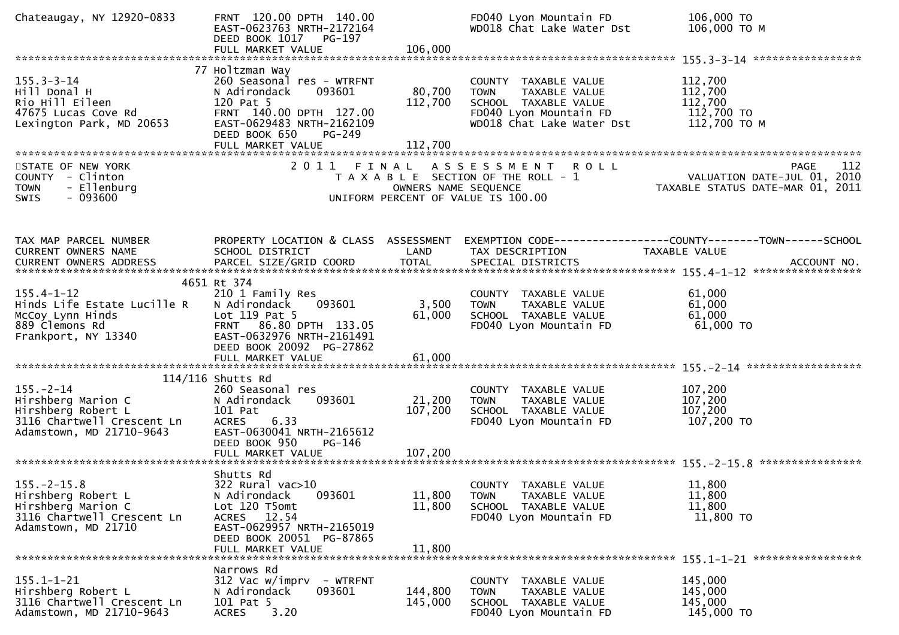```
Chateaugay, NY 12920-0833      FRNT 120.00 DPTH 140.00                       FD040 Lyon Mountain FD            106,000 TO
                               EAST-0623763 NRTH-2172164                     WD018 Chat Lake Water Dst         106,000 TO M
                               DEED BOOK 1017   PG-197
                               FULL MARKET VALUE              106,000
******************************************************************************************************* 155.3-3-14 *****************
                           77 Holtzman Way
155.3-3-14                     260 Seasonal res - WTRFNT                      COUNTY  TAXABLE VALUE            112,700
Hill Donal H                   N Adirondack     093601         80,700         TOWN    TAXABLE VALUE            112,700
Rio Hill Eileen                120 Pat 5                      112,700         SCHOOL  TAXABLE VALUE            112,700
47675 Lucas Cove Rd            FRNT 140.00 DPTH 127.00                        FD040 Lyon Mountain FD            112,700 TO
Lexington Park, MD 20653       EAST-0629483 NRTH-2162109                      WD018 Chat Lake Water Dst         112,700 TO M
                               DEED BOOK 650    PG-249
                               FULL MARKET VALUE              112,700
************************************************************************************************************************************
STATE OF NEW YORK                        2 0 1 1   F I N A L   A S S E S S M E N T   R O L L                              PAGE    112
COUNTY  - Clinton                              T A X A B L E  SECTION OF THE ROLL - 1                       VALUATION DATE-JUL 01, 2010
TOWN    - Ellenburg                                 OWNERS NAME SEQUENCE                               TAXABLE STATUS DATE-MAR 01, 2011
SWIS    - 093600                              UNIFORM PERCENT OF VALUE IS 100.00


TAX MAP PARCEL NUMBER          PROPERTY LOCATION & CLASS  ASSESSMENT  EXEMPTION CODE------------------COUNTY--------TOWN------SCHOOL
CURRENT OWNERS NAME            SCHOOL DISTRICT               LAND      TAX DESCRIPTION            TAXABLE VALUE
CURRENT OWNERS ADDRESS         PARCEL SIZE/GRID COORD        TOTAL     SPECIAL DISTRICTS                                ACCOUNT NO.
******************************************************************************************************* 155.4-1-12 *****************
                         4651 Rt 374
155.4-1-12                     210 1 Family Res                              COUNTY  TAXABLE VALUE             61,000
Hinds Life Estate Lucille R    N Adirondack     093601          3,500        TOWN    TAXABLE VALUE             61,000
McCoy Lynn Hinds               Lot 119 Pat 5                   61,000        SCHOOL  TAXABLE VALUE             61,000
889 Clemons Rd                 FRNT  86.80 DPTH 133.05                       FD040 Lyon Mountain FD             61,000 TO
Frankport, NY 13340            EAST-0632976 NRTH-2161491
                               DEED BOOK 20092  PG-27862
                               FULL MARKET VALUE               61,000
******************************************************************************************************* 155.-2-14 ******************
                      114/116 Shutts Rd
155.-2-14                      260 Seasonal res                              COUNTY  TAXABLE VALUE            107,200
Hirshberg Marion C             N Adirondack     093601         21,200        TOWN    TAXABLE VALUE            107,200
Hirshberg Robert L             101 Pat                        107,200        SCHOOL  TAXABLE VALUE            107,200
3116 Chartwell Crescent Ln     ACRES    6.33                                 FD040 Lyon Mountain FD            107,200 TO
Adamstown, MD 21710-9643       EAST-0630041 NRTH-2165612
                               DEED BOOK 950    PG-146
                               FULL MARKET VALUE              107,200
******************************************************************************************************* 155.-2-15.8 ****************
                               Shutts Rd
155.-2-15.8                    322 Rural vac>10                              COUNTY  TAXABLE VALUE             11,800
Hirshberg Robert L             N Adirondack     093601         11,800        TOWN    TAXABLE VALUE             11,800
Hirshberg Marion C             Lot 120 T5omt                   11,800        SCHOOL  TAXABLE VALUE             11,800
3116 Chartwell Crescent Ln     ACRES   12.54                                 FD040 Lyon Mountain FD             11,800 TO
Adamstown, MD 21710            EAST-0629957 NRTH-2165019
                               DEED BOOK 20051  PG-87865
                               FULL MARKET VALUE               11,800
******************************************************************************************************* 155.1-1-21 *****************
                               Narrows Rd
155.1-1-21                     312 Vac w/imprv  - WTRFNT                     COUNTY  TAXABLE VALUE            145,000
Hirshberg Robert L             N Adirondack     093601        144,800        TOWN    TAXABLE VALUE            145,000
3116 Chartwell Crescent Ln     101 Pat 5                      145,000        SCHOOL  TAXABLE VALUE            145,000
Adamstown, MD 21710-9643       ACRES    3.20                                 FD040 Lyon Mountain FD            145,000 TO
```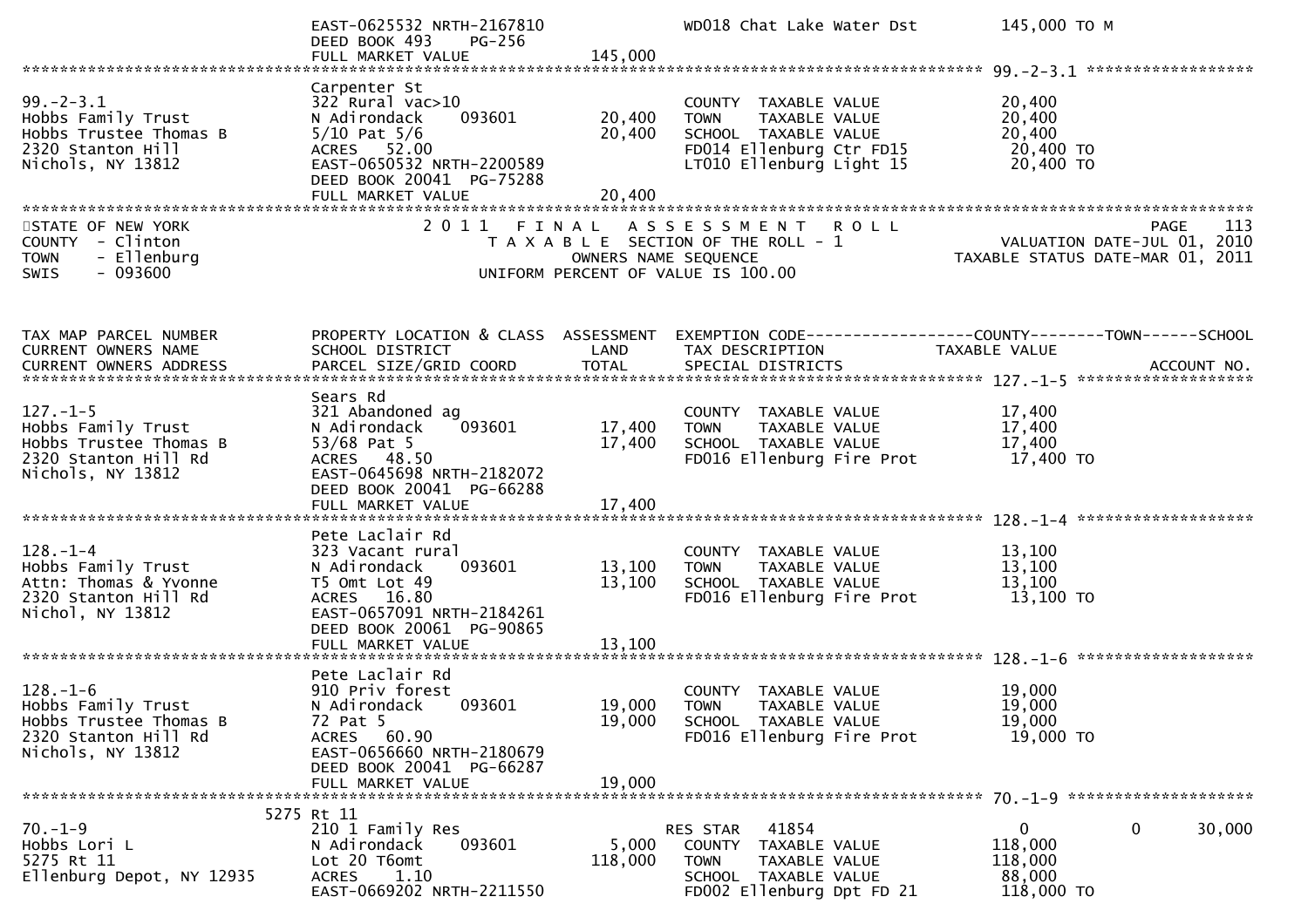```
                                   EAST-0625532 NRTH-2167810               WD018 Chat Lake Water Dst          145,000 TO M
                                   DEED BOOK 493      PG-256
                                   FULL MARKET VALUE              145,000
******************************************************************************************************* 99.-2-3.1 *****************
                                   Carpenter St
99.-2-3.1                          322 Rural vac>10                        COUNTY  TAXABLE VALUE              20,400
Hobbs Family Trust                 N Adirondack      093601        20,400  TOWN    TAXABLE VALUE              20,400
Hobbs Trustee Thomas B             5/10 Pat 5/6                    20,400  SCHOOL  TAXABLE VALUE              20,400
2320 Stanton Hill                  ACRES    52.00                          FD014 Ellenburg Ctr FD15            20,400 TO
Nichols, NY 13812                  EAST-0650532 NRTH-2200589               LT010 Ellenburg Light 15            20,400 TO
                                   DEED BOOK 20041  PG-75288
                                   FULL MARKET VALUE               20,400
************************************************************************************************************************************
STATE OF NEW YORK                        2 0 1 1   F I N A L   A S S E S S M E N T   R O L L                            PAGE    113
COUNTY  - Clinton                           T A X A B L E  SECTION OF THE ROLL - 1                       VALUATION DATE-JUL 01, 2010
TOWN    - Ellenburg                                 OWNERS NAME SEQUENCE                          TAXABLE STATUS DATE-MAR 01, 2011
SWIS    - 093600                            UNIFORM PERCENT OF VALUE IS 100.00



TAX MAP PARCEL NUMBER              PROPERTY LOCATION & CLASS  ASSESSMENT  EXEMPTION CODE------------------COUNTY--------TOWN------SCHOOL
CURRENT OWNERS NAME                SCHOOL DISTRICT               LAND      TAX DESCRIPTION             TAXABLE VALUE
CURRENT OWNERS ADDRESS             PARCEL SIZE/GRID COORD        TOTAL     SPECIAL DISTRICTS                                ACCOUNT NO.
******************************************************************************************************* 127.-1-5 *******************
                                   Sears Rd
127.-1-5                           321 Abandoned ag                        COUNTY  TAXABLE VALUE              17,400
Hobbs Family Trust                 N Adirondack      093601        17,400  TOWN    TAXABLE VALUE              17,400
Hobbs Trustee Thomas B             53/68 Pat 5                     17,400  SCHOOL  TAXABLE VALUE              17,400
2320 Stanton Hill Rd               ACRES    48.50                          FD016 Ellenburg Fire Prot           17,400 TO
Nichols, NY 13812                  EAST-0645698 NRTH-2182072
                                   DEED BOOK 20041  PG-66288
                                   FULL MARKET VALUE               17,400
******************************************************************************************************* 128.-1-4 *******************
                                   Pete Laclair Rd
128.-1-4                           323 Vacant rural                        COUNTY  TAXABLE VALUE              13,100
Hobbs Family Trust                 N Adirondack      093601        13,100  TOWN    TAXABLE VALUE              13,100
Attn: Thomas & Yvonne              T5 Omt Lot 49                   13,100  SCHOOL  TAXABLE VALUE              13,100
2320 Stanton Hill Rd               ACRES    16.80                          FD016 Ellenburg Fire Prot           13,100 TO
Nichol, NY 13812                   EAST-0657091 NRTH-2184261
                                   DEED BOOK 20061  PG-90865
                                   FULL MARKET VALUE               13,100
******************************************************************************************************* 128.-1-6 *******************
                                   Pete Laclair Rd
128.-1-6                           910 Priv forest                         COUNTY  TAXABLE VALUE              19,000
Hobbs Family Trust                 N Adirondack      093601        19,000  TOWN    TAXABLE VALUE              19,000
Hobbs Trustee Thomas B             72 Pat 5                        19,000  SCHOOL  TAXABLE VALUE              19,000
2320 Stanton Hill Rd               ACRES    60.90                          FD016 Ellenburg Fire Prot           19,000 TO
Nichols, NY 13812                  EAST-0656660 NRTH-2180679
                                   DEED BOOK 20041  PG-66287
                                   FULL MARKET VALUE               19,000
******************************************************************************************************* 70.-1-9 ********************
                         5275 Rt 11
70.-1-9                            210 1 Family Res                        RES STAR   41854                   0             0      30,000
Hobbs Lori L                       N Adirondack      093601         5,000   COUNTY  TAXABLE VALUE            118,000
5275 Rt 11                         Lot 20 T6omt                   118,000   TOWN    TAXABLE VALUE            118,000
Ellenburg Depot, NY 12935          ACRES     1.10                           SCHOOL  TAXABLE VALUE             88,000
                                   EAST-0669202 NRTH-2211550                FD002 Ellenburg Dpt FD 21         118,000 TO
```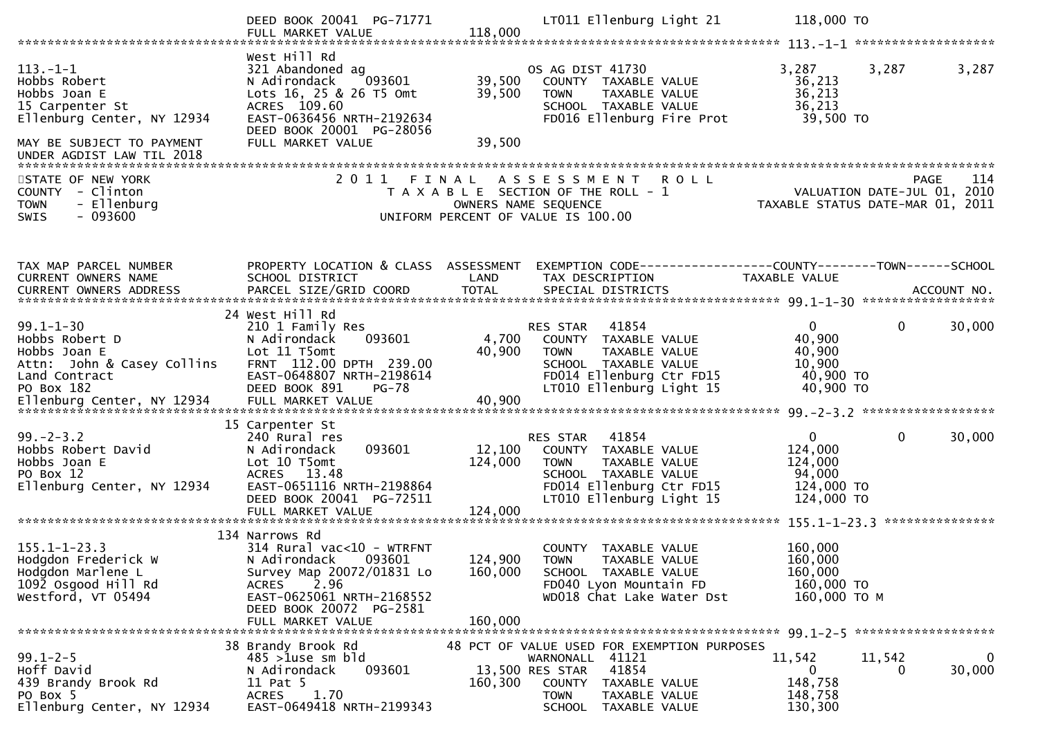```
                               DEED BOOK 20041  PG-71771              LT011 Ellenburg Light 21           118,000 TO
                               FULL MARKET VALUE             118,000
******************************************************************************************************* 113.-1-1 *******************
                               West Hill Rd
113.-1-1                       321 Abandoned ag                         OS AG DIST 41730                   3,287       3,287       3,287
Hobbs Robert                   N Adirondack     093601        39,500    COUNTY  TAXABLE VALUE             36,213
Hobbs Joan E                   Lots 16, 25 & 26 T5 Omt        39,500    TOWN    TAXABLE VALUE             36,213
15 Carpenter St                ACRES  109.60                             SCHOOL  TAXABLE VALUE             36,213
Ellenburg Center, NY 12934     EAST-0636456 NRTH-2192634                FD016 Ellenburg Fire Prot          39,500 TO
                               DEED BOOK 20001  PG-28056
MAY BE SUBJECT TO PAYMENT      FULL MARKET VALUE              39,500
UNDER AGDIST LAW TIL 2018
************************************************************************************************************************************
STATE OF NEW YORK                   2 0 1 1   F I N A L   A S S E S S M E N T   R O L L                                  PAGE    114
COUNTY  - Clinton                      T A X A B L E  SECTION OF THE ROLL - 1                      VALUATION DATE-JUL 01, 2010
TOWN    - Ellenburg                           OWNERS NAME SEQUENCE                              TAXABLE STATUS DATE-MAR 01, 2011
SWIS    - 093600                        UNIFORM PERCENT OF VALUE IS 100.00



TAX MAP PARCEL NUMBER          PROPERTY LOCATION & CLASS  ASSESSMENT  EXEMPTION CODE------------------COUNTY--------TOWN------SCHOOL
CURRENT OWNERS NAME            SCHOOL DISTRICT               LAND      TAX DESCRIPTION            TAXABLE VALUE
CURRENT OWNERS ADDRESS         PARCEL SIZE/GRID COORD        TOTAL     SPECIAL DISTRICTS                                   ACCOUNT NO.
******************************************************************************************************* 99.1-1-30 ******************
                               24 West Hill Rd
99.1-1-30                      210 1 Family Res                         RES STAR   41854                      0           0       30,000
Hobbs Robert D                 N Adirondack     093601         4,700    COUNTY  TAXABLE VALUE             40,900
Hobbs Joan E                   Lot 11 T5omt                   40,900    TOWN    TAXABLE VALUE             40,900
Attn:  John & Casey Collins    FRNT  112.00 DPTH  239.00                SCHOOL  TAXABLE VALUE             10,900
Land Contract                  EAST-0648807 NRTH-2198614                FD014 Ellenburg Ctr FD15           40,900 TO
PO Box 182                     DEED BOOK 891     PG-78                  LT010 Ellenburg Light 15           40,900 TO
Ellenburg Center, NY 12934     FULL MARKET VALUE              40,900
******************************************************************************************************* 99.-2-3.2 ******************
                               15 Carpenter St
99.-2-3.2                      240 Rural res                            RES STAR   41854                      0           0       30,000
Hobbs Robert David             N Adirondack     093601        12,100    COUNTY  TAXABLE VALUE            124,000
Hobbs Joan E                   Lot 10 T5omt                  124,000    TOWN    TAXABLE VALUE            124,000
PO Box 12                      ACRES   13.48                            SCHOOL  TAXABLE VALUE             94,000
Ellenburg Center, NY 12934     EAST-0651116 NRTH-2198864                FD014 Ellenburg Ctr FD15          124,000 TO
                               DEED BOOK 20041  PG-72511                LT010 Ellenburg Light 15          124,000 TO
                               FULL MARKET VALUE             124,000
******************************************************************************************************* 155.1-1-23.3 ***************
                               134 Narrows Rd
155.1-1-23.3                   314 Rural vac<10 - WTRFNT                COUNTY  TAXABLE VALUE            160,000
Hodgdon Frederick W            N Adirondack     093601       124,900    TOWN    TAXABLE VALUE            160,000
Hodgdon Marlene L              Survey Map 20072/01831 Lo     160,000    SCHOOL  TAXABLE VALUE            160,000
1092 Osgood Hill Rd            ACRES    2.96                            FD040 Lyon Mountain FD            160,000 TO
Westford, VT 05494             EAST-0625061 NRTH-2168552                WD018 Chat Lake Water Dst         160,000 TO M
                               DEED BOOK 20072  PG-2581
                               FULL MARKET VALUE             160,000
******************************************************************************************************* 99.1-2-5 *******************
                               38 Brandy Brook Rd              48 PCT OF VALUE USED FOR EXEMPTION PURPOSES
99.1-2-5                       485 >1use sm bld                         WARNONALL  41121                 11,542      11,542            0
Hoff David                     N Adirondack     093601        13,500 RES STAR   41854                      0           0       30,000
439 Brandy Brook Rd            11 Pat 5                      160,300    COUNTY  TAXABLE VALUE            148,758
PO Box 5                       ACRES    1.70                            TOWN    TAXABLE VALUE            148,758
Ellenburg Center, NY 12934     EAST-0649418 NRTH-2199343                SCHOOL  TAXABLE VALUE            130,300
```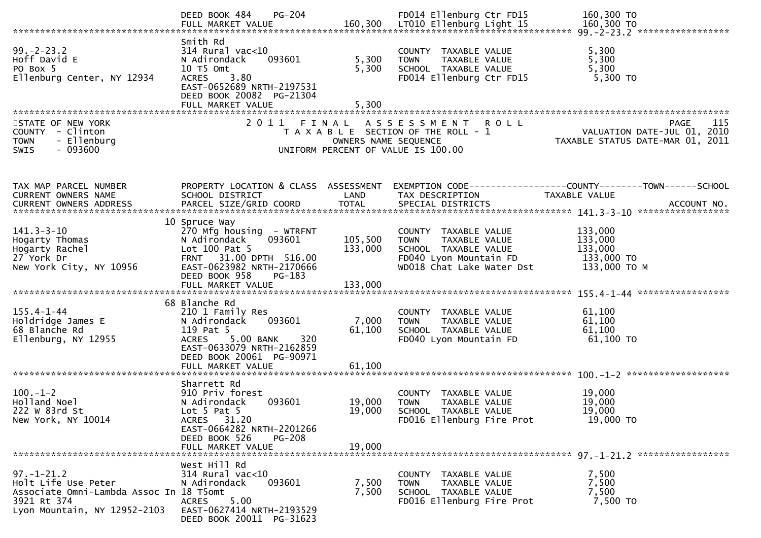```
                              DEED BOOK 484    PG-204                     FD014 Ellenburg Ctr FD15          160,300 TO
                              FULL MARKET VALUE              160,300   LT010 Ellenburg Light 15          160,300 TO
******************************************************************************************************* 99.-2-23.2 *****************
                              Smith Rd
99.-2-23.2                    314 Rural vac<10                         COUNTY  TAXABLE VALUE              5,300
Hoff David E                  N Adirondack    093601         5,300     TOWN    TAXABLE VALUE              5,300
PO Box 5                      10 T5 Omt                      5,300     SCHOOL  TAXABLE VALUE              5,300
Ellenburg Center, NY 12934    ACRES    3.80                            FD014 Ellenburg Ctr FD15            5,300 TO
                              EAST-0652689 NRTH-2197531
                              DEED BOOK 20082  PG-21304
                              FULL MARKET VALUE                5,300
************************************************************************************************************************************
STATE OF NEW YORK                 2 0 1 1   F I N A L   A S S E S S M E N T   R O L L                                   PAGE   115
COUNTY  - Clinton                      T A X A B L E  SECTION OF THE ROLL - 1                           VALUATION DATE-JUL 01, 2010
TOWN    - Ellenburg                              OWNERS NAME SEQUENCE                                  TAXABLE STATUS DATE-MAR 01, 2011
SWIS    - 093600                          UNIFORM PERCENT OF VALUE IS 100.00



TAX MAP PARCEL NUMBER          PROPERTY LOCATION & CLASS  ASSESSMENT  EXEMPTION CODE------------------COUNTY--------TOWN------SCHOOL
CURRENT OWNERS NAME            SCHOOL DISTRICT               LAND      TAX DESCRIPTION            TAXABLE VALUE
CURRENT OWNERS ADDRESS         PARCEL SIZE/GRID COORD        TOTAL     SPECIAL DISTRICTS                                  ACCOUNT NO.
******************************************************************************************************* 141.3-3-10 *****************
                            10 Spruce Way
141.3-3-10                    270 Mfg housing  - WTRFNT                COUNTY  TAXABLE VALUE            133,000
Hogarty Thomas                N Adirondack    093601       105,500     TOWN    TAXABLE VALUE            133,000
Hogarty Rachel                Lot 100 Pat 5                133,000     SCHOOL  TAXABLE VALUE            133,000
27 York Dr                    FRNT   31.00 DPTH  516.00                FD040 Lyon Mountain FD            133,000 TO
New York City, NY 10956       EAST-0623982 NRTH-2170666                WD018 Chat Lake Water Dst         133,000 TO M
                              DEED BOOK 958    PG-183
                              FULL MARKET VALUE              133,000
******************************************************************************************************* 155.4-1-44 *****************
                            68 Blanche Rd
155.4-1-44                    210 1 Family Res                         COUNTY  TAXABLE VALUE             61,100
Holdridge James E             N Adirondack    093601         7,000     TOWN    TAXABLE VALUE             61,100
68 Blanche Rd                 119 Pat 5                     61,100     SCHOOL  TAXABLE VALUE             61,100
Ellenburg, NY 12955           ACRES    5.00 BANK     320               FD040 Lyon Mountain FD             61,100 TO
                              EAST-0633079 NRTH-2162859
                              DEED BOOK 20061  PG-90971
                              FULL MARKET VALUE               61,100
******************************************************************************************************* 100.-1-2 *******************
                              Sharrett Rd
100.-1-2                      910 Priv forest                          COUNTY  TAXABLE VALUE             19,000
Holland Noel                  N Adirondack    093601        19,000     TOWN    TAXABLE VALUE             19,000
222 W 83rd St                 Lot 5 Pat 5                   19,000     SCHOOL  TAXABLE VALUE             19,000
New York, NY 10014            ACRES   31.20                            FD016 Ellenburg Fire Prot          19,000 TO
                              EAST-0664282 NRTH-2201266
                              DEED BOOK 526    PG-208
                              FULL MARKET VALUE               19,000
******************************************************************************************************* 97.-1-21.2 *****************
                              West Hill Rd
97.-1-21.2                    314 Rural vac<10                         COUNTY  TAXABLE VALUE              7,500
Holt Life Use Peter           N Adirondack    093601         7,500     TOWN    TAXABLE VALUE              7,500
Associate Omni-Lambda Assoc In 18 T5omt                      7,500     SCHOOL  TAXABLE VALUE              7,500
3921 Rt 374                   ACRES    5.00                            FD016 Ellenburg Fire Prot           7,500 TO
Lyon Mountain, NY 12952-2103  EAST-0627414 NRTH-2193529
                              DEED BOOK 20011  PG-31623
```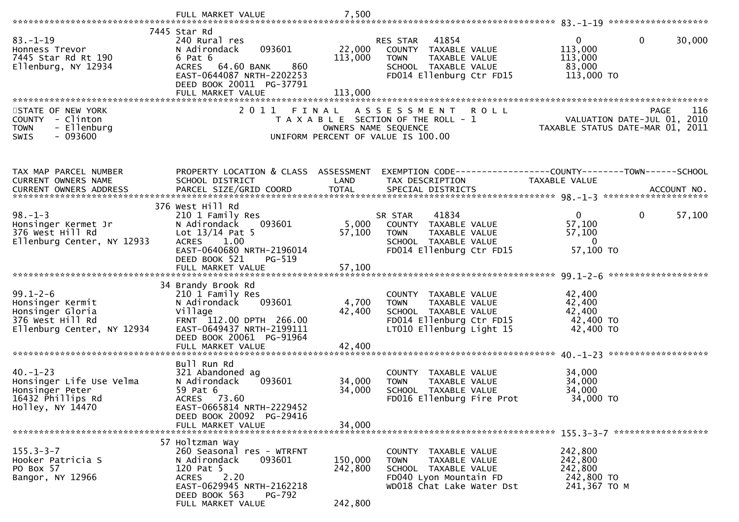```
                                   FULL MARKET VALUE                7,500
******************************************************************************************************* 83.-1-19 *******************
                              7445 Star Rd
83.-1-19                           240 Rural res                          RES STAR   41854                   0             0      30,000
Honness Trevor                     N Adirondack     093601         22,000   COUNTY  TAXABLE VALUE           113,000
7445 Star Rd Rt 190                6 Pat 6                        113,000   TOWN    TAXABLE VALUE           113,000
Ellenburg, NY 12934                ACRES   64.60 BANK     860               SCHOOL  TAXABLE VALUE            83,000
                                   EAST-0644087 NRTH-2202253                FD014 Ellenburg Ctr FD15         113,000 TO
                                   DEED BOOK 20011  PG-37791
                                   FULL MARKET VALUE              113,000
*************************************************************************************************************************************
STATE OF NEW YORK                  2 0 1 1   F I N A L   A S S E S S M E N T   R O L L                                   PAGE    116
COUNTY  - Clinton                       T A X A B L E  SECTION OF THE ROLL - 1                        VALUATION DATE-JUL 01, 2010
TOWN    - Ellenburg                              OWNERS NAME SEQUENCE                          TAXABLE STATUS DATE-MAR 01, 2011
SWIS    - 093600                         UNIFORM PERCENT OF VALUE IS 100.00



TAX MAP PARCEL NUMBER              PROPERTY LOCATION & CLASS  ASSESSMENT  EXEMPTION CODE------------------COUNTY--------TOWN------SCHOOL
CURRENT OWNERS NAME                SCHOOL DISTRICT               LAND     TAX DESCRIPTION             TAXABLE VALUE
CURRENT OWNERS ADDRESS             PARCEL SIZE/GRID COORD        TOTAL    SPECIAL DISTRICTS                                  ACCOUNT NO.
******************************************************************************************************* 98.-1-3 ********************
                              376 West Hill Rd
98.-1-3                            210 1 Family Res                       SR STAR    41834                   0             0      57,100
Honsinger Kermet Jr                N Adirondack     093601          5,000   COUNTY  TAXABLE VALUE            57,100
376 West Hill Rd                   Lot 13/14 Pat 5                 57,100   TOWN    TAXABLE VALUE            57,100
Ellenburg Center, NY 12933         ACRES    1.00                            SCHOOL  TAXABLE VALUE                 0
                                   EAST-0640680 NRTH-2196014                FD014 Ellenburg Ctr FD15          57,100 TO
                                   DEED BOOK 521    PG-519
                                   FULL MARKET VALUE               57,100
******************************************************************************************************* 99.1-2-6 *******************
                              34 Brandy Brook Rd
99.1-2-6                           210 1 Family Res                         COUNTY  TAXABLE VALUE            42,400
Honsinger Kermit                   N Adirondack     093601          4,700   TOWN    TAXABLE VALUE            42,400
Honsinger Gloria                   Village                         42,400   SCHOOL  TAXABLE VALUE            42,400
376 West Hill Rd                   FRNT  112.00 DPTH  266.00                FD014 Ellenburg Ctr FD15          42,400 TO
Ellenburg Center, NY 12934         EAST-0649437 NRTH-2199111                LT010 Ellenburg Light 15          42,400 TO
                                   DEED BOOK 20061  PG-91964
                                   FULL MARKET VALUE               42,400
******************************************************************************************************* 40.-1-23 *******************
                              Bull Run Rd
40.-1-23                           321 Abandoned ag                         COUNTY  TAXABLE VALUE            34,000
Honsinger Life Use Velma           N Adirondack     093601         34,000   TOWN    TAXABLE VALUE            34,000
Honsinger Peter                    59 Pat 6                        34,000   SCHOOL  TAXABLE VALUE            34,000
16432 Phillips Rd                  ACRES   73.60                            FD016 Ellenburg Fire Prot         34,000 TO
Holley, NY 14470                   EAST-0665814 NRTH-2229452
                                   DEED BOOK 20092  PG-29416
                                   FULL MARKET VALUE               34,000
******************************************************************************************************* 155.3-3-7 ******************
                              57 Holtzman Way
155.3-3-7                          260 Seasonal res - WTRFNT                COUNTY  TAXABLE VALUE           242,800
Hooker Patricia S                  N Adirondack     093601        150,000   TOWN    TAXABLE VALUE           242,800
PO Box 57                          120 Pat 5                      242,800   SCHOOL  TAXABLE VALUE           242,800
Bangor, NY 12966                   ACRES    2.20                            FD040 Lyon Mountain FD           242,800 TO
                                   EAST-0629945 NRTH-2162218                WD018 Chat Lake Water Dst        241,367 TO M
                                   DEED BOOK 563    PG-792
                                   FULL MARKET VALUE              242,800
```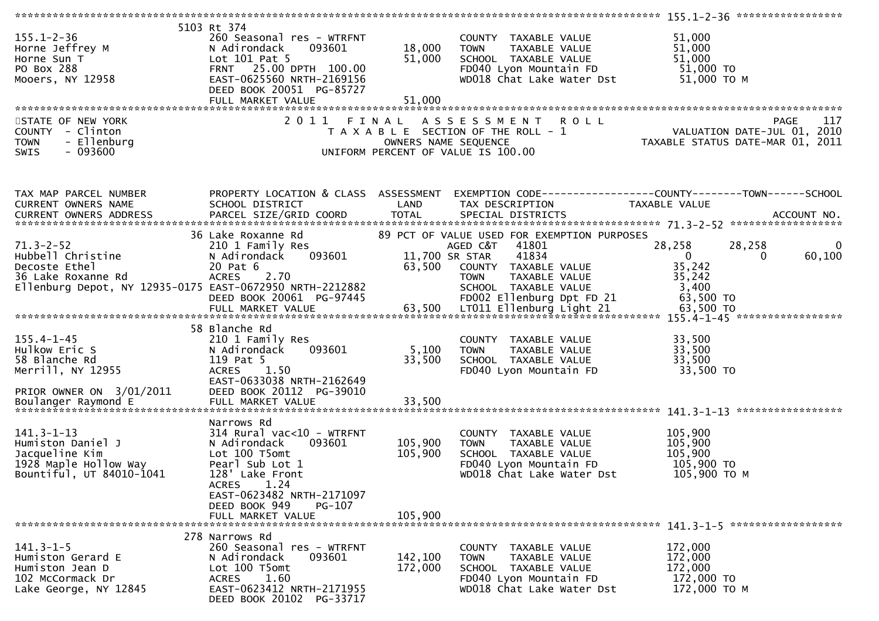```
********************************************************************************************************* 155.1-2-36 *****************
                    5103 Rt 374
155.1-2-36                    260 Seasonal res - WTRFNT              COUNTY  TAXABLE VALUE            51,000
Horne Jeffrey M               N Adirondack    093601      18,000     TOWN    TAXABLE VALUE            51,000
Horne Sun T                   Lot 101 Pat 5               51,000     SCHOOL  TAXABLE VALUE            51,000
PO Box 288                    FRNT   25.00 DPTH  100.00              FD040 Lyon Mountain FD            51,000 TO
Mooers, NY 12958              EAST-0625560 NRTH-2169156              WD018 Chat Lake Water Dst         51,000 TO M
                              DEED BOOK 20051  PG-85727
                              FULL MARKET VALUE           51,000
*********************************************************************************************************************************************
STATE OF NEW YORK                        2 0 1 1   F I N A L   A S S E S S M E N T   R O L L                          PAGE    117
COUNTY  - Clinton                          T A X A B L E  SECTION OF THE ROLL - 1                        VALUATION DATE-JUL 01, 2010
TOWN    - Ellenburg                               OWNERS NAME SEQUENCE                            TAXABLE STATUS DATE-MAR 01, 2011
SWIS    - 093600                           UNIFORM PERCENT OF VALUE IS 100.00



TAX MAP PARCEL NUMBER          PROPERTY LOCATION & CLASS  ASSESSMENT  EXEMPTION CODE------------------COUNTY--------TOWN------SCHOOL
CURRENT OWNERS NAME            SCHOOL DISTRICT              LAND      TAX DESCRIPTION              TAXABLE VALUE
CURRENT OWNERS ADDRESS         PARCEL SIZE/GRID COORD      TOTAL      SPECIAL DISTRICTS                                    ACCOUNT NO.
********************************************************************************************************* 71.3-2-52 *******************
                    36 Lake Roxanne Rd                  89 PCT OF VALUE USED FOR EXEMPTION PURPOSES
71.3-2-52                      210 1 Family Res                        AGED C&T    41801           28,258       28,258            0
Hubbell Christine              N Adirondack    093601     11,700 SR STAR     41834                0            0        60,100
Decoste Ethel                  20 Pat 6                   63,500    COUNTY  TAXABLE VALUE          35,242
36 Lake Roxanne Rd             ACRES     2.70                       TOWN    TAXABLE VALUE          35,242
Ellenburg Depot, NY 12935-0175 EAST-0672950 NRTH-2212882             SCHOOL  TAXABLE VALUE           3,400
                               DEED BOOK 20061  PG-97445             FD002 Ellenburg Dpt FD 21      63,500 TO
                               FULL MARKET VALUE          63,500    LT011 Ellenburg Light 21        63,500 TO
********************************************************************************************************* 155.4-1-45 *****************
                    58 Blanche Rd
155.4-1-45                     210 1 Family Res                       COUNTY  TAXABLE VALUE           33,500
Hulkow Eric S                  N Adirondack    093601      5,100     TOWN    TAXABLE VALUE           33,500
58 Blanche Rd                  119 Pat 5                  33,500     SCHOOL  TAXABLE VALUE           33,500
Merrill, NY 12955              ACRES     1.50                        FD040 Lyon Mountain FD          33,500 TO
                               EAST-0633038 NRTH-2162649
PRIOR OWNER ON  3/01/2011      DEED BOOK 20112  PG-39010
Boulanger Raymond E            FULL MARKET VALUE          33,500
********************************************************************************************************* 141.3-1-13 *****************
                               Narrows Rd
141.3-1-13                     314 Rural vac<10 - WTRFNT              COUNTY  TAXABLE VALUE          105,900
Humiston Daniel J              N Adirondack    093601    105,900     TOWN    TAXABLE VALUE          105,900
Jacqueline Kim                 Lot 100 T5omt             105,900     SCHOOL  TAXABLE VALUE          105,900
1928 Maple Hollow Way          Pearl Sub Lot 1                       FD040 Lyon Mountain FD         105,900 TO
Bountiful, UT 84010-1041       128' Lake Front                       WD018 Chat Lake Water Dst      105,900 TO M
                               ACRES     1.24
                               EAST-0623482 NRTH-2171097
                               DEED BOOK 949    PG-107
                               FULL MARKET VALUE         105,900
********************************************************************************************************* 141.3-1-5 ******************
                   278 Narrows Rd
141.3-1-5                      260 Seasonal res - WTRFNT              COUNTY  TAXABLE VALUE          172,000
Humiston Gerard E              N Adirondack    093601    142,100     TOWN    TAXABLE VALUE          172,000
Humiston Jean D                Lot 100 T5omt             172,000     SCHOOL  TAXABLE VALUE          172,000
102 McCormack Dr               ACRES     1.60                        FD040 Lyon Mountain FD         172,000 TO
Lake George, NY 12845          EAST-0623412 NRTH-2171955              WD018 Chat Lake Water Dst      172,000 TO M
                               DEED BOOK 20102  PG-33717
```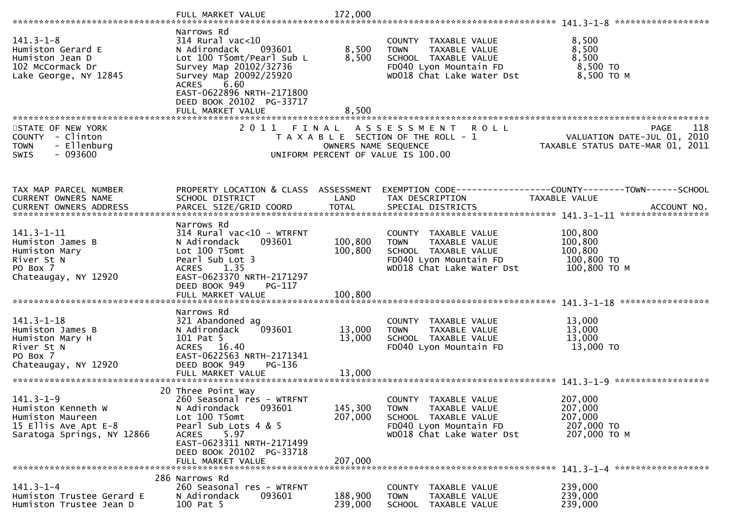```
                              FULL MARKET VALUE            172,000
******************************************************************************************************* 141.3-1-8 ******************
                              Narrows Rd
141.3-1-8                     314 Rural vac<10                        COUNTY  TAXABLE VALUE            8,500
Humiston Gerard E             N Adirondack    093601       8,500      TOWN    TAXABLE VALUE            8,500
Humiston Jean D               Lot 100 T5omt/Pearl Sub L    8,500      SCHOOL  TAXABLE VALUE            8,500
102 McCormack Dr              Survey Map 20102/32736                  FD040 Lyon Mountain FD            8,500 TO
Lake George, NY 12845         Survey Map 20092/25920                  WD018 Chat Lake Water Dst         8,500 TO M
                              ACRES    6.60
                              EAST-0622896 NRTH-2171800
                              DEED BOOK 20102  PG-33717
                              FULL MARKET VALUE              8,500
************************************************************************************************************************************
STATE OF NEW YORK                    2 0 1 1   F I N A L   A S S E S S M E N T   R O L L                                 PAGE    118
COUNTY  - Clinton                       T A X A B L E  SECTION OF THE ROLL - 1                         VALUATION DATE-JUL 01, 2010
TOWN    - Ellenburg                            OWNERS NAME SEQUENCE                               TAXABLE STATUS DATE-MAR 01, 2011
SWIS    - 093600                       UNIFORM PERCENT OF VALUE IS 100.00


TAX MAP PARCEL NUMBER          PROPERTY LOCATION & CLASS  ASSESSMENT  EXEMPTION CODE------------------COUNTY--------TOWN------SCHOOL
CURRENT OWNERS NAME            SCHOOL DISTRICT               LAND      TAX DESCRIPTION                 TAXABLE VALUE
CURRENT OWNERS ADDRESS         PARCEL SIZE/GRID COORD        TOTAL     SPECIAL DISTRICTS                                  ACCOUNT NO.
******************************************************************************************************* 141.3-1-11 *****************
                              Narrows Rd
141.3-1-11                    314 Rural vac<10 - WTRFNT               COUNTY  TAXABLE VALUE          100,800
Humiston James B              N Adirondack    093601     100,800      TOWN    TAXABLE VALUE          100,800
Humiston Mary                 Lot 100 T5omt              100,800      SCHOOL  TAXABLE VALUE          100,800
River St N                    Pearl Sub Lot 3                         FD040 Lyon Mountain FD          100,800 TO
PO Box 7                      ACRES    1.35                           WD018 Chat Lake Water Dst       100,800 TO M
Chateaugay, NY 12920          EAST-0623370 NRTH-2171297
                              DEED BOOK 949     PG-117
                              FULL MARKET VALUE            100,800
******************************************************************************************************* 141.3-1-18 *****************
                              Narrows Rd
141.3-1-18                    321 Abandoned ag                        COUNTY  TAXABLE VALUE           13,000
Humiston James B              N Adirondack    093601      13,000      TOWN    TAXABLE VALUE           13,000
Humiston Mary H               101 Pat 5                   13,000      SCHOOL  TAXABLE VALUE           13,000
River St N                    ACRES   16.40                           FD040 Lyon Mountain FD           13,000 TO
PO Box 7                      EAST-0622563 NRTH-2171341
Chateaugay, NY 12920          DEED BOOK 949     PG-136
                              FULL MARKET VALUE             13,000
******************************************************************************************************* 141.3-1-9 ******************
                           20 Three Point Way
141.3-1-9                     260 Seasonal res - WTRFNT               COUNTY  TAXABLE VALUE          207,000
Humiston Kenneth W            N Adirondack    093601     145,300      TOWN    TAXABLE VALUE          207,000
Humiston Maureen              Lot 100 T5omt              207,000      SCHOOL  TAXABLE VALUE          207,000
15 Ellis Ave Apt E-8          Pearl Sub Lots 4 & 5                    FD040 Lyon Mountain FD          207,000 TO
Saratoga Springs, NY 12866    ACRES    5.97                           WD018 Chat Lake Water Dst       207,000 TO M
                              EAST-0623311 NRTH-2171499
                              DEED BOOK 20102  PG-33718
                              FULL MARKET VALUE            207,000
******************************************************************************************************* 141.3-1-4 ******************
                          286 Narrows Rd
141.3-1-4                     260 Seasonal res - WTRFNT               COUNTY  TAXABLE VALUE          239,000
Humiston Trustee Gerard E     N Adirondack    093601     188,900      TOWN    TAXABLE VALUE          239,000
Humiston Trustee Jean D       100 Pat 5                  239,000      SCHOOL  TAXABLE VALUE          239,000
```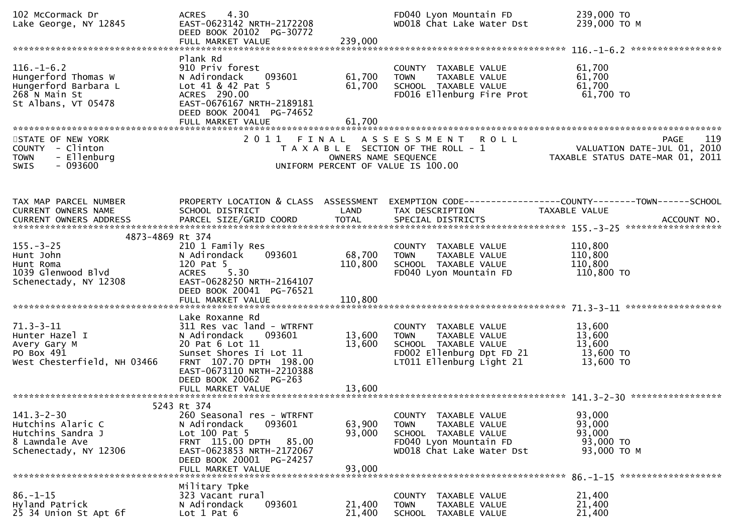```
102 McCormack Dr               ACRES    4.30                                      FD040 Lyon Mountain FD          239,000 TO
Lake George, NY 12845          EAST-0623142 NRTH-2172208                          WD018 Chat Lake Water Dst       239,000 TO M
                               DEED BOOK 20102  PG-30772
                               FULL MARKET VALUE                 239,000
******************************************************************************************************* 116.-1-6.2 *****************
                               Plank Rd
116.-1-6.2                     910 Priv forest                                     COUNTY  TAXABLE VALUE           61,700
Hungerford Thomas W            N Adirondack     093601          61,700            TOWN    TAXABLE VALUE           61,700
Hungerford Barbara L           Lot 41 & 42 Pat 5                61,700            SCHOOL  TAXABLE VALUE           61,700
268 N Main St                  ACRES  290.00                                      FD016 Ellenburg Fire Prot        61,700 TO
St Albans, VT 05478            EAST-0676167 NRTH-2189181
                               DEED BOOK 20041  PG-74652
                               FULL MARKET VALUE                 61,700
************************************************************************************************************************************
STATE OF NEW YORK                          2 0 1 1   F I N A L   A S S E S S M E N T   R O L L                                 PAGE   119
COUNTY  - Clinton                             T A X A B L E SECTION OF THE ROLL - 1                          VALUATION DATE-JUL 01, 2010
TOWN    - Ellenburg                                  OWNERS NAME SEQUENCE                               TAXABLE STATUS DATE-MAR 01, 2011
SWIS    - 093600                              UNIFORM PERCENT OF VALUE IS 100.00


TAX MAP PARCEL NUMBER          PROPERTY LOCATION & CLASS  ASSESSMENT  EXEMPTION CODE------------------COUNTY--------TOWN------SCHOOL
CURRENT OWNERS NAME            SCHOOL DISTRICT               LAND      TAX DESCRIPTION               TAXABLE VALUE
CURRENT OWNERS ADDRESS         PARCEL SIZE/GRID COORD        TOTAL     SPECIAL DISTRICTS                                     ACCOUNT NO.
******************************************************************************************************* 155.-3-25 ******************
                4873-4869 Rt 374
155.-3-25                      210 1 Family Res                                    COUNTY  TAXABLE VALUE          110,800
Hunt John                      N Adirondack     093601          68,700            TOWN    TAXABLE VALUE          110,800
Hunt Roma                      120 Pat 5                       110,800            SCHOOL  TAXABLE VALUE          110,800
1039 Glenwood Blvd             ACRES    5.30                                      FD040 Lyon Mountain FD          110,800 TO
Schenectady, NY 12308          EAST-0628250 NRTH-2164107
                               DEED BOOK 20041  PG-76521
                               FULL MARKET VALUE                110,800
******************************************************************************************************* 71.3-3-11 ******************
                               Lake Roxanne Rd
71.3-3-11                      311 Res vac land - WTRFNT                           COUNTY  TAXABLE VALUE           13,600
Hunter Hazel I                 N Adirondack     093601          13,600            TOWN    TAXABLE VALUE           13,600
Avery Gary M                   20 Pat 6 Lot 11                  13,600            SCHOOL  TAXABLE VALUE           13,600
PO Box 491                     Sunset Shores Ii Lot 11                            FD002 Ellenburg Dpt FD 21        13,600 TO
West Chesterfield, NH 03466    FRNT 107.70 DPTH 198.00                            LT011 Ellenburg Light 21         13,600 TO
                               EAST-0673110 NRTH-2210388
                               DEED BOOK 20062  PG-263
                               FULL MARKET VALUE                 13,600
******************************************************************************************************* 141.3-2-30 *****************
                      5243 Rt 374
141.3-2-30                     260 Seasonal res - WTRFNT                           COUNTY  TAXABLE VALUE           93,000
Hutchins Alaric C              N Adirondack     093601          63,900            TOWN    TAXABLE VALUE           93,000
Hutchins Sandra J              Lot 100 Pat 5                    93,000            SCHOOL  TAXABLE VALUE           93,000
8 Lawndale Ave                 FRNT 115.00 DPTH  85.00                            FD040 Lyon Mountain FD           93,000 TO
Schenectady, NY 12306          EAST-0623853 NRTH-2172067                          WD018 Chat Lake Water Dst        93,000 TO M
                               DEED BOOK 20001  PG-24257
                               FULL MARKET VALUE                 93,000
******************************************************************************************************* 86.-1-15 *******************
                               Military Tpke
86.-1-15                       323 Vacant rural                                    COUNTY  TAXABLE VALUE           21,400
Hyland Patrick                 N Adirondack     093601          21,400            TOWN    TAXABLE VALUE           21,400
25 34 Union St Apt 6f          Lot 1 Pat 6                      21,400            SCHOOL  TAXABLE VALUE           21,400
```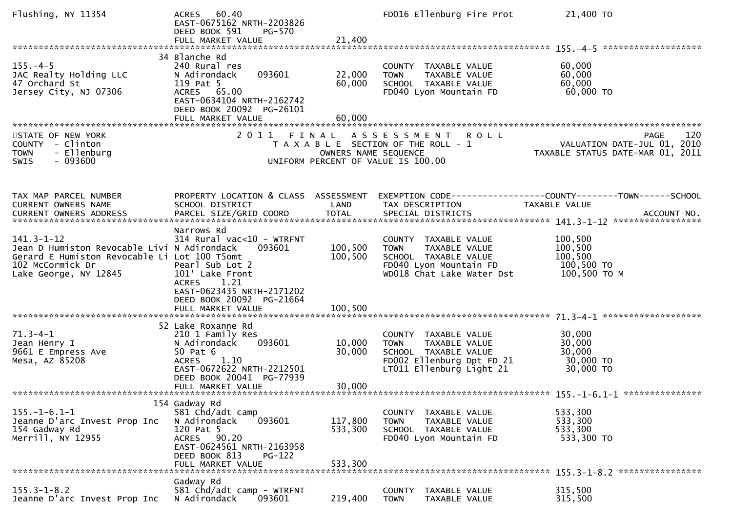```
Flushing, NY 11354              ACRES   60.40                                     FD016 Ellenburg Fire Prot           21,400 TO
                                EAST-0675162 NRTH-2203826
                                DEED BOOK 591     PG-570
                                FULL MARKET VALUE              21,400
******************************************************************************************************* 155.-4-5 ******************
                              34 Blanche Rd
155.-4-5                        240 Rural res                                   COUNTY  TAXABLE VALUE              60,000
JAC Realty Holding LLC          N Adirondack      093601        22,000          TOWN    TAXABLE VALUE              60,000
47 Orchard St                   119 Pat 5                       60,000          SCHOOL  TAXABLE VALUE              60,000
Jersey City, NJ 07306           ACRES   65.00                                   FD040 Lyon Mountain FD              60,000 TO
                                EAST-0634104 NRTH-2162742
                                DEED BOOK 20092  PG-26101
                                FULL MARKET VALUE              60,000
************************************************************************************************************************************
STATE OF NEW YORK                  2 0 1 1   F I N A L   A S S E S S M E N T   R O L L                                PAGE    120
COUNTY  - Clinton                        T A X A B L E  SECTION OF THE ROLL - 1                        VALUATION DATE-JUL 01, 2010
TOWN    - Ellenburg                             OWNERS NAME SEQUENCE                           TAXABLE STATUS DATE-MAR 01, 2011
SWIS    - 093600                       UNIFORM PERCENT OF VALUE IS 100.00


TAX MAP PARCEL NUMBER           PROPERTY LOCATION & CLASS  ASSESSMENT  EXEMPTION CODE------------------COUNTY--------TOWN------SCHOOL
CURRENT OWNERS NAME             SCHOOL DISTRICT               LAND      TAX DESCRIPTION            TAXABLE VALUE
CURRENT OWNERS ADDRESS          PARCEL SIZE/GRID COORD       TOTAL      SPECIAL DISTRICTS                                   ACCOUNT NO.
******************************************************************************************************* 141.3-1-12 ****************
                                Narrows Rd
141.3-1-12                      314 Rural vac<10 - WTRFNT                       COUNTY  TAXABLE VALUE             100,500
Jean D Humiston Revocable Livi N Adirondack      093601        100,500          TOWN    TAXABLE VALUE             100,500
Gerard E Humiston Revocable Li Lot 100 T5omt                   100,500          SCHOOL  TAXABLE VALUE             100,500
102 McCormick Dr                Pearl Sub Lot 2                                 FD040 Lyon Mountain FD             100,500 TO
Lake George, NY 12845           101' Lake Front                                 WD018 Chat Lake Water Dst          100,500 TO M
                                ACRES    1.21
                                EAST-0623435 NRTH-2171202
                                DEED BOOK 20092  PG-21664
                                FULL MARKET VALUE             100,500
******************************************************************************************************* 71.3-4-1 ******************
                              52 Lake Roxanne Rd
71.3-4-1                        210 1 Family Res                                COUNTY  TAXABLE VALUE              30,000
Jean Henry I                    N Adirondack      093601        10,000          TOWN    TAXABLE VALUE              30,000
9661 E Empress Ave              50 Pat 6                        30,000          SCHOOL  TAXABLE VALUE              30,000
Mesa, AZ 85208                  ACRES    1.10                                   FD002 Ellenburg Dpt FD 21           30,000 TO
                                EAST-0672622 NRTH-2212501                       LT011 Ellenburg Light 21            30,000 TO
                                DEED BOOK 20041  PG-77939
                                FULL MARKET VALUE              30,000
******************************************************************************************************* 155.-1-6.1-1 **************
                             154 Gadway Rd
155.-1-6.1-1                    581 Chd/adt camp                                COUNTY  TAXABLE VALUE             533,300
Jeanne D'arc Invest Prop Inc    N Adirondack      093601       117,800          TOWN    TAXABLE VALUE             533,300
154 Gadway Rd                   120 Pat 5                      533,300          SCHOOL  TAXABLE VALUE             533,300
Merrill, NY 12955               ACRES   90.20                                   FD040 Lyon Mountain FD             533,300 TO
                                EAST-0624561 NRTH-2163958
                                DEED BOOK 813     PG-122
                                FULL MARKET VALUE             533,300
******************************************************************************************************* 155.3-1-8.2 ***************
                                Gadway Rd
155.3-1-8.2                     581 Chd/adt camp - WTRFNT                       COUNTY  TAXABLE VALUE             315,500
Jeanne D'arc Invest Prop Inc    N Adirondack      093601       219,400          TOWN    TAXABLE VALUE             315,500
```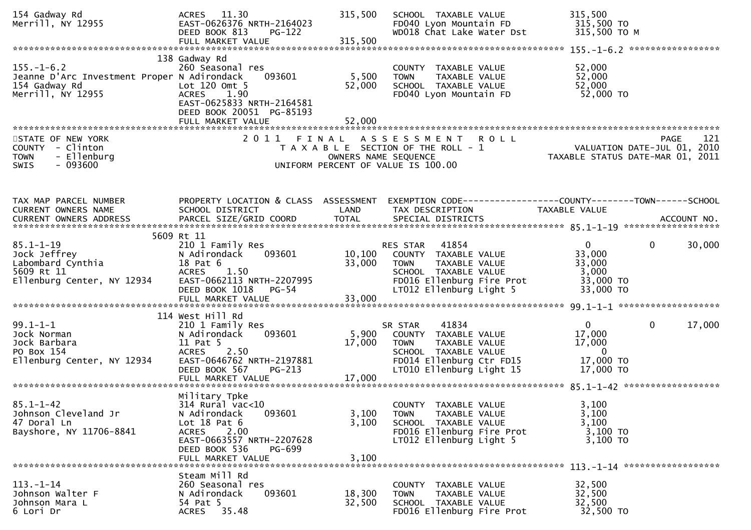```
154 Gadway Rd                    ACRES   11.30                   315,500   SCHOOL  TAXABLE VALUE            315,500
Merrill, NY 12955                EAST-0626376 NRTH-2164023                 FD040 Lyon Mountain FD            315,500 TO
                                 DEED BOOK 813     PG-122                  WD018 Chat Lake Water Dst         315,500 TO M
                                 FULL MARKET VALUE               315,500
******************************************************************************************************* 155.-1-6.2 *****************
                             138 Gadway Rd
155.-1-6.2                       260 Seasonal res                          COUNTY  TAXABLE VALUE             52,000
Jeanne D'Arc Investment Proper N Adirondack       093601          5,500    TOWN    TAXABLE VALUE             52,000
154 Gadway Rd                    Lot 120 Omt 5                   52,000    SCHOOL  TAXABLE VALUE             52,000
Merrill, NY 12955                ACRES    1.90                             FD040 Lyon Mountain FD             52,000 TO
                                 EAST-0625833 NRTH-2164581
                                 DEED BOOK 20051 PG-85193
                                 FULL MARKET VALUE                52,000
************************************************************************************************************************************
STATE OF NEW YORK                       2 0 1 1   F I N A L   A S S E S S M E N T   R O L L                                PAGE    121
COUNTY  - Clinton                          T A X A B L E  SECTION OF THE ROLL - 1                         VALUATION DATE-JUL 01, 2010
TOWN    - Ellenburg                               OWNERS NAME SEQUENCE                               TAXABLE STATUS DATE-MAR 01, 2011
SWIS    - 093600                           UNIFORM PERCENT OF VALUE IS 100.00


TAX MAP PARCEL NUMBER            PROPERTY LOCATION & CLASS  ASSESSMENT  EXEMPTION CODE------------------COUNTY--------TOWN------SCHOOL
CURRENT OWNERS NAME              SCHOOL DISTRICT               LAND      TAX DESCRIPTION              TAXABLE VALUE
CURRENT OWNERS ADDRESS           PARCEL SIZE/GRID COORD        TOTAL     SPECIAL DISTRICTS                                 ACCOUNT NO.
******************************************************************************************************* 85.1-1-19 ******************
                            5609 Rt 11
85.1-1-19                        210 1 Family Res                         RES STAR    41854                  0            0       30,000
Jock Jeffrey                     N Adirondack       093601         10,100    COUNTY  TAXABLE VALUE             33,000
Labombard Cynthia                18 Pat 6                          33,000    TOWN    TAXABLE VALUE             33,000
5609 Rt 11                       ACRES    1.50                             SCHOOL  TAXABLE VALUE              3,000
Ellenburg Center, NY 12934       EAST-0662113 NRTH-2207995                 FD016 Ellenburg Fire Prot          33,000 TO
                                 DEED BOOK 1018    PG-54                   LT012 Ellenburg Light 5            33,000 TO
                                 FULL MARKET VALUE                 33,000
******************************************************************************************************* 99.1-1-1 *******************
                             114 West Hill Rd
99.1-1-1                         210 1 Family Res                         SR STAR     41834                  0            0       17,000
Jock Norman                      N Adirondack       093601          5,900    COUNTY  TAXABLE VALUE             17,000
Jock Barbara                     11 Pat 5                          17,000    TOWN    TAXABLE VALUE             17,000
PO Box 154                       ACRES    2.50                             SCHOOL  TAXABLE VALUE                  0
Ellenburg Center, NY 12934       EAST-0646762 NRTH-2197881                 FD014 Ellenburg Ctr FD15           17,000 TO
                                 DEED BOOK 567     PG-213                  LT010 Ellenburg Light 15           17,000 TO
                                 FULL MARKET VALUE                 17,000
******************************************************************************************************* 85.1-1-42 ******************
                                 Military Tpke
85.1-1-42                        314 Rural vac<10                          COUNTY  TAXABLE VALUE              3,100
Johnson Cleveland Jr             N Adirondack       093601          3,100    TOWN    TAXABLE VALUE              3,100
47 Doral Ln                      Lot 18 Pat 6                       3,100    SCHOOL  TAXABLE VALUE              3,100
Bayshore, NY 11706-8841          ACRES    2.00                             FD016 Ellenburg Fire Prot           3,100 TO
                                 EAST-0663557 NRTH-2207628                 LT012 Ellenburg Light 5             3,100 TO
                                 DEED BOOK 536     PG-699
                                 FULL MARKET VALUE                  3,100
******************************************************************************************************* 113.-1-14 ******************
                                 Steam Mill Rd
113.-1-14                        260 Seasonal res                          COUNTY  TAXABLE VALUE             32,500
Johnson Walter F                 N Adirondack       093601         18,300    TOWN    TAXABLE VALUE             32,500
Johnson Mara L                   54 Pat 5                          32,500    SCHOOL  TAXABLE VALUE             32,500
6 Lori Dr                        ACRES   35.48                             FD016 Ellenburg Fire Prot          32,500 TO
```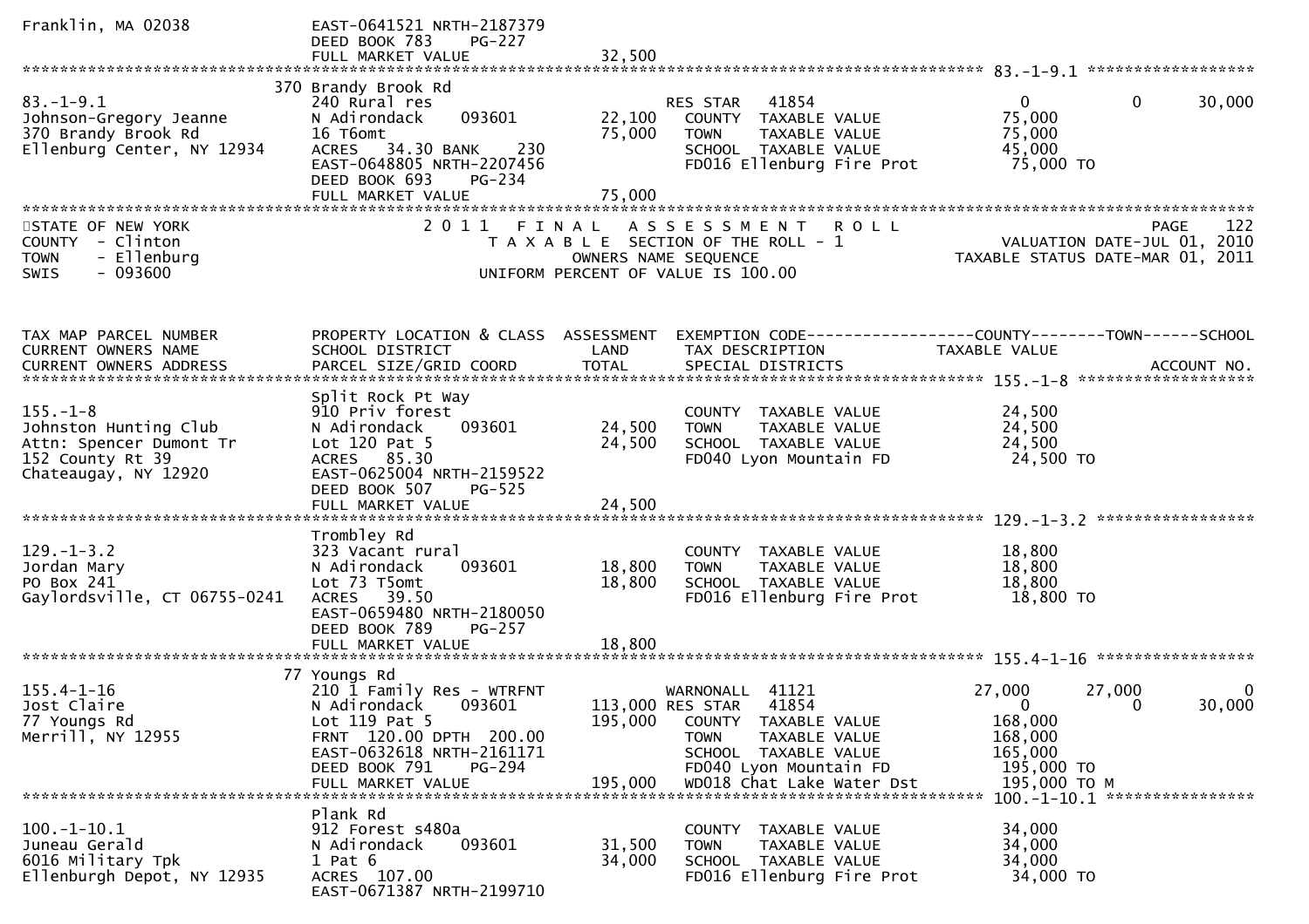```
Franklin, MA 02038            EAST-0641521 NRTH-2187379
                              DEED BOOK 783     PG-227
                              FULL MARKET VALUE              32,500
******************************************************************************************************* 83.-1-9.1 ******************
                          370 Brandy Brook Rd
83.-1-9.1                     240 Rural res                       RES STAR   41854                  0          0     30,000
Johnson-Gregory Jeanne        N Adirondack     093601       22,100   COUNTY  TAXABLE VALUE          75,000
370 Brandy Brook Rd           16 T6omt                      75,000   TOWN    TAXABLE VALUE          75,000
Ellenburg Center, NY 12934    ACRES   34.30 BANK     230             SCHOOL  TAXABLE VALUE          45,000
                              EAST-0648805 NRTH-2207456              FD016 Ellenburg Fire Prot       75,000 TO
                              DEED BOOK 693     PG-234
                              FULL MARKET VALUE              75,000
************************************************************************************************************************************
STATE OF NEW YORK                      2 0 1 1   F I N A L   A S S E S S M E N T   R O L L                              PAGE    122
COUNTY  - Clinton                        T A X A B L E  SECTION OF THE ROLL - 1                      VALUATION DATE-JUL 01, 2010
TOWN    - Ellenburg                                OWNERS NAME SEQUENCE                           TAXABLE STATUS DATE-MAR 01, 2011
SWIS    - 093600                          UNIFORM PERCENT OF VALUE IS 100.00


TAX MAP PARCEL NUMBER         PROPERTY LOCATION & CLASS  ASSESSMENT  EXEMPTION CODE------------------COUNTY--------TOWN------SCHOOL
CURRENT OWNERS NAME           SCHOOL DISTRICT               LAND     TAX DESCRIPTION              TAXABLE VALUE
CURRENT OWNERS ADDRESS        PARCEL SIZE/GRID COORD        TOTAL    SPECIAL DISTRICTS                                   ACCOUNT NO.
******************************************************************************************************* 155.-1-8 *******************
                              Split Rock Pt Way
155.-1-8                      910 Priv forest                        COUNTY  TAXABLE VALUE          24,500
Johnston Hunting Club         N Adirondack     093601       24,500   TOWN    TAXABLE VALUE          24,500
Attn: Spencer Dumont Tr       Lot 120 Pat 5                 24,500   SCHOOL  TAXABLE VALUE          24,500
152 County Rt 39              ACRES   85.30                          FD040 Lyon Mountain FD          24,500 TO
Chateaugay, NY 12920          EAST-0625004 NRTH-2159522
                              DEED BOOK 507     PG-525
                              FULL MARKET VALUE              24,500
******************************************************************************************************* 129.-1-3.2 *****************
                              Trombley Rd
129.-1-3.2                    323 Vacant rural                       COUNTY  TAXABLE VALUE          18,800
Jordan Mary                   N Adirondack     093601       18,800   TOWN    TAXABLE VALUE          18,800
PO Box 241                    Lot 73 T5omt                  18,800   SCHOOL  TAXABLE VALUE          18,800
Gaylordsville, CT 06755-0241  ACRES   39.50                          FD016 Ellenburg Fire Prot       18,800 TO
                              EAST-0659480 NRTH-2180050
                              DEED BOOK 789     PG-257
                              FULL MARKET VALUE              18,800
******************************************************************************************************* 155.4-1-16 *****************
                          77 Youngs Rd
155.4-1-16                    210 1 Family Res - WTRFNT              WARNONALL  41121           27,000     27,000          0
Jost Claire                   N Adirondack     093601      113,000 RES STAR   41854                  0          0     30,000
77 Youngs Rd                  Lot 119 Pat 5                195,000   COUNTY  TAXABLE VALUE         168,000
Merrill, NY 12955             FRNT 120.00 DPTH 200.00                TOWN    TAXABLE VALUE         168,000
                              EAST-0632618 NRTH-2161171              SCHOOL  TAXABLE VALUE         165,000
                              DEED BOOK 791     PG-294               FD040 Lyon Mountain FD         195,000 TO
                              FULL MARKET VALUE             195,000  WD018 Chat Lake Water Dst      195,000 TO M
******************************************************************************************************* 100.-1-10.1 ****************
                              Plank Rd
100.-1-10.1                   912 Forest s480a                       COUNTY  TAXABLE VALUE          34,000
Juneau Gerald                 N Adirondack     093601       31,500   TOWN    TAXABLE VALUE          34,000
6016 Military Tpk             1 Pat 6                       34,000   SCHOOL  TAXABLE VALUE          34,000
Ellenburgh Depot, NY 12935    ACRES  107.00                          FD016 Ellenburg Fire Prot       34,000 TO
                              EAST-0671387 NRTH-2199710
```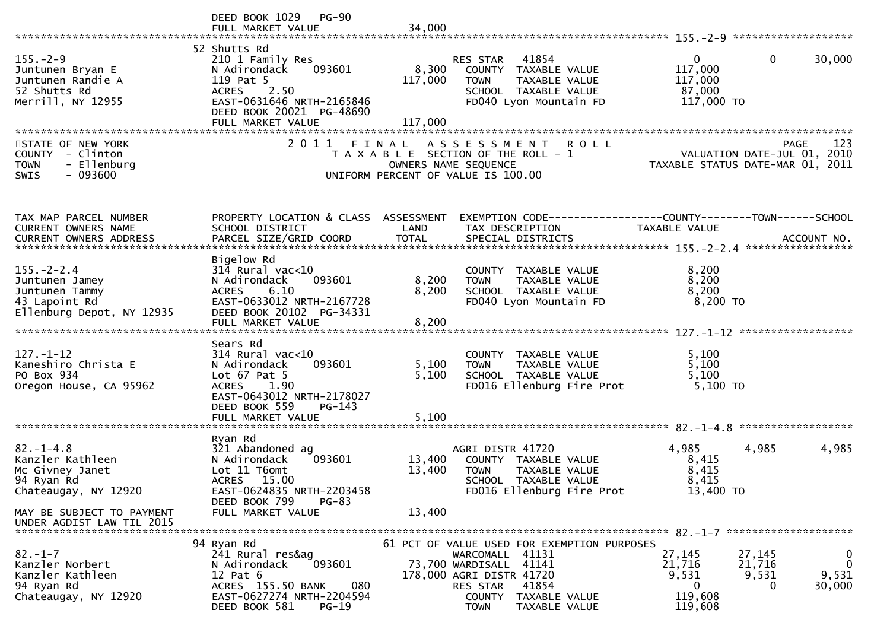```
                                 DEED BOOK 1029   PG-90
                                 FULL MARKET VALUE              34,000
******************************************************************************************************* 155.-2-9 *******************
                                52 Shutts Rd
155.-2-9                         210 1 Family Res                   RES STAR   41854                  0             0       30,000
Juntunen Bryan E                 N Adirondack    093601       8,300    COUNTY  TAXABLE VALUE            117,000
Juntunen Randie A                119 Pat 5                  117,000    TOWN    TAXABLE VALUE            117,000
52 Shutts Rd                     ACRES    2.50                         SCHOOL  TAXABLE VALUE             87,000
Merrill, NY 12955                EAST-0631646 NRTH-2165846             FD040 Lyon Mountain FD           117,000 TO
                                 DEED BOOK 20021  PG-48690
                                 FULL MARKET VALUE             117,000
************************************************************************************************************************************
STATE OF NEW YORK                2 0 1 1   F I N A L   A S S E S S M E N T   R O L L                              PAGE    123
COUNTY  - Clinton                     T A X A B L E  SECTION OF THE ROLL - 1                      VALUATION DATE-JUL 01, 2010
TOWN    - Ellenburg                         OWNERS NAME SEQUENCE                            TAXABLE STATUS DATE-MAR 01, 2011
SWIS    - 093600                     UNIFORM PERCENT OF VALUE IS 100.00


TAX MAP PARCEL NUMBER            PROPERTY LOCATION & CLASS  ASSESSMENT  EXEMPTION CODE------------------COUNTY--------TOWN------SCHOOL
CURRENT OWNERS NAME              SCHOOL DISTRICT               LAND      TAX DESCRIPTION              TAXABLE VALUE
CURRENT OWNERS ADDRESS           PARCEL SIZE/GRID COORD       TOTAL      SPECIAL DISTRICTS                                 ACCOUNT NO.
******************************************************************************************************* 155.-2-2.4 *****************
                                 Bigelow Rd
155.-2-2.4                       314 Rural vac<10                      COUNTY  TAXABLE VALUE              8,200
Juntunen Jamey                   N Adirondack    093601       8,200    TOWN    TAXABLE VALUE              8,200
Juntunen Tammy                   ACRES    6.10                 8,200    SCHOOL  TAXABLE VALUE              8,200
43 Lapoint Rd                    EAST-0633012 NRTH-2167728             FD040 Lyon Mountain FD             8,200 TO
Ellenburg Depot, NY 12935        DEED BOOK 20102  PG-34331
                                 FULL MARKET VALUE               8,200
******************************************************************************************************* 127.-1-12 ******************
                                 Sears Rd
127.-1-12                        314 Rural vac<10                      COUNTY  TAXABLE VALUE              5,100
Kaneshiro Christa E              N Adirondack    093601       5,100    TOWN    TAXABLE VALUE              5,100
PO Box 934                       Lot 67 Pat 5                  5,100    SCHOOL  TAXABLE VALUE              5,100
Oregon House, CA 95962           ACRES    1.90                         FD016 Ellenburg Fire Prot          5,100 TO
                                 EAST-0643012 NRTH-2178027
                                 DEED BOOK 559    PG-143
                                 FULL MARKET VALUE               5,100
******************************************************************************************************* 82.-1-4.8 ******************
                                 Ryan Rd
82.-1-4.8                        321 Abandoned ag                   AGRI DISTR 41720                  4,985         4,985        4,985
Kanzler Kathleen                 N Adirondack    093601      13,400    COUNTY  TAXABLE VALUE              8,415
Mc Givney Janet                  Lot 11 T6omt                 13,400    TOWN    TAXABLE VALUE              8,415
94 Ryan Rd                       ACRES   15.00                         SCHOOL  TAXABLE VALUE              8,415
Chateaugay, NY 12920             EAST-0624835 NRTH-2203458             FD016 Ellenburg Fire Prot         13,400 TO
                                 DEED BOOK 799    PG-83
MAY BE SUBJECT TO PAYMENT        FULL MARKET VALUE              13,400
UNDER AGDIST LAW TIL 2015
******************************************************************************************************* 82.-1-7 ********************
                                94 Ryan Rd                     61 PCT OF VALUE USED FOR EXEMPTION PURPOSES
82.-1-7                          241 Rural res&ag                   WARCOMALL  41131                 27,145        27,145            0
Kanzler Norbert                  N Adirondack    093601      73,700 WARDISALL  41141                 21,716        21,716            0
Kanzler Kathleen                 12 Pat 6                   178,000 AGRI DISTR 41720                  9,531         9,531        9,531
94 Ryan Rd                       ACRES  155.50 BANK     080         RES STAR   41854                      0             0       30,000
Chateaugay, NY 12920             EAST-0627274 NRTH-2204594             COUNTY  TAXABLE VALUE            119,608
                                 DEED BOOK 581    PG-19                TOWN    TAXABLE VALUE            119,608
```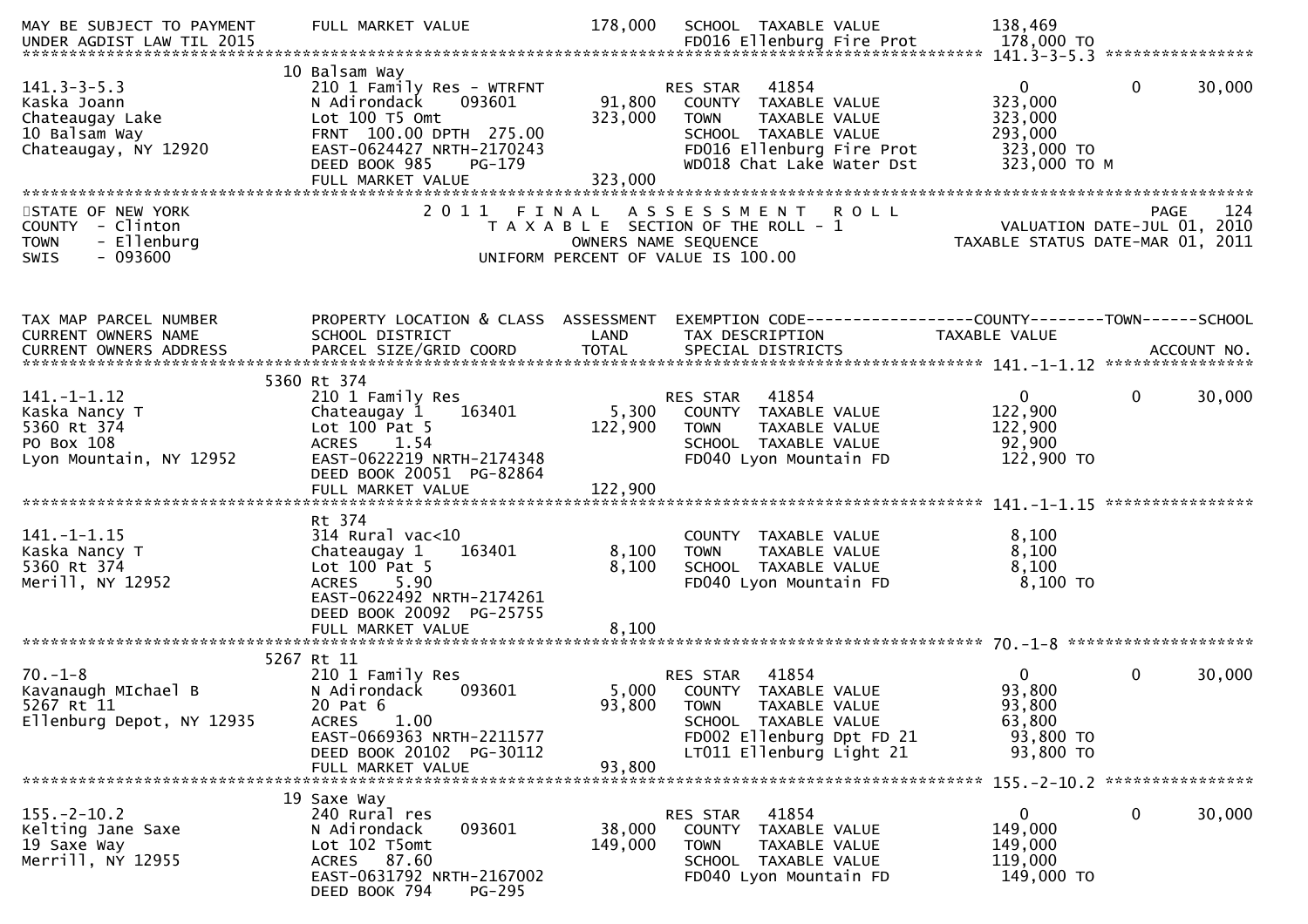```
MAY BE SUBJECT TO PAYMENT     FULL MARKET VALUE           178,000   SCHOOL  TAXABLE VALUE            138,469
UNDER AGDIST LAW TIL 2015                                           FD016 Ellenburg Fire Prot        178,000 TO
******************************************************************************************************* 141.3-3-5.3 ****************
                            10 Balsam Way
141.3-3-5.3                   210 1 Family Res - WTRFNT           RES STAR   41854                   0             0        30,000
Kaska Joann                   N Adirondack     093601     91,800    COUNTY  TAXABLE VALUE            323,000
Chateaugay Lake               Lot 100 T5 Omt             323,000    TOWN    TAXABLE VALUE            323,000
10 Balsam Way                 FRNT 100.00 DPTH 275.00              SCHOOL  TAXABLE VALUE            293,000
Chateaugay, NY 12920          EAST-0624427 NRTH-2170243            FD016 Ellenburg Fire Prot        323,000 TO
                              DEED BOOK 985    PG-179              WD018 Chat Lake Water Dst        323,000 TO M
                              FULL MARKET VALUE          323,000
*******************************************************************************************************************************
STATE OF NEW YORK                    2 0 1 1   F I N A L   A S S E S S M E N T   R O L L                               PAGE    124
COUNTY  - Clinton                       T A X A B L E  SECTION OF THE ROLL - 1                          VALUATION DATE-JUL 01, 2010
TOWN    - Ellenburg                           OWNERS NAME SEQUENCE                                 TAXABLE STATUS DATE-MAR 01, 2011
SWIS    - 093600                         UNIFORM PERCENT OF VALUE IS 100.00


TAX MAP PARCEL NUMBER         PROPERTY LOCATION & CLASS  ASSESSMENT  EXEMPTION CODE------------------COUNTY--------TOWN------SCHOOL
CURRENT OWNERS NAME           SCHOOL DISTRICT               LAND      TAX DESCRIPTION             TAXABLE VALUE
CURRENT OWNERS ADDRESS        PARCEL SIZE/GRID COORD        TOTAL     SPECIAL DISTRICTS                                  ACCOUNT NO.
******************************************************************************************************* 141.-1-1.12 ****************
                            5360 Rt 374
141.-1-1.12                   210 1 Family Res                      RES STAR   41854                   0             0        30,000
Kaska Nancy T                 Chateaugay 1     163401      5,300    COUNTY  TAXABLE VALUE            122,900
5360 Rt 374                   Lot 100 Pat 5              122,900    TOWN    TAXABLE VALUE            122,900
PO Box 108                    ACRES    1.54                         SCHOOL  TAXABLE VALUE             92,900
Lyon Mountain, NY 12952       EAST-0622219 NRTH-2174348            FD040 Lyon Mountain FD           122,900 TO
                              DEED BOOK 20051  PG-82864
                              FULL MARKET VALUE          122,900
******************************************************************************************************* 141.-1-1.15 ****************
                              Rt 374
141.-1-1.15                   314 Rural vac<10                      COUNTY  TAXABLE VALUE              8,100
Kaska Nancy T                 Chateaugay 1     163401      8,100    TOWN    TAXABLE VALUE              8,100
5360 Rt 374                   Lot 100 Pat 5                8,100    SCHOOL  TAXABLE VALUE              8,100
Merill, NY 12952              ACRES    5.90                         FD040 Lyon Mountain FD             8,100 TO
                              EAST-0622492 NRTH-2174261
                              DEED BOOK 20092  PG-25755
                              FULL MARKET VALUE            8,100
******************************************************************************************************* 70.-1-8 ********************
                            5267 Rt 11
70.-1-8                       210 1 Family Res                      RES STAR   41854                   0             0        30,000
Kavanaugh MIchael B           N Adirondack     093601      5,000    COUNTY  TAXABLE VALUE             93,800
5267 Rt 11                    20 Pat 6                    93,800    TOWN    TAXABLE VALUE             93,800
Ellenburg Depot, NY 12935     ACRES    1.00                         SCHOOL  TAXABLE VALUE             63,800
                              EAST-0669363 NRTH-2211577            FD002 Ellenburg Dpt FD 21         93,800 TO
                              DEED BOOK 20102  PG-30112            LT011 Ellenburg Light 21          93,800 TO
                              FULL MARKET VALUE           93,800
******************************************************************************************************* 155.-2-10.2 ****************
                            19 Saxe Way
155.-2-10.2                   240 Rural res                         RES STAR   41854                   0             0        30,000
Kelting Jane Saxe             N Adirondack     093601     38,000    COUNTY  TAXABLE VALUE            149,000
19 Saxe Way                   Lot 102 T5omt              149,000    TOWN    TAXABLE VALUE            149,000
Merrill, NY 12955             ACRES   87.60                         SCHOOL  TAXABLE VALUE            119,000
                              EAST-0631792 NRTH-2167002            FD040 Lyon Mountain FD           149,000 TO
                              DEED BOOK 794    PG-295
```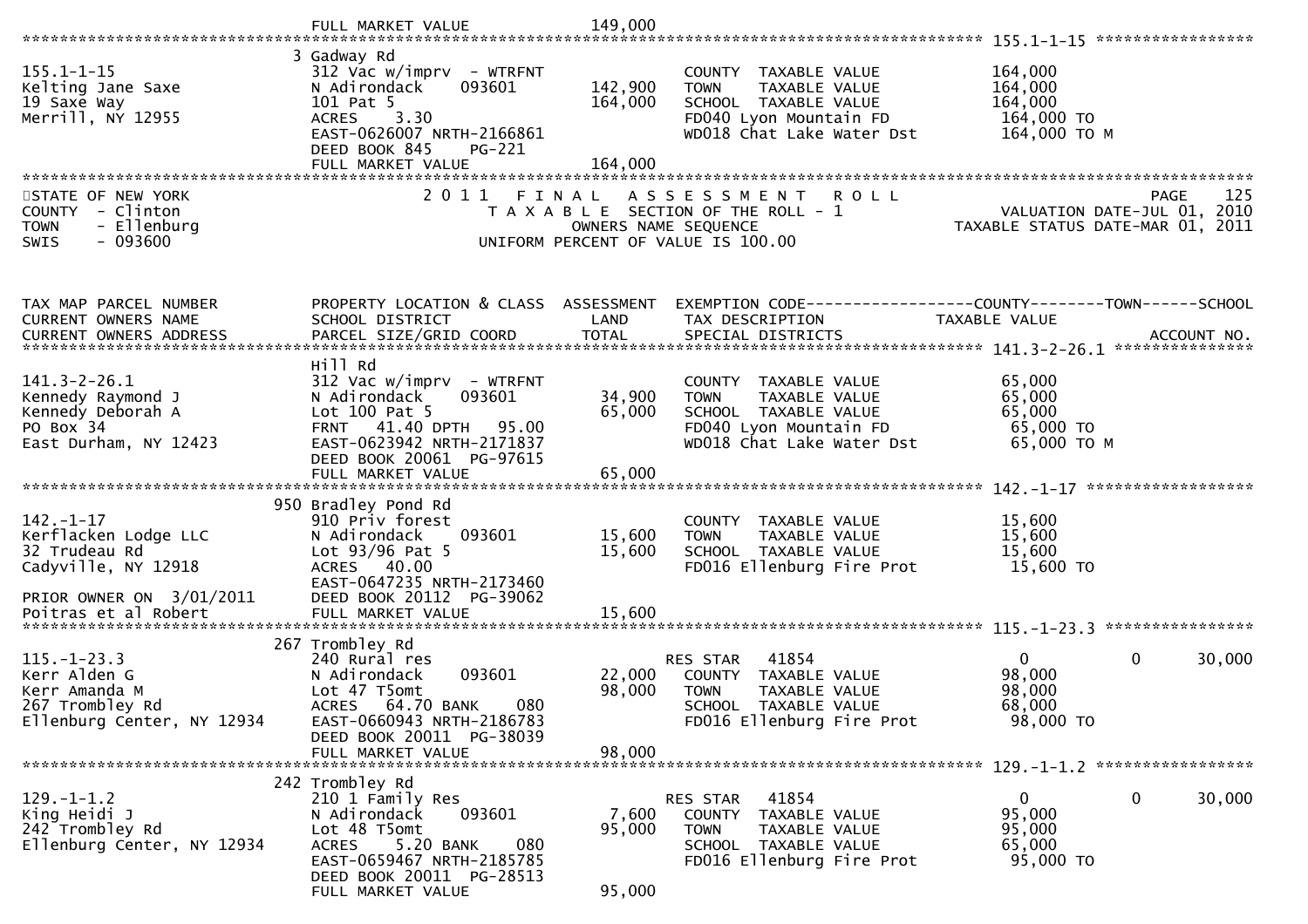```
                                  FULL MARKET VALUE             149,000
******************************************************************************************************* 155.1-1-15 *****************
                                 3 Gadway Rd
155.1-1-15                       312 Vac w/imprv  - WTRFNT             COUNTY  TAXABLE VALUE            164,000
Kelting Jane Saxe                N Adirondack     093601      142,900   TOWN    TAXABLE VALUE            164,000
19 Saxe Way                      101 Pat 5                   164,000   SCHOOL  TAXABLE VALUE            164,000
Merrill, NY 12955                ACRES    3.30                          FD040 Lyon Mountain FD            164,000 TO
                                 EAST-0626007 NRTH-2166861              WD018 Chat Lake Water Dst         164,000 TO M
                                 DEED BOOK 845    PG-221
                                 FULL MARKET VALUE             164,000
************************************************************************************************************************************
STATE OF NEW YORK                      2 0 1 1   F I N A L   A S S E S S M E N T   R O L L                               PAGE    125
COUNTY  - Clinton                         T A X A B L E  SECTION OF THE ROLL - 1                          VALUATION DATE-JUL 01, 2010
TOWN    - Ellenburg                               OWNERS NAME SEQUENCE                               TAXABLE STATUS DATE-MAR 01, 2011
SWIS    - 093600                           UNIFORM PERCENT OF VALUE IS 100.00


TAX MAP PARCEL NUMBER            PROPERTY LOCATION & CLASS  ASSESSMENT  EXEMPTION CODE------------------COUNTY--------TOWN------SCHOOL
CURRENT OWNERS NAME              SCHOOL DISTRICT              LAND      TAX DESCRIPTION              TAXABLE VALUE
CURRENT OWNERS ADDRESS           PARCEL SIZE/GRID COORD       TOTAL     SPECIAL DISTRICTS                                ACCOUNT NO.
******************************************************************************************************* 141.3-2-26.1 ***************
                                 Hill Rd
141.3-2-26.1                     312 Vac w/imprv  - WTRFNT             COUNTY  TAXABLE VALUE             65,000
Kennedy Raymond J                N Adirondack     093601       34,900   TOWN    TAXABLE VALUE             65,000
Kennedy Deborah A                Lot 100 Pat 5                 65,000   SCHOOL  TAXABLE VALUE             65,000
PO Box 34                        FRNT   41.40 DPTH   95.00              FD040 Lyon Mountain FD             65,000 TO
East Durham, NY 12423            EAST-0623942 NRTH-2171837              WD018 Chat Lake Water Dst          65,000 TO M
                                 DEED BOOK 20061 PG-97615
                                 FULL MARKET VALUE              65,000
******************************************************************************************************* 142.-1-17 ******************
                                 950 Bradley Pond Rd
142.-1-17                        910 Priv forest                       COUNTY  TAXABLE VALUE             15,600
Kerflacken Lodge LLC             N Adirondack     093601       15,600   TOWN    TAXABLE VALUE             15,600
32 Trudeau Rd                    Lot 93/96 Pat 5               15,600   SCHOOL  TAXABLE VALUE             15,600
Cadyville, NY 12918              ACRES   40.00                          FD016 Ellenburg Fire Prot          15,600 TO
                                 EAST-0647235 NRTH-2173460
PRIOR OWNER ON  3/01/2011        DEED BOOK 20112  PG-39062
Poitras et al Robert             FULL MARKET VALUE              15,600
******************************************************************************************************* 115.-1-23.3 ****************
                                 267 Trombley Rd
115.-1-23.3                      240 Rural res                         RES STAR   41854                   0             0       30,000
Kerr Alden G                     N Adirondack     093601       22,000   COUNTY  TAXABLE VALUE             98,000
Kerr Amanda M                    Lot 47 T5omt                  98,000   TOWN    TAXABLE VALUE             98,000
267 Trombley Rd                  ACRES   64.70 BANK     080             SCHOOL  TAXABLE VALUE             68,000
Ellenburg Center, NY 12934       EAST-0660943 NRTH-2186783              FD016 Ellenburg Fire Prot          98,000 TO
                                 DEED BOOK 20011  PG-38039
                                 FULL MARKET VALUE              98,000
******************************************************************************************************* 129.-1-1.2 *****************
                                 242 Trombley Rd
129.-1-1.2                       210 1 Family Res                      RES STAR   41854                   0             0       30,000
King Heidi J                     N Adirondack     093601        7,600   COUNTY  TAXABLE VALUE             95,000
242 Trombley Rd                  Lot 48 T5omt                  95,000   TOWN    TAXABLE VALUE             95,000
Ellenburg Center, NY 12934       ACRES    5.20 BANK     080             SCHOOL  TAXABLE VALUE             65,000
                                 EAST-0659467 NRTH-2185785              FD016 Ellenburg Fire Prot          95,000 TO
                                 DEED BOOK 20011  PG-28513
                                 FULL MARKET VALUE              95,000
```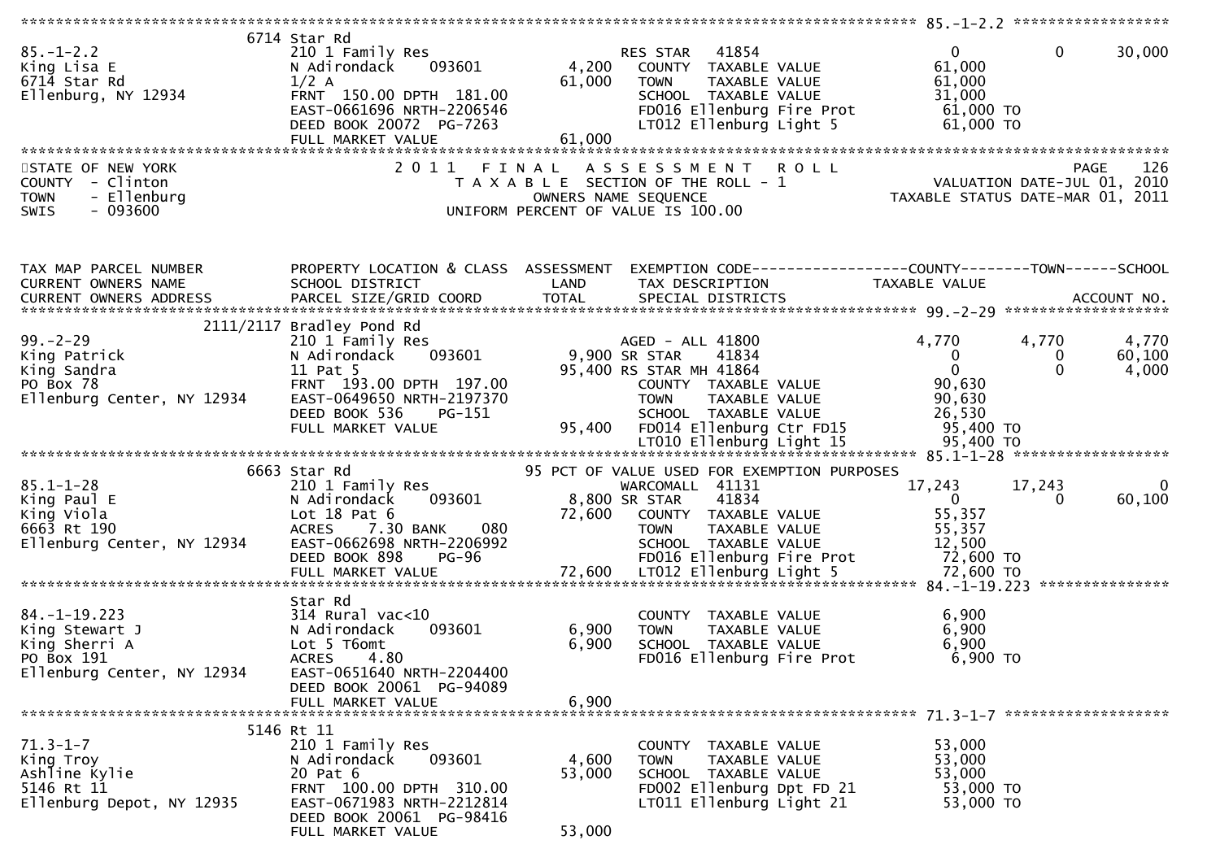**85.-1-2.2**

| TAX MAP PARCEL NUMBER / CURRENT OWNERS NAME / CURRENT OWNERS ADDRESS | PROPERTY LOCATION & CLASS / SCHOOL DISTRICT / PARCEL SIZE/GRID COORD | LAND | TOTAL | EXEMPTION CODE / TAX DESCRIPTION / SPECIAL DISTRICTS | COUNTY | TOWN | SCHOOL |
|---|---|---|---|---|---|---|---|
| 85.-1-2.2 | 6714 Star Rd | | | | | | |
| King Lisa E | 210 1 Family Res | | | RES STAR 41854 | 0 | 0 | 30,000 |
| 6714 Star Rd | N Adirondack 093601 | 4,200 | | COUNTY TAXABLE VALUE | 61,000 | | |
| Ellenburg, NY 12934 | 1/2 A | | 61,000 | TOWN TAXABLE VALUE | 61,000 | | |
| | FRNT 150.00 DPTH 181.00 | | | SCHOOL TAXABLE VALUE | 31,000 | | |
| | EAST-0661696 NRTH-2206546 | | | FD016 Ellenburg Fire Prot | 61,000 TO | | |
| | DEED BOOK 20072 PG-7263 | | | LT012 Ellenburg Light 5 | 61,000 TO | | |
| | FULL MARKET VALUE | | 61,000 | | | | |

STATE OF NEW YORK
COUNTY - Clinton
TOWN - Ellenburg
SWIS - 093600

2011 FINAL ASSESSMENT ROLL
TAXABLE SECTION OF THE ROLL - 1
OWNERS NAME SEQUENCE
UNIFORM PERCENT OF VALUE IS 100.00

VALUATION DATE-JUL 01, 2010
TAXABLE STATUS DATE-MAR 01, 2011

| TAX MAP PARCEL NUMBER / CURRENT OWNERS NAME / CURRENT OWNERS ADDRESS | PROPERTY LOCATION & CLASS / SCHOOL DISTRICT / PARCEL SIZE/GRID COORD | ASSESSMENT LAND | TOTAL | EXEMPTION CODE / TAX DESCRIPTION / SPECIAL DISTRICTS | COUNTY TAXABLE VALUE | TOWN | SCHOOL / ACCOUNT NO. |
|---|---|---|---|---|---|---|---|
| **99.-2-29** | 2111/2117 Bradley Pond Rd | | | | | | |
| 99.-2-29 | 210 1 Family Res | | | AGED - ALL 41800 | 4,770 | 4,770 | 4,770 |
| King Patrick | N Adirondack 093601 | 9,900 | | SR STAR 41834 | 0 | 0 | 60,100 |
| King Sandra | 11 Pat 5 | | 95,400 | RS STAR MH 41864 | 0 | 0 | 4,000 |
| PO Box 78 | FRNT 193.00 DPTH 197.00 | | | COUNTY TAXABLE VALUE | 90,630 | | |
| Ellenburg Center, NY 12934 | EAST-0649650 NRTH-2197370 | | | TOWN TAXABLE VALUE | 90,630 | | |
| | DEED BOOK 536 PG-151 | | | SCHOOL TAXABLE VALUE | 26,530 | | |
| | FULL MARKET VALUE | | 95,400 | FD014 Ellenburg Ctr FD15 | 95,400 TO | | |
| | | | | LT010 Ellenburg Light 15 | 95,400 TO | | |
| **85.1-1-28** | 6663 Star Rd | | | 95 PCT OF VALUE USED FOR EXEMPTION PURPOSES | | | |
| 85.1-1-28 | 210 1 Family Res | | | WARCOMALL 41131 | 17,243 | 17,243 | 0 |
| King Paul E | N Adirondack 093601 | 8,800 | | SR STAR 41834 | 0 | 0 | 60,100 |
| King Viola | Lot 18 Pat 6 | | 72,600 | COUNTY TAXABLE VALUE | 55,357 | | |
| 6663 Rt 190 | ACRES 7.30 BANK 080 | | | TOWN TAXABLE VALUE | 55,357 | | |
| Ellenburg Center, NY 12934 | EAST-0662698 NRTH-2206992 | | | SCHOOL TAXABLE VALUE | 12,500 | | |
| | DEED BOOK 898 PG-96 | | | FD016 Ellenburg Fire Prot | 72,600 TO | | |
| | FULL MARKET VALUE | | 72,600 | LT012 Ellenburg Light 5 | 72,600 TO | | |
| **84.-1-19.223** | Star Rd | | | | | | |
| 84.-1-19.223 | 314 Rural vac<10 | | | COUNTY TAXABLE VALUE | 6,900 | | |
| King Stewart J | N Adirondack 093601 | 6,900 | | TOWN TAXABLE VALUE | 6,900 | | |
| King Sherri A | Lot 5 T6omt | | 6,900 | SCHOOL TAXABLE VALUE | 6,900 | | |
| PO Box 191 | ACRES 4.80 | | | FD016 Ellenburg Fire Prot | 6,900 TO | | |
| Ellenburg Center, NY 12934 | EAST-0651640 NRTH-2204400 | | | | | | |
| | DEED BOOK 20061 PG-94089 | | | | | | |
| | FULL MARKET VALUE | | 6,900 | | | | |
| **71.3-1-7** | 5146 Rt 11 | | | | | | |
| 71.3-1-7 | 210 1 Family Res | | | COUNTY TAXABLE VALUE | 53,000 | | |
| King Troy | N Adirondack 093601 | 4,600 | | TOWN TAXABLE VALUE | 53,000 | | |
| Ashline Kylie | 20 Pat 6 | | 53,000 | SCHOOL TAXABLE VALUE | 53,000 | | |
| 5146 Rt 11 | FRNT 100.00 DPTH 310.00 | | | FD002 Ellenburg Dpt FD 21 | 53,000 TO | | |
| Ellenburg Depot, NY 12935 | EAST-0671983 NRTH-2212814 | | | LT011 Ellenburg Light 21 | 53,000 TO | | |
| | DEED BOOK 20061 PG-98416 | | | | | | |
| | FULL MARKET VALUE | | 53,000 | | | | |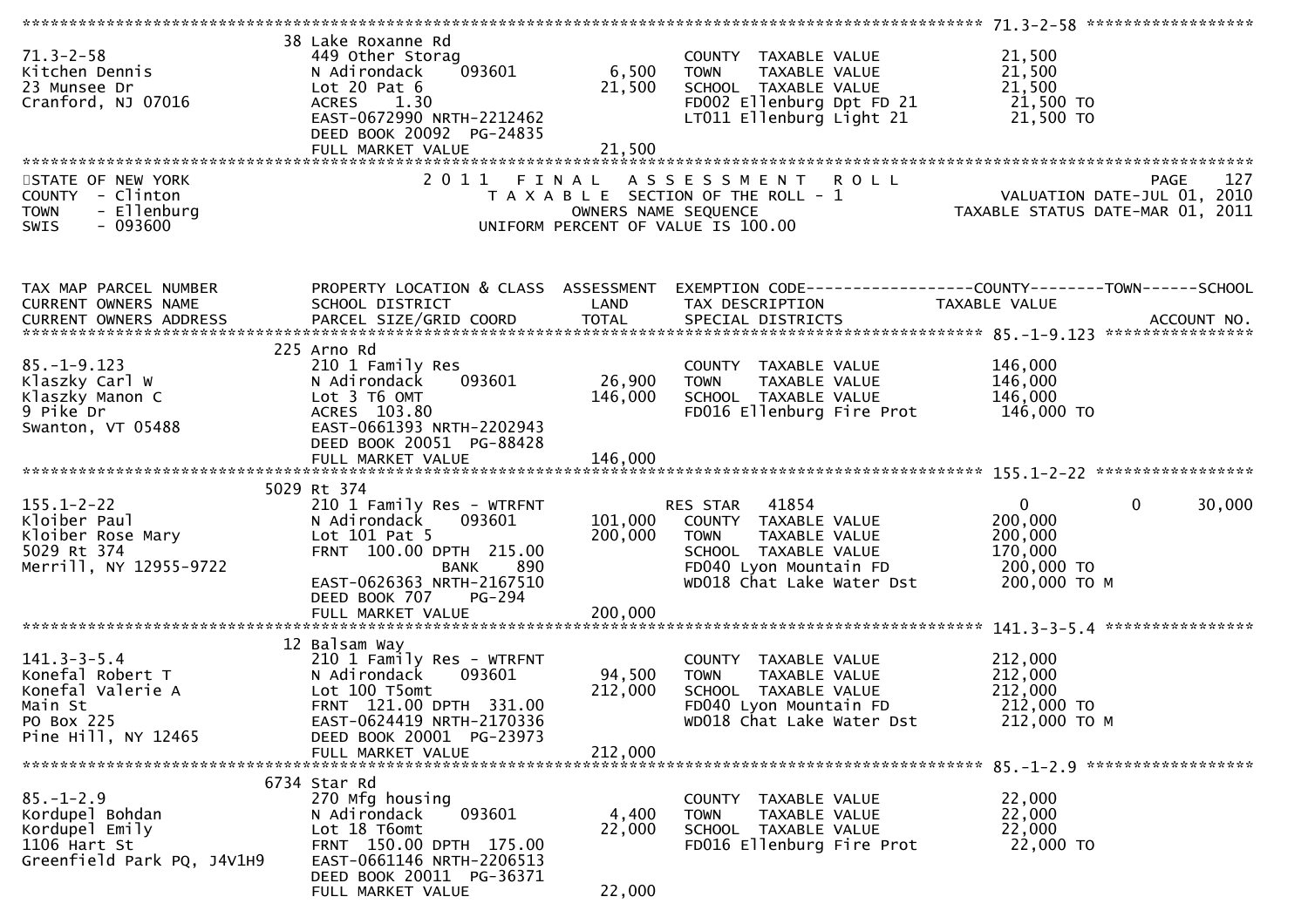| TAX MAP PARCEL NUMBER | PROPERTY LOCATION & CLASS | ASSESSMENT | EXEMPTION CODE------COUNTY------TOWN------SCHOOL | |
|---|---|---|---|---|
| CURRENT OWNERS NAME | SCHOOL DISTRICT | LAND | TAX DESCRIPTION | TAXABLE VALUE |
| CURRENT OWNERS ADDRESS | PARCEL SIZE/GRID COORD | TOTAL | SPECIAL DISTRICTS | ACCOUNT NO. |
| **71.3-2-58** | 38 Lake Roxanne Rd | | | |
| 71.3-2-58 | 449 Other Storag | | COUNTY TAXABLE VALUE | 21,500 |
| Kitchen Dennis | N Adirondack 093601 | 6,500 | TOWN TAXABLE VALUE | 21,500 |
| 23 Munsee Dr | Lot 20 Pat 6 | 21,500 | SCHOOL TAXABLE VALUE | 21,500 |
| Cranford, NJ 07016 | ACRES 1.30 | | FD002 Ellenburg Dpt FD 21 | 21,500 TO |
| | EAST-0672990 NRTH-2212462 | | LT011 Ellenburg Light 21 | 21,500 TO |
| | DEED BOOK 20092 PG-24835 | | | |
| | FULL MARKET VALUE | 21,500 | | |

STATE OF NEW YORK
COUNTY - Clinton
TOWN - Ellenburg
SWIS - 093600

2011 FINAL ASSESSMENT ROLL
TAXABLE SECTION OF THE ROLL - 1
OWNERS NAME SEQUENCE
UNIFORM PERCENT OF VALUE IS 100.00

PAGE 127
VALUATION DATE-JUL 01, 2010
TAXABLE STATUS DATE-MAR 01, 2011

| TAX MAP PARCEL NUMBER | PROPERTY LOCATION & CLASS | ASSESSMENT | EXEMPTION CODE------COUNTY------TOWN------SCHOOL | |
|---|---|---|---|---|
| CURRENT OWNERS NAME | SCHOOL DISTRICT | LAND | TAX DESCRIPTION | TAXABLE VALUE |
| CURRENT OWNERS ADDRESS | PARCEL SIZE/GRID COORD | TOTAL | SPECIAL DISTRICTS | ACCOUNT NO. |
| **85.-1-9.123** | 225 Arno Rd | | | |
| 85.-1-9.123 | 210 1 Family Res | | COUNTY TAXABLE VALUE | 146,000 |
| Klaszky Carl W | N Adirondack 093601 | 26,900 | TOWN TAXABLE VALUE | 146,000 |
| Klaszky Manon C | Lot 3 T6 OMT | 146,000 | SCHOOL TAXABLE VALUE | 146,000 |
| 9 Pike Dr | ACRES 103.80 | | FD016 Ellenburg Fire Prot | 146,000 TO |
| Swanton, VT 05488 | EAST-0661393 NRTH-2202943 | | | |
| | DEED BOOK 20051 PG-88428 | | | |
| | FULL MARKET VALUE | 146,000 | | |
| **155.1-2-22** | 5029 Rt 374 | | | |
| 155.1-2-22 | 210 1 Family Res - WTRFNT | | RES STAR 41854 | 0 0 30,000 |
| Kloiber Paul | N Adirondack 093601 | 101,000 | COUNTY TAXABLE VALUE | 200,000 |
| Kloiber Rose Mary | Lot 101 Pat 5 | 200,000 | TOWN TAXABLE VALUE | 200,000 |
| 5029 Rt 374 | FRNT 100.00 DPTH 215.00 | | SCHOOL TAXABLE VALUE | 170,000 |
| Merrill, NY 12955-9722 | BANK 890 | | FD040 Lyon Mountain FD | 200,000 TO |
| | EAST-0626363 NRTH-2167510 | | WD018 Chat Lake Water Dst | 200,000 TO M |
| | DEED BOOK 707 PG-294 | | | |
| | FULL MARKET VALUE | 200,000 | | |
| **141.3-3-5.4** | 12 Balsam Way | | | |
| 141.3-3-5.4 | 210 1 Family Res - WTRFNT | | COUNTY TAXABLE VALUE | 212,000 |
| Konefal Robert T | N Adirondack 093601 | 94,500 | TOWN TAXABLE VALUE | 212,000 |
| Konefal Valerie A | Lot 100 T5omt | 212,000 | SCHOOL TAXABLE VALUE | 212,000 |
| Main St | FRNT 121.00 DPTH 331.00 | | FD040 Lyon Mountain FD | 212,000 TO |
| PO Box 225 | EAST-0624419 NRTH-2170336 | | WD018 Chat Lake Water Dst | 212,000 TO M |
| Pine Hill, NY 12465 | DEED BOOK 20001 PG-23973 | | | |
| | FULL MARKET VALUE | 212,000 | | |
| **85.-1-2.9** | 6734 Star Rd | | | |
| 85.-1-2.9 | 270 Mfg housing | | COUNTY TAXABLE VALUE | 22,000 |
| Kordupel Bohdan | N Adirondack 093601 | 4,400 | TOWN TAXABLE VALUE | 22,000 |
| Kordupel Emily | Lot 18 T6omt | 22,000 | SCHOOL TAXABLE VALUE | 22,000 |
| 1106 Hart St | FRNT 150.00 DPTH 175.00 | | FD016 Ellenburg Fire Prot | 22,000 TO |
| Greenfield Park PQ, J4V1H9 | EAST-0661146 NRTH-2206513 | | | |
| | DEED BOOK 20011 PG-36371 | | | |
| | FULL MARKET VALUE | 22,000 | | |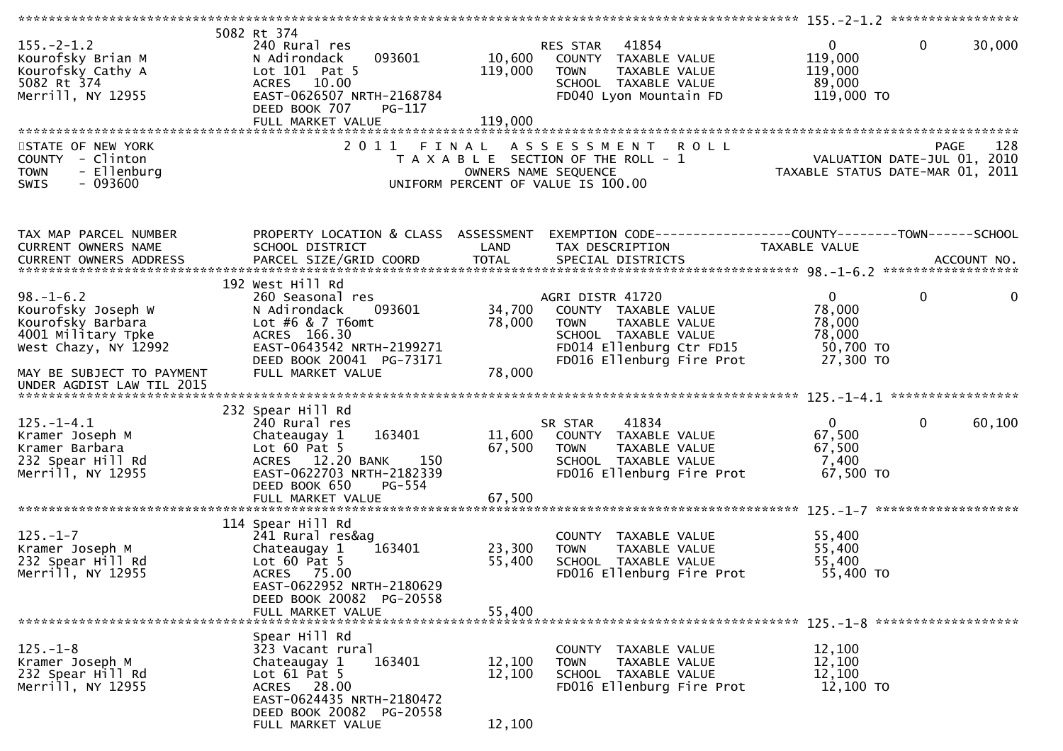```
******************************************************************************************************* 155.-2-1.2 *****************
                   5082 Rt 374
155.-2-1.2                     240 Rural res                          RES STAR    41854             0           0       30,000
Kourofsky Brian M              N Adirondack     093601       10,600    COUNTY  TAXABLE VALUE        119,000
Kourofsky Cathy A              Lot 101  Pat 5               119,000    TOWN    TAXABLE VALUE        119,000
5082 Rt 374                    ACRES   10.00                           SCHOOL  TAXABLE VALUE         89,000
Merrill, NY 12955              EAST-0626507 NRTH-2168784               FD040 Lyon Mountain FD          119,000 TO
                               DEED BOOK 707     PG-117
                               FULL MARKET VALUE            119,000
*******************************************************************************************************************************
STATE OF NEW YORK                 2 0 1 1   F I N A L   A S S E S S M E N T   R O L L                                PAGE   128
COUNTY  - Clinton                     T A X A B L E  SECTION OF THE ROLL - 1                     VALUATION DATE-JUL 01, 2010
TOWN    - Ellenburg                            OWNERS NAME SEQUENCE                         TAXABLE STATUS DATE-MAR 01, 2011
SWIS    - 093600                        UNIFORM PERCENT OF VALUE IS 100.00


TAX MAP PARCEL NUMBER          PROPERTY LOCATION & CLASS  ASSESSMENT  EXEMPTION CODE------------------COUNTY--------TOWN------SCHOOL
CURRENT OWNERS NAME            SCHOOL DISTRICT               LAND      TAX DESCRIPTION            TAXABLE VALUE
CURRENT OWNERS ADDRESS         PARCEL SIZE/GRID COORD        TOTAL     SPECIAL DISTRICTS                                 ACCOUNT NO.
******************************************************************************************************* 98.-1-6.2 ******************
                   192 West Hill Rd
98.-1-6.2                      260 Seasonal res                       AGRI DISTR 41720                  0           0            0
Kourofsky Joseph W             N Adirondack     093601       34,700    COUNTY  TAXABLE VALUE         78,000
Kourofsky Barbara              Lot #6 & 7 T6omt              78,000    TOWN    TAXABLE VALUE         78,000
4001 Military Tpke             ACRES  166.30                           SCHOOL  TAXABLE VALUE         78,000
West Chazy, NY 12992           EAST-0643542 NRTH-2199271               FD014 Ellenburg Ctr FD15         50,700 TO
                               DEED BOOK 20041  PG-73171               FD016 Ellenburg Fire Prot        27,300 TO
MAY BE SUBJECT TO PAYMENT      FULL MARKET VALUE             78,000
UNDER AGDIST LAW TIL 2015
******************************************************************************************************* 125.-1-4.1 *****************
                   232 Spear Hill Rd
125.-1-4.1                     240 Rural res                          SR STAR     41834             0           0       60,100
Kramer Joseph M                Chateaugay 1     163401       11,600    COUNTY  TAXABLE VALUE         67,500
Kramer Barbara                 Lot 60 Pat 5                  67,500    TOWN    TAXABLE VALUE         67,500
232 Spear Hill Rd              ACRES   12.20 BANK     150              SCHOOL  TAXABLE VALUE          7,400
Merrill, NY 12955              EAST-0622703 NRTH-2182339               FD016 Ellenburg Fire Prot        67,500 TO
                               DEED BOOK 650     PG-554
                               FULL MARKET VALUE             67,500
******************************************************************************************************* 125.-1-7 *******************
                   114 Spear Hill Rd
125.-1-7                       241 Rural res&ag                        COUNTY  TAXABLE VALUE         55,400
Kramer Joseph M                Chateaugay 1     163401       23,300    TOWN    TAXABLE VALUE         55,400
232 Spear Hill Rd              Lot 60 Pat 5                  55,400    SCHOOL  TAXABLE VALUE         55,400
Merrill, NY 12955              ACRES   75.00                           FD016 Ellenburg Fire Prot        55,400 TO
                               EAST-0622952 NRTH-2180629
                               DEED BOOK 20082  PG-20558
                               FULL MARKET VALUE             55,400
******************************************************************************************************* 125.-1-8 *******************
                       Spear Hill Rd
125.-1-8                       323 Vacant rural                        COUNTY  TAXABLE VALUE         12,100
Kramer Joseph M                Chateaugay 1     163401       12,100    TOWN    TAXABLE VALUE         12,100
232 Spear Hill Rd              Lot 61 Pat 5                  12,100    SCHOOL  TAXABLE VALUE         12,100
Merrill, NY 12955              ACRES   28.00                           FD016 Ellenburg Fire Prot        12,100 TO
                               EAST-0624435 NRTH-2180472
                               DEED BOOK 20082  PG-20558
                               FULL MARKET VALUE             12,100
```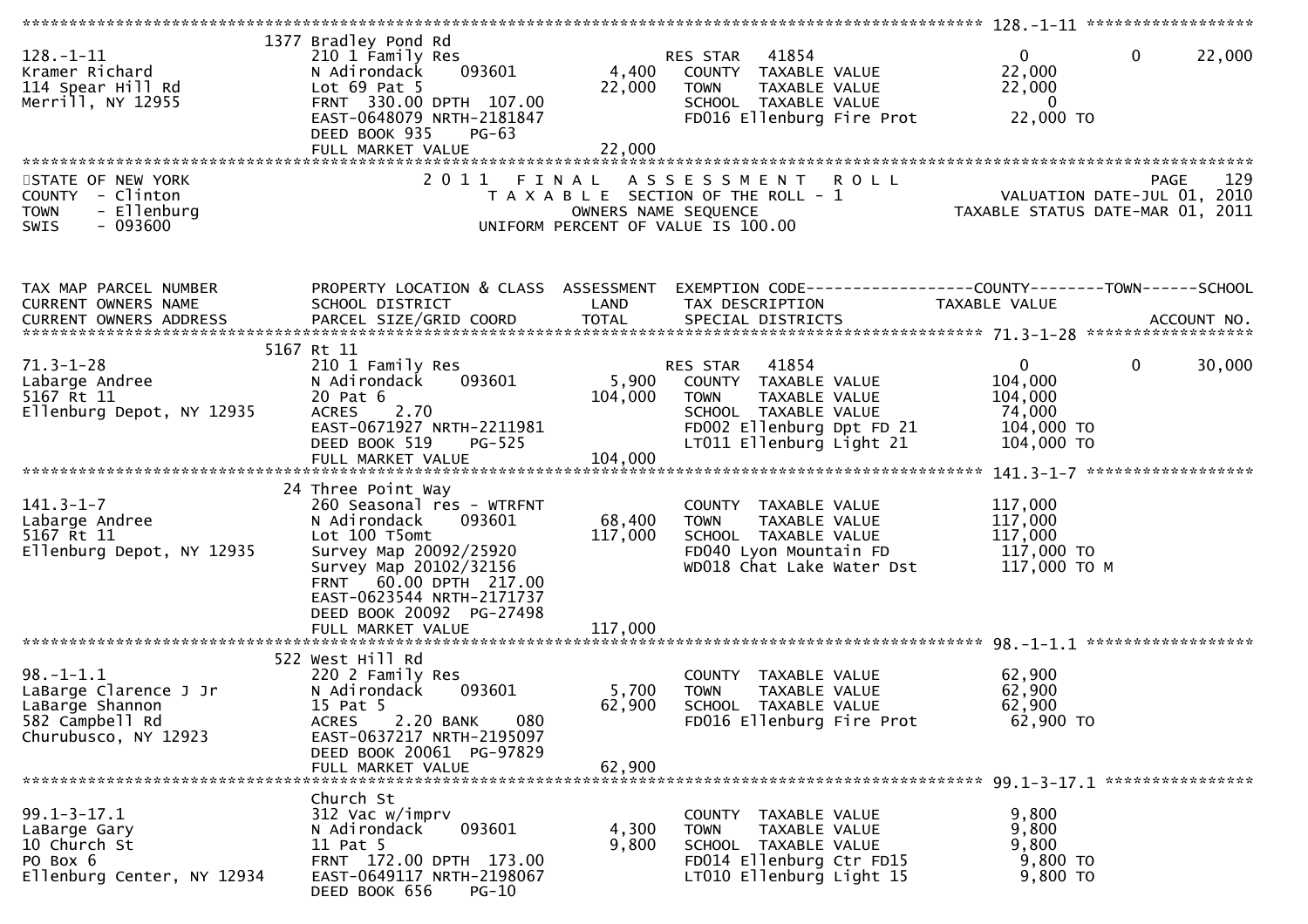```
******************************************************************************************************* 128.-1-11 ******************
                                1377 Bradley Pond Rd
128.-1-11                       210 1 Family Res                      RES STAR   41854                   0           0       22,000
Kramer Richard                  N Adirondack      093601       4,400    COUNTY  TAXABLE VALUE           22,000
114 Spear Hill Rd               Lot 69 Pat 5                   22,000    TOWN    TAXABLE VALUE           22,000
Merrill, NY 12955               FRNT  330.00 DPTH  107.00                SCHOOL  TAXABLE VALUE                0
                                EAST-0648079 NRTH-2181847                FD016 Ellenburg Fire Prot        22,000 TO
                                DEED BOOK 935     PG-63
                                FULL MARKET VALUE              22,000
************************************************************************************************************************************
STATE OF NEW YORK                   2 0 1 1   F I N A L   A S S E S S M E N T   R O L L                              PAGE    129
COUNTY  - Clinton                      T A X A B L E  SECTION OF THE ROLL - 1                       VALUATION DATE-JUL 01, 2010
TOWN    - Ellenburg                          OWNERS NAME SEQUENCE                            TAXABLE STATUS DATE-MAR 01, 2011
SWIS    - 093600                        UNIFORM PERCENT OF VALUE IS 100.00


TAX MAP PARCEL NUMBER           PROPERTY LOCATION & CLASS  ASSESSMENT  EXEMPTION CODE------------------COUNTY--------TOWN------SCHOOL
CURRENT OWNERS NAME             SCHOOL DISTRICT               LAND      TAX DESCRIPTION             TAXABLE VALUE
CURRENT OWNERS ADDRESS          PARCEL SIZE/GRID COORD        TOTAL     SPECIAL DISTRICTS                                    ACCOUNT NO.
******************************************************************************************************* 71.3-1-28 ******************
                                5167 Rt 11
71.3-1-28                       210 1 Family Res                      RES STAR   41854                   0           0       30,000
Labarge Andree                  N Adirondack      093601       5,900    COUNTY  TAXABLE VALUE          104,000
5167 Rt 11                      20 Pat 6                      104,000    TOWN    TAXABLE VALUE          104,000
Ellenburg Depot, NY 12935       ACRES     2.70                           SCHOOL  TAXABLE VALUE           74,000
                                EAST-0671927 NRTH-2211981                FD002 Ellenburg Dpt FD 21       104,000 TO
                                DEED BOOK 519     PG-525                 LT011 Ellenburg Light 21        104,000 TO
                                FULL MARKET VALUE             104,000
******************************************************************************************************* 141.3-1-7 ******************
                                24 Three Point Way
141.3-1-7                       260 Seasonal res - WTRFNT               COUNTY  TAXABLE VALUE          117,000
Labarge Andree                  N Adirondack      093601      68,400    TOWN    TAXABLE VALUE          117,000
5167 Rt 11                      Lot 100 T5omt                 117,000    SCHOOL  TAXABLE VALUE          117,000
Ellenburg Depot, NY 12935       Survey Map 20092/25920                   FD040 Lyon Mountain FD          117,000 TO
                                Survey Map 20102/32156                   WD018 Chat Lake Water Dst       117,000 TO M
                                FRNT   60.00 DPTH  217.00
                                EAST-0623544 NRTH-2171737
                                DEED BOOK 20092   PG-27498
                                FULL MARKET VALUE             117,000
******************************************************************************************************* 98.-1-1.1 ******************
                                522 West Hill Rd
98.-1-1.1                       220 2 Family Res                        COUNTY  TAXABLE VALUE           62,900
LaBarge Clarence J Jr           N Adirondack      093601       5,700    TOWN    TAXABLE VALUE           62,900
LaBarge Shannon                 15 Pat 5                       62,900    SCHOOL  TAXABLE VALUE           62,900
582 Campbell Rd                 ACRES     2.20 BANK     080              FD016 Ellenburg Fire Prot        62,900 TO
Churubusco, NY 12923            EAST-0637217 NRTH-2195097
                                DEED BOOK 20061   PG-97829
                                FULL MARKET VALUE              62,900
******************************************************************************************************* 99.1-3-17.1 ****************
                                Church St
99.1-3-17.1                     312 Vac w/imprv                         COUNTY  TAXABLE VALUE            9,800
LaBarge Gary                    N Adirondack      093601       4,300    TOWN    TAXABLE VALUE            9,800
10 Church St                    11 Pat 5                        9,800    SCHOOL  TAXABLE VALUE            9,800
PO Box 6                        FRNT  172.00 DPTH  173.00                FD014 Ellenburg Ctr FD15          9,800 TO
Ellenburg Center, NY 12934      EAST-0649117 NRTH-2198067                LT010 Ellenburg Light 15          9,800 TO
                                DEED BOOK 656     PG-10
```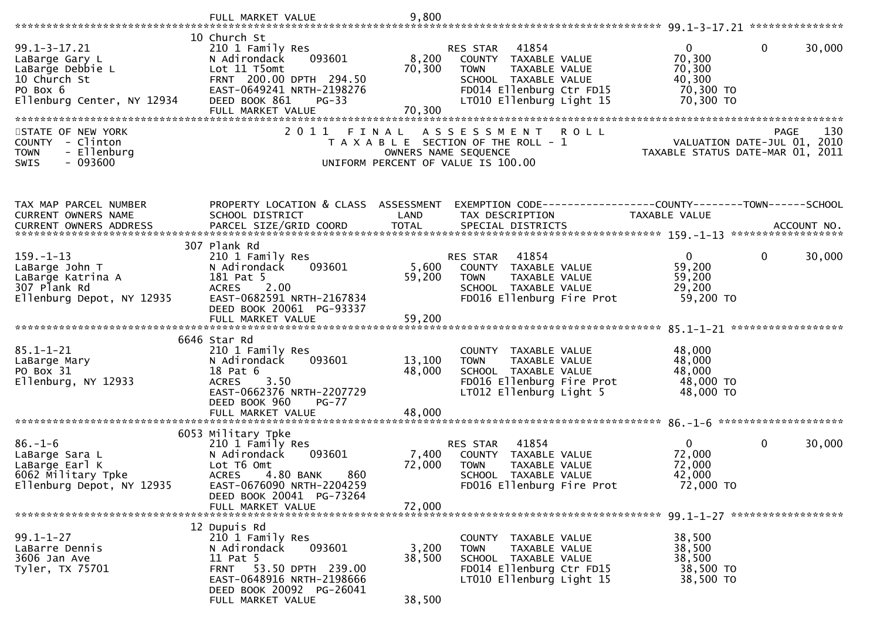```
                              FULL MARKET VALUE                  9,800
******************************************************************************************************* 99.1-3-17.21 ***************
                            10 Church St
99.1-3-17.21                  210 1 Family Res                        RES STAR   41854                  0          0     30,000
LaBarge Gary L                N Adirondack     093601          8,200   COUNTY  TAXABLE VALUE          70,300
LaBarge Debbie L              Lot 11 T5omt                    70,300   TOWN    TAXABLE VALUE          70,300
10 Church St                  FRNT  200.00 DPTH  294.50               SCHOOL  TAXABLE VALUE          40,300
PO Box 6                      EAST-0649241 NRTH-2198276               FD014 Ellenburg Ctr FD15         70,300 TO
Ellenburg Center, NY 12934    DEED BOOK 861    PG-33                  LT010 Ellenburg Light 15         70,300 TO
                              FULL MARKET VALUE               70,300
************************************************************************************************************************************
STATE OF NEW YORK                        2 0 1 1   F I N A L   A S S E S S M E N T   R O L L                              PAGE    130
COUNTY  - Clinton                           T A X A B L E  SECTION OF THE ROLL - 1                      VALUATION DATE-JUL 01, 2010
TOWN    - Ellenburg                                 OWNERS NAME SEQUENCE                              TAXABLE STATUS DATE-MAR 01, 2011
SWIS    - 093600                             UNIFORM PERCENT OF VALUE IS 100.00


TAX MAP PARCEL NUMBER         PROPERTY LOCATION & CLASS  ASSESSMENT  EXEMPTION CODE------------------COUNTY--------TOWN------SCHOOL
CURRENT OWNERS NAME           SCHOOL DISTRICT               LAND      TAX DESCRIPTION               TAXABLE VALUE
CURRENT OWNERS ADDRESS        PARCEL SIZE/GRID COORD        TOTAL     SPECIAL DISTRICTS                                  ACCOUNT NO.
******************************************************************************************************* 159.-1-13 ******************
                            307 Plank Rd
159.-1-13                     210 1 Family Res                        RES STAR   41854                  0          0     30,000
LaBarge John T                N Adirondack     093601          5,600   COUNTY  TAXABLE VALUE          59,200
LaBarge Katrina A             181 Pat 5                       59,200   TOWN    TAXABLE VALUE          59,200
307 Plank Rd                  ACRES     2.00                          SCHOOL  TAXABLE VALUE          29,200
Ellenburg Depot, NY 12935     EAST-0682591 NRTH-2167834               FD016 Ellenburg Fire Prot        59,200 TO
                              DEED BOOK 20061 PG-93337
                              FULL MARKET VALUE               59,200
******************************************************************************************************* 85.1-1-21 ******************
                            6646 Star Rd
85.1-1-21                     210 1 Family Res                        COUNTY  TAXABLE VALUE          48,000
LaBarge Mary                  N Adirondack     093601         13,100   TOWN    TAXABLE VALUE          48,000
PO Box 31                     18 Pat 6                        48,000   SCHOOL  TAXABLE VALUE          48,000
Ellenburg, NY 12933           ACRES     3.50                          FD016 Ellenburg Fire Prot        48,000 TO
                              EAST-0662376 NRTH-2207729               LT012 Ellenburg Light 5          48,000 TO
                              DEED BOOK 960    PG-77
                              FULL MARKET VALUE               48,000
******************************************************************************************************* 86.-1-6 ********************
                            6053 Military Tpke
86.-1-6                       210 1 Family Res                        RES STAR   41854                  0          0     30,000
LaBarge Sara L                N Adirondack     093601          7,400   COUNTY  TAXABLE VALUE          72,000
LaBarge Earl K                Lot T6 Omt                      72,000   TOWN    TAXABLE VALUE          72,000
6062 Military Tpke            ACRES     4.80 BANK      860            SCHOOL  TAXABLE VALUE          42,000
Ellenburg Depot, NY 12935     EAST-0676090 NRTH-2204259               FD016 Ellenburg Fire Prot        72,000 TO
                              DEED BOOK 20041 PG-73264
                              FULL MARKET VALUE               72,000
******************************************************************************************************* 99.1-1-27 ******************
                            12 Dupuis Rd
99.1-1-27                     210 1 Family Res                        COUNTY  TAXABLE VALUE          38,500
LaBarre Dennis                N Adirondack     093601          3,200   TOWN    TAXABLE VALUE          38,500
3606 Jan Ave                  11 Pat 5                        38,500   SCHOOL  TAXABLE VALUE          38,500
Tyler, TX 75701               FRNT   53.50 DPTH  239.00               FD014 Ellenburg Ctr FD15         38,500 TO
                              EAST-0648916 NRTH-2198666               LT010 Ellenburg Light 15         38,500 TO
                              DEED BOOK 20092 PG-26041
                              FULL MARKET VALUE               38,500
```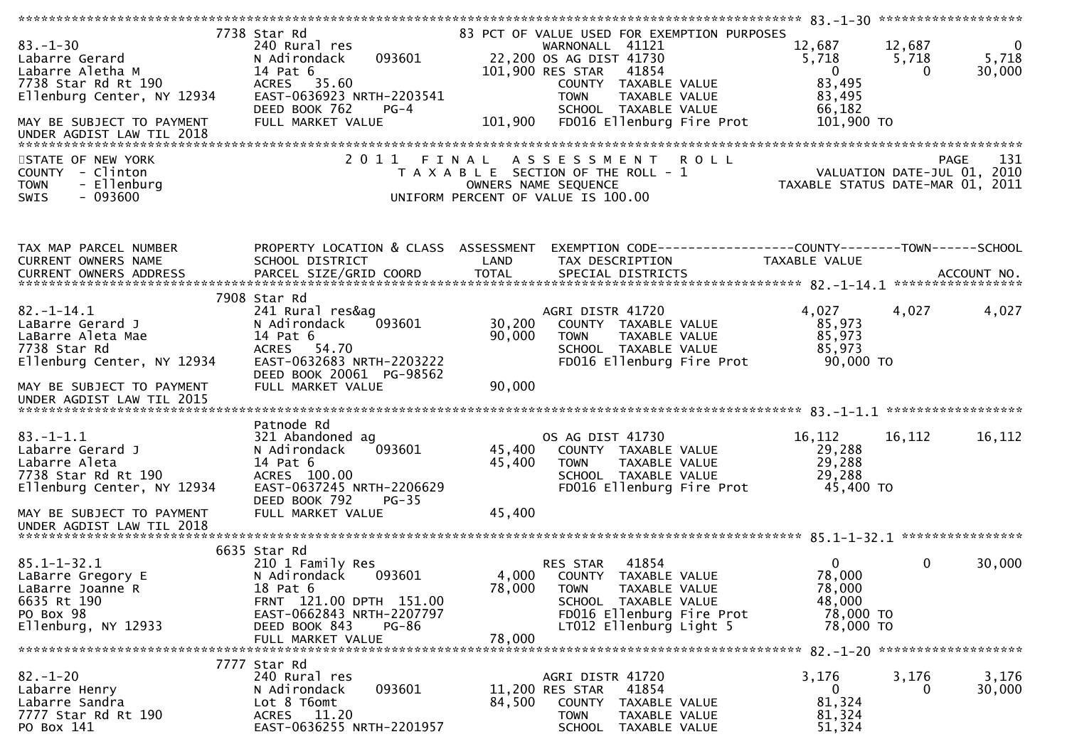```
******************************************************************************************************* 83.-1-30 *******************
                           7738 Star Rd                          83 PCT OF VALUE USED FOR EXEMPTION PURPOSES
83.-1-30                    240 Rural res                          WARNONALL  41121                 12,687      12,687           0
Labarre Gerard              N Adirondack      093601      22,200 OS AG DIST 41730                    5,718       5,718       5,718
Labarre Aletha M            14 Pat 6                     101,900 RES STAR    41854                      0           0      30,000
7738 Star Rd Rt 190         ACRES   35.60                          COUNTY  TAXABLE VALUE             83,495
Ellenburg Center, NY 12934  EAST-0636923 NRTH-2203541              TOWN    TAXABLE VALUE             83,495
                            DEED BOOK 762    PG-4                  SCHOOL  TAXABLE VALUE             66,182
MAY BE SUBJECT TO PAYMENT   FULL MARKET VALUE            101,900   FD016 Ellenburg Fire Prot        101,900 TO
UNDER AGDIST LAW TIL 2018
************************************************************************************************************************************
STATE OF NEW YORK                 2 0 1 1   F I N A L   A S S E S S M E N T   R O L L                                  PAGE    131
COUNTY  - Clinton                       T A X A B L E  SECTION OF THE ROLL - 1                      VALUATION DATE-JUL 01, 2010
TOWN    - Ellenburg                          OWNERS NAME SEQUENCE                                TAXABLE STATUS DATE-MAR 01, 2011
SWIS    - 093600                       UNIFORM PERCENT OF VALUE IS 100.00


TAX MAP PARCEL NUMBER         PROPERTY LOCATION & CLASS  ASSESSMENT  EXEMPTION CODE------------------COUNTY--------TOWN------SCHOOL
CURRENT OWNERS NAME           SCHOOL DISTRICT                LAND    TAX DESCRIPTION                 TAXABLE VALUE
CURRENT OWNERS ADDRESS        PARCEL SIZE/GRID COORD         TOTAL   SPECIAL DISTRICTS                                  ACCOUNT NO.
******************************************************************************************************* 82.-1-14.1 *****************
                           7908 Star Rd
82.-1-14.1                  241 Rural res&ag                       AGRI DISTR 41720                  4,027       4,027       4,027
LaBarre Gerard J            N Adirondack      093601      30,200    COUNTY  TAXABLE VALUE             85,973
LaBarre Aleta Mae           14 Pat 6                      90,000    TOWN    TAXABLE VALUE             85,973
7738 Star Rd                ACRES   54.70                           SCHOOL  TAXABLE VALUE             85,973
Ellenburg Center, NY 12934  EAST-0632683 NRTH-2203222               FD016 Ellenburg Fire Prot         90,000 TO
                            DEED BOOK 20061  PG-98562
MAY BE SUBJECT TO PAYMENT   FULL MARKET VALUE             90,000
UNDER AGDIST LAW TIL 2015
******************************************************************************************************* 83.-1-1.1 ******************
                            Patnode Rd
83.-1-1.1                   321 Abandoned ag                       OS AG DIST 41730                 16,112      16,112      16,112
Labarre Gerard J            N Adirondack      093601      45,400    COUNTY  TAXABLE VALUE             29,288
Labarre Aleta               14 Pat 6                      45,400    TOWN    TAXABLE VALUE             29,288
7738 Star Rd Rt 190         ACRES  100.00                           SCHOOL  TAXABLE VALUE             29,288
Ellenburg Center, NY 12934  EAST-0637245 NRTH-2206629               FD016 Ellenburg Fire Prot         45,400 TO
                            DEED BOOK 792    PG-35
MAY BE SUBJECT TO PAYMENT   FULL MARKET VALUE             45,400
UNDER AGDIST LAW TIL 2018
******************************************************************************************************* 85.1-1-32.1 ****************
                           6635 Star Rd
85.1-1-32.1                 210 1 Family Res                       RES STAR    41854                      0           0      30,000
LaBarre Gregory E           N Adirondack      093601       4,000    COUNTY  TAXABLE VALUE             78,000
LaBarre Joanne R            18 Pat 6                      78,000    TOWN    TAXABLE VALUE             78,000
6635 Rt 190                 FRNT 121.00 DPTH 151.00                 SCHOOL  TAXABLE VALUE             48,000
PO Box 98                   EAST-0662843 NRTH-2207797               FD016 Ellenburg Fire Prot         78,000 TO
Ellenburg, NY 12933         DEED BOOK 843    PG-86                  LT012 Ellenburg Light 5           78,000 TO
                            FULL MARKET VALUE             78,000
******************************************************************************************************* 82.-1-20 *******************
                           7777 Star Rd
82.-1-20                    240 Rural res                          AGRI DISTR 41720                  3,176       3,176       3,176
Labarre Henry               N Adirondack      093601      11,200 RES STAR    41854                      0           0      30,000
Labarre Sandra              Lot 8 T6omt                   84,500    COUNTY  TAXABLE VALUE             81,324
7777 Star Rd Rt 190         ACRES   11.20                           TOWN    TAXABLE VALUE             81,324
PO Box 141                  EAST-0636255 NRTH-2201957               SCHOOL  TAXABLE VALUE             51,324
```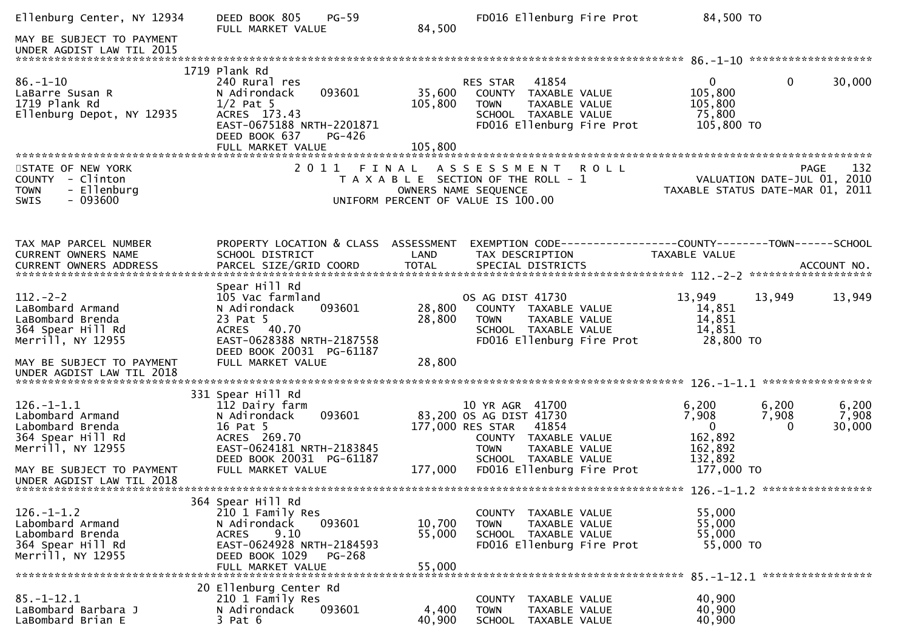```
Ellenburg Center, NY 12934     DEED BOOK 805    PG-59                     FD016 Ellenburg Fire Prot          84,500 TO
                               FULL MARKET VALUE                 84,500
MAY BE SUBJECT TO PAYMENT
UNDER AGDIST LAW TIL 2015
******************************************************************************************************* 86.-1-10 *******************
                            1719 Plank Rd
86.-1-10                       240 Rural res                              RES STAR   41854                  0           0      30,000
LaBarre Susan R                N Adirondack      093601        35,600     COUNTY  TAXABLE VALUE           105,800
1719 Plank Rd                  1/2 Pat 5                      105,800     TOWN    TAXABLE VALUE           105,800
Ellenburg Depot, NY 12935      ACRES 173.43                               SCHOOL  TAXABLE VALUE            75,800
                               EAST-0675188 NRTH-2201871                  FD016 Ellenburg Fire Prot         105,800 TO
                               DEED BOOK 637    PG-426
                               FULL MARKET VALUE                105,800
************************************************************************************************************************************
STATE OF NEW YORK                        2 0 1 1   F I N A L   A S S E S S M E N T   R O L L                                PAGE   132
COUNTY  - Clinton                           T A X A B L E  SECTION OF THE ROLL - 1                           VALUATION DATE-JUL 01, 2010
TOWN    - Ellenburg                                 OWNERS NAME SEQUENCE                                  TAXABLE STATUS DATE-MAR 01, 2011
SWIS    - 093600                             UNIFORM PERCENT OF VALUE IS 100.00


TAX MAP PARCEL NUMBER          PROPERTY LOCATION & CLASS  ASSESSMENT  EXEMPTION CODE------------------COUNTY--------TOWN------SCHOOL
CURRENT OWNERS NAME            SCHOOL DISTRICT               LAND      TAX DESCRIPTION               TAXABLE VALUE
CURRENT OWNERS ADDRESS         PARCEL SIZE/GRID COORD        TOTAL     SPECIAL DISTRICTS                                   ACCOUNT NO.
******************************************************************************************************* 112.-2-2 *******************
                               Spear Hill Rd
112.-2-2                       105 Vac farmland                           OS AG DIST 41730                13,949      13,949      13,949
LaBombard Armand               N Adirondack      093601        28,800     COUNTY  TAXABLE VALUE            14,851
LaBombard Brenda               23 Pat 5                        28,800     TOWN    TAXABLE VALUE            14,851
364 Spear Hill Rd              ACRES   40.70                              SCHOOL  TAXABLE VALUE            14,851
Merrill, NY 12955              EAST-0628388 NRTH-2187558                  FD016 Ellenburg Fire Prot          28,800 TO
                               DEED BOOK 20031 PG-61187
MAY BE SUBJECT TO PAYMENT      FULL MARKET VALUE                 28,800
UNDER AGDIST LAW TIL 2018
******************************************************************************************************* 126.-1-1.1 *****************
                           331 Spear Hill Rd
126.-1-1.1                     112 Dairy farm                             10 YR AGR  41700                 6,200       6,200       6,200
Labombard Armand               N Adirondack      093601        83,200 OS AG DIST 41730                 7,908       7,908       7,908
Labombard Brenda               16 Pat 5                       177,000 RES STAR   41854                     0           0      30,000
364 Spear Hill Rd              ACRES 269.70                               COUNTY  TAXABLE VALUE           162,892
Merrill, NY 12955              EAST-0624181 NRTH-2183845                  TOWN    TAXABLE VALUE           162,892
                               DEED BOOK 20031 PG-61187                   SCHOOL  TAXABLE VALUE           132,892
MAY BE SUBJECT TO PAYMENT      FULL MARKET VALUE                177,000   FD016 Ellenburg Fire Prot         177,000 TO
UNDER AGDIST LAW TIL 2018
******************************************************************************************************* 126.-1-1.2 *****************
                           364 Spear Hill Rd
126.-1-1.2                     210 1 Family Res                           COUNTY  TAXABLE VALUE            55,000
Labombard Armand               N Adirondack      093601        10,700     TOWN    TAXABLE VALUE            55,000
Labombard Brenda               ACRES     9.10                  55,000     SCHOOL  TAXABLE VALUE            55,000
364 Spear Hill Rd              EAST-0624928 NRTH-2184593                  FD016 Ellenburg Fire Prot          55,000 TO
Merrill, NY 12955              DEED BOOK 1029   PG-268
                               FULL MARKET VALUE                 55,000
******************************************************************************************************* 85.-1-12.1 *****************
                            20 Ellenburg Center Rd
85.-1-12.1                     210 1 Family Res                           COUNTY  TAXABLE VALUE            40,900
LaBombard Barbara J            N Adirondack      093601         4,400     TOWN    TAXABLE VALUE            40,900
LaBombard Brian E              3 Pat 6                         40,900     SCHOOL  TAXABLE VALUE            40,900
```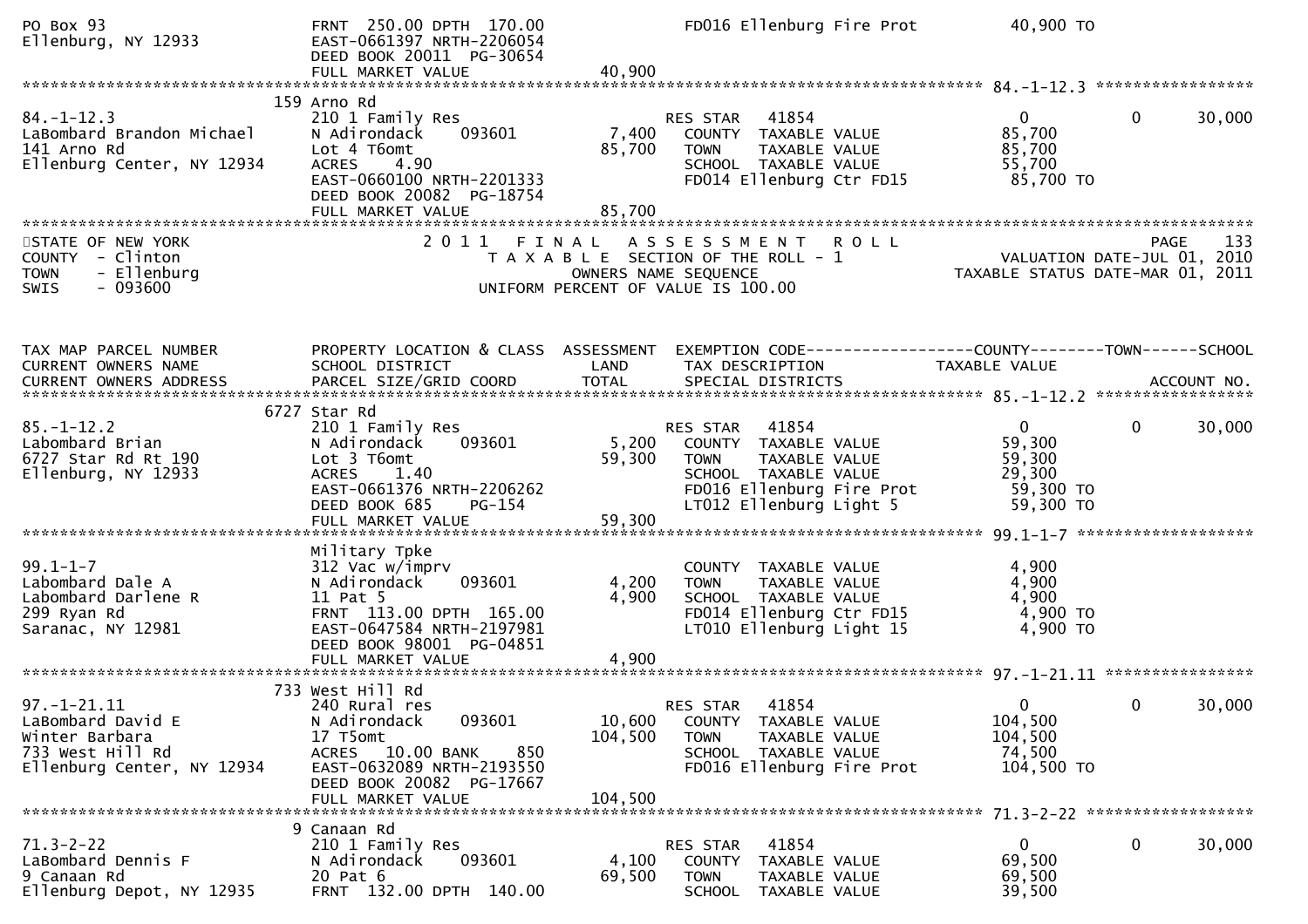```
PO Box 93                       FRNT 250.00 DPTH 170.00                     FD016 Ellenburg Fire Prot          40,900 TO
Ellenburg, NY 12933             EAST-0661397 NRTH-2206054
                                DEED BOOK 20011  PG-30654
                                FULL MARKET VALUE                  40,900
******************************************************************************************************* 84.-1-12.3 *****************
                                159 Arno Rd
84.-1-12.3                      210 1 Family Res                            RES STAR   41854                      0            0      30,000
LaBombard Brandon Michael       N Adirondack      093601          7,400     COUNTY  TAXABLE VALUE           85,700
141 Arno Rd                     Lot 4 T6omt                      85,700     TOWN    TAXABLE VALUE           85,700
Ellenburg Center, NY 12934      ACRES     4.90                              SCHOOL  TAXABLE VALUE           55,700
                                EAST-0660100 NRTH-2201333                   FD014 Ellenburg Ctr FD15          85,700 TO
                                DEED BOOK 20082  PG-18754
                                FULL MARKET VALUE                  85,700
************************************************************************************************************************************
STATE OF NEW YORK                   2 0 1 1   F I N A L   A S S E S S M E N T   R O L L                              PAGE    133
COUNTY  - Clinton                      T A X A B L E  SECTION OF THE ROLL - 1                         VALUATION DATE-JUL 01, 2010
TOWN    - Ellenburg                           OWNERS NAME SEQUENCE                              TAXABLE STATUS DATE-MAR 01, 2011
SWIS    - 093600                       UNIFORM PERCENT OF VALUE IS 100.00


TAX MAP PARCEL NUMBER           PROPERTY LOCATION & CLASS  ASSESSMENT  EXEMPTION CODE------------------COUNTY--------TOWN------SCHOOL
CURRENT OWNERS NAME             SCHOOL DISTRICT               LAND      TAX DESCRIPTION             TAXABLE VALUE
CURRENT OWNERS ADDRESS          PARCEL SIZE/GRID COORD        TOTAL     SPECIAL DISTRICTS                                   ACCOUNT NO.
******************************************************************************************************* 85.-1-12.2 *****************
                                6727 Star Rd
85.-1-12.2                      210 1 Family Res                            RES STAR   41854                      0            0      30,000
Labombard Brian                 N Adirondack      093601          5,200     COUNTY  TAXABLE VALUE           59,300
6727 Star Rd Rt 190             Lot 3 T6omt                      59,300     TOWN    TAXABLE VALUE           59,300
Ellenburg, NY 12933             ACRES     1.40                              SCHOOL  TAXABLE VALUE           29,300
                                EAST-0661376 NRTH-2206262                   FD016 Ellenburg Fire Prot          59,300 TO
                                DEED BOOK 685      PG-154                   LT012 Ellenburg Light 5            59,300 TO
                                FULL MARKET VALUE                  59,300
******************************************************************************************************* 99.1-1-7 *******************
                                Military Tpke
99.1-1-7                        312 Vac w/imprv                             COUNTY  TAXABLE VALUE            4,900
Labombard Dale A                N Adirondack      093601          4,200     TOWN    TAXABLE VALUE            4,900
Labombard Darlene R             11 Pat 5                          4,900     SCHOOL  TAXABLE VALUE            4,900
299 Ryan Rd                     FRNT 113.00 DPTH 165.00                     FD014 Ellenburg Ctr FD15           4,900 TO
Saranac, NY 12981               EAST-0647584 NRTH-2197981                   LT010 Ellenburg Light 15           4,900 TO
                                DEED BOOK 98001  PG-04851
                                FULL MARKET VALUE                   4,900
******************************************************************************************************* 97.-1-21.11 ****************
                                733 West Hill Rd
97.-1-21.11                     240 Rural res                               RES STAR   41854                      0            0      30,000
LaBombard David E               N Adirondack      093601         10,600     COUNTY  TAXABLE VALUE          104,500
Winter Barbara                  17 T5omt                        104,500     TOWN    TAXABLE VALUE          104,500
733 West Hill Rd                ACRES    10.00 BANK      850                SCHOOL  TAXABLE VALUE           74,500
Ellenburg Center, NY 12934      EAST-0632089 NRTH-2193550                   FD016 Ellenburg Fire Prot         104,500 TO
                                DEED BOOK 20082  PG-17667
                                FULL MARKET VALUE                 104,500
******************************************************************************************************* 71.3-2-22 ******************
                                9 Canaan Rd
71.3-2-22                       210 1 Family Res                            RES STAR   41854                      0            0      30,000
LaBombard Dennis F              N Adirondack      093601          4,100     COUNTY  TAXABLE VALUE           69,500
9 Canaan Rd                     20 Pat 6                         69,500     TOWN    TAXABLE VALUE           69,500
Ellenburg Depot, NY 12935       FRNT 132.00 DPTH 140.00                     SCHOOL  TAXABLE VALUE           39,500
```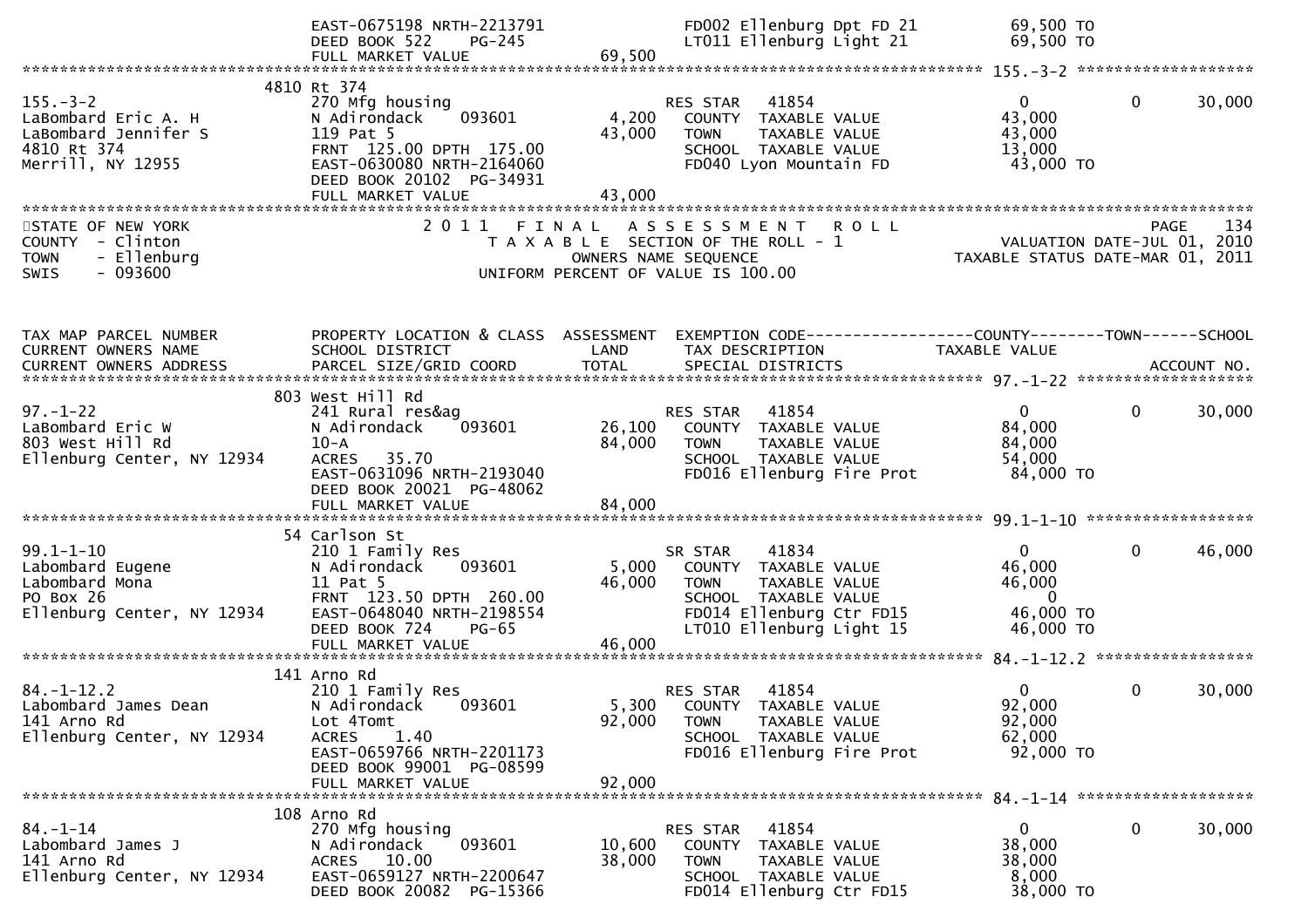```
                             EAST-0675198 NRTH-2213791                 FD002 Ellenburg Dpt FD 21          69,500 TO
                             DEED BOOK 522    PG-245                   LT011 Ellenburg Light 21           69,500 TO
                             FULL MARKET VALUE                  69,500
******************************************************************************************************* 155.-3-2 ******************
                         4810 Rt 374
155.-3-2                     270 Mfg housing                        RES STAR   41854                       0            0        30,000
LaBombard Eric A. H          N Adirondack     093601         4,200    COUNTY  TAXABLE VALUE             43,000
LaBombard Jennifer S         119 Pat 5                      43,000    TOWN    TAXABLE VALUE             43,000
4810 Rt 374                  FRNT 125.00 DPTH 175.00                  SCHOOL  TAXABLE VALUE             13,000
Merrill, NY 12955            EAST-0630080 NRTH-2164060                FD040 Lyon Mountain FD             43,000 TO
                             DEED BOOK 20102  PG-34931
                             FULL MARKET VALUE                  43,000
************************************************************************************************************************************
STATE OF NEW YORK                    2 0 1 1   F I N A L   A S S E S S M E N T   R O L L                             PAGE    134
COUNTY  - Clinton                      T A X A B L E  SECTION OF THE ROLL - 1                        VALUATION DATE-JUL 01, 2010
TOWN    - Ellenburg                          OWNERS NAME SEQUENCE                               TAXABLE STATUS DATE-MAR 01, 2011
SWIS    - 093600                       UNIFORM PERCENT OF VALUE IS 100.00


TAX MAP PARCEL NUMBER        PROPERTY LOCATION & CLASS  ASSESSMENT  EXEMPTION CODE------------------COUNTY--------TOWN------SCHOOL
CURRENT OWNERS NAME          SCHOOL DISTRICT               LAND      TAX DESCRIPTION              TAXABLE VALUE
CURRENT OWNERS ADDRESS       PARCEL SIZE/GRID COORD        TOTAL     SPECIAL DISTRICTS                                ACCOUNT NO.
******************************************************************************************************* 97.-1-22 ******************
                          803 West Hill Rd
97.-1-22                     241 Rural res&ag                       RES STAR   41854                       0            0        30,000
LaBombard Eric W             N Adirondack     093601        26,100    COUNTY  TAXABLE VALUE             84,000
803 West Hill Rd             10-A                           84,000    TOWN    TAXABLE VALUE             84,000
Ellenburg Center, NY 12934   ACRES  35.70                             SCHOOL  TAXABLE VALUE             54,000
                             EAST-0631096 NRTH-2193040                FD016 Ellenburg Fire Prot          84,000 TO
                             DEED BOOK 20021  PG-48062
                             FULL MARKET VALUE                  84,000
******************************************************************************************************* 99.1-1-10 *****************
                          54 Carlson St
99.1-1-10                    210 1 Family Res                       SR STAR    41834                       0            0        46,000
Labombard Eugene             N Adirondack     093601         5,000    COUNTY  TAXABLE VALUE             46,000
Labombard Mona               11 Pat 5                       46,000    TOWN    TAXABLE VALUE             46,000
PO Box 26                    FRNT 123.50 DPTH 260.00                  SCHOOL  TAXABLE VALUE                  0
Ellenburg Center, NY 12934   EAST-0648040 NRTH-2198554                FD014 Ellenburg Ctr FD15           46,000 TO
                             DEED BOOK 724    PG-65                   LT010 Ellenburg Light 15           46,000 TO
                             FULL MARKET VALUE                  46,000
******************************************************************************************************* 84.-1-12.2 ****************
                          141 Arno Rd
84.-1-12.2                   210 1 Family Res                       RES STAR   41854                       0            0        30,000
Labombard James Dean         N Adirondack     093601         5,300    COUNTY  TAXABLE VALUE             92,000
141 Arno Rd                  Lot 4Tomt                      92,000    TOWN    TAXABLE VALUE             92,000
Ellenburg Center, NY 12934   ACRES   1.40                             SCHOOL  TAXABLE VALUE             62,000
                             EAST-0659766 NRTH-2201173                FD016 Ellenburg Fire Prot          92,000 TO
                             DEED BOOK 99001  PG-08599
                             FULL MARKET VALUE                  92,000
******************************************************************************************************* 84.-1-14 ******************
                          108 Arno Rd
84.-1-14                     270 Mfg housing                        RES STAR   41854                       0            0        30,000
Labombard James J            N Adirondack     093601        10,600    COUNTY  TAXABLE VALUE             38,000
141 Arno Rd                  ACRES  10.00                   38,000    TOWN    TAXABLE VALUE             38,000
Ellenburg Center, NY 12934   EAST-0659127 NRTH-2200647                SCHOOL  TAXABLE VALUE              8,000
                             DEED BOOK 20082  PG-15366                FD014 Ellenburg Ctr FD15           38,000 TO
```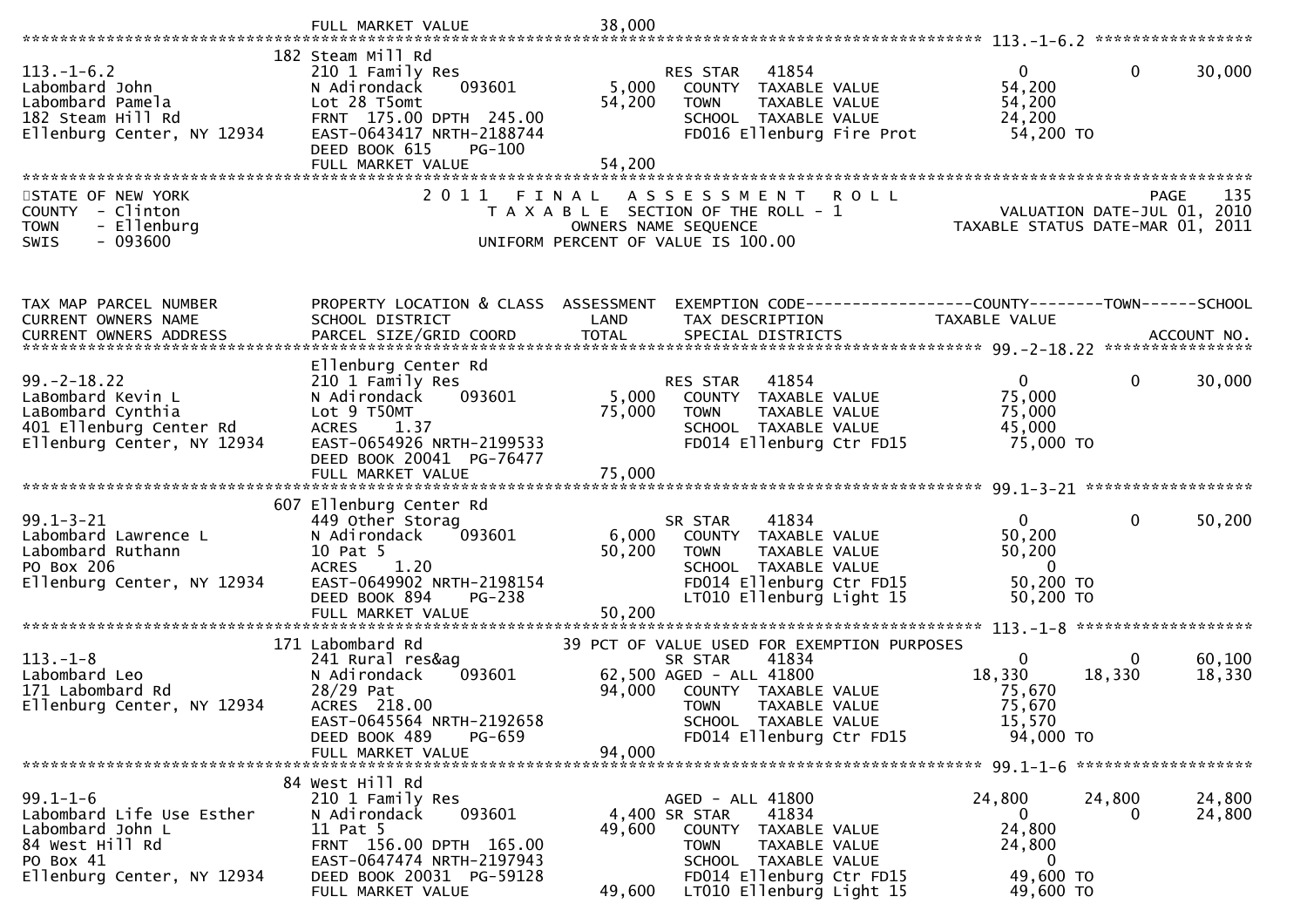```
                              FULL MARKET VALUE               38,000
******************************************************************************************************* 113.-1-6.2 *****************
                           182 Steam Mill Rd
113.-1-6.2                    210 1 Family Res                    RES STAR   41854                         0            0      30,000
Labombard John                N Adirondack     093601       5,000    COUNTY  TAXABLE VALUE             54,200
Labombard Pamela              Lot 28 T5omt                  54,200    TOWN    TAXABLE VALUE             54,200
182 Steam Hill Rd             FRNT  175.00 DPTH  245.00                SCHOOL  TAXABLE VALUE             24,200
Ellenburg Center, NY 12934    EAST-0643417 NRTH-2188744               FD016 Ellenburg Fire Prot            54,200 TO
                              DEED BOOK 615     PG-100
                              FULL MARKET VALUE               54,200
************************************************************************************************************************************
STATE OF NEW YORK                          2 0 1 1   F I N A L   A S S E S S M E N T   R O L L                              PAGE    135
COUNTY  - Clinton                               T A X A B L E  SECTION OF THE ROLL - 1                        VALUATION DATE-JUL 01, 2010
TOWN    - Ellenburg                                    OWNERS NAME SEQUENCE                              TAXABLE STATUS DATE-MAR 01, 2011
SWIS    - 093600                                 UNIFORM PERCENT OF VALUE IS 100.00



TAX MAP PARCEL NUMBER         PROPERTY LOCATION & CLASS  ASSESSMENT  EXEMPTION CODE------------------COUNTY--------TOWN------SCHOOL
CURRENT OWNERS NAME           SCHOOL DISTRICT               LAND      TAX DESCRIPTION              TAXABLE VALUE
CURRENT OWNERS ADDRESS        PARCEL SIZE/GRID COORD        TOTAL     SPECIAL DISTRICTS                                  ACCOUNT NO.
******************************************************************************************************* 99.-2-18.22 ****************
                              Ellenburg Center Rd
99.-2-18.22                   210 1 Family Res                    RES STAR   41854                         0            0      30,000
LaBombard Kevin L             N Adirondack     093601       5,000    COUNTY  TAXABLE VALUE             75,000
LaBombard Cynthia             Lot 9 T50MT                   75,000    TOWN    TAXABLE VALUE             75,000
401 Ellenburg Center Rd       ACRES     1.37                           SCHOOL  TAXABLE VALUE             45,000
Ellenburg Center, NY 12934    EAST-0654926 NRTH-2199533               FD014 Ellenburg Ctr FD15             75,000 TO
                              DEED BOOK 20041  PG-76477
                              FULL MARKET VALUE               75,000
******************************************************************************************************* 99.1-3-21 ******************
                           607 Ellenburg Center Rd
99.1-3-21                     449 Other Storag                    SR STAR    41834                         0            0      50,200
Labombard Lawrence L          N Adirondack     093601       6,000    COUNTY  TAXABLE VALUE             50,200
Labombard Ruthann             10 Pat 5                      50,200    TOWN    TAXABLE VALUE             50,200
PO Box 206                    ACRES     1.20                           SCHOOL  TAXABLE VALUE                  0
Ellenburg Center, NY 12934    EAST-0649902 NRTH-2198154               FD014 Ellenburg Ctr FD15             50,200 TO
                              DEED BOOK 894     PG-238                 LT010 Ellenburg Light 15             50,200 TO
                              FULL MARKET VALUE               50,200
******************************************************************************************************* 113.-1-8 *******************
                           171 Labombard Rd                 39 PCT OF VALUE USED FOR EXEMPTION PURPOSES
113.-1-8                      241 Rural res&ag                    SR STAR    41834                         0            0      60,100
Labombard Leo                 N Adirondack     093601      62,500 AGED - ALL 41800                    18,330       18,330      18,330
171 Labombard Rd              28/29 Pat                     94,000    COUNTY  TAXABLE VALUE             75,670
Ellenburg Center, NY 12934    ACRES   218.00                           TOWN    TAXABLE VALUE             75,670
                              EAST-0645564 NRTH-2192658               SCHOOL  TAXABLE VALUE             15,570
                              DEED BOOK 489     PG-659                 FD014 Ellenburg Ctr FD15             94,000 TO
                              FULL MARKET VALUE               94,000
******************************************************************************************************* 99.1-1-6 *******************
                            84 West Hill Rd
99.1-1-6                      210 1 Family Res                    AGED - ALL 41800                    24,800       24,800      24,800
Labombard Life Use Esther     N Adirondack     093601       4,400 SR STAR    41834                         0            0      24,800
Labombard John L              11 Pat 5                      49,600    COUNTY  TAXABLE VALUE             24,800
84 West Hill Rd               FRNT  156.00 DPTH  165.00                TOWN    TAXABLE VALUE             24,800
PO Box 41                     EAST-0647474 NRTH-2197943               SCHOOL  TAXABLE VALUE                  0
Ellenburg Center, NY 12934    DEED BOOK 20031  PG-59128               FD014 Ellenburg Ctr FD15             49,600 TO
                              FULL MARKET VALUE               49,600    LT010 Ellenburg Light 15             49,600 TO
```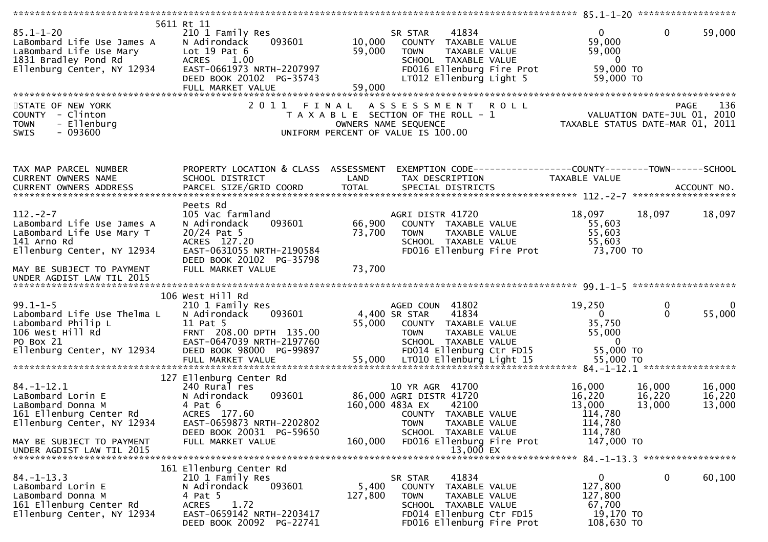```
******************************************************************************************************* 85.1-1-20 ******************
                          5611 Rt 11
85.1-1-20                      210 1 Family Res                     SR STAR      41834                  0            0       59,000
LaBombard Life Use James A     N Adirondack      093601     10,000    COUNTY  TAXABLE VALUE            59,000
LaBombard Life Use Mary        Lot 19 Pat 6                 59,000    TOWN    TAXABLE VALUE            59,000
1831 Bradley Pond Rd           ACRES    1.00                          SCHOOL  TAXABLE VALUE                 0
Ellenburg Center, NY 12934     EAST-0661973 NRTH-2207997              FD016 Ellenburg Fire Prot        59,000 TO
                               DEED BOOK 20102  PG-35743              LT012 Ellenburg Light 5          59,000 TO
                               FULL MARKET VALUE            59,000
*************************************************************************************************************************************
STATE OF NEW YORK                    2 0 1 1   F I N A L   A S S E S S M E N T   R O L L                                  PAGE   136
COUNTY  - Clinton                       T A X A B L E  SECTION OF THE ROLL - 1                       VALUATION DATE-JUL 01, 2010
TOWN    - Ellenburg                           OWNERS NAME SEQUENCE                               TAXABLE STATUS DATE-MAR 01, 2011
SWIS    - 093600                      UNIFORM PERCENT OF VALUE IS 100.00



TAX MAP PARCEL NUMBER          PROPERTY LOCATION & CLASS  ASSESSMENT  EXEMPTION CODE------------------COUNTY--------TOWN------SCHOOL
CURRENT OWNERS NAME            SCHOOL DISTRICT               LAND      TAX DESCRIPTION            TAXABLE VALUE
CURRENT OWNERS ADDRESS         PARCEL SIZE/GRID COORD        TOTAL     SPECIAL DISTRICTS                                ACCOUNT NO.
******************************************************************************************************* 112.-2-7 *******************
                               Peets Rd
112.-2-7                       105 Vac farmland                     AGRI DISTR 41720               18,097       18,097       18,097
LaBombard Life Use James A     N Adirondack      093601     66,900    COUNTY  TAXABLE VALUE            55,603
LaBombard Life Use Mary T      20/24 Pat 5                  73,700    TOWN    TAXABLE VALUE            55,603
141 Arno Rd                    ACRES  127.20                          SCHOOL  TAXABLE VALUE            55,603
Ellenburg Center, NY 12934     EAST-0631055 NRTH-2190584              FD016 Ellenburg Fire Prot        73,700 TO
                               DEED BOOK 20102  PG-35798
MAY BE SUBJECT TO PAYMENT      FULL MARKET VALUE            73,700
UNDER AGDIST LAW TIL 2015
******************************************************************************************************* 99.1-1-5 *******************
                          106 West Hill Rd
99.1-1-5                       210 1 Family Res                     AGED COUN  41802               19,250            0            0
Labombard Life Use Thelma L    N Adirondack      093601      4,400 SR STAR     41834                    0            0       55,000
Labombard Philip L             11 Pat 5                     55,000    COUNTY  TAXABLE VALUE            35,750
106 West Hill Rd               FRNT  208.00 DPTH  135.00              TOWN    TAXABLE VALUE            55,000
PO Box 21                      EAST-0647039 NRTH-2197760              SCHOOL  TAXABLE VALUE                 0
Ellenburg Center, NY 12934     DEED BOOK 98000  PG-99897              FD014 Ellenburg Ctr FD15         55,000 TO
                               FULL MARKET VALUE            55,000    LT010 Ellenburg Light 15         55,000 TO
******************************************************************************************************* 84.-1-12.1 *****************
                          127 Ellenburg Center Rd
84.-1-12.1                     240 Rural res                        10 YR AGR  41700               16,000       16,000       16,000
LaBombard Lorin E              N Adirondack      093601     86,000 AGRI DISTR 41720               16,220       16,220       16,220
LaBombard Donna M              4 Pat 6                     160,000 483A EX     42100               13,000       13,000       13,000
161 Ellenburg Center Rd        ACRES  177.60                          COUNTY  TAXABLE VALUE           114,780
Ellenburg Center, NY 12934     EAST-0659873 NRTH-2202802              TOWN    TAXABLE VALUE           114,780
                               DEED BOOK 20031  PG-59650              SCHOOL  TAXABLE VALUE           114,780
MAY BE SUBJECT TO PAYMENT      FULL MARKET VALUE           160,000    FD016 Ellenburg Fire Prot       147,000 TO
UNDER AGDIST LAW TIL 2015                                                            13,000 EX
******************************************************************************************************* 84.-1-13.3 *****************
                          161 Ellenburg Center Rd
84.-1-13.3                     210 1 Family Res                     SR STAR      41834                  0            0       60,100
LaBombard Lorin E              N Adirondack      093601      5,400    COUNTY  TAXABLE VALUE           127,800
LaBombard Donna M              4 Pat 5                     127,800    TOWN    TAXABLE VALUE           127,800
161 Ellenburg Center Rd        ACRES    1.72                          SCHOOL  TAXABLE VALUE            67,700
Ellenburg Center, NY 12934     EAST-0659142 NRTH-2203417              FD014 Ellenburg Ctr FD15         19,170 TO
                               DEED BOOK 20092  PG-22741              FD016 Ellenburg Fire Prot       108,630 TO
```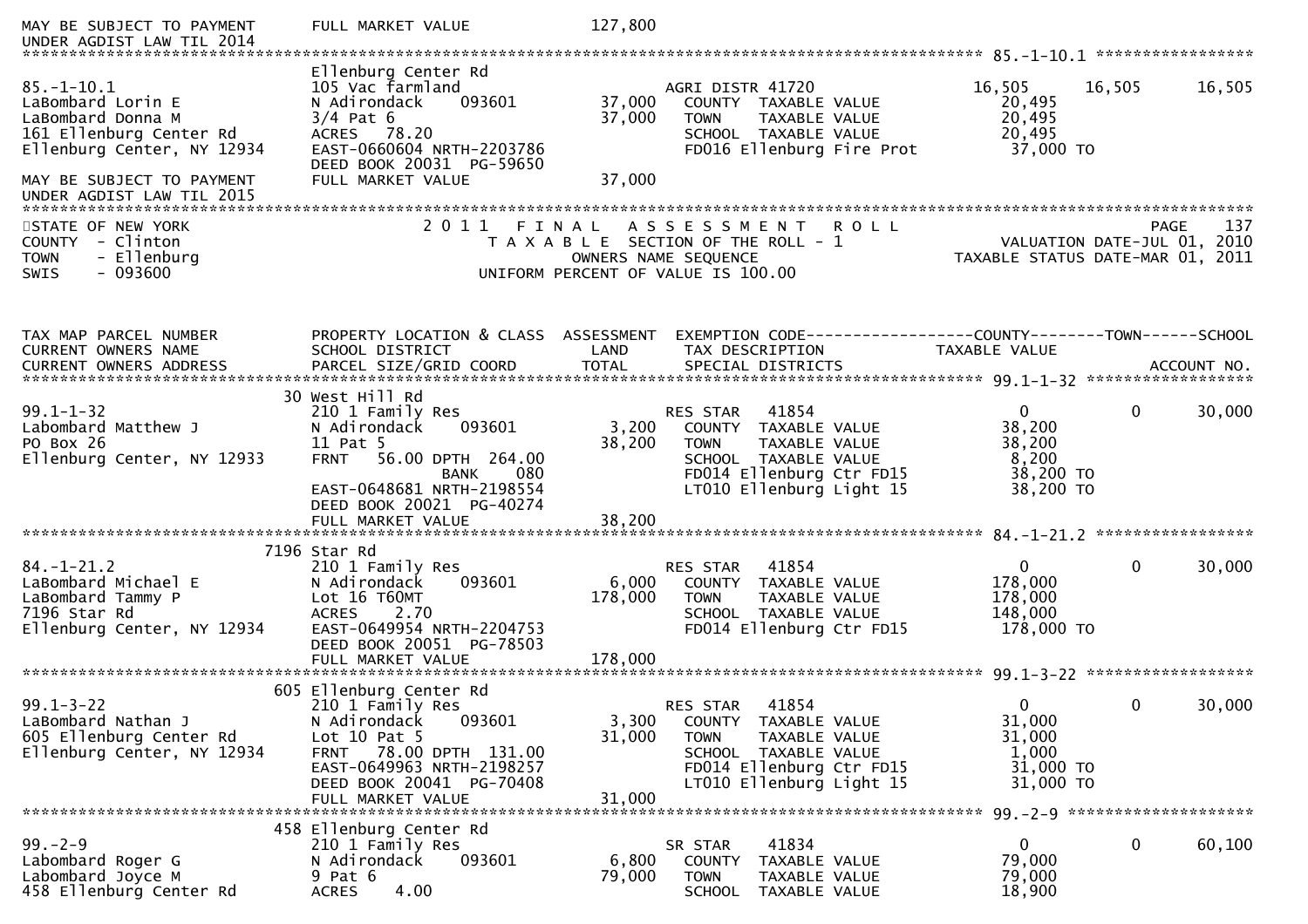```
MAY BE SUBJECT TO PAYMENT      FULL MARKET VALUE             127,800
UNDER AGDIST LAW TIL 2014
******************************************************************************************************* 85.-1-10.1 *****************
                               Ellenburg Center Rd
85.-1-10.1                     105 Vac farmland                     AGRI DISTR 41720               16,505     16,505     16,505
LaBombard Lorin E              N Adirondack     093601      37,000   COUNTY  TAXABLE VALUE          20,495
LaBombard Donna M              3/4 Pat 6                    37,000   TOWN    TAXABLE VALUE          20,495
161 Ellenburg Center Rd        ACRES   78.20                         SCHOOL  TAXABLE VALUE          20,495
Ellenburg Center, NY 12934     EAST-0660604 NRTH-2203786             FD016 Ellenburg Fire Prot       37,000 TO
                               DEED BOOK 20031  PG-59650
MAY BE SUBJECT TO PAYMENT      FULL MARKET VALUE              37,000
UNDER AGDIST LAW TIL 2015
************************************************************************************************************************************
STATE OF NEW YORK                    2 0 1 1   F I N A L   A S S E S S M E N T   R O L L                              PAGE    137
COUNTY  - Clinton                       T A X A B L E  SECTION OF THE ROLL - 1                       VALUATION DATE-JUL 01, 2010
TOWN    - Ellenburg                            OWNERS NAME SEQUENCE                                 TAXABLE STATUS DATE-MAR 01, 2011
SWIS    - 093600                         UNIFORM PERCENT OF VALUE IS 100.00


TAX MAP PARCEL NUMBER          PROPERTY LOCATION & CLASS  ASSESSMENT  EXEMPTION CODE------------------COUNTY--------TOWN------SCHOOL
CURRENT OWNERS NAME            SCHOOL DISTRICT               LAND      TAX DESCRIPTION             TAXABLE VALUE
CURRENT OWNERS ADDRESS         PARCEL SIZE/GRID COORD        TOTAL     SPECIAL DISTRICTS                                 ACCOUNT NO.
******************************************************************************************************* 99.1-1-32 ******************
                            30 West Hill Rd
99.1-1-32                      210 1 Family Res                     RES STAR   41854                   0          0     30,000
Labombard Matthew J            N Adirondack     093601       3,200   COUNTY  TAXABLE VALUE          38,200
PO Box 26                      11 Pat 5                     38,200   TOWN    TAXABLE VALUE          38,200
Ellenburg Center, NY 12933     FRNT   56.00 DPTH 264.00              SCHOOL  TAXABLE VALUE           8,200
                                              BANK     080            FD014 Ellenburg Ctr FD15        38,200 TO
                               EAST-0648681 NRTH-2198554             LT010 Ellenburg Light 15        38,200 TO
                               DEED BOOK 20021  PG-40274
                               FULL MARKET VALUE              38,200
******************************************************************************************************* 84.-1-21.2 *****************
                          7196 Star Rd
84.-1-21.2                     210 1 Family Res                     RES STAR   41854                   0          0     30,000
LaBombard Michael E            N Adirondack     093601       6,000   COUNTY  TAXABLE VALUE         178,000
LaBombard Tammy P              Lot 16 T60MT                178,000   TOWN    TAXABLE VALUE         178,000
7196 Star Rd                   ACRES    2.70                         SCHOOL  TAXABLE VALUE         148,000
Ellenburg Center, NY 12934     EAST-0649954 NRTH-2204753             FD014 Ellenburg Ctr FD15       178,000 TO
                               DEED BOOK 20051  PG-78503
                               FULL MARKET VALUE             178,000
******************************************************************************************************* 99.1-3-22 ******************
                           605 Ellenburg Center Rd
99.1-3-22                      210 1 Family Res                     RES STAR   41854                   0          0     30,000
LaBombard Nathan J             N Adirondack     093601       3,300   COUNTY  TAXABLE VALUE          31,000
605 Ellenburg Center Rd        Lot 10 Pat 5                 31,000   TOWN    TAXABLE VALUE          31,000
Ellenburg Center, NY 12934     FRNT   78.00 DPTH 131.00              SCHOOL  TAXABLE VALUE           1,000
                               EAST-0649963 NRTH-2198257             FD014 Ellenburg Ctr FD15        31,000 TO
                               DEED BOOK 20041  PG-70408             LT010 Ellenburg Light 15        31,000 TO
                               FULL MARKET VALUE              31,000
******************************************************************************************************* 99.-2-9 ********************
                           458 Ellenburg Center Rd
99.-2-9                        210 1 Family Res                     SR STAR    41834                   0          0     60,100
Labombard Roger G              N Adirondack     093601       6,800   COUNTY  TAXABLE VALUE          79,000
Labombard Joyce M              9 Pat 6                      79,000   TOWN    TAXABLE VALUE          79,000
458 Ellenburg Center Rd        ACRES    4.00                         SCHOOL  TAXABLE VALUE          18,900
```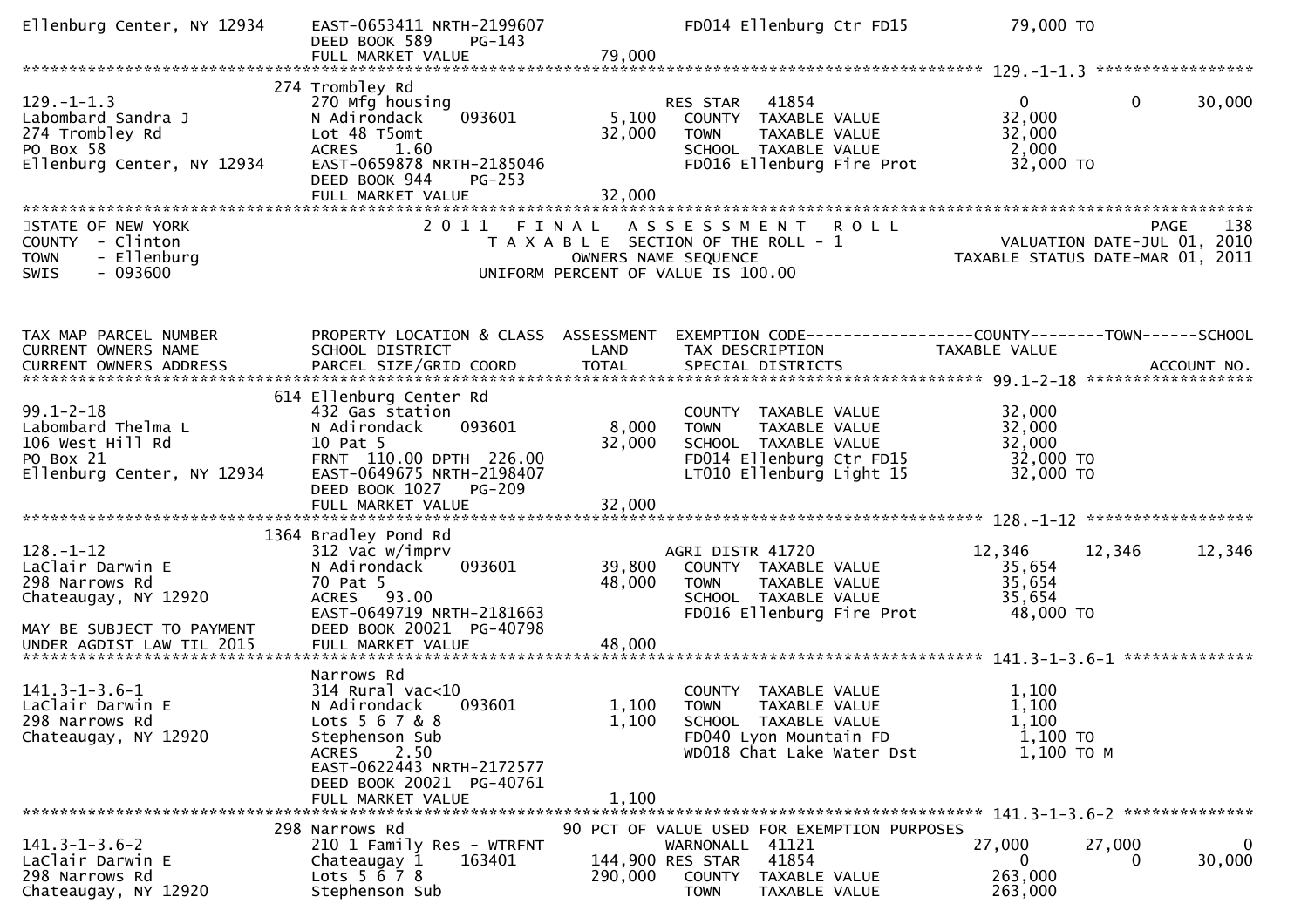```
Ellenburg Center, NY 12934     EAST-0653411 NRTH-2199607              FD014 Ellenburg Ctr FD15             79,000 TO
                               DEED BOOK 589    PG-143
                               FULL MARKET VALUE              79,000
******************************************************************************************************* 129.-1-1.3 *****************
                           274 Trombley Rd
129.-1-1.3                     270 Mfg housing                        RES STAR   41854                      0             0       30,000
Labombard Sandra J             N Adirondack      093601        5,100     COUNTY  TAXABLE VALUE               32,000
274 Trombley Rd                Lot 48 T5omt                   32,000     TOWN    TAXABLE VALUE               32,000
PO Box 58                      ACRES     1.60                            SCHOOL  TAXABLE VALUE                2,000
Ellenburg Center, NY 12934     EAST-0659878 NRTH-2185046                 FD016 Ellenburg Fire Prot           32,000 TO
                               DEED BOOK 944    PG-253
                               FULL MARKET VALUE              32,000
************************************************************************************************************************************
STATE OF NEW YORK                         2 0 1 1   F I N A L   A S S E S S M E N T   R O L L                              PAGE    138
COUNTY  - Clinton                            T A X A B L E  SECTION OF THE ROLL - 1                         VALUATION DATE-JUL 01, 2010
TOWN    - Ellenburg                                OWNERS NAME SEQUENCE                               TAXABLE STATUS DATE-MAR 01, 2011
SWIS    - 093600                           UNIFORM PERCENT OF VALUE IS 100.00


TAX MAP PARCEL NUMBER          PROPERTY LOCATION & CLASS  ASSESSMENT  EXEMPTION CODE------------------COUNTY--------TOWN------SCHOOL
CURRENT OWNERS NAME            SCHOOL DISTRICT               LAND      TAX DESCRIPTION                  TAXABLE VALUE
CURRENT OWNERS ADDRESS         PARCEL SIZE/GRID COORD        TOTAL     SPECIAL DISTRICTS                                     ACCOUNT NO.
******************************************************************************************************* 99.1-2-18 ******************
                           614 Ellenburg Center Rd
99.1-2-18                      432 Gas station                           COUNTY  TAXABLE VALUE               32,000
Labombard Thelma L             N Adirondack      093601        8,000     TOWN    TAXABLE VALUE               32,000
106 West Hill Rd               10 Pat 5                       32,000     SCHOOL  TAXABLE VALUE               32,000
PO Box 21                      FRNT  110.00 DPTH  226.00                 FD014 Ellenburg Ctr FD15            32,000 TO
Ellenburg Center, NY 12934     EAST-0649675 NRTH-2198407                 LT010 Ellenburg Light 15            32,000 TO
                               DEED BOOK 1027   PG-209
                               FULL MARKET VALUE              32,000
******************************************************************************************************* 128.-1-12 ******************
                          1364 Bradley Pond Rd
128.-1-12                      312 Vac w/imprv                        AGRI DISTR 41720                   12,346        12,346       12,346
LaClair Darwin E               N Adirondack      093601       39,800     COUNTY  TAXABLE VALUE               35,654
298 Narrows Rd                 70 Pat 5                       48,000     TOWN    TAXABLE VALUE               35,654
Chateaugay, NY 12920           ACRES    93.00                            SCHOOL  TAXABLE VALUE               35,654
                               EAST-0649719 NRTH-2181663                 FD016 Ellenburg Fire Prot           48,000 TO
MAY BE SUBJECT TO PAYMENT      DEED BOOK 20021  PG-40798
UNDER AGDIST LAW TIL 2015      FULL MARKET VALUE              48,000
******************************************************************************************************* 141.3-1-3.6-1 **************
                               Narrows Rd
141.3-1-3.6-1                  314 Rural vac<10                          COUNTY  TAXABLE VALUE                1,100
LaClair Darwin E               N Adirondack      093601        1,100     TOWN    TAXABLE VALUE                1,100
298 Narrows Rd                 Lots 5 6 7 & 8                  1,100     SCHOOL  TAXABLE VALUE                1,100
Chateaugay, NY 12920           Stephenson Sub                            FD040 Lyon Mountain FD               1,100 TO
                               ACRES     2.50                            WD018 Chat Lake Water Dst            1,100 TO M
                               EAST-0622443 NRTH-2172577
                               DEED BOOK 20021  PG-40761
                               FULL MARKET VALUE               1,100
******************************************************************************************************* 141.3-1-3.6-2 **************
                           298 Narrows Rd                      90 PCT OF VALUE USED FOR EXEMPTION PURPOSES
141.3-1-3.6-2                  210 1 Family Res - WTRFNT              WARNONALL  41121                   27,000        27,000            0
LaClair Darwin E               Chateaugay 1      163401      144,900 RES STAR   41854                        0             0       30,000
298 Narrows Rd                 Lots 5 6 7 8                  290,000     COUNTY  TAXABLE VALUE              263,000
Chateaugay, NY 12920           Stephenson Sub                            TOWN    TAXABLE VALUE              263,000
```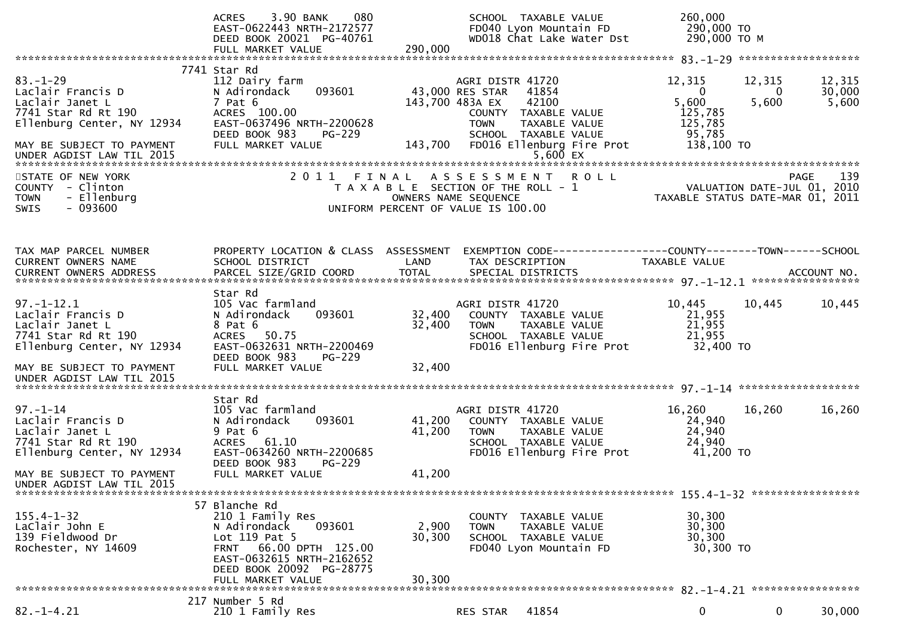```
                                ACRES     3.90 BANK     080               SCHOOL  TAXABLE VALUE            260,000
                                EAST-0622443 NRTH-2172577                 FD040 Lyon Mountain FD           290,000 TO
                                DEED BOOK 20021  PG-40761                 WD018 Chat Lake Water Dst        290,000 TO M
                                FULL MARKET VALUE             290,000
******************************************************************************************************* 83.-1-29 ******************
                              7741 Star Rd
83.-1-29                        112 Dairy farm                            AGRI DISTR 41720                12,315      12,315     12,315
Laclair Francis D               N Adirondack    093601       43,000 RES STAR   41854                     0           0      30,000
Laclair Janet L                 7 Pat 6                     143,700 483A EX    42100                  5,600       5,600      5,600
7741 Star Rd Rt 190             ACRES  100.00                             COUNTY  TAXABLE VALUE           125,785
Ellenburg Center, NY 12934      EAST-0637496 NRTH-2200628                 TOWN    TAXABLE VALUE           125,785
                                DEED BOOK 983    PG-229                   SCHOOL  TAXABLE VALUE            95,785
MAY BE SUBJECT TO PAYMENT       FULL MARKET VALUE             143,700     FD016 Ellenburg Fire Prot        138,100 TO
UNDER AGDIST LAW TIL 2015                                                          5,600 EX
************************************************************************************************************************************
STATE OF NEW YORK                  2 0 1 1   F I N A L   A S S E S S M E N T   R O L L                                PAGE    139
COUNTY  - Clinton                        T A X A B L E  SECTION OF THE ROLL - 1                     VALUATION DATE-JUL 01, 2010
TOWN    - Ellenburg                          OWNERS NAME SEQUENCE                               TAXABLE STATUS DATE-MAR 01, 2011
SWIS    - 093600                    UNIFORM PERCENT OF VALUE IS 100.00


TAX MAP PARCEL NUMBER           PROPERTY LOCATION & CLASS  ASSESSMENT  EXEMPTION CODE------------------COUNTY--------TOWN------SCHOOL
CURRENT OWNERS NAME             SCHOOL DISTRICT               LAND      TAX DESCRIPTION                 TAXABLE VALUE
CURRENT OWNERS ADDRESS          PARCEL SIZE/GRID COORD        TOTAL     SPECIAL DISTRICTS                                  ACCOUNT NO.
******************************************************************************************************* 97.-1-12.1 ****************
                                Star Rd
97.-1-12.1                      105 Vac farmland                          AGRI DISTR 41720                10,445      10,445     10,445
Laclair Francis D               N Adirondack    093601       32,400     COUNTY  TAXABLE VALUE            21,955
Laclair Janet L                 8 Pat 6                      32,400     TOWN    TAXABLE VALUE            21,955
7741 Star Rd Rt 190             ACRES   50.75                             SCHOOL  TAXABLE VALUE            21,955
Ellenburg Center, NY 12934      EAST-0632631 NRTH-2200469                 FD016 Ellenburg Fire Prot         32,400 TO
                                DEED BOOK 983    PG-229
MAY BE SUBJECT TO PAYMENT       FULL MARKET VALUE              32,400
UNDER AGDIST LAW TIL 2015
******************************************************************************************************* 97.-1-14 ******************
                                Star Rd
97.-1-14                        105 Vac farmland                          AGRI DISTR 41720                16,260      16,260     16,260
Laclair Francis D               N Adirondack    093601       41,200     COUNTY  TAXABLE VALUE            24,940
Laclair Janet L                 9 Pat 6                      41,200     TOWN    TAXABLE VALUE            24,940
7741 Star Rd Rt 190             ACRES   61.10                             SCHOOL  TAXABLE VALUE            24,940
Ellenburg Center, NY 12934      EAST-0634260 NRTH-2200685                 FD016 Ellenburg Fire Prot         41,200 TO
                                DEED BOOK 983    PG-229
MAY BE SUBJECT TO PAYMENT       FULL MARKET VALUE              41,200
UNDER AGDIST LAW TIL 2015
******************************************************************************************************* 155.4-1-32 ****************
                              57 Blanche Rd
155.4-1-32                      210 1 Family Res                          COUNTY  TAXABLE VALUE            30,300
LaClair John E                  N Adirondack    093601        2,900     TOWN    TAXABLE VALUE            30,300
139 Fieldwood Dr                Lot 119 Pat 5                30,300     SCHOOL  TAXABLE VALUE            30,300
Rochester, NY 14609             FRNT   66.00 DPTH 125.00                  FD040 Lyon Mountain FD            30,300 TO
                                EAST-0632615 NRTH-2162652
                                DEED BOOK 20092  PG-28775
                                FULL MARKET VALUE              30,300
******************************************************************************************************* 82.-1-4.21 ****************
                             217 Number 5 Rd
82.-1-4.21                      210 1 Family Res                          RES STAR   41854                     0           0      30,000
```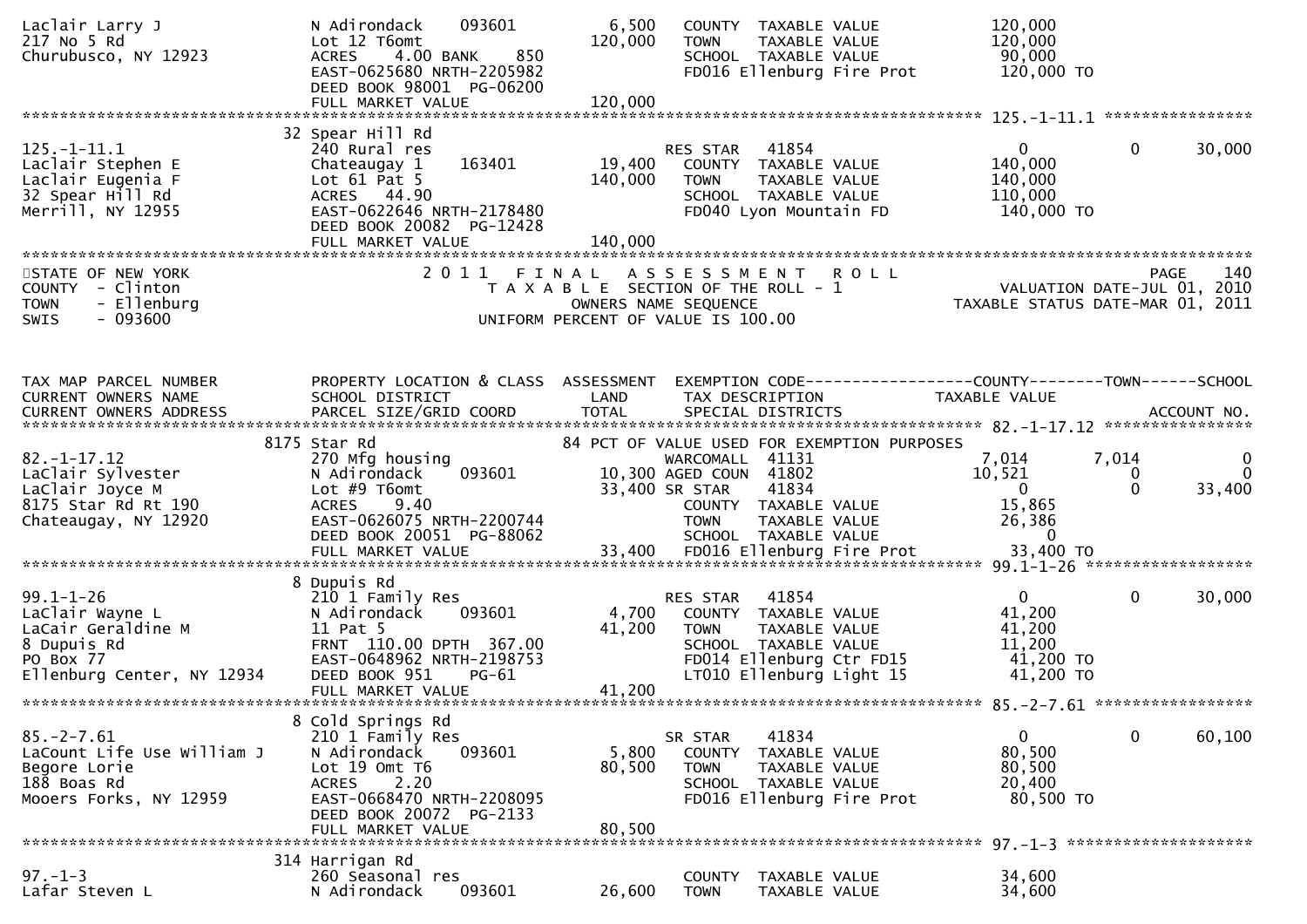```
Laclair Larry J               N Adirondack     093601          6,500   COUNTY  TAXABLE VALUE            120,000
217 No 5 Rd                   Lot 12 T6omt                   120,000   TOWN    TAXABLE VALUE            120,000
Churubusco, NY 12923          ACRES    4.00 BANK     850               SCHOOL  TAXABLE VALUE             90,000
                              EAST-0625680 NRTH-2205982                FD016 Ellenburg Fire Prot         120,000 TO
                              DEED BOOK 98001  PG-06200
                              FULL MARKET VALUE              120,000
******************************************************************************************************* 125.-1-11.1 ****************
                            32 Spear Hill Rd
125.-1-11.1                   240 Rural res                            RES STAR   41854                   0           0       30,000
Laclair Stephen E             Chateaugay 1     163401         19,400   COUNTY  TAXABLE VALUE            140,000
Laclair Eugenia F             Lot 61 Pat 5                   140,000   TOWN    TAXABLE VALUE            140,000
32 Spear Hill Rd              ACRES   44.90                            SCHOOL  TAXABLE VALUE            110,000
Merrill, NY 12955             EAST-0622646 NRTH-2178480                FD040 Lyon Mountain FD            140,000 TO
                              DEED BOOK 20082  PG-12428
                              FULL MARKET VALUE              140,000
************************************************************************************************************************************
STATE OF NEW YORK                              2 0 1 1   F I N A L   A S S E S S M E N T   R O L L                          PAGE   140
COUNTY  - Clinton                                 T A X A B L E  SECTION OF THE ROLL - 1                      VALUATION DATE-JUL 01, 2010
TOWN    - Ellenburg                                       OWNERS NAME SEQUENCE                            TAXABLE STATUS DATE-MAR 01, 2011
SWIS    - 093600                                   UNIFORM PERCENT OF VALUE IS 100.00


TAX MAP PARCEL NUMBER         PROPERTY LOCATION & CLASS  ASSESSMENT  EXEMPTION CODE------------------COUNTY--------TOWN------SCHOOL
CURRENT OWNERS NAME           SCHOOL DISTRICT               LAND      TAX DESCRIPTION            TAXABLE VALUE
CURRENT OWNERS ADDRESS        PARCEL SIZE/GRID COORD        TOTAL     SPECIAL DISTRICTS                                 ACCOUNT NO.
******************************************************************************************************* 82.-1-17.12 ****************
                          8175 Star Rd                               84 PCT OF VALUE USED FOR EXEMPTION PURPOSES
82.-1-17.12                   270 Mfg housing                          WARCOMALL  41131              7,014       7,014            0
LaClair Sylvester             N Adirondack     093601         10,300 AGED COUN  41802               10,521           0            0
LaClair Joyce M               Lot #9 T6omt                    33,400 SR STAR    41834                    0           0       33,400
8175 Star Rd Rt 190           ACRES    9.40                            COUNTY  TAXABLE VALUE             15,865
Chateaugay, NY 12920          EAST-0626075 NRTH-2200744                TOWN    TAXABLE VALUE             26,386
                              DEED BOOK 20051  PG-88062                SCHOOL  TAXABLE VALUE                  0
                              FULL MARKET VALUE               33,400   FD016 Ellenburg Fire Prot          33,400 TO
******************************************************************************************************* 99.1-1-26 ******************
                            8 Dupuis Rd
99.1-1-26                     210 1 Family Res                         RES STAR   41854                   0           0       30,000
LaClair Wayne L               N Adirondack     093601          4,700   COUNTY  TAXABLE VALUE             41,200
LaCair Geraldine M            11 Pat 5                        41,200   TOWN    TAXABLE VALUE             41,200
8 Dupuis Rd                   FRNT 110.00 DPTH 367.00                  SCHOOL  TAXABLE VALUE             11,200
PO Box 77                     EAST-0648962 NRTH-2198753                FD014 Ellenburg Ctr FD15           41,200 TO
Ellenburg Center, NY 12934    DEED BOOK 951    PG-61                   LT010 Ellenburg Light 15           41,200 TO
                              FULL MARKET VALUE               41,200
******************************************************************************************************* 85.-2-7.61 *****************
                            8 Cold Springs Rd
85.-2-7.61                    210 1 Family Res                         SR STAR    41834                   0           0       60,100
LaCount Life Use William J    N Adirondack     093601          5,800   COUNTY  TAXABLE VALUE             80,500
Begore Lorie                  Lot 19 Omt T6                   80,500   TOWN    TAXABLE VALUE             80,500
188 Boas Rd                   ACRES    2.20                            SCHOOL  TAXABLE VALUE             20,400
Mooers Forks, NY 12959        EAST-0668470 NRTH-2208095                FD016 Ellenburg Fire Prot          80,500 TO
                              DEED BOOK 20072  PG-2133
                              FULL MARKET VALUE               80,500
******************************************************************************************************* 97.-1-3 ********************
                            314 Harrigan Rd
97.-1-3                       260 Seasonal res                         COUNTY  TAXABLE VALUE             34,600
Lafar Steven L                N Adirondack     093601         26,600   TOWN    TAXABLE VALUE             34,600
```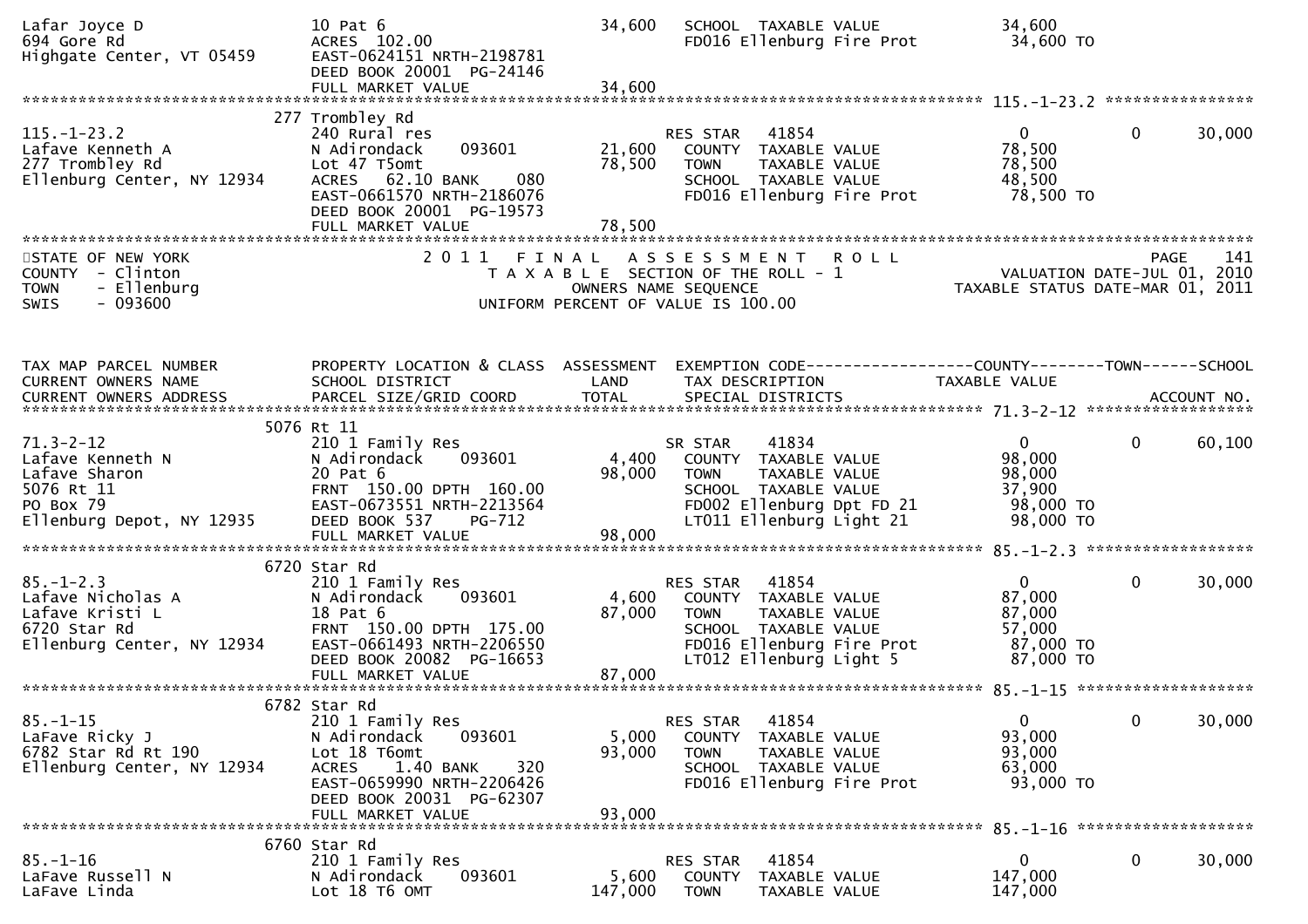```
Lafar Joyce D                  10 Pat 6                           34,600   SCHOOL  TAXABLE VALUE              34,600
694 Gore Rd                    ACRES  102.00                               FD016 Ellenburg Fire Prot           34,600 TO
Highgate Center, VT 05459      EAST-0624151 NRTH-2198781
                               DEED BOOK 20001  PG-24146
                               FULL MARKET VALUE                  34,600
******************************************************************************************************* 115.-1-23.2 ****************
                           277 Trombley Rd
115.-1-23.2                    240 Rural res                               RES STAR    41854                 0           0      30,000
Lafave Kenneth A               N Adirondack      093601           21,600   COUNTY  TAXABLE VALUE              78,500
277 Trombley Rd                Lot 47 T5omt                       78,500   TOWN    TAXABLE VALUE              78,500
Ellenburg Center, NY 12934     ACRES    62.10 BANK     080                 SCHOOL  TAXABLE VALUE              48,500
                               EAST-0661570 NRTH-2186076                   FD016 Ellenburg Fire Prot           78,500 TO
                               DEED BOOK 20001  PG-19573
                               FULL MARKET VALUE                  78,500
************************************************************************************************************************************
STATE OF NEW YORK                   2 0 1 1   F I N A L   A S S E S S M E N T   R O L L                                  PAGE    141
COUNTY  - Clinton                         T A X A B L E  SECTION OF THE ROLL - 1                        VALUATION DATE-JUL 01, 2010
TOWN    - Ellenburg                               OWNERS NAME SEQUENCE                           TAXABLE STATUS DATE-MAR 01, 2011
SWIS    - 093600                          UNIFORM PERCENT OF VALUE IS 100.00


TAX MAP PARCEL NUMBER          PROPERTY LOCATION & CLASS  ASSESSMENT  EXEMPTION CODE------------------COUNTY--------TOWN------SCHOOL
CURRENT OWNERS NAME            SCHOOL DISTRICT               LAND      TAX DESCRIPTION             TAXABLE VALUE
CURRENT OWNERS ADDRESS         PARCEL SIZE/GRID COORD        TOTAL     SPECIAL DISTRICTS                                  ACCOUNT NO.
******************************************************************************************************* 71.3-2-12 ******************
                          5076 Rt 11
71.3-2-12                      210 1 Family Res                            SR STAR     41834                 0           0      60,100
Lafave Kenneth N               N Adirondack      093601            4,400   COUNTY  TAXABLE VALUE              98,000
Lafave Sharon                  20 Pat 6                           98,000   TOWN    TAXABLE VALUE              98,000
5076 Rt 11                     FRNT  150.00 DPTH  160.00                   SCHOOL  TAXABLE VALUE              37,900
PO Box 79                      EAST-0673551 NRTH-2213564                   FD002 Ellenburg Dpt FD 21           98,000 TO
Ellenburg Depot, NY 12935      DEED BOOK 537     PG-712                    LT011 Ellenburg Light 21            98,000 TO
                               FULL MARKET VALUE                  98,000
******************************************************************************************************* 85.-1-2.3 ******************
                          6720 Star Rd
85.-1-2.3                      210 1 Family Res                            RES STAR    41854                 0           0      30,000
Lafave Nicholas A              N Adirondack      093601            4,600   COUNTY  TAXABLE VALUE              87,000
Lafave Kristi L                18 Pat 6                           87,000   TOWN    TAXABLE VALUE              87,000
6720 Star Rd                   FRNT  150.00 DPTH  175.00                   SCHOOL  TAXABLE VALUE              57,000
Ellenburg Center, NY 12934     EAST-0661493 NRTH-2206550                   FD016 Ellenburg Fire Prot           87,000 TO
                               DEED BOOK 20082  PG-16653                   LT012 Ellenburg Light 5             87,000 TO
                               FULL MARKET VALUE                  87,000
******************************************************************************************************* 85.-1-15 *******************
                          6782 Star Rd
85.-1-15                       210 1 Family Res                            RES STAR    41854                 0           0      30,000
LaFave Ricky J                 N Adirondack      093601            5,000   COUNTY  TAXABLE VALUE              93,000
6782 Star Rd Rt 190            Lot 18 T6omt                       93,000   TOWN    TAXABLE VALUE              93,000
Ellenburg Center, NY 12934     ACRES     1.40 BANK     320                 SCHOOL  TAXABLE VALUE              63,000
                               EAST-0659990 NRTH-2206426                   FD016 Ellenburg Fire Prot           93,000 TO
                               DEED BOOK 20031  PG-62307
                               FULL MARKET VALUE                  93,000
******************************************************************************************************* 85.-1-16 *******************
                          6760 Star Rd
85.-1-16                       210 1 Family Res                            RES STAR    41854                 0           0      30,000
LaFave Russell N               N Adirondack      093601            5,600   COUNTY  TAXABLE VALUE             147,000
LaFave Linda                   Lot 18 T6 OMT                     147,000   TOWN    TAXABLE VALUE             147,000
```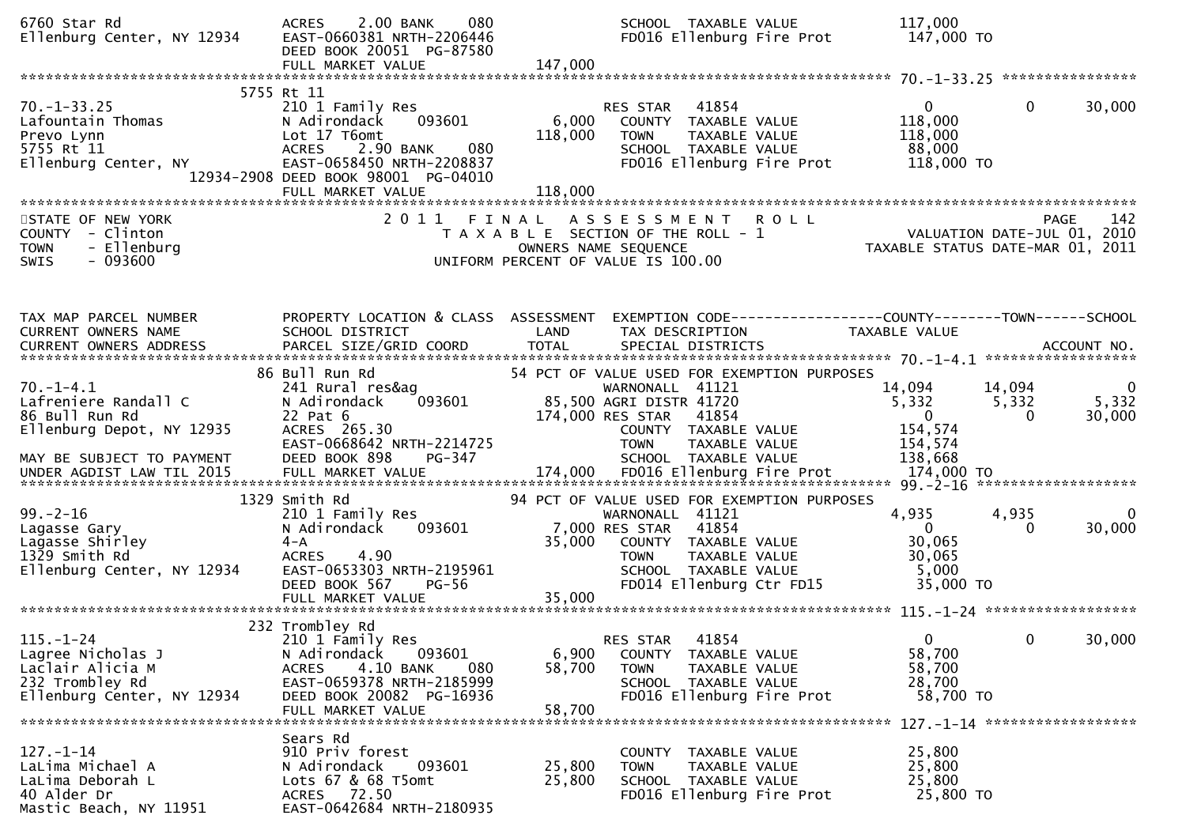```
6760 Star Rd                   ACRES     2.00 BANK     080                SCHOOL  TAXABLE VALUE            117,000
Ellenburg Center, NY 12934     EAST-0660381 NRTH-2206446                  FD016 Ellenburg Fire Prot         147,000 TO
                               DEED BOOK 20051  PG-87580
                               FULL MARKET VALUE               147,000
******************************************************************************************************* 70.-1-33.25 ****************
                          5755 Rt 11
70.-1-33.25                    210 1 Family Res                           RES STAR    41854                    0             0        30,000
Lafountain Thomas              N Adirondack     093601          6,000     COUNTY  TAXABLE VALUE            118,000
Prevo Lynn                     Lot 17 T6omt                   118,000     TOWN    TAXABLE VALUE            118,000
5755 Rt 11                     ACRES     2.90 BANK     080                SCHOOL  TAXABLE VALUE             88,000
Ellenburg Center, NY           EAST-0658450 NRTH-2208837                  FD016 Ellenburg Fire Prot         118,000 TO
                    12934-2908 DEED BOOK 98001  PG-04010
                               FULL MARKET VALUE               118,000
*************************************************************************************************************************************
STATE OF NEW YORK                    2 0 1 1   F I N A L   A S S E S S M E N T   R O L L                                  PAGE    142
COUNTY  - Clinton                        T A X A B L E  SECTION OF THE ROLL - 1                        VALUATION DATE-JUL 01, 2010
TOWN    - Ellenburg                            OWNERS NAME SEQUENCE                              TAXABLE STATUS DATE-MAR 01, 2011
SWIS    - 093600                         UNIFORM PERCENT OF VALUE IS 100.00


TAX MAP PARCEL NUMBER          PROPERTY LOCATION & CLASS  ASSESSMENT  EXEMPTION CODE------------------COUNTY--------TOWN------SCHOOL
CURRENT OWNERS NAME            SCHOOL DISTRICT                 LAND     TAX DESCRIPTION            TAXABLE VALUE
CURRENT OWNERS ADDRESS         PARCEL SIZE/GRID COORD         TOTAL     SPECIAL DISTRICTS                                  ACCOUNT NO.
******************************************************************************************************* 70.-1-4.1 ******************
                          86 Bull Run Rd                        54 PCT OF VALUE USED FOR EXEMPTION PURPOSES
70.-1-4.1                      241 Rural res&ag                           WARNONALL  41121                14,094        14,094             0
Lafreniere Randall C           N Adirondack     093601         85,500 AGRI DISTR 41720                 5,332         5,332         5,332
86 Bull Run Rd                 22 Pat 6                       174,000 RES STAR    41854                    0             0        30,000
Ellenburg Depot, NY 12935      ACRES  265.30                              COUNTY  TAXABLE VALUE            154,574
                               EAST-0668642 NRTH-2214725                  TOWN    TAXABLE VALUE            154,574
MAY BE SUBJECT TO PAYMENT      DEED BOOK 898    PG-347                    SCHOOL  TAXABLE VALUE            138,668
UNDER AGDIST LAW TIL 2015      FULL MARKET VALUE               174,000    FD016 Ellenburg Fire Prot         174,000 TO
******************************************************************************************************* 99.-2-16 *******************
                          1329 Smith Rd                         94 PCT OF VALUE USED FOR EXEMPTION PURPOSES
99.-2-16                       210 1 Family Res                           WARNONALL  41121                 4,935         4,935             0
Lagasse Gary                   N Adirondack     093601          7,000 RES STAR    41854                    0             0        30,000
Lagasse Shirley                4-A                             35,000     COUNTY  TAXABLE VALUE             30,065
1329 Smith Rd                  ACRES     4.90                             TOWN    TAXABLE VALUE             30,065
Ellenburg Center, NY 12934     EAST-0653303 NRTH-2195961                  SCHOOL  TAXABLE VALUE              5,000
                               DEED BOOK 567    PG-56                     FD014 Ellenburg Ctr FD15           35,000 TO
                               FULL MARKET VALUE                35,000
******************************************************************************************************* 115.-1-24 ******************
                          232 Trombley Rd
115.-1-24                      210 1 Family Res                           RES STAR    41854                    0             0        30,000
Lagree Nicholas J              N Adirondack     093601          6,900     COUNTY  TAXABLE VALUE             58,700
Laclair Alicia M               ACRES     4.10 BANK     080     58,700     TOWN    TAXABLE VALUE             58,700
232 Trombley Rd                EAST-0659378 NRTH-2185999                  SCHOOL  TAXABLE VALUE             28,700
Ellenburg Center, NY 12934     DEED BOOK 20082  PG-16936                  FD016 Ellenburg Fire Prot          58,700 TO
                               FULL MARKET VALUE                58,700
******************************************************************************************************* 127.-1-14 ******************
                               Sears Rd
127.-1-14                      910 Priv forest                            COUNTY  TAXABLE VALUE             25,800
LaLima Michael A               N Adirondack     093601         25,800     TOWN    TAXABLE VALUE             25,800
LaLima Deborah L               Lots 67 & 68 T5omt              25,800     SCHOOL  TAXABLE VALUE             25,800
40 Alder Dr                    ACRES    72.50                             FD016 Ellenburg Fire Prot          25,800 TO
Mastic Beach, NY 11951         EAST-0642684 NRTH-2180935
```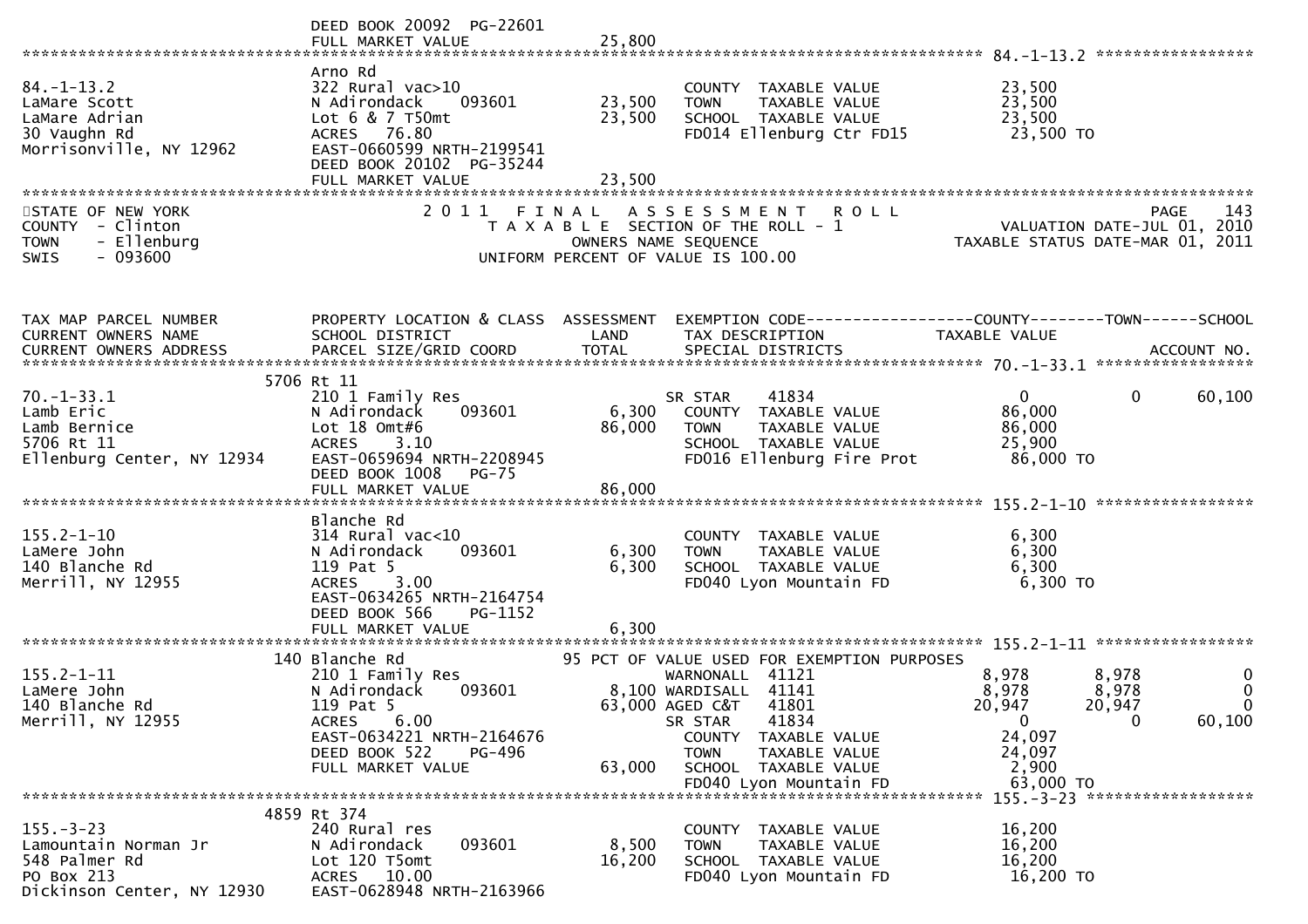DEED BOOK 20092 PG-22601
FULL MARKET VALUE 25,800

---

**84.-1-13.2**

| | | | | |
|---|---|---|---|---|
| 84.-1-13.2 | Arno Rd | | | |
| LaMare Scott | 322 Rural vac>10 | | COUNTY TAXABLE VALUE | 23,500 |
| LaMare Adrian | N Adirondack 093601 | 23,500 | TOWN TAXABLE VALUE | 23,500 |
| 30 Vaughn Rd | Lot 6 & 7 T50mt | 23,500 | SCHOOL TAXABLE VALUE | 23,500 |
| Morrisonville, NY 12962 | ACRES 76.80 | | FD014 Ellenburg Ctr FD15 | 23,500 TO |
| | EAST-0660599 NRTH-2199541 | | | |
| | DEED BOOK 20102 PG-35244 | | | |
| | FULL MARKET VALUE | 23,500 | | |

---

STATE OF NEW YORK
COUNTY - Clinton
TOWN - Ellenburg
SWIS - 093600

2011 FINAL ASSESSMENT ROLL
TAXABLE SECTION OF THE ROLL - 1
OWNERS NAME SEQUENCE
UNIFORM PERCENT OF VALUE IS 100.00

PAGE 143
VALUATION DATE-JUL 01, 2010
TAXABLE STATUS DATE-MAR 01, 2011

| TAX MAP PARCEL NUMBER / CURRENT OWNERS NAME / CURRENT OWNERS ADDRESS | PROPERTY LOCATION & CLASS / SCHOOL DISTRICT / PARCEL SIZE/GRID COORD | ASSESSMENT LAND / TOTAL | EXEMPTION CODE / TAX DESCRIPTION / SPECIAL DISTRICTS | COUNTY TAXABLE VALUE | TOWN | SCHOOL / ACCOUNT NO. |
|---|---|---|---|---|---|---|
| **70.-1-33.1** | 5706 Rt 11 | | | | | |
| 70.-1-33.1 | 210 1 Family Res | | SR STAR 41834 | 0 | 0 | 60,100 |
| Lamb Eric | N Adirondack 093601 | 6,300 | COUNTY TAXABLE VALUE | 86,000 | | |
| Lamb Bernice | Lot 18 Omt#6 | 86,000 | TOWN TAXABLE VALUE | 86,000 | | |
| 5706 Rt 11 | ACRES 3.10 | | SCHOOL TAXABLE VALUE | 25,900 | | |
| Ellenburg Center, NY 12934 | EAST-0659694 NRTH-2208945 | | FD016 Ellenburg Fire Prot | 86,000 TO | | |
| | DEED BOOK 1008 PG-75 | | | | | |
| | FULL MARKET VALUE | 86,000 | | | | |
| **155.2-1-10** | Blanche Rd | | | | | |
| 155.2-1-10 | 314 Rural vac<10 | | COUNTY TAXABLE VALUE | 6,300 | | |
| LaMere John | N Adirondack 093601 | 6,300 | TOWN TAXABLE VALUE | 6,300 | | |
| 140 Blanche Rd | 119 Pat 5 | 6,300 | SCHOOL TAXABLE VALUE | 6,300 | | |
| Merrill, NY 12955 | ACRES 3.00 | | FD040 Lyon Mountain FD | 6,300 TO | | |
| | EAST-0634265 NRTH-2164754 | | | | | |
| | DEED BOOK 566 PG-1152 | | | | | |
| | FULL MARKET VALUE | 6,300 | | | | |
| **155.2-1-11** | 140 Blanche Rd | | 95 PCT OF VALUE USED FOR EXEMPTION PURPOSES | | | |
| 155.2-1-11 | 210 1 Family Res | | WARNONALL 41121 | 8,978 | 8,978 | 0 |
| LaMere John | N Adirondack 093601 | 8,100 | WARDISALL 41141 | 8,978 | 8,978 | 0 |
| 140 Blanche Rd | 119 Pat 5 | 63,000 | AGED C&T 41801 | 20,947 | 20,947 | 0 |
| Merrill, NY 12955 | ACRES 6.00 | | SR STAR 41834 | 0 | 0 | 60,100 |
| | EAST-0634221 NRTH-2164676 | | COUNTY TAXABLE VALUE | 24,097 | | |
| | DEED BOOK 522 PG-496 | | TOWN TAXABLE VALUE | 24,097 | | |
| | FULL MARKET VALUE | 63,000 | SCHOOL TAXABLE VALUE | 2,900 | | |
| | | | FD040 Lyon Mountain FD | 63,000 TO | | |
| **155.-3-23** | 4859 Rt 374 | | | | | |
| 155.-3-23 | 240 Rural res | | COUNTY TAXABLE VALUE | 16,200 | | |
| Lamountain Norman Jr | N Adirondack 093601 | 8,500 | TOWN TAXABLE VALUE | 16,200 | | |
| 548 Palmer Rd | Lot 120 T5omt | 16,200 | SCHOOL TAXABLE VALUE | 16,200 | | |
| PO Box 213 | ACRES 10.00 | | FD040 Lyon Mountain FD | 16,200 TO | | |
| Dickinson Center, NY 12930 | EAST-0628948 NRTH-2163966 | | | | | |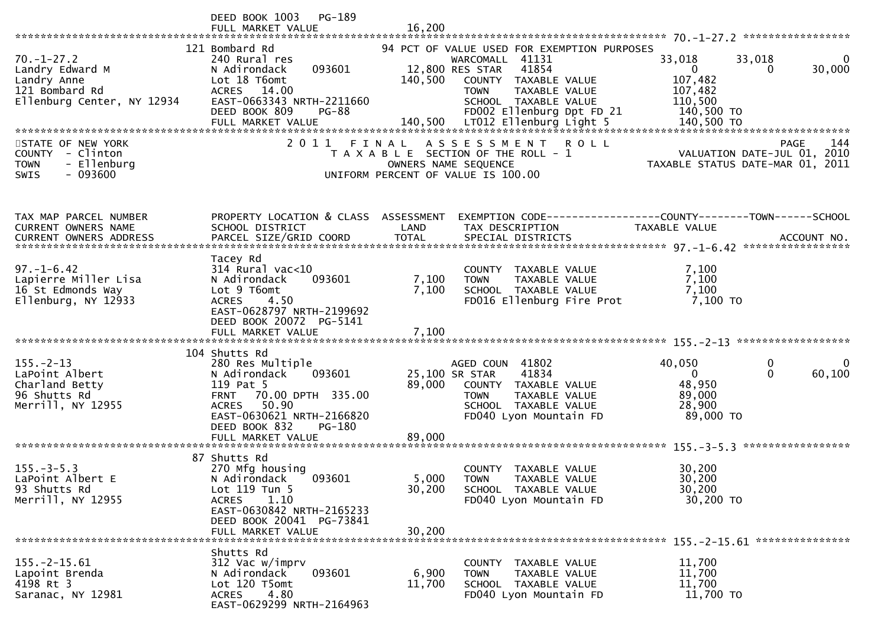DEED BOOK 1003 PG-189
FULL MARKET VALUE 16,200

| TAX MAP PARCEL NUMBER / CURRENT OWNERS NAME / CURRENT OWNERS ADDRESS | PROPERTY LOCATION & CLASS / SCHOOL DISTRICT / PARCEL SIZE/GRID COORD | ASSESSMENT LAND / TOTAL | EXEMPTION CODE / TAX DESCRIPTION / SPECIAL DISTRICTS | COUNTY TAXABLE VALUE | TOWN | SCHOOL |
|---|---|---|---|---|---|---|
| 70.-1-27.2 | 121 Bombard Rd | | 94 PCT OF VALUE USED FOR EXEMPTION PURPOSES | | | |
| 70.-1-27.2 | 240 Rural res | | WARCOMALL 41131 | 33,018 | 33,018 | 0 |
| Landry Edward M | N Adirondack 093601 | 12,800 | RES STAR 41854 | 0 | 0 | 30,000 |
| Landry Anne | Lot 18 T6omt | 140,500 | COUNTY TAXABLE VALUE | 107,482 | | |
| 121 Bombard Rd | ACRES 14.00 | | TOWN TAXABLE VALUE | 107,482 | | |
| Ellenburg Center, NY 12934 | EAST-0663343 NRTH-2211660 | | SCHOOL TAXABLE VALUE | 110,500 | | |
| | DEED BOOK 809 PG-88 | | FD002 Ellenburg Dpt FD 21 | 140,500 TO | | |
| | FULL MARKET VALUE | 140,500 | LT012 Ellenburg Light 5 | 140,500 TO | | |

STATE OF NEW YORK — 2011 FINAL ASSESSMENT ROLL — PAGE 144
COUNTY - Clinton — TAXABLE SECTION OF THE ROLL - 1 — VALUATION DATE-JUL 01, 2010
TOWN - Ellenburg — OWNERS NAME SEQUENCE — TAXABLE STATUS DATE-MAR 01, 2011
SWIS - 093600 — UNIFORM PERCENT OF VALUE IS 100.00

| TAX MAP PARCEL NUMBER / CURRENT OWNERS NAME / CURRENT OWNERS ADDRESS | PROPERTY LOCATION & CLASS / SCHOOL DISTRICT / PARCEL SIZE/GRID COORD | ASSESSMENT LAND / TOTAL | EXEMPTION CODE / TAX DESCRIPTION / SPECIAL DISTRICTS | COUNTY TAXABLE VALUE | TOWN | SCHOOL / ACCOUNT NO. |
|---|---|---|---|---|---|---|
| 97.-1-6.42 | Tacey Rd | | | | | |
| 97.-1-6.42 | 314 Rural vac<10 | | COUNTY TAXABLE VALUE | 7,100 | | |
| Lapierre Miller Lisa | N Adirondack 093601 | 7,100 | TOWN TAXABLE VALUE | 7,100 | | |
| 16 St Edmonds Way | Lot 9 T6omt | 7,100 | SCHOOL TAXABLE VALUE | 7,100 | | |
| Ellenburg, NY 12933 | ACRES 4.50 | | FD016 Ellenburg Fire Prot | 7,100 TO | | |
| | EAST-0628797 NRTH-2199692 | | | | | |
| | DEED BOOK 20072 PG-5141 | | | | | |
| | FULL MARKET VALUE | 7,100 | | | | |
| 155.-2-13 | 104 Shutts Rd | | | | | |
| 155.-2-13 | 280 Res Multiple | | AGED COUN 41802 | 40,050 | 0 | 0 |
| LaPoint Albert | N Adirondack 093601 | 25,100 | SR STAR 41834 | 0 | 0 | 60,100 |
| Charland Betty | 119 Pat 5 | 89,000 | COUNTY TAXABLE VALUE | 48,950 | | |
| 96 Shutts Rd | FRNT 70.00 DPTH 335.00 | | TOWN TAXABLE VALUE | 89,000 | | |
| Merrill, NY 12955 | ACRES 50.90 | | SCHOOL TAXABLE VALUE | 28,900 | | |
| | EAST-0630621 NRTH-2166820 | | FD040 Lyon Mountain FD | 89,000 TO | | |
| | DEED BOOK 832 PG-180 | | | | | |
| | FULL MARKET VALUE | 89,000 | | | | |
| 155.-3-5.3 | 87 Shutts Rd | | | | | |
| 155.-3-5.3 | 270 Mfg housing | | COUNTY TAXABLE VALUE | 30,200 | | |
| LaPoint Albert E | N Adirondack 093601 | 5,000 | TOWN TAXABLE VALUE | 30,200 | | |
| 93 Shutts Rd | Lot 119 Tun 5 | 30,200 | SCHOOL TAXABLE VALUE | 30,200 | | |
| Merrill, NY 12955 | ACRES 1.10 | | FD040 Lyon Mountain FD | 30,200 TO | | |
| | EAST-0630842 NRTH-2165233 | | | | | |
| | DEED BOOK 20041 PG-73841 | | | | | |
| | FULL MARKET VALUE | 30,200 | | | | |
| 155.-2-15.61 | Shutts Rd | | | | | |
| 155.-2-15.61 | 312 Vac w/imprv | | COUNTY TAXABLE VALUE | 11,700 | | |
| Lapoint Brenda | N Adirondack 093601 | 6,900 | TOWN TAXABLE VALUE | 11,700 | | |
| 4198 Rt 3 | Lot 120 T5omt | 11,700 | SCHOOL TAXABLE VALUE | 11,700 | | |
| Saranac, NY 12981 | ACRES 4.80 | | FD040 Lyon Mountain FD | 11,700 TO | | |
| | EAST-0629299 NRTH-2164963 | | | | | |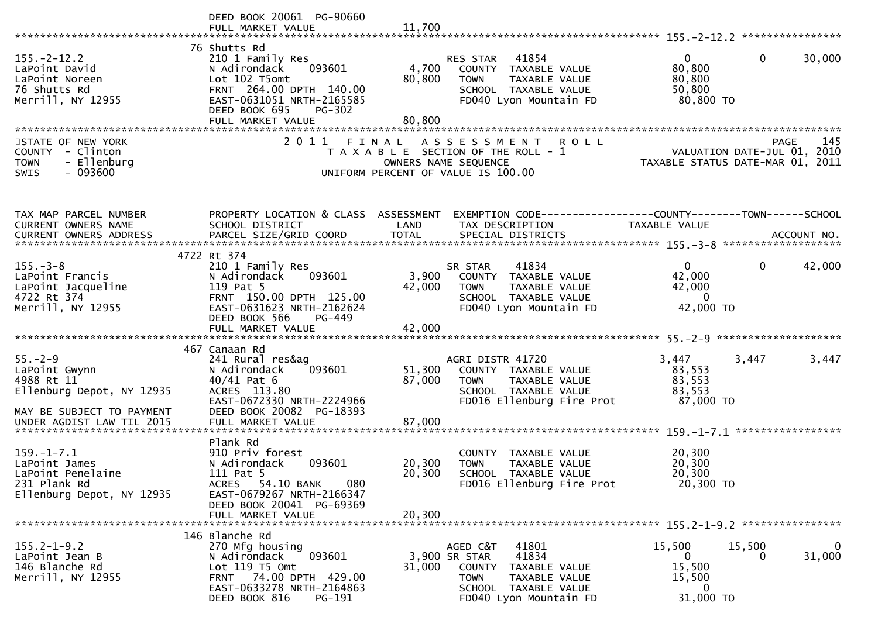```
                                  DEED BOOK 20061  PG-90660
                                  FULL MARKET VALUE                 11,700
******************************************************************************************************* 155.-2-12.2 ****************
                                 76 Shutts Rd
155.-2-12.2                       210 1 Family Res                      RES STAR   41854                    0            0       30,000
LaPoint David                     N Adirondack     093601        4,700    COUNTY  TAXABLE VALUE            80,800
LaPoint Noreen                    Lot 102 T5omt                 80,800    TOWN    TAXABLE VALUE            80,800
76 Shutts Rd                      FRNT  264.00 DPTH  140.00                SCHOOL  TAXABLE VALUE            50,800
Merrill, NY 12955                 EAST-0631051 NRTH-2165585                FD040 Lyon Mountain FD            80,800 TO
                                  DEED BOOK 695     PG-302
                                  FULL MARKET VALUE                 80,800
*******************************************************************************************************************************************
STATE OF NEW YORK                      2 0 1 1   F I N A L   A S S E S S M E N T   R O L L                                   PAGE    145
COUNTY  - Clinton                         T A X A B L E  SECTION OF THE ROLL - 1                          VALUATION DATE-JUL 01, 2010
TOWN    - Ellenburg                           OWNERS NAME SEQUENCE                               TAXABLE STATUS DATE-MAR 01, 2011
SWIS    - 093600                         UNIFORM PERCENT OF VALUE IS 100.00


TAX MAP PARCEL NUMBER             PROPERTY LOCATION & CLASS  ASSESSMENT  EXEMPTION CODE-----------------COUNTY--------TOWN------SCHOOL
CURRENT OWNERS NAME               SCHOOL DISTRICT                LAND      TAX DESCRIPTION             TAXABLE VALUE
CURRENT OWNERS ADDRESS            PARCEL SIZE/GRID COORD         TOTAL     SPECIAL DISTRICTS                                 ACCOUNT NO.
******************************************************************************************************* 155.-3-8 *******************
                                4722 Rt 374
155.-3-8                          210 1 Family Res                      SR STAR    41834                    0            0       42,000
LaPoint Francis                   N Adirondack     093601        3,900    COUNTY  TAXABLE VALUE            42,000
LaPoint Jacqueline                119 Pat 5                     42,000    TOWN    TAXABLE VALUE            42,000
4722 Rt 374                       FRNT  150.00 DPTH  125.00                SCHOOL  TAXABLE VALUE                 0
Merrill, NY 12955                 EAST-0631623 NRTH-2162624                FD040 Lyon Mountain FD            42,000 TO
                                  DEED BOOK 566     PG-449
                                  FULL MARKET VALUE                 42,000
******************************************************************************************************* 55.-2-9 ********************
                                 467 Canaan Rd
55.-2-9                           241 Rural res&ag                      AGRI DISTR 41720                 3,447        3,447        3,447
LaPoint Gwynn                     N Adirondack     093601       51,300    COUNTY  TAXABLE VALUE            83,553
4988 Rt 11                        40/41 Pat 6                   87,000    TOWN    TAXABLE VALUE            83,553
Ellenburg Depot, NY 12935         ACRES  113.80                            SCHOOL  TAXABLE VALUE            83,553
                                  EAST-0672330 NRTH-2224966                FD016 Ellenburg Fire Prot         87,000 TO
MAY BE SUBJECT TO PAYMENT         DEED BOOK 20082  PG-18393
UNDER AGDIST LAW TIL 2015         FULL MARKET VALUE                 87,000
******************************************************************************************************* 159.-1-7.1 *****************
                                  Plank Rd
159.-1-7.1                        910 Priv forest                           COUNTY  TAXABLE VALUE            20,300
LaPoint James                     N Adirondack     093601       20,300    TOWN    TAXABLE VALUE            20,300
LaPoint Penelaine                 111 Pat 5                     20,300    SCHOOL  TAXABLE VALUE            20,300
231 Plank Rd                      ACRES   54.10 BANK     080                FD016 Ellenburg Fire Prot         20,300 TO
Ellenburg Depot, NY 12935         EAST-0679267 NRTH-2166347
                                  DEED BOOK 20041  PG-69369
                                  FULL MARKET VALUE                 20,300
******************************************************************************************************* 155.2-1-9.2 ****************
                                 146 Blanche Rd
155.2-1-9.2                       270 Mfg housing                       AGED C&T   41801               15,500       15,500            0
LaPoint Jean B                    N Adirondack     093601        3,900 SR STAR    41834                    0            0       31,000
146 Blanche Rd                    Lot 119 T5 Omt                31,000    COUNTY  TAXABLE VALUE            15,500
Merrill, NY 12955                 FRNT   74.00 DPTH  429.00                TOWN    TAXABLE VALUE            15,500
                                  EAST-0633278 NRTH-2164863                SCHOOL  TAXABLE VALUE                 0
                                  DEED BOOK 816     PG-191                  FD040 Lyon Mountain FD            31,000 TO
```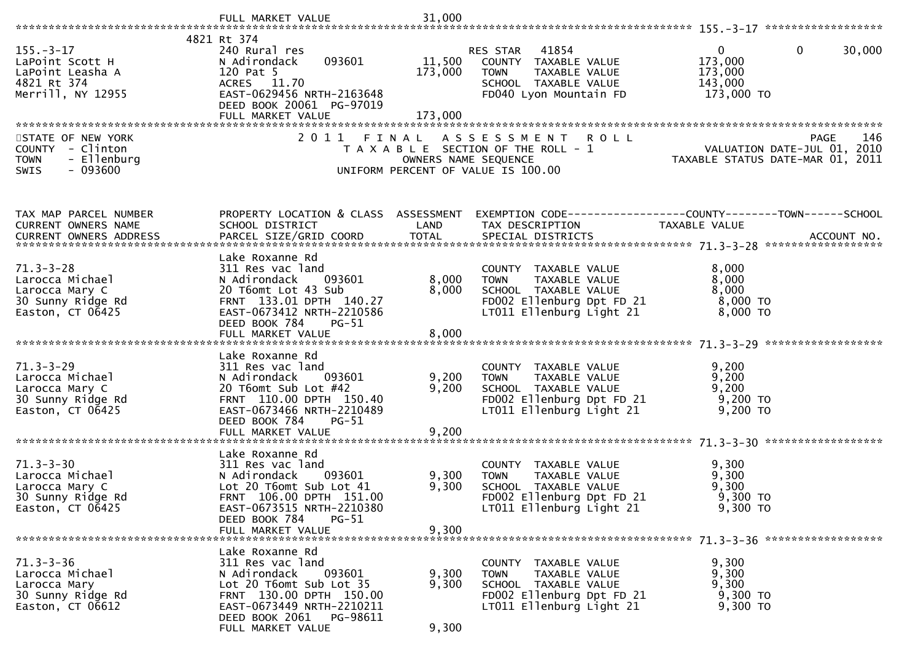FULL MARKET VALUE 31,000

******************************************************************************************************* 155.-3-17 *****************

| | 4821 Rt 374 | | | | | |
|---|---|---|---|---|---|---|
| 155.-3-17 | 240 Rural res | | RES STAR 41854 | 0 | 0 | 30,000 |
| LaPoint Scott H | N Adirondack 093601 | 11,500 | COUNTY TAXABLE VALUE | 173,000 | | |
| LaPoint Leasha A | 120 Pat 5 | 173,000 | TOWN TAXABLE VALUE | 173,000 | | |
| 4821 Rt 374 | ACRES 11.70 | | SCHOOL TAXABLE VALUE | 143,000 | | |
| Merrill, NY 12955 | EAST-0629456 NRTH-2163648 | | FD040 Lyon Mountain FD | 173,000 TO | | |
| | DEED BOOK 20061 PG-97019 | | | | | |
| | FULL MARKET VALUE | 173,000 | | | | |

STATE OF NEW YORK — 2011 FINAL ASSESSMENT ROLL — PAGE 146
COUNTY - Clinton — TAXABLE SECTION OF THE ROLL - 1 — VALUATION DATE-JUL 01, 2010
TOWN - Ellenburg — OWNERS NAME SEQUENCE — TAXABLE STATUS DATE-MAR 01, 2011
SWIS - 093600 — UNIFORM PERCENT OF VALUE IS 100.00

| TAX MAP PARCEL NUMBER / CURRENT OWNERS NAME / CURRENT OWNERS ADDRESS | PROPERTY LOCATION & CLASS / SCHOOL DISTRICT / PARCEL SIZE/GRID COORD | ASSESSMENT LAND / TOTAL | EXEMPTION CODE / TAX DESCRIPTION / SPECIAL DISTRICTS | COUNTY TAXABLE VALUE | TOWN | SCHOOL / ACCOUNT NO. |
|---|---|---|---|---|---|---|
| **71.3-3-28** | Lake Roxanne Rd | | | | | |
| 71.3-3-28 | 311 Res vac land | | COUNTY TAXABLE VALUE | 8,000 | | |
| Larocca Michael | N Adirondack 093601 | 8,000 | TOWN TAXABLE VALUE | 8,000 | | |
| Larocca Mary C | 20 T6omt Lot 43 Sub | 8,000 | SCHOOL TAXABLE VALUE | 8,000 | | |
| 30 Sunny Ridge Rd | FRNT 133.01 DPTH 140.27 | | FD002 Ellenburg Dpt FD 21 | 8,000 TO | | |
| Easton, CT 06425 | EAST-0673412 NRTH-2210586 | | LT011 Ellenburg Light 21 | 8,000 TO | | |
| | DEED BOOK 784 PG-51 | | | | | |
| | FULL MARKET VALUE | 8,000 | | | | |
| **71.3-3-29** | Lake Roxanne Rd | | | | | |
| 71.3-3-29 | 311 Res vac land | | COUNTY TAXABLE VALUE | 9,200 | | |
| Larocca Michael | N Adirondack 093601 | 9,200 | TOWN TAXABLE VALUE | 9,200 | | |
| Larocca Mary C | 20 T6omt Sub Lot #42 | 9,200 | SCHOOL TAXABLE VALUE | 9,200 | | |
| 30 Sunny Ridge Rd | FRNT 110.00 DPTH 150.40 | | FD002 Ellenburg Dpt FD 21 | 9,200 TO | | |
| Easton, CT 06425 | EAST-0673466 NRTH-2210489 | | LT011 Ellenburg Light 21 | 9,200 TO | | |
| | DEED BOOK 784 PG-51 | | | | | |
| | FULL MARKET VALUE | 9,200 | | | | |
| **71.3-3-30** | Lake Roxanne Rd | | | | | |
| 71.3-3-30 | 311 Res vac land | | COUNTY TAXABLE VALUE | 9,300 | | |
| Larocca Michael | N Adirondack 093601 | 9,300 | TOWN TAXABLE VALUE | 9,300 | | |
| Larocca Mary C | Lot 20 T6omt Sub Lot 41 | 9,300 | SCHOOL TAXABLE VALUE | 9,300 | | |
| 30 Sunny Ridge Rd | FRNT 106.00 DPTH 151.00 | | FD002 Ellenburg Dpt FD 21 | 9,300 TO | | |
| Easton, CT 06425 | EAST-0673515 NRTH-2210380 | | LT011 Ellenburg Light 21 | 9,300 TO | | |
| | DEED BOOK 784 PG-51 | | | | | |
| | FULL MARKET VALUE | 9,300 | | | | |
| **71.3-3-36** | Lake Roxanne Rd | | | | | |
| 71.3-3-36 | 311 Res vac land | | COUNTY TAXABLE VALUE | 9,300 | | |
| Larocca Michael | N Adirondack 093601 | 9,300 | TOWN TAXABLE VALUE | 9,300 | | |
| Larocca Mary | Lot 20 T6omt Sub Lot 35 | 9,300 | SCHOOL TAXABLE VALUE | 9,300 | | |
| 30 Sunny Ridge Rd | FRNT 130.00 DPTH 150.00 | | FD002 Ellenburg Dpt FD 21 | 9,300 TO | | |
| Easton, CT 06612 | EAST-0673449 NRTH-2210211 | | LT011 Ellenburg Light 21 | 9,300 TO | | |
| | DEED BOOK 2061 PG-98611 | | | | | |
| | FULL MARKET VALUE | 9,300 | | | | |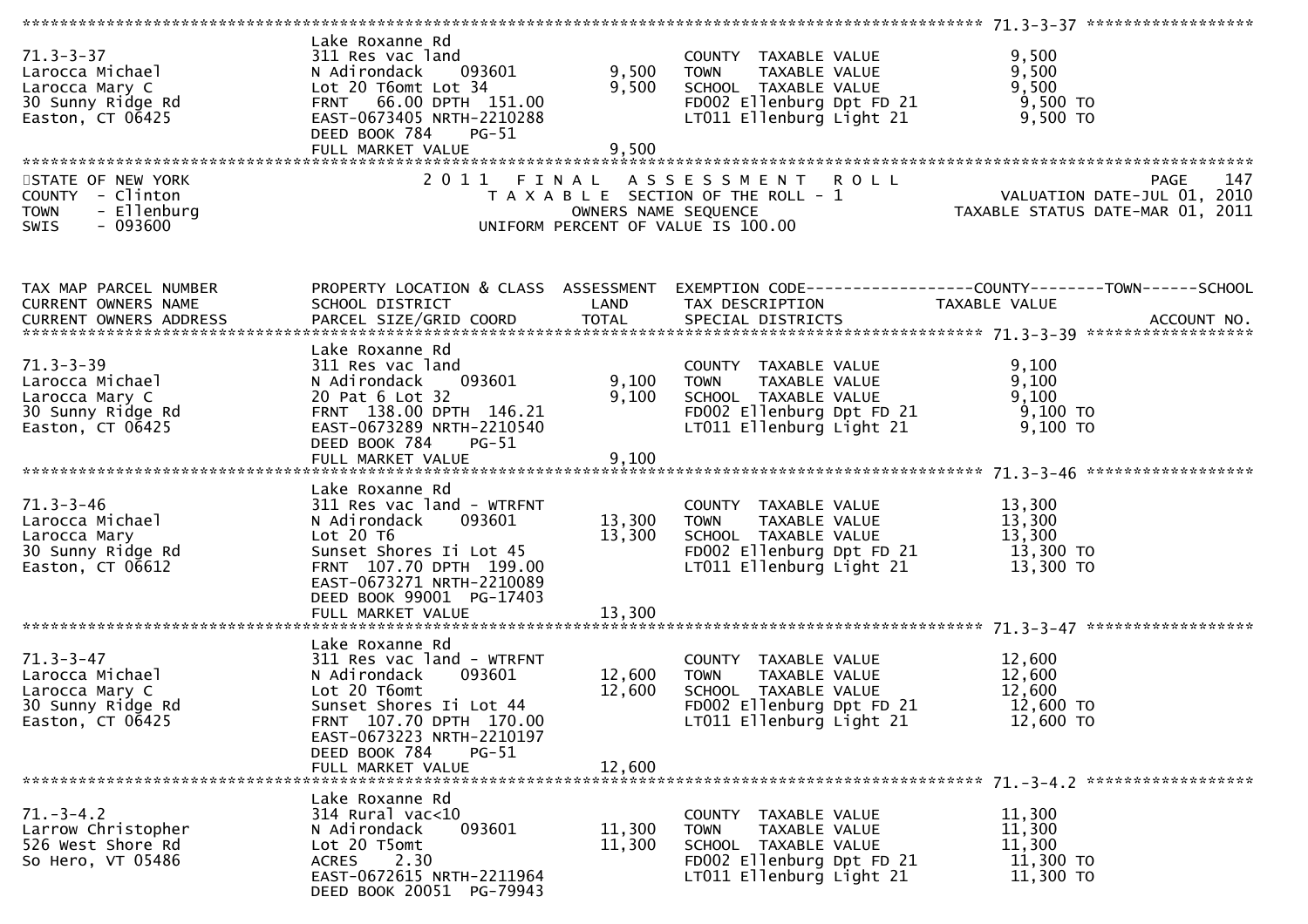**71.3-3-37**

| | | | | |
|---|---|---|---|---|
| 71.3-3-37 | Lake Roxanne Rd | | | |
| Larocca Michael | 311 Res vac land | | COUNTY TAXABLE VALUE | 9,500 |
| Larocca Mary C | N Adirondack 093601 | 9,500 | TOWN TAXABLE VALUE | 9,500 |
| 30 Sunny Ridge Rd | Lot 20 T6omt Lot 34 | 9,500 | SCHOOL TAXABLE VALUE | 9,500 |
| Easton, CT 06425 | FRNT 66.00 DPTH 151.00 | | FD002 Ellenburg Dpt FD 21 | 9,500 TO |
| | EAST-0673405 NRTH-2210288 | | LT011 Ellenburg Light 21 | 9,500 TO |
| | DEED BOOK 784 PG-51 | | | |
| | FULL MARKET VALUE | 9,500 | | |

STATE OF NEW YORK
COUNTY - Clinton
TOWN - Ellenburg
SWIS - 093600

2011 FINAL ASSESSMENT ROLL
TAXABLE SECTION OF THE ROLL - 1
OWNERS NAME SEQUENCE
UNIFORM PERCENT OF VALUE IS 100.00

PAGE 147
VALUATION DATE-JUL 01, 2010
TAXABLE STATUS DATE-MAR 01, 2011

| TAX MAP PARCEL NUMBER / CURRENT OWNERS NAME / CURRENT OWNERS ADDRESS | PROPERTY LOCATION & CLASS / SCHOOL DISTRICT / PARCEL SIZE/GRID COORD | ASSESSMENT LAND / TOTAL | EXEMPTION CODE / TAX DESCRIPTION / SPECIAL DISTRICTS | COUNTY--------TOWN------SCHOOL TAXABLE VALUE / ACCOUNT NO. |
|---|---|---|---|---|
| **71.3-3-39** | | | | |
| | Lake Roxanne Rd | | | |
| 71.3-3-39 | 311 Res vac land | | COUNTY TAXABLE VALUE | 9,100 |
| Larocca Michael | N Adirondack 093601 | 9,100 | TOWN TAXABLE VALUE | 9,100 |
| Larocca Mary C | 20 Pat 6 Lot 32 | 9,100 | SCHOOL TAXABLE VALUE | 9,100 |
| 30 Sunny Ridge Rd | FRNT 138.00 DPTH 146.21 | | FD002 Ellenburg Dpt FD 21 | 9,100 TO |
| Easton, CT 06425 | EAST-0673289 NRTH-2210540 | | LT011 Ellenburg Light 21 | 9,100 TO |
| | DEED BOOK 784 PG-51 | | | |
| | FULL MARKET VALUE | 9,100 | | |
| **71.3-3-46** | | | | |
| | Lake Roxanne Rd | | | |
| 71.3-3-46 | 311 Res vac land - WTRFNT | | COUNTY TAXABLE VALUE | 13,300 |
| Larocca Michael | N Adirondack 093601 | 13,300 | TOWN TAXABLE VALUE | 13,300 |
| Larocca Mary | Lot 20 T6 | 13,300 | SCHOOL TAXABLE VALUE | 13,300 |
| 30 Sunny Ridge Rd | Sunset Shores Ii Lot 45 | | FD002 Ellenburg Dpt FD 21 | 13,300 TO |
| Easton, CT 06612 | FRNT 107.70 DPTH 199.00 | | LT011 Ellenburg Light 21 | 13,300 TO |
| | EAST-0673271 NRTH-2210089 | | | |
| | DEED BOOK 99001 PG-17403 | | | |
| | FULL MARKET VALUE | 13,300 | | |
| **71.3-3-47** | | | | |
| | Lake Roxanne Rd | | | |
| 71.3-3-47 | 311 Res vac land - WTRFNT | | COUNTY TAXABLE VALUE | 12,600 |
| Larocca Michael | N Adirondack 093601 | 12,600 | TOWN TAXABLE VALUE | 12,600 |
| Larocca Mary C | Lot 20 T6omt | 12,600 | SCHOOL TAXABLE VALUE | 12,600 |
| 30 Sunny Ridge Rd | Sunset Shores Ii Lot 44 | | FD002 Ellenburg Dpt FD 21 | 12,600 TO |
| Easton, CT 06425 | FRNT 107.70 DPTH 170.00 | | LT011 Ellenburg Light 21 | 12,600 TO |
| | EAST-0673223 NRTH-2210197 | | | |
| | DEED BOOK 784 PG-51 | | | |
| | FULL MARKET VALUE | 12,600 | | |
| **71.-3-4.2** | | | | |
| | Lake Roxanne Rd | | | |
| 71.-3-4.2 | 314 Rural vac<10 | | COUNTY TAXABLE VALUE | 11,300 |
| Larrow Christopher | N Adirondack 093601 | 11,300 | TOWN TAXABLE VALUE | 11,300 |
| 526 West Shore Rd | Lot 20 T5omt | 11,300 | SCHOOL TAXABLE VALUE | 11,300 |
| So Hero, VT 05486 | ACRES 2.30 | | FD002 Ellenburg Dpt FD 21 | 11,300 TO |
| | EAST-0672615 NRTH-2211964 | | LT011 Ellenburg Light 21 | 11,300 TO |
| | DEED BOOK 20051 PG-79943 | | | |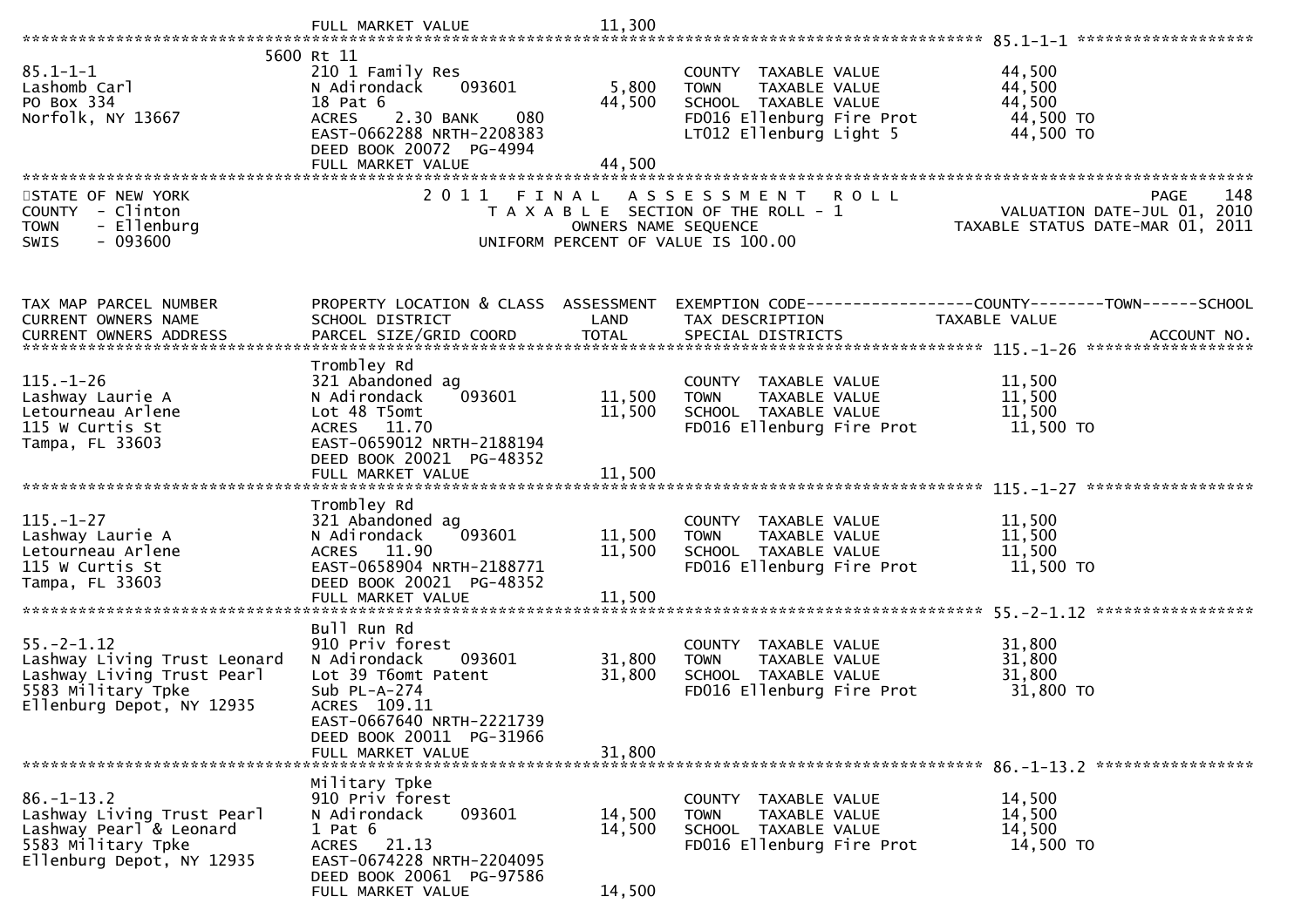```
                                FULL MARKET VALUE               11,300
******************************************************************************************************* 85.1-1-1 ******************
                          5600 Rt 11
85.1-1-1                  210 1 Family Res                           COUNTY  TAXABLE VALUE            44,500
Lashomb Carl              N Adirondack     093601          5,800     TOWN    TAXABLE VALUE            44,500
PO Box 334                18 Pat 6                         44,500    SCHOOL  TAXABLE VALUE            44,500
Norfolk, NY 13667         ACRES    2.30 BANK     080                 FD016 Ellenburg Fire Prot         44,500 TO
                          EAST-0662288 NRTH-2208383                  LT012 Ellenburg Light 5           44,500 TO
                          DEED BOOK 20072  PG-4994
                          FULL MARKET VALUE               44,500
************************************************************************************************************************************
STATE OF NEW YORK                       2 0 1 1   F I N A L   A S S E S S M E N T   R O L L                               PAGE    148
COUNTY  - Clinton                          T A X A B L E  SECTION OF THE ROLL - 1                          VALUATION DATE-JUL 01, 2010
TOWN    - Ellenburg                              OWNERS NAME SEQUENCE                                 TAXABLE STATUS DATE-MAR 01, 2011
SWIS    - 093600                          UNIFORM PERCENT OF VALUE IS 100.00


TAX MAP PARCEL NUMBER          PROPERTY LOCATION & CLASS  ASSESSMENT  EXEMPTION CODE------------------COUNTY--------TOWN------SCHOOL
CURRENT OWNERS NAME            SCHOOL DISTRICT              LAND      TAX DESCRIPTION               TAXABLE VALUE
CURRENT OWNERS ADDRESS         PARCEL SIZE/GRID COORD       TOTAL     SPECIAL DISTRICTS                                    ACCOUNT NO.
******************************************************************************************************* 115.-1-26 *****************
                          Trombley Rd
115.-1-26                 321 Abandoned ag                           COUNTY  TAXABLE VALUE            11,500
Lashway Laurie A          N Adirondack     093601         11,500     TOWN    TAXABLE VALUE            11,500
Letourneau Arlene         Lot 48 T5omt                    11,500     SCHOOL  TAXABLE VALUE            11,500
115 W Curtis St           ACRES   11.70                              FD016 Ellenburg Fire Prot         11,500 TO
Tampa, FL 33603           EAST-0659012 NRTH-2188194
                          DEED BOOK 20021  PG-48352
                          FULL MARKET VALUE               11,500
******************************************************************************************************* 115.-1-27 *****************
                          Trombley Rd
115.-1-27                 321 Abandoned ag                           COUNTY  TAXABLE VALUE            11,500
Lashway Laurie A          N Adirondack     093601         11,500     TOWN    TAXABLE VALUE            11,500
Letourneau Arlene         ACRES   11.90                   11,500     SCHOOL  TAXABLE VALUE            11,500
115 W Curtis St           EAST-0658904 NRTH-2188771                  FD016 Ellenburg Fire Prot         11,500 TO
Tampa, FL 33603           DEED BOOK 20021  PG-48352
                          FULL MARKET VALUE               11,500
******************************************************************************************************* 55.-2-1.12 ****************
                          Bull Run Rd
55.-2-1.12                910 Priv forest                            COUNTY  TAXABLE VALUE            31,800
Lashway Living Trust Leonard  N Adirondack  093601        31,800     TOWN    TAXABLE VALUE            31,800
Lashway Living Trust Pearl    Lot 39 T6omt Patent         31,800     SCHOOL  TAXABLE VALUE            31,800
5583 Military Tpke        Sub PL-A-274                               FD016 Ellenburg Fire Prot         31,800 TO
Ellenburg Depot, NY 12935 ACRES  109.11
                          EAST-0667640 NRTH-2221739
                          DEED BOOK 20011  PG-31966
                          FULL MARKET VALUE               31,800
******************************************************************************************************* 86.-1-13.2 ****************
                          Military Tpke
86.-1-13.2                910 Priv forest                            COUNTY  TAXABLE VALUE            14,500
Lashway Living Trust Pearl  N Adirondack   093601         14,500     TOWN    TAXABLE VALUE            14,500
Lashway Pearl & Leonard   1 Pat 6                         14,500     SCHOOL  TAXABLE VALUE            14,500
5583 Military Tpke        ACRES   21.13                              FD016 Ellenburg Fire Prot         14,500 TO
Ellenburg Depot, NY 12935 EAST-0674228 NRTH-2204095
                          DEED BOOK 20061  PG-97586
                          FULL MARKET VALUE               14,500
```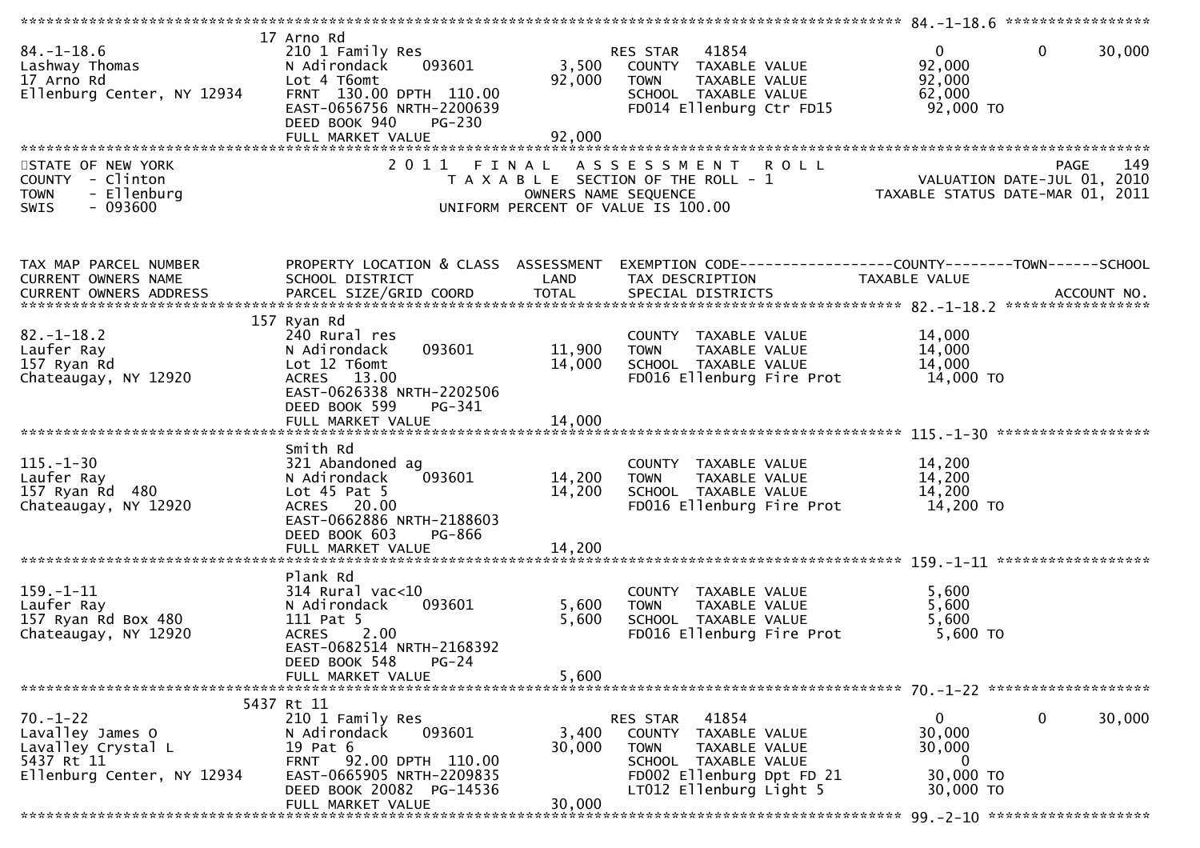| | | | | | | |
|---|---|---|---|---|---|---|
| **84.-1-18.6** | 17 Arno Rd | | | | | |
| 84.-1-18.6 | 210 1 Family Res | | RES STAR 41854 | 0 | 0 | 30,000 |
| Lashway Thomas | N Adirondack 093601 | 3,500 | COUNTY TAXABLE VALUE | 92,000 | | |
| 17 Arno Rd | Lot 4 T6omt | 92,000 | TOWN TAXABLE VALUE | 92,000 | | |
| Ellenburg Center, NY 12934 | FRNT 130.00 DPTH 110.00 | | SCHOOL TAXABLE VALUE | 62,000 | | |
| | EAST-0656756 NRTH-2200639 | | FD014 Ellenburg Ctr FD15 | 92,000 TO | | |
| | DEED BOOK 940 PG-230 | | | | | |
| | FULL MARKET VALUE | 92,000 | | | | |

STATE OF NEW YORK — 2011 FINAL ASSESSMENT ROLL — PAGE 149
COUNTY - Clinton — TAXABLE SECTION OF THE ROLL - 1 — VALUATION DATE-JUL 01, 2010
TOWN - Ellenburg — OWNERS NAME SEQUENCE — TAXABLE STATUS DATE-MAR 01, 2011
SWIS - 093600 — UNIFORM PERCENT OF VALUE IS 100.00

| TAX MAP PARCEL NUMBER / CURRENT OWNERS NAME / CURRENT OWNERS ADDRESS | PROPERTY LOCATION & CLASS / SCHOOL DISTRICT / PARCEL SIZE/GRID COORD | ASSESSMENT LAND / TOTAL | EXEMPTION CODE / TAX DESCRIPTION / SPECIAL DISTRICTS | COUNTY TAXABLE VALUE | TOWN | SCHOOL / ACCOUNT NO. |
|---|---|---|---|---|---|---|
| **82.-1-18.2** | 157 Ryan Rd | | | | | |
| 82.-1-18.2 | 240 Rural res | | COUNTY TAXABLE VALUE | 14,000 | | |
| Laufer Ray | N Adirondack 093601 | 11,900 | TOWN TAXABLE VALUE | 14,000 | | |
| 157 Ryan Rd | Lot 12 T6omt | 14,000 | SCHOOL TAXABLE VALUE | 14,000 | | |
| Chateaugay, NY 12920 | ACRES 13.00 | | FD016 Ellenburg Fire Prot | 14,000 TO | | |
| | EAST-0626338 NRTH-2202506 | | | | | |
| | DEED BOOK 599 PG-341 | | | | | |
| | FULL MARKET VALUE | 14,000 | | | | |
| **115.-1-30** | Smith Rd | | | | | |
| 115.-1-30 | 321 Abandoned ag | | COUNTY TAXABLE VALUE | 14,200 | | |
| Laufer Ray | N Adirondack 093601 | 14,200 | TOWN TAXABLE VALUE | 14,200 | | |
| 157 Ryan Rd 480 | Lot 45 Pat 5 | 14,200 | SCHOOL TAXABLE VALUE | 14,200 | | |
| Chateaugay, NY 12920 | ACRES 20.00 | | FD016 Ellenburg Fire Prot | 14,200 TO | | |
| | EAST-0662886 NRTH-2188603 | | | | | |
| | DEED BOOK 603 PG-866 | | | | | |
| | FULL MARKET VALUE | 14,200 | | | | |
| **159.-1-11** | Plank Rd | | | | | |
| 159.-1-11 | 314 Rural vac<10 | | COUNTY TAXABLE VALUE | 5,600 | | |
| Laufer Ray | N Adirondack 093601 | 5,600 | TOWN TAXABLE VALUE | 5,600 | | |
| 157 Ryan Rd Box 480 | 111 Pat 5 | 5,600 | SCHOOL TAXABLE VALUE | 5,600 | | |
| Chateaugay, NY 12920 | ACRES 2.00 | | FD016 Ellenburg Fire Prot | 5,600 TO | | |
| | EAST-0682514 NRTH-2168392 | | | | | |
| | DEED BOOK 548 PG-24 | | | | | |
| | FULL MARKET VALUE | 5,600 | | | | |
| **70.-1-22** | 5437 Rt 11 | | | | | |
| 70.-1-22 | 210 1 Family Res | | RES STAR 41854 | 0 | 0 | 30,000 |
| Lavalley James O | N Adirondack 093601 | 3,400 | COUNTY TAXABLE VALUE | 30,000 | | |
| Lavalley Crystal L | 19 Pat 6 | 30,000 | TOWN TAXABLE VALUE | 30,000 | | |
| 5437 Rt 11 | FRNT 92.00 DPTH 110.00 | | SCHOOL TAXABLE VALUE | 0 | | |
| Ellenburg Center, NY 12934 | EAST-0665905 NRTH-2209835 | | FD002 Ellenburg Dpt FD 21 | 30,000 TO | | |
| | DEED BOOK 20082 PG-14536 | | LT012 Ellenburg Light 5 | 30,000 TO | | |
| | FULL MARKET VALUE | 30,000 | | | | |
| **99.-2-10** | | | | | | |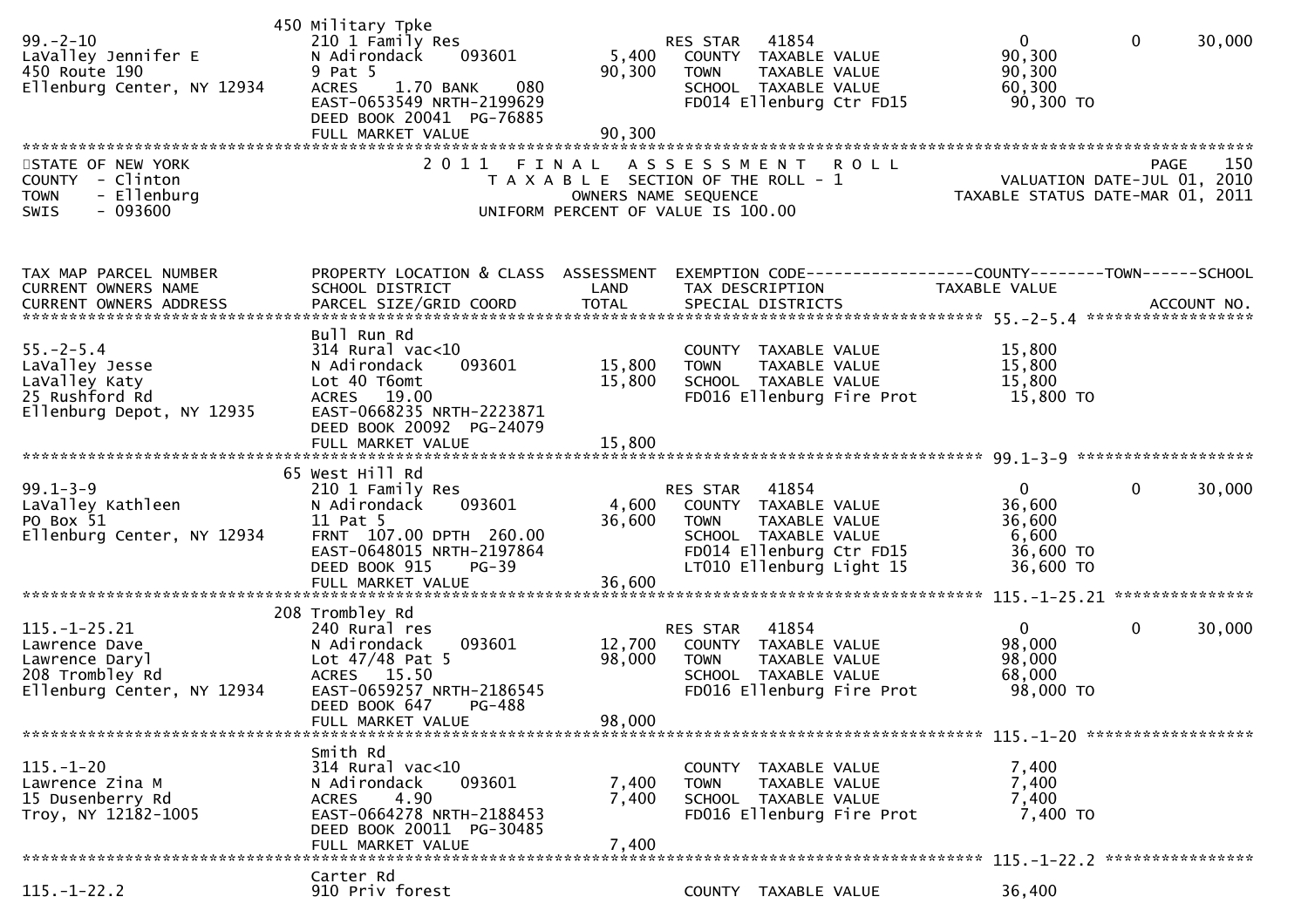| | 450 Military Tpke | | | | | |
|---|---|---|---|---|---|---|
| 99.-2-10 | 210 1 Family Res | | RES STAR 41854 | 0 | 0 | 30,000 |
| LaValley Jennifer E | N Adirondack 093601 | 5,400 | COUNTY TAXABLE VALUE | 90,300 | | |
| 450 Route 190 | 9 Pat 5 | 90,300 | TOWN TAXABLE VALUE | 90,300 | | |
| Ellenburg Center, NY 12934 | ACRES 1.70 BANK 080 | | SCHOOL TAXABLE VALUE | 60,300 | | |
| | EAST-0653549 NRTH-2199629 | | FD014 Ellenburg Ctr FD15 | 90,300 TO | | |
| | DEED BOOK 20041 PG-76885 | | | | | |
| | FULL MARKET VALUE | 90,300 | | | | |

STATE OF NEW YORK — 2011 FINAL ASSESSMENT ROLL — PAGE 150
COUNTY - Clinton — TAXABLE SECTION OF THE ROLL - 1 — VALUATION DATE-JUL 01, 2010
TOWN - Ellenburg — OWNERS NAME SEQUENCE — TAXABLE STATUS DATE-MAR 01, 2011
SWIS - 093600 — UNIFORM PERCENT OF VALUE IS 100.00

| TAX MAP PARCEL NUMBER / CURRENT OWNERS NAME / CURRENT OWNERS ADDRESS | PROPERTY LOCATION & CLASS / SCHOOL DISTRICT / PARCEL SIZE/GRID COORD | ASSESSMENT LAND / TOTAL | EXEMPTION CODE / TAX DESCRIPTION / SPECIAL DISTRICTS | COUNTY TAXABLE VALUE | TOWN | SCHOOL / ACCOUNT NO. |
|---|---|---|---|---|---|---|
| | Bull Run Rd | | | | | |
| 55.-2-5.4 | 314 Rural vac<10 | | COUNTY TAXABLE VALUE | 15,800 | | |
| LaValley Jesse | N Adirondack 093601 | 15,800 | TOWN TAXABLE VALUE | 15,800 | | |
| LaValley Katy | Lot 40 T6omt | 15,800 | SCHOOL TAXABLE VALUE | 15,800 | | |
| 25 Rushford Rd | ACRES 19.00 | | FD016 Ellenburg Fire Prot | 15,800 TO | | |
| Ellenburg Depot, NY 12935 | EAST-0668235 NRTH-2223871 | | | | | |
| | DEED BOOK 20092 PG-24079 | | | | | |
| | FULL MARKET VALUE | 15,800 | | | | |
| | 65 West Hill Rd | | | | | |
| 99.1-3-9 | 210 1 Family Res | | RES STAR 41854 | 0 | 0 | 30,000 |
| LaValley Kathleen | N Adirondack 093601 | 4,600 | COUNTY TAXABLE VALUE | 36,600 | | |
| PO Box 51 | 11 Pat 5 | 36,600 | TOWN TAXABLE VALUE | 36,600 | | |
| Ellenburg Center, NY 12934 | FRNT 107.00 DPTH 260.00 | | SCHOOL TAXABLE VALUE | 6,600 | | |
| | EAST-0648015 NRTH-2197864 | | FD014 Ellenburg Ctr FD15 | 36,600 TO | | |
| | DEED BOOK 915 PG-39 | | LT010 Ellenburg Light 15 | 36,600 TO | | |
| | FULL MARKET VALUE | 36,600 | | | | |
| | 208 Trombley Rd | | | | | |
| 115.-1-25.21 | 240 Rural res | | RES STAR 41854 | 0 | 0 | 30,000 |
| Lawrence Dave | N Adirondack 093601 | 12,700 | COUNTY TAXABLE VALUE | 98,000 | | |
| Lawrence Daryl | Lot 47/48 Pat 5 | 98,000 | TOWN TAXABLE VALUE | 98,000 | | |
| 208 Trombley Rd | ACRES 15.50 | | SCHOOL TAXABLE VALUE | 68,000 | | |
| Ellenburg Center, NY 12934 | EAST-0659257 NRTH-2186545 | | FD016 Ellenburg Fire Prot | 98,000 TO | | |
| | DEED BOOK 647 PG-488 | | | | | |
| | FULL MARKET VALUE | 98,000 | | | | |
| | Smith Rd | | | | | |
| 115.-1-20 | 314 Rural vac<10 | | COUNTY TAXABLE VALUE | 7,400 | | |
| Lawrence Zina M | N Adirondack 093601 | 7,400 | TOWN TAXABLE VALUE | 7,400 | | |
| 15 Dusenberry Rd | ACRES 4.90 | 7,400 | SCHOOL TAXABLE VALUE | 7,400 | | |
| Troy, NY 12182-1005 | EAST-0664278 NRTH-2188453 | | FD016 Ellenburg Fire Prot | 7,400 TO | | |
| | DEED BOOK 20011 PG-30485 | | | | | |
| | FULL MARKET VALUE | 7,400 | | | | |
| | Carter Rd | | | | | |
| 115.-1-22.2 | 910 Priv forest | | COUNTY TAXABLE VALUE | 36,400 | | |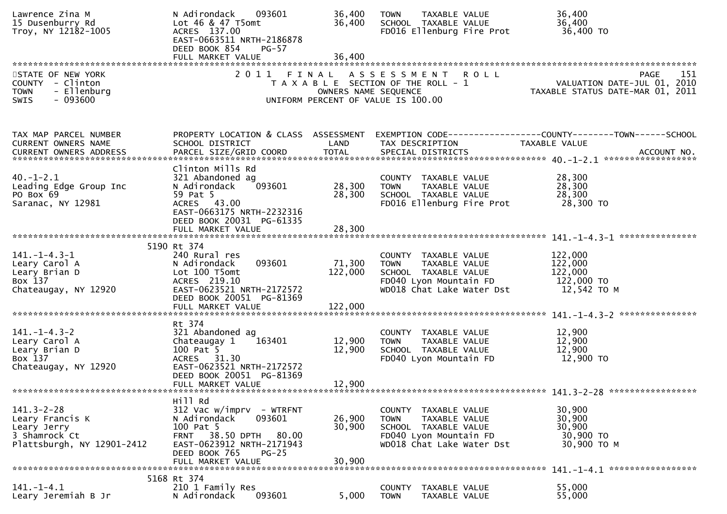```
Lawrence Zina M                  N Adirondack    093601          36,400   TOWN    TAXABLE VALUE              36,400
15 Dusenburry Rd                 Lot 46 & 47 T5omt               36,400   SCHOOL  TAXABLE VALUE              36,400
Troy, NY 12182-1005              ACRES  137.00                            FD016 Ellenburg Fire Prot           36,400 TO
                                 EAST-0663511 NRTH-2186878
                                 DEED BOOK 854     PG-57
                                 FULL MARKET VALUE               36,400
```

STATE OF NEW YORK — 2011 FINAL ASSESSMENT ROLL — PAGE 151
COUNTY - Clinton — TAXABLE SECTION OF THE ROLL - 1 — VALUATION DATE-JUL 01, 2010
TOWN - Ellenburg — OWNERS NAME SEQUENCE — TAXABLE STATUS DATE-MAR 01, 2011
SWIS - 093600 — UNIFORM PERCENT OF VALUE IS 100.00

```
TAX MAP PARCEL NUMBER            PROPERTY LOCATION & CLASS  ASSESSMENT  EXEMPTION CODE------------------COUNTY--------TOWN------SCHOOL
CURRENT OWNERS NAME              SCHOOL DISTRICT               LAND      TAX DESCRIPTION            TAXABLE VALUE
CURRENT OWNERS ADDRESS           PARCEL SIZE/GRID COORD        TOTAL     SPECIAL DISTRICTS                                    ACCOUNT NO.
****************************************************************************************************** 40.-1-2.1 ******************
                                 Clinton Mills Rd
40.-1-2.1                        321 Abandoned ag                         COUNTY  TAXABLE VALUE              28,300
Leading Edge Group Inc           N Adirondack    093601          28,300   TOWN    TAXABLE VALUE              28,300
PO Box 69                        59 Pat 5                        28,300   SCHOOL  TAXABLE VALUE              28,300
Saranac, NY 12981                ACRES   43.00                            FD016 Ellenburg Fire Prot           28,300 TO
                                 EAST-0663175 NRTH-2232316
                                 DEED BOOK 20031  PG-61335
                                 FULL MARKET VALUE               28,300
****************************************************************************************************** 141.-1-4.3-1 ***************
                            5190 Rt 374
141.-1-4.3-1                     240 Rural res                            COUNTY  TAXABLE VALUE             122,000
Leary Carol A                    N Adirondack    093601          71,300   TOWN    TAXABLE VALUE             122,000
Leary Brian D                    Lot 100 T5omt                  122,000   SCHOOL  TAXABLE VALUE             122,000
Box 137                          ACRES  219.10                            FD040 Lyon Mountain FD             122,000 TO
Chateaugay, NY 12920             EAST-0623521 NRTH-2172572                WD018 Chat Lake Water Dst           12,542 TO M
                                 DEED BOOK 20051  PG-81369
                                 FULL MARKET VALUE              122,000
****************************************************************************************************** 141.-1-4.3-2 ***************
                                 Rt 374
141.-1-4.3-2                     321 Abandoned ag                         COUNTY  TAXABLE VALUE              12,900
Leary Carol A                    Chateaugay 1    163401          12,900   TOWN    TAXABLE VALUE              12,900
Leary Brian D                    100 Pat 5                       12,900   SCHOOL  TAXABLE VALUE              12,900
Box 137                          ACRES   31.30                            FD040 Lyon Mountain FD              12,900 TO
Chateaugay, NY 12920             EAST-0623521 NRTH-2172572
                                 DEED BOOK 20051  PG-81369
                                 FULL MARKET VALUE               12,900
****************************************************************************************************** 141.3-2-28 *****************
                                 Hill Rd
141.3-2-28                       312 Vac w/imprv  - WTRFNT                COUNTY  TAXABLE VALUE              30,900
Leary Francis K                  N Adirondack    093601          26,900   TOWN    TAXABLE VALUE              30,900
Leary Jerry                      100 Pat 5                       30,900   SCHOOL  TAXABLE VALUE              30,900
3 Shamrock Ct                    FRNT   38.50 DPTH   80.00                FD040 Lyon Mountain FD              30,900 TO
Plattsburgh, NY 12901-2412       EAST-0623912 NRTH-2171943                WD018 Chat Lake Water Dst           30,900 TO M
                                 DEED BOOK 765     PG-25
                                 FULL MARKET VALUE               30,900
****************************************************************************************************** 141.-1-4.1 *****************
                            5168 Rt 374
141.-1-4.1                       210 1 Family Res                         COUNTY  TAXABLE VALUE              55,000
Leary Jeremiah B Jr              N Adirondack    093601           5,000   TOWN    TAXABLE VALUE              55,000
```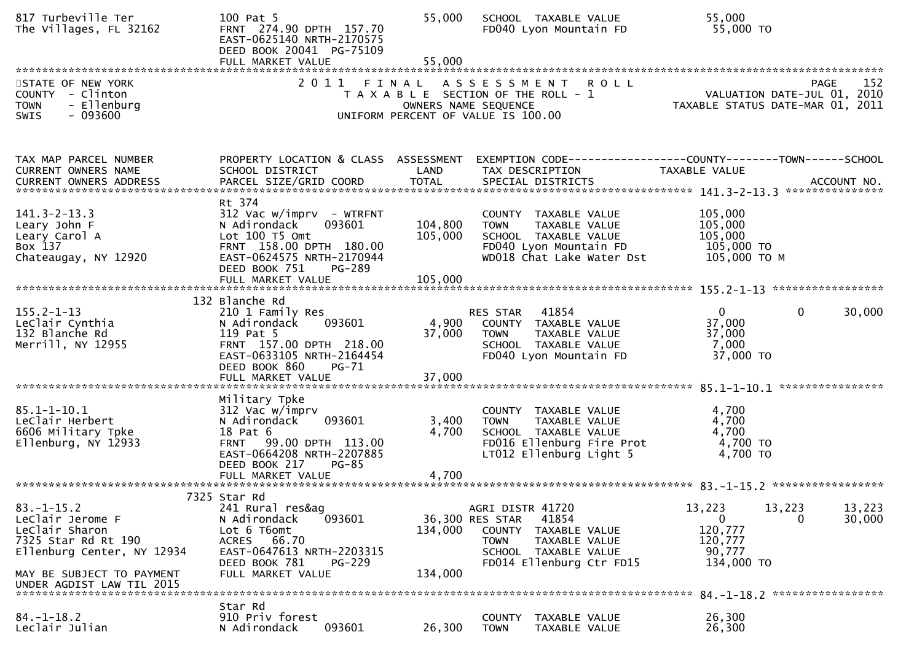```
817 Turbeville Ter               100 Pat 5                           55,000   SCHOOL  TAXABLE VALUE             55,000
The Villages, FL 32162           FRNT 274.90 DPTH 157.70                      FD040 Lyon Mountain FD             55,000 TO
                                 EAST-0625140 NRTH-2170575
                                 DEED BOOK 20041 PG-75109
                                 FULL MARKET VALUE                   55,000
******************************************************************************************************************************
STATE OF NEW YORK                2 0 1 1   F I N A L   A S S E S S M E N T   R O L L                                   PAGE   152
COUNTY  - Clinton                     T A X A B L E  SECTION OF THE ROLL - 1                          VALUATION DATE-JUL 01, 2010
TOWN    - Ellenburg                          OWNERS NAME SEQUENCE                                  TAXABLE STATUS DATE-MAR 01, 2011
SWIS    - 093600                     UNIFORM PERCENT OF VALUE IS 100.00


TAX MAP PARCEL NUMBER            PROPERTY LOCATION & CLASS  ASSESSMENT  EXEMPTION CODE------------------COUNTY--------TOWN------SCHOOL
CURRENT OWNERS NAME              SCHOOL DISTRICT               LAND      TAX DESCRIPTION            TAXABLE VALUE
CURRENT OWNERS ADDRESS           PARCEL SIZE/GRID COORD        TOTAL     SPECIAL DISTRICTS                                ACCOUNT NO.
****************************************************************************************************** 141.3-2-13.3 ***************
                                 Rt 374
141.3-2-13.3                     312 Vac w/imprv  - WTRFNT                    COUNTY  TAXABLE VALUE            105,000
Leary John F                     N Adirondack     093601        104,800       TOWN    TAXABLE VALUE            105,000
Leary Carol A                    Lot 100 T5 Omt                 105,000       SCHOOL  TAXABLE VALUE            105,000
Box 137                          FRNT 158.00 DPTH 180.00                      FD040 Lyon Mountain FD            105,000 TO
Chateaugay, NY 12920             EAST-0624575 NRTH-2170944                    WD018 Chat Lake Water Dst         105,000 TO M
                                 DEED BOOK 751    PG-289
                                 FULL MARKET VALUE              105,000
****************************************************************************************************** 155.2-1-13 *****************
                             132 Blanche Rd
155.2-1-13                       210 1 Family Res                             RES STAR   41854                   0             0       30,000
LeClair Cynthia                  N Adirondack     093601          4,900       COUNTY  TAXABLE VALUE             37,000
132 Blanche Rd                   119 Pat 5                       37,000       TOWN    TAXABLE VALUE             37,000
Merrill, NY 12955                FRNT 157.00 DPTH 218.00                      SCHOOL  TAXABLE VALUE              7,000
                                 EAST-0633105 NRTH-2164454                    FD040 Lyon Mountain FD             37,000 TO
                                 DEED BOOK 860    PG-71
                                 FULL MARKET VALUE               37,000
****************************************************************************************************** 85.1-1-10.1 ****************
                                 Military Tpke
85.1-1-10.1                      312 Vac w/imprv                              COUNTY  TAXABLE VALUE              4,700
LeClair Herbert                  N Adirondack     093601          3,400       TOWN    TAXABLE VALUE              4,700
6606 Military Tpke               18 Pat 6                         4,700       SCHOOL  TAXABLE VALUE              4,700
Ellenburg, NY 12933              FRNT  99.00 DPTH 113.00                      FD016 Ellenburg Fire Prot           4,700 TO
                                 EAST-0664208 NRTH-2207885                    LT012 Ellenburg Light 5             4,700 TO
                                 DEED BOOK 217    PG-85
                                 FULL MARKET VALUE                4,700
****************************************************************************************************** 83.-1-15.2 *****************
                             7325 Star Rd
83.-1-15.2                       241 Rural res&ag                             AGRI DISTR 41720               13,223        13,223      13,223
LeClair Jerome F                 N Adirondack     093601         36,300 RES STAR   41854                          0             0      30,000
LeClair Sharon                   Lot 6 T6omt                    134,000       COUNTY  TAXABLE VALUE            120,777
7325 Star Rd Rt 190              ACRES   66.70                                TOWN    TAXABLE VALUE            120,777
Ellenburg Center, NY 12934       EAST-0647613 NRTH-2203315                    SCHOOL  TAXABLE VALUE             90,777
                                 DEED BOOK 781    PG-229                      FD014 Ellenburg Ctr FD15          134,000 TO
MAY BE SUBJECT TO PAYMENT        FULL MARKET VALUE              134,000
UNDER AGDIST LAW TIL 2015
****************************************************************************************************** 84.-1-18.2 *****************
                                 Star Rd
84.-1-18.2                       910 Priv forest                              COUNTY  TAXABLE VALUE             26,300
Leclair Julian                   N Adirondack     093601         26,300       TOWN    TAXABLE VALUE             26,300
```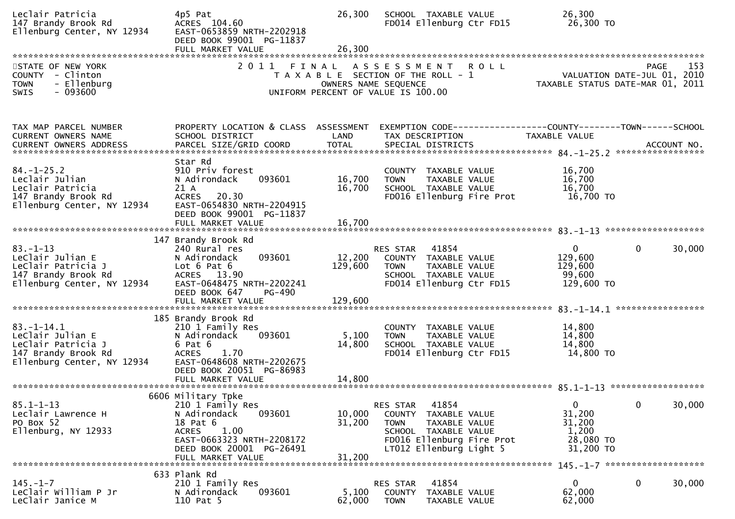```
Leclair Patricia                4p5 Pat                            26,300   SCHOOL  TAXABLE VALUE              26,300
147 Brandy Brook Rd             ACRES  104.60                               FD014 Ellenburg Ctr FD15            26,300 TO
Ellenburg Center, NY 12934      EAST-0653859 NRTH-2202918
                                DEED BOOK 99001  PG-11837
                                FULL MARKET VALUE                  26,300
******************************************************************************************************************************
STATE OF NEW YORK                        2 0 1 1   F I N A L   A S S E S S M E N T   R O L L                             PAGE    153
COUNTY  - Clinton                          T A X A B L E  SECTION OF THE ROLL - 1                       VALUATION DATE-JUL 01, 2010
TOWN    - Ellenburg                             OWNERS NAME SEQUENCE                            TAXABLE STATUS DATE-MAR 01, 2011
SWIS    - 093600                         UNIFORM PERCENT OF VALUE IS 100.00


TAX MAP PARCEL NUMBER           PROPERTY LOCATION & CLASS  ASSESSMENT  EXEMPTION CODE------------------COUNTY--------TOWN------SCHOOL
CURRENT OWNERS NAME             SCHOOL DISTRICT               LAND      TAX DESCRIPTION              TAXABLE VALUE
CURRENT OWNERS ADDRESS          PARCEL SIZE/GRID COORD       TOTAL      SPECIAL DISTRICTS                                 ACCOUNT NO.
****************************************************************************************************** 84.-1-25.2 *****************
                                Star Rd
84.-1-25.2                      910 Priv forest                          COUNTY  TAXABLE VALUE              16,700
Leclair Julian                  N Adirondack      093601       16,700   TOWN    TAXABLE VALUE              16,700
Leclair Patricia                21 A                           16,700   SCHOOL  TAXABLE VALUE              16,700
147 Brandy Brook Rd             ACRES   20.30                           FD016 Ellenburg Fire Prot           16,700 TO
Ellenburg Center, NY 12934      EAST-0654830 NRTH-2204915
                                DEED BOOK 99001  PG-11837
                                FULL MARKET VALUE              16,700
****************************************************************************************************** 83.-1-13 *******************
                            147 Brandy Brook Rd
83.-1-13                        240 Rural res                            RES STAR   41854                    0           0      30,000
LeClair Julian E                N Adirondack      093601       12,200   COUNTY  TAXABLE VALUE             129,600
LeClair Patricia J              Lot 6 Pat 6                   129,600   TOWN    TAXABLE VALUE             129,600
147 Brandy Brook Rd             ACRES   13.90                           SCHOOL  TAXABLE VALUE              99,600
Ellenburg Center, NY 12934      EAST-0648475 NRTH-2202241               FD014 Ellenburg Ctr FD15           129,600 TO
                                DEED BOOK 647    PG-490
                                FULL MARKET VALUE             129,600
****************************************************************************************************** 83.-1-14.1 *****************
                            185 Brandy Brook Rd
83.-1-14.1                      210 1 Family Res                         COUNTY  TAXABLE VALUE              14,800
LeClair Julian E                N Adirondack      093601        5,100   TOWN    TAXABLE VALUE              14,800
LeClair Patricia J              6 Pat 6                        14,800   SCHOOL  TAXABLE VALUE              14,800
147 Brandy Brook Rd             ACRES    1.70                           FD014 Ellenburg Ctr FD15            14,800 TO
Ellenburg Center, NY 12934      EAST-0648608 NRTH-2202675
                                DEED BOOK 20051  PG-86983
                                FULL MARKET VALUE              14,800
****************************************************************************************************** 85.1-1-13 ******************
                           6606 Military Tpke
85.1-1-13                       210 1 Family Res                         RES STAR   41854                    0           0      30,000
Leclair Lawrence H              N Adirondack      093601       10,000   COUNTY  TAXABLE VALUE              31,200
PO Box 52                       18 Pat 6                       31,200   TOWN    TAXABLE VALUE              31,200
Ellenburg, NY 12933             ACRES    1.00                           SCHOOL  TAXABLE VALUE               1,200
                                EAST-0663323 NRTH-2208172               FD016 Ellenburg Fire Prot           28,080 TO
                                DEED BOOK 20001  PG-26491               LT012 Ellenburg Light 5             31,200 TO
                                FULL MARKET VALUE              31,200
****************************************************************************************************** 145.-1-7 *******************
                            633 Plank Rd
145.-1-7                        210 1 Family Res                         RES STAR   41854                    0           0      30,000
LeClair William P Jr            N Adirondack      093601        5,100   COUNTY  TAXABLE VALUE              62,000
LeClair Janice M                110 Pat 5                      62,000   TOWN    TAXABLE VALUE              62,000
```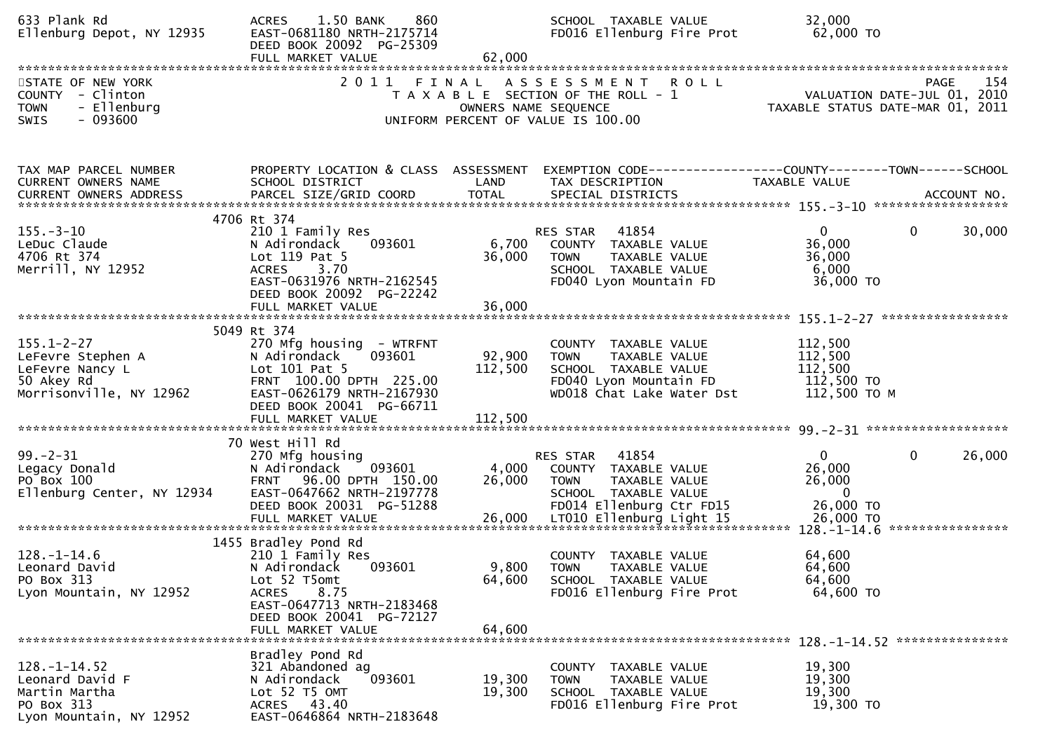```
633 Plank Rd                    ACRES    1.50 BANK    860            SCHOOL  TAXABLE VALUE              32,000
Ellenburg Depot, NY 12935       EAST-0681180 NRTH-2175714            FD016 Ellenburg Fire Prot           62,000 TO
                                DEED BOOK 20092  PG-25309
                                FULL MARKET VALUE             62,000
******************************************************************************************************************************************
STATE OF NEW YORK                        2 0 1 1   F I N A L   A S S E S S M E N T   R O L L                                  PAGE    154
COUNTY  - Clinton                            T A X A B L E  SECTION OF THE ROLL - 1                          VALUATION DATE-JUL 01, 2010
TOWN    - Ellenburg                                OWNERS NAME SEQUENCE                                 TAXABLE STATUS DATE-MAR 01, 2011
SWIS    - 093600                           UNIFORM PERCENT OF VALUE IS 100.00


TAX MAP PARCEL NUMBER           PROPERTY LOCATION & CLASS  ASSESSMENT  EXEMPTION CODE------------------COUNTY--------TOWN------SCHOOL
CURRENT OWNERS NAME             SCHOOL DISTRICT               LAND      TAX DESCRIPTION               TAXABLE VALUE
CURRENT OWNERS ADDRESS          PARCEL SIZE/GRID COORD        TOTAL     SPECIAL DISTRICTS                                    ACCOUNT NO.
****************************************************************************************************** 155.-3-10 ******************
                           4706 Rt 374
155.-3-10                       210 1 Family Res                        RES STAR   41854                  0           0       30,000
LeDuc Claude                    N Adirondack     093601        6,700    COUNTY  TAXABLE VALUE             36,000
4706 Rt 374                     Lot 119 Pat 5                 36,000    TOWN    TAXABLE VALUE             36,000
Merrill, NY 12952               ACRES    3.70                           SCHOOL  TAXABLE VALUE              6,000
                                EAST-0631976 NRTH-2162545               FD040 Lyon Mountain FD             36,000 TO
                                DEED BOOK 20092  PG-22242
                                FULL MARKET VALUE             36,000
****************************************************************************************************** 155.1-2-27 *****************
                           5049 Rt 374
155.1-2-27                      270 Mfg housing  - WTRFNT               COUNTY  TAXABLE VALUE            112,500
LeFevre Stephen A               N Adirondack     093601       92,900    TOWN    TAXABLE VALUE            112,500
LeFevre Nancy L                 Lot 101 Pat 5                112,500    SCHOOL  TAXABLE VALUE            112,500
50 Akey Rd                      FRNT  100.00 DPTH  225.00               FD040 Lyon Mountain FD            112,500 TO
Morrisonville, NY 12962         EAST-0626179 NRTH-2167930               WD018 Chat Lake Water Dst         112,500 TO M
                                DEED BOOK 20041  PG-66711
                                FULL MARKET VALUE            112,500
****************************************************************************************************** 99.-2-31 *******************
                             70 West Hill Rd
99.-2-31                        270 Mfg housing                         RES STAR   41854                  0           0       26,000
Legacy Donald                   N Adirondack     093601        4,000    COUNTY  TAXABLE VALUE             26,000
PO Box 100                      FRNT   96.00 DPTH  150.00     26,000    TOWN    TAXABLE VALUE             26,000
Ellenburg Center, NY 12934      EAST-0647662 NRTH-2197778               SCHOOL  TAXABLE VALUE                  0
                                DEED BOOK 20031  PG-51288               FD014 Ellenburg Ctr FD15           26,000 TO
                                FULL MARKET VALUE             26,000    LT010 Ellenburg Light 15           26,000 TO
****************************************************************************************************** 128.-1-14.6 ****************
                           1455 Bradley Pond Rd
128.-1-14.6                     210 1 Family Res                        COUNTY  TAXABLE VALUE             64,600
Leonard David                   N Adirondack     093601        9,800    TOWN    TAXABLE VALUE             64,600
PO Box 313                      Lot 52 T5omt                  64,600    SCHOOL  TAXABLE VALUE             64,600
Lyon Mountain, NY 12952         ACRES    8.75                           FD016 Ellenburg Fire Prot          64,600 TO
                                EAST-0647713 NRTH-2183468
                                DEED BOOK 20041  PG-72127
                                FULL MARKET VALUE             64,600
****************************************************************************************************** 128.-1-14.52 ***************
                                Bradley Pond Rd
128.-1-14.52                    321 Abandoned ag                        COUNTY  TAXABLE VALUE             19,300
Leonard David F                 N Adirondack     093601       19,300    TOWN    TAXABLE VALUE             19,300
Martin Martha                   Lot 52 T5 OMT                 19,300    SCHOOL  TAXABLE VALUE             19,300
PO Box 313                      ACRES   43.40                           FD016 Ellenburg Fire Prot          19,300 TO
Lyon Mountain, NY 12952         EAST-0646864 NRTH-2183648
```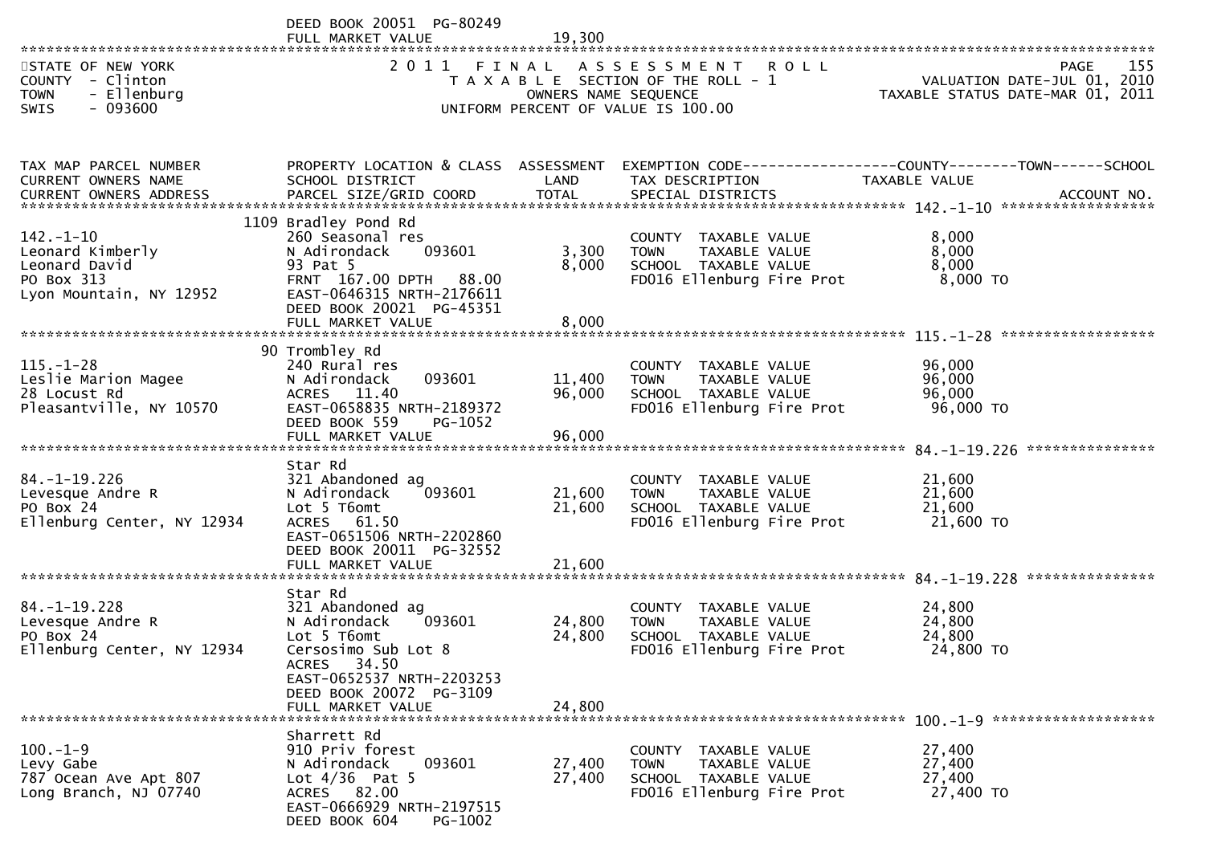DEED BOOK 20051 PG-80249
FULL MARKET VALUE 19,300

STATE OF NEW YORK
COUNTY - Clinton
TOWN - Ellenburg
SWIS - 093600

2011 FINAL ASSESSMENT ROLL
TAXABLE SECTION OF THE ROLL - 1
OWNERS NAME SEQUENCE
UNIFORM PERCENT OF VALUE IS 100.00

PAGE 155
VALUATION DATE-JUL 01, 2010
TAXABLE STATUS DATE-MAR 01, 2011

| TAX MAP PARCEL NUMBER / CURRENT OWNERS NAME / CURRENT OWNERS ADDRESS | PROPERTY LOCATION & CLASS / SCHOOL DISTRICT / PARCEL SIZE/GRID COORD | ASSESSMENT LAND / TOTAL | EXEMPTION CODE / TAX DESCRIPTION / SPECIAL DISTRICTS | TAXABLE VALUE (COUNTY / TOWN / SCHOOL) | ACCOUNT NO. |
|---|---|---|---|---|---|
| 142.-1-10 | 1109 Bradley Pond Rd | | | | |
| 142.-1-10 | 260 Seasonal res | | COUNTY TAXABLE VALUE | 8,000 | |
| Leonard Kimberly | N Adirondack 093601 | 3,300 | TOWN TAXABLE VALUE | 8,000 | |
| Leonard David | 93 Pat 5 | 8,000 | SCHOOL TAXABLE VALUE | 8,000 | |
| PO Box 313 | FRNT 167.00 DPTH 88.00 | | FD016 Ellenburg Fire Prot | 8,000 TO | |
| Lyon Mountain, NY 12952 | EAST-0646315 NRTH-2176611 | | | | |
| | DEED BOOK 20021 PG-45351 | | | | |
| | FULL MARKET VALUE | 8,000 | | | |
| 115.-1-28 | 90 Trombley Rd | | | | |
| 115.-1-28 | 240 Rural res | | COUNTY TAXABLE VALUE | 96,000 | |
| Leslie Marion Magee | N Adirondack 093601 | 11,400 | TOWN TAXABLE VALUE | 96,000 | |
| 28 Locust Rd | ACRES 11.40 | 96,000 | SCHOOL TAXABLE VALUE | 96,000 | |
| Pleasantville, NY 10570 | EAST-0658835 NRTH-2189372 | | FD016 Ellenburg Fire Prot | 96,000 TO | |
| | DEED BOOK 559 PG-1052 | | | | |
| | FULL MARKET VALUE | 96,000 | | | |
| 84.-1-19.226 | Star Rd | | | | |
| 84.-1-19.226 | 321 Abandoned ag | | COUNTY TAXABLE VALUE | 21,600 | |
| Levesque Andre R | N Adirondack 093601 | 21,600 | TOWN TAXABLE VALUE | 21,600 | |
| PO Box 24 | Lot 5 T6omt | 21,600 | SCHOOL TAXABLE VALUE | 21,600 | |
| Ellenburg Center, NY 12934 | ACRES 61.50 | | FD016 Ellenburg Fire Prot | 21,600 TO | |
| | EAST-0651506 NRTH-2202860 | | | | |
| | DEED BOOK 20011 PG-32552 | | | | |
| | FULL MARKET VALUE | 21,600 | | | |
| 84.-1-19.228 | Star Rd | | | | |
| 84.-1-19.228 | 321 Abandoned ag | | COUNTY TAXABLE VALUE | 24,800 | |
| Levesque Andre R | N Adirondack 093601 | 24,800 | TOWN TAXABLE VALUE | 24,800 | |
| PO Box 24 | Lot 5 T6omt | 24,800 | SCHOOL TAXABLE VALUE | 24,800 | |
| Ellenburg Center, NY 12934 | Cersosimo Sub Lot 8 | | FD016 Ellenburg Fire Prot | 24,800 TO | |
| | ACRES 34.50 | | | | |
| | EAST-0652537 NRTH-2203253 | | | | |
| | DEED BOOK 20072 PG-3109 | | | | |
| | FULL MARKET VALUE | 24,800 | | | |
| 100.-1-9 | Sharrett Rd | | | | |
| 100.-1-9 | 910 Priv forest | | COUNTY TAXABLE VALUE | 27,400 | |
| Levy Gabe | N Adirondack 093601 | 27,400 | TOWN TAXABLE VALUE | 27,400 | |
| 787 Ocean Ave Apt 807 | Lot 4/36 Pat 5 | 27,400 | SCHOOL TAXABLE VALUE | 27,400 | |
| Long Branch, NJ 07740 | ACRES 82.00 | | FD016 Ellenburg Fire Prot | 27,400 TO | |
| | EAST-0666929 NRTH-2197515 | | | | |
| | DEED BOOK 604 PG-1002 | | | | |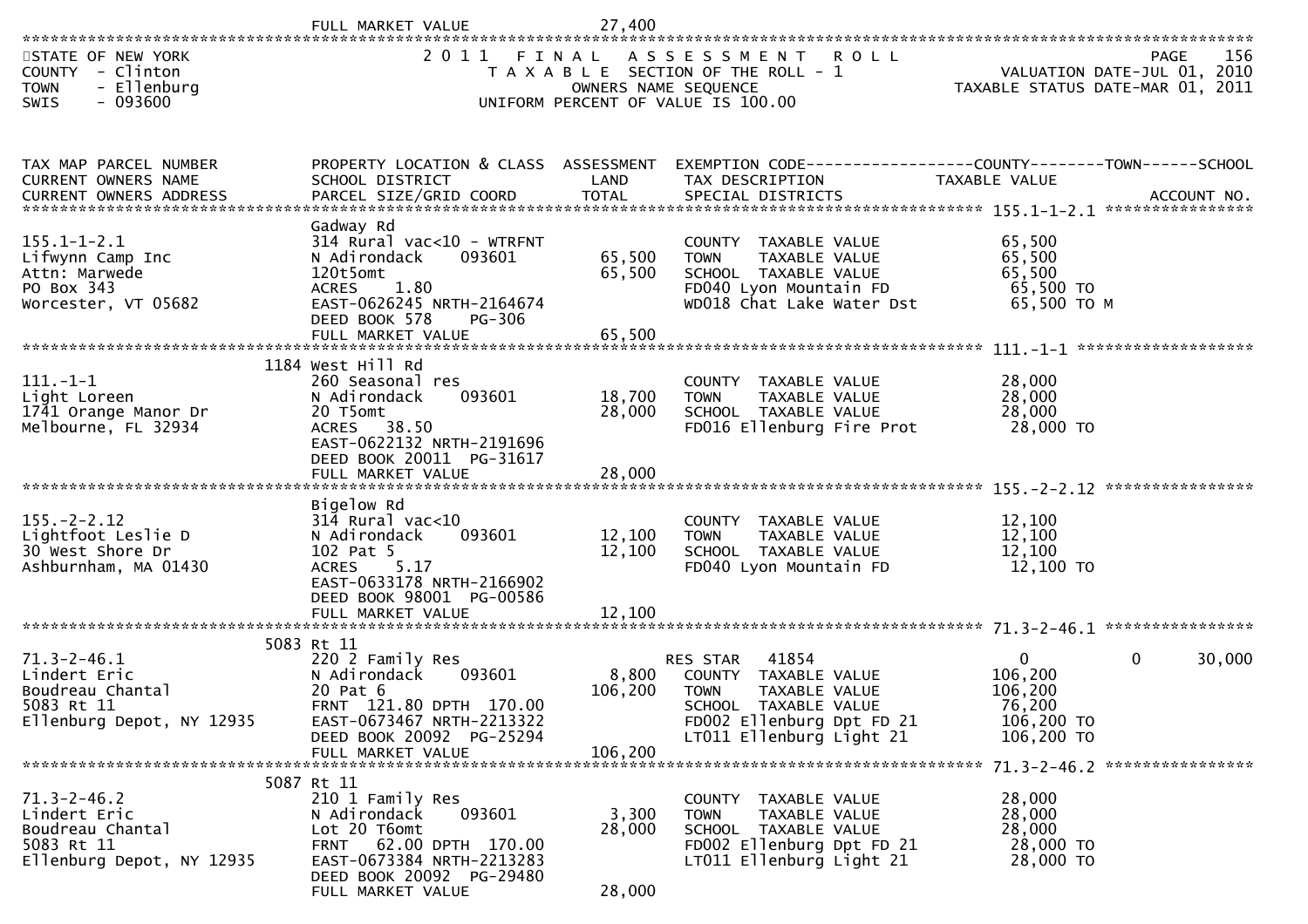FULL MARKET VALUE 27,400

STATE OF NEW YORK
COUNTY - Clinton
TOWN - Ellenburg
SWIS - 093600

2011 FINAL ASSESSMENT ROLL
TAXABLE SECTION OF THE ROLL - 1
OWNERS NAME SEQUENCE
UNIFORM PERCENT OF VALUE IS 100.00

VALUATION DATE-JUL 01, 2010
TAXABLE STATUS DATE-MAR 01, 2011

| TAX MAP PARCEL NUMBER / CURRENT OWNERS NAME / CURRENT OWNERS ADDRESS | PROPERTY LOCATION & CLASS / SCHOOL DISTRICT / PARCEL SIZE/GRID COORD | ASSESSMENT LAND | TOTAL | EXEMPTION CODE / TAX DESCRIPTION / SPECIAL DISTRICTS | COUNTY TAXABLE VALUE | TOWN | SCHOOL |
|---|---|---|---|---|---|---|---|
| **155.1-1-2.1** | Gadway Rd | | | | | | |
| 155.1-1-2.1 | 314 Rural vac<10 - WTRFNT | | | COUNTY TAXABLE VALUE | 65,500 | | |
| Lifwynn Camp Inc | N Adirondack 093601 | 65,500 | | TOWN TAXABLE VALUE | 65,500 | | |
| Attn: Marwede | 120t5omt | | 65,500 | SCHOOL TAXABLE VALUE | 65,500 | | |
| PO Box 343 | ACRES 1.80 | | | FD040 Lyon Mountain FD | 65,500 TO | | |
| Worcester, VT 05682 | EAST-0626245 NRTH-2164674 | | | WD018 Chat Lake Water Dst | 65,500 TO M | | |
| | DEED BOOK 578 PG-306 | | | | | | |
| | FULL MARKET VALUE | | 65,500 | | | | |
| **111.-1-1** | 1184 West Hill Rd | | | | | | |
| 111.-1-1 | 260 Seasonal res | | | COUNTY TAXABLE VALUE | 28,000 | | |
| Light Loreen | N Adirondack 093601 | 18,700 | | TOWN TAXABLE VALUE | 28,000 | | |
| 1741 Orange Manor Dr | 20 T5omt | | 28,000 | SCHOOL TAXABLE VALUE | 28,000 | | |
| Melbourne, FL 32934 | ACRES 38.50 | | | FD016 Ellenburg Fire Prot | 28,000 TO | | |
| | EAST-0622132 NRTH-2191696 | | | | | | |
| | DEED BOOK 20011 PG-31617 | | | | | | |
| | FULL MARKET VALUE | | 28,000 | | | | |
| **155.-2-2.12** | Bigelow Rd | | | | | | |
| 155.-2-2.12 | 314 Rural vac<10 | | | COUNTY TAXABLE VALUE | 12,100 | | |
| Lightfoot Leslie D | N Adirondack 093601 | 12,100 | | TOWN TAXABLE VALUE | 12,100 | | |
| 30 West Shore Dr | 102 Pat 5 | | 12,100 | SCHOOL TAXABLE VALUE | 12,100 | | |
| Ashburnham, MA 01430 | ACRES 5.17 | | | FD040 Lyon Mountain FD | 12,100 TO | | |
| | EAST-0633178 NRTH-2166902 | | | | | | |
| | DEED BOOK 98001 PG-00586 | | | | | | |
| | FULL MARKET VALUE | | 12,100 | | | | |
| **71.3-2-46.1** | 5083 Rt 11 | | | | | | |
| 71.3-2-46.1 | 220 2 Family Res | | | RES STAR 41854 | 0 | 0 | 30,000 |
| Lindert Eric | N Adirondack 093601 | 8,800 | | COUNTY TAXABLE VALUE | 106,200 | | |
| Boudreau Chantal | 20 Pat 6 | | 106,200 | TOWN TAXABLE VALUE | 106,200 | | |
| 5083 Rt 11 | FRNT 121.80 DPTH 170.00 | | | SCHOOL TAXABLE VALUE | 76,200 | | |
| Ellenburg Depot, NY 12935 | EAST-0673467 NRTH-2213322 | | | FD002 Ellenburg Dpt FD 21 | 106,200 TO | | |
| | DEED BOOK 20092 PG-25294 | | | LT011 Ellenburg Light 21 | 106,200 TO | | |
| | FULL MARKET VALUE | | 106,200 | | | | |
| **71.3-2-46.2** | 5087 Rt 11 | | | | | | |
| 71.3-2-46.2 | 210 1 Family Res | | | COUNTY TAXABLE VALUE | 28,000 | | |
| Lindert Eric | N Adirondack 093601 | 3,300 | | TOWN TAXABLE VALUE | 28,000 | | |
| Boudreau Chantal | Lot 20 T6omt | | 28,000 | SCHOOL TAXABLE VALUE | 28,000 | | |
| 5083 Rt 11 | FRNT 62.00 DPTH 170.00 | | | FD002 Ellenburg Dpt FD 21 | 28,000 TO | | |
| Ellenburg Depot, NY 12935 | EAST-0673384 NRTH-2213283 | | | LT011 Ellenburg Light 21 | 28,000 TO | | |
| | DEED BOOK 20092 PG-29480 | | | | | | |
| | FULL MARKET VALUE | | 28,000 | | | | |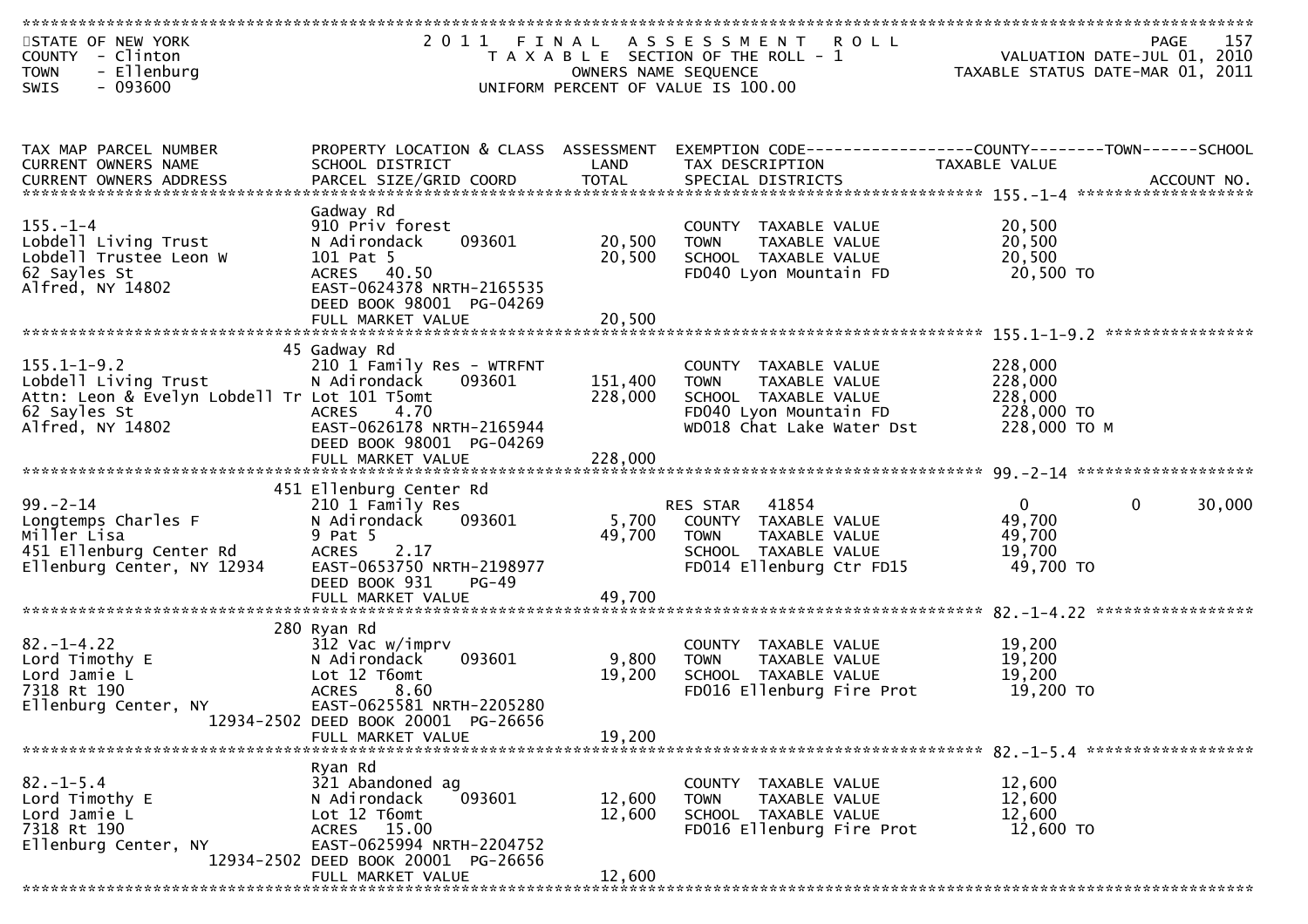STATE OF NEW YORK
COUNTY - Clinton
TOWN - Ellenburg
SWIS - 093600

2011 FINAL ASSESSMENT ROLL
TAXABLE SECTION OF THE ROLL - 1
OWNERS NAME SEQUENCE
UNIFORM PERCENT OF VALUE IS 100.00

VALUATION DATE-JUL 01, 2010
TAXABLE STATUS DATE-MAR 01, 2011

| TAX MAP PARCEL NUMBER / CURRENT OWNERS NAME / CURRENT OWNERS ADDRESS | PROPERTY LOCATION & CLASS / SCHOOL DISTRICT / PARCEL SIZE/GRID COORD | ASSESSMENT LAND / TOTAL | EXEMPTION CODE / TAX DESCRIPTION / SPECIAL DISTRICTS | COUNTY TAXABLE VALUE | TOWN | SCHOOL / ACCOUNT NO. |
|---|---|---|---|---|---|---|
| **155.-1-4** | Gadway Rd | | | | | |
| 155.-1-4 | 910 Priv forest | | COUNTY TAXABLE VALUE | 20,500 | | |
| Lobdell Living Trust | N Adirondack 093601 | 20,500 | TOWN TAXABLE VALUE | 20,500 | | |
| Lobdell Trustee Leon W | 101 Pat 5 | 20,500 | SCHOOL TAXABLE VALUE | 20,500 | | |
| 62 Sayles St | ACRES 40.50 | | FD040 Lyon Mountain FD | 20,500 TO | | |
| Alfred, NY 14802 | EAST-0624378 NRTH-2165535 | | | | | |
| | DEED BOOK 98001 PG-04269 | | | | | |
| | FULL MARKET VALUE | 20,500 | | | | |
| **155.1-1-9.2** | 45 Gadway Rd | | | | | |
| 155.1-1-9.2 | 210 1 Family Res - WTRFNT | | COUNTY TAXABLE VALUE | 228,000 | | |
| Lobdell Living Trust | N Adirondack 093601 | 151,400 | TOWN TAXABLE VALUE | 228,000 | | |
| Attn: Leon & Evelyn Lobdell Tr | Lot 101 T5omt | 228,000 | SCHOOL TAXABLE VALUE | 228,000 | | |
| 62 Sayles St | ACRES 4.70 | | FD040 Lyon Mountain FD | 228,000 TO | | |
| Alfred, NY 14802 | EAST-0626178 NRTH-2165944 | | WD018 Chat Lake Water Dst | 228,000 TO M | | |
| | DEED BOOK 98001 PG-04269 | | | | | |
| | FULL MARKET VALUE | 228,000 | | | | |
| **99.-2-14** | 451 Ellenburg Center Rd | | | | | |
| 99.-2-14 | 210 1 Family Res | | RES STAR 41854 | 0 | 0 | 30,000 |
| Longtemps Charles F | N Adirondack 093601 | 5,700 | COUNTY TAXABLE VALUE | 49,700 | | |
| Miller Lisa | 9 Pat 5 | 49,700 | TOWN TAXABLE VALUE | 49,700 | | |
| 451 Ellenburg Center Rd | ACRES 2.17 | | SCHOOL TAXABLE VALUE | 19,700 | | |
| Ellenburg Center, NY 12934 | EAST-0653750 NRTH-2198977 | | FD014 Ellenburg Ctr FD15 | 49,700 TO | | |
| | DEED BOOK 931 PG-49 | | | | | |
| | FULL MARKET VALUE | 49,700 | | | | |
| **82.-1-4.22** | 280 Ryan Rd | | | | | |
| 82.-1-4.22 | 312 Vac w/imprv | | COUNTY TAXABLE VALUE | 19,200 | | |
| Lord Timothy E | N Adirondack 093601 | 9,800 | TOWN TAXABLE VALUE | 19,200 | | |
| Lord Jamie L | Lot 12 T6omt | 19,200 | SCHOOL TAXABLE VALUE | 19,200 | | |
| 7318 Rt 190 | ACRES 8.60 | | FD016 Ellenburg Fire Prot | 19,200 TO | | |
| Ellenburg Center, NY 12934-2502 | EAST-0625581 NRTH-2205280 | | | | | |
| | DEED BOOK 20001 PG-26656 | | | | | |
| | FULL MARKET VALUE | 19,200 | | | | |
| **82.-1-5.4** | Ryan Rd | | | | | |
| 82.-1-5.4 | 321 Abandoned ag | | COUNTY TAXABLE VALUE | 12,600 | | |
| Lord Timothy E | N Adirondack 093601 | 12,600 | TOWN TAXABLE VALUE | 12,600 | | |
| Lord Jamie L | Lot 12 T6omt | 12,600 | SCHOOL TAXABLE VALUE | 12,600 | | |
| 7318 Rt 190 | ACRES 15.00 | | FD016 Ellenburg Fire Prot | 12,600 TO | | |
| Ellenburg Center, NY 12934-2502 | EAST-0625994 NRTH-2204752 | | | | | |
| | DEED BOOK 20001 PG-26656 | | | | | |
| | FULL MARKET VALUE | 12,600 | | | | |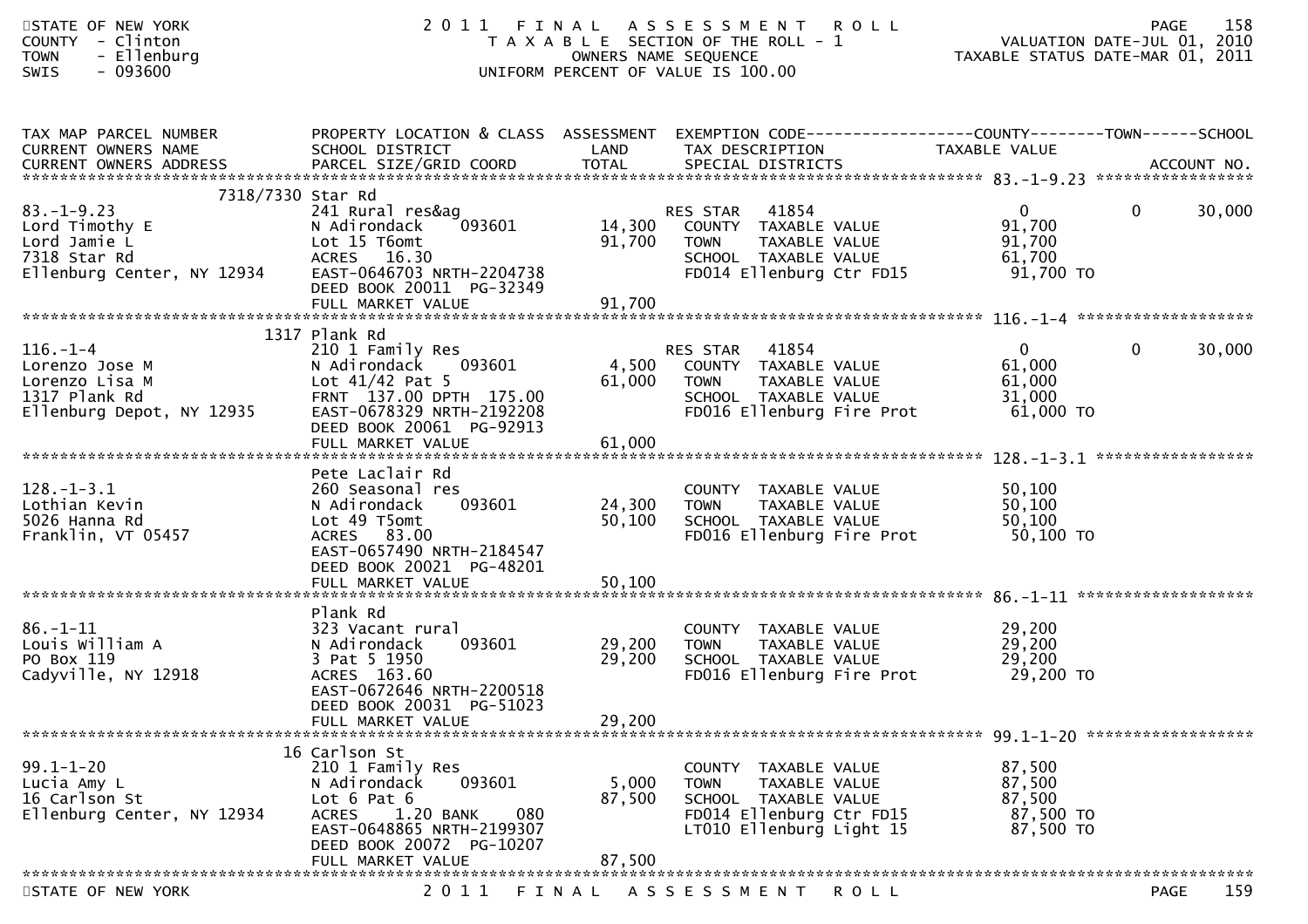STATE OF NEW YORK
COUNTY - Clinton
TOWN - Ellenburg
SWIS - 093600

# 2011 FINAL ASSESSMENT ROLL

TAXABLE SECTION OF THE ROLL - 1
OWNERS NAME SEQUENCE
UNIFORM PERCENT OF VALUE IS 100.00

VALUATION DATE-JUL 01, 2010
TAXABLE STATUS DATE-MAR 01, 2011

| TAX MAP PARCEL NUMBER / CURRENT OWNERS NAME / CURRENT OWNERS ADDRESS | PROPERTY LOCATION & CLASS / SCHOOL DISTRICT / PARCEL SIZE/GRID COORD | ASSESSMENT LAND / TOTAL | EXEMPTION CODE / TAX DESCRIPTION / SPECIAL DISTRICTS | COUNTY TAXABLE VALUE | TOWN | SCHOOL |
|---|---|---|---|---|---|---|
| **83.-1-9.23** | 7318/7330 Star Rd | | | | | |
| 83.-1-9.23 | 241 Rural res&ag | | RES STAR 41854 | 0 | 0 | 30,000 |
| Lord Timothy E | N Adirondack 093601 | 14,300 | COUNTY TAXABLE VALUE | 91,700 | | |
| Lord Jamie L | Lot 15 T6omt | 91,700 | TOWN TAXABLE VALUE | 91,700 | | |
| 7318 Star Rd | ACRES 16.30 | | SCHOOL TAXABLE VALUE | 61,700 | | |
| Ellenburg Center, NY 12934 | EAST-0646703 NRTH-2204738 | | FD014 Ellenburg Ctr FD15 | 91,700 TO | | |
| | DEED BOOK 20011 PG-32349 | | | | | |
| | FULL MARKET VALUE | 91,700 | | | | |
| **116.-1-4** | 1317 Plank Rd | | | | | |
| 116.-1-4 | 210 1 Family Res | | RES STAR 41854 | 0 | 0 | 30,000 |
| Lorenzo Jose M | N Adirondack 093601 | 4,500 | COUNTY TAXABLE VALUE | 61,000 | | |
| Lorenzo Lisa M | Lot 41/42 Pat 5 | 61,000 | TOWN TAXABLE VALUE | 61,000 | | |
| 1317 Plank Rd | FRNT 137.00 DPTH 175.00 | | SCHOOL TAXABLE VALUE | 31,000 | | |
| Ellenburg Depot, NY 12935 | EAST-0678329 NRTH-2192208 | | FD016 Ellenburg Fire Prot | 61,000 TO | | |
| | DEED BOOK 20061 PG-92913 | | | | | |
| | FULL MARKET VALUE | 61,000 | | | | |
| **128.-1-3.1** | Pete Laclair Rd | | | | | |
| 128.-1-3.1 | 260 Seasonal res | | COUNTY TAXABLE VALUE | 50,100 | | |
| Lothian Kevin | N Adirondack 093601 | 24,300 | TOWN TAXABLE VALUE | 50,100 | | |
| 5026 Hanna Rd | Lot 49 T5omt | 50,100 | SCHOOL TAXABLE VALUE | 50,100 | | |
| Franklin, VT 05457 | ACRES 83.00 | | FD016 Ellenburg Fire Prot | 50,100 TO | | |
| | EAST-0657490 NRTH-2184547 | | | | | |
| | DEED BOOK 20021 PG-48201 | | | | | |
| | FULL MARKET VALUE | 50,100 | | | | |
| **86.-1-11** | Plank Rd | | | | | |
| 86.-1-11 | 323 Vacant rural | | COUNTY TAXABLE VALUE | 29,200 | | |
| Louis William A | N Adirondack 093601 | 29,200 | TOWN TAXABLE VALUE | 29,200 | | |
| PO Box 119 | 3 Pat 5 1950 | 29,200 | SCHOOL TAXABLE VALUE | 29,200 | | |
| Cadyville, NY 12918 | ACRES 163.60 | | FD016 Ellenburg Fire Prot | 29,200 TO | | |
| | EAST-0672646 NRTH-2200518 | | | | | |
| | DEED BOOK 20031 PG-51023 | | | | | |
| | FULL MARKET VALUE | 29,200 | | | | |
| **99.1-1-20** | 16 Carlson St | | | | | |
| 99.1-1-20 | 210 1 Family Res | | COUNTY TAXABLE VALUE | 87,500 | | |
| Lucia Amy L | N Adirondack 093601 | 5,000 | TOWN TAXABLE VALUE | 87,500 | | |
| 16 Carlson St | Lot 6 Pat 6 | 87,500 | SCHOOL TAXABLE VALUE | 87,500 | | |
| Ellenburg Center, NY 12934 | ACRES 1.20 BANK 080 | | FD014 Ellenburg Ctr FD15 | 87,500 TO | | |
| | EAST-0648865 NRTH-2199307 | | LT010 Ellenburg Light 15 | 87,500 TO | | |
| | DEED BOOK 20072 PG-10207 | | | | | |
| | FULL MARKET VALUE | 87,500 | | | | |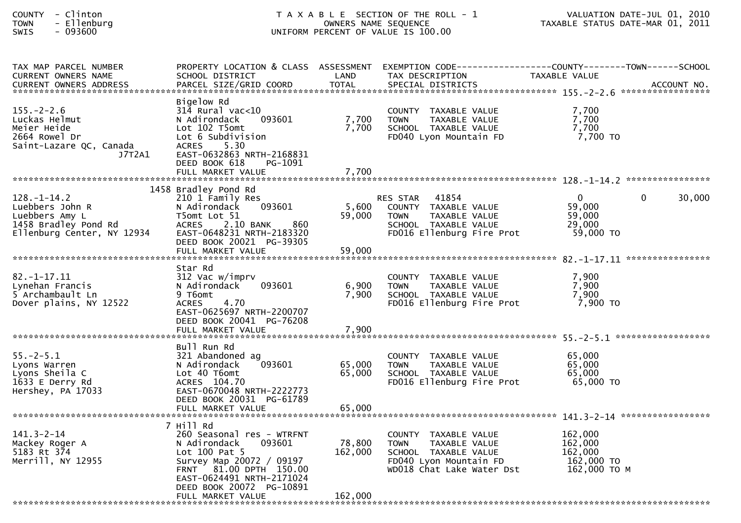COUNTY - Clinton
TOWN - Ellenburg
SWIS - 093600

T A X A B L E SECTION OF THE ROLL - 1
OWNERS NAME SEQUENCE
UNIFORM PERCENT OF VALUE IS 100.00

VALUATION DATE-JUL 01, 2010
TAXABLE STATUS DATE-MAR 01, 2011

| TAX MAP PARCEL NUMBER<br>CURRENT OWNERS NAME<br>CURRENT OWNERS ADDRESS | PROPERTY LOCATION & CLASS<br>SCHOOL DISTRICT<br>PARCEL SIZE/GRID COORD | ASSESSMENT<br>LAND<br>TOTAL | EXEMPTION CODE<br>TAX DESCRIPTION<br>SPECIAL DISTRICTS | COUNTY<br>TAXABLE VALUE | TOWN | SCHOOL<br>ACCOUNT NO. |
|---|---|---|---|---|---|---|
| 155.-2-2.6 | Bigelow Rd | | | | | |
| 155.-2-2.6 | 314 Rural vac<10 | | COUNTY TAXABLE VALUE | 7,700 | | |
| Luckas Helmut | N Adirondack 093601 | 7,700 | TOWN TAXABLE VALUE | 7,700 | | |
| Meier Heide | Lot 102 T5omt | 7,700 | SCHOOL TAXABLE VALUE | 7,700 | | |
| 2664 Rowel Dr | Lot 6 Subdivision | | FD040 Lyon Mountain FD | 7,700 TO | | |
| Saint-Lazare QC, Canada | ACRES 5.30 | | | | | |
| J7T2A1 | EAST-0632863 NRTH-2168831 | | | | | |
| | DEED BOOK 618 PG-1091 | | | | | |
| | FULL MARKET VALUE | 7,700 | | | | |
| 128.-1-14.2 | 1458 Bradley Pond Rd | | | | | |
| 128.-1-14.2 | 210 1 Family Res | | RES STAR 41854 | 0 | 0 | 30,000 |
| Luebbers John R | N Adirondack 093601 | 5,600 | COUNTY TAXABLE VALUE | 59,000 | | |
| Luebbers Amy L | T5omt Lot 51 | 59,000 | TOWN TAXABLE VALUE | 59,000 | | |
| 1458 Bradley Pond Rd | ACRES 2.10 BANK 860 | | SCHOOL TAXABLE VALUE | 29,000 | | |
| Ellenburg Center, NY 12934 | EAST-0648231 NRTH-2183320 | | FD016 Ellenburg Fire Prot | 59,000 TO | | |
| | DEED BOOK 20021 PG-39305 | | | | | |
| | FULL MARKET VALUE | 59,000 | | | | |
| 82.-1-17.11 | Star Rd | | | | | |
| 82.-1-17.11 | 312 Vac w/imprv | | COUNTY TAXABLE VALUE | 7,900 | | |
| Lynehan Francis | N Adirondack 093601 | 6,900 | TOWN TAXABLE VALUE | 7,900 | | |
| 5 Archambault Ln | 9 T6omt | 7,900 | SCHOOL TAXABLE VALUE | 7,900 | | |
| Dover plains, NY 12522 | ACRES 4.70 | | FD016 Ellenburg Fire Prot | 7,900 TO | | |
| | EAST-0625697 NRTH-2200707 | | | | | |
| | DEED BOOK 20041 PG-76208 | | | | | |
| | FULL MARKET VALUE | 7,900 | | | | |
| 55.-2-5.1 | Bull Run Rd | | | | | |
| 55.-2-5.1 | 321 Abandoned ag | | COUNTY TAXABLE VALUE | 65,000 | | |
| Lyons Warren | N Adirondack 093601 | 65,000 | TOWN TAXABLE VALUE | 65,000 | | |
| Lyons Sheila C | Lot 40 T6omt | 65,000 | SCHOOL TAXABLE VALUE | 65,000 | | |
| 1633 E Derry Rd | ACRES 104.70 | | FD016 Ellenburg Fire Prot | 65,000 TO | | |
| Hershey, PA 17033 | EAST-0670048 NRTH-2222773 | | | | | |
| | DEED BOOK 20031 PG-61789 | | | | | |
| | FULL MARKET VALUE | 65,000 | | | | |
| 141.3-2-14 | 7 Hill Rd | | | | | |
| 141.3-2-14 | 260 Seasonal res - WTRFNT | | COUNTY TAXABLE VALUE | 162,000 | | |
| Mackey Roger A | N Adirondack 093601 | 78,800 | TOWN TAXABLE VALUE | 162,000 | | |
| 5183 Rt 374 | Lot 100 Pat 5 | 162,000 | SCHOOL TAXABLE VALUE | 162,000 | | |
| Merrill, NY 12955 | Survey Map 20072 / 09197 | | FD040 Lyon Mountain FD | 162,000 TO | | |
| | FRNT 81.00 DPTH 150.00 | | WD018 Chat Lake Water Dst | 162,000 TO M | | |
| | EAST-0624491 NRTH-2171024 | | | | | |
| | DEED BOOK 20072 PG-10891 | | | | | |
| | FULL MARKET VALUE | 162,000 | | | | |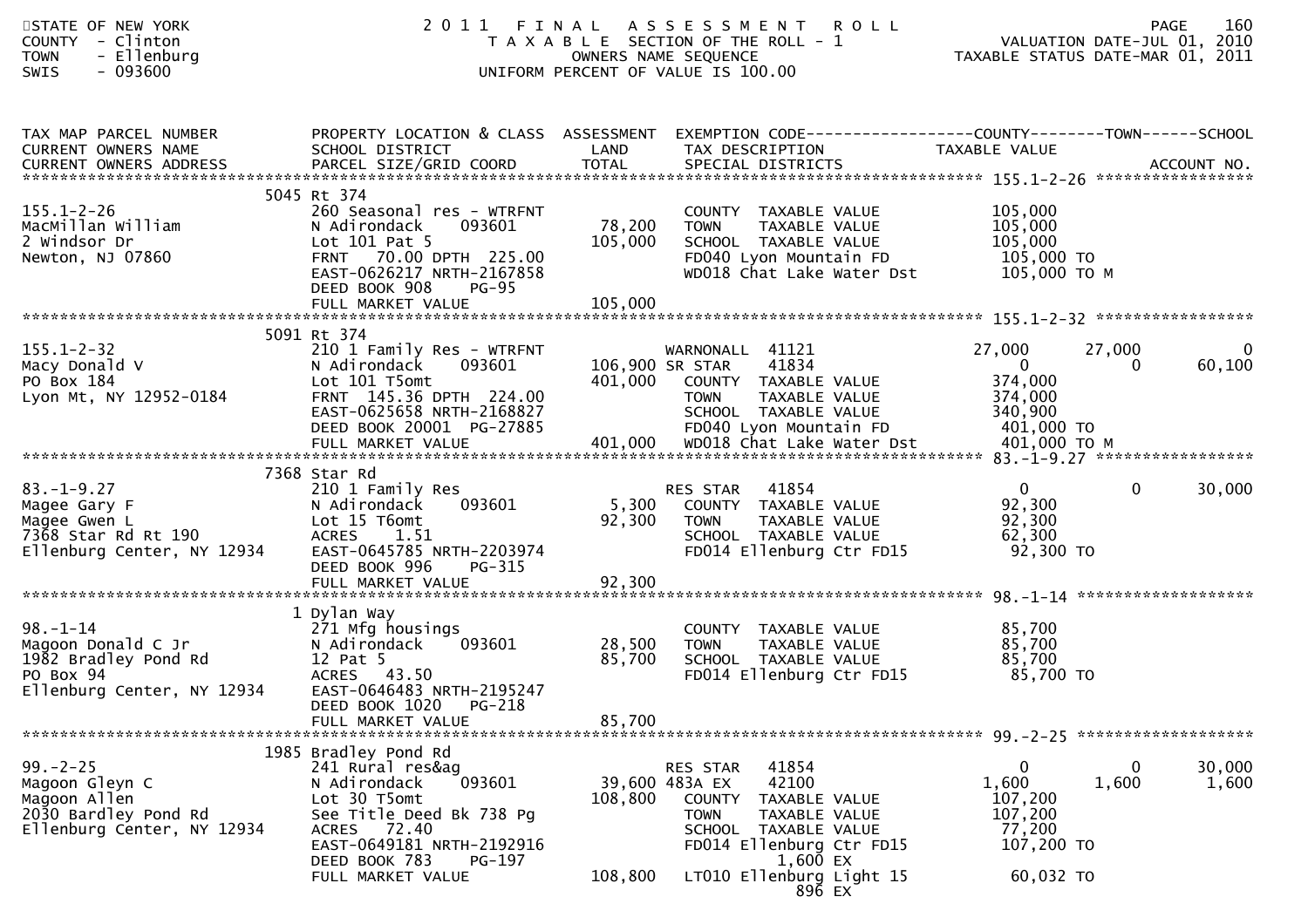STATE OF NEW YORK
COUNTY - Clinton
TOWN - Ellenburg
SWIS - 093600

# 2011 FINAL ASSESSMENT ROLL

TAXABLE SECTION OF THE ROLL - 1
OWNERS NAME SEQUENCE
UNIFORM PERCENT OF VALUE IS 100.00

VALUATION DATE-JUL 01, 2010
TAXABLE STATUS DATE-MAR 01, 2011

| TAX MAP PARCEL NUMBER / CURRENT OWNERS NAME / CURRENT OWNERS ADDRESS | PROPERTY LOCATION & CLASS / SCHOOL DISTRICT / PARCEL SIZE/GRID COORD | ASSESSMENT LAND | TOTAL | EXEMPTION CODE / TAX DESCRIPTION / SPECIAL DISTRICTS | COUNTY TAXABLE VALUE | TOWN | SCHOOL |
|---|---|---|---|---|---|---|---|
| **155.1-2-26** | 5045 Rt 374 | | | | | | |
| MacMillan William | 260 Seasonal res - WTRFNT | | | COUNTY TAXABLE VALUE | 105,000 | | |
| 2 Windsor Dr | N Adirondack 093601 | 78,200 | | TOWN TAXABLE VALUE | 105,000 | | |
| Newton, NJ 07860 | Lot 101 Pat 5 | | 105,000 | SCHOOL TAXABLE VALUE | 105,000 | | |
| | FRNT 70.00 DPTH 225.00 | | | FD040 Lyon Mountain FD | 105,000 TO | | |
| | EAST-0626217 NRTH-2167858 | | | WD018 Chat Lake Water Dst | 105,000 TO M | | |
| | DEED BOOK 908 PG-95 | | | | | | |
| | FULL MARKET VALUE | | 105,000 | | | | |
| **155.1-2-32** | 5091 Rt 374 | | | | | | |
| Macy Donald V | 210 1 Family Res - WTRFNT | | | WARNONALL 41121 | 27,000 | 27,000 | 0 |
| PO Box 184 | N Adirondack 093601 | 106,900 | | SR STAR 41834 | 0 | 0 | 60,100 |
| Lyon Mt, NY 12952-0184 | Lot 101 T5omt | | 401,000 | COUNTY TAXABLE VALUE | 374,000 | | |
| | FRNT 145.36 DPTH 224.00 | | | TOWN TAXABLE VALUE | 374,000 | | |
| | EAST-0625658 NRTH-2168827 | | | SCHOOL TAXABLE VALUE | 340,900 | | |
| | DEED BOOK 20001 PG-27885 | | | FD040 Lyon Mountain FD | 401,000 TO | | |
| | FULL MARKET VALUE | | 401,000 | WD018 Chat Lake Water Dst | 401,000 TO M | | |
| **83.-1-9.27** | 7368 Star Rd | | | | | | |
| Magee Gary F | 210 1 Family Res | | | RES STAR 41854 | 0 | 0 | 30,000 |
| Magee Gwen L | N Adirondack 093601 | 5,300 | | COUNTY TAXABLE VALUE | 92,300 | | |
| 7368 Star Rd Rt 190 | Lot 15 T6omt | | 92,300 | TOWN TAXABLE VALUE | 92,300 | | |
| Ellenburg Center, NY 12934 | ACRES 1.51 | | | SCHOOL TAXABLE VALUE | 62,300 | | |
| | EAST-0645785 NRTH-2203974 | | | FD014 Ellenburg Ctr FD15 | 92,300 TO | | |
| | DEED BOOK 996 PG-315 | | | | | | |
| | FULL MARKET VALUE | | 92,300 | | | | |
| **98.-1-14** | 1 Dylan Way | | | | | | |
| Magoon Donald C Jr | 271 Mfg housings | | | COUNTY TAXABLE VALUE | 85,700 | | |
| 1982 Bradley Pond Rd | N Adirondack 093601 | 28,500 | | TOWN TAXABLE VALUE | 85,700 | | |
| PO Box 94 | 12 Pat 5 | | 85,700 | SCHOOL TAXABLE VALUE | 85,700 | | |
| Ellenburg Center, NY 12934 | ACRES 43.50 | | | FD014 Ellenburg Ctr FD15 | 85,700 TO | | |
| | EAST-0646483 NRTH-2195247 | | | | | | |
| | DEED BOOK 1020 PG-218 | | | | | | |
| | FULL MARKET VALUE | | 85,700 | | | | |
| **99.-2-25** | 1985 Bradley Pond Rd | | | | | | |
| Magoon Gleyn C | 241 Rural res&ag | | | RES STAR 41854 | 0 | 0 | 30,000 |
| Magoon Allen | N Adirondack 093601 | 39,600 | | 483A EX 42100 | 1,600 | 1,600 | 1,600 |
| 2030 Bardley Pond Rd | Lot 30 T5omt | | 108,800 | COUNTY TAXABLE VALUE | 107,200 | | |
| Ellenburg Center, NY 12934 | See Title Deed Bk 738 Pg | | | TOWN TAXABLE VALUE | 107,200 | | |
| | ACRES 72.40 | | | SCHOOL TAXABLE VALUE | 77,200 | | |
| | EAST-0649181 NRTH-2192916 | | | FD014 Ellenburg Ctr FD15 | 107,200 TO | | |
| | DEED BOOK 783 PG-197 | | | 1,600 EX | | | |
| | FULL MARKET VALUE | | 108,800 | LT010 Ellenburg Light 15 | 60,032 TO | | |
| | | | | 896 EX | | | |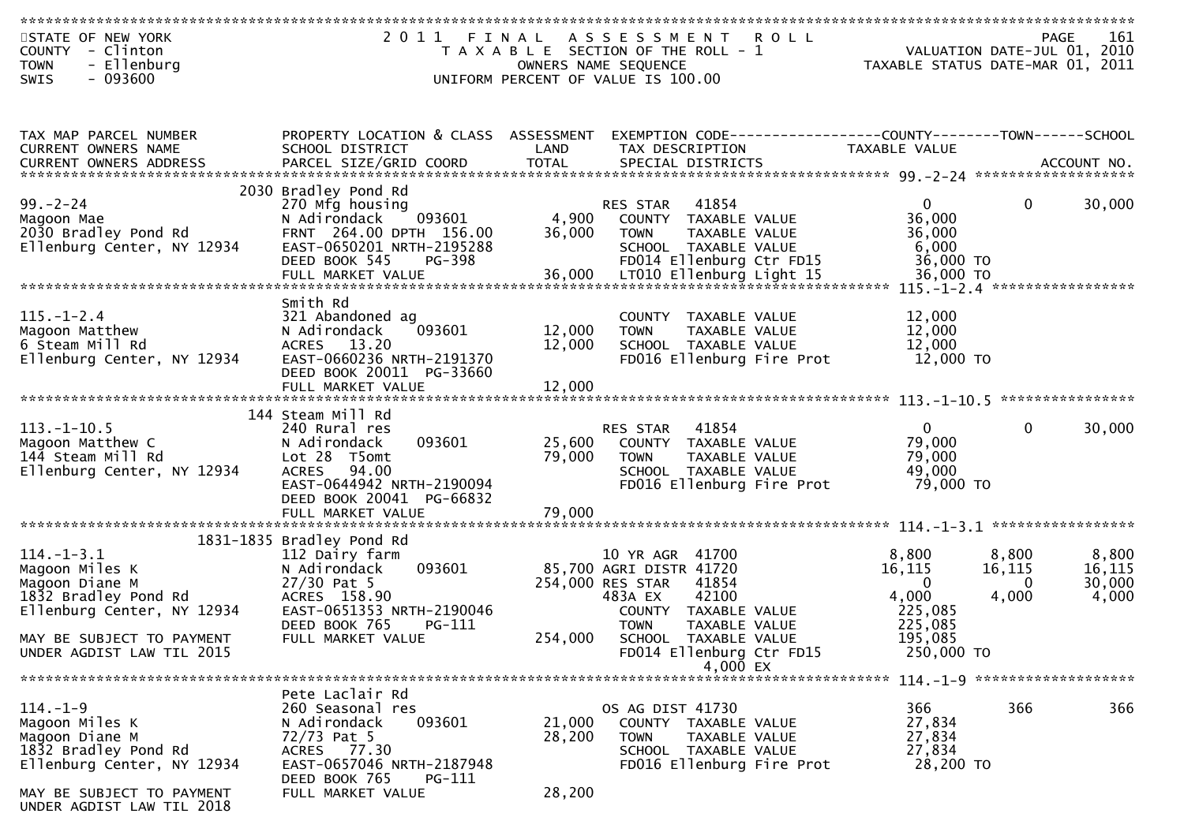STATE OF NEW YORK
COUNTY - Clinton
TOWN - Ellenburg
SWIS - 093600

2011 FINAL ASSESSMENT ROLL
TAXABLE SECTION OF THE ROLL - 1
OWNERS NAME SEQUENCE
UNIFORM PERCENT OF VALUE IS 100.00

VALUATION DATE-JUL 01, 2010
TAXABLE STATUS DATE-MAR 01, 2011

| TAX MAP PARCEL NUMBER / CURRENT OWNERS NAME / CURRENT OWNERS ADDRESS | PROPERTY LOCATION & CLASS / SCHOOL DISTRICT / PARCEL SIZE/GRID COORD | ASSESSMENT LAND / TOTAL | EXEMPTION CODE / TAX DESCRIPTION / SPECIAL DISTRICTS | COUNTY TAXABLE VALUE | TOWN | SCHOOL |
|---|---|---|---|---|---|---|
| **99.-2-24** | 2030 Bradley Pond Rd | | | | | |
| 99.-2-24 | 270 Mfg housing | | RES STAR 41854 | 0 | 0 | 30,000 |
| Magoon Mae | N Adirondack 093601 | 4,900 | COUNTY TAXABLE VALUE | 36,000 | | |
| 2030 Bradley Pond Rd | FRNT 264.00 DPTH 156.00 | 36,000 | TOWN TAXABLE VALUE | 36,000 | | |
| Ellenburg Center, NY 12934 | EAST-0650201 NRTH-2195288 | | SCHOOL TAXABLE VALUE | 6,000 | | |
| | DEED BOOK 545 PG-398 | | FD014 Ellenburg Ctr FD15 | 36,000 TO | | |
| | FULL MARKET VALUE | 36,000 | LT010 Ellenburg Light 15 | 36,000 TO | | |
| **115.-1-2.4** | Smith Rd | | | | | |
| 115.-1-2.4 | 321 Abandoned ag | | COUNTY TAXABLE VALUE | 12,000 | | |
| Magoon Matthew | N Adirondack 093601 | 12,000 | TOWN TAXABLE VALUE | 12,000 | | |
| 6 Steam Mill Rd | ACRES 13.20 | 12,000 | SCHOOL TAXABLE VALUE | 12,000 | | |
| Ellenburg Center, NY 12934 | EAST-0660236 NRTH-2191370 | | FD016 Ellenburg Fire Prot | 12,000 TO | | |
| | DEED BOOK 20011 PG-33660 | | | | | |
| | FULL MARKET VALUE | 12,000 | | | | |
| **113.-1-10.5** | 144 Steam Mill Rd | | | | | |
| 113.-1-10.5 | 240 Rural res | | RES STAR 41854 | 0 | 0 | 30,000 |
| Magoon Matthew C | N Adirondack 093601 | 25,600 | COUNTY TAXABLE VALUE | 79,000 | | |
| 144 Steam Mill Rd | Lot 28 T5omt | 79,000 | TOWN TAXABLE VALUE | 79,000 | | |
| Ellenburg Center, NY 12934 | ACRES 94.00 | | SCHOOL TAXABLE VALUE | 49,000 | | |
| | EAST-0644942 NRTH-2190094 | | FD016 Ellenburg Fire Prot | 79,000 TO | | |
| | DEED BOOK 20041 PG-66832 | | | | | |
| | FULL MARKET VALUE | 79,000 | | | | |
| **114.-1-3.1** | 1831-1835 Bradley Pond Rd | | | | | |
| 114.-1-3.1 | 112 Dairy farm | | 10 YR AGR 41700 | 8,800 | 8,800 | 8,800 |
| Magoon Miles K | N Adirondack 093601 | 85,700 | AGRI DISTR 41720 | 16,115 | 16,115 | 16,115 |
| Magoon Diane M | 27/30 Pat 5 | 254,000 | RES STAR 41854 | 0 | 0 | 30,000 |
| 1832 Bradley Pond Rd | ACRES 158.90 | | 483A EX 42100 | 4,000 | 4,000 | 4,000 |
| Ellenburg Center, NY 12934 | EAST-0651353 NRTH-2190046 | | COUNTY TAXABLE VALUE | 225,085 | | |
| | DEED BOOK 765 PG-111 | | TOWN TAXABLE VALUE | 225,085 | | |
| MAY BE SUBJECT TO PAYMENT | FULL MARKET VALUE | 254,000 | SCHOOL TAXABLE VALUE | 195,085 | | |
| UNDER AGDIST LAW TIL 2015 | | | FD014 Ellenburg Ctr FD15 | 250,000 TO | | |
| | | | 4,000 EX | | | |
| **114.-1-9** | Pete Laclair Rd | | | | | |
| 114.-1-9 | 260 Seasonal res | | OS AG DIST 41730 | 366 | 366 | 366 |
| Magoon Miles K | N Adirondack 093601 | 21,000 | COUNTY TAXABLE VALUE | 27,834 | | |
| Magoon Diane M | 72/73 Pat 5 | 28,200 | TOWN TAXABLE VALUE | 27,834 | | |
| 1832 Bradley Pond Rd | ACRES 77.30 | | SCHOOL TAXABLE VALUE | 27,834 | | |
| Ellenburg Center, NY 12934 | EAST-0657046 NRTH-2187948 | | FD016 Ellenburg Fire Prot | 28,200 TO | | |
| | DEED BOOK 765 PG-111 | | | | | |
| MAY BE SUBJECT TO PAYMENT | FULL MARKET VALUE | 28,200 | | | | |
| UNDER AGDIST LAW TIL 2018 | | | | | | |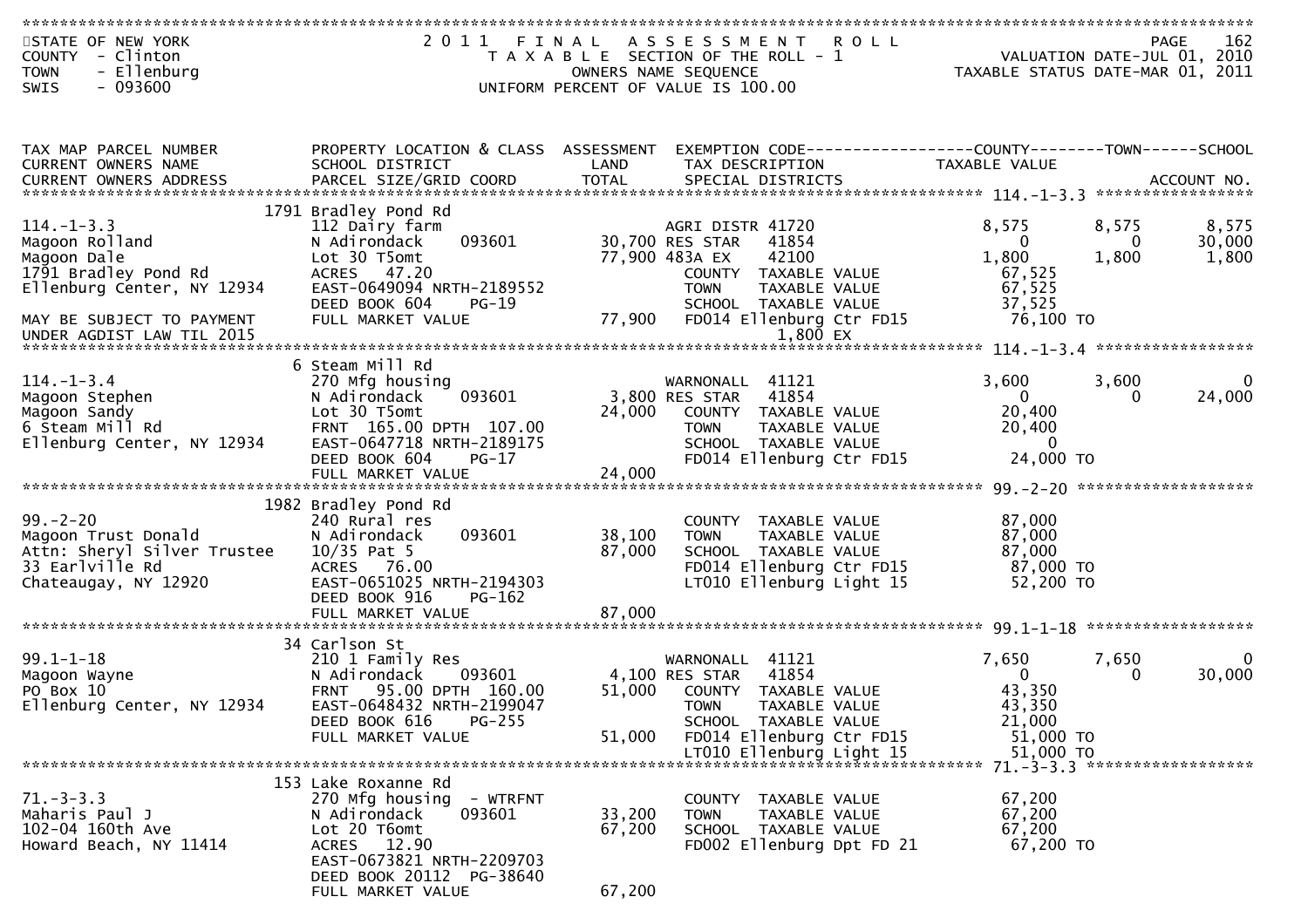STATE OF NEW YORK
COUNTY - Clinton
TOWN - Ellenburg
SWIS - 093600

2011 FINAL ASSESSMENT ROLL
TAXABLE SECTION OF THE ROLL - 1
OWNERS NAME SEQUENCE
UNIFORM PERCENT OF VALUE IS 100.00

VALUATION DATE-JUL 01, 2010
TAXABLE STATUS DATE-MAR 01, 2011

| TAX MAP PARCEL NUMBER / CURRENT OWNERS NAME / CURRENT OWNERS ADDRESS | PROPERTY LOCATION & CLASS / SCHOOL DISTRICT / PARCEL SIZE/GRID COORD | ASSESSMENT LAND / TOTAL | EXEMPTION CODE / TAX DESCRIPTION / SPECIAL DISTRICTS | COUNTY TAXABLE VALUE | TOWN | SCHOOL / ACCOUNT NO. |
|---|---|---|---|---|---|---|
| **114.-1-3.3** | 1791 Bradley Pond Rd | | | | | |
| 114.-1-3.3 | 112 Dairy farm | | AGRI DISTR 41720 | 8,575 | 8,575 | 8,575 |
| Magoon Rolland | N Adirondack 093601 | 30,700 | RES STAR 41854 | 0 | 0 | 30,000 |
| Magoon Dale | Lot 30 T5omt | 77,900 | 483A EX 42100 | 1,800 | 1,800 | 1,800 |
| 1791 Bradley Pond Rd | ACRES 47.20 | | COUNTY TAXABLE VALUE | 67,525 | | |
| Ellenburg Center, NY 12934 | EAST-0649094 NRTH-2189552 | | TOWN TAXABLE VALUE | 67,525 | | |
| | DEED BOOK 604 PG-19 | | SCHOOL TAXABLE VALUE | 37,525 | | |
| MAY BE SUBJECT TO PAYMENT | FULL MARKET VALUE | 77,900 | FD014 Ellenburg Ctr FD15 | 76,100 TO | | |
| UNDER AGDIST LAW TIL 2015 | | | 1,800 EX | | | |
| **114.-1-3.4** | 6 Steam Mill Rd | | | | | |
| 114.-1-3.4 | 270 Mfg housing | | WARNONALL 41121 | 3,600 | 3,600 | 0 |
| Magoon Stephen | N Adirondack 093601 | 3,800 | RES STAR 41854 | 0 | 0 | 24,000 |
| Magoon Sandy | Lot 30 T5omt | 24,000 | COUNTY TAXABLE VALUE | 20,400 | | |
| 6 Steam Mill Rd | FRNT 165.00 DPTH 107.00 | | TOWN TAXABLE VALUE | 20,400 | | |
| Ellenburg Center, NY 12934 | EAST-0647718 NRTH-2189175 | | SCHOOL TAXABLE VALUE | 0 | | |
| | DEED BOOK 604 PG-17 | | FD014 Ellenburg Ctr FD15 | 24,000 TO | | |
| | FULL MARKET VALUE | 24,000 | | | | |
| **99.-2-20** | 1982 Bradley Pond Rd | | | | | |
| 99.-2-20 | 240 Rural res | | COUNTY TAXABLE VALUE | 87,000 | | |
| Magoon Trust Donald | N Adirondack 093601 | 38,100 | TOWN TAXABLE VALUE | 87,000 | | |
| Attn: Sheryl Silver Trustee | 10/35 Pat 5 | 87,000 | SCHOOL TAXABLE VALUE | 87,000 | | |
| 33 Earlville Rd | ACRES 76.00 | | FD014 Ellenburg Ctr FD15 | 87,000 TO | | |
| Chateaugay, NY 12920 | EAST-0651025 NRTH-2194303 | | LT010 Ellenburg Light 15 | 52,200 TO | | |
| | DEED BOOK 916 PG-162 | | | | | |
| | FULL MARKET VALUE | 87,000 | | | | |
| **99.1-1-18** | 34 Carlson St | | | | | |
| 99.1-1-18 | 210 1 Family Res | | WARNONALL 41121 | 7,650 | 7,650 | 0 |
| Magoon Wayne | N Adirondack 093601 | 4,100 | RES STAR 41854 | 0 | 0 | 30,000 |
| PO Box 10 | FRNT 95.00 DPTH 160.00 | 51,000 | COUNTY TAXABLE VALUE | 43,350 | | |
| Ellenburg Center, NY 12934 | EAST-0648432 NRTH-2199047 | | TOWN TAXABLE VALUE | 43,350 | | |
| | DEED BOOK 616 PG-255 | | SCHOOL TAXABLE VALUE | 21,000 | | |
| | FULL MARKET VALUE | 51,000 | FD014 Ellenburg Ctr FD15 | 51,000 TO | | |
| | | | LT010 Ellenburg Light 15 | 51,000 TO | | |
| **71.-3-3.3** | 153 Lake Roxanne Rd | | | | | |
| 71.-3-3.3 | 270 Mfg housing - WTRFNT | | COUNTY TAXABLE VALUE | 67,200 | | |
| Maharis Paul J | N Adirondack 093601 | 33,200 | TOWN TAXABLE VALUE | 67,200 | | |
| 102-04 160th Ave | Lot 20 T6omt | 67,200 | SCHOOL TAXABLE VALUE | 67,200 | | |
| Howard Beach, NY 11414 | ACRES 12.90 | | FD002 Ellenburg Dpt FD 21 | 67,200 TO | | |
| | EAST-0673821 NRTH-2209703 | | | | | |
| | DEED BOOK 20112 PG-38640 | | | | | |
| | FULL MARKET VALUE | 67,200 | | | | |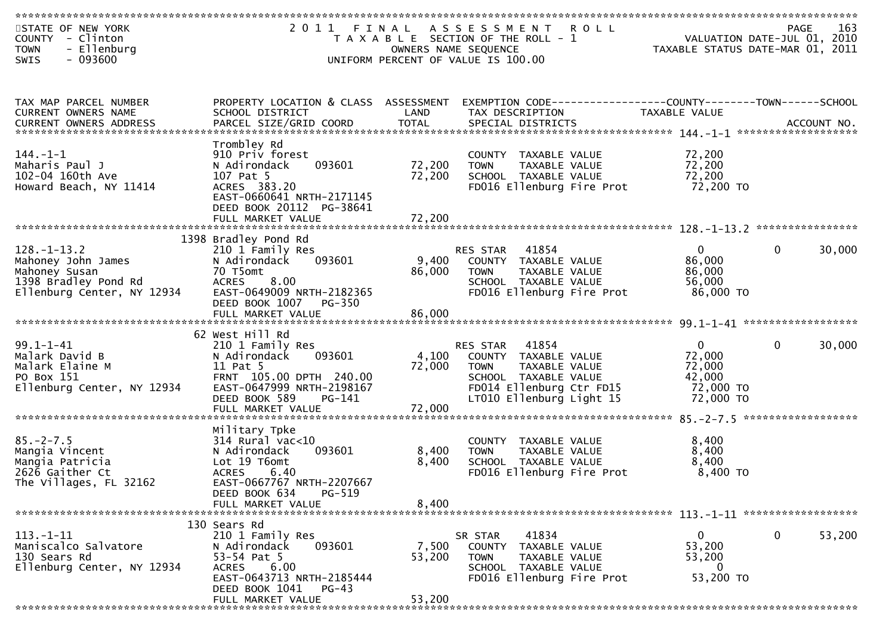STATE OF NEW YORK
COUNTY - Clinton
TOWN - Ellenburg
SWIS - 093600

2011 FINAL ASSESSMENT ROLL
TAXABLE SECTION OF THE ROLL - 1
OWNERS NAME SEQUENCE
UNIFORM PERCENT OF VALUE IS 100.00

VALUATION DATE-JUL 01, 2010
TAXABLE STATUS DATE-MAR 01, 2011

| TAX MAP PARCEL NUMBER / CURRENT OWNERS NAME / CURRENT OWNERS ADDRESS | PROPERTY LOCATION & CLASS / SCHOOL DISTRICT / PARCEL SIZE/GRID COORD | ASSESSMENT LAND / TOTAL | EXEMPTION CODE / TAX DESCRIPTION / SPECIAL DISTRICTS | COUNTY TAXABLE VALUE | TOWN | SCHOOL |
|---|---|---|---|---|---|---|
| 144.-1-1 | Trombley Rd | | | | | |
| Maharis Paul J | 910 Priv forest | | COUNTY TAXABLE VALUE | 72,200 | | |
| 102-04 160th Ave | N Adirondack 093601 | 72,200 | TOWN TAXABLE VALUE | 72,200 | | |
| Howard Beach, NY 11414 | 107 Pat 5 | 72,200 | SCHOOL TAXABLE VALUE | 72,200 | | |
| | ACRES 383.20 | | FD016 Ellenburg Fire Prot | 72,200 TO | | |
| | EAST-0660641 NRTH-2171145 | | | | | |
| | DEED BOOK 20112 PG-38641 | | | | | |
| | FULL MARKET VALUE | 72,200 | | | | |
| 128.-1-13.2 | 1398 Bradley Pond Rd | | | | | |
| Mahoney John James | 210 1 Family Res | | RES STAR 41854 | 0 | 0 | 30,000 |
| Mahoney Susan | N Adirondack 093601 | 9,400 | COUNTY TAXABLE VALUE | 86,000 | | |
| 1398 Bradley Pond Rd | 70 T5omt | 86,000 | TOWN TAXABLE VALUE | 86,000 | | |
| Ellenburg Center, NY 12934 | ACRES 8.00 | | SCHOOL TAXABLE VALUE | 56,000 | | |
| | EAST-0649009 NRTH-2182365 | | FD016 Ellenburg Fire Prot | 86,000 TO | | |
| | DEED BOOK 1007 PG-350 | | | | | |
| | FULL MARKET VALUE | 86,000 | | | | |
| 99.1-1-41 | 62 West Hill Rd | | | | | |
| Malark David B | 210 1 Family Res | | RES STAR 41854 | 0 | 0 | 30,000 |
| Malark Elaine M | N Adirondack 093601 | 4,100 | COUNTY TAXABLE VALUE | 72,000 | | |
| PO Box 151 | 11 Pat 5 | 72,000 | TOWN TAXABLE VALUE | 72,000 | | |
| Ellenburg Center, NY 12934 | FRNT 105.00 DPTH 240.00 | | SCHOOL TAXABLE VALUE | 42,000 | | |
| | EAST-0647999 NRTH-2198167 | | FD014 Ellenburg Ctr FD15 | 72,000 TO | | |
| | DEED BOOK 589 PG-141 | | LT010 Ellenburg Light 15 | 72,000 TO | | |
| | FULL MARKET VALUE | 72,000 | | | | |
| 85.-2-7.5 | Military Tpke | | | | | |
| Mangia Vincent | 314 Rural vac<10 | | COUNTY TAXABLE VALUE | 8,400 | | |
| Mangia Patricia | N Adirondack 093601 | 8,400 | TOWN TAXABLE VALUE | 8,400 | | |
| 2626 Gaither Ct | Lot 19 T6omt | 8,400 | SCHOOL TAXABLE VALUE | 8,400 | | |
| The Villages, FL 32162 | ACRES 6.40 | | FD016 Ellenburg Fire Prot | 8,400 TO | | |
| | EAST-0667767 NRTH-2207667 | | | | | |
| | DEED BOOK 634 PG-519 | | | | | |
| | FULL MARKET VALUE | 8,400 | | | | |
| 113.-1-11 | 130 Sears Rd | | | | | |
| Maniscalco Salvatore | 210 1 Family Res | | SR STAR 41834 | 0 | 0 | 53,200 |
| 130 Sears Rd | N Adirondack 093601 | 7,500 | COUNTY TAXABLE VALUE | 53,200 | | |
| Ellenburg Center, NY 12934 | 53-54 Pat 5 | 53,200 | TOWN TAXABLE VALUE | 53,200 | | |
| | ACRES 6.00 | | SCHOOL TAXABLE VALUE | 0 | | |
| | EAST-0643713 NRTH-2185444 | | FD016 Ellenburg Fire Prot | 53,200 TO | | |
| | DEED BOOK 1041 PG-43 | | | | | |
| | FULL MARKET VALUE | 53,200 | | | | |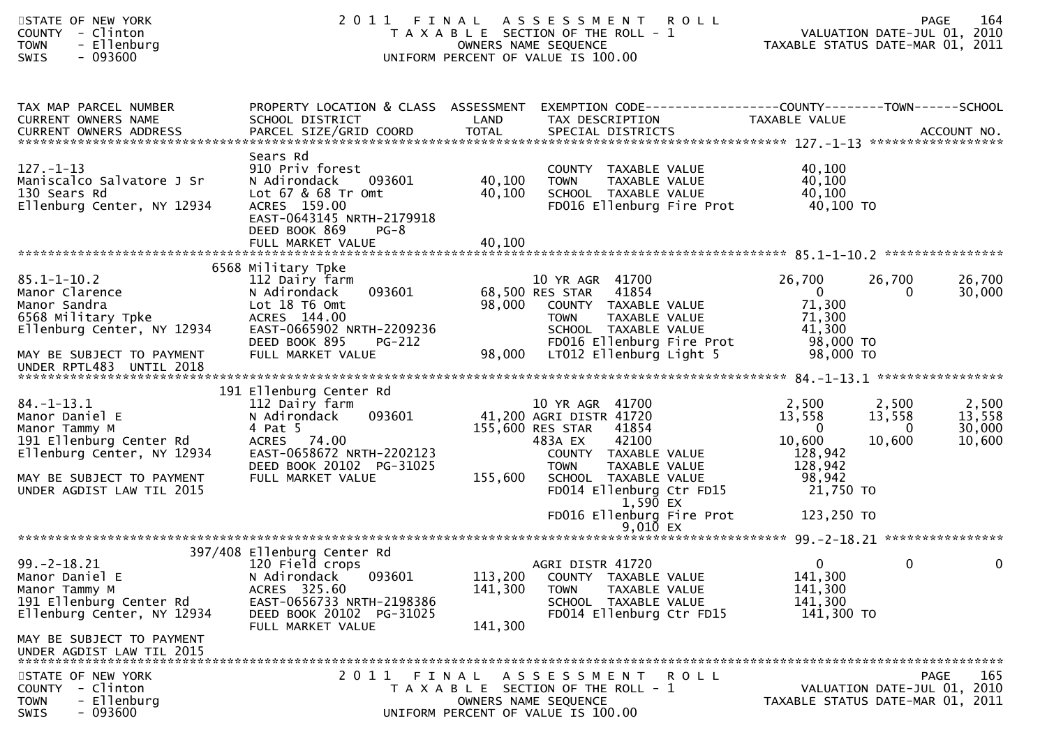STATE OF NEW YORK
COUNTY - Clinton
TOWN - Ellenburg
SWIS - 093600

# 2011 FINAL ASSESSMENT ROLL

TAXABLE SECTION OF THE ROLL - 1
OWNERS NAME SEQUENCE
UNIFORM PERCENT OF VALUE IS 100.00

VALUATION DATE-JUL 01, 2010
TAXABLE STATUS DATE-MAR 01, 2011

```
TAX MAP PARCEL NUMBER          PROPERTY LOCATION & CLASS  ASSESSMENT  EXEMPTION CODE------------------COUNTY--------TOWN------SCHOOL
CURRENT OWNERS NAME            SCHOOL DISTRICT              LAND      TAX DESCRIPTION             TAXABLE VALUE
CURRENT OWNERS ADDRESS         PARCEL SIZE/GRID COORD       TOTAL     SPECIAL DISTRICTS                                      ACCOUNT NO.
******************************************************************************************** 127.-1-13 ******************
                               Sears Rd
127.-1-13                      910 Priv forest                        COUNTY  TAXABLE VALUE          40,100
Maniscalco Salvatore J Sr      N Adirondack     093601       40,100   TOWN    TAXABLE VALUE          40,100
130 Sears Rd                   Lot 67 & 68 Tr Omt            40,100   SCHOOL  TAXABLE VALUE          40,100
Ellenburg Center, NY 12934     ACRES 159.00                           FD016 Ellenburg Fire Prot       40,100 TO
                               EAST-0643145 NRTH-2179918
                               DEED BOOK 869     PG-8
                               FULL MARKET VALUE             40,100
******************************************************************************************** 85.1-1-10.2 ****************
                             6568 Military Tpke
85.1-1-10.2                    112 Dairy farm                         10 YR AGR  41700         26,700      26,700      26,700
Manor Clarence                 N Adirondack     093601       68,500 RES STAR   41854              0           0      30,000
Manor Sandra                   Lot 18 T6 Omt                 98,000   COUNTY  TAXABLE VALUE          71,300
6568 Military Tpke             ACRES 144.00                           TOWN    TAXABLE VALUE          71,300
Ellenburg Center, NY 12934     EAST-0665902 NRTH-2209236              SCHOOL  TAXABLE VALUE          41,300
                               DEED BOOK 895     PG-212               FD016 Ellenburg Fire Prot       98,000 TO
MAY BE SUBJECT TO PAYMENT      FULL MARKET VALUE             98,000   LT012 Ellenburg Light 5         98,000 TO
UNDER RPTL483  UNTIL 2018
******************************************************************************************** 84.-1-13.1 *****************
                             191 Ellenburg Center Rd
84.-1-13.1                     112 Dairy farm                         10 YR AGR  41700          2,500       2,500       2,500
Manor Daniel E                 N Adirondack     093601       41,200 AGRI DISTR 41720         13,558      13,558      13,558
Manor Tammy M                  4 Pat 5                      155,600 RES STAR   41854              0           0      30,000
191 Ellenburg Center Rd        ACRES  74.00                           483A EX    42100         10,600      10,600      10,600
Ellenburg Center, NY 12934     EAST-0658672 NRTH-2202123              COUNTY  TAXABLE VALUE         128,942
                               DEED BOOK 20102 PG-31025               TOWN    TAXABLE VALUE         128,942
MAY BE SUBJECT TO PAYMENT      FULL MARKET VALUE            155,600   SCHOOL  TAXABLE VALUE          98,942
UNDER AGDIST LAW TIL 2015                                             FD014 Ellenburg Ctr FD15        21,750 TO
                                                                                1,590 EX
                                                                      FD016 Ellenburg Fire Prot      123,250 TO
                                                                                9,010 EX
******************************************************************************************** 99.-2-18.21 ****************
                           397/408 Ellenburg Center Rd
99.-2-18.21                    120 Field crops                        AGRI DISTR 41720              0           0           0
Manor Daniel E                 N Adirondack     093601      113,200   COUNTY  TAXABLE VALUE         141,300
Manor Tammy M                  ACRES 325.60                 141,300   TOWN    TAXABLE VALUE         141,300
191 Ellenburg Center Rd        EAST-0656733 NRTH-2198386              SCHOOL  TAXABLE VALUE         141,300
Ellenburg Center, NY 12934     DEED BOOK 20102 PG-31025               FD014 Ellenburg Ctr FD15       141,300 TO
                               FULL MARKET VALUE            141,300
MAY BE SUBJECT TO PAYMENT
UNDER AGDIST LAW TIL 2015
******************************************************************************************************************************
```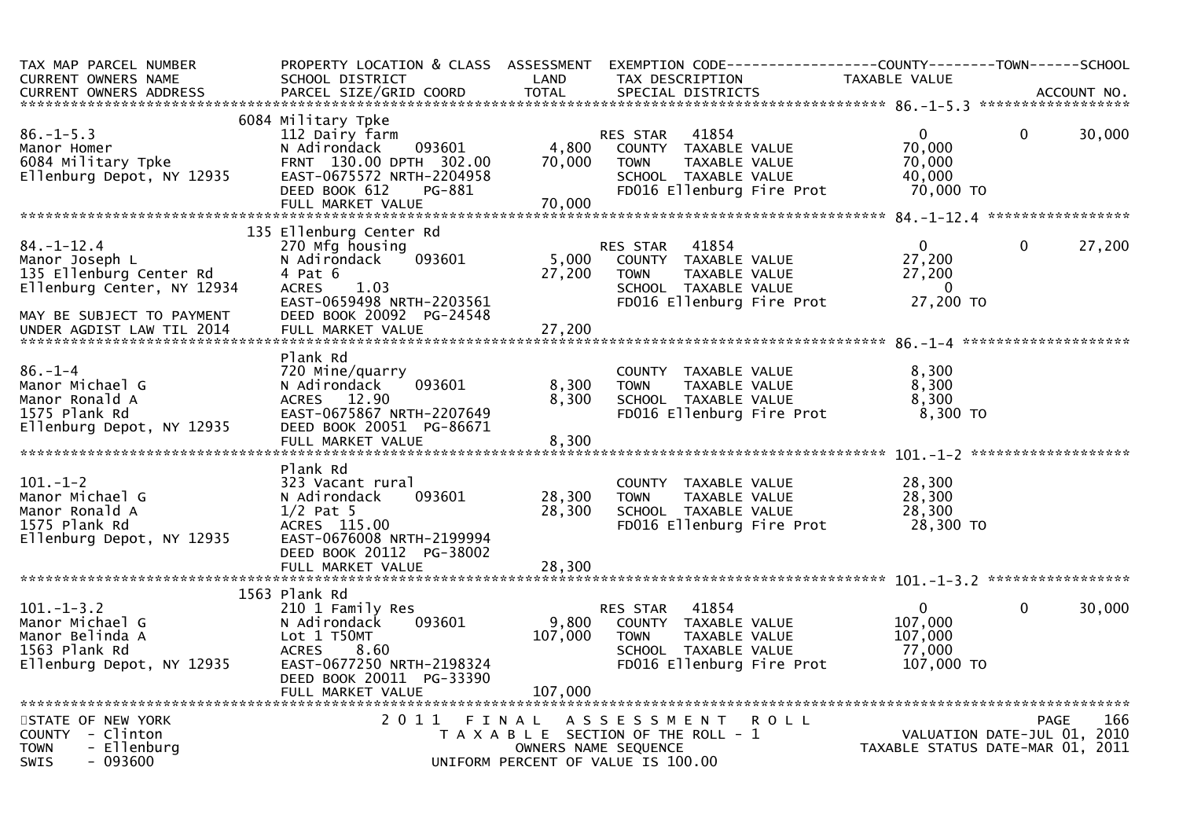| TAX MAP PARCEL NUMBER<br>CURRENT OWNERS NAME<br>CURRENT OWNERS ADDRESS | PROPERTY LOCATION & CLASS<br>SCHOOL DISTRICT<br>PARCEL SIZE/GRID COORD | ASSESSMENT<br>LAND<br>TOTAL | EXEMPTION CODE<br>TAX DESCRIPTION<br>SPECIAL DISTRICTS | COUNTY<br>TAXABLE VALUE | TOWN | SCHOOL<br>ACCOUNT NO. |
|---|---|---|---|---|---|---|
| **86.-1-5.3** | 6084 Military Tpke | | | | | |
| 86.-1-5.3 | 112 Dairy farm | | RES STAR 41854 | 0 | 0 | 30,000 |
| Manor Homer | N Adirondack 093601 | 4,800 | COUNTY TAXABLE VALUE | 70,000 | | |
| 6084 Military Tpke | FRNT 130.00 DPTH 302.00 | 70,000 | TOWN TAXABLE VALUE | 70,000 | | |
| Ellenburg Depot, NY 12935 | EAST-0675572 NRTH-2204958 | | SCHOOL TAXABLE VALUE | 40,000 | | |
| | DEED BOOK 612 PG-881 | | FD016 Ellenburg Fire Prot | 70,000 TO | | |
| | FULL MARKET VALUE | 70,000 | | | | |
| **84.-1-12.4** | 135 Ellenburg Center Rd | | | | | |
| 84.-1-12.4 | 270 Mfg housing | | RES STAR 41854 | 0 | 0 | 27,200 |
| Manor Joseph L | N Adirondack 093601 | 5,000 | COUNTY TAXABLE VALUE | 27,200 | | |
| 135 Ellenburg Center Rd | 4 Pat 6 | 27,200 | TOWN TAXABLE VALUE | 27,200 | | |
| Ellenburg Center, NY 12934 | ACRES 1.03 | | SCHOOL TAXABLE VALUE | 0 | | |
| | EAST-0659498 NRTH-2203561 | | FD016 Ellenburg Fire Prot | 27,200 TO | | |
| MAY BE SUBJECT TO PAYMENT | DEED BOOK 20092 PG-24548 | | | | | |
| UNDER AGDIST LAW TIL 2014 | FULL MARKET VALUE | 27,200 | | | | |
| **86.-1-4** | Plank Rd | | | | | |
| 86.-1-4 | 720 Mine/quarry | | COUNTY TAXABLE VALUE | 8,300 | | |
| Manor Michael G | N Adirondack 093601 | 8,300 | TOWN TAXABLE VALUE | 8,300 | | |
| Manor Ronald A | ACRES 12.90 | 8,300 | SCHOOL TAXABLE VALUE | 8,300 | | |
| 1575 Plank Rd | EAST-0675867 NRTH-2207649 | | FD016 Ellenburg Fire Prot | 8,300 TO | | |
| Ellenburg Depot, NY 12935 | DEED BOOK 20051 PG-86671 | | | | | |
| | FULL MARKET VALUE | 8,300 | | | | |
| **101.-1-2** | Plank Rd | | | | | |
| 101.-1-2 | 323 Vacant rural | | COUNTY TAXABLE VALUE | 28,300 | | |
| Manor Michael G | N Adirondack 093601 | 28,300 | TOWN TAXABLE VALUE | 28,300 | | |
| Manor Ronald A | 1/2 Pat 5 | 28,300 | SCHOOL TAXABLE VALUE | 28,300 | | |
| 1575 Plank Rd | ACRES 115.00 | | FD016 Ellenburg Fire Prot | 28,300 TO | | |
| Ellenburg Depot, NY 12935 | EAST-0676008 NRTH-2199994 | | | | | |
| | DEED BOOK 20112 PG-38002 | | | | | |
| | FULL MARKET VALUE | 28,300 | | | | |
| **101.-1-3.2** | 1563 Plank Rd | | | | | |
| 101.-1-3.2 | 210 1 Family Res | | RES STAR 41854 | 0 | 0 | 30,000 |
| Manor Michael G | N Adirondack 093601 | 9,800 | COUNTY TAXABLE VALUE | 107,000 | | |
| Manor Belinda A | Lot 1 T50MT | 107,000 | TOWN TAXABLE VALUE | 107,000 | | |
| 1563 Plank Rd | ACRES 8.60 | | SCHOOL TAXABLE VALUE | 77,000 | | |
| Ellenburg Depot, NY 12935 | EAST-0677250 NRTH-2198324 | | FD016 Ellenburg Fire Prot | 107,000 TO | | |
| | DEED BOOK 20011 PG-33390 | | | | | |
| | FULL MARKET VALUE | 107,000 | | | | |

STATE OF NEW YORK
COUNTY - Clinton
TOWN - Ellenburg
SWIS - 093600

2011 FINAL ASSESSMENT ROLL
TAXABLE SECTION OF THE ROLL - 1
OWNERS NAME SEQUENCE
UNIFORM PERCENT OF VALUE IS 100.00

VALUATION DATE-JUL 01, 2010
TAXABLE STATUS DATE-MAR 01, 2011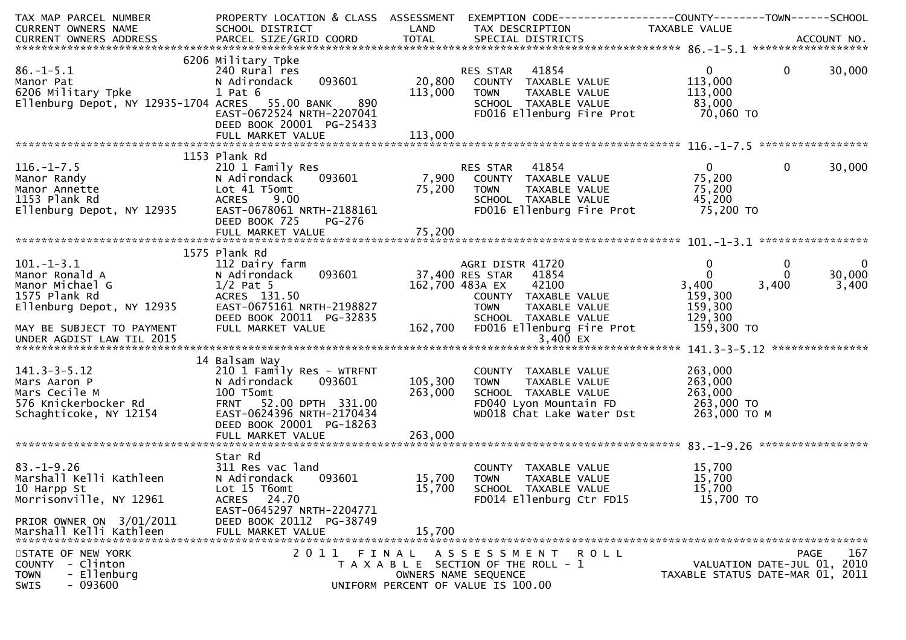| TAX MAP PARCEL NUMBER<br>CURRENT OWNERS NAME<br>CURRENT OWNERS ADDRESS | PROPERTY LOCATION & CLASS<br>SCHOOL DISTRICT<br>PARCEL SIZE/GRID COORD | ASSESSMENT<br>LAND<br>TOTAL | EXEMPTION CODE<br>TAX DESCRIPTION<br>SPECIAL DISTRICTS | COUNTY<br>TAXABLE VALUE | TOWN | SCHOOL<br>ACCOUNT NO. |
|---|---|---|---|---|---|---|
| **86.-1-5.1** | 6206 Military Tpke | | | | | |
| 86.-1-5.1 | 240 Rural res | | RES STAR 41854 | 0 | 0 | 30,000 |
| Manor Pat | N Adirondack 093601 | 20,800 | COUNTY TAXABLE VALUE | 113,000 | | |
| 6206 Military Tpke | 1 Pat 6 | 113,000 | TOWN TAXABLE VALUE | 113,000 | | |
| Ellenburg Depot, NY 12935-1704 | ACRES 55.00 BANK 890 | | SCHOOL TAXABLE VALUE | 83,000 | | |
| | EAST-0672524 NRTH-2207041 | | FD016 Ellenburg Fire Prot | 70,060 TO | | |
| | DEED BOOK 20001 PG-25433 | | | | | |
| | FULL MARKET VALUE | 113,000 | | | | |
| **116.-1-7.5** | 1153 Plank Rd | | | | | |
| 116.-1-7.5 | 210 1 Family Res | | RES STAR 41854 | 0 | 0 | 30,000 |
| Manor Randy | N Adirondack 093601 | 7,900 | COUNTY TAXABLE VALUE | 75,200 | | |
| Manor Annette | Lot 41 T5omt | 75,200 | TOWN TAXABLE VALUE | 75,200 | | |
| 1153 Plank Rd | ACRES 9.00 | | SCHOOL TAXABLE VALUE | 45,200 | | |
| Ellenburg Depot, NY 12935 | EAST-0678061 NRTH-2188161 | | FD016 Ellenburg Fire Prot | 75,200 TO | | |
| | DEED BOOK 725 PG-276 | | | | | |
| | FULL MARKET VALUE | 75,200 | | | | |
| **101.-1-3.1** | 1575 Plank Rd | | | | | |
| 101.-1-3.1 | 112 Dairy farm | | AGRI DISTR 41720 | 0 | 0 | 0 |
| Manor Ronald A | N Adirondack 093601 | 37,400 | RES STAR 41854 | 0 | 0 | 30,000 |
| Manor Michael G | 1/2 Pat 5 | 162,700 | 483A EX 42100 | 3,400 | 3,400 | 3,400 |
| 1575 Plank Rd | ACRES 131.50 | | COUNTY TAXABLE VALUE | 159,300 | | |
| Ellenburg Depot, NY 12935 | EAST-0675161 NRTH-2198827 | | TOWN TAXABLE VALUE | 159,300 | | |
| | DEED BOOK 20011 PG-32835 | | SCHOOL TAXABLE VALUE | 129,300 | | |
| MAY BE SUBJECT TO PAYMENT | FULL MARKET VALUE | 162,700 | FD016 Ellenburg Fire Prot | 159,300 TO | | |
| UNDER AGDIST LAW TIL 2015 | | | 3,400 EX | | | |
| **141.3-3-5.12** | 14 Balsam Way | | | | | |
| 141.3-3-5.12 | 210 1 Family Res - WTRFNT | | COUNTY TAXABLE VALUE | 263,000 | | |
| Mars Aaron P | N Adirondack 093601 | 105,300 | TOWN TAXABLE VALUE | 263,000 | | |
| Mars Cecile M | 100 T5omt | 263,000 | SCHOOL TAXABLE VALUE | 263,000 | | |
| 576 Knickerbocker Rd | FRNT 52.00 DPTH 331.00 | | FD040 Lyon Mountain FD | 263,000 TO | | |
| Schaghticoke, NY 12154 | EAST-0624396 NRTH-2170434 | | WD018 Chat Lake Water Dst | 263,000 TO M | | |
| | DEED BOOK 20001 PG-18263 | | | | | |
| | FULL MARKET VALUE | 263,000 | | | | |
| **83.-1-9.26** | Star Rd | | | | | |
| 83.-1-9.26 | 311 Res vac land | | COUNTY TAXABLE VALUE | 15,700 | | |
| Marshall Kelli Kathleen | N Adirondack 093601 | 15,700 | TOWN TAXABLE VALUE | 15,700 | | |
| 10 Harpp St | Lot 15 T6omt | 15,700 | SCHOOL TAXABLE VALUE | 15,700 | | |
| Morrisonville, NY 12961 | ACRES 24.70 | | FD014 Ellenburg Ctr FD15 | 15,700 TO | | |
| | EAST-0645297 NRTH-2204771 | | | | | |
| PRIOR OWNER ON 3/01/2011 | DEED BOOK 20112 PG-38749 | | | | | |
| Marshall Kelli Kathleen | FULL MARKET VALUE | 15,700 | | | | |

STATE OF NEW YORK
COUNTY - Clinton
TOWN - Ellenburg
SWIS - 093600

2011 FINAL ASSESSMENT ROLL
TAXABLE SECTION OF THE ROLL - 1
OWNERS NAME SEQUENCE
UNIFORM PERCENT OF VALUE IS 100.00

VALUATION DATE-JUL 01, 2010
TAXABLE STATUS DATE-MAR 01, 2011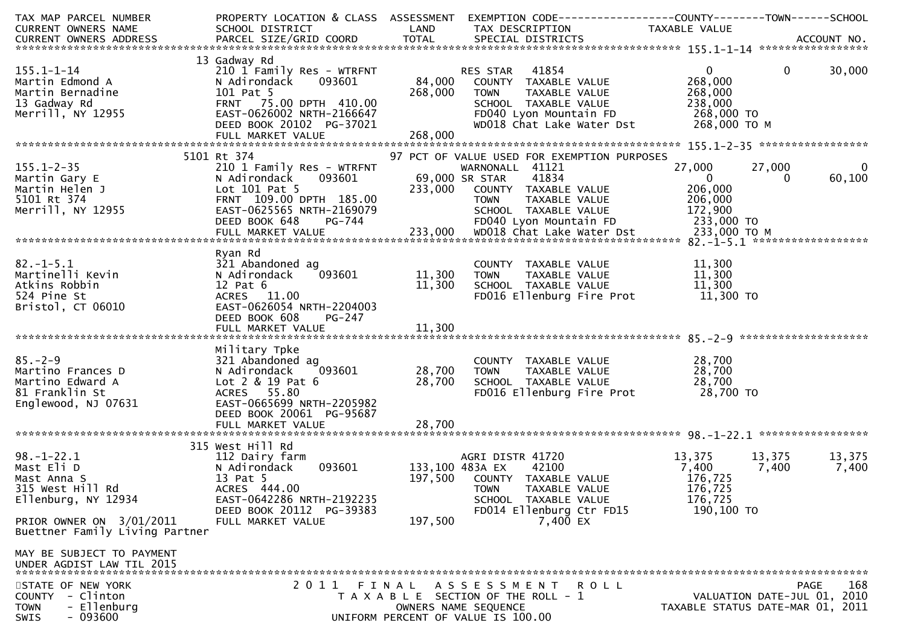| TAX MAP PARCEL NUMBER<br>CURRENT OWNERS NAME<br>CURRENT OWNERS ADDRESS | PROPERTY LOCATION & CLASS<br>SCHOOL DISTRICT<br>PARCEL SIZE/GRID COORD | ASSESSMENT<br>LAND<br>TOTAL | EXEMPTION CODE<br>TAX DESCRIPTION<br>SPECIAL DISTRICTS | COUNTY<br>TAXABLE VALUE | TOWN | SCHOOL<br>ACCOUNT NO. |
|---|---|---|---|---|---|---|
| **155.1-1-14** | 13 Gadway Rd | | | | | |
| 155.1-1-14 | 210 1 Family Res - WTRFNT | | RES STAR 41854 | 0 | 0 | 30,000 |
| Martin Edmond A | N Adirondack 093601 | 84,000 | COUNTY TAXABLE VALUE | 268,000 | | |
| Martin Bernadine | 101 Pat 5 | 268,000 | TOWN TAXABLE VALUE | 268,000 | | |
| 13 Gadway Rd | FRNT 75.00 DPTH 410.00 | | SCHOOL TAXABLE VALUE | 238,000 | | |
| Merrill, NY 12955 | EAST-0626002 NRTH-2166647 | | FD040 Lyon Mountain FD | 268,000 TO | | |
| | DEED BOOK 20102 PG-37021 | | WD018 Chat Lake Water Dst | 268,000 TO M | | |
| | FULL MARKET VALUE | 268,000 | | | | |
| **155.1-2-35** | 5101 Rt 374 | | 97 PCT OF VALUE USED FOR EXEMPTION PURPOSES | | | |
| 155.1-2-35 | 210 1 Family Res - WTRFNT | | WARNONALL 41121 | 27,000 | 27,000 | 0 |
| Martin Gary E | N Adirondack 093601 | 69,000 | SR STAR 41834 | 0 | 0 | 60,100 |
| Martin Helen J | Lot 101 Pat 5 | 233,000 | COUNTY TAXABLE VALUE | 206,000 | | |
| 5101 Rt 374 | FRNT 109.00 DPTH 185.00 | | TOWN TAXABLE VALUE | 206,000 | | |
| Merrill, NY 12955 | EAST-0625565 NRTH-2169079 | | SCHOOL TAXABLE VALUE | 172,900 | | |
| | DEED BOOK 648 PG-744 | | FD040 Lyon Mountain FD | 233,000 TO | | |
| | FULL MARKET VALUE | 233,000 | WD018 Chat Lake Water Dst | 233,000 TO M | | |
| **82.-1-5.1** | Ryan Rd | | | | | |
| 82.-1-5.1 | 321 Abandoned ag | | COUNTY TAXABLE VALUE | 11,300 | | |
| Martinelli Kevin | N Adirondack 093601 | 11,300 | TOWN TAXABLE VALUE | 11,300 | | |
| Atkins Robbin | 12 Pat 6 | 11,300 | SCHOOL TAXABLE VALUE | 11,300 | | |
| 524 Pine St | ACRES 11.00 | | FD016 Ellenburg Fire Prot | 11,300 TO | | |
| Bristol, CT 06010 | EAST-0626054 NRTH-2204003 | | | | | |
| | DEED BOOK 608 PG-247 | | | | | |
| | FULL MARKET VALUE | 11,300 | | | | |
| **85.-2-9** | Military Tpke | | | | | |
| 85.-2-9 | 321 Abandoned ag | | COUNTY TAXABLE VALUE | 28,700 | | |
| Martino Frances D | N Adirondack 093601 | 28,700 | TOWN TAXABLE VALUE | 28,700 | | |
| Martino Edward A | Lot 2 & 19 Pat 6 | 28,700 | SCHOOL TAXABLE VALUE | 28,700 | | |
| 81 Franklin St | ACRES 55.80 | | FD016 Ellenburg Fire Prot | 28,700 TO | | |
| Englewood, NJ 07631 | EAST-0665699 NRTH-2205982 | | | | | |
| | DEED BOOK 20061 PG-95687 | | | | | |
| | FULL MARKET VALUE | 28,700 | | | | |
| **98.-1-22.1** | 315 West Hill Rd | | | | | |
| 98.-1-22.1 | 112 Dairy farm | | AGRI DISTR 41720 | 13,375 | 13,375 | 13,375 |
| Mast Eli D | N Adirondack 093601 | 133,100 | 483A EX 42100 | 7,400 | 7,400 | 7,400 |
| Mast Anna S | 13 Pat 5 | 197,500 | COUNTY TAXABLE VALUE | 176,725 | | |
| 315 West Hill Rd | ACRES 444.00 | | TOWN TAXABLE VALUE | 176,725 | | |
| Ellenburg, NY 12934 | EAST-0642286 NRTH-2192235 | | SCHOOL TAXABLE VALUE | 176,725 | | |
| | DEED BOOK 20112 PG-39383 | | FD014 Ellenburg Ctr FD15 | 190,100 TO | | |
| PRIOR OWNER ON 3/01/2011 | FULL MARKET VALUE | 197,500 | 7,400 EX | | | |
| Buettner Family Living Partner | | | | | | |
| MAY BE SUBJECT TO PAYMENT UNDER AGDIST LAW TIL 2015 | | | | | | |

STATE OF NEW YORK
COUNTY - Clinton
TOWN - Ellenburg
SWIS - 093600

2011 FINAL ASSESSMENT ROLL
TAXABLE SECTION OF THE ROLL - 1
OWNERS NAME SEQUENCE
UNIFORM PERCENT OF VALUE IS 100.00

VALUATION DATE-JUL 01, 2010
TAXABLE STATUS DATE-MAR 01, 2011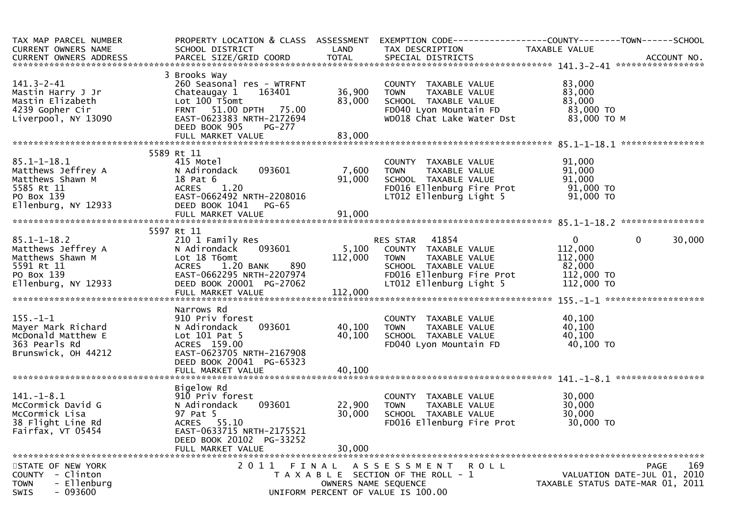| TAX MAP PARCEL NUMBER<br>CURRENT OWNERS NAME<br>CURRENT OWNERS ADDRESS | PROPERTY LOCATION & CLASS<br>SCHOOL DISTRICT<br>PARCEL SIZE/GRID COORD | ASSESSMENT<br>LAND<br>TOTAL | EXEMPTION CODE------------------COUNTY--------TOWN------SCHOOL<br>TAX DESCRIPTION<br>SPECIAL DISTRICTS | TAXABLE VALUE | ACCOUNT NO. |
|---|---|---|---|---|---|
| **141.3-2-41** | 3 Brooks Way | | | | |
| 141.3-2-41 | 260 Seasonal res - WTRFNT | | COUNTY TAXABLE VALUE | 83,000 | |
| Mastin Harry J Jr | Chateaugay 1 163401 | 36,900 | TOWN TAXABLE VALUE | 83,000 | |
| Mastin Elizabeth | Lot 100 T5omt | 83,000 | SCHOOL TAXABLE VALUE | 83,000 | |
| 4239 Gopher Cir | FRNT 51.00 DPTH 75.00 | | FD040 Lyon Mountain FD | 83,000 TO | |
| Liverpool, NY 13090 | EAST-0623383 NRTH-2172694 | | WD018 Chat Lake Water Dst | 83,000 TO M | |
| | DEED BOOK 905 PG-277 | | | | |
| | FULL MARKET VALUE | 83,000 | | | |
| **85.1-1-18.1** | 5589 Rt 11 | | | | |
| 85.1-1-18.1 | 415 Motel | | COUNTY TAXABLE VALUE | 91,000 | |
| Matthews Jeffrey A | N Adirondack 093601 | 7,600 | TOWN TAXABLE VALUE | 91,000 | |
| Matthews Shawn M | 18 Pat 6 | 91,000 | SCHOOL TAXABLE VALUE | 91,000 | |
| 5585 Rt 11 | ACRES 1.20 | | FD016 Ellenburg Fire Prot | 91,000 TO | |
| PO Box 139 | EAST-0662492 NRTH-2208016 | | LT012 Ellenburg Light 5 | 91,000 TO | |
| Ellenburg, NY 12933 | DEED BOOK 1041 PG-65 | | | | |
| | FULL MARKET VALUE | 91,000 | | | |
| **85.1-1-18.2** | 5597 Rt 11 | | | | |
| 85.1-1-18.2 | 210 1 Family Res | | RES STAR 41854 | 0 0 30,000 | |
| Matthews Jeffrey A | N Adirondack 093601 | 5,100 | COUNTY TAXABLE VALUE | 112,000 | |
| Matthews Shawn M | Lot 18 T6omt | 112,000 | TOWN TAXABLE VALUE | 112,000 | |
| 5591 Rt 11 | ACRES 1.20 BANK 890 | | SCHOOL TAXABLE VALUE | 82,000 | |
| PO Box 139 | EAST-0662295 NRTH-2207974 | | FD016 Ellenburg Fire Prot | 112,000 TO | |
| Ellenburg, NY 12933 | DEED BOOK 20001 PG-27062 | | LT012 Ellenburg Light 5 | 112,000 TO | |
| | FULL MARKET VALUE | 112,000 | | | |
| **155.-1-1** | Narrows Rd | | | | |
| 155.-1-1 | 910 Priv forest | | COUNTY TAXABLE VALUE | 40,100 | |
| Mayer Mark Richard | N Adirondack 093601 | 40,100 | TOWN TAXABLE VALUE | 40,100 | |
| McDonald Matthew E | Lot 101 Pat 5 | 40,100 | SCHOOL TAXABLE VALUE | 40,100 | |
| 363 Pearls Rd | ACRES 159.00 | | FD040 Lyon Mountain FD | 40,100 TO | |
| Brunswick, OH 44212 | EAST-0623705 NRTH-2167908 | | | | |
| | DEED BOOK 20041 PG-65323 | | | | |
| | FULL MARKET VALUE | 40,100 | | | |
| **141.-1-8.1** | Bigelow Rd | | | | |
| 141.-1-8.1 | 910 Priv forest | | COUNTY TAXABLE VALUE | 30,000 | |
| McCormick David G | N Adirondack 093601 | 22,900 | TOWN TAXABLE VALUE | 30,000 | |
| McCormick Lisa | 97 Pat 5 | 30,000 | SCHOOL TAXABLE VALUE | 30,000 | |
| 38 Flight Line Rd | ACRES 55.10 | | FD016 Ellenburg Fire Prot | 30,000 TO | |
| Fairfax, VT 05454 | EAST-0633715 NRTH-2175521 | | | | |
| | DEED BOOK 20102 PG-33252 | | | | |
| | FULL MARKET VALUE | 30,000 | | | |

STATE OF NEW YORK
COUNTY - Clinton
TOWN - Ellenburg
SWIS - 093600

2011 FINAL ASSESSMENT ROLL
TAXABLE SECTION OF THE ROLL - 1
OWNERS NAME SEQUENCE
UNIFORM PERCENT OF VALUE IS 100.00

VALUATION DATE-JUL 01, 2010
TAXABLE STATUS DATE-MAR 01, 2011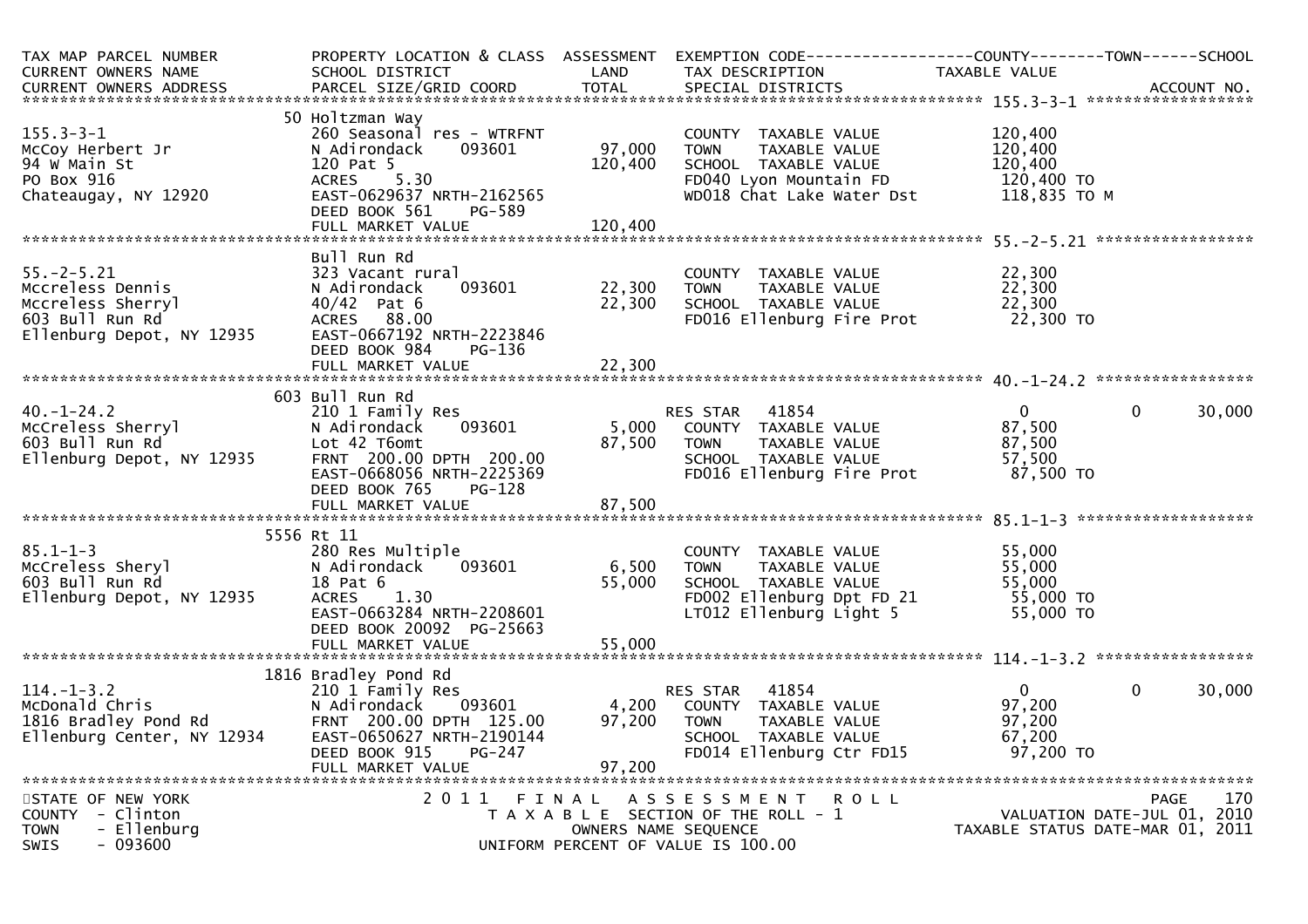| TAX MAP PARCEL NUMBER<br>CURRENT OWNERS NAME<br>CURRENT OWNERS ADDRESS | PROPERTY LOCATION & CLASS<br>SCHOOL DISTRICT<br>PARCEL SIZE/GRID COORD | ASSESSMENT<br>LAND<br>TOTAL | EXEMPTION CODE------------------COUNTY--------TOWN------SCHOOL<br>TAX DESCRIPTION<br>SPECIAL DISTRICTS | TAXABLE VALUE | | ACCOUNT NO. |
|---|---|---|---|---|---|---|
| **155.3-3-1** | 50 Holtzman Way | | | | | |
| 155.3-3-1 | 260 Seasonal res - WTRFNT | | COUNTY TAXABLE VALUE | 120,400 | | |
| McCoy Herbert Jr | N Adirondack 093601 | 97,000 | TOWN TAXABLE VALUE | 120,400 | | |
| 94 W Main St | 120 Pat 5 | 120,400 | SCHOOL TAXABLE VALUE | 120,400 | | |
| PO Box 916 | ACRES 5.30 | | FD040 Lyon Mountain FD | 120,400 TO | | |
| Chateaugay, NY 12920 | EAST-0629637 NRTH-2162565 | | WD018 Chat Lake Water Dst | 118,835 TO M | | |
| | DEED BOOK 561 PG-589 | | | | | |
| | FULL MARKET VALUE | 120,400 | | | | |
| **55.-2-5.21** | Bull Run Rd | | | | | |
| 55.-2-5.21 | 323 Vacant rural | | COUNTY TAXABLE VALUE | 22,300 | | |
| Mccreless Dennis | N Adirondack 093601 | 22,300 | TOWN TAXABLE VALUE | 22,300 | | |
| Mccreless Sherryl | 40/42 Pat 6 | 22,300 | SCHOOL TAXABLE VALUE | 22,300 | | |
| 603 Bull Run Rd | ACRES 88.00 | | FD016 Ellenburg Fire Prot | 22,300 TO | | |
| Ellenburg Depot, NY 12935 | EAST-0667192 NRTH-2223846 | | | | | |
| | DEED BOOK 984 PG-136 | | | | | |
| | FULL MARKET VALUE | 22,300 | | | | |
| **40.-1-24.2** | 603 Bull Run Rd | | | | | |
| 40.-1-24.2 | 210 1 Family Res | | RES STAR 41854 | 0 | 0 | 30,000 |
| McCreless Sherryl | N Adirondack 093601 | 5,000 | COUNTY TAXABLE VALUE | 87,500 | | |
| 603 Bull Run Rd | Lot 42 T6omt | 87,500 | TOWN TAXABLE VALUE | 87,500 | | |
| Ellenburg Depot, NY 12935 | FRNT 200.00 DPTH 200.00 | | SCHOOL TAXABLE VALUE | 57,500 | | |
| | EAST-0668056 NRTH-2225369 | | FD016 Ellenburg Fire Prot | 87,500 TO | | |
| | DEED BOOK 765 PG-128 | | | | | |
| | FULL MARKET VALUE | 87,500 | | | | |
| **85.1-1-3** | 5556 Rt 11 | | | | | |
| 85.1-1-3 | 280 Res Multiple | | COUNTY TAXABLE VALUE | 55,000 | | |
| McCreless Sheryl | N Adirondack 093601 | 6,500 | TOWN TAXABLE VALUE | 55,000 | | |
| 603 Bull Run Rd | 18 Pat 6 | 55,000 | SCHOOL TAXABLE VALUE | 55,000 | | |
| Ellenburg Depot, NY 12935 | ACRES 1.30 | | FD002 Ellenburg Dpt FD 21 | 55,000 TO | | |
| | EAST-0663284 NRTH-2208601 | | LT012 Ellenburg Light 5 | 55,000 TO | | |
| | DEED BOOK 20092 PG-25663 | | | | | |
| | FULL MARKET VALUE | 55,000 | | | | |
| **114.-1-3.2** | 1816 Bradley Pond Rd | | | | | |
| 114.-1-3.2 | 210 1 Family Res | | RES STAR 41854 | 0 | 0 | 30,000 |
| McDonald Chris | N Adirondack 093601 | 4,200 | COUNTY TAXABLE VALUE | 97,200 | | |
| 1816 Bradley Pond Rd | FRNT 200.00 DPTH 125.00 | 97,200 | TOWN TAXABLE VALUE | 97,200 | | |
| Ellenburg Center, NY 12934 | EAST-0650627 NRTH-2190144 | | SCHOOL TAXABLE VALUE | 67,200 | | |
| | DEED BOOK 915 PG-247 | | FD014 Ellenburg Ctr FD15 | 97,200 TO | | |
| | FULL MARKET VALUE | 97,200 | | | | |

STATE OF NEW YORK
COUNTY - Clinton
TOWN - Ellenburg
SWIS - 093600

2011 FINAL ASSESSMENT ROLL
TAXABLE SECTION OF THE ROLL - 1
OWNERS NAME SEQUENCE
UNIFORM PERCENT OF VALUE IS 100.00

VALUATION DATE-JUL 01, 2010
TAXABLE STATUS DATE-MAR 01, 2011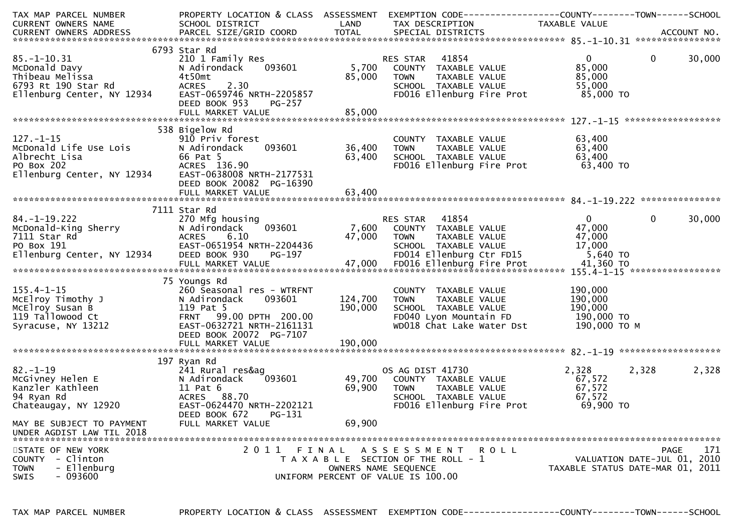```
TAX MAP PARCEL NUMBER          PROPERTY LOCATION & CLASS  ASSESSMENT  EXEMPTION CODE------------------COUNTY--------TOWN------SCHOOL
CURRENT OWNERS NAME            SCHOOL DISTRICT               LAND      TAX DESCRIPTION            TAXABLE VALUE
CURRENT OWNERS ADDRESS         PARCEL SIZE/GRID COORD        TOTAL     SPECIAL DISTRICTS                                  ACCOUNT NO.
******************************************************************************************************* 85.-1-10.31 ****************
                          6793 Star Rd
85.-1-10.31                    210 1 Family Res                        RES STAR   41854                0            0       30,000
McDonald Davy                  N Adirondack     093601         5,700   COUNTY  TAXABLE VALUE          85,000
Thibeau Melissa                4t50mt                         85,000   TOWN    TAXABLE VALUE          85,000
6793 Rt 190 Star Rd            ACRES     2.30                          SCHOOL  TAXABLE VALUE          55,000
Ellenburg Center, NY 12934     EAST-0659746 NRTH-2205857               FD016 Ellenburg Fire Prot       85,000 TO
                               DEED BOOK 953     PG-257
                               FULL MARKET VALUE              85,000
******************************************************************************************************* 127.-1-15 ******************
                          538 Bigelow Rd
127.-1-15                      910 Priv forest                         COUNTY  TAXABLE VALUE          63,400
McDonald Life Use Lois         N Adirondack     093601        36,400   TOWN    TAXABLE VALUE          63,400
Albrecht Lisa                  66 Pat 5                       63,400   SCHOOL  TAXABLE VALUE          63,400
PO Box 202                     ACRES   136.90                          FD016 Ellenburg Fire Prot       63,400 TO
Ellenburg Center, NY 12934     EAST-0638008 NRTH-2177531
                               DEED BOOK 20082  PG-16390
                               FULL MARKET VALUE              63,400
******************************************************************************************************* 84.-1-19.222 ***************
                          7111 Star Rd
84.-1-19.222                   270 Mfg housing                         RES STAR   41854                0            0       30,000
McDonald-King Sherry           N Adirondack     093601         7,600   COUNTY  TAXABLE VALUE          47,000
7111 Star Rd                   ACRES     6.10                 47,000   TOWN    TAXABLE VALUE          47,000
PO Box 191                     EAST-0651954 NRTH-2204436               SCHOOL  TAXABLE VALUE          17,000
Ellenburg Center, NY 12934     DEED BOOK 930     PG-197                FD014 Ellenburg Ctr FD15         5,640 TO
                               FULL MARKET VALUE              47,000   FD016 Ellenburg Fire Prot       41,360 TO
******************************************************************************************************* 155.4-1-15 *****************
                          75 Youngs Rd
155.4-1-15                     260 Seasonal res - WTRFNT               COUNTY  TAXABLE VALUE         190,000
McElroy Timothy J              N Adirondack     093601       124,700   TOWN    TAXABLE VALUE         190,000
McElroy Susan B                119 Pat 5                     190,000   SCHOOL  TAXABLE VALUE         190,000
119 Tallowood Ct               FRNT    99.00 DPTH 200.00               FD040 Lyon Mountain FD         190,000 TO
Syracuse, NY 13212             EAST-0632721 NRTH-2161131               WD018 Chat Lake Water Dst      190,000 TO M
                               DEED BOOK 20072  PG-7107
                               FULL MARKET VALUE             190,000
******************************************************************************************************* 82.-1-19 *******************
                          197 Ryan Rd
82.-1-19                       241 Rural res&ag                        OS AG DIST 41730            2,328        2,328        2,328
McGivney Helen E               N Adirondack     093601        49,700   COUNTY  TAXABLE VALUE          67,572
Kanzler Kathleen               11 Pat 6                       69,900   TOWN    TAXABLE VALUE          67,572
94 Ryan Rd                     ACRES    88.70                          SCHOOL  TAXABLE VALUE          67,572
Chateaugay, NY 12920           EAST-0624470 NRTH-2202121               FD016 Ellenburg Fire Prot       69,900 TO
                               DEED BOOK 672     PG-131
MAY BE SUBJECT TO PAYMENT      FULL MARKET VALUE              69,900
UNDER AGDIST LAW TIL 2018
************************************************************************************************************************************
STATE OF NEW YORK                     2 0 1 1   F I N A L   A S S E S S M E N T   R O L L                              PAGE     171
COUNTY  - Clinton                         T A X A B L E  SECTION OF THE ROLL - 1                          VALUATION DATE-JUL 01, 2010
TOWN    - Ellenburg                           OWNERS NAME SEQUENCE                                   TAXABLE STATUS DATE-MAR 01, 2011
SWIS    - 093600                      UNIFORM PERCENT OF VALUE IS 100.00
```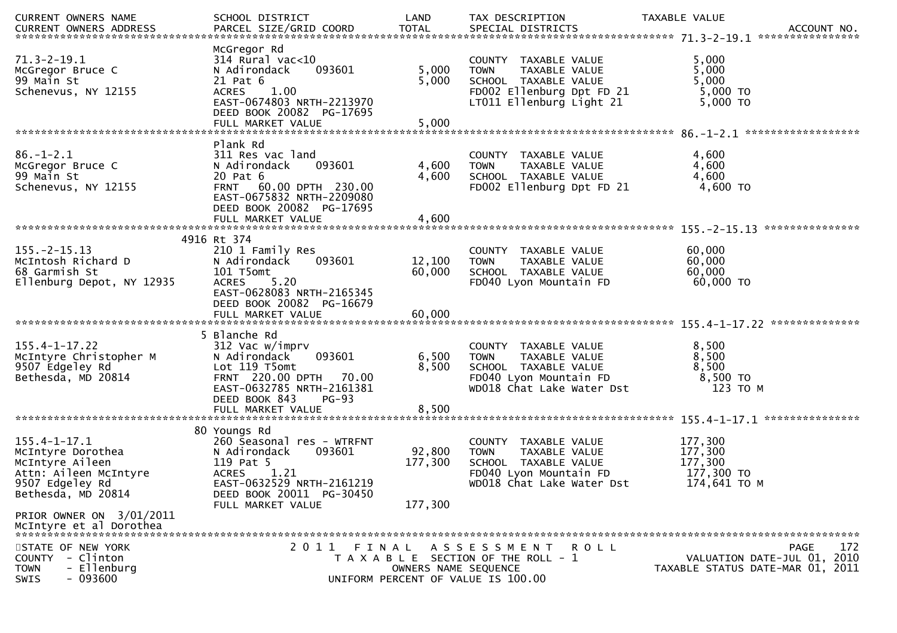| CURRENT OWNERS NAME<br>CURRENT OWNERS ADDRESS | SCHOOL DISTRICT<br>PARCEL SIZE/GRID COORD | LAND<br>TOTAL | TAX DESCRIPTION<br>SPECIAL DISTRICTS | TAXABLE VALUE<br>ACCOUNT NO. |
|---|---|---|---|---|
| **71.3-2-19.1** | | | | |
| | McGregor Rd | | | |
| 71.3-2-19.1<br>McGregor Bruce C<br>99 Main St<br>Schenevus, NY 12155 | 314 Rural vac<10<br>N Adirondack 093601<br>21 Pat 6<br>ACRES 1.00<br>EAST-0674803 NRTH-2213970<br>DEED BOOK 20082 PG-17695<br>FULL MARKET VALUE | 5,000<br>5,000<br><br><br><br><br>5,000 | COUNTY TAXABLE VALUE<br>TOWN TAXABLE VALUE<br>SCHOOL TAXABLE VALUE<br>FD002 Ellenburg Dpt FD 21<br>LT011 Ellenburg Light 21 | 5,000<br>5,000<br>5,000<br>5,000 TO<br>5,000 TO |
| **86.-1-2.1** | | | | |
| | Plank Rd | | | |
| 86.-1-2.1<br>McGregor Bruce C<br>99 Main St<br>Schenevus, NY 12155 | 311 Res vac land<br>N Adirondack 093601<br>20 Pat 6<br>FRNT 60.00 DPTH 230.00<br>EAST-0675832 NRTH-2209080<br>DEED BOOK 20082 PG-17695<br>FULL MARKET VALUE | 4,600<br>4,600<br><br><br><br><br>4,600 | COUNTY TAXABLE VALUE<br>TOWN TAXABLE VALUE<br>SCHOOL TAXABLE VALUE<br>FD002 Ellenburg Dpt FD 21 | 4,600<br>4,600<br>4,600<br>4,600 TO |
| **155.-2-15.13** | | | | |
| | 4916 Rt 374 | | | |
| 155.-2-15.13<br>McIntosh Richard D<br>68 Garmish St<br>Ellenburg Depot, NY 12935 | 210 1 Family Res<br>N Adirondack 093601<br>101 T5omt<br>ACRES 5.20<br>EAST-0628083 NRTH-2165345<br>DEED BOOK 20082 PG-16679<br>FULL MARKET VALUE | 12,100<br>60,000<br><br><br><br><br>60,000 | COUNTY TAXABLE VALUE<br>TOWN TAXABLE VALUE<br>SCHOOL TAXABLE VALUE<br>FD040 Lyon Mountain FD | 60,000<br>60,000<br>60,000<br>60,000 TO |
| **155.4-1-17.22** | | | | |
| | 5 Blanche Rd | | | |
| 155.4-1-17.22<br>McIntyre Christopher M<br>9507 Edgeley Rd<br>Bethesda, MD 20814 | 312 Vac w/imprv<br>N Adirondack 093601<br>Lot 119 T5omt<br>FRNT 220.00 DPTH 70.00<br>EAST-0632785 NRTH-2161381<br>DEED BOOK 843 PG-93<br>FULL MARKET VALUE | 6,500<br>8,500<br><br><br><br><br>8,500 | COUNTY TAXABLE VALUE<br>TOWN TAXABLE VALUE<br>SCHOOL TAXABLE VALUE<br>FD040 Lyon Mountain FD<br>WD018 Chat Lake Water Dst | 8,500<br>8,500<br>8,500<br>8,500 TO<br>123 TO M |
| **155.4-1-17.1** | | | | |
| | 80 Youngs Rd | | | |
| 155.4-1-17.1<br>McIntyre Dorothea<br>McIntyre Aileen<br>Attn: Aileen McIntyre<br>9507 Edgeley Rd<br>Bethesda, MD 20814<br><br>PRIOR OWNER ON 3/01/2011<br>McIntyre et al Dorothea | 260 Seasonal res - WTRFNT<br>N Adirondack 093601<br>119 Pat 5<br>ACRES 1.21<br>EAST-0632529 NRTH-2161219<br>DEED BOOK 20011 PG-30450<br>FULL MARKET VALUE | 92,800<br>177,300<br><br><br><br><br>177,300 | COUNTY TAXABLE VALUE<br>TOWN TAXABLE VALUE<br>SCHOOL TAXABLE VALUE<br>FD040 Lyon Mountain FD<br>WD018 Chat Lake Water Dst | 177,300<br>177,300<br>177,300<br>177,300 TO<br>174,641 TO M |

STATE OF NEW YORK
COUNTY - Clinton
TOWN - Ellenburg
SWIS - 093600

2011 FINAL ASSESSMENT ROLL
TAXABLE SECTION OF THE ROLL - 1
OWNERS NAME SEQUENCE
UNIFORM PERCENT OF VALUE IS 100.00

VALUATION DATE-JUL 01, 2010
TAXABLE STATUS DATE-MAR 01, 2011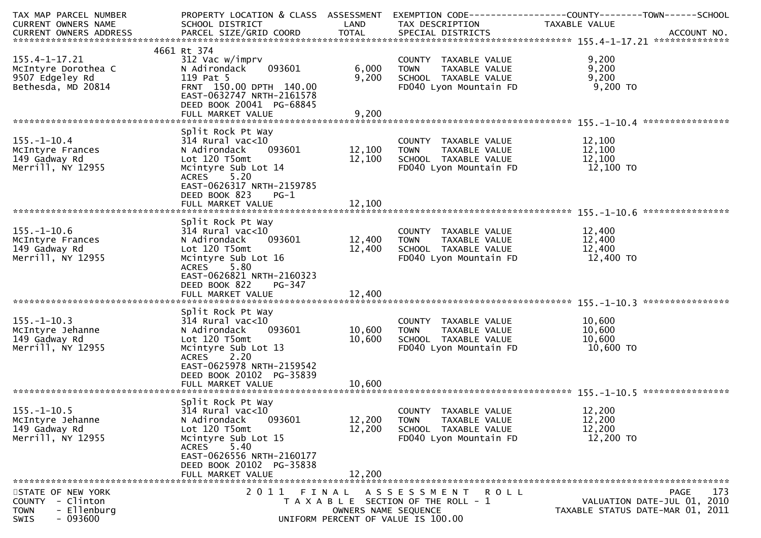| TAX MAP PARCEL NUMBER<br>CURRENT OWNERS NAME<br>CURRENT OWNERS ADDRESS | PROPERTY LOCATION & CLASS<br>SCHOOL DISTRICT<br>PARCEL SIZE/GRID COORD | ASSESSMENT<br>LAND<br>TOTAL | EXEMPTION CODE-----COUNTY-----TOWN-----SCHOOL<br>TAX DESCRIPTION<br>SPECIAL DISTRICTS | TAXABLE VALUE | ACCOUNT NO. |
|---|---|---|---|---|---|
| **155.4-1-17.21** | | | | | |
| 155.4-1-17.21 | 4661 Rt 374 | | | | |
| McIntyre Dorothea C | 312 Vac w/imprv | | COUNTY TAXABLE VALUE | 9,200 | |
| 9507 Edgeley Rd | N Adirondack 093601 | 6,000 | TOWN TAXABLE VALUE | 9,200 | |
| Bethesda, MD 20814 | 119 Pat 5 | 9,200 | SCHOOL TAXABLE VALUE | 9,200 | |
| | FRNT 150.00 DPTH 140.00 | | FD040 Lyon Mountain FD | 9,200 TO | |
| | EAST-0632747 NRTH-2161578 | | | | |
| | DEED BOOK 20041 PG-68845 | | | | |
| | FULL MARKET VALUE | 9,200 | | | |
| **155.-1-10.4** | | | | | |
| 155.-1-10.4 | Split Rock Pt Way | | | | |
| McIntyre Frances | 314 Rural vac<10 | | COUNTY TAXABLE VALUE | 12,100 | |
| 149 Gadway Rd | N Adirondack 093601 | 12,100 | TOWN TAXABLE VALUE | 12,100 | |
| Merrill, NY 12955 | Lot 120 T5omt | 12,100 | SCHOOL TAXABLE VALUE | 12,100 | |
| | Mcintyre Sub Lot 14 | | FD040 Lyon Mountain FD | 12,100 TO | |
| | ACRES 5.20 | | | | |
| | EAST-0626317 NRTH-2159785 | | | | |
| | DEED BOOK 823 PG-1 | | | | |
| | FULL MARKET VALUE | 12,100 | | | |
| **155.-1-10.6** | | | | | |
| 155.-1-10.6 | Split Rock Pt Way | | | | |
| McIntyre Frances | 314 Rural vac<10 | | COUNTY TAXABLE VALUE | 12,400 | |
| 149 Gadway Rd | N Adirondack 093601 | 12,400 | TOWN TAXABLE VALUE | 12,400 | |
| Merrill, NY 12955 | Lot 120 T5omt | 12,400 | SCHOOL TAXABLE VALUE | 12,400 | |
| | Mcintyre Sub Lot 16 | | FD040 Lyon Mountain FD | 12,400 TO | |
| | ACRES 5.80 | | | | |
| | EAST-0626821 NRTH-2160323 | | | | |
| | DEED BOOK 822 PG-347 | | | | |
| | FULL MARKET VALUE | 12,400 | | | |
| **155.-1-10.3** | | | | | |
| 155.-1-10.3 | Split Rock Pt Way | | | | |
| McIntyre Jehanne | 314 Rural vac<10 | | COUNTY TAXABLE VALUE | 10,600 | |
| 149 Gadway Rd | N Adirondack 093601 | 10,600 | TOWN TAXABLE VALUE | 10,600 | |
| Merrill, NY 12955 | Lot 120 T5omt | 10,600 | SCHOOL TAXABLE VALUE | 10,600 | |
| | Mcintyre Sub Lot 13 | | FD040 Lyon Mountain FD | 10,600 TO | |
| | ACRES 2.20 | | | | |
| | EAST-0625978 NRTH-2159542 | | | | |
| | DEED BOOK 20102 PG-35839 | | | | |
| | FULL MARKET VALUE | 10,600 | | | |
| **155.-1-10.5** | | | | | |
| 155.-1-10.5 | Split Rock Pt Way | | | | |
| McIntyre Jehanne | 314 Rural vac<10 | | COUNTY TAXABLE VALUE | 12,200 | |
| 149 Gadway Rd | N Adirondack 093601 | 12,200 | TOWN TAXABLE VALUE | 12,200 | |
| Merrill, NY 12955 | Lot 120 T5omt | 12,200 | SCHOOL TAXABLE VALUE | 12,200 | |
| | Mcintyre Sub Lot 15 | | FD040 Lyon Mountain FD | 12,200 TO | |
| | ACRES 5.40 | | | | |
| | EAST-0626556 NRTH-2160177 | | | | |
| | DEED BOOK 20102 PG-35838 | | | | |
| | FULL MARKET VALUE | 12,200 | | | |

STATE OF NEW YORK
COUNTY - Clinton
TOWN - Ellenburg
SWIS - 093600

2011 FINAL ASSESSMENT ROLL
TAXABLE SECTION OF THE ROLL - 1
OWNERS NAME SEQUENCE
UNIFORM PERCENT OF VALUE IS 100.00

PAGE 173
VALUATION DATE-JUL 01, 2010
TAXABLE STATUS DATE-MAR 01, 2011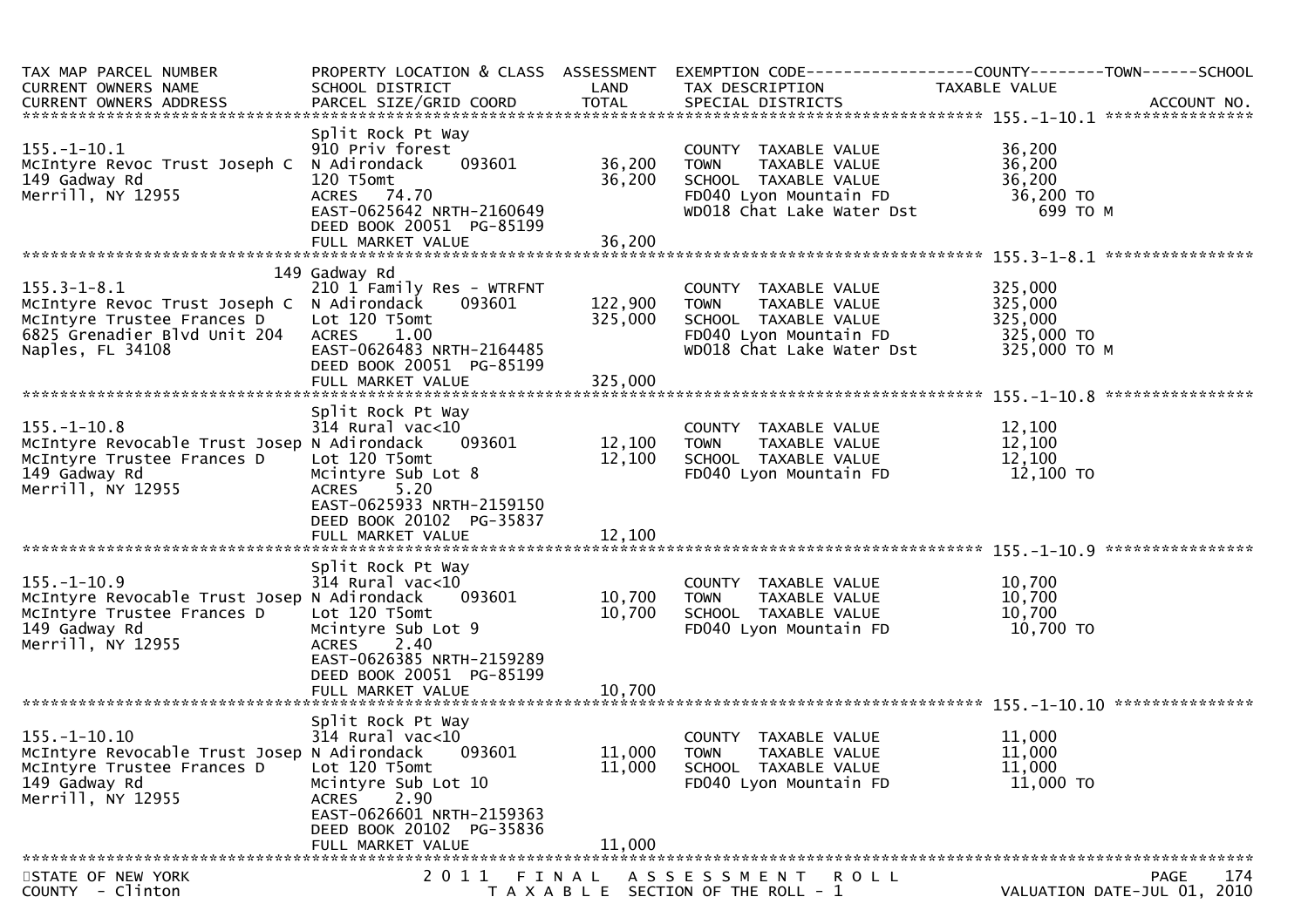| TAX MAP PARCEL NUMBER<br>CURRENT OWNERS NAME<br>CURRENT OWNERS ADDRESS | PROPERTY LOCATION & CLASS<br>SCHOOL DISTRICT<br>PARCEL SIZE/GRID COORD | ASSESSMENT<br>LAND<br>TOTAL | EXEMPTION CODE------------------COUNTY--------TOWN------SCHOOL<br>TAX DESCRIPTION<br>SPECIAL DISTRICTS | TAXABLE VALUE<br><br>ACCOUNT NO. |
|---|---|---|---|---|
| **155.-1-10.1** | | | | |
| 155.-1-10.1<br>McIntyre Revoc Trust Joseph C<br>149 Gadway Rd<br>Merrill, NY 12955 | Split Rock Pt Way<br>910 Priv forest<br>N Adirondack 093601<br>120 T5omt<br>ACRES 74.70<br>EAST-0625642 NRTH-2160649<br>DEED BOOK 20051 PG-85199<br>FULL MARKET VALUE | <br><br>36,200<br>36,200<br><br><br><br>36,200 | COUNTY TAXABLE VALUE<br>TOWN TAXABLE VALUE<br>SCHOOL TAXABLE VALUE<br>FD040 Lyon Mountain FD<br>WD018 Chat Lake Water Dst | 36,200<br>36,200<br>36,200<br>36,200 TO<br>699 TO M |
| **155.3-1-8.1** | | | | |
| 155.3-1-8.1<br>McIntyre Revoc Trust Joseph C<br>McIntyre Trustee Frances D<br>6825 Grenadier Blvd Unit 204<br>Naples, FL 34108 | 149 Gadway Rd<br>210 1 Family Res - WTRFNT<br>N Adirondack 093601<br>Lot 120 T5omt<br>ACRES 1.00<br>EAST-0626483 NRTH-2164485<br>DEED BOOK 20051 PG-85199<br>FULL MARKET VALUE | <br><br>122,900<br>325,000<br><br><br><br>325,000 | COUNTY TAXABLE VALUE<br>TOWN TAXABLE VALUE<br>SCHOOL TAXABLE VALUE<br>FD040 Lyon Mountain FD<br>WD018 Chat Lake Water Dst | 325,000<br>325,000<br>325,000<br>325,000 TO<br>325,000 TO M |
| **155.-1-10.8** | | | | |
| 155.-1-10.8<br>McIntyre Revocable Trust Josep<br>McIntyre Trustee Frances D<br>149 Gadway Rd<br>Merrill, NY 12955 | Split Rock Pt Way<br>314 Rural vac<10<br>N Adirondack 093601<br>Lot 120 T5omt<br>Mcintyre Sub Lot 8<br>ACRES 5.20<br>EAST-0625933 NRTH-2159150<br>DEED BOOK 20102 PG-35837<br>FULL MARKET VALUE | <br><br>12,100<br>12,100<br><br><br><br><br>12,100 | COUNTY TAXABLE VALUE<br>TOWN TAXABLE VALUE<br>SCHOOL TAXABLE VALUE<br>FD040 Lyon Mountain FD | 12,100<br>12,100<br>12,100<br>12,100 TO |
| **155.-1-10.9** | | | | |
| 155.-1-10.9<br>McIntyre Revocable Trust Josep<br>McIntyre Trustee Frances D<br>149 Gadway Rd<br>Merrill, NY 12955 | Split Rock Pt Way<br>314 Rural vac<10<br>N Adirondack 093601<br>Lot 120 T5omt<br>Mcintyre Sub Lot 9<br>ACRES 2.40<br>EAST-0626385 NRTH-2159289<br>DEED BOOK 20051 PG-85199<br>FULL MARKET VALUE | <br><br>10,700<br>10,700<br><br><br><br><br>10,700 | COUNTY TAXABLE VALUE<br>TOWN TAXABLE VALUE<br>SCHOOL TAXABLE VALUE<br>FD040 Lyon Mountain FD | 10,700<br>10,700<br>10,700<br>10,700 TO |
| **155.-1-10.10** | | | | |
| 155.-1-10.10<br>McIntyre Revocable Trust Josep<br>McIntyre Trustee Frances D<br>149 Gadway Rd<br>Merrill, NY 12955 | Split Rock Pt Way<br>314 Rural vac<10<br>N Adirondack 093601<br>Lot 120 T5omt<br>Mcintyre Sub Lot 10<br>ACRES 2.90<br>EAST-0626601 NRTH-2159363<br>DEED BOOK 20102 PG-35836<br>FULL MARKET VALUE | <br><br>11,000<br>11,000<br><br><br><br><br>11,000 | COUNTY TAXABLE VALUE<br>TOWN TAXABLE VALUE<br>SCHOOL TAXABLE VALUE<br>FD040 Lyon Mountain FD | 11,000<br>11,000<br>11,000<br>11,000 TO |

STATE OF NEW YORK
COUNTY - Clinton

2011 FINAL ASSESSMENT ROLL
TAXABLE SECTION OF THE ROLL - 1

VALUATION DATE-JUL 01, 2010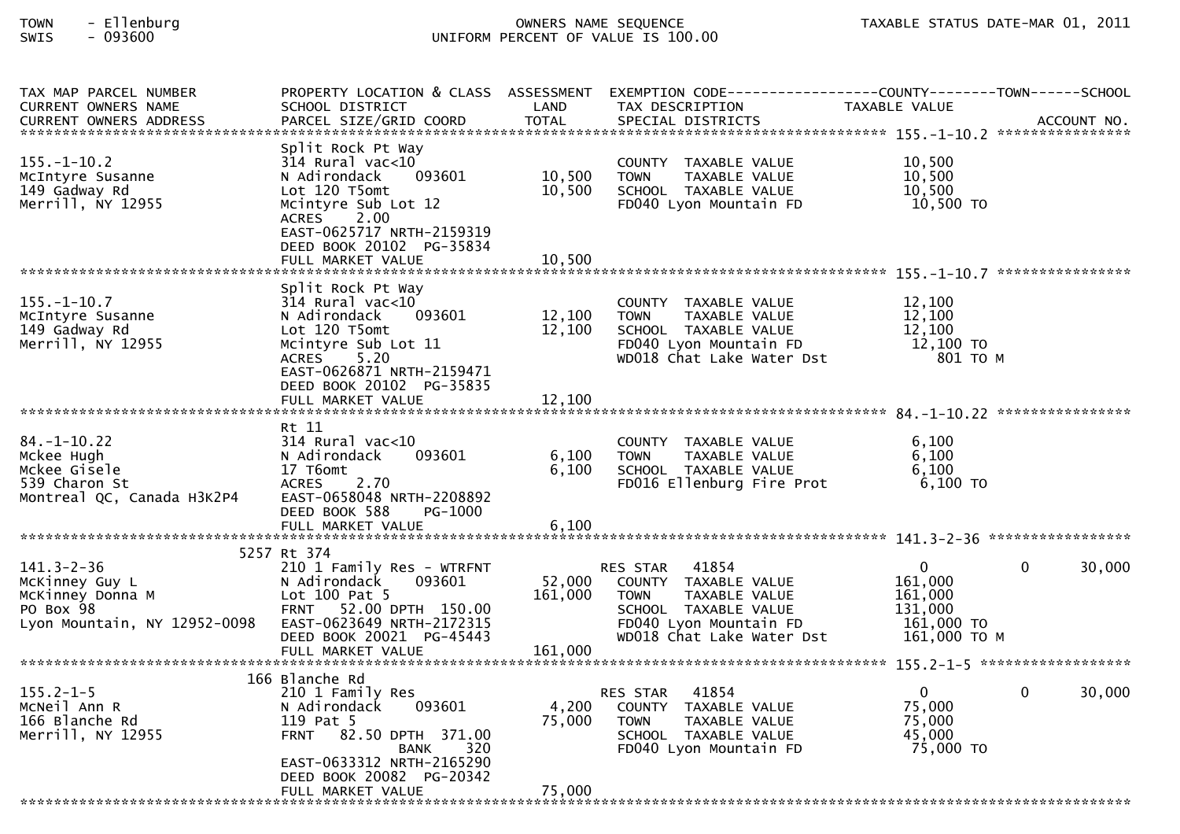TOWN - Ellenburg
SWIS - 093600

OWNERS NAME SEQUENCE
UNIFORM PERCENT OF VALUE IS 100.00

TAXABLE STATUS DATE-MAR 01, 2011

| TAX MAP PARCEL NUMBER<br>CURRENT OWNERS NAME<br>CURRENT OWNERS ADDRESS | PROPERTY LOCATION & CLASS<br>SCHOOL DISTRICT<br>PARCEL SIZE/GRID COORD | ASSESSMENT<br>LAND<br>TOTAL | EXEMPTION CODE<br>TAX DESCRIPTION<br>SPECIAL DISTRICTS | COUNTY<br>TAXABLE VALUE | TOWN | SCHOOL<br>ACCOUNT NO. |
|---|---|---|---|---|---|---|
| **155.-1-10.2** | | | | | | |
| 155.-1-10.2<br>McIntyre Susanne<br>149 Gadway Rd<br>Merrill, NY 12955 | Split Rock Pt Way<br>314 Rural vac<10<br>N Adirondack 093601<br>Lot 120 T5omt<br>Mcintyre Sub Lot 12<br>ACRES 2.00<br>EAST-0625717 NRTH-2159319<br>DEED BOOK 20102 PG-35834<br>FULL MARKET VALUE | 10,500<br>10,500<br><br><br><br><br><br>10,500 | COUNTY TAXABLE VALUE<br>TOWN TAXABLE VALUE<br>SCHOOL TAXABLE VALUE<br>FD040 Lyon Mountain FD | 10,500<br>10,500<br>10,500<br>10,500 TO | | |
| **155.-1-10.7** | | | | | | |
| 155.-1-10.7<br>McIntyre Susanne<br>149 Gadway Rd<br>Merrill, NY 12955 | Split Rock Pt Way<br>314 Rural vac<10<br>N Adirondack 093601<br>Lot 120 T5omt<br>Mcintyre Sub Lot 11<br>ACRES 5.20<br>EAST-0626871 NRTH-2159471<br>DEED BOOK 20102 PG-35835<br>FULL MARKET VALUE | 12,100<br>12,100<br><br><br><br><br><br>12,100 | COUNTY TAXABLE VALUE<br>TOWN TAXABLE VALUE<br>SCHOOL TAXABLE VALUE<br>FD040 Lyon Mountain FD<br>WD018 Chat Lake Water Dst | 12,100<br>12,100<br>12,100<br>12,100 TO<br>801 TO M | | |
| **84.-1-10.22** | | | | | | |
| 84.-1-10.22<br>Mckee Hugh<br>Mckee Gisele<br>539 Charon St<br>Montreal QC, Canada H3K2P4 | Rt 11<br>314 Rural vac<10<br>N Adirondack 093601<br>17 T6omt<br>ACRES 2.70<br>EAST-0658048 NRTH-2208892<br>DEED BOOK 588 PG-1000<br>FULL MARKET VALUE | 6,100<br>6,100<br><br><br><br><br>6,100 | COUNTY TAXABLE VALUE<br>TOWN TAXABLE VALUE<br>SCHOOL TAXABLE VALUE<br>FD016 Ellenburg Fire Prot | 6,100<br>6,100<br>6,100<br>6,100 TO | | |
| **141.3-2-36** | | | | | | |
| 141.3-2-36<br>McKinney Guy L<br>McKinney Donna M<br>PO Box 98<br>Lyon Mountain, NY 12952-0098 | 5257 Rt 374<br>210 1 Family Res - WTRFNT<br>N Adirondack 093601<br>Lot 100 Pat 5<br>FRNT 52.00 DPTH 150.00<br>EAST-0623649 NRTH-2172315<br>DEED BOOK 20021 PG-45443<br>FULL MARKET VALUE | <br>52,000<br>161,000<br><br><br><br>161,000 | RES STAR 41854<br>COUNTY TAXABLE VALUE<br>TOWN TAXABLE VALUE<br>SCHOOL TAXABLE VALUE<br>FD040 Lyon Mountain FD<br>WD018 Chat Lake Water Dst | 0<br>161,000<br>161,000<br>131,000<br>161,000 TO<br>161,000 TO M | 0 | 30,000 |
| **155.2-1-5** | | | | | | |
| 155.2-1-5<br>McNeil Ann R<br>166 Blanche Rd<br>Merrill, NY 12955 | 166 Blanche Rd<br>210 1 Family Res<br>N Adirondack 093601<br>119 Pat 5<br>FRNT 82.50 DPTH 371.00<br>BANK 320<br>EAST-0633312 NRTH-2165290<br>DEED BOOK 20082 PG-20342<br>FULL MARKET VALUE | <br>4,200<br>75,000<br><br><br><br><br>75,000 | RES STAR 41854<br>COUNTY TAXABLE VALUE<br>TOWN TAXABLE VALUE<br>SCHOOL TAXABLE VALUE<br>FD040 Lyon Mountain FD | 0<br>75,000<br>75,000<br>45,000<br>75,000 TO | 0 | 30,000 |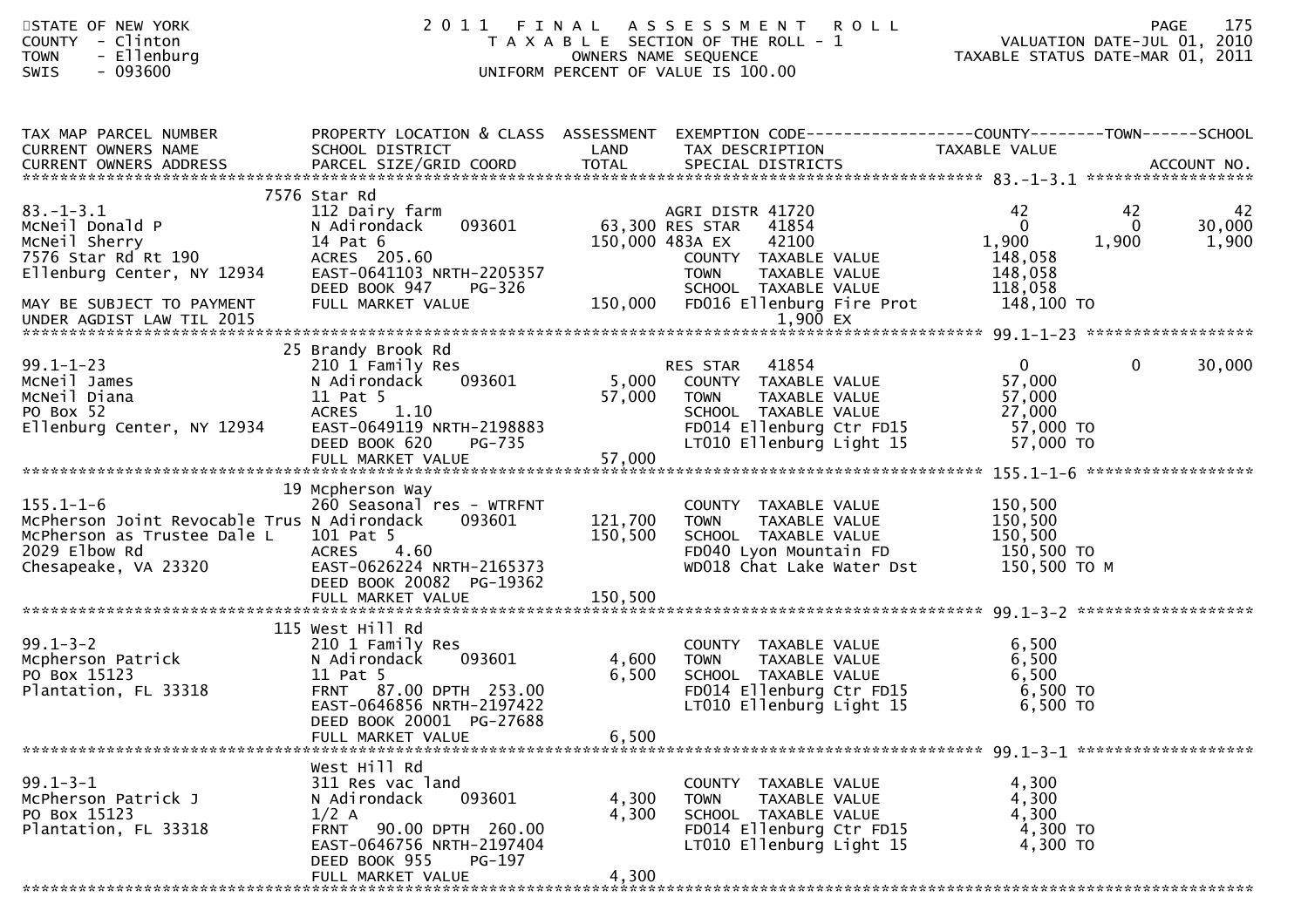STATE OF NEW YORK
COUNTY - Clinton
TOWN - Ellenburg
SWIS - 093600

# 2011 FINAL ASSESSMENT ROLL
TAXABLE SECTION OF THE ROLL - 1
OWNERS NAME SEQUENCE
UNIFORM PERCENT OF VALUE IS 100.00

VALUATION DATE-JUL 01, 2010
TAXABLE STATUS DATE-MAR 01, 2011

| TAX MAP PARCEL NUMBER / CURRENT OWNERS NAME / CURRENT OWNERS ADDRESS | PROPERTY LOCATION & CLASS / SCHOOL DISTRICT / PARCEL SIZE/GRID COORD | ASSESSMENT LAND / TOTAL | EXEMPTION CODE / TAX DESCRIPTION / SPECIAL DISTRICTS | COUNTY TAXABLE VALUE | TOWN | SCHOOL | ACCOUNT NO. |
|---|---|---|---|---|---|---|---|
| 83.-1-3.1 | 7576 Star Rd | | | | | | |
| 83.-1-3.1 | 112 Dairy farm | | AGRI DISTR 41720 | 42 | 42 | 42 | |
| McNeil Donald P | N Adirondack 093601 | 63,300 | RES STAR 41854 | 0 | 0 | 30,000 | |
| McNeil Sherry | 14 Pat 6 | 150,000 | 483A EX 42100 | 1,900 | 1,900 | 1,900 | |
| 7576 Star Rd Rt 190 | ACRES 205.60 | | COUNTY TAXABLE VALUE | 148,058 | | | |
| Ellenburg Center, NY 12934 | EAST-0641103 NRTH-2205357 | | TOWN TAXABLE VALUE | 148,058 | | | |
| | DEED BOOK 947 PG-326 | | SCHOOL TAXABLE VALUE | 118,058 | | | |
| MAY BE SUBJECT TO PAYMENT | FULL MARKET VALUE | 150,000 | FD016 Ellenburg Fire Prot | 148,100 TO | | | |
| UNDER AGDIST LAW TIL 2015 | | | 1,900 EX | | | | |
| 99.1-1-23 | 25 Brandy Brook Rd | | | | | | |
| 99.1-1-23 | 210 1 Family Res | | RES STAR 41854 | 0 | 0 | 30,000 | |
| McNeil James | N Adirondack 093601 | 5,000 | COUNTY TAXABLE VALUE | 57,000 | | | |
| McNeil Diana | 11 Pat 5 | 57,000 | TOWN TAXABLE VALUE | 57,000 | | | |
| PO Box 52 | ACRES 1.10 | | SCHOOL TAXABLE VALUE | 27,000 | | | |
| Ellenburg Center, NY 12934 | EAST-0649119 NRTH-2198883 | | FD014 Ellenburg Ctr FD15 | 57,000 TO | | | |
| | DEED BOOK 620 PG-735 | | LT010 Ellenburg Light 15 | 57,000 TO | | | |
| | FULL MARKET VALUE | 57,000 | | | | | |
| 155.1-1-6 | 19 Mcpherson Way | | | | | | |
| 155.1-1-6 | 260 Seasonal res - WTRFNT | | COUNTY TAXABLE VALUE | 150,500 | | | |
| McPherson Joint Revocable Trus | N Adirondack 093601 | 121,700 | TOWN TAXABLE VALUE | 150,500 | | | |
| McPherson as Trustee Dale L | 101 Pat 5 | 150,500 | SCHOOL TAXABLE VALUE | 150,500 | | | |
| 2029 Elbow Rd | ACRES 4.60 | | FD040 Lyon Mountain FD | 150,500 TO | | | |
| Chesapeake, VA 23320 | EAST-0626224 NRTH-2165373 | | WD018 Chat Lake Water Dst | 150,500 TO M | | | |
| | DEED BOOK 20082 PG-19362 | | | | | | |
| | FULL MARKET VALUE | 150,500 | | | | | |
| 99.1-3-2 | 115 West Hill Rd | | | | | | |
| 99.1-3-2 | 210 1 Family Res | | COUNTY TAXABLE VALUE | 6,500 | | | |
| Mcpherson Patrick | N Adirondack 093601 | 4,600 | TOWN TAXABLE VALUE | 6,500 | | | |
| PO Box 15123 | 11 Pat 5 | 6,500 | SCHOOL TAXABLE VALUE | 6,500 | | | |
| Plantation, FL 33318 | FRNT 87.00 DPTH 253.00 | | FD014 Ellenburg Ctr FD15 | 6,500 TO | | | |
| | EAST-0646856 NRTH-2197422 | | LT010 Ellenburg Light 15 | 6,500 TO | | | |
| | DEED BOOK 20001 PG-27688 | | | | | | |
| | FULL MARKET VALUE | 6,500 | | | | | |
| 99.1-3-1 | West Hill Rd | | | | | | |
| 99.1-3-1 | 311 Res vac land | | COUNTY TAXABLE VALUE | 4,300 | | | |
| McPherson Patrick J | N Adirondack 093601 | 4,300 | TOWN TAXABLE VALUE | 4,300 | | | |
| PO Box 15123 | 1/2 A | 4,300 | SCHOOL TAXABLE VALUE | 4,300 | | | |
| Plantation, FL 33318 | FRNT 90.00 DPTH 260.00 | | FD014 Ellenburg Ctr FD15 | 4,300 TO | | | |
| | EAST-0646756 NRTH-2197404 | | LT010 Ellenburg Light 15 | 4,300 TO | | | |
| | DEED BOOK 955 PG-197 | | | | | | |
| | FULL MARKET VALUE | 4,300 | | | | | |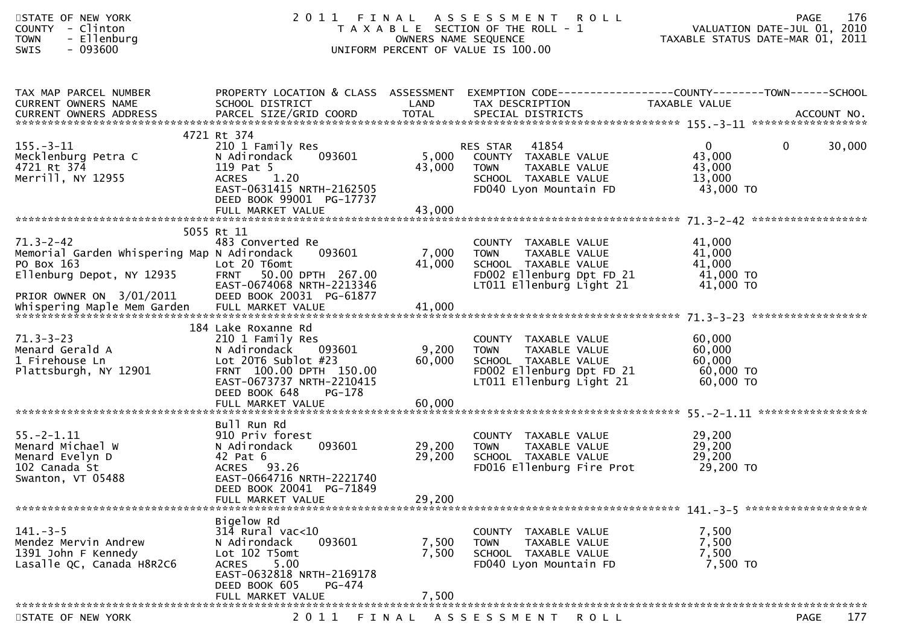STATE OF NEW YORK — COUNTY - Clinton — TOWN - Ellenburg — SWIS - 093600

# 2011 FINAL ASSESSMENT ROLL

TAXABLE SECTION OF THE ROLL - 1
OWNERS NAME SEQUENCE
UNIFORM PERCENT OF VALUE IS 100.00

VALUATION DATE-JUL 01, 2010
TAXABLE STATUS DATE-MAR 01, 2011

| TAX MAP PARCEL NUMBER / CURRENT OWNERS NAME / CURRENT OWNERS ADDRESS | PROPERTY LOCATION & CLASS / SCHOOL DISTRICT / PARCEL SIZE/GRID COORD | ASSESSMENT LAND | ASSESSMENT TOTAL | EXEMPTION CODE / TAX DESCRIPTION / SPECIAL DISTRICTS | COUNTY TAXABLE VALUE | TOWN | SCHOOL | ACCOUNT NO. |
|---|---|---|---|---|---|---|---|---|
| 155.-3-11 | 4721 Rt 374 | | | | | | | |
| 155.-3-11 | 210 1 Family Res | | | RES STAR 41854 | 0 | 0 | 30,000 | |
| Mecklenburg Petra C | N Adirondack 093601 | 5,000 | | COUNTY TAXABLE VALUE | 43,000 | | | |
| 4721 Rt 374 | 119 Pat 5 | | 43,000 | TOWN TAXABLE VALUE | 43,000 | | | |
| Merrill, NY 12955 | ACRES 1.20 | | | SCHOOL TAXABLE VALUE | 13,000 | | | |
| | EAST-0631415 NRTH-2162505 | | | FD040 Lyon Mountain FD | 43,000 TO | | | |
| | DEED BOOK 99001 PG-17737 | | | | | | | |
| | FULL MARKET VALUE | | 43,000 | | | | | |
| 71.3-2-42 | 5055 Rt 11 | | | | | | | |
| 71.3-2-42 | 483 Converted Re | | | COUNTY TAXABLE VALUE | 41,000 | | | |
| Memorial Garden Whispering Map | N Adirondack 093601 | 7,000 | | TOWN TAXABLE VALUE | 41,000 | | | |
| PO Box 163 | Lot 20 T6omt | | 41,000 | SCHOOL TAXABLE VALUE | 41,000 | | | |
| Ellenburg Depot, NY 12935 | FRNT 50.00 DPTH 267.00 | | | FD002 Ellenburg Dpt FD 21 | 41,000 TO | | | |
| | EAST-0674068 NRTH-2213346 | | | LT011 Ellenburg Light 21 | 41,000 TO | | | |
| PRIOR OWNER ON 3/01/2011 | DEED BOOK 20031 PG-61877 | | | | | | | |
| Whispering Maple Mem Garden | FULL MARKET VALUE | | 41,000 | | | | | |
| 71.3-3-23 | 184 Lake Roxanne Rd | | | | | | | |
| 71.3-3-23 | 210 1 Family Res | | | COUNTY TAXABLE VALUE | 60,000 | | | |
| Menard Gerald A | N Adirondack 093601 | 9,200 | | TOWN TAXABLE VALUE | 60,000 | | | |
| 1 Firehouse Ln | Lot 20T6 Sublot #23 | | 60,000 | SCHOOL TAXABLE VALUE | 60,000 | | | |
| Plattsburgh, NY 12901 | FRNT 100.00 DPTH 150.00 | | | FD002 Ellenburg Dpt FD 21 | 60,000 TO | | | |
| | EAST-0673737 NRTH-2210415 | | | LT011 Ellenburg Light 21 | 60,000 TO | | | |
| | DEED BOOK 648 PG-178 | | | | | | | |
| | FULL MARKET VALUE | | 60,000 | | | | | |
| 55.-2-1.11 | Bull Run Rd | | | | | | | |
| 55.-2-1.11 | 910 Priv forest | | | COUNTY TAXABLE VALUE | 29,200 | | | |
| Menard Michael W | N Adirondack 093601 | 29,200 | | TOWN TAXABLE VALUE | 29,200 | | | |
| Menard Evelyn D | 42 Pat 6 | | 29,200 | SCHOOL TAXABLE VALUE | 29,200 | | | |
| 102 Canada St | ACRES 93.26 | | | FD016 Ellenburg Fire Prot | 29,200 TO | | | |
| Swanton, VT 05488 | EAST-0664716 NRTH-2221740 | | | | | | | |
| | DEED BOOK 20041 PG-71849 | | | | | | | |
| | FULL MARKET VALUE | | 29,200 | | | | | |
| 141.-3-5 | Bigelow Rd | | | | | | | |
| 141.-3-5 | 314 Rural vac<10 | | | COUNTY TAXABLE VALUE | 7,500 | | | |
| Mendez Mervin Andrew | N Adirondack 093601 | 7,500 | | TOWN TAXABLE VALUE | 7,500 | | | |
| 1391 John F Kennedy | Lot 102 T5omt | | 7,500 | SCHOOL TAXABLE VALUE | 7,500 | | | |
| Lasalle QC, Canada H8R2C6 | ACRES 5.00 | | | FD040 Lyon Mountain FD | 7,500 TO | | | |
| | EAST-0632818 NRTH-2169178 | | | | | | | |
| | DEED BOOK 605 PG-474 | | | | | | | |
| | FULL MARKET VALUE | | 7,500 | | | | | |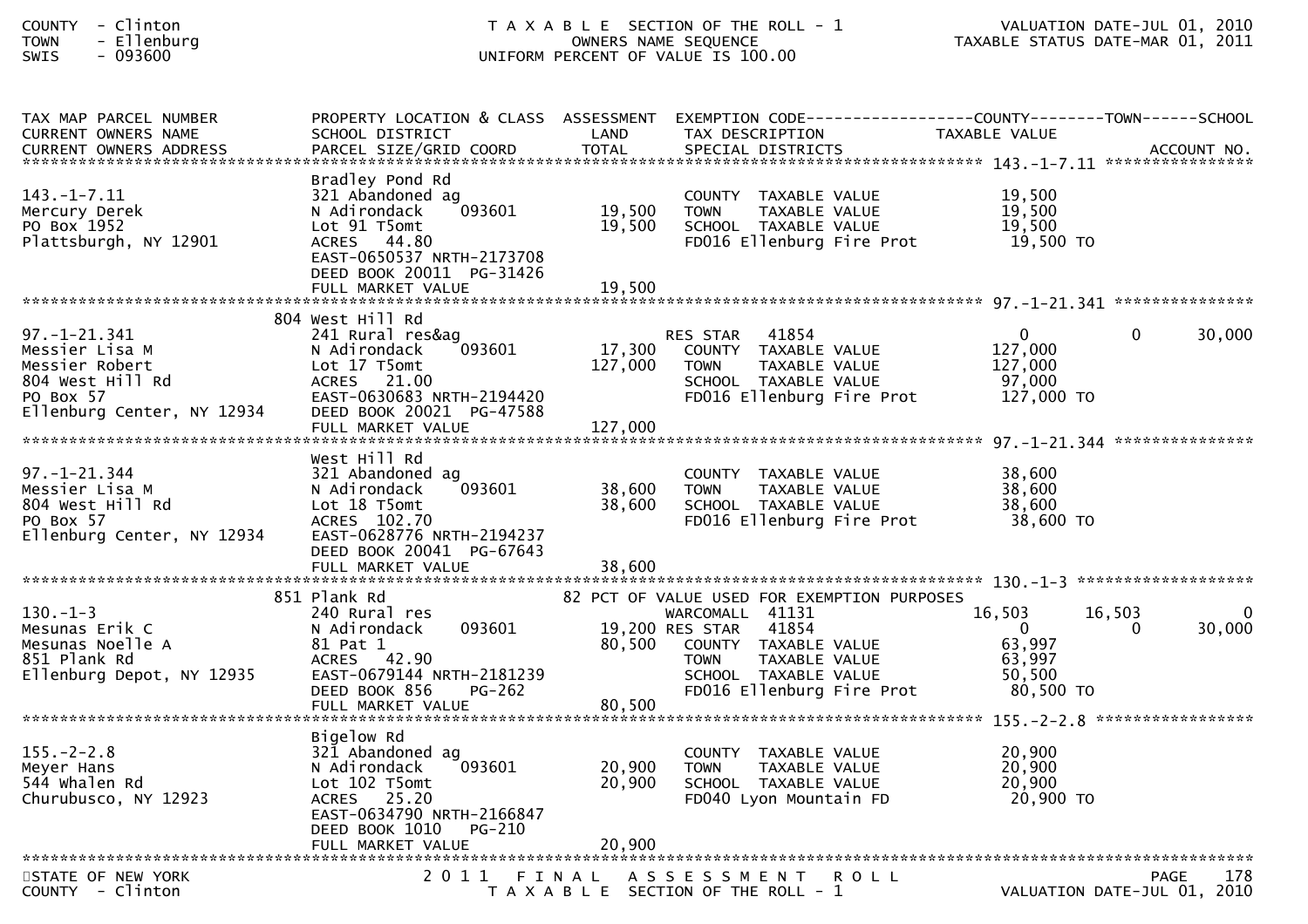COUNTY - Clinton
TOWN - Ellenburg
SWIS - 093600

T A X A B L E SECTION OF THE ROLL - 1
OWNERS NAME SEQUENCE
UNIFORM PERCENT OF VALUE IS 100.00

VALUATION DATE-JUL 01, 2010
TAXABLE STATUS DATE-MAR 01, 2011

```
TAX MAP PARCEL NUMBER          PROPERTY LOCATION & CLASS  ASSESSMENT  EXEMPTION CODE------------------COUNTY--------TOWN------SCHOOL
CURRENT OWNERS NAME            SCHOOL DISTRICT               LAND      TAX DESCRIPTION            TAXABLE VALUE
CURRENT OWNERS ADDRESS         PARCEL SIZE/GRID COORD        TOTAL     SPECIAL DISTRICTS                                    ACCOUNT NO.
******************************************************************************************************* 143.-1-7.11 ****************
                               Bradley Pond Rd
143.-1-7.11                    321 Abandoned ag                         COUNTY  TAXABLE VALUE            19,500
Mercury Derek                  N Adirondack     093601      19,500      TOWN    TAXABLE VALUE            19,500
PO Box 1952                    Lot 91 T5omt                 19,500      SCHOOL  TAXABLE VALUE            19,500
Plattsburgh, NY 12901          ACRES   44.80                            FD016 Ellenburg Fire Prot         19,500 TO
                               EAST-0650537 NRTH-2173708
                               DEED BOOK 20011  PG-31426
                               FULL MARKET VALUE            19,500
******************************************************************************************************* 97.-1-21.341 ***************
                               804 West Hill Rd
97.-1-21.341                   241 Rural res&ag                         RES STAR   41854                  0             0        30,000
Messier Lisa M                 N Adirondack     093601      17,300      COUNTY  TAXABLE VALUE           127,000
Messier Robert                 Lot 17 T5omt                127,000      TOWN    TAXABLE VALUE           127,000
804 West Hill Rd               ACRES   21.00                            SCHOOL  TAXABLE VALUE            97,000
PO Box 57                      EAST-0630683 NRTH-2194420                FD016 Ellenburg Fire Prot        127,000 TO
Ellenburg Center, NY 12934     DEED BOOK 20021  PG-47588
                               FULL MARKET VALUE           127,000
******************************************************************************************************* 97.-1-21.344 ***************
                               West Hill Rd
97.-1-21.344                   321 Abandoned ag                         COUNTY  TAXABLE VALUE            38,600
Messier Lisa M                 N Adirondack     093601      38,600      TOWN    TAXABLE VALUE            38,600
804 West Hill Rd               Lot 18 T5omt                 38,600      SCHOOL  TAXABLE VALUE            38,600
PO Box 57                      ACRES  102.70                            FD016 Ellenburg Fire Prot         38,600 TO
Ellenburg Center, NY 12934     EAST-0628776 NRTH-2194237
                               DEED BOOK 20041  PG-67643
                               FULL MARKET VALUE            38,600
******************************************************************************************************* 130.-1-3 *******************
                               851 Plank Rd                  82 PCT OF VALUE USED FOR EXEMPTION PURPOSES
130.-1-3                       240 Rural res                            WARCOMALL  41131             16,503        16,503             0
Mesunas Erik C                 N Adirondack     093601      19,200 RES STAR   41854                   0             0        30,000
Mesunas Noelle A               81 Pat 1                     80,500      COUNTY  TAXABLE VALUE            63,997
851 Plank Rd                   ACRES   42.90                            TOWN    TAXABLE VALUE            63,997
Ellenburg Depot, NY 12935      EAST-0679144 NRTH-2181239                SCHOOL  TAXABLE VALUE            50,500
                               DEED BOOK 856    PG-262                  FD016 Ellenburg Fire Prot         80,500 TO
                               FULL MARKET VALUE            80,500
******************************************************************************************************* 155.-2-2.8 *****************
                               Bigelow Rd
155.-2-2.8                     321 Abandoned ag                         COUNTY  TAXABLE VALUE            20,900
Meyer Hans                     N Adirondack     093601      20,900      TOWN    TAXABLE VALUE            20,900
544 Whalen Rd                  Lot 102 T5omt                20,900      SCHOOL  TAXABLE VALUE            20,900
Churubusco, NY 12923           ACRES   25.20                            FD040 Lyon Mountain FD            20,900 TO
                               EAST-0634790 NRTH-2166847
                               DEED BOOK 1010   PG-210
                               FULL MARKET VALUE            20,900
************************************************************************************************************************************
```

STATE OF NEW YORK
COUNTY - Clinton

2 0 1 1 F I N A L A S S E S S M E N T R O L L
T A X A B L E SECTION OF THE ROLL - 1

VALUATION DATE-JUL 01, 2010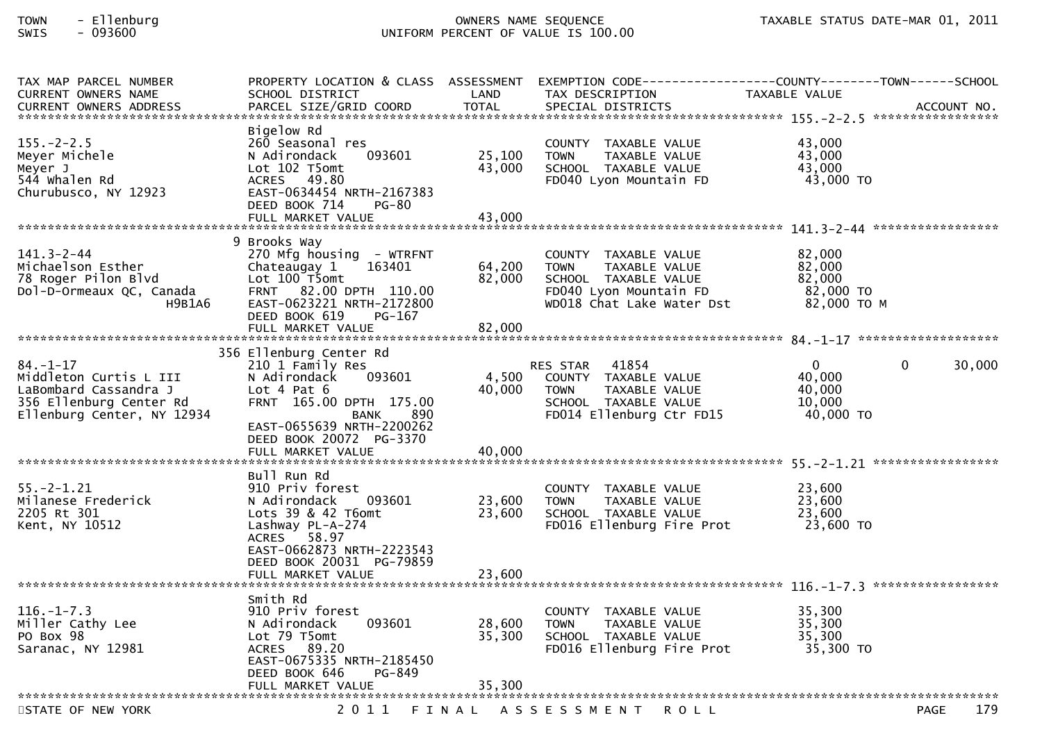TOWN - Ellenburg
SWIS - 093600

OWNERS NAME SEQUENCE
UNIFORM PERCENT OF VALUE IS 100.00

TAXABLE STATUS DATE-MAR 01, 2011

| TAX MAP PARCEL NUMBER / CURRENT OWNERS NAME / CURRENT OWNERS ADDRESS | PROPERTY LOCATION & CLASS / SCHOOL DISTRICT / PARCEL SIZE/GRID COORD | ASSESSMENT LAND / TOTAL | EXEMPTION CODE / TAX DESCRIPTION / SPECIAL DISTRICTS | COUNTY TAXABLE VALUE | TOWN | SCHOOL |
|---|---|---|---|---|---|---|
| 155.-2-2.5 | Bigelow Rd | | | | | |
| Meyer Michele | 260 Seasonal res | | COUNTY TAXABLE VALUE | 43,000 | | |
| Meyer J | N Adirondack 093601 | 25,100 | TOWN TAXABLE VALUE | 43,000 | | |
| 544 Whalen Rd | Lot 102 T5omt | 43,000 | SCHOOL TAXABLE VALUE | 43,000 | | |
| Churubusco, NY 12923 | ACRES 49.80 | | FD040 Lyon Mountain FD | 43,000 TO | | |
| | EAST-0634454 NRTH-2167383 | | | | | |
| | DEED BOOK 714 PG-80 | | | | | |
| | FULL MARKET VALUE | 43,000 | | | | |
| 141.3-2-44 | 9 Brooks Way | | | | | |
| Michaelson Esther | 270 Mfg housing - WTRFNT | | COUNTY TAXABLE VALUE | 82,000 | | |
| 78 Roger Pilon Blvd | Chateaugay 1 163401 | 64,200 | TOWN TAXABLE VALUE | 82,000 | | |
| Dol-D-Ormeaux QC, Canada H9B1A6 | Lot 100 T5omt | 82,000 | SCHOOL TAXABLE VALUE | 82,000 | | |
| | FRNT 82.00 DPTH 110.00 | | FD040 Lyon Mountain FD | 82,000 TO | | |
| | EAST-0623221 NRTH-2172800 | | WD018 Chat Lake Water Dst | 82,000 TO M | | |
| | DEED BOOK 619 PG-167 | | | | | |
| | FULL MARKET VALUE | 82,000 | | | | |
| 84.-1-17 | 356 Ellenburg Center Rd | | | | | |
| Middleton Curtis L III | 210 1 Family Res | | RES STAR 41854 | 0 | 0 | 30,000 |
| LaBombard Cassandra J | N Adirondack 093601 | 4,500 | COUNTY TAXABLE VALUE | 40,000 | | |
| 356 Ellenburg Center Rd | Lot 4 Pat 6 | 40,000 | TOWN TAXABLE VALUE | 40,000 | | |
| Ellenburg Center, NY 12934 | FRNT 165.00 DPTH 175.00 | | SCHOOL TAXABLE VALUE | 10,000 | | |
| | BANK 890 | | FD014 Ellenburg Ctr FD15 | 40,000 TO | | |
| | EAST-0655639 NRTH-2200262 | | | | | |
| | DEED BOOK 20072 PG-3370 | | | | | |
| | FULL MARKET VALUE | 40,000 | | | | |
| 55.-2-1.21 | Bull Run Rd | | | | | |
| Milanese Frederick | 910 Priv forest | | COUNTY TAXABLE VALUE | 23,600 | | |
| 2205 Rt 301 | N Adirondack 093601 | 23,600 | TOWN TAXABLE VALUE | 23,600 | | |
| Kent, NY 10512 | Lots 39 & 42 T6omt | 23,600 | SCHOOL TAXABLE VALUE | 23,600 | | |
| | Lashway PL-A-274 | | FD016 Ellenburg Fire Prot | 23,600 TO | | |
| | ACRES 58.97 | | | | | |
| | EAST-0662873 NRTH-2223543 | | | | | |
| | DEED BOOK 20031 PG-79859 | | | | | |
| | FULL MARKET VALUE | 23,600 | | | | |
| 116.-1-7.3 | Smith Rd | | | | | |
| Miller Cathy Lee | 910 Priv forest | | COUNTY TAXABLE VALUE | 35,300 | | |
| PO Box 98 | N Adirondack 093601 | 28,600 | TOWN TAXABLE VALUE | 35,300 | | |
| Saranac, NY 12981 | Lot 79 T5omt | 35,300 | SCHOOL TAXABLE VALUE | 35,300 | | |
| | ACRES 89.20 | | FD016 Ellenburg Fire Prot | 35,300 TO | | |
| | EAST-0675335 NRTH-2185450 | | | | | |
| | DEED BOOK 646 PG-849 | | | | | |
| | FULL MARKET VALUE | 35,300 | | | | |

STATE OF NEW YORK — 2011 FINAL ASSESSMENT ROLL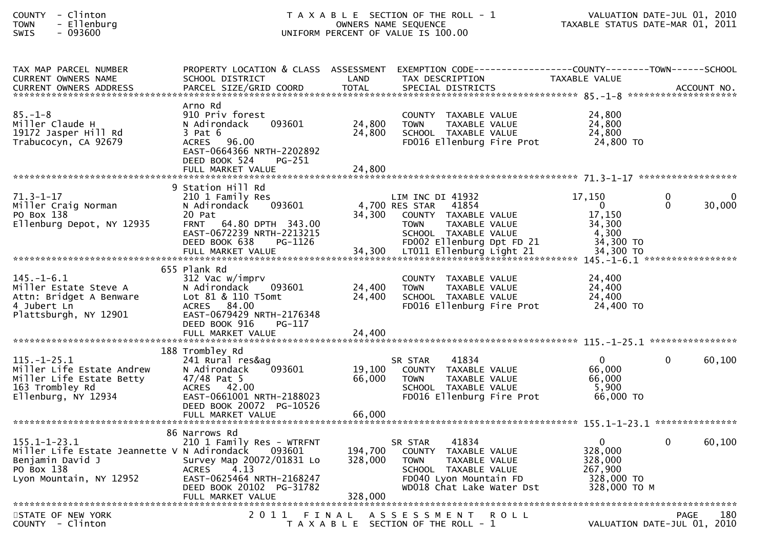COUNTY - Clinton
TOWN - Ellenburg
SWIS - 093600

TAXABLE SECTION OF THE ROLL - 1
OWNERS NAME SEQUENCE
UNIFORM PERCENT OF VALUE IS 100.00

VALUATION DATE-JUL 01, 2010
TAXABLE STATUS DATE-MAR 01, 2011

| TAX MAP PARCEL NUMBER / CURRENT OWNERS NAME / CURRENT OWNERS ADDRESS | PROPERTY LOCATION & CLASS / SCHOOL DISTRICT / PARCEL SIZE/GRID COORD | ASSESSMENT LAND / TOTAL | EXEMPTION CODE / TAX DESCRIPTION / SPECIAL DISTRICTS | COUNTY TAXABLE VALUE | TOWN | SCHOOL / ACCOUNT NO. |
|---|---|---|---|---|---|---|
| **85.-1-8** | Arno Rd | | | | | |
| 85.-1-8 | 910 Priv forest | | COUNTY TAXABLE VALUE | 24,800 | | |
| Miller Claude H | N Adirondack 093601 | 24,800 | TOWN TAXABLE VALUE | 24,800 | | |
| 19172 Jasper Hill Rd | 3 Pat 6 | 24,800 | SCHOOL TAXABLE VALUE | 24,800 | | |
| Trabucocyn, CA 92679 | ACRES 96.00 | | FD016 Ellenburg Fire Prot | 24,800 TO | | |
| | EAST-0664366 NRTH-2202892 | | | | | |
| | DEED BOOK 524 PG-251 | | | | | |
| | FULL MARKET VALUE | 24,800 | | | | |
| **71.3-1-17** | 9 Station Hill Rd | | | | | |
| 71.3-1-17 | 210 1 Family Res | | LIM INC DI 41932 | 17,150 | 0 | 0 |
| Miller Craig Norman | N Adirondack 093601 | 4,700 | RES STAR 41854 | 0 | 0 | 30,000 |
| PO Box 138 | 20 Pat | 34,300 | COUNTY TAXABLE VALUE | 17,150 | | |
| Ellenburg Depot, NY 12935 | FRNT 64.80 DPTH 343.00 | | TOWN TAXABLE VALUE | 34,300 | | |
| | EAST-0672239 NRTH-2213215 | | SCHOOL TAXABLE VALUE | 4,300 | | |
| | DEED BOOK 638 PG-1126 | | FD002 Ellenburg Dpt FD 21 | 34,300 TO | | |
| | FULL MARKET VALUE | 34,300 | LT011 Ellenburg Light 21 | 34,300 TO | | |
| **145.-1-6.1** | 655 Plank Rd | | | | | |
| 145.-1-6.1 | 312 Vac w/imprv | | COUNTY TAXABLE VALUE | 24,400 | | |
| Miller Estate Steve A | N Adirondack 093601 | 24,400 | TOWN TAXABLE VALUE | 24,400 | | |
| Attn: Bridget A Benware | Lot 81 & 110 T5omt | 24,400 | SCHOOL TAXABLE VALUE | 24,400 | | |
| 4 Jubert Ln | ACRES 84.00 | | FD016 Ellenburg Fire Prot | 24,400 TO | | |
| Plattsburgh, NY 12901 | EAST-0679429 NRTH-2176348 | | | | | |
| | DEED BOOK 916 PG-117 | | | | | |
| | FULL MARKET VALUE | 24,400 | | | | |
| **115.-1-25.1** | 188 Trombley Rd | | | | | |
| 115.-1-25.1 | 241 Rural res&ag | | SR STAR 41834 | 0 | 0 | 60,100 |
| Miller Life Estate Andrew | N Adirondack 093601 | 19,100 | COUNTY TAXABLE VALUE | 66,000 | | |
| Miller Life Estate Betty | 47/48 Pat 5 | 66,000 | TOWN TAXABLE VALUE | 66,000 | | |
| 163 Trombley Rd | ACRES 42.00 | | SCHOOL TAXABLE VALUE | 5,900 | | |
| Ellenburg, NY 12934 | EAST-0661001 NRTH-2188023 | | FD016 Ellenburg Fire Prot | 66,000 TO | | |
| | DEED BOOK 20072 PG-10526 | | | | | |
| | FULL MARKET VALUE | 66,000 | | | | |
| **155.1-1-23.1** | 86 Narrows Rd | | | | | |
| 155.1-1-23.1 | 210 1 Family Res - WTRFNT | | SR STAR 41834 | 0 | 0 | 60,100 |
| Miller Life Estate Jeannette V | N Adirondack 093601 | 194,700 | COUNTY TAXABLE VALUE | 328,000 | | |
| Benjamin David J | Survey Map 20072/01831 Lo | 328,000 | TOWN TAXABLE VALUE | 328,000 | | |
| PO Box 138 | ACRES 4.13 | | SCHOOL TAXABLE VALUE | 267,900 | | |
| Lyon Mountain, NY 12952 | EAST-0625464 NRTH-2168247 | | FD040 Lyon Mountain FD | 328,000 TO | | |
| | DEED BOOK 20102 PG-31782 | | WD018 Chat Lake Water Dst | 328,000 TO M | | |
| | FULL MARKET VALUE | 328,000 | | | | |

STATE OF NEW YORK
COUNTY - Clinton

2011 FINAL ASSESSMENT ROLL
TAXABLE SECTION OF THE ROLL - 1

VALUATION DATE-JUL 01, 2010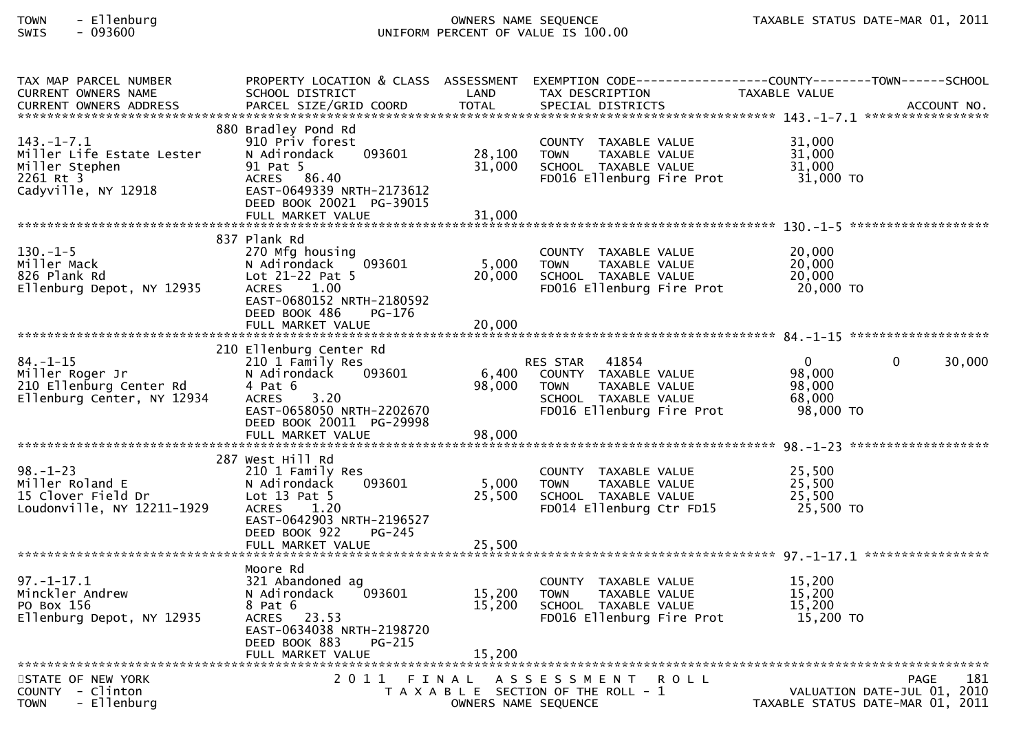| TAX MAP PARCEL NUMBER<br>CURRENT OWNERS NAME<br>CURRENT OWNERS ADDRESS | PROPERTY LOCATION & CLASS<br>SCHOOL DISTRICT<br>PARCEL SIZE/GRID COORD | ASSESSMENT<br>LAND<br>TOTAL | EXEMPTION CODE<br>TAX DESCRIPTION<br>SPECIAL DISTRICTS | COUNTY<br>TAXABLE VALUE | TOWN | SCHOOL<br>ACCOUNT NO. |
|---|---|---|---|---|---|---|
| **143.-1-7.1** | | | | | | |
| | 880 Bradley Pond Rd | | | | | |
| 143.-1-7.1 | 910 Priv forest | | COUNTY TAXABLE VALUE | 31,000 | | |
| Miller Life Estate Lester | N Adirondack 093601 | 28,100 | TOWN TAXABLE VALUE | 31,000 | | |
| Miller Stephen | 91 Pat 5 | 31,000 | SCHOOL TAXABLE VALUE | 31,000 | | |
| 2261 Rt 3 | ACRES 86.40 | | FD016 Ellenburg Fire Prot | 31,000 TO | | |
| Cadyville, NY 12918 | EAST-0649339 NRTH-2173612 | | | | | |
| | DEED BOOK 20021 PG-39015 | | | | | |
| | FULL MARKET VALUE | 31,000 | | | | |
| **130.-1-5** | | | | | | |
| | 837 Plank Rd | | | | | |
| 130.-1-5 | 270 Mfg housing | | COUNTY TAXABLE VALUE | 20,000 | | |
| Miller Mack | N Adirondack 093601 | 5,000 | TOWN TAXABLE VALUE | 20,000 | | |
| 826 Plank Rd | Lot 21-22 Pat 5 | 20,000 | SCHOOL TAXABLE VALUE | 20,000 | | |
| Ellenburg Depot, NY 12935 | ACRES 1.00 | | FD016 Ellenburg Fire Prot | 20,000 TO | | |
| | EAST-0680152 NRTH-2180592 | | | | | |
| | DEED BOOK 486 PG-176 | | | | | |
| | FULL MARKET VALUE | 20,000 | | | | |
| **84.-1-15** | | | | | | |
| | 210 Ellenburg Center Rd | | | | | |
| 84.-1-15 | 210 1 Family Res | | RES STAR 41854 | 0 | 0 | 30,000 |
| Miller Roger Jr | N Adirondack 093601 | 6,400 | COUNTY TAXABLE VALUE | 98,000 | | |
| 210 Ellenburg Center Rd | 4 Pat 6 | 98,000 | TOWN TAXABLE VALUE | 98,000 | | |
| Ellenburg Center, NY 12934 | ACRES 3.20 | | SCHOOL TAXABLE VALUE | 68,000 | | |
| | EAST-0658050 NRTH-2202670 | | FD016 Ellenburg Fire Prot | 98,000 TO | | |
| | DEED BOOK 20011 PG-29998 | | | | | |
| | FULL MARKET VALUE | 98,000 | | | | |
| **98.-1-23** | | | | | | |
| | 287 West Hill Rd | | | | | |
| 98.-1-23 | 210 1 Family Res | | COUNTY TAXABLE VALUE | 25,500 | | |
| Miller Roland E | N Adirondack 093601 | 5,000 | TOWN TAXABLE VALUE | 25,500 | | |
| 15 Clover Field Dr | Lot 13 Pat 5 | 25,500 | SCHOOL TAXABLE VALUE | 25,500 | | |
| Loudonville, NY 12211-1929 | ACRES 1.20 | | FD014 Ellenburg Ctr FD15 | 25,500 TO | | |
| | EAST-0642903 NRTH-2196527 | | | | | |
| | DEED BOOK 922 PG-245 | | | | | |
| | FULL MARKET VALUE | 25,500 | | | | |
| **97.-1-17.1** | | | | | | |
| | Moore Rd | | | | | |
| 97.-1-17.1 | 321 Abandoned ag | | COUNTY TAXABLE VALUE | 15,200 | | |
| Minckler Andrew | N Adirondack 093601 | 15,200 | TOWN TAXABLE VALUE | 15,200 | | |
| PO Box 156 | 8 Pat 6 | 15,200 | SCHOOL TAXABLE VALUE | 15,200 | | |
| Ellenburg Depot, NY 12935 | ACRES 23.53 | | FD016 Ellenburg Fire Prot | 15,200 TO | | |
| | EAST-0634038 NRTH-2198720 | | | | | |
| | DEED BOOK 883 PG-215 | | | | | |
| | FULL MARKET VALUE | 15,200 | | | | |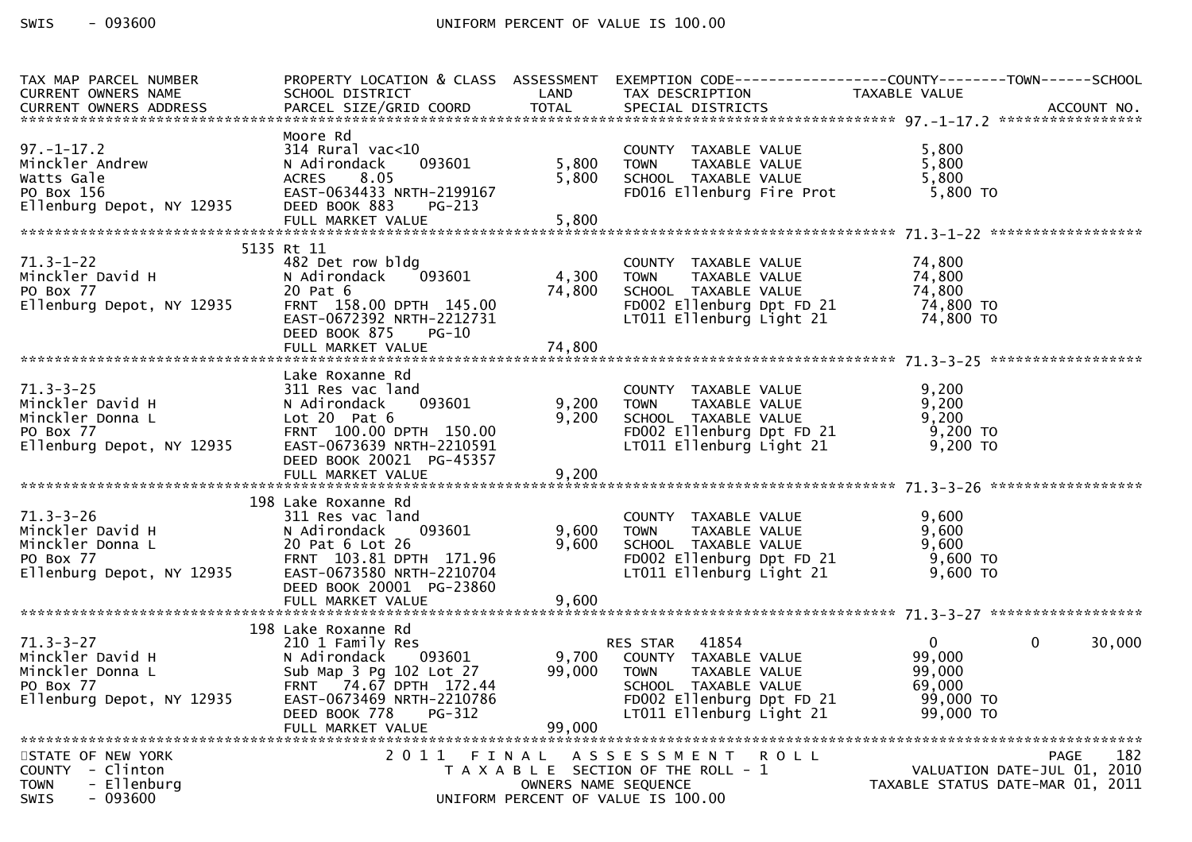| TAX MAP PARCEL NUMBER<br>CURRENT OWNERS NAME<br>CURRENT OWNERS ADDRESS | PROPERTY LOCATION & CLASS<br>SCHOOL DISTRICT<br>PARCEL SIZE/GRID COORD | ASSESSMENT<br>LAND<br>TOTAL | EXEMPTION CODE<br>TAX DESCRIPTION<br>SPECIAL DISTRICTS | COUNTY<br>TAXABLE VALUE | TOWN | SCHOOL<br><br>ACCOUNT NO. |
|---|---|---|---|---|---|---|
| **97.-1-17.2** | | | | | | |
| 97.-1-17.2 | Moore Rd<br>314 Rural vac<10 | | COUNTY TAXABLE VALUE | 5,800 | | |
| Minckler Andrew | N Adirondack 093601 | 5,800 | TOWN TAXABLE VALUE | 5,800 | | |
| Watts Gale | ACRES 8.05 | 5,800 | SCHOOL TAXABLE VALUE | 5,800 | | |
| PO Box 156 | EAST-0634433 NRTH-2199167 | | FD016 Ellenburg Fire Prot | 5,800 TO | | |
| Ellenburg Depot, NY 12935 | DEED BOOK 883 PG-213 | | | | | |
| | FULL MARKET VALUE | 5,800 | | | | |
| **71.3-1-22** | | | | | | |
| 71.3-1-22 | 5135 Rt 11<br>482 Det row bldg | | COUNTY TAXABLE VALUE | 74,800 | | |
| Minckler David H | N Adirondack 093601 | 4,300 | TOWN TAXABLE VALUE | 74,800 | | |
| PO Box 77 | 20 Pat 6 | 74,800 | SCHOOL TAXABLE VALUE | 74,800 | | |
| Ellenburg Depot, NY 12935 | FRNT 158.00 DPTH 145.00 | | FD002 Ellenburg Dpt FD 21 | 74,800 TO | | |
| | EAST-0672392 NRTH-2212731 | | LT011 Ellenburg Light 21 | 74,800 TO | | |
| | DEED BOOK 875 PG-10 | | | | | |
| | FULL MARKET VALUE | 74,800 | | | | |
| **71.3-3-25** | | | | | | |
| 71.3-3-25 | Lake Roxanne Rd<br>311 Res vac land | | COUNTY TAXABLE VALUE | 9,200 | | |
| Minckler David H | N Adirondack 093601 | 9,200 | TOWN TAXABLE VALUE | 9,200 | | |
| Minckler Donna L | Lot 20 Pat 6 | 9,200 | SCHOOL TAXABLE VALUE | 9,200 | | |
| PO Box 77 | FRNT 100.00 DPTH 150.00 | | FD002 Ellenburg Dpt FD 21 | 9,200 TO | | |
| Ellenburg Depot, NY 12935 | EAST-0673639 NRTH-2210591 | | LT011 Ellenburg Light 21 | 9,200 TO | | |
| | DEED BOOK 20021 PG-45357 | | | | | |
| | FULL MARKET VALUE | 9,200 | | | | |
| **71.3-3-26** | | | | | | |
| 71.3-3-26 | 198 Lake Roxanne Rd<br>311 Res vac land | | COUNTY TAXABLE VALUE | 9,600 | | |
| Minckler David H | N Adirondack 093601 | 9,600 | TOWN TAXABLE VALUE | 9,600 | | |
| Minckler Donna L | 20 Pat 6 Lot 26 | 9,600 | SCHOOL TAXABLE VALUE | 9,600 | | |
| PO Box 77 | FRNT 103.81 DPTH 171.96 | | FD002 Ellenburg Dpt FD 21 | 9,600 TO | | |
| Ellenburg Depot, NY 12935 | EAST-0673580 NRTH-2210704 | | LT011 Ellenburg Light 21 | 9,600 TO | | |
| | DEED BOOK 20001 PG-23860 | | | | | |
| | FULL MARKET VALUE | 9,600 | | | | |
| **71.3-3-27** | | | | | | |
| 71.3-3-27 | 198 Lake Roxanne Rd<br>210 1 Family Res | | RES STAR 41854 | 0 | 0 | 30,000 |
| Minckler David H | N Adirondack 093601 | 9,700 | COUNTY TAXABLE VALUE | 99,000 | | |
| Minckler Donna L | Sub Map 3 Pg 102 Lot 27 | 99,000 | TOWN TAXABLE VALUE | 99,000 | | |
| PO Box 77 | FRNT 74.67 DPTH 172.44 | | SCHOOL TAXABLE VALUE | 69,000 | | |
| Ellenburg Depot, NY 12935 | EAST-0673469 NRTH-2210786 | | FD002 Ellenburg Dpt FD 21 | 99,000 TO | | |
| | DEED BOOK 778 PG-312 | | LT011 Ellenburg Light 21 | 99,000 TO | | |
| | FULL MARKET VALUE | 99,000 | | | | |

STATE OF NEW YORK — 2011 FINAL ASSESSMENT ROLL
COUNTY - Clinton — TAXABLE SECTION OF THE ROLL - 1 — VALUATION DATE-JUL 01, 2010
TOWN - Ellenburg — OWNERS NAME SEQUENCE — TAXABLE STATUS DATE-MAR 01, 2011
SWIS - 093600 — UNIFORM PERCENT OF VALUE IS 100.00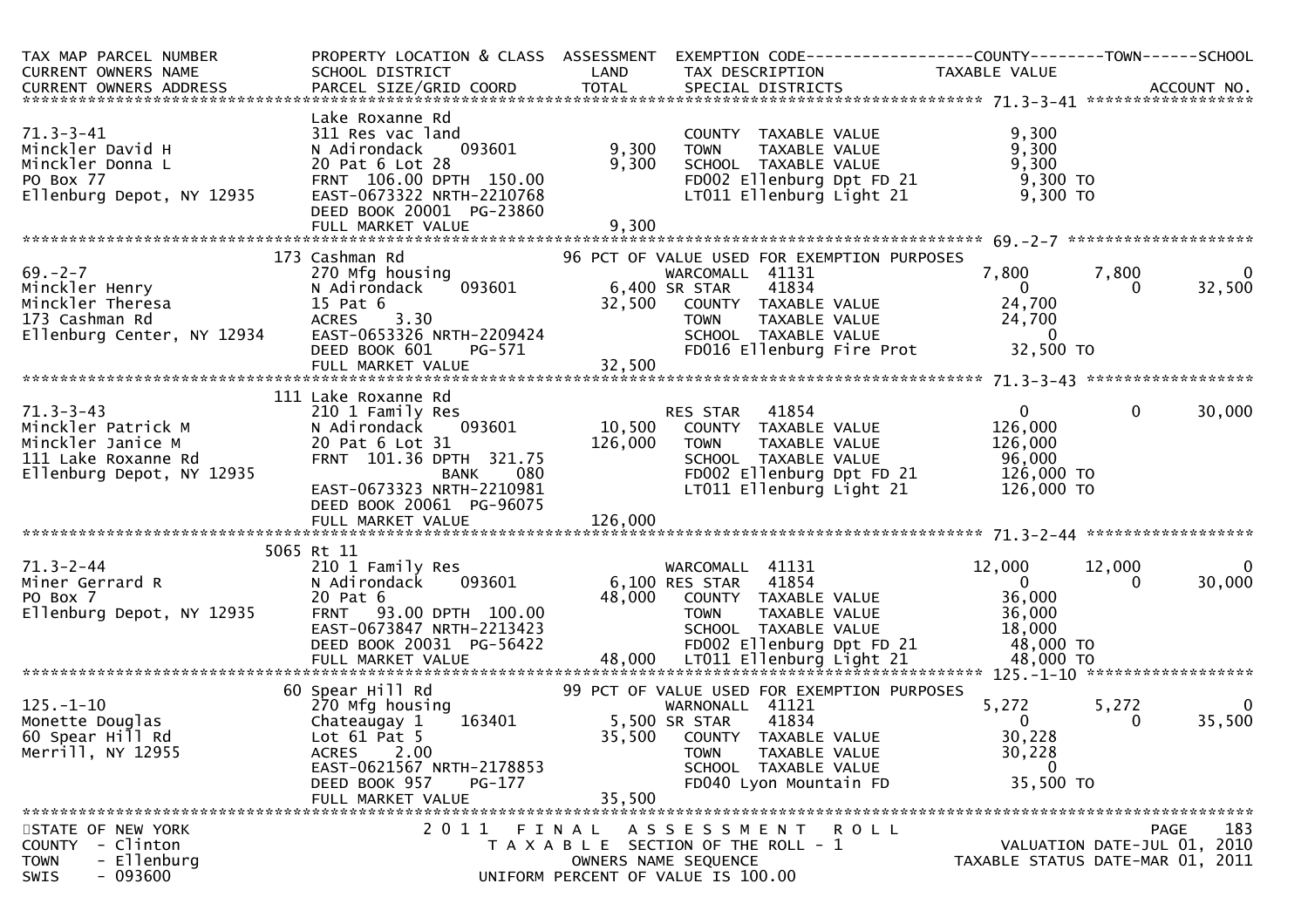| TAX MAP PARCEL NUMBER<br>CURRENT OWNERS NAME<br>CURRENT OWNERS ADDRESS | PROPERTY LOCATION & CLASS<br>SCHOOL DISTRICT<br>PARCEL SIZE/GRID COORD | ASSESSMENT<br>LAND<br>TOTAL | EXEMPTION CODE<br>TAX DESCRIPTION<br>SPECIAL DISTRICTS | COUNTY<br>TAXABLE VALUE | TOWN | SCHOOL<br>ACCOUNT NO. |
|---|---|---|---|---|---|---|
| **71.3-3-41** | Lake Roxanne Rd | | | | | |
| 71.3-3-41 | 311 Res vac land | | COUNTY TAXABLE VALUE | 9,300 | | |
| Minckler David H | N Adirondack 093601 | 9,300 | TOWN TAXABLE VALUE | 9,300 | | |
| Minckler Donna L | 20 Pat 6 Lot 28 | 9,300 | SCHOOL TAXABLE VALUE | 9,300 | | |
| PO Box 77 | FRNT 106.00 DPTH 150.00 | | FD002 Ellenburg Dpt FD 21 | 9,300 TO | | |
| Ellenburg Depot, NY 12935 | EAST-0673322 NRTH-2210768 | | LT011 Ellenburg Light 21 | 9,300 TO | | |
| | DEED BOOK 20001 PG-23860 | | | | | |
| | FULL MARKET VALUE | 9,300 | | | | |
| **69.-2-7** | 173 Cashman Rd | | 96 PCT OF VALUE USED FOR EXEMPTION PURPOSES | | | |
| 69.-2-7 | 270 Mfg housing | | WARCOMALL 41131 | 7,800 | 7,800 | 0 |
| Minckler Henry | N Adirondack 093601 | 6,400 | SR STAR 41834 | 0 | 0 | 32,500 |
| Minckler Theresa | 15 Pat 6 | 32,500 | COUNTY TAXABLE VALUE | 24,700 | | |
| 173 Cashman Rd | ACRES 3.30 | | TOWN TAXABLE VALUE | 24,700 | | |
| Ellenburg Center, NY 12934 | EAST-0653326 NRTH-2209424 | | SCHOOL TAXABLE VALUE | 0 | | |
| | DEED BOOK 601 PG-571 | | FD016 Ellenburg Fire Prot | 32,500 TO | | |
| | FULL MARKET VALUE | 32,500 | | | | |
| **71.3-3-43** | 111 Lake Roxanne Rd | | | | | |
| 71.3-3-43 | 210 1 Family Res | | RES STAR 41854 | 0 | 0 | 30,000 |
| Minckler Patrick M | N Adirondack 093601 | 10,500 | COUNTY TAXABLE VALUE | 126,000 | | |
| Minckler Janice M | 20 Pat 6 Lot 31 | 126,000 | TOWN TAXABLE VALUE | 126,000 | | |
| 111 Lake Roxanne Rd | FRNT 101.36 DPTH 321.75 | | SCHOOL TAXABLE VALUE | 96,000 | | |
| Ellenburg Depot, NY 12935 | BANK 080 | | FD002 Ellenburg Dpt FD 21 | 126,000 TO | | |
| | EAST-0673323 NRTH-2210981 | | LT011 Ellenburg Light 21 | 126,000 TO | | |
| | DEED BOOK 20061 PG-96075 | | | | | |
| | FULL MARKET VALUE | 126,000 | | | | |
| **71.3-2-44** | 5065 Rt 11 | | | | | |
| 71.3-2-44 | 210 1 Family Res | | WARCOMALL 41131 | 12,000 | 12,000 | 0 |
| Miner Gerrard R | N Adirondack 093601 | 6,100 | RES STAR 41854 | 0 | 0 | 30,000 |
| PO Box 7 | 20 Pat 6 | 48,000 | COUNTY TAXABLE VALUE | 36,000 | | |
| Ellenburg Depot, NY 12935 | FRNT 93.00 DPTH 100.00 | | TOWN TAXABLE VALUE | 36,000 | | |
| | EAST-0673847 NRTH-2213423 | | SCHOOL TAXABLE VALUE | 18,000 | | |
| | DEED BOOK 20031 PG-56422 | | FD002 Ellenburg Dpt FD 21 | 48,000 TO | | |
| | FULL MARKET VALUE | 48,000 | LT011 Ellenburg Light 21 | 48,000 TO | | |
| **125.-1-10** | 60 Spear Hill Rd | | 99 PCT OF VALUE USED FOR EXEMPTION PURPOSES | | | |
| 125.-1-10 | 270 Mfg housing | | WARNONALL 41121 | 5,272 | 5,272 | 0 |
| Monette Douglas | Chateaugay 1 163401 | 5,500 | SR STAR 41834 | 0 | 0 | 35,500 |
| 60 Spear Hill Rd | Lot 61 Pat 5 | 35,500 | COUNTY TAXABLE VALUE | 30,228 | | |
| Merrill, NY 12955 | ACRES 2.00 | | TOWN TAXABLE VALUE | 30,228 | | |
| | EAST-0621567 NRTH-2178853 | | SCHOOL TAXABLE VALUE | 0 | | |
| | DEED BOOK 957 PG-177 | | FD040 Lyon Mountain FD | 35,500 TO | | |
| | FULL MARKET VALUE | 35,500 | | | | |

STATE OF NEW YORK
COUNTY - Clinton
TOWN - Ellenburg
SWIS - 093600

2011 FINAL ASSESSMENT ROLL
TAXABLE SECTION OF THE ROLL - 1
OWNERS NAME SEQUENCE
UNIFORM PERCENT OF VALUE IS 100.00

VALUATION DATE-JUL 01, 2010
TAXABLE STATUS DATE-MAR 01, 2011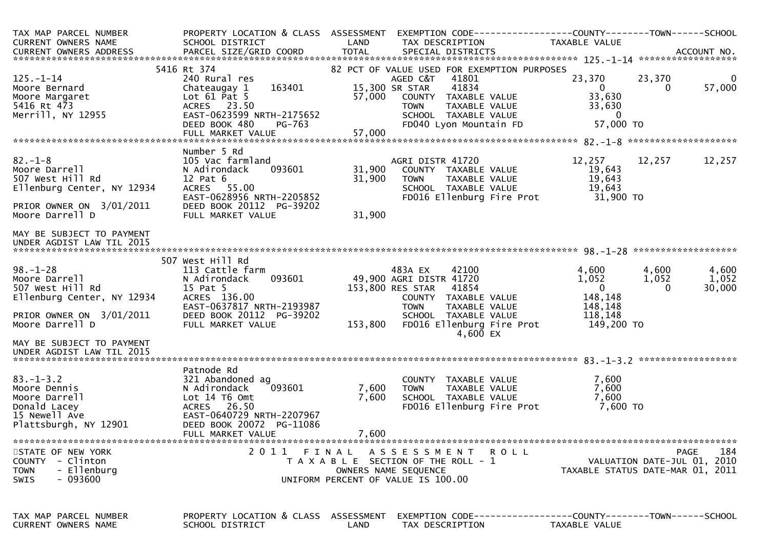| TAX MAP PARCEL NUMBER | PROPERTY LOCATION & CLASS | ASSESSMENT | EXEMPTION CODE | COUNTY | TOWN | SCHOOL |
|---|---|---|---|---|---|---|
| CURRENT OWNERS NAME | SCHOOL DISTRICT | LAND | TAX DESCRIPTION | TAXABLE VALUE | | |
| CURRENT OWNERS ADDRESS | PARCEL SIZE/GRID COORD | TOTAL | SPECIAL DISTRICTS | | | ACCOUNT NO. |

**125.-1-14**

| | 5416 Rt 374 | | 82 PCT OF VALUE USED FOR EXEMPTION PURPOSES | | | |
|---|---|---|---|---|---|---|
| 125.-1-14 | 240 Rural res | | AGED C&T 41801 | 23,370 | 23,370 | 0 |
| Moore Bernard | Chateaugay 1 163401 | 15,300 | SR STAR 41834 | 0 | 0 | 57,000 |
| Moore Margaret | Lot 61 Pat 5 | 57,000 | COUNTY TAXABLE VALUE | 33,630 | | |
| 5416 Rt 473 | ACRES 23.50 | | TOWN TAXABLE VALUE | 33,630 | | |
| Merrill, NY 12955 | EAST-0623599 NRTH-2175652 | | SCHOOL TAXABLE VALUE | 0 | | |
| | DEED BOOK 480 PG-763 | | FD040 Lyon Mountain FD | 57,000 TO | | |
| | FULL MARKET VALUE | 57,000 | | | | |

**82.-1-8**

| | Number 5 Rd | | | | | |
|---|---|---|---|---|---|---|
| 82.-1-8 | 105 Vac farmland | | AGRI DISTR 41720 | 12,257 | 12,257 | 12,257 |
| Moore Darrell | N Adirondack 093601 | 31,900 | COUNTY TAXABLE VALUE | 19,643 | | |
| 507 West Hill Rd | 12 Pat 6 | 31,900 | TOWN TAXABLE VALUE | 19,643 | | |
| Ellenburg Center, NY 12934 | ACRES 55.00 | | SCHOOL TAXABLE VALUE | 19,643 | | |
| | EAST-0628956 NRTH-2205852 | | FD016 Ellenburg Fire Prot | 31,900 TO | | |
| PRIOR OWNER ON 3/01/2011 | DEED BOOK 20112 PG-39202 | | | | | |
| Moore Darrell D | FULL MARKET VALUE | 31,900 | | | | |
| MAY BE SUBJECT TO PAYMENT UNDER AGDIST LAW TIL 2015 | | | | | | |

**98.-1-28**

| | 507 West Hill Rd | | | | | |
|---|---|---|---|---|---|---|
| 98.-1-28 | 113 Cattle farm | | 483A EX 42100 | 4,600 | 4,600 | 4,600 |
| Moore Darrell | N Adirondack 093601 | 49,900 | AGRI DISTR 41720 | 1,052 | 1,052 | 1,052 |
| 507 West Hill Rd | 15 Pat 5 | 153,800 | RES STAR 41854 | 0 | 0 | 30,000 |
| Ellenburg Center, NY 12934 | ACRES 136.00 | | COUNTY TAXABLE VALUE | 148,148 | | |
| | EAST-0637817 NRTH-2193987 | | TOWN TAXABLE VALUE | 148,148 | | |
| PRIOR OWNER ON 3/01/2011 | DEED BOOK 20112 PG-39202 | | SCHOOL TAXABLE VALUE | 118,148 | | |
| Moore Darrell D | FULL MARKET VALUE | 153,800 | FD016 Ellenburg Fire Prot | 149,200 TO | | |
| | | | 4,600 EX | | | |
| MAY BE SUBJECT TO PAYMENT UNDER AGDIST LAW TIL 2015 | | | | | | |

**83.-1-3.2**

| | Patnode Rd | | | | | |
|---|---|---|---|---|---|---|
| 83.-1-3.2 | 321 Abandoned ag | | COUNTY TAXABLE VALUE | 7,600 | | |
| Moore Dennis | N Adirondack 093601 | 7,600 | TOWN TAXABLE VALUE | 7,600 | | |
| Moore Darrell | Lot 14 T6 Omt | 7,600 | SCHOOL TAXABLE VALUE | 7,600 | | |
| Donald Lacey | ACRES 26.50 | | FD016 Ellenburg Fire Prot | 7,600 TO | | |
| 15 Newell Ave | EAST-0640729 NRTH-2207967 | | | | | |
| Plattsburgh, NY 12901 | DEED BOOK 20072 PG-11086 | | | | | |
| | FULL MARKET VALUE | 7,600 | | | | |

STATE OF NEW YORK
COUNTY - Clinton
TOWN - Ellenburg
SWIS - 093600

2011 FINAL ASSESSMENT ROLL
TAXABLE SECTION OF THE ROLL - 1
OWNERS NAME SEQUENCE
UNIFORM PERCENT OF VALUE IS 100.00

VALUATION DATE-JUL 01, 2010
TAXABLE STATUS DATE-MAR 01, 2011

| TAX MAP PARCEL NUMBER | PROPERTY LOCATION & CLASS | ASSESSMENT | EXEMPTION CODE | COUNTY | TOWN | SCHOOL |
|---|---|---|---|---|---|---|
| CURRENT OWNERS NAME | SCHOOL DISTRICT | LAND | TAX DESCRIPTION | TAXABLE VALUE | | |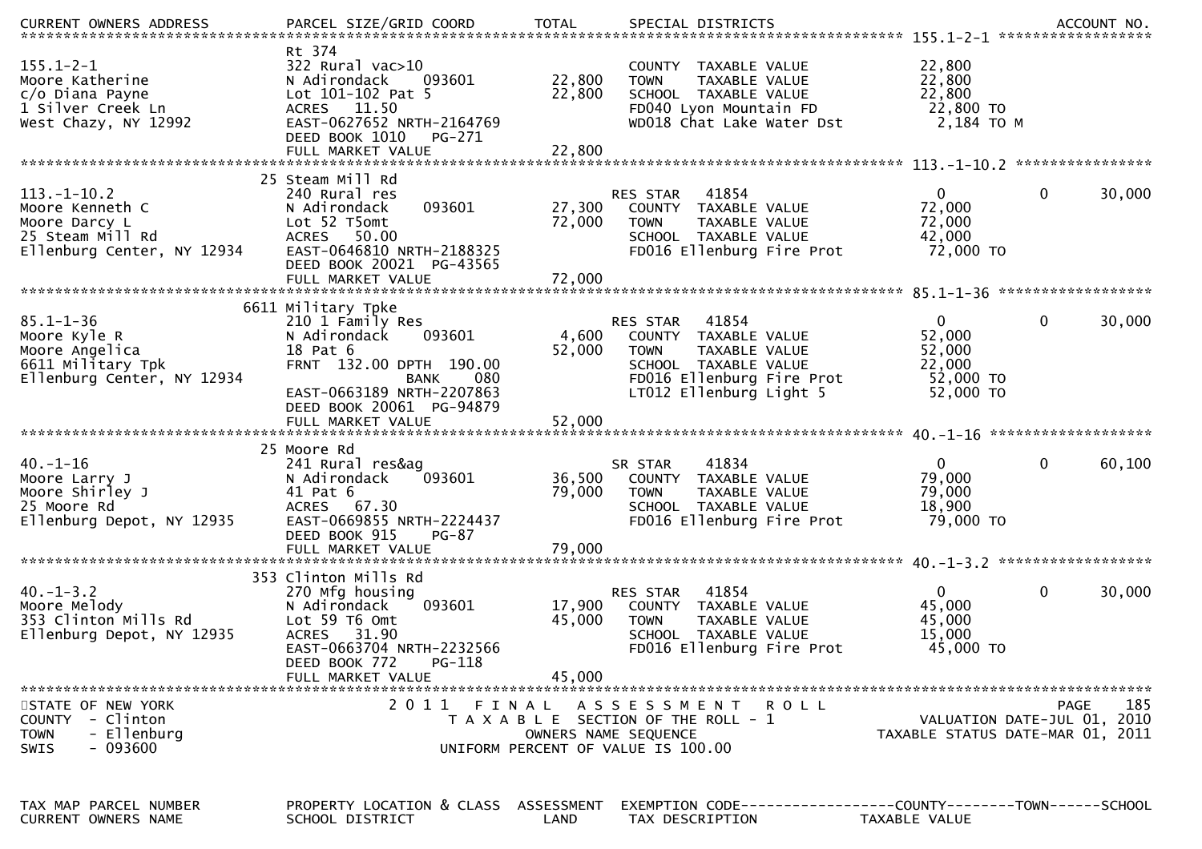| CURRENT OWNERS ADDRESS | PARCEL SIZE/GRID COORD | TOTAL | SPECIAL DISTRICTS | | | | ACCOUNT NO. |
|---|---|---|---|---|---|---|---|
| **155.1-2-1** | | | | | | | |
| | Rt 374 | | | | | | |
| 155.1-2-1 | 322 Rural vac>10 | | COUNTY TAXABLE VALUE | 22,800 | | | |
| Moore Katherine | N Adirondack 093601 | 22,800 | TOWN TAXABLE VALUE | 22,800 | | | |
| c/o Diana Payne | Lot 101-102 Pat 5 | 22,800 | SCHOOL TAXABLE VALUE | 22,800 | | | |
| 1 Silver Creek Ln | ACRES 11.50 | | FD040 Lyon Mountain FD | 22,800 TO | | | |
| West Chazy, NY 12992 | EAST-0627652 NRTH-2164769 | | WD018 Chat Lake Water Dst | 2,184 TO M | | | |
| | DEED BOOK 1010 PG-271 | | | | | | |
| | FULL MARKET VALUE | 22,800 | | | | | |
| **113.-1-10.2** | | | | | | | |
| | 25 Steam Mill Rd | | | | | | |
| 113.-1-10.2 | 240 Rural res | | RES STAR 41854 | 0 | 0 | 30,000 | |
| Moore Kenneth C | N Adirondack 093601 | 27,300 | COUNTY TAXABLE VALUE | 72,000 | | | |
| Moore Darcy L | Lot 52 T5omt | 72,000 | TOWN TAXABLE VALUE | 72,000 | | | |
| 25 Steam Mill Rd | ACRES 50.00 | | SCHOOL TAXABLE VALUE | 42,000 | | | |
| Ellenburg Center, NY 12934 | EAST-0646810 NRTH-2188325 | | FD016 Ellenburg Fire Prot | 72,000 TO | | | |
| | DEED BOOK 20021 PG-43565 | | | | | | |
| | FULL MARKET VALUE | 72,000 | | | | | |
| **85.1-1-36** | | | | | | | |
| | 6611 Military Tpke | | | | | | |
| 85.1-1-36 | 210 1 Family Res | | RES STAR 41854 | 0 | 0 | 30,000 | |
| Moore Kyle R | N Adirondack 093601 | 4,600 | COUNTY TAXABLE VALUE | 52,000 | | | |
| Moore Angelica | 18 Pat 6 | 52,000 | TOWN TAXABLE VALUE | 52,000 | | | |
| 6611 Military Tpk | FRNT 132.00 DPTH 190.00 | | SCHOOL TAXABLE VALUE | 22,000 | | | |
| Ellenburg Center, NY 12934 | BANK 080 | | FD016 Ellenburg Fire Prot | 52,000 TO | | | |
| | EAST-0663189 NRTH-2207863 | | LT012 Ellenburg Light 5 | 52,000 TO | | | |
| | DEED BOOK 20061 PG-94879 | | | | | | |
| | FULL MARKET VALUE | 52,000 | | | | | |
| **40.-1-16** | | | | | | | |
| | 25 Moore Rd | | | | | | |
| 40.-1-16 | 241 Rural res&ag | | SR STAR 41834 | 0 | 0 | 60,100 | |
| Moore Larry J | N Adirondack 093601 | 36,500 | COUNTY TAXABLE VALUE | 79,000 | | | |
| Moore Shirley J | 41 Pat 6 | 79,000 | TOWN TAXABLE VALUE | 79,000 | | | |
| 25 Moore Rd | ACRES 67.30 | | SCHOOL TAXABLE VALUE | 18,900 | | | |
| Ellenburg Depot, NY 12935 | EAST-0669855 NRTH-2224437 | | FD016 Ellenburg Fire Prot | 79,000 TO | | | |
| | DEED BOOK 915 PG-87 | | | | | | |
| | FULL MARKET VALUE | 79,000 | | | | | |
| **40.-1-3.2** | | | | | | | |
| | 353 Clinton Mills Rd | | | | | | |
| 40.-1-3.2 | 270 Mfg housing | | RES STAR 41854 | 0 | 0 | 30,000 | |
| Moore Melody | N Adirondack 093601 | 17,900 | COUNTY TAXABLE VALUE | 45,000 | | | |
| 353 Clinton Mills Rd | Lot 59 T6 Omt | 45,000 | TOWN TAXABLE VALUE | 45,000 | | | |
| Ellenburg Depot, NY 12935 | ACRES 31.90 | | SCHOOL TAXABLE VALUE | 15,000 | | | |
| | EAST-0663704 NRTH-2232566 | | FD016 Ellenburg Fire Prot | 45,000 TO | | | |
| | DEED BOOK 772 PG-118 | | | | | | |
| | FULL MARKET VALUE | 45,000 | | | | | |

STATE OF NEW YORK
COUNTY - Clinton
TOWN - Ellenburg
SWIS - 093600

2011 FINAL ASSESSMENT ROLL
TAXABLE SECTION OF THE ROLL - 1
OWNERS NAME SEQUENCE
UNIFORM PERCENT OF VALUE IS 100.00

VALUATION DATE-JUL 01, 2010
TAXABLE STATUS DATE-MAR 01, 2011

| TAX MAP PARCEL NUMBER | PROPERTY LOCATION & CLASS | ASSESSMENT | EXEMPTION CODE | COUNTY | TOWN | SCHOOL |
|---|---|---|---|---|---|---|
| CURRENT OWNERS NAME | SCHOOL DISTRICT | LAND | TAX DESCRIPTION | TAXABLE VALUE | | |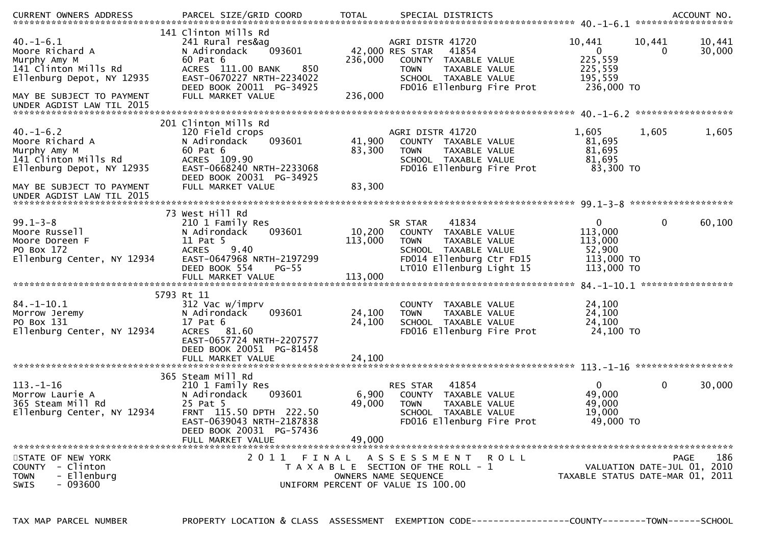STATE OF NEW YORK
COUNTY - Clinton
TOWN - Ellenburg
SWIS - 093600

2011 FINAL ASSESSMENT ROLL
TAXABLE SECTION OF THE ROLL - 1
OWNERS NAME SEQUENCE
UNIFORM PERCENT OF VALUE IS 100.00

VALUATION DATE-JUL 01, 2010
TAXABLE STATUS DATE-MAR 01, 2011

| TAX MAP PARCEL NUMBER / CURRENT OWNERS NAME / CURRENT OWNERS ADDRESS | PROPERTY LOCATION & CLASS / SCHOOL DISTRICT / PARCEL SIZE/GRID COORD | ASSESSMENT LAND / TOTAL | EXEMPTION CODE / TAX DESCRIPTION / SPECIAL DISTRICTS | COUNTY TAXABLE VALUE | TOWN | SCHOOL / ACCOUNT NO. |
|---|---|---|---|---|---|---|
| **40.-1-6.1** | 141 Clinton Mills Rd | | | | | |
| 40.-1-6.1 | 241 Rural res&ag | | AGRI DISTR 41720 | 10,441 | 10,441 | 10,441 |
| Moore Richard A | N Adirondack 093601 | 42,000 | RES STAR 41854 | 0 | 0 | 30,000 |
| Murphy Amy M | 60 Pat 6 | 236,000 | COUNTY TAXABLE VALUE | 225,559 | | |
| 141 Clinton Mills Rd | ACRES 111.00 BANK 850 | | TOWN TAXABLE VALUE | 225,559 | | |
| Ellenburg Depot, NY 12935 | EAST-0670227 NRTH-2234022 | | SCHOOL TAXABLE VALUE | 195,559 | | |
| | DEED BOOK 20011 PG-34925 | | FD016 Ellenburg Fire Prot | 236,000 TO | | |
| MAY BE SUBJECT TO PAYMENT UNDER AGDIST LAW TIL 2015 | FULL MARKET VALUE | 236,000 | | | | |
| **40.-1-6.2** | 201 Clinton Mills Rd | | | | | |
| 40.-1-6.2 | 120 Field crops | | AGRI DISTR 41720 | 1,605 | 1,605 | 1,605 |
| Moore Richard A | N Adirondack 093601 | 41,900 | COUNTY TAXABLE VALUE | 81,695 | | |
| Murphy Amy M | 60 Pat 6 | 83,300 | TOWN TAXABLE VALUE | 81,695 | | |
| 141 Clinton Mills Rd | ACRES 109.90 | | SCHOOL TAXABLE VALUE | 81,695 | | |
| Ellenburg Depot, NY 12935 | EAST-0668240 NRTH-2233068 | | FD016 Ellenburg Fire Prot | 83,300 TO | | |
| | DEED BOOK 20031 PG-34925 | | | | | |
| MAY BE SUBJECT TO PAYMENT UNDER AGDIST LAW TIL 2015 | FULL MARKET VALUE | 83,300 | | | | |
| **99.1-3-8** | 73 West Hill Rd | | | | | |
| 99.1-3-8 | 210 1 Family Res | | SR STAR 41834 | 0 | 0 | 60,100 |
| Moore Russell | N Adirondack 093601 | 10,200 | COUNTY TAXABLE VALUE | 113,000 | | |
| Moore Doreen F | 11 Pat 5 | 113,000 | TOWN TAXABLE VALUE | 113,000 | | |
| PO Box 172 | ACRES 9.40 | | SCHOOL TAXABLE VALUE | 52,900 | | |
| Ellenburg Center, NY 12934 | EAST-0647968 NRTH-2197299 | | FD014 Ellenburg Ctr FD15 | 113,000 TO | | |
| | DEED BOOK 554 PG-55 | | LT010 Ellenburg Light 15 | 113,000 TO | | |
| | FULL MARKET VALUE | 113,000 | | | | |
| **84.-1-10.1** | 5793 Rt 11 | | | | | |
| 84.-1-10.1 | 312 Vac w/imprv | | COUNTY TAXABLE VALUE | 24,100 | | |
| Morrow Jeremy | N Adirondack 093601 | 24,100 | TOWN TAXABLE VALUE | 24,100 | | |
| PO Box 131 | 17 Pat 6 | 24,100 | SCHOOL TAXABLE VALUE | 24,100 | | |
| Ellenburg Center, NY 12934 | ACRES 81.60 | | FD016 Ellenburg Fire Prot | 24,100 TO | | |
| | EAST-0657724 NRTH-2207577 | | | | | |
| | DEED BOOK 20051 PG-81458 | | | | | |
| | FULL MARKET VALUE | 24,100 | | | | |
| **113.-1-16** | 365 Steam Mill Rd | | | | | |
| 113.-1-16 | 210 1 Family Res | | RES STAR 41854 | 0 | 0 | 30,000 |
| Morrow Laurie A | N Adirondack 093601 | 6,900 | COUNTY TAXABLE VALUE | 49,000 | | |
| 365 Steam Mill Rd | 25 Pat 5 | 49,000 | TOWN TAXABLE VALUE | 49,000 | | |
| Ellenburg Center, NY 12934 | FRNT 115.50 DPTH 222.50 | | SCHOOL TAXABLE VALUE | 19,000 | | |
| | EAST-0639043 NRTH-2187838 | | FD016 Ellenburg Fire Prot | 49,000 TO | | |
| | DEED BOOK 20031 PG-57436 | | | | | |
| | FULL MARKET VALUE | 49,000 | | | | |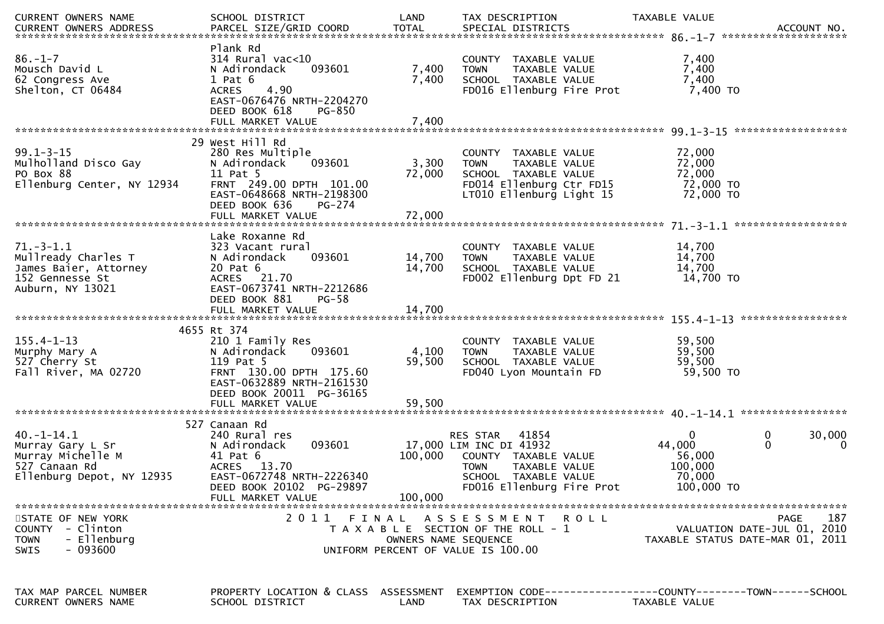| CURRENT OWNERS NAME<br>CURRENT OWNERS ADDRESS | SCHOOL DISTRICT<br>PARCEL SIZE/GRID COORD | LAND<br>TOTAL | TAX DESCRIPTION<br>SPECIAL DISTRICTS | TAXABLE VALUE | | ACCOUNT NO. |
|---|---|---|---|---|---|---|
| **86.-1-7** | | | | | | |
| | Plank Rd | | | | | |
| 86.-1-7 | 314 Rural vac<10 | | COUNTY TAXABLE VALUE | 7,400 | | |
| Mousch David L | N Adirondack 093601 | 7,400 | TOWN TAXABLE VALUE | 7,400 | | |
| 62 Congress Ave | 1 Pat 6 | 7,400 | SCHOOL TAXABLE VALUE | 7,400 | | |
| Shelton, CT 06484 | ACRES 4.90 | | FD016 Ellenburg Fire Prot | 7,400 TO | | |
| | EAST-0676476 NRTH-2204270 | | | | | |
| | DEED BOOK 618 PG-850 | | | | | |
| | FULL MARKET VALUE | 7,400 | | | | |
| **99.1-3-15** | | | | | | |
| | 29 West Hill Rd | | | | | |
| 99.1-3-15 | 280 Res Multiple | | COUNTY TAXABLE VALUE | 72,000 | | |
| Mulholland Disco Gay | N Adirondack 093601 | 3,300 | TOWN TAXABLE VALUE | 72,000 | | |
| PO Box 88 | 11 Pat 5 | 72,000 | SCHOOL TAXABLE VALUE | 72,000 | | |
| Ellenburg Center, NY 12934 | FRNT 249.00 DPTH 101.00 | | FD014 Ellenburg Ctr FD15 | 72,000 TO | | |
| | EAST-0648668 NRTH-2198300 | | LT010 Ellenburg Light 15 | 72,000 TO | | |
| | DEED BOOK 636 PG-274 | | | | | |
| | FULL MARKET VALUE | 72,000 | | | | |
| **71.-3-1.1** | | | | | | |
| | Lake Roxanne Rd | | | | | |
| 71.-3-1.1 | 323 Vacant rural | | COUNTY TAXABLE VALUE | 14,700 | | |
| Mullready Charles T | N Adirondack 093601 | 14,700 | TOWN TAXABLE VALUE | 14,700 | | |
| James Baier, Attorney | 20 Pat 6 | 14,700 | SCHOOL TAXABLE VALUE | 14,700 | | |
| 152 Gennesse St | ACRES 21.70 | | FD002 Ellenburg Dpt FD 21 | 14,700 TO | | |
| Auburn, NY 13021 | EAST-0673741 NRTH-2212686 | | | | | |
| | DEED BOOK 881 PG-58 | | | | | |
| | FULL MARKET VALUE | 14,700 | | | | |
| **155.4-1-13** | | | | | | |
| | 4655 Rt 374 | | | | | |
| 155.4-1-13 | 210 1 Family Res | | COUNTY TAXABLE VALUE | 59,500 | | |
| Murphy Mary A | N Adirondack 093601 | 4,100 | TOWN TAXABLE VALUE | 59,500 | | |
| 527 Cherry St | 119 Pat 5 | 59,500 | SCHOOL TAXABLE VALUE | 59,500 | | |
| Fall River, MA 02720 | FRNT 130.00 DPTH 175.60 | | FD040 Lyon Mountain FD | 59,500 TO | | |
| | EAST-0632889 NRTH-2161530 | | | | | |
| | DEED BOOK 20011 PG-36165 | | | | | |
| | FULL MARKET VALUE | 59,500 | | | | |
| **40.-1-14.1** | | | | | | |
| | 527 Canaan Rd | | | | | |
| 40.-1-14.1 | 240 Rural res | | RES STAR 41854 | 0 | 0 | 30,000 |
| Murray Gary L Sr | N Adirondack 093601 | 17,000 | LIM INC DI 41932 | 44,000 | 0 | 0 |
| Murray Michelle M | 41 Pat 6 | 100,000 | COUNTY TAXABLE VALUE | 56,000 | | |
| 527 Canaan Rd | ACRES 13.70 | | TOWN TAXABLE VALUE | 100,000 | | |
| Ellenburg Depot, NY 12935 | EAST-0672748 NRTH-2226340 | | SCHOOL TAXABLE VALUE | 70,000 | | |
| | DEED BOOK 20102 PG-29897 | | FD016 Ellenburg Fire Prot | 100,000 TO | | |
| | FULL MARKET VALUE | 100,000 | | | | |

STATE OF NEW YORK — 2011 FINAL ASSESSMENT ROLL — PAGE 187
COUNTY - Clinton — TAXABLE SECTION OF THE ROLL - 1 — VALUATION DATE-JUL 01, 2010
TOWN - Ellenburg — OWNERS NAME SEQUENCE — TAXABLE STATUS DATE-MAR 01, 2011
SWIS - 093600 — UNIFORM PERCENT OF VALUE IS 100.00

TAX MAP PARCEL NUMBER | PROPERTY LOCATION & CLASS | ASSESSMENT | EXEMPTION CODE------------------COUNTY--------TOWN------SCHOOL
CURRENT OWNERS NAME | SCHOOL DISTRICT | LAND | TAX DESCRIPTION | TAXABLE VALUE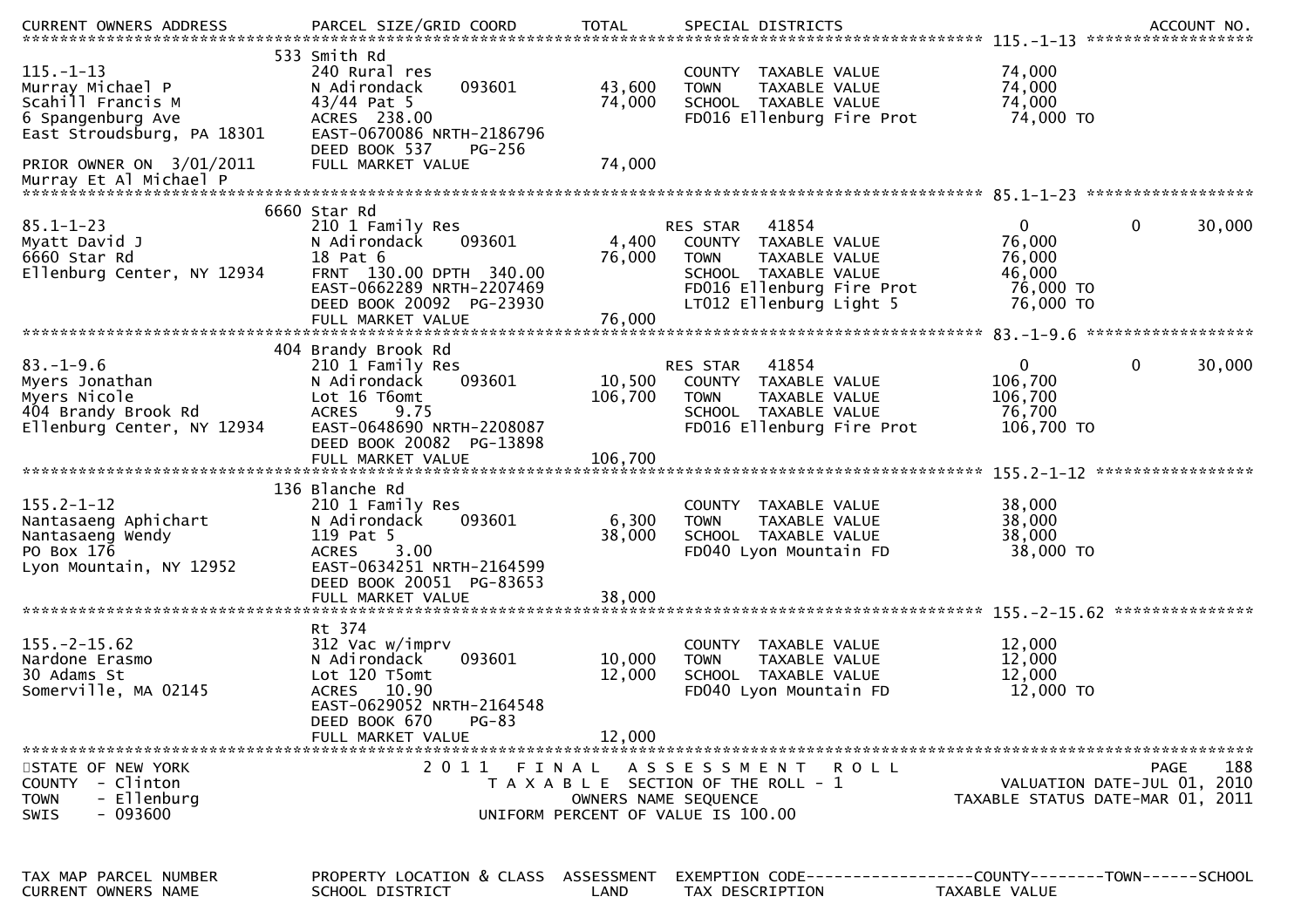| CURRENT OWNERS ADDRESS | PARCEL SIZE/GRID COORD | TOTAL | SPECIAL DISTRICTS | | | ACCOUNT NO. |
|---|---|---|---|---|---|---|
| | **115.-1-13** | | | | | |
| | 533 Smith Rd | | | | | |
| 115.-1-13 | 240 Rural res | | COUNTY TAXABLE VALUE | 74,000 | | |
| Murray Michael P | N Adirondack 093601 | 43,600 | TOWN TAXABLE VALUE | 74,000 | | |
| Scahill Francis M | 43/44 Pat 5 | 74,000 | SCHOOL TAXABLE VALUE | 74,000 | | |
| 6 Spangenburg Ave | ACRES 238.00 | | FD016 Ellenburg Fire Prot | 74,000 TO | | |
| East Stroudsburg, PA 18301 | EAST-0670086 NRTH-2186796 | | | | | |
| | DEED BOOK 537 PG-256 | | | | | |
| PRIOR OWNER ON 3/01/2011 | FULL MARKET VALUE | 74,000 | | | | |
| Murray Et Al Michael P | | | | | | |
| | **85.1-1-23** | | | | | |
| | 6660 Star Rd | | | | | |
| 85.1-1-23 | 210 1 Family Res | | RES STAR 41854 | 0 | 0 | 30,000 |
| Myatt David J | N Adirondack 093601 | 4,400 | COUNTY TAXABLE VALUE | 76,000 | | |
| 6660 Star Rd | 18 Pat 6 | 76,000 | TOWN TAXABLE VALUE | 76,000 | | |
| Ellenburg Center, NY 12934 | FRNT 130.00 DPTH 340.00 | | SCHOOL TAXABLE VALUE | 46,000 | | |
| | EAST-0662289 NRTH-2207469 | | FD016 Ellenburg Fire Prot | 76,000 TO | | |
| | DEED BOOK 20092 PG-23930 | | LT012 Ellenburg Light 5 | 76,000 TO | | |
| | FULL MARKET VALUE | 76,000 | | | | |
| | **83.-1-9.6** | | | | | |
| | 404 Brandy Brook Rd | | | | | |
| 83.-1-9.6 | 210 1 Family Res | | RES STAR 41854 | 0 | 0 | 30,000 |
| Myers Jonathan | N Adirondack 093601 | 10,500 | COUNTY TAXABLE VALUE | 106,700 | | |
| Myers Nicole | Lot 16 T6omt | 106,700 | TOWN TAXABLE VALUE | 106,700 | | |
| 404 Brandy Brook Rd | ACRES 9.75 | | SCHOOL TAXABLE VALUE | 76,700 | | |
| Ellenburg Center, NY 12934 | EAST-0648690 NRTH-2208087 | | FD016 Ellenburg Fire Prot | 106,700 TO | | |
| | DEED BOOK 20082 PG-13898 | | | | | |
| | FULL MARKET VALUE | 106,700 | | | | |
| | **155.2-1-12** | | | | | |
| | 136 Blanche Rd | | | | | |
| 155.2-1-12 | 210 1 Family Res | | COUNTY TAXABLE VALUE | 38,000 | | |
| Nantasaeng Aphichart | N Adirondack 093601 | 6,300 | TOWN TAXABLE VALUE | 38,000 | | |
| Nantasaeng Wendy | 119 Pat 5 | 38,000 | SCHOOL TAXABLE VALUE | 38,000 | | |
| PO Box 176 | ACRES 3.00 | | FD040 Lyon Mountain FD | 38,000 TO | | |
| Lyon Mountain, NY 12952 | EAST-0634251 NRTH-2164599 | | | | | |
| | DEED BOOK 20051 PG-83653 | | | | | |
| | FULL MARKET VALUE | 38,000 | | | | |
| | **155.-2-15.62** | | | | | |
| | Rt 374 | | | | | |
| 155.-2-15.62 | 312 Vac w/imprv | | COUNTY TAXABLE VALUE | 12,000 | | |
| Nardone Erasmo | N Adirondack 093601 | 10,000 | TOWN TAXABLE VALUE | 12,000 | | |
| 30 Adams St | Lot 120 T5omt | 12,000 | SCHOOL TAXABLE VALUE | 12,000 | | |
| Somerville, MA 02145 | ACRES 10.90 | | FD040 Lyon Mountain FD | 12,000 TO | | |
| | EAST-0629052 NRTH-2164548 | | | | | |
| | DEED BOOK 670 PG-83 | | | | | |
| | FULL MARKET VALUE | 12,000 | | | | |

STATE OF NEW YORK
COUNTY - Clinton
TOWN - Ellenburg
SWIS - 093600

2011 FINAL ASSESSMENT ROLL
TAXABLE SECTION OF THE ROLL - 1
OWNERS NAME SEQUENCE
UNIFORM PERCENT OF VALUE IS 100.00

PAGE 188
VALUATION DATE-JUL 01, 2010
TAXABLE STATUS DATE-MAR 01, 2011

| TAX MAP PARCEL NUMBER | PROPERTY LOCATION & CLASS | ASSESSMENT | EXEMPTION CODE | COUNTY | TOWN | SCHOOL |
|---|---|---|---|---|---|---|
| CURRENT OWNERS NAME | SCHOOL DISTRICT | LAND | TAX DESCRIPTION | TAXABLE VALUE | | |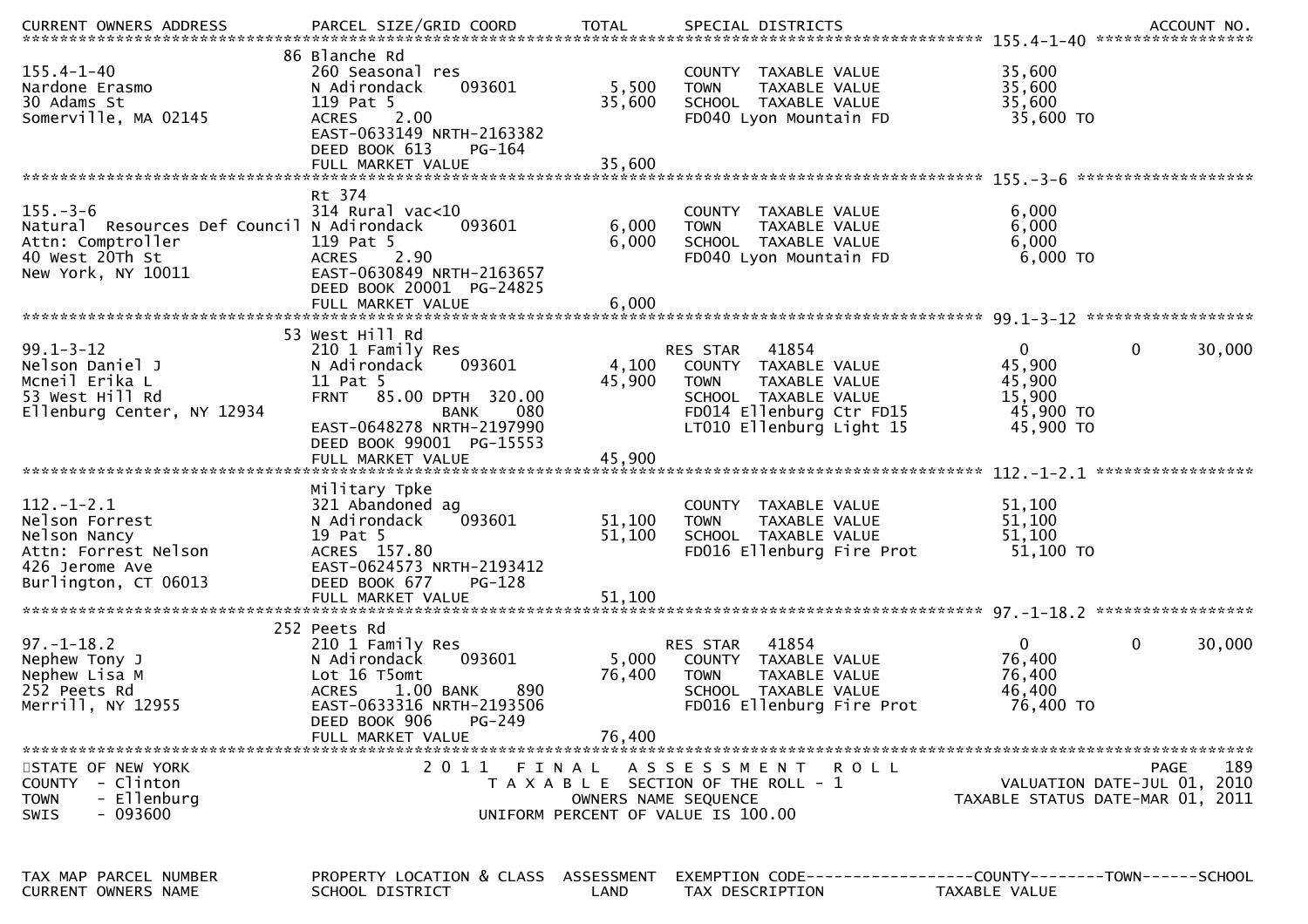| CURRENT OWNERS ADDRESS | PARCEL SIZE/GRID COORD | TOTAL | SPECIAL DISTRICTS | | ACCOUNT NO. |
|---|---|---|---|---|---|
| **155.4-1-40** | 86 Blanche Rd | | | | |
| 155.4-1-40 | 260 Seasonal res | | COUNTY TAXABLE VALUE | 35,600 | |
| Nardone Erasmo | N Adirondack 093601 | 5,500 | TOWN TAXABLE VALUE | 35,600 | |
| 30 Adams St | 119 Pat 5 | 35,600 | SCHOOL TAXABLE VALUE | 35,600 | |
| Somerville, MA 02145 | ACRES 2.00 | | FD040 Lyon Mountain FD | 35,600 TO | |
| | EAST-0633149 NRTH-2163382 | | | | |
| | DEED BOOK 613 PG-164 | | | | |
| | FULL MARKET VALUE | 35,600 | | | |
| **155.-3-6** | Rt 374 | | | | |
| 155.-3-6 | 314 Rural vac<10 | | COUNTY TAXABLE VALUE | 6,000 | |
| Natural Resources Def Council | N Adirondack 093601 | 6,000 | TOWN TAXABLE VALUE | 6,000 | |
| Attn: Comptroller | 119 Pat 5 | 6,000 | SCHOOL TAXABLE VALUE | 6,000 | |
| 40 West 20Th St | ACRES 2.90 | | FD040 Lyon Mountain FD | 6,000 TO | |
| New York, NY 10011 | EAST-0630849 NRTH-2163657 | | | | |
| | DEED BOOK 20001 PG-24825 | | | | |
| | FULL MARKET VALUE | 6,000 | | | |
| **99.1-3-12** | 53 West Hill Rd | | | | |
| 99.1-3-12 | 210 1 Family Res | | RES STAR 41854 | 0 0 | 30,000 |
| Nelson Daniel J | N Adirondack 093601 | 4,100 | COUNTY TAXABLE VALUE | 45,900 | |
| Mcneil Erika L | 11 Pat 5 | 45,900 | TOWN TAXABLE VALUE | 45,900 | |
| 53 West Hill Rd | FRNT 85.00 DPTH 320.00 | | SCHOOL TAXABLE VALUE | 15,900 | |
| Ellenburg Center, NY 12934 | BANK 080 | | FD014 Ellenburg Ctr FD15 | 45,900 TO | |
| | EAST-0648278 NRTH-2197990 | | LT010 Ellenburg Light 15 | 45,900 TO | |
| | DEED BOOK 99001 PG-15553 | | | | |
| | FULL MARKET VALUE | 45,900 | | | |
| **112.-1-2.1** | Military Tpke | | | | |
| 112.-1-2.1 | 321 Abandoned ag | | COUNTY TAXABLE VALUE | 51,100 | |
| Nelson Forrest | N Adirondack 093601 | 51,100 | TOWN TAXABLE VALUE | 51,100 | |
| Nelson Nancy | 19 Pat 5 | 51,100 | SCHOOL TAXABLE VALUE | 51,100 | |
| Attn: Forrest Nelson | ACRES 157.80 | | FD016 Ellenburg Fire Prot | 51,100 TO | |
| 426 Jerome Ave | EAST-0624573 NRTH-2193412 | | | | |
| Burlington, CT 06013 | DEED BOOK 677 PG-128 | | | | |
| | FULL MARKET VALUE | 51,100 | | | |
| **97.-1-18.2** | 252 Peets Rd | | | | |
| 97.-1-18.2 | 210 1 Family Res | | RES STAR 41854 | 0 0 | 30,000 |
| Nephew Tony J | N Adirondack 093601 | 5,000 | COUNTY TAXABLE VALUE | 76,400 | |
| Nephew Lisa M | Lot 16 T5omt | 76,400 | TOWN TAXABLE VALUE | 76,400 | |
| 252 Peets Rd | ACRES 1.00 BANK 890 | | SCHOOL TAXABLE VALUE | 46,400 | |
| Merrill, NY 12955 | EAST-0633316 NRTH-2193506 | | FD016 Ellenburg Fire Prot | 76,400 TO | |
| | DEED BOOK 906 PG-249 | | | | |
| | FULL MARKET VALUE | 76,400 | | | |

STATE OF NEW YORK
COUNTY - Clinton
TOWN - Ellenburg
SWIS - 093600

2011 FINAL ASSESSMENT ROLL
TAXABLE SECTION OF THE ROLL - 1
OWNERS NAME SEQUENCE
UNIFORM PERCENT OF VALUE IS 100.00

VALUATION DATE-JUL 01, 2010
TAXABLE STATUS DATE-MAR 01, 2011

| TAX MAP PARCEL NUMBER | PROPERTY LOCATION & CLASS | ASSESSMENT | EXEMPTION CODE | COUNTY | TOWN | SCHOOL |
|---|---|---|---|---|---|---|
| CURRENT OWNERS NAME | SCHOOL DISTRICT | LAND | TAX DESCRIPTION | TAXABLE VALUE | | |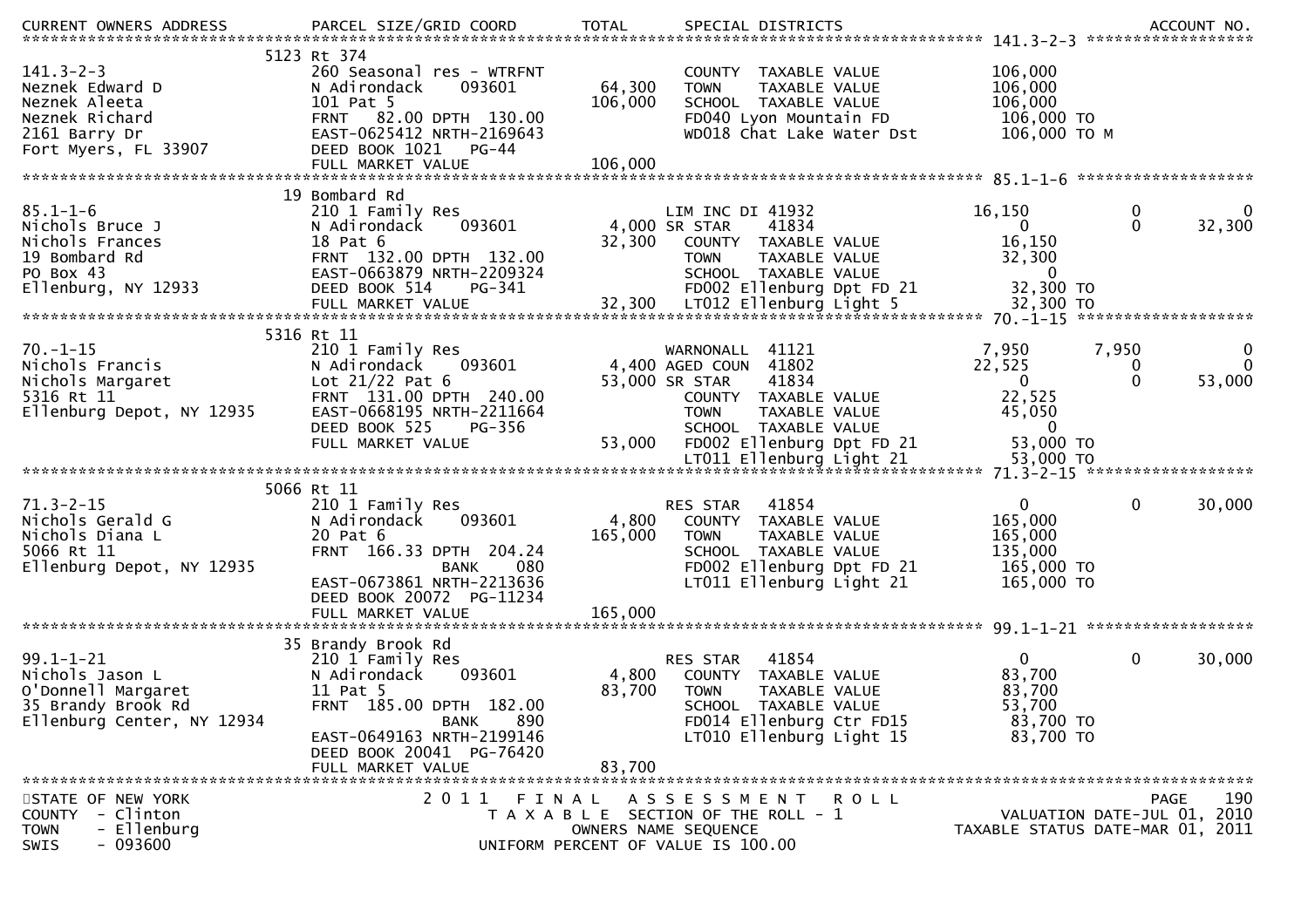| CURRENT OWNERS ADDRESS | PARCEL SIZE/GRID COORD | TOTAL | SPECIAL DISTRICTS | | | ACCOUNT NO. |
|---|---|---|---|---|---|---|
| **141.3-2-3** | 5123 Rt 374 | | | | | |
| 141.3-2-3 | 260 Seasonal res - WTRFNT | | COUNTY TAXABLE VALUE | 106,000 | | |
| Neznek Edward D | N Adirondack 093601 | 64,300 | TOWN TAXABLE VALUE | 106,000 | | |
| Neznek Aleeta | 101 Pat 5 | 106,000 | SCHOOL TAXABLE VALUE | 106,000 | | |
| Neznek Richard | FRNT 82.00 DPTH 130.00 | | FD040 Lyon Mountain FD | 106,000 TO | | |
| 2161 Barry Dr | EAST-0625412 NRTH-2169643 | | WD018 Chat Lake Water Dst | 106,000 TO M | | |
| Fort Myers, FL 33907 | DEED BOOK 1021 PG-44 | | | | | |
| | FULL MARKET VALUE | 106,000 | | | | |
| **85.1-1-6** | 19 Bombard Rd | | | | | |
| 85.1-1-6 | 210 1 Family Res | | LIM INC DI 41932 | 16,150 | 0 | 0 |
| Nichols Bruce J | N Adirondack 093601 | 4,000 | SR STAR 41834 | 0 | 0 | 32,300 |
| Nichols Frances | 18 Pat 6 | 32,300 | COUNTY TAXABLE VALUE | 16,150 | | |
| 19 Bombard Rd | FRNT 132.00 DPTH 132.00 | | TOWN TAXABLE VALUE | 32,300 | | |
| PO Box 43 | EAST-0663879 NRTH-2209324 | | SCHOOL TAXABLE VALUE | 0 | | |
| Ellenburg, NY 12933 | DEED BOOK 514 PG-341 | | FD002 Ellenburg Dpt FD 21 | 32,300 TO | | |
| | FULL MARKET VALUE | 32,300 | LT012 Ellenburg Light 5 | 32,300 TO | | |
| **70.-1-15** | 5316 Rt 11 | | | | | |
| 70.-1-15 | 210 1 Family Res | | WARNONALL 41121 | 7,950 | 7,950 | 0 |
| Nichols Francis | N Adirondack 093601 | 4,400 | AGED COUN 41802 | 22,525 | 0 | 0 |
| Nichols Margaret | Lot 21/22 Pat 6 | 53,000 | SR STAR 41834 | 0 | 0 | 53,000 |
| 5316 Rt 11 | FRNT 131.00 DPTH 240.00 | | COUNTY TAXABLE VALUE | 22,525 | | |
| Ellenburg Depot, NY 12935 | EAST-0668195 NRTH-2211664 | | TOWN TAXABLE VALUE | 45,050 | | |
| | DEED BOOK 525 PG-356 | | SCHOOL TAXABLE VALUE | 0 | | |
| | FULL MARKET VALUE | 53,000 | FD002 Ellenburg Dpt FD 21 | 53,000 TO | | |
| | | | LT011 Ellenburg Light 21 | 53,000 TO | | |
| **71.3-2-15** | 5066 Rt 11 | | | | | |
| 71.3-2-15 | 210 1 Family Res | | RES STAR 41854 | 0 | 0 | 30,000 |
| Nichols Gerald G | N Adirondack 093601 | 4,800 | COUNTY TAXABLE VALUE | 165,000 | | |
| Nichols Diana L | 20 Pat 6 | 165,000 | TOWN TAXABLE VALUE | 165,000 | | |
| 5066 Rt 11 | FRNT 166.33 DPTH 204.24 | | SCHOOL TAXABLE VALUE | 135,000 | | |
| Ellenburg Depot, NY 12935 | BANK 080 | | FD002 Ellenburg Dpt FD 21 | 165,000 TO | | |
| | EAST-0673861 NRTH-2213636 | | LT011 Ellenburg Light 21 | 165,000 TO | | |
| | DEED BOOK 20072 PG-11234 | | | | | |
| | FULL MARKET VALUE | 165,000 | | | | |
| **99.1-1-21** | 35 Brandy Brook Rd | | | | | |
| 99.1-1-21 | 210 1 Family Res | | RES STAR 41854 | 0 | 0 | 30,000 |
| Nichols Jason L | N Adirondack 093601 | 4,800 | COUNTY TAXABLE VALUE | 83,700 | | |
| O'Donnell Margaret | 11 Pat 5 | 83,700 | TOWN TAXABLE VALUE | 83,700 | | |
| 35 Brandy Brook Rd | FRNT 185.00 DPTH 182.00 | | SCHOOL TAXABLE VALUE | 53,700 | | |
| Ellenburg Center, NY 12934 | BANK 890 | | FD014 Ellenburg Ctr FD15 | 83,700 TO | | |
| | EAST-0649163 NRTH-2199146 | | LT010 Ellenburg Light 15 | 83,700 TO | | |
| | DEED BOOK 20041 PG-76420 | | | | | |
| | FULL MARKET VALUE | 83,700 | | | | |

STATE OF NEW YORK — COUNTY - Clinton — TOWN - Ellenburg — SWIS - 093600

2011 FINAL ASSESSMENT ROLL — TAXABLE SECTION OF THE ROLL - 1 — OWNERS NAME SEQUENCE — UNIFORM PERCENT OF VALUE IS 100.00

VALUATION DATE-JUL 01, 2010 — TAXABLE STATUS DATE-MAR 01, 2011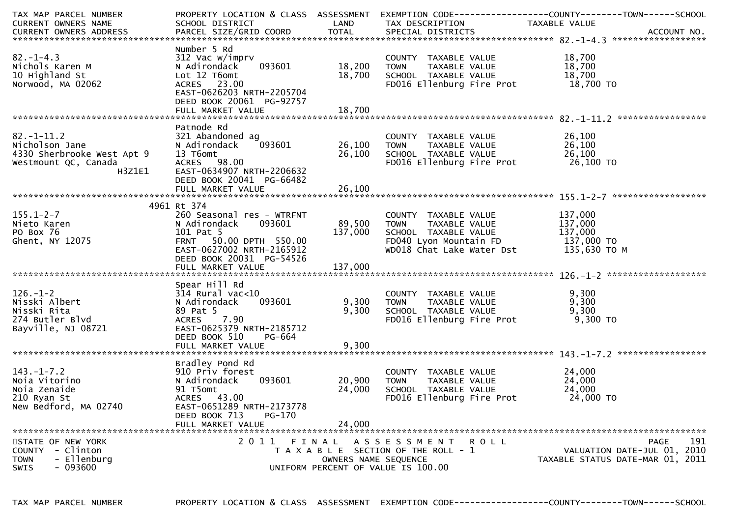| TAX MAP PARCEL NUMBER<br>CURRENT OWNERS NAME<br>CURRENT OWNERS ADDRESS | PROPERTY LOCATION & CLASS<br>SCHOOL DISTRICT<br>PARCEL SIZE/GRID COORD | ASSESSMENT<br>LAND<br>TOTAL | EXEMPTION CODE------------------COUNTY--------TOWN------SCHOOL<br>TAX DESCRIPTION<br>SPECIAL DISTRICTS | TAXABLE VALUE | ACCOUNT NO. |
|---|---|---|---|---|---|
| **82.-1-4.3** | | | | | |
| 82.-1-4.3 | Number 5 Rd | | | | |
| Nichols Karen M | 312 Vac w/imprv | | COUNTY TAXABLE VALUE | 18,700 | |
| 10 Highland St | N Adirondack 093601 | 18,200 | TOWN TAXABLE VALUE | 18,700 | |
| Norwood, MA 02062 | Lot 12 T6omt | 18,700 | SCHOOL TAXABLE VALUE | 18,700 | |
| | ACRES 23.00 | | FD016 Ellenburg Fire Prot | 18,700 TO | |
| | EAST-0626203 NRTH-2205704 | | | | |
| | DEED BOOK 20061 PG-92757 | | | | |
| | FULL MARKET VALUE | 18,700 | | | |
| **82.-1-11.2** | | | | | |
| 82.-1-11.2 | Patnode Rd | | | | |
| Nicholson Jane | 321 Abandoned ag | | COUNTY TAXABLE VALUE | 26,100 | |
| 4330 Sherbrooke West Apt 9 | N Adirondack 093601 | 26,100 | TOWN TAXABLE VALUE | 26,100 | |
| Westmount QC, Canada | 13 T6omt | 26,100 | SCHOOL TAXABLE VALUE | 26,100 | |
| H3Z1E1 | ACRES 98.00 | | FD016 Ellenburg Fire Prot | 26,100 TO | |
| | EAST-0634907 NRTH-2206632 | | | | |
| | DEED BOOK 20041 PG-66482 | | | | |
| | FULL MARKET VALUE | 26,100 | | | |
| **155.1-2-7** | | | | | |
| 155.1-2-7 | 4961 Rt 374 | | | | |
| Nieto Karen | 260 Seasonal res - WTRFNT | | COUNTY TAXABLE VALUE | 137,000 | |
| PO Box 76 | N Adirondack 093601 | 89,500 | TOWN TAXABLE VALUE | 137,000 | |
| Ghent, NY 12075 | 101 Pat 5 | 137,000 | SCHOOL TAXABLE VALUE | 137,000 | |
| | FRNT 50.00 DPTH 550.00 | | FD040 Lyon Mountain FD | 137,000 TO | |
| | EAST-0627002 NRTH-2165912 | | WD018 Chat Lake Water Dst | 135,630 TO M | |
| | DEED BOOK 20031 PG-54526 | | | | |
| | FULL MARKET VALUE | 137,000 | | | |
| **126.-1-2** | | | | | |
| 126.-1-2 | Spear Hill Rd | | | | |
| Nisski Albert | 314 Rural vac<10 | | COUNTY TAXABLE VALUE | 9,300 | |
| Nisski Rita | N Adirondack 093601 | 9,300 | TOWN TAXABLE VALUE | 9,300 | |
| 274 Butler Blvd | 89 Pat 5 | 9,300 | SCHOOL TAXABLE VALUE | 9,300 | |
| Bayville, NJ 08721 | ACRES 7.90 | | FD016 Ellenburg Fire Prot | 9,300 TO | |
| | EAST-0625379 NRTH-2185712 | | | | |
| | DEED BOOK 510 PG-664 | | | | |
| | FULL MARKET VALUE | 9,300 | | | |
| **143.-1-7.2** | | | | | |
| 143.-1-7.2 | Bradley Pond Rd | | | | |
| Noia Vitorino | 910 Priv forest | | COUNTY TAXABLE VALUE | 24,000 | |
| Noia Zenaide | N Adirondack 093601 | 20,900 | TOWN TAXABLE VALUE | 24,000 | |
| 210 Ryan St | 91 T5omt | 24,000 | SCHOOL TAXABLE VALUE | 24,000 | |
| New Bedford, MA 02740 | ACRES 43.00 | | FD016 Ellenburg Fire Prot | 24,000 TO | |
| | EAST-0651289 NRTH-2173778 | | | | |
| | DEED BOOK 713 PG-170 | | | | |
| | FULL MARKET VALUE | 24,000 | | | |

STATE OF NEW YORK
COUNTY - Clinton
TOWN - Ellenburg
SWIS - 093600

2011 FINAL ASSESSMENT ROLL
TAXABLE SECTION OF THE ROLL - 1
OWNERS NAME SEQUENCE
UNIFORM PERCENT OF VALUE IS 100.00

VALUATION DATE-JUL 01, 2010
TAXABLE STATUS DATE-MAR 01, 2011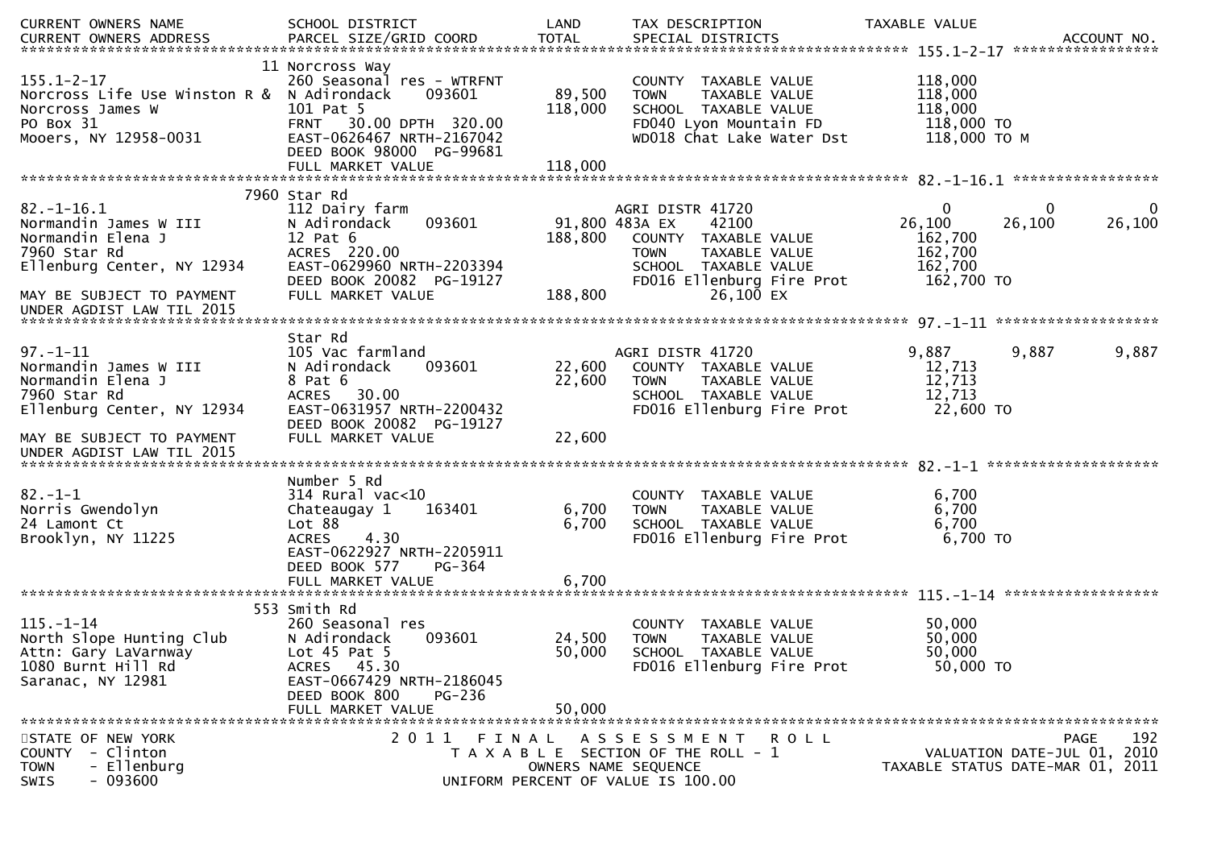| CURRENT OWNERS NAME<br>CURRENT OWNERS ADDRESS | SCHOOL DISTRICT<br>PARCEL SIZE/GRID COORD | LAND<br>TOTAL | TAX DESCRIPTION<br>SPECIAL DISTRICTS | TAXABLE VALUE | | ACCOUNT NO. |
|---|---|---|---|---|---|---|
| | 11 Norcross Way | | | | | 155.1-2-17 |
| 155.1-2-17 | 260 Seasonal res - WTRFNT | | COUNTY TAXABLE VALUE | 118,000 | | |
| Norcross Life Use Winston R & | N Adirondack 093601 | 89,500 | TOWN TAXABLE VALUE | 118,000 | | |
| Norcross James W | 101 Pat 5 | 118,000 | SCHOOL TAXABLE VALUE | 118,000 | | |
| PO Box 31 | FRNT 30.00 DPTH 320.00 | | FD040 Lyon Mountain FD | 118,000 TO | | |
| Mooers, NY 12958-0031 | EAST-0626467 NRTH-2167042 | | WD018 Chat Lake Water Dst | 118,000 TO M | | |
| | DEED BOOK 98000 PG-99681 | | | | | |
| | FULL MARKET VALUE | 118,000 | | | | |
| | 7960 Star Rd | | | | | 82.-1-16.1 |
| 82.-1-16.1 | 112 Dairy farm | | AGRI DISTR 41720 | 0 | 0 | 0 |
| Normandin James W III | N Adirondack 093601 | 91,800 | 483A EX 42100 | 26,100 | 26,100 | 26,100 |
| Normandin Elena J | 12 Pat 6 | 188,800 | COUNTY TAXABLE VALUE | 162,700 | | |
| 7960 Star Rd | ACRES 220.00 | | TOWN TAXABLE VALUE | 162,700 | | |
| Ellenburg Center, NY 12934 | EAST-0629960 NRTH-2203394 | | SCHOOL TAXABLE VALUE | 162,700 | | |
| | DEED BOOK 20082 PG-19127 | | FD016 Ellenburg Fire Prot | 162,700 TO | | |
| MAY BE SUBJECT TO PAYMENT | FULL MARKET VALUE | 188,800 | 26,100 EX | | | |
| UNDER AGDIST LAW TIL 2015 | | | | | | |
| | Star Rd | | | | | 97.-1-11 |
| 97.-1-11 | 105 Vac farmland | | AGRI DISTR 41720 | 9,887 | 9,887 | 9,887 |
| Normandin James W III | N Adirondack 093601 | 22,600 | COUNTY TAXABLE VALUE | 12,713 | | |
| Normandin Elena J | 8 Pat 6 | 22,600 | TOWN TAXABLE VALUE | 12,713 | | |
| 7960 Star Rd | ACRES 30.00 | | SCHOOL TAXABLE VALUE | 12,713 | | |
| Ellenburg Center, NY 12934 | EAST-0631957 NRTH-2200432 | | FD016 Ellenburg Fire Prot | 22,600 TO | | |
| | DEED BOOK 20082 PG-19127 | | | | | |
| MAY BE SUBJECT TO PAYMENT | FULL MARKET VALUE | 22,600 | | | | |
| UNDER AGDIST LAW TIL 2015 | | | | | | |
| | Number 5 Rd | | | | | 82.-1-1 |
| 82.-1-1 | 314 Rural vac<10 | | COUNTY TAXABLE VALUE | 6,700 | | |
| Norris Gwendolyn | Chateaugay 1 163401 | 6,700 | TOWN TAXABLE VALUE | 6,700 | | |
| 24 Lamont Ct | Lot 88 | 6,700 | SCHOOL TAXABLE VALUE | 6,700 | | |
| Brooklyn, NY 11225 | ACRES 4.30 | | FD016 Ellenburg Fire Prot | 6,700 TO | | |
| | EAST-0622927 NRTH-2205911 | | | | | |
| | DEED BOOK 577 PG-364 | | | | | |
| | FULL MARKET VALUE | 6,700 | | | | |
| | 553 Smith Rd | | | | | 115.-1-14 |
| 115.-1-14 | 260 Seasonal res | | COUNTY TAXABLE VALUE | 50,000 | | |
| North Slope Hunting Club | N Adirondack 093601 | 24,500 | TOWN TAXABLE VALUE | 50,000 | | |
| Attn: Gary LaVarnway | Lot 45 Pat 5 | 50,000 | SCHOOL TAXABLE VALUE | 50,000 | | |
| 1080 Burnt Hill Rd | ACRES 45.30 | | FD016 Ellenburg Fire Prot | 50,000 TO | | |
| Saranac, NY 12981 | EAST-0667429 NRTH-2186045 | | | | | |
| | DEED BOOK 800 PG-236 | | | | | |
| | FULL MARKET VALUE | 50,000 | | | | |

STATE OF NEW YORK
COUNTY - Clinton
TOWN - Ellenburg
SWIS - 093600

2011 FINAL ASSESSMENT ROLL
TAXABLE SECTION OF THE ROLL - 1
OWNERS NAME SEQUENCE
UNIFORM PERCENT OF VALUE IS 100.00

VALUATION DATE-JUL 01, 2010
TAXABLE STATUS DATE-MAR 01, 2011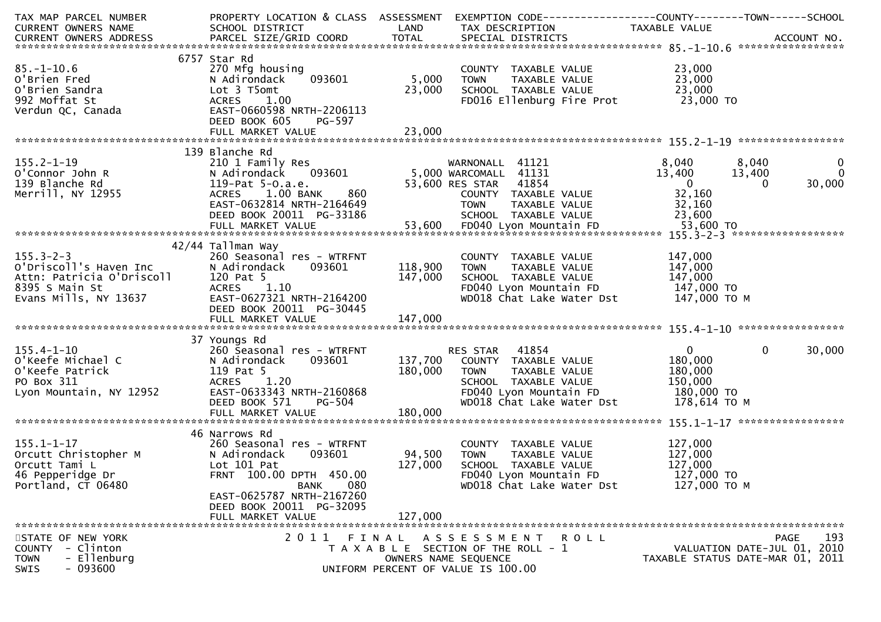| TAX MAP PARCEL NUMBER<br>CURRENT OWNERS NAME<br>CURRENT OWNERS ADDRESS | PROPERTY LOCATION & CLASS<br>SCHOOL DISTRICT<br>PARCEL SIZE/GRID COORD | ASSESSMENT<br>LAND<br>TOTAL | EXEMPTION CODE<br>TAX DESCRIPTION<br>SPECIAL DISTRICTS | COUNTY<br>TAXABLE VALUE | TOWN | SCHOOL<br>ACCOUNT NO. |
|---|---|---|---|---|---|---|
| **85.-1-10.6** | 6757 Star Rd | | | | | |
| 85.-1-10.6 | 270 Mfg housing | | COUNTY TAXABLE VALUE | 23,000 | | |
| O'Brien Fred | N Adirondack 093601 | 5,000 | TOWN TAXABLE VALUE | 23,000 | | |
| O'Brien Sandra | Lot 3 T5omt | 23,000 | SCHOOL TAXABLE VALUE | 23,000 | | |
| 992 Moffat St | ACRES 1.00 | | FD016 Ellenburg Fire Prot | 23,000 TO | | |
| Verdun QC, Canada | EAST-0660598 NRTH-2206113 | | | | | |
| | DEED BOOK 605 PG-597 | | | | | |
| | FULL MARKET VALUE | 23,000 | | | | |
| **155.2-1-19** | 139 Blanche Rd | | | | | |
| 155.2-1-19 | 210 1 Family Res | | WARNONALL 41121 | 8,040 | 8,040 | 0 |
| O'Connor John R | N Adirondack 093601 | 5,000 | WARCOMALL 41131 | 13,400 | 13,400 | 0 |
| 139 Blanche Rd | 119-Pat 5-O.a.e. | 53,600 | RES STAR 41854 | 0 | 0 | 30,000 |
| Merrill, NY 12955 | ACRES 1.00 BANK 860 | | COUNTY TAXABLE VALUE | 32,160 | | |
| | EAST-0632814 NRTH-2164649 | | TOWN TAXABLE VALUE | 32,160 | | |
| | DEED BOOK 20011 PG-33186 | | SCHOOL TAXABLE VALUE | 23,600 | | |
| | FULL MARKET VALUE | 53,600 | FD040 Lyon Mountain FD | 53,600 TO | | |
| **155.3-2-3** | 42/44 Tallman Way | | | | | |
| 155.3-2-3 | 260 Seasonal res - WTRFNT | | COUNTY TAXABLE VALUE | 147,000 | | |
| O'Driscoll's Haven Inc | N Adirondack 093601 | 118,900 | TOWN TAXABLE VALUE | 147,000 | | |
| Attn: Patricia O'Driscoll | 120 Pat 5 | 147,000 | SCHOOL TAXABLE VALUE | 147,000 | | |
| 8395 S Main St | ACRES 1.10 | | FD040 Lyon Mountain FD | 147,000 TO | | |
| Evans Mills, NY 13637 | EAST-0627321 NRTH-2164200 | | WD018 Chat Lake Water Dst | 147,000 TO M | | |
| | DEED BOOK 20011 PG-30445 | | | | | |
| | FULL MARKET VALUE | 147,000 | | | | |
| **155.4-1-10** | 37 Youngs Rd | | | | | |
| 155.4-1-10 | 260 Seasonal res - WTRFNT | | RES STAR 41854 | 0 | 0 | 30,000 |
| O'Keefe Michael C | N Adirondack 093601 | 137,700 | COUNTY TAXABLE VALUE | 180,000 | | |
| O'Keefe Patrick | 119 Pat 5 | 180,000 | TOWN TAXABLE VALUE | 180,000 | | |
| PO Box 311 | ACRES 1.20 | | SCHOOL TAXABLE VALUE | 150,000 | | |
| Lyon Mountain, NY 12952 | EAST-0633343 NRTH-2160868 | | FD040 Lyon Mountain FD | 180,000 TO | | |
| | DEED BOOK 571 PG-504 | | WD018 Chat Lake Water Dst | 178,614 TO M | | |
| | FULL MARKET VALUE | 180,000 | | | | |
| **155.1-1-17** | 46 Narrows Rd | | | | | |
| 155.1-1-17 | 260 Seasonal res - WTRFNT | | COUNTY TAXABLE VALUE | 127,000 | | |
| Orcutt Christopher M | N Adirondack 093601 | 94,500 | TOWN TAXABLE VALUE | 127,000 | | |
| Orcutt Tami L | Lot 101 Pat | 127,000 | SCHOOL TAXABLE VALUE | 127,000 | | |
| 46 Pepperidge Dr | FRNT 100.00 DPTH 450.00 | | FD040 Lyon Mountain FD | 127,000 TO | | |
| Portland, CT 06480 | BANK 080 | | WD018 Chat Lake Water Dst | 127,000 TO M | | |
| | EAST-0625787 NRTH-2167260 | | | | | |
| | DEED BOOK 20011 PG-32095 | | | | | |
| | FULL MARKET VALUE | 127,000 | | | | |

STATE OF NEW YORK — 2011 FINAL ASSESSMENT ROLL — PAGE 193
COUNTY - Clinton — TAXABLE SECTION OF THE ROLL - 1 — VALUATION DATE-JUL 01, 2010
TOWN - Ellenburg — OWNERS NAME SEQUENCE — TAXABLE STATUS DATE-MAR 01, 2011
SWIS - 093600 — UNIFORM PERCENT OF VALUE IS 100.00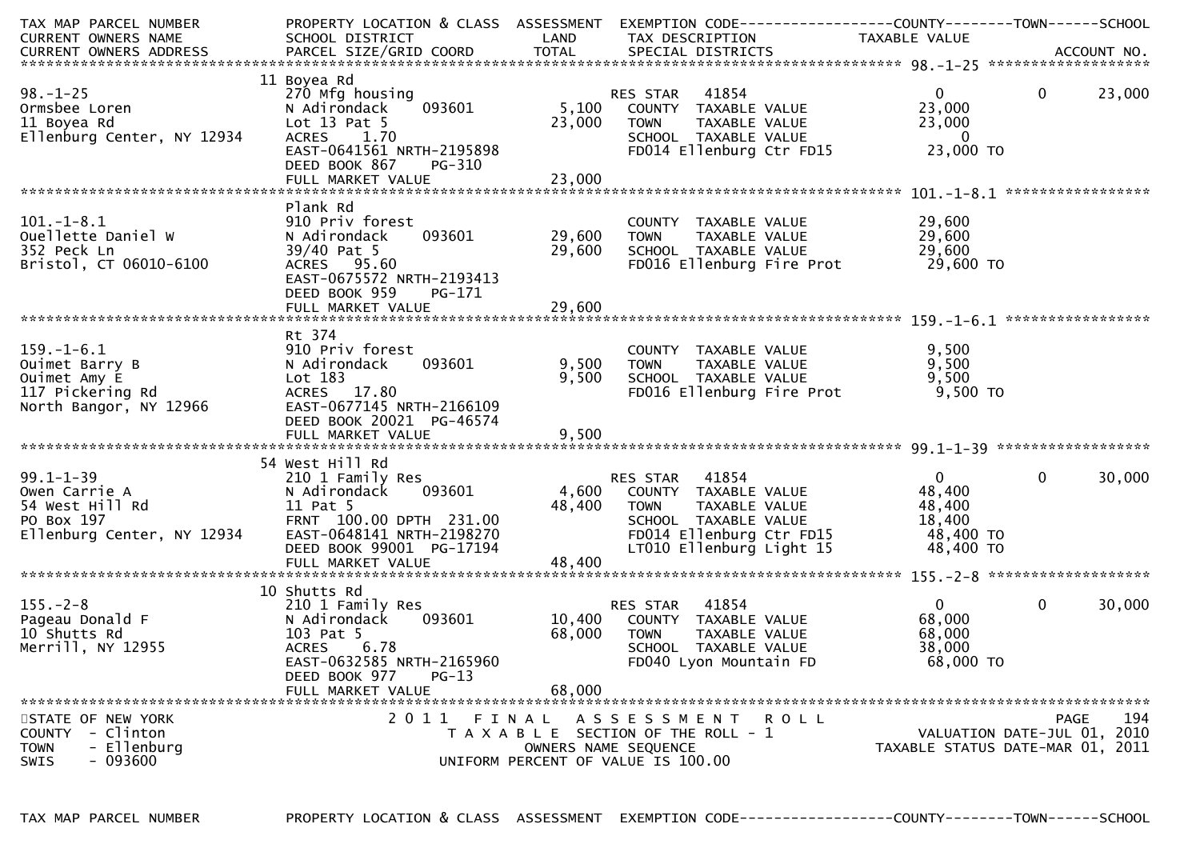```
TAX MAP PARCEL NUMBER          PROPERTY LOCATION & CLASS  ASSESSMENT  EXEMPTION CODE------------------COUNTY--------TOWN------SCHOOL
CURRENT OWNERS NAME            SCHOOL DISTRICT               LAND      TAX DESCRIPTION            TAXABLE VALUE
CURRENT OWNERS ADDRESS         PARCEL SIZE/GRID COORD        TOTAL     SPECIAL DISTRICTS                                        ACCOUNT NO.
******************************************************************************************************* 98.-1-25 *******************
                               11 Boyea Rd
98.-1-25                       270 Mfg housing                       RES STAR    41854                 0           0       23,000
Ormsbee Loren                  N Adirondack     093601        5,100    COUNTY  TAXABLE VALUE          23,000
11 Boyea Rd                    Lot 13 Pat 5                  23,000    TOWN    TAXABLE VALUE          23,000
Ellenburg Center, NY 12934     ACRES     1.70                          SCHOOL  TAXABLE VALUE               0
                               EAST-0641561 NRTH-2195898                FD014 Ellenburg Ctr FD15        23,000 TO
                               DEED BOOK 867     PG-310
                               FULL MARKET VALUE             23,000
******************************************************************************************************* 101.-1-8.1 *****************
                               Plank Rd
101.-1-8.1                     910 Priv forest                          COUNTY  TAXABLE VALUE          29,600
Ouellette Daniel W             N Adirondack     093601       29,600    TOWN    TAXABLE VALUE          29,600
352 Peck Ln                    39/40 Pat 5                   29,600    SCHOOL  TAXABLE VALUE          29,600
Bristol, CT 06010-6100         ACRES    95.60                          FD016 Ellenburg Fire Prot        29,600 TO
                               EAST-0675572 NRTH-2193413
                               DEED BOOK 959     PG-171
                               FULL MARKET VALUE             29,600
******************************************************************************************************* 159.-1-6.1 *****************
                               Rt 374
159.-1-6.1                     910 Priv forest                          COUNTY  TAXABLE VALUE           9,500
Ouimet Barry B                 N Adirondack     093601        9,500    TOWN    TAXABLE VALUE           9,500
Ouimet Amy E                   Lot 183                        9,500    SCHOOL  TAXABLE VALUE           9,500
117 Pickering Rd               ACRES    17.80                          FD016 Ellenburg Fire Prot         9,500 TO
North Bangor, NY 12966         EAST-0677145 NRTH-2166109
                               DEED BOOK 20021  PG-46574
                               FULL MARKET VALUE              9,500
******************************************************************************************************* 99.1-1-39 ******************
                               54 West Hill Rd
99.1-1-39                      210 1 Family Res                      RES STAR    41854                 0           0       30,000
Owen Carrie A                  N Adirondack     093601        4,600    COUNTY  TAXABLE VALUE          48,400
54 West Hill Rd                11 Pat 5                      48,400    TOWN    TAXABLE VALUE          48,400
PO Box 197                     FRNT 100.00 DPTH 231.00                 SCHOOL  TAXABLE VALUE          18,400
Ellenburg Center, NY 12934     EAST-0648141 NRTH-2198270                FD014 Ellenburg Ctr FD15        48,400 TO
                               DEED BOOK 99001  PG-17194                LT010 Ellenburg Light 15        48,400 TO
                               FULL MARKET VALUE             48,400
******************************************************************************************************* 155.-2-8 *******************
                               10 Shutts Rd
155.-2-8                       210 1 Family Res                      RES STAR    41854                 0           0       30,000
Pageau Donald F                N Adirondack     093601       10,400    COUNTY  TAXABLE VALUE          68,000
10 Shutts Rd                   103 Pat 5                     68,000    TOWN    TAXABLE VALUE          68,000
Merrill, NY 12955              ACRES     6.78                          SCHOOL  TAXABLE VALUE          38,000
                               EAST-0632585 NRTH-2165960                FD040 Lyon Mountain FD          68,000 TO
                               DEED BOOK 977     PG-13
                               FULL MARKET VALUE             68,000
************************************************************************************************************************************
STATE OF NEW YORK                    2 0 1 1   F I N A L   A S S E S S M E N T   R O L L                                  PAGE    194
COUNTY  - Clinton                        T A X A B L E  SECTION OF THE ROLL - 1                          VALUATION DATE-JUL 01, 2010
TOWN    - Ellenburg                             OWNERS NAME SEQUENCE                                TAXABLE STATUS DATE-MAR 01, 2011
SWIS    - 093600                           UNIFORM PERCENT OF VALUE IS 100.00


TAX MAP PARCEL NUMBER          PROPERTY LOCATION & CLASS  ASSESSMENT  EXEMPTION CODE------------------COUNTY--------TOWN------SCHOOL
```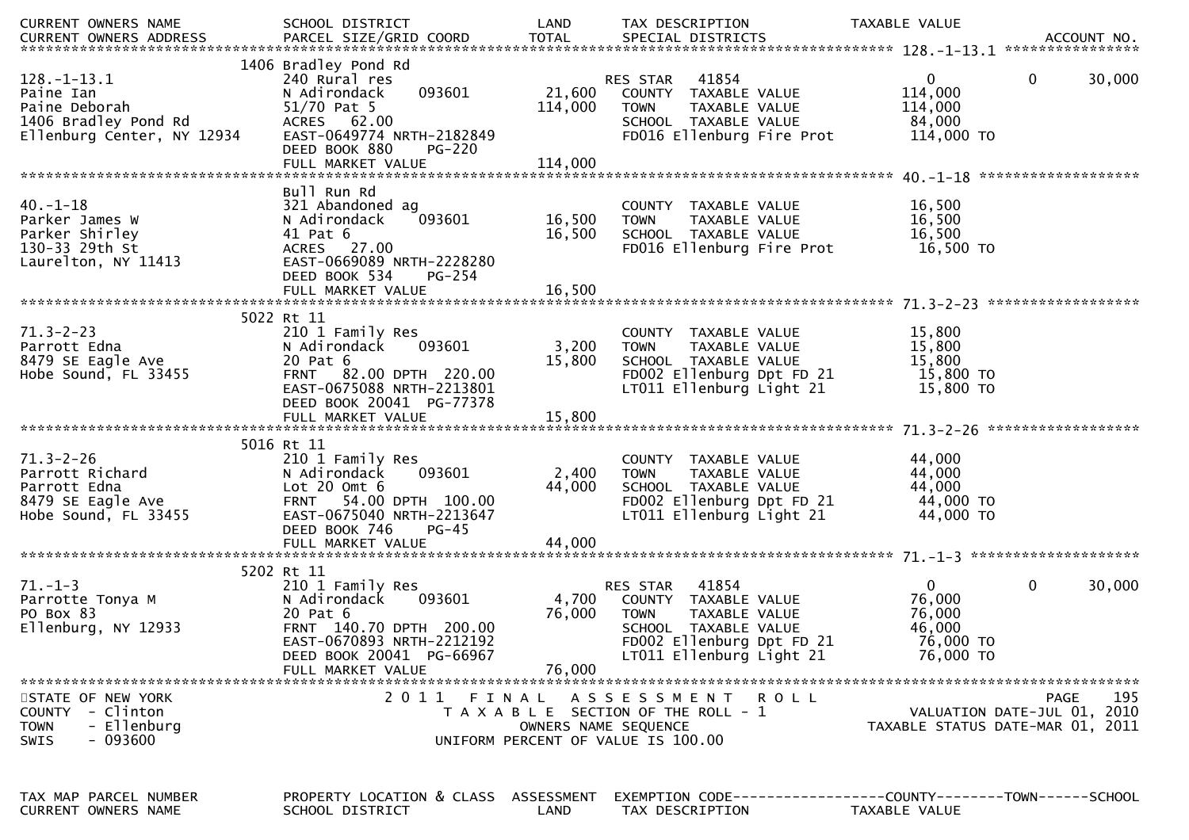| CURRENT OWNERS NAME<br>CURRENT OWNERS ADDRESS | SCHOOL DISTRICT<br>PARCEL SIZE/GRID COORD | LAND<br>TOTAL | TAX DESCRIPTION<br>SPECIAL DISTRICTS | TAXABLE VALUE | ACCOUNT NO. |
|---|---|---|---|---|---|
| **128.-1-13.1** | 1406 Bradley Pond Rd | | | | |
| 128.-1-13.1 | 240 Rural res | | RES STAR 41854 | 0 | 0 30,000 |
| Paine Ian | N Adirondack 093601 | 21,600 | COUNTY TAXABLE VALUE | 114,000 | |
| Paine Deborah | 51/70 Pat 5 | 114,000 | TOWN TAXABLE VALUE | 114,000 | |
| 1406 Bradley Pond Rd | ACRES 62.00 | | SCHOOL TAXABLE VALUE | 84,000 | |
| Ellenburg Center, NY 12934 | EAST-0649774 NRTH-2182849 | | FD016 Ellenburg Fire Prot | 114,000 TO | |
| | DEED BOOK 880 PG-220 | | | | |
| | FULL MARKET VALUE | 114,000 | | | |
| **40.-1-18** | Bull Run Rd | | | | |
| 40.-1-18 | 321 Abandoned ag | | COUNTY TAXABLE VALUE | 16,500 | |
| Parker James W | N Adirondack 093601 | 16,500 | TOWN TAXABLE VALUE | 16,500 | |
| Parker Shirley | 41 Pat 6 | 16,500 | SCHOOL TAXABLE VALUE | 16,500 | |
| 130-33 29th St | ACRES 27.00 | | FD016 Ellenburg Fire Prot | 16,500 TO | |
| Laurelton, NY 11413 | EAST-0669089 NRTH-2228280 | | | | |
| | DEED BOOK 534 PG-254 | | | | |
| | FULL MARKET VALUE | 16,500 | | | |
| **71.3-2-23** | 5022 Rt 11 | | | | |
| 71.3-2-23 | 210 1 Family Res | | COUNTY TAXABLE VALUE | 15,800 | |
| Parrott Edna | N Adirondack 093601 | 3,200 | TOWN TAXABLE VALUE | 15,800 | |
| 8479 SE Eagle Ave | 20 Pat 6 | 15,800 | SCHOOL TAXABLE VALUE | 15,800 | |
| Hobe Sound, FL 33455 | FRNT 82.00 DPTH 220.00 | | FD002 Ellenburg Dpt FD 21 | 15,800 TO | |
| | EAST-0675088 NRTH-2213801 | | LT011 Ellenburg Light 21 | 15,800 TO | |
| | DEED BOOK 20041 PG-77378 | | | | |
| | FULL MARKET VALUE | 15,800 | | | |
| **71.3-2-26** | 5016 Rt 11 | | | | |
| 71.3-2-26 | 210 1 Family Res | | COUNTY TAXABLE VALUE | 44,000 | |
| Parrott Richard | N Adirondack 093601 | 2,400 | TOWN TAXABLE VALUE | 44,000 | |
| Parrott Edna | Lot 20 Omt 6 | 44,000 | SCHOOL TAXABLE VALUE | 44,000 | |
| 8479 SE Eagle Ave | FRNT 54.00 DPTH 100.00 | | FD002 Ellenburg Dpt FD 21 | 44,000 TO | |
| Hobe Sound, FL 33455 | EAST-0675040 NRTH-2213647 | | LT011 Ellenburg Light 21 | 44,000 TO | |
| | DEED BOOK 746 PG-45 | | | | |
| | FULL MARKET VALUE | 44,000 | | | |
| **71.-1-3** | 5202 Rt 11 | | | | |
| 71.-1-3 | 210 1 Family Res | | RES STAR 41854 | 0 | 0 30,000 |
| Parrotte Tonya M | N Adirondack 093601 | 4,700 | COUNTY TAXABLE VALUE | 76,000 | |
| PO Box 83 | 20 Pat 6 | 76,000 | TOWN TAXABLE VALUE | 76,000 | |
| Ellenburg, NY 12933 | FRNT 140.70 DPTH 200.00 | | SCHOOL TAXABLE VALUE | 46,000 | |
| | EAST-0670893 NRTH-2212192 | | FD002 Ellenburg Dpt FD 21 | 76,000 TO | |
| | DEED BOOK 20041 PG-66967 | | LT011 Ellenburg Light 21 | 76,000 TO | |
| | FULL MARKET VALUE | 76,000 | | | |

STATE OF NEW YORK — COUNTY - Clinton — TOWN - Ellenburg — SWIS - 093600

2011 FINAL ASSESSMENT ROLL — TAXABLE SECTION OF THE ROLL - 1 — OWNERS NAME SEQUENCE — UNIFORM PERCENT OF VALUE IS 100.00

VALUATION DATE-JUL 01, 2010 — TAXABLE STATUS DATE-MAR 01, 2011

| TAX MAP PARCEL NUMBER<br>CURRENT OWNERS NAME | PROPERTY LOCATION & CLASS<br>SCHOOL DISTRICT | ASSESSMENT<br>LAND | EXEMPTION CODE------COUNTY------TOWN------SCHOOL<br>TAX DESCRIPTION | TAXABLE VALUE |
|---|---|---|---|---|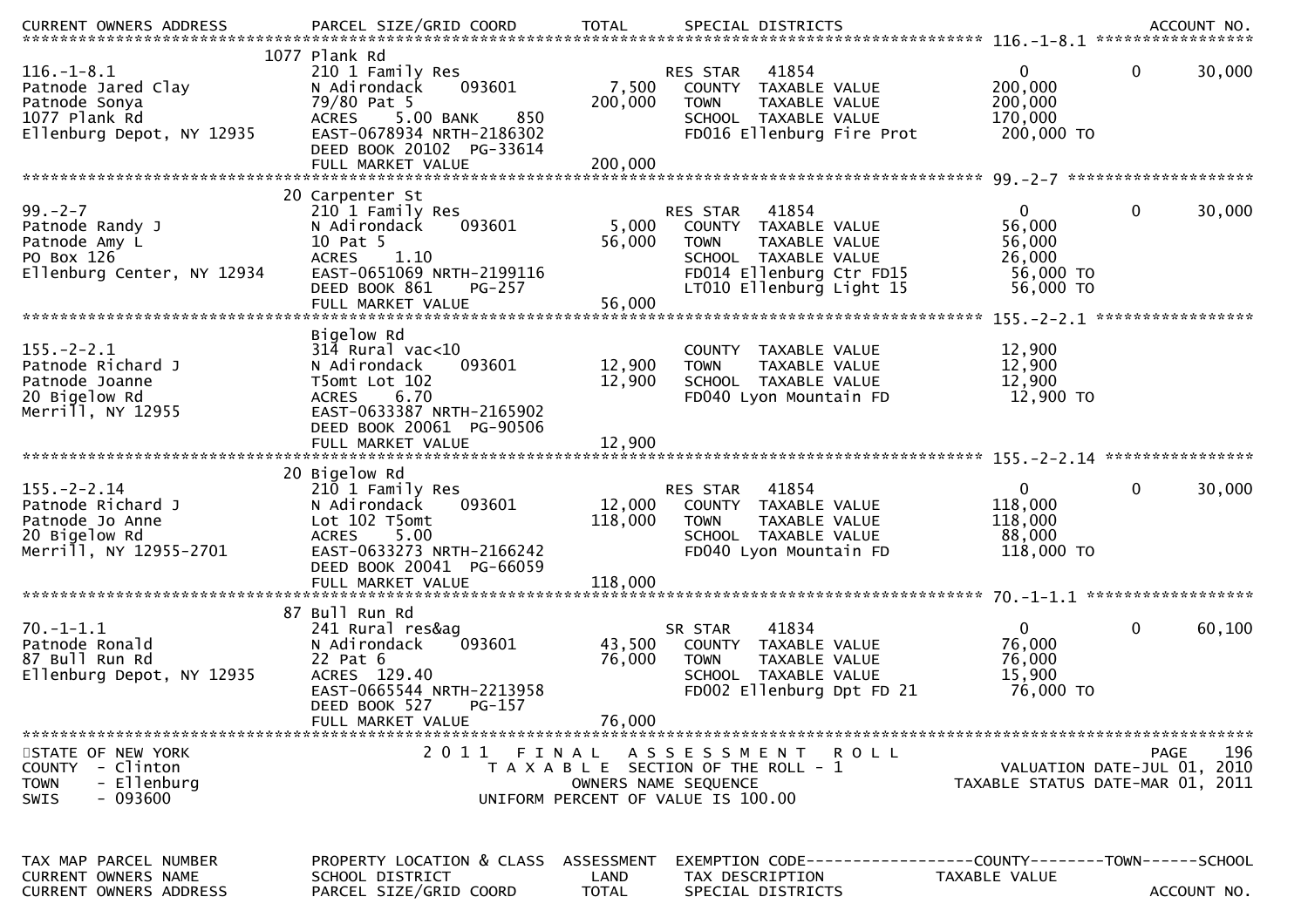| TAX MAP PARCEL NUMBER / CURRENT OWNERS NAME / CURRENT OWNERS ADDRESS | PROPERTY LOCATION & CLASS / SCHOOL DISTRICT / PARCEL SIZE/GRID COORD | ASSESSMENT LAND / TOTAL | EXEMPTION CODE / TAX DESCRIPTION / SPECIAL DISTRICTS | COUNTY TAXABLE VALUE | TOWN | SCHOOL / ACCOUNT NO. |
|---|---|---|---|---|---|---|
| **116.-1-8.1** | 1077 Plank Rd | | | | | |
| 116.-1-8.1 | 210 1 Family Res | | RES STAR 41854 | 0 | 0 | 30,000 |
| Patnode Jared Clay | N Adirondack 093601 | 7,500 | COUNTY TAXABLE VALUE | 200,000 | | |
| Patnode Sonya | 79/80 Pat 5 | 200,000 | TOWN TAXABLE VALUE | 200,000 | | |
| 1077 Plank Rd | ACRES 5.00 BANK 850 | | SCHOOL TAXABLE VALUE | 170,000 | | |
| Ellenburg Depot, NY 12935 | EAST-0678934 NRTH-2186302 | | FD016 Ellenburg Fire Prot | 200,000 TO | | |
| | DEED BOOK 20102 PG-33614 | | | | | |
| | FULL MARKET VALUE | 200,000 | | | | |
| **99.-2-7** | 20 Carpenter St | | | | | |
| 99.-2-7 | 210 1 Family Res | | RES STAR 41854 | 0 | 0 | 30,000 |
| Patnode Randy J | N Adirondack 093601 | 5,000 | COUNTY TAXABLE VALUE | 56,000 | | |
| Patnode Amy L | 10 Pat 5 | 56,000 | TOWN TAXABLE VALUE | 56,000 | | |
| PO Box 126 | ACRES 1.10 | | SCHOOL TAXABLE VALUE | 26,000 | | |
| Ellenburg Center, NY 12934 | EAST-0651069 NRTH-2199116 | | FD014 Ellenburg Ctr FD15 | 56,000 TO | | |
| | DEED BOOK 861 PG-257 | | LT010 Ellenburg Light 15 | 56,000 TO | | |
| | FULL MARKET VALUE | 56,000 | | | | |
| **155.-2-2.1** | Bigelow Rd | | | | | |
| 155.-2-2.1 | 314 Rural vac<10 | | COUNTY TAXABLE VALUE | 12,900 | | |
| Patnode Richard J | N Adirondack 093601 | 12,900 | TOWN TAXABLE VALUE | 12,900 | | |
| Patnode Joanne | T5omt Lot 102 | 12,900 | SCHOOL TAXABLE VALUE | 12,900 | | |
| 20 Bigelow Rd | ACRES 6.70 | | FD040 Lyon Mountain FD | 12,900 TO | | |
| Merrill, NY 12955 | EAST-0633387 NRTH-2165902 | | | | | |
| | DEED BOOK 20061 PG-90506 | | | | | |
| | FULL MARKET VALUE | 12,900 | | | | |
| **155.-2-2.14** | 20 Bigelow Rd | | | | | |
| 155.-2-2.14 | 210 1 Family Res | | RES STAR 41854 | 0 | 0 | 30,000 |
| Patnode Richard J | N Adirondack 093601 | 12,000 | COUNTY TAXABLE VALUE | 118,000 | | |
| Patnode Jo Anne | Lot 102 T5omt | 118,000 | TOWN TAXABLE VALUE | 118,000 | | |
| 20 Bigelow Rd | ACRES 5.00 | | SCHOOL TAXABLE VALUE | 88,000 | | |
| Merrill, NY 12955-2701 | EAST-0633273 NRTH-2166242 | | FD040 Lyon Mountain FD | 118,000 TO | | |
| | DEED BOOK 20041 PG-66059 | | | | | |
| | FULL MARKET VALUE | 118,000 | | | | |
| **70.-1-1.1** | 87 Bull Run Rd | | | | | |
| 70.-1-1.1 | 241 Rural res&ag | | SR STAR 41834 | 0 | 0 | 60,100 |
| Patnode Ronald | N Adirondack 093601 | 43,500 | COUNTY TAXABLE VALUE | 76,000 | | |
| 87 Bull Run Rd | 22 Pat 6 | 76,000 | TOWN TAXABLE VALUE | 76,000 | | |
| Ellenburg Depot, NY 12935 | ACRES 129.40 | | SCHOOL TAXABLE VALUE | 15,900 | | |
| | EAST-0665544 NRTH-2213958 | | FD002 Ellenburg Dpt FD 21 | 76,000 TO | | |
| | DEED BOOK 527 PG-157 | | | | | |
| | FULL MARKET VALUE | 76,000 | | | | |

STATE OF NEW YORK
COUNTY - Clinton
TOWN - Ellenburg
SWIS - 093600

2011 FINAL ASSESSMENT ROLL
TAXABLE SECTION OF THE ROLL - 1
OWNERS NAME SEQUENCE
UNIFORM PERCENT OF VALUE IS 100.00

VALUATION DATE-JUL 01, 2010
TAXABLE STATUS DATE-MAR 01, 2011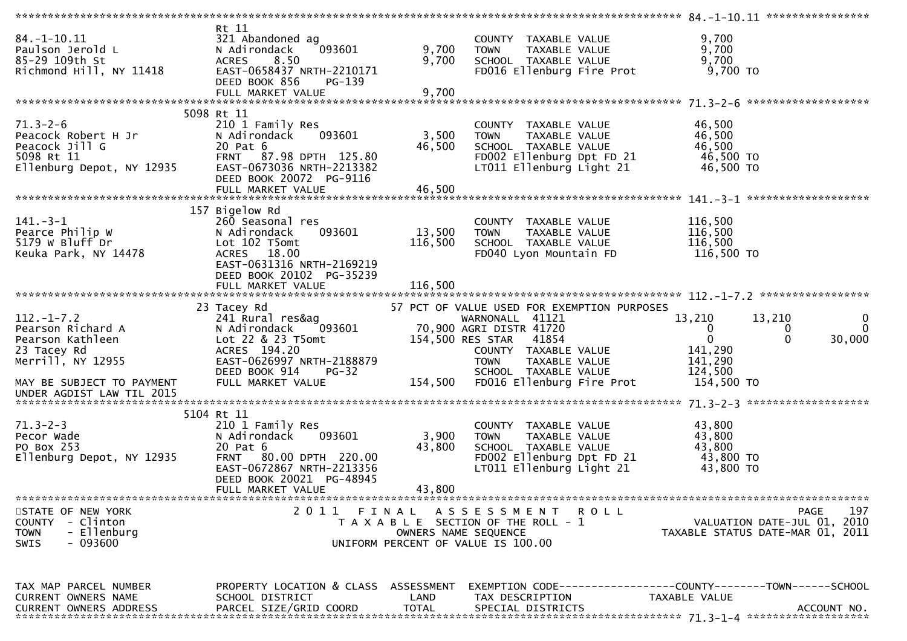```
******************************************************************************************************* 84.-1-10.11 ****************
                               Rt 11
84.-1-10.11                    321 Abandoned ag                         COUNTY  TAXABLE VALUE             9,700
Paulson Jerold L               N Adirondack    093601        9,700      TOWN    TAXABLE VALUE             9,700
85-29 109th St                 ACRES    8.50                 9,700      SCHOOL  TAXABLE VALUE             9,700
Richmond Hill, NY 11418        EAST-0658437 NRTH-2210171                FD016 Ellenburg Fire Prot          9,700 TO
                               DEED BOOK 856     PG-139
                               FULL MARKET VALUE             9,700
******************************************************************************************************* 71.3-2-6 *******************
                          5098 Rt 11
71.3-2-6                       210 1 Family Res                         COUNTY  TAXABLE VALUE            46,500
Peacock Robert H Jr            N Adirondack    093601        3,500      TOWN    TAXABLE VALUE            46,500
Peacock Jill G                 20 Pat 6                     46,500      SCHOOL  TAXABLE VALUE            46,500
5098 Rt 11                     FRNT   87.98 DPTH  125.80                FD002 Ellenburg Dpt FD 21         46,500 TO
Ellenburg Depot, NY 12935      EAST-0673036 NRTH-2213382                LT011 Ellenburg Light 21          46,500 TO
                               DEED BOOK 20072  PG-9116
                               FULL MARKET VALUE            46,500
******************************************************************************************************* 141.-3-1 *******************
                           157 Bigelow Rd
141.-3-1                       260 Seasonal res                         COUNTY  TAXABLE VALUE           116,500
Pearce Philip W                N Adirondack    093601       13,500      TOWN    TAXABLE VALUE           116,500
5179 W Bluff Dr                Lot 102 T5omt               116,500      SCHOOL  TAXABLE VALUE           116,500
Keuka Park, NY 14478           ACRES   18.00                            FD040 Lyon Mountain FD           116,500 TO
                               EAST-0631316 NRTH-2169219
                               DEED BOOK 20102  PG-35239
                               FULL MARKET VALUE           116,500
******************************************************************************************************* 112.-1-7.2 *****************
                            23 Tacey Rd                   57 PCT OF VALUE USED FOR EXEMPTION PURPOSES
112.-1-7.2                     241 Rural res&ag                  WARNONALL  41121             13,210      13,210           0
Pearson Richard A              N Adirondack    093601       70,900 AGRI DISTR 41720                  0           0           0
Pearson Kathleen               Lot 22 & 23 T5omt           154,500 RES STAR   41854                  0           0      30,000
23 Tacey Rd                    ACRES  194.20                            COUNTY  TAXABLE VALUE           141,290
Merrill, NY 12955              EAST-0626997 NRTH-2188879                TOWN    TAXABLE VALUE           141,290
                               DEED BOOK 914     PG-32                  SCHOOL  TAXABLE VALUE           124,500
MAY BE SUBJECT TO PAYMENT      FULL MARKET VALUE           154,500      FD016 Ellenburg Fire Prot        154,500 TO
UNDER AGDIST LAW TIL 2015
******************************************************************************************************* 71.3-2-3 *******************
                          5104 Rt 11
71.3-2-3                       210 1 Family Res                         COUNTY  TAXABLE VALUE            43,800
Pecor Wade                     N Adirondack    093601        3,900      TOWN    TAXABLE VALUE            43,800
PO Box 253                     20 Pat 6                     43,800      SCHOOL  TAXABLE VALUE            43,800
Ellenburg Depot, NY 12935      FRNT   80.00 DPTH  220.00                FD002 Ellenburg Dpt FD 21         43,800 TO
                               EAST-0672867 NRTH-2213356                LT011 Ellenburg Light 21          43,800 TO
                               DEED BOOK 20021  PG-48945
                               FULL MARKET VALUE            43,800
************************************************************************************************************************************
STATE OF NEW YORK                      2 0 1 1   F I N A L   A S S E S S M E N T   R O L L                              PAGE    197
COUNTY  - Clinton                          T A X A B L E  SECTION OF THE ROLL - 1                         VALUATION DATE-JUL 01, 2010
TOWN    - Ellenburg                             OWNERS NAME SEQUENCE                               TAXABLE STATUS DATE-MAR 01, 2011
SWIS    - 093600                           UNIFORM PERCENT OF VALUE IS 100.00


TAX MAP PARCEL NUMBER          PROPERTY LOCATION & CLASS  ASSESSMENT  EXEMPTION CODE------------------COUNTY--------TOWN------SCHOOL
CURRENT OWNERS NAME            SCHOOL DISTRICT               LAND      TAX DESCRIPTION            TAXABLE VALUE
CURRENT OWNERS ADDRESS         PARCEL SIZE/GRID COORD        TOTAL     SPECIAL DISTRICTS                                 ACCOUNT NO.
******************************************************************************************************* 71.3-1-4 *******************
```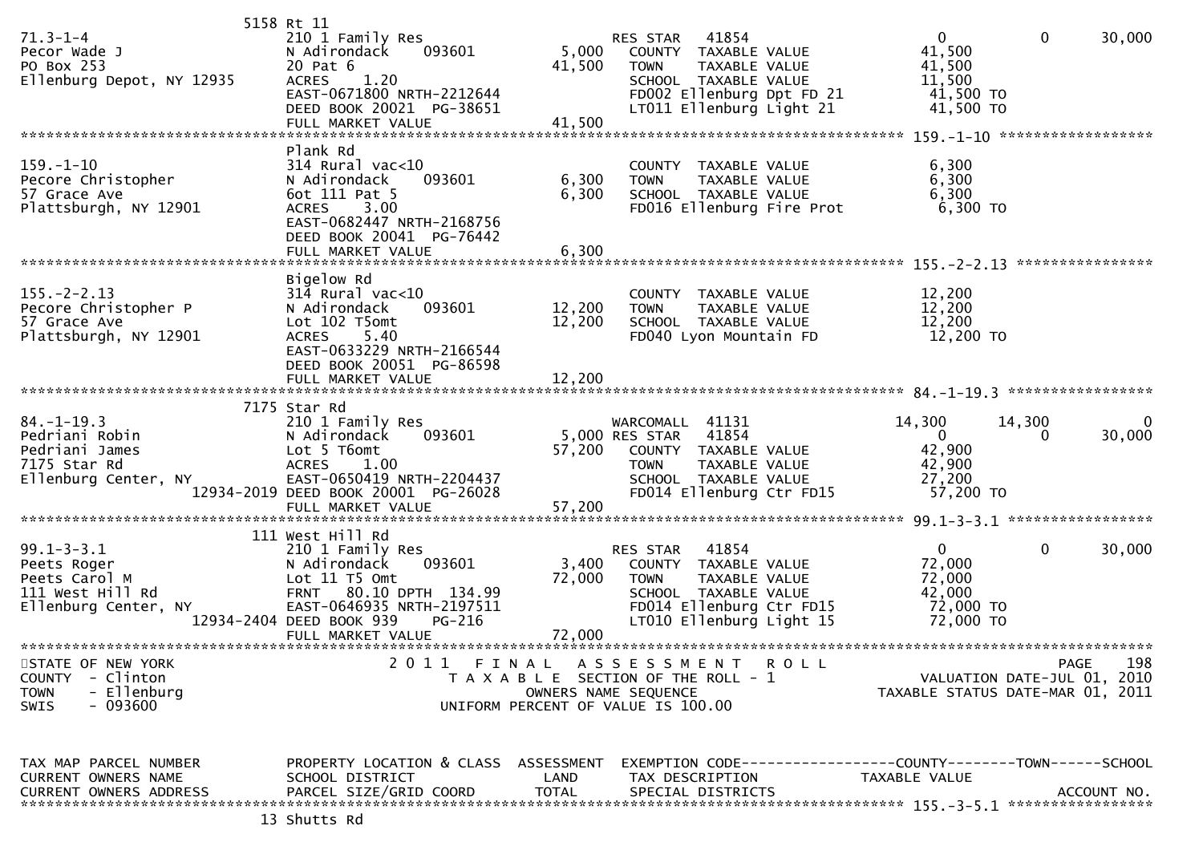```
                          5158 Rt 11
71.3-1-4                      210 1 Family Res                      RES STAR   41854                      0           0       30,000
Pecor Wade J                  N Adirondack     093601        5,000   COUNTY  TAXABLE VALUE              41,500
PO Box 253                    20 Pat 6                      41,500   TOWN    TAXABLE VALUE              41,500
Ellenburg Depot, NY 12935     ACRES    1.20                          SCHOOL  TAXABLE VALUE              11,500
                              EAST-0671800 NRTH-2212644              FD002 Ellenburg Dpt FD 21           41,500 TO
                              DEED BOOK 20021  PG-38651              LT011 Ellenburg Light 21            41,500 TO
                              FULL MARKET VALUE             41,500
******************************************************************************************************* 159.-1-10 ******************
                              Plank Rd
159.-1-10                     314 Rural vac<10                       COUNTY  TAXABLE VALUE               6,300
Pecore Christopher            N Adirondack     093601        6,300   TOWN    TAXABLE VALUE               6,300
57 Grace Ave                  6ot 111 Pat 5                  6,300   SCHOOL  TAXABLE VALUE               6,300
Plattsburgh, NY 12901         ACRES    3.00                          FD016 Ellenburg Fire Prot            6,300 TO
                              EAST-0682447 NRTH-2168756
                              DEED BOOK 20041  PG-76442
                              FULL MARKET VALUE              6,300
******************************************************************************************************* 155.-2-2.13 ****************
                              Bigelow Rd
155.-2-2.13                   314 Rural vac<10                       COUNTY  TAXABLE VALUE              12,200
Pecore Christopher P          N Adirondack     093601       12,200   TOWN    TAXABLE VALUE              12,200
57 Grace Ave                  Lot 102 T5omt                 12,200   SCHOOL  TAXABLE VALUE              12,200
Plattsburgh, NY 12901         ACRES    5.40                          FD040 Lyon Mountain FD              12,200 TO
                              EAST-0633229 NRTH-2166544
                              DEED BOOK 20051  PG-86598
                              FULL MARKET VALUE             12,200
******************************************************************************************************* 84.-1-19.3 *****************
                          7175 Star Rd
84.-1-19.3                    210 1 Family Res                      WARCOMALL  41131                  14,300      14,300           0
Pedriani Robin                N Adirondack     093601        5,000 RES STAR   41854                      0           0       30,000
Pedriani James                Lot 5 T6omt                   57,200   COUNTY  TAXABLE VALUE              42,900
7175 Star Rd                  ACRES    1.00                          TOWN    TAXABLE VALUE              42,900
Ellenburg Center, NY          EAST-0650419 NRTH-2204437              SCHOOL  TAXABLE VALUE              27,200
                   12934-2019 DEED BOOK 20001  PG-26028              FD014 Ellenburg Ctr FD15            57,200 TO
                              FULL MARKET VALUE             57,200
******************************************************************************************************* 99.1-3-3.1 *****************
                          111 West Hill Rd
99.1-3-3.1                    210 1 Family Res                      RES STAR   41854                      0           0       30,000
Peets Roger                   N Adirondack     093601        3,400   COUNTY  TAXABLE VALUE              72,000
Peets Carol M                 Lot 11 T5 Omt                 72,000   TOWN    TAXABLE VALUE              72,000
111 West Hill Rd              FRNT   80.10 DPTH  134.99              SCHOOL  TAXABLE VALUE              42,000
Ellenburg Center, NY          EAST-0646935 NRTH-2197511              FD014 Ellenburg Ctr FD15            72,000 TO
                   12934-2404 DEED BOOK 939      PG-216              LT010 Ellenburg Light 15            72,000 TO
                              FULL MARKET VALUE             72,000
************************************************************************************************************************************
STATE OF NEW YORK                   2 0 1 1   F I N A L   A S S E S S M E N T   R O L L                                 PAGE    198
COUNTY  - Clinton                        T A X A B L E  SECTION OF THE ROLL - 1                      VALUATION DATE-JUL 01, 2010
TOWN    - Ellenburg                            OWNERS NAME SEQUENCE                          TAXABLE STATUS DATE-MAR 01, 2011
SWIS    - 093600                         UNIFORM PERCENT OF VALUE IS 100.00


TAX MAP PARCEL NUMBER         PROPERTY LOCATION & CLASS  ASSESSMENT  EXEMPTION CODE------------------COUNTY--------TOWN------SCHOOL
CURRENT OWNERS NAME           SCHOOL DISTRICT               LAND      TAX DESCRIPTION            TAXABLE VALUE
CURRENT OWNERS ADDRESS        PARCEL SIZE/GRID COORD        TOTAL     SPECIAL DISTRICTS                                  ACCOUNT NO.
******************************************************************************************************* 155.-3-5.1 *****************
                          13 Shutts Rd
```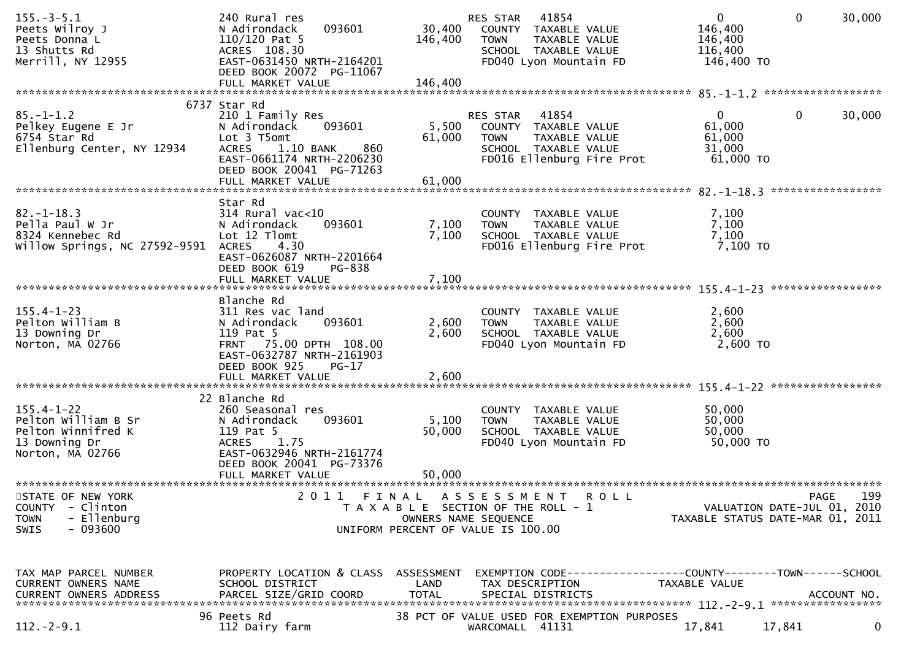```
155.-3-5.1                   240 Rural res                          RES STAR   41854                    0            0       30,000
Peets Wilroy J               N Adirondack     093601      30,400      COUNTY  TAXABLE VALUE           146,400
Peets Donna L                110/120 Pat 5               146,400      TOWN    TAXABLE VALUE           146,400
13 Shutts Rd                 ACRES  108.30                            SCHOOL  TAXABLE VALUE           116,400
Merrill, NY 12955            EAST-0631450 NRTH-2164201                FD040 Lyon Mountain FD           146,400 TO
                             DEED BOOK 20072  PG-11067
                             FULL MARKET VALUE           146,400
******************************************************************************************************* 85.-1-1.2 *****************
                         6737 Star Rd
85.-1-1.2                    210 1 Family Res                       RES STAR   41854                    0            0       30,000
Pelkey Eugene E Jr           N Adirondack     093601       5,500      COUNTY  TAXABLE VALUE            61,000
6754 Star Rd                 Lot 3 T5omt                  61,000      TOWN    TAXABLE VALUE            61,000
Ellenburg Center, NY 12934   ACRES    1.10 BANK     860               SCHOOL  TAXABLE VALUE            31,000
                             EAST-0661174 NRTH-2206230                FD016 Ellenburg Fire Prot         61,000 TO
                             DEED BOOK 20041  PG-71263
                             FULL MARKET VALUE            61,000
******************************************************************************************************* 82.-1-18.3 ****************
                             Star Rd
82.-1-18.3                   314 Rural vac<10                         COUNTY  TAXABLE VALUE             7,100
Pella Paul W Jr              N Adirondack     093601       7,100      TOWN    TAXABLE VALUE             7,100
8324 Kennebec Rd             Lot 12 Tlomt                  7,100      SCHOOL  TAXABLE VALUE             7,100
Willow Springs, NC 27592-9591 ACRES    4.30                            FD016 Ellenburg Fire Prot          7,100 TO
                             EAST-0626087 NRTH-2201664
                             DEED BOOK 619    PG-838
                             FULL MARKET VALUE             7,100
******************************************************************************************************* 155.4-1-23 ****************
                             Blanche Rd
155.4-1-23                   311 Res vac land                         COUNTY  TAXABLE VALUE             2,600
Pelton William B             N Adirondack     093601       2,600      TOWN    TAXABLE VALUE             2,600
13 Downing Dr                119 Pat 5                     2,600      SCHOOL  TAXABLE VALUE             2,600
Norton, MA 02766             FRNT   75.00 DPTH 108.00                 FD040 Lyon Mountain FD             2,600 TO
                             EAST-0632787 NRTH-2161903
                             DEED BOOK 925    PG-17
                             FULL MARKET VALUE             2,600
******************************************************************************************************* 155.4-1-22 ****************
                          22 Blanche Rd
155.4-1-22                   260 Seasonal res                         COUNTY  TAXABLE VALUE            50,000
Pelton William B Sr          N Adirondack     093601       5,100      TOWN    TAXABLE VALUE            50,000
Pelton Winnifred K           119 Pat 5                    50,000      SCHOOL  TAXABLE VALUE            50,000
13 Downing Dr                ACRES    1.75                            FD040 Lyon Mountain FD            50,000 TO
Norton, MA 02766             EAST-0632946 NRTH-2161774
                             DEED BOOK 20041  PG-73376
                             FULL MARKET VALUE            50,000
************************************************************************************************************************************
STATE OF NEW YORK                     2 0 1 1   F I N A L   A S S E S S M E N T   R O L L                              PAGE    199
COUNTY  - Clinton                         T A X A B L E  SECTION OF THE ROLL - 1                       VALUATION DATE-JUL 01, 2010
TOWN    - Ellenburg                            OWNERS NAME SEQUENCE                                 TAXABLE STATUS DATE-MAR 01, 2011
SWIS    - 093600                          UNIFORM PERCENT OF VALUE IS 100.00


TAX MAP PARCEL NUMBER        PROPERTY LOCATION & CLASS  ASSESSMENT  EXEMPTION CODE------------------COUNTY--------TOWN------SCHOOL
CURRENT OWNERS NAME          SCHOOL DISTRICT               LAND      TAX DESCRIPTION                 TAXABLE VALUE
CURRENT OWNERS ADDRESS       PARCEL SIZE/GRID COORD        TOTAL     SPECIAL DISTRICTS                                  ACCOUNT NO.
******************************************************************************************************* 112.-2-9.1 ****************
                          96 Peets Rd                      38 PCT OF VALUE USED FOR EXEMPTION PURPOSES
112.-2-9.1                   112 Dairy farm                          WARCOMALL  41131                17,841       17,841            0
```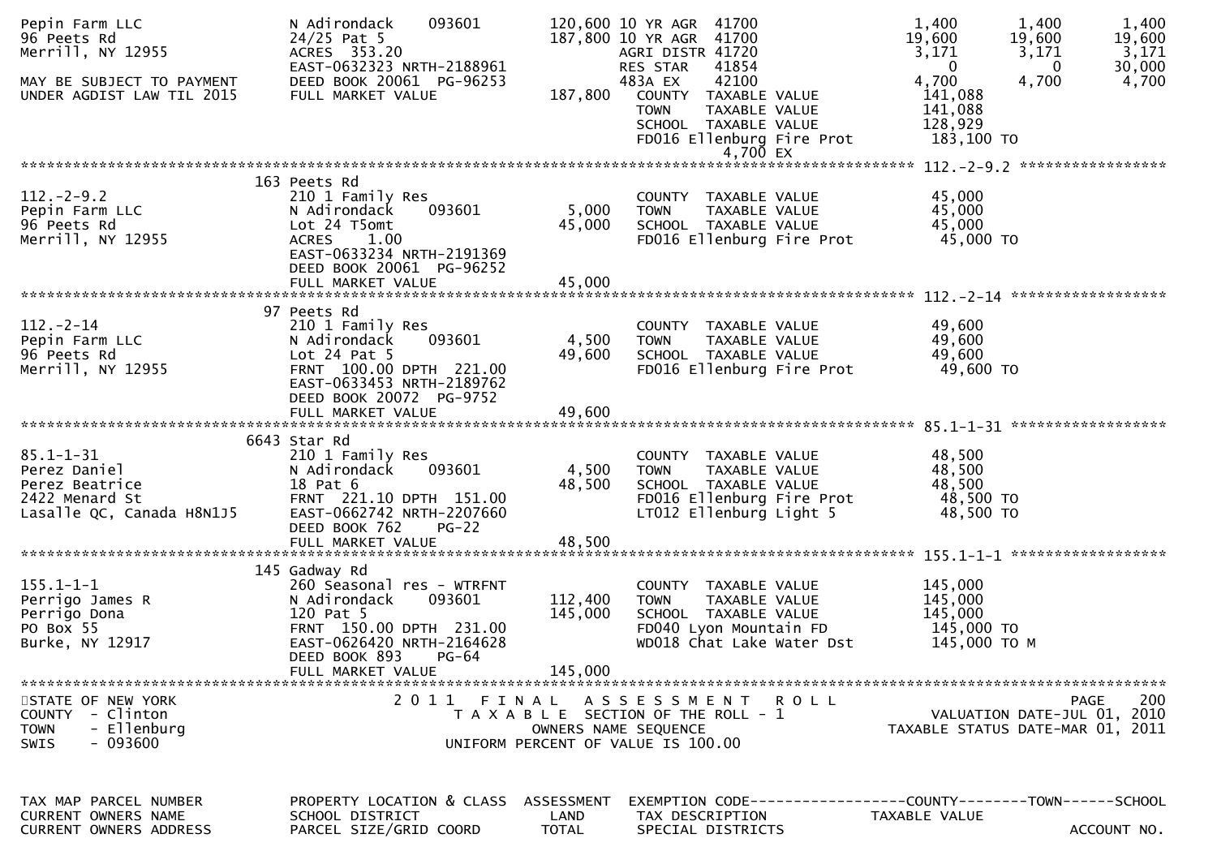| Pepin Farm LLC | N Adirondack 093601 | 120,600 | 10 YR AGR 41700 | 1,400 | 1,400 | 1,400 |
|---|---|---|---|---|---|---|
| 96 Peets Rd | 24/25 Pat 5 | 187,800 | 10 YR AGR 41700 | 19,600 | 19,600 | 19,600 |
| Merrill, NY 12955 | ACRES 353.20 | | AGRI DISTR 41720 | 3,171 | 3,171 | 3,171 |
| | EAST-0632323 NRTH-2188961 | | RES STAR 41854 | 0 | 0 | 30,000 |
| MAY BE SUBJECT TO PAYMENT | DEED BOOK 20061 PG-96253 | | 483A EX 42100 | 4,700 | 4,700 | 4,700 |
| UNDER AGDIST LAW TIL 2015 | FULL MARKET VALUE | 187,800 | COUNTY TAXABLE VALUE | 141,088 | | |
| | | | TOWN TAXABLE VALUE | 141,088 | | |
| | | | SCHOOL TAXABLE VALUE | 128,929 | | |
| | | | FD016 Ellenburg Fire Prot | 183,100 TO | | |
| | | | 4,700 EX | | | |

************************************************************************************** 112.-2-9.2 *****************

| | 163 Peets Rd | | | |
|---|---|---|---|---|
| 112.-2-9.2 | 210 1 Family Res | | COUNTY TAXABLE VALUE | 45,000 |
| Pepin Farm LLC | N Adirondack 093601 | 5,000 | TOWN TAXABLE VALUE | 45,000 |
| 96 Peets Rd | Lot 24 T5omt | 45,000 | SCHOOL TAXABLE VALUE | 45,000 |
| Merrill, NY 12955 | ACRES 1.00 | | FD016 Ellenburg Fire Prot | 45,000 TO |
| | EAST-0633234 NRTH-2191369 | | | |
| | DEED BOOK 20061 PG-96252 | | | |
| | FULL MARKET VALUE | 45,000 | | |

************************************************************************************** 112.-2-14 ******************

| | 97 Peets Rd | | | |
|---|---|---|---|---|
| 112.-2-14 | 210 1 Family Res | | COUNTY TAXABLE VALUE | 49,600 |
| Pepin Farm LLC | N Adirondack 093601 | 4,500 | TOWN TAXABLE VALUE | 49,600 |
| 96 Peets Rd | Lot 24 Pat 5 | 49,600 | SCHOOL TAXABLE VALUE | 49,600 |
| Merrill, NY 12955 | FRNT 100.00 DPTH 221.00 | | FD016 Ellenburg Fire Prot | 49,600 TO |
| | EAST-0633453 NRTH-2189762 | | | |
| | DEED BOOK 20072 PG-9752 | | | |
| | FULL MARKET VALUE | 49,600 | | |

************************************************************************************** 85.1-1-31 ******************

| | 6643 Star Rd | | | |
|---|---|---|---|---|
| 85.1-1-31 | 210 1 Family Res | | COUNTY TAXABLE VALUE | 48,500 |
| Perez Daniel | N Adirondack 093601 | 4,500 | TOWN TAXABLE VALUE | 48,500 |
| Perez Beatrice | 18 Pat 6 | 48,500 | SCHOOL TAXABLE VALUE | 48,500 |
| 2422 Menard St | FRNT 221.10 DPTH 151.00 | | FD016 Ellenburg Fire Prot | 48,500 TO |
| Lasalle QC, Canada H8N1J5 | EAST-0662742 NRTH-2207660 | | LT012 Ellenburg Light 5 | 48,500 TO |
| | DEED BOOK 762 PG-22 | | | |
| | FULL MARKET VALUE | 48,500 | | |

************************************************************************************** 155.1-1-1 ******************

| | 145 Gadway Rd | | | |
|---|---|---|---|---|
| 155.1-1-1 | 260 Seasonal res - WTRFNT | | COUNTY TAXABLE VALUE | 145,000 |
| Perrigo James R | N Adirondack 093601 | 112,400 | TOWN TAXABLE VALUE | 145,000 |
| Perrigo Dona | 120 Pat 5 | 145,000 | SCHOOL TAXABLE VALUE | 145,000 |
| PO Box 55 | FRNT 150.00 DPTH 231.00 | | FD040 Lyon Mountain FD | 145,000 TO |
| Burke, NY 12917 | EAST-0626420 NRTH-2164628 | | WD018 Chat Lake Water Dst | 145,000 TO M |
| | DEED BOOK 893 PG-64 | | | |
| | FULL MARKET VALUE | 145,000 | | |

******************************************************************************************************************

STATE OF NEW YORK
COUNTY - Clinton
TOWN - Ellenburg
SWIS - 093600

2011 FINAL ASSESSMENT ROLL
TAXABLE SECTION OF THE ROLL - 1
OWNERS NAME SEQUENCE
UNIFORM PERCENT OF VALUE IS 100.00

VALUATION DATE-JUL 01, 2010
TAXABLE STATUS DATE-MAR 01, 2011

| TAX MAP PARCEL NUMBER | PROPERTY LOCATION & CLASS | ASSESSMENT | EXEMPTION CODE------------------COUNTY--------TOWN------SCHOOL |
|---|---|---|---|
| CURRENT OWNERS NAME | SCHOOL DISTRICT | LAND | TAX DESCRIPTION TAXABLE VALUE |
| CURRENT OWNERS ADDRESS | PARCEL SIZE/GRID COORD | TOTAL | SPECIAL DISTRICTS ACCOUNT NO. |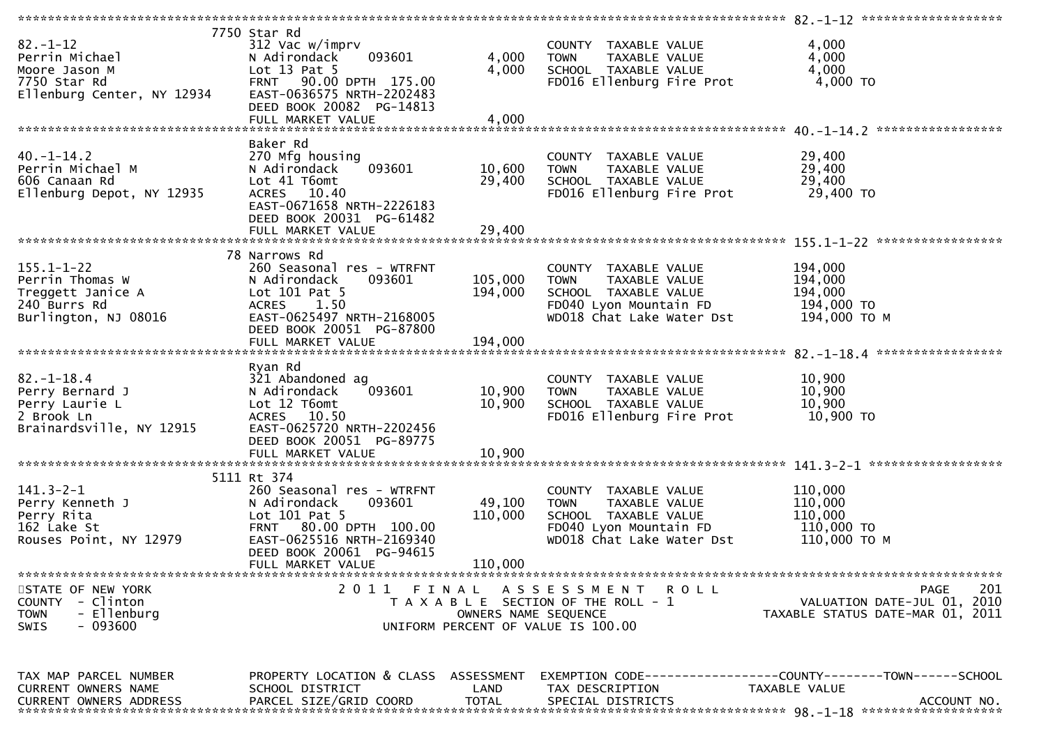**82.-1-12**

| | | | | |
|---|---|---|---|---|
| 82.-1-12 | 7750 Star Rd | | | |
| Perrin Michael | 312 Vac w/imprv | | COUNTY TAXABLE VALUE | 4,000 |
| Moore Jason M | N Adirondack 093601 | 4,000 | TOWN TAXABLE VALUE | 4,000 |
| 7750 Star Rd | Lot 13 Pat 5 | 4,000 | SCHOOL TAXABLE VALUE | 4,000 |
| Ellenburg Center, NY 12934 | FRNT 90.00 DPTH 175.00 | | FD016 Ellenburg Fire Prot | 4,000 TO |
| | EAST-0636575 NRTH-2202483 | | | |
| | DEED BOOK 20082 PG-14813 | | | |
| | FULL MARKET VALUE | 4,000 | | |

**40.-1-14.2**

| | | | | |
|---|---|---|---|---|
| 40.-1-14.2 | Baker Rd | | | |
| Perrin Michael M | 270 Mfg housing | | COUNTY TAXABLE VALUE | 29,400 |
| 606 Canaan Rd | N Adirondack 093601 | 10,600 | TOWN TAXABLE VALUE | 29,400 |
| Ellenburg Depot, NY 12935 | Lot 41 T6omt | 29,400 | SCHOOL TAXABLE VALUE | 29,400 |
| | ACRES 10.40 | | FD016 Ellenburg Fire Prot | 29,400 TO |
| | EAST-0671658 NRTH-2226183 | | | |
| | DEED BOOK 20031 PG-61482 | | | |
| | FULL MARKET VALUE | 29,400 | | |

**155.1-1-22**

| | | | | |
|---|---|---|---|---|
| 155.1-1-22 | 78 Narrows Rd | | | |
| Perrin Thomas W | 260 Seasonal res - WTRFNT | | COUNTY TAXABLE VALUE | 194,000 |
| Treggett Janice A | N Adirondack 093601 | 105,000 | TOWN TAXABLE VALUE | 194,000 |
| 240 Burrs Rd | Lot 101 Pat 5 | 194,000 | SCHOOL TAXABLE VALUE | 194,000 |
| Burlington, NJ 08016 | ACRES 1.50 | | FD040 Lyon Mountain FD | 194,000 TO |
| | EAST-0625497 NRTH-2168005 | | WD018 Chat Lake Water Dst | 194,000 TO M |
| | DEED BOOK 20051 PG-87800 | | | |
| | FULL MARKET VALUE | 194,000 | | |

**82.-1-18.4**

| | | | | |
|---|---|---|---|---|
| 82.-1-18.4 | Ryan Rd | | | |
| Perry Bernard J | 321 Abandoned ag | | COUNTY TAXABLE VALUE | 10,900 |
| Perry Laurie L | N Adirondack 093601 | 10,900 | TOWN TAXABLE VALUE | 10,900 |
| 2 Brook Ln | Lot 12 T6omt | 10,900 | SCHOOL TAXABLE VALUE | 10,900 |
| Brainardsville, NY 12915 | ACRES 10.50 | | FD016 Ellenburg Fire Prot | 10,900 TO |
| | EAST-0625720 NRTH-2202456 | | | |
| | DEED BOOK 20051 PG-89775 | | | |
| | FULL MARKET VALUE | 10,900 | | |

**141.3-2-1**

| | | | | |
|---|---|---|---|---|
| 141.3-2-1 | 5111 Rt 374 | | | |
| Perry Kenneth J | 260 Seasonal res - WTRFNT | | COUNTY TAXABLE VALUE | 110,000 |
| Perry Rita | N Adirondack 093601 | 49,100 | TOWN TAXABLE VALUE | 110,000 |
| 162 Lake St | Lot 101 Pat 5 | 110,000 | SCHOOL TAXABLE VALUE | 110,000 |
| Rouses Point, NY 12979 | FRNT 80.00 DPTH 100.00 | | FD040 Lyon Mountain FD | 110,000 TO |
| | EAST-0625516 NRTH-2169340 | | WD018 Chat Lake Water Dst | 110,000 TO M |
| | DEED BOOK 20061 PG-94615 | | | |
| | FULL MARKET VALUE | 110,000 | | |

STATE OF NEW YORK
COUNTY - Clinton
TOWN - Ellenburg
SWIS - 093600

2011 FINAL ASSESSMENT ROLL
TAXABLE SECTION OF THE ROLL - 1
OWNERS NAME SEQUENCE
UNIFORM PERCENT OF VALUE IS 100.00

PAGE 201
VALUATION DATE-JUL 01, 2010
TAXABLE STATUS DATE-MAR 01, 2011

| TAX MAP PARCEL NUMBER / CURRENT OWNERS NAME / CURRENT OWNERS ADDRESS | PROPERTY LOCATION & CLASS / SCHOOL DISTRICT / PARCEL SIZE/GRID COORD | ASSESSMENT / LAND / TOTAL | EXEMPTION CODE / TAX DESCRIPTION / SPECIAL DISTRICTS | COUNTY--------TOWN------SCHOOL / TAXABLE VALUE / ACCOUNT NO. |
|---|---|---|---|---|

**98.-1-18**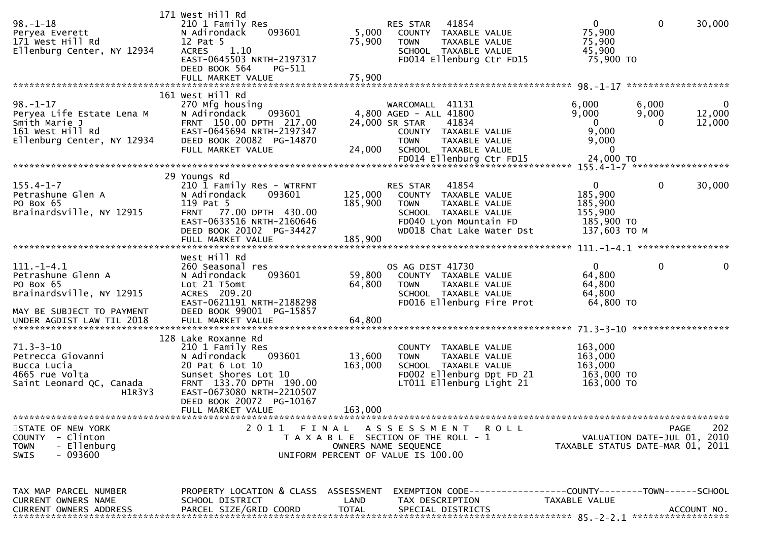```
                             171 West Hill Rd
98.-1-18                     210 1 Family Res                    RES STAR   41854                  0            0        30,000
Peryea Everett               N Adirondack     093601       5,000   COUNTY  TAXABLE VALUE          75,900
171 West Hill Rd             12 Pat 5                     75,900   TOWN    TAXABLE VALUE          75,900
Ellenburg Center, NY 12934   ACRES    1.10                         SCHOOL  TAXABLE VALUE          45,900
                             EAST-0645503 NRTH-2197317             FD014 Ellenburg Ctr FD15        75,900 TO
                             DEED BOOK 564    PG-511
                             FULL MARKET VALUE            75,900
******************************************************************************************************* 98.-1-17 ******************
                             161 West Hill Rd
98.-1-17                     270 Mfg housing                     WARCOMALL  41131              6,000        6,000             0
Peryea Life Estate Lena M    N Adirondack     093601       4,800 AGED - ALL 41800              9,000        9,000        12,000
Smith Marie J                FRNT 150.00 DPTH 217.00      24,000 SR STAR    41834                  0            0        12,000
161 West Hill Rd             EAST-0645694 NRTH-2197347             COUNTY  TAXABLE VALUE           9,000
Ellenburg Center, NY 12934   DEED BOOK 20082  PG-14870             TOWN    TAXABLE VALUE           9,000
                             FULL MARKET VALUE            24,000   SCHOOL  TAXABLE VALUE               0
                                                                   FD014 Ellenburg Ctr FD15        24,000 TO
******************************************************************************************************* 155.4-1-7 *****************
                             29 Youngs Rd
155.4-1-7                    210 1 Family Res - WTRFNT           RES STAR   41854                  0            0        30,000
Petrashune Glen A            N Adirondack     093601     125,000   COUNTY  TAXABLE VALUE         185,900
PO Box 65                    119 Pat 5                   185,900   TOWN    TAXABLE VALUE         185,900
Brainardsville, NY 12915     FRNT  77.00 DPTH 430.00               SCHOOL  TAXABLE VALUE         155,900
                             EAST-0633516 NRTH-2160646             FD040 Lyon Mountain FD         185,900 TO
                             DEED BOOK 20102  PG-34427             WD018 Chat Lake Water Dst      137,603 TO M
                             FULL MARKET VALUE           185,900
******************************************************************************************************* 111.-1-4.1 ****************
                             West Hill Rd
111.-1-4.1                   260 Seasonal res                    OS AG DIST 41730                  0            0             0
Petrashune Glenn A           N Adirondack     093601      59,800   COUNTY  TAXABLE VALUE          64,800
PO Box 65                    Lot 21 T5omt                 64,800   TOWN    TAXABLE VALUE          64,800
Brainardsville, NY 12915     ACRES 209.20                          SCHOOL  TAXABLE VALUE          64,800
                             EAST-0621191 NRTH-2188298             FD016 Ellenburg Fire Prot       64,800 TO
MAY BE SUBJECT TO PAYMENT    DEED BOOK 99001  PG-15857
UNDER AGDIST LAW TIL 2018    FULL MARKET VALUE            64,800
******************************************************************************************************* 71.3-3-10 *****************
                             128 Lake Roxanne Rd
71.3-3-10                    210 1 Family Res                      COUNTY  TAXABLE VALUE         163,000
Petrecca Giovanni            N Adirondack     093601      13,600   TOWN    TAXABLE VALUE         163,000
Bucca Lucia                  20 Pat 6 Lot 10             163,000   SCHOOL  TAXABLE VALUE         163,000
4665 rue Volta               Sunset Shores Lot 10                  FD002 Ellenburg Dpt FD 21      163,000 TO
Saint Leonard QC, Canada     FRNT 133.70 DPTH 190.00               LT011 Ellenburg Light 21       163,000 TO
                 H1R3Y3      EAST-0673080 NRTH-2210507
                             DEED BOOK 20072  PG-10167
                             FULL MARKET VALUE           163,000
************************************************************************************************************************************
STATE OF NEW YORK                2 0 1 1   F I N A L   A S S E S S M E N T   R O L L                                  PAGE     202
COUNTY  - Clinton                    T A X A B L E  SECTION OF THE ROLL - 1                       VALUATION DATE-JUL 01, 2010
TOWN    - Ellenburg                        OWNERS NAME SEQUENCE                                TAXABLE STATUS DATE-MAR 01, 2011
SWIS    - 093600                      UNIFORM PERCENT OF VALUE IS 100.00


TAX MAP PARCEL NUMBER        PROPERTY LOCATION & CLASS  ASSESSMENT  EXEMPTION CODE------------------COUNTY--------TOWN------SCHOOL
CURRENT OWNERS NAME          SCHOOL DISTRICT               LAND     TAX DESCRIPTION             TAXABLE VALUE
CURRENT OWNERS ADDRESS       PARCEL SIZE/GRID COORD        TOTAL    SPECIAL DISTRICTS                                   ACCOUNT NO.
******************************************************************************************************* 85.-2-2.1 *****************
```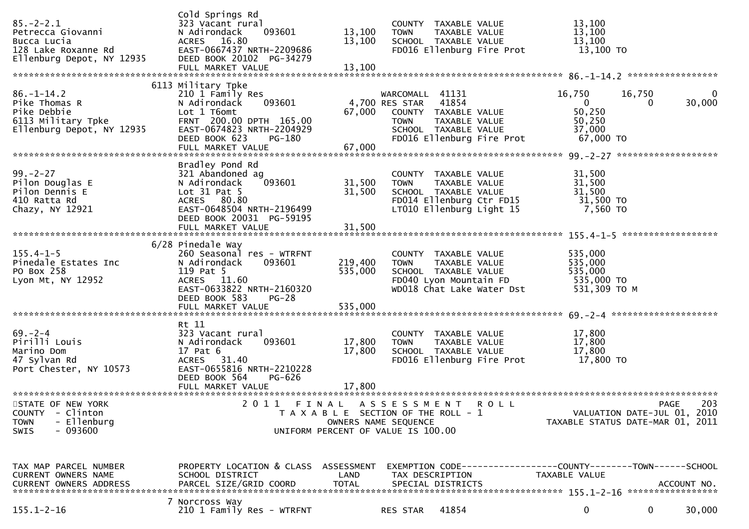```
                                 Cold Springs Rd
85.-2-2.1                        323 Vacant rural                       COUNTY  TAXABLE VALUE              13,100
Petrecca Giovanni                N Adirondack     093601       13,100   TOWN    TAXABLE VALUE              13,100
Bucca Lucia                      ACRES   16.80                 13,100   SCHOOL  TAXABLE VALUE              13,100
128 Lake Roxanne Rd              EAST-0667437 NRTH-2209686              FD016 Ellenburg Fire Prot           13,100 TO
Ellenburg Depot, NY 12935        DEED BOOK 20102  PG-34279
                                 FULL MARKET VALUE             13,100
******************************************************************************************************* 86.-1-14.2 *****************
                               6113 Military Tpke
86.-1-14.2                       210 1 Family Res                       WARCOMALL  41131             16,750      16,750           0
Pike Thomas R                    N Adirondack     093601        4,700 RES STAR   41854                  0           0      30,000
Pike Debbie                      Lot 1 T6omt                   67,000   COUNTY  TAXABLE VALUE              50,250
6113 Military Tpke               FRNT  200.00 DPTH  165.00              TOWN    TAXABLE VALUE              50,250
Ellenburg Depot, NY 12935        EAST-0674823 NRTH-2204929              SCHOOL  TAXABLE VALUE              37,000
                                 DEED BOOK 623     PG-180               FD016 Ellenburg Fire Prot           67,000 TO
                                 FULL MARKET VALUE             67,000
******************************************************************************************************* 99.-2-27 *******************
                                 Bradley Pond Rd
99.-2-27                         321 Abandoned ag                       COUNTY  TAXABLE VALUE              31,500
Pilon Douglas E                  N Adirondack     093601       31,500   TOWN    TAXABLE VALUE              31,500
Pilon Dennis E                   Lot 31 Pat 5                  31,500   SCHOOL  TAXABLE VALUE              31,500
410 Ratta Rd                     ACRES   80.80                          FD014 Ellenburg Ctr FD15            31,500 TO
Chazy, NY 12921                  EAST-0648504 NRTH-2196499              LT010 Ellenburg Light 15             7,560 TO
                                 DEED BOOK 20031  PG-59195
                                 FULL MARKET VALUE             31,500
******************************************************************************************************* 155.4-1-5 ******************
                               6/28 Pinedale Way
155.4-1-5                        260 Seasonal res - WTRFNT              COUNTY  TAXABLE VALUE             535,000
Pinedale Estates Inc             N Adirondack     093601      219,400   TOWN    TAXABLE VALUE             535,000
PO Box 258                       119 Pat 5                    535,000   SCHOOL  TAXABLE VALUE             535,000
Lyon Mt, NY 12952                ACRES   11.60                          FD040 Lyon Mountain FD             535,000 TO
                                 EAST-0633822 NRTH-2160320              WD018 Chat Lake Water Dst          531,309 TO M
                                 DEED BOOK 583     PG-28
                                 FULL MARKET VALUE            535,000
******************************************************************************************************* 69.-2-4 ********************
                                 Rt 11
69.-2-4                          323 Vacant rural                       COUNTY  TAXABLE VALUE              17,800
Pirilli Louis                    N Adirondack     093601       17,800   TOWN    TAXABLE VALUE              17,800
Marino Dom                       17 Pat 6                      17,800   SCHOOL  TAXABLE VALUE              17,800
47 Sylvan Rd                     ACRES   31.40                          FD016 Ellenburg Fire Prot           17,800 TO
Port Chester, NY 10573           EAST-0655816 NRTH-2210228
                                 DEED BOOK 564     PG-626
                                 FULL MARKET VALUE             17,800
************************************************************************************************************************************
STATE OF NEW YORK                      2 0 1 1   F I N A L   A S S E S S M E N T   R O L L                               PAGE   203
COUNTY  - Clinton                         T A X A B L E  SECTION OF THE ROLL - 1                          VALUATION DATE-JUL 01, 2010
TOWN    - Ellenburg                               OWNERS NAME SEQUENCE                            TAXABLE STATUS DATE-MAR 01, 2011
SWIS    - 093600                              UNIFORM PERCENT OF VALUE IS 100.00


TAX MAP PARCEL NUMBER            PROPERTY LOCATION & CLASS  ASSESSMENT  EXEMPTION CODE------------------COUNTY--------TOWN------SCHOOL
CURRENT OWNERS NAME              SCHOOL DISTRICT                LAND    TAX DESCRIPTION              TAXABLE VALUE
CURRENT OWNERS ADDRESS           PARCEL SIZE/GRID COORD        TOTAL    SPECIAL DISTRICTS                                 ACCOUNT NO.
******************************************************************************************************* 155.1-2-16 *****************
                                 7 Norcross Way
155.1-2-16                       210 1 Family Res - WTRFNT              RES STAR   41854                  0           0      30,000
```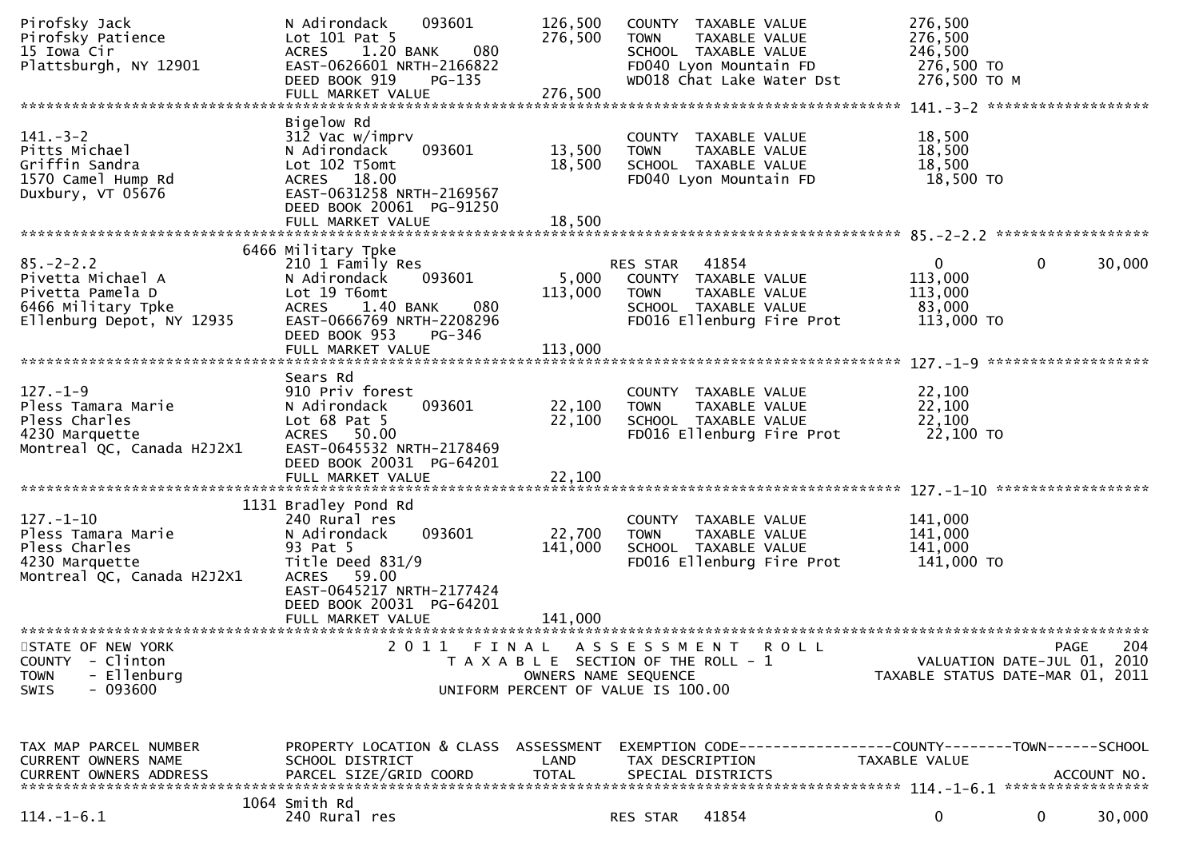```
Pirofsky Jack                  N Adirondack    093601        126,500   COUNTY  TAXABLE VALUE           276,500
Pirofsky Patience              Lot 101 Pat 5                 276,500   TOWN    TAXABLE VALUE           276,500
15 Iowa Cir                    ACRES    1.20 BANK     080              SCHOOL  TAXABLE VALUE           246,500
Plattsburgh, NY 12901          EAST-0626601 NRTH-2166822               FD040 Lyon Mountain FD           276,500 TO
                               DEED BOOK 919     PG-135                WD018 Chat Lake Water Dst        276,500 TO M
                               FULL MARKET VALUE             276,500
******************************************************************************************************* 141.-3-2 ******************
                               Bigelow Rd
141.-3-2                       312 Vac w/imprv                         COUNTY  TAXABLE VALUE            18,500
Pitts Michael                  N Adirondack    093601         13,500   TOWN    TAXABLE VALUE            18,500
Griffin Sandra                 Lot 102 T5omt                  18,500   SCHOOL  TAXABLE VALUE            18,500
1570 Camel Hump Rd             ACRES   18.00                           FD040 Lyon Mountain FD            18,500 TO
Duxbury, VT 05676              EAST-0631258 NRTH-2169567
                               DEED BOOK 20061  PG-91250
                               FULL MARKET VALUE              18,500
******************************************************************************************************* 85.-2-2.2 *****************
                           6466 Military Tpke
85.-2-2.2                      210 1 Family Res                        RES STAR    41854                     0           0      30,000
Pivetta Michael A              N Adirondack    093601          5,000   COUNTY  TAXABLE VALUE           113,000
Pivetta Pamela D               Lot 19 T6omt                  113,000   TOWN    TAXABLE VALUE           113,000
6466 Military Tpke             ACRES    1.40 BANK     080              SCHOOL  TAXABLE VALUE            83,000
Ellenburg Depot, NY 12935      EAST-0666769 NRTH-2208296               FD016 Ellenburg Fire Prot         113,000 TO
                               DEED BOOK 953     PG-346
                               FULL MARKET VALUE             113,000
******************************************************************************************************* 127.-1-9 ******************
                               Sears Rd
127.-1-9                       910 Priv forest                         COUNTY  TAXABLE VALUE            22,100
Pless Tamara Marie             N Adirondack    093601         22,100   TOWN    TAXABLE VALUE            22,100
Pless Charles                  Lot 68 Pat 5                   22,100   SCHOOL  TAXABLE VALUE            22,100
4230 Marquette                 ACRES   50.00                           FD016 Ellenburg Fire Prot          22,100 TO
Montreal QC, Canada H2J2X1     EAST-0645532 NRTH-2178469
                               DEED BOOK 20031  PG-64201
                               FULL MARKET VALUE              22,100
******************************************************************************************************* 127.-1-10 *****************
                           1131 Bradley Pond Rd
127.-1-10                      240 Rural res                           COUNTY  TAXABLE VALUE           141,000
Pless Tamara Marie             N Adirondack    093601         22,700   TOWN    TAXABLE VALUE           141,000
Pless Charles                  93 Pat 5                      141,000   SCHOOL  TAXABLE VALUE           141,000
4230 Marquette                 Title Deed 831/9                        FD016 Ellenburg Fire Prot         141,000 TO
Montreal QC, Canada H2J2X1     ACRES   59.00
                               EAST-0645217 NRTH-2177424
                               DEED BOOK 20031  PG-64201
                               FULL MARKET VALUE             141,000
************************************************************************************************************************************
STATE OF NEW YORK                         2 0 1 1   F I N A L   A S S E S S M E N T   R O L L                              PAGE    204
COUNTY  - Clinton                            T A X A B L E  SECTION OF THE ROLL - 1                        VALUATION DATE-JUL 01, 2010
TOWN    - Ellenburg                                 OWNERS NAME SEQUENCE                             TAXABLE STATUS DATE-MAR 01, 2011
SWIS    - 093600                              UNIFORM PERCENT OF VALUE IS 100.00


TAX MAP PARCEL NUMBER          PROPERTY LOCATION & CLASS  ASSESSMENT  EXEMPTION CODE------------------COUNTY--------TOWN------SCHOOL
CURRENT OWNERS NAME            SCHOOL DISTRICT                LAND    TAX DESCRIPTION             TAXABLE VALUE
CURRENT OWNERS ADDRESS         PARCEL SIZE/GRID COORD         TOTAL   SPECIAL DISTRICTS                                  ACCOUNT NO.
******************************************************************************************************* 114.-1-6.1 ****************
                           1064 Smith Rd
114.-1-6.1                     240 Rural res                           RES STAR    41854                     0           0      30,000
```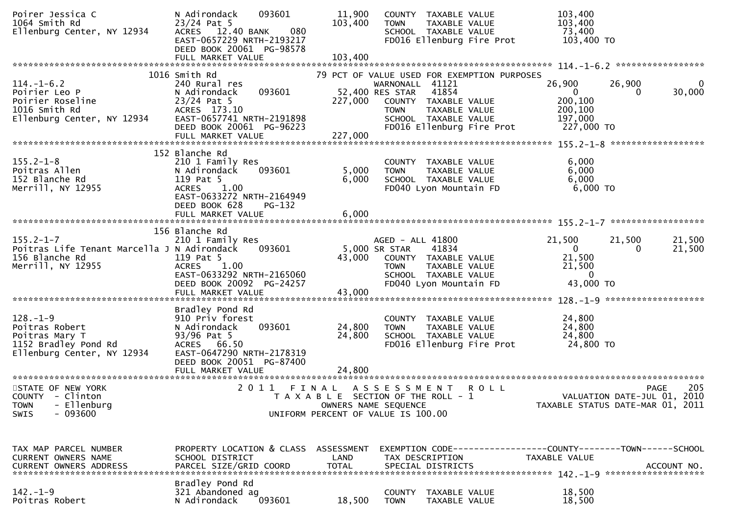```
Poirer Jessica C               N Adirondack    093601        11,900   COUNTY  TAXABLE VALUE            103,400
1064 Smith Rd                  23/24 Pat 5                  103,400   TOWN    TAXABLE VALUE            103,400
Ellenburg Center, NY 12934     ACRES  12.40 BANK    080               SCHOOL  TAXABLE VALUE             73,400
                               EAST-0657229 NRTH-2193217              FD016 Ellenburg Fire Prot        103,400 TO
                               DEED BOOK 20061  PG-98578
                               FULL MARKET VALUE            103,400
******************************************************************************************************* 114.-1-6.2 *****************
                          1016 Smith Rd                              79 PCT OF VALUE USED FOR EXEMPTION PURPOSES
114.-1-6.2                     240 Rural res                          WARNONALL  41121              26,900      26,900           0
Poirier Leo P                  N Adirondack    093601        52,400 RES STAR    41854                  0           0       30,000
Poirier Roseline               23/24 Pat 5                  227,000   COUNTY  TAXABLE VALUE            200,100
1016 Smith Rd                  ACRES 173.10                           TOWN    TAXABLE VALUE            200,100
Ellenburg Center, NY 12934     EAST-0657741 NRTH-2191898              SCHOOL  TAXABLE VALUE            197,000
                               DEED BOOK 20061  PG-96223              FD016 Ellenburg Fire Prot        227,000 TO
                               FULL MARKET VALUE            227,000
******************************************************************************************************* 155.2-1-8 ******************
                          152 Blanche Rd
155.2-1-8                      210 1 Family Res                       COUNTY  TAXABLE VALUE              6,000
Poitras Allen                  N Adirondack    093601         5,000   TOWN    TAXABLE VALUE              6,000
152 Blanche Rd                 119 Pat 5                      6,000   SCHOOL  TAXABLE VALUE              6,000
Merrill, NY 12955              ACRES    1.00                          FD040 Lyon Mountain FD             6,000 TO
                               EAST-0633272 NRTH-2164949
                               DEED BOOK 628    PG-132
                               FULL MARKET VALUE              6,000
******************************************************************************************************* 155.2-1-7 ******************
                          156 Blanche Rd
155.2-1-7                      210 1 Family Res                       AGED - ALL 41800              21,500      21,500      21,500
Poitras Life Tenant Marcella J N Adirondack    093601         5,000 SR STAR     41834                  0           0       21,500
156 Blanche Rd                 119 Pat 5                     43,000   COUNTY  TAXABLE VALUE             21,500
Merrill, NY 12955              ACRES    1.00                          TOWN    TAXABLE VALUE             21,500
                               EAST-0633292 NRTH-2165060              SCHOOL  TAXABLE VALUE                  0
                               DEED BOOK 20092  PG-24257              FD040 Lyon Mountain FD            43,000 TO
                               FULL MARKET VALUE             43,000
******************************************************************************************************* 128.-1-9 *******************
                               Bradley Pond Rd
128.-1-9                       910 Priv forest                        COUNTY  TAXABLE VALUE             24,800
Poitras Robert                 N Adirondack    093601        24,800   TOWN    TAXABLE VALUE             24,800
Poitras Mary T                 93/96 Pat 5                   24,800   SCHOOL  TAXABLE VALUE             24,800
1152 Bradley Pond Rd           ACRES  66.50                           FD016 Ellenburg Fire Prot         24,800 TO
Ellenburg Center, NY 12934     EAST-0647290 NRTH-2178319
                               DEED BOOK 20051  PG-87400
                               FULL MARKET VALUE             24,800
************************************************************************************************************************************
STATE OF NEW YORK                     2 0 1 1   F I N A L   A S S E S S M E N T   R O L L                                PAGE   205
COUNTY  - Clinton                          T A X A B L E  SECTION OF THE ROLL - 1                        VALUATION DATE-JUL 01, 2010
TOWN    - Ellenburg                             OWNERS NAME SEQUENCE                                TAXABLE STATUS DATE-MAR 01, 2011
SWIS    - 093600                           UNIFORM PERCENT OF VALUE IS 100.00


TAX MAP PARCEL NUMBER          PROPERTY LOCATION & CLASS  ASSESSMENT  EXEMPTION CODE------------------COUNTY--------TOWN------SCHOOL
CURRENT OWNERS NAME            SCHOOL DISTRICT               LAND     TAX DESCRIPTION            TAXABLE VALUE
CURRENT OWNERS ADDRESS         PARCEL SIZE/GRID COORD        TOTAL    SPECIAL DISTRICTS                                  ACCOUNT NO.
******************************************************************************************************* 142.-1-9 *******************
                               Bradley Pond Rd
142.-1-9                       321 Abandoned ag                       COUNTY  TAXABLE VALUE             18,500
Poitras Robert                 N Adirondack    093601        18,500   TOWN    TAXABLE VALUE             18,500
```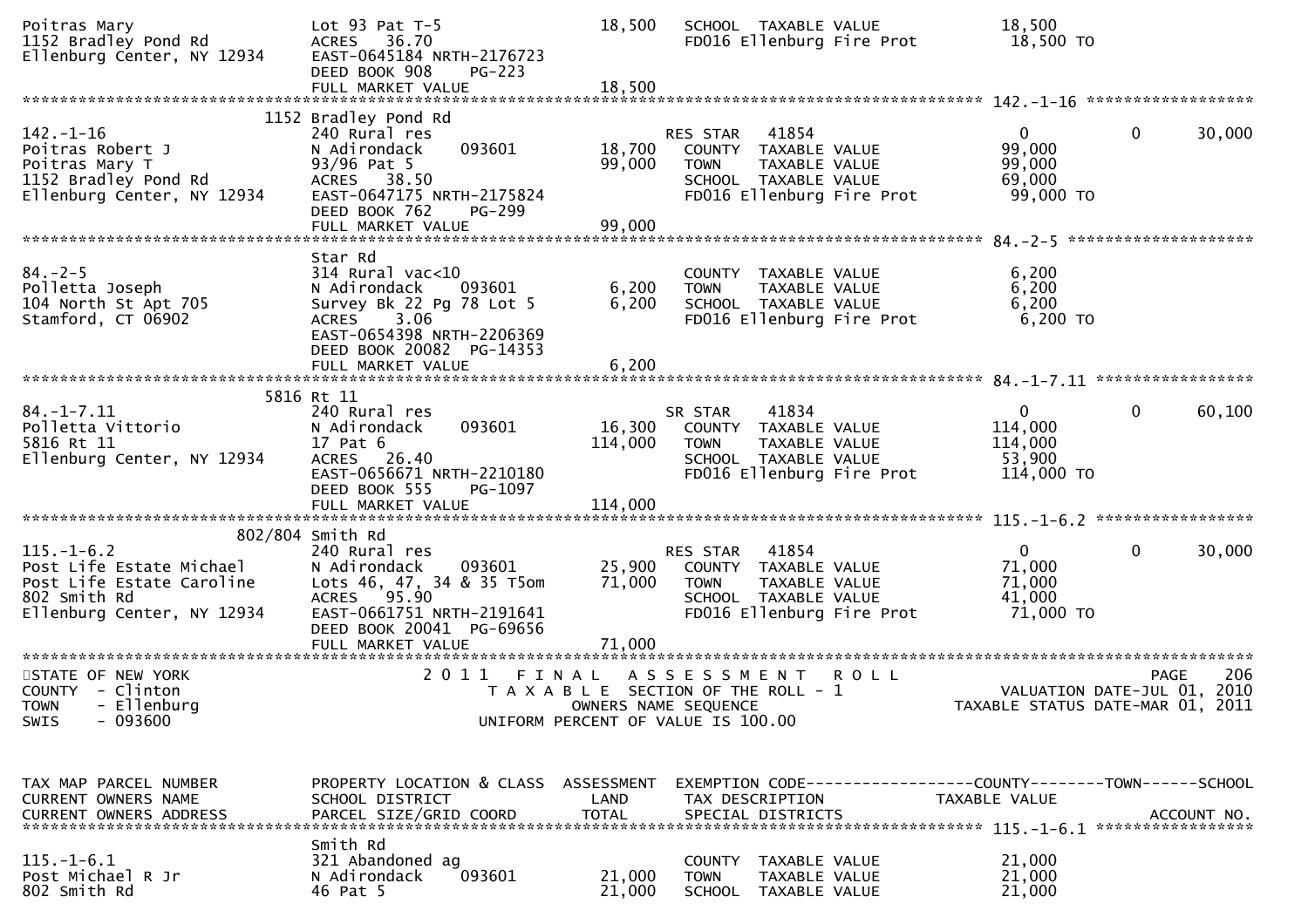```
Poitras Mary                   Lot 93 Pat T-5                  18,500   SCHOOL  TAXABLE VALUE            18,500
1152 Bradley Pond Rd           ACRES   36.70                            FD016 Ellenburg Fire Prot          18,500 TO
Ellenburg Center, NY 12934     EAST-0645184 NRTH-2176723
                               DEED BOOK 908    PG-223
                               FULL MARKET VALUE               18,500
******************************************************************************************************* 142.-1-16 ******************
                            1152 Bradley Pond Rd
142.-1-16                      240 Rural res                            RES STAR   41854                    0             0      30,000
Poitras Robert J               N Adirondack     093601          18,700   COUNTY  TAXABLE VALUE            99,000
Poitras Mary T                 93/96 Pat 5                      99,000   TOWN    TAXABLE VALUE            99,000
1152 Bradley Pond Rd           ACRES   38.50                            SCHOOL  TAXABLE VALUE            69,000
Ellenburg Center, NY 12934     EAST-0647175 NRTH-2175824                FD016 Ellenburg Fire Prot          99,000 TO
                               DEED BOOK 762    PG-299
                               FULL MARKET VALUE               99,000
******************************************************************************************************* 84.-2-5 ********************
                               Star Rd
84.-2-5                        314 Rural vac<10                         COUNTY  TAXABLE VALUE             6,200
Polletta Joseph                N Adirondack     093601           6,200   TOWN    TAXABLE VALUE             6,200
104 North St Apt 705           Survey Bk 22 Pg 78 Lot 5          6,200   SCHOOL  TAXABLE VALUE             6,200
Stamford, CT 06902             ACRES    3.06                            FD016 Ellenburg Fire Prot           6,200 TO
                               EAST-0654398 NRTH-2206369
                               DEED BOOK 20082  PG-14353
                               FULL MARKET VALUE                6,200
******************************************************************************************************* 84.-1-7.11 *****************
                            5816 Rt 11
84.-1-7.11                     240 Rural res                            SR STAR    41834                    0             0      60,100
Polletta Vittorio              N Adirondack     093601          16,300   COUNTY  TAXABLE VALUE           114,000
5816 Rt 11                     17 Pat 6                        114,000   TOWN    TAXABLE VALUE           114,000
Ellenburg Center, NY 12934     ACRES   26.40                            SCHOOL  TAXABLE VALUE            53,900
                               EAST-0656671 NRTH-2210180                FD016 Ellenburg Fire Prot         114,000 TO
                               DEED BOOK 555    PG-1097
                               FULL MARKET VALUE              114,000
******************************************************************************************************* 115.-1-6.2 *****************
                         802/804 Smith Rd
115.-1-6.2                     240 Rural res                            RES STAR   41854                    0             0      30,000
Post Life Estate Michael       N Adirondack     093601          25,900   COUNTY  TAXABLE VALUE            71,000
Post Life Estate Caroline      Lots 46, 47, 34 & 35 T5om        71,000   TOWN    TAXABLE VALUE            71,000
802 Smith Rd                   ACRES   95.90                            SCHOOL  TAXABLE VALUE            41,000
Ellenburg Center, NY 12934     EAST-0661751 NRTH-2191641                FD016 Ellenburg Fire Prot          71,000 TO
                               DEED BOOK 20041  PG-69656
                               FULL MARKET VALUE               71,000
************************************************************************************************************************************
STATE OF NEW YORK                     2 0 1 1   F I N A L   A S S E S S M E N T   R O L L                                PAGE   206
COUNTY  - Clinton                          T A X A B L E  SECTION OF THE ROLL - 1                    VALUATION DATE-JUL 01, 2010
TOWN    - Ellenburg                           OWNERS NAME SEQUENCE                             TAXABLE STATUS DATE-MAR 01, 2011
SWIS    - 093600                       UNIFORM PERCENT OF VALUE IS 100.00


TAX MAP PARCEL NUMBER          PROPERTY LOCATION & CLASS  ASSESSMENT  EXEMPTION CODE------------------COUNTY--------TOWN------SCHOOL
CURRENT OWNERS NAME            SCHOOL DISTRICT               LAND      TAX DESCRIPTION            TAXABLE VALUE
CURRENT OWNERS ADDRESS         PARCEL SIZE/GRID COORD        TOTAL     SPECIAL DISTRICTS                                  ACCOUNT NO.
******************************************************************************************************* 115.-1-6.1 *****************
                               Smith Rd
115.-1-6.1                     321 Abandoned ag                         COUNTY  TAXABLE VALUE            21,000
Post Michael R Jr              N Adirondack     093601          21,000   TOWN    TAXABLE VALUE            21,000
802 Smith Rd                   46 Pat 5                         21,000   SCHOOL  TAXABLE VALUE            21,000
```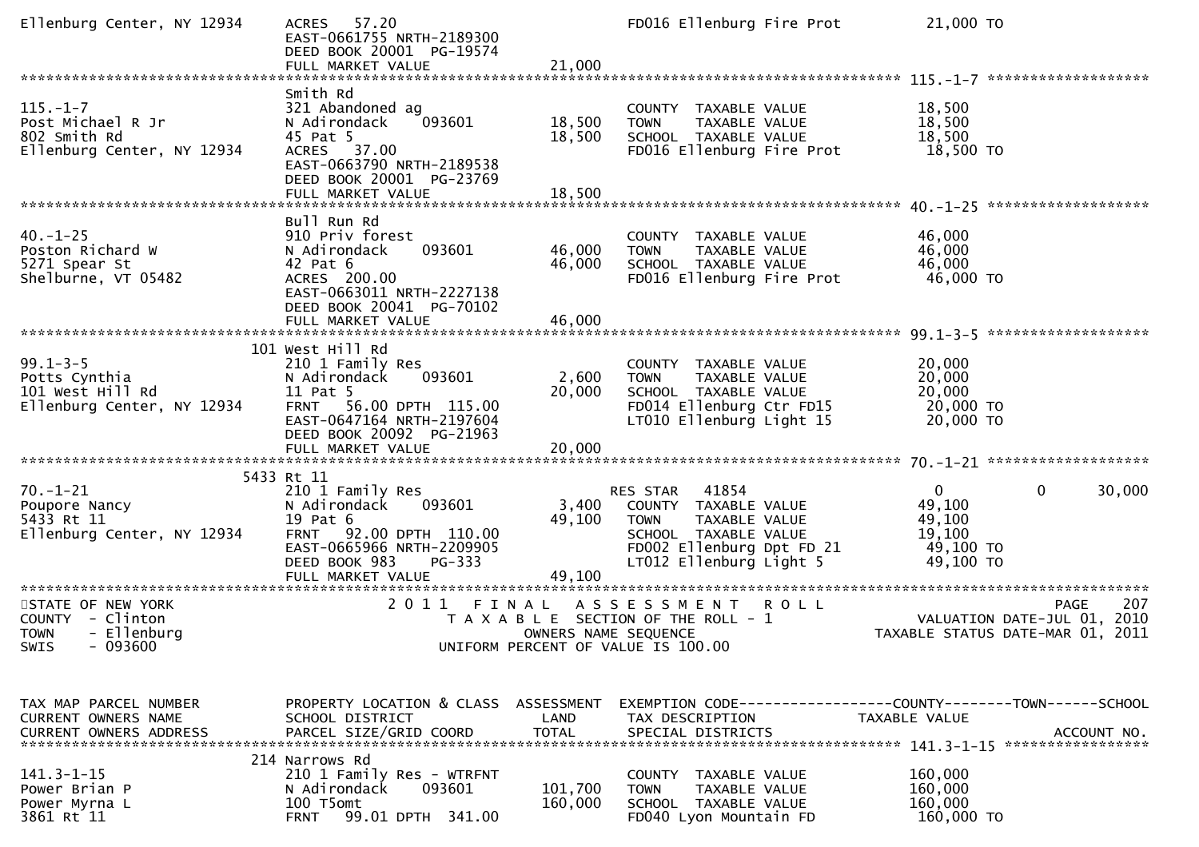```
Ellenburg Center, NY 12934     ACRES   57.20                                 FD016 Ellenburg Fire Prot          21,000 TO
                               EAST-0661755 NRTH-2189300
                               DEED BOOK 20001  PG-19574
                               FULL MARKET VALUE             21,000
******************************************************************************************************* 115.-1-7 ******************
                               Smith Rd
115.-1-7                       321 Abandoned ag                            COUNTY  TAXABLE VALUE            18,500
Post Michael R Jr              N Adirondack     093601       18,500        TOWN    TAXABLE VALUE            18,500
802 Smith Rd                   45 Pat 5                      18,500        SCHOOL  TAXABLE VALUE            18,500
Ellenburg Center, NY 12934     ACRES   37.00                               FD016 Ellenburg Fire Prot          18,500 TO
                               EAST-0663790 NRTH-2189538
                               DEED BOOK 20001  PG-23769
                               FULL MARKET VALUE             18,500
******************************************************************************************************* 40.-1-25 ******************
                               Bull Run Rd
40.-1-25                       910 Priv forest                             COUNTY  TAXABLE VALUE            46,000
Poston Richard W               N Adirondack     093601       46,000        TOWN    TAXABLE VALUE            46,000
5271 Spear St                  42 Pat 6                      46,000        SCHOOL  TAXABLE VALUE            46,000
Shelburne, VT 05482            ACRES  200.00                               FD016 Ellenburg Fire Prot          46,000 TO
                               EAST-0663011 NRTH-2227138
                               DEED BOOK 20041  PG-70102
                               FULL MARKET VALUE             46,000
******************************************************************************************************* 99.1-3-5 ******************
                          101 West Hill Rd
99.1-3-5                       210 1 Family Res                            COUNTY  TAXABLE VALUE            20,000
Potts Cynthia                  N Adirondack     093601        2,600        TOWN    TAXABLE VALUE            20,000
101 West Hill Rd               11 Pat 5                      20,000        SCHOOL  TAXABLE VALUE            20,000
Ellenburg Center, NY 12934     FRNT    56.00 DPTH  115.00                  FD014 Ellenburg Ctr FD15           20,000 TO
                               EAST-0647164 NRTH-2197604                   LT010 Ellenburg Light 15           20,000 TO
                               DEED BOOK 20092  PG-21963
                               FULL MARKET VALUE             20,000
******************************************************************************************************* 70.-1-21 ******************
                          5433 Rt 11
70.-1-21                       210 1 Family Res                            RES STAR   41854                  0           0      30,000
Poupore Nancy                  N Adirondack     093601        3,400        COUNTY  TAXABLE VALUE            49,100
5433 Rt 11                     19 Pat 6                      49,100        TOWN    TAXABLE VALUE            49,100
Ellenburg Center, NY 12934     FRNT    92.00 DPTH  110.00                  SCHOOL  TAXABLE VALUE            19,100
                               EAST-0665966 NRTH-2209905                   FD002 Ellenburg Dpt FD 21          49,100 TO
                               DEED BOOK 983    PG-333                     LT012 Ellenburg Light 5            49,100 TO
                               FULL MARKET VALUE             49,100
************************************************************************************************************************************
STATE OF NEW YORK                    2 0 1 1   F I N A L   A S S E S S M E N T   R O L L                                 PAGE   207
COUNTY  - Clinton                         T A X A B L E  SECTION OF THE ROLL - 1                       VALUATION DATE-JUL 01, 2010
TOWN    - Ellenburg                              OWNERS NAME SEQUENCE                           TAXABLE STATUS DATE-MAR 01, 2011
SWIS    - 093600                             UNIFORM PERCENT OF VALUE IS 100.00


TAX MAP PARCEL NUMBER          PROPERTY LOCATION & CLASS  ASSESSMENT  EXEMPTION CODE------------------COUNTY--------TOWN------SCHOOL
CURRENT OWNERS NAME            SCHOOL DISTRICT               LAND      TAX DESCRIPTION              TAXABLE VALUE
CURRENT OWNERS ADDRESS         PARCEL SIZE/GRID COORD        TOTAL     SPECIAL DISTRICTS                                 ACCOUNT NO.
******************************************************************************************************* 141.3-1-15 ****************
                          214 Narrows Rd
141.3-1-15                     210 1 Family Res - WTRFNT                   COUNTY  TAXABLE VALUE           160,000
Power Brian P                  N Adirondack     093601      101,700        TOWN    TAXABLE VALUE           160,000
Power Myrna L                  100 T5omt                    160,000        SCHOOL  TAXABLE VALUE           160,000
3861 Rt 11                     FRNT    99.01 DPTH  341.00                  FD040 Lyon Mountain FD            160,000 TO
```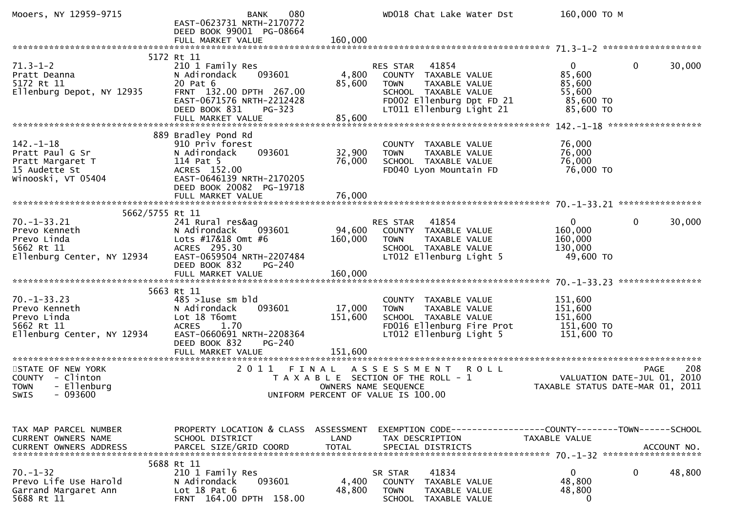```
Mooers, NY 12959-9715                          BANK     080              WD018 Chat Lake Water Dst          160,000 TO M
                               EAST-0623731 NRTH-2170772
                               DEED BOOK 99001  PG-08664
                               FULL MARKET VALUE             160,000
******************************************************************************************************* 71.3-1-2 ******************
                              5172 Rt 11
71.3-1-2                       210 1 Family Res                     RES STAR   41854                   0             0        30,000
Pratt Deanna                   N Adirondack      093601       4,800   COUNTY  TAXABLE VALUE           85,600
5172 Rt 11                     20 Pat 6                       85,600   TOWN    TAXABLE VALUE           85,600
Ellenburg Depot, NY 12935      FRNT  132.00 DPTH  267.00               SCHOOL  TAXABLE VALUE           55,600
                               EAST-0671576 NRTH-2212428               FD002 Ellenburg Dpt FD 21        85,600 TO
                               DEED BOOK 831     PG-323                LT011 Ellenburg Light 21         85,600 TO
                               FULL MARKET VALUE              85,600
******************************************************************************************************* 142.-1-18 *****************
                              889 Bradley Pond Rd
142.-1-18                      910 Priv forest                        COUNTY  TAXABLE VALUE           76,000
Pratt Paul G Sr                N Adirondack      093601      32,900   TOWN    TAXABLE VALUE           76,000
Pratt Margaret T               114 Pat 5                      76,000   SCHOOL  TAXABLE VALUE           76,000
15 Audette St                  ACRES  152.00                           FD040 Lyon Mountain FD           76,000 TO
Winooski, VT 05404             EAST-0646139 NRTH-2170205
                               DEED BOOK 20082  PG-19718
                               FULL MARKET VALUE              76,000
******************************************************************************************************* 70.-1-33.21 ***************
                          5662/5755 Rt 11
70.-1-33.21                    241 Rural res&ag                     RES STAR   41854                   0             0        30,000
Prevo Kenneth                  N Adirondack      093601      94,600   COUNTY  TAXABLE VALUE          160,000
Prevo Linda                    Lots #17&18 Omt #6            160,000   TOWN    TAXABLE VALUE          160,000
5662 Rt 11                     ACRES  295.30                           SCHOOL  TAXABLE VALUE          130,000
Ellenburg Center, NY 12934     EAST-0659504 NRTH-2207484               LT012 Ellenburg Light 5          49,600 TO
                               DEED BOOK 832     PG-240
                               FULL MARKET VALUE             160,000
******************************************************************************************************* 70.-1-33.23 ***************
                              5663 Rt 11
70.-1-33.23                    485 >1use sm bld                       COUNTY  TAXABLE VALUE          151,600
Prevo Kenneth                  N Adirondack      093601      17,000   TOWN    TAXABLE VALUE          151,600
Prevo Linda                    Lot 18 T6omt                  151,600   SCHOOL  TAXABLE VALUE          151,600
5662 Rt 11                     ACRES    1.70                           FD016 Ellenburg Fire Prot       151,600 TO
Ellenburg Center, NY 12934     EAST-0660691 NRTH-2208364               LT012 Ellenburg Light 5         151,600 TO
                               DEED BOOK 832     PG-240
                               FULL MARKET VALUE             151,600
************************************************************************************************************************************
STATE OF NEW YORK                       2 0 1 1   F I N A L   A S S E S S M E N T   R O L L                              PAGE    208
COUNTY  - Clinton                            T A X A B L E  SECTION OF THE ROLL - 1                        VALUATION DATE-JUL 01, 2010
TOWN    - Ellenburg                                 OWNERS NAME SEQUENCE                              TAXABLE STATUS DATE-MAR 01, 2011
SWIS    - 093600                                UNIFORM PERCENT OF VALUE IS 100.00



TAX MAP PARCEL NUMBER          PROPERTY LOCATION & CLASS  ASSESSMENT  EXEMPTION CODE------------------COUNTY--------TOWN------SCHOOL
CURRENT OWNERS NAME            SCHOOL DISTRICT               LAND      TAX DESCRIPTION            TAXABLE VALUE
CURRENT OWNERS ADDRESS         PARCEL SIZE/GRID COORD        TOTAL     SPECIAL DISTRICTS                                  ACCOUNT NO.
******************************************************************************************************* 70.-1-32 ******************
                              5688 Rt 11
70.-1-32                       210 1 Family Res                     SR STAR    41834                   0             0        48,800
Prevo Life Use Harold          N Adirondack      093601       4,400   COUNTY  TAXABLE VALUE           48,800
Garrand Margaret Ann           Lot 18 Pat 6                   48,800   TOWN    TAXABLE VALUE           48,800
5688 Rt 11                     FRNT  164.00 DPTH  158.00               SCHOOL  TAXABLE VALUE                0
```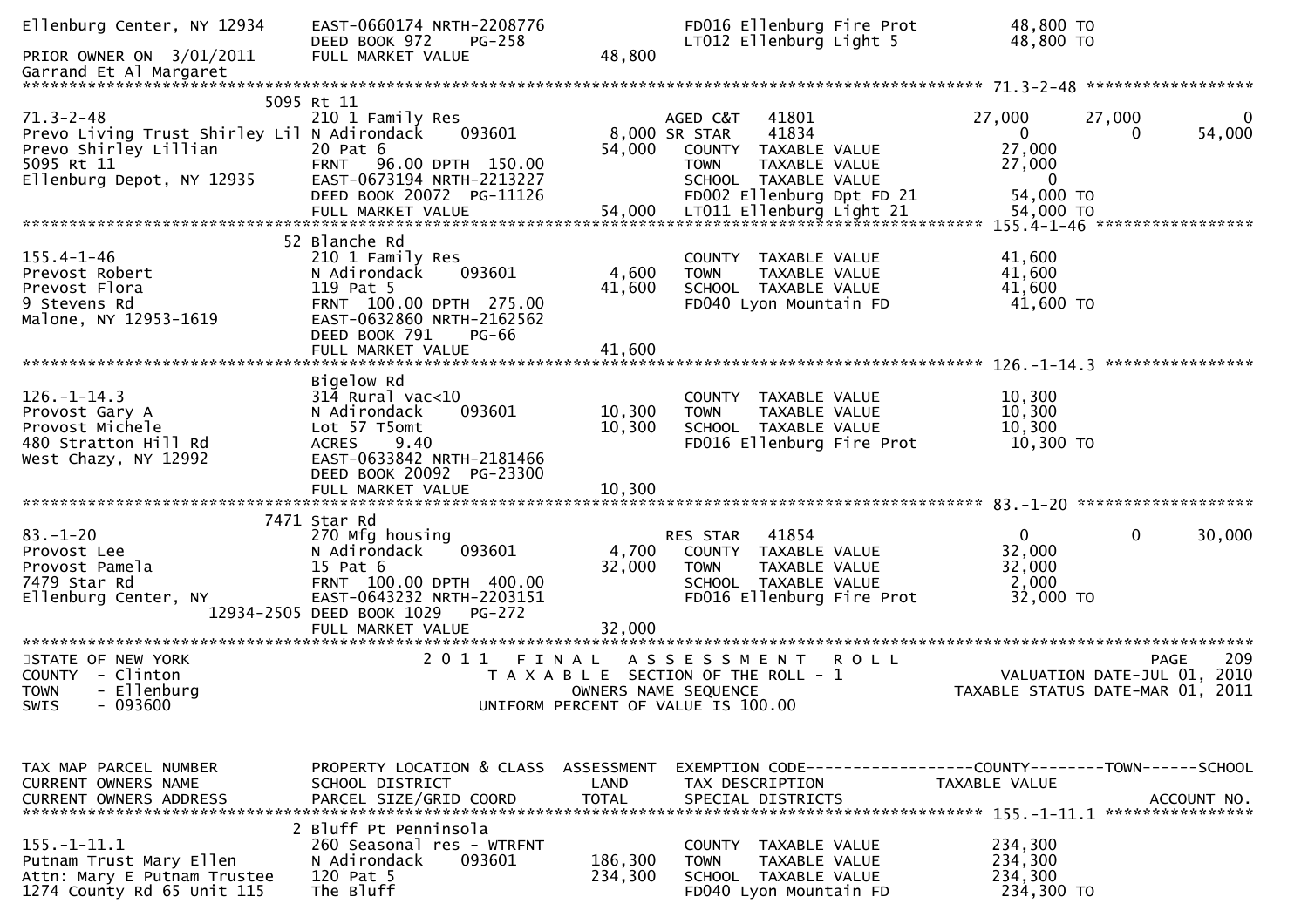```
Ellenburg Center, NY 12934     EAST-0660174 NRTH-2208776              FD016 Ellenburg Fire Prot           48,800 TO
                               DEED BOOK 972     PG-258               LT012 Ellenburg Light 5             48,800 TO
PRIOR OWNER ON  3/01/2011      FULL MARKET VALUE            48,800
Garrand Et Al Margaret
******************************************************************************************************* 71.3-2-48 ******************
                       5095 Rt 11
71.3-2-48                      210 1 Family Res                       AGED C&T   41801              27,000      27,000          0
Prevo Living Trust Shirley Lil N Adirondack     093601        8,000 SR STAR    41834                   0            0      54,000
Prevo Shirley Lillian          20 Pat 6                      54,000   COUNTY  TAXABLE VALUE          27,000
5095 Rt 11                     FRNT   96.00 DPTH  150.00              TOWN    TAXABLE VALUE          27,000
Ellenburg Depot, NY 12935      EAST-0673194 NRTH-2213227              SCHOOL  TAXABLE VALUE               0
                               DEED BOOK 20072  PG-11126              FD002 Ellenburg Dpt FD 21          54,000 TO
                               FULL MARKET VALUE            54,000    LT011 Ellenburg Light 21           54,000 TO
******************************************************************************************************* 155.4-1-46 *****************
                       52 Blanche Rd
155.4-1-46                     210 1 Family Res                       COUNTY  TAXABLE VALUE          41,600
Prevost Robert                 N Adirondack     093601        4,600   TOWN    TAXABLE VALUE          41,600
Prevost Flora                  119 Pat 5                     41,600   SCHOOL  TAXABLE VALUE          41,600
9 Stevens Rd                   FRNT  100.00 DPTH  275.00              FD040 Lyon Mountain FD             41,600 TO
Malone, NY 12953-1619          EAST-0632860 NRTH-2162562
                               DEED BOOK 791     PG-66
                               FULL MARKET VALUE            41,600
******************************************************************************************************* 126.-1-14.3 ****************
                       Bigelow Rd
126.-1-14.3                    314 Rural vac<10                       COUNTY  TAXABLE VALUE          10,300
Provost Gary A                 N Adirondack     093601       10,300   TOWN    TAXABLE VALUE          10,300
Provost Michele                Lot 57 T5omt                  10,300   SCHOOL  TAXABLE VALUE          10,300
480 Stratton Hill Rd           ACRES     9.40                         FD016 Ellenburg Fire Prot          10,300 TO
West Chazy, NY 12992           EAST-0633842 NRTH-2181466
                               DEED BOOK 20092  PG-23300
                               FULL MARKET VALUE            10,300
******************************************************************************************************* 83.-1-20 *******************
                       7471 Star Rd
83.-1-20                       270 Mfg housing                        RES STAR   41854                   0            0      30,000
Provost Lee                    N Adirondack     093601        4,700   COUNTY  TAXABLE VALUE          32,000
Provost Pamela                 15 Pat 6                      32,000   TOWN    TAXABLE VALUE          32,000
7479 Star Rd                   FRNT  100.00 DPTH  400.00              SCHOOL  TAXABLE VALUE           2,000
Ellenburg Center, NY           EAST-0643232 NRTH-2203151              FD016 Ellenburg Fire Prot          32,000 TO
                    12934-2505 DEED BOOK 1029    PG-272
                               FULL MARKET VALUE            32,000
************************************************************************************************************************************
STATE OF NEW YORK                     2 0 1 1   F I N A L   A S S E S S M E N T   R O L L                              PAGE   209
COUNTY  - Clinton                         T A X A B L E  SECTION OF THE ROLL - 1                         VALUATION DATE-JUL 01, 2010
TOWN    - Ellenburg                              OWNERS NAME SEQUENCE                              TAXABLE STATUS DATE-MAR 01, 2011
SWIS    - 093600                          UNIFORM PERCENT OF VALUE IS 100.00



TAX MAP PARCEL NUMBER          PROPERTY LOCATION & CLASS  ASSESSMENT  EXEMPTION CODE------------------COUNTY--------TOWN------SCHOOL
CURRENT OWNERS NAME            SCHOOL DISTRICT               LAND      TAX DESCRIPTION             TAXABLE VALUE
CURRENT OWNERS ADDRESS         PARCEL SIZE/GRID COORD        TOTAL     SPECIAL DISTRICTS                                   ACCOUNT NO.
******************************************************************************************************* 155.-1-11.1 ****************
                       2 Bluff Pt Penninsola
155.-1-11.1                    260 Seasonal res - WTRFNT              COUNTY  TAXABLE VALUE         234,300
Putnam Trust Mary Ellen        N Adirondack     093601      186,300   TOWN    TAXABLE VALUE         234,300
Attn: Mary E Putnam Trustee    120 Pat 5                    234,300   SCHOOL  TAXABLE VALUE         234,300
1274 County Rd 65 Unit 115     The Bluff                              FD040 Lyon Mountain FD            234,300 TO
```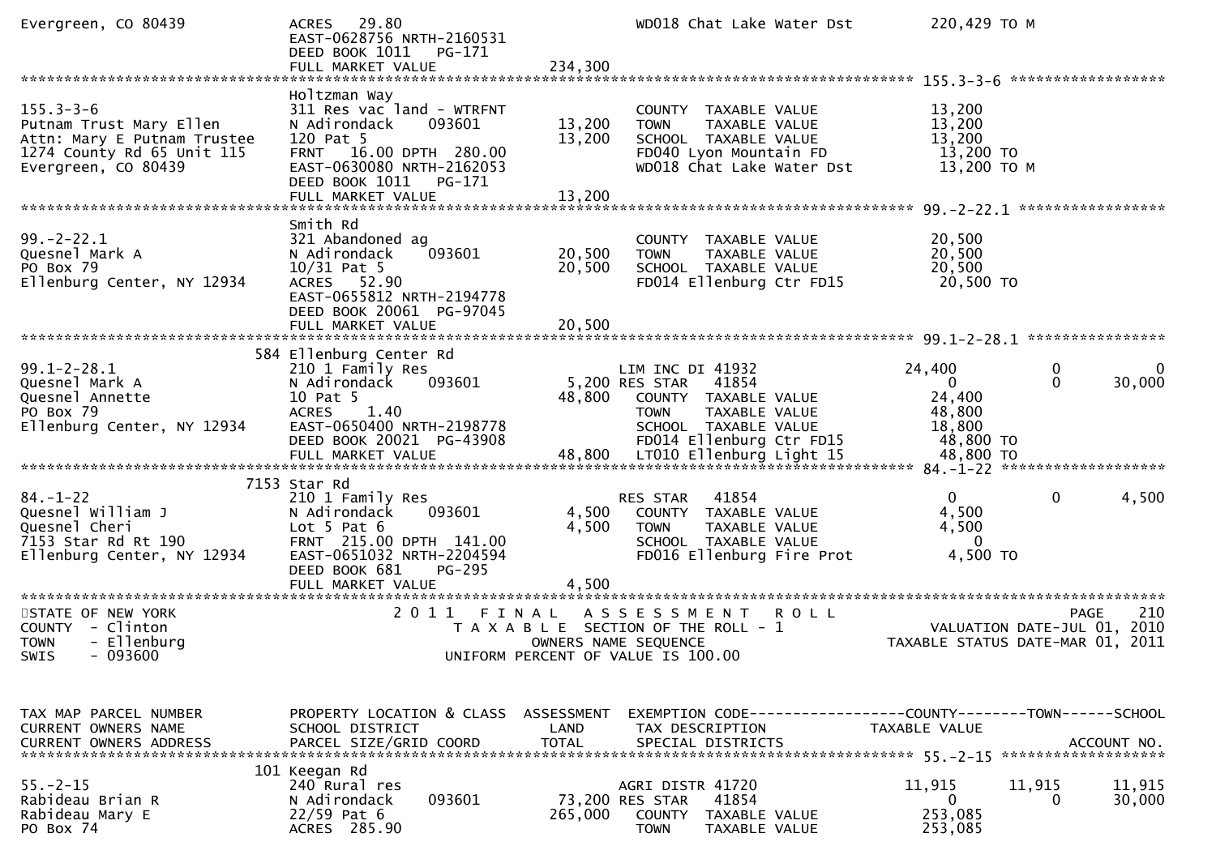```
Evergreen, CO 80439          ACRES   29.80                              WD018 Chat Lake Water Dst          220,429 TO M
                             EAST-0628756 NRTH-2160531
                             DEED BOOK 1011   PG-171
                             FULL MARKET VALUE              234,300
******************************************************************************************************* 155.3-3-6 ******************
                             Holtzman Way
155.3-3-6                    311 Res vac land - WTRFNT               COUNTY  TAXABLE VALUE              13,200
Putnam Trust Mary Ellen      N Adirondack      093601       13,200   TOWN    TAXABLE VALUE              13,200
Attn: Mary E Putnam Trustee  120 Pat 5                      13,200   SCHOOL  TAXABLE VALUE              13,200
1274 County Rd 65 Unit 115   FRNT   16.00 DPTH  280.00               FD040 Lyon Mountain FD              13,200 TO
Evergreen, CO 80439          EAST-0630080 NRTH-2162053               WD018 Chat Lake Water Dst           13,200 TO M
                             DEED BOOK 1011   PG-171
                             FULL MARKET VALUE               13,200
******************************************************************************************************* 99.-2-22.1 *****************
                             Smith Rd
99.-2-22.1                   321 Abandoned ag                        COUNTY  TAXABLE VALUE              20,500
Quesnel Mark A               N Adirondack      093601       20,500   TOWN    TAXABLE VALUE              20,500
PO Box 79                    10/31 Pat 5                    20,500   SCHOOL  TAXABLE VALUE              20,500
Ellenburg Center, NY 12934   ACRES   52.90                           FD014 Ellenburg Ctr FD15            20,500 TO
                             EAST-0655812 NRTH-2194778
                             DEED BOOK 20061 PG-97045
                             FULL MARKET VALUE               20,500
******************************************************************************************************* 99.1-2-28.1 ****************
                         584 Ellenburg Center Rd
99.1-2-28.1                  210 1 Family Res                        LIM INC DI 41932              24,400           0            0
Quesnel Mark A               N Adirondack      093601        5,200 RES STAR   41854                     0           0       30,000
Quesnel Annette              10 Pat 5                       48,800   COUNTY  TAXABLE VALUE              24,400
PO Box 79                    ACRES    1.40                           TOWN    TAXABLE VALUE              48,800
Ellenburg Center, NY 12934   EAST-0650400 NRTH-2198778               SCHOOL  TAXABLE VALUE              18,800
                             DEED BOOK 20021 PG-43908                FD014 Ellenburg Ctr FD15            48,800 TO
                             FULL MARKET VALUE               48,800  LT010 Ellenburg Light 15            48,800 TO
******************************************************************************************************* 84.-1-22 *******************
                        7153 Star Rd
84.-1-22                     210 1 Family Res                        RES STAR   41854                     0           0        4,500
Quesnel William J            N Adirondack      093601        4,500   COUNTY  TAXABLE VALUE               4,500
Quesnel Cheri                Lot 5 Pat 6                     4,500   TOWN    TAXABLE VALUE               4,500
7153 Star Rd Rt 190          FRNT  215.00 DPTH  141.00               SCHOOL  TAXABLE VALUE                   0
Ellenburg Center, NY 12934   EAST-0651032 NRTH-2204594               FD016 Ellenburg Fire Prot            4,500 TO
                             DEED BOOK 681    PG-295
                             FULL MARKET VALUE                4,500
************************************************************************************************************************************
STATE OF NEW YORK                      2 0 1 1   F I N A L   A S S E S S M E N T   R O L L                              PAGE     210
COUNTY  - Clinton                         T A X A B L E  SECTION OF THE ROLL - 1                         VALUATION DATE-JUL 01, 2010
TOWN    - Ellenburg                              OWNERS NAME SEQUENCE                               TAXABLE STATUS DATE-MAR 01, 2011
SWIS    - 093600                          UNIFORM PERCENT OF VALUE IS 100.00


TAX MAP PARCEL NUMBER        PROPERTY LOCATION & CLASS  ASSESSMENT  EXEMPTION CODE------------------COUNTY--------TOWN------SCHOOL
CURRENT OWNERS NAME          SCHOOL DISTRICT               LAND     TAX DESCRIPTION               TAXABLE VALUE
CURRENT OWNERS ADDRESS       PARCEL SIZE/GRID COORD        TOTAL    SPECIAL DISTRICTS                                  ACCOUNT NO.
******************************************************************************************************* 55.-2-15 *******************
                         101 Keegan Rd
55.-2-15                     240 Rural res                           AGRI DISTR 41720              11,915      11,915       11,915
Rabideau Brian R             N Adirondack      093601       73,200 RES STAR   41854                     0           0       30,000
Rabideau Mary E              22/59 Pat 6                   265,000   COUNTY  TAXABLE VALUE             253,085
PO Box 74                    ACRES  285.90                           TOWN    TAXABLE VALUE             253,085
```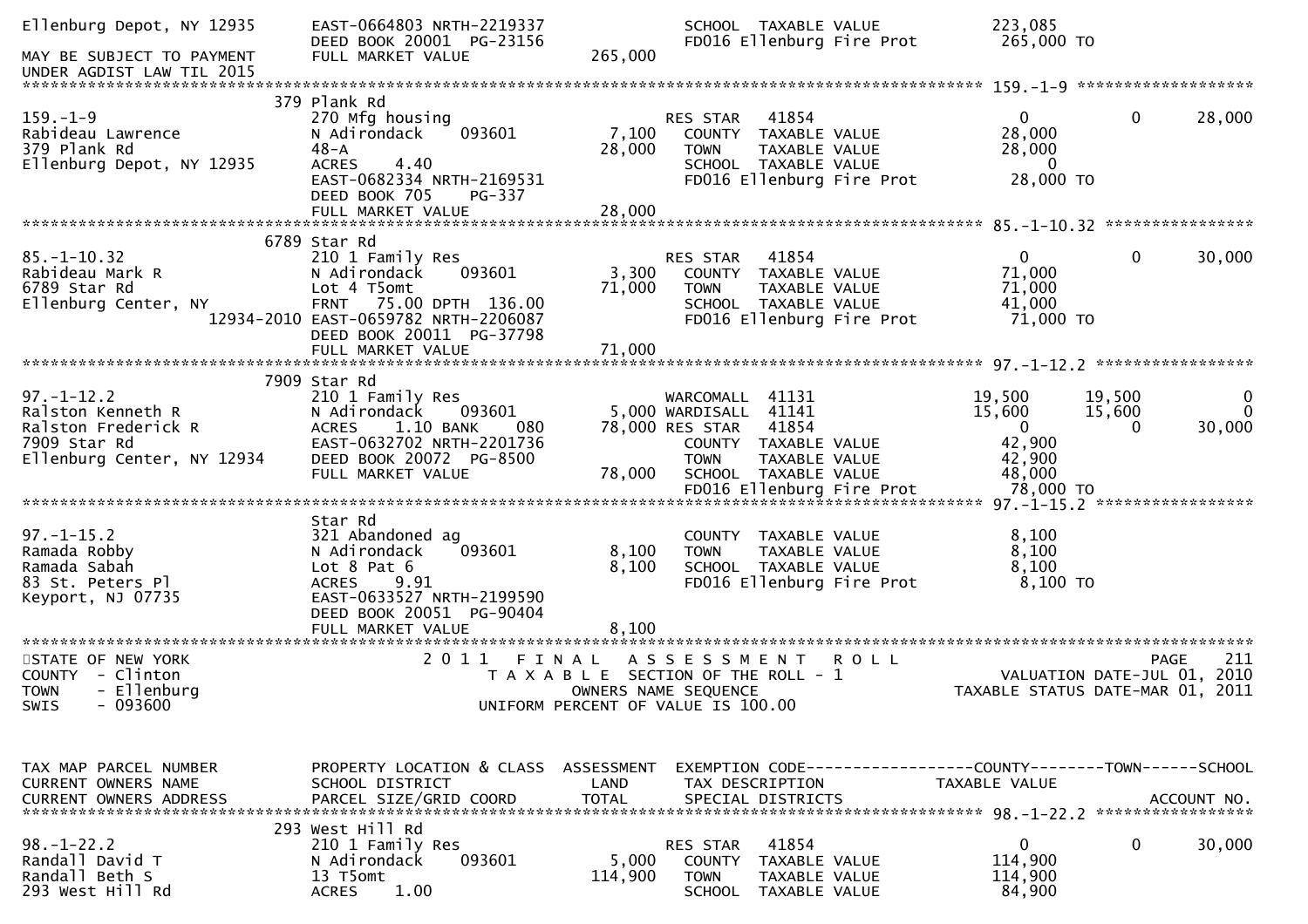```
Ellenburg Depot, NY 12935     EAST-0664803 NRTH-2219337              SCHOOL  TAXABLE VALUE            223,085
                              DEED BOOK 20001  PG-23156              FD016 Ellenburg Fire Prot         265,000 TO
MAY BE SUBJECT TO PAYMENT     FULL MARKET VALUE            265,000
UNDER AGDIST LAW TIL 2015
******************************************************************************************************* 159.-1-9 ******************
                         379 Plank Rd
159.-1-9                      270 Mfg housing                        RES STAR   41854                0          0       28,000
Rabideau Lawrence             N Adirondack     093601        7,100    COUNTY  TAXABLE VALUE             28,000
379 Plank Rd                  48-A                          28,000    TOWN    TAXABLE VALUE             28,000
Ellenburg Depot, NY 12935     ACRES     4.40                          SCHOOL  TAXABLE VALUE                  0
                              EAST-0682334 NRTH-2169531               FD016 Ellenburg Fire Prot          28,000 TO
                              DEED BOOK 705     PG-337
                              FULL MARKET VALUE             28,000
******************************************************************************************************* 85.-1-10.32 ****************
                         6789 Star Rd
85.-1-10.32                   210 1 Family Res                       RES STAR   41854                0          0       30,000
Rabideau Mark R               N Adirondack     093601        3,300    COUNTY  TAXABLE VALUE             71,000
6789 Star Rd                  Lot 4 T5omt                   71,000    TOWN    TAXABLE VALUE             71,000
Ellenburg Center, NY          FRNT    75.00 DPTH  136.00              SCHOOL  TAXABLE VALUE             41,000
                   12934-2010 EAST-0659782 NRTH-2206087               FD016 Ellenburg Fire Prot          71,000 TO
                              DEED BOOK 20011  PG-37798
                              FULL MARKET VALUE             71,000
******************************************************************************************************* 97.-1-12.2 *****************
                         7909 Star Rd
97.-1-12.2                    210 1 Family Res                       WARCOMALL  41131           19,500     19,500            0
Ralston Kenneth R             N Adirondack     093601         5,000 WARDISALL  41141           15,600     15,600            0
Ralston Frederick R           ACRES     1.10 BANK     080    78,000 RES STAR   41854                0          0       30,000
7909 Star Rd                  EAST-0632702 NRTH-2201736               COUNTY  TAXABLE VALUE             42,900
Ellenburg Center, NY 12934    DEED BOOK 20072  PG-8500                TOWN    TAXABLE VALUE             42,900
                              FULL MARKET VALUE             78,000    SCHOOL  TAXABLE VALUE             48,000
                                                                      FD016 Ellenburg Fire Prot          78,000 TO
******************************************************************************************************* 97.-1-15.2 *****************
                              Star Rd
97.-1-15.2                    321 Abandoned ag                        COUNTY  TAXABLE VALUE              8,100
Ramada Robby                  N Adirondack     093601        8,100    TOWN    TAXABLE VALUE              8,100
Ramada Sabah                  Lot 8 Pat 6                    8,100    SCHOOL  TAXABLE VALUE              8,100
83 St. Peters Pl              ACRES     9.91                          FD016 Ellenburg Fire Prot           8,100 TO
Keyport, NJ 07735             EAST-0633527 NRTH-2199590
                              DEED BOOK 20051  PG-90404
                              FULL MARKET VALUE              8,100
************************************************************************************************************************************
STATE OF NEW YORK                2 0 1 1   F I N A L   A S S E S S M E N T   R O L L                                 PAGE   211
COUNTY  - Clinton                    T A X A B L E  SECTION OF THE ROLL - 1                         VALUATION DATE-JUL 01, 2010
TOWN    - Ellenburg                            OWNERS NAME SEQUENCE                               TAXABLE STATUS DATE-MAR 01, 2011
SWIS    - 093600                          UNIFORM PERCENT OF VALUE IS 100.00


TAX MAP PARCEL NUMBER         PROPERTY LOCATION & CLASS  ASSESSMENT  EXEMPTION CODE------------------COUNTY--------TOWN------SCHOOL
CURRENT OWNERS NAME           SCHOOL DISTRICT               LAND      TAX DESCRIPTION              TAXABLE VALUE
CURRENT OWNERS ADDRESS        PARCEL SIZE/GRID COORD        TOTAL     SPECIAL DISTRICTS                                  ACCOUNT NO.
******************************************************************************************************* 98.-1-22.2 *****************
                         293 West Hill Rd
98.-1-22.2                    210 1 Family Res                       RES STAR   41854                0          0       30,000
Randall David T               N Adirondack     093601        5,000    COUNTY  TAXABLE VALUE            114,900
Randall Beth S                13 T5omt                     114,900    TOWN    TAXABLE VALUE            114,900
293 West Hill Rd              ACRES     1.00                          SCHOOL  TAXABLE VALUE             84,900
```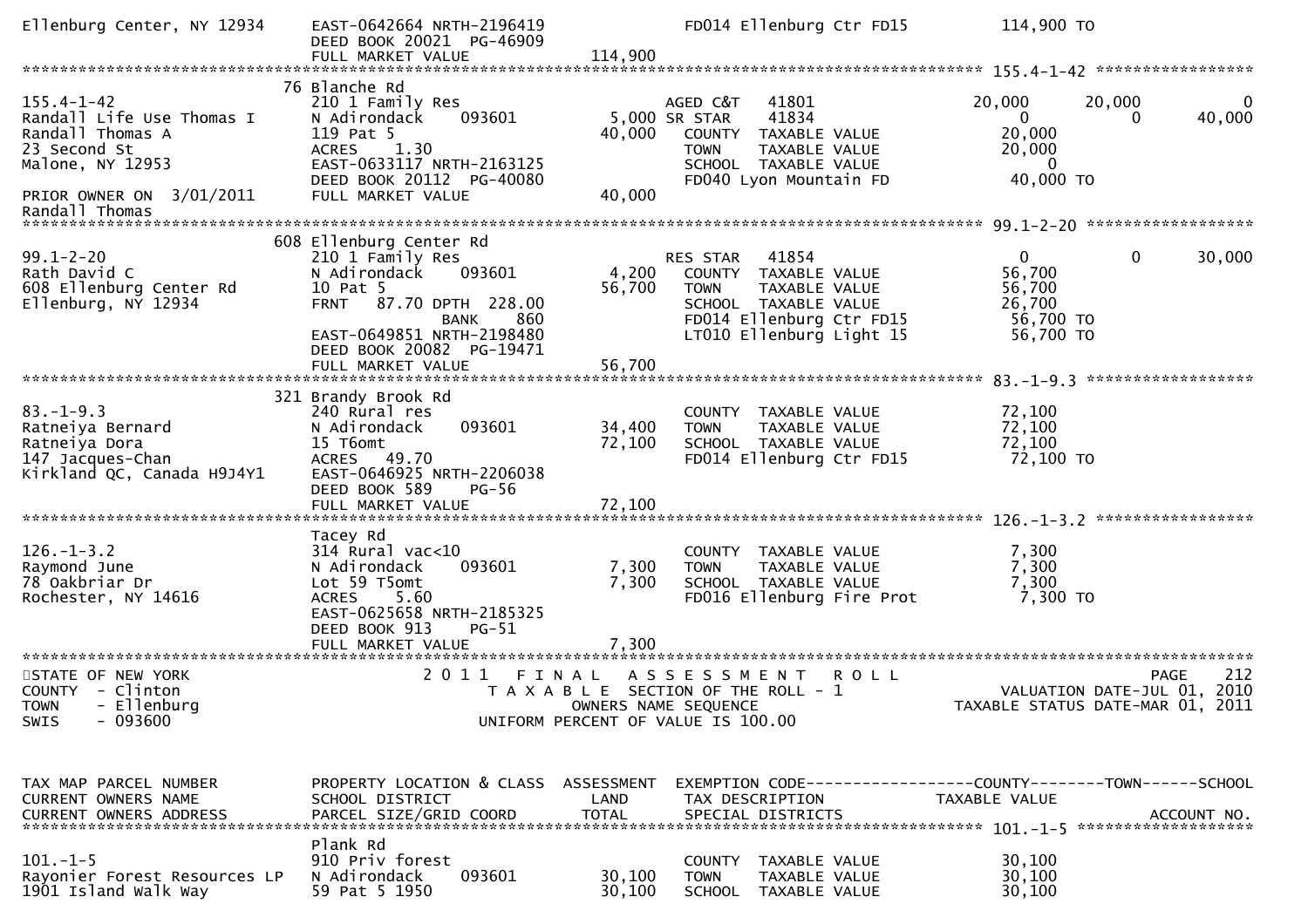```
Ellenburg Center, NY 12934     EAST-0642664 NRTH-2196419              FD014 Ellenburg Ctr FD15           114,900 TO
                               DEED BOOK 20021  PG-46909
                               FULL MARKET VALUE             114,900
******************************************************************************************************* 155.4-1-42 *****************
                              76 Blanche Rd
155.4-1-42                     210 1 Family Res                  AGED C&T    41801           20,000       20,000            0
Randall Life Use Thomas I      N Adirondack     093601       5,000 SR STAR     41834                0            0       40,000
Randall Thomas A               119 Pat 5                    40,000   COUNTY  TAXABLE VALUE         20,000
23 Second St                   ACRES     1.30                        TOWN    TAXABLE VALUE         20,000
Malone, NY 12953               EAST-0633117 NRTH-2163125             SCHOOL  TAXABLE VALUE              0
                               DEED BOOK 20112  PG-40080             FD040 Lyon Mountain FD         40,000 TO
PRIOR OWNER ON  3/01/2011      FULL MARKET VALUE              40,000
Randall Thomas
******************************************************************************************************* 99.1-2-20 ******************
                              608 Ellenburg Center Rd
99.1-2-20                      210 1 Family Res                  RES STAR    41854                0            0       30,000
Rath David C                   N Adirondack     093601       4,200   COUNTY  TAXABLE VALUE         56,700
608 Ellenburg Center Rd        10 Pat 5                     56,700   TOWN    TAXABLE VALUE         56,700
Ellenburg, NY 12934            FRNT    87.70 DPTH  228.00            SCHOOL  TAXABLE VALUE         26,700
                                               BANK     860          FD014 Ellenburg Ctr FD15        56,700 TO
                               EAST-0649851 NRTH-2198480             LT010 Ellenburg Light 15        56,700 TO
                               DEED BOOK 20082  PG-19471
                               FULL MARKET VALUE              56,700
******************************************************************************************************* 83.-1-9.3 ******************
                              321 Brandy Brook Rd
83.-1-9.3                      240 Rural res                         COUNTY  TAXABLE VALUE         72,100
Ratneiya Bernard               N Adirondack     093601      34,400   TOWN    TAXABLE VALUE         72,100
Ratneiya Dora                  15 T6omt                     72,100   SCHOOL  TAXABLE VALUE         72,100
147 Jacques-Chan               ACRES    49.70                        FD014 Ellenburg Ctr FD15        72,100 TO
Kirkland QC, Canada H9J4Y1     EAST-0646925 NRTH-2206038
                               DEED BOOK 589      PG-56
                               FULL MARKET VALUE              72,100
******************************************************************************************************* 126.-1-3.2 *****************
                               Tacey Rd
126.-1-3.2                     314 Rural vac<10                      COUNTY  TAXABLE VALUE          7,300
Raymond June                   N Adirondack     093601       7,300   TOWN    TAXABLE VALUE          7,300
78 Oakbriar Dr                 Lot 59 T5omt                  7,300   SCHOOL  TAXABLE VALUE          7,300
Rochester, NY 14616            ACRES     5.60                        FD016 Ellenburg Fire Prot        7,300 TO
                               EAST-0625658 NRTH-2185325
                               DEED BOOK 913      PG-51
                               FULL MARKET VALUE               7,300
************************************************************************************************************************************
STATE OF NEW YORK                      2 0 1 1   F I N A L   A S S E S S M E N T   R O L L                              PAGE    212
COUNTY  - Clinton                           T A X A B L E  SECTION OF THE ROLL - 1                    VALUATION DATE-JUL 01, 2010
TOWN    - Ellenburg                                OWNERS NAME SEQUENCE                             TAXABLE STATUS DATE-MAR 01, 2011
SWIS    - 093600                             UNIFORM PERCENT OF VALUE IS 100.00


TAX MAP PARCEL NUMBER          PROPERTY LOCATION & CLASS  ASSESSMENT  EXEMPTION CODE------------------COUNTY--------TOWN------SCHOOL
CURRENT OWNERS NAME            SCHOOL DISTRICT               LAND      TAX DESCRIPTION              TAXABLE VALUE
CURRENT OWNERS ADDRESS         PARCEL SIZE/GRID COORD        TOTAL     SPECIAL DISTRICTS                                ACCOUNT NO.
******************************************************************************************************* 101.-1-5 *******************
                               Plank Rd
101.-1-5                       910 Priv forest                       COUNTY  TAXABLE VALUE         30,100
Rayonier Forest Resources LP   N Adirondack     093601      30,100   TOWN    TAXABLE VALUE         30,100
1901 Island Walk Way           59 Pat 5 1950                30,100   SCHOOL  TAXABLE VALUE         30,100
```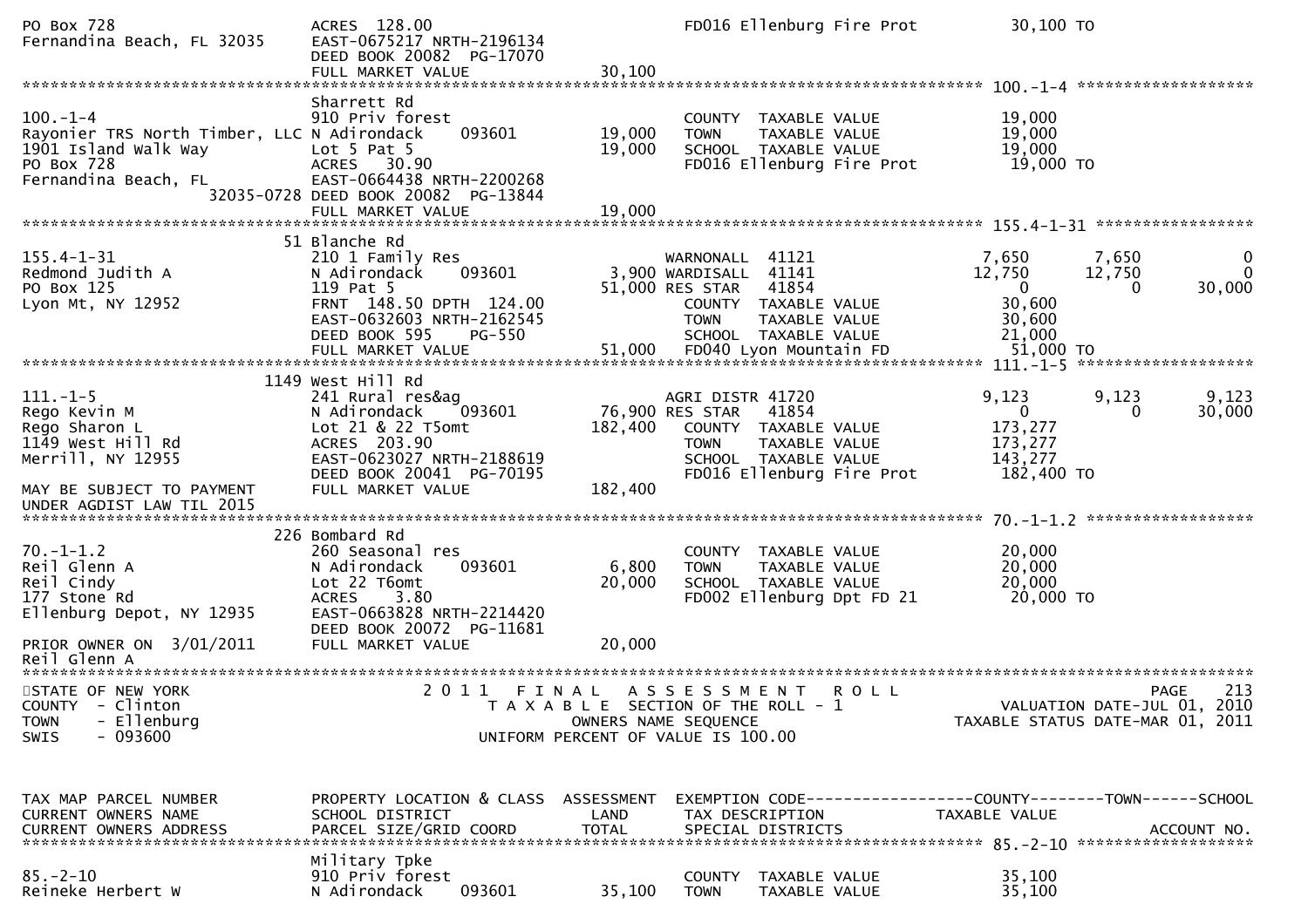```
PO Box 728                         ACRES 128.00                                     FD016 Ellenburg Fire Prot          30,100 TO
Fernandina Beach, FL 32035         EAST-0675217 NRTH-2196134
                                   DEED BOOK 20082  PG-17070
                                   FULL MARKET VALUE                 30,100
******************************************************************************************************* 100.-1-4 *******************
                                   Sharrett Rd
100.-1-4                           910 Priv forest                          COUNTY  TAXABLE VALUE             19,000
Rayonier TRS North Timber, LLC N Adirondack    093601      19,000       TOWN    TAXABLE VALUE             19,000
1901 Island Walk Way               Lot 5 Pat 5                 19,000       SCHOOL  TAXABLE VALUE             19,000
PO Box 728                         ACRES  30.90                             FD016 Ellenburg Fire Prot          19,000 TO
Fernandina Beach, FL               EAST-0664438 NRTH-2200268
                       32035-0728 DEED BOOK 20082  PG-13844
                                   FULL MARKET VALUE                 19,000
******************************************************************************************************* 155.4-1-31 *****************
                              51 Blanche Rd
155.4-1-31                         210 1 Family Res                         WARNONALL  41121                 7,650       7,650           0
Redmond Judith A                   N Adirondack    093601        3,900 WARDISALL  41141                12,750      12,750           0
PO Box 125                         119 Pat 5                    51,000 RES STAR   41854                     0           0      30,000
Lyon Mt, NY 12952                  FRNT 148.50 DPTH 124.00                  COUNTY  TAXABLE VALUE             30,600
                                   EAST-0632603 NRTH-2162545                TOWN    TAXABLE VALUE             30,600
                                   DEED BOOK 595    PG-550                  SCHOOL  TAXABLE VALUE             21,000
                                   FULL MARKET VALUE                 51,000  FD040 Lyon Mountain FD            51,000 TO
******************************************************************************************************* 111.-1-5 *******************
                            1149 West Hill Rd
111.-1-5                           241 Rural res&ag                         AGRI DISTR 41720                 9,123       9,123       9,123
Rego Kevin M                       N Adirondack    093601       76,900 RES STAR   41854                     0           0      30,000
Rego Sharon L                      Lot 21 & 22 T5omt           182,400   COUNTY  TAXABLE VALUE            173,277
1149 West Hill Rd                  ACRES 203.90                             TOWN    TAXABLE VALUE            173,277
Merrill, NY 12955                  EAST-0623027 NRTH-2188619                SCHOOL  TAXABLE VALUE            143,277
                                   DEED BOOK 20041  PG-70195                FD016 Ellenburg Fire Prot         182,400 TO
MAY BE SUBJECT TO PAYMENT          FULL MARKET VALUE                182,400
UNDER AGDIST LAW TIL 2015
******************************************************************************************************* 70.-1-1.2 ******************
                             226 Bombard Rd
70.-1-1.2                          260 Seasonal res                         COUNTY  TAXABLE VALUE             20,000
Reil Glenn A                       N Adirondack    093601        6,800   TOWN    TAXABLE VALUE             20,000
Reil Cindy                         Lot 22 T6omt                 20,000   SCHOOL  TAXABLE VALUE             20,000
177 Stone Rd                       ACRES    3.80                            FD002 Ellenburg Dpt FD 21          20,000 TO
Ellenburg Depot, NY 12935          EAST-0663828 NRTH-2214420
                                   DEED BOOK 20072  PG-11681
PRIOR OWNER ON  3/01/2011          FULL MARKET VALUE                 20,000
Reil Glenn A
************************************************************************************************************************************
STATE OF NEW YORK                          2 0 1 1   F I N A L   A S S E S S M E N T   R O L L                                PAGE   213
COUNTY  - Clinton                             T A X A B L E  SECTION OF THE ROLL - 1                       VALUATION DATE-JUL 01, 2010
TOWN    - Ellenburg                                  OWNERS NAME SEQUENCE                                  TAXABLE STATUS DATE-MAR 01, 2011
SWIS    - 093600                                 UNIFORM PERCENT OF VALUE IS 100.00


TAX MAP PARCEL NUMBER              PROPERTY LOCATION & CLASS  ASSESSMENT  EXEMPTION CODE------------------COUNTY--------TOWN------SCHOOL
CURRENT OWNERS NAME                SCHOOL DISTRICT               LAND      TAX DESCRIPTION                 TAXABLE VALUE
CURRENT OWNERS ADDRESS             PARCEL SIZE/GRID COORD       TOTAL      SPECIAL DISTRICTS                                       ACCOUNT NO.
******************************************************************************************************* 85.-2-10 *******************
                                   Military Tpke
85.-2-10                           910 Priv forest                          COUNTY  TAXABLE VALUE             35,100
Reineke Herbert W                  N Adirondack    093601       35,100   TOWN    TAXABLE VALUE             35,100
```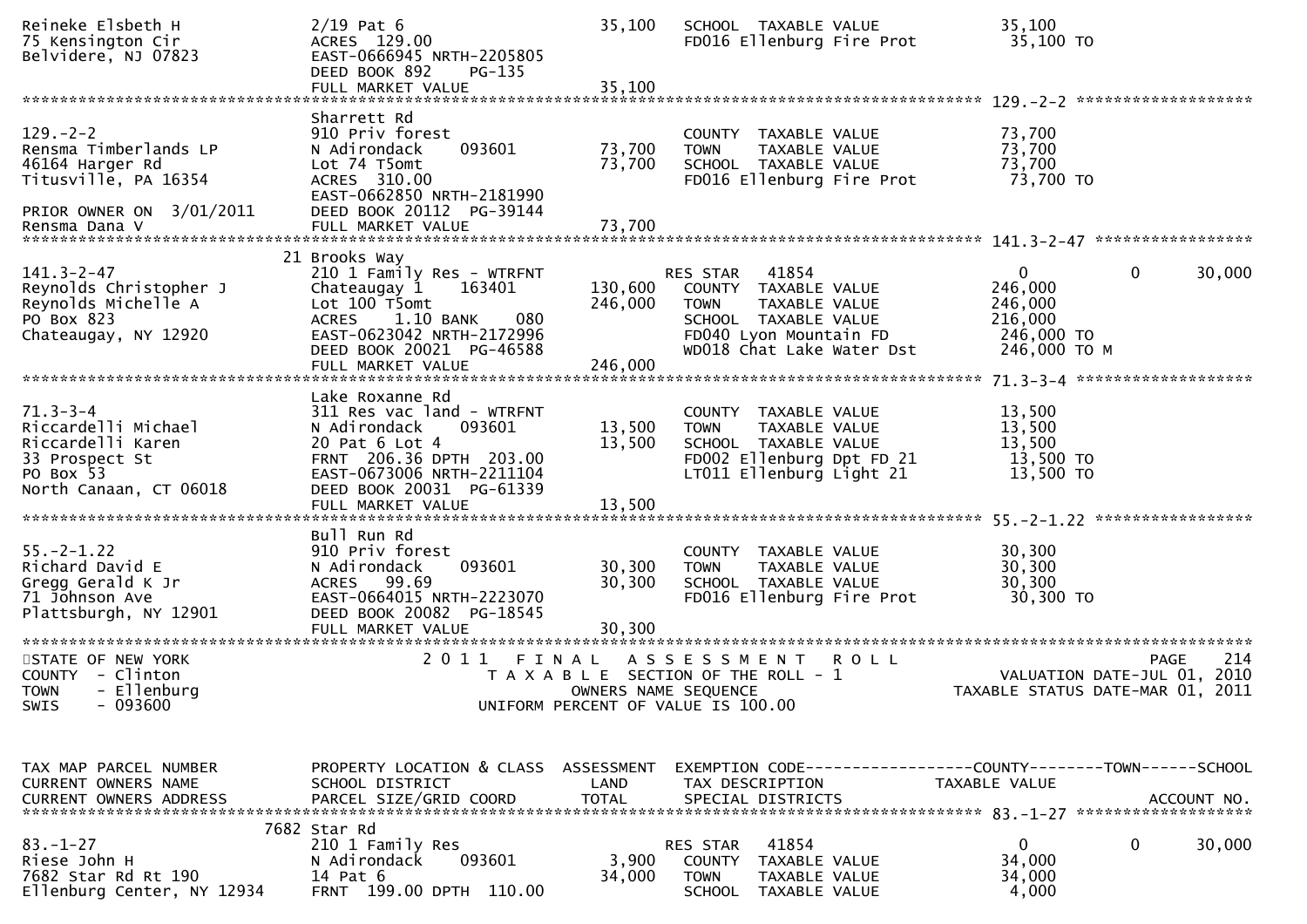```
Reineke Elsbeth H              2/19 Pat 6                        35,100   SCHOOL  TAXABLE VALUE               35,100
75 Kensington Cir              ACRES  129.00                              FD016 Ellenburg Fire Prot            35,100 TO
Belvidere, NJ 07823            EAST-0666945 NRTH-2205805
                               DEED BOOK 892    PG-135
                               FULL MARKET VALUE                 35,100
******************************************************************************************************* 129.-2-2 ******************
                               Sharrett Rd
129.-2-2                       910 Priv forest                            COUNTY  TAXABLE VALUE               73,700
Rensma Timberlands LP          N Adirondack      093601          73,700   TOWN    TAXABLE VALUE               73,700
46164 Harger Rd                Lot 74 T5omt                      73,700   SCHOOL  TAXABLE VALUE               73,700
Titusville, PA 16354           ACRES  310.00                              FD016 Ellenburg Fire Prot            73,700 TO
                               EAST-0662850 NRTH-2181990
PRIOR OWNER ON  3/01/2011      DEED BOOK 20112  PG-39144
Rensma Dana V                  FULL MARKET VALUE                 73,700
******************************************************************************************************* 141.3-2-47 ****************
                            21 Brooks Way
141.3-2-47                     210 1 Family Res - WTRFNT                  RES STAR   41854                      0           0      30,000
Reynolds Christopher J         Chateaugay 1      163401         130,600   COUNTY  TAXABLE VALUE              246,000
Reynolds Michelle A            Lot 100 T5omt                    246,000   TOWN    TAXABLE VALUE              246,000
PO Box 823                     ACRES    1.10 BANK     080                 SCHOOL  TAXABLE VALUE              216,000
Chateaugay, NY 12920           EAST-0623042 NRTH-2172996                  FD040 Lyon Mountain FD              246,000 TO
                               DEED BOOK 20021  PG-46588                  WD018 Chat Lake Water Dst           246,000 TO M
                               FULL MARKET VALUE                246,000
******************************************************************************************************* 71.3-3-4 ******************
                               Lake Roxanne Rd
71.3-3-4                       311 Res vac land - WTRFNT                  COUNTY  TAXABLE VALUE               13,500
Riccardelli Michael            N Adirondack      093601          13,500   TOWN    TAXABLE VALUE               13,500
Riccardelli Karen              20 Pat 6 Lot 4                    13,500   SCHOOL  TAXABLE VALUE               13,500
33 Prospect St                 FRNT  206.36 DPTH  203.00                  FD002 Ellenburg Dpt FD 21            13,500 TO
PO Box 53                      EAST-0673006 NRTH-2211104                  LT011 Ellenburg Light 21             13,500 TO
North Canaan, CT 06018         DEED BOOK 20031  PG-61339
                               FULL MARKET VALUE                 13,500
******************************************************************************************************* 55.-2-1.22 ****************
                               Bull Run Rd
55.-2-1.22                     910 Priv forest                            COUNTY  TAXABLE VALUE               30,300
Richard David E                N Adirondack      093601          30,300   TOWN    TAXABLE VALUE               30,300
Gregg Gerald K Jr              ACRES   99.69                     30,300   SCHOOL  TAXABLE VALUE               30,300
71 Johnson Ave                 EAST-0664015 NRTH-2223070                  FD016 Ellenburg Fire Prot            30,300 TO
Plattsburgh, NY 12901          DEED BOOK 20082  PG-18545
                               FULL MARKET VALUE                 30,300
************************************************************************************************************************************
STATE OF NEW YORK                    2 0 1 1   F I N A L   A S S E S S M E N T   R O L L                                PAGE    214
COUNTY  - Clinton                        T A X A B L E  SECTION OF THE ROLL - 1                           VALUATION DATE-JUL 01, 2010
TOWN    - Ellenburg                           OWNERS NAME SEQUENCE                                    TAXABLE STATUS DATE-MAR 01, 2011
SWIS    - 093600                         UNIFORM PERCENT OF VALUE IS 100.00


TAX MAP PARCEL NUMBER          PROPERTY LOCATION & CLASS  ASSESSMENT  EXEMPTION CODE------------------COUNTY--------TOWN------SCHOOL
CURRENT OWNERS NAME            SCHOOL DISTRICT               LAND     TAX DESCRIPTION               TAXABLE VALUE
CURRENT OWNERS ADDRESS         PARCEL SIZE/GRID COORD        TOTAL    SPECIAL DISTRICTS                                  ACCOUNT NO.
******************************************************************************************************* 83.-1-27 ******************
                          7682 Star Rd
83.-1-27                       210 1 Family Res                           RES STAR   41854                      0           0      30,000
Riese John H                   N Adirondack      093601           3,900   COUNTY  TAXABLE VALUE               34,000
7682 Star Rd Rt 190            14 Pat 6                          34,000   TOWN    TAXABLE VALUE               34,000
Ellenburg Center, NY 12934     FRNT  199.00 DPTH  110.00                  SCHOOL  TAXABLE VALUE                4,000
```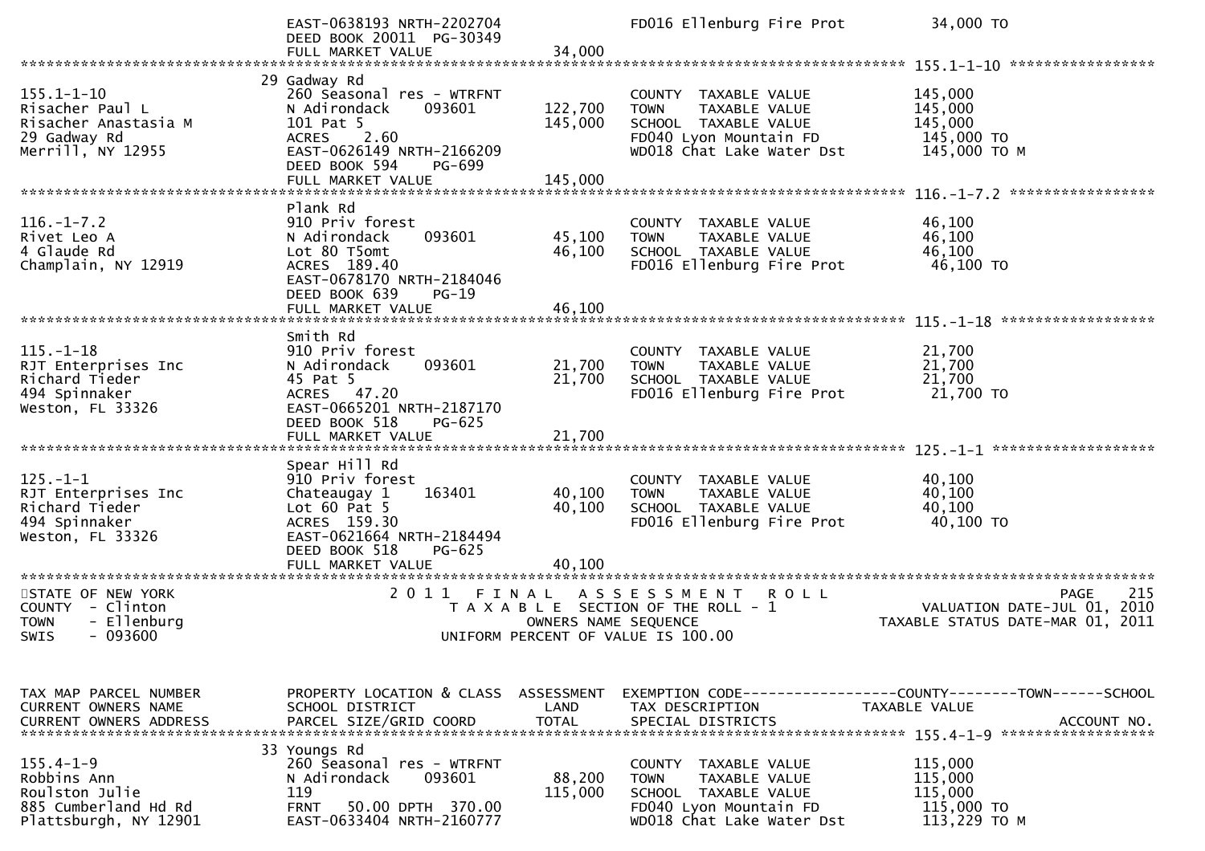```
               EAST-0638193 NRTH-2202704                FD016 Ellenburg Fire Prot          34,000 TO
               DEED BOOK 20011  PG-30349
               FULL MARKET VALUE               34,000
******************************************************************************************************* 155.1-1-10 *****************
               29 Gadway Rd
155.1-1-10     260 Seasonal res - WTRFNT                COUNTY  TAXABLE VALUE          145,000
Risacher Paul L        N Adirondack    093601    122,700   TOWN    TAXABLE VALUE          145,000
Risacher Anastasia M   101 Pat 5                 145,000   SCHOOL  TAXABLE VALUE          145,000
29 Gadway Rd           ACRES    2.60                       FD040 Lyon Mountain FD          145,000 TO
Merrill, NY 12955      EAST-0626149 NRTH-2166209           WD018 Chat Lake Water Dst       145,000 TO M
               DEED BOOK 594    PG-699
               FULL MARKET VALUE              145,000
******************************************************************************************************* 116.-1-7.2 *****************
               Plank Rd
116.-1-7.2     910 Priv forest                          COUNTY  TAXABLE VALUE           46,100
Rivet Leo A            N Adirondack    093601     45,100   TOWN    TAXABLE VALUE           46,100
4 Glaude Rd            Lot 80 T5omt               46,100   SCHOOL  TAXABLE VALUE           46,100
Champlain, NY 12919    ACRES  189.40                       FD016 Ellenburg Fire Prot        46,100 TO
               EAST-0678170 NRTH-2184046
               DEED BOOK 639    PG-19
               FULL MARKET VALUE               46,100
******************************************************************************************************* 115.-1-18 ******************
               Smith Rd
115.-1-18      910 Priv forest                          COUNTY  TAXABLE VALUE           21,700
RJT Enterprises Inc    N Adirondack    093601     21,700   TOWN    TAXABLE VALUE           21,700
Richard Tieder         45 Pat 5                   21,700   SCHOOL  TAXABLE VALUE           21,700
494 Spinnaker          ACRES   47.20                       FD016 Ellenburg Fire Prot        21,700 TO
Weston, FL 33326       EAST-0665201 NRTH-2187170
               DEED BOOK 518    PG-625
               FULL MARKET VALUE               21,700
******************************************************************************************************* 125.-1-1 *******************
               Spear Hill Rd
125.-1-1       910 Priv forest                          COUNTY  TAXABLE VALUE           40,100
RJT Enterprises Inc    Chateaugay 1    163401     40,100   TOWN    TAXABLE VALUE           40,100
Richard Tieder         Lot 60 Pat 5               40,100   SCHOOL  TAXABLE VALUE           40,100
494 Spinnaker          ACRES  159.30                       FD016 Ellenburg Fire Prot        40,100 TO
Weston, FL 33326       EAST-0621664 NRTH-2184494
               DEED BOOK 518    PG-625
               FULL MARKET VALUE               40,100
*******************************************************************************************************************************
STATE OF NEW YORK              2 0 1 1   F I N A L   A S S E S S M E N T   R O L L                        PAGE    215
COUNTY  - Clinton                 T A X A B L E  SECTION OF THE ROLL - 1                 VALUATION DATE-JUL 01, 2010
TOWN    - Ellenburg                       OWNERS NAME SEQUENCE                      TAXABLE STATUS DATE-MAR 01, 2011
SWIS    - 093600                     UNIFORM PERCENT OF VALUE IS 100.00


TAX MAP PARCEL NUMBER   PROPERTY LOCATION & CLASS  ASSESSMENT  EXEMPTION CODE------------------COUNTY--------TOWN------SCHOOL
CURRENT OWNERS NAME     SCHOOL DISTRICT              LAND      TAX DESCRIPTION              TAXABLE VALUE
CURRENT OWNERS ADDRESS  PARCEL SIZE/GRID COORD      TOTAL      SPECIAL DISTRICTS                                  ACCOUNT NO.
******************************************************************************************************* 155.4-1-9 ******************
               33 Youngs Rd
155.4-1-9      260 Seasonal res - WTRFNT                COUNTY  TAXABLE VALUE          115,000
Robbins Ann            N Adirondack    093601     88,200   TOWN    TAXABLE VALUE          115,000
Roulston Julie         119                       115,000   SCHOOL  TAXABLE VALUE          115,000
885 Cumberland Hd Rd   FRNT   50.00 DPTH 370.00            FD040 Lyon Mountain FD          115,000 TO
Plattsburgh, NY 12901  EAST-0633404 NRTH-2160777           WD018 Chat Lake Water Dst       113,229 TO M
```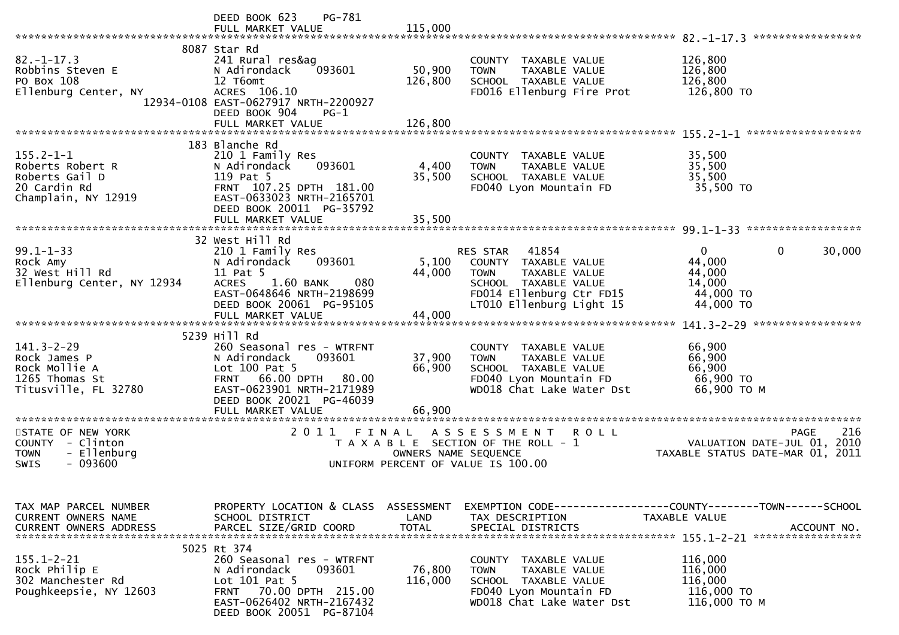DEED BOOK 623 PG-781
FULL MARKET VALUE 115,000

**82.-1-17.3**

| | | | | |
|---|---|---|---|---|
| 82.-1-17.3 | 8087 Star Rd | | | |
| Robbins Steven E | 241 Rural res&ag | | COUNTY TAXABLE VALUE | 126,800 |
| PO Box 108 | N Adirondack 093601 | 50,900 | TOWN TAXABLE VALUE | 126,800 |
| Ellenburg Center, NY | 12 T6omt | 126,800 | SCHOOL TAXABLE VALUE | 126,800 |
| 12934-0108 | ACRES 106.10 | | FD016 Ellenburg Fire Prot | 126,800 TO |
| | EAST-0627917 NRTH-2200927 | | | |
| | DEED BOOK 904 PG-1 | | | |
| | FULL MARKET VALUE | 126,800 | | |

**155.2-1-1**

| | | | | |
|---|---|---|---|---|
| 155.2-1-1 | 183 Blanche Rd | | | |
| Roberts Robert R | 210 1 Family Res | | COUNTY TAXABLE VALUE | 35,500 |
| Roberts Gail D | N Adirondack 093601 | 4,400 | TOWN TAXABLE VALUE | 35,500 |
| 20 Cardin Rd | 119 Pat 5 | 35,500 | SCHOOL TAXABLE VALUE | 35,500 |
| Champlain, NY 12919 | FRNT 107.25 DPTH 181.00 | | FD040 Lyon Mountain FD | 35,500 TO |
| | EAST-0633023 NRTH-2165701 | | | |
| | DEED BOOK 20011 PG-35792 | | | |
| | FULL MARKET VALUE | 35,500 | | |

**99.1-1-33**

| | | | | | | |
|---|---|---|---|---|---|---|
| 99.1-1-33 | 32 West Hill Rd | | | | | |
| Rock Amy | 210 1 Family Res | | RES STAR 41854 | 0 | 0 | 30,000 |
| 32 West Hill Rd | N Adirondack 093601 | 5,100 | COUNTY TAXABLE VALUE | 44,000 | | |
| Ellenburg Center, NY 12934 | 11 Pat 5 | 44,000 | TOWN TAXABLE VALUE | 44,000 | | |
| | ACRES 1.60 BANK 080 | | SCHOOL TAXABLE VALUE | 14,000 | | |
| | EAST-0648646 NRTH-2198699 | | FD014 Ellenburg Ctr FD15 | 44,000 TO | | |
| | DEED BOOK 20061 PG-95105 | | LT010 Ellenburg Light 15 | 44,000 TO | | |
| | FULL MARKET VALUE | 44,000 | | | | |

**141.3-2-29**

| | | | | |
|---|---|---|---|---|
| 141.3-2-29 | 5239 Hill Rd | | | |
| Rock James P | 260 Seasonal res - WTRFNT | | COUNTY TAXABLE VALUE | 66,900 |
| Rock Mollie A | N Adirondack 093601 | 37,900 | TOWN TAXABLE VALUE | 66,900 |
| 1265 Thomas St | Lot 100 Pat 5 | 66,900 | SCHOOL TAXABLE VALUE | 66,900 |
| Titusville, FL 32780 | FRNT 66.00 DPTH 80.00 | | FD040 Lyon Mountain FD | 66,900 TO |
| | EAST-0623901 NRTH-2171989 | | WD018 Chat Lake Water Dst | 66,900 TO M |
| | DEED BOOK 20021 PG-46039 | | | |
| | FULL MARKET VALUE | 66,900 | | |

STATE OF NEW YORK
COUNTY - Clinton
TOWN - Ellenburg
SWIS - 093600

2011 FINAL ASSESSMENT ROLL
TAXABLE SECTION OF THE ROLL - 1
OWNERS NAME SEQUENCE
UNIFORM PERCENT OF VALUE IS 100.00

VALUATION DATE-JUL 01, 2010
TAXABLE STATUS DATE-MAR 01, 2011

| TAX MAP PARCEL NUMBER / CURRENT OWNERS NAME / CURRENT OWNERS ADDRESS | PROPERTY LOCATION & CLASS / SCHOOL DISTRICT / PARCEL SIZE/GRID COORD | ASSESSMENT LAND / TOTAL | EXEMPTION CODE / TAX DESCRIPTION / SPECIAL DISTRICTS | COUNTY / TAXABLE VALUE | TOWN | SCHOOL / ACCOUNT NO. |
|---|---|---|---|---|---|---|
| **155.1-2-21** | | | | | | |
| 155.1-2-21 | 5025 Rt 374 | | | | | |
| Rock Philip E | 260 Seasonal res - WTRFNT | | COUNTY TAXABLE VALUE | 116,000 | | |
| 302 Manchester Rd | N Adirondack 093601 | 76,800 | TOWN TAXABLE VALUE | 116,000 | | |
| Poughkeepsie, NY 12603 | Lot 101 Pat 5 | 116,000 | SCHOOL TAXABLE VALUE | 116,000 | | |
| | FRNT 70.00 DPTH 215.00 | | FD040 Lyon Mountain FD | 116,000 TO | | |
| | EAST-0626402 NRTH-2167432 | | WD018 Chat Lake Water Dst | 116,000 TO M | | |
| | DEED BOOK 20051 PG-87104 | | | | | |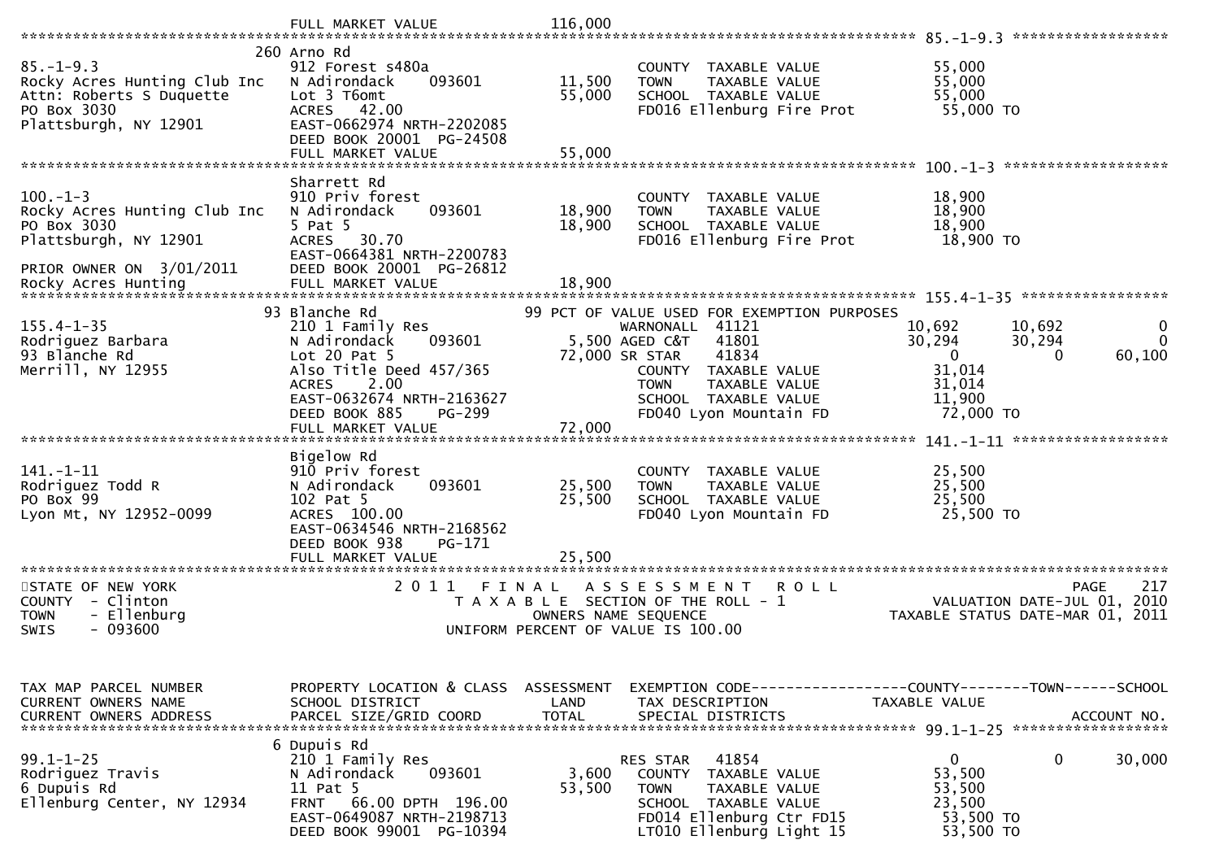```
                                  FULL MARKET VALUE             116,000
******************************************************************************************************* 85.-1-9.3 ******************
                                260 Arno Rd
85.-1-9.3                       912 Forest s480a                          COUNTY  TAXABLE VALUE               55,000
Rocky Acres Hunting Club Inc    N Adirondack      093601     11,500       TOWN    TAXABLE VALUE               55,000
Attn: Roberts S Duquette        Lot 3 T6omt                  55,000       SCHOOL  TAXABLE VALUE               55,000
PO Box 3030                     ACRES   42.00                             FD016 Ellenburg Fire Prot            55,000 TO
Plattsburgh, NY 12901           EAST-0662974 NRTH-2202085
                                DEED BOOK 20001  PG-24508
                                FULL MARKET VALUE              55,000
******************************************************************************************************* 100.-1-3 *******************
                                Sharrett Rd
100.-1-3                        910 Priv forest                           COUNTY  TAXABLE VALUE               18,900
Rocky Acres Hunting Club Inc    N Adirondack      093601     18,900       TOWN    TAXABLE VALUE               18,900
PO Box 3030                     5 Pat 5                      18,900       SCHOOL  TAXABLE VALUE               18,900
Plattsburgh, NY 12901           ACRES   30.70                             FD016 Ellenburg Fire Prot            18,900 TO
                                EAST-0664381 NRTH-2200783
PRIOR OWNER ON  3/01/2011       DEED BOOK 20001  PG-26812
Rocky Acres Hunting             FULL MARKET VALUE              18,900
******************************************************************************************************* 155.4-1-35 *****************
                                93 Blanche Rd                      99 PCT OF VALUE USED FOR EXEMPTION PURPOSES
155.4-1-35                      210 1 Family Res                   WARNONALL  41121                 10,692      10,692            0
Rodriguez Barbara               N Adirondack      093601      5,500 AGED C&T   41801                 30,294      30,294            0
93 Blanche Rd                   Lot 20 Pat 5                 72,000 SR STAR    41834                      0           0       60,100
Merrill, NY 12955               Also Title Deed 457/365                   COUNTY  TAXABLE VALUE               31,014
                                ACRES    2.00                             TOWN    TAXABLE VALUE               31,014
                                EAST-0632674 NRTH-2163627                 SCHOOL  TAXABLE VALUE               11,900
                                DEED BOOK 885     PG-299                  FD040 Lyon Mountain FD               72,000 TO
                                FULL MARKET VALUE              72,000
******************************************************************************************************* 141.-1-11 ******************
                                Bigelow Rd
141.-1-11                       910 Priv forest                           COUNTY  TAXABLE VALUE               25,500
Rodriguez Todd R                N Adirondack      093601     25,500       TOWN    TAXABLE VALUE               25,500
PO Box 99                       102 Pat 5                    25,500       SCHOOL  TAXABLE VALUE               25,500
Lyon Mt, NY 12952-0099          ACRES  100.00                             FD040 Lyon Mountain FD               25,500 TO
                                EAST-0634546 NRTH-2168562
                                DEED BOOK 938     PG-171
                                FULL MARKET VALUE              25,500
************************************************************************************************************************************
STATE OF NEW YORK                         2 0 1 1   F I N A L   A S S E S S M E N T   R O L L                          PAGE    217
COUNTY  - Clinton                              T A X A B L E  SECTION OF THE ROLL - 1                    VALUATION DATE-JUL 01, 2010
TOWN    - Ellenburg                                  OWNERS NAME SEQUENCE                          TAXABLE STATUS DATE-MAR 01, 2011
SWIS    - 093600                                UNIFORM PERCENT OF VALUE IS 100.00


TAX MAP PARCEL NUMBER           PROPERTY LOCATION & CLASS  ASSESSMENT  EXEMPTION CODE------------------COUNTY--------TOWN------SCHOOL
CURRENT OWNERS NAME             SCHOOL DISTRICT               LAND      TAX DESCRIPTION             TAXABLE VALUE
CURRENT OWNERS ADDRESS          PARCEL SIZE/GRID COORD        TOTAL     SPECIAL DISTRICTS                                 ACCOUNT NO.
******************************************************************************************************* 99.1-1-25 ******************
                                6 Dupuis Rd
99.1-1-25                       210 1 Family Res                   RES STAR   41854                       0           0       30,000
Rodriguez Travis                N Adirondack      093601      3,600   COUNTY  TAXABLE VALUE               53,500
6 Dupuis Rd                     11 Pat 5                     53,500   TOWN    TAXABLE VALUE               53,500
Ellenburg Center, NY 12934      FRNT    66.00 DPTH  196.00            SCHOOL  TAXABLE VALUE               23,500
                                EAST-0649087 NRTH-2198713             FD014 Ellenburg Ctr FD15             53,500 TO
                                DEED BOOK 99001  PG-10394             LT010 Ellenburg Light 15             53,500 TO
```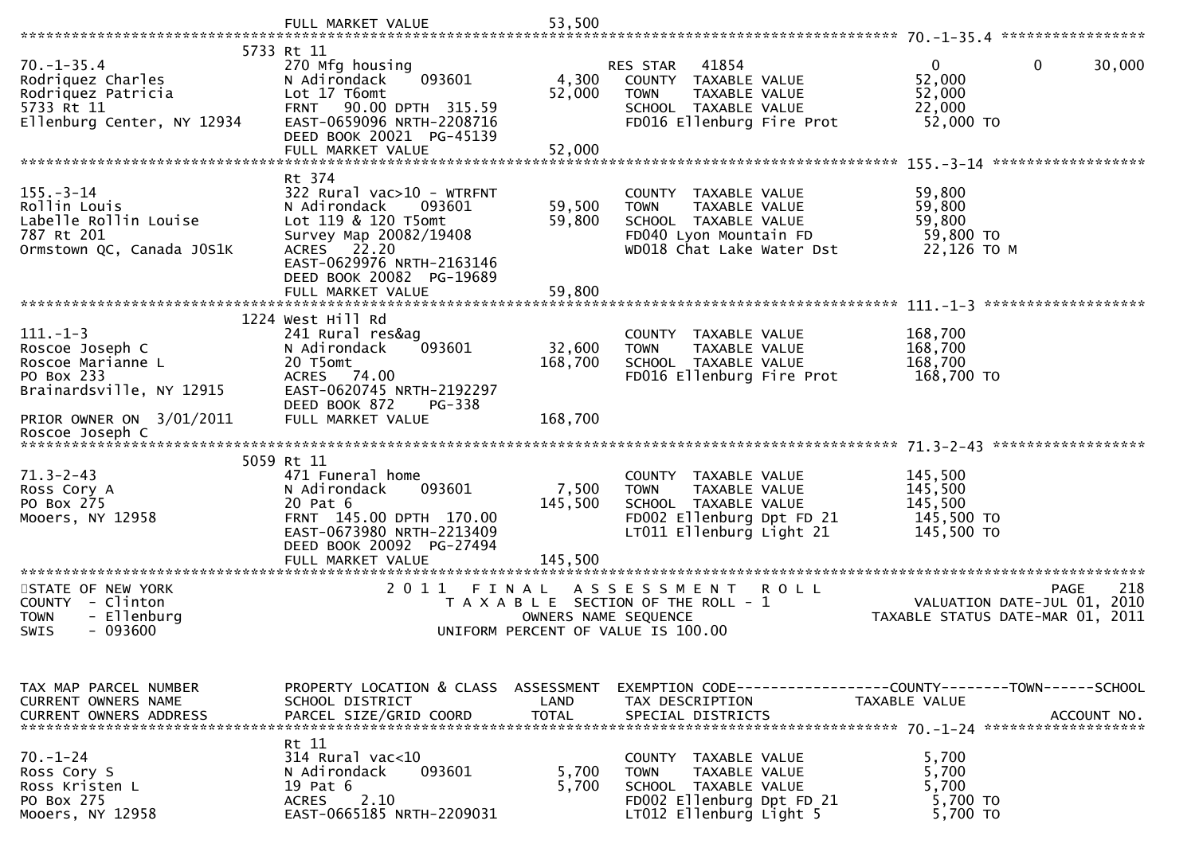```
                              FULL MARKET VALUE               53,500
******************************************************************************************************* 70.-1-35.4 *****************
                            5733 Rt 11
70.-1-35.4                    270 Mfg housing                        RES STAR   41854                    0             0        30,000
Rodriquez Charles             N Adirondack      093601       4,300   COUNTY  TAXABLE VALUE             52,000
Rodriquez Patricia            Lot 17 T6omt                  52,000   TOWN    TAXABLE VALUE             52,000
5733 Rt 11                    FRNT   90.00 DPTH  315.59              SCHOOL  TAXABLE VALUE             22,000
Ellenburg Center, NY 12934    EAST-0659096 NRTH-2208716              FD016 Ellenburg Fire Prot          52,000 TO
                              DEED BOOK 20021  PG-45139
                              FULL MARKET VALUE               52,000
******************************************************************************************************* 155.-3-14 ******************
                              Rt 374
155.-3-14                     322 Rural vac>10 - WTRFNT              COUNTY  TAXABLE VALUE             59,800
Rollin Louis                  N Adirondack      093601      59,500   TOWN    TAXABLE VALUE             59,800
Labelle Rollin Louise         Lot 119 & 120 T5omt           59,800   SCHOOL  TAXABLE VALUE             59,800
787 Rt 201                    Survey Map 20082/19408                 FD040 Lyon Mountain FD             59,800 TO
Ormstown QC, Canada J0S1K     ACRES   22.20                          WD018 Chat Lake Water Dst          22,126 TO M
                              EAST-0629976 NRTH-2163146
                              DEED BOOK 20082  PG-19689
                              FULL MARKET VALUE               59,800
******************************************************************************************************* 111.-1-3 *******************
                            1224 West Hill Rd
111.-1-3                      241 Rural res&ag                       COUNTY  TAXABLE VALUE            168,700
Roscoe Joseph C               N Adirondack      093601      32,600   TOWN    TAXABLE VALUE            168,700
Roscoe Marianne L             20 T5omt                     168,700   SCHOOL  TAXABLE VALUE            168,700
PO Box 233                    ACRES   74.00                          FD016 Ellenburg Fire Prot         168,700 TO
Brainardsville, NY 12915      EAST-0620745 NRTH-2192297
                              DEED BOOK 872    PG-338
PRIOR OWNER ON  3/01/2011     FULL MARKET VALUE              168,700
Roscoe Joseph C
******************************************************************************************************* 71.3-2-43 ******************
                            5059 Rt 11
71.3-2-43                     471 Funeral home                       COUNTY  TAXABLE VALUE            145,500
Ross Cory A                   N Adirondack      093601       7,500   TOWN    TAXABLE VALUE            145,500
PO Box 275                    20 Pat 6                     145,500   SCHOOL  TAXABLE VALUE            145,500
Mooers, NY 12958              FRNT  145.00 DPTH  170.00              FD002 Ellenburg Dpt FD 21         145,500 TO
                              EAST-0673980 NRTH-2213409              LT011 Ellenburg Light 21          145,500 TO
                              DEED BOOK 20092  PG-27494
                              FULL MARKET VALUE              145,500
************************************************************************************************************************************
STATE OF NEW YORK                  2 0 1 1   F I N A L   A S S E S S M E N T   R O L L                                PAGE    218
COUNTY  - Clinton                        T A X A B L E  SECTION OF THE ROLL - 1                        VALUATION DATE-JUL 01, 2010
TOWN    - Ellenburg                            OWNERS NAME SEQUENCE                              TAXABLE STATUS DATE-MAR 01, 2011
SWIS    - 093600                         UNIFORM PERCENT OF VALUE IS 100.00


TAX MAP PARCEL NUMBER         PROPERTY LOCATION & CLASS  ASSESSMENT  EXEMPTION CODE------------------COUNTY--------TOWN------SCHOOL
CURRENT OWNERS NAME           SCHOOL DISTRICT               LAND     TAX DESCRIPTION              TAXABLE VALUE
CURRENT OWNERS ADDRESS        PARCEL SIZE/GRID COORD       TOTAL     SPECIAL DISTRICTS                                   ACCOUNT NO.
******************************************************************************************************* 70.-1-24 *******************
                              Rt 11
70.-1-24                      314 Rural vac<10                       COUNTY  TAXABLE VALUE              5,700
Ross Cory S                   N Adirondack      093601       5,700   TOWN    TAXABLE VALUE              5,700
Ross Kristen L                19 Pat 6                       5,700   SCHOOL  TAXABLE VALUE              5,700
PO Box 275                    ACRES    2.10                          FD002 Ellenburg Dpt FD 21           5,700 TO
Mooers, NY 12958              EAST-0665185 NRTH-2209031              LT012 Ellenburg Light 5             5,700 TO
```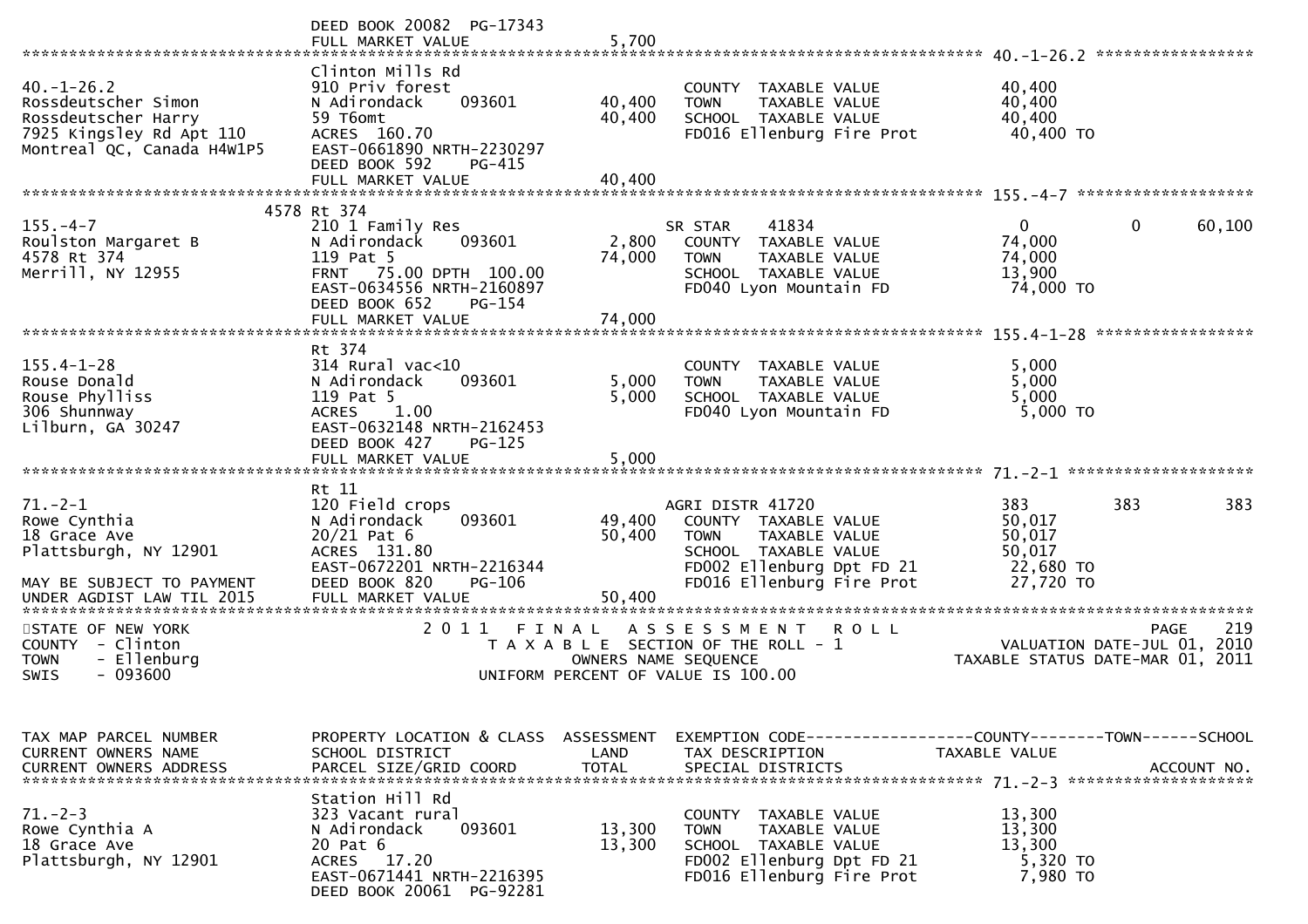```
                                DEED BOOK 20082  PG-17343
                                FULL MARKET VALUE                 5,700
******************************************************************************************************* 40.-1-26.2 *****************
                                Clinton Mills Rd
40.-1-26.2                      910 Priv forest                       COUNTY  TAXABLE VALUE             40,400
Rossdeutscher Simon             N Adirondack      093601     40,400   TOWN    TAXABLE VALUE             40,400
Rossdeutscher Harry             59 T6omt                     40,400   SCHOOL  TAXABLE VALUE             40,400
7925 Kingsley Rd Apt 110        ACRES  160.70                         FD016 Ellenburg Fire Prot          40,400 TO
Montreal QC, Canada H4W1P5      EAST-0661890 NRTH-2230297
                                DEED BOOK 592     PG-415
                                FULL MARKET VALUE                40,400
******************************************************************************************************* 155.-4-7 *******************
                           4578 Rt 374
155.-4-7                        210 1 Family Res                      SR STAR     41834                 0             0        60,100
Roulston Margaret B             N Adirondack      093601      2,800   COUNTY  TAXABLE VALUE             74,000
4578 Rt 374                     119 Pat 5                    74,000   TOWN    TAXABLE VALUE             74,000
Merrill, NY 12955               FRNT   75.00 DPTH  100.00             SCHOOL  TAXABLE VALUE             13,900
                                EAST-0634556 NRTH-2160897             FD040 Lyon Mountain FD             74,000 TO
                                DEED BOOK 652     PG-154
                                FULL MARKET VALUE                74,000
******************************************************************************************************* 155.4-1-28 *****************
                                Rt 374
155.4-1-28                      314 Rural vac<10                      COUNTY  TAXABLE VALUE              5,000
Rouse Donald                    N Adirondack      093601      5,000   TOWN    TAXABLE VALUE              5,000
Rouse Phylliss                  119 Pat 5                     5,000   SCHOOL  TAXABLE VALUE              5,000
306 Shunnway                    ACRES    1.00                         FD040 Lyon Mountain FD              5,000 TO
Lilburn, GA 30247               EAST-0632148 NRTH-2162453
                                DEED BOOK 427     PG-125
                                FULL MARKET VALUE                 5,000
******************************************************************************************************* 71.-2-1 ********************
                                Rt 11
71.-2-1                         120 Field crops                       AGRI DISTR 41720                  383           383           383
Rowe Cynthia                    N Adirondack      093601     49,400   COUNTY  TAXABLE VALUE             50,017
18 Grace Ave                    20/21 Pat 6                  50,400   TOWN    TAXABLE VALUE             50,017
Plattsburgh, NY 12901           ACRES  131.80                         SCHOOL  TAXABLE VALUE             50,017
                                EAST-0672201 NRTH-2216344             FD002 Ellenburg Dpt FD 21          22,680 TO
MAY BE SUBJECT TO PAYMENT       DEED BOOK 820     PG-106              FD016 Ellenburg Fire Prot          27,720 TO
UNDER AGDIST LAW TIL 2015       FULL MARKET VALUE                50,400
************************************************************************************************************************************
STATE OF NEW YORK                    2 0 1 1   F I N A L   A S S E S S M E N T   R O L L                               PAGE     219
COUNTY  - Clinton                         T A X A B L E  SECTION OF THE ROLL - 1                         VALUATION DATE-JUL 01, 2010
TOWN    - Ellenburg                              OWNERS NAME SEQUENCE                              TAXABLE STATUS DATE-MAR 01, 2011
SWIS    - 093600                         UNIFORM PERCENT OF VALUE IS 100.00


TAX MAP PARCEL NUMBER           PROPERTY LOCATION & CLASS  ASSESSMENT  EXEMPTION CODE------------------COUNTY--------TOWN------SCHOOL
CURRENT OWNERS NAME             SCHOOL DISTRICT               LAND      TAX DESCRIPTION              TAXABLE VALUE
CURRENT OWNERS ADDRESS          PARCEL SIZE/GRID COORD        TOTAL     SPECIAL DISTRICTS                                   ACCOUNT NO.
******************************************************************************************************* 71.-2-3 ********************
                                Station Hill Rd
71.-2-3                         323 Vacant rural                      COUNTY  TAXABLE VALUE             13,300
Rowe Cynthia A                  N Adirondack      093601     13,300   TOWN    TAXABLE VALUE             13,300
18 Grace Ave                    20 Pat 6                     13,300   SCHOOL  TAXABLE VALUE             13,300
Plattsburgh, NY 12901           ACRES   17.20                         FD002 Ellenburg Dpt FD 21           5,320 TO
                                EAST-0671441 NRTH-2216395             FD016 Ellenburg Fire Prot           7,980 TO
                                DEED BOOK 20061  PG-92281
```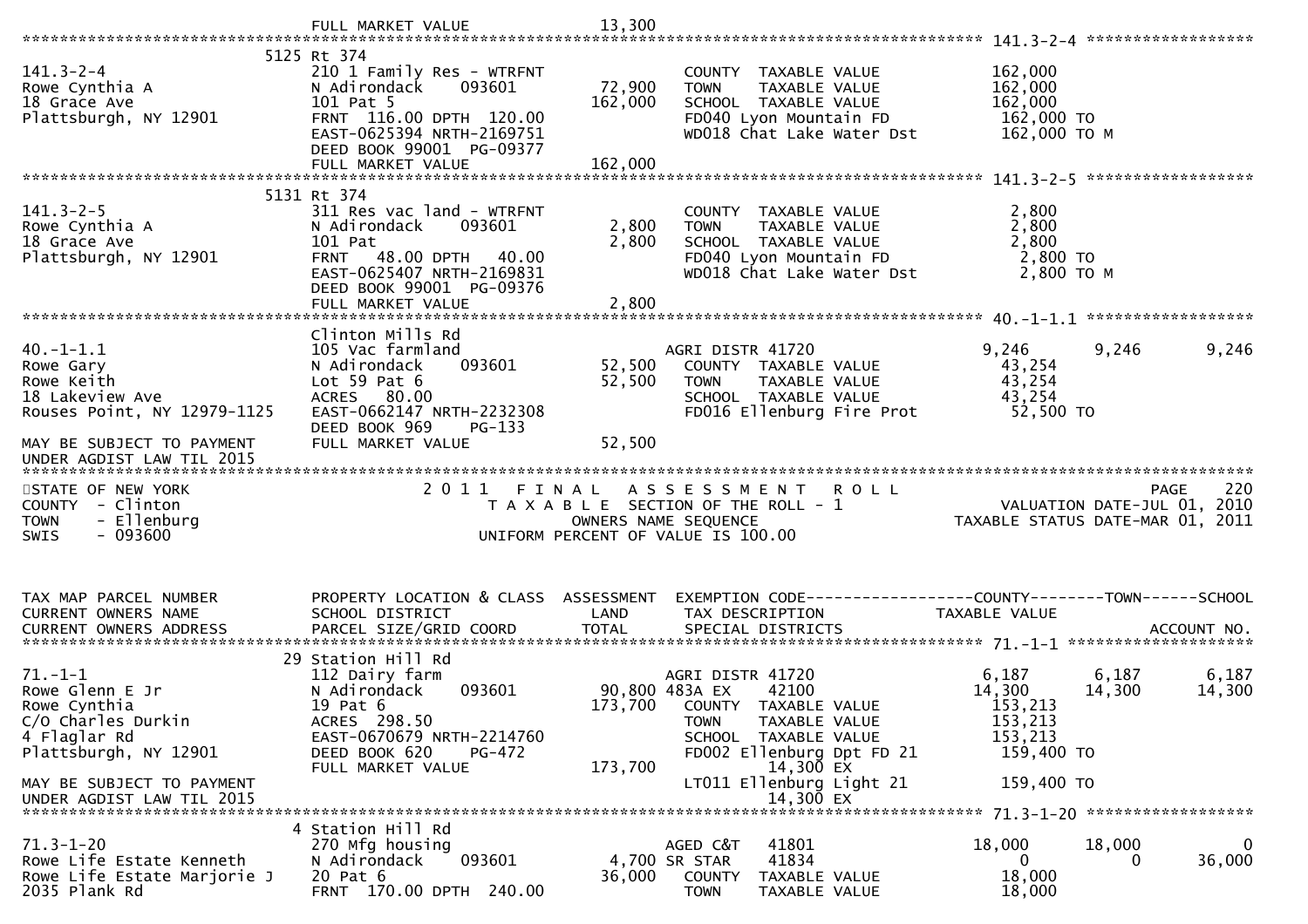```
                              FULL MARKET VALUE                 13,300
******************************************************************************************************* 141.3-2-4 ******************
                         5125 Rt 374
141.3-2-4                     210 1 Family Res - WTRFNT              COUNTY  TAXABLE VALUE            162,000
Rowe Cynthia A                N Adirondack      093601       72,900   TOWN    TAXABLE VALUE            162,000
18 Grace Ave                  101 Pat 5                     162,000   SCHOOL  TAXABLE VALUE            162,000
Plattsburgh, NY 12901         FRNT  116.00 DPTH  120.00              FD040 Lyon Mountain FD           162,000 TO
                              EAST-0625394 NRTH-2169751              WD018 Chat Lake Water Dst         162,000 TO M
                              DEED BOOK 99001  PG-09377
                              FULL MARKET VALUE                162,000
******************************************************************************************************* 141.3-2-5 ******************
                         5131 Rt 374
141.3-2-5                     311 Res vac land - WTRFNT              COUNTY  TAXABLE VALUE              2,800
Rowe Cynthia A                N Adirondack      093601        2,800   TOWN    TAXABLE VALUE              2,800
18 Grace Ave                  101 Pat                         2,800   SCHOOL  TAXABLE VALUE              2,800
Plattsburgh, NY 12901         FRNT   48.00 DPTH   40.00              FD040 Lyon Mountain FD              2,800 TO
                              EAST-0625407 NRTH-2169831              WD018 Chat Lake Water Dst           2,800 TO M
                              DEED BOOK 99001  PG-09376
                              FULL MARKET VALUE                  2,800
******************************************************************************************************* 40.-1-1.1 ******************
                              Clinton Mills Rd
40.-1-1.1                     105 Vac farmland                       AGRI DISTR 41720                   9,246      9,246       9,246
Rowe Gary                     N Adirondack      093601       52,500   COUNTY  TAXABLE VALUE             43,254
Rowe Keith                    Lot 59 Pat 6                   52,500   TOWN    TAXABLE VALUE             43,254
18 Lakeview Ave               ACRES   80.00                          SCHOOL  TAXABLE VALUE             43,254
Rouses Point, NY 12979-1125   EAST-0662147 NRTH-2232308              FD016 Ellenburg Fire Prot          52,500 TO
                              DEED BOOK 969     PG-133
MAY BE SUBJECT TO PAYMENT     FULL MARKET VALUE                 52,500
UNDER AGDIST LAW TIL 2015
*************************************************************************************************************************************
STATE OF NEW YORK                         2 0 1 1   F I N A L   A S S E S S M E N T   R O L L                           PAGE    220
COUNTY  - Clinton                            T A X A B L E  SECTION OF THE ROLL - 1                       VALUATION DATE-JUL 01, 2010
TOWN    - Ellenburg                               OWNERS NAME SEQUENCE                            TAXABLE STATUS DATE-MAR 01, 2011
SWIS    - 093600                           UNIFORM PERCENT OF VALUE IS 100.00


TAX MAP PARCEL NUMBER         PROPERTY LOCATION & CLASS  ASSESSMENT  EXEMPTION CODE------------------COUNTY--------TOWN------SCHOOL
CURRENT OWNERS NAME           SCHOOL DISTRICT               LAND      TAX DESCRIPTION               TAXABLE VALUE
CURRENT OWNERS ADDRESS        PARCEL SIZE/GRID COORD        TOTAL     SPECIAL DISTRICTS                                  ACCOUNT NO.
******************************************************************************************************* 71.-1-1 ********************
                         29 Station Hill Rd
71.-1-1                       112 Dairy farm                         AGRI DISTR 41720                   6,187      6,187       6,187
Rowe Glenn E Jr               N Adirondack      093601       90,800 483A EX     42100                  14,300     14,300      14,300
Rowe Cynthia                  19 Pat 6                      173,700   COUNTY  TAXABLE VALUE            153,213
C/O Charles Durkin            ACRES  298.50                          TOWN    TAXABLE VALUE            153,213
4 Flaglar Rd                  EAST-0670679 NRTH-2214760              SCHOOL  TAXABLE VALUE            153,213
Plattsburgh, NY 12901         DEED BOOK 620     PG-472               FD002 Ellenburg Dpt FD 21         159,400 TO
                              FULL MARKET VALUE                173,700           14,300 EX
MAY BE SUBJECT TO PAYMENT                                            LT011 Ellenburg Light 21          159,400 TO
UNDER AGDIST LAW TIL 2015                                                        14,300 EX
******************************************************************************************************* 71.3-1-20 ******************
                          4 Station Hill Rd
71.3-1-20                     270 Mfg housing                        AGED C&T    41801                 18,000     18,000           0
Rowe Life Estate Kenneth      N Adirondack      093601        4,700 SR STAR     41834                       0          0      36,000
Rowe Life Estate Marjorie J   20 Pat 6                       36,000   COUNTY  TAXABLE VALUE             18,000
2035 Plank Rd                 FRNT  170.00 DPTH  240.00              TOWN    TAXABLE VALUE             18,000
```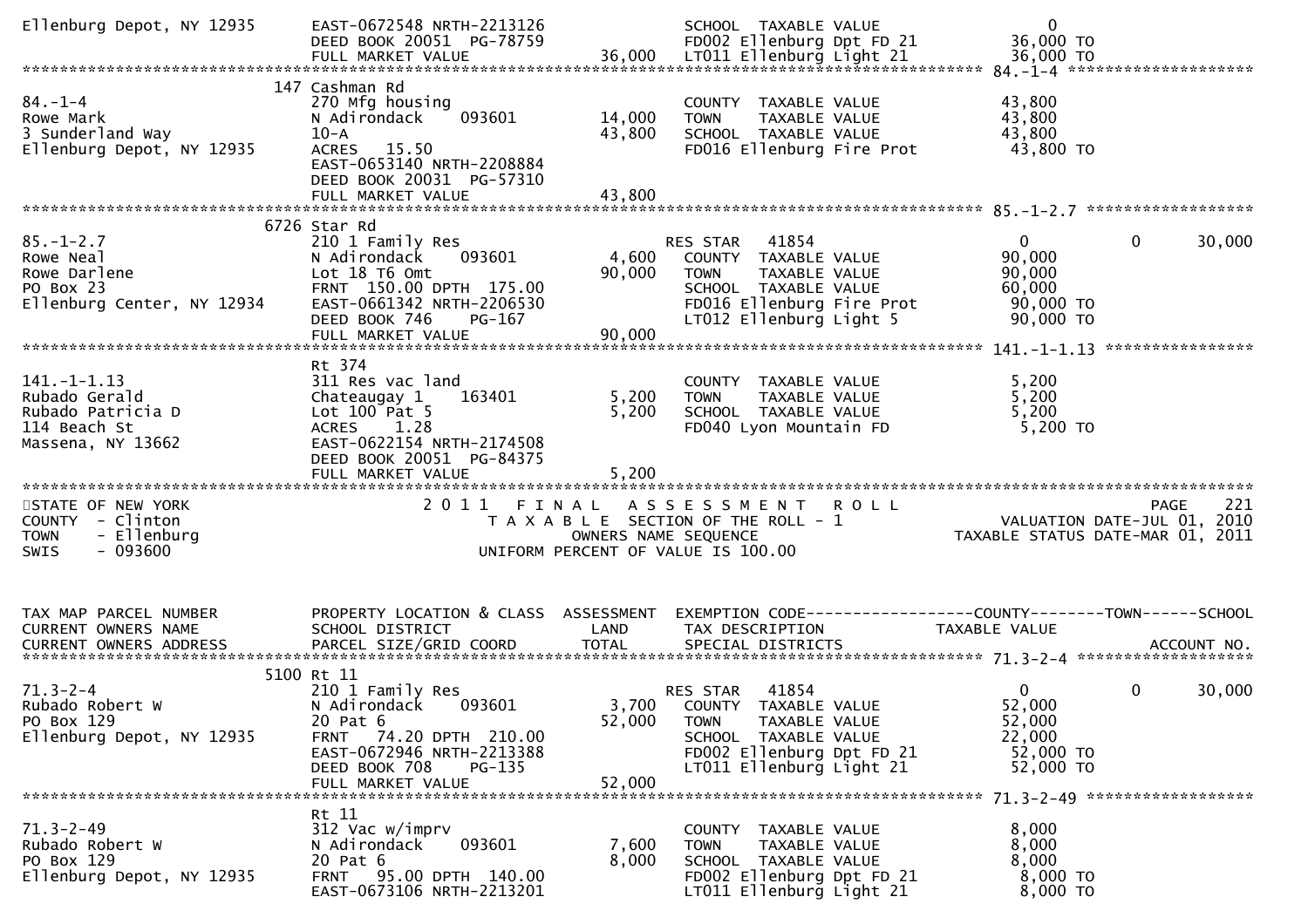```
Ellenburg Depot, NY 12935      EAST-0672548 NRTH-2213126              SCHOOL  TAXABLE VALUE                  0
                               DEED BOOK 20051  PG-78759              FD002 Ellenburg Dpt FD 21          36,000 TO
                               FULL MARKET VALUE            36,000    LT011 Ellenburg Light 21           36,000 TO
******************************************************************************************************* 84.-1-4 ********************
                          147 Cashman Rd
84.-1-4                        270 Mfg housing                        COUNTY  TAXABLE VALUE             43,800
Rowe Mark                      N Adirondack      093601     14,000    TOWN    TAXABLE VALUE             43,800
3 Sunderland Way               10-A                         43,800    SCHOOL  TAXABLE VALUE             43,800
Ellenburg Depot, NY 12935      ACRES   15.50                          FD016 Ellenburg Fire Prot          43,800 TO
                               EAST-0653140 NRTH-2208884
                               DEED BOOK 20031  PG-57310
                               FULL MARKET VALUE            43,800
******************************************************************************************************* 85.-1-2.7 ******************
                          6726 Star Rd
85.-1-2.7                      210 1 Family Res                       RES STAR   41854                       0            0       30,000
Rowe Neal                      N Adirondack      093601      4,600    COUNTY  TAXABLE VALUE             90,000
Rowe Darlene                   Lot 18 T6 Omt                90,000    TOWN    TAXABLE VALUE             90,000
PO Box 23                      FRNT  150.00 DPTH  175.00              SCHOOL  TAXABLE VALUE             60,000
Ellenburg Center, NY 12934     EAST-0661342 NRTH-2206530              FD016 Ellenburg Fire Prot          90,000 TO
                               DEED BOOK 746     PG-167               LT012 Ellenburg Light 5            90,000 TO
                               FULL MARKET VALUE            90,000
******************************************************************************************************* 141.-1-1.13 ****************
                               Rt 374
141.-1-1.13                    311 Res vac land                       COUNTY  TAXABLE VALUE              5,200
Rubado Gerald                  Chateaugay 1      163401      5,200    TOWN    TAXABLE VALUE              5,200
Rubado Patricia D              Lot 100 Pat 5                 5,200    SCHOOL  TAXABLE VALUE              5,200
114 Beach St                   ACRES    1.28                          FD040 Lyon Mountain FD              5,200 TO
Massena, NY 13662              EAST-0622154 NRTH-2174508
                               DEED BOOK 20051  PG-84375
                               FULL MARKET VALUE             5,200
************************************************************************************************************************************
STATE OF NEW YORK                    2 0 1 1   F I N A L   A S S E S S M E N T   R O L L                                  PAGE    221
COUNTY  - Clinton                        T A X A B L E  SECTION OF THE ROLL - 1                          VALUATION DATE-JUL 01, 2010
TOWN    - Ellenburg                             OWNERS NAME SEQUENCE                                TAXABLE STATUS DATE-MAR 01, 2011
SWIS    - 093600                         UNIFORM PERCENT OF VALUE IS 100.00


TAX MAP PARCEL NUMBER          PROPERTY LOCATION & CLASS  ASSESSMENT  EXEMPTION CODE------------------COUNTY--------TOWN------SCHOOL
CURRENT OWNERS NAME            SCHOOL DISTRICT               LAND      TAX DESCRIPTION              TAXABLE VALUE
CURRENT OWNERS ADDRESS         PARCEL SIZE/GRID COORD        TOTAL     SPECIAL DISTRICTS                                   ACCOUNT NO.
******************************************************************************************************* 71.3-2-4 *******************
                          5100 Rt 11
71.3-2-4                       210 1 Family Res                       RES STAR   41854                       0            0       30,000
Rubado Robert W                N Adirondack      093601      3,700    COUNTY  TAXABLE VALUE             52,000
PO Box 129                     20 Pat 6                     52,000    TOWN    TAXABLE VALUE             52,000
Ellenburg Depot, NY 12935      FRNT   74.20 DPTH  210.00              SCHOOL  TAXABLE VALUE             22,000
                               EAST-0672946 NRTH-2213388              FD002 Ellenburg Dpt FD 21          52,000 TO
                               DEED BOOK 708     PG-135               LT011 Ellenburg Light 21           52,000 TO
                               FULL MARKET VALUE            52,000
******************************************************************************************************* 71.3-2-49 ******************
                               Rt 11
71.3-2-49                      312 Vac w/imprv                        COUNTY  TAXABLE VALUE              8,000
Rubado Robert W                N Adirondack      093601      7,600    TOWN    TAXABLE VALUE              8,000
PO Box 129                     20 Pat 6                      8,000    SCHOOL  TAXABLE VALUE              8,000
Ellenburg Depot, NY 12935      FRNT   95.00 DPTH  140.00              FD002 Ellenburg Dpt FD 21           8,000 TO
                               EAST-0673106 NRTH-2213201              LT011 Ellenburg Light 21            8,000 TO
```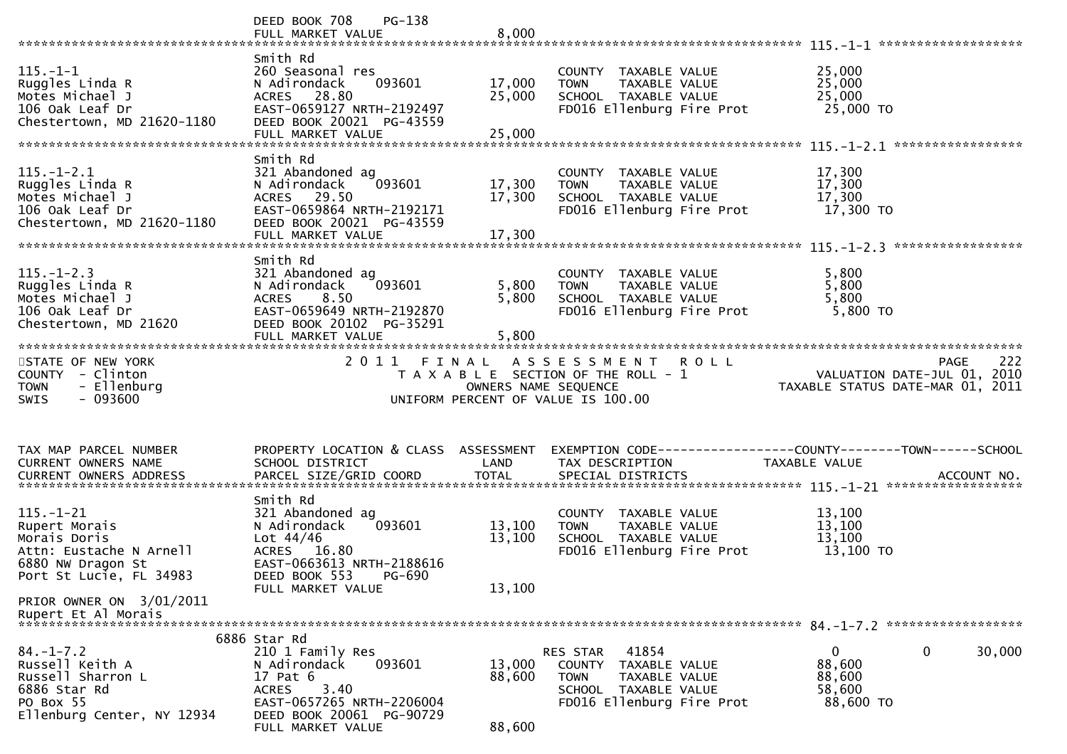DEED BOOK 708 PG-138
FULL MARKET VALUE 8,000

**115.-1-1**

| | | | | |
|---|---|---|---|---|
| 115.-1-1 | Smith Rd | | | |
| Ruggles Linda R | 260 Seasonal res | | COUNTY TAXABLE VALUE | 25,000 |
| Motes Michael J | N Adirondack 093601 | 17,000 | TOWN TAXABLE VALUE | 25,000 |
| 106 Oak Leaf Dr | ACRES 28.80 | 25,000 | SCHOOL TAXABLE VALUE | 25,000 |
| Chestertown, MD 21620-1180 | EAST-0659127 NRTH-2192497 | | FD016 Ellenburg Fire Prot | 25,000 TO |
| | DEED BOOK 20021 PG-43559 | | | |
| | FULL MARKET VALUE | 25,000 | | |

**115.-1-2.1**

| | | | | |
|---|---|---|---|---|
| 115.-1-2.1 | Smith Rd | | | |
| Ruggles Linda R | 321 Abandoned ag | | COUNTY TAXABLE VALUE | 17,300 |
| Motes Michael J | N Adirondack 093601 | 17,300 | TOWN TAXABLE VALUE | 17,300 |
| 106 Oak Leaf Dr | ACRES 29.50 | 17,300 | SCHOOL TAXABLE VALUE | 17,300 |
| Chestertown, MD 21620-1180 | EAST-0659864 NRTH-2192171 | | FD016 Ellenburg Fire Prot | 17,300 TO |
| | DEED BOOK 20021 PG-43559 | | | |
| | FULL MARKET VALUE | 17,300 | | |

**115.-1-2.3**

| | | | | |
|---|---|---|---|---|
| 115.-1-2.3 | Smith Rd | | | |
| Ruggles Linda R | 321 Abandoned ag | | COUNTY TAXABLE VALUE | 5,800 |
| Motes Michael J | N Adirondack 093601 | 5,800 | TOWN TAXABLE VALUE | 5,800 |
| 106 Oak Leaf Dr | ACRES 8.50 | 5,800 | SCHOOL TAXABLE VALUE | 5,800 |
| Chestertown, MD 21620 | EAST-0659649 NRTH-2192870 | | FD016 Ellenburg Fire Prot | 5,800 TO |
| | DEED BOOK 20102 PG-35291 | | | |
| | FULL MARKET VALUE | 5,800 | | |

STATE OF NEW YORK — COUNTY - Clinton — TOWN - Ellenburg — SWIS - 093600

2011 FINAL ASSESSMENT ROLL — TAXABLE SECTION OF THE ROLL - 1 — OWNERS NAME SEQUENCE — UNIFORM PERCENT OF VALUE IS 100.00

PAGE 222 — VALUATION DATE-JUL 01, 2010 — TAXABLE STATUS DATE-MAR 01, 2011

| TAX MAP PARCEL NUMBER / CURRENT OWNERS NAME / CURRENT OWNERS ADDRESS | PROPERTY LOCATION & CLASS / SCHOOL DISTRICT / PARCEL SIZE/GRID COORD | ASSESSMENT LAND / TOTAL | EXEMPTION CODE / TAX DESCRIPTION / SPECIAL DISTRICTS | COUNTY TAXABLE VALUE | TOWN | SCHOOL / ACCOUNT NO. |
|---|---|---|---|---|---|---|
| **115.-1-21** | | | | | | |
| 115.-1-21 | Smith Rd | | | | | |
| Rupert Morais | 321 Abandoned ag | | COUNTY TAXABLE VALUE | 13,100 | | |
| Morais Doris | N Adirondack 093601 | 13,100 | TOWN TAXABLE VALUE | 13,100 | | |
| Attn: Eustache N Arnell | Lot 44/46 | 13,100 | SCHOOL TAXABLE VALUE | 13,100 | | |
| 6880 NW Dragon St | ACRES 16.80 | | FD016 Ellenburg Fire Prot | 13,100 TO | | |
| Port St Lucie, FL 34983 | EAST-0663613 NRTH-2188616 | | | | | |
| | DEED BOOK 553 PG-690 | | | | | |
| PRIOR OWNER ON 3/01/2011 | FULL MARKET VALUE | 13,100 | | | | |
| Rupert Et Al Morais | | | | | | |
| **84.-1-7.2** | | | | | | |
| 84.-1-7.2 | 6886 Star Rd | | | | | |
| Russell Keith A | 210 1 Family Res | | RES STAR 41854 | 0 | 0 | 30,000 |
| Russell Sharron L | N Adirondack 093601 | 13,000 | COUNTY TAXABLE VALUE | 88,600 | | |
| 6886 Star Rd | 17 Pat 6 | 88,600 | TOWN TAXABLE VALUE | 88,600 | | |
| PO Box 55 | ACRES 3.40 | | SCHOOL TAXABLE VALUE | 58,600 | | |
| Ellenburg Center, NY 12934 | EAST-0657265 NRTH-2206004 | | FD016 Ellenburg Fire Prot | 88,600 TO | | |
| | DEED BOOK 20061 PG-90729 | | | | | |
| | FULL MARKET VALUE | 88,600 | | | | |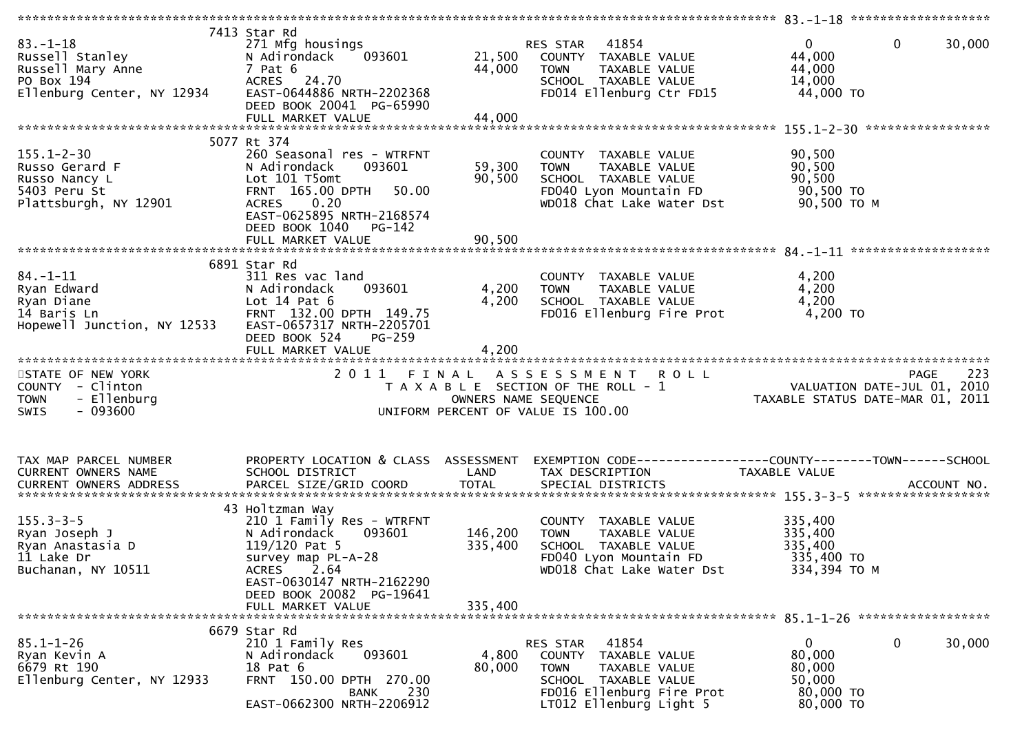```
******************************************************************************************************* 83.-1-18 ******************
                        7413 Star Rd
83.-1-18                         271 Mfg housings                      RES STAR   41854                0          0     30,000
Russell Stanley                  N Adirondack     093601        21,500    COUNTY  TAXABLE VALUE           44,000
Russell Mary Anne                7 Pat 6                        44,000    TOWN    TAXABLE VALUE           44,000
PO Box 194                       ACRES    24.70                           SCHOOL  TAXABLE VALUE           14,000
Ellenburg Center, NY 12934       EAST-0644886 NRTH-2202368                FD014 Ellenburg Ctr FD15         44,000 TO
                                 DEED BOOK 20041  PG-65990
                                 FULL MARKET VALUE              44,000
******************************************************************************************************* 155.1-2-30 ****************
                        5077 Rt 374
155.1-2-30                       260 Seasonal res - WTRFNT                COUNTY  TAXABLE VALUE           90,500
Russo Gerard F                   N Adirondack     093601        59,300    TOWN    TAXABLE VALUE           90,500
Russo Nancy L                    Lot 101 T5omt                  90,500    SCHOOL  TAXABLE VALUE           90,500
5403 Peru St                     FRNT  165.00 DPTH   50.00                FD040 Lyon Mountain FD           90,500 TO
Plattsburgh, NY 12901            ACRES     0.20                           WD018 Chat Lake Water Dst        90,500 TO M
                                 EAST-0625895 NRTH-2168574
                                 DEED BOOK 1040   PG-142
                                 FULL MARKET VALUE              90,500
******************************************************************************************************* 84.-1-11 ******************
                        6891 Star Rd
84.-1-11                         311 Res vac land                         COUNTY  TAXABLE VALUE            4,200
Ryan Edward                      N Adirondack     093601         4,200    TOWN    TAXABLE VALUE            4,200
Ryan Diane                       Lot 14 Pat 6                    4,200    SCHOOL  TAXABLE VALUE            4,200
14 Baris Ln                      FRNT  132.00 DPTH  149.75                FD016 Ellenburg Fire Prot         4,200 TO
Hopewell Junction, NY 12533      EAST-0657317 NRTH-2205701
                                 DEED BOOK 524    PG-259
                                 FULL MARKET VALUE               4,200
************************************************************************************************************************************
STATE OF NEW YORK                  2 0 1 1   F I N A L   A S S E S S M E N T   R O L L                              PAGE    223
COUNTY  - Clinton                     T A X A B L E SECTION OF THE ROLL - 1                      VALUATION DATE-JUL 01, 2010
TOWN    - Ellenburg                          OWNERS NAME SEQUENCE                            TAXABLE STATUS DATE-MAR 01, 2011
SWIS    - 093600                       UNIFORM PERCENT OF VALUE IS 100.00


TAX MAP PARCEL NUMBER            PROPERTY LOCATION & CLASS  ASSESSMENT  EXEMPTION CODE------------------COUNTY--------TOWN------SCHOOL
CURRENT OWNERS NAME              SCHOOL DISTRICT               LAND      TAX DESCRIPTION            TAXABLE VALUE
CURRENT OWNERS ADDRESS           PARCEL SIZE/GRID COORD        TOTAL     SPECIAL DISTRICTS                                 ACCOUNT NO.
******************************************************************************************************* 155.3-3-5 *****************
                          43 Holtzman Way
155.3-3-5                        210 1 Family Res - WTRFNT                COUNTY  TAXABLE VALUE          335,400
Ryan Joseph J                    N Adirondack     093601       146,200    TOWN    TAXABLE VALUE          335,400
Ryan Anastasia D                 119/120 Pat 5                 335,400    SCHOOL  TAXABLE VALUE          335,400
11 Lake Dr                       survey map PL-A-28                       FD040 Lyon Mountain FD          335,400 TO
Buchanan, NY 10511               ACRES     2.64                           WD018 Chat Lake Water Dst       334,394 TO M
                                 EAST-0630147 NRTH-2162290
                                 DEED BOOK 20082  PG-19641
                                 FULL MARKET VALUE             335,400
******************************************************************************************************* 85.1-1-26 *****************
                        6679 Star Rd
85.1-1-26                        210 1 Family Res                      RES STAR   41854                0          0     30,000
Ryan Kevin A                     N Adirondack     093601         4,800    COUNTY  TAXABLE VALUE           80,000
6679 Rt 190                      18 Pat 6                       80,000    TOWN    TAXABLE VALUE           80,000
Ellenburg Center, NY 12933       FRNT  150.00 DPTH  270.00                SCHOOL  TAXABLE VALUE           50,000
                                                 BANK     230             FD016 Ellenburg Fire Prot        80,000 TO
                                 EAST-0662300 NRTH-2206912                LT012 Ellenburg Light 5          80,000 TO
```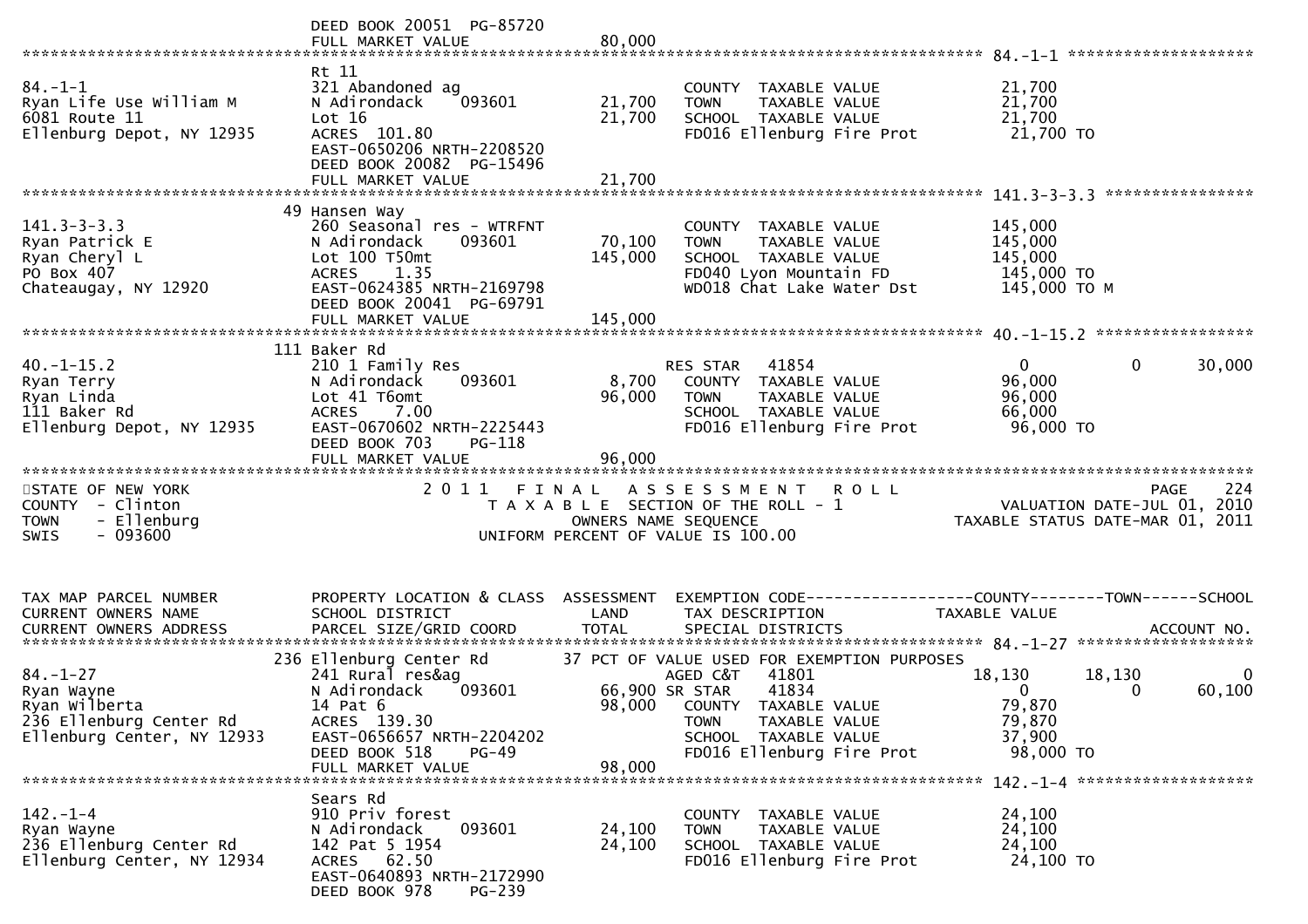```
                              DEED BOOK 20051  PG-85720
                              FULL MARKET VALUE              80,000
******************************************************************************************************* 84.-1-1 ********************
                              Rt 11
84.-1-1                       321 Abandoned ag                            COUNTY  TAXABLE VALUE             21,700
Ryan Life Use William M       N Adirondack    093601        21,700        TOWN    TAXABLE VALUE             21,700
6081 Route 11                 Lot 16                        21,700        SCHOOL  TAXABLE VALUE             21,700
Ellenburg Depot, NY 12935     ACRES  101.80                               FD016 Ellenburg Fire Prot          21,700 TO
                              EAST-0650206 NRTH-2208520
                              DEED BOOK 20082  PG-15496
                              FULL MARKET VALUE              21,700
******************************************************************************************************* 141.3-3-3.3 ****************
                            49 Hansen Way
141.3-3-3.3                   260 Seasonal res - WTRFNT                   COUNTY  TAXABLE VALUE            145,000
Ryan Patrick E                N Adirondack    093601        70,100        TOWN    TAXABLE VALUE            145,000
Ryan Cheryl L                 Lot 100 T50mt                145,000        SCHOOL  TAXABLE VALUE            145,000
PO Box 407                    ACRES    1.35                               FD040 Lyon Mountain FD            145,000 TO
Chateaugay, NY 12920          EAST-0624385 NRTH-2169798                   WD018 Chat Lake Water Dst         145,000 TO M
                              DEED BOOK 20041  PG-69791
                              FULL MARKET VALUE             145,000
******************************************************************************************************* 40.-1-15.2 *****************
                           111 Baker Rd
40.-1-15.2                    210 1 Family Res                         RES STAR   41854                        0          0     30,000
Ryan Terry                    N Adirondack    093601         8,700        COUNTY  TAXABLE VALUE             96,000
Ryan Linda                    Lot 41 T6omt                  96,000        TOWN    TAXABLE VALUE             96,000
111 Baker Rd                  ACRES    7.00                               SCHOOL  TAXABLE VALUE             66,000
Ellenburg Depot, NY 12935     EAST-0670602 NRTH-2225443                   FD016 Ellenburg Fire Prot          96,000 TO
                              DEED BOOK 703    PG-118
                              FULL MARKET VALUE              96,000
*************************************************************************************************************************************
STATE OF NEW YORK                  2 0 1 1   F I N A L   A S S E S S M E N T   R O L L                                  PAGE    224
COUNTY  - Clinton                       T A X A B L E  SECTION OF THE ROLL - 1                              VALUATION DATE-JUL 01, 2010
TOWN    - Ellenburg                          OWNERS NAME SEQUENCE                                       TAXABLE STATUS DATE-MAR 01, 2011
SWIS    - 093600                         UNIFORM PERCENT OF VALUE IS 100.00


TAX MAP PARCEL NUMBER         PROPERTY LOCATION & CLASS  ASSESSMENT  EXEMPTION CODE------------------COUNTY--------TOWN------SCHOOL
CURRENT OWNERS NAME           SCHOOL DISTRICT               LAND      TAX DESCRIPTION                TAXABLE VALUE
CURRENT OWNERS ADDRESS        PARCEL SIZE/GRID COORD       TOTAL      SPECIAL DISTRICTS                                   ACCOUNT NO.
******************************************************************************************************* 84.-1-27 *******************
                           236 Ellenburg Center Rd      37 PCT OF VALUE USED FOR EXEMPTION PURPOSES
84.-1-27                      241 Rural res&ag                         AGED C&T   41801                   18,130     18,130          0
Ryan Wayne                    N Adirondack    093601        66,900 SR STAR    41834                        0          0     60,100
Ryan Wilberta                 14 Pat 6                      98,000    COUNTY  TAXABLE VALUE             79,870
236 Ellenburg Center Rd       ACRES  139.30                               TOWN    TAXABLE VALUE             79,870
Ellenburg Center, NY 12933    EAST-0656657 NRTH-2204202                   SCHOOL  TAXABLE VALUE             37,900
                              DEED BOOK 518    PG-49                      FD016 Ellenburg Fire Prot          98,000 TO
                              FULL MARKET VALUE              98,000
******************************************************************************************************* 142.-1-4 *******************
                              Sears Rd
142.-1-4                      910 Priv forest                             COUNTY  TAXABLE VALUE             24,100
Ryan Wayne                    N Adirondack    093601        24,100        TOWN    TAXABLE VALUE             24,100
236 Ellenburg Center Rd       142 Pat 5 1954                24,100        SCHOOL  TAXABLE VALUE             24,100
Ellenburg Center, NY 12934    ACRES   62.50                               FD016 Ellenburg Fire Prot          24,100 TO
                              EAST-0640893 NRTH-2172990
                              DEED BOOK 978    PG-239
```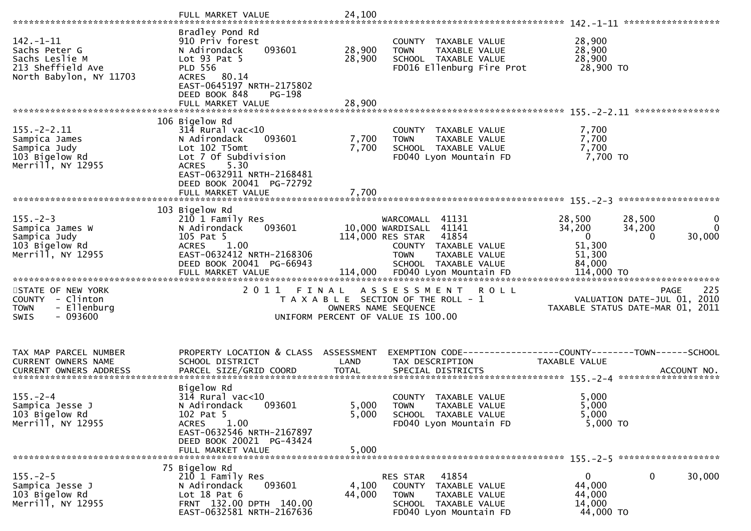```
                                  FULL MARKET VALUE              24,100
******************************************************************************************************* 142.-1-11 *****************
                                  Bradley Pond Rd
142.-1-11                         910 Priv forest                        COUNTY  TAXABLE VALUE             28,900
Sachs Peter G                     N Adirondack     093601      28,900    TOWN    TAXABLE VALUE             28,900
Sachs Leslie M                    Lot 93 Pat 5                 28,900    SCHOOL  TAXABLE VALUE             28,900
213 Sheffield Ave                 PLD 556                                FD016 Ellenburg Fire Prot          28,900 TO
North Babylon, NY 11703           ACRES   80.14
                                  EAST-0645197 NRTH-2175802
                                  DEED BOOK 848     PG-198
                                  FULL MARKET VALUE              28,900
******************************************************************************************************* 155.-2-2.11 ***************
                                  106 Bigelow Rd
155.-2-2.11                       314 Rural vac<10                       COUNTY  TAXABLE VALUE              7,700
Sampica James                     N Adirondack     093601       7,700    TOWN    TAXABLE VALUE              7,700
Sampica Judy                      Lot 102 T5omt                 7,700    SCHOOL  TAXABLE VALUE              7,700
103 Bigelow Rd                    Lot 7 Of Subdivision                   FD040 Lyon Mountain FD              7,700 TO
Merrill, NY 12955                 ACRES    5.30
                                  EAST-0632911 NRTH-2168481
                                  DEED BOOK 20041  PG-72792
                                  FULL MARKET VALUE               7,700
******************************************************************************************************* 155.-2-3 ******************
                                  103 Bigelow Rd
155.-2-3                          210 1 Family Res                       WARCOMALL  41131              28,500       28,500            0
Sampica James W                   N Adirondack     093601      10,000 WARDISALL  41141               34,200       34,200            0
Sampica Judy                      105 Pat 5                   114,000 RES STAR   41854                    0            0       30,000
103 Bigelow Rd                    ACRES    1.00                          COUNTY  TAXABLE VALUE             51,300
Merrill, NY 12955                 EAST-0632412 NRTH-2168306              TOWN    TAXABLE VALUE             51,300
                                  DEED BOOK 20041  PG-66943              SCHOOL  TAXABLE VALUE             84,000
                                  FULL MARKET VALUE             114,000  FD040 Lyon Mountain FD            114,000 TO
***********************************************************************************************************************************
STATE OF NEW YORK                  2 0 1 1   F I N A L   A S S E S S M E N T   R O L L                                  PAGE    225
COUNTY  - Clinton                      T A X A B L E  SECTION OF THE ROLL - 1                       VALUATION DATE-JUL 01, 2010
TOWN    - Ellenburg                            OWNERS NAME SEQUENCE                              TAXABLE STATUS DATE-MAR 01, 2011
SWIS    - 093600                       UNIFORM PERCENT OF VALUE IS 100.00


TAX MAP PARCEL NUMBER             PROPERTY LOCATION & CLASS  ASSESSMENT  EXEMPTION CODE------------------COUNTY--------TOWN------SCHOOL
CURRENT OWNERS NAME               SCHOOL DISTRICT               LAND      TAX DESCRIPTION             TAXABLE VALUE
CURRENT OWNERS ADDRESS            PARCEL SIZE/GRID COORD       TOTAL      SPECIAL DISTRICTS                                  ACCOUNT NO.
******************************************************************************************************* 155.-2-4 ******************
                                  Bigelow Rd
155.-2-4                          314 Rural vac<10                       COUNTY  TAXABLE VALUE              5,000
Sampica Jesse J                   N Adirondack     093601       5,000    TOWN    TAXABLE VALUE              5,000
103 Bigelow Rd                    102 Pat 5                     5,000    SCHOOL  TAXABLE VALUE              5,000
Merrill, NY 12955                 ACRES    1.00                          FD040 Lyon Mountain FD              5,000 TO
                                  EAST-0632546 NRTH-2167897
                                  DEED BOOK 20021  PG-43424
                                  FULL MARKET VALUE               5,000
******************************************************************************************************* 155.-2-5 ******************
                                  75 Bigelow Rd
155.-2-5                          210 1 Family Res                       RES STAR   41854                    0            0       30,000
Sampica Jesse J                   N Adirondack     093601       4,100    COUNTY  TAXABLE VALUE             44,000
103 Bigelow Rd                    Lot 18 Pat 6                 44,000    TOWN    TAXABLE VALUE             44,000
Merrill, NY 12955                 FRNT 132.00 DPTH 140.00                SCHOOL  TAXABLE VALUE             14,000
                                  EAST-0632581 NRTH-2167636              FD040 Lyon Mountain FD             44,000 TO
```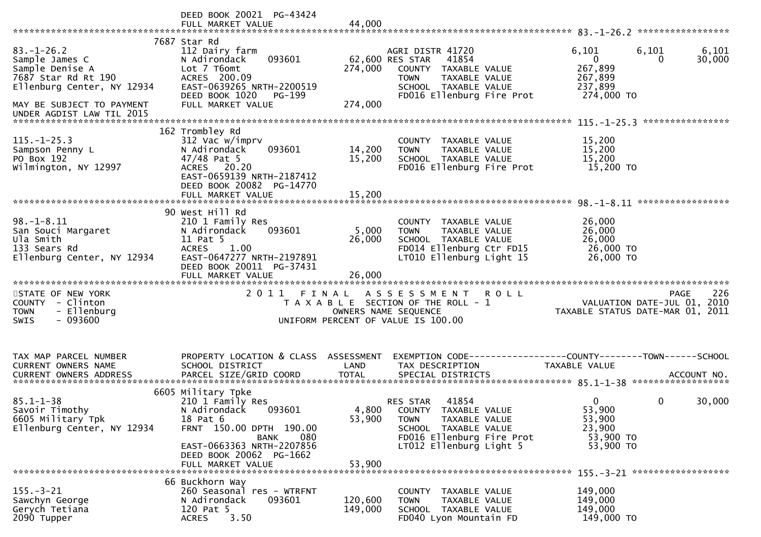```
                              DEED BOOK 20021  PG-43424
                              FULL MARKET VALUE              44,000
******************************************************************************************************* 83.-1-26.2 *****************
                             7687 Star Rd
83.-1-26.2                    112 Dairy farm                         AGRI DISTR 41720              6,101        6,101        6,101
Sample James C                N Adirondack     093601        62,600 RES STAR   41854                   0            0       30,000
Sample Denise A               Lot 7 T6omt                   274,000    COUNTY  TAXABLE VALUE          267,899
7687 Star Rd Rt 190           ACRES  200.09                            TOWN    TAXABLE VALUE          267,899
Ellenburg Center, NY 12934    EAST-0639265 NRTH-2200519                SCHOOL  TAXABLE VALUE          237,899
                              DEED BOOK 1020   PG-199                  FD016 Ellenburg Fire Prot       274,000 TO
MAY BE SUBJECT TO PAYMENT     FULL MARKET VALUE             274,000
UNDER AGDIST LAW TIL 2015
******************************************************************************************************* 115.-1-25.3 ****************
                             162 Trombley Rd
115.-1-25.3                   312 Vac w/imprv                          COUNTY  TAXABLE VALUE           15,200
Sampson Penny L               N Adirondack     093601        14,200    TOWN    TAXABLE VALUE           15,200
PO Box 192                    47/48 Pat 5                    15,200    SCHOOL  TAXABLE VALUE           15,200
Wilmington, NY 12997          ACRES   20.20                            FD016 Ellenburg Fire Prot        15,200 TO
                              EAST-0659139 NRTH-2187412
                              DEED BOOK 20082  PG-14770
                              FULL MARKET VALUE              15,200
******************************************************************************************************* 98.-1-8.11 *****************
                              90 West Hill Rd
98.-1-8.11                    210 1 Family Res                         COUNTY  TAXABLE VALUE           26,000
San Souci Margaret            N Adirondack     093601         5,000    TOWN    TAXABLE VALUE           26,000
Ula Smith                     11 Pat 5                       26,000    SCHOOL  TAXABLE VALUE           26,000
133 Sears Rd                  ACRES    1.00                            FD014 Ellenburg Ctr FD15         26,000 TO
Ellenburg Center, NY 12934    EAST-0647277 NRTH-2197891                LT010 Ellenburg Light 15         26,000 TO
                              DEED BOOK 20011  PG-37431
                              FULL MARKET VALUE              26,000
*******************************************************************************************************************************
STATE OF NEW YORK                     2 0 1 1   F I N A L   A S S E S S M E N T   R O L L                           PAGE    226
COUNTY  - Clinton                       T A X A B L E  SECTION OF THE ROLL - 1                     VALUATION DATE-JUL 01, 2010
TOWN    - Ellenburg                            OWNERS NAME SEQUENCE                             TAXABLE STATUS DATE-MAR 01, 2011
SWIS    - 093600                        UNIFORM PERCENT OF VALUE IS 100.00


TAX MAP PARCEL NUMBER         PROPERTY LOCATION & CLASS  ASSESSMENT  EXEMPTION CODE------------------COUNTY--------TOWN------SCHOOL
CURRENT OWNERS NAME           SCHOOL DISTRICT               LAND      TAX DESCRIPTION             TAXABLE VALUE
CURRENT OWNERS ADDRESS        PARCEL SIZE/GRID COORD        TOTAL     SPECIAL DISTRICTS                                ACCOUNT NO.
******************************************************************************************************* 85.1-1-38 ******************
                             6605 Military Tpke
85.1-1-38                     210 1 Family Res                         RES STAR   41854                   0            0       30,000
Savoir Timothy                N Adirondack     093601         4,800    COUNTY  TAXABLE VALUE           53,900
6605 Military Tpk             18 Pat 6                       53,900    TOWN    TAXABLE VALUE           53,900
Ellenburg Center, NY 12934    FRNT  150.00 DPTH  190.00                SCHOOL  TAXABLE VALUE           23,900
                                           BANK     080                FD016 Ellenburg Fire Prot        53,900 TO
                              EAST-0663363 NRTH-2207856                LT012 Ellenburg Light 5          53,900 TO
                              DEED BOOK 20062  PG-1662
                              FULL MARKET VALUE              53,900
******************************************************************************************************* 155.-3-21 ******************
                              66 Buckhorn Way
155.-3-21                     260 Seasonal res - WTRFNT                COUNTY  TAXABLE VALUE          149,000
Sawchyn George                N Adirondack     093601       120,600    TOWN    TAXABLE VALUE          149,000
Gerych Tetiana                120 Pat 5                     149,000    SCHOOL  TAXABLE VALUE          149,000
2090 Tupper                   ACRES    3.50                            FD040 Lyon Mountain FD          149,000 TO
```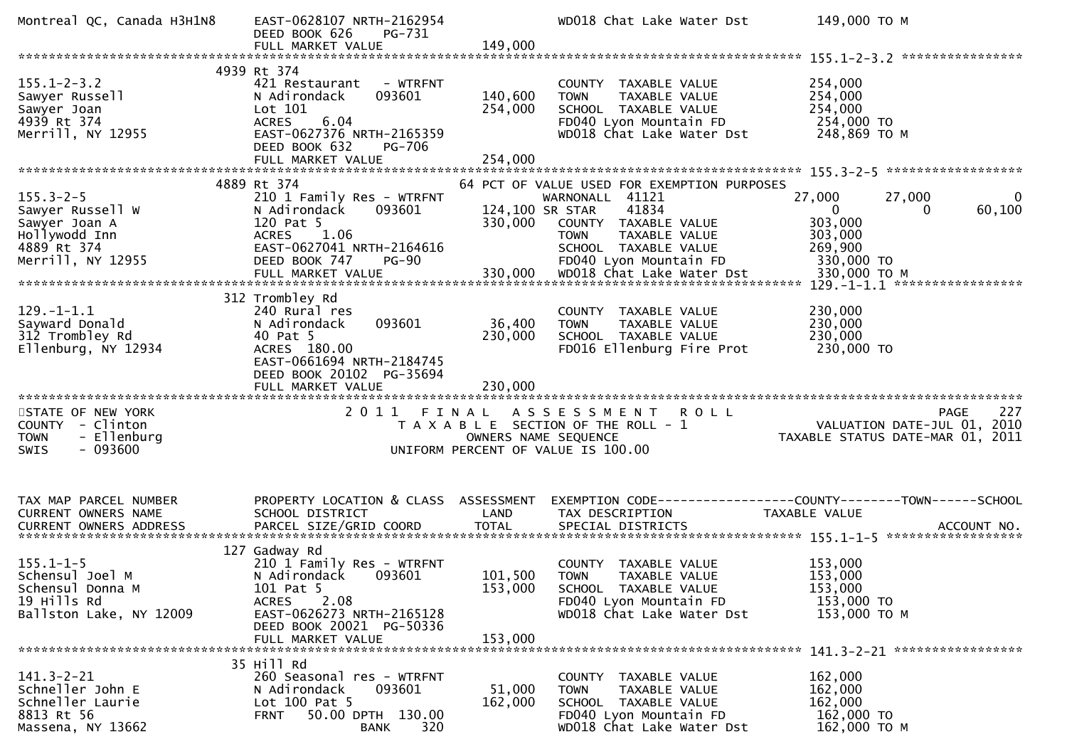```
Montreal QC, Canada H3H1N8     EAST-0628107 NRTH-2162954             WD018 Chat Lake Water Dst        149,000 TO M
                               DEED BOOK 626     PG-731
                               FULL MARKET VALUE             149,000
******************************************************************************************************* 155.1-2-3.2 ****************
                              4939 Rt 374
155.1-2-3.2                    421 Restaurant   - WTRFNT              COUNTY  TAXABLE VALUE            254,000
Sawyer Russell                 N Adirondack      093601      140,600   TOWN    TAXABLE VALUE            254,000
Sawyer Joan                    Lot 101                       254,000   SCHOOL  TAXABLE VALUE            254,000
4939 Rt 374                    ACRES     6.04                          FD040 Lyon Mountain FD            254,000 TO
Merrill, NY 12955              EAST-0627376 NRTH-2165359               WD018 Chat Lake Water Dst         248,869 TO M
                               DEED BOOK 632     PG-706
                               FULL MARKET VALUE             254,000
******************************************************************************************************* 155.3-2-5 ******************
                              4889 Rt 374                        64 PCT OF VALUE USED FOR EXEMPTION PURPOSES
155.3-2-5                      210 1 Family Res - WTRFNT            WARNONALL  41121               27,000      27,000           0
Sawyer Russell W               N Adirondack      093601      124,100 SR STAR    41834                   0           0      60,100
Sawyer Joan A                  120 Pat 5                     330,000   COUNTY  TAXABLE VALUE            303,000
Hollywodd Inn                  ACRES     1.06                          TOWN    TAXABLE VALUE            303,000
4889 Rt 374                    EAST-0627041 NRTH-2164616               SCHOOL  TAXABLE VALUE            269,900
Merrill, NY 12955              DEED BOOK 747     PG-90                 FD040 Lyon Mountain FD            330,000 TO
                               FULL MARKET VALUE             330,000   WD018 Chat Lake Water Dst         330,000 TO M
******************************************************************************************************* 129.-1-1.1 *****************
                              312 Trombley Rd
129.-1-1.1                     240 Rural res                           COUNTY  TAXABLE VALUE            230,000
Sayward Donald                 N Adirondack      093601       36,400   TOWN    TAXABLE VALUE            230,000
312 Trombley Rd                40 Pat 5                      230,000   SCHOOL  TAXABLE VALUE            230,000
Ellenburg, NY 12934            ACRES  180.00                           FD016 Ellenburg Fire Prot         230,000 TO
                               EAST-0661694 NRTH-2184745
                               DEED BOOK 20102 PG-35694
                               FULL MARKET VALUE             230,000
************************************************************************************************************************************
STATE OF NEW YORK                   2 0 1 1   F I N A L   A S S E S S M E N T   R O L L                                PAGE    227
COUNTY  - Clinton                         T A X A B L E  SECTION OF THE ROLL - 1                     VALUATION DATE-JUL 01, 2010
TOWN    - Ellenburg                               OWNERS NAME SEQUENCE                          TAXABLE STATUS DATE-MAR 01, 2011
SWIS    - 093600                           UNIFORM PERCENT OF VALUE IS 100.00


TAX MAP PARCEL NUMBER          PROPERTY LOCATION & CLASS  ASSESSMENT  EXEMPTION CODE------------------COUNTY--------TOWN------SCHOOL
CURRENT OWNERS NAME            SCHOOL DISTRICT               LAND      TAX DESCRIPTION              TAXABLE VALUE
CURRENT OWNERS ADDRESS         PARCEL SIZE/GRID COORD        TOTAL     SPECIAL DISTRICTS                                  ACCOUNT NO.
******************************************************************************************************* 155.1-1-5 ******************
                              127 Gadway Rd
155.1-1-5                      210 1 Family Res - WTRFNT               COUNTY  TAXABLE VALUE            153,000
Schensul Joel M                N Adirondack      093601      101,500   TOWN    TAXABLE VALUE            153,000
Schensul Donna M               101 Pat 5                     153,000   SCHOOL  TAXABLE VALUE            153,000
19 Hills Rd                    ACRES     2.08                          FD040 Lyon Mountain FD            153,000 TO
Ballston Lake, NY 12009        EAST-0626273 NRTH-2165128               WD018 Chat Lake Water Dst         153,000 TO M
                               DEED BOOK 20021 PG-50336
                               FULL MARKET VALUE             153,000
******************************************************************************************************* 141.3-2-21 *****************
                              35 Hill Rd
141.3-2-21                     260 Seasonal res - WTRFNT               COUNTY  TAXABLE VALUE            162,000
Schneller John E               N Adirondack      093601       51,000   TOWN    TAXABLE VALUE            162,000
Schneller Laurie               Lot 100 Pat 5                 162,000   SCHOOL  TAXABLE VALUE            162,000
8813 Rt 56                     FRNT    50.00 DPTH  130.00                FD040 Lyon Mountain FD            162,000 TO
Massena, NY 13662                            BANK      320             WD018 Chat Lake Water Dst         162,000 TO M
```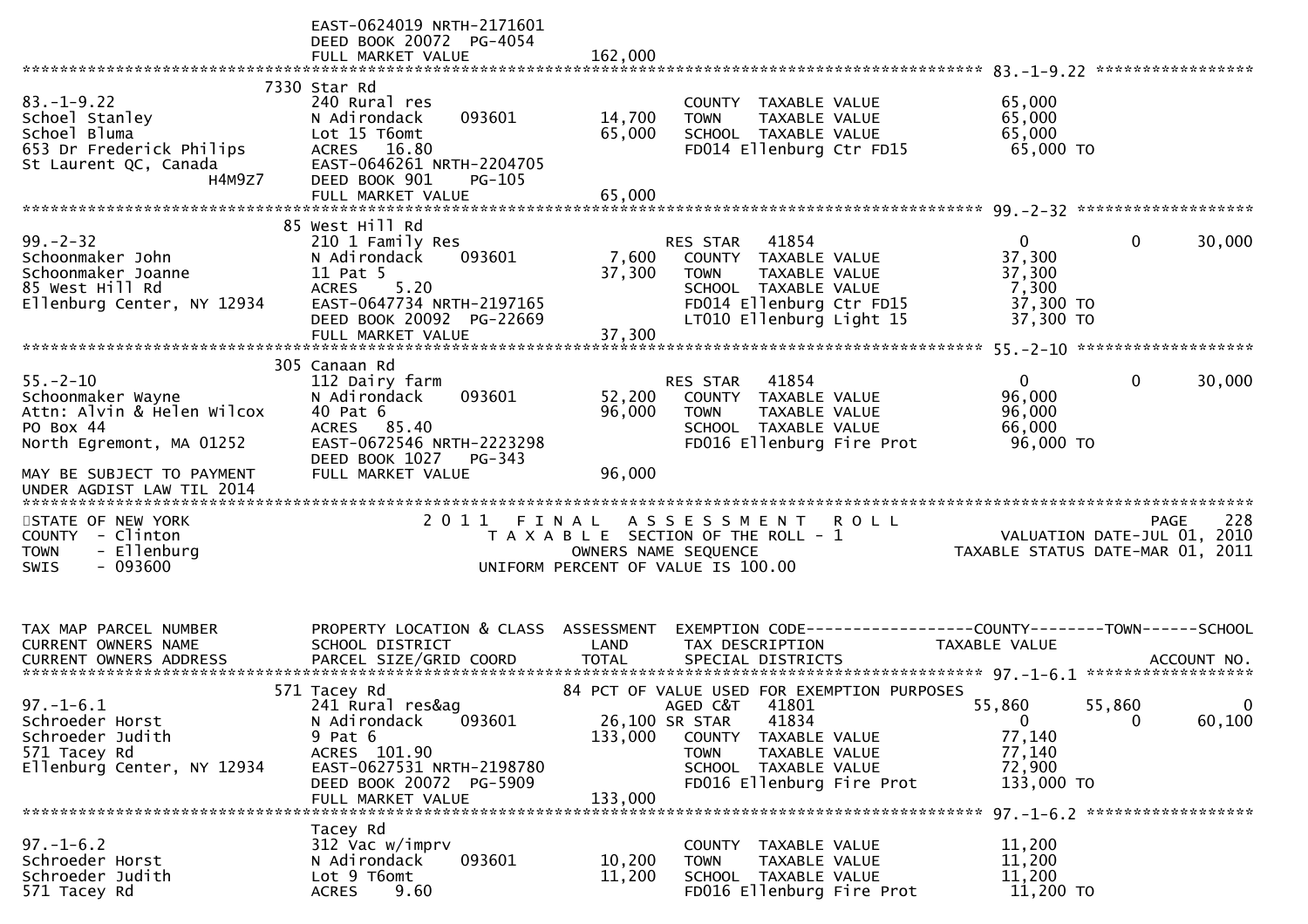```
                            EAST-0624019 NRTH-2171601
                            DEED BOOK 20072  PG-4054
                            FULL MARKET VALUE                162,000
******************************************************************************************************* 83.-1-9.22 *****************
                       7330 Star Rd
83.-1-9.22                  240 Rural res                             COUNTY  TAXABLE VALUE              65,000
Schoel Stanley              N Adirondack      093601        14,700    TOWN    TAXABLE VALUE              65,000
Schoel Bluma                Lot 15 T6omt                    65,000    SCHOOL  TAXABLE VALUE              65,000
653 Dr Frederick Philips    ACRES   16.80                             FD014 Ellenburg Ctr FD15            65,000 TO
St Laurent QC, Canada       EAST-0646261 NRTH-2204705
                 H4M9Z7     DEED BOOK 901     PG-105
                            FULL MARKET VALUE                65,000
******************************************************************************************************* 99.-2-32 *******************
                        85 West Hill Rd
99.-2-32                    210 1 Family Res                          RES STAR    41854                   0             0        30,000
Schoonmaker John            N Adirondack      093601         7,600    COUNTY  TAXABLE VALUE              37,300
Schoonmaker Joanne          11 Pat 5                        37,300    TOWN    TAXABLE VALUE              37,300
85 West Hill Rd             ACRES    5.20                             SCHOOL  TAXABLE VALUE               7,300
Ellenburg Center, NY 12934  EAST-0647734 NRTH-2197165                 FD014 Ellenburg Ctr FD15            37,300 TO
                            DEED BOOK 20092  PG-22669                 LT010 Ellenburg Light 15            37,300 TO
                            FULL MARKET VALUE                37,300
******************************************************************************************************* 55.-2-10 *******************
                       305 Canaan Rd
55.-2-10                    112 Dairy farm                            RES STAR    41854                   0             0        30,000
Schoonmaker Wayne           N Adirondack      093601        52,200    COUNTY  TAXABLE VALUE              96,000
Attn: Alvin & Helen Wilcox  40 Pat 6                        96,000    TOWN    TAXABLE VALUE              96,000
PO Box 44                   ACRES   85.40                             SCHOOL  TAXABLE VALUE              66,000
North Egremont, MA 01252    EAST-0672546 NRTH-2223298                 FD016 Ellenburg Fire Prot           96,000 TO
                            DEED BOOK 1027    PG-343
MAY BE SUBJECT TO PAYMENT   FULL MARKET VALUE                96,000
UNDER AGDIST LAW TIL 2014
*************************************************************************************************************************************
STATE OF NEW YORK                      2 0 1 1   F I N A L   A S S E S S M E N T   R O L L                                PAGE    228
COUNTY  - Clinton                         T A X A B L E  SECTION OF THE ROLL - 1                      VALUATION DATE-JUL 01, 2010
TOWN    - Ellenburg                              OWNERS NAME SEQUENCE                             TAXABLE STATUS DATE-MAR 01, 2011
SWIS    - 093600                          UNIFORM PERCENT OF VALUE IS 100.00


TAX MAP PARCEL NUMBER       PROPERTY LOCATION & CLASS  ASSESSMENT  EXEMPTION CODE------------------COUNTY--------TOWN------SCHOOL
CURRENT OWNERS NAME         SCHOOL DISTRICT               LAND      TAX DESCRIPTION             TAXABLE VALUE
CURRENT OWNERS ADDRESS      PARCEL SIZE/GRID COORD        TOTAL     SPECIAL DISTRICTS                                  ACCOUNT NO.
******************************************************************************************************* 97.-1-6.1 ******************
                       571 Tacey Rd                   84 PCT OF VALUE USED FOR EXEMPTION PURPOSES
97.-1-6.1                   241 Rural res&ag                          AGED C&T    41801              55,860        55,860            0
Schroeder Horst             N Adirondack      093601        26,100 SR STAR     41834                   0             0        60,100
Schroeder Judith            9 Pat 6                        133,000    COUNTY  TAXABLE VALUE              77,140
571 Tacey Rd                ACRES  101.90                             TOWN    TAXABLE VALUE              77,140
Ellenburg Center, NY 12934  EAST-0627531 NRTH-2198780                 SCHOOL  TAXABLE VALUE              72,900
                            DEED BOOK 20072  PG-5909                  FD016 Ellenburg Fire Prot          133,000 TO
                            FULL MARKET VALUE               133,000
******************************************************************************************************* 97.-1-6.2 ******************
                            Tacey Rd
97.-1-6.2                   312 Vac w/imprv                           COUNTY  TAXABLE VALUE              11,200
Schroeder Horst             N Adirondack      093601        10,200    TOWN    TAXABLE VALUE              11,200
Schroeder Judith            Lot 9 T6omt                     11,200    SCHOOL  TAXABLE VALUE              11,200
571 Tacey Rd                ACRES    9.60                             FD016 Ellenburg Fire Prot           11,200 TO
```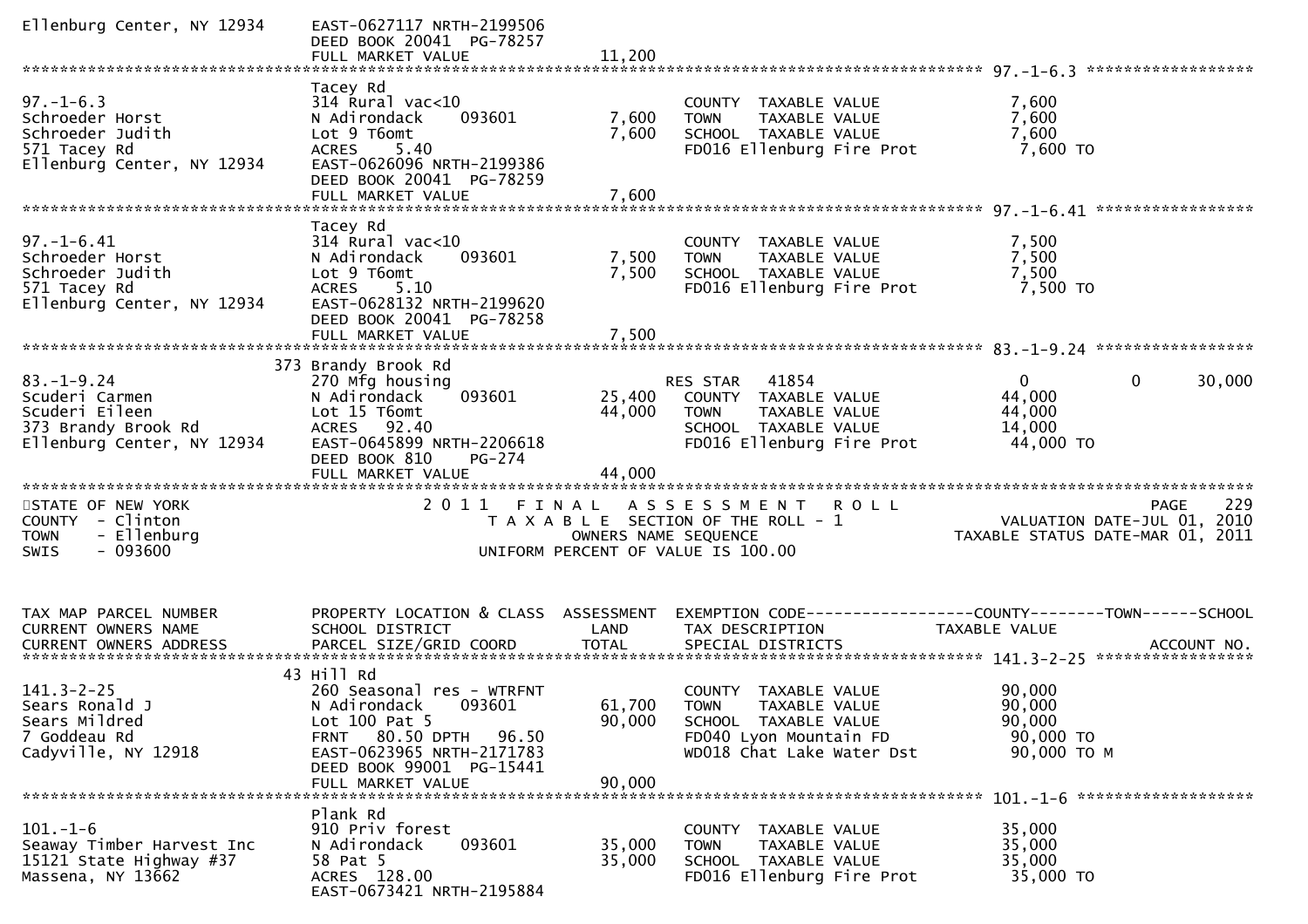```
Ellenburg Center, NY 12934     EAST-0627117 NRTH-2199506
                               DEED BOOK 20041  PG-78257
                               FULL MARKET VALUE              11,200
******************************************************************************************************* 97.-1-6.3 ******************
                               Tacey Rd
97.-1-6.3                      314 Rural vac<10                     COUNTY  TAXABLE VALUE              7,600
Schroeder Horst                N Adirondack     093601      7,600   TOWN    TAXABLE VALUE              7,600
Schroeder Judith               Lot 9 T6omt                  7,600   SCHOOL  TAXABLE VALUE              7,600
571 Tacey Rd                   ACRES    5.40                        FD016 Ellenburg Fire Prot           7,600 TO
Ellenburg Center, NY 12934     EAST-0626096 NRTH-2199386
                               DEED BOOK 20041  PG-78259
                               FULL MARKET VALUE               7,600
******************************************************************************************************* 97.-1-6.41 *****************
                               Tacey Rd
97.-1-6.41                     314 Rural vac<10                     COUNTY  TAXABLE VALUE              7,500
Schroeder Horst                N Adirondack     093601      7,500   TOWN    TAXABLE VALUE              7,500
Schroeder Judith               Lot 9 T6omt                  7,500   SCHOOL  TAXABLE VALUE              7,500
571 Tacey Rd                   ACRES    5.10                        FD016 Ellenburg Fire Prot           7,500 TO
Ellenburg Center, NY 12934     EAST-0628132 NRTH-2199620
                               DEED BOOK 20041  PG-78258
                               FULL MARKET VALUE               7,500
******************************************************************************************************* 83.-1-9.24 *****************
                           373 Brandy Brook Rd
83.-1-9.24                     270 Mfg housing                      RES STAR    41854                   0             0       30,000
Scuderi Carmen                 N Adirondack     093601     25,400   COUNTY  TAXABLE VALUE             44,000
Scuderi Eileen                 Lot 15 T6omt                44,000   TOWN    TAXABLE VALUE             44,000
373 Brandy Brook Rd            ACRES   92.40                        SCHOOL  TAXABLE VALUE             14,000
Ellenburg Center, NY 12934     EAST-0645899 NRTH-2206618            FD016 Ellenburg Fire Prot          44,000 TO
                               DEED BOOK 810     PG-274
                               FULL MARKET VALUE              44,000
************************************************************************************************************************************
STATE OF NEW YORK                  2 0 1 1   F I N A L   A S S E S S M E N T   R O L L                                 PAGE    229
COUNTY  - Clinton                      T A X A B L E  SECTION OF THE ROLL - 1                          VALUATION DATE-JUL 01, 2010
TOWN    - Ellenburg                           OWNERS NAME SEQUENCE                                TAXABLE STATUS DATE-MAR 01, 2011
SWIS    - 093600                       UNIFORM PERCENT OF VALUE IS 100.00


TAX MAP PARCEL NUMBER          PROPERTY LOCATION & CLASS  ASSESSMENT  EXEMPTION CODE------------------COUNTY--------TOWN------SCHOOL
CURRENT OWNERS NAME            SCHOOL DISTRICT               LAND     TAX DESCRIPTION             TAXABLE VALUE
CURRENT OWNERS ADDRESS         PARCEL SIZE/GRID COORD        TOTAL    SPECIAL DISTRICTS                                 ACCOUNT NO.
******************************************************************************************************* 141.3-2-25 *****************
                            43 Hill Rd
141.3-2-25                     260 Seasonal res - WTRFNT            COUNTY  TAXABLE VALUE             90,000
Sears Ronald J                 N Adirondack     093601     61,700   TOWN    TAXABLE VALUE             90,000
Sears Mildred                  Lot 100 Pat 5               90,000   SCHOOL  TAXABLE VALUE             90,000
7 Goddeau Rd                   FRNT   80.50 DPTH   96.50            FD040 Lyon Mountain FD             90,000 TO
Cadyville, NY 12918            EAST-0623965 NRTH-2171783            WD018 Chat Lake Water Dst          90,000 TO M
                               DEED BOOK 99001  PG-15441
                               FULL MARKET VALUE              90,000
******************************************************************************************************* 101.-1-6 *******************
                               Plank Rd
101.-1-6                       910 Priv forest                      COUNTY  TAXABLE VALUE             35,000
Seaway Timber Harvest Inc      N Adirondack     093601     35,000   TOWN    TAXABLE VALUE             35,000
15121 State Highway #37        58 Pat 5                    35,000   SCHOOL  TAXABLE VALUE             35,000
Massena, NY 13662              ACRES  128.00                        FD016 Ellenburg Fire Prot          35,000 TO
                               EAST-0673421 NRTH-2195884
```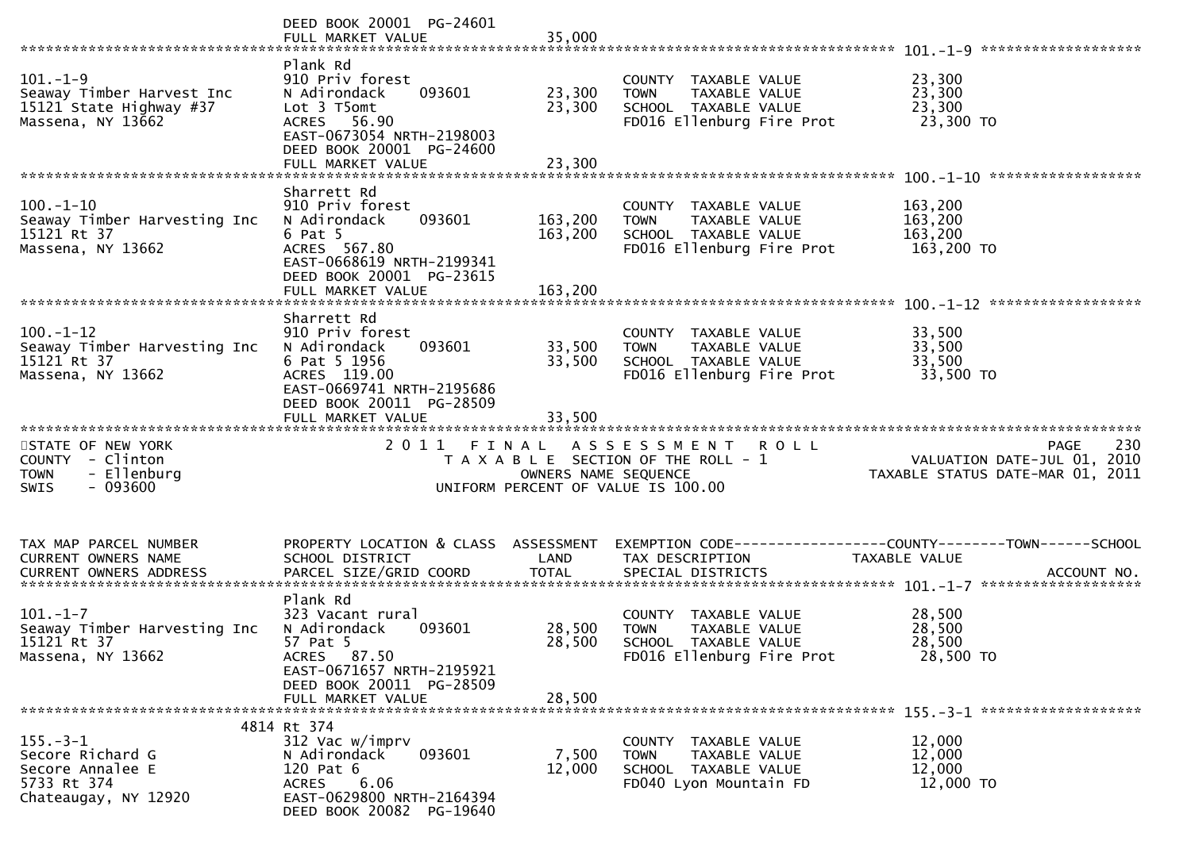```
                                   DEED BOOK 20001  PG-24601
                                   FULL MARKET VALUE              35,000
******************************************************************************************************* 101.-1-9 ******************
                                   Plank Rd
101.-1-9                           910 Priv forest                          COUNTY  TAXABLE VALUE            23,300
Seaway Timber Harvest Inc          N Adirondack     093601         23,300   TOWN    TAXABLE VALUE            23,300
15121 State Highway #37            Lot 3 T5omt                     23,300   SCHOOL  TAXABLE VALUE            23,300
Massena, NY 13662                  ACRES   56.90                            FD016 Ellenburg Fire Prot         23,300 TO
                                   EAST-0673054 NRTH-2198003
                                   DEED BOOK 20001  PG-24600
                                   FULL MARKET VALUE              23,300
******************************************************************************************************* 100.-1-10 *****************
                                   Sharrett Rd
100.-1-10                          910 Priv forest                          COUNTY  TAXABLE VALUE           163,200
Seaway Timber Harvesting Inc       N Adirondack     093601        163,200   TOWN    TAXABLE VALUE           163,200
15121 Rt 37                        6 Pat 5                        163,200   SCHOOL  TAXABLE VALUE           163,200
Massena, NY 13662                  ACRES  567.80                            FD016 Ellenburg Fire Prot        163,200 TO
                                   EAST-0668619 NRTH-2199341
                                   DEED BOOK 20001  PG-23615
                                   FULL MARKET VALUE             163,200
******************************************************************************************************* 100.-1-12 *****************
                                   Sharrett Rd
100.-1-12                          910 Priv forest                          COUNTY  TAXABLE VALUE            33,500
Seaway Timber Harvesting Inc       N Adirondack     093601         33,500   TOWN    TAXABLE VALUE            33,500
15121 Rt 37                        6 Pat 5 1956                    33,500   SCHOOL  TAXABLE VALUE            33,500
Massena, NY 13662                  ACRES  119.00                            FD016 Ellenburg Fire Prot         33,500 TO
                                   EAST-0669741 NRTH-2195686
                                   DEED BOOK 20011  PG-28509
                                   FULL MARKET VALUE              33,500
***********************************************************************************************************************************
STATE OF NEW YORK                          2 0 1 1   F I N A L   A S S E S S M E N T   R O L L                        PAGE    230
COUNTY  - Clinton                               T A X A B L E  SECTION OF THE ROLL - 1                   VALUATION DATE-JUL 01, 2010
TOWN    - Ellenburg                                   OWNERS NAME SEQUENCE                           TAXABLE STATUS DATE-MAR 01, 2011
SWIS    - 093600                               UNIFORM PERCENT OF VALUE IS 100.00


TAX MAP PARCEL NUMBER              PROPERTY LOCATION & CLASS  ASSESSMENT  EXEMPTION CODE------------------COUNTY--------TOWN------SCHOOL
CURRENT OWNERS NAME                SCHOOL DISTRICT               LAND     TAX DESCRIPTION              TAXABLE VALUE
CURRENT OWNERS ADDRESS             PARCEL SIZE/GRID COORD        TOTAL    SPECIAL DISTRICTS                                 ACCOUNT NO.
******************************************************************************************************* 101.-1-7 ******************
                                   Plank Rd
101.-1-7                           323 Vacant rural                         COUNTY  TAXABLE VALUE            28,500
Seaway Timber Harvesting Inc       N Adirondack     093601         28,500   TOWN    TAXABLE VALUE            28,500
15121 Rt 37                        57 Pat 5                        28,500   SCHOOL  TAXABLE VALUE            28,500
Massena, NY 13662                  ACRES   87.50                            FD016 Ellenburg Fire Prot         28,500 TO
                                   EAST-0671657 NRTH-2195921
                                   DEED BOOK 20011  PG-28509
                                   FULL MARKET VALUE              28,500
******************************************************************************************************* 155.-3-1 ******************
                              4814 Rt 374
155.-3-1                           312 Vac w/imprv                          COUNTY  TAXABLE VALUE            12,000
Secore Richard G                   N Adirondack     093601          7,500   TOWN    TAXABLE VALUE            12,000
Secore Annalee E                   120 Pat 6                       12,000   SCHOOL  TAXABLE VALUE            12,000
5733 Rt 374                        ACRES    6.06                            FD040 Lyon Mountain FD            12,000 TO
Chateaugay, NY 12920               EAST-0629800 NRTH-2164394
                                   DEED BOOK 20082  PG-19640
```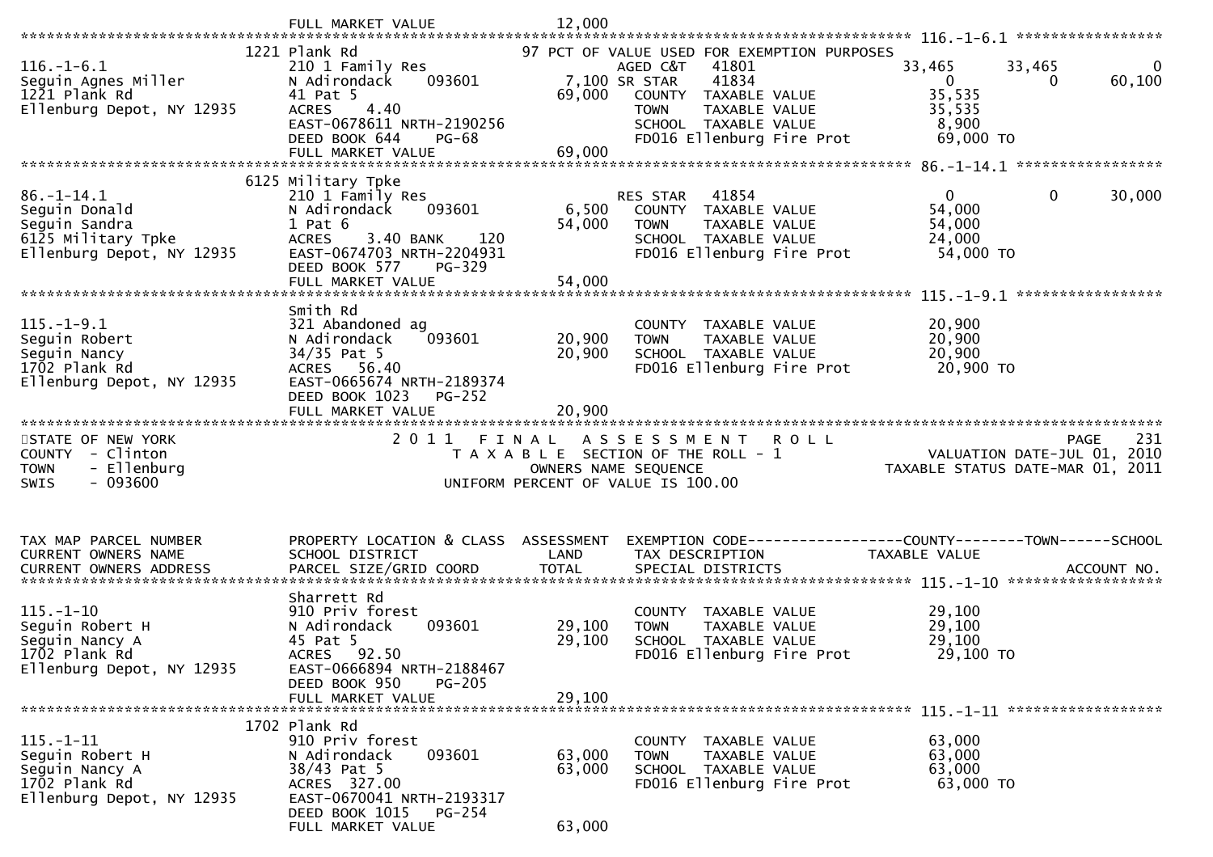```
                                FULL MARKET VALUE              12,000
******************************************************************************************************* 116.-1-6.1 *****************
                          1221 Plank Rd                          97 PCT OF VALUE USED FOR EXEMPTION PURPOSES
116.-1-6.1                      210 1 Family Res                   AGED C&T   41801             33,465      33,465           0
Seguin Agnes Miller             N Adirondack    093601        7,100 SR STAR    41834                 0           0      60,100
1221 Plank Rd                   41 Pat 5                      69,000   COUNTY  TAXABLE VALUE            35,535
Ellenburg Depot, NY 12935       ACRES    4.40                          TOWN    TAXABLE VALUE            35,535
                                EAST-0678611 NRTH-2190256              SCHOOL  TAXABLE VALUE             8,900
                                DEED BOOK 644    PG-68                 FD016 Ellenburg Fire Prot        69,000 TO
                                FULL MARKET VALUE              69,000
******************************************************************************************************* 86.-1-14.1 *****************
                          6125 Military Tpke
86.-1-14.1                      210 1 Family Res                    RES STAR   41854                 0           0      30,000
Seguin Donald                   N Adirondack    093601        6,500   COUNTY  TAXABLE VALUE            54,000
Seguin Sandra                   1 Pat 6                       54,000   TOWN    TAXABLE VALUE            54,000
6125 Military Tpke              ACRES    3.40 BANK    120              SCHOOL  TAXABLE VALUE            24,000
Ellenburg Depot, NY 12935       EAST-0674703 NRTH-2204931              FD016 Ellenburg Fire Prot        54,000 TO
                                DEED BOOK 577    PG-329
                                FULL MARKET VALUE              54,000
******************************************************************************************************* 115.-1-9.1 *****************
                                Smith Rd
115.-1-9.1                      321 Abandoned ag                        COUNTY  TAXABLE VALUE            20,900
Seguin Robert                   N Adirondack    093601       20,900   TOWN    TAXABLE VALUE            20,900
Seguin Nancy                    34/35 Pat 5                   20,900   SCHOOL  TAXABLE VALUE            20,900
1702 Plank Rd                   ACRES   56.40                          FD016 Ellenburg Fire Prot        20,900 TO
Ellenburg Depot, NY 12935       EAST-0665674 NRTH-2189374
                                DEED BOOK 1023   PG-252
                                FULL MARKET VALUE              20,900
************************************************************************************************************************************
STATE OF NEW YORK                             2 0 1 1   F I N A L   A S S E S S M E N T   R O L L                          PAGE   231
COUNTY  - Clinton                                T A X A B L E  SECTION OF THE ROLL - 1                     VALUATION DATE-JUL 01, 2010
TOWN    - Ellenburg                                    OWNERS NAME SEQUENCE                             TAXABLE STATUS DATE-MAR 01, 2011
SWIS    - 093600                                  UNIFORM PERCENT OF VALUE IS 100.00


TAX MAP PARCEL NUMBER           PROPERTY LOCATION & CLASS  ASSESSMENT  EXEMPTION CODE------------------COUNTY--------TOWN------SCHOOL
CURRENT OWNERS NAME             SCHOOL DISTRICT               LAND      TAX DESCRIPTION             TAXABLE VALUE
CURRENT OWNERS ADDRESS          PARCEL SIZE/GRID COORD        TOTAL     SPECIAL DISTRICTS                                ACCOUNT NO.
******************************************************************************************************* 115.-1-10 ******************
                                Sharrett Rd
115.-1-10                       910 Priv forest                         COUNTY  TAXABLE VALUE            29,100
Seguin Robert H                 N Adirondack    093601       29,100   TOWN    TAXABLE VALUE            29,100
Seguin Nancy A                  45 Pat 5                      29,100   SCHOOL  TAXABLE VALUE            29,100
1702 Plank Rd                   ACRES   92.50                          FD016 Ellenburg Fire Prot        29,100 TO
Ellenburg Depot, NY 12935       EAST-0666894 NRTH-2188467
                                DEED BOOK 950    PG-205
                                FULL MARKET VALUE              29,100
******************************************************************************************************* 115.-1-11 ******************
                          1702 Plank Rd
115.-1-11                       910 Priv forest                         COUNTY  TAXABLE VALUE            63,000
Seguin Robert H                 N Adirondack    093601       63,000   TOWN    TAXABLE VALUE            63,000
Seguin Nancy A                  38/43 Pat 5                   63,000   SCHOOL  TAXABLE VALUE            63,000
1702 Plank Rd                   ACRES  327.00                          FD016 Ellenburg Fire Prot        63,000 TO
Ellenburg Depot, NY 12935       EAST-0670041 NRTH-2193317
                                DEED BOOK 1015   PG-254
                                FULL MARKET VALUE              63,000
```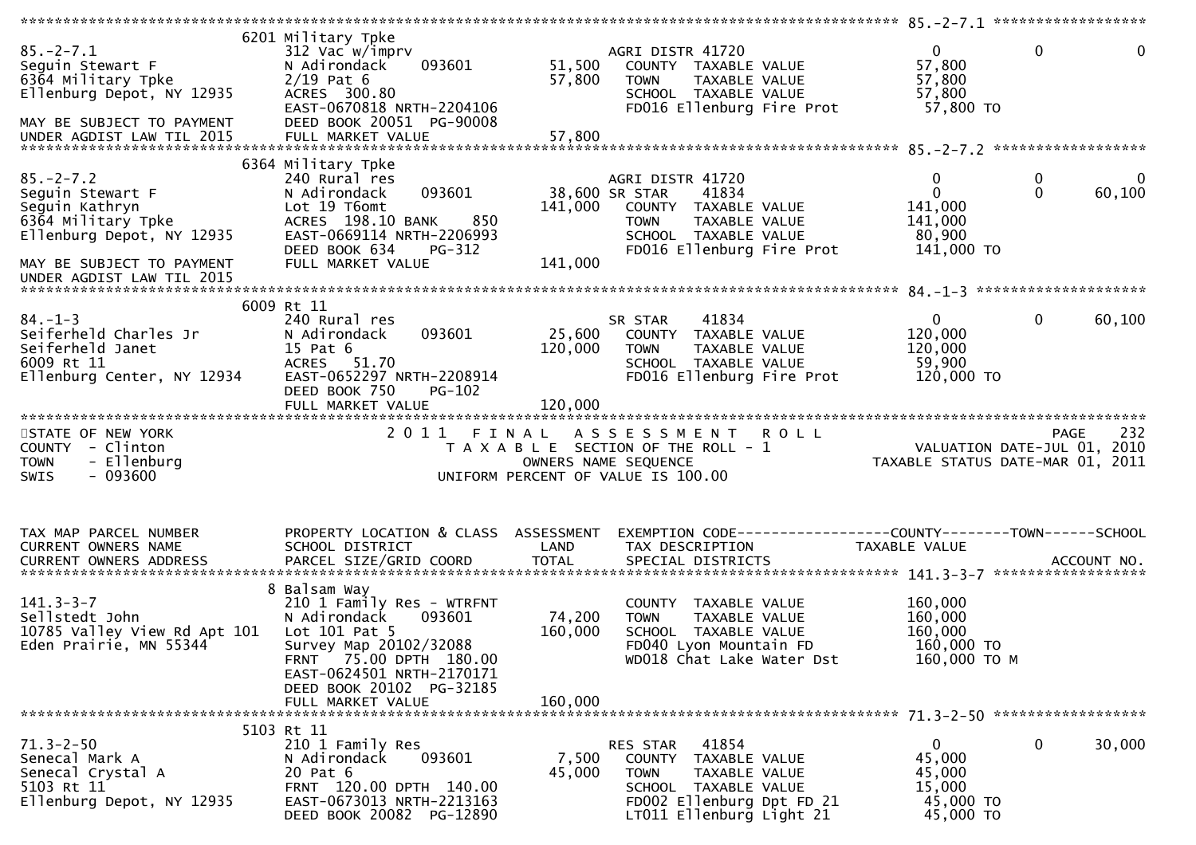```
******************************************************************************************************* 85.-2-7.1 ******************
                    6201 Military Tpke
85.-2-7.1                312 Vac w/imprv                          AGRI DISTR 41720                0             0             0
Seguin Stewart F         N Adirondack      093601      51,500    COUNTY  TAXABLE VALUE           57,800
6364 Military Tpke       2/19 Pat 6                    57,800    TOWN    TAXABLE VALUE           57,800
Ellenburg Depot, NY 12935 ACRES 300.80                            SCHOOL  TAXABLE VALUE           57,800
                         EAST-0670818 NRTH-2204106                FD016 Ellenburg Fire Prot        57,800 TO
MAY BE SUBJECT TO PAYMENT DEED BOOK 20051 PG-90008
UNDER AGDIST LAW TIL 2015 FULL MARKET VALUE            57,800
******************************************************************************************************* 85.-2-7.2 ******************
                    6364 Military Tpke
85.-2-7.2                240 Rural res                            AGRI DISTR 41720                0             0             0
Seguin Stewart F         N Adirondack      093601      38,600 SR STAR     41834                  0             0        60,100
Seguin Kathryn           Lot 19 T6omt                 141,000    COUNTY  TAXABLE VALUE          141,000
6364 Military Tpke       ACRES 198.10 BANK     850                TOWN    TAXABLE VALUE          141,000
Ellenburg Depot, NY 12935 EAST-0669114 NRTH-2206993               SCHOOL  TAXABLE VALUE           80,900
                         DEED BOOK 634     PG-312                 FD016 Ellenburg Fire Prot       141,000 TO
MAY BE SUBJECT TO PAYMENT FULL MARKET VALUE           141,000
UNDER AGDIST LAW TIL 2015
******************************************************************************************************* 84.-1-3 ********************
                    6009 Rt 11
84.-1-3                  240 Rural res                            SR STAR     41834                  0             0        60,100
Seiferheld Charles Jr    N Adirondack      093601      25,600    COUNTY  TAXABLE VALUE          120,000
Seiferheld Janet         15 Pat 6                     120,000    TOWN    TAXABLE VALUE          120,000
6009 Rt 11               ACRES  51.70                             SCHOOL  TAXABLE VALUE           59,900
Ellenburg Center, NY 12934 EAST-0652297 NRTH-2208914              FD016 Ellenburg Fire Prot       120,000 TO
                         DEED BOOK 750     PG-102
                         FULL MARKET VALUE            120,000
************************************************************************************************************************************
STATE OF NEW YORK                    2 0 1 1   F I N A L   A S S E S S M E N T   R O L L                          PAGE   232
COUNTY  - Clinton                         T A X A B L E  SECTION OF THE ROLL - 1                    VALUATION DATE-JUL 01, 2010
TOWN    - Ellenburg                            OWNERS NAME SEQUENCE                          TAXABLE STATUS DATE-MAR 01, 2011
SWIS    - 093600                       UNIFORM PERCENT OF VALUE IS 100.00


TAX MAP PARCEL NUMBER    PROPERTY LOCATION & CLASS  ASSESSMENT  EXEMPTION CODE------------------COUNTY--------TOWN------SCHOOL
CURRENT OWNERS NAME      SCHOOL DISTRICT              LAND      TAX DESCRIPTION              TAXABLE VALUE
CURRENT OWNERS ADDRESS   PARCEL SIZE/GRID COORD      TOTAL      SPECIAL DISTRICTS                                   ACCOUNT NO.
******************************************************************************************************* 141.3-3-7 ******************
                    8 Balsam Way
141.3-3-7                210 1 Family Res - WTRFNT                COUNTY  TAXABLE VALUE          160,000
Sellstedt John           N Adirondack      093601      74,200    TOWN    TAXABLE VALUE          160,000
10785 Valley View Rd Apt 101 Lot 101 Pat 5            160,000    SCHOOL  TAXABLE VALUE          160,000
Eden Prairie, MN 55344   Survey Map 20102/32088                   FD040 Lyon Mountain FD          160,000 TO
                         FRNT  75.00 DPTH 180.00                  WD018 Chat Lake Water Dst       160,000 TO M
                         EAST-0624501 NRTH-2170171
                         DEED BOOK 20102 PG-32185
                         FULL MARKET VALUE            160,000
******************************************************************************************************* 71.3-2-50 ******************
                    5103 Rt 11
71.3-2-50                210 1 Family Res                         RES STAR    41854                  0             0        30,000
Senecal Mark A           N Adirondack      093601       7,500    COUNTY  TAXABLE VALUE           45,000
Senecal Crystal A        20 Pat 6                      45,000    TOWN    TAXABLE VALUE           45,000
5103 Rt 11               FRNT 120.00 DPTH 140.00                  SCHOOL  TAXABLE VALUE           15,000
Ellenburg Depot, NY 12935 EAST-0673013 NRTH-2213163               FD002 Ellenburg Dpt FD 21        45,000 TO
                         DEED BOOK 20082 PG-12890                 LT011 Ellenburg Light 21         45,000 TO
```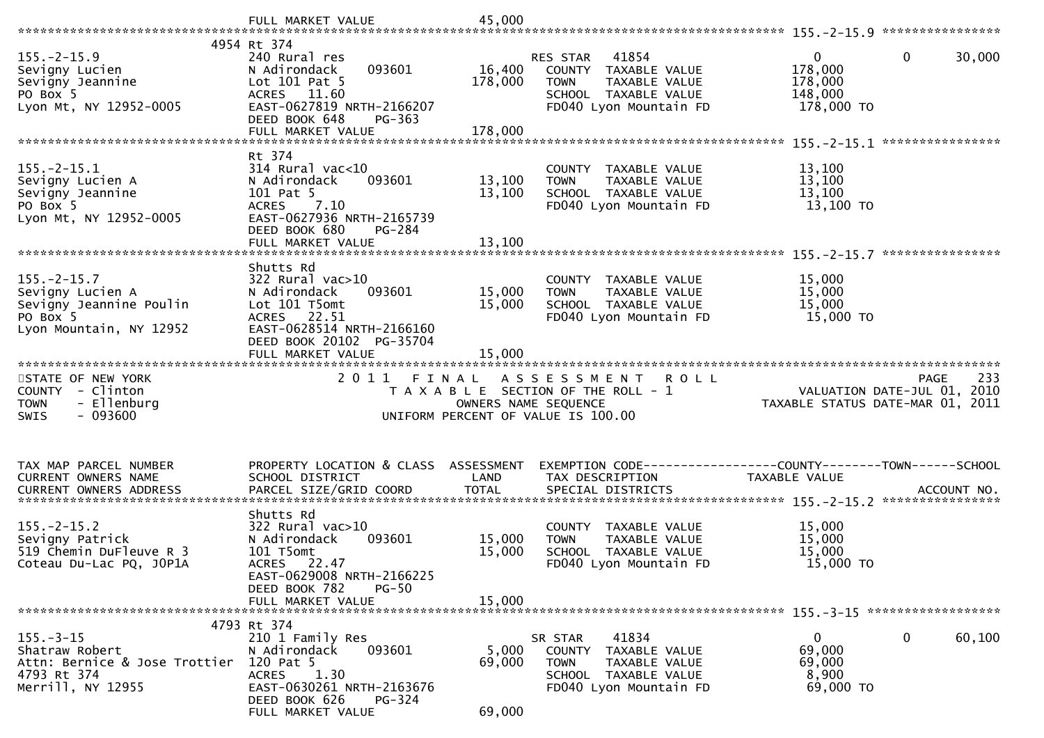```
                                FULL MARKET VALUE             45,000
******************************************************************************************************* 155.-2-15.9 ****************
                              4954 Rt 374
155.-2-15.9                   240 Rural res                           RES STAR   41854                0            0       30,000
Sevigny Lucien                N Adirondack      093601     16,400      COUNTY  TAXABLE VALUE          178,000
Sevigny Jeannine              Lot 101 Pat 5               178,000      TOWN    TAXABLE VALUE          178,000
PO Box 5                      ACRES   11.60                            SCHOOL  TAXABLE VALUE          148,000
Lyon Mt, NY 12952-0005        EAST-0627819 NRTH-2166207                FD040 Lyon Mountain FD         178,000 TO
                              DEED BOOK 648     PG-363
                              FULL MARKET VALUE           178,000
******************************************************************************************************* 155.-2-15.1 ****************
                              Rt 374
155.-2-15.1                   314 Rural vac<10                         COUNTY  TAXABLE VALUE           13,100
Sevigny Lucien A              N Adirondack      093601     13,100      TOWN    TAXABLE VALUE           13,100
Sevigny Jeannine              101 Pat 5                    13,100      SCHOOL  TAXABLE VALUE           13,100
PO Box 5                      ACRES    7.10                            FD040 Lyon Mountain FD          13,100 TO
Lyon Mt, NY 12952-0005        EAST-0627936 NRTH-2165739
                              DEED BOOK 680     PG-284
                              FULL MARKET VALUE            13,100
******************************************************************************************************* 155.-2-15.7 ****************
                              Shutts Rd
155.-2-15.7                   322 Rural vac>10                         COUNTY  TAXABLE VALUE           15,000
Sevigny Lucien A              N Adirondack      093601     15,000      TOWN    TAXABLE VALUE           15,000
Sevigny Jeannine Poulin       Lot 101 T5omt                15,000      SCHOOL  TAXABLE VALUE           15,000
PO Box 5                      ACRES   22.51                            FD040 Lyon Mountain FD          15,000 TO
Lyon Mountain, NY 12952       EAST-0628514 NRTH-2166160
                              DEED BOOK 20102 PG-35704
                              FULL MARKET VALUE            15,000
************************************************************************************************************************************
STATE OF NEW YORK                  2 0 1 1   F I N A L   A S S E S S M E N T   R O L L                                PAGE   233
COUNTY  - Clinton                     T A X A B L E SECTION OF THE ROLL - 1                        VALUATION DATE-JUL 01, 2010
TOWN    - Ellenburg                          OWNERS NAME SEQUENCE                           TAXABLE STATUS DATE-MAR 01, 2011
SWIS    - 093600                         UNIFORM PERCENT OF VALUE IS 100.00


TAX MAP PARCEL NUMBER         PROPERTY LOCATION & CLASS  ASSESSMENT  EXEMPTION CODE------------------COUNTY--------TOWN------SCHOOL
CURRENT OWNERS NAME           SCHOOL DISTRICT               LAND      TAX DESCRIPTION              TAXABLE VALUE
CURRENT OWNERS ADDRESS        PARCEL SIZE/GRID COORD        TOTAL     SPECIAL DISTRICTS                                  ACCOUNT NO.
******************************************************************************************************* 155.-2-15.2 ****************
                              Shutts Rd
155.-2-15.2                   322 Rural vac>10                         COUNTY  TAXABLE VALUE           15,000
Sevigny Patrick               N Adirondack      093601     15,000      TOWN    TAXABLE VALUE           15,000
519 Chemin DuFleuve R 3       101 T5omt                    15,000      SCHOOL  TAXABLE VALUE           15,000
Coteau Du-Lac PQ, J0P1A       ACRES   22.47                            FD040 Lyon Mountain FD          15,000 TO
                              EAST-0629008 NRTH-2166225
                              DEED BOOK 782     PG-50
                              FULL MARKET VALUE            15,000
******************************************************************************************************* 155.-3-15 ******************
                              4793 Rt 374
155.-3-15                     210 1 Family Res                         SR STAR    41834               0            0       60,100
Shatraw Robert                N Adirondack      093601      5,000      COUNTY  TAXABLE VALUE           69,000
Attn: Bernice & Jose Trottier 120 Pat 5                    69,000      TOWN    TAXABLE VALUE           69,000
4793 Rt 374                   ACRES    1.30                            SCHOOL  TAXABLE VALUE            8,900
Merrill, NY 12955             EAST-0630261 NRTH-2163676                FD040 Lyon Mountain FD          69,000 TO
                              DEED BOOK 626     PG-324
                              FULL MARKET VALUE            69,000
```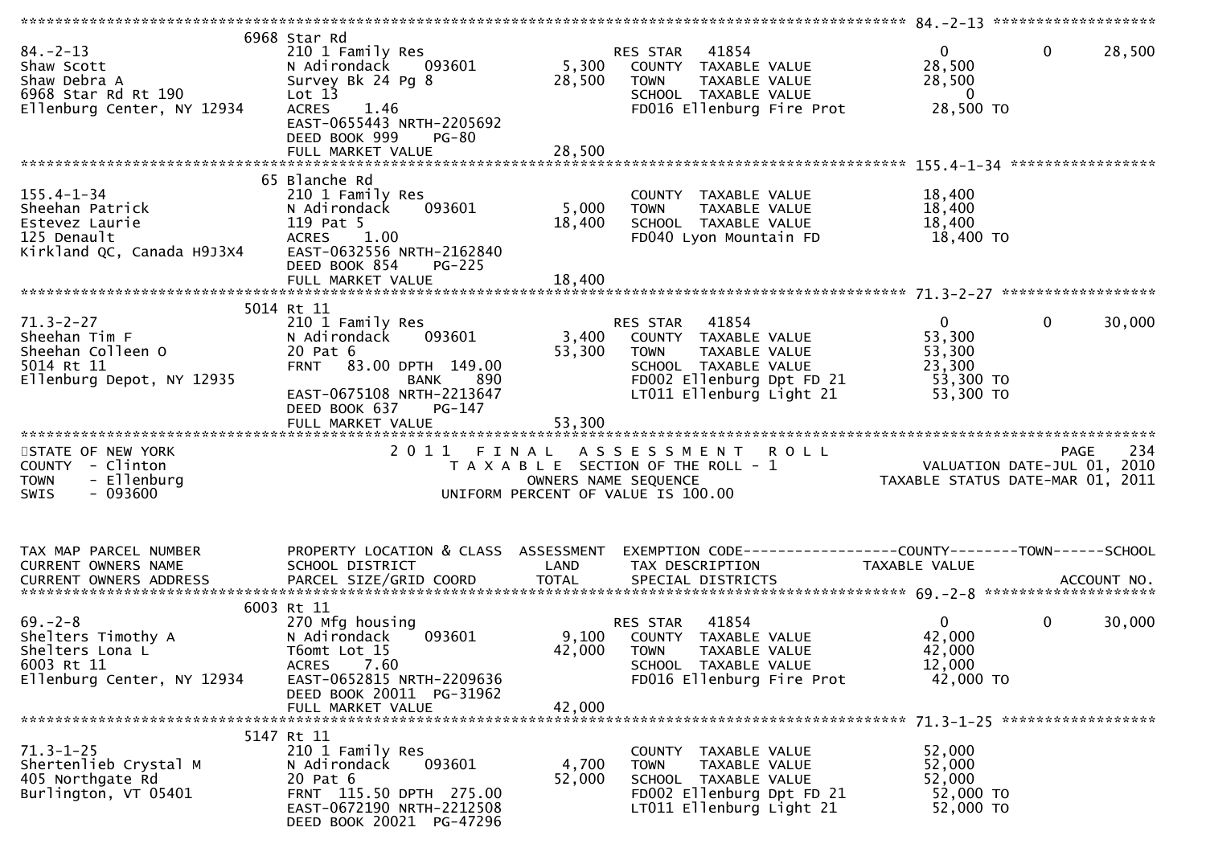```
******************************************************************************************************* 84.-2-13 ******************
                    6968 Star Rd
84.-2-13             210 1 Family Res                    RES STAR   41854                    0           0      28,500
Shaw Scott           N Adirondack     093601     5,300   COUNTY  TAXABLE VALUE           28,500
Shaw Debra A         Survey Bk 24 Pg 8          28,500   TOWN    TAXABLE VALUE           28,500
6968 Star Rd Rt 190  Lot 13                              SCHOOL  TAXABLE VALUE                0
Ellenburg Center, NY 12934  ACRES    1.46                FD016 Ellenburg Fire Prot        28,500 TO
                     EAST-0655443 NRTH-2205692
                     DEED BOOK 999    PG-80
                     FULL MARKET VALUE          28,500
******************************************************************************************************* 155.4-1-34 ****************
                    65 Blanche Rd
155.4-1-34           210 1 Family Res                    COUNTY  TAXABLE VALUE           18,400
Sheehan Patrick      N Adirondack     093601     5,000   TOWN    TAXABLE VALUE           18,400
Estevez Laurie       119 Pat 5                  18,400   SCHOOL  TAXABLE VALUE           18,400
125 Denault          ACRES    1.00                       FD040 Lyon Mountain FD           18,400 TO
Kirkland QC, Canada H9J3X4  EAST-0632556 NRTH-2162840
                     DEED BOOK 854    PG-225
                     FULL MARKET VALUE          18,400
******************************************************************************************************* 71.3-2-27 *****************
                    5014 Rt 11
71.3-2-27            210 1 Family Res                    RES STAR   41854                    0           0      30,000
Sheehan Tim F        N Adirondack     093601     3,400   COUNTY  TAXABLE VALUE           53,300
Sheehan Colleen O    20 Pat 6                   53,300   TOWN    TAXABLE VALUE           53,300
5014 Rt 11           FRNT   83.00 DPTH 149.00            SCHOOL  TAXABLE VALUE           23,300
Ellenburg Depot, NY 12935         BANK     890           FD002 Ellenburg Dpt FD 21        53,300 TO
                     EAST-0675108 NRTH-2213647           LT011 Ellenburg Light 21         53,300 TO
                     DEED BOOK 637    PG-147
                     FULL MARKET VALUE          53,300
************************************************************************************************************************************
STATE OF NEW YORK                    2 0 1 1   F I N A L   A S S E S S M E N T   R O L L                           PAGE    234
COUNTY  - Clinton                       T A X A B L E  SECTION OF THE ROLL - 1                       VALUATION DATE-JUL 01, 2010
TOWN    - Ellenburg                           OWNERS NAME SEQUENCE                              TAXABLE STATUS DATE-MAR 01, 2011
SWIS    - 093600                       UNIFORM PERCENT OF VALUE IS 100.00


TAX MAP PARCEL NUMBER        PROPERTY LOCATION & CLASS  ASSESSMENT  EXEMPTION CODE------------------COUNTY--------TOWN------SCHOOL
CURRENT OWNERS NAME          SCHOOL DISTRICT              LAND      TAX DESCRIPTION             TAXABLE VALUE
CURRENT OWNERS ADDRESS       PARCEL SIZE/GRID COORD       TOTAL     SPECIAL DISTRICTS                                    ACCOUNT NO.
******************************************************************************************************* 69.-2-8 *******************
                    6003 Rt 11
69.-2-8              270 Mfg housing                     RES STAR   41854                    0           0      30,000
Shelters Timothy A   N Adirondack     093601     9,100   COUNTY  TAXABLE VALUE           42,000
Shelters Lona L      T6omt Lot 15               42,000   TOWN    TAXABLE VALUE           42,000
6003 Rt 11           ACRES    7.60                       SCHOOL  TAXABLE VALUE           12,000
Ellenburg Center, NY 12934  EAST-0652815 NRTH-2209636    FD016 Ellenburg Fire Prot        42,000 TO
                     DEED BOOK 20011  PG-31962
                     FULL MARKET VALUE          42,000
******************************************************************************************************* 71.3-1-25 *****************
                    5147 Rt 11
71.3-1-25            210 1 Family Res                    COUNTY  TAXABLE VALUE           52,000
Shertenlieb Crystal M  N Adirondack   093601     4,700   TOWN    TAXABLE VALUE           52,000
405 Northgate Rd     20 Pat 6                   52,000   SCHOOL  TAXABLE VALUE           52,000
Burlington, VT 05401 FRNT  115.50 DPTH 275.00            FD002 Ellenburg Dpt FD 21        52,000 TO
                     EAST-0672190 NRTH-2212508           LT011 Ellenburg Light 21         52,000 TO
                     DEED BOOK 20021  PG-47296
```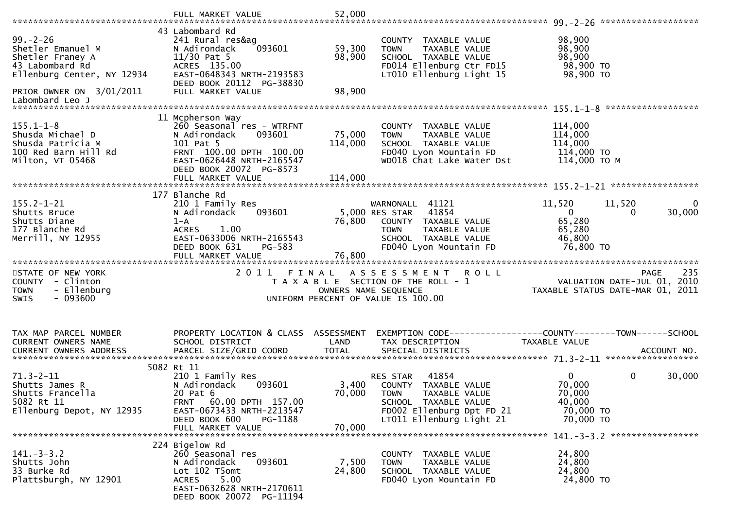```
                                FULL MARKET VALUE              52,000
******************************************************************************************************* 99.-2-26 ******************
                                43 Labombard Rd
99.-2-26                        241 Rural res&ag                        COUNTY  TAXABLE VALUE            98,900
Shetler Emanuel M               N Adirondack    093601       59,300     TOWN    TAXABLE VALUE            98,900
Shetler Franey A                11/30 Pat 5                  98,900     SCHOOL  TAXABLE VALUE            98,900
43 Labombard Rd                 ACRES  135.00                           FD014 Ellenburg Ctr FD15          98,900 TO
Ellenburg Center, NY 12934      EAST-0648343 NRTH-2193583               LT010 Ellenburg Light 15          98,900 TO
                                DEED BOOK 20112  PG-38830
PRIOR OWNER ON  3/01/2011       FULL MARKET VALUE              98,900
Labombard Leo J
******************************************************************************************************* 155.1-1-8 *****************
                                11 Mcpherson Way
155.1-1-8                       260 Seasonal res - WTRFNT               COUNTY  TAXABLE VALUE           114,000
Shusda Michael D                N Adirondack    093601       75,000     TOWN    TAXABLE VALUE           114,000
Shusda Patricia M               101 Pat 5                   114,000     SCHOOL  TAXABLE VALUE           114,000
100 Red Barn Hill Rd            FRNT  100.00 DPTH  100.00               FD040 Lyon Mountain FD           114,000 TO
Milton, VT 05468                EAST-0626448 NRTH-2165547               WD018 Chat Lake Water Dst        114,000 TO M
                                DEED BOOK 20072  PG-8573
                                FULL MARKET VALUE             114,000
******************************************************************************************************* 155.2-1-21 ****************
                                177 Blanche Rd
155.2-1-21                      210 1 Family Res                        WARNONALL  41121              11,520      11,520           0
Shutts Bruce                    N Adirondack    093601        5,000 RES STAR   41854                   0           0       30,000
Shutts Diane                    1-A                          76,800     COUNTY  TAXABLE VALUE            65,280
177 Blanche Rd                  ACRES    1.00                           TOWN    TAXABLE VALUE            65,280
Merrill, NY 12955               EAST-0633006 NRTH-2165543               SCHOOL  TAXABLE VALUE            46,800
                                DEED BOOK 631    PG-583                 FD040 Lyon Mountain FD            76,800 TO
                                FULL MARKET VALUE              76,800
************************************************************************************************************************************
STATE OF NEW YORK                       2 0 1 1   F I N A L   A S S E S S M E N T   R O L L                          PAGE    235
COUNTY  - Clinton                            T A X A B L E  SECTION OF THE ROLL - 1                       VALUATION DATE-JUL 01, 2010
TOWN    - Ellenburg                                OWNERS NAME SEQUENCE                               TAXABLE STATUS DATE-MAR 01, 2011
SWIS    - 093600                              UNIFORM PERCENT OF VALUE IS 100.00


TAX MAP PARCEL NUMBER           PROPERTY LOCATION & CLASS  ASSESSMENT  EXEMPTION CODE------------------COUNTY--------TOWN------SCHOOL
CURRENT OWNERS NAME             SCHOOL DISTRICT               LAND      TAX DESCRIPTION             TAXABLE VALUE
CURRENT OWNERS ADDRESS          PARCEL SIZE/GRID COORD        TOTAL     SPECIAL DISTRICTS                                  ACCOUNT NO.
******************************************************************************************************* 71.3-2-11 *****************
                                5082 Rt 11
71.3-2-11                       210 1 Family Res                        RES STAR   41854                   0           0       30,000
Shutts James R                  N Adirondack    093601        3,400     COUNTY  TAXABLE VALUE            70,000
Shutts Francella                20 Pat 6                     70,000     TOWN    TAXABLE VALUE            70,000
5082 Rt 11                      FRNT   60.00 DPTH  157.00               SCHOOL  TAXABLE VALUE            40,000
Ellenburg Depot, NY 12935       EAST-0673433 NRTH-2213547               FD002 Ellenburg Dpt FD 21         70,000 TO
                                DEED BOOK 600    PG-1188                LT011 Ellenburg Light 21          70,000 TO
                                FULL MARKET VALUE              70,000
******************************************************************************************************* 141.-3-3.2 ****************
                                224 Bigelow Rd
141.-3-3.2                      260 Seasonal res                        COUNTY  TAXABLE VALUE            24,800
Shutts John                     N Adirondack    093601        7,500     TOWN    TAXABLE VALUE            24,800
33 Burke Rd                     Lot 102 T5omt                24,800     SCHOOL  TAXABLE VALUE            24,800
Plattsburgh, NY 12901           ACRES    5.00                           FD040 Lyon Mountain FD            24,800 TO
                                EAST-0632628 NRTH-2170611
                                DEED BOOK 20072  PG-11194
```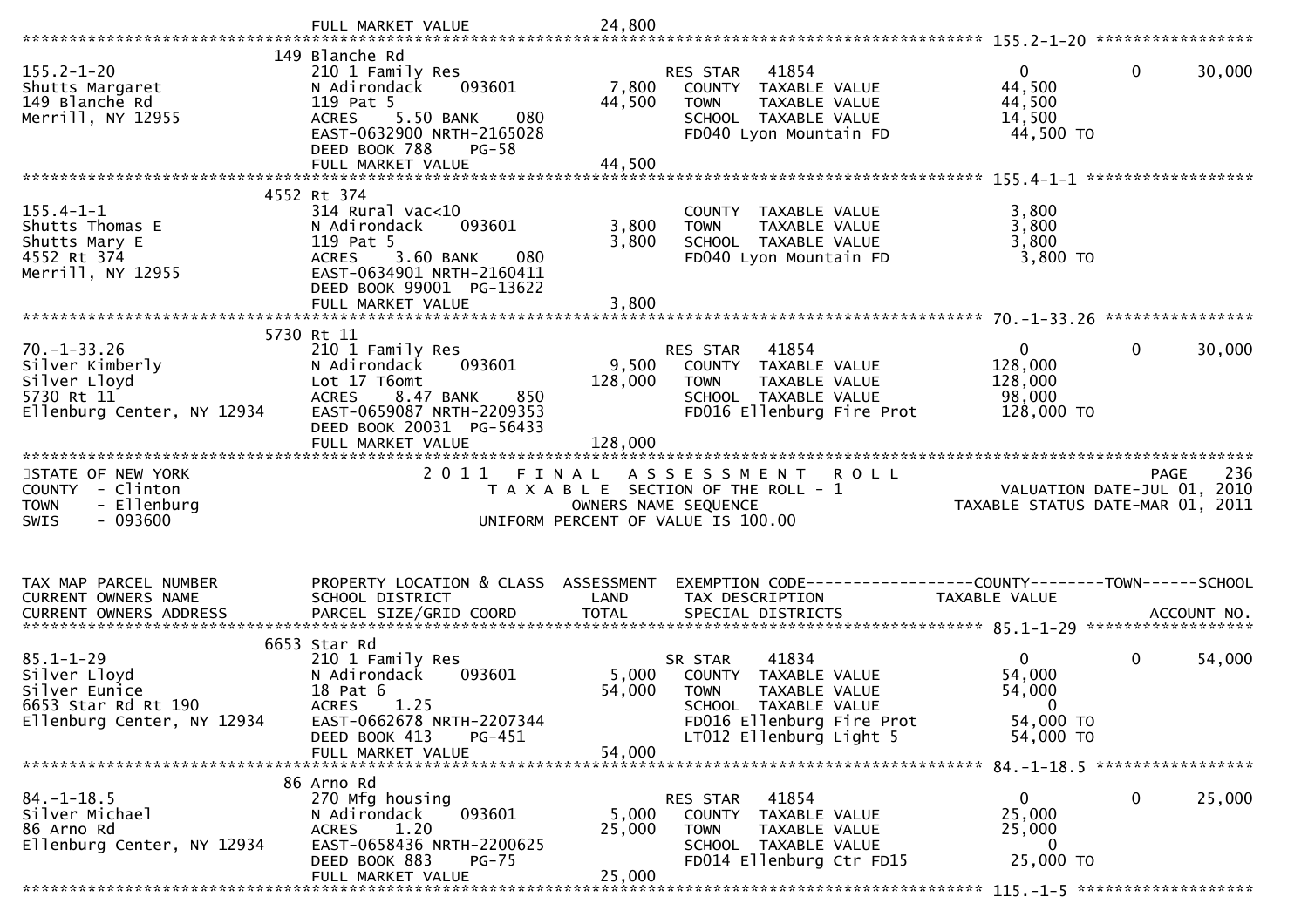```
                              FULL MARKET VALUE              24,800
******************************************************************************************************* 155.2-1-20 *****************
                             149 Blanche Rd
155.2-1-20                   210 1 Family Res                     RES STAR   41854                    0           0       30,000
Shutts Margaret              N Adirondack     093601      7,800   COUNTY  TAXABLE VALUE              44,500
149 Blanche Rd               119 Pat 5                   44,500   TOWN    TAXABLE VALUE              44,500
Merrill, NY 12955            ACRES    5.50 BANK    080            SCHOOL  TAXABLE VALUE              14,500
                             EAST-0632900 NRTH-2165028            FD040 Lyon Mountain FD              44,500 TO
                             DEED BOOK 788    PG-58
                             FULL MARKET VALUE           44,500
******************************************************************************************************* 155.4-1-1 ******************
                             4552 Rt 374
155.4-1-1                    314 Rural vac<10                     COUNTY  TAXABLE VALUE               3,800
Shutts Thomas E              N Adirondack     093601      3,800   TOWN    TAXABLE VALUE               3,800
Shutts Mary E                119 Pat 5                    3,800   SCHOOL  TAXABLE VALUE               3,800
4552 Rt 374                  ACRES    3.60 BANK    080            FD040 Lyon Mountain FD               3,800 TO
Merrill, NY 12955            EAST-0634901 NRTH-2160411
                             DEED BOOK 99001 PG-13622
                             FULL MARKET VALUE            3,800
******************************************************************************************************* 70.-1-33.26 ****************
                             5730 Rt 11
70.-1-33.26                  210 1 Family Res                     RES STAR   41854                    0           0       30,000
Silver Kimberly              N Adirondack     093601      9,500   COUNTY  TAXABLE VALUE             128,000
Silver Lloyd                 Lot 17 T6omt               128,000   TOWN    TAXABLE VALUE             128,000
5730 Rt 11                   ACRES    8.47 BANK    850            SCHOOL  TAXABLE VALUE              98,000
Ellenburg Center, NY 12934   EAST-0659087 NRTH-2209353            FD016 Ellenburg Fire Prot          128,000 TO
                             DEED BOOK 20031 PG-56433
                             FULL MARKET VALUE          128,000
************************************************************************************************************************************
STATE OF NEW YORK                      2 0 1 1   F I N A L   A S S E S S M E N T   R O L L                              PAGE    236
COUNTY  - Clinton                         T A X A B L E SECTION OF THE ROLL - 1                       VALUATION DATE-JUL 01, 2010
TOWN    - Ellenburg                              OWNERS NAME SEQUENCE                              TAXABLE STATUS DATE-MAR 01, 2011
SWIS    - 093600                          UNIFORM PERCENT OF VALUE IS 100.00



TAX MAP PARCEL NUMBER        PROPERTY LOCATION & CLASS  ASSESSMENT  EXEMPTION CODE------------------COUNTY--------TOWN------SCHOOL
CURRENT OWNERS NAME          SCHOOL DISTRICT               LAND      TAX DESCRIPTION              TAXABLE VALUE
CURRENT OWNERS ADDRESS       PARCEL SIZE/GRID COORD       TOTAL      SPECIAL DISTRICTS                                 ACCOUNT NO.
******************************************************************************************************* 85.1-1-29 ******************
                             6653 Star Rd
85.1-1-29                    210 1 Family Res                     SR STAR    41834                    0           0       54,000
Silver Lloyd                 N Adirondack     093601      5,000   COUNTY  TAXABLE VALUE              54,000
Silver Eunice                18 Pat 6                    54,000   TOWN    TAXABLE VALUE              54,000
6653 Star Rd Rt 190          ACRES    1.25                        SCHOOL  TAXABLE VALUE                   0
Ellenburg Center, NY 12934   EAST-0662678 NRTH-2207344            FD016 Ellenburg Fire Prot           54,000 TO
                             DEED BOOK 413    PG-451              LT012 Ellenburg Light 5             54,000 TO
                             FULL MARKET VALUE           54,000
******************************************************************************************************* 84.-1-18.5 *****************
                             86 Arno Rd
84.-1-18.5                   270 Mfg housing                      RES STAR   41854                    0           0       25,000
Silver Michael               N Adirondack     093601      5,000   COUNTY  TAXABLE VALUE              25,000
86 Arno Rd                   ACRES    1.20               25,000   TOWN    TAXABLE VALUE              25,000
Ellenburg Center, NY 12934   EAST-0658436 NRTH-2200625            SCHOOL  TAXABLE VALUE                   0
                             DEED BOOK 883    PG-75               FD014 Ellenburg Ctr FD15            25,000 TO
                             FULL MARKET VALUE           25,000
******************************************************************************************************* 115.-1-5 *******************
```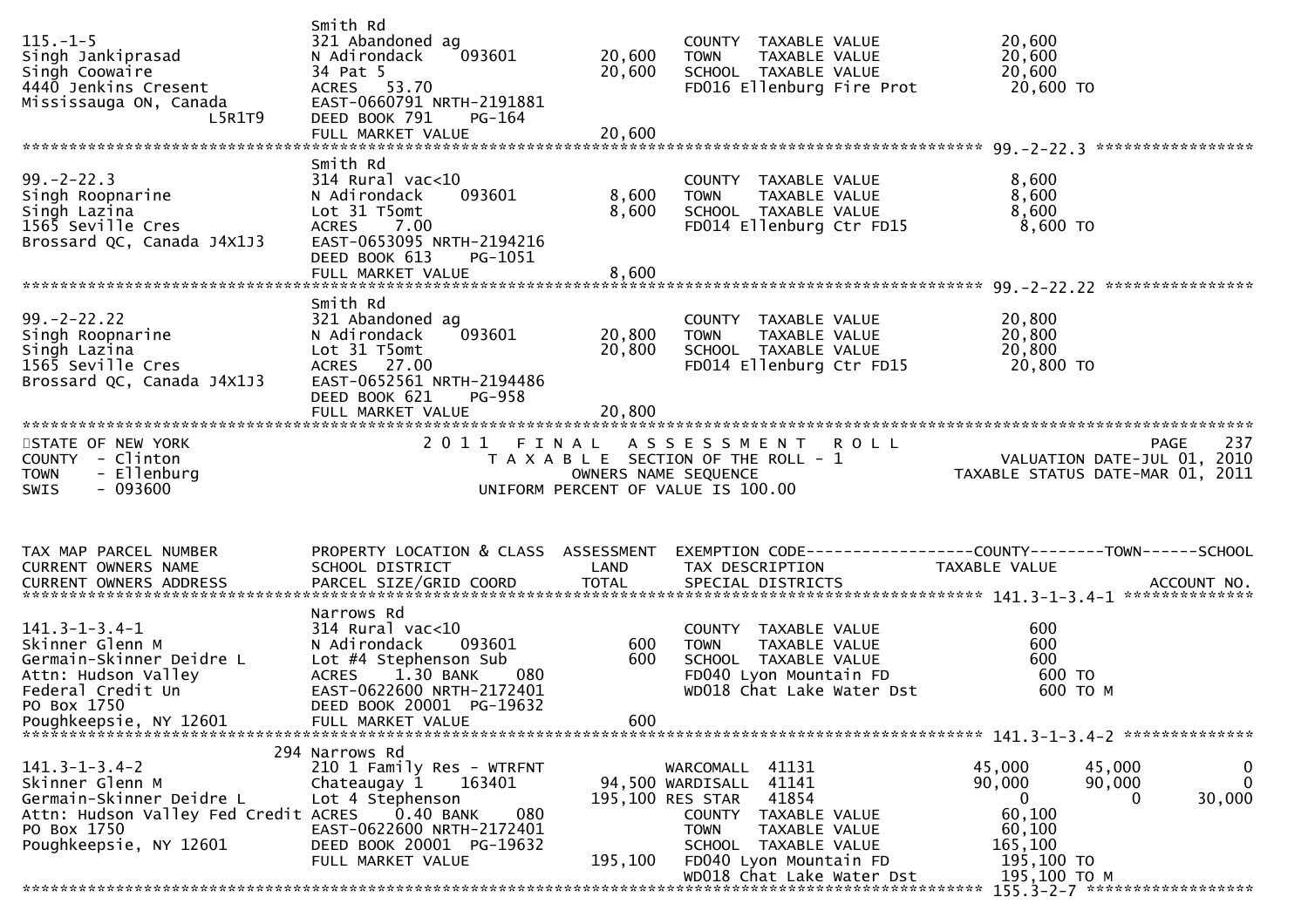```
115.-1-5                       Smith Rd
Singh Jankiprasad              321 Abandoned ag                         COUNTY  TAXABLE VALUE            20,600
Singh Coowaire                 N Adirondack    093601       20,600      TOWN    TAXABLE VALUE            20,600
4440 Jenkins Cresent           34 Pat 5                     20,600      SCHOOL  TAXABLE VALUE            20,600
Mississauga ON, Canada         ACRES   53.70                            FD016 Ellenburg Fire Prot         20,600 TO
                 L5R1T9        EAST-0660791 NRTH-2191881
                               DEED BOOK 791    PG-164
                               FULL MARKET VALUE            20,600
******************************************************************************************************* 99.-2-22.3 *****************
                               Smith Rd
99.-2-22.3                     314 Rural vac<10                         COUNTY  TAXABLE VALUE             8,600
Singh Roopnarine               N Adirondack    093601        8,600      TOWN    TAXABLE VALUE             8,600
Singh Lazina                   Lot 31 T5omt                  8,600      SCHOOL  TAXABLE VALUE             8,600
1565 Seville Cres              ACRES    7.00                            FD014 Ellenburg Ctr FD15           8,600 TO
Brossard QC, Canada J4X1J3     EAST-0653095 NRTH-2194216
                               DEED BOOK 613    PG-1051
                               FULL MARKET VALUE             8,600
******************************************************************************************************* 99.-2-22.22 ****************
                               Smith Rd
99.-2-22.22                    321 Abandoned ag                         COUNTY  TAXABLE VALUE            20,800
Singh Roopnarine               N Adirondack    093601       20,800      TOWN    TAXABLE VALUE            20,800
Singh Lazina                   Lot 31 T5omt                 20,800      SCHOOL  TAXABLE VALUE            20,800
1565 Seville Cres              ACRES   27.00                            FD014 Ellenburg Ctr FD15          20,800 TO
Brossard QC, Canada J4X1J3     EAST-0652561 NRTH-2194486
                               DEED BOOK 621    PG-958
                               FULL MARKET VALUE            20,800
************************************************************************************************************************************
STATE OF NEW YORK                  2 0 1 1   F I N A L   A S S E S S M E N T   R O L L                              PAGE    237
COUNTY  - Clinton                     T A X A B L E  SECTION OF THE ROLL - 1                         VALUATION DATE-JUL 01, 2010
TOWN    - Ellenburg                          OWNERS NAME SEQUENCE                                TAXABLE STATUS DATE-MAR 01, 2011
SWIS    - 093600                        UNIFORM PERCENT OF VALUE IS 100.00


TAX MAP PARCEL NUMBER          PROPERTY LOCATION & CLASS  ASSESSMENT  EXEMPTION CODE------------------COUNTY--------TOWN------SCHOOL
CURRENT OWNERS NAME            SCHOOL DISTRICT              LAND      TAX DESCRIPTION              TAXABLE VALUE
CURRENT OWNERS ADDRESS         PARCEL SIZE/GRID COORD       TOTAL     SPECIAL DISTRICTS                                 ACCOUNT NO.
******************************************************************************************************* 141.3-1-3.4-1 **************
                               Narrows Rd
141.3-1-3.4-1                  314 Rural vac<10                         COUNTY  TAXABLE VALUE               600
Skinner Glenn M                N Adirondack    093601          600      TOWN    TAXABLE VALUE               600
Germain-Skinner Deidre L       Lot #4 Stephenson Sub           600      SCHOOL  TAXABLE VALUE               600
Attn: Hudson Valley            ACRES    1.30 BANK     080               FD040 Lyon Mountain FD                 600 TO
Federal Credit Un              EAST-0622600 NRTH-2172401                WD018 Chat Lake Water Dst              600 TO M
PO Box 1750                    DEED BOOK 20001  PG-19632
Poughkeepsie, NY 12601         FULL MARKET VALUE               600
******************************************************************************************************* 141.3-1-3.4-2 **************
                           294 Narrows Rd
141.3-1-3.4-2                  210 1 Family Res - WTRFNT                WARCOMALL  41131             45,000      45,000           0
Skinner Glenn M                Chateaugay 1    163401       94,500 WARDISALL  41141             90,000      90,000           0
Germain-Skinner Deidre L       Lot 4 Stephenson            195,100 RES STAR   41854                  0           0      30,000
Attn: Hudson Valley Fed Credit ACRES    0.40 BANK     080               COUNTY  TAXABLE VALUE            60,100
PO Box 1750                    EAST-0622600 NRTH-2172401                TOWN    TAXABLE VALUE            60,100
Poughkeepsie, NY 12601         DEED BOOK 20001  PG-19632                SCHOOL  TAXABLE VALUE           165,100
                               FULL MARKET VALUE           195,100      FD040 Lyon Mountain FD             195,100 TO
                                                                        WD018 Chat Lake Water Dst          195,100 TO M
******************************************************************************************************* 155.3-2-7 ******************
```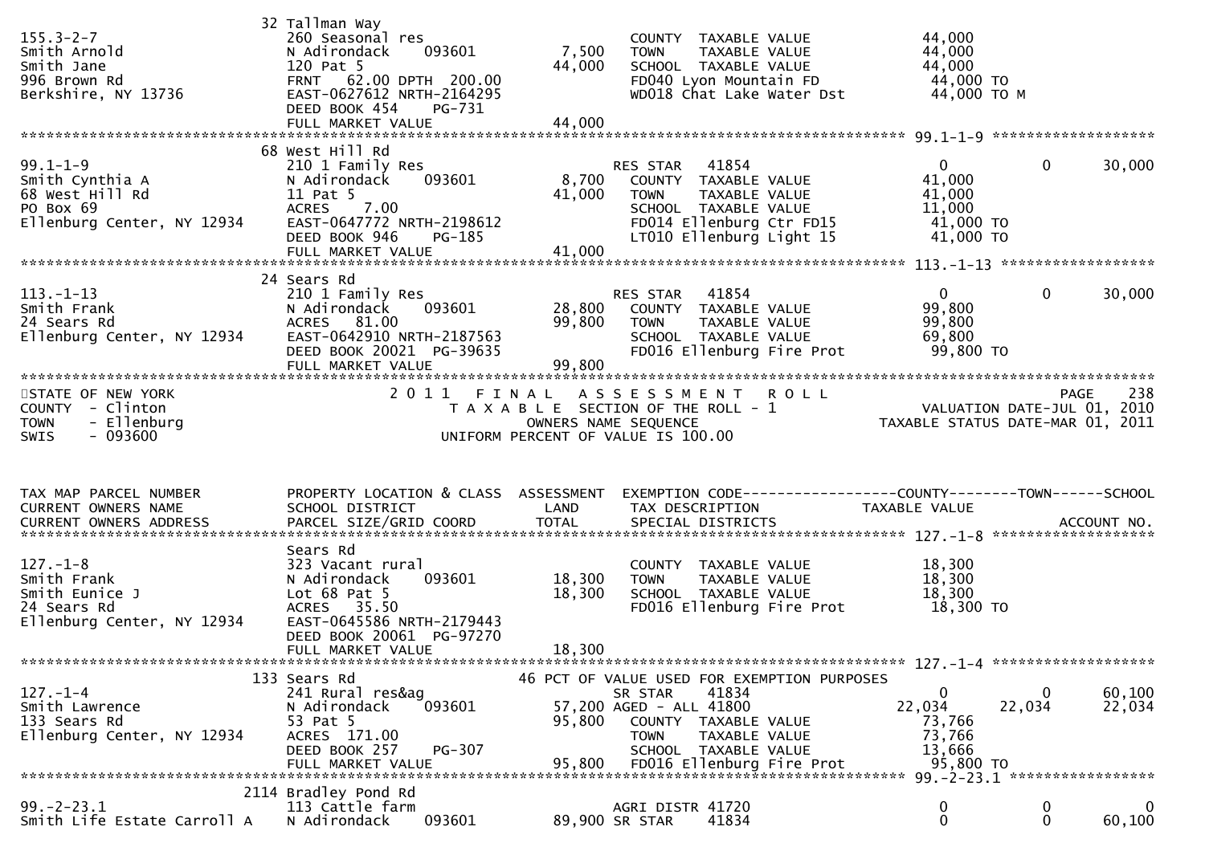```
                                   32 Tallman Way
155.3-2-7                          260 Seasonal res                          COUNTY  TAXABLE VALUE             44,000
Smith Arnold                       N Adirondack     093601          7,500    TOWN    TAXABLE VALUE             44,000
Smith Jane                         120 Pat 5                       44,000    SCHOOL  TAXABLE VALUE             44,000
996 Brown Rd                       FRNT   62.00 DPTH  200.00                 FD040 Lyon Mountain FD             44,000 TO
Berkshire, NY 13736                EAST-0627612 NRTH-2164295                 WD018 Chat Lake Water Dst          44,000 TO M
                                   DEED BOOK 454     PG-731
                                   FULL MARKET VALUE               44,000
******************************************************************************************************* 99.1-1-9 ********************
                                   68 West Hill Rd
99.1-1-9                           210 1 Family Res                          RES STAR   41854                    0             0      30,000
Smith Cynthia A                    N Adirondack     093601          8,700    COUNTY  TAXABLE VALUE             41,000
68 West Hill Rd                    11 Pat 5                        41,000    TOWN    TAXABLE VALUE             41,000
PO Box 69                          ACRES    7.00                             SCHOOL  TAXABLE VALUE             11,000
Ellenburg Center, NY 12934         EAST-0647772 NRTH-2198612                 FD014 Ellenburg Ctr FD15           41,000 TO
                                   DEED BOOK 946     PG-185                  LT010 Ellenburg Light 15           41,000 TO
                                   FULL MARKET VALUE               41,000
******************************************************************************************************* 113.-1-13 *******************
                                   24 Sears Rd
113.-1-13                          210 1 Family Res                          RES STAR   41854                    0             0      30,000
Smith Frank                        N Adirondack     093601         28,800    COUNTY  TAXABLE VALUE             99,800
24 Sears Rd                        ACRES   81.00                   99,800    TOWN    TAXABLE VALUE             99,800
Ellenburg Center, NY 12934         EAST-0642910 NRTH-2187563                 SCHOOL  TAXABLE VALUE             69,800
                                   DEED BOOK 20021 PG-39635                  FD016 Ellenburg Fire Prot          99,800 TO
                                   FULL MARKET VALUE               99,800
*****************************************************************************************************************************************
STATE OF NEW YORK                  2 0 1 1   F I N A L   A S S E S S M E N T   R O L L                                  PAGE    238
COUNTY  - Clinton                        T A X A B L E  SECTION OF THE ROLL - 1                       VALUATION DATE-JUL 01, 2010
TOWN    - Ellenburg                                OWNERS NAME SEQUENCE                          TAXABLE STATUS DATE-MAR 01, 2011
SWIS    - 093600                          UNIFORM PERCENT OF VALUE IS 100.00


TAX MAP PARCEL NUMBER              PROPERTY LOCATION & CLASS  ASSESSMENT  EXEMPTION CODE------------------COUNTY--------TOWN------SCHOOL
CURRENT OWNERS NAME                SCHOOL DISTRICT                LAND    TAX DESCRIPTION             TAXABLE VALUE
CURRENT OWNERS ADDRESS             PARCEL SIZE/GRID COORD         TOTAL   SPECIAL DISTRICTS                                   ACCOUNT NO.
******************************************************************************************************* 127.-1-8 ********************
                                   Sears Rd
127.-1-8                           323 Vacant rural                          COUNTY  TAXABLE VALUE             18,300
Smith Frank                        N Adirondack     093601         18,300    TOWN    TAXABLE VALUE             18,300
Smith Eunice J                     Lot 68 Pat 5                    18,300    SCHOOL  TAXABLE VALUE             18,300
24 Sears Rd                        ACRES   35.50                             FD016 Ellenburg Fire Prot          18,300 TO
Ellenburg Center, NY 12934         EAST-0645586 NRTH-2179443
                                   DEED BOOK 20061 PG-97270
                                   FULL MARKET VALUE               18,300
******************************************************************************************************* 127.-1-4 ********************
                                   133 Sears Rd                   46 PCT OF VALUE USED FOR EXEMPTION PURPOSES
127.-1-4                           241 Rural res&ag                          SR STAR    41834                    0             0      60,100
Smith Lawrence                     N Adirondack     093601         57,200 AGED - ALL 41800                  22,034        22,034      22,034
133 Sears Rd                       53 Pat 5                        95,800    COUNTY  TAXABLE VALUE             73,766
Ellenburg Center, NY 12934         ACRES  171.00                             TOWN    TAXABLE VALUE             73,766
                                   DEED BOOK 257     PG-307                  SCHOOL  TAXABLE VALUE             13,666
                                   FULL MARKET VALUE               95,800    FD016 Ellenburg Fire Prot          95,800 TO
******************************************************************************************************* 99.-2-23.1 ******************
                                   2114 Bradley Pond Rd
99.-2-23.1                         113 Cattle farm                           AGRI DISTR 41720                    0             0           0
Smith Life Estate Carroll A        N Adirondack     093601         89,900 SR STAR    41834                    0             0      60,100
```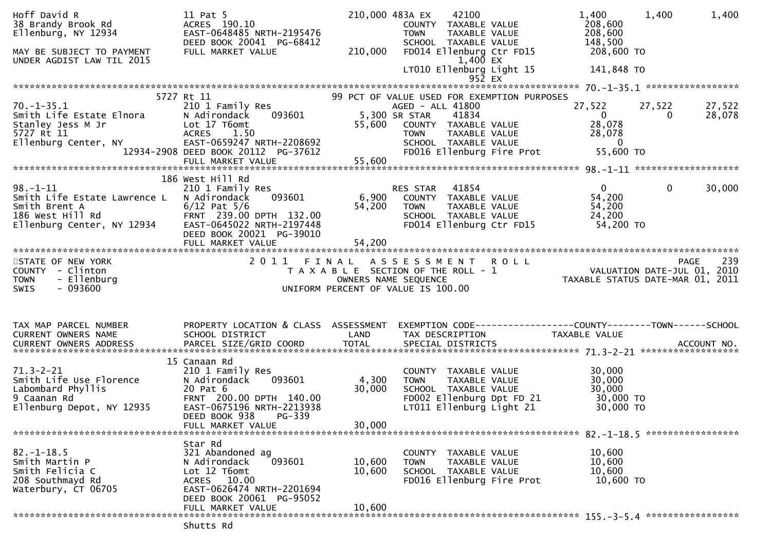```
Hoff David R                   11 Pat 5                           210,000 483A EX    42100                     1,400      1,400       1,400
38 Brandy Brook Rd             ACRES 190.10                               COUNTY  TAXABLE VALUE              208,600
Ellenburg, NY 12934            EAST-0648485 NRTH-2195476                  TOWN    TAXABLE VALUE              208,600
                               DEED BOOK 20041 PG-68412                   SCHOOL  TAXABLE VALUE              148,500
MAY BE SUBJECT TO PAYMENT      FULL MARKET VALUE                  210,000  FD014 Ellenburg Ctr FD15           208,600 TO
UNDER AGDIST LAW TIL 2015                                                          1,400 EX
                                                                           LT010 Ellenburg Light 15           141,848 TO
                                                                                     952 EX
******************************************************************************************************* 70.-1-35.1 *****************
                          5727 Rt 11                              99 PCT OF VALUE USED FOR EXEMPTION PURPOSES
70.-1-35.1                     210 1 Family Res                            AGED - ALL 41800               27,522     27,522      27,522
Smith Life Estate Elnora       N Adirondack      093601             5,300 SR STAR    41834                      0          0      28,078
Stanley Jess M Jr              Lot 17 T6omt                        55,600   COUNTY  TAXABLE VALUE             28,078
5727 Rt 11                     ACRES    1.50                                TOWN    TAXABLE VALUE             28,078
Ellenburg Center, NY           EAST-0659247 NRTH-2208692                    SCHOOL  TAXABLE VALUE                  0
                    12934-2908 DEED BOOK 20112 PG-37612                     FD016 Ellenburg Fire Prot          55,600 TO
                               FULL MARKET VALUE                   55,600
******************************************************************************************************* 98.-1-11 *******************
                          186 West Hill Rd
98.-1-11                       210 1 Family Res                            RES STAR   41854                     0          0      30,000
Smith Life Estate Lawrence L   N Adirondack      093601             6,900   COUNTY  TAXABLE VALUE             54,200
Smith Brent A                  6/12 Pat 5/6                        54,200   TOWN    TAXABLE VALUE             54,200
186 West Hill Rd               FRNT 239.00 DPTH 132.00                      SCHOOL  TAXABLE VALUE             24,200
Ellenburg Center, NY 12934     EAST-0645022 NRTH-2197448                    FD014 Ellenburg Ctr FD15           54,200 TO
                               DEED BOOK 20021 PG-39010
                               FULL MARKET VALUE                   54,200
************************************************************************************************************************************
STATE OF NEW YORK                           2 0 1 1   F I N A L   A S S E S S M E N T   R O L L                              PAGE   239
COUNTY  - Clinton                                T A X A B L E  SECTION OF THE ROLL - 1                          VALUATION DATE-JUL 01, 2010
TOWN    - Ellenburg                                    OWNERS NAME SEQUENCE                                 TAXABLE STATUS DATE-MAR 01, 2011
SWIS    - 093600                                  UNIFORM PERCENT OF VALUE IS 100.00


TAX MAP PARCEL NUMBER          PROPERTY LOCATION & CLASS  ASSESSMENT  EXEMPTION CODE-----------------COUNTY--------TOWN------SCHOOL
CURRENT OWNERS NAME            SCHOOL DISTRICT               LAND      TAX DESCRIPTION             TAXABLE VALUE
CURRENT OWNERS ADDRESS         PARCEL SIZE/GRID COORD        TOTAL     SPECIAL DISTRICTS                                   ACCOUNT NO.
******************************************************************************************************* 71.3-2-21 ******************
                          15 Canaan Rd
71.3-2-21                      210 1 Family Res                             COUNTY  TAXABLE VALUE             30,000
Smith Life Use Florence        N Adirondack      093601             4,300   TOWN    TAXABLE VALUE             30,000
Labombard Phyllis              20 Pat 6                            30,000   SCHOOL  TAXABLE VALUE             30,000
9 Caanan Rd                    FRNT 200.00 DPTH 140.00                      FD002 Ellenburg Dpt FD 21          30,000 TO
Ellenburg Depot, NY 12935      EAST-0675196 NRTH-2213938                    LT011 Ellenburg Light 21           30,000 TO
                               DEED BOOK 938     PG-339
                               FULL MARKET VALUE                   30,000
******************************************************************************************************* 82.-1-18.5 *****************
                               Star Rd
82.-1-18.5                     321 Abandoned ag                             COUNTY  TAXABLE VALUE             10,600
Smith Martin P                 N Adirondack      093601            10,600   TOWN    TAXABLE VALUE             10,600
Smith Felicia C                Lot 12 T6omt                        10,600   SCHOOL  TAXABLE VALUE             10,600
208 Southmayd Rd               ACRES   10.00                                FD016 Ellenburg Fire Prot          10,600 TO
Waterbury, CT 06705            EAST-0626474 NRTH-2201694
                               DEED BOOK 20061 PG-95052
                               FULL MARKET VALUE                   10,600
******************************************************************************************************* 155.-3-5.4 *****************
                               Shutts Rd
```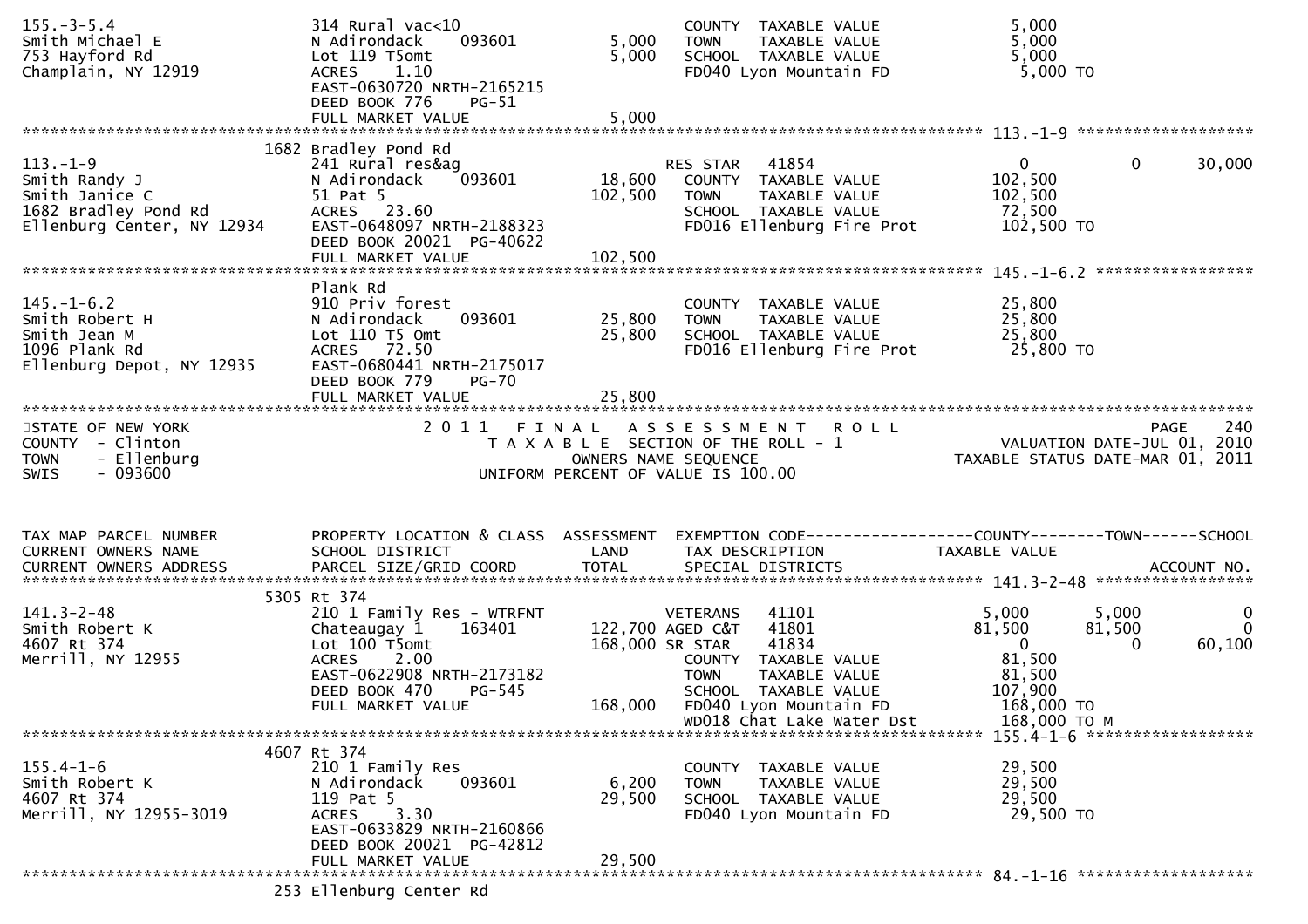```
155.-3-5.4                   314 Rural vac<10                         COUNTY  TAXABLE VALUE             5,000
Smith Michael E              N Adirondack    093601        5,000      TOWN    TAXABLE VALUE             5,000
753 Hayford Rd               Lot 119 T5omt                 5,000      SCHOOL  TAXABLE VALUE             5,000
Champlain, NY 12919          ACRES    1.10                            FD040 Lyon Mountain FD             5,000 TO
                             EAST-0630720 NRTH-2165215
                             DEED BOOK 776     PG-51
                             FULL MARKET VALUE             5,000
******************************************************************************************************* 113.-1-9 ******************
                        1682 Bradley Pond Rd
113.-1-9                     241 Rural res&ag                         RES STAR   41854                   0           0      30,000
Smith Randy J                N Adirondack    093601       18,600      COUNTY  TAXABLE VALUE           102,500
Smith Janice C               51 Pat 5                    102,500      TOWN    TAXABLE VALUE           102,500
1682 Bradley Pond Rd         ACRES   23.60                            SCHOOL  TAXABLE VALUE            72,500
Ellenburg Center, NY 12934   EAST-0648097 NRTH-2188323                FD016 Ellenburg Fire Prot        102,500 TO
                             DEED BOOK 20021  PG-40622
                             FULL MARKET VALUE           102,500
******************************************************************************************************* 145.-1-6.2 ****************
                             Plank Rd
145.-1-6.2                   910 Priv forest                          COUNTY  TAXABLE VALUE            25,800
Smith Robert H               N Adirondack    093601       25,800      TOWN    TAXABLE VALUE            25,800
Smith Jean M                 Lot 110 T5 Omt               25,800      SCHOOL  TAXABLE VALUE            25,800
1096 Plank Rd                ACRES   72.50                            FD016 Ellenburg Fire Prot         25,800 TO
Ellenburg Depot, NY 12935    EAST-0680441 NRTH-2175017
                             DEED BOOK 779     PG-70
                             FULL MARKET VALUE            25,800
************************************************************************************************************************************
STATE OF NEW YORK                  2 0 1 1   F I N A L   A S S E S S M E N T   R O L L                                 PAGE    240
COUNTY  - Clinton                       T A X A B L E  SECTION OF THE ROLL - 1                       VALUATION DATE-JUL 01, 2010
TOWN    - Ellenburg                           OWNERS NAME SEQUENCE                             TAXABLE STATUS DATE-MAR 01, 2011
SWIS    - 093600                        UNIFORM PERCENT OF VALUE IS 100.00


TAX MAP PARCEL NUMBER        PROPERTY LOCATION & CLASS  ASSESSMENT  EXEMPTION CODE------------------COUNTY--------TOWN------SCHOOL
CURRENT OWNERS NAME          SCHOOL DISTRICT               LAND      TAX DESCRIPTION             TAXABLE VALUE
CURRENT OWNERS ADDRESS       PARCEL SIZE/GRID COORD        TOTAL     SPECIAL DISTRICTS                                 ACCOUNT NO.
******************************************************************************************************* 141.3-2-48 ****************
                        5305 Rt 374
141.3-2-48                   210 1 Family Res - WTRFNT                VETERANS   41101              5,000       5,000           0
Smith Robert K               Chateaugay 1    163401      122,700 AGED C&T   41801                 81,500      81,500           0
4607 Rt 374                  Lot 100 T5omt               168,000 SR STAR    41834                      0           0      60,100
Merrill, NY 12955            ACRES    2.00                            COUNTY  TAXABLE VALUE            81,500
                             EAST-0622908 NRTH-2173182                TOWN    TAXABLE VALUE            81,500
                             DEED BOOK 470     PG-545                 SCHOOL  TAXABLE VALUE           107,900
                             FULL MARKET VALUE           168,000      FD040 Lyon Mountain FD           168,000 TO
                                                                      WD018 Chat Lake Water Dst        168,000 TO M
******************************************************************************************************* 155.4-1-6 *****************
                        4607 Rt 374
155.4-1-6                    210 1 Family Res                         COUNTY  TAXABLE VALUE            29,500
Smith Robert K               N Adirondack    093601        6,200      TOWN    TAXABLE VALUE            29,500
4607 Rt 374                  119 Pat 5                    29,500      SCHOOL  TAXABLE VALUE            29,500
Merrill, NY 12955-3019       ACRES    3.30                            FD040 Lyon Mountain FD            29,500 TO
                             EAST-0633829 NRTH-2160866
                             DEED BOOK 20021  PG-42812
                             FULL MARKET VALUE            29,500
******************************************************************************************************* 84.-1-16 ******************
                        253 Ellenburg Center Rd
```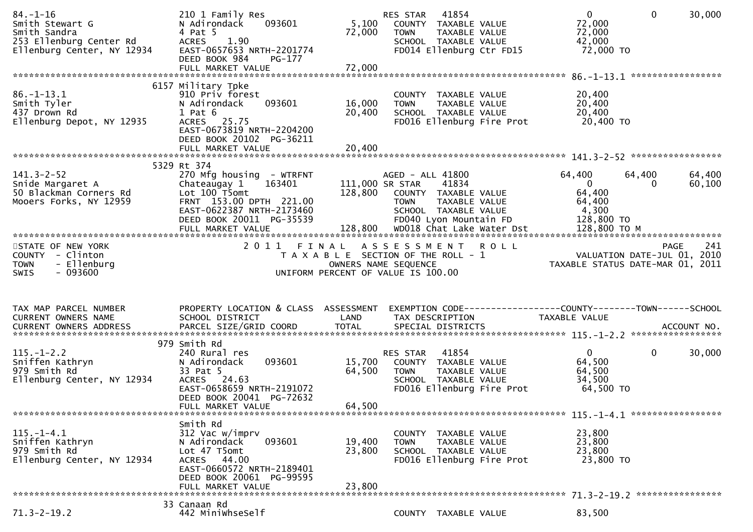```
84.-1-16                         210 1 Family Res                     RES STAR   41854                     0            0         30,000
Smith Stewart G                  N Adirondack     093601      5,100    COUNTY  TAXABLE VALUE             72,000
Smith Sandra                     4 Pat 5                     72,000    TOWN    TAXABLE VALUE             72,000
253 Ellenburg Center Rd          ACRES    1.90                         SCHOOL  TAXABLE VALUE             42,000
Ellenburg Center, NY 12934       EAST-0657653 NRTH-2201774             FD014 Ellenburg Ctr FD15           72,000 TO
                                 DEED BOOK 984    PG-177
                                 FULL MARKET VALUE           72,000
******************************************************************************************************* 86.-1-13.1 *****************
                             6157 Military Tpke
86.-1-13.1                       910 Priv forest                       COUNTY  TAXABLE VALUE             20,400
Smith Tyler                      N Adirondack     093601     16,000    TOWN    TAXABLE VALUE             20,400
437 Drown Rd                     1 Pat 6                     20,400    SCHOOL  TAXABLE VALUE             20,400
Ellenburg Depot, NY 12935        ACRES   25.75                         FD016 Ellenburg Fire Prot          20,400 TO
                                 EAST-0673819 NRTH-2204200
                                 DEED BOOK 20102  PG-36211
                                 FULL MARKET VALUE           20,400
******************************************************************************************************* 141.3-2-52 *****************
                             5329 Rt 374
141.3-2-52                       270 Mfg housing  - WTRFNT            AGED - ALL 41800                 64,400       64,400        64,400
Snide Margaret A                 Chateaugay 1     163401    111,000 SR STAR     41834                     0            0         60,100
50 Blackman Corners Rd           Lot 100 T5omt              128,800    COUNTY  TAXABLE VALUE             64,400
Mooers Forks, NY 12959           FRNT  153.00 DPTH  221.00             TOWN    TAXABLE VALUE             64,400
                                 EAST-0622387 NRTH-2173460             SCHOOL  TAXABLE VALUE              4,300
                                 DEED BOOK 20011  PG-35539             FD040 Lyon Mountain FD            128,800 TO
                                 FULL MARKET VALUE          128,800    WD018 Chat Lake Water Dst         128,800 TO M
*************************************************************************************************************************************
STATE OF NEW YORK                   2 0 1 1   F I N A L   A S S E S S M E N T   R O L L                                 PAGE    241
COUNTY  - Clinton                          T A X A B L E  SECTION OF THE ROLL - 1                      VALUATION DATE-JUL 01, 2010
TOWN    - Ellenburg                              OWNERS NAME SEQUENCE                            TAXABLE STATUS DATE-MAR 01, 2011
SWIS    - 093600                          UNIFORM PERCENT OF VALUE IS 100.00


TAX MAP PARCEL NUMBER            PROPERTY LOCATION & CLASS  ASSESSMENT  EXEMPTION CODE------------------COUNTY--------TOWN------SCHOOL
CURRENT OWNERS NAME              SCHOOL DISTRICT              LAND      TAX DESCRIPTION              TAXABLE VALUE
CURRENT OWNERS ADDRESS           PARCEL SIZE/GRID COORD       TOTAL     SPECIAL DISTRICTS                                  ACCOUNT NO.
******************************************************************************************************* 115.-1-2.2 *****************
                              979 Smith Rd
115.-1-2.2                       240 Rural res                        RES STAR   41854                     0            0         30,000
Sniffen Kathryn                  N Adirondack     093601     15,700    COUNTY  TAXABLE VALUE             64,500
979 Smith Rd                     33 Pat 5                    64,500    TOWN    TAXABLE VALUE             64,500
Ellenburg Center, NY 12934       ACRES   24.63                         SCHOOL  TAXABLE VALUE             34,500
                                 EAST-0658659 NRTH-2191072             FD016 Ellenburg Fire Prot          64,500 TO
                                 DEED BOOK 20041  PG-72632
                                 FULL MARKET VALUE           64,500
******************************************************************************************************* 115.-1-4.1 *****************
                                 Smith Rd
115.-1-4.1                       312 Vac w/imprv                       COUNTY  TAXABLE VALUE             23,800
Sniffen Kathryn                  N Adirondack     093601     19,400    TOWN    TAXABLE VALUE             23,800
979 Smith Rd                     Lot 47 T5omt                23,800    SCHOOL  TAXABLE VALUE             23,800
Ellenburg Center, NY 12934       ACRES   44.00                         FD016 Ellenburg Fire Prot          23,800 TO
                                 EAST-0660572 NRTH-2189401
                                 DEED BOOK 20061  PG-99595
                                 FULL MARKET VALUE           23,800
******************************************************************************************************* 71.3-2-19.2 ****************
                               33 Canaan Rd
71.3-2-19.2                      442 MiniWhseSelf                      COUNTY  TAXABLE VALUE             83,500
```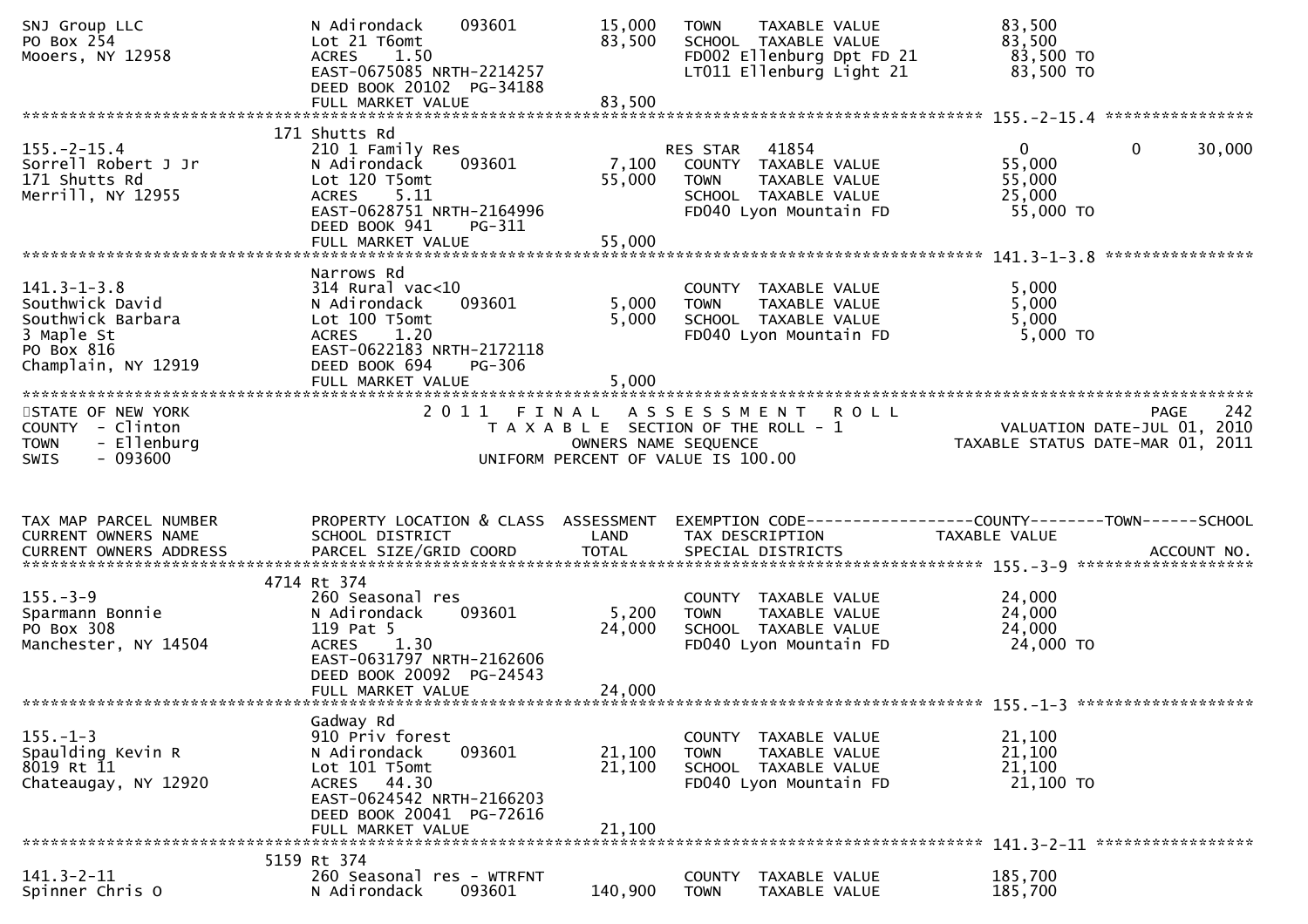```
SNJ Group LLC                  N Adirondack    093601        15,000   TOWN    TAXABLE VALUE              83,500
PO Box 254                     Lot 21 T6omt                  83,500   SCHOOL  TAXABLE VALUE              83,500
Mooers, NY 12958               ACRES     1.50                         FD002 Ellenburg Dpt FD 21          83,500 TO
                               EAST-0675085 NRTH-2214257              LT011 Ellenburg Light 21           83,500 TO
                               DEED BOOK 20102  PG-34188
                               FULL MARKET VALUE             83,500
******************************************************************************************************* 155.-2-15.4 ****************
                           171 Shutts Rd
155.-2-15.4                    210 1 Family Res                       RES STAR   41854                   0          0       30,000
Sorrell Robert J Jr            N Adirondack    093601         7,100   COUNTY  TAXABLE VALUE              55,000
171 Shutts Rd                  Lot 120 T5omt                 55,000   TOWN    TAXABLE VALUE              55,000
Merrill, NY 12955              ACRES     5.11                         SCHOOL  TAXABLE VALUE              25,000
                               EAST-0628751 NRTH-2164996              FD040 Lyon Mountain FD             55,000 TO
                               DEED BOOK 941    PG-311
                               FULL MARKET VALUE             55,000
******************************************************************************************************* 141.3-1-3.8 ****************
                               Narrows Rd
141.3-1-3.8                    314 Rural vac<10                       COUNTY  TAXABLE VALUE               5,000
Southwick David                N Adirondack    093601         5,000   TOWN    TAXABLE VALUE               5,000
Southwick Barbara              Lot 100 T5omt                  5,000   SCHOOL  TAXABLE VALUE               5,000
3 Maple St                     ACRES     1.20                         FD040 Lyon Mountain FD              5,000 TO
PO Box 816                     EAST-0622183 NRTH-2172118
Champlain, NY 12919            DEED BOOK 694    PG-306
                               FULL MARKET VALUE              5,000
************************************************************************************************************************************
STATE OF NEW YORK                          2 0 1 1   F I N A L   A S S E S S M E N T   R O L L                          PAGE    242
COUNTY  - Clinton                             T A X A B L E  SECTION OF THE ROLL - 1                    VALUATION DATE-JUL 01, 2010
TOWN    - Ellenburg                               OWNERS NAME SEQUENCE                           TAXABLE STATUS DATE-MAR 01, 2011
SWIS    - 093600                             UNIFORM PERCENT OF VALUE IS 100.00


TAX MAP PARCEL NUMBER          PROPERTY LOCATION & CLASS  ASSESSMENT  EXEMPTION CODE------------------COUNTY--------TOWN------SCHOOL
CURRENT OWNERS NAME            SCHOOL DISTRICT               LAND     TAX DESCRIPTION                TAXABLE VALUE
CURRENT OWNERS ADDRESS         PARCEL SIZE/GRID COORD        TOTAL    SPECIAL DISTRICTS                                 ACCOUNT NO.
******************************************************************************************************* 155.-3-9 *******************
                          4714 Rt 374
155.-3-9                       260 Seasonal res                       COUNTY  TAXABLE VALUE              24,000
Sparmann Bonnie                N Adirondack    093601         5,200   TOWN    TAXABLE VALUE              24,000
PO Box 308                     119 Pat 5                     24,000   SCHOOL  TAXABLE VALUE              24,000
Manchester, NY 14504           ACRES     1.30                         FD040 Lyon Mountain FD             24,000 TO
                               EAST-0631797 NRTH-2162606
                               DEED BOOK 20092  PG-24543
                               FULL MARKET VALUE             24,000
******************************************************************************************************* 155.-1-3 *******************
                               Gadway Rd
155.-1-3                       910 Priv forest                        COUNTY  TAXABLE VALUE              21,100
Spaulding Kevin R              N Adirondack    093601        21,100   TOWN    TAXABLE VALUE              21,100
8019 Rt 11                     Lot 101 T5omt                 21,100   SCHOOL  TAXABLE VALUE              21,100
Chateaugay, NY 12920           ACRES    44.30                         FD040 Lyon Mountain FD             21,100 TO
                               EAST-0624542 NRTH-2166203
                               DEED BOOK 20041  PG-72616
                               FULL MARKET VALUE             21,100
******************************************************************************************************* 141.3-2-11 *****************
                          5159 Rt 374
141.3-2-11                     260 Seasonal res - WTRFNT              COUNTY  TAXABLE VALUE             185,700
Spinner Chris O                N Adirondack    093601       140,900   TOWN    TAXABLE VALUE             185,700
```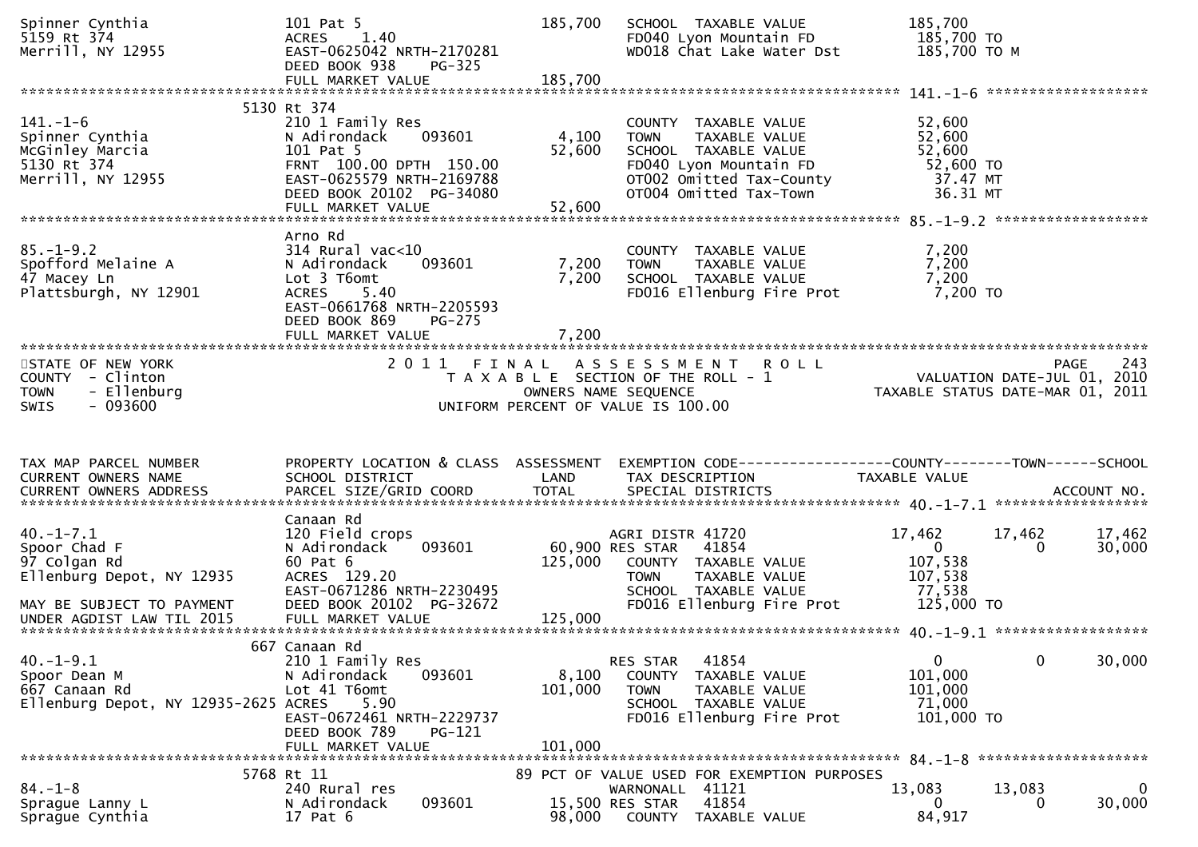```
Spinner Cynthia                101 Pat 5                          185,700   SCHOOL  TAXABLE VALUE              185,700
5159 Rt 374                    ACRES     1.40                               FD040 Lyon Mountain FD              185,700 TO
Merrill, NY 12955              EAST-0625042 NRTH-2170281                    WD018 Chat Lake Water Dst           185,700 TO M
                               DEED BOOK 938     PG-325
                               FULL MARKET VALUE                  185,700
******************************************************************************************************* 141.-1-6 *******************
                          5130 Rt 374
141.-1-6                       210 1 Family Res                             COUNTY  TAXABLE VALUE               52,600
Spinner Cynthia                N Adirondack      093601             4,100   TOWN    TAXABLE VALUE               52,600
McGinley Marcia                101 Pat 5                           52,600   SCHOOL  TAXABLE VALUE               52,600
5130 Rt 374                    FRNT  100.00 DPTH  150.00                    FD040 Lyon Mountain FD               52,600 TO
Merrill, NY 12955              EAST-0625579 NRTH-2169788                    OT002 Omitted Tax-County                 37.47 MT
                               DEED BOOK 20102  PG-34080                    OT004 Omitted Tax-Town                   36.31 MT
                               FULL MARKET VALUE                   52,600
******************************************************************************************************* 85.-1-9.2 ******************
                               Arno Rd
85.-1-9.2                      314 Rural vac<10                             COUNTY  TAXABLE VALUE                7,200
Spofford Melaine A             N Adirondack      093601             7,200   TOWN    TAXABLE VALUE                7,200
47 Macey Ln                    Lot 3 T6omt                          7,200   SCHOOL  TAXABLE VALUE                7,200
Plattsburgh, NY 12901          ACRES     5.40                               FD016 Ellenburg Fire Prot            7,200 TO
                               EAST-0661768 NRTH-2205593
                               DEED BOOK 869     PG-275
                               FULL MARKET VALUE                    7,200
************************************************************************************************************************************
STATE OF NEW YORK                        2 0 1 1   F I N A L   A S S E S S M E N T   R O L L                            PAGE    243
COUNTY  - Clinton                           T A X A B L E  SECTION OF THE ROLL - 1                       VALUATION DATE-JUL 01, 2010
TOWN    - Ellenburg                                 OWNERS NAME SEQUENCE                            TAXABLE STATUS DATE-MAR 01, 2011
SWIS    - 093600                            UNIFORM PERCENT OF VALUE IS 100.00


TAX MAP PARCEL NUMBER          PROPERTY LOCATION & CLASS  ASSESSMENT  EXEMPTION CODE-----------------COUNTY--------TOWN------SCHOOL
CURRENT OWNERS NAME            SCHOOL DISTRICT               LAND     TAX DESCRIPTION             TAXABLE VALUE
CURRENT OWNERS ADDRESS         PARCEL SIZE/GRID COORD        TOTAL    SPECIAL DISTRICTS                                  ACCOUNT NO.
******************************************************************************************************* 40.-1-7.1 ******************
                               Canaan Rd
40.-1-7.1                      120 Field crops                              AGRI DISTR 41720             17,462       17,462       17,462
Spoor Chad F                   N Adirondack      093601            60,900 RES STAR   41854                    0            0       30,000
97 Colgan Rd                   60 Pat 6                           125,000   COUNTY  TAXABLE VALUE              107,538
Ellenburg Depot, NY 12935      ACRES  129.20                                TOWN    TAXABLE VALUE              107,538
                               EAST-0671286 NRTH-2230495                    SCHOOL  TAXABLE VALUE               77,538
MAY BE SUBJECT TO PAYMENT      DEED BOOK 20102  PG-32672                    FD016 Ellenburg Fire Prot          125,000 TO
UNDER AGDIST LAW TIL 2015      FULL MARKET VALUE                  125,000
******************************************************************************************************* 40.-1-9.1 ******************
                           667 Canaan Rd
40.-1-9.1                      210 1 Family Res                             RES STAR   41854                    0            0       30,000
Spoor Dean M                   N Adirondack      093601             8,100   COUNTY  TAXABLE VALUE              101,000
667 Canaan Rd                  Lot 41 T6omt                       101,000   TOWN    TAXABLE VALUE              101,000
Ellenburg Depot, NY 12935-2625 ACRES     5.90                               SCHOOL  TAXABLE VALUE               71,000
                               EAST-0672461 NRTH-2229737                    FD016 Ellenburg Fire Prot          101,000 TO
                               DEED BOOK 789     PG-121
                               FULL MARKET VALUE                  101,000
******************************************************************************************************* 84.-1-8 ********************
                          5768 Rt 11                        89 PCT OF VALUE USED FOR EXEMPTION PURPOSES
84.-1-8                        240 Rural res                                WARNONALL  41121             13,083       13,083            0
Sprague Lanny L                N Adirondack      093601            15,500 RES STAR   41854                    0            0       30,000
Sprague Cynthia                17 Pat 6                            98,000   COUNTY  TAXABLE VALUE               84,917
```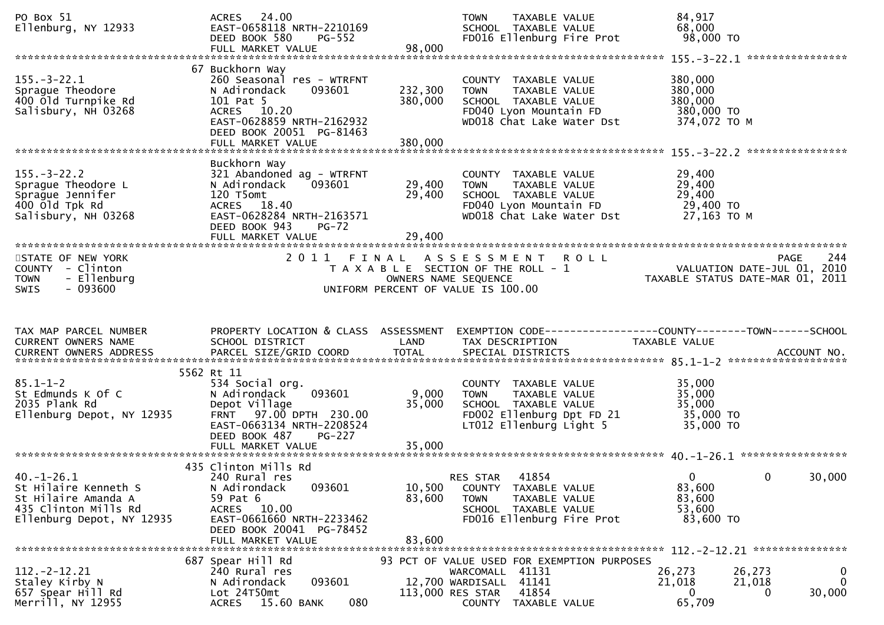```
PO Box 51                      ACRES   24.00                                  TOWN    TAXABLE VALUE              84,917
Ellenburg, NY 12933            EAST-0658118 NRTH-2210169                      SCHOOL  TAXABLE VALUE              68,000
                               DEED BOOK 580     PG-552                       FD016 Ellenburg Fire Prot          98,000 TO
                               FULL MARKET VALUE              98,000
******************************************************************************************************* 155.-3-22.1 ****************
                          67 Buckhorn Way
155.-3-22.1                    260 Seasonal res - WTRFNT                      COUNTY  TAXABLE VALUE             380,000
Sprague Theodore               N Adirondack     093601       232,300          TOWN    TAXABLE VALUE             380,000
400 Old Turnpike Rd            101 Pat 5                     380,000          SCHOOL  TAXABLE VALUE             380,000
Salisbury, NH 03268            ACRES   10.20                                  FD040 Lyon Mountain FD            380,000 TO
                               EAST-0628859 NRTH-2162932                      WD018 Chat Lake Water Dst         374,072 TO M
                               DEED BOOK 20051  PG-81463
                               FULL MARKET VALUE             380,000
******************************************************************************************************* 155.-3-22.2 ****************
                               Buckhorn Way
155.-3-22.2                    321 Abandoned ag - WTRFNT                      COUNTY  TAXABLE VALUE              29,400
Sprague Theodore L             N Adirondack     093601        29,400          TOWN    TAXABLE VALUE              29,400
Sprague Jennifer               120 T5omt                      29,400          SCHOOL  TAXABLE VALUE              29,400
400 Old Tpk Rd                 ACRES   18.40                                  FD040 Lyon Mountain FD             29,400 TO
Salisbury, NH 03268            EAST-0628284 NRTH-2163571                      WD018 Chat Lake Water Dst          27,163 TO M
                               DEED BOOK 943     PG-72
                               FULL MARKET VALUE              29,400
************************************************************************************************************************************
STATE OF NEW YORK                    2 0 1 1   F I N A L   A S S E S S M E N T   R O L L                                  PAGE   244
COUNTY  - Clinton                         T A X A B L E  SECTION OF THE ROLL - 1                       VALUATION DATE-JUL 01, 2010
TOWN    - Ellenburg                                OWNERS NAME SEQUENCE                          TAXABLE STATUS DATE-MAR 01, 2011
SWIS    - 093600                          UNIFORM PERCENT OF VALUE IS 100.00


TAX MAP PARCEL NUMBER          PROPERTY LOCATION & CLASS  ASSESSMENT  EXEMPTION CODE------------------COUNTY--------TOWN------SCHOOL
CURRENT OWNERS NAME            SCHOOL DISTRICT               LAND     TAX DESCRIPTION            TAXABLE VALUE
CURRENT OWNERS ADDRESS         PARCEL SIZE/GRID COORD       TOTAL     SPECIAL DISTRICTS                                  ACCOUNT NO.
******************************************************************************************************* 85.1-1-2 *******************
                        5562 Rt 11
85.1-1-2                       534 Social org.                                COUNTY  TAXABLE VALUE              35,000
St Edmunds K Of C              N Adirondack     093601         9,000          TOWN    TAXABLE VALUE              35,000
2035 Plank Rd                  Depot Village                  35,000          SCHOOL  TAXABLE VALUE              35,000
Ellenburg Depot, NY 12935      FRNT   97.00 DPTH 230.00                       FD002 Ellenburg Dpt FD 21          35,000 TO
                               EAST-0663134 NRTH-2208524                      LT012 Ellenburg Light 5            35,000 TO
                               DEED BOOK 487     PG-227
                               FULL MARKET VALUE              35,000
******************************************************************************************************* 40.-1-26.1 *****************
                         435 Clinton Mills Rd
40.-1-26.1                     240 Rural res                                  RES STAR    41854                 0            0        30,000
St Hilaire Kenneth S           N Adirondack     093601        10,500          COUNTY  TAXABLE VALUE              83,600
St Hilaire Amanda A            59 Pat 6                       83,600          TOWN    TAXABLE VALUE              83,600
435 Clinton Mills Rd           ACRES   10.00                                  SCHOOL  TAXABLE VALUE              53,600
Ellenburg Depot, NY 12935      EAST-0661660 NRTH-2233462                      FD016 Ellenburg Fire Prot          83,600 TO
                               DEED BOOK 20041  PG-78452
                               FULL MARKET VALUE              83,600
******************************************************************************************************* 112.-2-12.21 ***************
                         687 Spear Hill Rd                            93 PCT OF VALUE USED FOR EXEMPTION PURPOSES
112.-2-12.21                   240 Rural res                                  WARCOMALL   41131            26,273       26,273             0
Staley Kirby N                 N Adirondack     093601        12,700 WARDISALL   41141                     21,018       21,018             0
657 Spear Hill Rd              Lot 24T50mt                   113,000 RES STAR    41854                          0            0        30,000
Merrill, NY 12955              ACRES   15.60 BANK     080                     COUNTY  TAXABLE VALUE              65,709
```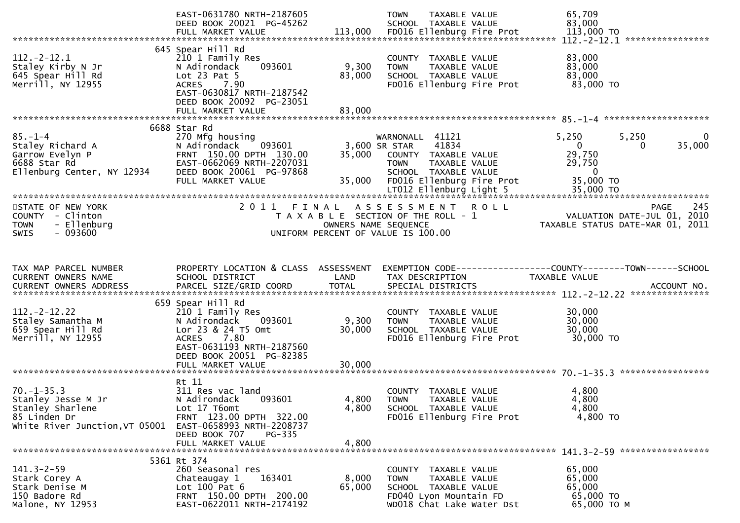```
                              EAST-0631780 NRTH-2187605              TOWN    TAXABLE VALUE              65,709
                              DEED BOOK 20021  PG-45262              SCHOOL  TAXABLE VALUE              83,000
                              FULL MARKET VALUE          113,000     FD016 Ellenburg Fire Prot         113,000 TO
******************************************************************************************************* 112.-2-12.1 ****************
                          645 Spear Hill Rd
112.-2-12.1                   210 1 Family Res                       COUNTY  TAXABLE VALUE              83,000
Staley Kirby N Jr             N Adirondack     093601       9,300    TOWN    TAXABLE VALUE              83,000
645 Spear Hill Rd             Lot 23 Pat 5                 83,000    SCHOOL  TAXABLE VALUE              83,000
Merrill, NY 12955             ACRES    7.90                          FD016 Ellenburg Fire Prot          83,000 TO
                              EAST-0630817 NRTH-2187542
                              DEED BOOK 20092  PG-23051
                              FULL MARKET VALUE           83,000
******************************************************************************************************* 85.-1-4 ********************
                         6688 Star Rd
85.-1-4                       270 Mfg housing                        WARNONALL  41121              5,250        5,250            0
Staley Richard A              N Adirondack     093601       3,600 SR STAR    41834                 0            0       35,000
Garrow Evelyn P               FRNT 150.00 DPTH 130.00      35,000    COUNTY  TAXABLE VALUE              29,750
6688 Star Rd                  EAST-0662069 NRTH-2207031              TOWN    TAXABLE VALUE              29,750
Ellenburg Center, NY 12934    DEED BOOK 20061  PG-97868              SCHOOL  TAXABLE VALUE                   0
                              FULL MARKET VALUE           35,000     FD016 Ellenburg Fire Prot          35,000 TO
                                                                     LT012 Ellenburg Light 5            35,000 TO
************************************************************************************************************************************
STATE OF NEW YORK                           2 0 1 1   F I N A L   A S S E S S M E N T   R O L L                              PAGE    245
COUNTY  - Clinton                              T A X A B L E  SECTION OF THE ROLL - 1                         VALUATION DATE-JUL 01, 2010
TOWN    - Ellenburg                                  OWNERS NAME SEQUENCE                               TAXABLE STATUS DATE-MAR 01, 2011
SWIS    - 093600                                UNIFORM PERCENT OF VALUE IS 100.00


TAX MAP PARCEL NUMBER          PROPERTY LOCATION & CLASS  ASSESSMENT  EXEMPTION CODE------------------COUNTY--------TOWN------SCHOOL
CURRENT OWNERS NAME            SCHOOL DISTRICT               LAND     TAX DESCRIPTION               TAXABLE VALUE
CURRENT OWNERS ADDRESS         PARCEL SIZE/GRID COORD        TOTAL    SPECIAL DISTRICTS                                    ACCOUNT NO.
******************************************************************************************************* 112.-2-12.22 ***************
                          659 Spear Hill Rd
112.-2-12.22                  210 1 Family Res                       COUNTY  TAXABLE VALUE              30,000
Staley Samantha M             N Adirondack     093601       9,300    TOWN    TAXABLE VALUE              30,000
659 Spear Hill Rd             Lor 23 & 24 T5 Omt           30,000    SCHOOL  TAXABLE VALUE              30,000
Merrill, NY 12955             ACRES    7.80                          FD016 Ellenburg Fire Prot          30,000 TO
                              EAST-0631193 NRTH-2187560
                              DEED BOOK 20051  PG-82385
                              FULL MARKET VALUE           30,000
******************************************************************************************************* 70.-1-35.3 *****************
                              Rt 11
70.-1-35.3                    311 Res vac land                       COUNTY  TAXABLE VALUE               4,800
Stanley Jesse M Jr            N Adirondack     093601       4,800    TOWN    TAXABLE VALUE               4,800
Stanley Sharlene              Lot 17 T6omt                  4,800    SCHOOL  TAXABLE VALUE               4,800
85 Linden Dr                  FRNT 123.00 DPTH 322.00                FD016 Ellenburg Fire Prot           4,800 TO
White River Junction,VT 05001 EAST-0658993 NRTH-2208737
                              DEED BOOK 707    PG-335
                              FULL MARKET VALUE            4,800
******************************************************************************************************* 141.3-2-59 *****************
                         5361 Rt 374
141.3-2-59                    260 Seasonal res                       COUNTY  TAXABLE VALUE              65,000
Stark Corey A                 Chateaugay 1     163401       8,000    TOWN    TAXABLE VALUE              65,000
Stark Denise M                Lot 100 Pat 6                65,000    SCHOOL  TAXABLE VALUE              65,000
150 Badore Rd                 FRNT 150.00 DPTH 200.00                FD040 Lyon Mountain FD             65,000 TO
Malone, NY 12953              EAST-0622011 NRTH-2174192              WD018 Chat Lake Water Dst          65,000 TO M
```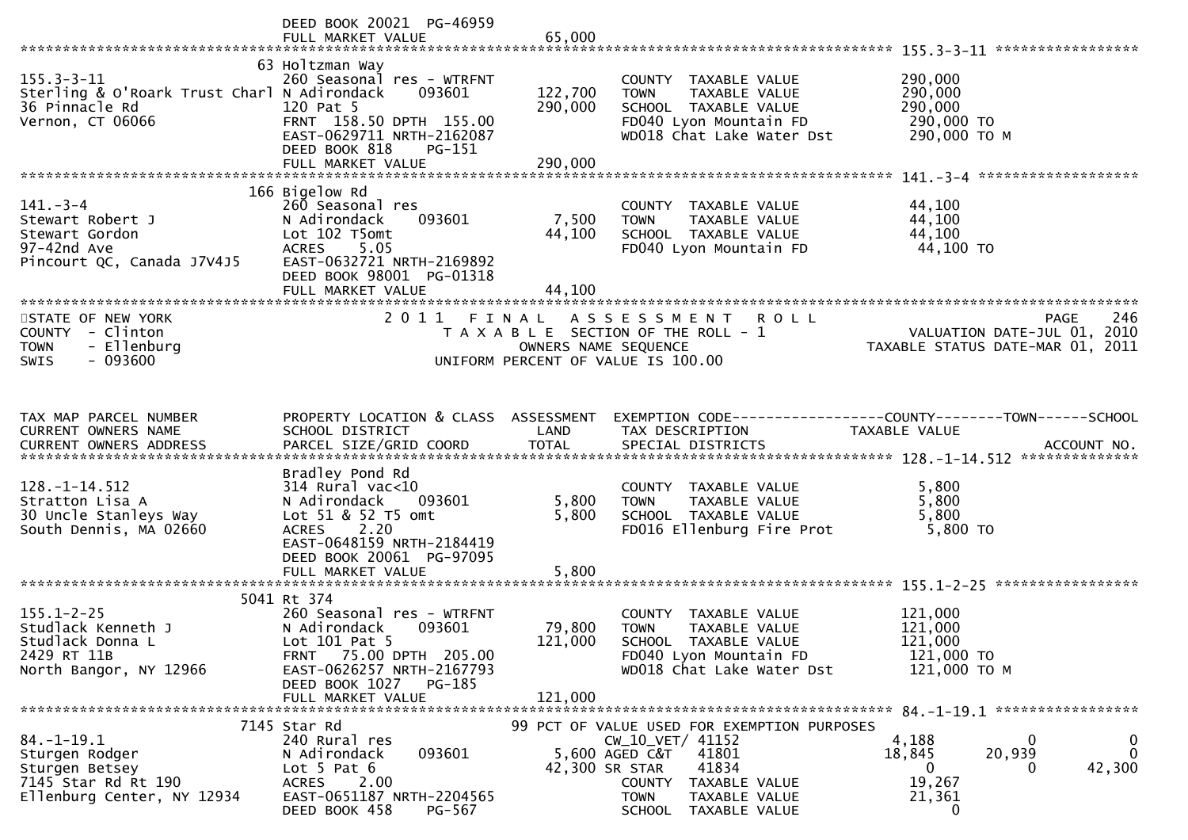```
                                DEED BOOK 20021  PG-46959
                                FULL MARKET VALUE              65,000
******************************************************************************************************* 155.3-3-11 *****************
                              63 Holtzman Way
155.3-3-11                      260 Seasonal res - WTRFNT               COUNTY  TAXABLE VALUE           290,000
Sterling & O'Roark Trust Charl  N Adirondack     093601      122,700    TOWN    TAXABLE VALUE           290,000
36 Pinnacle Rd                  120 Pat 5                     290,000   SCHOOL  TAXABLE VALUE           290,000
Vernon, CT 06066                FRNT  158.50 DPTH  155.00               FD040 Lyon Mountain FD           290,000 TO
                                EAST-0629711 NRTH-2162087               WD018 Chat Lake Water Dst        290,000 TO M
                                DEED BOOK 818     PG-151
                                FULL MARKET VALUE             290,000
******************************************************************************************************* 141.-3-4 *******************
                             166 Bigelow Rd
141.-3-4                        260 Seasonal res                        COUNTY  TAXABLE VALUE            44,100
Stewart Robert J                N Adirondack     093601        7,500    TOWN    TAXABLE VALUE            44,100
Stewart Gordon                  Lot 102 T5omt                  44,100   SCHOOL  TAXABLE VALUE            44,100
97-42nd Ave                     ACRES     5.05                          FD040 Lyon Mountain FD            44,100 TO
Pincourt QC, Canada J7V4J5      EAST-0632721 NRTH-2169892
                                DEED BOOK 98001  PG-01318
                                FULL MARKET VALUE              44,100
************************************************************************************************************************************
STATE OF NEW YORK                        2 0 1 1   F I N A L   A S S E S S M E N T   R O L L                              PAGE   246
COUNTY  - Clinton                          T A X A B L E  SECTION OF THE ROLL - 1                           VALUATION DATE-JUL 01, 2010
TOWN    - Ellenburg                              OWNERS NAME SEQUENCE                                 TAXABLE STATUS DATE-MAR 01, 2011
SWIS    - 093600                           UNIFORM PERCENT OF VALUE IS 100.00


TAX MAP PARCEL NUMBER           PROPERTY LOCATION & CLASS  ASSESSMENT  EXEMPTION CODE------------------COUNTY--------TOWN------SCHOOL
CURRENT OWNERS NAME             SCHOOL DISTRICT               LAND      TAX DESCRIPTION              TAXABLE VALUE
CURRENT OWNERS ADDRESS          PARCEL SIZE/GRID COORD        TOTAL     SPECIAL DISTRICTS                                ACCOUNT NO.
******************************************************************************************************* 128.-1-14.512 **************
                                Bradley Pond Rd
128.-1-14.512                   314 Rural vac<10                        COUNTY  TAXABLE VALUE             5,800
Stratton Lisa A                 N Adirondack     093601        5,800    TOWN    TAXABLE VALUE             5,800
30 Uncle Stanleys Way           Lot 51 & 52 T5 omt              5,800   SCHOOL  TAXABLE VALUE             5,800
South Dennis, MA 02660          ACRES     2.20                          FD016 Ellenburg Fire Prot          5,800 TO
                                EAST-0648159 NRTH-2184419
                                DEED BOOK 20061  PG-97095
                                FULL MARKET VALUE               5,800
******************************************************************************************************* 155.1-2-25 *****************
                            5041 Rt 374
155.1-2-25                      260 Seasonal res - WTRFNT               COUNTY  TAXABLE VALUE           121,000
Studlack Kenneth J              N Adirondack     093601       79,800    TOWN    TAXABLE VALUE           121,000
Studlack Donna L                Lot 101 Pat 5                 121,000   SCHOOL  TAXABLE VALUE           121,000
2429 RT 11B                     FRNT   75.00 DPTH  205.00               FD040 Lyon Mountain FD           121,000 TO
North Bangor, NY 12966          EAST-0626257 NRTH-2167793               WD018 Chat Lake Water Dst        121,000 TO M
                                DEED BOOK 1027    PG-185
                                FULL MARKET VALUE             121,000
******************************************************************************************************* 84.-1-19.1 *****************
                            7145 Star Rd                         99 PCT OF VALUE USED FOR EXEMPTION PURPOSES
84.-1-19.1                      240 Rural res                          CW_10_VET/ 41152                 4,188           0            0
Sturgen Rodger                  N Adirondack     093601        5,600 AGED C&T   41801                  18,845      20,939            0
Sturgen Betsey                  Lot 5 Pat 6                   42,300 SR STAR    41834                       0           0       42,300
7145 Star Rd Rt 190             ACRES     2.00                          COUNTY  TAXABLE VALUE            19,267
Ellenburg Center, NY 12934      EAST-0651187 NRTH-2204565               TOWN    TAXABLE VALUE            21,361
                                DEED BOOK 458     PG-567                SCHOOL  TAXABLE VALUE                 0
```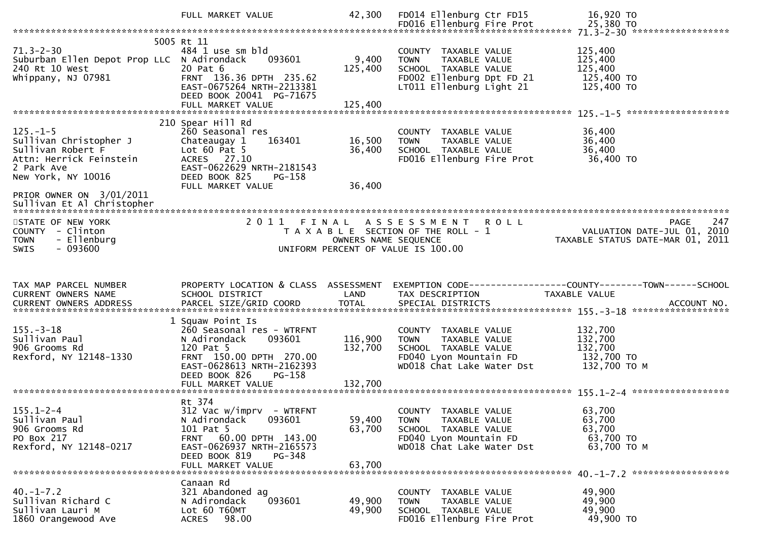```
                              FULL MARKET VALUE               42,300   FD014 Ellenburg Ctr FD15                16,920 TO
                                                                       FD016 Ellenburg Fire Prot               25,380 TO
******************************************************************************************************* 71.3-2-30 ******************
                           5005 Rt 11
71.3-2-30                     484 1 use sm bld                         COUNTY  TAXABLE VALUE                  125,400
Suburban Ellen Depot Prop LLC N Adirondack      093601        9,400    TOWN    TAXABLE VALUE                  125,400
240 Rt 10 West                20 Pat 6                      125,400    SCHOOL  TAXABLE VALUE                  125,400
Whippany, NJ 07981            FRNT  136.36 DPTH  235.62                FD002 Ellenburg Dpt FD 21               125,400 TO
                              EAST-0675264 NRTH-2213381                LT011 Ellenburg Light 21                125,400 TO
                              DEED BOOK 20041  PG-71675
                              FULL MARKET VALUE              125,400
******************************************************************************************************* 125.-1-5 *******************
                           210 Spear Hill Rd
125.-1-5                      260 Seasonal res                         COUNTY  TAXABLE VALUE                   36,400
Sullivan Christopher J        Chateaugay 1      163401       16,500    TOWN    TAXABLE VALUE                   36,400
Sullivan Robert F             Lot 60 Pat 5                   36,400    SCHOOL  TAXABLE VALUE                   36,400
Attn: Herrick Feinstein       ACRES   27.10                            FD016 Ellenburg Fire Prot                36,400 TO
2 Park Ave                    EAST-0622629 NRTH-2181543
New York, NY 10016            DEED BOOK 825     PG-158
                              FULL MARKET VALUE               36,400
PRIOR OWNER ON  3/01/2011
Sullivan Et Al Christopher
************************************************************************************************************************************
STATE OF NEW YORK                           2 0 1 1   F I N A L   A S S E S S M E N T   R O L L                              PAGE    247
COUNTY  - Clinton                               T A X A B L E  SECTION OF THE ROLL - 1                          VALUATION DATE-JUL 01, 2010
TOWN    - Ellenburg                                    OWNERS NAME SEQUENCE                                 TAXABLE STATUS DATE-MAR 01, 2011
SWIS    - 093600                                 UNIFORM PERCENT OF VALUE IS 100.00


TAX MAP PARCEL NUMBER         PROPERTY LOCATION & CLASS  ASSESSMENT  EXEMPTION CODE------------------COUNTY--------TOWN------SCHOOL
CURRENT OWNERS NAME           SCHOOL DISTRICT               LAND      TAX DESCRIPTION                TAXABLE VALUE
CURRENT OWNERS ADDRESS        PARCEL SIZE/GRID COORD        TOTAL     SPECIAL DISTRICTS                                    ACCOUNT NO.
******************************************************************************************************* 155.-3-18 ******************
                            1 Squaw Point Is
155.-3-18                     260 Seasonal res - WTRFNT                COUNTY  TAXABLE VALUE                  132,700
Sullivan Paul                 N Adirondack      093601      116,900    TOWN    TAXABLE VALUE                  132,700
906 Grooms Rd                 120 Pat 5                     132,700    SCHOOL  TAXABLE VALUE                  132,700
Rexford, NY 12148-1330        FRNT  150.00 DPTH  270.00                FD040 Lyon Mountain FD                  132,700 TO
                              EAST-0628613 NRTH-2162393                WD018 Chat Lake Water Dst               132,700 TO M
                              DEED BOOK 826     PG-158
                              FULL MARKET VALUE              132,700
******************************************************************************************************* 155.1-2-4 ******************
                              Rt 374
155.1-2-4                     312 Vac w/imprv  - WTRFNT                COUNTY  TAXABLE VALUE                   63,700
Sullivan Paul                 N Adirondack      093601       59,400    TOWN    TAXABLE VALUE                   63,700
906 Grooms Rd                 101 Pat 5                      63,700    SCHOOL  TAXABLE VALUE                   63,700
PO Box 217                    FRNT   60.00 DPTH  143.00                FD040 Lyon Mountain FD                   63,700 TO
Rexford, NY 12148-0217        EAST-0626937 NRTH-2165573                WD018 Chat Lake Water Dst                63,700 TO M
                              DEED BOOK 819     PG-348
                              FULL MARKET VALUE               63,700
******************************************************************************************************* 40.-1-7.2 ******************
                              Canaan Rd
40.-1-7.2                     321 Abandoned ag                         COUNTY  TAXABLE VALUE                   49,900
Sullivan Richard C            N Adirondack      093601       49,900    TOWN    TAXABLE VALUE                   49,900
Sullivan Lauri M              Lot 60 T60MT                   49,900    SCHOOL  TAXABLE VALUE                   49,900
1860 Orangewood Ave           ACRES   98.00                            FD016 Ellenburg Fire Prot                49,900 TO
```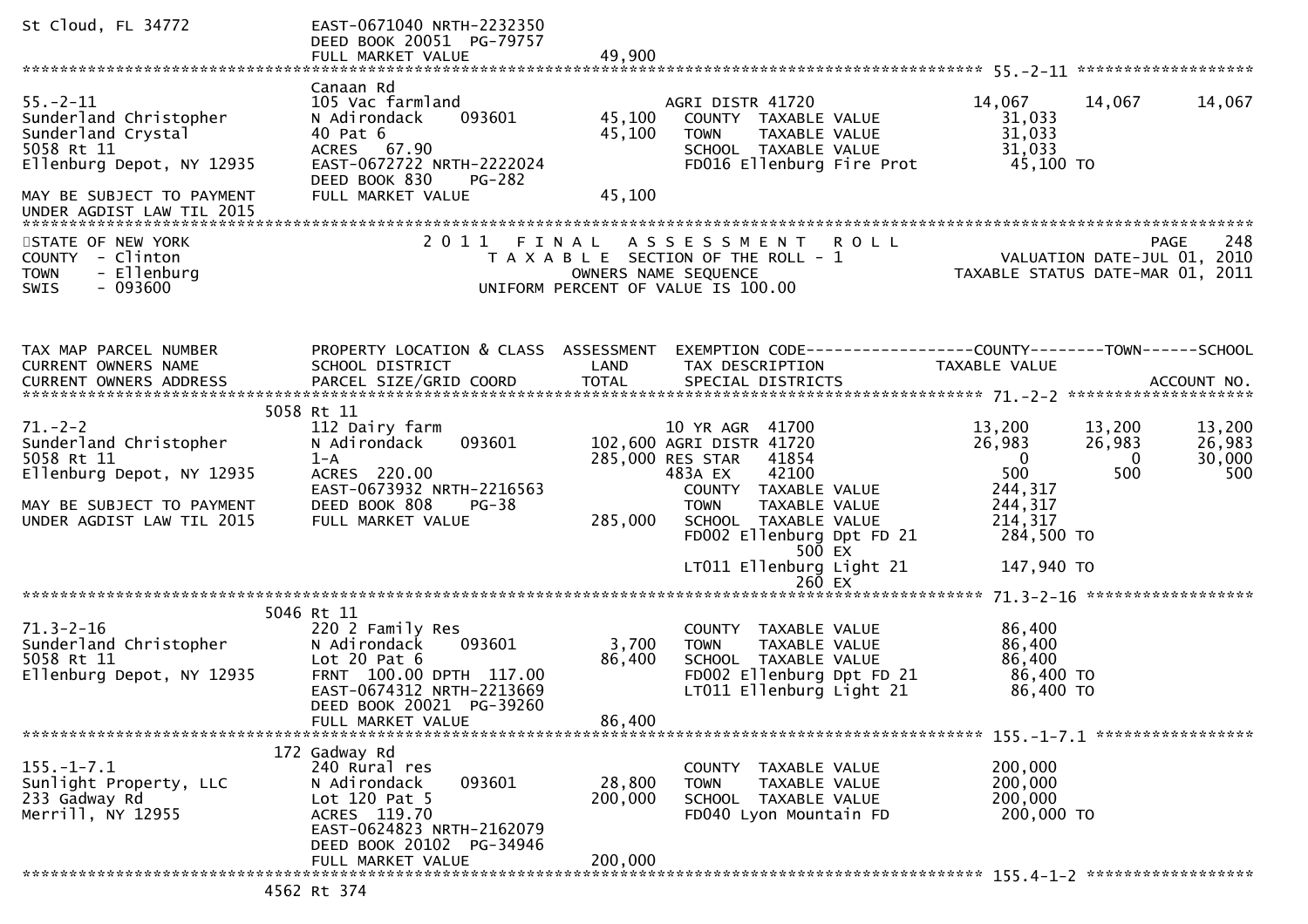```
St Cloud, FL 34772              EAST-0671040 NRTH-2232350
                                DEED BOOK 20051  PG-79757
                                FULL MARKET VALUE             49,900
******************************************************************************************************* 55.-2-11 ********************
                                Canaan Rd
55.-2-11                        105 Vac farmland                       AGRI DISTR 41720               14,067      14,067      14,067
Sunderland Christopher          N Adirondack     093601       45,100     COUNTY  TAXABLE VALUE          31,033
Sunderland Crystal              40 Pat 6                      45,100     TOWN    TAXABLE VALUE          31,033
5058 Rt 11                      ACRES   67.90                            SCHOOL  TAXABLE VALUE          31,033
Ellenburg Depot, NY 12935       EAST-0672722 NRTH-2222024                FD016 Ellenburg Fire Prot       45,100 TO
                                DEED BOOK 830     PG-282
MAY BE SUBJECT TO PAYMENT       FULL MARKET VALUE             45,100
UNDER AGDIST LAW TIL 2015
************************************************************************************************************************************
STATE OF NEW YORK                    2 0 1 1   F I N A L   A S S E S S M E N T   R O L L                                  PAGE    248
COUNTY  - Clinton                       T A X A B L E  SECTION OF THE ROLL - 1                          VALUATION DATE-JUL 01, 2010
TOWN    - Ellenburg                            OWNERS NAME SEQUENCE                                 TAXABLE STATUS DATE-MAR 01, 2011
SWIS    - 093600                       UNIFORM PERCENT OF VALUE IS 100.00



TAX MAP PARCEL NUMBER           PROPERTY LOCATION & CLASS  ASSESSMENT  EXEMPTION CODE------------------COUNTY--------TOWN------SCHOOL
CURRENT OWNERS NAME             SCHOOL DISTRICT               LAND      TAX DESCRIPTION            TAXABLE VALUE
CURRENT OWNERS ADDRESS          PARCEL SIZE/GRID COORD        TOTAL     SPECIAL DISTRICTS                                ACCOUNT NO.
******************************************************************************************************* 71.-2-2 ********************
                           5058 Rt 11
71.-2-2                         112 Dairy farm                         10 YR AGR  41700               13,200      13,200      13,200
Sunderland Christopher          N Adirondack     093601      102,600 AGRI DISTR 41720               26,983      26,983      26,983
5058 Rt 11                      1-A                          285,000 RES STAR   41854                    0           0      30,000
Ellenburg Depot, NY 12935       ACRES  220.00                        483A EX    42100                  500         500         500
                                EAST-0673932 NRTH-2216563                COUNTY  TAXABLE VALUE         244,317
MAY BE SUBJECT TO PAYMENT       DEED BOOK 808     PG-38                  TOWN    TAXABLE VALUE         244,317
UNDER AGDIST LAW TIL 2015       FULL MARKET VALUE            285,000     SCHOOL  TAXABLE VALUE         214,317
                                                                         FD002 Ellenburg Dpt FD 21      284,500 TO
                                                                                        500 EX
                                                                         LT011 Ellenburg Light 21       147,940 TO
                                                                                        260 EX
******************************************************************************************************* 71.3-2-16 ******************
                           5046 Rt 11
71.3-2-16                       220 2 Family Res                         COUNTY  TAXABLE VALUE          86,400
Sunderland Christopher          N Adirondack     093601        3,700     TOWN    TAXABLE VALUE          86,400
5058 Rt 11                      Lot 20 Pat 6                  86,400     SCHOOL  TAXABLE VALUE          86,400
Ellenburg Depot, NY 12935       FRNT  100.00 DPTH  117.00                FD002 Ellenburg Dpt FD 21       86,400 TO
                                EAST-0674312 NRTH-2213669                LT011 Ellenburg Light 21        86,400 TO
                                DEED BOOK 20021  PG-39260
                                FULL MARKET VALUE             86,400
******************************************************************************************************* 155.-1-7.1 *****************
                            172 Gadway Rd
155.-1-7.1                      240 Rural res                            COUNTY  TAXABLE VALUE         200,000
Sunlight Property, LLC          N Adirondack     093601       28,800     TOWN    TAXABLE VALUE         200,000
233 Gadway Rd                   Lot 120 Pat 5                200,000     SCHOOL  TAXABLE VALUE         200,000
Merrill, NY 12955               ACRES  119.70                            FD040 Lyon Mountain FD         200,000 TO
                                EAST-0624823 NRTH-2162079
                                DEED BOOK 20102  PG-34946
                                FULL MARKET VALUE            200,000
******************************************************************************************************* 155.4-1-2 ******************
                           4562 Rt 374
```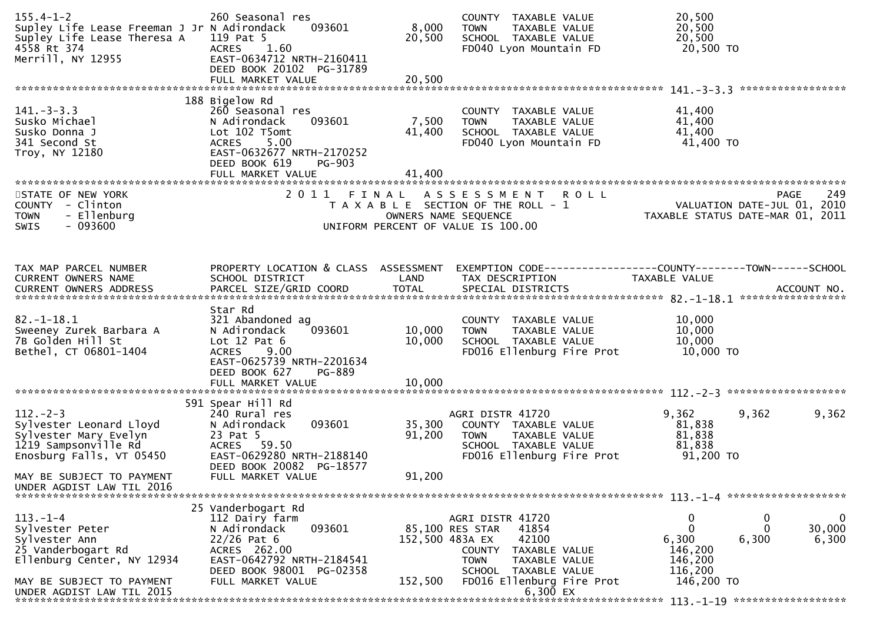```
155.4-1-2                       260 Seasonal res                             COUNTY  TAXABLE VALUE             20,500
Supley Life Lease Freeman J Jr N Adirondack     093601         8,000   TOWN    TAXABLE VALUE             20,500
Supley Life Lease Theresa A     119 Pat 5                     20,500   SCHOOL  TAXABLE VALUE             20,500
4558 Rt 374                     ACRES    1.60                          FD040 Lyon Mountain FD             20,500 TO
Merrill, NY 12955               EAST-0634712 NRTH-2160411
                                DEED BOOK 20102  PG-31789
                                FULL MARKET VALUE             20,500
******************************************************************************************************* 141.-3-3.3 *****************
                               188 Bigelow Rd
141.-3-3.3                      260 Seasonal res                             COUNTY  TAXABLE VALUE             41,400
Susko Michael                   N Adirondack     093601         7,500   TOWN    TAXABLE VALUE             41,400
Susko Donna J                   Lot 102 T5omt                 41,400   SCHOOL  TAXABLE VALUE             41,400
341 Second St                   ACRES    5.00                          FD040 Lyon Mountain FD             41,400 TO
Troy, NY 12180                  EAST-0632677 NRTH-2170252
                                DEED BOOK 619    PG-903
                                FULL MARKET VALUE             41,400
************************************************************************************************************************************
STATE OF NEW YORK                    2 0 1 1   F I N A L   A S S E S S M E N T   R O L L                              PAGE    249
COUNTY  - Clinton                          T A X A B L E  SECTION OF THE ROLL - 1                         VALUATION DATE-JUL 01, 2010
TOWN    - Ellenburg                              OWNERS NAME SEQUENCE                               TAXABLE STATUS DATE-MAR 01, 2011
SWIS    - 093600                          UNIFORM PERCENT OF VALUE IS 100.00



TAX MAP PARCEL NUMBER           PROPERTY LOCATION & CLASS  ASSESSMENT  EXEMPTION CODE------------------COUNTY--------TOWN------SCHOOL
CURRENT OWNERS NAME             SCHOOL DISTRICT               LAND      TAX DESCRIPTION            TAXABLE VALUE
CURRENT OWNERS ADDRESS          PARCEL SIZE/GRID COORD        TOTAL     SPECIAL DISTRICTS                                ACCOUNT NO.
******************************************************************************************************* 82.-1-18.1 *****************
                                Star Rd
82.-1-18.1                      321 Abandoned ag                             COUNTY  TAXABLE VALUE             10,000
Sweeney Zurek Barbara A         N Adirondack     093601        10,000   TOWN    TAXABLE VALUE             10,000
7B Golden Hill St               Lot 12 Pat 6                  10,000   SCHOOL  TAXABLE VALUE             10,000
Bethel, CT 06801-1404           ACRES    9.00                          FD016 Ellenburg Fire Prot          10,000 TO
                                EAST-0625739 NRTH-2201634
                                DEED BOOK 627    PG-889
                                FULL MARKET VALUE             10,000
******************************************************************************************************* 112.-2-3 *******************
                               591 Spear Hill Rd
112.-2-3                        240 Rural res                          AGRI DISTR 41720              9,362      9,362       9,362
Sylvester Leonard Lloyd         N Adirondack     093601        35,300   COUNTY  TAXABLE VALUE             81,838
Sylvester Mary Evelyn           23 Pat 5                      91,200   TOWN    TAXABLE VALUE             81,838
1219 Sampsonville Rd            ACRES   59.50                          SCHOOL  TAXABLE VALUE             81,838
Enosburg Falls, VT 05450        EAST-0629280 NRTH-2188140              FD016 Ellenburg Fire Prot          91,200 TO
                                DEED BOOK 20082  PG-18577
MAY BE SUBJECT TO PAYMENT       FULL MARKET VALUE             91,200
UNDER AGDIST LAW TIL 2016
******************************************************************************************************* 113.-1-4 *******************
                                25 Vanderbogart Rd
113.-1-4                        112 Dairy farm                         AGRI DISTR 41720                  0          0           0
Sylvester Peter                 N Adirondack     093601        85,100 RES STAR    41854                  0          0      30,000
Sylvester Ann                   22/26 Pat 6                  152,500 483A EX     42100              6,300      6,300       6,300
25 Vanderbogart Rd              ACRES  262.00                          COUNTY  TAXABLE VALUE            146,200
Ellenburg Center, NY 12934      EAST-0642792 NRTH-2184541              TOWN    TAXABLE VALUE            146,200
                                DEED BOOK 98001  PG-02358              SCHOOL  TAXABLE VALUE            116,200
MAY BE SUBJECT TO PAYMENT       FULL MARKET VALUE            152,500   FD016 Ellenburg Fire Prot         146,200 TO
UNDER AGDIST LAW TIL 2015                                                          6,300 EX
******************************************************************************************************* 113.-1-19 ******************
```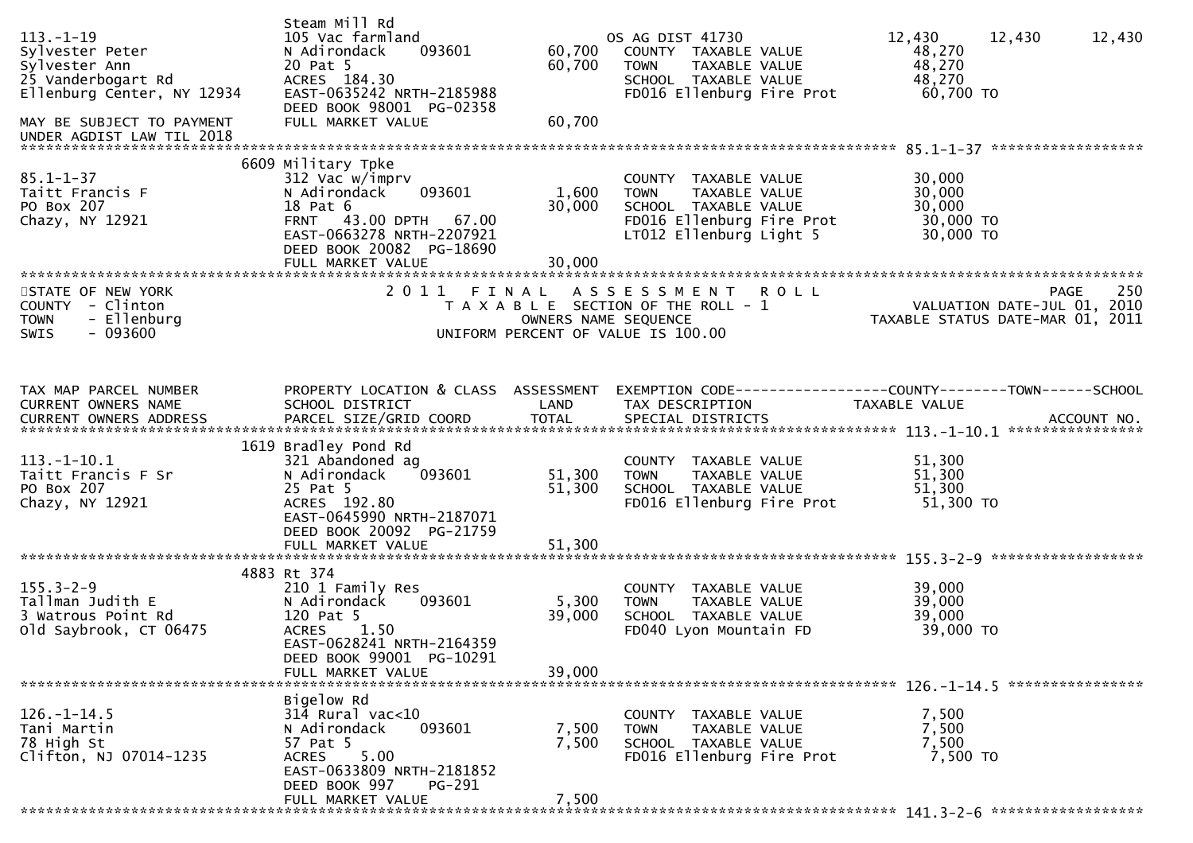```
                               Steam Mill Rd
113.-1-19                      105 Vac farmland                     OS AG DIST 41730              12,430      12,430      12,430
Sylvester Peter                N Adirondack     093601      60,700   COUNTY  TAXABLE VALUE          48,270
Sylvester Ann                  20 Pat 5                     60,700   TOWN    TAXABLE VALUE          48,270
25 Vanderbogart Rd             ACRES  184.30                         SCHOOL  TAXABLE VALUE          48,270
Ellenburg Center, NY 12934     EAST-0635242 NRTH-2185988             FD016 Ellenburg Fire Prot       60,700 TO
                               DEED BOOK 98001  PG-02358
MAY BE SUBJECT TO PAYMENT      FULL MARKET VALUE            60,700
UNDER AGDIST LAW TIL 2018
*********************************************************************************************** 85.1-1-37 ******************
                          6609 Military Tpke
85.1-1-37                      312 Vac w/imprv                       COUNTY  TAXABLE VALUE          30,000
Taitt Francis F                N Adirondack     093601       1,600   TOWN    TAXABLE VALUE          30,000
PO Box 207                     18 Pat 6                     30,000   SCHOOL  TAXABLE VALUE          30,000
Chazy, NY 12921                FRNT   43.00 DPTH   67.00             FD016 Ellenburg Fire Prot       30,000 TO
                               EAST-0663278 NRTH-2207921             LT012 Ellenburg Light 5         30,000 TO
                               DEED BOOK 20082  PG-18690
                               FULL MARKET VALUE            30,000
******************************************************************************************************************************
STATE OF NEW YORK                  2 0 1 1   F I N A L   A S S E S S M E N T   R O L L                         PAGE    250
COUNTY  - Clinton                      T A X A B L E  SECTION OF THE ROLL - 1                      VALUATION DATE-JUL 01, 2010
TOWN    - Ellenburg                          OWNERS NAME SEQUENCE                             TAXABLE STATUS DATE-MAR 01, 2011
SWIS    - 093600                       UNIFORM PERCENT OF VALUE IS 100.00


TAX MAP PARCEL NUMBER          PROPERTY LOCATION & CLASS  ASSESSMENT  EXEMPTION CODE------------------COUNTY--------TOWN------SCHOOL
CURRENT OWNERS NAME            SCHOOL DISTRICT               LAND      TAX DESCRIPTION                TAXABLE VALUE
CURRENT OWNERS ADDRESS         PARCEL SIZE/GRID COORD        TOTAL     SPECIAL DISTRICTS                                    ACCOUNT NO.
*********************************************************************************************** 113.-1-10.1 ****************
                          1619 Bradley Pond Rd
113.-1-10.1                    321 Abandoned ag                      COUNTY  TAXABLE VALUE          51,300
Taitt Francis F Sr             N Adirondack     093601      51,300   TOWN    TAXABLE VALUE          51,300
PO Box 207                     25 Pat 5                     51,300   SCHOOL  TAXABLE VALUE          51,300
Chazy, NY 12921                ACRES  192.80                         FD016 Ellenburg Fire Prot       51,300 TO
                               EAST-0645990 NRTH-2187071
                               DEED BOOK 20092  PG-21759
                               FULL MARKET VALUE            51,300
*********************************************************************************************** 155.3-2-9 ******************
                          4883 Rt 374
155.3-2-9                      210 1 Family Res                      COUNTY  TAXABLE VALUE          39,000
Tallman Judith E               N Adirondack     093601       5,300   TOWN    TAXABLE VALUE          39,000
3 Watrous Point Rd             120 Pat 5                    39,000   SCHOOL  TAXABLE VALUE          39,000
Old Saybrook, CT 06475         ACRES    1.50                         FD040 Lyon Mountain FD          39,000 TO
                               EAST-0628241 NRTH-2164359
                               DEED BOOK 99001  PG-10291
                               FULL MARKET VALUE            39,000
*********************************************************************************************** 126.-1-14.5 ****************
                               Bigelow Rd
126.-1-14.5                    314 Rural vac<10                      COUNTY  TAXABLE VALUE           7,500
Tani Martin                    N Adirondack     093601       7,500   TOWN    TAXABLE VALUE           7,500
78 High St                     57 Pat 5                      7,500   SCHOOL  TAXABLE VALUE           7,500
Clifton, NJ 07014-1235         ACRES    5.00                         FD016 Ellenburg Fire Prot        7,500 TO
                               EAST-0633809 NRTH-2181852
                               DEED BOOK 997    PG-291
                               FULL MARKET VALUE             7,500
*********************************************************************************************** 141.3-2-6 ******************
```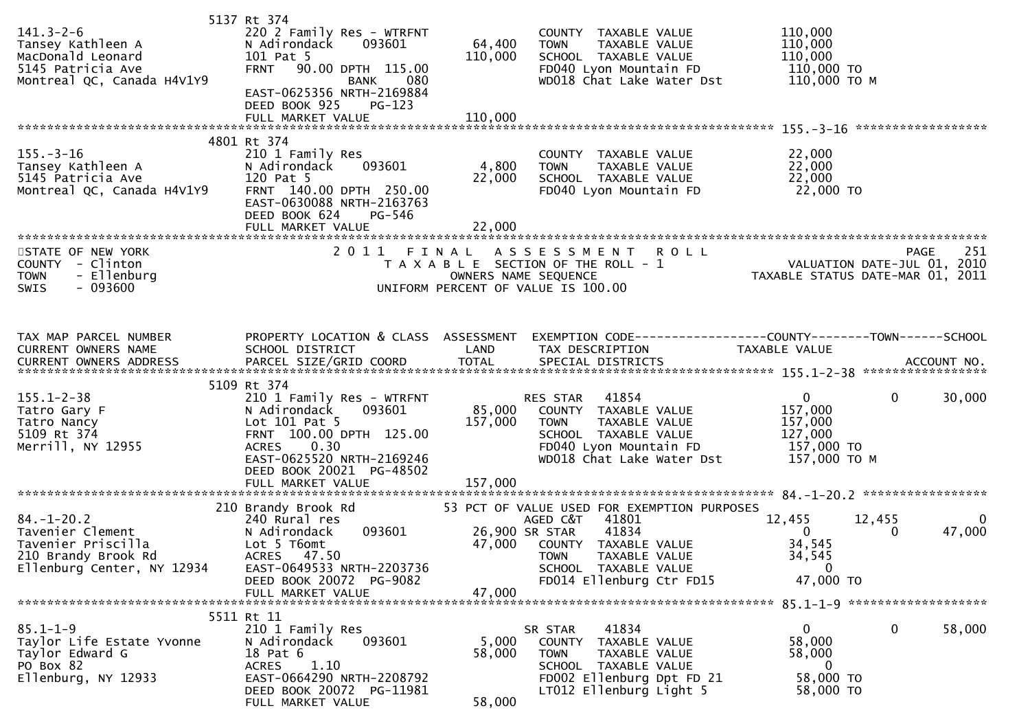```
                       5137 Rt 374
141.3-2-6                   220 2 Family Res - WTRFNT              COUNTY  TAXABLE VALUE          110,000
Tansey Kathleen A           N Adirondack    093601      64,400   TOWN    TAXABLE VALUE          110,000
MacDonald Leonard           101 Pat 5                  110,000   SCHOOL  TAXABLE VALUE          110,000
5145 Patricia Ave           FRNT   90.00 DPTH  115.00            FD040 Lyon Mountain FD          110,000 TO
Montreal QC, Canada H4V1Y9             BANK     080              WD018 Chat Lake Water Dst       110,000 TO M
                            EAST-0625356 NRTH-2169884
                            DEED BOOK 925     PG-123
                            FULL MARKET VALUE          110,000
******************************************************************************************************* 155.-3-16 *****************
                       4801 Rt 374
155.-3-16                   210 1 Family Res                       COUNTY  TAXABLE VALUE           22,000
Tansey Kathleen A           N Adirondack    093601       4,800   TOWN    TAXABLE VALUE           22,000
5145 Patricia Ave           120 Pat 5                   22,000   SCHOOL  TAXABLE VALUE           22,000
Montreal QC, Canada H4V1Y9  FRNT  140.00 DPTH  250.00            FD040 Lyon Mountain FD           22,000 TO
                            EAST-0630088 NRTH-2163763
                            DEED BOOK 624     PG-546
                            FULL MARKET VALUE           22,000
************************************************************************************************************************************
STATE OF NEW YORK                  2 0 1 1   F I N A L   A S S E S S M E N T   R O L L                                 PAGE    251
COUNTY  - Clinton                          T A X A B L E  SECTION OF THE ROLL - 1                      VALUATION DATE-JUL 01, 2010
TOWN    - Ellenburg                              OWNERS NAME SEQUENCE                          TAXABLE STATUS DATE-MAR 01, 2011
SWIS    - 093600                          UNIFORM PERCENT OF VALUE IS 100.00


TAX MAP PARCEL NUMBER          PROPERTY LOCATION & CLASS  ASSESSMENT  EXEMPTION CODE------------------COUNTY--------TOWN------SCHOOL
CURRENT OWNERS NAME            SCHOOL DISTRICT               LAND      TAX DESCRIPTION              TAXABLE VALUE
CURRENT OWNERS ADDRESS         PARCEL SIZE/GRID COORD        TOTAL     SPECIAL DISTRICTS                                  ACCOUNT NO.
******************************************************************************************************* 155.1-2-38 ****************
                       5109 Rt 374
155.1-2-38                  210 1 Family Res - WTRFNT             RES STAR   41854                 0            0       30,000
Tatro Gary F                N Adirondack    093601      85,000   COUNTY  TAXABLE VALUE          157,000
Tatro Nancy                 Lot 101 Pat 5              157,000   TOWN    TAXABLE VALUE          157,000
5109 Rt 374                 FRNT  100.00 DPTH  125.00            SCHOOL  TAXABLE VALUE          127,000
Merrill, NY 12955           ACRES     0.30                       FD040 Lyon Mountain FD          157,000 TO
                            EAST-0625520 NRTH-2169246            WD018 Chat Lake Water Dst       157,000 TO M
                            DEED BOOK 20021  PG-48502
                            FULL MARKET VALUE          157,000
******************************************************************************************************* 84.-1-20.2 ****************
                        210 Brandy Brook Rd            53 PCT OF VALUE USED FOR EXEMPTION PURPOSES
84.-1-20.2                  240 Rural res                         AGED C&T   41801            12,455       12,455            0
Tavenier Clement            N Adirondack    093601      26,900 SR STAR     41834                 0            0       47,000
Tavenier Priscilla          Lot 5 T6omt                 47,000   COUNTY  TAXABLE VALUE           34,545
210 Brandy Brook Rd         ACRES    47.50                       TOWN    TAXABLE VALUE           34,545
Ellenburg Center, NY 12934  EAST-0649533 NRTH-2203736            SCHOOL  TAXABLE VALUE                0
                            DEED BOOK 20072  PG-9082             FD014 Ellenburg Ctr FD15         47,000 TO
                            FULL MARKET VALUE           47,000
******************************************************************************************************* 85.1-1-9 ******************
                       5511 Rt 11
85.1-1-9                    210 1 Family Res                      SR STAR    41834                 0            0       58,000
Taylor Life Estate Yvonne   N Adirondack    093601       5,000   COUNTY  TAXABLE VALUE           58,000
Taylor Edward G             18 Pat 6                    58,000   TOWN    TAXABLE VALUE           58,000
PO Box 82                   ACRES     1.10                       SCHOOL  TAXABLE VALUE                0
Ellenburg, NY 12933         EAST-0664290 NRTH-2208792            FD002 Ellenburg Dpt FD 21        58,000 TO
                            DEED BOOK 20072  PG-11981            LT012 Ellenburg Light 5          58,000 TO
                            FULL MARKET VALUE           58,000
```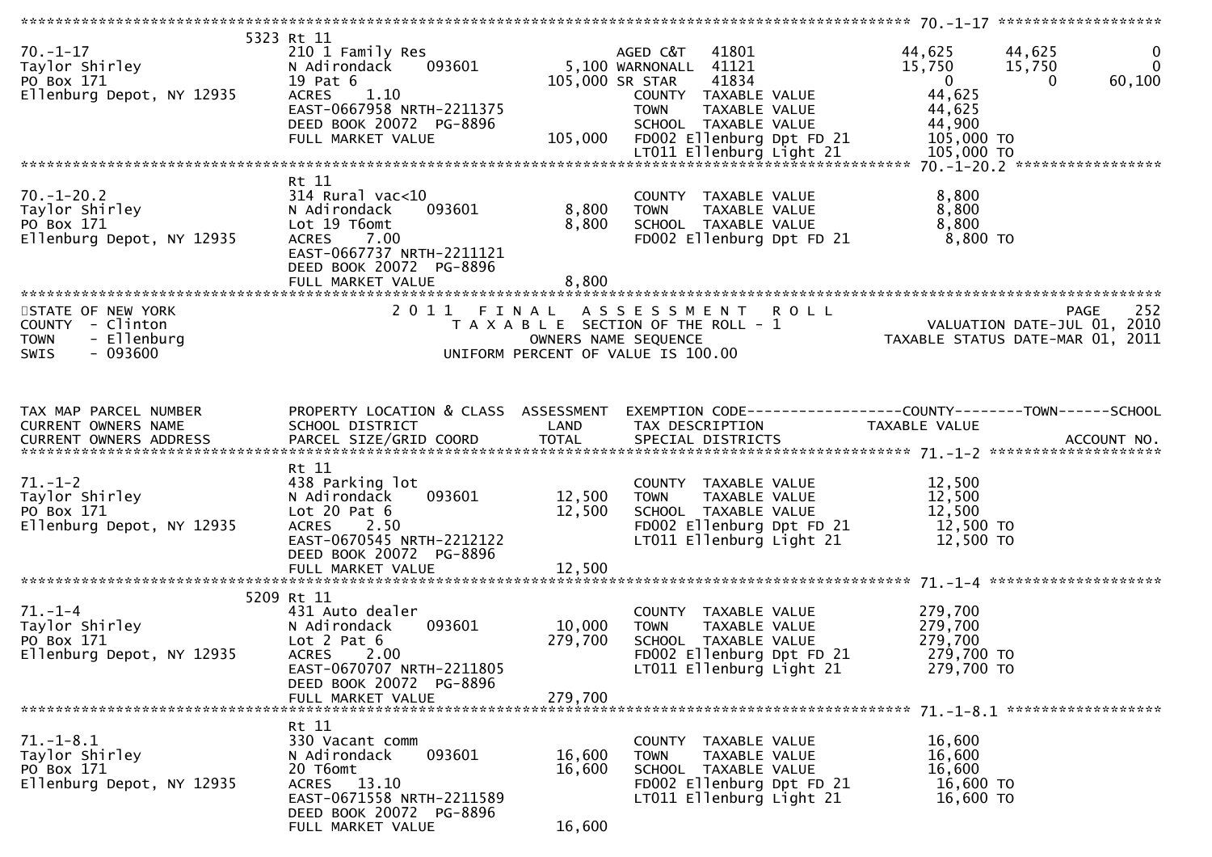```
******************************************************************************************************* 70.-1-17 ******************
                   5323 Rt 11
70.-1-17                         210 1 Family Res                   AGED C&T   41801          44,625       44,625            0
Taylor Shirley                   N Adirondack     093601      5,100 WARNONALL  41121          15,750       15,750            0
PO Box 171                       19 Pat 6                   105,000 SR STAR    41834               0            0       60,100
Ellenburg Depot, NY 12935        ACRES    1.10                      COUNTY  TAXABLE VALUE         44,625
                                 EAST-0667958 NRTH-2211375          TOWN    TAXABLE VALUE         44,625
                                 DEED BOOK 20072  PG-8896           SCHOOL  TAXABLE VALUE         44,900
                                 FULL MARKET VALUE          105,000 FD002 Ellenburg Dpt FD 21    105,000 TO
                                                                    LT011 Ellenburg Light 21     105,000 TO
******************************************************************************************************* 70.-1-20.2 ****************
                        Rt 11
70.-1-20.2                       314 Rural vac<10                   COUNTY  TAXABLE VALUE          8,800
Taylor Shirley                   N Adirondack     093601      8,800 TOWN    TAXABLE VALUE          8,800
PO Box 171                       Lot 19 T6omt                 8,800 SCHOOL  TAXABLE VALUE          8,800
Ellenburg Depot, NY 12935        ACRES    7.00                      FD002 Ellenburg Dpt FD 21      8,800 TO
                                 EAST-0667737 NRTH-2211121
                                 DEED BOOK 20072  PG-8896
                                 FULL MARKET VALUE            8,800
************************************************************************************************************************************
STATE OF NEW YORK                        2 0 1 1   F I N A L   A S S E S S M E N T   R O L L                            PAGE    252
COUNTY  - Clinton                           T A X A B L E  SECTION OF THE ROLL - 1                      VALUATION DATE-JUL 01, 2010
TOWN    - Ellenburg                                 OWNERS NAME SEQUENCE                              TAXABLE STATUS DATE-MAR 01, 2011
SWIS    - 093600                            UNIFORM PERCENT OF VALUE IS 100.00


TAX MAP PARCEL NUMBER            PROPERTY LOCATION & CLASS  ASSESSMENT  EXEMPTION CODE------------------COUNTY--------TOWN------SCHOOL
CURRENT OWNERS NAME              SCHOOL DISTRICT               LAND      TAX DESCRIPTION             TAXABLE VALUE
CURRENT OWNERS ADDRESS           PARCEL SIZE/GRID COORD        TOTAL     SPECIAL DISTRICTS                                 ACCOUNT NO.
******************************************************************************************************* 71.-1-2 ********************
                        Rt 11
71.-1-2                          438 Parking lot                    COUNTY  TAXABLE VALUE         12,500
Taylor Shirley                   N Adirondack     093601     12,500 TOWN    TAXABLE VALUE         12,500
PO Box 171                       Lot 20 Pat 6                12,500 SCHOOL  TAXABLE VALUE         12,500
Ellenburg Depot, NY 12935        ACRES    2.50                      FD002 Ellenburg Dpt FD 21     12,500 TO
                                 EAST-0670545 NRTH-2212122          LT011 Ellenburg Light 21      12,500 TO
                                 DEED BOOK 20072  PG-8896
                                 FULL MARKET VALUE           12,500
******************************************************************************************************* 71.-1-4 ********************
                   5209 Rt 11
71.-1-4                          431 Auto dealer                    COUNTY  TAXABLE VALUE        279,700
Taylor Shirley                   N Adirondack     093601     10,000 TOWN    TAXABLE VALUE        279,700
PO Box 171                       Lot 2 Pat 6                279,700 SCHOOL  TAXABLE VALUE        279,700
Ellenburg Depot, NY 12935        ACRES    2.00                      FD002 Ellenburg Dpt FD 21    279,700 TO
                                 EAST-0670707 NRTH-2211805          LT011 Ellenburg Light 21     279,700 TO
                                 DEED BOOK 20072  PG-8896
                                 FULL MARKET VALUE          279,700
******************************************************************************************************* 71.-1-8.1 *****************
                        Rt 11
71.-1-8.1                        330 Vacant comm                    COUNTY  TAXABLE VALUE         16,600
Taylor Shirley                   N Adirondack     093601     16,600 TOWN    TAXABLE VALUE         16,600
PO Box 171                       20 T6omt                    16,600 SCHOOL  TAXABLE VALUE         16,600
Ellenburg Depot, NY 12935        ACRES   13.10                      FD002 Ellenburg Dpt FD 21     16,600 TO
                                 EAST-0671558 NRTH-2211589          LT011 Ellenburg Light 21      16,600 TO
                                 DEED BOOK 20072  PG-8896
                                 FULL MARKET VALUE           16,600
```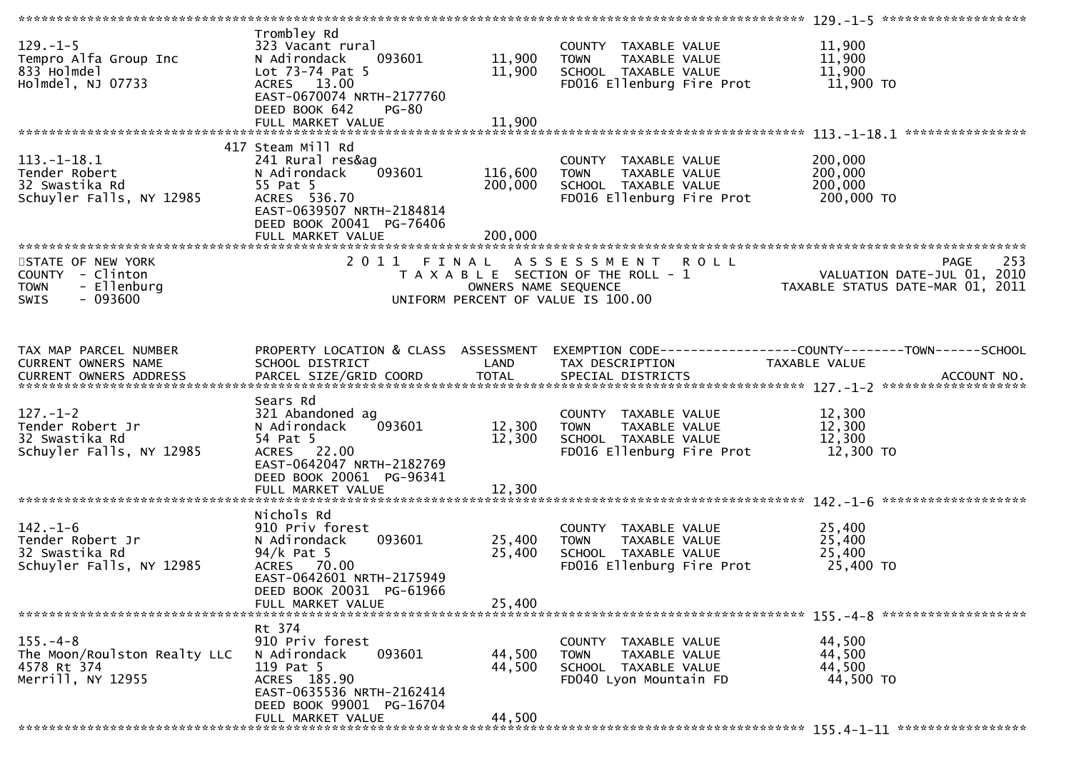```
******************************************************************************************************* 129.-1-5 ********************
                               Trombley Rd
129.-1-5                       323 Vacant rural                        COUNTY  TAXABLE VALUE           11,900
Tempro Alfa Group Inc          N Adirondack     093601       11,900    TOWN    TAXABLE VALUE           11,900
833 Holmdel                    Lot 73-74 Pat 5               11,900    SCHOOL  TAXABLE VALUE           11,900
Holmdel, NJ 07733              ACRES  13.00                            FD016 Ellenburg Fire Prot        11,900 TO
                               EAST-0670074 NRTH-2177760
                               DEED BOOK 642     PG-80
                               FULL MARKET VALUE             11,900
******************************************************************************************************* 113.-1-18.1 *****************
                           417 Steam Mill Rd
113.-1-18.1                    241 Rural res&ag                        COUNTY  TAXABLE VALUE          200,000
Tender Robert                  N Adirondack     093601      116,600    TOWN    TAXABLE VALUE          200,000
32 Swastika Rd                 55 Pat 5                     200,000    SCHOOL  TAXABLE VALUE          200,000
Schuyler Falls, NY 12985       ACRES 536.70                            FD016 Ellenburg Fire Prot       200,000 TO
                               EAST-0639507 NRTH-2184814
                               DEED BOOK 20041  PG-76406
                               FULL MARKET VALUE            200,000
************************************************************************************************************************************
STATE OF NEW YORK                  2 0 1 1   F I N A L   A S S E S S M E N T   R O L L                              PAGE    253
COUNTY  - Clinton                     T A X A B L E  SECTION OF THE ROLL - 1                          VALUATION DATE-JUL 01, 2010
TOWN    - Ellenburg                          OWNERS NAME SEQUENCE                                 TAXABLE STATUS DATE-MAR 01, 2011
SWIS    - 093600                        UNIFORM PERCENT OF VALUE IS 100.00


TAX MAP PARCEL NUMBER          PROPERTY LOCATION & CLASS  ASSESSMENT  EXEMPTION CODE------------------COUNTY--------TOWN------SCHOOL
CURRENT OWNERS NAME            SCHOOL DISTRICT               LAND      TAX DESCRIPTION            TAXABLE VALUE
CURRENT OWNERS ADDRESS         PARCEL SIZE/GRID COORD       TOTAL      SPECIAL DISTRICTS                                   ACCOUNT NO.
******************************************************************************************************* 127.-1-2 ********************
                               Sears Rd
127.-1-2                       321 Abandoned ag                        COUNTY  TAXABLE VALUE           12,300
Tender Robert Jr               N Adirondack     093601       12,300    TOWN    TAXABLE VALUE           12,300
32 Swastika Rd                 54 Pat 5                      12,300    SCHOOL  TAXABLE VALUE           12,300
Schuyler Falls, NY 12985       ACRES  22.00                            FD016 Ellenburg Fire Prot        12,300 TO
                               EAST-0642047 NRTH-2182769
                               DEED BOOK 20061  PG-96341
                               FULL MARKET VALUE             12,300
******************************************************************************************************* 142.-1-6 ********************
                               Nichols Rd
142.-1-6                       910 Priv forest                         COUNTY  TAXABLE VALUE           25,400
Tender Robert Jr               N Adirondack     093601       25,400    TOWN    TAXABLE VALUE           25,400
32 Swastika Rd                 94/k Pat 5                    25,400    SCHOOL  TAXABLE VALUE           25,400
Schuyler Falls, NY 12985       ACRES  70.00                            FD016 Ellenburg Fire Prot        25,400 TO
                               EAST-0642601 NRTH-2175949
                               DEED BOOK 20031  PG-61966
                               FULL MARKET VALUE             25,400
******************************************************************************************************* 155.-4-8 ********************
                               Rt 374
155.-4-8                       910 Priv forest                         COUNTY  TAXABLE VALUE           44,500
The Moon/Roulston Realty LLC   N Adirondack     093601       44,500    TOWN    TAXABLE VALUE           44,500
4578 Rt 374                    119 Pat 5                     44,500    SCHOOL  TAXABLE VALUE           44,500
Merrill, NY 12955              ACRES 185.90                            FD040 Lyon Mountain FD           44,500 TO
                               EAST-0635536 NRTH-2162414
                               DEED BOOK 99001  PG-16704
                               FULL MARKET VALUE             44,500
******************************************************************************************************* 155.4-1-11 *****************
```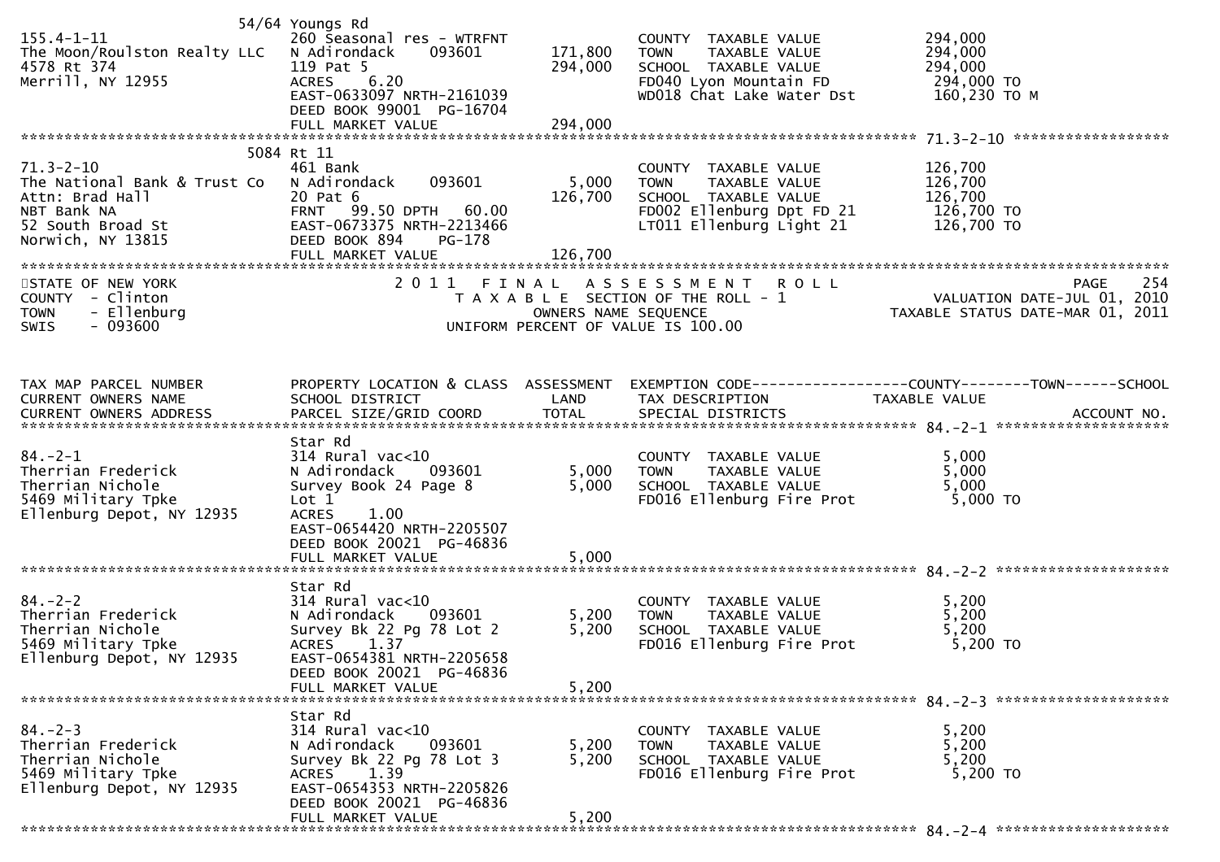| TAX MAP PARCEL NUMBER | PROPERTY LOCATION & CLASS | ASSESSMENT | EXEMPTION CODE------------------COUNTY--------TOWN------SCHOOL | |
|---|---|---|---|---|
| CURRENT OWNERS NAME | SCHOOL DISTRICT | LAND | TAX DESCRIPTION | TAXABLE VALUE |
| CURRENT OWNERS ADDRESS | PARCEL SIZE/GRID COORD | TOTAL | SPECIAL DISTRICTS | ACCOUNT NO. |
| | 54/64 Youngs Rd | | | |
| 155.4-1-11 | 260 Seasonal res - WTRFNT | | COUNTY TAXABLE VALUE | 294,000 |
| The Moon/Roulston Realty LLC | N Adirondack 093601 | 171,800 | TOWN TAXABLE VALUE | 294,000 |
| 4578 Rt 374 | 119 Pat 5 | 294,000 | SCHOOL TAXABLE VALUE | 294,000 |
| Merrill, NY 12955 | ACRES 6.20 | | FD040 Lyon Mountain FD | 294,000 TO |
| | EAST-0633097 NRTH-2161039 | | WD018 Chat Lake Water Dst | 160,230 TO M |
| | DEED BOOK 99001 PG-16704 | | | |
| | FULL MARKET VALUE | 294,000 | | |
| | 5084 Rt 11 | | | 71.3-2-10 |
| 71.3-2-10 | 461 Bank | | COUNTY TAXABLE VALUE | 126,700 |
| The National Bank & Trust Co | N Adirondack 093601 | 5,000 | TOWN TAXABLE VALUE | 126,700 |
| Attn: Brad Hall | 20 Pat 6 | 126,700 | SCHOOL TAXABLE VALUE | 126,700 |
| NBT Bank NA | FRNT 99.50 DPTH 60.00 | | FD002 Ellenburg Dpt FD 21 | 126,700 TO |
| 52 South Broad St | EAST-0673375 NRTH-2213466 | | LT011 Ellenburg Light 21 | 126,700 TO |
| Norwich, NY 13815 | DEED BOOK 894 PG-178 | | | |
| | FULL MARKET VALUE | 126,700 | | |

STATE OF NEW YORK
COUNTY - Clinton
TOWN - Ellenburg
SWIS - 093600

2011 FINAL ASSESSMENT ROLL
TAXABLE SECTION OF THE ROLL - 1
OWNERS NAME SEQUENCE
UNIFORM PERCENT OF VALUE IS 100.00

PAGE 254
VALUATION DATE-JUL 01, 2010
TAXABLE STATUS DATE-MAR 01, 2011

| TAX MAP PARCEL NUMBER | PROPERTY LOCATION & CLASS | ASSESSMENT | EXEMPTION CODE------------------COUNTY--------TOWN------SCHOOL | |
|---|---|---|---|---|
| CURRENT OWNERS NAME | SCHOOL DISTRICT | LAND | TAX DESCRIPTION | TAXABLE VALUE |
| CURRENT OWNERS ADDRESS | PARCEL SIZE/GRID COORD | TOTAL | SPECIAL DISTRICTS | ACCOUNT NO. |
| | | | | 84.-2-1 |
| | Star Rd | | | |
| 84.-2-1 | 314 Rural vac<10 | | COUNTY TAXABLE VALUE | 5,000 |
| Therrian Frederick | N Adirondack 093601 | 5,000 | TOWN TAXABLE VALUE | 5,000 |
| Therrian Nichole | Survey Book 24 Page 8 | 5,000 | SCHOOL TAXABLE VALUE | 5,000 |
| 5469 Military Tpke | Lot 1 | | FD016 Ellenburg Fire Prot | 5,000 TO |
| Ellenburg Depot, NY 12935 | ACRES 1.00 | | | |
| | EAST-0654420 NRTH-2205507 | | | |
| | DEED BOOK 20021 PG-46836 | | | |
| | FULL MARKET VALUE | 5,000 | | |
| | | | | 84.-2-2 |
| | Star Rd | | | |
| 84.-2-2 | 314 Rural vac<10 | | COUNTY TAXABLE VALUE | 5,200 |
| Therrian Frederick | N Adirondack 093601 | 5,200 | TOWN TAXABLE VALUE | 5,200 |
| Therrian Nichole | Survey Bk 22 Pg 78 Lot 2 | 5,200 | SCHOOL TAXABLE VALUE | 5,200 |
| 5469 Military Tpke | ACRES 1.37 | | FD016 Ellenburg Fire Prot | 5,200 TO |
| Ellenburg Depot, NY 12935 | EAST-0654381 NRTH-2205658 | | | |
| | DEED BOOK 20021 PG-46836 | | | |
| | FULL MARKET VALUE | 5,200 | | |
| | | | | 84.-2-3 |
| | Star Rd | | | |
| 84.-2-3 | 314 Rural vac<10 | | COUNTY TAXABLE VALUE | 5,200 |
| Therrian Frederick | N Adirondack 093601 | 5,200 | TOWN TAXABLE VALUE | 5,200 |
| Therrian Nichole | Survey Bk 22 Pg 78 Lot 3 | 5,200 | SCHOOL TAXABLE VALUE | 5,200 |
| 5469 Military Tpke | ACRES 1.39 | | FD016 Ellenburg Fire Prot | 5,200 TO |
| Ellenburg Depot, NY 12935 | EAST-0654353 NRTH-2205826 | | | |
| | DEED BOOK 20021 PG-46836 | | | |
| | FULL MARKET VALUE | 5,200 | | |
| | | | | 84.-2-4 |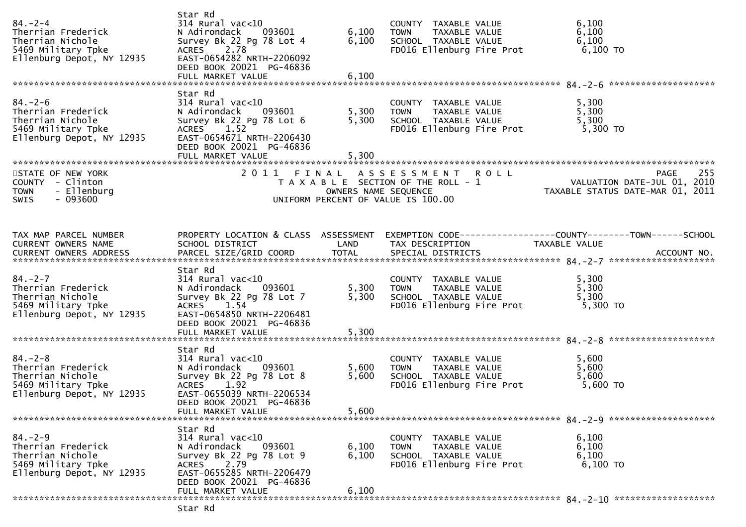| TAX MAP PARCEL NUMBER / CURRENT OWNERS NAME / CURRENT OWNERS ADDRESS | PROPERTY LOCATION & CLASS / SCHOOL DISTRICT / PARCEL SIZE/GRID COORD | ASSESSMENT LAND | ASSESSMENT TOTAL | EXEMPTION CODE / TAX DESCRIPTION / SPECIAL DISTRICTS | TAXABLE VALUE (COUNTY / TOWN / SCHOOL) | ACCOUNT NO. |
|---|---|---|---|---|---|---|
| 84.-2-4<br>Therrian Frederick<br>Therrian Nichole<br>5469 Military Tpke<br>Ellenburg Depot, NY 12935 | Star Rd<br>314 Rural vac<10<br>N Adirondack 093601<br>Survey Bk 22 Pg 78 Lot 4<br>ACRES 2.78<br>EAST-0654282 NRTH-2206092<br>DEED BOOK 20021 PG-46836<br>FULL MARKET VALUE 6,100 | 6,100 | 6,100 | COUNTY TAXABLE VALUE<br>TOWN TAXABLE VALUE<br>SCHOOL TAXABLE VALUE<br>FD016 Ellenburg Fire Prot | 6,100<br>6,100<br>6,100<br>6,100 TO | |
| 84.-2-6<br>Therrian Frederick<br>Therrian Nichole<br>5469 Military Tpke<br>Ellenburg Depot, NY 12935 | Star Rd<br>314 Rural vac<10<br>N Adirondack 093601<br>Survey Bk 22 Pg 78 Lot 6<br>ACRES 1.52<br>EAST-0654671 NRTH-2206430<br>DEED BOOK 20021 PG-46836<br>FULL MARKET VALUE 5,300 | 5,300 | 5,300 | COUNTY TAXABLE VALUE<br>TOWN TAXABLE VALUE<br>SCHOOL TAXABLE VALUE<br>FD016 Ellenburg Fire Prot | 5,300<br>5,300<br>5,300<br>5,300 TO | |

STATE OF NEW YORK
COUNTY - Clinton
TOWN - Ellenburg
SWIS - 093600

2011 FINAL ASSESSMENT ROLL
TAXABLE SECTION OF THE ROLL - 1
OWNERS NAME SEQUENCE
UNIFORM PERCENT OF VALUE IS 100.00

VALUATION DATE-JUL 01, 2010
TAXABLE STATUS DATE-MAR 01, 2011

| TAX MAP PARCEL NUMBER / CURRENT OWNERS NAME / CURRENT OWNERS ADDRESS | PROPERTY LOCATION & CLASS / SCHOOL DISTRICT / PARCEL SIZE/GRID COORD | ASSESSMENT LAND | ASSESSMENT TOTAL | EXEMPTION CODE / TAX DESCRIPTION / SPECIAL DISTRICTS | TAXABLE VALUE (COUNTY / TOWN / SCHOOL) | ACCOUNT NO. |
|---|---|---|---|---|---|---|
| 84.-2-7<br>Therrian Frederick<br>Therrian Nichole<br>5469 Military Tpke<br>Ellenburg Depot, NY 12935 | Star Rd<br>314 Rural vac<10<br>N Adirondack 093601<br>Survey Bk 22 Pg 78 Lot 7<br>ACRES 1.54<br>EAST-0654850 NRTH-2206481<br>DEED BOOK 20021 PG-46836<br>FULL MARKET VALUE 5,300 | 5,300 | 5,300 | COUNTY TAXABLE VALUE<br>TOWN TAXABLE VALUE<br>SCHOOL TAXABLE VALUE<br>FD016 Ellenburg Fire Prot | 5,300<br>5,300<br>5,300<br>5,300 TO | |
| 84.-2-8<br>Therrian Frederick<br>Therrian Nichole<br>5469 Military Tpke<br>Ellenburg Depot, NY 12935 | Star Rd<br>314 Rural vac<10<br>N Adirondack 093601<br>Survey Bk 22 Pg 78 Lot 8<br>ACRES 1.92<br>EAST-0655039 NRTH-2206534<br>DEED BOOK 20021 PG-46836<br>FULL MARKET VALUE 5,600 | 5,600 | 5,600 | COUNTY TAXABLE VALUE<br>TOWN TAXABLE VALUE<br>SCHOOL TAXABLE VALUE<br>FD016 Ellenburg Fire Prot | 5,600<br>5,600<br>5,600<br>5,600 TO | |
| 84.-2-9<br>Therrian Frederick<br>Therrian Nichole<br>5469 Military Tpke<br>Ellenburg Depot, NY 12935 | Star Rd<br>314 Rural vac<10<br>N Adirondack 093601<br>Survey Bk 22 Pg 78 Lot 9<br>ACRES 2.79<br>EAST-0655285 NRTH-2206479<br>DEED BOOK 20021 PG-46836<br>FULL MARKET VALUE 6,100 | 6,100 | 6,100 | COUNTY TAXABLE VALUE<br>TOWN TAXABLE VALUE<br>SCHOOL TAXABLE VALUE<br>FD016 Ellenburg Fire Prot | 6,100<br>6,100<br>6,100<br>6,100 TO | |
| 84.-2-10 | Star Rd | | | | | |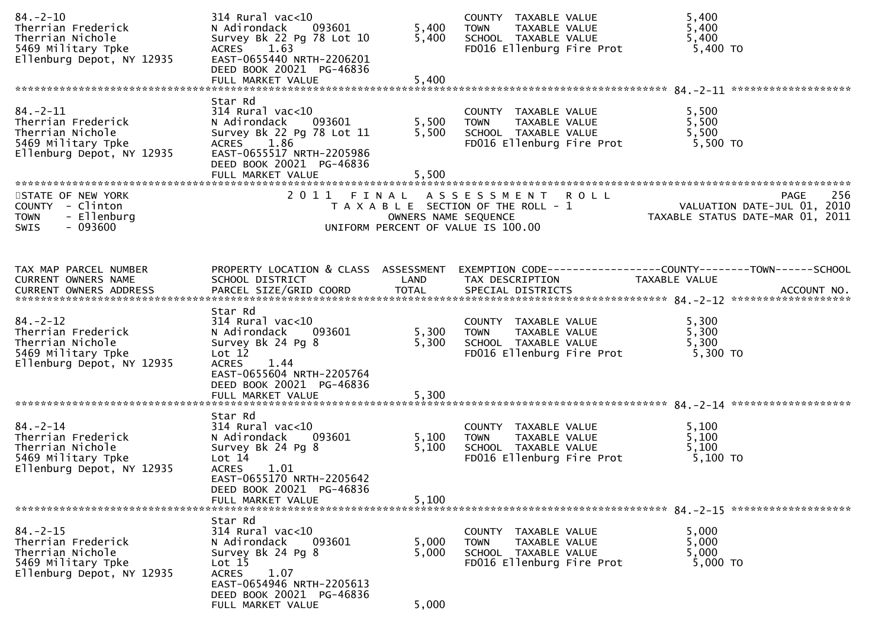```
84.-2-10                        314 Rural vac<10                        COUNTY  TAXABLE VALUE              5,400
Therrian Frederick              N Adirondack    093601        5,400     TOWN    TAXABLE VALUE              5,400
Therrian Nichole                Survey Bk 22 Pg 78 Lot 10     5,400     SCHOOL  TAXABLE VALUE              5,400
5469 Military Tpke              ACRES    1.63                           FD016 Ellenburg Fire Prot           5,400 TO
Ellenburg Depot, NY 12935       EAST-0655440 NRTH-2206201
                                DEED BOOK 20021  PG-46836
                                FULL MARKET VALUE             5,400
******************************************************************************************************* 84.-2-11 ******************
                                Star Rd
84.-2-11                        314 Rural vac<10                        COUNTY  TAXABLE VALUE              5,500
Therrian Frederick              N Adirondack    093601        5,500     TOWN    TAXABLE VALUE              5,500
Therrian Nichole                Survey Bk 22 Pg 78 Lot 11     5,500     SCHOOL  TAXABLE VALUE              5,500
5469 Military Tpke              ACRES    1.86                           FD016 Ellenburg Fire Prot           5,500 TO
Ellenburg Depot, NY 12935       EAST-0655517 NRTH-2205986
                                DEED BOOK 20021  PG-46836
                                FULL MARKET VALUE             5,500
************************************************************************************************************************************
STATE OF NEW YORK                   2 0 1 1   F I N A L   A S S E S S M E N T   R O L L                          PAGE    256
COUNTY  - Clinton                      T A X A B L E  SECTION OF THE ROLL - 1                       VALUATION DATE-JUL 01, 2010
TOWN    - Ellenburg                          OWNERS NAME SEQUENCE                           TAXABLE STATUS DATE-MAR 01, 2011
SWIS    - 093600                      UNIFORM PERCENT OF VALUE IS 100.00


TAX MAP PARCEL NUMBER           PROPERTY LOCATION & CLASS  ASSESSMENT  EXEMPTION CODE------------------COUNTY--------TOWN------SCHOOL
CURRENT OWNERS NAME             SCHOOL DISTRICT               LAND      TAX DESCRIPTION            TAXABLE VALUE
CURRENT OWNERS ADDRESS          PARCEL SIZE/GRID COORD        TOTAL     SPECIAL DISTRICTS                                 ACCOUNT NO.
******************************************************************************************************* 84.-2-12 ******************
                                Star Rd
84.-2-12                        314 Rural vac<10                        COUNTY  TAXABLE VALUE              5,300
Therrian Frederick              N Adirondack    093601        5,300     TOWN    TAXABLE VALUE              5,300
Therrian Nichole                Survey Bk 24 Pg 8             5,300     SCHOOL  TAXABLE VALUE              5,300
5469 Military Tpke              Lot 12                                  FD016 Ellenburg Fire Prot           5,300 TO
Ellenburg Depot, NY 12935       ACRES    1.44
                                EAST-0655604 NRTH-2205764
                                DEED BOOK 20021  PG-46836
                                FULL MARKET VALUE             5,300
******************************************************************************************************* 84.-2-14 ******************
                                Star Rd
84.-2-14                        314 Rural vac<10                        COUNTY  TAXABLE VALUE              5,100
Therrian Frederick              N Adirondack    093601        5,100     TOWN    TAXABLE VALUE              5,100
Therrian Nichole                Survey Bk 24 Pg 8             5,100     SCHOOL  TAXABLE VALUE              5,100
5469 Military Tpke              Lot 14                                  FD016 Ellenburg Fire Prot           5,100 TO
Ellenburg Depot, NY 12935       ACRES    1.01
                                EAST-0655170 NRTH-2205642
                                DEED BOOK 20021  PG-46836
                                FULL MARKET VALUE             5,100
******************************************************************************************************* 84.-2-15 ******************
                                Star Rd
84.-2-15                        314 Rural vac<10                        COUNTY  TAXABLE VALUE              5,000
Therrian Frederick              N Adirondack    093601        5,000     TOWN    TAXABLE VALUE              5,000
Therrian Nichole                Survey Bk 24 Pg 8             5,000     SCHOOL  TAXABLE VALUE              5,000
5469 Military Tpke              Lot 15                                  FD016 Ellenburg Fire Prot           5,000 TO
Ellenburg Depot, NY 12935       ACRES    1.07
                                EAST-0654946 NRTH-2205613
                                DEED BOOK 20021  PG-46836
                                FULL MARKET VALUE             5,000
```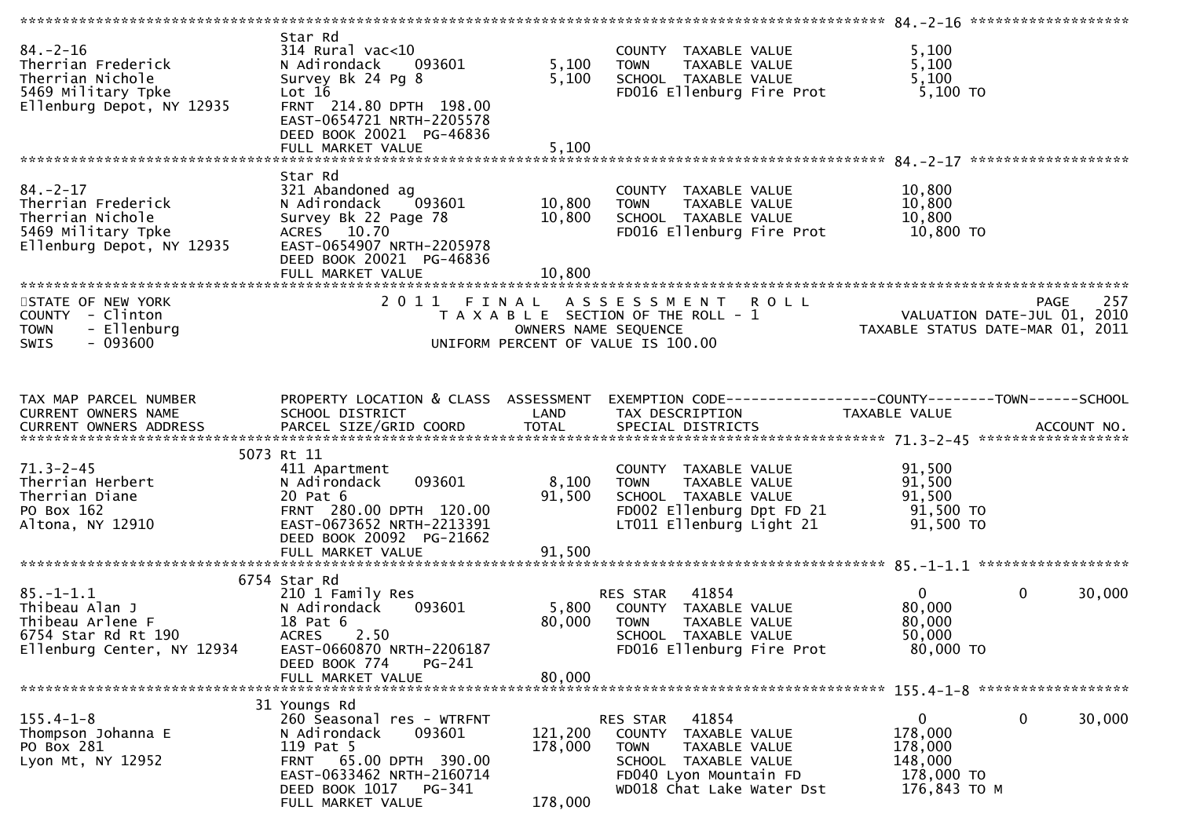```
******************************************************************************************************* 84.-2-16 ********************
                    Star Rd
84.-2-16            314 Rural vac<10                           COUNTY  TAXABLE VALUE              5,100
Therrian Frederick  N Adirondack     093601        5,100       TOWN    TAXABLE VALUE              5,100
Therrian Nichole    Survey Bk 24 Pg 8               5,100       SCHOOL  TAXABLE VALUE              5,100
5469 Military Tpke  Lot 16                                     FD016 Ellenburg Fire Prot            5,100 TO
Ellenburg Depot, NY 12935  FRNT 214.80 DPTH 198.00
                    EAST-0654721 NRTH-2205578
                    DEED BOOK 20021  PG-46836
                    FULL MARKET VALUE               5,100
******************************************************************************************************* 84.-2-17 ********************
                    Star Rd
84.-2-17            321 Abandoned ag                           COUNTY  TAXABLE VALUE             10,800
Therrian Frederick  N Adirondack     093601       10,800       TOWN    TAXABLE VALUE             10,800
Therrian Nichole    Survey Bk 22 Page 78           10,800       SCHOOL  TAXABLE VALUE             10,800
5469 Military Tpke  ACRES   10.70                              FD016 Ellenburg Fire Prot           10,800 TO
Ellenburg Depot, NY 12935  EAST-0654907 NRTH-2205978
                    DEED BOOK 20021  PG-46836
                    FULL MARKET VALUE              10,800
************************************************************************************************************************************
```

STATE OF NEW YORK                 2 0 1 1   F I N A L   A S S E S S M E N T   R O L L                                PAGE    257
COUNTY  - Clinton                       T A X A B L E  SECTION OF THE ROLL - 1                       VALUATION DATE-JUL 01, 2010
TOWN    - Ellenburg                              OWNERS NAME SEQUENCE                           TAXABLE STATUS DATE-MAR 01, 2011
SWIS    - 093600                          UNIFORM PERCENT OF VALUE IS 100.00

```
TAX MAP PARCEL NUMBER        PROPERTY LOCATION & CLASS  ASSESSMENT  EXEMPTION CODE------------------COUNTY--------TOWN------SCHOOL
CURRENT OWNERS NAME          SCHOOL DISTRICT               LAND      TAX DESCRIPTION            TAXABLE VALUE
CURRENT OWNERS ADDRESS       PARCEL SIZE/GRID COORD       TOTAL      SPECIAL DISTRICTS                                   ACCOUNT NO.
******************************************************************************************************* 71.3-2-45 *******************
                        5073 Rt 11
71.3-2-45                    411 Apartment                             COUNTY  TAXABLE VALUE             91,500
Therrian Herbert             N Adirondack     093601        8,100      TOWN    TAXABLE VALUE             91,500
Therrian Diane               20 Pat 6                      91,500      SCHOOL  TAXABLE VALUE             91,500
PO Box 162                   FRNT 280.00 DPTH 120.00                   FD002 Ellenburg Dpt FD 21           91,500 TO
Altona, NY 12910             EAST-0673652 NRTH-2213391                 LT011 Ellenburg Light 21            91,500 TO
                             DEED BOOK 20092  PG-21662
                             FULL MARKET VALUE             91,500
******************************************************************************************************* 85.-1-1.1 *******************
                        6754 Star Rd
85.-1-1.1                    210 1 Family Res                          RES STAR    41854                  0            0       30,000
Thibeau Alan J               N Adirondack     093601        5,800      COUNTY  TAXABLE VALUE             80,000
Thibeau Arlene F             18 Pat 6                      80,000      TOWN    TAXABLE VALUE             80,000
6754 Star Rd Rt 190          ACRES    2.50                             SCHOOL  TAXABLE VALUE             50,000
Ellenburg Center, NY 12934   EAST-0660870 NRTH-2206187                 FD016 Ellenburg Fire Prot           80,000 TO
                             DEED BOOK 774    PG-241
                             FULL MARKET VALUE             80,000
******************************************************************************************************* 155.4-1-8 *******************
                          31 Youngs Rd
155.4-1-8                    260 Seasonal res - WTRFNT                 RES STAR    41854                  0            0       30,000
Thompson Johanna E           N Adirondack     093601      121,200      COUNTY  TAXABLE VALUE            178,000
PO Box 281                   119 Pat 5                    178,000      TOWN    TAXABLE VALUE            178,000
Lyon Mt, NY 12952            FRNT  65.00 DPTH 390.00                   SCHOOL  TAXABLE VALUE            148,000
                             EAST-0633462 NRTH-2160714                 FD040 Lyon Mountain FD             178,000 TO
                             DEED BOOK 1017   PG-341                   WD018 Chat Lake Water Dst          176,843 TO M
                             FULL MARKET VALUE            178,000
```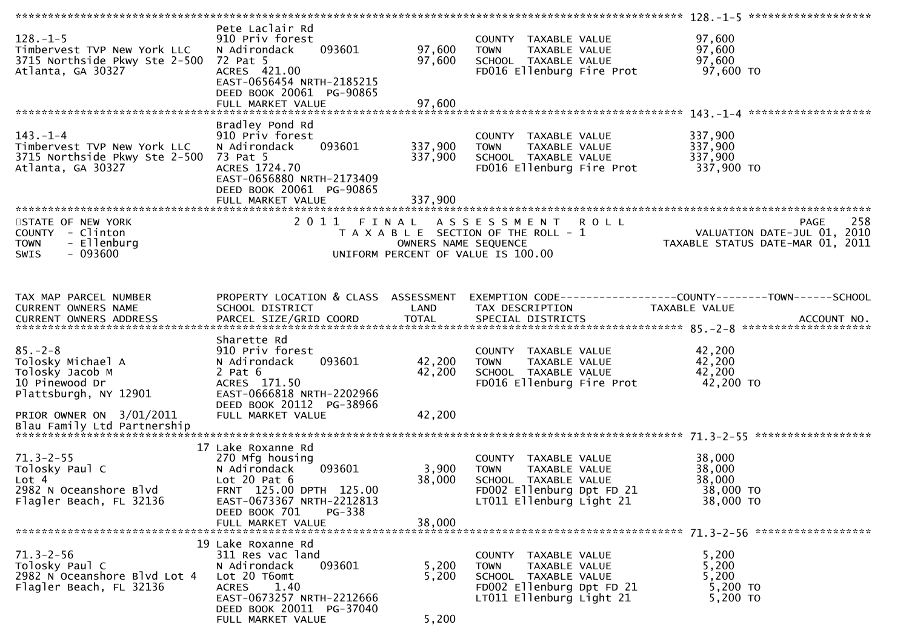| Parcel | Owner / Address | Property Location & Class / School District / Parcel Size | Land | Total | Tax Description | Taxable Value |
|---|---|---|---|---|---|---|
| 128.-1-5 | Timbervest TVP New York LLC<br>3715 Northside Pkwy Ste 2-500<br>Atlanta, GA 30327 | Pete Laclair Rd<br>910 Priv forest<br>N Adirondack 093601<br>72 Pat 5<br>ACRES 421.00<br>EAST-0656454 NRTH-2185215<br>DEED BOOK 20061 PG-90865<br>FULL MARKET VALUE 97,600 | 97,600 | 97,600 | COUNTY TAXABLE VALUE<br>TOWN TAXABLE VALUE<br>SCHOOL TAXABLE VALUE<br>FD016 Ellenburg Fire Prot | 97,600<br>97,600<br>97,600<br>97,600 TO |
| 143.-1-4 | Timbervest TVP New York LLC<br>3715 Northside Pkwy Ste 2-500<br>Atlanta, GA 30327 | Bradley Pond Rd<br>910 Priv forest<br>N Adirondack 093601<br>73 Pat 5<br>ACRES 1724.70<br>EAST-0656880 NRTH-2173409<br>DEED BOOK 20061 PG-90865<br>FULL MARKET VALUE 337,900 | 337,900 | 337,900 | COUNTY TAXABLE VALUE<br>TOWN TAXABLE VALUE<br>SCHOOL TAXABLE VALUE<br>FD016 Ellenburg Fire Prot | 337,900<br>337,900<br>337,900<br>337,900 TO |

STATE OF NEW YORK
COUNTY - Clinton
TOWN - Ellenburg
SWIS - 093600

2011 FINAL ASSESSMENT ROLL
TAXABLE SECTION OF THE ROLL - 1
OWNERS NAME SEQUENCE
UNIFORM PERCENT OF VALUE IS 100.00

PAGE 258
VALUATION DATE-JUL 01, 2010
TAXABLE STATUS DATE-MAR 01, 2011

| TAX MAP PARCEL NUMBER | CURRENT OWNERS NAME / CURRENT OWNERS ADDRESS | PROPERTY LOCATION & CLASS / SCHOOL DISTRICT / PARCEL SIZE/GRID COORD | ASSESSMENT LAND | TOTAL | EXEMPTION CODE / TAX DESCRIPTION / SPECIAL DISTRICTS | COUNTY--------TOWN------SCHOOL TAXABLE VALUE |
|---|---|---|---|---|---|---|
| 85.-2-8 | Tolosky Michael A<br>Tolosky Jacob M<br>10 Pinewood Dr<br>Plattsburgh, NY 12901<br>PRIOR OWNER ON 3/01/2011<br>Blau Family Ltd Partnership | Sharette Rd<br>910 Priv forest<br>N Adirondack 093601<br>2 Pat 6<br>ACRES 171.50<br>EAST-0666818 NRTH-2202966<br>DEED BOOK 20112 PG-38966<br>FULL MARKET VALUE 42,200 | 42,200 | 42,200 | COUNTY TAXABLE VALUE<br>TOWN TAXABLE VALUE<br>SCHOOL TAXABLE VALUE<br>FD016 Ellenburg Fire Prot | 42,200<br>42,200<br>42,200<br>42,200 TO |
| 71.3-2-55 | Tolosky Paul C<br>Lot 4<br>2982 N Oceanshore Blvd<br>Flagler Beach, FL 32136 | 17 Lake Roxanne Rd<br>270 Mfg housing<br>N Adirondack 093601<br>Lot 20 Pat 6<br>FRNT 125.00 DPTH 125.00<br>EAST-0673367 NRTH-2212813<br>DEED BOOK 701 PG-338<br>FULL MARKET VALUE 38,000 | 3,900 | 38,000 | COUNTY TAXABLE VALUE<br>TOWN TAXABLE VALUE<br>SCHOOL TAXABLE VALUE<br>FD002 Ellenburg Dpt FD 21<br>LT011 Ellenburg Light 21 | 38,000<br>38,000<br>38,000<br>38,000 TO<br>38,000 TO |
| 71.3-2-56 | Tolosky Paul C<br>2982 N Oceanshore Blvd Lot 4<br>Flagler Beach, FL 32136 | 19 Lake Roxanne Rd<br>311 Res vac land<br>N Adirondack 093601<br>Lot 20 T6omt<br>ACRES 1.40<br>EAST-0673257 NRTH-2212666<br>DEED BOOK 20011 PG-37040<br>FULL MARKET VALUE 5,200 | 5,200 | 5,200 | COUNTY TAXABLE VALUE<br>TOWN TAXABLE VALUE<br>SCHOOL TAXABLE VALUE<br>FD002 Ellenburg Dpt FD 21<br>LT011 Ellenburg Light 21 | 5,200<br>5,200<br>5,200<br>5,200 TO<br>5,200 TO |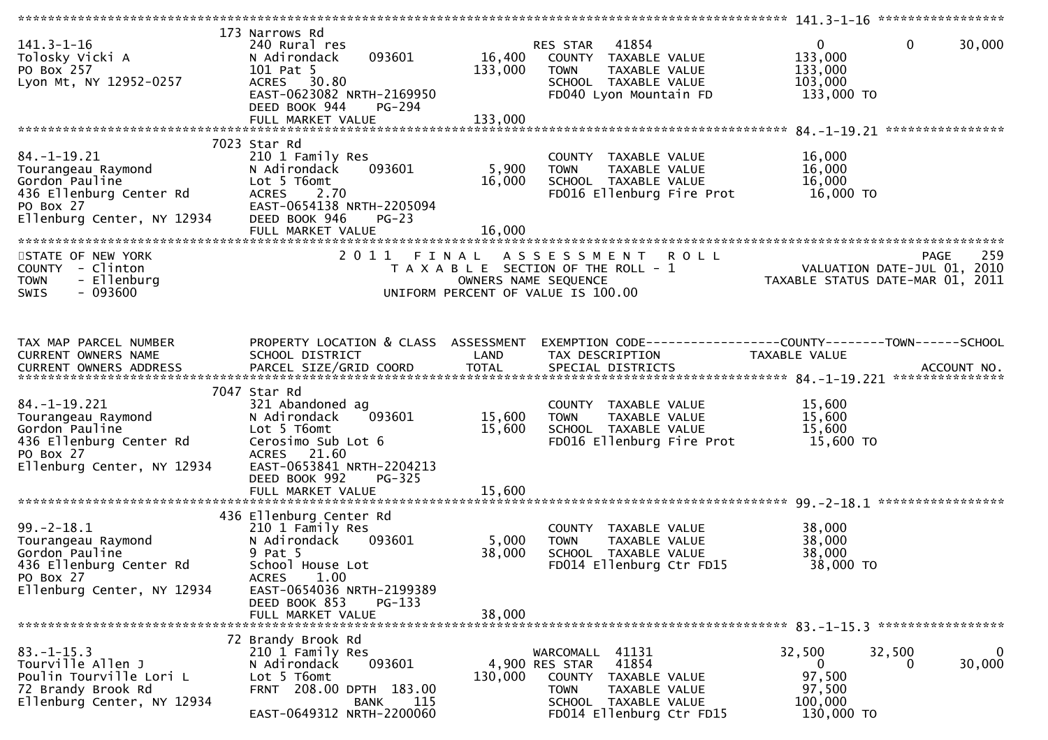```
******************************************************************************************************* 141.3-1-16 *****************
                              173 Narrows Rd
141.3-1-16                    240 Rural res                         RES STAR   41854                      0            0       30,000
Tolosky Vicki A               N Adirondack      093601      16,400   COUNTY  TAXABLE VALUE            133,000
PO Box 257                    101 Pat 5                    133,000   TOWN    TAXABLE VALUE            133,000
Lyon Mt, NY 12952-0257        ACRES   30.80                          SCHOOL  TAXABLE VALUE            103,000
                              EAST-0623082 NRTH-2169950              FD040 Lyon Mountain FD            133,000 TO
                              DEED BOOK 944    PG-294
                              FULL MARKET VALUE            133,000
******************************************************************************************************* 84.-1-19.21 ****************
                              7023 Star Rd
84.-1-19.21                   210 1 Family Res                       COUNTY  TAXABLE VALUE             16,000
Tourangeau Raymond            N Adirondack      093601       5,900   TOWN    TAXABLE VALUE             16,000
Gordon Pauline                Lot 5 T6omt                   16,000   SCHOOL  TAXABLE VALUE             16,000
436 Ellenburg Center Rd       ACRES    2.70                          FD016 Ellenburg Fire Prot          16,000 TO
PO Box 27                     EAST-0654138 NRTH-2205094
Ellenburg Center, NY 12934    DEED BOOK 946    PG-23
                              FULL MARKET VALUE             16,000
************************************************************************************************************************************
STATE OF NEW YORK                      2 0 1 1   F I N A L   A S S E S S M E N T   R O L L                              PAGE    259
COUNTY  - Clinton                          T A X A B L E  SECTION OF THE ROLL - 1                          VALUATION DATE-JUL 01, 2010
TOWN    - Ellenburg                              OWNERS NAME SEQUENCE                                 TAXABLE STATUS DATE-MAR 01, 2011
SWIS    - 093600                            UNIFORM PERCENT OF VALUE IS 100.00


TAX MAP PARCEL NUMBER         PROPERTY LOCATION & CLASS  ASSESSMENT  EXEMPTION CODE------------------COUNTY--------TOWN------SCHOOL
CURRENT OWNERS NAME           SCHOOL DISTRICT               LAND     TAX DESCRIPTION                  TAXABLE VALUE
CURRENT OWNERS ADDRESS        PARCEL SIZE/GRID COORD        TOTAL    SPECIAL DISTRICTS                                    ACCOUNT NO.
******************************************************************************************************* 84.-1-19.221 ***************
                              7047 Star Rd
84.-1-19.221                  321 Abandoned ag                       COUNTY  TAXABLE VALUE             15,600
Tourangeau Raymond            N Adirondack      093601      15,600   TOWN    TAXABLE VALUE             15,600
Gordon Pauline                Lot 5 T6omt                   15,600   SCHOOL  TAXABLE VALUE             15,600
436 Ellenburg Center Rd       Cerosimo Sub Lot 6                     FD016 Ellenburg Fire Prot          15,600 TO
PO Box 27                     ACRES   21.60
Ellenburg Center, NY 12934    EAST-0653841 NRTH-2204213
                              DEED BOOK 992    PG-325
                              FULL MARKET VALUE             15,600
******************************************************************************************************* 99.-2-18.1 *****************
                              436 Ellenburg Center Rd
99.-2-18.1                    210 1 Family Res                       COUNTY  TAXABLE VALUE             38,000
Tourangeau Raymond            N Adirondack      093601       5,000   TOWN    TAXABLE VALUE             38,000
Gordon Pauline                9 Pat 5                       38,000   SCHOOL  TAXABLE VALUE             38,000
436 Ellenburg Center Rd       School House Lot                       FD014 Ellenburg Ctr FD15           38,000 TO
PO Box 27                     ACRES    1.00
Ellenburg Center, NY 12934    EAST-0654036 NRTH-2199389
                              DEED BOOK 853    PG-133
                              FULL MARKET VALUE             38,000
******************************************************************************************************* 83.-1-15.3 *****************
                              72 Brandy Brook Rd
83.-1-15.3                    210 1 Family Res                       WARCOMALL  41131                32,500       32,500           0
Tourville Allen J             N Adirondack      093601       4,900 RES STAR   41854                      0            0       30,000
Poulin Tourville Lori L       Lot 5 T6omt                  130,000   COUNTY  TAXABLE VALUE             97,500
72 Brandy Brook Rd            FRNT  208.00 DPTH  183.00              TOWN    TAXABLE VALUE             97,500
Ellenburg Center, NY 12934              BANK     115                 SCHOOL  TAXABLE VALUE            100,000
                              EAST-0649312 NRTH-2200060              FD014 Ellenburg Ctr FD15          130,000 TO
```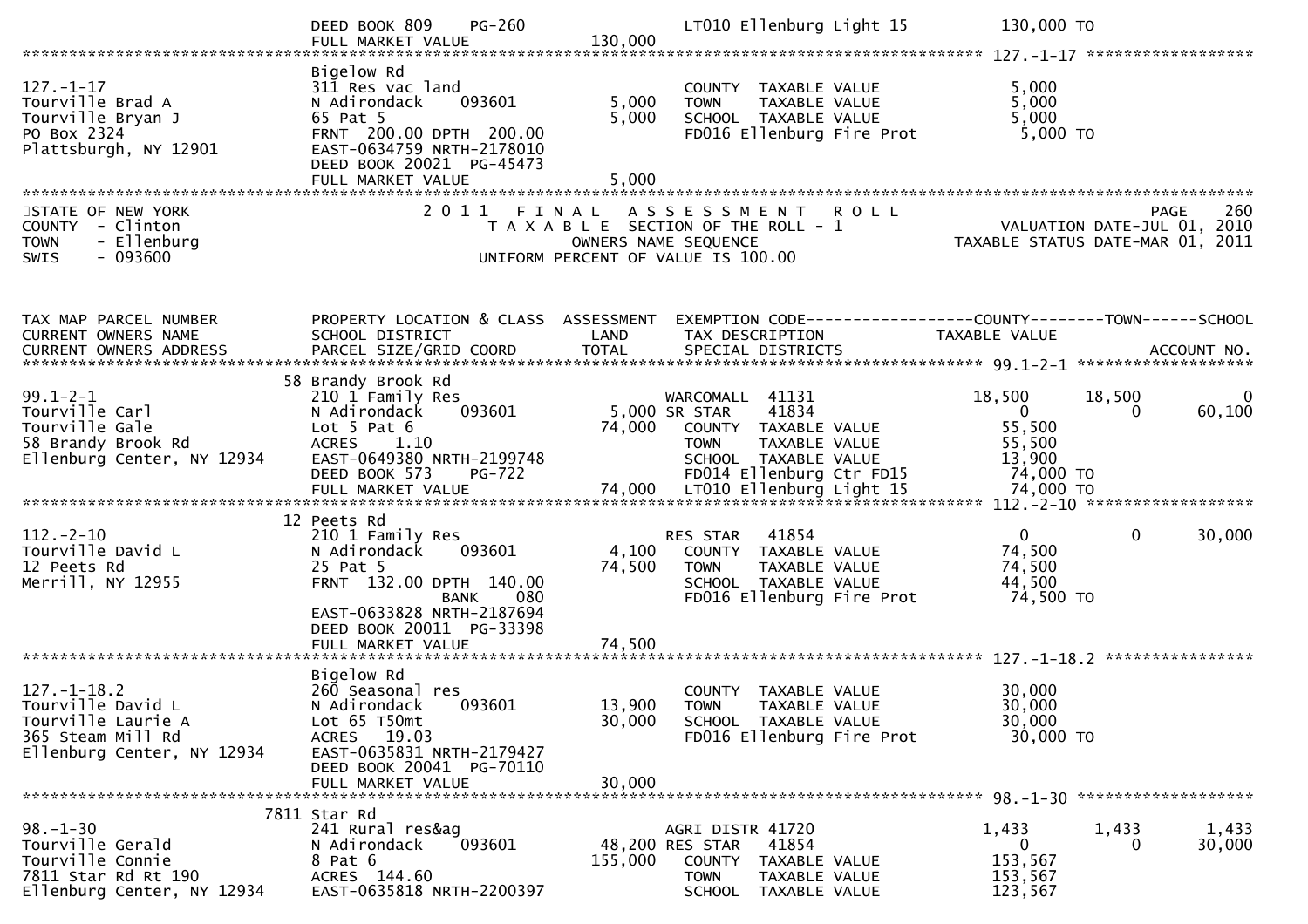```
                                 DEED BOOK 809     PG-260                    LT010 Ellenburg Light 15          130,000 TO
                                 FULL MARKET VALUE              130,000
******************************************************************************************************* 127.-1-17 ******************
                                 Bigelow Rd
127.-1-17                        311 Res vac land                            COUNTY  TAXABLE VALUE               5,000
Tourville Brad A                 N Adirondack      093601        5,000       TOWN    TAXABLE VALUE               5,000
Tourville Bryan J                65 Pat 5                         5,000      SCHOOL  TAXABLE VALUE               5,000
PO Box 2324                      FRNT  200.00 DPTH  200.00                   FD016 Ellenburg Fire Prot            5,000 TO
Plattsburgh, NY 12901            EAST-0634759 NRTH-2178010
                                 DEED BOOK 20021  PG-45473
                                 FULL MARKET VALUE                5,000
************************************************************************************************************************************
STATE OF NEW YORK                      2 0 1 1   F I N A L   A S S E S S M E N T   R O L L                             PAGE    260
COUNTY  - Clinton                         T A X A B L E  SECTION OF THE ROLL - 1                        VALUATION DATE-JUL 01, 2010
TOWN    - Ellenburg                                 OWNERS NAME SEQUENCE                          TAXABLE STATUS DATE-MAR 01, 2011
SWIS    - 093600                           UNIFORM PERCENT OF VALUE IS 100.00


TAX MAP PARCEL NUMBER            PROPERTY LOCATION & CLASS  ASSESSMENT  EXEMPTION CODE------------------COUNTY--------TOWN------SCHOOL
CURRENT OWNERS NAME              SCHOOL DISTRICT               LAND      TAX DESCRIPTION             TAXABLE VALUE
CURRENT OWNERS ADDRESS           PARCEL SIZE/GRID COORD        TOTAL     SPECIAL DISTRICTS                                    ACCOUNT NO.
******************************************************************************************************* 99.1-2-1 *******************
                              58 Brandy Brook Rd
99.1-2-1                         210 1 Family Res                     WARCOMALL  41131              18,500       18,500            0
Tourville Carl                   N Adirondack      093601        5,000 SR STAR    41834                  0            0       60,100
Tourville Gale                   Lot 5 Pat 6                     74,000   COUNTY  TAXABLE VALUE             55,500
58 Brandy Brook Rd               ACRES     1.10                           TOWN    TAXABLE VALUE             55,500
Ellenburg Center, NY 12934       EAST-0649380 NRTH-2199748                SCHOOL  TAXABLE VALUE             13,900
                                 DEED BOOK 573     PG-722                 FD014 Ellenburg Ctr FD15           74,000 TO
                                 FULL MARKET VALUE               74,000   LT010 Ellenburg Light 15           74,000 TO
******************************************************************************************************* 112.-2-10 ******************
                              12 Peets Rd
112.-2-10                        210 1 Family Res                     RES STAR   41854                   0            0       30,000
Tourville David L                N Adirondack      093601        4,100   COUNTY  TAXABLE VALUE             74,500
12 Peets Rd                      25 Pat 5                        74,500   TOWN    TAXABLE VALUE             74,500
Merrill, NY 12955                FRNT  132.00 DPTH  140.00                SCHOOL  TAXABLE VALUE             44,500
                                                BANK     080              FD016 Ellenburg Fire Prot           74,500 TO
                                 EAST-0633828 NRTH-2187694
                                 DEED BOOK 20011  PG-33398
                                 FULL MARKET VALUE               74,500
******************************************************************************************************* 127.-1-18.2 ****************
                                 Bigelow Rd
127.-1-18.2                      260 Seasonal res                         COUNTY  TAXABLE VALUE             30,000
Tourville David L                N Adirondack      093601       13,900    TOWN    TAXABLE VALUE             30,000
Tourville Laurie A               Lot 65 T50mt                   30,000    SCHOOL  TAXABLE VALUE             30,000
365 Steam Mill Rd                ACRES    19.03                           FD016 Ellenburg Fire Prot           30,000 TO
Ellenburg Center, NY 12934       EAST-0635831 NRTH-2179427
                                 DEED BOOK 20041  PG-70110
                                 FULL MARKET VALUE               30,000
******************************************************************************************************* 98.-1-30 *******************
                            7811 Star Rd
98.-1-30                         241 Rural res&ag                     AGRI DISTR 41720               1,433        1,433        1,433
Tourville Gerald                 N Adirondack      093601       48,200 RES STAR   41854                  0            0       30,000
Tourville Connie                 8 Pat 6                       155,000    COUNTY  TAXABLE VALUE            153,567
7811 Star Rd Rt 190              ACRES   144.60                           TOWN    TAXABLE VALUE            153,567
Ellenburg Center, NY 12934       EAST-0635818 NRTH-2200397                SCHOOL  TAXABLE VALUE            123,567
```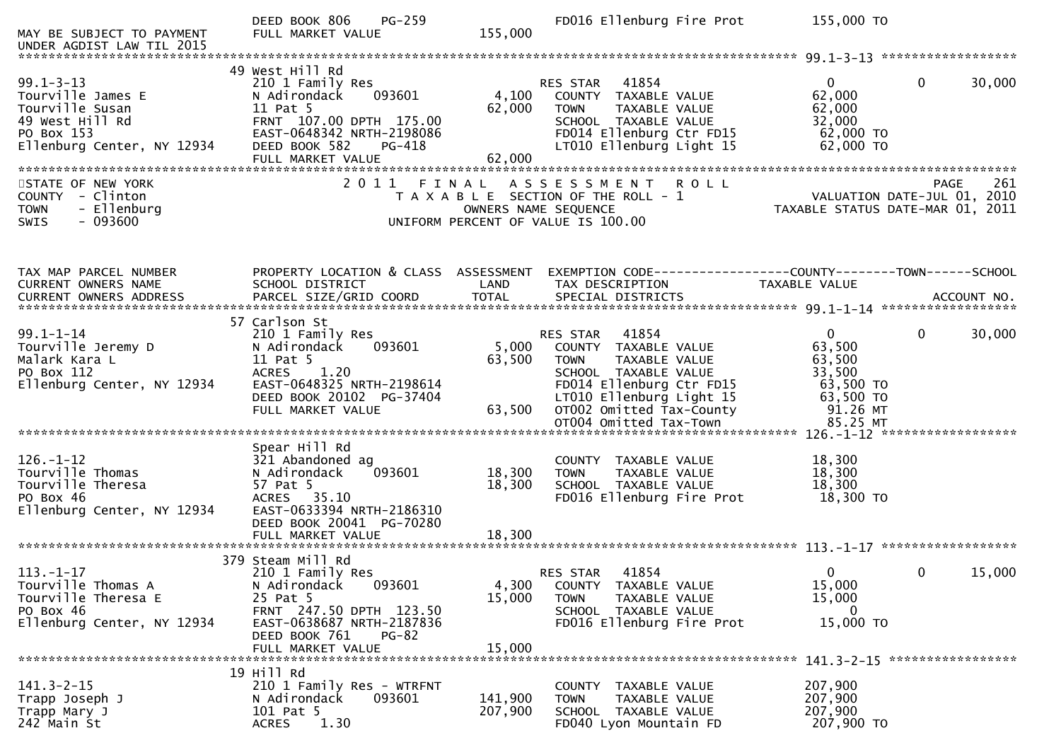```
                              DEED BOOK 806     PG-259                    FD016 Ellenburg Fire Prot          155,000 TO
MAY BE SUBJECT TO PAYMENT     FULL MARKET VALUE             155,000
UNDER AGDIST LAW TIL 2015
******************************************************************************************************* 99.1-3-13 ******************
                            49 West Hill Rd
99.1-3-13                     210 1 Family Res                        RES STAR    41854                   0           0        30,000
Tourville James E             N Adirondack      093601        4,100     COUNTY  TAXABLE VALUE            62,000
Tourville Susan               11 Pat 5                       62,000     TOWN    TAXABLE VALUE            62,000
49 West Hill Rd               FRNT  107.00 DPTH  175.00                 SCHOOL  TAXABLE VALUE            32,000
PO Box 153                    EAST-0648342 NRTH-2198086                 FD014 Ellenburg Ctr FD15          62,000 TO
Ellenburg Center, NY 12934    DEED BOOK 582     PG-418                  LT010 Ellenburg Light 15          62,000 TO
                              FULL MARKET VALUE              62,000
************************************************************************************************************************************
```

```
STATE OF NEW YORK                2 0 1 1   F I N A L   A S S E S S M E N T   R O L L                              PAGE   261
COUNTY  - Clinton                   T A X A B L E  SECTION OF THE ROLL - 1                          VALUATION DATE-JUL 01, 2010
TOWN    - Ellenburg                          OWNERS NAME SEQUENCE                                 TAXABLE STATUS DATE-MAR 01, 2011
SWIS    - 093600                        UNIFORM PERCENT OF VALUE IS 100.00
```

```
TAX MAP PARCEL NUMBER         PROPERTY LOCATION & CLASS  ASSESSMENT  EXEMPTION CODE------------------COUNTY--------TOWN------SCHOOL
CURRENT OWNERS NAME           SCHOOL DISTRICT               LAND     TAX DESCRIPTION                  TAXABLE VALUE
CURRENT OWNERS ADDRESS        PARCEL SIZE/GRID COORD       TOTAL     SPECIAL DISTRICTS                                     ACCOUNT NO.
******************************************************************************************************* 99.1-1-14 ******************
                            57 Carlson St
99.1-1-14                     210 1 Family Res                        RES STAR    41854                   0           0        30,000
Tourville Jeremy D            N Adirondack      093601        5,000     COUNTY  TAXABLE VALUE            63,500
Malark Kara L                 11 Pat 5                       63,500     TOWN    TAXABLE VALUE            63,500
PO Box 112                    ACRES    1.20                             SCHOOL  TAXABLE VALUE            33,500
Ellenburg Center, NY 12934    EAST-0648325 NRTH-2198614                 FD014 Ellenburg Ctr FD15          63,500 TO
                              DEED BOOK 20102  PG-37404                 LT010 Ellenburg Light 15          63,500 TO
                              FULL MARKET VALUE              63,500     OT002 Omitted Tax-County           91.26 MT
                                                                        OT004 Omitted Tax-Town             85.25 MT
******************************************************************************************************* 126.-1-12 ******************
                              Spear Hill Rd
126.-1-12                     321 Abandoned ag                          COUNTY  TAXABLE VALUE            18,300
Tourville Thomas              N Adirondack      093601       18,300     TOWN    TAXABLE VALUE            18,300
Tourville Theresa             57 Pat 5                       18,300     SCHOOL  TAXABLE VALUE            18,300
PO Box 46                     ACRES   35.10                             FD016 Ellenburg Fire Prot          18,300 TO
Ellenburg Center, NY 12934    EAST-0633394 NRTH-2186310
                              DEED BOOK 20041  PG-70280
                              FULL MARKET VALUE              18,300
******************************************************************************************************* 113.-1-17 ******************
                           379 Steam Mill Rd
113.-1-17                     210 1 Family Res                        RES STAR    41854                   0           0        15,000
Tourville Thomas A            N Adirondack      093601        4,300     COUNTY  TAXABLE VALUE            15,000
Tourville Theresa E           25 Pat 5                       15,000     TOWN    TAXABLE VALUE            15,000
PO Box 46                     FRNT  247.50 DPTH  123.50                 SCHOOL  TAXABLE VALUE                 0
Ellenburg Center, NY 12934    EAST-0638687 NRTH-2187836                 FD016 Ellenburg Fire Prot          15,000 TO
                              DEED BOOK 761     PG-82
                              FULL MARKET VALUE              15,000
******************************************************************************************************* 141.3-2-15 *****************
                            19 Hill Rd
141.3-2-15                    210 1 Family Res - WTRFNT                 COUNTY  TAXABLE VALUE           207,900
Trapp Joseph J                N Adirondack      093601      141,900     TOWN    TAXABLE VALUE           207,900
Trapp Mary J                  101 Pat 5                     207,900     SCHOOL  TAXABLE VALUE           207,900
242 Main St                   ACRES    1.30                             FD040 Lyon Mountain FD           207,900 TO
```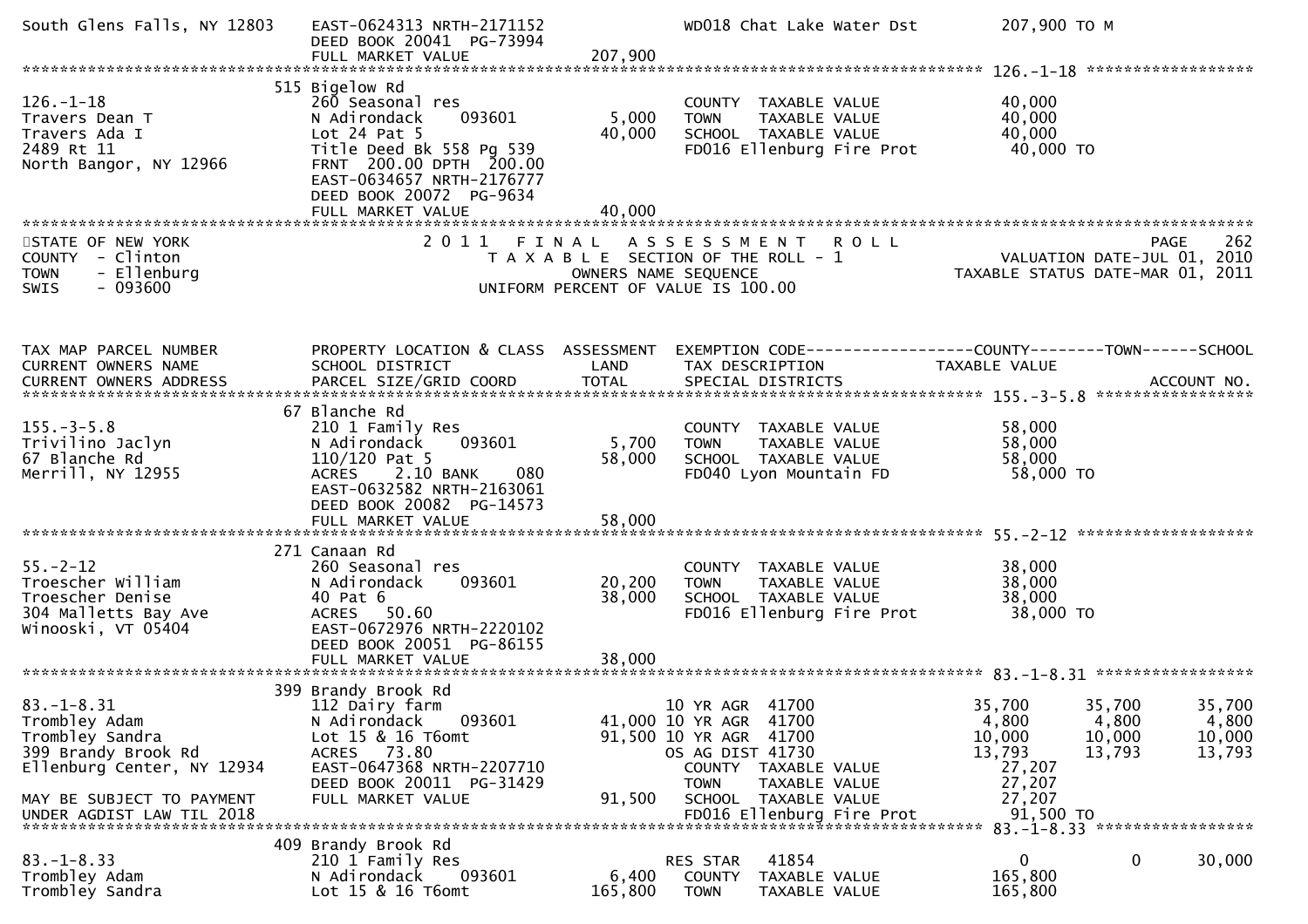```
South Glens Falls, NY 12803    EAST-0624313 NRTH-2171152             WD018 Chat Lake Water Dst        207,900 TO M
                               DEED BOOK 20041  PG-73994
                               FULL MARKET VALUE               207,900
******************************************************************************************************* 126.-1-18 ******************
                            515 Bigelow Rd
126.-1-18                      260 Seasonal res                      COUNTY  TAXABLE VALUE            40,000
Travers Dean T                 N Adirondack     093601       5,000   TOWN    TAXABLE VALUE            40,000
Travers Ada I                  Lot 24 Pat 5                 40,000   SCHOOL  TAXABLE VALUE            40,000
2489 Rt 11                     Title Deed Bk 558 Pg 539             FD016 Ellenburg Fire Prot         40,000 TO
North Bangor, NY 12966         FRNT  200.00 DPTH  200.00
                               EAST-0634657 NRTH-2176777
                               DEED BOOK 20072  PG-9634
                               FULL MARKET VALUE                40,000
************************************************************************************************************************************
STATE OF NEW YORK                        2 0 1 1   F I N A L   A S S E S S M E N T   R O L L                           PAGE    262
COUNTY  - Clinton                           T A X A B L E  SECTION OF THE ROLL - 1                       VALUATION DATE-JUL 01, 2010
TOWN    - Ellenburg                               OWNERS NAME SEQUENCE                              TAXABLE STATUS DATE-MAR 01, 2011
SWIS    - 093600                           UNIFORM PERCENT OF VALUE IS 100.00


TAX MAP PARCEL NUMBER          PROPERTY LOCATION & CLASS  ASSESSMENT  EXEMPTION CODE------------------COUNTY--------TOWN------SCHOOL
CURRENT OWNERS NAME            SCHOOL DISTRICT               LAND      TAX DESCRIPTION            TAXABLE VALUE
CURRENT OWNERS ADDRESS         PARCEL SIZE/GRID COORD        TOTAL     SPECIAL DISTRICTS                                ACCOUNT NO.
******************************************************************************************************* 155.-3-5.8 *****************
                            67 Blanche Rd
155.-3-5.8                     210 1 Family Res                      COUNTY  TAXABLE VALUE            58,000
Trivilino Jaclyn               N Adirondack     093601       5,700   TOWN    TAXABLE VALUE            58,000
67 Blanche Rd                  110/120 Pat 5                58,000   SCHOOL  TAXABLE VALUE            58,000
Merrill, NY 12955              ACRES    2.10 BANK     080           FD040 Lyon Mountain FD            58,000 TO
                               EAST-0632582 NRTH-2163061
                               DEED BOOK 20082  PG-14573
                               FULL MARKET VALUE                58,000
******************************************************************************************************* 55.-2-12 *******************
                            271 Canaan Rd
55.-2-12                       260 Seasonal res                      COUNTY  TAXABLE VALUE            38,000
Troescher William              N Adirondack     093601      20,200   TOWN    TAXABLE VALUE            38,000
Troescher Denise               40 Pat 6                     38,000   SCHOOL  TAXABLE VALUE            38,000
304 Malletts Bay Ave           ACRES   50.60                        FD016 Ellenburg Fire Prot         38,000 TO
Winooski, VT 05404             EAST-0672976 NRTH-2220102
                               DEED BOOK 20051  PG-86155
                               FULL MARKET VALUE                38,000
******************************************************************************************************* 83.-1-8.31 *****************
                            399 Brandy Brook Rd
83.-1-8.31                     112 Dairy farm                    10 YR AGR  41700             35,700      35,700      35,700
Trombley Adam                  N Adirondack     093601      41,000 10 YR AGR  41700             4,800       4,800       4,800
Trombley Sandra                Lot 15 & 16 T6omt            91,500 10 YR AGR  41700            10,000      10,000      10,000
399 Brandy Brook Rd            ACRES   73.80                     OS AG DIST 41730              13,793      13,793      13,793
Ellenburg Center, NY 12934     EAST-0647368 NRTH-2207710             COUNTY  TAXABLE VALUE            27,207
                               DEED BOOK 20011  PG-31429             TOWN    TAXABLE VALUE            27,207
MAY BE SUBJECT TO PAYMENT      FULL MARKET VALUE                91,500   SCHOOL  TAXABLE VALUE            27,207
UNDER AGDIST LAW TIL 2018                                           FD016 Ellenburg Fire Prot         91,500 TO
******************************************************************************************************* 83.-1-8.33 *****************
                            409 Brandy Brook Rd
83.-1-8.33                     210 1 Family Res                  RES STAR   41854                   0           0      30,000
Trombley Adam                  N Adirondack     093601       6,400   COUNTY  TAXABLE VALUE           165,800
Trombley Sandra                Lot 15 & 16 T6omt           165,800   TOWN    TAXABLE VALUE           165,800
```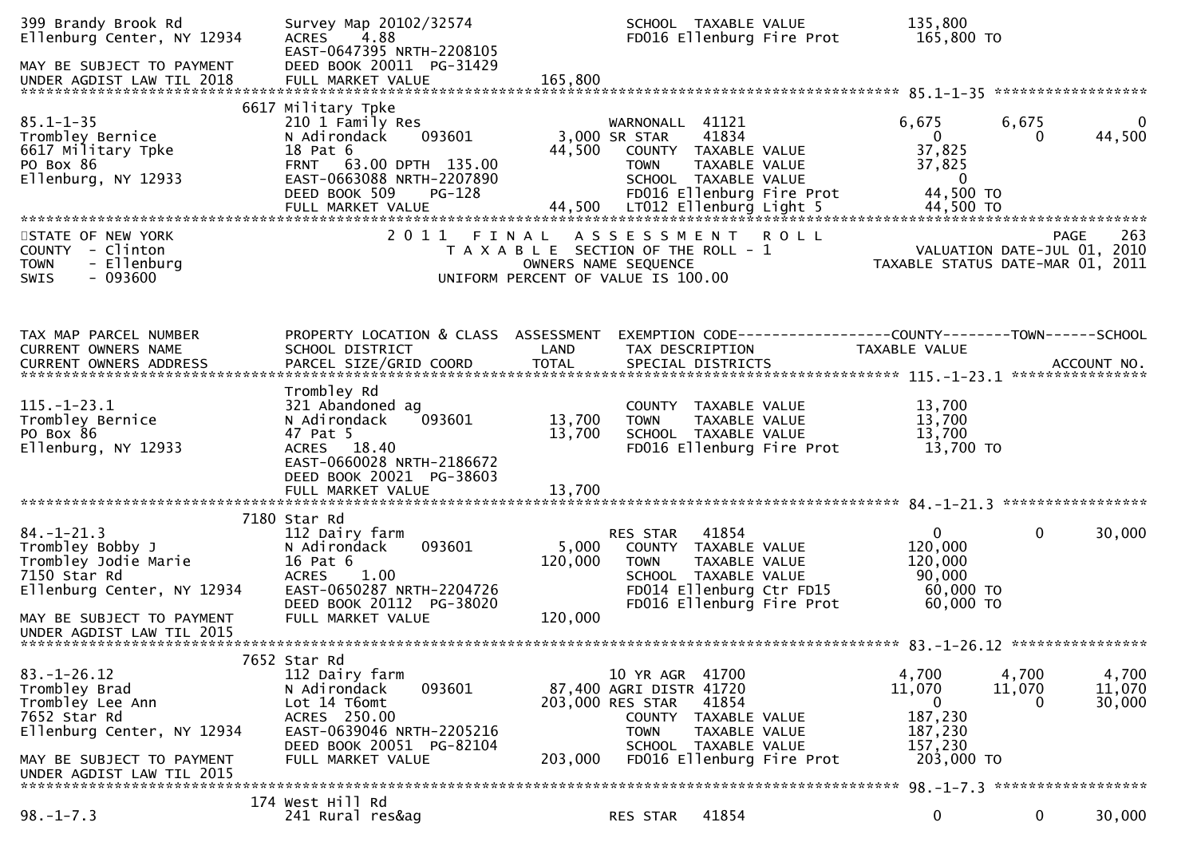```
399 Brandy Brook Rd          Survey Map 20102/32574                  SCHOOL  TAXABLE VALUE             135,800
Ellenburg Center, NY 12934   ACRES    4.88                           FD016 Ellenburg Fire Prot         165,800 TO
                             EAST-0647395 NRTH-2208105
MAY BE SUBJECT TO PAYMENT    DEED BOOK 20011  PG-31429
UNDER AGDIST LAW TIL 2018    FULL MARKET VALUE               165,800
******************************************************************************************************* 85.1-1-35 ******************
                       6617 Military Tpke
85.1-1-35                    210 1 Family Res                     WARNONALL  41121              6,675        6,675            0
Trombley Bernice             N Adirondack     093601         3,000 SR STAR     41834                0            0       44,500
6617 Military Tpke           18 Pat 6                       44,500   COUNTY  TAXABLE VALUE            37,825
PO Box 86                    FRNT   63.00 DPTH  135.00               TOWN    TAXABLE VALUE            37,825
Ellenburg, NY 12933          EAST-0663088 NRTH-2207890               SCHOOL  TAXABLE VALUE                 0
                             DEED BOOK 509     PG-128                FD016 Ellenburg Fire Prot          44,500 TO
                             FULL MARKET VALUE              44,500   LT012 Ellenburg Light 5            44,500 TO
************************************************************************************************************************************
STATE OF NEW YORK                    2 0 1 1   F I N A L   A S S E S S M E N T   R O L L                               PAGE    263
COUNTY  - Clinton                       T A X A B L E  SECTION OF THE ROLL - 1                          VALUATION DATE-JUL 01, 2010
TOWN    - Ellenburg                            OWNERS NAME SEQUENCE                                 TAXABLE STATUS DATE-MAR 01, 2011
SWIS    - 093600                         UNIFORM PERCENT OF VALUE IS 100.00


TAX MAP PARCEL NUMBER        PROPERTY LOCATION & CLASS  ASSESSMENT  EXEMPTION CODE------------------COUNTY--------TOWN------SCHOOL
CURRENT OWNERS NAME          SCHOOL DISTRICT               LAND      TAX DESCRIPTION               TAXABLE VALUE
CURRENT OWNERS ADDRESS       PARCEL SIZE/GRID COORD        TOTAL     SPECIAL DISTRICTS                                   ACCOUNT NO.
******************************************************************************************************* 115.-1-23.1 ****************
                             Trombley Rd
115.-1-23.1                  321 Abandoned ag                        COUNTY  TAXABLE VALUE            13,700
Trombley Bernice             N Adirondack     093601        13,700   TOWN    TAXABLE VALUE            13,700
PO Box 86                    47 Pat 5                       13,700   SCHOOL  TAXABLE VALUE            13,700
Ellenburg, NY 12933          ACRES   18.40                           FD016 Ellenburg Fire Prot          13,700 TO
                             EAST-0660028 NRTH-2186672
                             DEED BOOK 20021  PG-38603
                             FULL MARKET VALUE              13,700
******************************************************************************************************* 84.-1-21.3 *****************
                       7180 Star Rd
84.-1-21.3                   112 Dairy farm                       RES STAR   41854                  0            0       30,000
Trombley Bobby J             N Adirondack     093601         5,000   COUNTY  TAXABLE VALUE           120,000
Trombley Jodie Marie         16 Pat 6                      120,000   TOWN    TAXABLE VALUE           120,000
7150 Star Rd                 ACRES    1.00                           SCHOOL  TAXABLE VALUE            90,000
Ellenburg Center, NY 12934   EAST-0650287 NRTH-2204726               FD014 Ellenburg Ctr FD15           60,000 TO
                             DEED BOOK 20112  PG-38020               FD016 Ellenburg Fire Prot          60,000 TO
MAY BE SUBJECT TO PAYMENT    FULL MARKET VALUE             120,000
UNDER AGDIST LAW TIL 2015
******************************************************************************************************* 83.-1-26.12 ****************
                       7652 Star Rd
83.-1-26.12                  112 Dairy farm                       10 YR AGR  41700              4,700        4,700        4,700
Trombley Brad                N Adirondack     093601        87,400 AGRI DISTR 41720             11,070       11,070       11,070
Trombley Lee Ann             Lot 14 T6omt                  203,000 RES STAR   41854                  0            0       30,000
7652 Star Rd                 ACRES  250.00                           COUNTY  TAXABLE VALUE           187,230
Ellenburg Center, NY 12934   EAST-0639046 NRTH-2205216               TOWN    TAXABLE VALUE           187,230
                             DEED BOOK 20051  PG-82104               SCHOOL  TAXABLE VALUE           157,230
MAY BE SUBJECT TO PAYMENT    FULL MARKET VALUE             203,000   FD016 Ellenburg Fire Prot         203,000 TO
UNDER AGDIST LAW TIL 2015
******************************************************************************************************* 98.-1-7.3 ******************
                        174 West Hill Rd
98.-1-7.3                    241 Rural res&ag                     RES STAR   41854                  0            0       30,000
```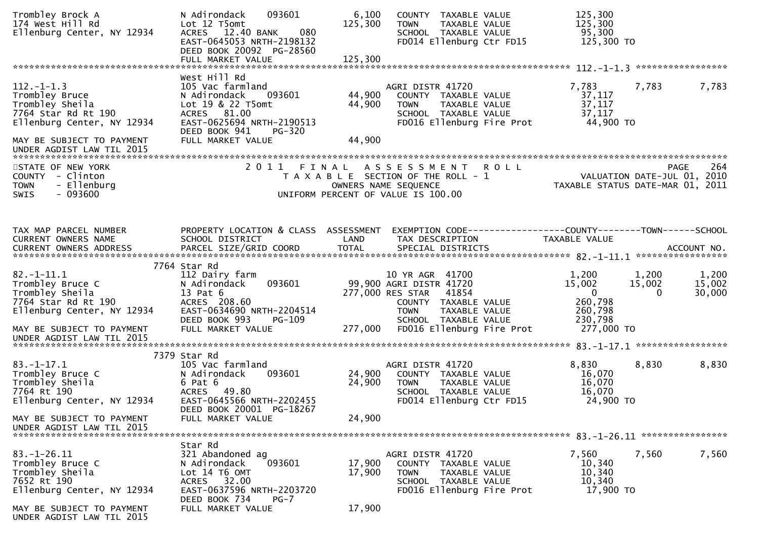```
Trombley Brock A               N Adirondack    093601       6,100   COUNTY  TAXABLE VALUE           125,300
174 West Hill Rd               Lot 12 T5omt               125,300   TOWN    TAXABLE VALUE           125,300
Ellenburg Center, NY 12934     ACRES   12.40 BANK    080            SCHOOL  TAXABLE VALUE            95,300
                               EAST-0645053 NRTH-2198132            FD014 Ellenburg Ctr FD15        125,300 TO
                               DEED BOOK 20092  PG-28560
                               FULL MARKET VALUE          125,300
******************************************************************************************************* 112.-1-1.3 *****************
                               West Hill Rd
112.-1-1.3                     105 Vac farmland                     AGRI DISTR 41720                  7,783      7,783       7,783
Trombley Bruce                 N Adirondack    093601      44,900   COUNTY  TAXABLE VALUE            37,117
Trombley Sheila                Lot 19 & 22 T5omt           44,900   TOWN    TAXABLE VALUE            37,117
7764 Star Rd Rt 190            ACRES   81.00                        SCHOOL  TAXABLE VALUE            37,117
Ellenburg Center, NY 12934     EAST-0625694 NRTH-2190513            FD016 Ellenburg Fire Prot        44,900 TO
                               DEED BOOK 941    PG-320
MAY BE SUBJECT TO PAYMENT      FULL MARKET VALUE           44,900
UNDER AGDIST LAW TIL 2015
************************************************************************************************************************************
STATE OF NEW YORK                     2 0 1 1   F I N A L   A S S E S S M E N T   R O L L                                 PAGE    264
COUNTY  - Clinton                        T A X A B L E  SECTION OF THE ROLL - 1                          VALUATION DATE-JUL 01, 2010
TOWN    - Ellenburg                            OWNERS NAME SEQUENCE                                    TAXABLE STATUS DATE-MAR 01, 2011
SWIS    - 093600                          UNIFORM PERCENT OF VALUE IS 100.00


TAX MAP PARCEL NUMBER          PROPERTY LOCATION & CLASS  ASSESSMENT  EXEMPTION CODE------------------COUNTY--------TOWN------SCHOOL
CURRENT OWNERS NAME            SCHOOL DISTRICT               LAND      TAX DESCRIPTION             TAXABLE VALUE
CURRENT OWNERS ADDRESS         PARCEL SIZE/GRID COORD       TOTAL      SPECIAL DISTRICTS                                 ACCOUNT NO.
******************************************************************************************************* 82.-1-11.1 *****************
                          7764 Star Rd
82.-1-11.1                     112 Dairy farm                       10 YR AGR  41700                  1,200      1,200       1,200
Trombley Bruce C               N Adirondack    093601      99,900 AGRI DISTR 41720                   15,002     15,002      15,002
Trombley Sheila                13 Pat 6                   277,000 RES STAR    41854                       0          0      30,000
7764 Star Rd Rt 190            ACRES  208.60                        COUNTY  TAXABLE VALUE           260,798
Ellenburg Center, NY 12934     EAST-0634690 NRTH-2204514            TOWN    TAXABLE VALUE           260,798
                               DEED BOOK 993    PG-109              SCHOOL  TAXABLE VALUE           230,798
MAY BE SUBJECT TO PAYMENT      FULL MARKET VALUE          277,000   FD016 Ellenburg Fire Prot       277,000 TO
UNDER AGDIST LAW TIL 2015
******************************************************************************************************* 83.-1-17.1 *****************
                          7379 Star Rd
83.-1-17.1                     105 Vac farmland                     AGRI DISTR 41720                  8,830      8,830       8,830
Trombley Bruce C               N Adirondack    093601      24,900   COUNTY  TAXABLE VALUE            16,070
Trombley Sheila                6 Pat 6                     24,900   TOWN    TAXABLE VALUE            16,070
7764 Rt 190                    ACRES   49.80                        SCHOOL  TAXABLE VALUE            16,070
Ellenburg Center, NY 12934     EAST-0645566 NRTH-2202455            FD014 Ellenburg Ctr FD15         24,900 TO
                               DEED BOOK 20001  PG-18267
MAY BE SUBJECT TO PAYMENT      FULL MARKET VALUE           24,900
UNDER AGDIST LAW TIL 2015
******************************************************************************************************* 83.-1-26.11 ****************
                               Star Rd
83.-1-26.11                    321 Abandoned ag                     AGRI DISTR 41720                  7,560      7,560       7,560
Trombley Bruce C               N Adirondack    093601      17,900   COUNTY  TAXABLE VALUE            10,340
Trombley Sheila                Lot 14 T6 OMT               17,900   TOWN    TAXABLE VALUE            10,340
7652 Rt 190                    ACRES   32.00                        SCHOOL  TAXABLE VALUE            10,340
Ellenburg Center, NY 12934     EAST-0637596 NRTH-2203720            FD016 Ellenburg Fire Prot        17,900 TO
                               DEED BOOK 734    PG-7
MAY BE SUBJECT TO PAYMENT      FULL MARKET VALUE           17,900
UNDER AGDIST LAW TIL 2015
```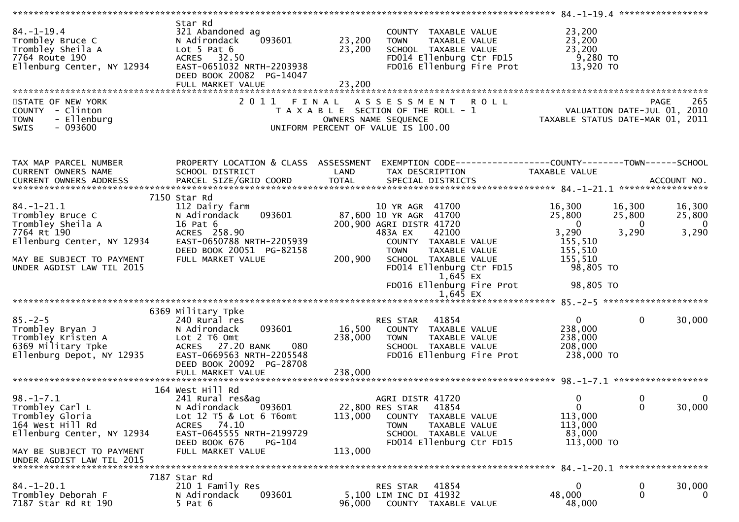```
******************************************************************************************************* 84.-1-19.4 *****************
                               Star Rd
84.-1-19.4                     321 Abandoned ag                          COUNTY  TAXABLE VALUE            23,200
Trombley Bruce C               N Adirondack     093601        23,200     TOWN    TAXABLE VALUE            23,200
Trombley Sheila A              Lot 5 Pat 6                    23,200     SCHOOL  TAXABLE VALUE            23,200
7764 Route 190                 ACRES   32.50                             FD014 Ellenburg Ctr FD15          9,280 TO
Ellenburg Center, NY 12934     EAST-0651032 NRTH-2203938                 FD016 Ellenburg Fire Prot        13,920 TO
                               DEED BOOK 20082  PG-14047
                               FULL MARKET VALUE              23,200
************************************************************************************************************************************
STATE OF NEW YORK                      2 0 1 1   F I N A L   A S S E S S M E N T   R O L L                                 PAGE    265
COUNTY  - Clinton                         T A X A B L E  SECTION OF THE ROLL - 1                          VALUATION DATE-JUL 01, 2010
TOWN    - Ellenburg                              OWNERS NAME SEQUENCE                                 TAXABLE STATUS DATE-MAR 01, 2011
SWIS    - 093600                        UNIFORM PERCENT OF VALUE IS 100.00


TAX MAP PARCEL NUMBER          PROPERTY LOCATION & CLASS  ASSESSMENT  EXEMPTION CODE------------------COUNTY--------TOWN------SCHOOL
CURRENT OWNERS NAME            SCHOOL DISTRICT               LAND      TAX DESCRIPTION            TAXABLE VALUE
CURRENT OWNERS ADDRESS         PARCEL SIZE/GRID COORD        TOTAL     SPECIAL DISTRICTS                                 ACCOUNT NO.
******************************************************************************************************* 84.-1-21.1 *****************
                            7150 Star Rd
84.-1-21.1                     112 Dairy farm                            10 YR AGR  41700               16,300      16,300      16,300
Trombley Bruce C               N Adirondack     093601        87,600 10 YR AGR  41700               25,800      25,800      25,800
Trombley Sheila A              16 Pat 6                      200,900 AGRI DISTR 41720                    0           0           0
7764 Rt 190                    ACRES  258.90                             483A EX     42100               3,290       3,290       3,290
Ellenburg Center, NY 12934     EAST-0650788 NRTH-2205939                 COUNTY  TAXABLE VALUE           155,510
                               DEED BOOK 20051  PG-82158                 TOWN    TAXABLE VALUE           155,510
MAY BE SUBJECT TO PAYMENT      FULL MARKET VALUE             200,900     SCHOOL  TAXABLE VALUE           155,510
UNDER AGDIST LAW TIL 2015                                                FD014 Ellenburg Ctr FD15         98,805 TO
                                                                                  1,645 EX
                                                                         FD016 Ellenburg Fire Prot        98,805 TO
                                                                                  1,645 EX
******************************************************************************************************* 85.-2-5 ********************
                            6369 Military Tpke
85.-2-5                        240 Rural res                             RES STAR    41854                   0           0      30,000
Trombley Bryan J               N Adirondack     093601        16,500     COUNTY  TAXABLE VALUE           238,000
Trombley Kristen A             Lot 2 T6 Omt                  238,000     TOWN    TAXABLE VALUE           238,000
6369 Military Tpke             ACRES   27.20 BANK     080                SCHOOL  TAXABLE VALUE           208,000
Ellenburg Depot, NY 12935      EAST-0669563 NRTH-2205548                 FD016 Ellenburg Fire Prot       238,000 TO
                               DEED BOOK 20092  PG-28708
                               FULL MARKET VALUE             238,000
******************************************************************************************************* 98.-1-7.1 ******************
                             164 West Hill Rd
98.-1-7.1                      241 Rural res&ag                          AGRI DISTR 41720                    0           0           0
Trombley Carl L                N Adirondack     093601        22,800 RES STAR    41854                   0           0      30,000
Trombley Gloria                Lot 12 T5 & Lot 6 T6omt       113,000     COUNTY  TAXABLE VALUE           113,000
164 West Hill Rd               ACRES   74.10                             TOWN    TAXABLE VALUE           113,000
Ellenburg Center, NY 12934     EAST-0645555 NRTH-2199729                 SCHOOL  TAXABLE VALUE            83,000
                               DEED BOOK 676    PG-104                   FD014 Ellenburg Ctr FD15        113,000 TO
MAY BE SUBJECT TO PAYMENT      FULL MARKET VALUE             113,000
UNDER AGDIST LAW TIL 2015
******************************************************************************************************* 84.-1-20.1 *****************
                            7187 Star Rd
84.-1-20.1                     210 1 Family Res                          RES STAR    41854                   0           0      30,000
Trombley Deborah F             N Adirondack     093601         5,100 LIM INC DI 41932               48,000           0           0
7187 Star Rd Rt 190            5 Pat 6                        96,000     COUNTY  TAXABLE VALUE            48,000
```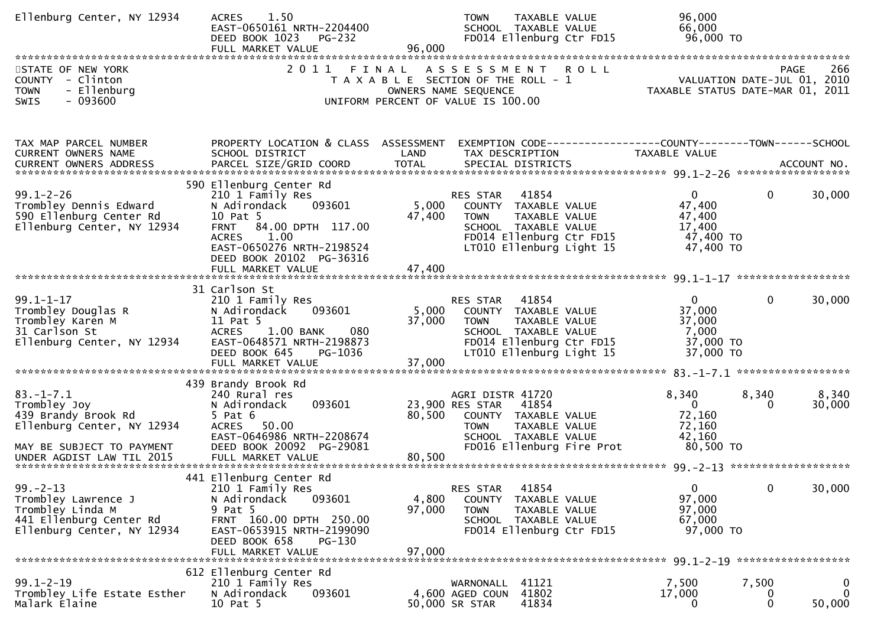```
Ellenburg Center, NY 12934     ACRES     1.50                                      TOWN     TAXABLE VALUE               96,000
                               EAST-0650161 NRTH-2204400                           SCHOOL   TAXABLE VALUE               66,000
                               DEED BOOK 1023   PG-232                             FD014 Ellenburg Ctr FD15              96,000 TO
                               FULL MARKET VALUE                   96,000
******************************************************************************************************************************************
STATE OF NEW YORK                    2 0 1 1   F I N A L   A S S E S S M E N T   R O L L                                   PAGE     266
COUNTY  - Clinton                       T A X A B L E  SECTION OF THE ROLL - 1                              VALUATION DATE-JUL 01, 2010
TOWN    - Ellenburg                            OWNERS NAME SEQUENCE                                  TAXABLE STATUS DATE-MAR 01, 2011
SWIS    - 093600                        UNIFORM PERCENT OF VALUE IS 100.00


TAX MAP PARCEL NUMBER          PROPERTY LOCATION & CLASS  ASSESSMENT  EXEMPTION CODE------------------COUNTY--------TOWN------SCHOOL
CURRENT OWNERS NAME            SCHOOL DISTRICT               LAND      TAX DESCRIPTION              TAXABLE VALUE
CURRENT OWNERS ADDRESS         PARCEL SIZE/GRID COORD        TOTAL     SPECIAL DISTRICTS                                        ACCOUNT NO.
************************************************************************************************************ 99.1-2-26 ******************
                               590 Ellenburg Center Rd
99.1-2-26                      210 1 Family Res                        RES STAR   41854                    0           0        30,000
Trombley Dennis Edward         N Adirondack     093601        5,000    COUNTY  TAXABLE VALUE            47,400
590 Ellenburg Center Rd        10 Pat 5                      47,400    TOWN    TAXABLE VALUE            47,400
Ellenburg Center, NY 12934     FRNT   84.00 DPTH  117.00               SCHOOL  TAXABLE VALUE            17,400
                               ACRES     1.00                          FD014 Ellenburg Ctr FD15          47,400 TO
                               EAST-0650276 NRTH-2198524               LT010 Ellenburg Light 15          47,400 TO
                               DEED BOOK 20102  PG-36316
                               FULL MARKET VALUE                  47,400
************************************************************************************************************ 99.1-1-17 ******************
                               31 Carlson St
99.1-1-17                      210 1 Family Res                        RES STAR   41854                    0           0        30,000
Trombley Douglas R             N Adirondack     093601        5,000    COUNTY  TAXABLE VALUE            37,000
Trombley Karen M               11 Pat 5                      37,000    TOWN    TAXABLE VALUE            37,000
31 Carlson St                  ACRES     1.00 BANK     080             SCHOOL  TAXABLE VALUE             7,000
Ellenburg Center, NY 12934     EAST-0648571 NRTH-2198873               FD014 Ellenburg Ctr FD15          37,000 TO
                               DEED BOOK 645    PG-1036                LT010 Ellenburg Light 15          37,000 TO
                               FULL MARKET VALUE                  37,000
************************************************************************************************************ 83.-1-7.1 ******************
                               439 Brandy Brook Rd
83.-1-7.1                      240 Rural res                           AGRI DISTR 41720                8,340       8,340         8,340
Trombley Joy                   N Adirondack     093601       23,900 RES STAR   41854                    0           0        30,000
439 Brandy Brook Rd            5 Pat 6                       80,500    COUNTY  TAXABLE VALUE            72,160
Ellenburg Center, NY 12934     ACRES    50.00                          TOWN    TAXABLE VALUE            72,160
                               EAST-0646986 NRTH-2208674               SCHOOL  TAXABLE VALUE            42,160
MAY BE SUBJECT TO PAYMENT      DEED BOOK 20092  PG-29081               FD016 Ellenburg Fire Prot         80,500 TO
UNDER AGDIST LAW TIL 2015      FULL MARKET VALUE                  80,500
************************************************************************************************************ 99.-2-13 *******************
                               441 Ellenburg Center Rd
99.-2-13                       210 1 Family Res                        RES STAR   41854                    0           0        30,000
Trombley Lawrence J            N Adirondack     093601        4,800    COUNTY  TAXABLE VALUE            97,000
Trombley Linda M               9 Pat 5                       97,000    TOWN    TAXABLE VALUE            97,000
441 Ellenburg Center Rd        FRNT  160.00 DPTH  250.00               SCHOOL  TAXABLE VALUE            67,000
Ellenburg Center, NY 12934     EAST-0653915 NRTH-2199090               FD014 Ellenburg Ctr FD15          97,000 TO
                               DEED BOOK 658    PG-130
                               FULL MARKET VALUE                  97,000
************************************************************************************************************ 99.1-2-19 ******************
                               612 Ellenburg Center Rd
99.1-2-19                      210 1 Family Res                        WARNONALL  41121                7,500       7,500             0
Trombley Life Estate Esther    N Adirondack     093601        4,600 AGED COUN  41802               17,000           0             0
Malark Elaine                  10 Pat 5                      50,000 SR STAR    41834                    0           0        50,000
```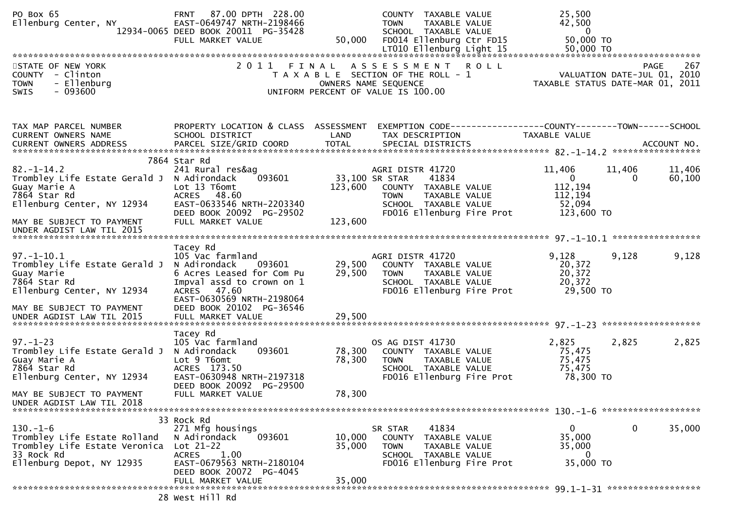| | | | | |
|---|---|---|---|---|
| PO Box 65 | FRNT 87.00 DPTH 228.00 | | COUNTY TAXABLE VALUE | 25,500 |
| Ellenburg Center, NY | EAST-0649747 NRTH-2198466 | | TOWN TAXABLE VALUE | 42,500 |
| 12934-0065 | DEED BOOK 20011 PG-35428 | | SCHOOL TAXABLE VALUE | 0 |
| | FULL MARKET VALUE | 50,000 | FD014 Ellenburg Ctr FD15 | 50,000 TO |
| | | | LT010 Ellenburg Light 15 | 50,000 TO |

STATE OF NEW YORK — 2011 FINAL ASSESSMENT ROLL — PAGE 267
COUNTY - Clinton — TAXABLE SECTION OF THE ROLL - 1 — VALUATION DATE-JUL 01, 2010
TOWN - Ellenburg — OWNERS NAME SEQUENCE — TAXABLE STATUS DATE-MAR 01, 2011
SWIS - 093600 — UNIFORM PERCENT OF VALUE IS 100.00

| TAX MAP PARCEL NUMBER / CURRENT OWNERS NAME / CURRENT OWNERS ADDRESS | PROPERTY LOCATION & CLASS / SCHOOL DISTRICT / PARCEL SIZE/GRID COORD | ASSESSMENT LAND / TOTAL | EXEMPTION CODE / TAX DESCRIPTION / SPECIAL DISTRICTS | COUNTY TAXABLE VALUE | TOWN | SCHOOL / ACCOUNT NO. |
|---|---|---|---|---|---|---|
| **82.-1-14.2** | 7864 Star Rd | | | | | |
| 82.-1-14.2 | 241 Rural res&ag | | AGRI DISTR 41720 | 11,406 | 11,406 | 11,406 |
| Trombley Life Estate Gerald J | N Adirondack 093601 | 33,100 | SR STAR 41834 | 0 | 0 | 60,100 |
| Guay Marie A | Lot 13 T6omt | 123,600 | COUNTY TAXABLE VALUE | 112,194 | | |
| 7864 Star Rd | ACRES 48.60 | | TOWN TAXABLE VALUE | 112,194 | | |
| Ellenburg Center, NY 12934 | EAST-0633546 NRTH-2203340 | | SCHOOL TAXABLE VALUE | 52,094 | | |
| | DEED BOOK 20092 PG-29502 | | FD016 Ellenburg Fire Prot | 123,600 TO | | |
| MAY BE SUBJECT TO PAYMENT UNDER AGDIST LAW TIL 2015 | FULL MARKET VALUE | 123,600 | | | | |
| **97.-1-10.1** | Tacey Rd | | | | | |
| 97.-1-10.1 | 105 Vac farmland | | AGRI DISTR 41720 | 9,128 | 9,128 | 9,128 |
| Trombley Life Estate Gerald J | N Adirondack 093601 | 29,500 | COUNTY TAXABLE VALUE | 20,372 | | |
| Guay Marie | 6 Acres Leased for Com Pu | 29,500 | TOWN TAXABLE VALUE | 20,372 | | |
| 7864 Star Rd | Impval assd to crown on 1 | | SCHOOL TAXABLE VALUE | 20,372 | | |
| Ellenburg Center, NY 12934 | ACRES 47.60 | | FD016 Ellenburg Fire Prot | 29,500 TO | | |
| | EAST-0630569 NRTH-2198064 | | | | | |
| MAY BE SUBJECT TO PAYMENT | DEED BOOK 20102 PG-36546 | | | | | |
| UNDER AGDIST LAW TIL 2015 | FULL MARKET VALUE | 29,500 | | | | |
| **97.-1-23** | Tacey Rd | | | | | |
| 97.-1-23 | 105 Vac farmland | | OS AG DIST 41730 | 2,825 | 2,825 | 2,825 |
| Trombley Life Estate Gerald J | N Adirondack 093601 | 78,300 | COUNTY TAXABLE VALUE | 75,475 | | |
| Guay Marie A | Lot 9 T6omt | 78,300 | TOWN TAXABLE VALUE | 75,475 | | |
| 7864 Star Rd | ACRES 173.50 | | SCHOOL TAXABLE VALUE | 75,475 | | |
| Ellenburg Center, NY 12934 | EAST-0630948 NRTH-2197318 | | FD016 Ellenburg Fire Prot | 78,300 TO | | |
| | DEED BOOK 20092 PG-29500 | | | | | |
| MAY BE SUBJECT TO PAYMENT UNDER AGDIST LAW TIL 2018 | FULL MARKET VALUE | 78,300 | | | | |
| **130.-1-6** | 33 Rock Rd | | | | | |
| 130.-1-6 | 271 Mfg housings | | SR STAR 41834 | 0 | 0 | 35,000 |
| Trombley Life Estate Rolland | N Adirondack 093601 | 10,000 | COUNTY TAXABLE VALUE | 35,000 | | |
| Trombley Life Estate Veronica | Lot 21-22 | 35,000 | TOWN TAXABLE VALUE | 35,000 | | |
| 33 Rock Rd | ACRES 1.00 | | SCHOOL TAXABLE VALUE | 0 | | |
| Ellenburg Depot, NY 12935 | EAST-0679563 NRTH-2180104 | | FD016 Ellenburg Fire Prot | 35,000 TO | | |
| | DEED BOOK 20072 PG-4045 | | | | | |
| | FULL MARKET VALUE | 35,000 | | | | |
| **99.1-1-31** | 28 West Hill Rd | | | | | |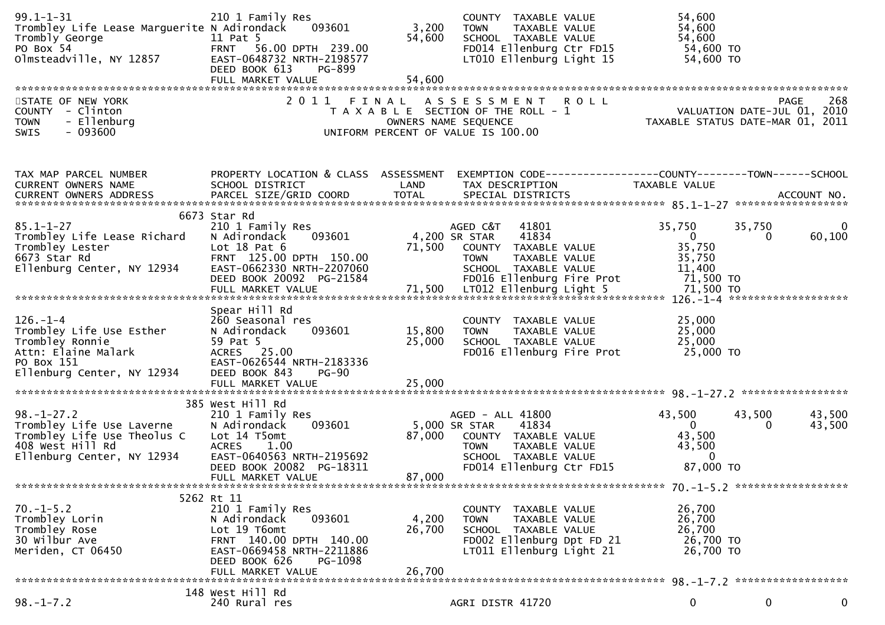```
99.1-1-31                          210 1 Family Res                        COUNTY  TAXABLE VALUE            54,600
Trombley Life Lease Marguerite N Adirondack      093601        3,200     TOWN    TAXABLE VALUE            54,600
Trombly George                     11 Pat 5                       54,600     SCHOOL  TAXABLE VALUE            54,600
PO Box 54                          FRNT   56.00 DPTH  239.00                 FD014 Ellenburg Ctr FD15          54,600 TO
Olmsteadville, NY 12857            EAST-0648732 NRTH-2198577                 LT010 Ellenburg Light 15          54,600 TO
                                   DEED BOOK 613     PG-899
                                   FULL MARKET VALUE              54,600
******************************************************************************************************************************************
```

STATE OF NEW YORK — 2011 FINAL ASSESSMENT ROLL — PAGE 268
COUNTY - Clinton — TAXABLE SECTION OF THE ROLL - 1 — VALUATION DATE-JUL 01, 2010
TOWN - Ellenburg — OWNERS NAME SEQUENCE — TAXABLE STATUS DATE-MAR 01, 2011
SWIS - 093600 — UNIFORM PERCENT OF VALUE IS 100.00

```
TAX MAP PARCEL NUMBER          PROPERTY LOCATION & CLASS  ASSESSMENT  EXEMPTION CODE------------------COUNTY--------TOWN------SCHOOL
CURRENT OWNERS NAME            SCHOOL DISTRICT               LAND      TAX DESCRIPTION              TAXABLE VALUE
CURRENT OWNERS ADDRESS         PARCEL SIZE/GRID COORD        TOTAL     SPECIAL DISTRICTS                                     ACCOUNT NO.
*************************************************************************************************** 85.1-1-27 ******************
                          6673 Star Rd
85.1-1-27                      210 1 Family Res                   AGED C&T    41801          35,750      35,750           0
Trombley Life Lease Richard    N Adirondack     093601       4,200 SR STAR     41834               0           0      60,100
Trombley Lester                Lot 18 Pat 6                 71,500    COUNTY  TAXABLE VALUE       35,750
6673 Star Rd                   FRNT  125.00 DPTH  150.00               TOWN    TAXABLE VALUE       35,750
Ellenburg Center, NY 12934     EAST-0662330 NRTH-2207060               SCHOOL  TAXABLE VALUE       11,400
                               DEED BOOK 20092  PG-21584               FD016 Ellenburg Fire Prot    71,500 TO
                               FULL MARKET VALUE            71,500    LT012 Ellenburg Light 5      71,500 TO
*************************************************************************************************** 126.-1-4 *******************
                               Spear Hill Rd
126.-1-4                       260 Seasonal res                        COUNTY  TAXABLE VALUE       25,000
Trombley Life Use Esther       N Adirondack     093601      15,800    TOWN    TAXABLE VALUE       25,000
Trombley Ronnie                59 Pat 5                     25,000    SCHOOL  TAXABLE VALUE       25,000
Attn: Elaine Malark            ACRES   25.00                           FD016 Ellenburg Fire Prot    25,000 TO
PO Box 151                     EAST-0626544 NRTH-2183336
Ellenburg Center, NY 12934     DEED BOOK 843     PG-90
                               FULL MARKET VALUE            25,000
*************************************************************************************************** 98.-1-27.2 *****************
                          385 West Hill Rd
98.-1-27.2                     210 1 Family Res                   AGED - ALL 41800           43,500      43,500      43,500
Trombley Life Use Laverne      N Adirondack     093601       5,000 SR STAR     41834               0           0      43,500
Trombley Life Use Theolus C    Lot 14 T5omt                 87,000    COUNTY  TAXABLE VALUE       43,500
408 West Hill Rd               ACRES    1.00                           TOWN    TAXABLE VALUE       43,500
Ellenburg Center, NY 12934     EAST-0640563 NRTH-2195692               SCHOOL  TAXABLE VALUE            0
                               DEED BOOK 20082  PG-18311               FD014 Ellenburg Ctr FD15     87,000 TO
                               FULL MARKET VALUE            87,000
*************************************************************************************************** 70.-1-5.2 ******************
                          5262 Rt 11
70.-1-5.2                      210 1 Family Res                        COUNTY  TAXABLE VALUE       26,700
Trombley Lorin                 N Adirondack     093601       4,200    TOWN    TAXABLE VALUE       26,700
Trombley Rose                  Lot 19 T6omt                 26,700    SCHOOL  TAXABLE VALUE       26,700
30 Wilbur Ave                  FRNT  140.00 DPTH  140.00               FD002 Ellenburg Dpt FD 21    26,700 TO
Meriden, CT 06450              EAST-0669458 NRTH-2211886               LT011 Ellenburg Light 21     26,700 TO
                               DEED BOOK 626     PG-1098
                               FULL MARKET VALUE            26,700
*************************************************************************************************** 98.-1-7.2 ******************
                          148 West Hill Rd
98.-1-7.2                      240 Rural res                      AGRI DISTR 41720                0           0           0
```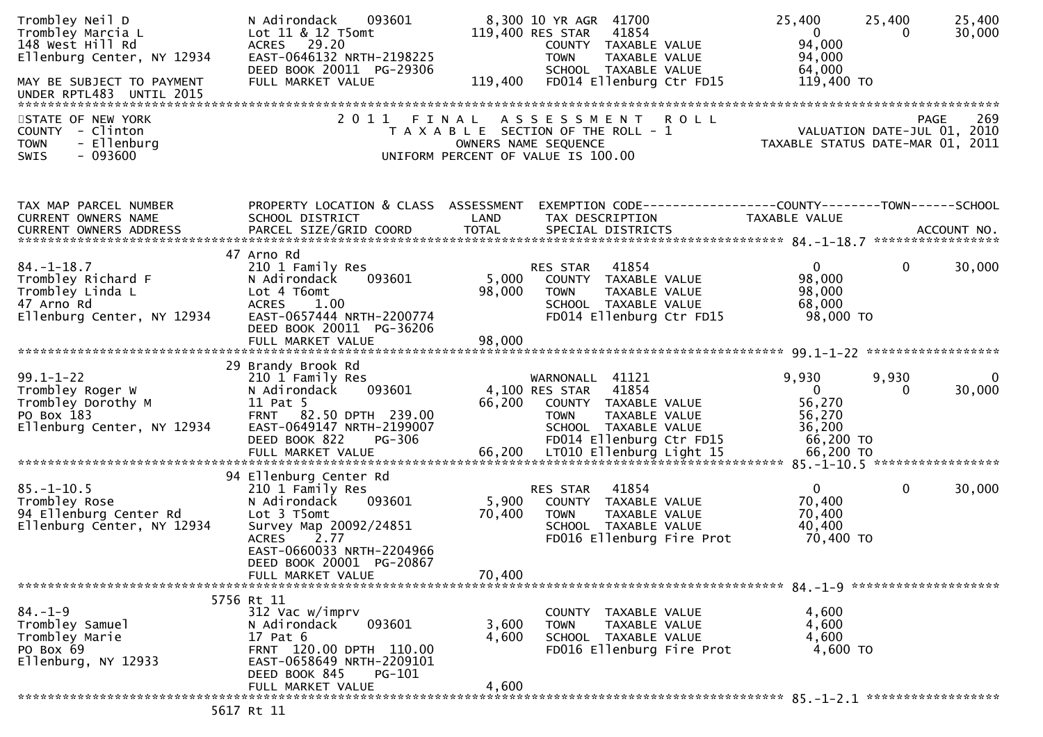```
Trombley Neil D               N Adirondack     093601         8,300 10 YR AGR  41700              25,400      25,400      25,400
Trombley Marcia L             Lot 11 & 12 T5omt             119,400 RES STAR   41854                   0           0      30,000
148 West Hill Rd              ACRES   29.20                         COUNTY  TAXABLE VALUE          94,000
Ellenburg Center, NY 12934    EAST-0646132 NRTH-2198225             TOWN    TAXABLE VALUE          94,000
                              DEED BOOK 20011  PG-29306             SCHOOL  TAXABLE VALUE          64,000
MAY BE SUBJECT TO PAYMENT     FULL MARKET VALUE             119,400 FD014 Ellenburg Ctr FD15      119,400 TO
UNDER RPTL483  UNTIL 2015
******************************************************************************************************************************
STATE OF NEW YORK                  2 0 1 1   F I N A L   A S S E S S M E N T   R O L L                                PAGE    269
COUNTY  - Clinton                    T A X A B L E  SECTION OF THE ROLL - 1                       VALUATION DATE-JUL 01, 2010
TOWN    - Ellenburg                         OWNERS NAME SEQUENCE                            TAXABLE STATUS DATE-MAR 01, 2011
SWIS    - 093600                   UNIFORM PERCENT OF VALUE IS 100.00


TAX MAP PARCEL NUMBER          PROPERTY LOCATION & CLASS  ASSESSMENT  EXEMPTION CODE------------------COUNTY--------TOWN------SCHOOL
CURRENT OWNERS NAME            SCHOOL DISTRICT               LAND      TAX DESCRIPTION               TAXABLE VALUE
CURRENT OWNERS ADDRESS         PARCEL SIZE/GRID COORD       TOTAL      SPECIAL DISTRICTS                                  ACCOUNT NO.
******************************************************************************************************* 84.-1-18.7 ******************
                            47 Arno Rd
84.-1-18.7                     210 1 Family Res                    RES STAR   41854                   0           0      30,000
Trombley Richard F             N Adirondack     093601       5,000    COUNTY  TAXABLE VALUE          98,000
Trombley Linda L               Lot 4 T6omt                  98,000    TOWN    TAXABLE VALUE          98,000
47 Arno Rd                     ACRES    1.00                          SCHOOL  TAXABLE VALUE          68,000
Ellenburg Center, NY 12934     EAST-0657444 NRTH-2200774              FD014 Ellenburg Ctr FD15        98,000 TO
                               DEED BOOK 20011  PG-36206
                               FULL MARKET VALUE            98,000
******************************************************************************************************* 99.1-1-22 *******************
                            29 Brandy Brook Rd
99.1-1-22                      210 1 Family Res                    WARNONALL  41121               9,930       9,930           0
Trombley Roger W               N Adirondack     093601       4,100 RES STAR   41854                   0           0      30,000
Trombley Dorothy M             11 Pat 5                     66,200    COUNTY  TAXABLE VALUE          56,270
PO Box 183                     FRNT   82.50 DPTH 239.00               TOWN    TAXABLE VALUE          56,270
Ellenburg Center, NY 12934     EAST-0649147 NRTH-2199007              SCHOOL  TAXABLE VALUE          36,200
                               DEED BOOK 822     PG-306               FD014 Ellenburg Ctr FD15        66,200 TO
                               FULL MARKET VALUE            66,200    LT010 Ellenburg Light 15        66,200 TO
******************************************************************************************************* 85.-1-10.5 ******************
                            94 Ellenburg Center Rd
85.-1-10.5                     210 1 Family Res                    RES STAR   41854                   0           0      30,000
Trombley Rose                  N Adirondack     093601       5,900    COUNTY  TAXABLE VALUE          70,400
94 Ellenburg Center Rd         Lot 3 T5omt                  70,400    TOWN    TAXABLE VALUE          70,400
Ellenburg Center, NY 12934     Survey Map 20092/24851                 SCHOOL  TAXABLE VALUE          40,400
                               ACRES    2.77                          FD016 Ellenburg Fire Prot       70,400 TO
                               EAST-0660033 NRTH-2204966
                               DEED BOOK 20001  PG-20867
                               FULL MARKET VALUE            70,400
******************************************************************************************************* 84.-1-9 *********************
                          5756 Rt 11
84.-1-9                        312 Vac w/imprv                        COUNTY  TAXABLE VALUE           4,600
Trombley Samuel                N Adirondack     093601       3,600    TOWN    TAXABLE VALUE           4,600
Trombley Marie                 17 Pat 6                      4,600    SCHOOL  TAXABLE VALUE           4,600
PO Box 69                      FRNT  120.00 DPTH 110.00               FD016 Ellenburg Fire Prot        4,600 TO
Ellenburg, NY 12933            EAST-0658649 NRTH-2209101
                               DEED BOOK 845     PG-101
                               FULL MARKET VALUE             4,600
******************************************************************************************************* 85.-1-2.1 *******************
                          5617 Rt 11
```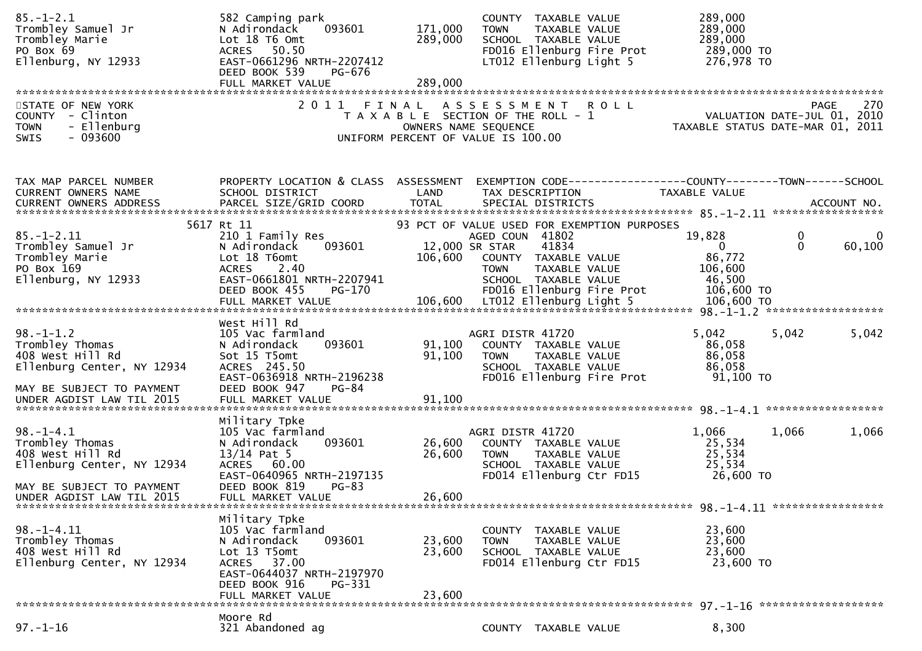```
85.-1-2.1                    582 Camping park                          COUNTY  TAXABLE VALUE            289,000
Trombley Samuel Jr           N Adirondack      093601      171,000     TOWN    TAXABLE VALUE            289,000
Trombley Marie               Lot 18 T6 Omt                 289,000     SCHOOL  TAXABLE VALUE            289,000
PO Box 69                    ACRES   50.50                             FD016 Ellenburg Fire Prot        289,000 TO
Ellenburg, NY 12933          EAST-0661296 NRTH-2207412                 LT012 Ellenburg Light 5          276,978 TO
                             DEED BOOK 539     PG-676
                             FULL MARKET VALUE             289,000
******************************************************************************************************************************************
STATE OF NEW YORK                  2 0 1 1   F I N A L   A S S E S S M E N T   R O L L                                    PAGE    270
COUNTY  - Clinton                     T A X A B L E SECTION OF THE ROLL - 1                            VALUATION DATE-JUL 01, 2010
TOWN    - Ellenburg                          OWNERS NAME SEQUENCE                                 TAXABLE STATUS DATE-MAR 01, 2011
SWIS    - 093600                      UNIFORM PERCENT OF VALUE IS 100.00


TAX MAP PARCEL NUMBER        PROPERTY LOCATION & CLASS  ASSESSMENT  EXEMPTION CODE-----------------COUNTY--------TOWN------SCHOOL
CURRENT OWNERS NAME          SCHOOL DISTRICT               LAND     TAX DESCRIPTION              TAXABLE VALUE
CURRENT OWNERS ADDRESS       PARCEL SIZE/GRID COORD        TOTAL    SPECIAL DISTRICTS                                     ACCOUNT NO.
******************************************************************************************************* 85.-1-2.11 *****************
                        5617 Rt 11                                 93 PCT OF VALUE USED FOR EXEMPTION PURPOSES
85.-1-2.11                   210 1 Family Res                          AGED COUN  41802                 19,828          0            0
Trombley Samuel Jr           N Adirondack      093601       12,000 SR STAR    41834                      0              0       60,100
Trombley Marie               Lot 18 T6omt                  106,600     COUNTY  TAXABLE VALUE             86,772
PO Box 169                   ACRES    2.40                             TOWN    TAXABLE VALUE            106,600
Ellenburg, NY 12933          EAST-0661801 NRTH-2207941                 SCHOOL  TAXABLE VALUE             46,500
                             DEED BOOK 455     PG-170                  FD016 Ellenburg Fire Prot        106,600 TO
                             FULL MARKET VALUE             106,600     LT012 Ellenburg Light 5          106,600 TO
******************************************************************************************************* 98.-1-1.2 ******************
                             West Hill Rd
98.-1-1.2                    105 Vac farmland                          AGRI DISTR 41720                  5,042       5,042        5,042
Trombley Thomas              N Adirondack      093601       91,100     COUNTY  TAXABLE VALUE             86,058
408 West Hill Rd             Sot 15 T5omt                   91,100     TOWN    TAXABLE VALUE             86,058
Ellenburg Center, NY 12934   ACRES  245.50                             SCHOOL  TAXABLE VALUE             86,058
                             EAST-0636918 NRTH-2196238                 FD016 Ellenburg Fire Prot         91,100 TO
MAY BE SUBJECT TO PAYMENT    DEED BOOK 947     PG-84
UNDER AGDIST LAW TIL 2015    FULL MARKET VALUE              91,100
******************************************************************************************************* 98.-1-4.1 ******************
                             Military Tpke
98.-1-4.1                    105 Vac farmland                          AGRI DISTR 41720                  1,066       1,066        1,066
Trombley Thomas              N Adirondack      093601       26,600     COUNTY  TAXABLE VALUE             25,534
408 West Hill Rd             13/14 Pat 5                    26,600     TOWN    TAXABLE VALUE             25,534
Ellenburg Center, NY 12934   ACRES   60.00                             SCHOOL  TAXABLE VALUE             25,534
                             EAST-0640965 NRTH-2197135                 FD014 Ellenburg Ctr FD15          26,600 TO
MAY BE SUBJECT TO PAYMENT    DEED BOOK 819     PG-83
UNDER AGDIST LAW TIL 2015    FULL MARKET VALUE              26,600
******************************************************************************************************* 98.-1-4.11 *****************
                             Military Tpke
98.-1-4.11                   105 Vac farmland                          COUNTY  TAXABLE VALUE             23,600
Trombley Thomas              N Adirondack      093601       23,600     TOWN    TAXABLE VALUE             23,600
408 West Hill Rd             Lot 13 T5omt                   23,600     SCHOOL  TAXABLE VALUE             23,600
Ellenburg Center, NY 12934   ACRES   37.00                             FD014 Ellenburg Ctr FD15          23,600 TO
                             EAST-0644037 NRTH-2197970
                             DEED BOOK 916     PG-331
                             FULL MARKET VALUE              23,600
******************************************************************************************************* 97.-1-16 *******************
                             Moore Rd
97.-1-16                     321 Abandoned ag                          COUNTY  TAXABLE VALUE              8,300
```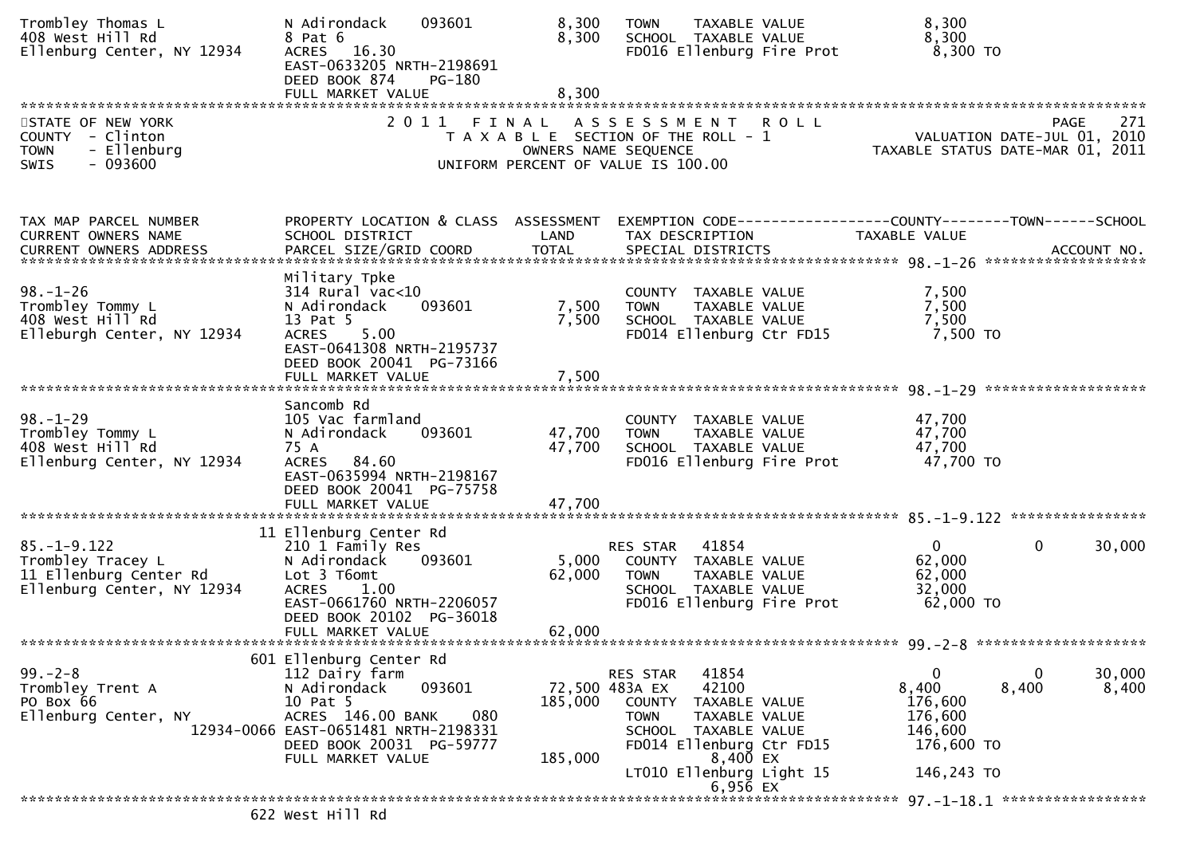```
Trombley Thomas L              N Adirondack    093601        8,300    TOWN    TAXABLE VALUE              8,300
408 West Hill Rd               8 Pat 6                       8,300    SCHOOL  TAXABLE VALUE              8,300
Ellenburg Center, NY 12934     ACRES   16.30                          FD016 Ellenburg Fire Prot          8,300 TO
                               EAST-0633205 NRTH-2198691
                               DEED BOOK 874     PG-180
                               FULL MARKET VALUE             8,300
******************************************************************************************************************************************
STATE OF NEW YORK                 2 0 1 1   F I N A L   A S S E S S M E N T   R O L L                                        PAGE    271
COUNTY  - Clinton                      T A X A B L E  SECTION OF THE ROLL - 1                           VALUATION DATE-JUL 01, 2010
TOWN    - Ellenburg                           OWNERS NAME SEQUENCE                                     TAXABLE STATUS DATE-MAR 01, 2011
SWIS    - 093600                       UNIFORM PERCENT OF VALUE IS 100.00


TAX MAP PARCEL NUMBER          PROPERTY LOCATION & CLASS  ASSESSMENT  EXEMPTION CODE------------------COUNTY--------TOWN------SCHOOL
CURRENT OWNERS NAME            SCHOOL DISTRICT               LAND      TAX DESCRIPTION             TAXABLE VALUE
CURRENT OWNERS ADDRESS         PARCEL SIZE/GRID COORD        TOTAL     SPECIAL DISTRICTS                                   ACCOUNT NO.
******************************************************************************************************* 98.-1-26 *******************
                               Military Tpke
98.-1-26                       314 Rural vac<10                        COUNTY  TAXABLE VALUE              7,500
Trombley Tommy L               N Adirondack    093601        7,500    TOWN    TAXABLE VALUE              7,500
408 West Hill Rd               13 Pat 5                      7,500    SCHOOL  TAXABLE VALUE              7,500
Elleburgh Center, NY 12934     ACRES    5.00                          FD014 Ellenburg Ctr FD15           7,500 TO
                               EAST-0641308 NRTH-2195737
                               DEED BOOK 20041  PG-73166
                               FULL MARKET VALUE             7,500
******************************************************************************************************* 98.-1-29 *******************
                               Sancomb Rd
98.-1-29                       105 Vac farmland                        COUNTY  TAXABLE VALUE             47,700
Trombley Tommy L               N Adirondack    093601       47,700    TOWN    TAXABLE VALUE             47,700
408 West Hill Rd               75 A                         47,700    SCHOOL  TAXABLE VALUE             47,700
Ellenburg Center, NY 12934     ACRES   84.60                          FD016 Ellenburg Fire Prot         47,700 TO
                               EAST-0635994 NRTH-2198167
                               DEED BOOK 20041  PG-75758
                               FULL MARKET VALUE            47,700
******************************************************************************************************* 85.-1-9.122 ****************
                            11 Ellenburg Center Rd
85.-1-9.122                    210 1 Family Res                        RES STAR   41854                   0            0      30,000
Trombley Tracey L              N Adirondack    093601        5,000    COUNTY  TAXABLE VALUE             62,000
11 Ellenburg Center Rd         Lot 3 T6omt                  62,000    TOWN    TAXABLE VALUE             62,000
Ellenburg Center, NY 12934     ACRES    1.00                          SCHOOL  TAXABLE VALUE             32,000
                               EAST-0661760 NRTH-2206057              FD016 Ellenburg Fire Prot         62,000 TO
                               DEED BOOK 20102  PG-36018
                               FULL MARKET VALUE            62,000
******************************************************************************************************* 99.-2-8 ********************
                           601 Ellenburg Center Rd
99.-2-8                        112 Dairy farm                          RES STAR   41854                   0            0      30,000
Trombley Trent A               N Adirondack    093601       72,500 483A EX     42100               8,400        8,400       8,400
PO Box 66                      10 Pat 5                    185,000    COUNTY  TAXABLE VALUE            176,600
Ellenburg Center, NY           ACRES  146.00 BANK     080             TOWN    TAXABLE VALUE            176,600
                     12934-0066 EAST-0651481 NRTH-2198331             SCHOOL  TAXABLE VALUE            146,600
                               DEED BOOK 20031  PG-59777              FD014 Ellenburg Ctr FD15         176,600 TO
                               FULL MARKET VALUE           185,000                8,400 EX
                                                                      LT010 Ellenburg Light 15         146,243 TO
                                                                                  6,956 EX
******************************************************************************************************* 97.-1-18.1 *****************
                           622 West Hill Rd
```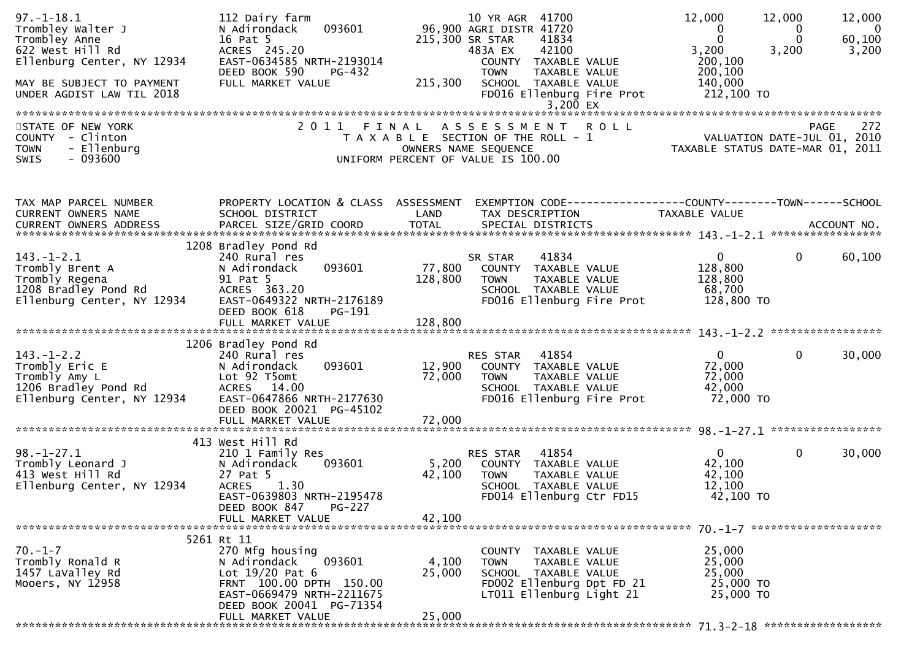```
97.-1-18.1                   112 Dairy farm                            10 YR AGR  41700             12,000     12,000     12,000
Trombley Walter J            N Adirondack    093601          96,900 AGRI DISTR 41720                  0          0          0
Trombley Anne                16 Pat 5                       215,300 SR STAR    41834                  0          0     60,100
622 West Hill Rd             ACRES  245.20                             483A EX    42100              3,200      3,200      3,200
Ellenburg Center, NY 12934   EAST-0634585 NRTH-2193014                   COUNTY  TAXABLE VALUE        200,100
                             DEED BOOK 590    PG-432                     TOWN    TAXABLE VALUE        200,100
MAY BE SUBJECT TO PAYMENT    FULL MARKET VALUE              215,300    SCHOOL  TAXABLE VALUE        140,000
UNDER AGDIST LAW TIL 2018                                              FD016 Ellenburg Fire Prot       212,100 TO
                                                                                     3,200 EX
******************************************************************************************************************************
STATE OF NEW YORK                    2 0 1 1   F I N A L   A S S E S S M E N T   R O L L                                PAGE   272
COUNTY  - Clinton                      T A X A B L E  SECTION OF THE ROLL - 1                       VALUATION DATE-JUL 01, 2010
TOWN    - Ellenburg                          OWNERS NAME SEQUENCE                                 TAXABLE STATUS DATE-MAR 01, 2011
SWIS    - 093600                       UNIFORM PERCENT OF VALUE IS 100.00


TAX MAP PARCEL NUMBER          PROPERTY LOCATION & CLASS  ASSESSMENT  EXEMPTION CODE------------------COUNTY--------TOWN------SCHOOL
CURRENT OWNERS NAME            SCHOOL DISTRICT               LAND      TAX DESCRIPTION              TAXABLE VALUE
CURRENT OWNERS ADDRESS         PARCEL SIZE/GRID COORD        TOTAL     SPECIAL DISTRICTS                                 ACCOUNT NO.
****************************************************************************************** 143.-1-2.1 *****************
                        1208 Bradley Pond Rd
143.-1-2.1                     240 Rural res                           SR STAR    41834                0          0     60,100
Trombly Brent A                N Adirondack    093601        77,800     COUNTY  TAXABLE VALUE        128,800
Trombly Regena                 91 Pat 5                     128,800     TOWN    TAXABLE VALUE        128,800
1208 Bradley Pond Rd           ACRES  363.20                            SCHOOL  TAXABLE VALUE         68,700
Ellenburg Center, NY 12934     EAST-0649322 NRTH-2176189                FD016 Ellenburg Fire Prot      128,800 TO
                               DEED BOOK 618    PG-191
                               FULL MARKET VALUE            128,800
****************************************************************************************** 143.-1-2.2 *****************
                        1206 Bradley Pond Rd
143.-1-2.2                     240 Rural res                           RES STAR   41854                0          0     30,000
Trombly Eric E                 N Adirondack    093601        12,900     COUNTY  TAXABLE VALUE         72,000
Trombly Amy L                  Lot 92 T5omt                  72,000     TOWN    TAXABLE VALUE         72,000
1206 Bradley Pond Rd           ACRES   14.00                            SCHOOL  TAXABLE VALUE         42,000
Ellenburg Center, NY 12934     EAST-0647866 NRTH-2177630                FD016 Ellenburg Fire Prot       72,000 TO
                               DEED BOOK 20021  PG-45102
                               FULL MARKET VALUE             72,000
****************************************************************************************** 98.-1-27.1 *****************
                        413 West Hill Rd
98.-1-27.1                     210 1 Family Res                        RES STAR   41854                0          0     30,000
Trombly Leonard J              N Adirondack    093601         5,200     COUNTY  TAXABLE VALUE         42,100
413 West Hill Rd               27 Pat 5                      42,100     TOWN    TAXABLE VALUE         42,100
Ellenburg Center, NY 12934     ACRES    1.30                            SCHOOL  TAXABLE VALUE         12,100
                               EAST-0639803 NRTH-2195478                FD014 Ellenburg Ctr FD15        42,100 TO
                               DEED BOOK 847    PG-227
                               FULL MARKET VALUE             42,100
****************************************************************************************** 70.-1-7 ********************
                        5261 Rt 11
70.-1-7                        270 Mfg housing                          COUNTY  TAXABLE VALUE         25,000
Trombly Ronald R               N Adirondack    093601         4,100     TOWN    TAXABLE VALUE         25,000
1457 LaValley Rd               Lot 19/20 Pat 6               25,000     SCHOOL  TAXABLE VALUE         25,000
Mooers, NY 12958               FRNT  100.00 DPTH  150.00                FD002 Ellenburg Dpt FD 21       25,000 TO
                               EAST-0669479 NRTH-2211675                LT011 Ellenburg Light 21        25,000 TO
                               DEED BOOK 20041  PG-71354
                               FULL MARKET VALUE             25,000
****************************************************************************************** 71.3-2-18 ******************
```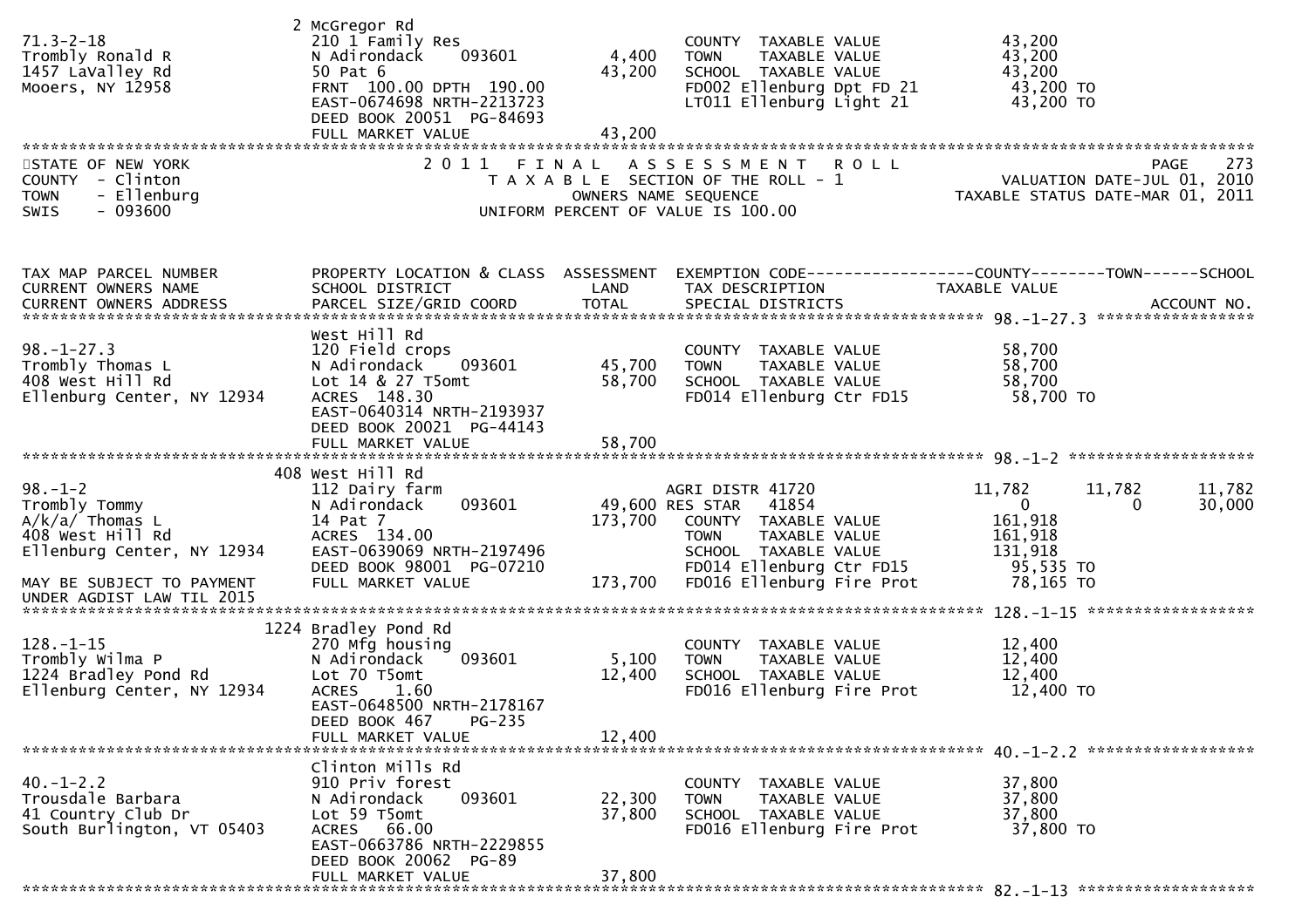| | 2 McGregor Rd | | | |
|---|---|---|---|---|
| 71.3-2-18 | 210 1 Family Res | | COUNTY TAXABLE VALUE | 43,200 |
| Trombly Ronald R | N Adirondack 093601 | 4,400 | TOWN TAXABLE VALUE | 43,200 |
| 1457 LaValley Rd | 50 Pat 6 | 43,200 | SCHOOL TAXABLE VALUE | 43,200 |
| Mooers, NY 12958 | FRNT 100.00 DPTH 190.00 | | FD002 Ellenburg Dpt FD 21 | 43,200 TO |
| | EAST-0674698 NRTH-2213723 | | LT011 Ellenburg Light 21 | 43,200 TO |
| | DEED BOOK 20051 PG-84693 | | | |
| | FULL MARKET VALUE | 43,200 | | |

STATE OF NEW YORK
COUNTY - Clinton
TOWN - Ellenburg
SWIS - 093600

2011 FINAL ASSESSMENT ROLL
TAXABLE SECTION OF THE ROLL - 1
OWNERS NAME SEQUENCE
UNIFORM PERCENT OF VALUE IS 100.00

VALUATION DATE-JUL 01, 2010
TAXABLE STATUS DATE-MAR 01, 2011

| TAX MAP PARCEL NUMBER<br>CURRENT OWNERS NAME<br>CURRENT OWNERS ADDRESS | PROPERTY LOCATION & CLASS<br>SCHOOL DISTRICT<br>PARCEL SIZE/GRID COORD | ASSESSMENT<br>LAND<br>TOTAL | EXEMPTION CODE<br>TAX DESCRIPTION<br>SPECIAL DISTRICTS | COUNTY<br>TAXABLE VALUE | TOWN | SCHOOL<br>ACCOUNT NO. |
|---|---|---|---|---|---|---|
| 98.-1-27.3 | West Hill Rd | | | | | |
| 98.-1-27.3 | 120 Field crops | | COUNTY TAXABLE VALUE | 58,700 | | |
| Trombly Thomas L | N Adirondack 093601 | 45,700 | TOWN TAXABLE VALUE | 58,700 | | |
| 408 West Hill Rd | Lot 14 & 27 T5omt | 58,700 | SCHOOL TAXABLE VALUE | 58,700 | | |
| Ellenburg Center, NY 12934 | ACRES 148.30 | | FD014 Ellenburg Ctr FD15 | 58,700 TO | | |
| | EAST-0640314 NRTH-2193937 | | | | | |
| | DEED BOOK 20021 PG-44143 | | | | | |
| | FULL MARKET VALUE | 58,700 | | | | |
| 98.-1-2 | 408 West Hill Rd | | | | | |
| 98.-1-2 | 112 Dairy farm | | AGRI DISTR 41720 | 11,782 | 11,782 | 11,782 |
| Trombly Tommy | N Adirondack 093601 | 49,600 | RES STAR 41854 | 0 | 0 | 30,000 |
| A/k/a/ Thomas L | 14 Pat 7 | 173,700 | COUNTY TAXABLE VALUE | 161,918 | | |
| 408 West Hill Rd | ACRES 134.00 | | TOWN TAXABLE VALUE | 161,918 | | |
| Ellenburg Center, NY 12934 | EAST-0639069 NRTH-2197496 | | SCHOOL TAXABLE VALUE | 131,918 | | |
| | DEED BOOK 98001 PG-07210 | | FD014 Ellenburg Ctr FD15 | 95,535 TO | | |
| MAY BE SUBJECT TO PAYMENT | FULL MARKET VALUE | 173,700 | FD016 Ellenburg Fire Prot | 78,165 TO | | |
| UNDER AGDIST LAW TIL 2015 | | | | | | |
| 128.-1-15 | 1224 Bradley Pond Rd | | | | | |
| 128.-1-15 | 270 Mfg housing | | COUNTY TAXABLE VALUE | 12,400 | | |
| Trombly Wilma P | N Adirondack 093601 | 5,100 | TOWN TAXABLE VALUE | 12,400 | | |
| 1224 Bradley Pond Rd | Lot 70 T5omt | 12,400 | SCHOOL TAXABLE VALUE | 12,400 | | |
| Ellenburg Center, NY 12934 | ACRES 1.60 | | FD016 Ellenburg Fire Prot | 12,400 TO | | |
| | EAST-0648500 NRTH-2178167 | | | | | |
| | DEED BOOK 467 PG-235 | | | | | |
| | FULL MARKET VALUE | 12,400 | | | | |
| 40.-1-2.2 | Clinton Mills Rd | | | | | |
| 40.-1-2.2 | 910 Priv forest | | COUNTY TAXABLE VALUE | 37,800 | | |
| Trousdale Barbara | N Adirondack 093601 | 22,300 | TOWN TAXABLE VALUE | 37,800 | | |
| 41 Country Club Dr | Lot 59 T5omt | 37,800 | SCHOOL TAXABLE VALUE | 37,800 | | |
| South Burlington, VT 05403 | ACRES 66.00 | | FD016 Ellenburg Fire Prot | 37,800 TO | | |
| | EAST-0663786 NRTH-2229855 | | | | | |
| | DEED BOOK 20062 PG-89 | | | | | |
| | FULL MARKET VALUE | 37,800 | | | | |
| 82.-1-13 | | | | | | |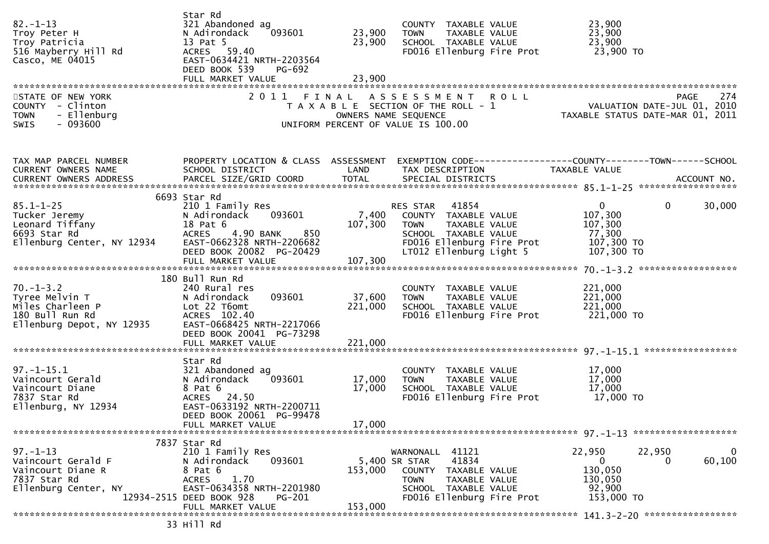| | | | | |
|---|---|---|---|---|
| 82.-1-13 | Star Rd | | | |
| Troy Peter H | 321 Abandoned ag | | COUNTY TAXABLE VALUE | 23,900 |
| Troy Patricia | N Adirondack 093601 | 23,900 | TOWN TAXABLE VALUE | 23,900 |
| 516 Mayberry Hill Rd | 13 Pat 5 | 23,900 | SCHOOL TAXABLE VALUE | 23,900 |
| Casco, ME 04015 | ACRES 59.40 | | FD016 Ellenburg Fire Prot | 23,900 TO |
| | EAST-0634421 NRTH-2203564 | | | |
| | DEED BOOK 539 PG-692 | | | |
| | FULL MARKET VALUE | 23,900 | | |

STATE OF NEW YORK
COUNTY - Clinton
TOWN - Ellenburg
SWIS - 093600

2011 FINAL ASSESSMENT ROLL
TAXABLE SECTION OF THE ROLL - 1
OWNERS NAME SEQUENCE
UNIFORM PERCENT OF VALUE IS 100.00

VALUATION DATE-JUL 01, 2010
TAXABLE STATUS DATE-MAR 01, 2011

| TAX MAP PARCEL NUMBER / CURRENT OWNERS NAME / CURRENT OWNERS ADDRESS | PROPERTY LOCATION & CLASS / SCHOOL DISTRICT / PARCEL SIZE/GRID COORD | ASSESSMENT LAND / TOTAL | EXEMPTION CODE / TAX DESCRIPTION / SPECIAL DISTRICTS | COUNTY TAXABLE VALUE | TOWN | SCHOOL |
|---|---|---|---|---|---|---|
| **85.1-1-25** | 6693 Star Rd | | | | | |
| 85.1-1-25 | 210 1 Family Res | | RES STAR 41854 | 0 | 0 | 30,000 |
| Tucker Jeremy | N Adirondack 093601 | 7,400 | COUNTY TAXABLE VALUE | 107,300 | | |
| Leonard Tiffany | 18 Pat 6 | 107,300 | TOWN TAXABLE VALUE | 107,300 | | |
| 6693 Star Rd | ACRES 4.90 BANK 850 | | SCHOOL TAXABLE VALUE | 77,300 | | |
| Ellenburg Center, NY 12934 | EAST-0662328 NRTH-2206682 | | FD016 Ellenburg Fire Prot | 107,300 TO | | |
| | DEED BOOK 20082 PG-20429 | | LT012 Ellenburg Light 5 | 107,300 TO | | |
| | FULL MARKET VALUE | 107,300 | | | | |
| **70.-1-3.2** | 180 Bull Run Rd | | | | | |
| 70.-1-3.2 | 240 Rural res | | COUNTY TAXABLE VALUE | 221,000 | | |
| Tyree Melvin T | N Adirondack 093601 | 37,600 | TOWN TAXABLE VALUE | 221,000 | | |
| Miles Charleen P | Lot 22 T6omt | 221,000 | SCHOOL TAXABLE VALUE | 221,000 | | |
| 180 Bull Run Rd | ACRES 102.40 | | FD016 Ellenburg Fire Prot | 221,000 TO | | |
| Ellenburg Depot, NY 12935 | EAST-0668425 NRTH-2217066 | | | | | |
| | DEED BOOK 20041 PG-73298 | | | | | |
| | FULL MARKET VALUE | 221,000 | | | | |
| **97.-1-15.1** | Star Rd | | | | | |
| 97.-1-15.1 | 321 Abandoned ag | | COUNTY TAXABLE VALUE | 17,000 | | |
| Vaincourt Gerald | N Adirondack 093601 | 17,000 | TOWN TAXABLE VALUE | 17,000 | | |
| Vaincourt Diane | 8 Pat 6 | 17,000 | SCHOOL TAXABLE VALUE | 17,000 | | |
| 7837 Star Rd | ACRES 24.50 | | FD016 Ellenburg Fire Prot | 17,000 TO | | |
| Ellenburg, NY 12934 | EAST-0633192 NRTH-2200711 | | | | | |
| | DEED BOOK 20061 PG-99478 | | | | | |
| | FULL MARKET VALUE | 17,000 | | | | |
| **97.-1-13** | 7837 Star Rd | | | | | |
| 97.-1-13 | 210 1 Family Res | | WARNONALL 41121 | 22,950 | 22,950 | 0 |
| Vaincourt Gerald F | N Adirondack 093601 | 5,400 | SR STAR 41834 | 0 | 0 | 60,100 |
| Vaincourt Diane R | 8 Pat 6 | 153,000 | COUNTY TAXABLE VALUE | 130,050 | | |
| 7837 Star Rd | ACRES 1.70 | | TOWN TAXABLE VALUE | 130,050 | | |
| Ellenburg Center, NY 12934-2515 | EAST-0634358 NRTH-2201980 | | SCHOOL TAXABLE VALUE | 92,900 | | |
| | DEED BOOK 928 PG-201 | | FD016 Ellenburg Fire Prot | 153,000 TO | | |
| | FULL MARKET VALUE | 153,000 | | | | |
| **141.3-2-20** | 33 Hill Rd | | | | | |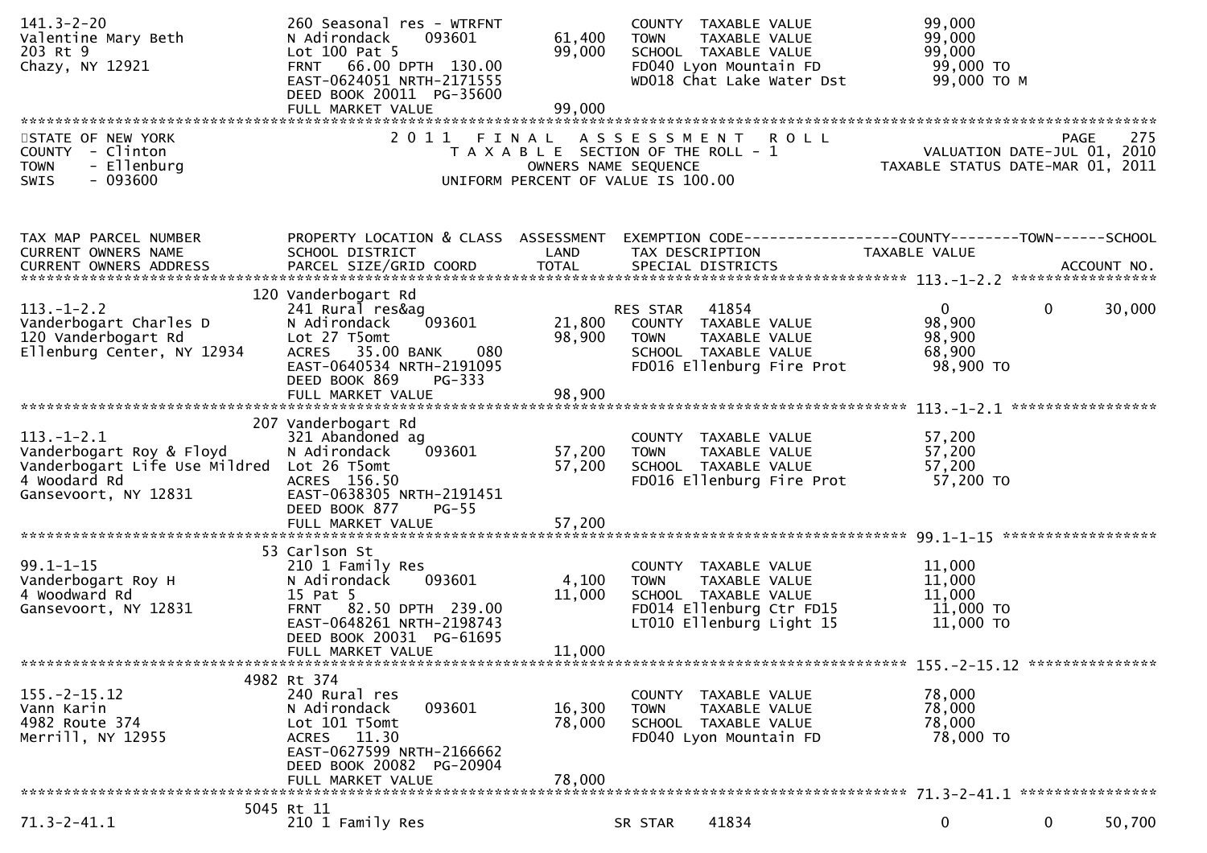```
141.3-2-20                    260 Seasonal res - WTRFNT            COUNTY  TAXABLE VALUE             99,000
Valentine Mary Beth           N Adirondack    093601      61,400   TOWN    TAXABLE VALUE             99,000
203 Rt 9                      Lot 100 Pat 5               99,000   SCHOOL  TAXABLE VALUE             99,000
Chazy, NY 12921               FRNT   66.00 DPTH  130.00            FD040 Lyon Mountain FD             99,000 TO
                              EAST-0624051 NRTH-2171555            WD018 Chat Lake Water Dst          99,000 TO M
                              DEED BOOK 20011  PG-35600
                              FULL MARKET VALUE           99,000
******************************************************************************************************************************
STATE OF NEW YORK             2 0 1 1   F I N A L   A S S E S S M E N T   R O L L                             PAGE    275
COUNTY  - Clinton                T A X A B L E  SECTION OF THE ROLL - 1                       VALUATION DATE-JUL 01, 2010
TOWN    - Ellenburg                     OWNERS NAME SEQUENCE                            TAXABLE STATUS DATE-MAR 01, 2011
SWIS    - 093600                  UNIFORM PERCENT OF VALUE IS 100.00


TAX MAP PARCEL NUMBER         PROPERTY LOCATION & CLASS  ASSESSMENT  EXEMPTION CODE------------------COUNTY--------TOWN------SCHOOL
CURRENT OWNERS NAME           SCHOOL DISTRICT               LAND      TAX DESCRIPTION            TAXABLE VALUE
CURRENT OWNERS ADDRESS        PARCEL SIZE/GRID COORD       TOTAL      SPECIAL DISTRICTS                                 ACCOUNT NO.
******************************************************************************************************* 113.-1-2.2 ******************
                          120 Vanderbogart Rd
113.-1-2.2                    241 Rural res&ag                     RES STAR   41854                  0          0       30,000
Vanderbogart Charles D        N Adirondack    093601      21,800   COUNTY  TAXABLE VALUE             98,900
120 Vanderbogart Rd           Lot 27 T5omt                98,900   TOWN    TAXABLE VALUE             98,900
Ellenburg Center, NY 12934    ACRES   35.00 BANK    080            SCHOOL  TAXABLE VALUE             68,900
                              EAST-0640534 NRTH-2191095            FD016 Ellenburg Fire Prot          98,900 TO
                              DEED BOOK 869     PG-333
                              FULL MARKET VALUE           98,900
******************************************************************************************************* 113.-1-2.1 ******************
                          207 Vanderbogart Rd
113.-1-2.1                    321 Abandoned ag                     COUNTY  TAXABLE VALUE             57,200
Vanderbogart Roy & Floyd      N Adirondack    093601      57,200   TOWN    TAXABLE VALUE             57,200
Vanderbogart Life Use Mildred Lot 26 T5omt                57,200   SCHOOL  TAXABLE VALUE             57,200
4 Woodard Rd                  ACRES  156.50                        FD016 Ellenburg Fire Prot          57,200 TO
Gansevoort, NY 12831          EAST-0638305 NRTH-2191451
                              DEED BOOK 877     PG-55
                              FULL MARKET VALUE           57,200
******************************************************************************************************* 99.1-1-15 *******************
                           53 Carlson St
99.1-1-15                     210 1 Family Res                     COUNTY  TAXABLE VALUE             11,000
Vanderbogart Roy H            N Adirondack    093601       4,100   TOWN    TAXABLE VALUE             11,000
4 Woodward Rd                 15 Pat 5                    11,000   SCHOOL  TAXABLE VALUE             11,000
Gansevoort, NY 12831          FRNT   82.50 DPTH  239.00            FD014 Ellenburg Ctr FD15           11,000 TO
                              EAST-0648261 NRTH-2198743            LT010 Ellenburg Light 15           11,000 TO
                              DEED BOOK 20031  PG-61695
                              FULL MARKET VALUE           11,000
******************************************************************************************************* 155.-2-15.12 ****************
                         4982 Rt 374
155.-2-15.12                  240 Rural res                        COUNTY  TAXABLE VALUE             78,000
Vann Karin                    N Adirondack    093601      16,300   TOWN    TAXABLE VALUE             78,000
4982 Route 374                Lot 101 T5omt               78,000   SCHOOL  TAXABLE VALUE             78,000
Merrill, NY 12955             ACRES   11.30                        FD040 Lyon Mountain FD             78,000 TO
                              EAST-0627599 NRTH-2166662
                              DEED BOOK 20082  PG-20904
                              FULL MARKET VALUE           78,000
******************************************************************************************************* 71.3-2-41.1 *****************
                         5045 Rt 11
71.3-2-41.1                   210 1 Family Res                     SR STAR    41834                  0          0       50,700
```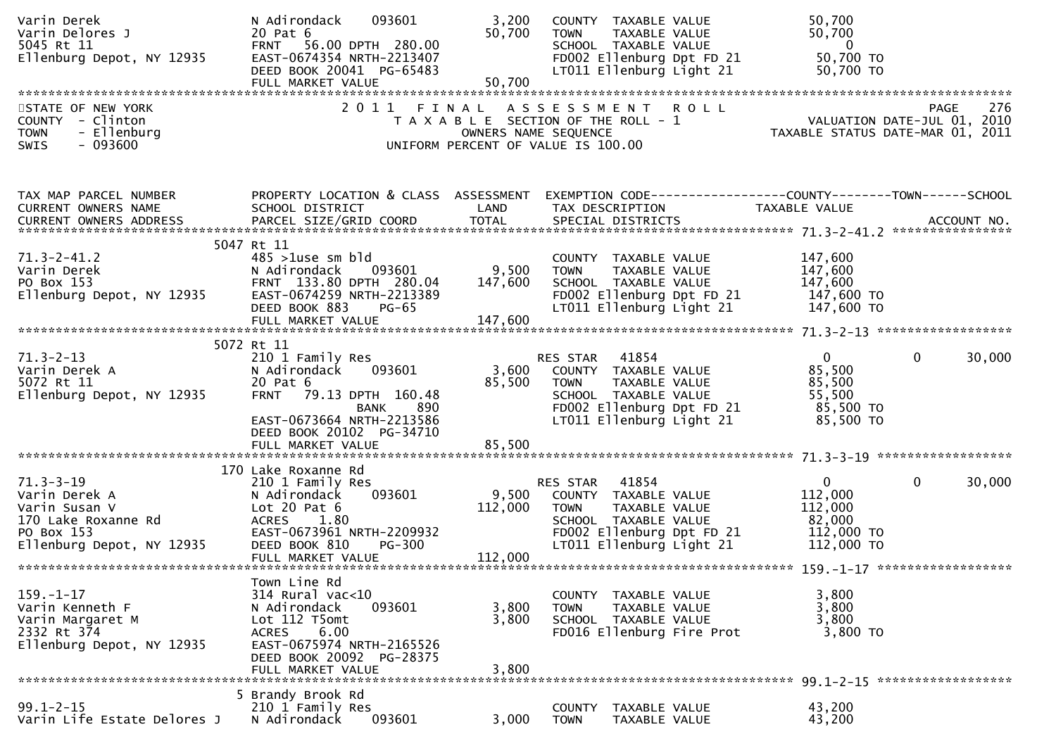| | | | | |
|---|---|---|---|---|
| Varin Derek | N Adirondack 093601 | 3,200 | COUNTY TAXABLE VALUE | 50,700 |
| Varin Delores J | 20 Pat 6 | 50,700 | TOWN TAXABLE VALUE | 50,700 |
| 5045 Rt 11 | FRNT 56.00 DPTH 280.00 | | SCHOOL TAXABLE VALUE | 0 |
| Ellenburg Depot, NY 12935 | EAST-0674354 NRTH-2213407 | | FD002 Ellenburg Dpt FD 21 | 50,700 TO |
| | DEED BOOK 20041 PG-65483 | | LT011 Ellenburg Light 21 | 50,700 TO |
| | FULL MARKET VALUE | 50,700 | | |

STATE OF NEW YORK
COUNTY - Clinton
TOWN - Ellenburg
SWIS - 093600

2011 FINAL ASSESSMENT ROLL
TAXABLE SECTION OF THE ROLL - 1
OWNERS NAME SEQUENCE
UNIFORM PERCENT OF VALUE IS 100.00

PAGE 276
VALUATION DATE-JUL 01, 2010
TAXABLE STATUS DATE-MAR 01, 2011

| TAX MAP PARCEL NUMBER / CURRENT OWNERS NAME / CURRENT OWNERS ADDRESS | PROPERTY LOCATION & CLASS / SCHOOL DISTRICT / PARCEL SIZE/GRID COORD | ASSESSMENT LAND / TOTAL | EXEMPTION CODE / TAX DESCRIPTION / SPECIAL DISTRICTS | COUNTY TAXABLE VALUE | TOWN | SCHOOL / ACCOUNT NO. |
|---|---|---|---|---|---|---|
| **71.3-2-41.2** | 5047 Rt 11 | | | | | |
| 71.3-2-41.2 | 485 >1use sm bld | | COUNTY TAXABLE VALUE | 147,600 | | |
| Varin Derek | N Adirondack 093601 | 9,500 | TOWN TAXABLE VALUE | 147,600 | | |
| PO Box 153 | FRNT 133.80 DPTH 280.04 | 147,600 | SCHOOL TAXABLE VALUE | 147,600 | | |
| Ellenburg Depot, NY 12935 | EAST-0674259 NRTH-2213389 | | FD002 Ellenburg Dpt FD 21 | 147,600 TO | | |
| | DEED BOOK 883 PG-65 | | LT011 Ellenburg Light 21 | 147,600 TO | | |
| | FULL MARKET VALUE | 147,600 | | | | |
| **71.3-2-13** | 5072 Rt 11 | | | | | |
| 71.3-2-13 | 210 1 Family Res | | RES STAR 41854 | 0 | 0 | 30,000 |
| Varin Derek A | N Adirondack 093601 | 3,600 | COUNTY TAXABLE VALUE | 85,500 | | |
| 5072 Rt 11 | 20 Pat 6 | 85,500 | TOWN TAXABLE VALUE | 85,500 | | |
| Ellenburg Depot, NY 12935 | FRNT 79.13 DPTH 160.48 | | SCHOOL TAXABLE VALUE | 55,500 | | |
| | BANK 890 | | FD002 Ellenburg Dpt FD 21 | 85,500 TO | | |
| | EAST-0673664 NRTH-2213586 | | LT011 Ellenburg Light 21 | 85,500 TO | | |
| | DEED BOOK 20102 PG-34710 | | | | | |
| | FULL MARKET VALUE | 85,500 | | | | |
| **71.3-3-19** | 170 Lake Roxanne Rd | | | | | |
| 71.3-3-19 | 210 1 Family Res | | RES STAR 41854 | 0 | 0 | 30,000 |
| Varin Derek A | N Adirondack 093601 | 9,500 | COUNTY TAXABLE VALUE | 112,000 | | |
| Varin Susan V | Lot 20 Pat 6 | 112,000 | TOWN TAXABLE VALUE | 112,000 | | |
| 170 Lake Roxanne Rd | ACRES 1.80 | | SCHOOL TAXABLE VALUE | 82,000 | | |
| PO Box 153 | EAST-0673961 NRTH-2209932 | | FD002 Ellenburg Dpt FD 21 | 112,000 TO | | |
| Ellenburg Depot, NY 12935 | DEED BOOK 810 PG-300 | | LT011 Ellenburg Light 21 | 112,000 TO | | |
| | FULL MARKET VALUE | 112,000 | | | | |
| **159.-1-17** | Town Line Rd | | | | | |
| 159.-1-17 | 314 Rural vac<10 | | COUNTY TAXABLE VALUE | 3,800 | | |
| Varin Kenneth F | N Adirondack 093601 | 3,800 | TOWN TAXABLE VALUE | 3,800 | | |
| Varin Margaret M | Lot 112 T5omt | 3,800 | SCHOOL TAXABLE VALUE | 3,800 | | |
| 2332 Rt 374 | ACRES 6.00 | | FD016 Ellenburg Fire Prot | 3,800 TO | | |
| Ellenburg Depot, NY 12935 | EAST-0675974 NRTH-2165526 | | | | | |
| | DEED BOOK 20092 PG-28375 | | | | | |
| | FULL MARKET VALUE | 3,800 | | | | |
| **99.1-2-15** | 5 Brandy Brook Rd | | | | | |
| 99.1-2-15 | 210 1 Family Res | | COUNTY TAXABLE VALUE | 43,200 | | |
| Varin Life Estate Delores J | N Adirondack 093601 | 3,000 | TOWN TAXABLE VALUE | 43,200 | | |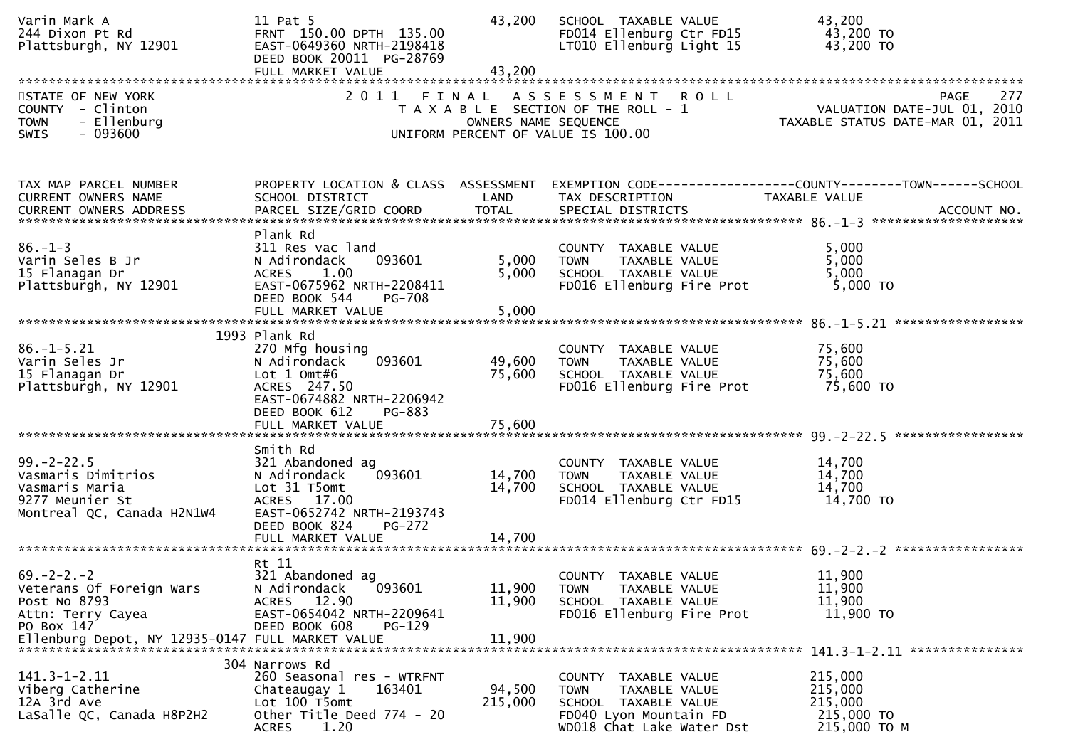```
Varin Mark A                   11 Pat 5                            43,200   SCHOOL  TAXABLE VALUE            43,200
244 Dixon Pt Rd                FRNT  150.00 DPTH  135.00                    FD014 Ellenburg Ctr FD15          43,200 TO
Plattsburgh, NY 12901          EAST-0649360 NRTH-2198418                    LT010 Ellenburg Light 15          43,200 TO
                               DEED BOOK 20011  PG-28769
                               FULL MARKET VALUE                   43,200
******************************************************************************************************************************
```

STATE OF NEW YORK
COUNTY - Clinton
TOWN - Ellenburg
SWIS - 093600

2011 FINAL ASSESSMENT ROLL
TAXABLE SECTION OF THE ROLL - 1
OWNERS NAME SEQUENCE
UNIFORM PERCENT OF VALUE IS 100.00

VALUATION DATE-JUL 01, 2010
TAXABLE STATUS DATE-MAR 01, 2011

```
TAX MAP PARCEL NUMBER          PROPERTY LOCATION & CLASS  ASSESSMENT  EXEMPTION CODE------------------COUNTY--------TOWN------SCHOOL
CURRENT OWNERS NAME            SCHOOL DISTRICT               LAND      TAX DESCRIPTION               TAXABLE VALUE
CURRENT OWNERS ADDRESS         PARCEL SIZE/GRID COORD        TOTAL     SPECIAL DISTRICTS                                    ACCOUNT NO.
****************************************************************************************************** 86.-1-3 *********************
                               Plank Rd
86.-1-3                        311 Res vac land                         COUNTY  TAXABLE VALUE             5,000
Varin Seles B Jr               N Adirondack     093601         5,000    TOWN    TAXABLE VALUE             5,000
15 Flanagan Dr                 ACRES    1.00                   5,000    SCHOOL  TAXABLE VALUE             5,000
Plattsburgh, NY 12901          EAST-0675962 NRTH-2208411                FD016 Ellenburg Fire Prot          5,000 TO
                               DEED BOOK 544    PG-708
                               FULL MARKET VALUE               5,000
****************************************************************************************************** 86.-1-5.21 *****************
                          1993 Plank Rd
86.-1-5.21                     270 Mfg housing                          COUNTY  TAXABLE VALUE            75,600
Varin Seles Jr                 N Adirondack     093601        49,600    TOWN    TAXABLE VALUE            75,600
15 Flanagan Dr                 Lot 1 Omt#6                    75,600    SCHOOL  TAXABLE VALUE            75,600
Plattsburgh, NY 12901          ACRES  247.50                            FD016 Ellenburg Fire Prot         75,600 TO
                               EAST-0674882 NRTH-2206942
                               DEED BOOK 612    PG-883
                               FULL MARKET VALUE              75,600
****************************************************************************************************** 99.-2-22.5 *****************
                               Smith Rd
99.-2-22.5                     321 Abandoned ag                         COUNTY  TAXABLE VALUE            14,700
Vasmaris Dimitrios             N Adirondack     093601        14,700    TOWN    TAXABLE VALUE            14,700
Vasmaris Maria                 Lot 31 T5omt                   14,700    SCHOOL  TAXABLE VALUE            14,700
9277 Meunier St                ACRES   17.00                            FD014 Ellenburg Ctr FD15          14,700 TO
Montreal QC, Canada H2N1W4     EAST-0652742 NRTH-2193743
                               DEED BOOK 824    PG-272
                               FULL MARKET VALUE              14,700
****************************************************************************************************** 69.-2-2.-2 *****************
                               Rt 11
69.-2-2.-2                     321 Abandoned ag                         COUNTY  TAXABLE VALUE            11,900
Veterans Of Foreign Wars       N Adirondack     093601        11,900    TOWN    TAXABLE VALUE            11,900
Post No 8793                   ACRES   12.90                  11,900    SCHOOL  TAXABLE VALUE            11,900
Attn: Terry Cayea              EAST-0654042 NRTH-2209641                FD016 Ellenburg Fire Prot         11,900 TO
PO Box 147                     DEED BOOK 608    PG-129
Ellenburg Depot, NY 12935-0147 FULL MARKET VALUE              11,900
****************************************************************************************************** 141.3-1-2.11 ***************
                           304 Narrows Rd
141.3-1-2.11                   260 Seasonal res - WTRFNT                COUNTY  TAXABLE VALUE           215,000
Viberg Catherine               Chateaugay 1     163401        94,500    TOWN    TAXABLE VALUE           215,000
12A 3rd Ave                    Lot 100 T5omt                 215,000    SCHOOL  TAXABLE VALUE           215,000
LaSalle QC, Canada H8P2H2      Other Title Deed 774 - 20                FD040 Lyon Mountain FD           215,000 TO
                               ACRES    1.20                            WD018 Chat Lake Water Dst        215,000 TO M
```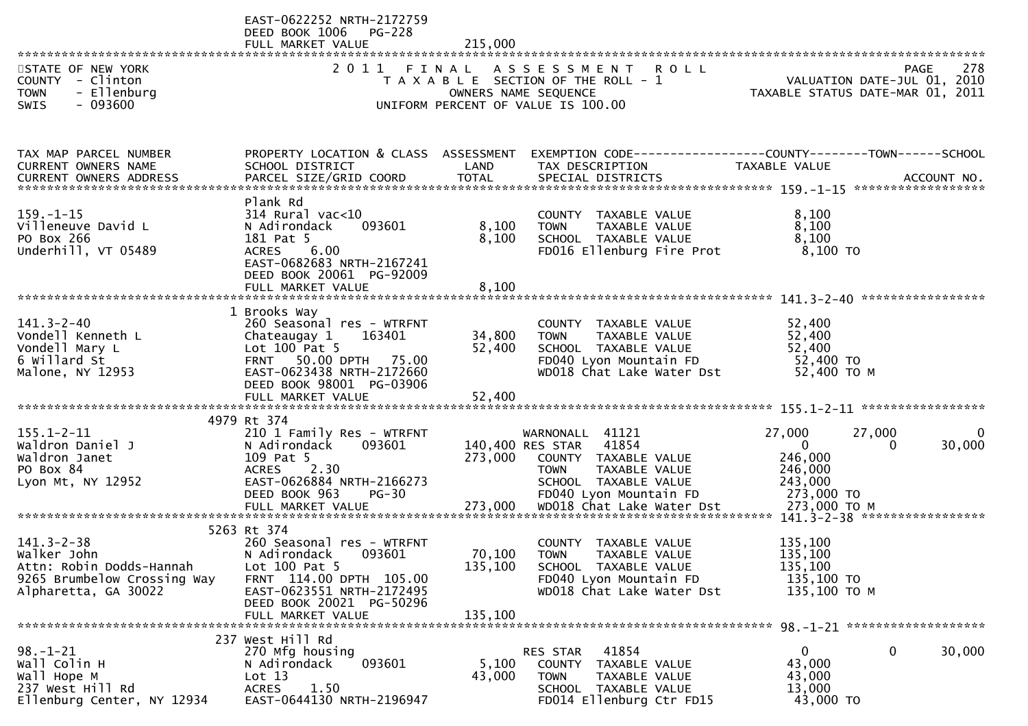EAST-0622252 NRTH-2172759
DEED BOOK 1006 PG-228
FULL MARKET VALUE 215,000

STATE OF NEW YORK
COUNTY - Clinton
TOWN - Ellenburg
SWIS - 093600

2011 FINAL ASSESSMENT ROLL
TAXABLE SECTION OF THE ROLL - 1
OWNERS NAME SEQUENCE
UNIFORM PERCENT OF VALUE IS 100.00

PAGE 278
VALUATION DATE-JUL 01, 2010
TAXABLE STATUS DATE-MAR 01, 2011

| TAX MAP PARCEL NUMBER / CURRENT OWNERS NAME / CURRENT OWNERS ADDRESS | PROPERTY LOCATION & CLASS / SCHOOL DISTRICT / PARCEL SIZE/GRID COORD | ASSESSMENT LAND / TOTAL | EXEMPTION CODE / TAX DESCRIPTION / SPECIAL DISTRICTS | COUNTY TAXABLE VALUE | TOWN | SCHOOL | ACCOUNT NO. |
|---|---|---|---|---|---|---|---|
| **159.-1-15** | Plank Rd | | | | | | |
| 159.-1-15 | 314 Rural vac<10 | | COUNTY TAXABLE VALUE | 8,100 | | | |
| Villeneuve David L | N Adirondack 093601 | 8,100 | TOWN TAXABLE VALUE | 8,100 | | | |
| PO Box 266 | 181 Pat 5 | 8,100 | SCHOOL TAXABLE VALUE | 8,100 | | | |
| Underhill, VT 05489 | ACRES 6.00 | | FD016 Ellenburg Fire Prot | 8,100 TO | | | |
| | EAST-0682683 NRTH-2167241 | | | | | | |
| | DEED BOOK 20061 PG-92009 | | | | | | |
| | FULL MARKET VALUE | 8,100 | | | | | |
| **141.3-2-40** | 1 Brooks Way | | | | | | |
| 141.3-2-40 | 260 Seasonal res - WTRFNT | | COUNTY TAXABLE VALUE | 52,400 | | | |
| Vondell Kenneth L | Chateaugay 1 163401 | 34,800 | TOWN TAXABLE VALUE | 52,400 | | | |
| Vondell Mary L | Lot 100 Pat 5 | 52,400 | SCHOOL TAXABLE VALUE | 52,400 | | | |
| 6 Willard St | FRNT 50.00 DPTH 75.00 | | FD040 Lyon Mountain FD | 52,400 TO | | | |
| Malone, NY 12953 | EAST-0623438 NRTH-2172660 | | WD018 Chat Lake Water Dst | 52,400 TO M | | | |
| | DEED BOOK 98001 PG-03906 | | | | | | |
| | FULL MARKET VALUE | 52,400 | | | | | |
| **155.1-2-11** | 4979 Rt 374 | | | | | | |
| 155.1-2-11 | 210 1 Family Res - WTRFNT | | WARNONALL 41121 | 27,000 | 27,000 | 0 | |
| Waldron Daniel J | N Adirondack 093601 | 140,400 | RES STAR 41854 | 0 | 0 | 30,000 | |
| Waldron Janet | 109 Pat 5 | 273,000 | COUNTY TAXABLE VALUE | 246,000 | | | |
| PO Box 84 | ACRES 2.30 | | TOWN TAXABLE VALUE | 246,000 | | | |
| Lyon Mt, NY 12952 | EAST-0626884 NRTH-2166273 | | SCHOOL TAXABLE VALUE | 243,000 | | | |
| | DEED BOOK 963 PG-30 | | FD040 Lyon Mountain FD | 273,000 TO | | | |
| | FULL MARKET VALUE | 273,000 | WD018 Chat Lake Water Dst | 273,000 TO M | | | |
| **141.3-2-38** | 5263 Rt 374 | | | | | | |
| 141.3-2-38 | 260 Seasonal res - WTRFNT | | COUNTY TAXABLE VALUE | 135,100 | | | |
| Walker John | N Adirondack 093601 | 70,100 | TOWN TAXABLE VALUE | 135,100 | | | |
| Attn: Robin Dodds-Hannah | Lot 100 Pat 5 | 135,100 | SCHOOL TAXABLE VALUE | 135,100 | | | |
| 9265 Brumbelow Crossing Way | FRNT 114.00 DPTH 105.00 | | FD040 Lyon Mountain FD | 135,100 TO | | | |
| Alpharetta, GA 30022 | EAST-0623551 NRTH-2172495 | | WD018 Chat Lake Water Dst | 135,100 TO M | | | |
| | DEED BOOK 20021 PG-50296 | | | | | | |
| | FULL MARKET VALUE | 135,100 | | | | | |
| **98.-1-21** | 237 West Hill Rd | | | | | | |
| 98.-1-21 | 270 Mfg housing | | RES STAR 41854 | 0 | 0 | 30,000 | |
| Wall Colin H | N Adirondack 093601 | 5,100 | COUNTY TAXABLE VALUE | 43,000 | | | |
| Wall Hope M | Lot 13 | 43,000 | TOWN TAXABLE VALUE | 43,000 | | | |
| 237 West Hill Rd | ACRES 1.50 | | SCHOOL TAXABLE VALUE | 13,000 | | | |
| Ellenburg Center, NY 12934 | EAST-0644130 NRTH-2196947 | | FD014 Ellenburg Ctr FD15 | 43,000 TO | | | |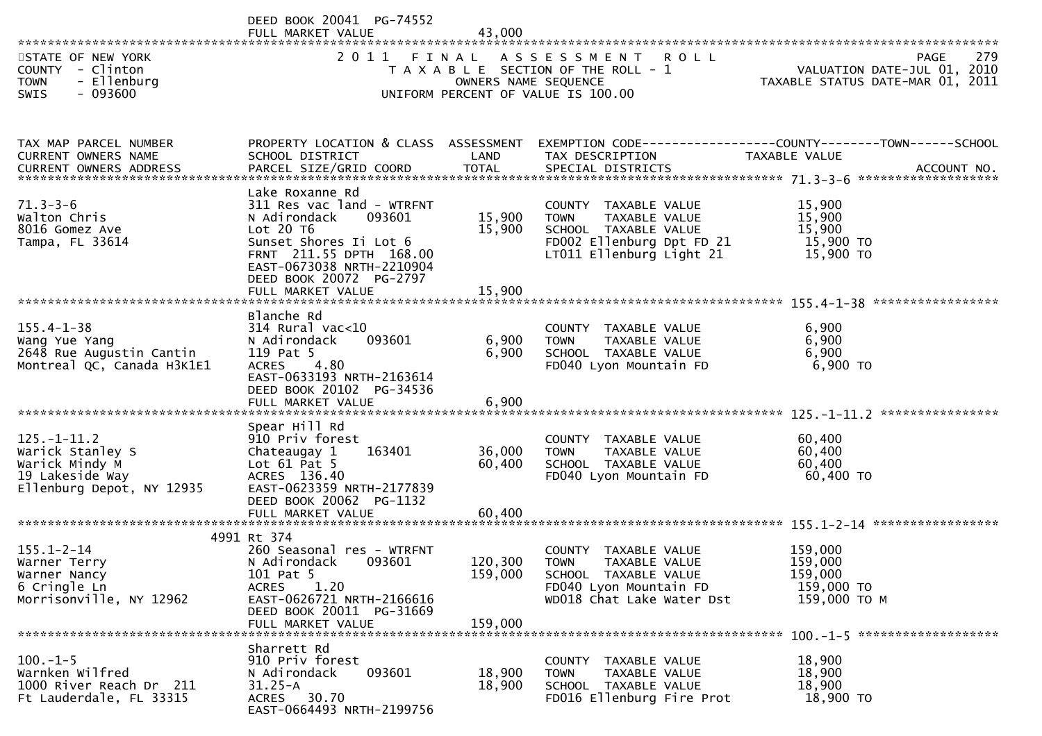DEED BOOK 20041 PG-74552
FULL MARKET VALUE 43,000

STATE OF NEW YORK
COUNTY - Clinton
TOWN - Ellenburg
SWIS - 093600

# 2011 FINAL ASSESSMENT ROLL

TAXABLE SECTION OF THE ROLL - 1
OWNERS NAME SEQUENCE
UNIFORM PERCENT OF VALUE IS 100.00

VALUATION DATE-JUL 01, 2010
TAXABLE STATUS DATE-MAR 01, 2011

| TAX MAP PARCEL NUMBER / CURRENT OWNERS NAME / CURRENT OWNERS ADDRESS | PROPERTY LOCATION & CLASS / SCHOOL DISTRICT / PARCEL SIZE/GRID COORD | ASSESSMENT LAND | TOTAL | EXEMPTION CODE / TAX DESCRIPTION / SPECIAL DISTRICTS | TAXABLE VALUE (COUNTY/TOWN/SCHOOL) | ACCOUNT NO. |
|---|---|---|---|---|---|---|
| 71.3-3-6 | Lake Roxanne Rd | | | | | |
| 71.3-3-6 | 311 Res vac land - WTRFNT | | | COUNTY TAXABLE VALUE | 15,900 | |
| Walton Chris | N Adirondack 093601 | 15,900 | | TOWN TAXABLE VALUE | 15,900 | |
| 8016 Gomez Ave | Lot 20 T6 | | 15,900 | SCHOOL TAXABLE VALUE | 15,900 | |
| Tampa, FL 33614 | Sunset Shores Ii Lot 6 | | | FD002 Ellenburg Dpt FD 21 | 15,900 TO | |
| | FRNT 211.55 DPTH 168.00 | | | LT011 Ellenburg Light 21 | 15,900 TO | |
| | EAST-0673038 NRTH-2210904 | | | | | |
| | DEED BOOK 20072 PG-2797 | | | | | |
| | FULL MARKET VALUE | | 15,900 | | | |
| 155.4-1-38 | Blanche Rd | | | | | |
| 155.4-1-38 | 314 Rural vac<10 | | | COUNTY TAXABLE VALUE | 6,900 | |
| Wang Yue Yang | N Adirondack 093601 | 6,900 | | TOWN TAXABLE VALUE | 6,900 | |
| 2648 Rue Augustin Cantin | 119 Pat 5 | | 6,900 | SCHOOL TAXABLE VALUE | 6,900 | |
| Montreal QC, Canada H3K1E1 | ACRES 4.80 | | | FD040 Lyon Mountain FD | 6,900 TO | |
| | EAST-0633193 NRTH-2163614 | | | | | |
| | DEED BOOK 20102 PG-34536 | | | | | |
| | FULL MARKET VALUE | | 6,900 | | | |
| 125.-1-11.2 | Spear Hill Rd | | | | | |
| 125.-1-11.2 | 910 Priv forest | | | COUNTY TAXABLE VALUE | 60,400 | |
| Warick Stanley S | Chateaugay 1 163401 | 36,000 | | TOWN TAXABLE VALUE | 60,400 | |
| Warick Mindy M | Lot 61 Pat 5 | | 60,400 | SCHOOL TAXABLE VALUE | 60,400 | |
| 19 Lakeside Way | ACRES 136.40 | | | FD040 Lyon Mountain FD | 60,400 TO | |
| Ellenburg Depot, NY 12935 | EAST-0623359 NRTH-2177839 | | | | | |
| | DEED BOOK 20062 PG-1132 | | | | | |
| | FULL MARKET VALUE | | 60,400 | | | |
| 155.1-2-14 | 4991 Rt 374 | | | | | |
| 155.1-2-14 | 260 Seasonal res - WTRFNT | | | COUNTY TAXABLE VALUE | 159,000 | |
| Warner Terry | N Adirondack 093601 | 120,300 | | TOWN TAXABLE VALUE | 159,000 | |
| Warner Nancy | 101 Pat 5 | | 159,000 | SCHOOL TAXABLE VALUE | 159,000 | |
| 6 Cringle Ln | ACRES 1.20 | | | FD040 Lyon Mountain FD | 159,000 TO | |
| Morrisonville, NY 12962 | EAST-0626721 NRTH-2166616 | | | WD018 Chat Lake Water Dst | 159,000 TO M | |
| | DEED BOOK 20011 PG-31669 | | | | | |
| | FULL MARKET VALUE | | 159,000 | | | |
| 100.-1-5 | Sharrett Rd | | | | | |
| 100.-1-5 | 910 Priv forest | | | COUNTY TAXABLE VALUE | 18,900 | |
| Warnken Wilfred | N Adirondack 093601 | 18,900 | | TOWN TAXABLE VALUE | 18,900 | |
| 1000 River Reach Dr 211 | 31.25-A | | 18,900 | SCHOOL TAXABLE VALUE | 18,900 | |
| Ft Lauderdale, FL 33315 | ACRES 30.70 | | | FD016 Ellenburg Fire Prot | 18,900 TO | |
| | EAST-0664493 NRTH-2199756 | | | | | |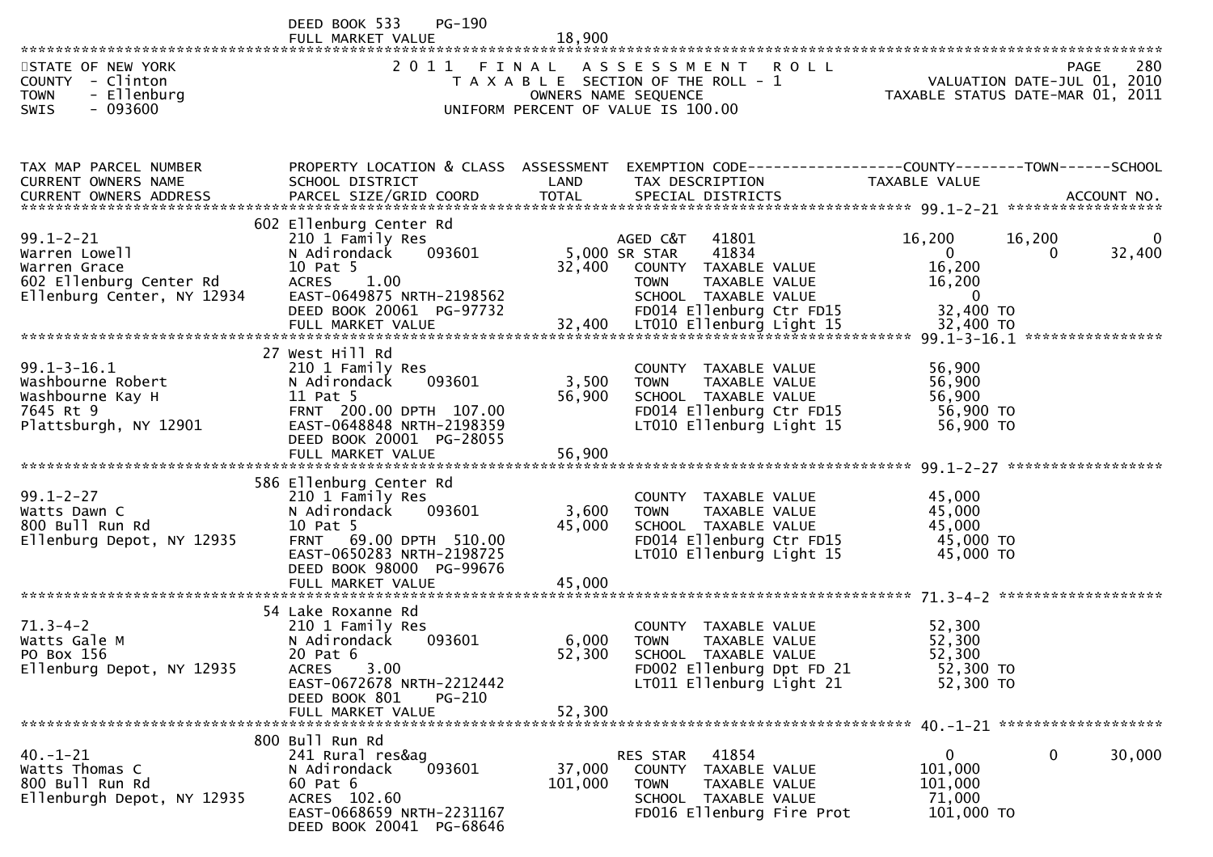DEED BOOK 533 PG-190
FULL MARKET VALUE 18,900

STATE OF NEW YORK
COUNTY - Clinton
TOWN - Ellenburg
SWIS - 093600

2011 FINAL ASSESSMENT ROLL
TAXABLE SECTION OF THE ROLL - 1
OWNERS NAME SEQUENCE
UNIFORM PERCENT OF VALUE IS 100.00

VALUATION DATE-JUL 01, 2010
TAXABLE STATUS DATE-MAR 01, 2011

| TAX MAP PARCEL NUMBER / CURRENT OWNERS NAME / CURRENT OWNERS ADDRESS | PROPERTY LOCATION & CLASS / SCHOOL DISTRICT / PARCEL SIZE/GRID COORD | ASSESSMENT LAND / TOTAL | EXEMPTION CODE / TAX DESCRIPTION / SPECIAL DISTRICTS | COUNTY TAXABLE VALUE | TOWN | SCHOOL / ACCOUNT NO. |
|---|---|---|---|---|---|---|
| **99.1-2-21** | 602 Ellenburg Center Rd | | | | | |
| 99.1-2-21 | 210 1 Family Res | | AGED C&T 41801 | 16,200 | 16,200 | 0 |
| Warren Lowell | N Adirondack 093601 | 5,000 | SR STAR 41834 | 0 | 0 | 32,400 |
| Warren Grace | 10 Pat 5 | 32,400 | COUNTY TAXABLE VALUE | 16,200 | | |
| 602 Ellenburg Center Rd | ACRES 1.00 | | TOWN TAXABLE VALUE | 16,200 | | |
| Ellenburg Center, NY 12934 | EAST-0649875 NRTH-2198562 | | SCHOOL TAXABLE VALUE | 0 | | |
| | DEED BOOK 20061 PG-97732 | | FD014 Ellenburg Ctr FD15 | 32,400 TO | | |
| | FULL MARKET VALUE | 32,400 | LT010 Ellenburg Light 15 | 32,400 TO | | |
| **99.1-3-16.1** | 27 West Hill Rd | | | | | |
| 99.1-3-16.1 | 210 1 Family Res | | COUNTY TAXABLE VALUE | 56,900 | | |
| Washbourne Robert | N Adirondack 093601 | 3,500 | TOWN TAXABLE VALUE | 56,900 | | |
| Washbourne Kay H | 11 Pat 5 | 56,900 | SCHOOL TAXABLE VALUE | 56,900 | | |
| 7645 Rt 9 | FRNT 200.00 DPTH 107.00 | | FD014 Ellenburg Ctr FD15 | 56,900 TO | | |
| Plattsburgh, NY 12901 | EAST-0648848 NRTH-2198359 | | LT010 Ellenburg Light 15 | 56,900 TO | | |
| | DEED BOOK 20001 PG-28055 | | | | | |
| | FULL MARKET VALUE | 56,900 | | | | |
| **99.1-2-27** | 586 Ellenburg Center Rd | | | | | |
| 99.1-2-27 | 210 1 Family Res | | COUNTY TAXABLE VALUE | 45,000 | | |
| Watts Dawn C | N Adirondack 093601 | 3,600 | TOWN TAXABLE VALUE | 45,000 | | |
| 800 Bull Run Rd | 10 Pat 5 | 45,000 | SCHOOL TAXABLE VALUE | 45,000 | | |
| Ellenburg Depot, NY 12935 | FRNT 69.00 DPTH 510.00 | | FD014 Ellenburg Ctr FD15 | 45,000 TO | | |
| | EAST-0650283 NRTH-2198725 | | LT010 Ellenburg Light 15 | 45,000 TO | | |
| | DEED BOOK 98000 PG-99676 | | | | | |
| | FULL MARKET VALUE | 45,000 | | | | |
| **71.3-4-2** | 54 Lake Roxanne Rd | | | | | |
| 71.3-4-2 | 210 1 Family Res | | COUNTY TAXABLE VALUE | 52,300 | | |
| Watts Gale M | N Adirondack 093601 | 6,000 | TOWN TAXABLE VALUE | 52,300 | | |
| PO Box 156 | 20 Pat 6 | 52,300 | SCHOOL TAXABLE VALUE | 52,300 | | |
| Ellenburg Depot, NY 12935 | ACRES 3.00 | | FD002 Ellenburg Dpt FD 21 | 52,300 TO | | |
| | EAST-0672678 NRTH-2212442 | | LT011 Ellenburg Light 21 | 52,300 TO | | |
| | DEED BOOK 801 PG-210 | | | | | |
| | FULL MARKET VALUE | 52,300 | | | | |
| **40.-1-21** | 800 Bull Run Rd | | | | | |
| 40.-1-21 | 241 Rural res&ag | | RES STAR 41854 | 0 | 0 | 30,000 |
| Watts Thomas C | N Adirondack 093601 | 37,000 | COUNTY TAXABLE VALUE | 101,000 | | |
| 800 Bull Run Rd | 60 Pat 6 | 101,000 | TOWN TAXABLE VALUE | 101,000 | | |
| Ellenburgh Depot, NY 12935 | ACRES 102.60 | | SCHOOL TAXABLE VALUE | 71,000 | | |
| | EAST-0668659 NRTH-2231167 | | FD016 Ellenburg Fire Prot | 101,000 TO | | |
| | DEED BOOK 20041 PG-68646 | | | | | |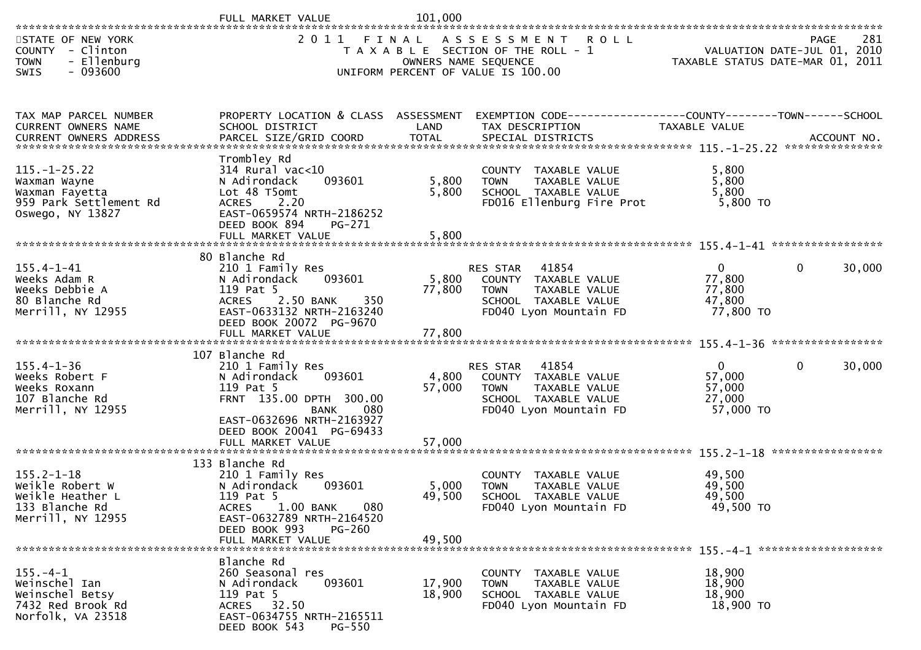FULL MARKET VALUE 101,000

STATE OF NEW YORK
COUNTY - Clinton
TOWN - Ellenburg
SWIS - 093600

# 2011 FINAL ASSESSMENT ROLL

TAXABLE SECTION OF THE ROLL - 1
OWNERS NAME SEQUENCE
UNIFORM PERCENT OF VALUE IS 100.00

PAGE 281
VALUATION DATE-JUL 01, 2010
TAXABLE STATUS DATE-MAR 01, 2011

| TAX MAP PARCEL NUMBER / CURRENT OWNERS NAME / CURRENT OWNERS ADDRESS | PROPERTY LOCATION & CLASS / SCHOOL DISTRICT / PARCEL SIZE/GRID COORD | ASSESSMENT LAND | ASSESSMENT TOTAL | EXEMPTION CODE / TAX DESCRIPTION / SPECIAL DISTRICTS | COUNTY TAXABLE VALUE | TOWN | SCHOOL | ACCOUNT NO. |
|---|---|---|---|---|---|---|---|---|
| 115.-1-25.22 | Trombley Rd | | | | | | | |
| 115.-1-25.22 | 314 Rural vac<10 | | | COUNTY TAXABLE VALUE | 5,800 | | | |
| Waxman Wayne | N Adirondack 093601 | 5,800 | | TOWN TAXABLE VALUE | 5,800 | | | |
| Waxman Fayetta | Lot 48 T5omt | | 5,800 | SCHOOL TAXABLE VALUE | 5,800 | | | |
| 959 Park Settlement Rd | ACRES 2.20 | | | FD016 Ellenburg Fire Prot | 5,800 TO | | | |
| Oswego, NY 13827 | EAST-0659574 NRTH-2186252 | | | | | | | |
| | DEED BOOK 894 PG-271 | | | | | | | |
| | FULL MARKET VALUE | | 5,800 | | | | | |
| 155.4-1-41 | 80 Blanche Rd | | | | | | | |
| 155.4-1-41 | 210 1 Family Res | | | RES STAR 41854 | 0 | 0 | 30,000 | |
| Weeks Adam R | N Adirondack 093601 | 5,800 | | COUNTY TAXABLE VALUE | 77,800 | | | |
| Weeks Debbie A | 119 Pat 5 | | 77,800 | TOWN TAXABLE VALUE | 77,800 | | | |
| 80 Blanche Rd | ACRES 2.50 BANK 350 | | | SCHOOL TAXABLE VALUE | 47,800 | | | |
| Merrill, NY 12955 | EAST-0633132 NRTH-2163240 | | | FD040 Lyon Mountain FD | 77,800 TO | | | |
| | DEED BOOK 20072 PG-9670 | | | | | | | |
| | FULL MARKET VALUE | | 77,800 | | | | | |
| 155.4-1-36 | 107 Blanche Rd | | | | | | | |
| 155.4-1-36 | 210 1 Family Res | | | RES STAR 41854 | 0 | 0 | 30,000 | |
| Weeks Robert F | N Adirondack 093601 | 4,800 | | COUNTY TAXABLE VALUE | 57,000 | | | |
| Weeks Roxann | 119 Pat 5 | | 57,000 | TOWN TAXABLE VALUE | 57,000 | | | |
| 107 Blanche Rd | FRNT 135.00 DPTH 300.00 | | | SCHOOL TAXABLE VALUE | 27,000 | | | |
| Merrill, NY 12955 | BANK 080 | | | FD040 Lyon Mountain FD | 57,000 TO | | | |
| | EAST-0632696 NRTH-2163927 | | | | | | | |
| | DEED BOOK 20041 PG-69433 | | | | | | | |
| | FULL MARKET VALUE | | 57,000 | | | | | |
| 155.2-1-18 | 133 Blanche Rd | | | | | | | |
| 155.2-1-18 | 210 1 Family Res | | | COUNTY TAXABLE VALUE | 49,500 | | | |
| Weikle Robert W | N Adirondack 093601 | 5,000 | | TOWN TAXABLE VALUE | 49,500 | | | |
| Weikle Heather L | 119 Pat 5 | | 49,500 | SCHOOL TAXABLE VALUE | 49,500 | | | |
| 133 Blanche Rd | ACRES 1.00 BANK 080 | | | FD040 Lyon Mountain FD | 49,500 TO | | | |
| Merrill, NY 12955 | EAST-0632789 NRTH-2164520 | | | | | | | |
| | DEED BOOK 993 PG-260 | | | | | | | |
| | FULL MARKET VALUE | | 49,500 | | | | | |
| 155.-4-1 | Blanche Rd | | | | | | | |
| 155.-4-1 | 260 Seasonal res | | | COUNTY TAXABLE VALUE | 18,900 | | | |
| Weinschel Ian | N Adirondack 093601 | 17,900 | | TOWN TAXABLE VALUE | 18,900 | | | |
| Weinschel Betsy | 119 Pat 5 | | 18,900 | SCHOOL TAXABLE VALUE | 18,900 | | | |
| 7432 Red Brook Rd | ACRES 32.50 | | | FD040 Lyon Mountain FD | 18,900 TO | | | |
| Norfolk, VA 23518 | EAST-0634755 NRTH-2165511 | | | | | | | |
| | DEED BOOK 543 PG-550 | | | | | | | |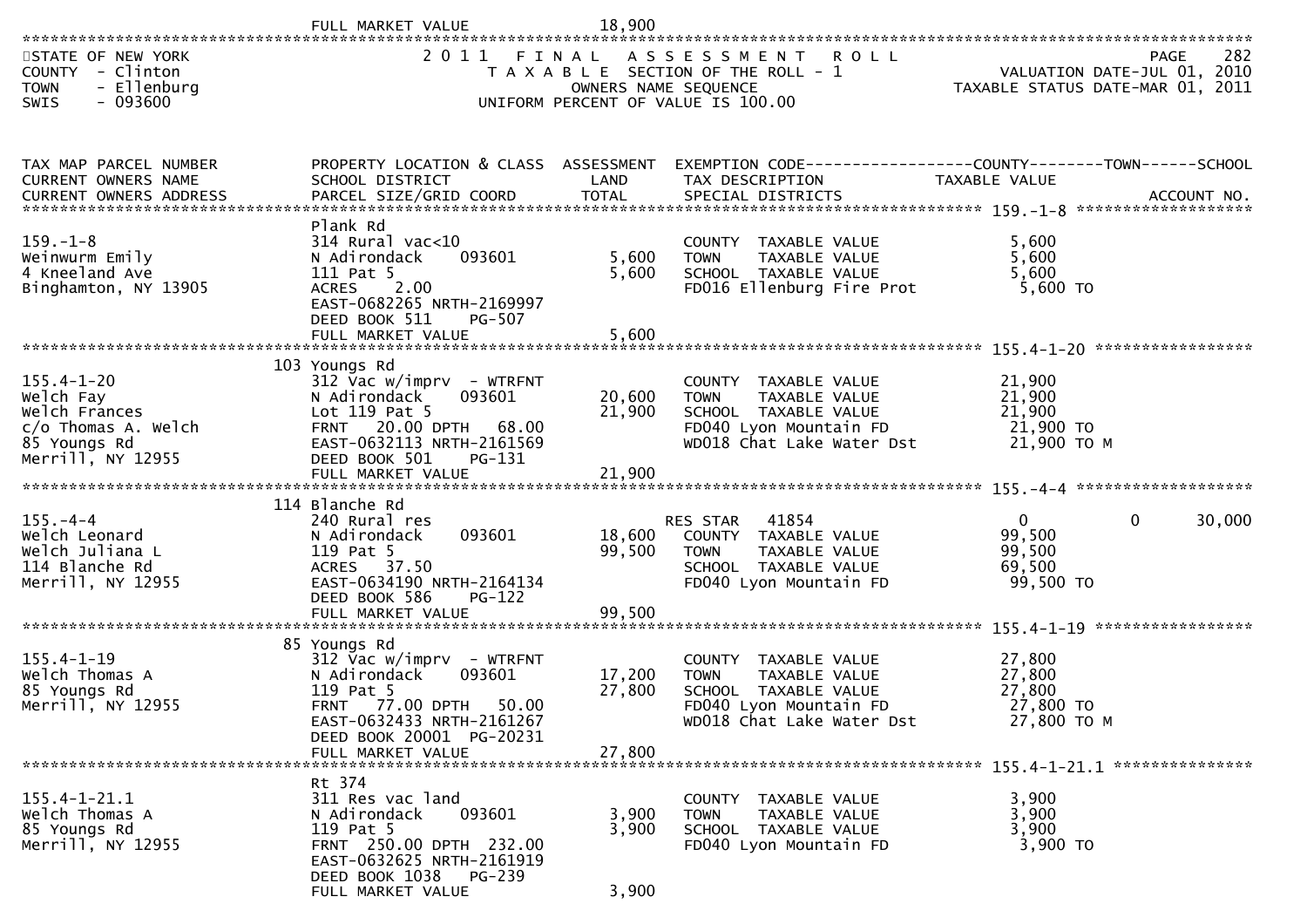FULL MARKET VALUE 18,900

STATE OF NEW YORK
COUNTY - Clinton
TOWN - Ellenburg
SWIS - 093600

2011 FINAL ASSESSMENT ROLL
TAXABLE SECTION OF THE ROLL - 1
OWNERS NAME SEQUENCE
UNIFORM PERCENT OF VALUE IS 100.00

VALUATION DATE-JUL 01, 2010
TAXABLE STATUS DATE-MAR 01, 2011

| TAX MAP PARCEL NUMBER / CURRENT OWNERS NAME / CURRENT OWNERS ADDRESS | PROPERTY LOCATION & CLASS / SCHOOL DISTRICT / PARCEL SIZE/GRID COORD | ASSESSMENT LAND | ASSESSMENT TOTAL | EXEMPTION CODE / TAX DESCRIPTION / SPECIAL DISTRICTS | COUNTY TAXABLE VALUE | TOWN | SCHOOL | ACCOUNT NO. |
|---|---|---|---|---|---|---|---|---|
| **159.-1-8** | Plank Rd | | | | | | | |
| 159.-1-8 | 314 Rural vac<10 | | | COUNTY TAXABLE VALUE | 5,600 | | | |
| Weinwurm Emily | N Adirondack 093601 | 5,600 | | TOWN TAXABLE VALUE | 5,600 | | | |
| 4 Kneeland Ave | 111 Pat 5 | | 5,600 | SCHOOL TAXABLE VALUE | 5,600 | | | |
| Binghamton, NY 13905 | ACRES 2.00 | | | FD016 Ellenburg Fire Prot | 5,600 TO | | | |
| | EAST-0682265 NRTH-2169997 | | | | | | | |
| | DEED BOOK 511 PG-507 | | | | | | | |
| | FULL MARKET VALUE | | 5,600 | | | | | |
| **155.4-1-20** | 103 Youngs Rd | | | | | | | |
| 155.4-1-20 | 312 Vac w/imprv - WTRFNT | | | COUNTY TAXABLE VALUE | 21,900 | | | |
| Welch Fay | N Adirondack 093601 | 20,600 | | TOWN TAXABLE VALUE | 21,900 | | | |
| Welch Frances | Lot 119 Pat 5 | | 21,900 | SCHOOL TAXABLE VALUE | 21,900 | | | |
| c/o Thomas A. Welch | FRNT 20.00 DPTH 68.00 | | | FD040 Lyon Mountain FD | 21,900 TO | | | |
| 85 Youngs Rd | EAST-0632113 NRTH-2161569 | | | WD018 Chat Lake Water Dst | 21,900 TO M | | | |
| Merrill, NY 12955 | DEED BOOK 501 PG-131 | | | | | | | |
| | FULL MARKET VALUE | | 21,900 | | | | | |
| **155.-4-4** | 114 Blanche Rd | | | | | | | |
| 155.-4-4 | 240 Rural res | | | RES STAR 41854 | 0 | 0 | 30,000 | |
| Welch Leonard | N Adirondack 093601 | 18,600 | | COUNTY TAXABLE VALUE | 99,500 | | | |
| Welch Juliana L | 119 Pat 5 | | 99,500 | TOWN TAXABLE VALUE | 99,500 | | | |
| 114 Blanche Rd | ACRES 37.50 | | | SCHOOL TAXABLE VALUE | 69,500 | | | |
| Merrill, NY 12955 | EAST-0634190 NRTH-2164134 | | | FD040 Lyon Mountain FD | 99,500 TO | | | |
| | DEED BOOK 586 PG-122 | | | | | | | |
| | FULL MARKET VALUE | | 99,500 | | | | | |
| **155.4-1-19** | 85 Youngs Rd | | | | | | | |
| 155.4-1-19 | 312 Vac w/imprv - WTRFNT | | | COUNTY TAXABLE VALUE | 27,800 | | | |
| Welch Thomas A | N Adirondack 093601 | 17,200 | | TOWN TAXABLE VALUE | 27,800 | | | |
| 85 Youngs Rd | 119 Pat 5 | | 27,800 | SCHOOL TAXABLE VALUE | 27,800 | | | |
| Merrill, NY 12955 | FRNT 77.00 DPTH 50.00 | | | FD040 Lyon Mountain FD | 27,800 TO | | | |
| | EAST-0632433 NRTH-2161267 | | | WD018 Chat Lake Water Dst | 27,800 TO M | | | |
| | DEED BOOK 20001 PG-20231 | | | | | | | |
| | FULL MARKET VALUE | | 27,800 | | | | | |
| **155.4-1-21.1** | Rt 374 | | | | | | | |
| 155.4-1-21.1 | 311 Res vac land | | | COUNTY TAXABLE VALUE | 3,900 | | | |
| Welch Thomas A | N Adirondack 093601 | 3,900 | | TOWN TAXABLE VALUE | 3,900 | | | |
| 85 Youngs Rd | 119 Pat 5 | | 3,900 | SCHOOL TAXABLE VALUE | 3,900 | | | |
| Merrill, NY 12955 | FRNT 250.00 DPTH 232.00 | | | FD040 Lyon Mountain FD | 3,900 TO | | | |
| | EAST-0632625 NRTH-2161919 | | | | | | | |
| | DEED BOOK 1038 PG-239 | | | | | | | |
| | FULL MARKET VALUE | | 3,900 | | | | | |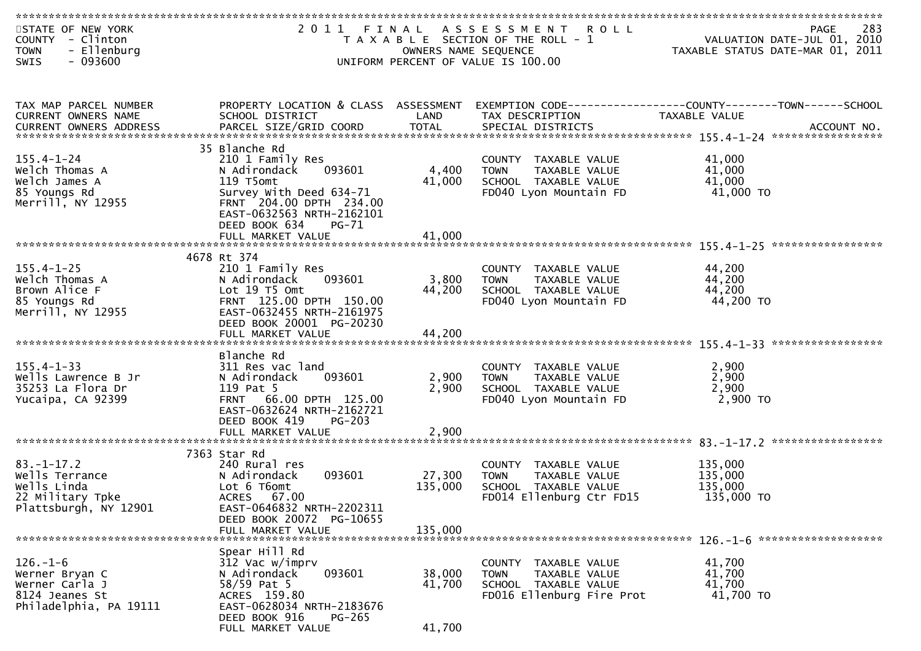STATE OF NEW YORK
COUNTY - Clinton
TOWN - Ellenburg
SWIS - 093600

# 2011 FINAL ASSESSMENT ROLL

TAXABLE SECTION OF THE ROLL - 1
OWNERS NAME SEQUENCE
UNIFORM PERCENT OF VALUE IS 100.00

VALUATION DATE-JUL 01, 2010
TAXABLE STATUS DATE-MAR 01, 2011

| TAX MAP PARCEL NUMBER / CURRENT OWNERS NAME / CURRENT OWNERS ADDRESS | PROPERTY LOCATION & CLASS / SCHOOL DISTRICT / PARCEL SIZE/GRID COORD | ASSESSMENT LAND / TOTAL | EXEMPTION CODE / TAX DESCRIPTION / SPECIAL DISTRICTS | COUNTY--------TOWN------SCHOOL TAXABLE VALUE | ACCOUNT NO. |
|---|---|---|---|---|---|
| 155.4-1-24 | 35 Blanche Rd | | | | |
| 155.4-1-24 | 210 1 Family Res | | COUNTY TAXABLE VALUE | 41,000 | |
| Welch Thomas A | N Adirondack 093601 | 4,400 | TOWN TAXABLE VALUE | 41,000 | |
| Welch James A | 119 T5omt | 41,000 | SCHOOL TAXABLE VALUE | 41,000 | |
| 85 Youngs Rd | Survey With Deed 634-71 | | FD040 Lyon Mountain FD | 41,000 TO | |
| Merrill, NY 12955 | FRNT 204.00 DPTH 234.00 | | | | |
| | EAST-0632563 NRTH-2162101 | | | | |
| | DEED BOOK 634 PG-71 | | | | |
| | FULL MARKET VALUE | 41,000 | | | |
| 155.4-1-25 | 4678 Rt 374 | | | | |
| 155.4-1-25 | 210 1 Family Res | | COUNTY TAXABLE VALUE | 44,200 | |
| Welch Thomas A | N Adirondack 093601 | 3,800 | TOWN TAXABLE VALUE | 44,200 | |
| Brown Alice F | Lot 19 T5 Omt | 44,200 | SCHOOL TAXABLE VALUE | 44,200 | |
| 85 Youngs Rd | FRNT 125.00 DPTH 150.00 | | FD040 Lyon Mountain FD | 44,200 TO | |
| Merrill, NY 12955 | EAST-0632455 NRTH-2161975 | | | | |
| | DEED BOOK 20001 PG-20230 | | | | |
| | FULL MARKET VALUE | 44,200 | | | |
| 155.4-1-33 | Blanche Rd | | | | |
| 155.4-1-33 | 311 Res vac land | | COUNTY TAXABLE VALUE | 2,900 | |
| Wells Lawrence B Jr | N Adirondack 093601 | 2,900 | TOWN TAXABLE VALUE | 2,900 | |
| 35253 La Flora Dr | 119 Pat 5 | 2,900 | SCHOOL TAXABLE VALUE | 2,900 | |
| Yucaipa, CA 92399 | FRNT 66.00 DPTH 125.00 | | FD040 Lyon Mountain FD | 2,900 TO | |
| | EAST-0632624 NRTH-2162721 | | | | |
| | DEED BOOK 419 PG-203 | | | | |
| | FULL MARKET VALUE | 2,900 | | | |
| 83.-1-17.2 | 7363 Star Rd | | | | |
| 83.-1-17.2 | 240 Rural res | | COUNTY TAXABLE VALUE | 135,000 | |
| Wells Terrance | N Adirondack 093601 | 27,300 | TOWN TAXABLE VALUE | 135,000 | |
| Wells Linda | Lot 6 T6omt | 135,000 | SCHOOL TAXABLE VALUE | 135,000 | |
| 22 Military Tpke | ACRES 67.00 | | FD014 Ellenburg Ctr FD15 | 135,000 TO | |
| Plattsburgh, NY 12901 | EAST-0646832 NRTH-2202311 | | | | |
| | DEED BOOK 20072 PG-10655 | | | | |
| | FULL MARKET VALUE | 135,000 | | | |
| 126.-1-6 | Spear Hill Rd | | | | |
| 126.-1-6 | 312 Vac w/imprv | | COUNTY TAXABLE VALUE | 41,700 | |
| Werner Bryan C | N Adirondack 093601 | 38,000 | TOWN TAXABLE VALUE | 41,700 | |
| Werner Carla J | 58/59 Pat 5 | 41,700 | SCHOOL TAXABLE VALUE | 41,700 | |
| 8124 Jeanes St | ACRES 159.80 | | FD016 Ellenburg Fire Prot | 41,700 TO | |
| Philadelphia, PA 19111 | EAST-0628034 NRTH-2183676 | | | | |
| | DEED BOOK 916 PG-265 | | | | |
| | FULL MARKET VALUE | 41,700 | | | |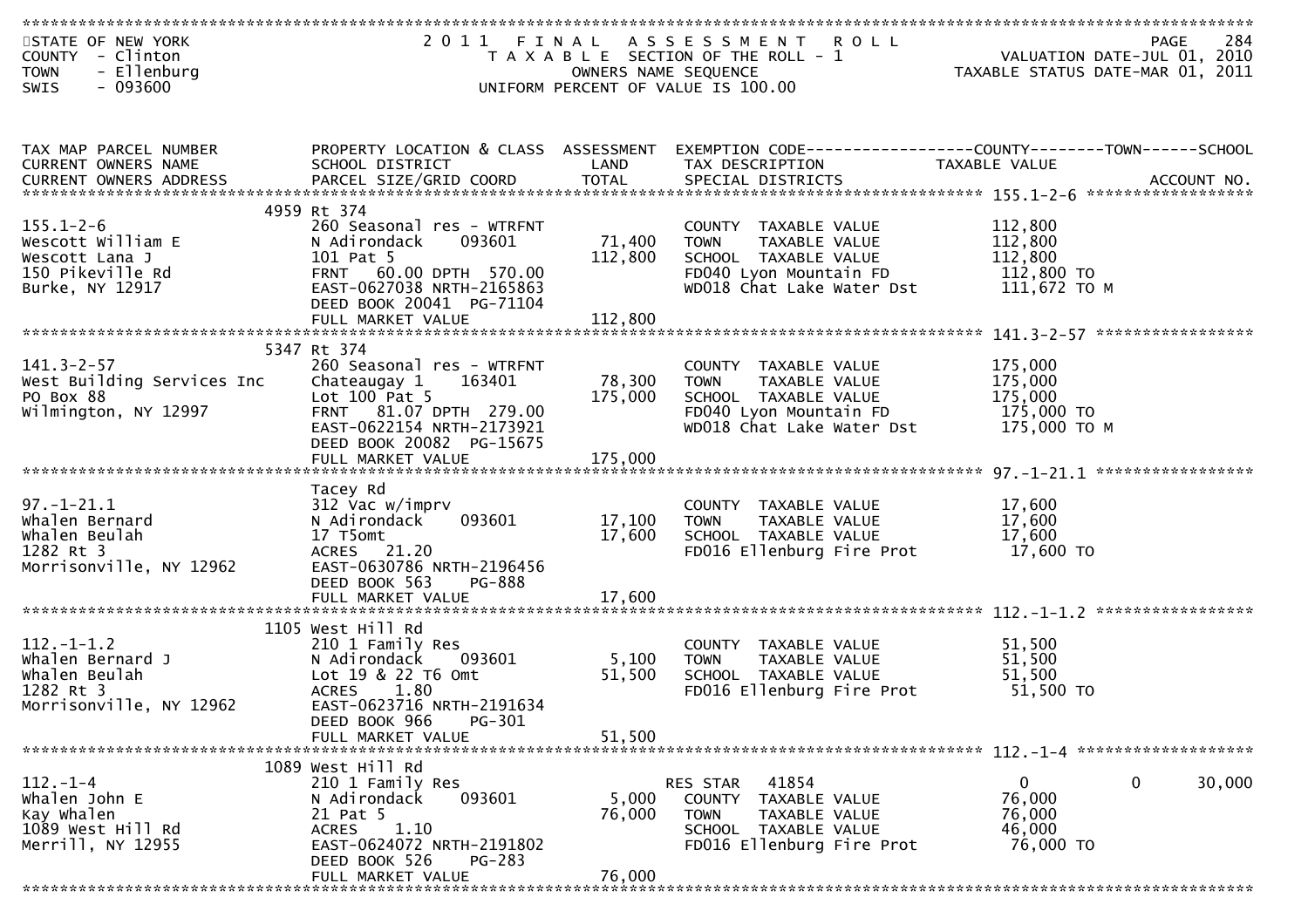STATE OF NEW YORK
COUNTY - Clinton
TOWN - Ellenburg
SWIS - 093600

2011 FINAL ASSESSMENT ROLL
TAXABLE SECTION OF THE ROLL - 1
OWNERS NAME SEQUENCE
UNIFORM PERCENT OF VALUE IS 100.00

VALUATION DATE-JUL 01, 2010
TAXABLE STATUS DATE-MAR 01, 2011

| TAX MAP PARCEL NUMBER / CURRENT OWNERS NAME / CURRENT OWNERS ADDRESS | PROPERTY LOCATION & CLASS / SCHOOL DISTRICT / PARCEL SIZE/GRID COORD | ASSESSMENT LAND | TOTAL | EXEMPTION CODE / TAX DESCRIPTION / SPECIAL DISTRICTS | COUNTY TAXABLE VALUE | TOWN | SCHOOL |
|---|---|---|---|---|---|---|---|
| **155.1-2-6** | 4959 Rt 374 | | | | | | |
| 155.1-2-6 | 260 Seasonal res - WTRFNT | | | COUNTY TAXABLE VALUE | 112,800 | | |
| Wescott William E | N Adirondack 093601 | 71,400 | | TOWN TAXABLE VALUE | 112,800 | | |
| Wescott Lana J | 101 Pat 5 | | 112,800 | SCHOOL TAXABLE VALUE | 112,800 | | |
| 150 Pikeville Rd | FRNT 60.00 DPTH 570.00 | | | FD040 Lyon Mountain FD | 112,800 TO | | |
| Burke, NY 12917 | EAST-0627038 NRTH-2165863 | | | WD018 Chat Lake Water Dst | 111,672 TO M | | |
| | DEED BOOK 20041 PG-71104 | | | | | | |
| | FULL MARKET VALUE | | 112,800 | | | | |
| **141.3-2-57** | 5347 Rt 374 | | | | | | |
| 141.3-2-57 | 260 Seasonal res - WTRFNT | | | COUNTY TAXABLE VALUE | 175,000 | | |
| West Building Services Inc | Chateaugay 1 163401 | 78,300 | | TOWN TAXABLE VALUE | 175,000 | | |
| PO Box 88 | Lot 100 Pat 5 | | 175,000 | SCHOOL TAXABLE VALUE | 175,000 | | |
| Wilmington, NY 12997 | FRNT 81.07 DPTH 279.00 | | | FD040 Lyon Mountain FD | 175,000 TO | | |
| | EAST-0622154 NRTH-2173921 | | | WD018 Chat Lake Water Dst | 175,000 TO M | | |
| | DEED BOOK 20082 PG-15675 | | | | | | |
| | FULL MARKET VALUE | | 175,000 | | | | |
| **97.-1-21.1** | Tacey Rd | | | | | | |
| 97.-1-21.1 | 312 Vac w/imprv | | | COUNTY TAXABLE VALUE | 17,600 | | |
| Whalen Bernard | N Adirondack 093601 | 17,100 | | TOWN TAXABLE VALUE | 17,600 | | |
| Whalen Beulah | 17 T5omt | | 17,600 | SCHOOL TAXABLE VALUE | 17,600 | | |
| 1282 Rt 3 | ACRES 21.20 | | | FD016 Ellenburg Fire Prot | 17,600 TO | | |
| Morrisonville, NY 12962 | EAST-0630786 NRTH-2196456 | | | | | | |
| | DEED BOOK 563 PG-888 | | | | | | |
| | FULL MARKET VALUE | | 17,600 | | | | |
| **112.-1-1.2** | 1105 West Hill Rd | | | | | | |
| 112.-1-1.2 | 210 1 Family Res | | | COUNTY TAXABLE VALUE | 51,500 | | |
| Whalen Bernard J | N Adirondack 093601 | 5,100 | | TOWN TAXABLE VALUE | 51,500 | | |
| Whalen Beulah | Lot 19 & 22 T6 Omt | | 51,500 | SCHOOL TAXABLE VALUE | 51,500 | | |
| 1282 Rt 3 | ACRES 1.80 | | | FD016 Ellenburg Fire Prot | 51,500 TO | | |
| Morrisonville, NY 12962 | EAST-0623716 NRTH-2191634 | | | | | | |
| | DEED BOOK 966 PG-301 | | | | | | |
| | FULL MARKET VALUE | | 51,500 | | | | |
| **112.-1-4** | 1089 West Hill Rd | | | | | | |
| 112.-1-4 | 210 1 Family Res | | | RES STAR 41854 | 0 | 0 | 30,000 |
| Whalen John E | N Adirondack 093601 | 5,000 | | COUNTY TAXABLE VALUE | 76,000 | | |
| Kay Whalen | 21 Pat 5 | | 76,000 | TOWN TAXABLE VALUE | 76,000 | | |
| 1089 West Hill Rd | ACRES 1.10 | | | SCHOOL TAXABLE VALUE | 46,000 | | |
| Merrill, NY 12955 | EAST-0624072 NRTH-2191802 | | | FD016 Ellenburg Fire Prot | 76,000 TO | | |
| | DEED BOOK 526 PG-283 | | | | | | |
| | FULL MARKET VALUE | | 76,000 | | | | |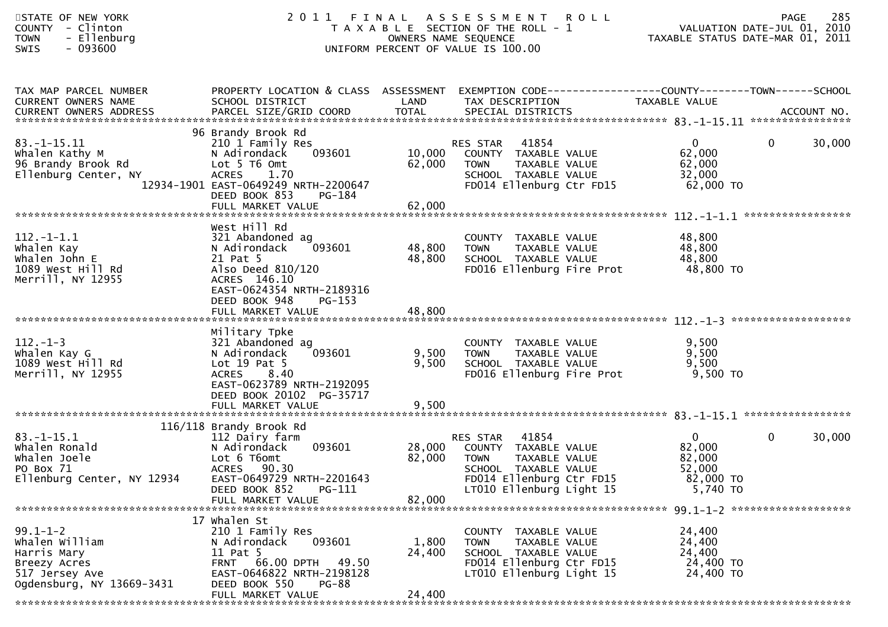STATE OF NEW YORK
COUNTY - Clinton
TOWN - Ellenburg
SWIS - 093600

# 2011 FINAL ASSESSMENT ROLL

TAXABLE SECTION OF THE ROLL - 1
OWNERS NAME SEQUENCE
UNIFORM PERCENT OF VALUE IS 100.00

VALUATION DATE-JUL 01, 2010
TAXABLE STATUS DATE-MAR 01, 2011

| TAX MAP PARCEL NUMBER / CURRENT OWNERS NAME / CURRENT OWNERS ADDRESS | PROPERTY LOCATION & CLASS / SCHOOL DISTRICT / PARCEL SIZE/GRID COORD | ASSESSMENT LAND | ASSESSMENT TOTAL | EXEMPTION CODE / TAX DESCRIPTION / SPECIAL DISTRICTS | COUNTY TAXABLE VALUE | TOWN | SCHOOL |
|---|---|---|---|---|---|---|---|
| **83.-1-15.11** | 96 Brandy Brook Rd | | | | | | |
| 83.-1-15.11 | 210 1 Family Res | | | RES STAR 41854 | 0 | 0 | 30,000 |
| Whalen Kathy M | N Adirondack 093601 | 10,000 | | COUNTY TAXABLE VALUE | 62,000 | | |
| 96 Brandy Brook Rd | Lot 5 T6 Omt | | 62,000 | TOWN TAXABLE VALUE | 62,000 | | |
| Ellenburg Center, NY | ACRES 1.70 | | | SCHOOL TAXABLE VALUE | 32,000 | | |
| 12934-1901 | EAST-0649249 NRTH-2200647 | | | FD014 Ellenburg Ctr FD15 | 62,000 TO | | |
| | DEED BOOK 853 PG-184 | | | | | | |
| | FULL MARKET VALUE | | 62,000 | | | | |
| **112.-1-1.1** | West Hill Rd | | | | | | |
| 112.-1-1.1 | 321 Abandoned ag | | | COUNTY TAXABLE VALUE | 48,800 | | |
| Whalen Kay | N Adirondack 093601 | 48,800 | | TOWN TAXABLE VALUE | 48,800 | | |
| Whalen John E | 21 Pat 5 | | 48,800 | SCHOOL TAXABLE VALUE | 48,800 | | |
| 1089 West Hill Rd | Also Deed 810/120 | | | FD016 Ellenburg Fire Prot | 48,800 TO | | |
| Merrill, NY 12955 | ACRES 146.10 | | | | | | |
| | EAST-0624354 NRTH-2189316 | | | | | | |
| | DEED BOOK 948 PG-153 | | | | | | |
| | FULL MARKET VALUE | | 48,800 | | | | |
| **112.-1-3** | Military Tpke | | | | | | |
| 112.-1-3 | 321 Abandoned ag | | | COUNTY TAXABLE VALUE | 9,500 | | |
| Whalen Kay G | N Adirondack 093601 | 9,500 | | TOWN TAXABLE VALUE | 9,500 | | |
| 1089 West Hill Rd | Lot 19 Pat 5 | | 9,500 | SCHOOL TAXABLE VALUE | 9,500 | | |
| Merrill, NY 12955 | ACRES 8.40 | | | FD016 Ellenburg Fire Prot | 9,500 TO | | |
| | EAST-0623789 NRTH-2192095 | | | | | | |
| | DEED BOOK 20102 PG-35717 | | | | | | |
| | FULL MARKET VALUE | | 9,500 | | | | |
| **83.-1-15.1** | 116/118 Brandy Brook Rd | | | | | | |
| 83.-1-15.1 | 112 Dairy farm | | | RES STAR 41854 | 0 | 0 | 30,000 |
| Whalen Ronald | N Adirondack 093601 | 28,000 | | COUNTY TAXABLE VALUE | 82,000 | | |
| Whalen Joele | Lot 6 T6omt | | 82,000 | TOWN TAXABLE VALUE | 82,000 | | |
| PO Box 71 | ACRES 90.30 | | | SCHOOL TAXABLE VALUE | 52,000 | | |
| Ellenburg Center, NY 12934 | EAST-0649729 NRTH-2201643 | | | FD014 Ellenburg Ctr FD15 | 82,000 TO | | |
| | DEED BOOK 852 PG-111 | | | LT010 Ellenburg Light 15 | 5,740 TO | | |
| | FULL MARKET VALUE | | 82,000 | | | | |
| **99.1-1-2** | 17 Whalen St | | | | | | |
| 99.1-1-2 | 210 1 Family Res | | | COUNTY TAXABLE VALUE | 24,400 | | |
| Whalen William | N Adirondack 093601 | 1,800 | | TOWN TAXABLE VALUE | 24,400 | | |
| Harris Mary | 11 Pat 5 | | 24,400 | SCHOOL TAXABLE VALUE | 24,400 | | |
| Breezy Acres | FRNT 66.00 DPTH 49.50 | | | FD014 Ellenburg Ctr FD15 | 24,400 TO | | |
| 517 Jersey Ave | EAST-0646822 NRTH-2198128 | | | LT010 Ellenburg Light 15 | 24,400 TO | | |
| Ogdensburg, NY 13669-3431 | DEED BOOK 550 PG-88 | | | | | | |
| | FULL MARKET VALUE | | 24,400 | | | | |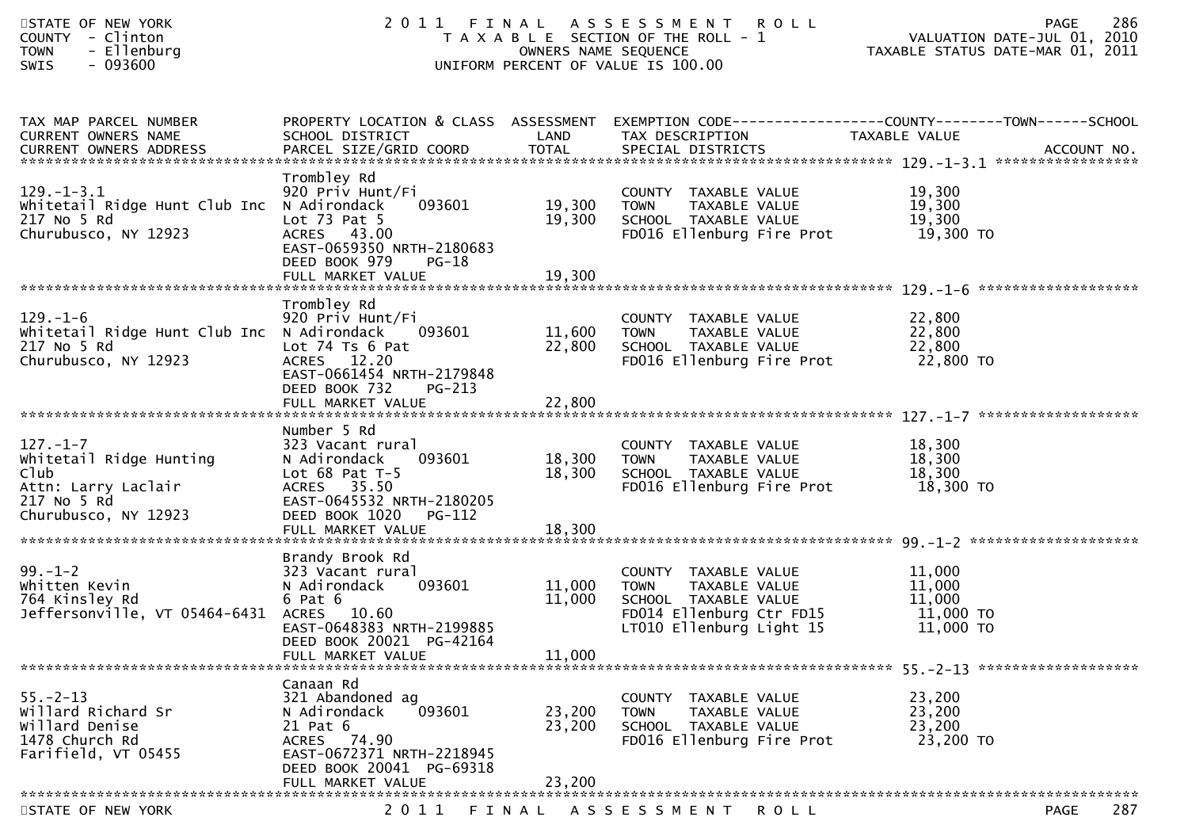STATE OF NEW YORK — COUNTY - Clinton — TOWN - Ellenburg — SWIS - 093600

# 2011 FINAL ASSESSMENT ROLL

TAXABLE SECTION OF THE ROLL - 1
OWNERS NAME SEQUENCE
UNIFORM PERCENT OF VALUE IS 100.00

VALUATION DATE-JUL 01, 2010
TAXABLE STATUS DATE-MAR 01, 2011

| TAX MAP PARCEL NUMBER / CURRENT OWNERS NAME / CURRENT OWNERS ADDRESS | PROPERTY LOCATION & CLASS / SCHOOL DISTRICT / PARCEL SIZE/GRID COORD | ASSESSMENT LAND | ASSESSMENT TOTAL | EXEMPTION CODE / TAX DESCRIPTION / SPECIAL DISTRICTS | TAXABLE VALUE (COUNTY / TOWN / SCHOOL) | ACCOUNT NO. |
|---|---|---|---|---|---|---|
| 129.-1-3.1 | Trombley Rd | | | | | |
| Whitetail Ridge Hunt Club Inc | 920 Priv Hunt/Fi | | | COUNTY TAXABLE VALUE | 19,300 | |
| 217 No 5 Rd | N Adirondack 093601 | 19,300 | | TOWN TAXABLE VALUE | 19,300 | |
| Churubusco, NY 12923 | Lot 73 Pat 5 | | 19,300 | SCHOOL TAXABLE VALUE | 19,300 | |
| | ACRES 43.00 | | | FD016 Ellenburg Fire Prot | 19,300 TO | |
| | EAST-0659350 NRTH-2180683 | | | | | |
| | DEED BOOK 979 PG-18 | | | | | |
| | FULL MARKET VALUE | | 19,300 | | | |
| 129.-1-6 | Trombley Rd | | | | | |
| Whitetail Ridge Hunt Club Inc | 920 Priv Hunt/Fi | | | COUNTY TAXABLE VALUE | 22,800 | |
| 217 No 5 Rd | N Adirondack 093601 | 11,600 | | TOWN TAXABLE VALUE | 22,800 | |
| Churubusco, NY 12923 | Lot 74 Ts 6 Pat | | 22,800 | SCHOOL TAXABLE VALUE | 22,800 | |
| | ACRES 12.20 | | | FD016 Ellenburg Fire Prot | 22,800 TO | |
| | EAST-0661454 NRTH-2179848 | | | | | |
| | DEED BOOK 732 PG-213 | | | | | |
| | FULL MARKET VALUE | | 22,800 | | | |
| 127.-1-7 | Number 5 Rd | | | | | |
| Whitetail Ridge Hunting Club | 323 Vacant rural | | | COUNTY TAXABLE VALUE | 18,300 | |
| Attn: Larry Laclair | N Adirondack 093601 | 18,300 | | TOWN TAXABLE VALUE | 18,300 | |
| 217 No 5 Rd | Lot 68 Pat T-5 | | 18,300 | SCHOOL TAXABLE VALUE | 18,300 | |
| Churubusco, NY 12923 | ACRES 35.50 | | | FD016 Ellenburg Fire Prot | 18,300 TO | |
| | EAST-0645532 NRTH-2180205 | | | | | |
| | DEED BOOK 1020 PG-112 | | | | | |
| | FULL MARKET VALUE | | 18,300 | | | |
| 99.-1-2 | Brandy Brook Rd | | | | | |
| Whitten Kevin | 323 Vacant rural | | | COUNTY TAXABLE VALUE | 11,000 | |
| 764 Kinsley Rd | N Adirondack 093601 | 11,000 | | TOWN TAXABLE VALUE | 11,000 | |
| Jeffersonville, VT 05464-6431 | 6 Pat 6 | | 11,000 | SCHOOL TAXABLE VALUE | 11,000 | |
| | ACRES 10.60 | | | FD014 Ellenburg Ctr FD15 | 11,000 TO | |
| | EAST-0648383 NRTH-2199885 | | | LT010 Ellenburg Light 15 | 11,000 TO | |
| | DEED BOOK 20021 PG-42164 | | | | | |
| | FULL MARKET VALUE | | 11,000 | | | |
| 55.-2-13 | Canaan Rd | | | | | |
| Willard Richard Sr | 321 Abandoned ag | | | COUNTY TAXABLE VALUE | 23,200 | |
| Willard Denise | N Adirondack 093601 | 23,200 | | TOWN TAXABLE VALUE | 23,200 | |
| 1478 Church Rd | 21 Pat 6 | | 23,200 | SCHOOL TAXABLE VALUE | 23,200 | |
| Farifield, VT 05455 | ACRES 74.90 | | | FD016 Ellenburg Fire Prot | 23,200 TO | |
| | EAST-0672371 NRTH-2218945 | | | | | |
| | DEED BOOK 20041 PG-69318 | | | | | |
| | FULL MARKET VALUE | | 23,200 | | | |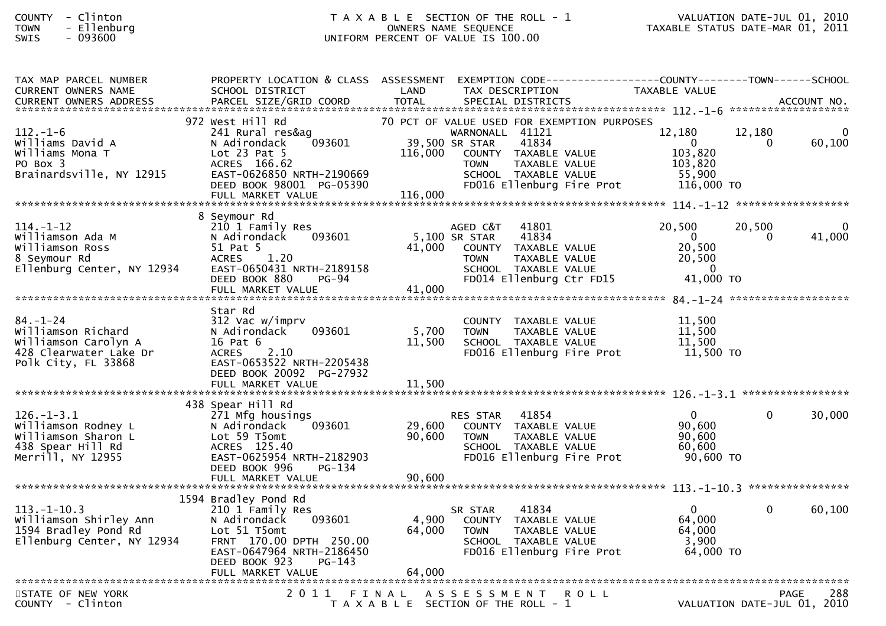COUNTY - Clinton
TOWN - Ellenburg
SWIS - 093600

T A X A B L E SECTION OF THE ROLL - 1
OWNERS NAME SEQUENCE
UNIFORM PERCENT OF VALUE IS 100.00

VALUATION DATE-JUL 01, 2010
TAXABLE STATUS DATE-MAR 01, 2011

| TAX MAP PARCEL NUMBER / CURRENT OWNERS NAME / CURRENT OWNERS ADDRESS | PROPERTY LOCATION & CLASS / SCHOOL DISTRICT / PARCEL SIZE/GRID COORD | ASSESSMENT LAND / TOTAL | EXEMPTION CODE / TAX DESCRIPTION / SPECIAL DISTRICTS | COUNTY TAXABLE VALUE | TOWN | SCHOOL | ACCOUNT NO. |
|---|---|---|---|---|---|---|---|
| **112.-1-6** | 972 West Hill Rd | | 70 PCT OF VALUE USED FOR EXEMPTION PURPOSES | | | | |
| 112.-1-6 | 241 Rural res&ag | | WARNONALL 41121 | 12,180 | 12,180 | 0 | |
| Williams David A | N Adirondack 093601 | 39,500 | SR STAR 41834 | 0 | 0 | 60,100 | |
| Williams Mona T | Lot 23 Pat 5 | 116,000 | COUNTY TAXABLE VALUE | 103,820 | | | |
| PO Box 3 | ACRES 166.62 | | TOWN TAXABLE VALUE | 103,820 | | | |
| Brainardsville, NY 12915 | EAST-0626850 NRTH-2190669 | | SCHOOL TAXABLE VALUE | 55,900 | | | |
| | DEED BOOK 98001 PG-05390 | | FD016 Ellenburg Fire Prot | 116,000 TO | | | |
| | FULL MARKET VALUE | 116,000 | | | | | |
| **114.-1-12** | 8 Seymour Rd | | | | | | |
| 114.-1-12 | 210 1 Family Res | | AGED C&T 41801 | 20,500 | 20,500 | 0 | |
| Williamson Ada M | N Adirondack 093601 | 5,100 | SR STAR 41834 | 0 | 0 | 41,000 | |
| Williamson Ross | 51 Pat 5 | 41,000 | COUNTY TAXABLE VALUE | 20,500 | | | |
| 8 Seymour Rd | ACRES 1.20 | | TOWN TAXABLE VALUE | 20,500 | | | |
| Ellenburg Center, NY 12934 | EAST-0650431 NRTH-2189158 | | SCHOOL TAXABLE VALUE | 0 | | | |
| | DEED BOOK 880 PG-94 | | FD014 Ellenburg Ctr FD15 | 41,000 TO | | | |
| | FULL MARKET VALUE | 41,000 | | | | | |
| **84.-1-24** | Star Rd | | | | | | |
| 84.-1-24 | 312 Vac w/imprv | | COUNTY TAXABLE VALUE | 11,500 | | | |
| Williamson Richard | N Adirondack 093601 | 5,700 | TOWN TAXABLE VALUE | 11,500 | | | |
| Williamson Carolyn A | 16 Pat 6 | 11,500 | SCHOOL TAXABLE VALUE | 11,500 | | | |
| 428 Clearwater Lake Dr | ACRES 2.10 | | FD016 Ellenburg Fire Prot | 11,500 TO | | | |
| Polk City, FL 33868 | EAST-0653522 NRTH-2205438 | | | | | | |
| | DEED BOOK 20092 PG-27932 | | | | | | |
| | FULL MARKET VALUE | 11,500 | | | | | |
| **126.-1-3.1** | 438 Spear Hill Rd | | | | | | |
| 126.-1-3.1 | 271 Mfg housings | | RES STAR 41854 | 0 | 0 | 30,000 | |
| Williamson Rodney L | N Adirondack 093601 | 29,600 | COUNTY TAXABLE VALUE | 90,600 | | | |
| Williamson Sharon L | Lot 59 T5omt | 90,600 | TOWN TAXABLE VALUE | 90,600 | | | |
| 438 Spear Hill Rd | ACRES 125.40 | | SCHOOL TAXABLE VALUE | 60,600 | | | |
| Merrill, NY 12955 | EAST-0625954 NRTH-2182903 | | FD016 Ellenburg Fire Prot | 90,600 TO | | | |
| | DEED BOOK 996 PG-134 | | | | | | |
| | FULL MARKET VALUE | 90,600 | | | | | |
| **113.-1-10.3** | 1594 Bradley Pond Rd | | | | | | |
| 113.-1-10.3 | 210 1 Family Res | | SR STAR 41834 | 0 | 0 | 60,100 | |
| Williamson Shirley Ann | N Adirondack 093601 | 4,900 | COUNTY TAXABLE VALUE | 64,000 | | | |
| 1594 Bradley Pond Rd | Lot 51 T5omt | 64,000 | TOWN TAXABLE VALUE | 64,000 | | | |
| Ellenburg Center, NY 12934 | FRNT 170.00 DPTH 250.00 | | SCHOOL TAXABLE VALUE | 3,900 | | | |
| | EAST-0647964 NRTH-2186450 | | FD016 Ellenburg Fire Prot | 64,000 TO | | | |
| | DEED BOOK 923 PG-143 | | | | | | |
| | FULL MARKET VALUE | 64,000 | | | | | |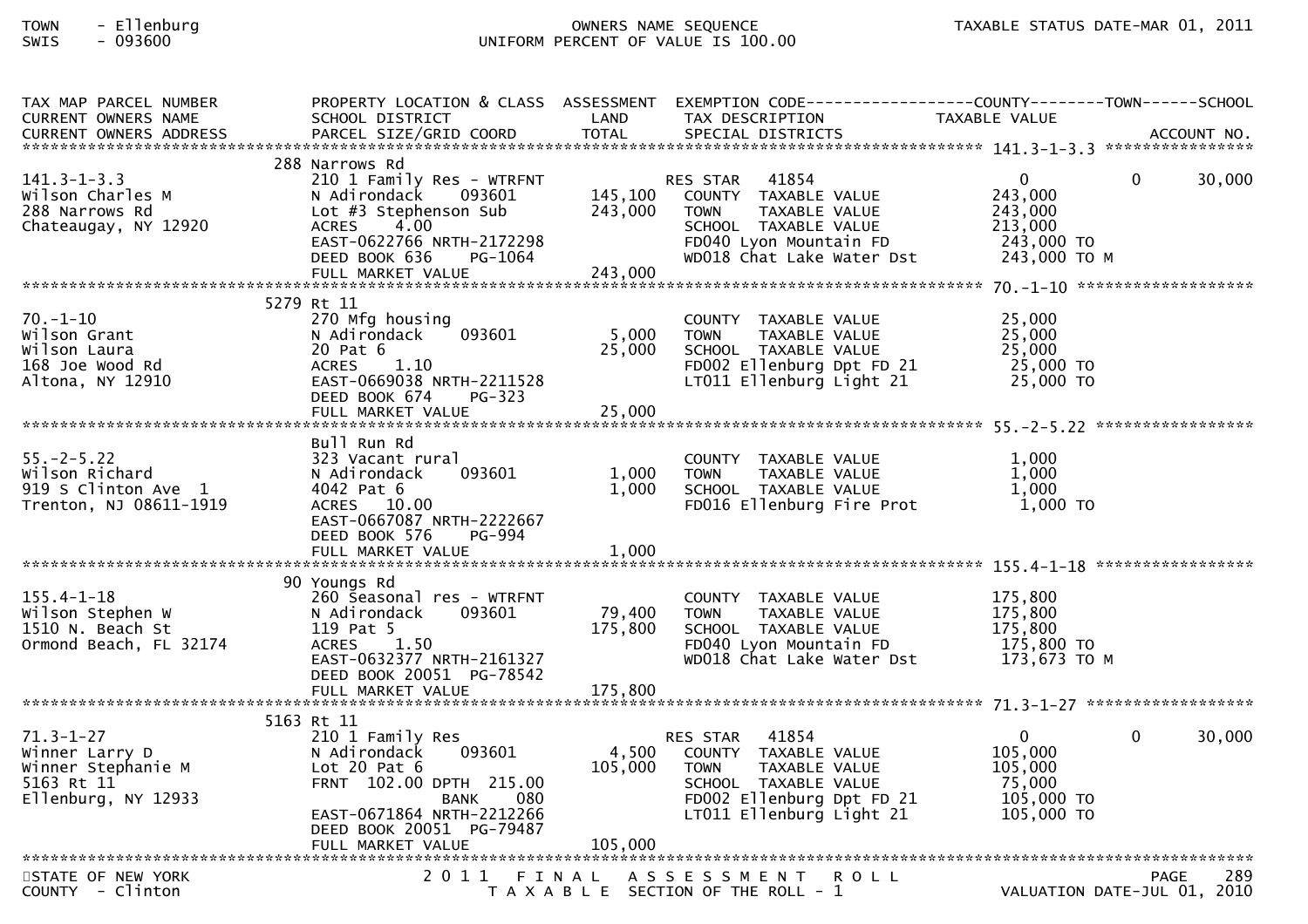TOWN - Ellenburg
SWIS - 093600

OWNERS NAME SEQUENCE
UNIFORM PERCENT OF VALUE IS 100.00

TAXABLE STATUS DATE-MAR 01, 2011

| TAX MAP PARCEL NUMBER / CURRENT OWNERS NAME / CURRENT OWNERS ADDRESS | PROPERTY LOCATION & CLASS / SCHOOL DISTRICT / PARCEL SIZE/GRID COORD | ASSESSMENT LAND / TOTAL | EXEMPTION CODE / TAX DESCRIPTION / SPECIAL DISTRICTS | COUNTY TAXABLE VALUE | TOWN | SCHOOL / ACCOUNT NO. |
|---|---|---|---|---|---|---|
| **141.3-1-3.3** | 288 Narrows Rd | | | | | |
| 141.3-1-3.3 | 210 1 Family Res - WTRFNT | | RES STAR 41854 | 0 | 0 | 30,000 |
| Wilson Charles M | N Adirondack 093601 | 145,100 | COUNTY TAXABLE VALUE | 243,000 | | |
| 288 Narrows Rd | Lot #3 Stephenson Sub | 243,000 | TOWN TAXABLE VALUE | 243,000 | | |
| Chateaugay, NY 12920 | ACRES 4.00 | | SCHOOL TAXABLE VALUE | 213,000 | | |
| | EAST-0622766 NRTH-2172298 | | FD040 Lyon Mountain FD | 243,000 TO | | |
| | DEED BOOK 636 PG-1064 | | WD018 Chat Lake Water Dst | 243,000 TO M | | |
| | FULL MARKET VALUE | 243,000 | | | | |
| **70.-1-10** | 5279 Rt 11 | | | | | |
| 70.-1-10 | 270 Mfg housing | | COUNTY TAXABLE VALUE | 25,000 | | |
| Wilson Grant | N Adirondack 093601 | 5,000 | TOWN TAXABLE VALUE | 25,000 | | |
| Wilson Laura | 20 Pat 6 | 25,000 | SCHOOL TAXABLE VALUE | 25,000 | | |
| 168 Joe Wood Rd | ACRES 1.10 | | FD002 Ellenburg Dpt FD 21 | 25,000 TO | | |
| Altona, NY 12910 | EAST-0669038 NRTH-2211528 | | LT011 Ellenburg Light 21 | 25,000 TO | | |
| | DEED BOOK 674 PG-323 | | | | | |
| | FULL MARKET VALUE | 25,000 | | | | |
| **55.-2-5.22** | Bull Run Rd | | | | | |
| 55.-2-5.22 | 323 Vacant rural | | COUNTY TAXABLE VALUE | 1,000 | | |
| Wilson Richard | N Adirondack 093601 | 1,000 | TOWN TAXABLE VALUE | 1,000 | | |
| 919 S Clinton Ave 1 | 4042 Pat 6 | 1,000 | SCHOOL TAXABLE VALUE | 1,000 | | |
| Trenton, NJ 08611-1919 | ACRES 10.00 | | FD016 Ellenburg Fire Prot | 1,000 TO | | |
| | EAST-0667087 NRTH-2222667 | | | | | |
| | DEED BOOK 576 PG-994 | | | | | |
| | FULL MARKET VALUE | 1,000 | | | | |
| **155.4-1-18** | 90 Youngs Rd | | | | | |
| 155.4-1-18 | 260 Seasonal res - WTRFNT | | COUNTY TAXABLE VALUE | 175,800 | | |
| Wilson Stephen W | N Adirondack 093601 | 79,400 | TOWN TAXABLE VALUE | 175,800 | | |
| 1510 N. Beach St | 119 Pat 5 | 175,800 | SCHOOL TAXABLE VALUE | 175,800 | | |
| Ormond Beach, FL 32174 | ACRES 1.50 | | FD040 Lyon Mountain FD | 175,800 TO | | |
| | EAST-0632377 NRTH-2161327 | | WD018 Chat Lake Water Dst | 173,673 TO M | | |
| | DEED BOOK 20051 PG-78542 | | | | | |
| | FULL MARKET VALUE | 175,800 | | | | |
| **71.3-1-27** | 5163 Rt 11 | | | | | |
| 71.3-1-27 | 210 1 Family Res | | RES STAR 41854 | 0 | 0 | 30,000 |
| Winner Larry D | N Adirondack 093601 | 4,500 | COUNTY TAXABLE VALUE | 105,000 | | |
| Winner Stephanie M | Lot 20 Pat 6 | 105,000 | TOWN TAXABLE VALUE | 105,000 | | |
| 5163 Rt 11 | FRNT 102.00 DPTH 215.00 | | SCHOOL TAXABLE VALUE | 75,000 | | |
| Ellenburg, NY 12933 | BANK 080 | | FD002 Ellenburg Dpt FD 21 | 105,000 TO | | |
| | EAST-0671864 NRTH-2212266 | | LT011 Ellenburg Light 21 | 105,000 TO | | |
| | DEED BOOK 20051 PG-79487 | | | | | |
| | FULL MARKET VALUE | 105,000 | | | | |

STATE OF NEW YORK
COUNTY - Clinton

2011 FINAL ASSESSMENT ROLL
TAXABLE SECTION OF THE ROLL - 1

VALUATION DATE-JUL 01, 2010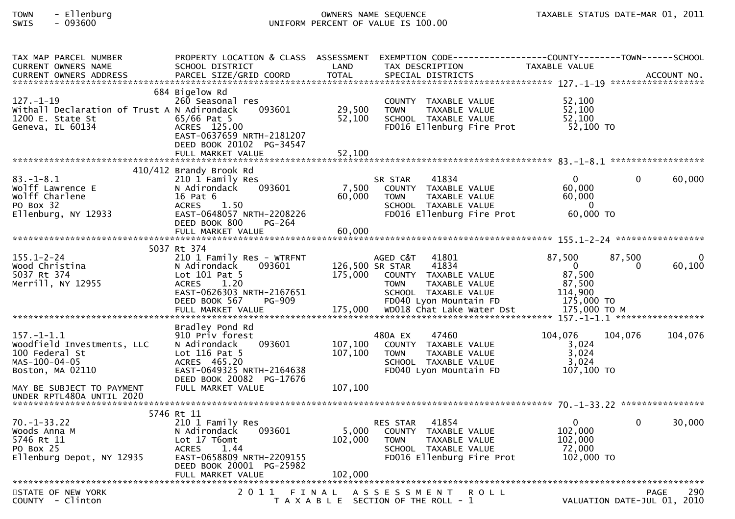TOWN - Ellenburg
SWIS - 093600

OWNERS NAME SEQUENCE
UNIFORM PERCENT OF VALUE IS 100.00

TAXABLE STATUS DATE-MAR 01, 2011

| TAX MAP PARCEL NUMBER / CURRENT OWNERS NAME / CURRENT OWNERS ADDRESS | PROPERTY LOCATION & CLASS / SCHOOL DISTRICT / PARCEL SIZE/GRID COORD | ASSESSMENT LAND / TOTAL | EXEMPTION CODE / TAX DESCRIPTION / SPECIAL DISTRICTS | COUNTY TAXABLE VALUE | TOWN | SCHOOL / ACCOUNT NO. |
|---|---|---|---|---|---|---|
| **127.-1-19** | 684 Bigelow Rd | | | | | |
| 127.-1-19 | 260 Seasonal res | | COUNTY TAXABLE VALUE | 52,100 | | |
| Withall Declaration of Trust A | N Adirondack 093601 | 29,500 | TOWN TAXABLE VALUE | 52,100 | | |
| 1200 E. State St | 65/66 Pat 5 | 52,100 | SCHOOL TAXABLE VALUE | 52,100 | | |
| Geneva, IL 60134 | ACRES 125.00 | | FD016 Ellenburg Fire Prot | 52,100 TO | | |
| | EAST-0637659 NRTH-2181207 | | | | | |
| | DEED BOOK 20102 PG-34547 | | | | | |
| | FULL MARKET VALUE | 52,100 | | | | |
| **83.-1-8.1** | 410/412 Brandy Brook Rd | | | | | |
| 83.-1-8.1 | 210 1 Family Res | | SR STAR 41834 | 0 | 0 | 60,000 |
| Wolff Lawrence E | N Adirondack 093601 | 7,500 | COUNTY TAXABLE VALUE | 60,000 | | |
| Wolff Charlene | 16 Pat 6 | 60,000 | TOWN TAXABLE VALUE | 60,000 | | |
| PO Box 32 | ACRES 1.50 | | SCHOOL TAXABLE VALUE | 0 | | |
| Ellenburg, NY 12933 | EAST-0648057 NRTH-2208226 | | FD016 Ellenburg Fire Prot | 60,000 TO | | |
| | DEED BOOK 800 PG-264 | | | | | |
| | FULL MARKET VALUE | 60,000 | | | | |
| **155.1-2-24** | 5037 Rt 374 | | | | | |
| 155.1-2-24 | 210 1 Family Res - WTRFNT | | AGED C&T 41801 | 87,500 | 87,500 | 0 |
| Wood Christina | N Adirondack 093601 | 126,500 | SR STAR 41834 | 0 | 0 | 60,100 |
| 5037 Rt 374 | Lot 101 Pat 5 | 175,000 | COUNTY TAXABLE VALUE | 87,500 | | |
| Merrill, NY 12955 | ACRES 1.20 | | TOWN TAXABLE VALUE | 87,500 | | |
| | EAST-0626303 NRTH-2167651 | | SCHOOL TAXABLE VALUE | 114,900 | | |
| | DEED BOOK 567 PG-909 | | FD040 Lyon Mountain FD | 175,000 TO | | |
| | FULL MARKET VALUE | 175,000 | WD018 Chat Lake Water Dst | 175,000 TO M | | |
| **157.-1-1.1** | Bradley Pond Rd | | | | | |
| 157.-1-1.1 | 910 Priv forest | | 480A EX 47460 | 104,076 | 104,076 | 104,076 |
| Woodfield Investments, LLC | N Adirondack 093601 | 107,100 | COUNTY TAXABLE VALUE | 3,024 | | |
| 100 Federal St | Lot 116 Pat 5 | 107,100 | TOWN TAXABLE VALUE | 3,024 | | |
| MAS-100-04-05 | ACRES 465.20 | | SCHOOL TAXABLE VALUE | 3,024 | | |
| Boston, MA 02110 | EAST-0649325 NRTH-2164638 | | FD040 Lyon Mountain FD | 107,100 TO | | |
| | DEED BOOK 20082 PG-17676 | | | | | |
| MAY BE SUBJECT TO PAYMENT UNDER RPTL480A UNTIL 2020 | FULL MARKET VALUE | 107,100 | | | | |
| **70.-1-33.22** | 5746 Rt 11 | | | | | |
| 70.-1-33.22 | 210 1 Family Res | | RES STAR 41854 | 0 | 0 | 30,000 |
| Woods Anna M | N Adirondack 093601 | 5,000 | COUNTY TAXABLE VALUE | 102,000 | | |
| 5746 Rt 11 | Lot 17 T6omt | 102,000 | TOWN TAXABLE VALUE | 102,000 | | |
| PO Box 25 | ACRES 1.44 | | SCHOOL TAXABLE VALUE | 72,000 | | |
| Ellenburg Depot, NY 12935 | EAST-0658809 NRTH-2209155 | | FD016 Ellenburg Fire Prot | 102,000 TO | | |
| | DEED BOOK 20001 PG-25982 | | | | | |
| | FULL MARKET VALUE | 102,000 | | | | |

STATE OF NEW YORK
COUNTY - Clinton

2011 FINAL ASSESSMENT ROLL
TAXABLE SECTION OF THE ROLL - 1

VALUATION DATE-JUL 01, 2010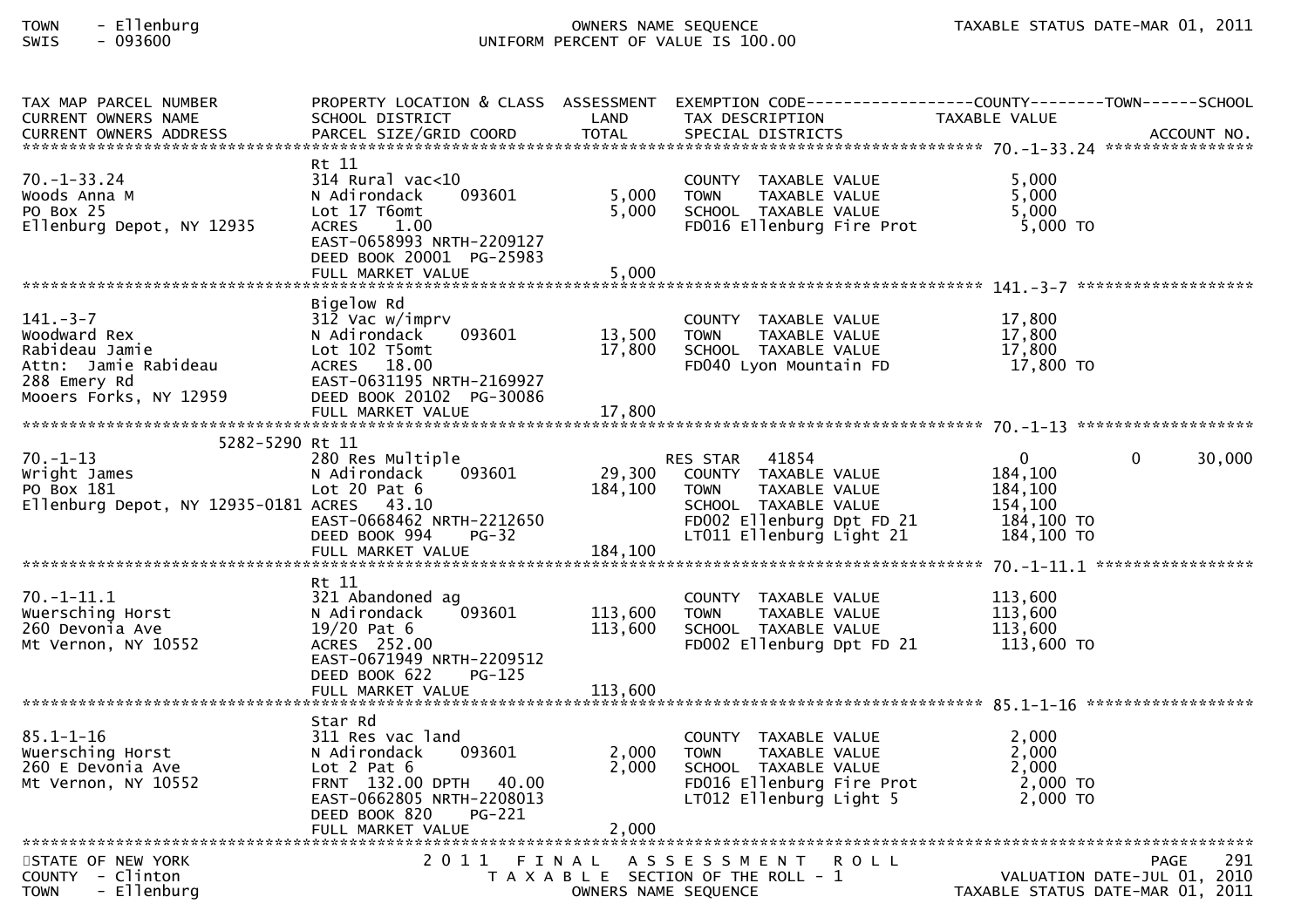| TAX MAP PARCEL NUMBER<br>CURRENT OWNERS NAME<br>CURRENT OWNERS ADDRESS | PROPERTY LOCATION & CLASS<br>SCHOOL DISTRICT<br>PARCEL SIZE/GRID COORD | ASSESSMENT<br>LAND<br>TOTAL | EXEMPTION CODE<br>TAX DESCRIPTION<br>SPECIAL DISTRICTS | COUNTY<br>TAXABLE VALUE | TOWN | SCHOOL<br>ACCOUNT NO. |
|---|---|---|---|---|---|---|
| 70.-1-33.24 | Rt 11 | | | | | |
| 70.-1-33.24 | 314 Rural vac<10 | | COUNTY TAXABLE VALUE | 5,000 | | |
| Woods Anna M | N Adirondack 093601 | 5,000 | TOWN TAXABLE VALUE | 5,000 | | |
| PO Box 25 | Lot 17 T6omt | 5,000 | SCHOOL TAXABLE VALUE | 5,000 | | |
| Ellenburg Depot, NY 12935 | ACRES 1.00 | | FD016 Ellenburg Fire Prot | 5,000 TO | | |
| | EAST-0658993 NRTH-2209127 | | | | | |
| | DEED BOOK 20001 PG-25983 | | | | | |
| | FULL MARKET VALUE | 5,000 | | | | |
| 141.-3-7 | Bigelow Rd | | | | | |
| 141.-3-7 | 312 Vac w/imprv | | COUNTY TAXABLE VALUE | 17,800 | | |
| Woodward Rex | N Adirondack 093601 | 13,500 | TOWN TAXABLE VALUE | 17,800 | | |
| Rabideau Jamie | Lot 102 T5omt | 17,800 | SCHOOL TAXABLE VALUE | 17,800 | | |
| Attn: Jamie Rabideau | ACRES 18.00 | | FD040 Lyon Mountain FD | 17,800 TO | | |
| 288 Emery Rd | EAST-0631195 NRTH-2169927 | | | | | |
| Mooers Forks, NY 12959 | DEED BOOK 20102 PG-30086 | | | | | |
| | FULL MARKET VALUE | 17,800 | | | | |
| 70.-1-13 | 5282-5290 Rt 11 | | | | | |
| 70.-1-13 | 280 Res Multiple | | RES STAR 41854 | 0 | 0 | 30,000 |
| Wright James | N Adirondack 093601 | 29,300 | COUNTY TAXABLE VALUE | 184,100 | | |
| PO Box 181 | Lot 20 Pat 6 | 184,100 | TOWN TAXABLE VALUE | 184,100 | | |
| Ellenburg Depot, NY 12935-0181 | ACRES 43.10 | | SCHOOL TAXABLE VALUE | 154,100 | | |
| | EAST-0668462 NRTH-2212650 | | FD002 Ellenburg Dpt FD 21 | 184,100 TO | | |
| | DEED BOOK 994 PG-32 | | LT011 Ellenburg Light 21 | 184,100 TO | | |
| | FULL MARKET VALUE | 184,100 | | | | |
| 70.-1-11.1 | Rt 11 | | | | | |
| 70.-1-11.1 | 321 Abandoned ag | | COUNTY TAXABLE VALUE | 113,600 | | |
| Wuersching Horst | N Adirondack 093601 | 113,600 | TOWN TAXABLE VALUE | 113,600 | | |
| 260 Devonia Ave | 19/20 Pat 6 | 113,600 | SCHOOL TAXABLE VALUE | 113,600 | | |
| Mt Vernon, NY 10552 | ACRES 252.00 | | FD002 Ellenburg Dpt FD 21 | 113,600 TO | | |
| | EAST-0671949 NRTH-2209512 | | | | | |
| | DEED BOOK 622 PG-125 | | | | | |
| | FULL MARKET VALUE | 113,600 | | | | |
| 85.1-1-16 | Star Rd | | | | | |
| 85.1-1-16 | 311 Res vac land | | COUNTY TAXABLE VALUE | 2,000 | | |
| Wuersching Horst | N Adirondack 093601 | 2,000 | TOWN TAXABLE VALUE | 2,000 | | |
| 260 E Devonia Ave | Lot 2 Pat 6 | 2,000 | SCHOOL TAXABLE VALUE | 2,000 | | |
| Mt Vernon, NY 10552 | FRNT 132.00 DPTH 40.00 | | FD016 Ellenburg Fire Prot | 2,000 TO | | |
| | EAST-0662805 NRTH-2208013 | | LT012 Ellenburg Light 5 | 2,000 TO | | |
| | DEED BOOK 820 PG-221 | | | | | |
| | FULL MARKET VALUE | 2,000 | | | | |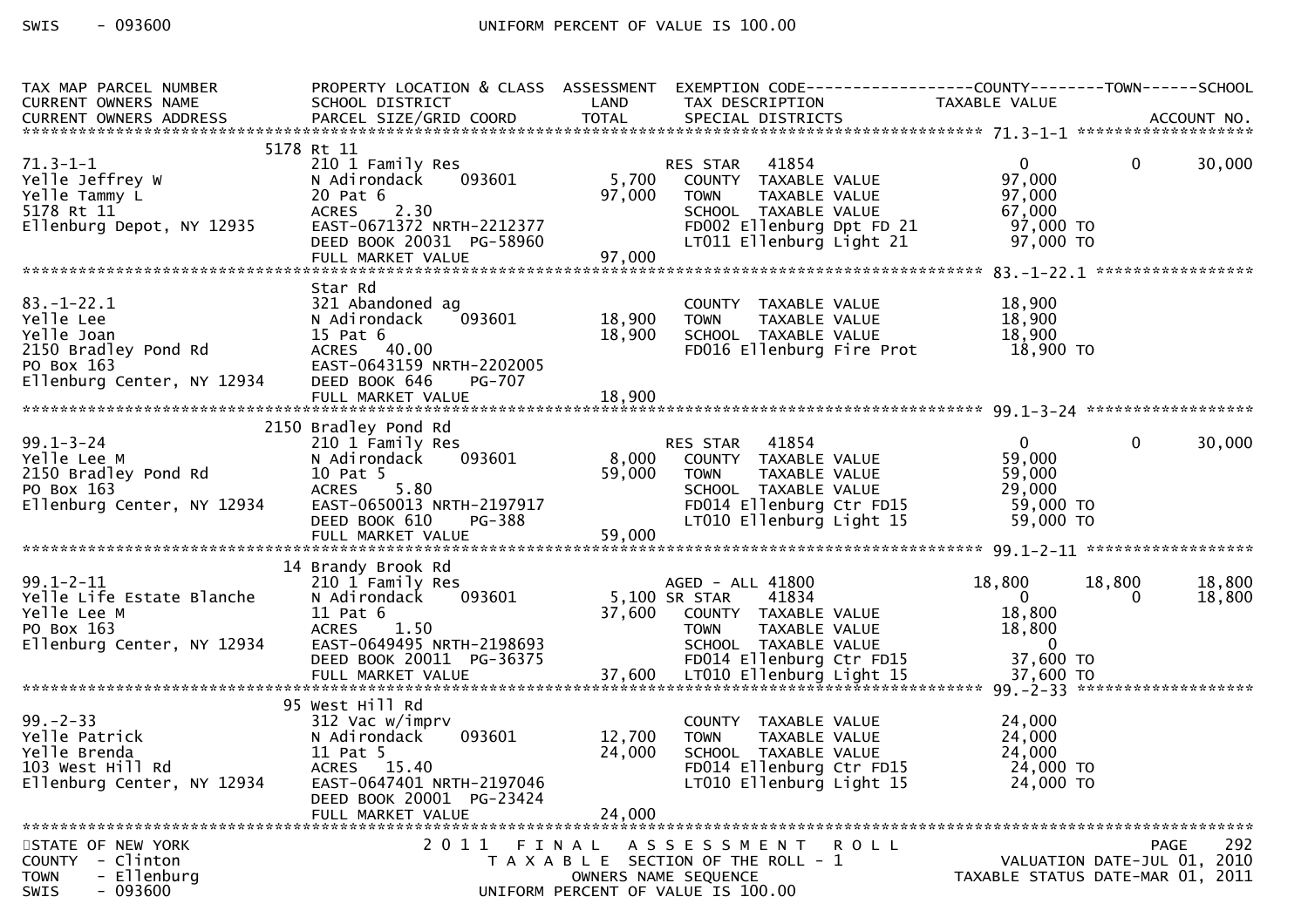| TAX MAP PARCEL NUMBER<br>CURRENT OWNERS NAME<br>CURRENT OWNERS ADDRESS | PROPERTY LOCATION & CLASS<br>SCHOOL DISTRICT<br>PARCEL SIZE/GRID COORD | ASSESSMENT<br>LAND<br>TOTAL | EXEMPTION CODE<br>TAX DESCRIPTION<br>SPECIAL DISTRICTS | COUNTY<br>TAXABLE VALUE | TOWN | SCHOOL<br><br>ACCOUNT NO. |
|---|---|---|---|---|---|---|
| **71.3-1-1** | 5178 Rt 11 | | | | | |
| 71.3-1-1 | 210 1 Family Res | | RES STAR 41854 | 0 | 0 | 30,000 |
| Yelle Jeffrey W | N Adirondack 093601 | 5,700 | COUNTY TAXABLE VALUE | 97,000 | | |
| Yelle Tammy L | 20 Pat 6 | 97,000 | TOWN TAXABLE VALUE | 97,000 | | |
| 5178 Rt 11 | ACRES 2.30 | | SCHOOL TAXABLE VALUE | 67,000 | | |
| Ellenburg Depot, NY 12935 | EAST-0671372 NRTH-2212377 | | FD002 Ellenburg Dpt FD 21 | 97,000 TO | | |
| | DEED BOOK 20031 PG-58960 | | LT011 Ellenburg Light 21 | 97,000 TO | | |
| | FULL MARKET VALUE | 97,000 | | | | |
| **83.-1-22.1** | Star Rd | | | | | |
| 83.-1-22.1 | 321 Abandoned ag | | COUNTY TAXABLE VALUE | 18,900 | | |
| Yelle Lee | N Adirondack 093601 | 18,900 | TOWN TAXABLE VALUE | 18,900 | | |
| Yelle Joan | 15 Pat 6 | 18,900 | SCHOOL TAXABLE VALUE | 18,900 | | |
| 2150 Bradley Pond Rd | ACRES 40.00 | | FD016 Ellenburg Fire Prot | 18,900 TO | | |
| PO Box 163 | EAST-0643159 NRTH-2202005 | | | | | |
| Ellenburg Center, NY 12934 | DEED BOOK 646 PG-707 | | | | | |
| | FULL MARKET VALUE | 18,900 | | | | |
| **99.1-3-24** | 2150 Bradley Pond Rd | | | | | |
| 99.1-3-24 | 210 1 Family Res | | RES STAR 41854 | 0 | 0 | 30,000 |
| Yelle Lee M | N Adirondack 093601 | 8,000 | COUNTY TAXABLE VALUE | 59,000 | | |
| 2150 Bradley Pond Rd | 10 Pat 5 | 59,000 | TOWN TAXABLE VALUE | 59,000 | | |
| PO Box 163 | ACRES 5.80 | | SCHOOL TAXABLE VALUE | 29,000 | | |
| Ellenburg Center, NY 12934 | EAST-0650013 NRTH-2197917 | | FD014 Ellenburg Ctr FD15 | 59,000 TO | | |
| | DEED BOOK 610 PG-388 | | LT010 Ellenburg Light 15 | 59,000 TO | | |
| | FULL MARKET VALUE | 59,000 | | | | |
| **99.1-2-11** | 14 Brandy Brook Rd | | | | | |
| 99.1-2-11 | 210 1 Family Res | | AGED - ALL 41800 | 18,800 | 18,800 | 18,800 |
| Yelle Life Estate Blanche | N Adirondack 093601 | 5,100 | SR STAR 41834 | 0 | 0 | 18,800 |
| Yelle Lee M | 11 Pat 6 | 37,600 | COUNTY TAXABLE VALUE | 18,800 | | |
| PO Box 163 | ACRES 1.50 | | TOWN TAXABLE VALUE | 18,800 | | |
| Ellenburg Center, NY 12934 | EAST-0649495 NRTH-2198693 | | SCHOOL TAXABLE VALUE | 0 | | |
| | DEED BOOK 20011 PG-36375 | | FD014 Ellenburg Ctr FD15 | 37,600 TO | | |
| | FULL MARKET VALUE | 37,600 | LT010 Ellenburg Light 15 | 37,600 TO | | |
| **99.-2-33** | 95 West Hill Rd | | | | | |
| 99.-2-33 | 312 Vac w/imprv | | COUNTY TAXABLE VALUE | 24,000 | | |
| Yelle Patrick | N Adirondack 093601 | 12,700 | TOWN TAXABLE VALUE | 24,000 | | |
| Yelle Brenda | 11 Pat 5 | 24,000 | SCHOOL TAXABLE VALUE | 24,000 | | |
| 103 West Hill Rd | ACRES 15.40 | | FD014 Ellenburg Ctr FD15 | 24,000 TO | | |
| Ellenburg Center, NY 12934 | EAST-0647401 NRTH-2197046 | | LT010 Ellenburg Light 15 | 24,000 TO | | |
| | DEED BOOK 20001 PG-23424 | | | | | |
| | FULL MARKET VALUE | 24,000 | | | | |

STATE OF NEW YORK — 2011 FINAL ASSESSMENT ROLL — PAGE 292
COUNTY - Clinton — TAXABLE SECTION OF THE ROLL - 1 — VALUATION DATE-JUL 01, 2010
TOWN - Ellenburg — OWNERS NAME SEQUENCE — TAXABLE STATUS DATE-MAR 01, 2011
SWIS - 093600 — UNIFORM PERCENT OF VALUE IS 100.00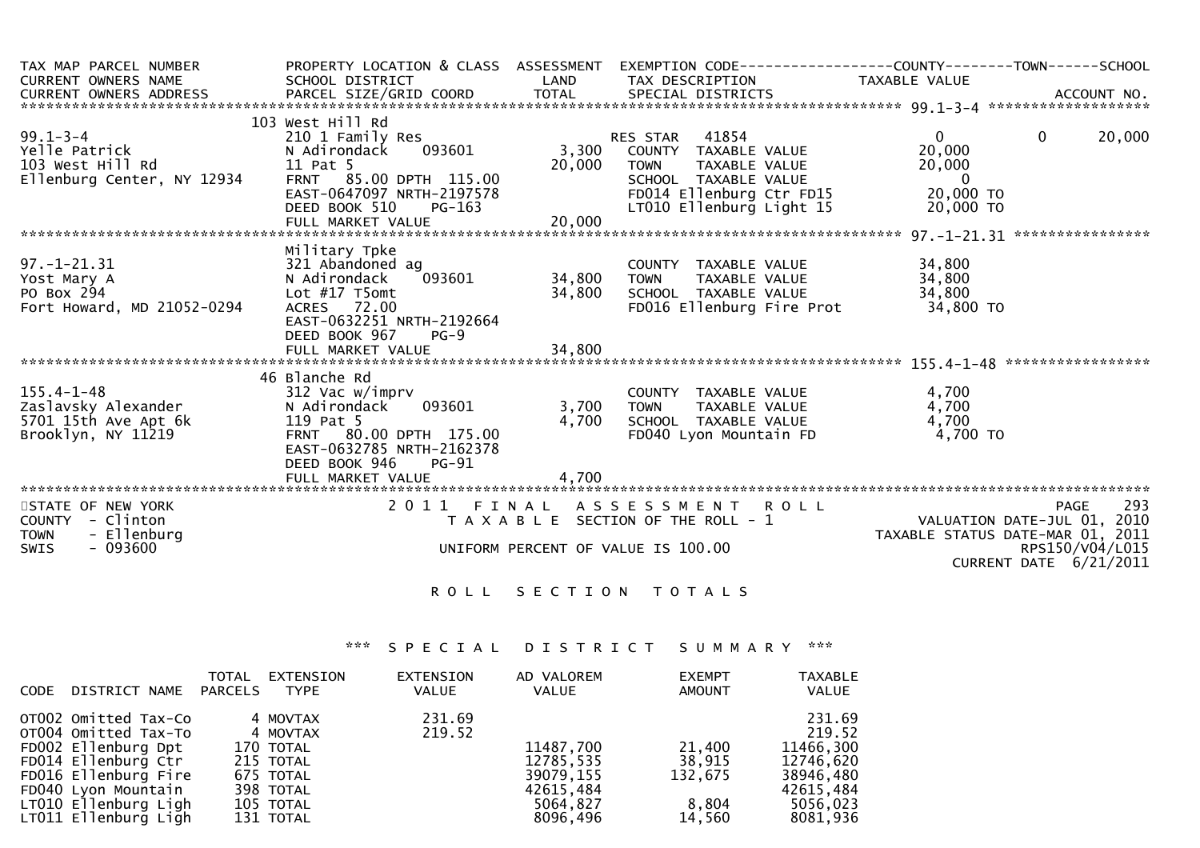```
TAX MAP PARCEL NUMBER          PROPERTY LOCATION & CLASS  ASSESSMENT  EXEMPTION CODE------------------COUNTY--------TOWN------SCHOOL
CURRENT OWNERS NAME            SCHOOL DISTRICT            LAND        TAX DESCRIPTION            TAXABLE VALUE
CURRENT OWNERS ADDRESS         PARCEL SIZE/GRID COORD     TOTAL       SPECIAL DISTRICTS                                        ACCOUNT NO.
******************************************************************************************************* 99.1-3-4 *******************
                               103 West Hill Rd
99.1-3-4                       210 1 Family Res                       RES STAR   41854              0            0          20,000
Yelle Patrick                  N Adirondack    093601        3,300     COUNTY  TAXABLE VALUE        20,000
103 West Hill Rd               11 Pat 5                     20,000     TOWN    TAXABLE VALUE        20,000
Ellenburg Center, NY 12934     FRNT   85.00 DPTH 115.00                SCHOOL  TAXABLE VALUE         0
                               EAST-0647097 NRTH-2197578               FD014 Ellenburg Ctr FD15      20,000 TO
                               DEED BOOK 510    PG-163                 LT010 Ellenburg Light 15      20,000 TO
                               FULL MARKET VALUE            20,000
******************************************************************************************************* 97.-1-21.31 ****************
                               Military Tpke
97.-1-21.31                    321 Abandoned ag                        COUNTY  TAXABLE VALUE        34,800
Yost Mary A                    N Adirondack    093601       34,800     TOWN    TAXABLE VALUE        34,800
PO Box 294                     Lot #17 T5omt                34,800     SCHOOL  TAXABLE VALUE        34,800
Fort Howard, MD 21052-0294     ACRES   72.00                           FD016 Ellenburg Fire Prot     34,800 TO
                               EAST-0632251 NRTH-2192664
                               DEED BOOK 967    PG-9
                               FULL MARKET VALUE            34,800
******************************************************************************************************* 155.4-1-48 *****************
                               46 Blanche Rd
155.4-1-48                     312 Vac w/imprv                         COUNTY  TAXABLE VALUE         4,700
Zaslavsky Alexander            N Adirondack    093601        3,700     TOWN    TAXABLE VALUE         4,700
5701 15th Ave Apt 6k           119 Pat 5                     4,700     SCHOOL  TAXABLE VALUE         4,700
Brooklyn, NY 11219             FRNT   80.00 DPTH 175.00                FD040 Lyon Mountain FD         4,700 TO
                               EAST-0632785 NRTH-2162378
                               DEED BOOK 946    PG-91
                               FULL MARKET VALUE             4,700
************************************************************************************************************************************
STATE OF NEW YORK                   2 0 1 1   F I N A L   A S S E S S M E N T   R O L L                          PAGE    293
COUNTY  - Clinton                      T A X A B L E  SECTION OF THE ROLL - 1                        VALUATION DATE-JUL 01, 2010
TOWN    - Ellenburg                                                                               TAXABLE STATUS DATE-MAR 01, 2011
SWIS    - 093600                       UNIFORM PERCENT OF VALUE IS 100.00                                         RPS150/V04/L015
                                                                                                           CURRENT DATE 6/21/2011

                                            R O L L   S E C T I O N   T O T A L S


                               *** S P E C I A L   D I S T R I C T   S U M M A R Y ***

                         TOTAL  EXTENSION       EXTENSION       AD VALOREM         EXEMPT         TAXABLE
CODE  DISTRICT NAME    PARCELS    TYPE            VALUE           VALUE            AMOUNT          VALUE

OT002 Omitted Tax-Co        4 MOVTAX          231.69                                           231.69
OT004 Omitted Tax-To        4 MOVTAX          219.52                                           219.52
FD002 Ellenburg Dpt       170 TOTAL                           11487,700          21,400      11466,300
FD014 Ellenburg Ctr       215 TOTAL                           12785,535          38,915      12746,620
FD016 Ellenburg Fire      675 TOTAL                           39079,155         132,675      38946,480
FD040 Lyon Mountain       398 TOTAL                           42615,484                      42615,484
LT010 Ellenburg Ligh      105 TOTAL                            5064,827           8,804       5056,023
LT011 Ellenburg Ligh      131 TOTAL                            8096,496          14,560       8081,936
```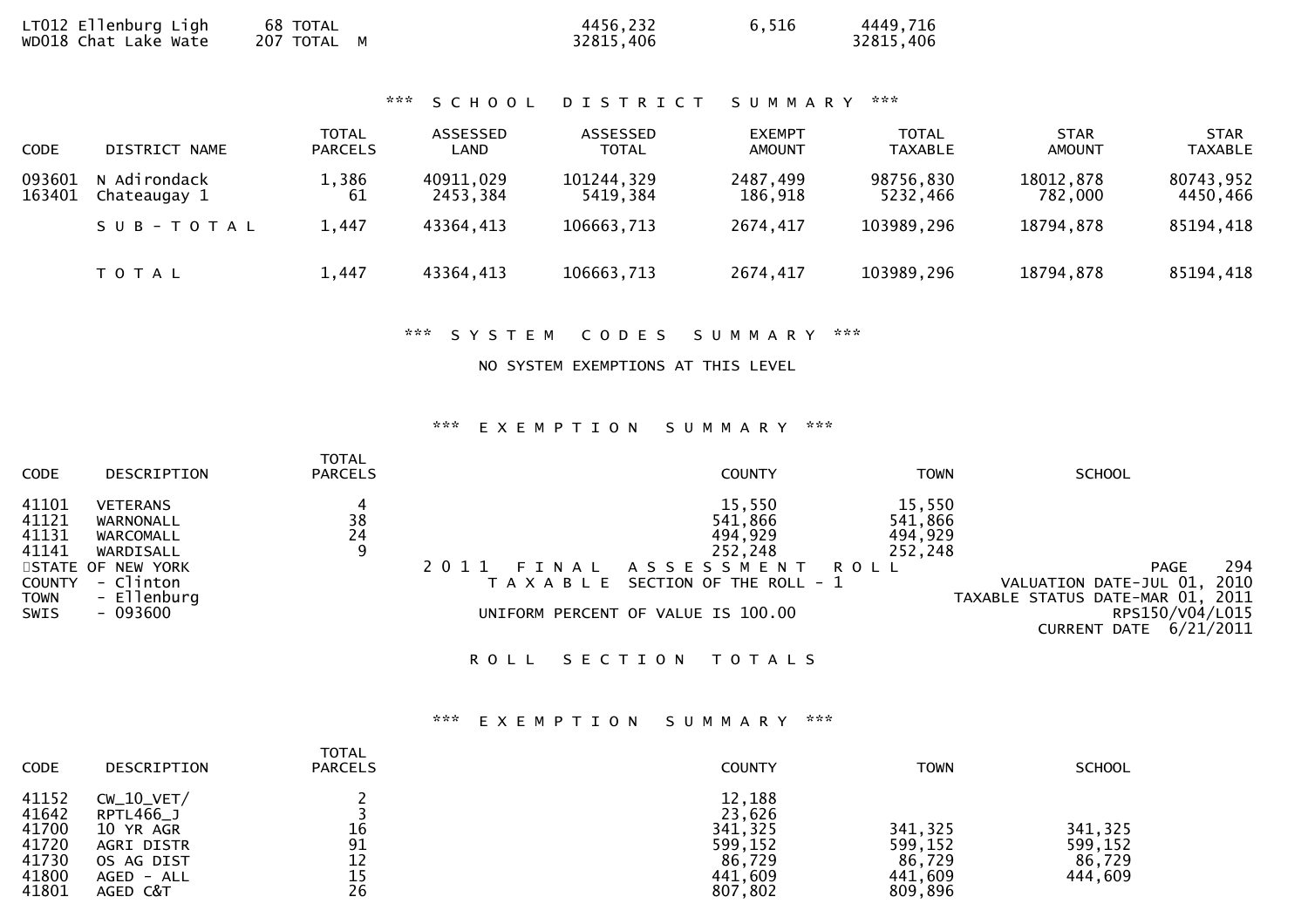| | | | | | |
|---|---|---|---|---|---|
| LT012 Ellenburg Ligh | 68 TOTAL | 4456,232 | 6,516 | 4449,716 |
| WD018 Chat Lake Wate | 207 TOTAL M | 32815,406 | | 32815,406 |

### *** SCHOOL DISTRICT SUMMARY ***

| CODE | DISTRICT NAME | TOTAL PARCELS | ASSESSED LAND | ASSESSED TOTAL | EXEMPT AMOUNT | TOTAL TAXABLE | STAR AMOUNT | STAR TAXABLE |
|---|---|---|---|---|---|---|---|---|
| 093601 | N Adirondack | 1,386 | 40911,029 | 101244,329 | 2487,499 | 98756,830 | 18012,878 | 80743,952 |
| 163401 | Chateaugay 1 | 61 | 2453,384 | 5419,384 | 186,918 | 5232,466 | 782,000 | 4450,466 |
| | SUB-TOTAL | 1,447 | 43364,413 | 106663,713 | 2674,417 | 103989,296 | 18794,878 | 85194,418 |
| | TOTAL | 1,447 | 43364,413 | 106663,713 | 2674,417 | 103989,296 | 18794,878 | 85194,418 |

### *** SYSTEM CODES SUMMARY ***

NO SYSTEM EXEMPTIONS AT THIS LEVEL

### *** EXEMPTION SUMMARY ***

| CODE | DESCRIPTION | TOTAL PARCELS | COUNTY | TOWN | SCHOOL |
|---|---|---|---|---|---|
| 41101 | VETERANS | 4 | 15,550 | 15,550 | |
| 41121 | WARNONALL | 38 | 541,866 | 541,866 | |
| 41131 | WARCOMALL | 24 | 494,929 | 494,929 | |
| 41141 | WARDISALL | 9 | 252,248 | 252,248 | |

STATE OF NEW YORK
COUNTY - Clinton
TOWN - Ellenburg
SWIS - 093600

2011 FINAL ASSESSMENT ROLL
TAXABLE SECTION OF THE ROLL - 1
UNIFORM PERCENT OF VALUE IS 100.00

PAGE 294
VALUATION DATE-JUL 01, 2010
TAXABLE STATUS DATE-MAR 01, 2011
RPS150/V04/L015
CURRENT DATE 6/21/2011

## ROLL SECTION TOTALS

### *** EXEMPTION SUMMARY ***

| CODE | DESCRIPTION | TOTAL PARCELS | COUNTY | TOWN | SCHOOL |
|---|---|---|---|---|---|
| 41152 | CW_10_VET/ | 2 | 12,188 | | |
| 41642 | RPTL466_J | 3 | 23,626 | | |
| 41700 | 10 YR AGR | 16 | 341,325 | 341,325 | 341,325 |
| 41720 | AGRI DISTR | 91 | 599,152 | 599,152 | 599,152 |
| 41730 | OS AG DIST | 12 | 86,729 | 86,729 | 86,729 |
| 41800 | AGED - ALL | 15 | 441,609 | 441,609 | 444,609 |
| 41801 | AGED C&T | 26 | 807,802 | 809,896 | |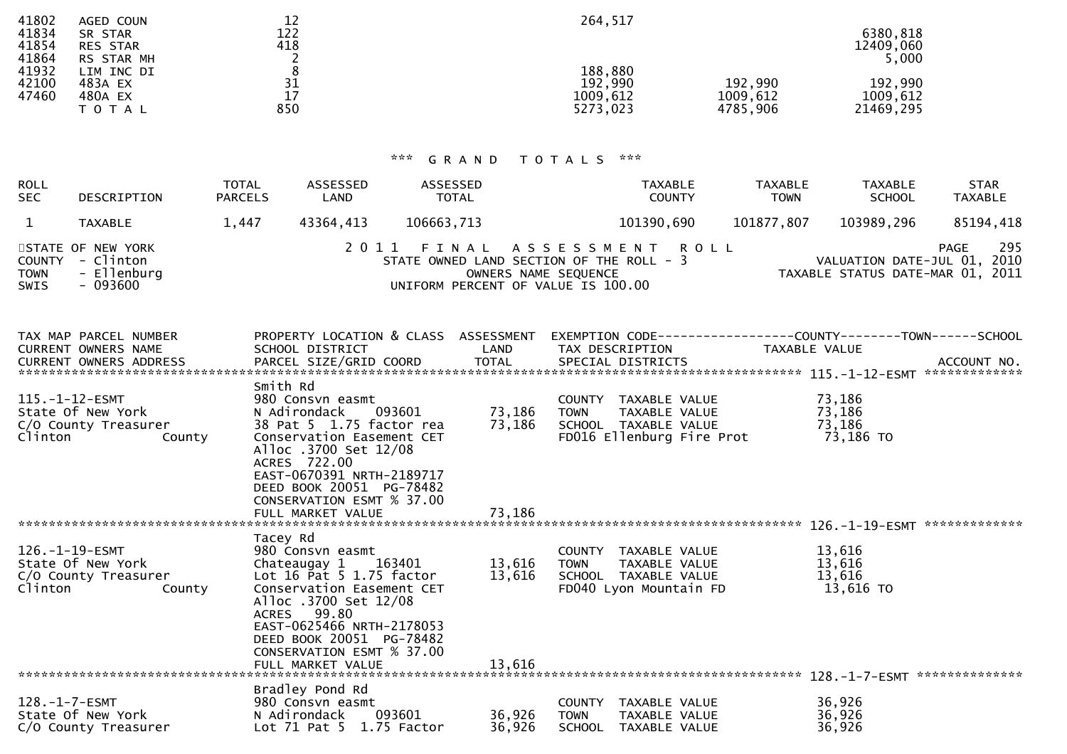| Code | Description | Parcels | | County | Town | School |
|---|---|---|---|---|---|---|
| 41802 | AGED COUN | 12 | | 264,517 | | |
| 41834 | SR STAR | 122 | | | | 6380,818 |
| 41854 | RES STAR | 418 | | | | 12409,060 |
| 41864 | RS STAR MH | 2 | | | | 5,000 |
| 41932 | LIM INC DI | 8 | | 188,880 | | |
| 42100 | 483A EX | 31 | | 192,990 | 192,990 | 192,990 |
| 47460 | 480A EX | 17 | | 1009,612 | 1009,612 | 1009,612 |
| | T O T A L | 850 | | 5273,023 | 4785,906 | 21469,295 |

*** G R A N D T O T A L S ***

| ROLL SEC | DESCRIPTION | TOTAL PARCELS | ASSESSED LAND | ASSESSED TOTAL | TAXABLE COUNTY | TAXABLE TOWN | TAXABLE SCHOOL | STAR TAXABLE |
|---|---|---|---|---|---|---|---|---|
| 1 | TAXABLE | 1,447 | 43364,413 | 106663,713 | 101390,690 | 101877,807 | 103989,296 | 85194,418 |

```
STATE OF NEW YORK                2 0 1 1   F I N A L   A S S E S S M E N T   R O L L                  PAGE   295
COUNTY  - Clinton                    STATE OWNED LAND SECTION OF THE ROLL - 3                 VALUATION DATE-JUL 01, 2010
TOWN    - Ellenburg                          OWNERS NAME SEQUENCE                          TAXABLE STATUS DATE-MAR 01, 2011
SWIS    - 093600                      UNIFORM PERCENT OF VALUE IS 100.00

TAX MAP PARCEL NUMBER          PROPERTY LOCATION & CLASS  ASSESSMENT  EXEMPTION CODE------------------COUNTY--------TOWN------SCHOOL
CURRENT OWNERS NAME            SCHOOL DISTRICT               LAND      TAX DESCRIPTION            TAXABLE VALUE
CURRENT OWNERS ADDRESS         PARCEL SIZE/GRID COORD        TOTAL     SPECIAL DISTRICTS                                      ACCOUNT NO.
*********************************************************************************************************** 115.-1-12-ESMT *************
                               Smith Rd
115.-1-12-ESMT                 980 Consvn easmt                         COUNTY  TAXABLE VALUE             73,186
State Of New York              N Adirondack     093601       73,186     TOWN    TAXABLE VALUE             73,186
C/O County Treasurer           38 Pat 5  1.75 factor rea     73,186     SCHOOL  TAXABLE VALUE             73,186
Clinton             County     Conservation Easement CET                FD016 Ellenburg Fire Prot          73,186 TO
                               Alloc .3700 Set 12/08
                               ACRES  722.00
                               EAST-0670391 NRTH-2189717
                               DEED BOOK 20051  PG-78482
                               CONSERVATION ESMT % 37.00
                               FULL MARKET VALUE             73,186
*********************************************************************************************************** 126.-1-19-ESMT *************
                               Tacey Rd
126.-1-19-ESMT                 980 Consvn easmt                         COUNTY  TAXABLE VALUE             13,616
State Of New York              Chateaugay 1     163401       13,616     TOWN    TAXABLE VALUE             13,616
C/O County Treasurer           Lot 16 Pat 5 1.75 factor      13,616     SCHOOL  TAXABLE VALUE             13,616
Clinton             County     Conservation Easement CET                FD040 Lyon Mountain FD             13,616 TO
                               Alloc .3700 Set 12/08
                               ACRES   99.80
                               EAST-0625466 NRTH-2178053
                               DEED BOOK 20051  PG-78482
                               CONSERVATION ESMT % 37.00
                               FULL MARKET VALUE             13,616
*********************************************************************************************************** 128.-1-7-ESMT **************
                               Bradley Pond Rd
128.-1-7-ESMT                  980 Consvn easmt                         COUNTY  TAXABLE VALUE             36,926
State Of New York              N Adirondack     093601       36,926     TOWN    TAXABLE VALUE             36,926
C/O County Treasurer           Lot 71 Pat 5  1.75 Factor     36,926     SCHOOL  TAXABLE VALUE             36,926
```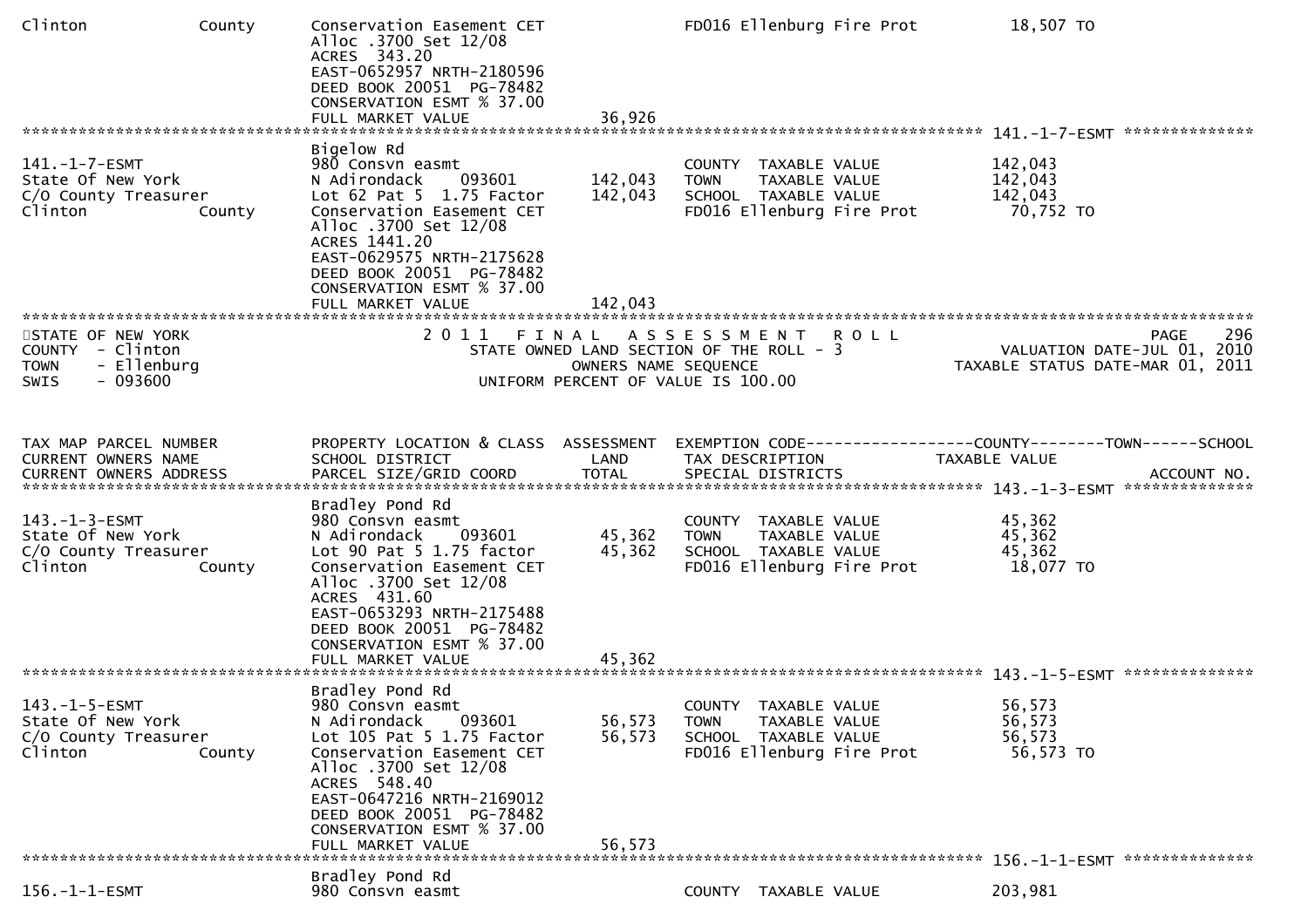| | | | |
|---|---|---|---|
| Clinton County | Conservation Easement CET<br>Alloc .3700 Set 12/08<br>ACRES 343.20<br>EAST-0652957 NRTH-2180596<br>DEED BOOK 20051 PG-78482<br>CONSERVATION ESMT % 37.00<br>FULL MARKET VALUE | 36,926 | FD016 Ellenburg Fire Prot 18,507 TO |

******************************************************************************************************* 141.-1-7-ESMT **************

| | | | |
|---|---|---|---|
| 141.-1-7-ESMT<br>State Of New York<br>C/O County Treasurer<br>Clinton County | Bigelow Rd<br>980 Consvn easmt<br>N Adirondack 093601<br>Lot 62 Pat 5 1.75 Factor<br>Conservation Easement CET<br>Alloc .3700 Set 12/08<br>ACRES 1441.20<br>EAST-0629575 NRTH-2175628<br>DEED BOOK 20051 PG-78482<br>CONSERVATION ESMT % 37.00<br>FULL MARKET VALUE | 142,043<br>142,043<br><br><br><br><br><br><br><br><br>142,043 | COUNTY TAXABLE VALUE 142,043<br>TOWN TAXABLE VALUE 142,043<br>SCHOOL TAXABLE VALUE 142,043<br>FD016 Ellenburg Fire Prot 70,752 TO |

STATE OF NEW YORK
COUNTY - Clinton
TOWN - Ellenburg
SWIS - 093600

2011 FINAL ASSESSMENT ROLL
STATE OWNED LAND SECTION OF THE ROLL - 3
OWNERS NAME SEQUENCE
UNIFORM PERCENT OF VALUE IS 100.00

PAGE 296
VALUATION DATE-JUL 01, 2010
TAXABLE STATUS DATE-MAR 01, 2011

| TAX MAP PARCEL NUMBER<br>CURRENT OWNERS NAME<br>CURRENT OWNERS ADDRESS | PROPERTY LOCATION & CLASS<br>SCHOOL DISTRICT<br>PARCEL SIZE/GRID COORD | ASSESSMENT<br>LAND<br>TOTAL | EXEMPTION CODE------------------COUNTY--------TOWN------SCHOOL<br>TAX DESCRIPTION TAXABLE VALUE<br>SPECIAL DISTRICTS ACCOUNT NO. |
|---|---|---|---|

******************************************************************************************************* 143.-1-3-ESMT **************

| | | | |
|---|---|---|---|
| 143.-1-3-ESMT<br>State Of New York<br>C/O County Treasurer<br>Clinton County | Bradley Pond Rd<br>980 Consvn easmt<br>N Adirondack 093601<br>Lot 90 Pat 5 1.75 factor<br>Conservation Easement CET<br>Alloc .3700 Set 12/08<br>ACRES 431.60<br>EAST-0653293 NRTH-2175488<br>DEED BOOK 20051 PG-78482<br>CONSERVATION ESMT % 37.00<br>FULL MARKET VALUE | 45,362<br>45,362<br><br><br><br><br><br><br><br><br>45,362 | COUNTY TAXABLE VALUE 45,362<br>TOWN TAXABLE VALUE 45,362<br>SCHOOL TAXABLE VALUE 45,362<br>FD016 Ellenburg Fire Prot 18,077 TO |

******************************************************************************************************* 143.-1-5-ESMT **************

| | | | |
|---|---|---|---|
| 143.-1-5-ESMT<br>State Of New York<br>C/O County Treasurer<br>Clinton County | Bradley Pond Rd<br>980 Consvn easmt<br>N Adirondack 093601<br>Lot 105 Pat 5 1.75 Factor<br>Conservation Easement CET<br>Alloc .3700 Set 12/08<br>ACRES 548.40<br>EAST-0647216 NRTH-2169012<br>DEED BOOK 20051 PG-78482<br>CONSERVATION ESMT % 37.00<br>FULL MARKET VALUE | 56,573<br>56,573<br><br><br><br><br><br><br><br><br>56,573 | COUNTY TAXABLE VALUE 56,573<br>TOWN TAXABLE VALUE 56,573<br>SCHOOL TAXABLE VALUE 56,573<br>FD016 Ellenburg Fire Prot 56,573 TO |

******************************************************************************************************* 156.-1-1-ESMT **************

| | | | |
|---|---|---|---|
| 156.-1-1-ESMT | Bradley Pond Rd<br>980 Consvn easmt | | COUNTY TAXABLE VALUE 203,981 |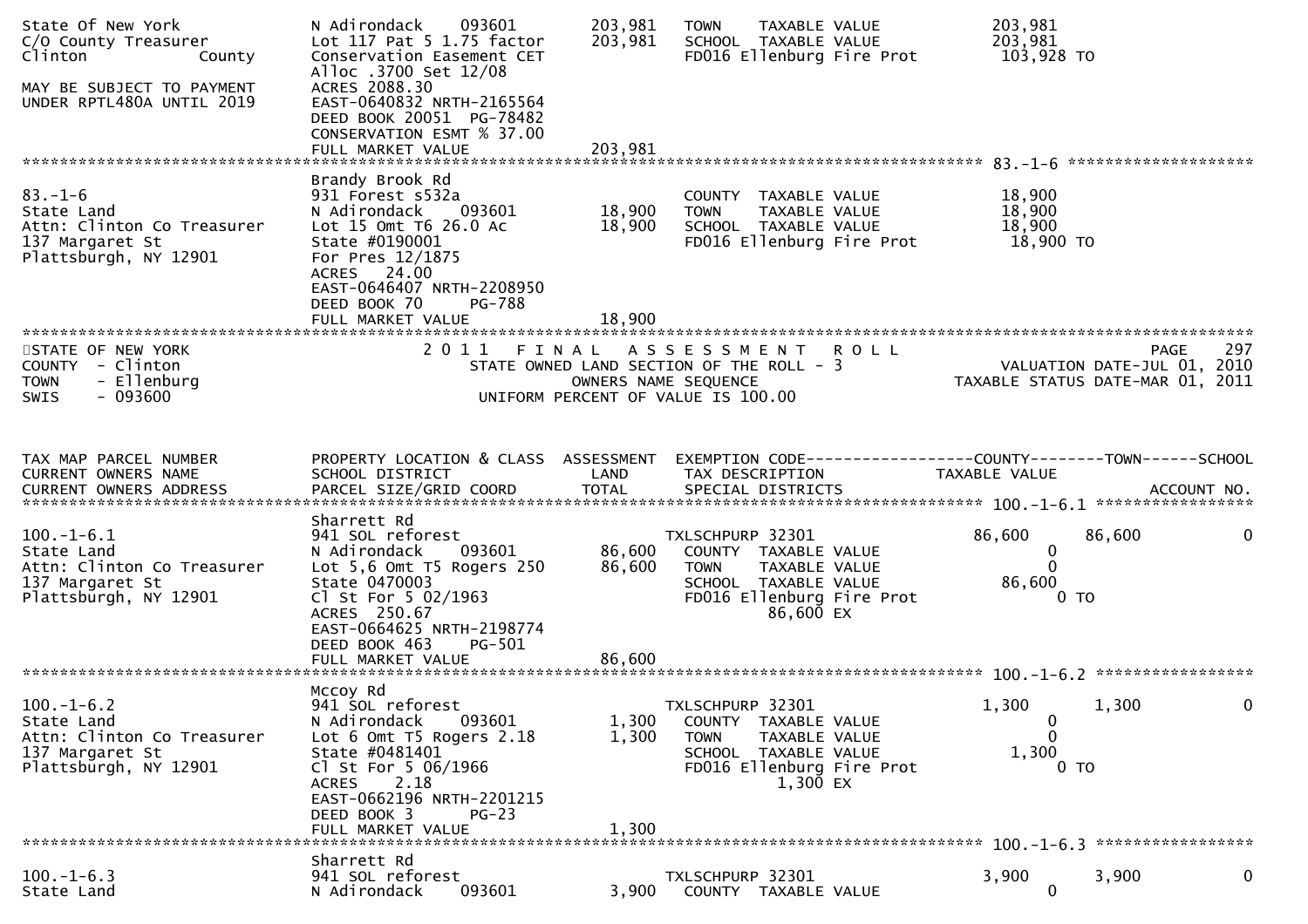```
State Of New York              N Adirondack    093601        203,981   TOWN    TAXABLE VALUE              203,981
C/O County Treasurer           Lot 117 Pat 5 1.75 factor     203,981   SCHOOL  TAXABLE VALUE              203,981
Clinton          County        Conservation Easement CET               FD016 Ellenburg Fire Prot           103,928 TO
                               Alloc .3700 Set 12/08
MAY BE SUBJECT TO PAYMENT      ACRES 2088.30
UNDER RPTL480A UNTIL 2019      EAST-0640832 NRTH-2165564
                               DEED BOOK 20051  PG-78482
                               CONSERVATION ESMT % 37.00
                               FULL MARKET VALUE             203,981
******************************************************************************************************* 83.-1-6 ********************
                               Brandy Brook Rd
83.-1-6                        931 Forest s532a                        COUNTY  TAXABLE VALUE               18,900
State Land                     N Adirondack    093601         18,900   TOWN    TAXABLE VALUE               18,900
Attn: Clinton Co Treasurer     Lot 15 Omt T6 26.0 Ac          18,900   SCHOOL  TAXABLE VALUE               18,900
137 Margaret St                State #0190001                          FD016 Ellenburg Fire Prot            18,900 TO
Plattsburgh, NY 12901          For Pres 12/1875
                               ACRES   24.00
                               EAST-0646407 NRTH-2208950
                               DEED BOOK 70     PG-788
                               FULL MARKET VALUE              18,900
************************************************************************************************************************************
STATE OF NEW YORK                     2 0 1 1   F I N A L   A S S E S S M E N T   R O L L                               PAGE   297
COUNTY  - Clinton                        STATE OWNED LAND SECTION OF THE ROLL - 3                       VALUATION DATE-JUL 01, 2010
TOWN    - Ellenburg                             OWNERS NAME SEQUENCE                              TAXABLE STATUS DATE-MAR 01, 2011
SWIS    - 093600                           UNIFORM PERCENT OF VALUE IS 100.00


TAX MAP PARCEL NUMBER          PROPERTY LOCATION & CLASS  ASSESSMENT  EXEMPTION CODE------------------COUNTY--------TOWN------SCHOOL
CURRENT OWNERS NAME            SCHOOL DISTRICT               LAND      TAX DESCRIPTION            TAXABLE VALUE
CURRENT OWNERS ADDRESS         PARCEL SIZE/GRID COORD        TOTAL     SPECIAL DISTRICTS                                  ACCOUNT NO.
******************************************************************************************************* 100.-1-6.1 *****************
                               Sharrett Rd
100.-1-6.1                     941 SOL reforest                        TXLSCHPURP 32301             86,600      86,600           0
State Land                     N Adirondack    093601         86,600   COUNTY  TAXABLE VALUE                  0
Attn: Clinton Co Treasurer     Lot 5,6 Omt T5 Rogers 250      86,600   TOWN    TAXABLE VALUE                  0
137 Margaret St                State 0470003                           SCHOOL  TAXABLE VALUE              86,600
Plattsburgh, NY 12901          Cl St For 5 02/1963                     FD016 Ellenburg Fire Prot                0 TO
                               ACRES  250.67                                      86,600 EX
                               EAST-0664625 NRTH-2198774
                               DEED BOOK 463    PG-501
                               FULL MARKET VALUE              86,600
******************************************************************************************************* 100.-1-6.2 *****************
                               Mccoy Rd
100.-1-6.2                     941 SOL reforest                        TXLSCHPURP 32301              1,300       1,300           0
State Land                     N Adirondack    093601          1,300   COUNTY  TAXABLE VALUE                  0
Attn: Clinton Co Treasurer     Lot 6 Omt T5 Rogers 2.18        1,300   TOWN    TAXABLE VALUE                  0
137 Margaret St                State #0481401                          SCHOOL  TAXABLE VALUE               1,300
Plattsburgh, NY 12901          Cl St For 5 06/1966                     FD016 Ellenburg Fire Prot                0 TO
                               ACRES    2.18                                       1,300 EX
                               EAST-0662196 NRTH-2201215
                               DEED BOOK 3      PG-23
                               FULL MARKET VALUE               1,300
******************************************************************************************************* 100.-1-6.3 *****************
                               Sharrett Rd
100.-1-6.3                     941 SOL reforest                        TXLSCHPURP 32301              3,900       3,900           0
State Land                     N Adirondack    093601          3,900   COUNTY  TAXABLE VALUE                  0
```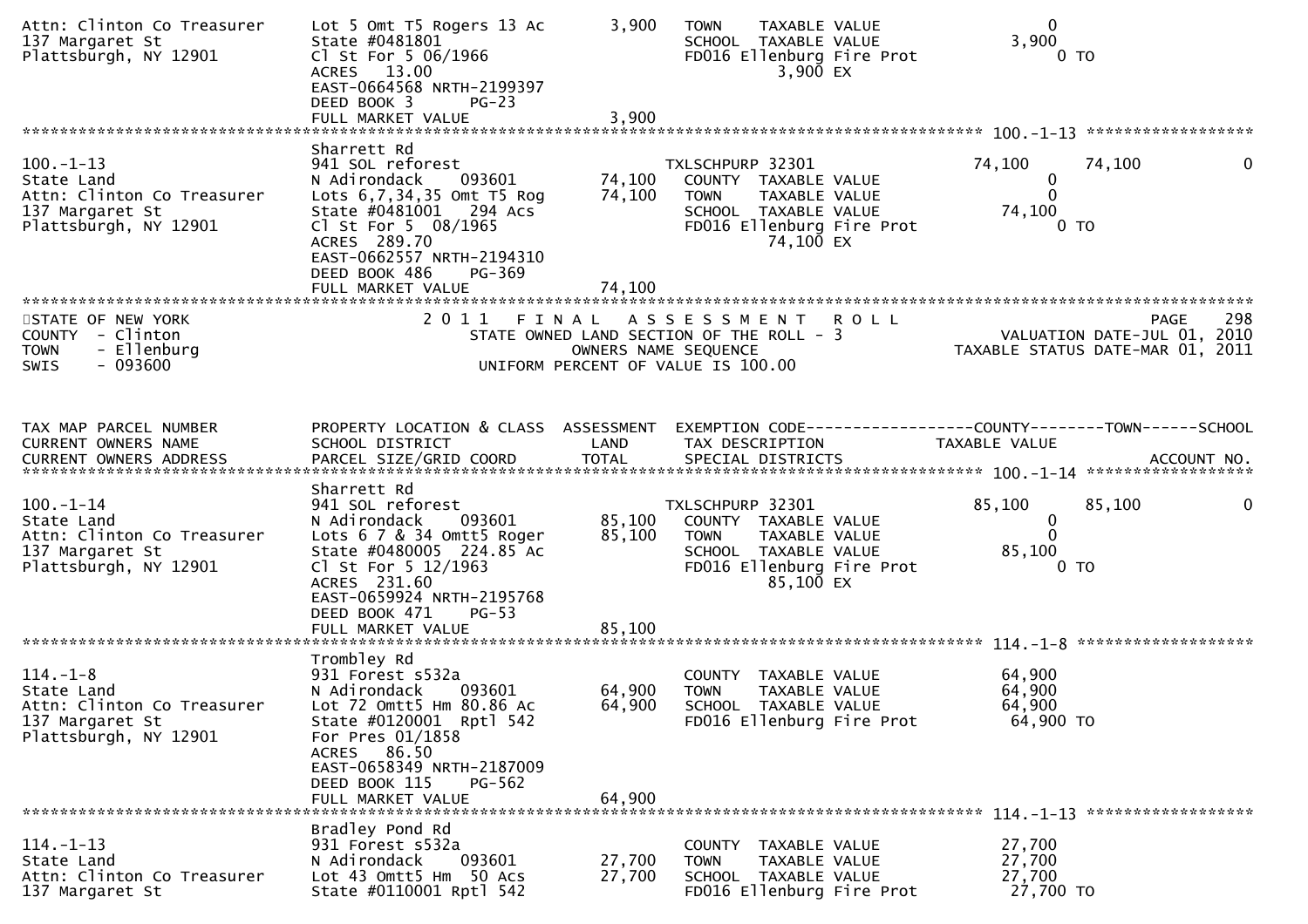```
Attn: Clinton Co Treasurer     Lot 5 Omt T5 Rogers 13 Ac       3,900   TOWN    TAXABLE VALUE                   0
137 Margaret St                State #0481801                          SCHOOL  TAXABLE VALUE               3,900
Plattsburgh, NY 12901          Cl St For 5 06/1966                     FD016 Ellenburg Fire Prot               0 TO
                               ACRES   13.00                                       3,900 EX
                               EAST-0664568 NRTH-2199397
                               DEED BOOK 3      PG-23
                               FULL MARKET VALUE               3,900
******************************************************************************************************* 100.-1-13 *****************
                               Sharrett Rd
100.-1-13                      941 SOL reforest                        TXLSCHPURP 32301              74,100      74,100          0
State Land                     N Adirondack     093601        74,100   COUNTY  TAXABLE VALUE                   0
Attn: Clinton Co Treasurer     Lots 6,7,34,35 Omt T5 Rog      74,100   TOWN    TAXABLE VALUE                   0
137 Margaret St                State #0481001   294 Acs                SCHOOL  TAXABLE VALUE              74,100
Plattsburgh, NY 12901          Cl St For 5  08/1965                    FD016 Ellenburg Fire Prot               0 TO
                               ACRES  289.70                                      74,100 EX
                               EAST-0662557 NRTH-2194310
                               DEED BOOK 486    PG-369
                               FULL MARKET VALUE              74,100
************************************************************************************************************************************
STATE OF NEW YORK                  2 0 1 1   F I N A L   A S S E S S M E N T   R O L L                                 PAGE    298
COUNTY  - Clinton                      STATE OWNED LAND SECTION OF THE ROLL - 3                        VALUATION DATE-JUL 01, 2010
TOWN    - Ellenburg                              OWNERS NAME SEQUENCE                              TAXABLE STATUS DATE-MAR 01, 2011
SWIS    - 093600                           UNIFORM PERCENT OF VALUE IS 100.00


TAX MAP PARCEL NUMBER          PROPERTY LOCATION & CLASS  ASSESSMENT  EXEMPTION CODE-----------------COUNTY--------TOWN------SCHOOL
CURRENT OWNERS NAME            SCHOOL DISTRICT               LAND      TAX DESCRIPTION             TAXABLE VALUE
CURRENT OWNERS ADDRESS         PARCEL SIZE/GRID COORD        TOTAL     SPECIAL DISTRICTS                                  ACCOUNT NO.
******************************************************************************************************* 100.-1-14 *****************
                               Sharrett Rd
100.-1-14                      941 SOL reforest                        TXLSCHPURP 32301              85,100      85,100          0
State Land                     N Adirondack     093601        85,100   COUNTY  TAXABLE VALUE                   0
Attn: Clinton Co Treasurer     Lots 6 7 & 34 Omtt5 Roger      85,100   TOWN    TAXABLE VALUE                   0
137 Margaret St                State #0480005  224.85 Ac               SCHOOL  TAXABLE VALUE              85,100
Plattsburgh, NY 12901          Cl St For 5 12/1963                     FD016 Ellenburg Fire Prot               0 TO
                               ACRES  231.60                                      85,100 EX
                               EAST-0659924 NRTH-2195768
                               DEED BOOK 471    PG-53
                               FULL MARKET VALUE              85,100
******************************************************************************************************* 114.-1-8 ******************
                               Trombley Rd
114.-1-8                       931 Forest s532a                        COUNTY  TAXABLE VALUE              64,900
State Land                     N Adirondack     093601        64,900   TOWN    TAXABLE VALUE              64,900
Attn: Clinton Co Treasurer     Lot 72 Omtt5 Hm 80.86 Ac       64,900   SCHOOL  TAXABLE VALUE              64,900
137 Margaret St                State #0120001  Rptl 542                FD016 Ellenburg Fire Prot          64,900 TO
Plattsburgh, NY 12901          For Pres 01/1858
                               ACRES   86.50
                               EAST-0658349 NRTH-2187009
                               DEED BOOK 115    PG-562
                               FULL MARKET VALUE              64,900
******************************************************************************************************* 114.-1-13 *****************
                               Bradley Pond Rd
114.-1-13                      931 Forest s532a                        COUNTY  TAXABLE VALUE              27,700
State Land                     N Adirondack     093601        27,700   TOWN    TAXABLE VALUE              27,700
Attn: Clinton Co Treasurer     Lot 43 Omtt5 Hm  50 Acs        27,700   SCHOOL  TAXABLE VALUE              27,700
137 Margaret St                State #0110001 Rptl 542                 FD016 Ellenburg Fire Prot          27,700 TO
```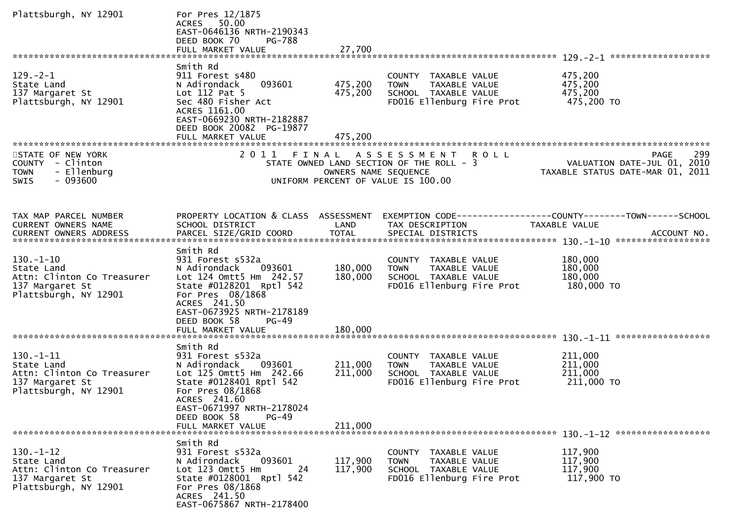```
Plattsburgh, NY 12901          For Pres 12/1875
                               ACRES    50.00
                               EAST-0646136 NRTH-2190343
                               DEED BOOK 70     PG-788
                               FULL MARKET VALUE            27,700
******************************************************************************************************* 129.-2-1 ******************
                               Smith Rd
129.-2-1                       911 Forest s480                          COUNTY  TAXABLE VALUE          475,200
State Land                     N Adirondack     093601     475,200      TOWN    TAXABLE VALUE          475,200
137 Margaret St                Lot 112 Pat 5               475,200      SCHOOL  TAXABLE VALUE          475,200
Plattsburgh, NY 12901          Sec 480 Fisher Act                       FD016 Ellenburg Fire Prot       475,200 TO
                               ACRES 1161.00
                               EAST-0669230 NRTH-2182887
                               DEED BOOK 20082  PG-19877
                               FULL MARKET VALUE           475,200
************************************************************************************************************************************
STATE OF NEW YORK                  2 0 1 1   F I N A L   A S S E S S M E N T   R O L L                        PAGE    299
COUNTY  - Clinton                  STATE OWNED LAND SECTION OF THE ROLL - 3                       VALUATION DATE-JUL 01, 2010
TOWN    - Ellenburg                           OWNERS NAME SEQUENCE                           TAXABLE STATUS DATE-MAR 01, 2011
SWIS    - 093600                        UNIFORM PERCENT OF VALUE IS 100.00


TAX MAP PARCEL NUMBER          PROPERTY LOCATION & CLASS  ASSESSMENT  EXEMPTION CODE-----------------COUNTY--------TOWN------SCHOOL
CURRENT OWNERS NAME            SCHOOL DISTRICT               LAND      TAX DESCRIPTION             TAXABLE VALUE
CURRENT OWNERS ADDRESS         PARCEL SIZE/GRID COORD        TOTAL     SPECIAL DISTRICTS                                  ACCOUNT NO.
******************************************************************************************************* 130.-1-10 *****************
                               Smith Rd
130.-1-10                      931 Forest s532a                         COUNTY  TAXABLE VALUE          180,000
State Land                     N Adirondack     093601     180,000      TOWN    TAXABLE VALUE          180,000
Attn: Clinton Co Treasurer     Lot 124 Omtt5 Hm  242.57    180,000      SCHOOL  TAXABLE VALUE          180,000
137 Margaret St                State #0128201  Rptl 542                 FD016 Ellenburg Fire Prot       180,000 TO
Plattsburgh, NY 12901          For Pres  08/1868
                               ACRES  241.50
                               EAST-0673925 NRTH-2178189
                               DEED BOOK 58     PG-49
                               FULL MARKET VALUE           180,000
******************************************************************************************************* 130.-1-11 *****************
                               Smith Rd
130.-1-11                      931 Forest s532a                         COUNTY  TAXABLE VALUE          211,000
State Land                     N Adirondack     093601     211,000      TOWN    TAXABLE VALUE          211,000
Attn: Clinton Co Treasurer     Lot 125 Omtt5 Hm  242.66    211,000      SCHOOL  TAXABLE VALUE          211,000
137 Margaret St                State #0128401 Rptl 542                  FD016 Ellenburg Fire Prot       211,000 TO
Plattsburgh, NY 12901          For Pres 08/1868
                               ACRES  241.60
                               EAST-0671997 NRTH-2178024
                               DEED BOOK 58     PG-49
                               FULL MARKET VALUE           211,000
******************************************************************************************************* 130.-1-12 *****************
                               Smith Rd
130.-1-12                      931 Forest s532a                         COUNTY  TAXABLE VALUE          117,900
State Land                     N Adirondack     093601     117,900      TOWN    TAXABLE VALUE          117,900
Attn: Clinton Co Treasurer     Lot 123 Omtt5 Hm        24  117,900      SCHOOL  TAXABLE VALUE          117,900
137 Margaret St                State #0128001  Rptl 542                 FD016 Ellenburg Fire Prot       117,900 TO
Plattsburgh, NY 12901          For Pres 08/1868
                               ACRES  241.50
                               EAST-0675867 NRTH-2178400
```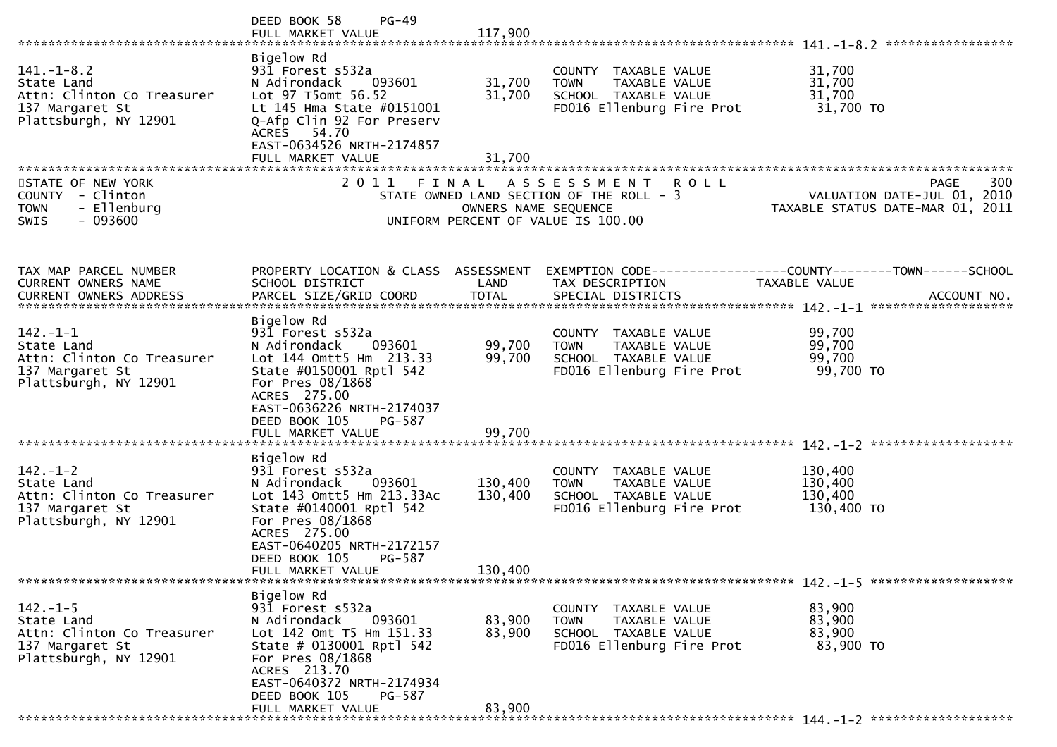DEED BOOK 58 PG-49
FULL MARKET VALUE 117,900

| | | | | |
|---|---|---|---|---|
| **141.-1-8.2** | | | | |
| 141.-1-8.2<br>State Land<br>Attn: Clinton Co Treasurer<br>137 Margaret St<br>Plattsburgh, NY 12901 | Bigelow Rd<br>931 Forest s532a<br>N Adirondack 093601<br>Lot 97 T5omt 56.52<br>Lt 145 Hma State #0151001<br>Q-Afp Clin 92 For Preserv<br>ACRES 54.70<br>EAST-0634526 NRTH-2174857<br>FULL MARKET VALUE | 31,700<br>31,700<br><br><br><br><br><br>31,700 | COUNTY TAXABLE VALUE<br>TOWN TAXABLE VALUE<br>SCHOOL TAXABLE VALUE<br>FD016 Ellenburg Fire Prot | 31,700<br>31,700<br>31,700<br>31,700 TO |

STATE OF NEW YORK
COUNTY - Clinton
TOWN - Ellenburg
SWIS - 093600

2011 FINAL ASSESSMENT ROLL
STATE OWNED LAND SECTION OF THE ROLL - 3
OWNERS NAME SEQUENCE
UNIFORM PERCENT OF VALUE IS 100.00

VALUATION DATE-JUL 01, 2010
TAXABLE STATUS DATE-MAR 01, 2011

| TAX MAP PARCEL NUMBER<br>CURRENT OWNERS NAME<br>CURRENT OWNERS ADDRESS | PROPERTY LOCATION & CLASS<br>SCHOOL DISTRICT<br>PARCEL SIZE/GRID COORD | ASSESSMENT<br>LAND<br>TOTAL | EXEMPTION CODE------COUNTY-----TOWN-----SCHOOL<br>TAX DESCRIPTION<br>SPECIAL DISTRICTS | TAXABLE VALUE<br><br>ACCOUNT NO. |
|---|---|---|---|---|
| **142.-1-1** | | | | |
| 142.-1-1<br>State Land<br>Attn: Clinton Co Treasurer<br>137 Margaret St<br>Plattsburgh, NY 12901 | Bigelow Rd<br>931 Forest s532a<br>N Adirondack 093601<br>Lot 144 Omtt5 Hm 213.33<br>State #0150001 Rptl 542<br>For Pres 08/1868<br>ACRES 275.00<br>EAST-0636226 NRTH-2174037<br>DEED BOOK 105 PG-587<br>FULL MARKET VALUE | 99,700<br>99,700<br><br><br><br><br><br><br>99,700 | COUNTY TAXABLE VALUE<br>TOWN TAXABLE VALUE<br>SCHOOL TAXABLE VALUE<br>FD016 Ellenburg Fire Prot | 99,700<br>99,700<br>99,700<br>99,700 TO |
| **142.-1-2** | | | | |
| 142.-1-2<br>State Land<br>Attn: Clinton Co Treasurer<br>137 Margaret St<br>Plattsburgh, NY 12901 | Bigelow Rd<br>931 Forest s532a<br>N Adirondack 093601<br>Lot 143 Omtt5 Hm 213.33Ac<br>State #0140001 Rptl 542<br>For Pres 08/1868<br>ACRES 275.00<br>EAST-0640205 NRTH-2172157<br>DEED BOOK 105 PG-587<br>FULL MARKET VALUE | 130,400<br>130,400<br><br><br><br><br><br><br>130,400 | COUNTY TAXABLE VALUE<br>TOWN TAXABLE VALUE<br>SCHOOL TAXABLE VALUE<br>FD016 Ellenburg Fire Prot | 130,400<br>130,400<br>130,400<br>130,400 TO |
| **142.-1-5** | | | | |
| 142.-1-5<br>State Land<br>Attn: Clinton Co Treasurer<br>137 Margaret St<br>Plattsburgh, NY 12901 | Bigelow Rd<br>931 Forest s532a<br>N Adirondack 093601<br>Lot 142 Omt T5 Hm 151.33<br>State # 0130001 Rptl 542<br>For Pres 08/1868<br>ACRES 213.70<br>EAST-0640372 NRTH-2174934<br>DEED BOOK 105 PG-587<br>FULL MARKET VALUE | 83,900<br>83,900<br><br><br><br><br><br><br>83,900 | COUNTY TAXABLE VALUE<br>TOWN TAXABLE VALUE<br>SCHOOL TAXABLE VALUE<br>FD016 Ellenburg Fire Prot | 83,900<br>83,900<br>83,900<br>83,900 TO |
| **144.-1-2** | | | | |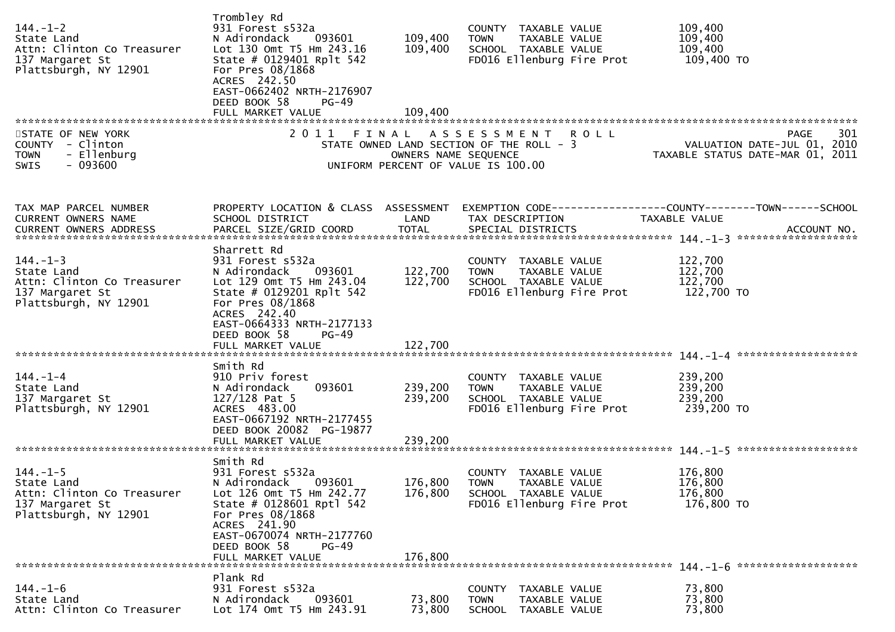| TAX MAP PARCEL NUMBER / CURRENT OWNERS NAME / CURRENT OWNERS ADDRESS | PROPERTY LOCATION & CLASS / SCHOOL DISTRICT / PARCEL SIZE/GRID COORD | ASSESSMENT LAND / TOTAL | EXEMPTION CODE / TAX DESCRIPTION / SPECIAL DISTRICTS | COUNTY--------TOWN------SCHOOL TAXABLE VALUE | ACCOUNT NO. |
|---|---|---|---|---|---|
| 144.-1-2<br>State Land<br>Attn: Clinton Co Treasurer<br>137 Margaret St<br>Plattsburgh, NY 12901 | Trombley Rd<br>931 Forest s532a<br>N Adirondack 093601<br>Lot 130 Omt T5 Hm 243.16<br>State # 0129401 Rplt 542<br>For Pres 08/1868<br>ACRES 242.50<br>EAST-0662402 NRTH-2176907<br>DEED BOOK 58 PG-49<br>FULL MARKET VALUE | 109,400<br>109,400<br><br><br><br><br><br><br><br>109,400 | COUNTY TAXABLE VALUE<br>TOWN TAXABLE VALUE<br>SCHOOL TAXABLE VALUE<br>FD016 Ellenburg Fire Prot | 109,400<br>109,400<br>109,400<br>109,400 TO | |

STATE OF NEW YORK
COUNTY - Clinton
TOWN - Ellenburg
SWIS - 093600

2011 FINAL ASSESSMENT ROLL
STATE OWNED LAND SECTION OF THE ROLL - 3
OWNERS NAME SEQUENCE
UNIFORM PERCENT OF VALUE IS 100.00

PAGE 301
VALUATION DATE-JUL 01, 2010
TAXABLE STATUS DATE-MAR 01, 2011

| TAX MAP PARCEL NUMBER / CURRENT OWNERS NAME / CURRENT OWNERS ADDRESS | PROPERTY LOCATION & CLASS / SCHOOL DISTRICT / PARCEL SIZE/GRID COORD | ASSESSMENT LAND / TOTAL | EXEMPTION CODE / TAX DESCRIPTION / SPECIAL DISTRICTS | COUNTY--------TOWN------SCHOOL TAXABLE VALUE | ACCOUNT NO. |
|---|---|---|---|---|---|
| 144.-1-3<br>State Land<br>Attn: Clinton Co Treasurer<br>137 Margaret St<br>Plattsburgh, NY 12901 | Sharrett Rd<br>931 Forest s532a<br>N Adirondack 093601<br>Lot 129 Omt T5 Hm 243.04<br>State # 0129201 Rplt 542<br>For Pres 08/1868<br>ACRES 242.40<br>EAST-0664333 NRTH-2177133<br>DEED BOOK 58 PG-49<br>FULL MARKET VALUE | 122,700<br>122,700<br><br><br><br><br><br><br><br>122,700 | COUNTY TAXABLE VALUE<br>TOWN TAXABLE VALUE<br>SCHOOL TAXABLE VALUE<br>FD016 Ellenburg Fire Prot | 122,700<br>122,700<br>122,700<br>122,700 TO | |
| 144.-1-4<br>State Land<br>137 Margaret St<br>Plattsburgh, NY 12901 | Smith Rd<br>910 Priv forest<br>N Adirondack 093601<br>127/128 Pat 5<br>ACRES 483.00<br>EAST-0667192 NRTH-2177455<br>DEED BOOK 20082 PG-19877<br>FULL MARKET VALUE | 239,200<br>239,200<br><br><br><br><br><br>239,200 | COUNTY TAXABLE VALUE<br>TOWN TAXABLE VALUE<br>SCHOOL TAXABLE VALUE<br>FD016 Ellenburg Fire Prot | 239,200<br>239,200<br>239,200<br>239,200 TO | |
| 144.-1-5<br>State Land<br>Attn: Clinton Co Treasurer<br>137 Margaret St<br>Plattsburgh, NY 12901 | Smith Rd<br>931 Forest s532a<br>N Adirondack 093601<br>Lot 126 Omt T5 Hm 242.77<br>State # 0128601 Rptl 542<br>For Pres 08/1868<br>ACRES 241.90<br>EAST-0670074 NRTH-2177760<br>DEED BOOK 58 PG-49<br>FULL MARKET VALUE | 176,800<br>176,800<br><br><br><br><br><br><br><br>176,800 | COUNTY TAXABLE VALUE<br>TOWN TAXABLE VALUE<br>SCHOOL TAXABLE VALUE<br>FD016 Ellenburg Fire Prot | 176,800<br>176,800<br>176,800<br>176,800 TO | |
| 144.-1-6<br>State Land<br>Attn: Clinton Co Treasurer | Plank Rd<br>931 Forest s532a<br>N Adirondack 093601<br>Lot 174 Omt T5 Hm 243.91 | 73,800<br>73,800 | COUNTY TAXABLE VALUE<br>TOWN TAXABLE VALUE<br>SCHOOL TAXABLE VALUE | 73,800<br>73,800<br>73,800 | |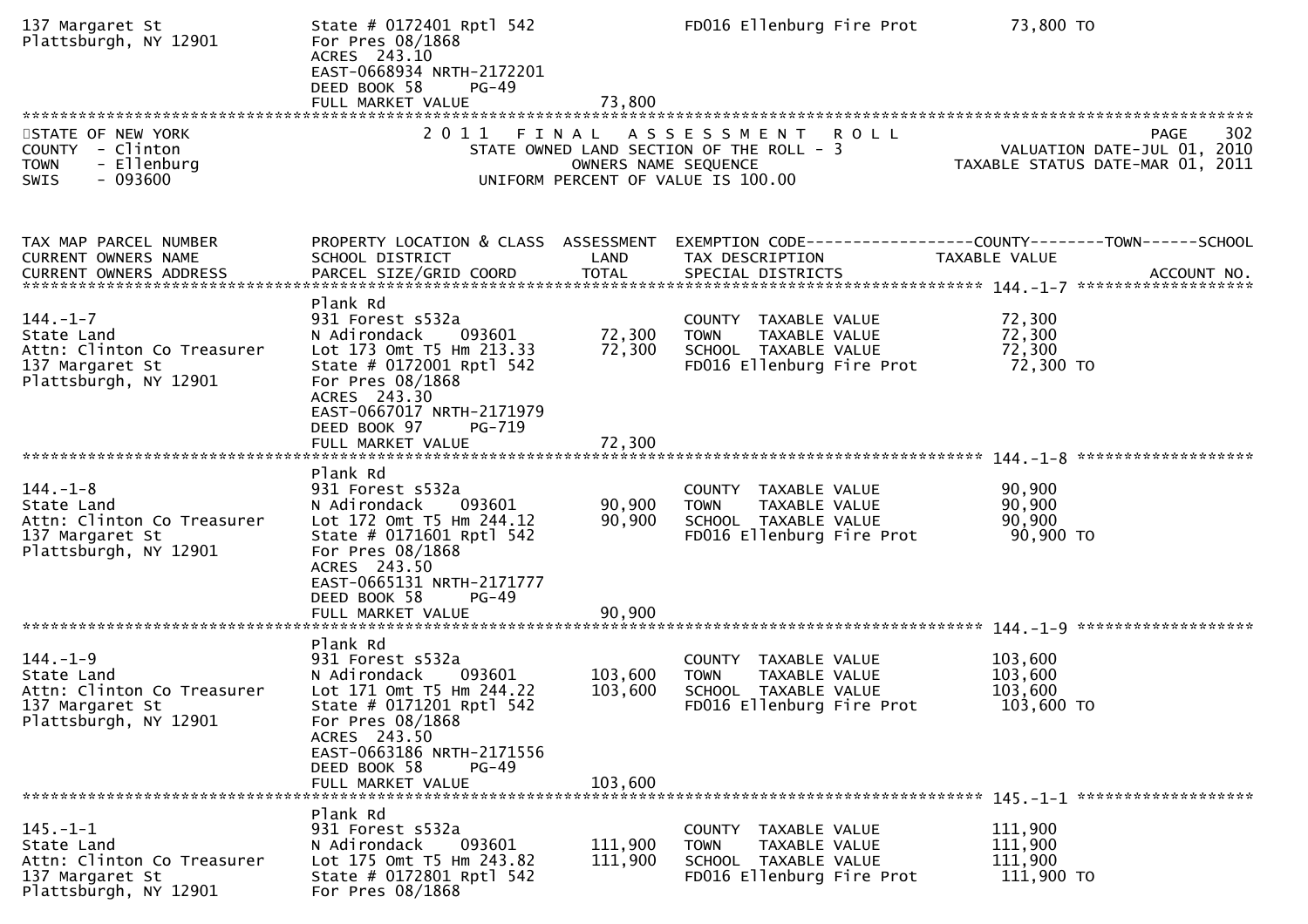137 Margaret St
Plattsburgh, NY 12901

State # 0172401 Rptl 542
For Pres 08/1868
ACRES 243.10
EAST-0668934 NRTH-2172201
DEED BOOK 58 PG-49
FULL MARKET VALUE 73,800

FD016 Ellenburg Fire Prot 73,800 TO

STATE OF NEW YORK
COUNTY - Clinton
TOWN - Ellenburg
SWIS - 093600

# 2011 FINAL ASSESSMENT ROLL

STATE OWNED LAND SECTION OF THE ROLL - 3
OWNERS NAME SEQUENCE
UNIFORM PERCENT OF VALUE IS 100.00

VALUATION DATE-JUL 01, 2010
TAXABLE STATUS DATE-MAR 01, 2011

| TAX MAP PARCEL NUMBER / CURRENT OWNERS NAME / CURRENT OWNERS ADDRESS | PROPERTY LOCATION & CLASS / SCHOOL DISTRICT / PARCEL SIZE/GRID COORD | ASSESSMENT LAND / TOTAL | EXEMPTION CODE / TAX DESCRIPTION / SPECIAL DISTRICTS | COUNTY--TOWN--SCHOOL TAXABLE VALUE | ACCOUNT NO. |
|---|---|---|---|---|---|
| 144.-1-7 | Plank Rd | | | | |
| State Land | 931 Forest s532a | | COUNTY TAXABLE VALUE | 72,300 | |
| Attn: Clinton Co Treasurer | N Adirondack 093601 | 72,300 | TOWN TAXABLE VALUE | 72,300 | |
| 137 Margaret St | Lot 173 Omt T5 Hm 213.33 | 72,300 | SCHOOL TAXABLE VALUE | 72,300 | |
| Plattsburgh, NY 12901 | State # 0172001 Rptl 542 | | FD016 Ellenburg Fire Prot | 72,300 TO | |
| | For Pres 08/1868 | | | | |
| | ACRES 243.30 | | | | |
| | EAST-0667017 NRTH-2171979 | | | | |
| | DEED BOOK 97 PG-719 | | | | |
| | FULL MARKET VALUE | 72,300 | | | |
| 144.-1-8 | Plank Rd | | | | |
| State Land | 931 Forest s532a | | COUNTY TAXABLE VALUE | 90,900 | |
| Attn: Clinton Co Treasurer | N Adirondack 093601 | 90,900 | TOWN TAXABLE VALUE | 90,900 | |
| 137 Margaret St | Lot 172 Omt T5 Hm 244.12 | 90,900 | SCHOOL TAXABLE VALUE | 90,900 | |
| Plattsburgh, NY 12901 | State # 0171601 Rptl 542 | | FD016 Ellenburg Fire Prot | 90,900 TO | |
| | For Pres 08/1868 | | | | |
| | ACRES 243.50 | | | | |
| | EAST-0665131 NRTH-2171777 | | | | |
| | DEED BOOK 58 PG-49 | | | | |
| | FULL MARKET VALUE | 90,900 | | | |
| 144.-1-9 | Plank Rd | | | | |
| State Land | 931 Forest s532a | | COUNTY TAXABLE VALUE | 103,600 | |
| Attn: Clinton Co Treasurer | N Adirondack 093601 | 103,600 | TOWN TAXABLE VALUE | 103,600 | |
| 137 Margaret St | Lot 171 Omt T5 Hm 244.22 | 103,600 | SCHOOL TAXABLE VALUE | 103,600 | |
| Plattsburgh, NY 12901 | State # 0171201 Rptl 542 | | FD016 Ellenburg Fire Prot | 103,600 TO | |
| | For Pres 08/1868 | | | | |
| | ACRES 243.50 | | | | |
| | EAST-0663186 NRTH-2171556 | | | | |
| | DEED BOOK 58 PG-49 | | | | |
| | FULL MARKET VALUE | 103,600 | | | |
| 145.-1-1 | Plank Rd | | | | |
| State Land | 931 Forest s532a | | COUNTY TAXABLE VALUE | 111,900 | |
| Attn: Clinton Co Treasurer | N Adirondack 093601 | 111,900 | TOWN TAXABLE VALUE | 111,900 | |
| 137 Margaret St | Lot 175 Omt T5 Hm 243.82 | 111,900 | SCHOOL TAXABLE VALUE | 111,900 | |
| Plattsburgh, NY 12901 | State # 0172801 Rptl 542 | | FD016 Ellenburg Fire Prot | 111,900 TO | |
| | For Pres 08/1868 | | | | |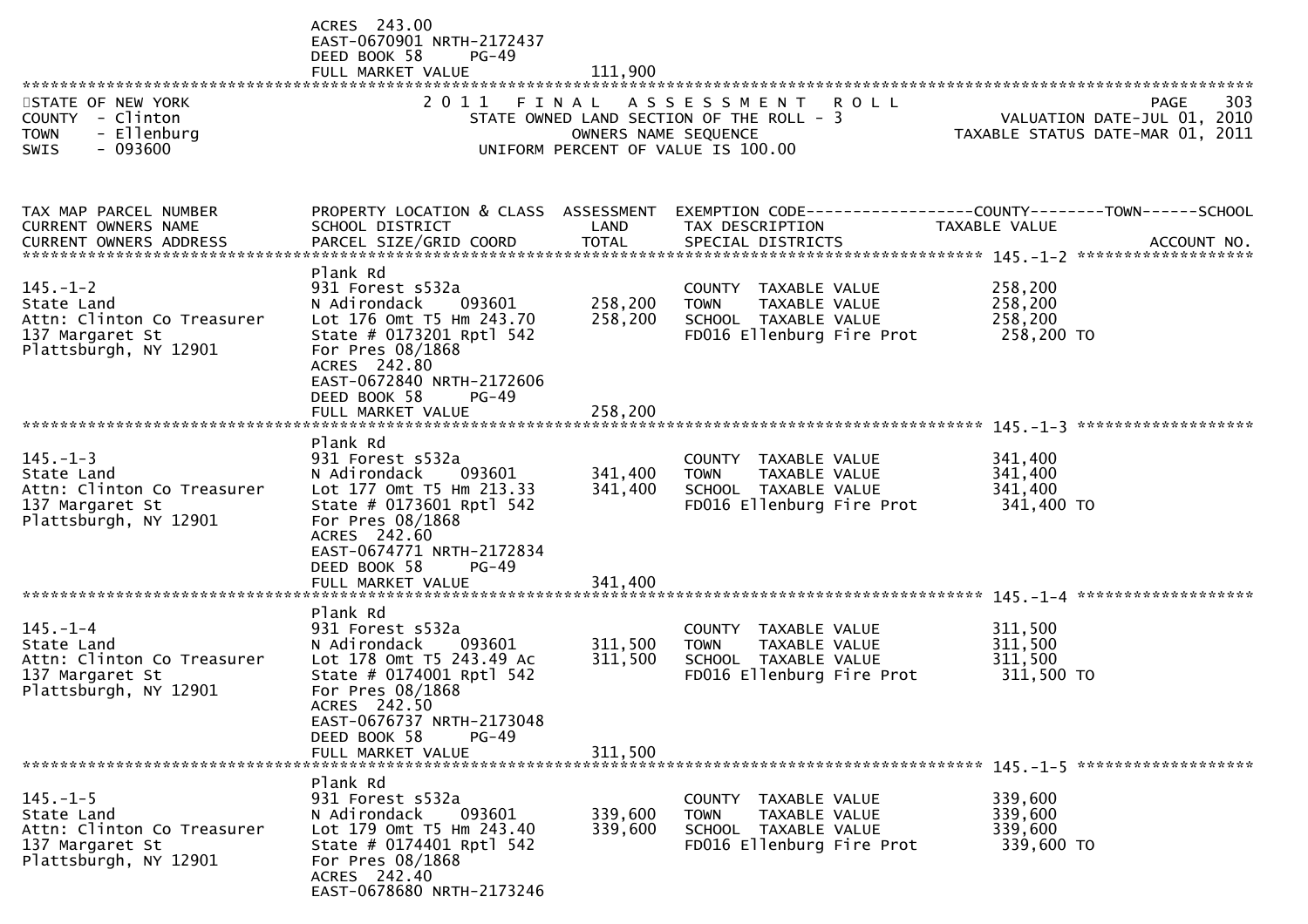ACRES 243.00
EAST-0670901 NRTH-2172437
DEED BOOK 58 PG-49
FULL MARKET VALUE 111,900

STATE OF NEW YORK
COUNTY - Clinton
TOWN - Ellenburg
SWIS - 093600

2011 FINAL ASSESSMENT ROLL
STATE OWNED LAND SECTION OF THE ROLL - 3
OWNERS NAME SEQUENCE
UNIFORM PERCENT OF VALUE IS 100.00

VALUATION DATE-JUL 01, 2010
TAXABLE STATUS DATE-MAR 01, 2011

| TAX MAP PARCEL NUMBER / CURRENT OWNERS NAME / CURRENT OWNERS ADDRESS | PROPERTY LOCATION & CLASS / SCHOOL DISTRICT / PARCEL SIZE/GRID COORD | ASSESSMENT LAND | ASSESSMENT TOTAL | EXEMPTION CODE / TAX DESCRIPTION / SPECIAL DISTRICTS | TAXABLE VALUE (COUNTY / TOWN / SCHOOL) | ACCOUNT NO. |
|---|---|---|---|---|---|---|
| 145.-1-2 | Plank Rd | | | | | |
| State Land | 931 Forest s532a | | | COUNTY TAXABLE VALUE | 258,200 | |
| Attn: Clinton Co Treasurer | N Adirondack 093601 | 258,200 | | TOWN TAXABLE VALUE | 258,200 | |
| 137 Margaret St | Lot 176 Omt T5 Hm 243.70 | | 258,200 | SCHOOL TAXABLE VALUE | 258,200 | |
| Plattsburgh, NY 12901 | State # 0173201 Rptl 542 | | | FD016 Ellenburg Fire Prot | 258,200 TO | |
| | For Pres 08/1868 | | | | | |
| | ACRES 242.80 | | | | | |
| | EAST-0672840 NRTH-2172606 | | | | | |
| | DEED BOOK 58 PG-49 | | | | | |
| | FULL MARKET VALUE | | 258,200 | | | |
| 145.-1-3 | Plank Rd | | | | | |
| State Land | 931 Forest s532a | | | COUNTY TAXABLE VALUE | 341,400 | |
| Attn: Clinton Co Treasurer | N Adirondack 093601 | 341,400 | | TOWN TAXABLE VALUE | 341,400 | |
| 137 Margaret St | Lot 177 Omt T5 Hm 213.33 | | 341,400 | SCHOOL TAXABLE VALUE | 341,400 | |
| Plattsburgh, NY 12901 | State # 0173601 Rptl 542 | | | FD016 Ellenburg Fire Prot | 341,400 TO | |
| | For Pres 08/1868 | | | | | |
| | ACRES 242.60 | | | | | |
| | EAST-0674771 NRTH-2172834 | | | | | |
| | DEED BOOK 58 PG-49 | | | | | |
| | FULL MARKET VALUE | | 341,400 | | | |
| 145.-1-4 | Plank Rd | | | | | |
| State Land | 931 Forest s532a | | | COUNTY TAXABLE VALUE | 311,500 | |
| Attn: Clinton Co Treasurer | N Adirondack 093601 | 311,500 | | TOWN TAXABLE VALUE | 311,500 | |
| 137 Margaret St | Lot 178 Omt T5 243.49 Ac | | 311,500 | SCHOOL TAXABLE VALUE | 311,500 | |
| Plattsburgh, NY 12901 | State # 0174001 Rptl 542 | | | FD016 Ellenburg Fire Prot | 311,500 TO | |
| | For Pres 08/1868 | | | | | |
| | ACRES 242.50 | | | | | |
| | EAST-0676737 NRTH-2173048 | | | | | |
| | DEED BOOK 58 PG-49 | | | | | |
| | FULL MARKET VALUE | | 311,500 | | | |
| 145.-1-5 | Plank Rd | | | | | |
| State Land | 931 Forest s532a | | | COUNTY TAXABLE VALUE | 339,600 | |
| Attn: Clinton Co Treasurer | N Adirondack 093601 | 339,600 | | TOWN TAXABLE VALUE | 339,600 | |
| 137 Margaret St | Lot 179 Omt T5 Hm 243.40 | | 339,600 | SCHOOL TAXABLE VALUE | 339,600 | |
| Plattsburgh, NY 12901 | State # 0174401 Rptl 542 | | | FD016 Ellenburg Fire Prot | 339,600 TO | |
| | For Pres 08/1868 | | | | | |
| | ACRES 242.40 | | | | | |
| | EAST-0678680 NRTH-2173246 | | | | | |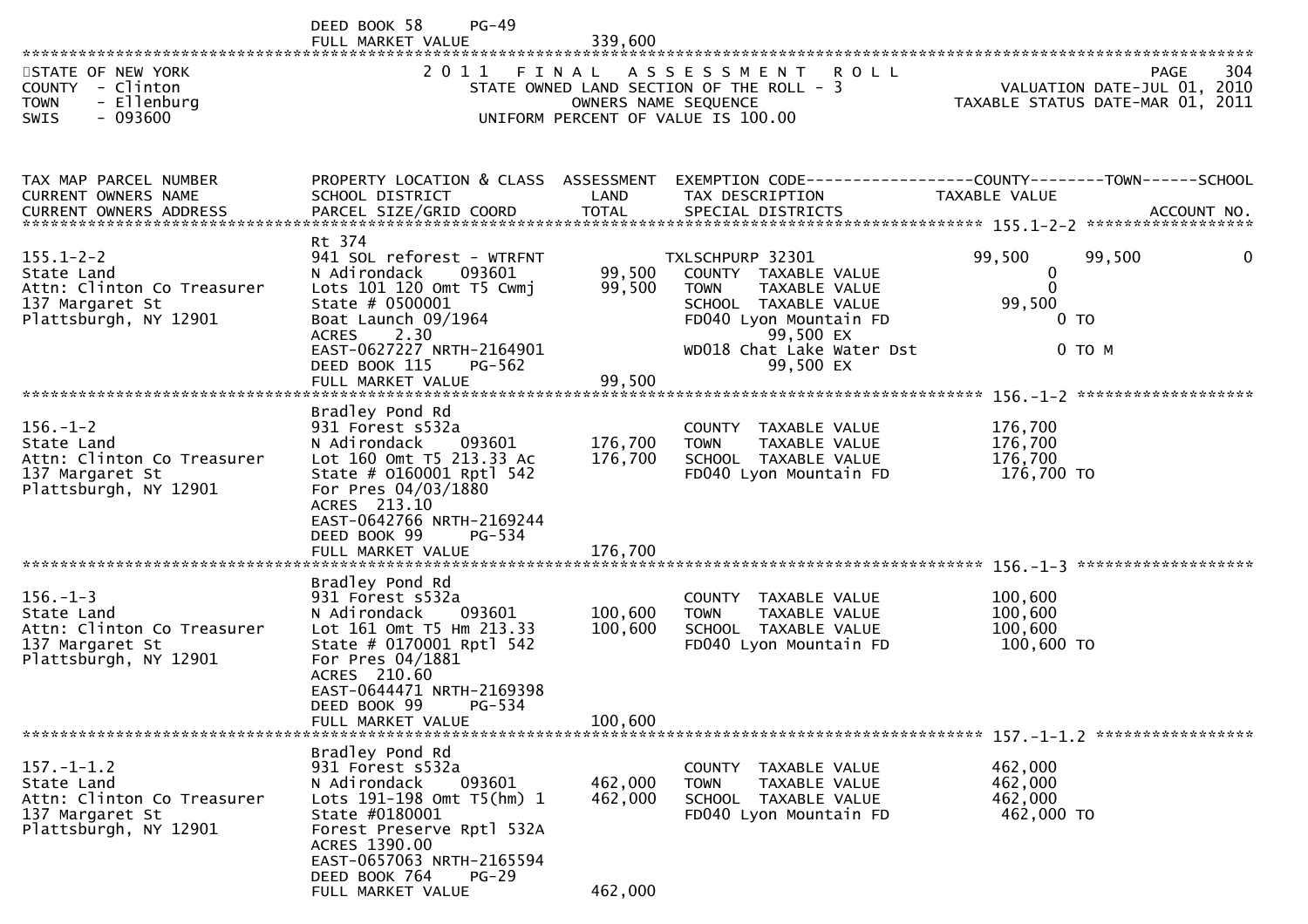DEED BOOK 58 PG-49
FULL MARKET VALUE 339,600

STATE OF NEW YORK
COUNTY - Clinton
TOWN - Ellenburg
SWIS - 093600

# 2011 FINAL ASSESSMENT ROLL

STATE OWNED LAND SECTION OF THE ROLL - 3
OWNERS NAME SEQUENCE
UNIFORM PERCENT OF VALUE IS 100.00

VALUATION DATE-JUL 01, 2010
TAXABLE STATUS DATE-MAR 01, 2011

| TAX MAP PARCEL NUMBER / CURRENT OWNERS NAME / CURRENT OWNERS ADDRESS | PROPERTY LOCATION & CLASS / SCHOOL DISTRICT / PARCEL SIZE/GRID COORD | ASSESSMENT LAND / TOTAL | EXEMPTION CODE / TAX DESCRIPTION / SPECIAL DISTRICTS | COUNTY | TOWN | SCHOOL |
|---|---|---|---|---|---|---|
| **155.1-2-2** | Rt 374 | | | | | |
| 155.1-2-2 | 941 SOL reforest - WTRFNT | | TXLSCHPURP 32301 | 99,500 | 99,500 | 0 |
| State Land | N Adirondack 093601 | 99,500 | COUNTY TAXABLE VALUE | 0 | | |
| Attn: Clinton Co Treasurer | Lots 101 120 Omt T5 Cwmj | 99,500 | TOWN TAXABLE VALUE | | 0 | |
| 137 Margaret St | State # 0500001 | | SCHOOL TAXABLE VALUE | | | 99,500 |
| Plattsburgh, NY 12901 | Boat Launch 09/1964 | | FD040 Lyon Mountain FD | 0 TO | | |
| | ACRES 2.30 | | 99,500 EX | | | |
| | EAST-0627227 NRTH-2164901 | | WD018 Chat Lake Water Dst | 0 TO M | | |
| | DEED BOOK 115 PG-562 | | 99,500 EX | | | |
| | FULL MARKET VALUE | 99,500 | | | | |
| **156.-1-2** | Bradley Pond Rd | | | | | |
| 156.-1-2 | 931 Forest s532a | | COUNTY TAXABLE VALUE | 176,700 | | |
| State Land | N Adirondack 093601 | 176,700 | TOWN TAXABLE VALUE | 176,700 | | |
| Attn: Clinton Co Treasurer | Lot 160 Omt T5 213.33 Ac | 176,700 | SCHOOL TAXABLE VALUE | 176,700 | | |
| 137 Margaret St | State # 0160001 Rptl 542 | | FD040 Lyon Mountain FD | 176,700 TO | | |
| Plattsburgh, NY 12901 | For Pres 04/03/1880 | | | | | |
| | ACRES 213.10 | | | | | |
| | EAST-0642766 NRTH-2169244 | | | | | |
| | DEED BOOK 99 PG-534 | | | | | |
| | FULL MARKET VALUE | 176,700 | | | | |
| **156.-1-3** | Bradley Pond Rd | | | | | |
| 156.-1-3 | 931 Forest s532a | | COUNTY TAXABLE VALUE | 100,600 | | |
| State Land | N Adirondack 093601 | 100,600 | TOWN TAXABLE VALUE | 100,600 | | |
| Attn: Clinton Co Treasurer | Lot 161 Omt T5 Hm 213.33 | 100,600 | SCHOOL TAXABLE VALUE | 100,600 | | |
| 137 Margaret St | State # 0170001 Rptl 542 | | FD040 Lyon Mountain FD | 100,600 TO | | |
| Plattsburgh, NY 12901 | For Pres 04/1881 | | | | | |
| | ACRES 210.60 | | | | | |
| | EAST-0644471 NRTH-2169398 | | | | | |
| | DEED BOOK 99 PG-534 | | | | | |
| | FULL MARKET VALUE | 100,600 | | | | |
| **157.-1-1.2** | Bradley Pond Rd | | | | | |
| 157.-1-1.2 | 931 Forest s532a | | COUNTY TAXABLE VALUE | 462,000 | | |
| State Land | N Adirondack 093601 | 462,000 | TOWN TAXABLE VALUE | 462,000 | | |
| Attn: Clinton Co Treasurer | Lots 191-198 Omt T5(hm) 1 | 462,000 | SCHOOL TAXABLE VALUE | 462,000 | | |
| 137 Margaret St | State #0180001 | | FD040 Lyon Mountain FD | 462,000 TO | | |
| Plattsburgh, NY 12901 | Forest Preserve Rptl 532A | | | | | |
| | ACRES 1390.00 | | | | | |
| | EAST-0657063 NRTH-2165594 | | | | | |
| | DEED BOOK 764 PG-29 | | | | | |
| | FULL MARKET VALUE | 462,000 | | | | |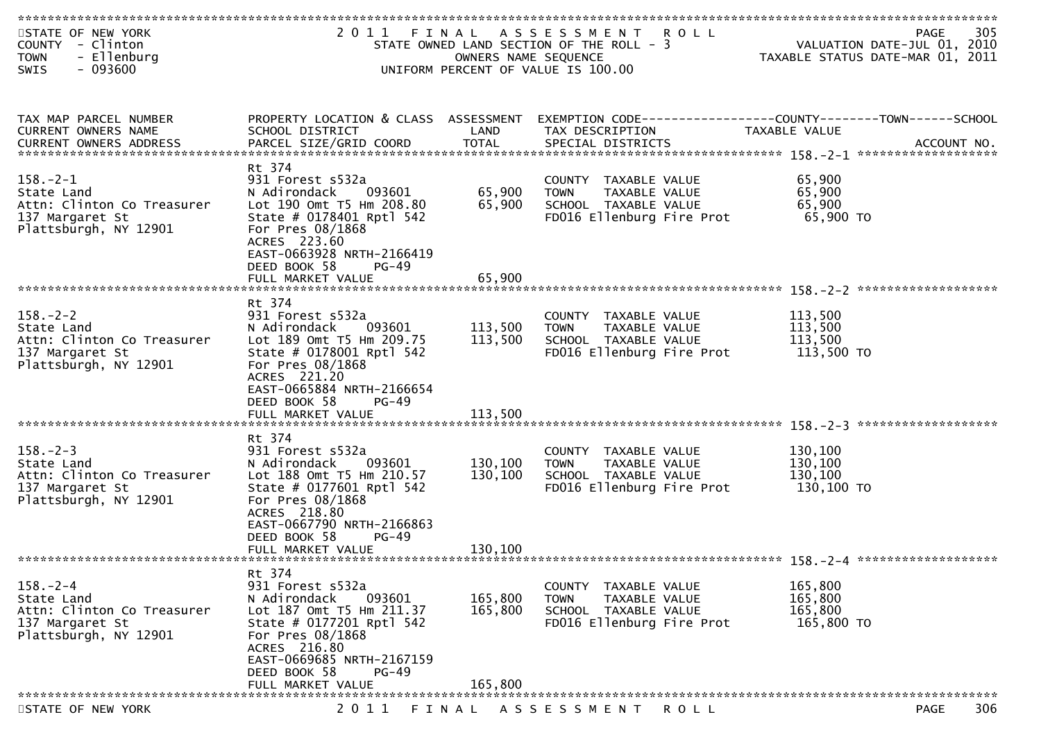STATE OF NEW YORK
COUNTY - Clinton
TOWN - Ellenburg
SWIS - 093600

2011 FINAL ASSESSMENT ROLL
STATE OWNED LAND SECTION OF THE ROLL - 3
OWNERS NAME SEQUENCE
UNIFORM PERCENT OF VALUE IS 100.00

VALUATION DATE-JUL 01, 2010
TAXABLE STATUS DATE-MAR 01, 2011

| TAX MAP PARCEL NUMBER / CURRENT OWNERS NAME / CURRENT OWNERS ADDRESS | PROPERTY LOCATION & CLASS / SCHOOL DISTRICT / PARCEL SIZE/GRID COORD | ASSESSMENT LAND | TOTAL | EXEMPTION CODE / TAX DESCRIPTION / SPECIAL DISTRICTS | COUNTY--------TOWN------SCHOOL TAXABLE VALUE | ACCOUNT NO. |
|---|---|---|---|---|---|---|
| 158.-2-1 | Rt 374 | | | | | |
| | 931 Forest s532a | | | COUNTY TAXABLE VALUE | 65,900 | |
| State Land | N Adirondack 093601 | 65,900 | | TOWN TAXABLE VALUE | 65,900 | |
| Attn: Clinton Co Treasurer | Lot 190 Omt T5 Hm 208.80 | | 65,900 | SCHOOL TAXABLE VALUE | 65,900 | |
| 137 Margaret St | State # 0178401 Rptl 542 | | | FD016 Ellenburg Fire Prot | 65,900 TO | |
| Plattsburgh, NY 12901 | For Pres 08/1868 | | | | | |
| | ACRES 223.60 | | | | | |
| | EAST-0663928 NRTH-2166419 | | | | | |
| | DEED BOOK 58 PG-49 | | | | | |
| | FULL MARKET VALUE | | 65,900 | | | |
| 158.-2-2 | Rt 374 | | | | | |
| | 931 Forest s532a | | | COUNTY TAXABLE VALUE | 113,500 | |
| State Land | N Adirondack 093601 | 113,500 | | TOWN TAXABLE VALUE | 113,500 | |
| Attn: Clinton Co Treasurer | Lot 189 Omt T5 Hm 209.75 | | 113,500 | SCHOOL TAXABLE VALUE | 113,500 | |
| 137 Margaret St | State # 0178001 Rptl 542 | | | FD016 Ellenburg Fire Prot | 113,500 TO | |
| Plattsburgh, NY 12901 | For Pres 08/1868 | | | | | |
| | ACRES 221.20 | | | | | |
| | EAST-0665884 NRTH-2166654 | | | | | |
| | DEED BOOK 58 PG-49 | | | | | |
| | FULL MARKET VALUE | | 113,500 | | | |
| 158.-2-3 | Rt 374 | | | | | |
| | 931 Forest s532a | | | COUNTY TAXABLE VALUE | 130,100 | |
| State Land | N Adirondack 093601 | 130,100 | | TOWN TAXABLE VALUE | 130,100 | |
| Attn: Clinton Co Treasurer | Lot 188 Omt T5 Hm 210.57 | | 130,100 | SCHOOL TAXABLE VALUE | 130,100 | |
| 137 Margaret St | State # 0177601 Rptl 542 | | | FD016 Ellenburg Fire Prot | 130,100 TO | |
| Plattsburgh, NY 12901 | For Pres 08/1868 | | | | | |
| | ACRES 218.80 | | | | | |
| | EAST-0667790 NRTH-2166863 | | | | | |
| | DEED BOOK 58 PG-49 | | | | | |
| | FULL MARKET VALUE | | 130,100 | | | |
| 158.-2-4 | Rt 374 | | | | | |
| | 931 Forest s532a | | | COUNTY TAXABLE VALUE | 165,800 | |
| State Land | N Adirondack 093601 | 165,800 | | TOWN TAXABLE VALUE | 165,800 | |
| Attn: Clinton Co Treasurer | Lot 187 Omt T5 Hm 211.37 | | 165,800 | SCHOOL TAXABLE VALUE | 165,800 | |
| 137 Margaret St | State # 0177201 Rptl 542 | | | FD016 Ellenburg Fire Prot | 165,800 TO | |
| Plattsburgh, NY 12901 | For Pres 08/1868 | | | | | |
| | ACRES 216.80 | | | | | |
| | EAST-0669685 NRTH-2167159 | | | | | |
| | DEED BOOK 58 PG-49 | | | | | |
| | FULL MARKET VALUE | | 165,800 | | | |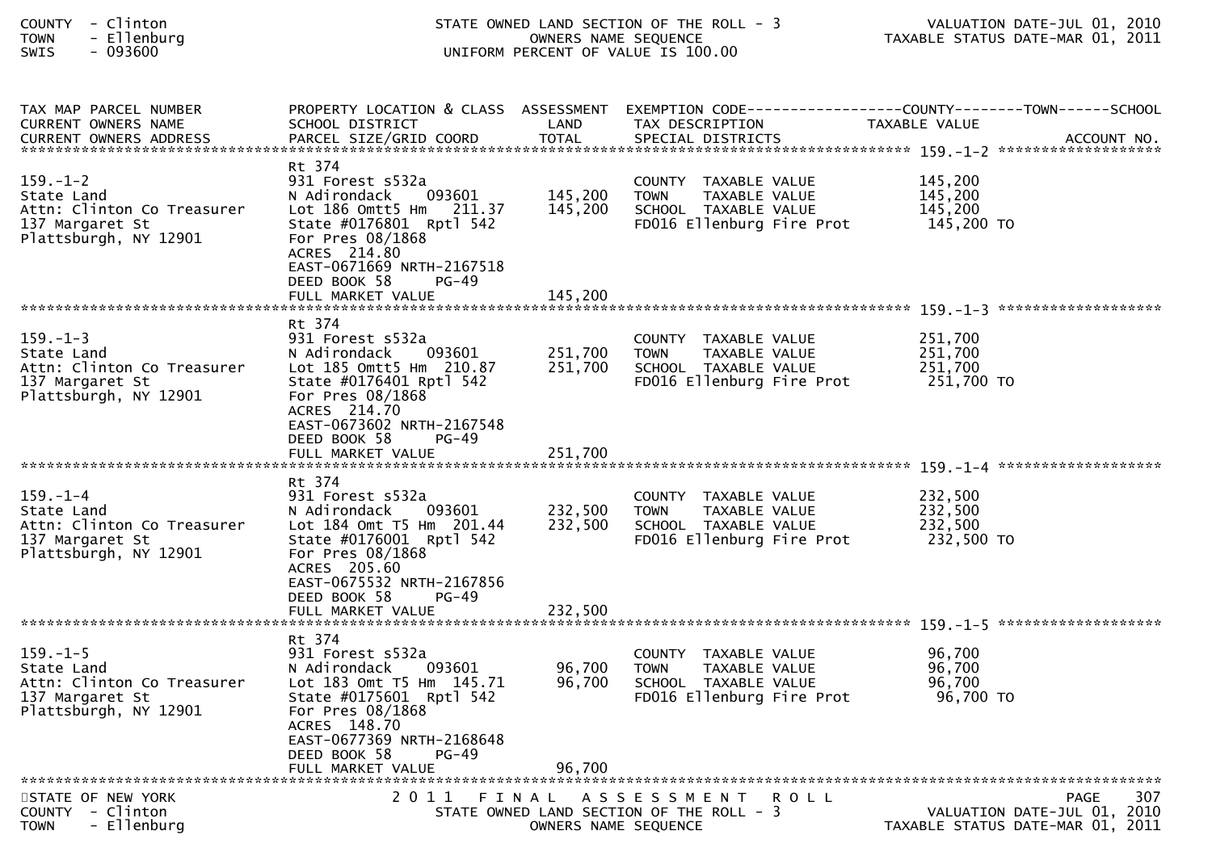COUNTY - Clinton
TOWN - Ellenburg
SWIS - 093600

STATE OWNED LAND SECTION OF THE ROLL - 3
OWNERS NAME SEQUENCE
UNIFORM PERCENT OF VALUE IS 100.00

VALUATION DATE-JUL 01, 2010
TAXABLE STATUS DATE-MAR 01, 2011

| TAX MAP PARCEL NUMBER / CURRENT OWNERS NAME / CURRENT OWNERS ADDRESS | PROPERTY LOCATION & CLASS / SCHOOL DISTRICT / PARCEL SIZE/GRID COORD | ASSESSMENT LAND / TOTAL | EXEMPTION CODE / TAX DESCRIPTION / SPECIAL DISTRICTS | TAXABLE VALUE (COUNTY / TOWN / SCHOOL) | ACCOUNT NO. |
|---|---|---|---|---|---|
| **159.-1-2** | Rt 374 | | | | |
| 159.-1-2 | 931 Forest s532a | | COUNTY TAXABLE VALUE | 145,200 | |
| State Land | N Adirondack 093601 | 145,200 | TOWN TAXABLE VALUE | 145,200 | |
| Attn: Clinton Co Treasurer | Lot 186 Omtt5 Hm 211.37 | 145,200 | SCHOOL TAXABLE VALUE | 145,200 | |
| 137 Margaret St | State #0176801 Rptl 542 | | FD016 Ellenburg Fire Prot | 145,200 TO | |
| Plattsburgh, NY 12901 | For Pres 08/1868 | | | | |
| | ACRES 214.80 | | | | |
| | EAST-0671669 NRTH-2167518 | | | | |
| | DEED BOOK 58 PG-49 | | | | |
| | FULL MARKET VALUE | 145,200 | | | |
| **159.-1-3** | Rt 374 | | | | |
| 159.-1-3 | 931 Forest s532a | | COUNTY TAXABLE VALUE | 251,700 | |
| State Land | N Adirondack 093601 | 251,700 | TOWN TAXABLE VALUE | 251,700 | |
| Attn: Clinton Co Treasurer | Lot 185 Omtt5 Hm 210.87 | 251,700 | SCHOOL TAXABLE VALUE | 251,700 | |
| 137 Margaret St | State #0176401 Rptl 542 | | FD016 Ellenburg Fire Prot | 251,700 TO | |
| Plattsburgh, NY 12901 | For Pres 08/1868 | | | | |
| | ACRES 214.70 | | | | |
| | EAST-0673602 NRTH-2167548 | | | | |
| | DEED BOOK 58 PG-49 | | | | |
| | FULL MARKET VALUE | 251,700 | | | |
| **159.-1-4** | Rt 374 | | | | |
| 159.-1-4 | 931 Forest s532a | | COUNTY TAXABLE VALUE | 232,500 | |
| State Land | N Adirondack 093601 | 232,500 | TOWN TAXABLE VALUE | 232,500 | |
| Attn: Clinton Co Treasurer | Lot 184 Omt T5 Hm 201.44 | 232,500 | SCHOOL TAXABLE VALUE | 232,500 | |
| 137 Margaret St | State #0176001 Rptl 542 | | FD016 Ellenburg Fire Prot | 232,500 TO | |
| Plattsburgh, NY 12901 | For Pres 08/1868 | | | | |
| | ACRES 205.60 | | | | |
| | EAST-0675532 NRTH-2167856 | | | | |
| | DEED BOOK 58 PG-49 | | | | |
| | FULL MARKET VALUE | 232,500 | | | |
| **159.-1-5** | Rt 374 | | | | |
| 159.-1-5 | 931 Forest s532a | | COUNTY TAXABLE VALUE | 96,700 | |
| State Land | N Adirondack 093601 | 96,700 | TOWN TAXABLE VALUE | 96,700 | |
| Attn: Clinton Co Treasurer | Lot 183 Omt T5 Hm 145.71 | 96,700 | SCHOOL TAXABLE VALUE | 96,700 | |
| 137 Margaret St | State #0175601 Rptl 542 | | FD016 Ellenburg Fire Prot | 96,700 TO | |
| Plattsburgh, NY 12901 | For Pres 08/1868 | | | | |
| | ACRES 148.70 | | | | |
| | EAST-0677369 NRTH-2168648 | | | | |
| | DEED BOOK 58 PG-49 | | | | |
| | FULL MARKET VALUE | 96,700 | | | |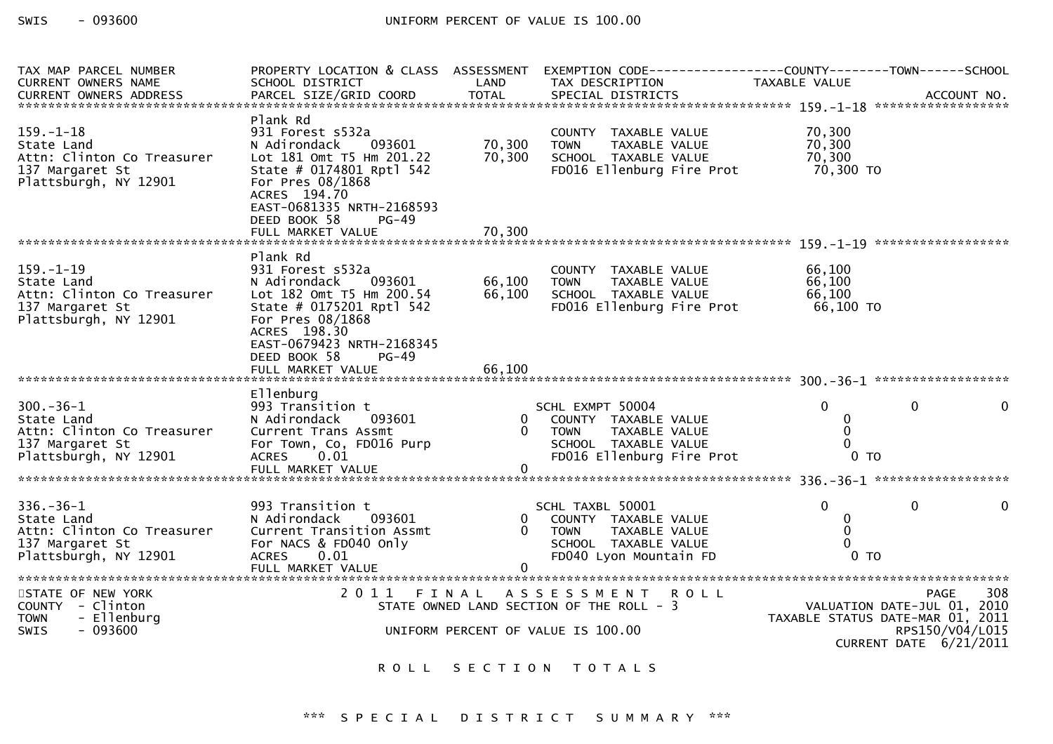| TAX MAP PARCEL NUMBER<br>CURRENT OWNERS NAME<br>CURRENT OWNERS ADDRESS | PROPERTY LOCATION & CLASS<br>SCHOOL DISTRICT<br>PARCEL SIZE/GRID COORD | ASSESSMENT<br>LAND<br>TOTAL | EXEMPTION CODE<br>TAX DESCRIPTION<br>SPECIAL DISTRICTS | COUNTY<br>TAXABLE VALUE | TOWN | SCHOOL<br>ACCOUNT NO. |
|---|---|---|---|---|---|---|
| **159.-1-18** | | | | | | |
| 159.-1-18<br>State Land<br>Attn: Clinton Co Treasurer<br>137 Margaret St<br>Plattsburgh, NY 12901 | Plank Rd<br>931 Forest s532a<br>N Adirondack 093601<br>Lot 181 Omt T5 Hm 201.22<br>State # 0174801 Rptl 542<br>For Pres 08/1868<br>ACRES 194.70<br>EAST-0681335 NRTH-2168593<br>DEED BOOK 58 PG-49<br>FULL MARKET VALUE | 70,300<br>70,300<br><br><br><br><br><br><br><br>70,300 | COUNTY TAXABLE VALUE<br>TOWN TAXABLE VALUE<br>SCHOOL TAXABLE VALUE<br>FD016 Ellenburg Fire Prot | 70,300<br>70,300<br>70,300<br>70,300 TO | | |
| **159.-1-19** | | | | | | |
| 159.-1-19<br>State Land<br>Attn: Clinton Co Treasurer<br>137 Margaret St<br>Plattsburgh, NY 12901 | Plank Rd<br>931 Forest s532a<br>N Adirondack 093601<br>Lot 182 Omt T5 Hm 200.54<br>State # 0175201 Rptl 542<br>For Pres 08/1868<br>ACRES 198.30<br>EAST-0679423 NRTH-2168345<br>DEED BOOK 58 PG-49<br>FULL MARKET VALUE | 66,100<br>66,100<br><br><br><br><br><br><br><br>66,100 | COUNTY TAXABLE VALUE<br>TOWN TAXABLE VALUE<br>SCHOOL TAXABLE VALUE<br>FD016 Ellenburg Fire Prot | 66,100<br>66,100<br>66,100<br>66,100 TO | | |
| **300.-36-1** | | | | | | |
| 300.-36-1<br>State Land<br>Attn: Clinton Co Treasurer<br>137 Margaret St<br>Plattsburgh, NY 12901 | Ellenburg<br>993 Transition t<br>N Adirondack 093601<br>Current Trans Assmt<br>For Town, Co, FD016 Purp<br>ACRES 0.01<br>FULL MARKET VALUE | 0<br>0<br><br><br>0 | SCHL EXMPT 50004<br>COUNTY TAXABLE VALUE<br>TOWN TAXABLE VALUE<br>SCHOOL TAXABLE VALUE<br>FD016 Ellenburg Fire Prot | 0<br>0<br>0<br>0<br>0 TO | 0 | 0 |
| **336.-36-1** | | | | | | |
| 336.-36-1<br>State Land<br>Attn: Clinton Co Treasurer<br>137 Margaret St<br>Plattsburgh, NY 12901 | 993 Transition t<br>N Adirondack 093601<br>Current Transition Assmt<br>For NACS & FD040 Only<br>ACRES 0.01<br>FULL MARKET VALUE | 0<br>0<br><br><br>0 | SCHL TAXBL 50001<br>COUNTY TAXABLE VALUE<br>TOWN TAXABLE VALUE<br>SCHOOL TAXABLE VALUE<br>FD040 Lyon Mountain FD | 0<br>0<br>0<br>0<br>0 TO | 0 | 0 |

STATE OF NEW YORK
COUNTY - Clinton
TOWN - Ellenburg
SWIS - 093600

2011 FINAL ASSESSMENT ROLL
STATE OWNED LAND SECTION OF THE ROLL - 3
UNIFORM PERCENT OF VALUE IS 100.00

PAGE 308
VALUATION DATE-JUL 01, 2010
TAXABLE STATUS DATE-MAR 01, 2011
RPS150/V04/L015
CURRENT DATE 6/21/2011

R O L L S E C T I O N T O T A L S

\*\*\* S P E C I A L D I S T R I C T S U M M A R Y \*\*\*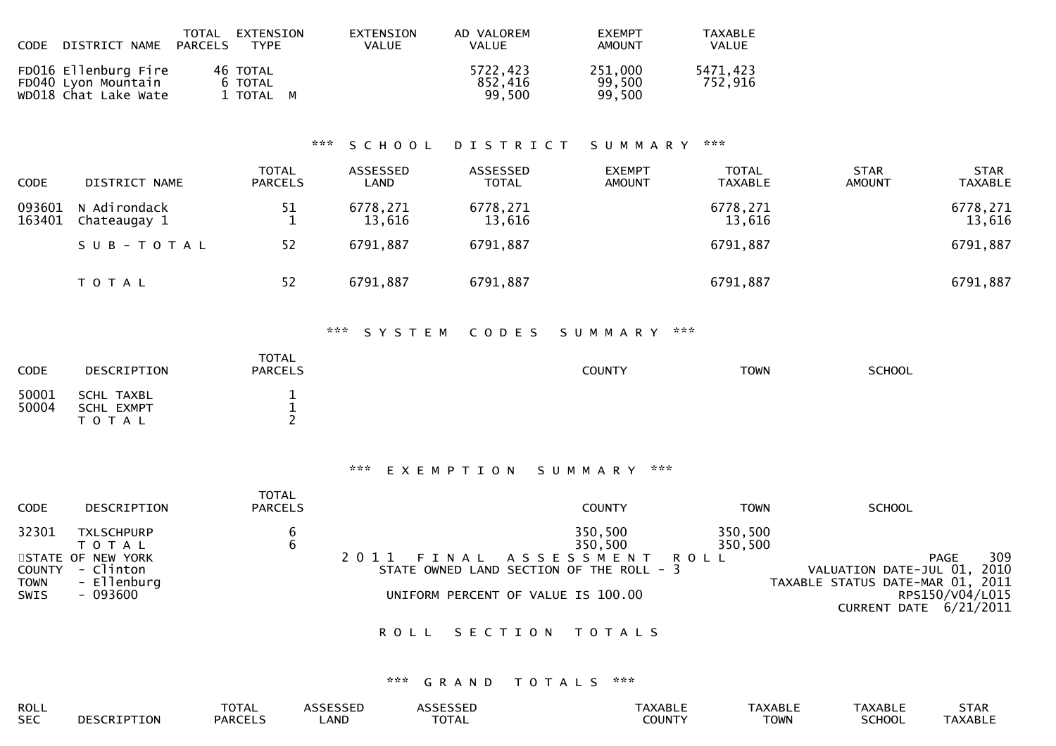| CODE | DISTRICT NAME | TOTAL PARCELS | EXTENSION TYPE | EXTENSION VALUE | AD VALOREM VALUE | EXEMPT AMOUNT | TAXABLE VALUE |
|---|---|---|---|---|---|---|---|
| FD016 | Ellenburg Fire | 46 | TOTAL | | 5722,423 | 251,000 | 5471,423 |
| FD040 | Lyon Mountain | 6 | TOTAL | | 852,416 | 99,500 | 752,916 |
| WD018 | Chat Lake Wate | 1 | TOTAL M | | 99,500 | 99,500 | |

### *** SCHOOL DISTRICT SUMMARY ***

| CODE | DISTRICT NAME | TOTAL PARCELS | ASSESSED LAND | ASSESSED TOTAL | EXEMPT AMOUNT | TOTAL TAXABLE | STAR AMOUNT | STAR TAXABLE |
|---|---|---|---|---|---|---|---|---|
| 093601 | N Adirondack | 51 | 6778,271 | 6778,271 | | 6778,271 | | 6778,271 |
| 163401 | Chateaugay 1 | 1 | 13,616 | 13,616 | | 13,616 | | 13,616 |
| | SUB-TOTAL | 52 | 6791,887 | 6791,887 | | 6791,887 | | 6791,887 |
| | TOTAL | 52 | 6791,887 | 6791,887 | | 6791,887 | | 6791,887 |

### *** SYSTEM CODES SUMMARY ***

| CODE | DESCRIPTION | TOTAL PARCELS | COUNTY | TOWN | SCHOOL |
|---|---|---|---|---|---|
| 50001 | SCHL TAXBL | 1 | | | |
| 50004 | SCHL EXMPT | 1 | | | |
| | TOTAL | 2 | | | |

### *** EXEMPTION SUMMARY ***

| CODE | DESCRIPTION | TOTAL PARCELS | COUNTY | TOWN | SCHOOL |
|---|---|---|---|---|---|
| 32301 | TXLSCHPURP | 6 | 350,500 | 350,500 | |
| | TOTAL | 6 | 350,500 | 350,500 | |

STATE OF NEW YORK
COUNTY - Clinton
TOWN - Ellenburg
SWIS - 093600

2011 FINAL ASSESSMENT ROLL
STATE OWNED LAND SECTION OF THE ROLL - 3
UNIFORM PERCENT OF VALUE IS 100.00

VALUATION DATE-JUL 01, 2010
TAXABLE STATUS DATE-MAR 01, 2011
RPS150/V04/L015
CURRENT DATE 6/21/2011

## ROLL SECTION TOTALS

### *** GRAND TOTALS ***

| ROLL SEC | DESCRIPTION | TOTAL PARCELS | ASSESSED LAND | ASSESSED TOTAL | TAXABLE COUNTY | TAXABLE TOWN | TAXABLE SCHOOL | STAR TAXABLE |
|---|---|---|---|---|---|---|---|---|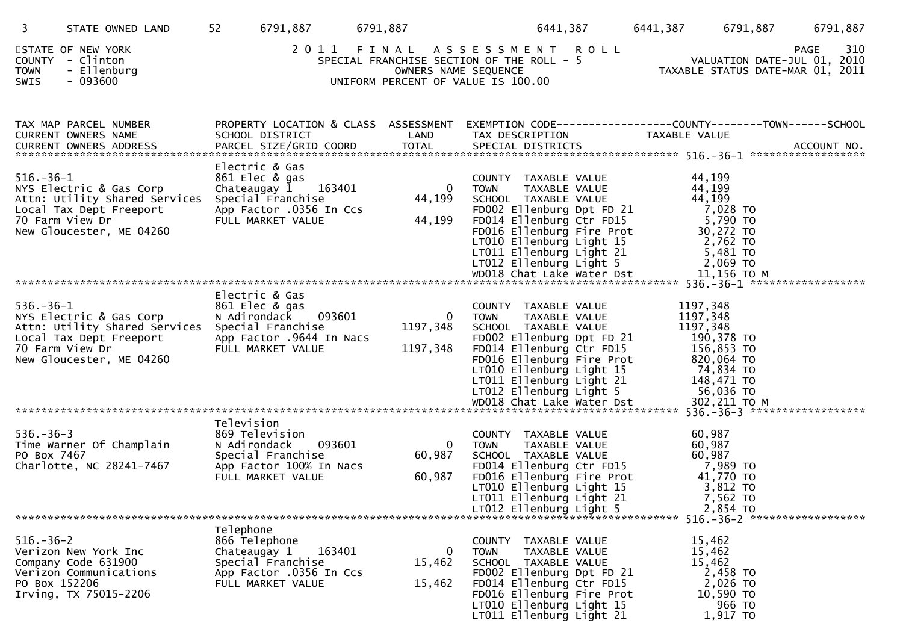| 3 | STATE OWNED LAND | 52 | 6791,887 | 6791,887 | 6441,387 | 6441,387 | 6791,887 | 6791,887 |
|---|---|---|---|---|---|---|---|---|

STATE OF NEW YORK
COUNTY - Clinton
TOWN - Ellenburg
SWIS - 093600

2011 FINAL ASSESSMENT ROLL
SPECIAL FRANCHISE SECTION OF THE ROLL - 5
OWNERS NAME SEQUENCE
UNIFORM PERCENT OF VALUE IS 100.00

PAGE 310
VALUATION DATE-JUL 01, 2010
TAXABLE STATUS DATE-MAR 01, 2011

| TAX MAP PARCEL NUMBER / CURRENT OWNERS NAME / CURRENT OWNERS ADDRESS | PROPERTY LOCATION & CLASS / SCHOOL DISTRICT / PARCEL SIZE/GRID COORD | ASSESSMENT LAND / TOTAL | EXEMPTION CODE / TAX DESCRIPTION / SPECIAL DISTRICTS | TAXABLE VALUE (COUNTY--TOWN--SCHOOL) / ACCOUNT NO. |
|---|---|---|---|---|
| **516.-36-1** | Electric & Gas | | | |
| 516.-36-1 | 861 Elec & gas | | COUNTY TAXABLE VALUE | 44,199 |
| NYS Electric & Gas Corp | Chateaugay 1 163401 | 0 | TOWN TAXABLE VALUE | 44,199 |
| Attn: Utility Shared Services | Special Franchise | 44,199 | SCHOOL TAXABLE VALUE | 44,199 |
| Local Tax Dept Freeport | App Factor .0356 In Ccs | | FD002 Ellenburg Dpt FD 21 | 7,028 TO |
| 70 Farm View Dr | FULL MARKET VALUE | 44,199 | FD014 Ellenburg Ctr FD15 | 5,790 TO |
| New Gloucester, ME 04260 | | | FD016 Ellenburg Fire Prot | 30,272 TO |
| | | | LT010 Ellenburg Light 15 | 2,762 TO |
| | | | LT011 Ellenburg Light 21 | 5,481 TO |
| | | | LT012 Ellenburg Light 5 | 2,069 TO |
| | | | WD018 Chat Lake Water Dst | 11,156 TO M |
| **536.-36-1** | Electric & Gas | | | |
| 536.-36-1 | 861 Elec & gas | | COUNTY TAXABLE VALUE | 1197,348 |
| NYS Electric & Gas Corp | N Adirondack 093601 | 0 | TOWN TAXABLE VALUE | 1197,348 |
| Attn: Utility Shared Services | Special Franchise | 1197,348 | SCHOOL TAXABLE VALUE | 1197,348 |
| Local Tax Dept Freeport | App Factor .9644 In Nacs | | FD002 Ellenburg Dpt FD 21 | 190,378 TO |
| 70 Farm View Dr | FULL MARKET VALUE | 1197,348 | FD014 Ellenburg Ctr FD15 | 156,853 TO |
| New Gloucester, ME 04260 | | | FD016 Ellenburg Fire Prot | 820,064 TO |
| | | | LT010 Ellenburg Light 15 | 74,834 TO |
| | | | LT011 Ellenburg Light 21 | 148,471 TO |
| | | | LT012 Ellenburg Light 5 | 56,036 TO |
| | | | WD018 Chat Lake Water Dst | 302,211 TO M |
| **536.-36-3** | Television | | | |
| 536.-36-3 | 869 Television | | COUNTY TAXABLE VALUE | 60,987 |
| Time Warner Of Champlain | N Adirondack 093601 | 0 | TOWN TAXABLE VALUE | 60,987 |
| PO Box 7467 | Special Franchise | 60,987 | SCHOOL TAXABLE VALUE | 60,987 |
| Charlotte, NC 28241-7467 | App Factor 100% In Nacs | | FD014 Ellenburg Ctr FD15 | 7,989 TO |
| | FULL MARKET VALUE | 60,987 | FD016 Ellenburg Fire Prot | 41,770 TO |
| | | | LT010 Ellenburg Light 15 | 3,812 TO |
| | | | LT011 Ellenburg Light 21 | 7,562 TO |
| | | | LT012 Ellenburg Light 5 | 2,854 TO |
| **516.-36-2** | Telephone | | | |
| 516.-36-2 | 866 Telephone | | COUNTY TAXABLE VALUE | 15,462 |
| Verizon New York Inc | Chateaugay 1 163401 | 0 | TOWN TAXABLE VALUE | 15,462 |
| Company Code 631900 | Special Franchise | 15,462 | SCHOOL TAXABLE VALUE | 15,462 |
| Verizon Communications | App Factor .0356 In Ccs | | FD002 Ellenburg Dpt FD 21 | 2,458 TO |
| PO Box 152206 | FULL MARKET VALUE | 15,462 | FD014 Ellenburg Ctr FD15 | 2,026 TO |
| Irving, TX 75015-2206 | | | FD016 Ellenburg Fire Prot | 10,590 TO |
| | | | LT010 Ellenburg Light 15 | 966 TO |
| | | | LT011 Ellenburg Light 21 | 1,917 TO |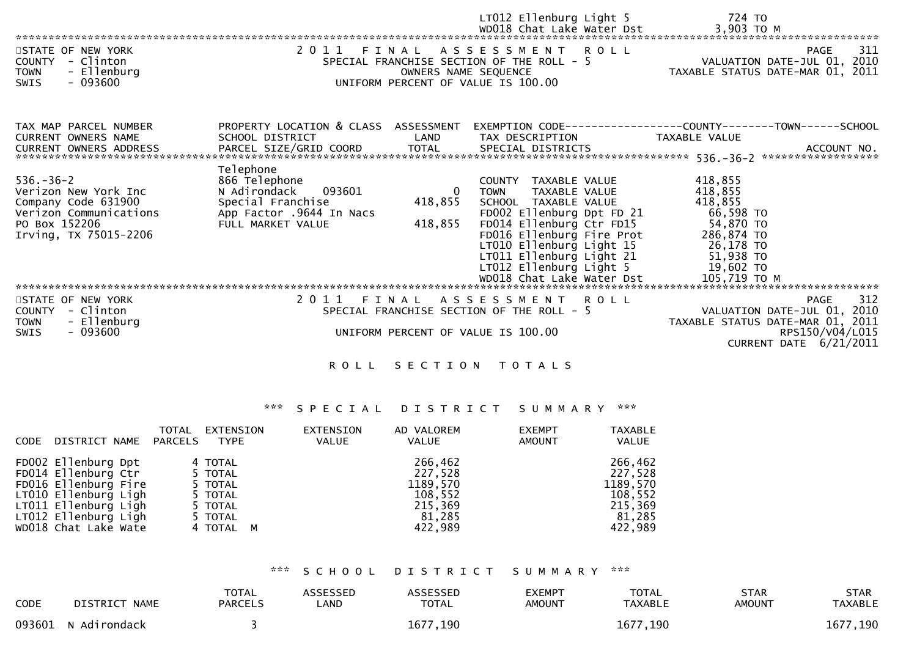LT012 Ellenburg Light 5 724 TO
WD018 Chat Lake Water Dst 3,903 TO M

STATE OF NEW YORK
COUNTY - Clinton
TOWN - Ellenburg
SWIS - 093600

2011 FINAL ASSESSMENT ROLL
SPECIAL FRANCHISE SECTION OF THE ROLL - 5
OWNERS NAME SEQUENCE
UNIFORM PERCENT OF VALUE IS 100.00

VALUATION DATE-JUL 01, 2010
TAXABLE STATUS DATE-MAR 01, 2011

| TAX MAP PARCEL NUMBER / CURRENT OWNERS NAME / CURRENT OWNERS ADDRESS | PROPERTY LOCATION & CLASS / SCHOOL DISTRICT / PARCEL SIZE/GRID COORD | ASSESSMENT LAND / TOTAL | EXEMPTION CODE / TAX DESCRIPTION / SPECIAL DISTRICTS | TAXABLE VALUE (COUNTY--TOWN--SCHOOL) / ACCOUNT NO. |
|---|---|---|---|---|
| 536.-36-2 | | | | |
| | Telephone | | | |
| 536.-36-2 | 866 Telephone | | COUNTY TAXABLE VALUE | 418,855 |
| Verizon New York Inc | N Adirondack 093601 | 0 | TOWN TAXABLE VALUE | 418,855 |
| Company Code 631900 | Special Franchise | 418,855 | SCHOOL TAXABLE VALUE | 418,855 |
| Verizon Communications | App Factor .9644 In Nacs | | FD002 Ellenburg Dpt FD 21 | 66,598 TO |
| PO Box 152206 | FULL MARKET VALUE | 418,855 | FD014 Ellenburg Ctr FD15 | 54,870 TO |
| Irving, TX 75015-2206 | | | FD016 Ellenburg Fire Prot | 286,874 TO |
| | | | LT010 Ellenburg Light 15 | 26,178 TO |
| | | | LT011 Ellenburg Light 21 | 51,938 TO |
| | | | LT012 Ellenburg Light 5 | 19,602 TO |
| | | | WD018 Chat Lake Water Dst | 105,719 TO M |

STATE OF NEW YORK
COUNTY - Clinton
TOWN - Ellenburg
SWIS - 093600

2011 FINAL ASSESSMENT ROLL
SPECIAL FRANCHISE SECTION OF THE ROLL - 5
UNIFORM PERCENT OF VALUE IS 100.00

VALUATION DATE-JUL 01, 2010
TAXABLE STATUS DATE-MAR 01, 2011
RPS150/V04/L015
CURRENT DATE 6/21/2011

## ROLL SECTION TOTALS

### *** SPECIAL DISTRICT SUMMARY ***

| CODE | DISTRICT NAME | TOTAL PARCELS | EXTENSION TYPE | EXTENSION VALUE | AD VALOREM VALUE | EXEMPT AMOUNT | TAXABLE VALUE |
|---|---|---|---|---|---|---|---|
| FD002 | Ellenburg Dpt | 4 | TOTAL | | 266,462 | | 266,462 |
| FD014 | Ellenburg Ctr | 5 | TOTAL | | 227,528 | | 227,528 |
| FD016 | Ellenburg Fire | 5 | TOTAL | | 1189,570 | | 1189,570 |
| LT010 | Ellenburg Ligh | 5 | TOTAL | | 108,552 | | 108,552 |
| LT011 | Ellenburg Ligh | 5 | TOTAL | | 215,369 | | 215,369 |
| LT012 | Ellenburg Ligh | 5 | TOTAL | | 81,285 | | 81,285 |
| WD018 | Chat Lake Wate | 4 | TOTAL M | | 422,989 | | 422,989 |

### *** SCHOOL DISTRICT SUMMARY ***

| CODE | DISTRICT NAME | TOTAL PARCELS | ASSESSED LAND | ASSESSED TOTAL | EXEMPT AMOUNT | TOTAL TAXABLE | STAR AMOUNT | STAR TAXABLE |
|---|---|---|---|---|---|---|---|---|
| 093601 | N Adirondack | 3 | | 1677,190 | | 1677,190 | | 1677,190 |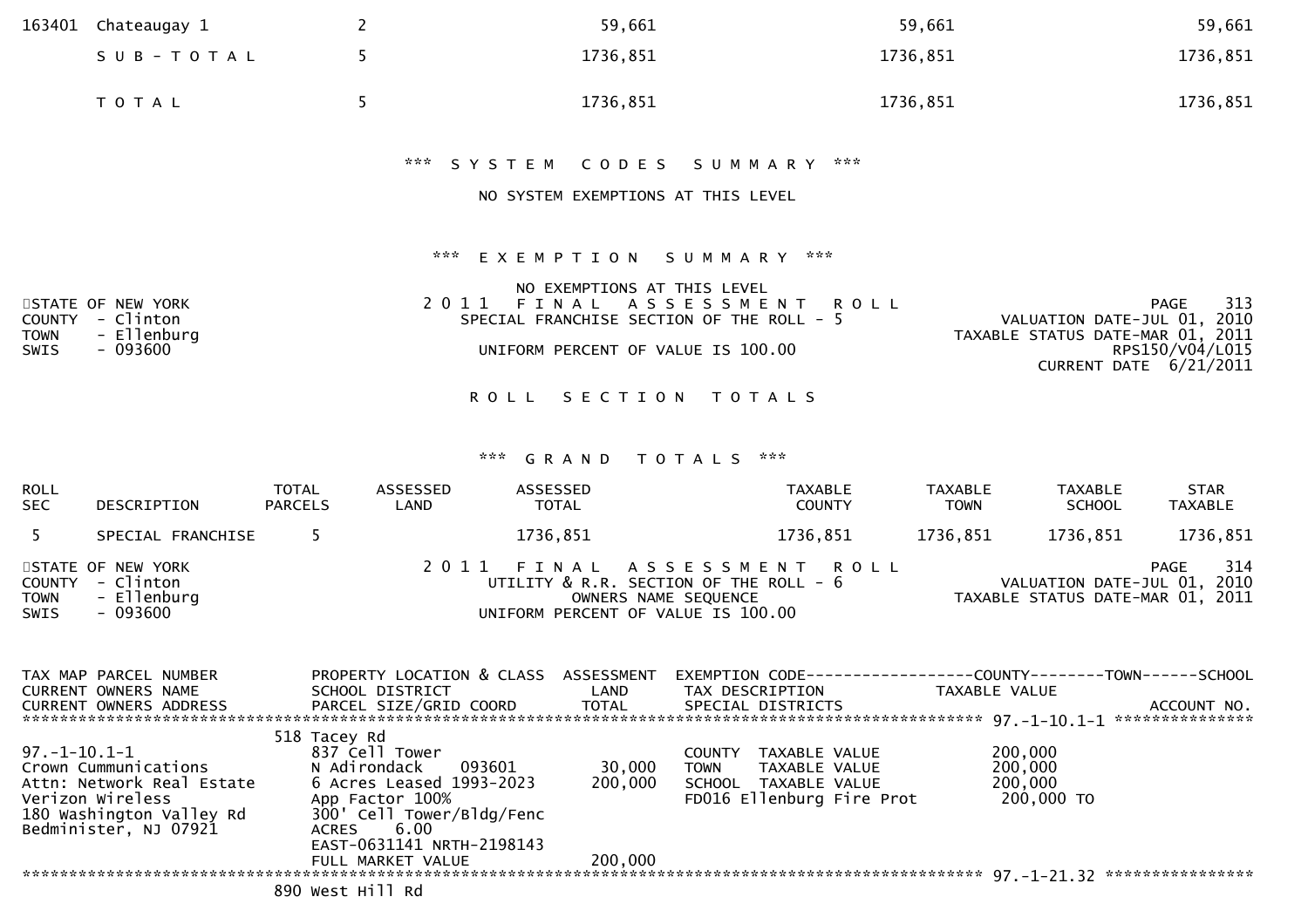| | | | | | |
|---|---|---|---|---|---|
| 163401 | Chateaugay 1 | 2 | 59,661 | 59,661 | 59,661 |
| | S U B - T O T A L | 5 | 1736,851 | 1736,851 | 1736,851 |
| | T O T A L | 5 | 1736,851 | 1736,851 | 1736,851 |

\*\*\* S Y S T E M C O D E S S U M M A R Y \*\*\*

NO SYSTEM EXEMPTIONS AT THIS LEVEL

\*\*\* E X E M P T I O N S U M M A R Y \*\*\*

NO EXEMPTIONS AT THIS LEVEL

STATE OF NEW YORK
COUNTY - Clinton
TOWN - Ellenburg
SWIS - 093600

2 0 1 1 F I N A L A S S E S S M E N T R O L L
SPECIAL FRANCHISE SECTION OF THE ROLL - 5
UNIFORM PERCENT OF VALUE IS 100.00

PAGE 313
VALUATION DATE-JUL 01, 2010
TAXABLE STATUS DATE-MAR 01, 2011
RPS150/V04/L015
CURRENT DATE 6/21/2011

R O L L S E C T I O N T O T A L S

\*\*\* G R A N D T O T A L S \*\*\*

| ROLL SEC | DESCRIPTION | TOTAL PARCELS | ASSESSED LAND | ASSESSED TOTAL | TAXABLE COUNTY | TAXABLE TOWN | TAXABLE SCHOOL | STAR TAXABLE |
|---|---|---|---|---|---|---|---|---|
| 5 | SPECIAL FRANCHISE | 5 | | 1736,851 | 1736,851 | 1736,851 | 1736,851 | 1736,851 |

STATE OF NEW YORK
COUNTY - Clinton
TOWN - Ellenburg
SWIS - 093600

2 0 1 1 F I N A L A S S E S S M E N T R O L L
UTILITY & R.R. SECTION OF THE ROLL - 6
OWNERS NAME SEQUENCE
UNIFORM PERCENT OF VALUE IS 100.00

PAGE 314
VALUATION DATE-JUL 01, 2010
TAXABLE STATUS DATE-MAR 01, 2011

| TAX MAP PARCEL NUMBER / CURRENT OWNERS NAME / CURRENT OWNERS ADDRESS | PROPERTY LOCATION & CLASS / SCHOOL DISTRICT / PARCEL SIZE/GRID COORD | ASSESSMENT LAND / TOTAL | EXEMPTION CODE / TAX DESCRIPTION / SPECIAL DISTRICTS | COUNTY--------TOWN------SCHOOL TAXABLE VALUE | ACCOUNT NO. |
|---|---|---|---|---|---|
| **97.-1-10.1-1** | | | | | |
| | 518 Tacey Rd | | | | |
| 97.-1-10.1-1 | 837 Cell Tower | | COUNTY TAXABLE VALUE | 200,000 | |
| Crown Cummunications | N Adirondack 093601 | 30,000 | TOWN TAXABLE VALUE | 200,000 | |
| Attn: Network Real Estate | 6 Acres Leased 1993-2023 | 200,000 | SCHOOL TAXABLE VALUE | 200,000 | |
| Verizon Wireless | App Factor 100% | | FD016 Ellenburg Fire Prot | 200,000 TO | |
| 180 Washington Valley Rd | 300' Cell Tower/Bldg/Fenc | | | | |
| Bedminister, NJ 07921 | ACRES 6.00 | | | | |
| | EAST-0631141 NRTH-2198143 | | | | |
| | FULL MARKET VALUE | 200,000 | | | |
| **97.-1-21.32** | | | | | |
| | 890 West Hill Rd | | | | |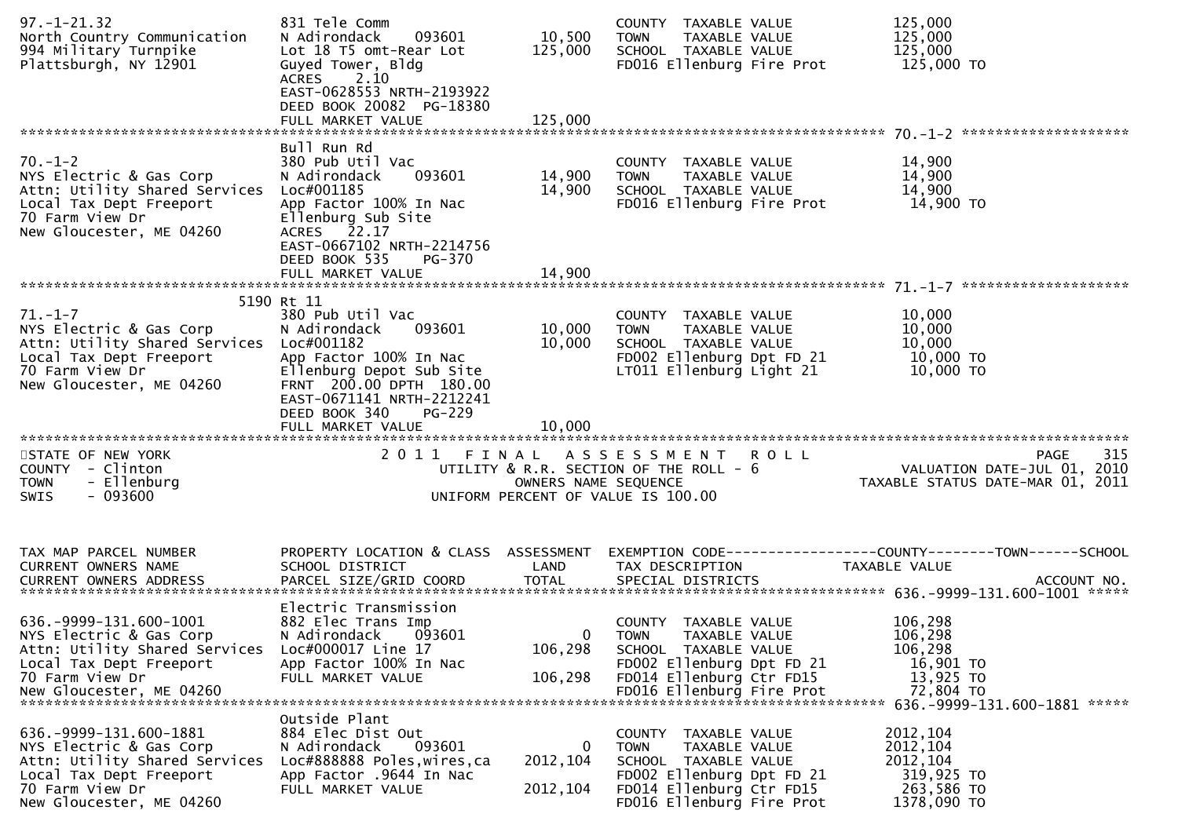| | | | | |
|---|---|---|---|---|
| 97.-1-21.32<br>North Country Communication<br>994 Military Turnpike<br>Plattsburgh, NY 12901 | 831 Tele Comm<br>N Adirondack 093601<br>Lot 18 T5 omt-Rear Lot<br>Guyed Tower, Bldg<br>ACRES 2.10<br>EAST-0628553 NRTH-2193922<br>DEED BOOK 20082 PG-18380<br>FULL MARKET VALUE | 10,500<br>125,000<br><br><br><br><br><br>125,000 | COUNTY TAXABLE VALUE<br>TOWN TAXABLE VALUE<br>SCHOOL TAXABLE VALUE<br>FD016 Ellenburg Fire Prot | 125,000<br>125,000<br>125,000<br>125,000 TO |
| 70.-1-2<br>NYS Electric & Gas Corp<br>Attn: Utility Shared Services<br>Local Tax Dept Freeport<br>70 Farm View Dr<br>New Gloucester, ME 04260 | Bull Run Rd<br>380 Pub Util Vac<br>N Adirondack 093601<br>Loc#001185<br>App Factor 100% In Nac<br>Ellenburg Sub Site<br>ACRES 22.17<br>EAST-0667102 NRTH-2214756<br>DEED BOOK 535 PG-370<br>FULL MARKET VALUE | <br><br>14,900<br>14,900<br><br><br><br><br><br>14,900 | COUNTY TAXABLE VALUE<br>TOWN TAXABLE VALUE<br>SCHOOL TAXABLE VALUE<br>FD016 Ellenburg Fire Prot | 14,900<br>14,900<br>14,900<br>14,900 TO |
| 71.-1-7<br>NYS Electric & Gas Corp<br>Attn: Utility Shared Services<br>Local Tax Dept Freeport<br>70 Farm View Dr<br>New Gloucester, ME 04260 | 5190 Rt 11<br>380 Pub Util Vac<br>N Adirondack 093601<br>Loc#001182<br>App Factor 100% In Nac<br>Ellenburg Depot Sub Site<br>FRNT 200.00 DPTH 180.00<br>EAST-0671141 NRTH-2212241<br>DEED BOOK 340 PG-229<br>FULL MARKET VALUE | <br><br>10,000<br>10,000<br><br><br><br><br><br>10,000 | COUNTY TAXABLE VALUE<br>TOWN TAXABLE VALUE<br>SCHOOL TAXABLE VALUE<br>FD002 Ellenburg Dpt FD 21<br>LT011 Ellenburg Light 21 | 10,000<br>10,000<br>10,000<br>10,000 TO<br>10,000 TO |

STATE OF NEW YORK
COUNTY - Clinton
TOWN - Ellenburg
SWIS - 093600

2 0 1 1 F I N A L A S S E S S M E N T R O L L
UTILITY & R.R. SECTION OF THE ROLL - 6
OWNERS NAME SEQUENCE
UNIFORM PERCENT OF VALUE IS 100.00

VALUATION DATE-JUL 01, 2010
TAXABLE STATUS DATE-MAR 01, 2011

| TAX MAP PARCEL NUMBER<br>CURRENT OWNERS NAME<br>CURRENT OWNERS ADDRESS | PROPERTY LOCATION & CLASS<br>SCHOOL DISTRICT<br>PARCEL SIZE/GRID COORD | ASSESSMENT<br>LAND<br>TOTAL | EXEMPTION CODE-----COUNTY-----TOWN-----SCHOOL<br>TAX DESCRIPTION<br>SPECIAL DISTRICTS | TAXABLE VALUE<br><br>ACCOUNT NO. |
|---|---|---|---|---|
| 636.-9999-131.600-1001<br>NYS Electric & Gas Corp<br>Attn: Utility Shared Services<br>Local Tax Dept Freeport<br>70 Farm View Dr<br>New Gloucester, ME 04260 | Electric Transmission<br>882 Elec Trans Imp<br>N Adirondack 093601<br>Loc#000017 Line 17<br>App Factor 100% In Nac<br>FULL MARKET VALUE | <br><br>0<br>106,298<br><br>106,298 | COUNTY TAXABLE VALUE<br>TOWN TAXABLE VALUE<br>SCHOOL TAXABLE VALUE<br>FD002 Ellenburg Dpt FD 21<br>FD014 Ellenburg Ctr FD15<br>FD016 Ellenburg Fire Prot | 106,298<br>106,298<br>106,298<br>16,901 TO<br>13,925 TO<br>72,804 TO |
| 636.-9999-131.600-1881<br>NYS Electric & Gas Corp<br>Attn: Utility Shared Services<br>Local Tax Dept Freeport<br>70 Farm View Dr<br>New Gloucester, ME 04260 | Outside Plant<br>884 Elec Dist Out<br>N Adirondack 093601<br>Loc#888888 Poles,wires,ca<br>App Factor .9644 In Nac<br>FULL MARKET VALUE | <br><br>0<br>2012,104<br><br>2012,104 | COUNTY TAXABLE VALUE<br>TOWN TAXABLE VALUE<br>SCHOOL TAXABLE VALUE<br>FD002 Ellenburg Dpt FD 21<br>FD014 Ellenburg Ctr FD15<br>FD016 Ellenburg Fire Prot | 2012,104<br>2012,104<br>2012,104<br>319,925 TO<br>263,586 TO<br>1378,090 TO |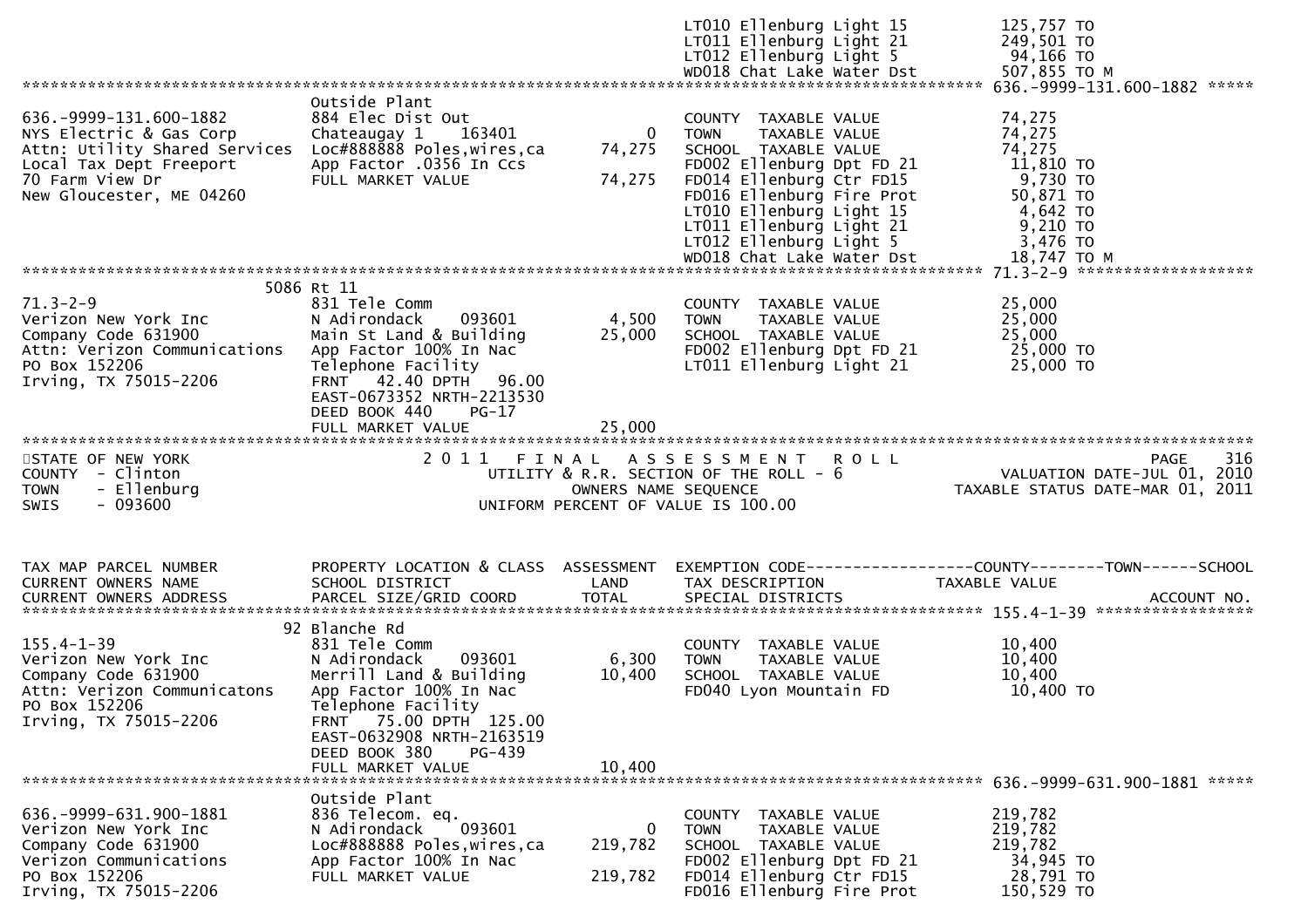```
                                                                             LT010 Ellenburg Light 15          125,757 TO
                                                                             LT011 Ellenburg Light 21          249,501 TO
                                                                             LT012 Ellenburg Light 5            94,166 TO
                                                                             WD018 Chat Lake Water Dst         507,855 TO M
******************************************************************************************************* 636.-9999-131.600-1882 *****
                              Outside Plant
636.-9999-131.600-1882        884 Elec Dist Out                              COUNTY  TAXABLE VALUE             74,275
NYS Electric & Gas Corp       Chateaugay 1     163401            0           TOWN    TAXABLE VALUE             74,275
Attn: Utility Shared Services Loc#888888 Poles,wires,ca     74,275           SCHOOL  TAXABLE VALUE             74,275
Local Tax Dept Freeport       App Factor .0356 In Ccs                        FD002 Ellenburg Dpt FD 21          11,810 TO
70 Farm View Dr               FULL MARKET VALUE             74,275           FD014 Ellenburg Ctr FD15            9,730 TO
New Gloucester, ME 04260                                                     FD016 Ellenburg Fire Prot          50,871 TO
                                                                             LT010 Ellenburg Light 15            4,642 TO
                                                                             LT011 Ellenburg Light 21            9,210 TO
                                                                             LT012 Ellenburg Light 5             3,476 TO
                                                                             WD018 Chat Lake Water Dst          18,747 TO M
******************************************************************************************************* 71.3-2-9 *******************
                          5086 Rt 11
71.3-2-9                      831 Tele Comm                                  COUNTY  TAXABLE VALUE             25,000
Verizon New York Inc          N Adirondack     093601        4,500           TOWN    TAXABLE VALUE             25,000
Company Code 631900           Main St Land & Building       25,000           SCHOOL  TAXABLE VALUE             25,000
Attn: Verizon Communications  App Factor 100% In Nac                         FD002 Ellenburg Dpt FD 21          25,000 TO
PO Box 152206                 Telephone Facility                             LT011 Ellenburg Light 21           25,000 TO
Irving, TX 75015-2206         FRNT   42.40 DPTH   96.00
                              EAST-0673352 NRTH-2213530
                              DEED BOOK 440     PG-17
                              FULL MARKET VALUE             25,000
************************************************************************************************************************************
STATE OF NEW YORK                 2 0 1 1   F I N A L   A S S E S S M E N T   R O L L                                  PAGE    316
COUNTY  - Clinton                    UTILITY & R.R. SECTION OF THE ROLL - 6                           VALUATION DATE-JUL 01, 2010
TOWN    - Ellenburg                         OWNERS NAME SEQUENCE                                   TAXABLE STATUS DATE-MAR 01, 2011
SWIS    - 093600                       UNIFORM PERCENT OF VALUE IS 100.00


TAX MAP PARCEL NUMBER         PROPERTY LOCATION & CLASS  ASSESSMENT  EXEMPTION CODE------------------COUNTY--------TOWN------SCHOOL
CURRENT OWNERS NAME           SCHOOL DISTRICT               LAND      TAX DESCRIPTION              TAXABLE VALUE
CURRENT OWNERS ADDRESS        PARCEL SIZE/GRID COORD        TOTAL     SPECIAL DISTRICTS                                  ACCOUNT NO.
******************************************************************************************************* 155.4-1-39 *****************
                            92 Blanche Rd
155.4-1-39                    831 Tele Comm                                  COUNTY  TAXABLE VALUE             10,400
Verizon New York Inc          N Adirondack     093601        6,300           TOWN    TAXABLE VALUE             10,400
Company Code 631900           Merrill Land & Building       10,400           SCHOOL  TAXABLE VALUE             10,400
Attn: Verizon Communicatons   App Factor 100% In Nac                         FD040 Lyon Mountain FD             10,400 TO
PO Box 152206                 Telephone Facility
Irving, TX 75015-2206         FRNT   75.00 DPTH  125.00
                              EAST-0632908 NRTH-2163519
                              DEED BOOK 380     PG-439
                              FULL MARKET VALUE             10,400
******************************************************************************************************* 636.-9999-631.900-1881 *****
                              Outside Plant
636.-9999-631.900-1881        836 Telecom. eq.                               COUNTY  TAXABLE VALUE            219,782
Verizon New York Inc          N Adirondack     093601            0           TOWN    TAXABLE VALUE            219,782
Company Code 631900           Loc#888888 Poles,wires,ca    219,782           SCHOOL  TAXABLE VALUE            219,782
Verizon Communications        App Factor 100% In Nac                         FD002 Ellenburg Dpt FD 21          34,945 TO
PO Box 152206                 FULL MARKET VALUE            219,782           FD014 Ellenburg Ctr FD15           28,791 TO
Irving, TX 75015-2206                                                        FD016 Ellenburg Fire Prot         150,529 TO
```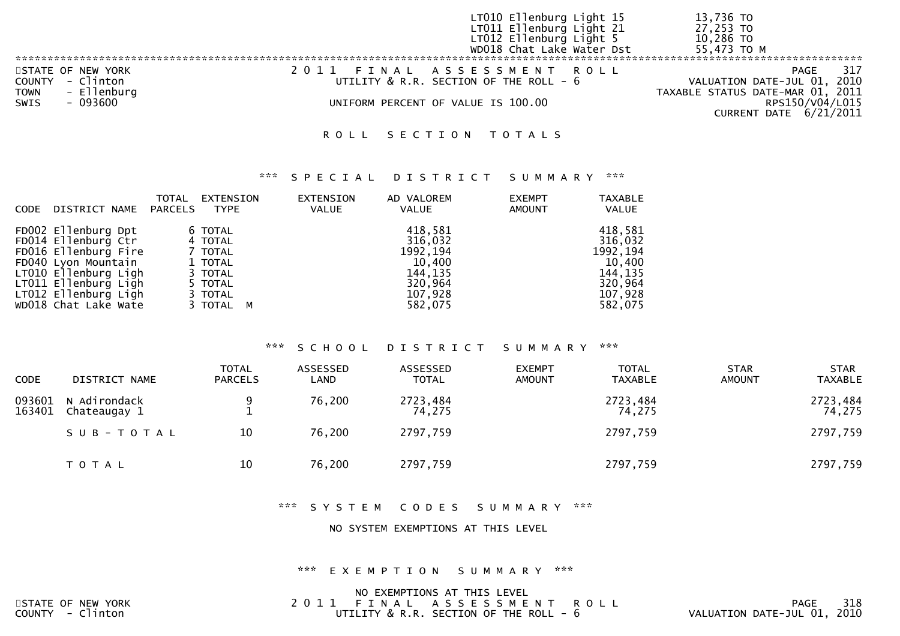| | |
|---|---|
| LT010 Ellenburg Light 15 | 13,736 TO |
| LT011 Ellenburg Light 21 | 27,253 TO |
| LT012 Ellenburg Light 5 | 10,286 TO |
| WD018 Chat Lake Water Dst | 55,473 TO M |

STATE OF NEW YORK
COUNTY - Clinton
TOWN - Ellenburg
SWIS - 093600

2011 FINAL ASSESSMENT ROLL
UTILITY & R.R. SECTION OF THE ROLL - 6

UNIFORM PERCENT OF VALUE IS 100.00

VALUATION DATE-JUL 01, 2010
TAXABLE STATUS DATE-MAR 01, 2011
RPS150/V04/L015
CURRENT DATE 6/21/2011

# ROLL SECTION TOTALS

## *** SPECIAL DISTRICT SUMMARY ***

| CODE | DISTRICT NAME | TOTAL PARCELS | EXTENSION TYPE | EXTENSION VALUE | AD VALOREM VALUE | EXEMPT AMOUNT | TAXABLE VALUE |
|---|---|---|---|---|---|---|---|
| FD002 | Ellenburg Dpt | 6 | TOTAL | | 418,581 | | 418,581 |
| FD014 | Ellenburg Ctr | 4 | TOTAL | | 316,032 | | 316,032 |
| FD016 | Ellenburg Fire | 7 | TOTAL | | 1992,194 | | 1992,194 |
| FD040 | Lyon Mountain | 1 | TOTAL | | 10,400 | | 10,400 |
| LT010 | Ellenburg Ligh | 3 | TOTAL | | 144,135 | | 144,135 |
| LT011 | Ellenburg Ligh | 5 | TOTAL | | 320,964 | | 320,964 |
| LT012 | Ellenburg Ligh | 3 | TOTAL | | 107,928 | | 107,928 |
| WD018 | Chat Lake Wate | 3 | TOTAL M | | 582,075 | | 582,075 |

## *** SCHOOL DISTRICT SUMMARY ***

| CODE | DISTRICT NAME | TOTAL PARCELS | ASSESSED LAND | ASSESSED TOTAL | EXEMPT AMOUNT | TOTAL TAXABLE | STAR AMOUNT | STAR TAXABLE |
|---|---|---|---|---|---|---|---|---|
| 093601 | N Adirondack | 9 | 76,200 | 2723,484 | | 2723,484 | | 2723,484 |
| 163401 | Chateaugay 1 | 1 | | 74,275 | | 74,275 | | 74,275 |
| | SUB-TOTAL | 10 | 76,200 | 2797,759 | | 2797,759 | | 2797,759 |
| | TOTAL | 10 | 76,200 | 2797,759 | | 2797,759 | | 2797,759 |

## *** SYSTEM CODES SUMMARY ***

NO SYSTEM EXEMPTIONS AT THIS LEVEL

## *** EXEMPTION SUMMARY ***

NO EXEMPTIONS AT THIS LEVEL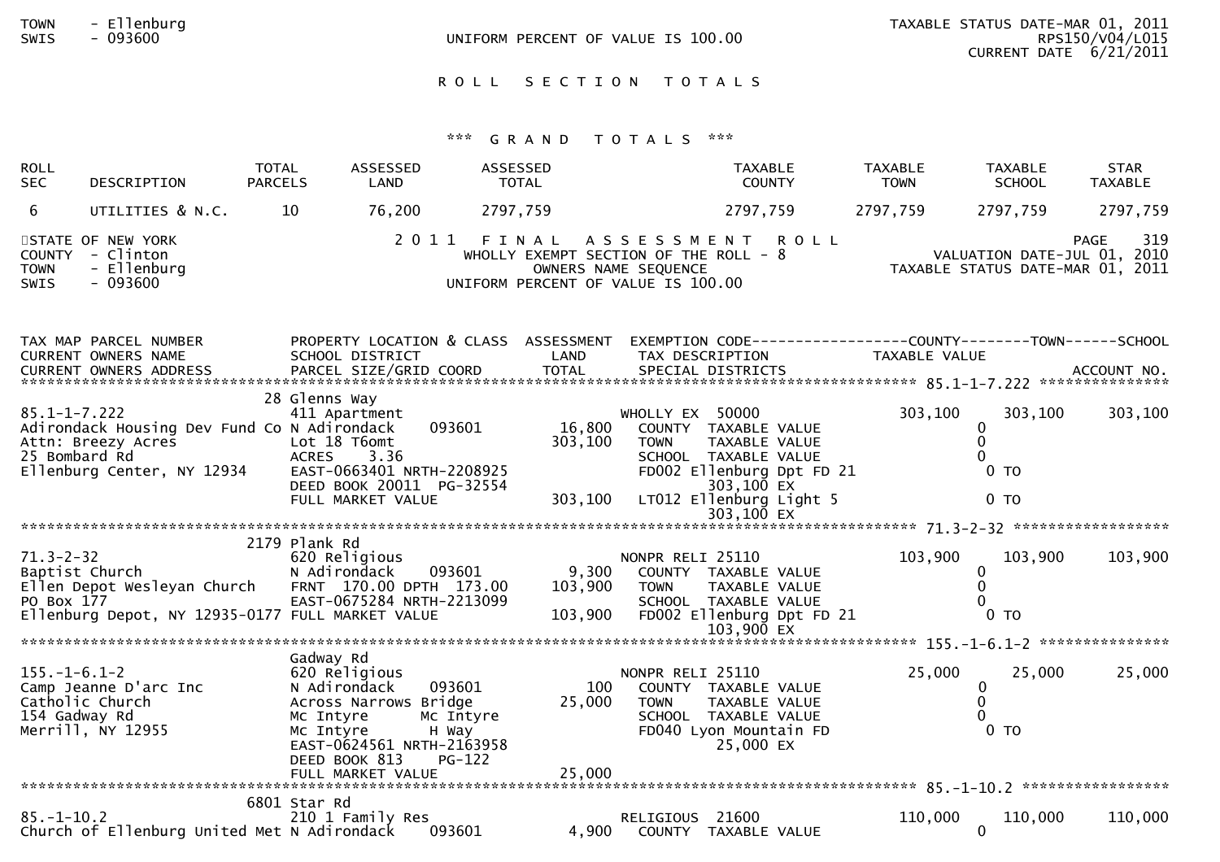TOWN - Ellenburg
SWIS - 093600

UNIFORM PERCENT OF VALUE IS 100.00

TAXABLE STATUS DATE-MAR 01, 2011
RPS150/V04/L015
CURRENT DATE 6/21/2011

## ROLL SECTION TOTALS

### *** GRAND TOTALS ***

| ROLL SEC | DESCRIPTION | TOTAL PARCELS | ASSESSED LAND | ASSESSED TOTAL | TAXABLE COUNTY | TAXABLE TOWN | TAXABLE SCHOOL | STAR TAXABLE |
|---|---|---|---|---|---|---|---|---|
| 6 | UTILITIES & N.C. | 10 | 76,200 | 2797,759 | 2797,759 | 2797,759 | 2797,759 | 2797,759 |

STATE OF NEW YORK
COUNTY - Clinton
TOWN - Ellenburg
SWIS - 093600

2011 FINAL ASSESSMENT ROLL
WHOLLY EXEMPT SECTION OF THE ROLL - 8
OWNERS NAME SEQUENCE
UNIFORM PERCENT OF VALUE IS 100.00

PAGE 319
VALUATION DATE-JUL 01, 2010
TAXABLE STATUS DATE-MAR 01, 2011

```
TAX MAP PARCEL NUMBER          PROPERTY LOCATION & CLASS  ASSESSMENT  EXEMPTION CODE------------------COUNTY--------TOWN------SCHOOL
CURRENT OWNERS NAME            SCHOOL DISTRICT               LAND      TAX DESCRIPTION              TAXABLE VALUE
CURRENT OWNERS ADDRESS         PARCEL SIZE/GRID COORD       TOTAL      SPECIAL DISTRICTS                                         ACCOUNT NO.
******************************************************************************************************* 85.1-1-7.222 ****************
                               28 Glenns Way
85.1-1-7.222                   411 Apartment                           WHOLLY EX  50000              303,100     303,100     303,100
Adirondack Housing Dev Fund Co N Adirondack     093601        16,800     COUNTY  TAXABLE VALUE             0
Attn: Breezy Acres             Lot 18 T6omt                 303,100     TOWN    TAXABLE VALUE             0
25 Bombard Rd                  ACRES     3.36                            SCHOOL  TAXABLE VALUE             0
Ellenburg Center, NY 12934     EAST-0663401 NRTH-2208925                 FD002 Ellenburg Dpt FD 21             0 TO
                               DEED BOOK 20011  PG-32554                          303,100 EX
                               FULL MARKET VALUE            303,100     LT012 Ellenburg Light 5               0 TO
                                                                                  303,100 EX
******************************************************************************************************* 71.3-2-32 ******************
                               2179 Plank Rd
71.3-2-32                      620 Religious                           NONPR RELI 25110              103,900     103,900     103,900
Baptist Church                 N Adirondack     093601         9,300     COUNTY  TAXABLE VALUE             0
Ellen Depot Wesleyan Church    FRNT 170.00 DPTH 173.00      103,900     TOWN    TAXABLE VALUE             0
PO Box 177                     EAST-0675284 NRTH-2213099                 SCHOOL  TAXABLE VALUE             0
Ellenburg Depot, NY 12935-0177 FULL MARKET VALUE            103,900     FD002 Ellenburg Dpt FD 21             0 TO
                                                                                  103,900 EX
******************************************************************************************************* 155.-1-6.1-2 ***************
                               Gadway Rd
155.-1-6.1-2                   620 Religious                           NONPR RELI 25110               25,000      25,000      25,000
Camp Jeanne D'arc Inc          N Adirondack     093601           100     COUNTY  TAXABLE VALUE             0
Catholic Church                Across Narrows Bridge         25,000     TOWN    TAXABLE VALUE             0
154 Gadway Rd                  Mc Intyre      Mc Intyre                  SCHOOL  TAXABLE VALUE             0
Merrill, NY 12955              Mc Intyre         H Way                   FD040 Lyon Mountain FD                0 TO
                               EAST-0624561 NRTH-2163958                          25,000 EX
                               DEED BOOK 813    PG-122
                               FULL MARKET VALUE             25,000
******************************************************************************************************* 85.-1-10.2 *****************
                               6801 Star Rd
85.-1-10.2                     210 1 Family Res                        RELIGIOUS  21600              110,000     110,000     110,000
Church of Ellenburg United Met N Adirondack     093601         4,900     COUNTY  TAXABLE VALUE             0
```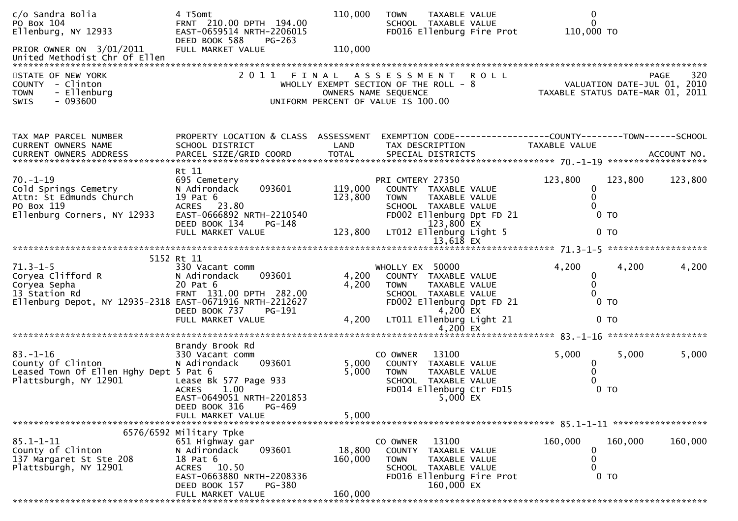```
c/o Sandra Bolia                4 T5omt                           110,000   TOWN    TAXABLE VALUE                  0
PO Box 104                      FRNT 210.00 DPTH 194.00                     SCHOOL  TAXABLE VALUE                  0
Ellenburg, NY 12933             EAST-0659514 NRTH-2206015                   FD016 Ellenburg Fire Prot         110,000 TO
                                DEED BOOK 588    PG-263
PRIOR OWNER ON 3/01/2011        FULL MARKET VALUE                 110,000
United Methodist Chr Of Ellen
******************************************************************************************************************************************
STATE OF NEW YORK                          2 0 1 1   F I N A L   A S S E S S M E N T   R O L L                        PAGE    320
COUNTY  - Clinton                            WHOLLY EXEMPT SECTION OF THE ROLL - 8                     VALUATION DATE-JUL 01, 2010
TOWN    - Ellenburg                               OWNERS NAME SEQUENCE                            TAXABLE STATUS DATE-MAR 01, 2011
SWIS    - 093600                           UNIFORM PERCENT OF VALUE IS 100.00


TAX MAP PARCEL NUMBER           PROPERTY LOCATION & CLASS  ASSESSMENT  EXEMPTION CODE------------------COUNTY--------TOWN------SCHOOL
CURRENT OWNERS NAME             SCHOOL DISTRICT               LAND      TAX DESCRIPTION             TAXABLE VALUE
CURRENT OWNERS ADDRESS          PARCEL SIZE/GRID COORD        TOTAL     SPECIAL DISTRICTS                                  ACCOUNT NO.
************************************************************************************************* 70.-1-19 *******************
                                Rt 11
70.-1-19                        695 Cemetery                            PRI CMTERY 27350              123,800     123,800     123,800
Cold Springs Cemetry            N Adirondack     093601       119,000     COUNTY  TAXABLE VALUE             0
Attn: St Edmunds Church         19 Pat 6                      123,800     TOWN    TAXABLE VALUE             0
PO Box 119                      ACRES  23.80                              SCHOOL  TAXABLE VALUE             0
Ellenburg Corners, NY 12933     EAST-0666892 NRTH-2210540                 FD002 Ellenburg Dpt FD 21            0 TO
                                DEED BOOK 134    PG-148                          123,800 EX
                                FULL MARKET VALUE             123,800     LT012 Ellenburg Light 5              0 TO
                                                                                  13,618 EX
************************************************************************************************* 71.3-1-5 *******************
                            5152 Rt 11
71.3-1-5                        330 Vacant comm                         WHOLLY EX  50000                4,200       4,200       4,200
Coryea Clifford R               N Adirondack     093601         4,200     COUNTY  TAXABLE VALUE             0
Coryea Sepha                    20 Pat 6                        4,200     TOWN    TAXABLE VALUE             0
13 Station Rd                   FRNT 131.00 DPTH 282.00                   SCHOOL  TAXABLE VALUE             0
Ellenburg Depot, NY 12935-2318  EAST-0671916 NRTH-2212627                 FD002 Ellenburg Dpt FD 21            0 TO
                                DEED BOOK 737    PG-191                            4,200 EX
                                FULL MARKET VALUE               4,200     LT011 Ellenburg Light 21             0 TO
                                                                                   4,200 EX
************************************************************************************************* 83.-1-16 *******************
                                Brandy Brook Rd
83.-1-16                        330 Vacant comm                         CO OWNER   13100                5,000       5,000       5,000
County Of Clinton               N Adirondack     093601         5,000     COUNTY  TAXABLE VALUE             0
Leased Town Of Ellen Hghy Dept  5 Pat 6                         5,000     TOWN    TAXABLE VALUE             0
Plattsburgh, NY 12901           Lease Bk 577 Page 933                     SCHOOL  TAXABLE VALUE             0
                                ACRES   1.00                              FD014 Ellenburg Ctr FD15             0 TO
                                EAST-0649051 NRTH-2201853                          5,000 EX
                                DEED BOOK 316    PG-469
                                FULL MARKET VALUE               5,000
************************************************************************************************* 85.1-1-11 ******************
                       6576/6592 Military Tpke
85.1-1-11                       651 Highway gar                         CO OWNER   13100              160,000     160,000     160,000
County of Clinton               N Adirondack     093601        18,800     COUNTY  TAXABLE VALUE             0
137 Margaret St Ste 208         18 Pat 6                      160,000     TOWN    TAXABLE VALUE             0
Plattsburgh, NY 12901           ACRES  10.50                              SCHOOL  TAXABLE VALUE             0
                                EAST-0663880 NRTH-2208336                 FD016 Ellenburg Fire Prot            0 TO
                                DEED BOOK 157    PG-380                          160,000 EX
                                FULL MARKET VALUE             160,000
******************************************************************************************************************************************
```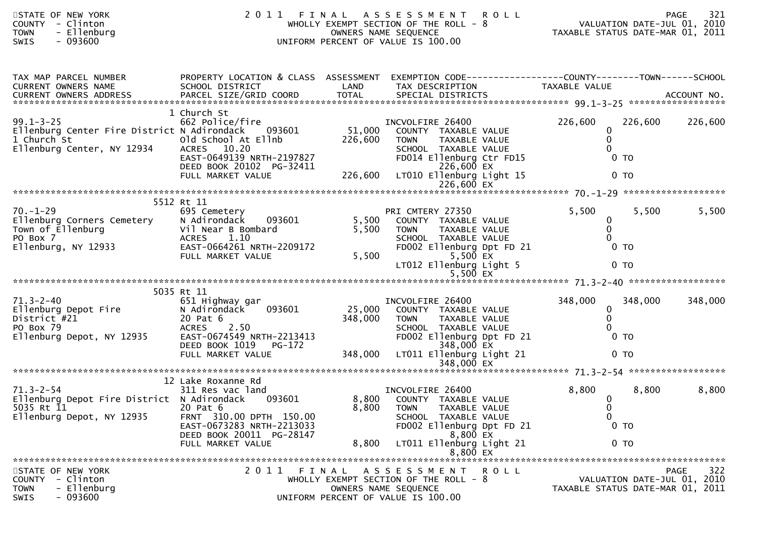STATE OF NEW YORK
COUNTY - Clinton
TOWN - Ellenburg
SWIS - 093600

2011 FINAL ASSESSMENT ROLL
WHOLLY EXEMPT SECTION OF THE ROLL - 8
OWNERS NAME SEQUENCE
UNIFORM PERCENT OF VALUE IS 100.00

VALUATION DATE-JUL 01, 2010
TAXABLE STATUS DATE-MAR 01, 2011

| TAX MAP PARCEL NUMBER / CURRENT OWNERS NAME / CURRENT OWNERS ADDRESS | PROPERTY LOCATION & CLASS / SCHOOL DISTRICT / PARCEL SIZE/GRID COORD | ASSESSMENT LAND / TOTAL | EXEMPTION CODE / TAX DESCRIPTION / SPECIAL DISTRICTS | COUNTY TAXABLE VALUE | TOWN | SCHOOL / ACCOUNT NO. |
|---|---|---|---|---|---|---|
| | 1 Church St | | | | | |
| 99.1-3-25 | 662 Police/fire | | INCVOLFIRE 26400 | 226,600 | 226,600 | 226,600 |
| Ellenburg Center Fire District | N Adirondack 093601 | 51,000 | COUNTY TAXABLE VALUE | 0 | | |
| 1 Church St | Old School At Ellnb | 226,600 | TOWN TAXABLE VALUE | 0 | | |
| Ellenburg Center, NY 12934 | ACRES 10.20 | | SCHOOL TAXABLE VALUE | 0 | | |
| | EAST-0649139 NRTH-2197827 | | FD014 Ellenburg Ctr FD15 | 0 TO | | |
| | DEED BOOK 20102 PG-32411 | | 226,600 EX | | | |
| | FULL MARKET VALUE | 226,600 | LT010 Ellenburg Light 15 | 0 TO | | |
| | | | 226,600 EX | | | |
| | 5512 Rt 11 | | | | | |
| 70.-1-29 | 695 Cemetery | | PRI CMTERY 27350 | 5,500 | 5,500 | 5,500 |
| Ellenburg Corners Cemetery | N Adirondack 093601 | 5,500 | COUNTY TAXABLE VALUE | 0 | | |
| Town of Ellenburg | Vil Near B Bombard | 5,500 | TOWN TAXABLE VALUE | 0 | | |
| PO Box 7 | ACRES 1.10 | | SCHOOL TAXABLE VALUE | 0 | | |
| Ellenburg, NY 12933 | EAST-0664261 NRTH-2209172 | | FD002 Ellenburg Dpt FD 21 | 0 TO | | |
| | FULL MARKET VALUE | 5,500 | 5,500 EX | | | |
| | | | LT012 Ellenburg Light 5 | 0 TO | | |
| | | | 5,500 EX | | | |
| | 5035 Rt 11 | | | | | |
| 71.3-2-40 | 651 Highway gar | | INCVOLFIRE 26400 | 348,000 | 348,000 | 348,000 |
| Ellenburg Depot Fire | N Adirondack 093601 | 25,000 | COUNTY TAXABLE VALUE | 0 | | |
| District #21 | 20 Pat 6 | 348,000 | TOWN TAXABLE VALUE | 0 | | |
| PO Box 79 | ACRES 2.50 | | SCHOOL TAXABLE VALUE | 0 | | |
| Ellenburg Depot, NY 12935 | EAST-0674549 NRTH-2213413 | | FD002 Ellenburg Dpt FD 21 | 0 TO | | |
| | DEED BOOK 1019 PG-172 | | 348,000 EX | | | |
| | FULL MARKET VALUE | 348,000 | LT011 Ellenburg Light 21 | 0 TO | | |
| | | | 348,000 EX | | | |
| | 12 Lake Roxanne Rd | | | | | |
| 71.3-2-54 | 311 Res vac land | | INCVOLFIRE 26400 | 8,800 | 8,800 | 8,800 |
| Ellenburg Depot Fire District | N Adirondack 093601 | 8,800 | COUNTY TAXABLE VALUE | 0 | | |
| 5035 Rt 11 | 20 Pat 6 | 8,800 | TOWN TAXABLE VALUE | 0 | | |
| Ellenburg Depot, NY 12935 | FRNT 310.00 DPTH 150.00 | | SCHOOL TAXABLE VALUE | 0 | | |
| | EAST-0673283 NRTH-2213033 | | FD002 Ellenburg Dpt FD 21 | 0 TO | | |
| | DEED BOOK 20011 PG-28147 | | 8,800 EX | | | |
| | FULL MARKET VALUE | 8,800 | LT011 Ellenburg Light 21 | 0 TO | | |
| | | | 8,800 EX | | | |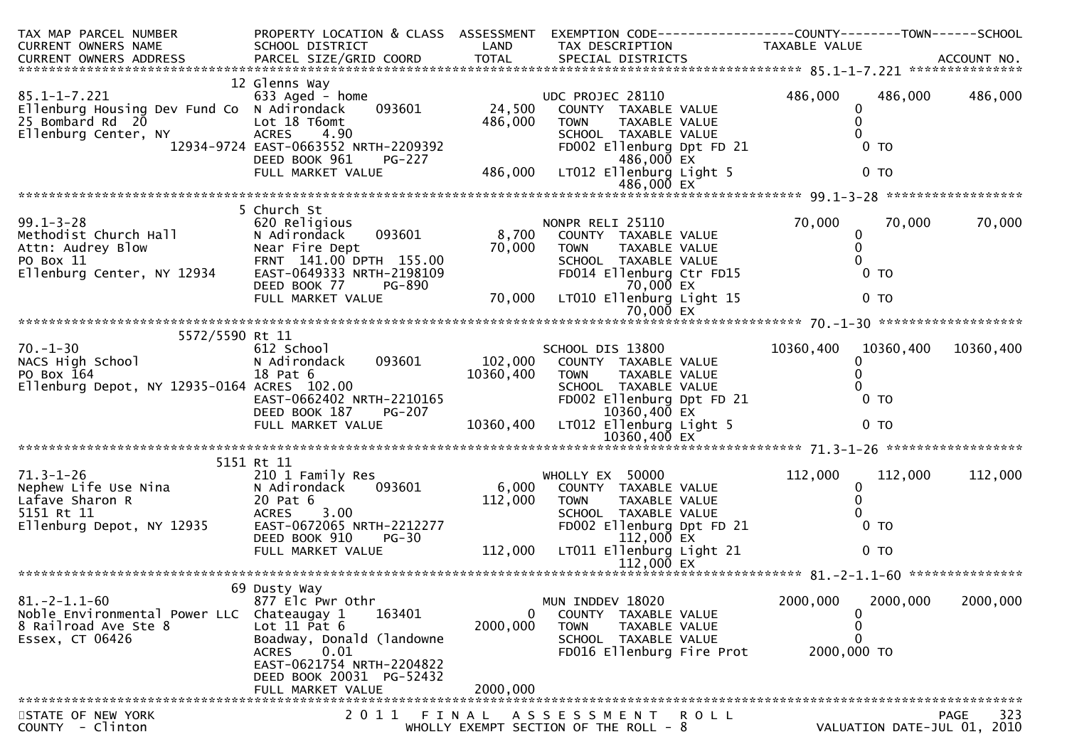| TAX MAP PARCEL NUMBER<br>CURRENT OWNERS NAME<br>CURRENT OWNERS ADDRESS | PROPERTY LOCATION & CLASS<br>SCHOOL DISTRICT<br>PARCEL SIZE/GRID COORD | ASSESSMENT<br>LAND<br>TOTAL | EXEMPTION CODE<br>TAX DESCRIPTION<br>SPECIAL DISTRICTS | COUNTY<br>TAXABLE VALUE | TOWN | SCHOOL<br>ACCOUNT NO. |
|---|---|---|---|---|---|---|
| **85.1-1-7.221** | 12 Glenns Way | | | | | |
| 85.1-1-7.221 | 633 Aged - home | | UDC PROJEC 28110 | 486,000 | 486,000 | 486,000 |
| Ellenburg Housing Dev Fund Co | N Adirondack 093601 | 24,500 | COUNTY TAXABLE VALUE | 0 | | |
| 25 Bombard Rd 20 | Lot 18 T6omt | 486,000 | TOWN TAXABLE VALUE | 0 | | |
| Ellenburg Center, NY | ACRES 4.90 | | SCHOOL TAXABLE VALUE | 0 | | |
| 12934-9724 | EAST-0663552 NRTH-2209392 | | FD002 Ellenburg Dpt FD 21 | 0 TO | | |
| | DEED BOOK 961 PG-227 | | 486,000 EX | | | |
| | FULL MARKET VALUE | 486,000 | LT012 Ellenburg Light 5 | 0 TO | | |
| | | | 486,000 EX | | | |
| **99.1-3-28** | 5 Church St | | | | | |
| 99.1-3-28 | 620 Religious | | NONPR RELI 25110 | 70,000 | 70,000 | 70,000 |
| Methodist Church Hall | N Adirondack 093601 | 8,700 | COUNTY TAXABLE VALUE | 0 | | |
| Attn: Audrey Blow | Near Fire Dept | 70,000 | TOWN TAXABLE VALUE | 0 | | |
| PO Box 11 | FRNT 141.00 DPTH 155.00 | | SCHOOL TAXABLE VALUE | 0 | | |
| Ellenburg Center, NY 12934 | EAST-0649333 NRTH-2198109 | | FD014 Ellenburg Ctr FD15 | 0 TO | | |
| | DEED BOOK 77 PG-890 | | 70,000 EX | | | |
| | FULL MARKET VALUE | 70,000 | LT010 Ellenburg Light 15 | 0 TO | | |
| | | | 70,000 EX | | | |
| **70.-1-30** | 5572/5590 Rt 11 | | | | | |
| 70.-1-30 | 612 School | | SCHOOL DIS 13800 | 10360,400 | 10360,400 | 10360,400 |
| NACS High School | N Adirondack 093601 | 102,000 | COUNTY TAXABLE VALUE | 0 | | |
| PO Box 164 | 18 Pat 6 | 10360,400 | TOWN TAXABLE VALUE | 0 | | |
| Ellenburg Depot, NY 12935-0164 | ACRES 102.00 | | SCHOOL TAXABLE VALUE | 0 | | |
| | EAST-0662402 NRTH-2210165 | | FD002 Ellenburg Dpt FD 21 | 0 TO | | |
| | DEED BOOK 187 PG-207 | | 10360,400 EX | | | |
| | FULL MARKET VALUE | 10360,400 | LT012 Ellenburg Light 5 | 0 TO | | |
| | | | 10360,400 EX | | | |
| **71.3-1-26** | 5151 Rt 11 | | | | | |
| 71.3-1-26 | 210 1 Family Res | | WHOLLY EX 50000 | 112,000 | 112,000 | 112,000 |
| Nephew Life Use Nina | N Adirondack 093601 | 6,000 | COUNTY TAXABLE VALUE | 0 | | |
| Lafave Sharon R | 20 Pat 6 | 112,000 | TOWN TAXABLE VALUE | 0 | | |
| 5151 Rt 11 | ACRES 3.00 | | SCHOOL TAXABLE VALUE | 0 | | |
| Ellenburg Depot, NY 12935 | EAST-0672065 NRTH-2212277 | | FD002 Ellenburg Dpt FD 21 | 0 TO | | |
| | DEED BOOK 910 PG-30 | | 112,000 EX | | | |
| | FULL MARKET VALUE | 112,000 | LT011 Ellenburg Light 21 | 0 TO | | |
| | | | 112,000 EX | | | |
| **81.-2-1.1-60** | 69 Dusty Way | | | | | |
| 81.-2-1.1-60 | 877 Elc Pwr Othr | | MUN INDDEV 18020 | 2000,000 | 2000,000 | 2000,000 |
| Noble Environmental Power LLC | Chateaugay 1 163401 | 0 | COUNTY TAXABLE VALUE | 0 | | |
| 8 Railroad Ave Ste 8 | Lot 11 Pat 6 | 2000,000 | TOWN TAXABLE VALUE | 0 | | |
| Essex, CT 06426 | Boadway, Donald (landowne | | SCHOOL TAXABLE VALUE | 0 | | |
| | ACRES 0.01 | | FD016 Ellenburg Fire Prot | 2000,000 TO | | |
| | EAST-0621754 NRTH-2204822 | | | | | |
| | DEED BOOK 20031 PG-52432 | | | | | |
| | FULL MARKET VALUE | 2000,000 | | | | |

STATE OF NEW YORK — 2011 FINAL ASSESSMENT ROLL
COUNTY - Clinton — WHOLLY EXEMPT SECTION OF THE ROLL - 8 — VALUATION DATE-JUL 01, 2010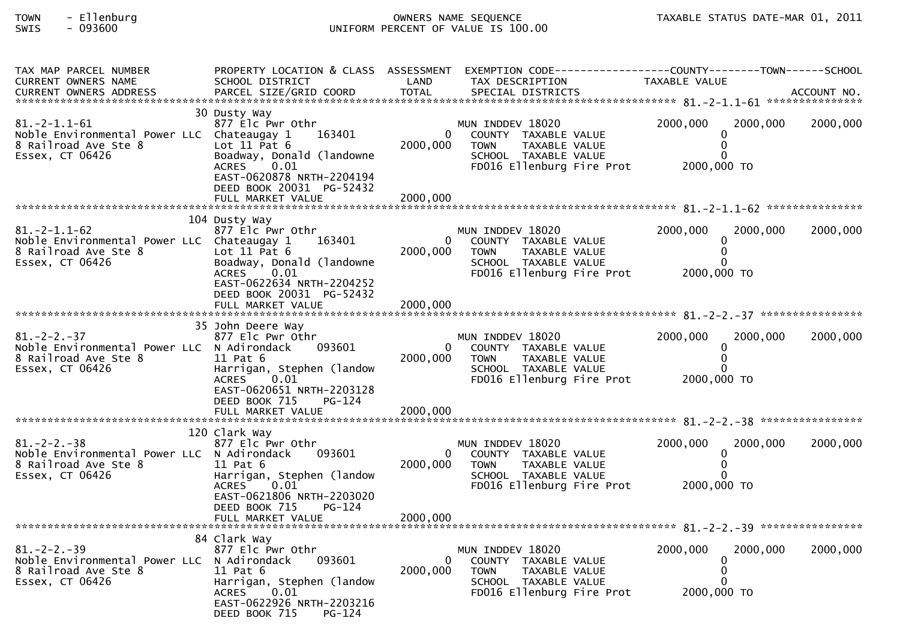TOWN - Ellenburg
SWIS - 093600

OWNERS NAME SEQUENCE
UNIFORM PERCENT OF VALUE IS 100.00

TAXABLE STATUS DATE-MAR 01, 2011

| TAX MAP PARCEL NUMBER / CURRENT OWNERS NAME / CURRENT OWNERS ADDRESS | PROPERTY LOCATION & CLASS / SCHOOL DISTRICT / PARCEL SIZE/GRID COORD | ASSESSMENT LAND / TOTAL | EXEMPTION CODE / TAX DESCRIPTION / SPECIAL DISTRICTS | COUNTY TAXABLE VALUE | TOWN | SCHOOL / ACCOUNT NO. |
|---|---|---|---|---|---|---|
| 81.-2-1.1-61 | 30 Dusty Way | | | | | |
| 81.-2-1.1-61 | 877 Elc Pwr Othr | | MUN INDDEV 18020 | 2000,000 | 2000,000 | 2000,000 |
| Noble Environmental Power LLC | Chateaugay 1 163401 | 0 | COUNTY TAXABLE VALUE | 0 | | |
| 8 Railroad Ave Ste 8 | Lot 11 Pat 6 | 2000,000 | TOWN TAXABLE VALUE | 0 | | |
| Essex, CT 06426 | Boadway, Donald (landowne | | SCHOOL TAXABLE VALUE | 0 | | |
| | ACRES 0.01 | | FD016 Ellenburg Fire Prot | 2000,000 TO | | |
| | EAST-0620878 NRTH-2204194 | | | | | |
| | DEED BOOK 20031 PG-52432 | | | | | |
| | FULL MARKET VALUE | 2000,000 | | | | |
| 81.-2-1.1-62 | 104 Dusty Way | | | | | |
| 81.-2-1.1-62 | 877 Elc Pwr Othr | | MUN INDDEV 18020 | 2000,000 | 2000,000 | 2000,000 |
| Noble Environmental Power LLC | Chateaugay 1 163401 | 0 | COUNTY TAXABLE VALUE | 0 | | |
| 8 Railroad Ave Ste 8 | Lot 11 Pat 6 | 2000,000 | TOWN TAXABLE VALUE | 0 | | |
| Essex, CT 06426 | Boadway, Donald (landowne | | SCHOOL TAXABLE VALUE | 0 | | |
| | ACRES 0.01 | | FD016 Ellenburg Fire Prot | 2000,000 TO | | |
| | EAST-0622634 NRTH-2204252 | | | | | |
| | DEED BOOK 20031 PG-52432 | | | | | |
| | FULL MARKET VALUE | 2000,000 | | | | |
| 81.-2-2.-37 | 35 John Deere Way | | | | | |
| 81.-2-2.-37 | 877 Elc Pwr Othr | | MUN INDDEV 18020 | 2000,000 | 2000,000 | 2000,000 |
| Noble Environmental Power LLC | N Adirondack 093601 | 0 | COUNTY TAXABLE VALUE | 0 | | |
| 8 Railroad Ave Ste 8 | 11 Pat 6 | 2000,000 | TOWN TAXABLE VALUE | 0 | | |
| Essex, CT 06426 | Harrigan, Stephen (landow | | SCHOOL TAXABLE VALUE | 0 | | |
| | ACRES 0.01 | | FD016 Ellenburg Fire Prot | 2000,000 TO | | |
| | EAST-0620651 NRTH-2203128 | | | | | |
| | DEED BOOK 715 PG-124 | | | | | |
| | FULL MARKET VALUE | 2000,000 | | | | |
| 81.-2-2.-38 | 120 Clark Way | | | | | |
| 81.-2-2.-38 | 877 Elc Pwr Othr | | MUN INDDEV 18020 | 2000,000 | 2000,000 | 2000,000 |
| Noble Environmental Power LLC | N Adirondack 093601 | 0 | COUNTY TAXABLE VALUE | 0 | | |
| 8 Railroad Ave Ste 8 | 11 Pat 6 | 2000,000 | TOWN TAXABLE VALUE | 0 | | |
| Essex, CT 06426 | Harrigan, Stephen (landow | | SCHOOL TAXABLE VALUE | 0 | | |
| | ACRES 0.01 | | FD016 Ellenburg Fire Prot | 2000,000 TO | | |
| | EAST-0621806 NRTH-2203020 | | | | | |
| | DEED BOOK 715 PG-124 | | | | | |
| | FULL MARKET VALUE | 2000,000 | | | | |
| 81.-2-2.-39 | 84 Clark Way | | | | | |
| 81.-2-2.-39 | 877 Elc Pwr Othr | | MUN INDDEV 18020 | 2000,000 | 2000,000 | 2000,000 |
| Noble Environmental Power LLC | N Adirondack 093601 | 0 | COUNTY TAXABLE VALUE | 0 | | |
| 8 Railroad Ave Ste 8 | 11 Pat 6 | 2000,000 | TOWN TAXABLE VALUE | 0 | | |
| Essex, CT 06426 | Harrigan, Stephen (landow | | SCHOOL TAXABLE VALUE | 0 | | |
| | ACRES 0.01 | | FD016 Ellenburg Fire Prot | 2000,000 TO | | |
| | EAST-0622926 NRTH-2203216 | | | | | |
| | DEED BOOK 715 PG-124 | | | | | |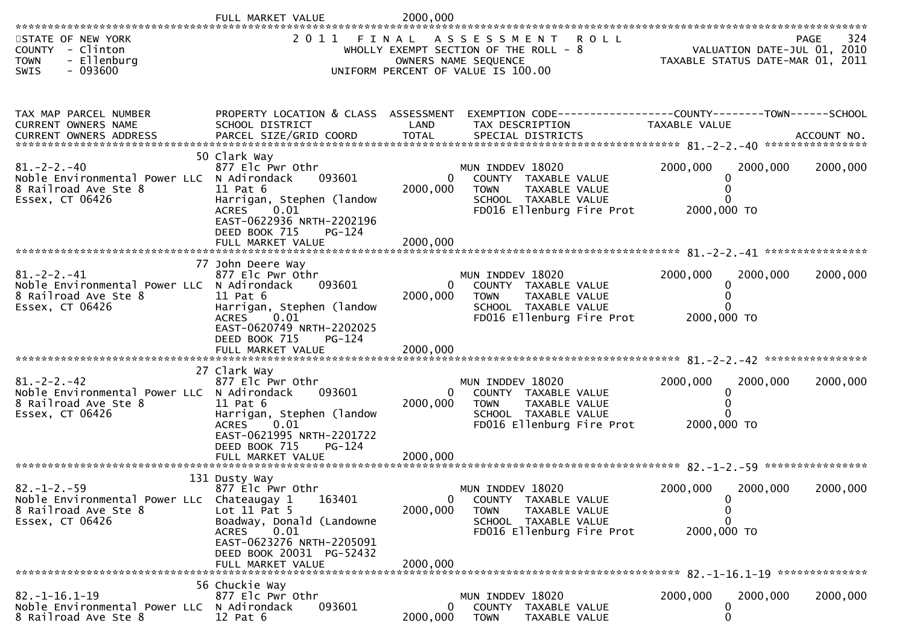FULL MARKET VALUE 2000,000

STATE OF NEW YORK
COUNTY - Clinton
TOWN - Ellenburg
SWIS - 093600

2011 FINAL ASSESSMENT ROLL
WHOLLY EXEMPT SECTION OF THE ROLL - 8
OWNERS NAME SEQUENCE
UNIFORM PERCENT OF VALUE IS 100.00

VALUATION DATE-JUL 01, 2010
TAXABLE STATUS DATE-MAR 01, 2011

| TAX MAP PARCEL NUMBER / CURRENT OWNERS NAME / CURRENT OWNERS ADDRESS | PROPERTY LOCATION & CLASS / SCHOOL DISTRICT / PARCEL SIZE/GRID COORD | ASSESSMENT LAND / TOTAL | EXEMPTION CODE / TAX DESCRIPTION / SPECIAL DISTRICTS | COUNTY TAXABLE VALUE | TOWN | SCHOOL / ACCOUNT NO. |
|---|---|---|---|---|---|---|
| 81.-2-2.-40 | 50 Clark Way | | | | | |
| | 877 Elc Pwr Othr | | MUN INDDEV 18020 | 2000,000 | 2000,000 | 2000,000 |
| Noble Environmental Power LLC | N Adirondack 093601 | 0 | COUNTY TAXABLE VALUE | 0 | | |
| 8 Railroad Ave Ste 8 | 11 Pat 6 | 2000,000 | TOWN TAXABLE VALUE | 0 | | |
| Essex, CT 06426 | Harrigan, Stephen (landow | | SCHOOL TAXABLE VALUE | 0 | | |
| | ACRES 0.01 | | FD016 Ellenburg Fire Prot | 2000,000 TO | | |
| | EAST-0622936 NRTH-2202196 | | | | | |
| | DEED BOOK 715 PG-124 | | | | | |
| | FULL MARKET VALUE | 2000,000 | | | | |
| 81.-2-2.-41 | 77 John Deere Way | | | | | |
| | 877 Elc Pwr Othr | | MUN INDDEV 18020 | 2000,000 | 2000,000 | 2000,000 |
| Noble Environmental Power LLC | N Adirondack 093601 | 0 | COUNTY TAXABLE VALUE | 0 | | |
| 8 Railroad Ave Ste 8 | 11 Pat 6 | 2000,000 | TOWN TAXABLE VALUE | 0 | | |
| Essex, CT 06426 | Harrigan, Stephen (landow | | SCHOOL TAXABLE VALUE | 0 | | |
| | ACRES 0.01 | | FD016 Ellenburg Fire Prot | 2000,000 TO | | |
| | EAST-0620749 NRTH-2202025 | | | | | |
| | DEED BOOK 715 PG-124 | | | | | |
| | FULL MARKET VALUE | 2000,000 | | | | |
| 81.-2-2.-42 | 27 Clark Way | | | | | |
| | 877 Elc Pwr Othr | | MUN INDDEV 18020 | 2000,000 | 2000,000 | 2000,000 |
| Noble Environmental Power LLC | N Adirondack 093601 | 0 | COUNTY TAXABLE VALUE | 0 | | |
| 8 Railroad Ave Ste 8 | 11 Pat 6 | 2000,000 | TOWN TAXABLE VALUE | 0 | | |
| Essex, CT 06426 | Harrigan, Stephen (landow | | SCHOOL TAXABLE VALUE | 0 | | |
| | ACRES 0.01 | | FD016 Ellenburg Fire Prot | 2000,000 TO | | |
| | EAST-0621995 NRTH-2201722 | | | | | |
| | DEED BOOK 715 PG-124 | | | | | |
| | FULL MARKET VALUE | 2000,000 | | | | |
| 82.-1-2.-59 | 131 Dusty Way | | | | | |
| | 877 Elc Pwr Othr | | MUN INDDEV 18020 | 2000,000 | 2000,000 | 2000,000 |
| Noble Environmental Power LLc | Chateaugay 1 163401 | 0 | COUNTY TAXABLE VALUE | 0 | | |
| 8 Railroad Ave Ste 8 | Lot 11 Pat 5 | 2000,000 | TOWN TAXABLE VALUE | 0 | | |
| Essex, CT 06426 | Boadway, Donald (Landowne | | SCHOOL TAXABLE VALUE | 0 | | |
| | ACRES 0.01 | | FD016 Ellenburg Fire Prot | 2000,000 TO | | |
| | EAST-0623276 NRTH-2205091 | | | | | |
| | DEED BOOK 20031 PG-52432 | | | | | |
| | FULL MARKET VALUE | 2000,000 | | | | |
| 82.-1-16.1-19 | 56 Chuckie Way | | | | | |
| | 877 Elc Pwr Othr | | MUN INDDEV 18020 | 2000,000 | 2000,000 | 2000,000 |
| Noble Environmental Power LLC | N Adirondack 093601 | 0 | COUNTY TAXABLE VALUE | 0 | | |
| 8 Railroad Ave Ste 8 | 12 Pat 6 | 2000,000 | TOWN TAXABLE VALUE | 0 | | |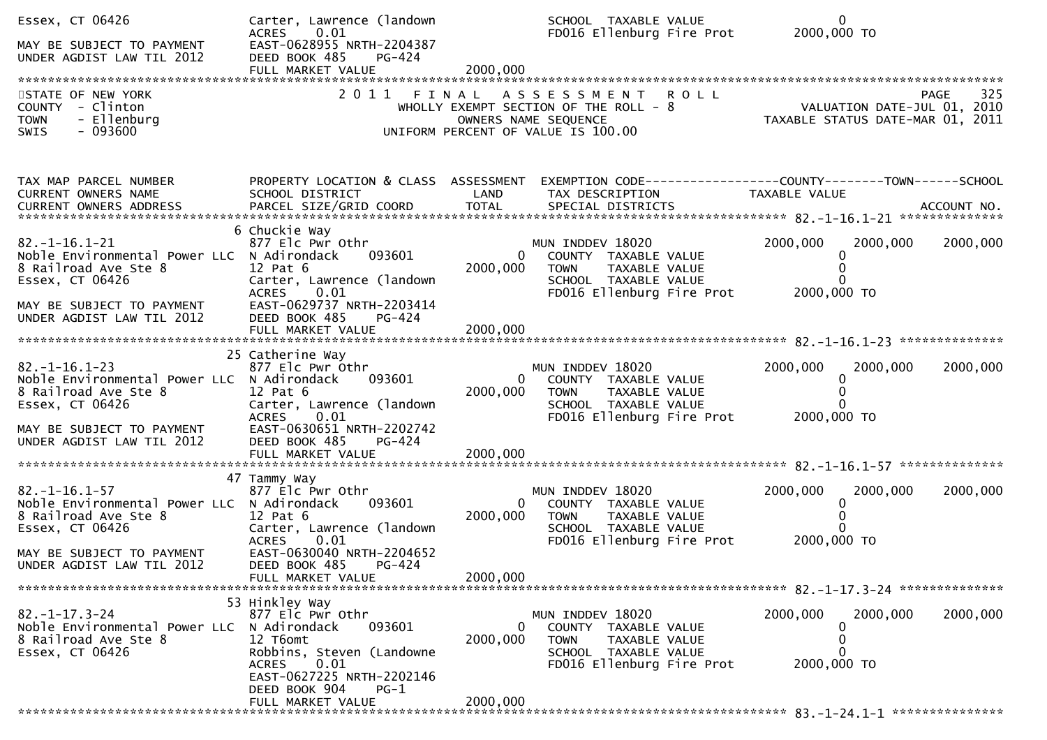Essex, CT 06426 | Carter, Lawrence (landown | | SCHOOL TAXABLE VALUE | 0
MAY BE SUBJECT TO PAYMENT | ACRES 0.01 | | FD016 Ellenburg Fire Prot | 2000,000 TO
UNDER AGDIST LAW TIL 2012 | EAST-0628955 NRTH-2204387 | | |
| DEED BOOK 485 PG-424 | | |
| FULL MARKET VALUE | 2000,000 | |

STATE OF NEW YORK
COUNTY - Clinton
TOWN - Ellenburg
SWIS - 093600

2011 FINAL ASSESSMENT ROLL
WHOLLY EXEMPT SECTION OF THE ROLL - 8
OWNERS NAME SEQUENCE
UNIFORM PERCENT OF VALUE IS 100.00

VALUATION DATE-JUL 01, 2010
TAXABLE STATUS DATE-MAR 01, 2011

| TAX MAP PARCEL NUMBER / CURRENT OWNERS NAME / CURRENT OWNERS ADDRESS | PROPERTY LOCATION & CLASS / SCHOOL DISTRICT / PARCEL SIZE/GRID COORD | ASSESSMENT LAND / TOTAL | EXEMPTION CODE / TAX DESCRIPTION / SPECIAL DISTRICTS | COUNTY TAXABLE VALUE | TOWN | SCHOOL / ACCOUNT NO. |
|---|---|---|---|---|---|---|
| 82.-1-16.1-21 | 6 Chuckie Way | | | | | |
| 82.-1-16.1-21 | 877 Elc Pwr Othr | | MUN INDDEV 18020 | 2000,000 | 2000,000 | 2000,000 |
| Noble Environmental Power LLC | N Adirondack 093601 | 0 | COUNTY TAXABLE VALUE | 0 | | |
| 8 Railroad Ave Ste 8 | 12 Pat 6 | 2000,000 | TOWN TAXABLE VALUE | 0 | | |
| Essex, CT 06426 | Carter, Lawrence (landown | | SCHOOL TAXABLE VALUE | 0 | | |
| | ACRES 0.01 | | FD016 Ellenburg Fire Prot | 2000,000 TO | | |
| MAY BE SUBJECT TO PAYMENT | EAST-0629737 NRTH-2203414 | | | | | |
| UNDER AGDIST LAW TIL 2012 | DEED BOOK 485 PG-424 | | | | | |
| | FULL MARKET VALUE | 2000,000 | | | | |
| 82.-1-16.1-23 | 25 Catherine Way | | | | | |
| 82.-1-16.1-23 | 877 Elc Pwr Othr | | MUN INDDEV 18020 | 2000,000 | 2000,000 | 2000,000 |
| Noble Environmental Power LLC | N Adirondack 093601 | 0 | COUNTY TAXABLE VALUE | 0 | | |
| 8 Railroad Ave Ste 8 | 12 Pat 6 | 2000,000 | TOWN TAXABLE VALUE | 0 | | |
| Essex, CT 06426 | Carter, Lawrence (landown | | SCHOOL TAXABLE VALUE | 0 | | |
| | ACRES 0.01 | | FD016 Ellenburg Fire Prot | 2000,000 TO | | |
| MAY BE SUBJECT TO PAYMENT | EAST-0630651 NRTH-2202742 | | | | | |
| UNDER AGDIST LAW TIL 2012 | DEED BOOK 485 PG-424 | | | | | |
| | FULL MARKET VALUE | 2000,000 | | | | |
| 82.-1-16.1-57 | 47 Tammy Way | | | | | |
| 82.-1-16.1-57 | 877 Elc Pwr Othr | | MUN INDDEV 18020 | 2000,000 | 2000,000 | 2000,000 |
| Noble Environmental Power LLC | N Adirondack 093601 | 0 | COUNTY TAXABLE VALUE | 0 | | |
| 8 Railroad Ave Ste 8 | 12 Pat 6 | 2000,000 | TOWN TAXABLE VALUE | 0 | | |
| Essex, CT 06426 | Carter, Lawrence (landown | | SCHOOL TAXABLE VALUE | 0 | | |
| | ACRES 0.01 | | FD016 Ellenburg Fire Prot | 2000,000 TO | | |
| MAY BE SUBJECT TO PAYMENT | EAST-0630040 NRTH-2204652 | | | | | |
| UNDER AGDIST LAW TIL 2012 | DEED BOOK 485 PG-424 | | | | | |
| | FULL MARKET VALUE | 2000,000 | | | | |
| 82.-1-17.3-24 | 53 Hinkley Way | | | | | |
| 82.-1-17.3-24 | 877 Elc Pwr Othr | | MUN INDDEV 18020 | 2000,000 | 2000,000 | 2000,000 |
| Noble Environmental Power LLC | N Adirondack 093601 | 0 | COUNTY TAXABLE VALUE | 0 | | |
| 8 Railroad Ave Ste 8 | 12 T6omt | 2000,000 | TOWN TAXABLE VALUE | 0 | | |
| Essex, CT 06426 | Robbins, Steven (Landowne | | SCHOOL TAXABLE VALUE | 0 | | |
| | ACRES 0.01 | | FD016 Ellenburg Fire Prot | 2000,000 TO | | |
| | EAST-0627225 NRTH-2202146 | | | | | |
| | DEED BOOK 904 PG-1 | | | | | |
| | FULL MARKET VALUE | 2000,000 | | | | |
| 83.-1-24.1-1 | | | | | | |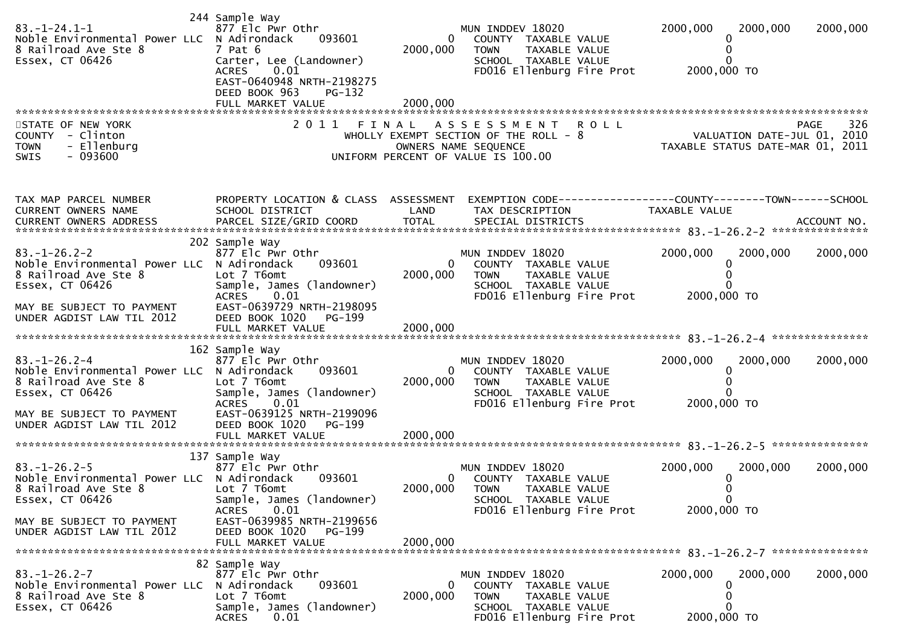```
                              244 Sample Way
83.-1-24.1-1                  877 Elc Pwr Othr                      MUN INDDEV 18020              2000,000    2000,000    2000,000
Noble Environmental Power LLC N Adirondack      093601          0    COUNTY  TAXABLE VALUE                0
8 Railroad Ave Ste 8          7 Pat 6                    2000,000    TOWN    TAXABLE VALUE                0
Essex, CT 06426               Carter, Lee (Landowner)                SCHOOL  TAXABLE VALUE                0
                              ACRES     0.01                         FD016 Ellenburg Fire Prot      2000,000 TO
                              EAST-0640948 NRTH-2198275
                              DEED BOOK 963    PG-132
                              FULL MARKET VALUE          2000,000
************************************************************************************************************************************
STATE OF NEW YORK                      2 0 1 1   F I N A L   A S S E S S M E N T   R O L L                           PAGE    326
COUNTY  - Clinton                         WHOLLY EXEMPT SECTION OF THE ROLL - 8                      VALUATION DATE-JUL 01, 2010
TOWN    - Ellenburg                              OWNERS NAME SEQUENCE                          TAXABLE STATUS DATE-MAR 01, 2011
SWIS    - 093600                            UNIFORM PERCENT OF VALUE IS 100.00



TAX MAP PARCEL NUMBER         PROPERTY LOCATION & CLASS  ASSESSMENT  EXEMPTION CODE------------------COUNTY--------TOWN------SCHOOL
CURRENT OWNERS NAME           SCHOOL DISTRICT               LAND      TAX DESCRIPTION            TAXABLE VALUE
CURRENT OWNERS ADDRESS        PARCEL SIZE/GRID COORD        TOTAL     SPECIAL DISTRICTS                                   ACCOUNT NO.
******************************************************************************************************* 83.-1-26.2-2 ***************
                              202 Sample Way
83.-1-26.2-2                  877 Elc Pwr Othr                      MUN INDDEV 18020              2000,000    2000,000    2000,000
Noble Environmental Power LLC N Adirondack      093601          0    COUNTY  TAXABLE VALUE                0
8 Railroad Ave Ste 8          Lot 7 T6omt                2000,000    TOWN    TAXABLE VALUE                0
Essex, CT 06426               Sample, James (landowner)              SCHOOL  TAXABLE VALUE                0
                              ACRES     0.01                         FD016 Ellenburg Fire Prot      2000,000 TO
MAY BE SUBJECT TO PAYMENT     EAST-0639729 NRTH-2198095
UNDER AGDIST LAW TIL 2012     DEED BOOK 1020   PG-199
                              FULL MARKET VALUE          2000,000
******************************************************************************************************* 83.-1-26.2-4 ***************
                              162 Sample Way
83.-1-26.2-4                  877 Elc Pwr Othr                      MUN INDDEV 18020              2000,000    2000,000    2000,000
Noble Environmental Power LLC N Adirondack      093601          0    COUNTY  TAXABLE VALUE                0
8 Railroad Ave Ste 8          Lot 7 T6omt                2000,000    TOWN    TAXABLE VALUE                0
Essex, CT 06426               Sample, James (landowner)              SCHOOL  TAXABLE VALUE                0
                              ACRES     0.01                         FD016 Ellenburg Fire Prot      2000,000 TO
MAY BE SUBJECT TO PAYMENT     EAST-0639125 NRTH-2199096
UNDER AGDIST LAW TIL 2012     DEED BOOK 1020   PG-199
                              FULL MARKET VALUE          2000,000
******************************************************************************************************* 83.-1-26.2-5 ***************
                              137 Sample Way
83.-1-26.2-5                  877 Elc Pwr Othr                      MUN INDDEV 18020              2000,000    2000,000    2000,000
Noble Environmental Power LLC N Adirondack      093601          0    COUNTY  TAXABLE VALUE                0
8 Railroad Ave Ste 8          Lot 7 T6omt                2000,000    TOWN    TAXABLE VALUE                0
Essex, CT 06426               Sample, James (landowner)              SCHOOL  TAXABLE VALUE                0
                              ACRES     0.01                         FD016 Ellenburg Fire Prot      2000,000 TO
MAY BE SUBJECT TO PAYMENT     EAST-0639985 NRTH-2199656
UNDER AGDIST LAW TIL 2012     DEED BOOK 1020   PG-199
                              FULL MARKET VALUE          2000,000
******************************************************************************************************* 83.-1-26.2-7 ***************
                              82 Sample Way
83.-1-26.2-7                  877 Elc Pwr Othr                      MUN INDDEV 18020              2000,000    2000,000    2000,000
Noble Environmental Power LLC N Adirondack      093601          0    COUNTY  TAXABLE VALUE                0
8 Railroad Ave Ste 8          Lot 7 T6omt                2000,000    TOWN    TAXABLE VALUE                0
Essex, CT 06426               Sample, James (landowner)              SCHOOL  TAXABLE VALUE                0
                              ACRES     0.01                         FD016 Ellenburg Fire Prot      2000,000 TO
```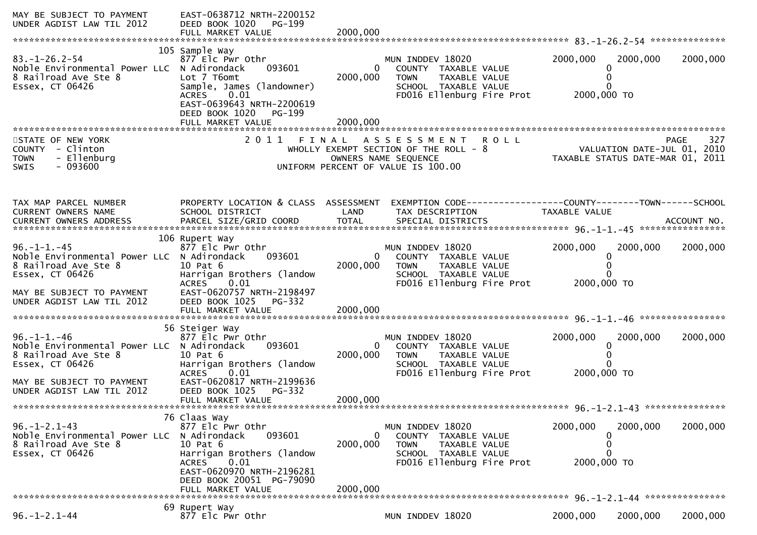```
MAY BE SUBJECT TO PAYMENT     EAST-0638712 NRTH-2200152
UNDER AGDIST LAW TIL 2012     DEED BOOK 1020   PG-199
                              FULL MARKET VALUE          2000,000
******************************************************************************************************* 83.-1-26.2-54 **************
                          105 Sample Way
83.-1-26.2-54                 877 Elc Pwr Othr                     MUN INDDEV 18020             2000,000    2000,000    2000,000
Noble Environmental Power LLC N Adirondack      093601         0    COUNTY  TAXABLE VALUE               0
8 Railroad Ave Ste 8          Lot 7 T6omt                  2000,000   TOWN    TAXABLE VALUE               0
Essex, CT 06426               Sample, James (landowner)             SCHOOL  TAXABLE VALUE               0
                              ACRES    0.01                          FD016 Ellenburg Fire Prot      2000,000 TO
                              EAST-0639643 NRTH-2200619
                              DEED BOOK 1020   PG-199
                              FULL MARKET VALUE          2000,000
************************************************************************************************************************************
STATE OF NEW YORK                   2 0 1 1   F I N A L   A S S E S S M E N T   R O L L                                 PAGE    327
COUNTY  - Clinton                        WHOLLY EXEMPT SECTION OF THE ROLL - 8                       VALUATION DATE-JUL 01, 2010
TOWN    - Ellenburg                            OWNERS NAME SEQUENCE                               TAXABLE STATUS DATE-MAR 01, 2011
SWIS    - 093600                       UNIFORM PERCENT OF VALUE IS 100.00


TAX MAP PARCEL NUMBER         PROPERTY LOCATION & CLASS  ASSESSMENT  EXEMPTION CODE------------------COUNTY--------TOWN------SCHOOL
CURRENT OWNERS NAME           SCHOOL DISTRICT               LAND      TAX DESCRIPTION            TAXABLE VALUE
CURRENT OWNERS ADDRESS        PARCEL SIZE/GRID COORD        TOTAL     SPECIAL DISTRICTS                                 ACCOUNT NO.
******************************************************************************************************* 96.-1-1.-45 ****************
                          106 Rupert Way
96.-1-1.-45                   877 Elc Pwr Othr                     MUN INDDEV 18020             2000,000    2000,000    2000,000
Noble Environmental Power LLC N Adirondack      093601         0    COUNTY  TAXABLE VALUE               0
8 Railroad Ave Ste 8          10 Pat 6                     2000,000   TOWN    TAXABLE VALUE               0
Essex, CT 06426               Harrigan Brothers (landow             SCHOOL  TAXABLE VALUE               0
                              ACRES    0.01                          FD016 Ellenburg Fire Prot      2000,000 TO
MAY BE SUBJECT TO PAYMENT     EAST-0620757 NRTH-2198497
UNDER AGDIST LAW TIL 2012     DEED BOOK 1025   PG-332
                              FULL MARKET VALUE          2000,000
******************************************************************************************************* 96.-1-1.-46 ****************
                           56 Steiger Way
96.-1-1.-46                   877 Elc Pwr Othr                     MUN INDDEV 18020             2000,000    2000,000    2000,000
Noble Environmental Power LLC N Adirondack      093601         0    COUNTY  TAXABLE VALUE               0
8 Railroad Ave Ste 8          10 Pat 6                     2000,000   TOWN    TAXABLE VALUE               0
Essex, CT 06426               Harrigan Brothers (landow             SCHOOL  TAXABLE VALUE               0
                              ACRES    0.01                          FD016 Ellenburg Fire Prot      2000,000 TO
MAY BE SUBJECT TO PAYMENT     EAST-0620817 NRTH-2199636
UNDER AGDIST LAW TIL 2012     DEED BOOK 1025   PG-332
                              FULL MARKET VALUE          2000,000
******************************************************************************************************* 96.-1-2.1-43 ***************
                           76 Claas Way
96.-1-2.1-43                  877 Elc Pwr Othr                     MUN INDDEV 18020             2000,000    2000,000    2000,000
Noble Environmental Power LLC N Adirondack      093601         0    COUNTY  TAXABLE VALUE               0
8 Railroad Ave Ste 8          10 Pat 6                     2000,000   TOWN    TAXABLE VALUE               0
Essex, CT 06426               Harrigan Brothers (landow             SCHOOL  TAXABLE VALUE               0
                              ACRES    0.01                          FD016 Ellenburg Fire Prot      2000,000 TO
                              EAST-0620970 NRTH-2196281
                              DEED BOOK 20051  PG-79090
                              FULL MARKET VALUE          2000,000
******************************************************************************************************* 96.-1-2.1-44 ***************
                           69 Rupert Way
96.-1-2.1-44                  877 Elc Pwr Othr                     MUN INDDEV 18020             2000,000    2000,000    2000,000
```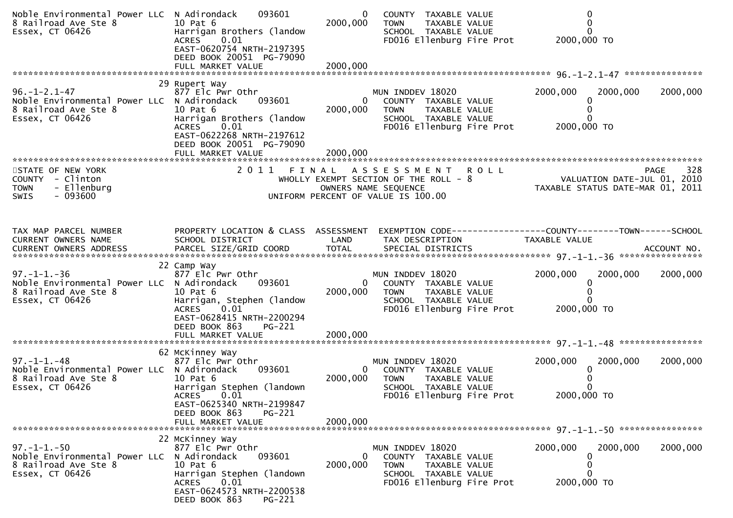```
Noble Environmental Power LLC  N Adirondack     093601              0   COUNTY  TAXABLE VALUE                    0
8 Railroad Ave Ste 8           10 Pat 6                     2000,000   TOWN    TAXABLE VALUE                    0
Essex, CT 06426                Harrigan Brothers (landow                SCHOOL  TAXABLE VALUE                    0
                               ACRES     0.01                           FD016 Ellenburg Fire Prot         2000,000 TO
                               EAST-0620754 NRTH-2197395
                               DEED BOOK 20051  PG-79090
                               FULL MARKET VALUE            2000,000
******************************************************************************************************* 96.-1-2.1-47 ***************
                            29 Rupert Way
96.-1-2.1-47                   877 Elc Pwr Othr                         MUN INDDEV 18020              2000,000    2000,000     2000,000
Noble Environmental Power LLC  N Adirondack     093601              0    COUNTY  TAXABLE VALUE                    0
8 Railroad Ave Ste 8           10 Pat 6                     2000,000    TOWN    TAXABLE VALUE                    0
Essex, CT 06426                Harrigan Brothers (landow                SCHOOL  TAXABLE VALUE                    0
                               ACRES     0.01                           FD016 Ellenburg Fire Prot         2000,000 TO
                               EAST-0622268 NRTH-2197612
                               DEED BOOK 20051  PG-79090
                               FULL MARKET VALUE            2000,000
************************************************************************************************************************************
STATE OF NEW YORK                    2 0 1 1   F I N A L   A S S E S S M E N T   R O L L                                 PAGE   328
COUNTY  - Clinton                         WHOLLY EXEMPT SECTION OF THE ROLL - 8                      VALUATION DATE-JUL 01, 2010
TOWN    - Ellenburg                               OWNERS NAME SEQUENCE                            TAXABLE STATUS DATE-MAR 01, 2011
SWIS    - 093600                          UNIFORM PERCENT OF VALUE IS 100.00


TAX MAP PARCEL NUMBER          PROPERTY LOCATION & CLASS  ASSESSMENT  EXEMPTION CODE------------------COUNTY--------TOWN------SCHOOL
CURRENT OWNERS NAME            SCHOOL DISTRICT                LAND      TAX DESCRIPTION              TAXABLE VALUE
CURRENT OWNERS ADDRESS         PARCEL SIZE/GRID COORD        TOTAL      SPECIAL DISTRICTS                                  ACCOUNT NO.
******************************************************************************************************* 97.-1-1.-36 ****************
                            22 Camp Way
97.-1-1.-36                    877 Elc Pwr Othr                         MUN INDDEV 18020              2000,000    2000,000     2000,000
Noble Environmental Power LLC  N Adirondack     093601              0    COUNTY  TAXABLE VALUE                    0
8 Railroad Ave Ste 8           10 Pat 6                     2000,000    TOWN    TAXABLE VALUE                    0
Essex, CT 06426                Harrigan, Stephen (landow                SCHOOL  TAXABLE VALUE                    0
                               ACRES     0.01                           FD016 Ellenburg Fire Prot         2000,000 TO
                               EAST-0628415 NRTH-2200294
                               DEED BOOK 863     PG-221
                               FULL MARKET VALUE            2000,000
******************************************************************************************************* 97.-1-1.-48 ****************
                            62 McKinney Way
97.-1-1.-48                    877 Elc Pwr Othr                         MUN INDDEV 18020              2000,000    2000,000     2000,000
Noble Environmental Power LLC  N Adirondack     093601              0    COUNTY  TAXABLE VALUE                    0
8 Railroad Ave Ste 8           10 Pat 6                     2000,000    TOWN    TAXABLE VALUE                    0
Essex, CT 06426                Harrigan Stephen (landown                SCHOOL  TAXABLE VALUE                    0
                               ACRES     0.01                           FD016 Ellenburg Fire Prot         2000,000 TO
                               EAST-0625340 NRTH-2199847
                               DEED BOOK 863     PG-221
                               FULL MARKET VALUE            2000,000
******************************************************************************************************* 97.-1-1.-50 ****************
                            22 McKinney Way
97.-1-1.-50                    877 Elc Pwr Othr                         MUN INDDEV 18020              2000,000    2000,000     2000,000
Noble Environmental Power LLC  N Adirondack     093601              0    COUNTY  TAXABLE VALUE                    0
8 Railroad Ave Ste 8           10 Pat 6                     2000,000    TOWN    TAXABLE VALUE                    0
Essex, CT 06426                Harrigan Stephen (landown                SCHOOL  TAXABLE VALUE                    0
                               ACRES     0.01                           FD016 Ellenburg Fire Prot         2000,000 TO
                               EAST-0624573 NRTH-2200538
                               DEED BOOK 863     PG-221
```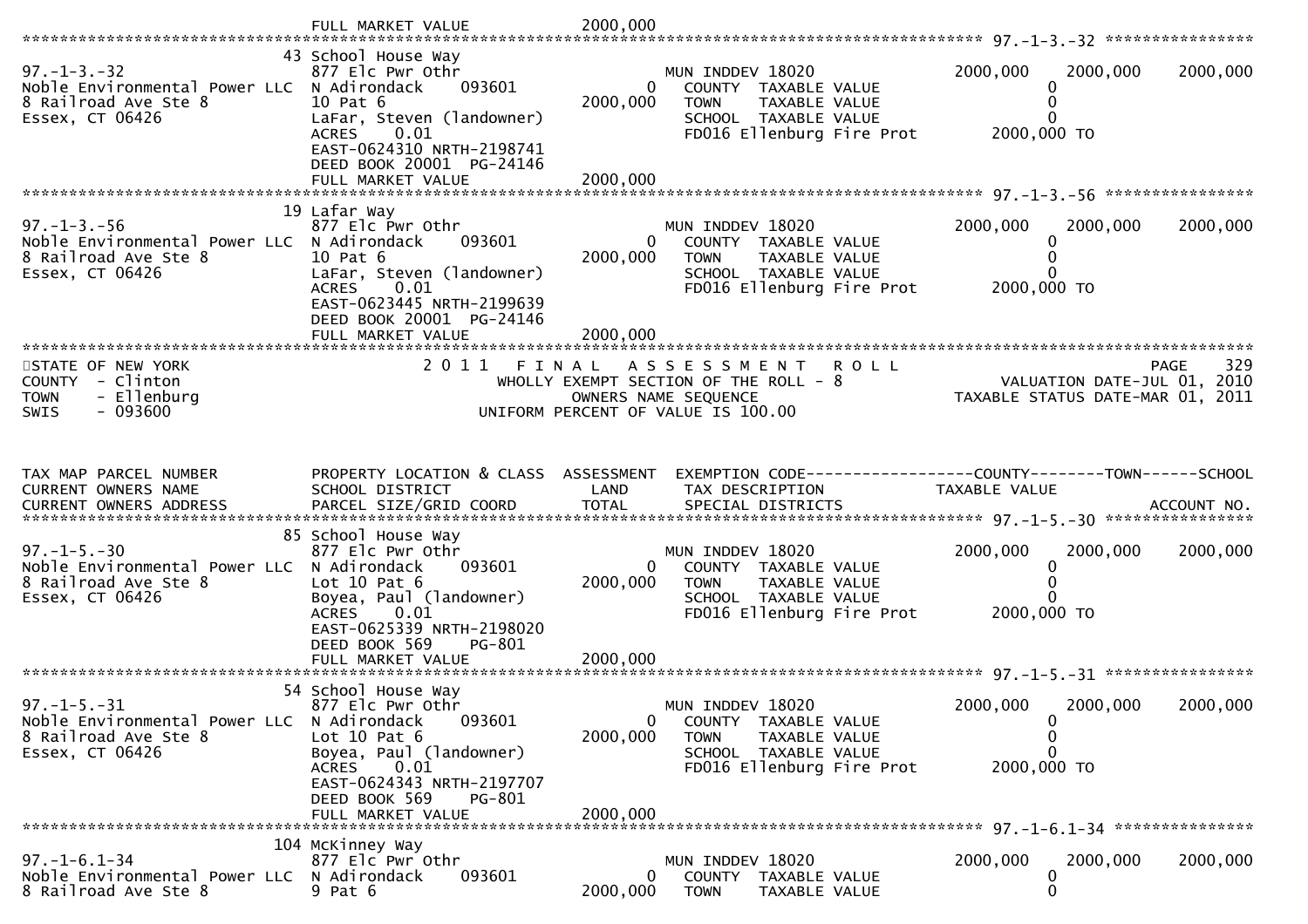FULL MARKET VALUE 2000,000

| TAX MAP PARCEL NUMBER / CURRENT OWNERS NAME / CURRENT OWNERS ADDRESS | PROPERTY LOCATION & CLASS / SCHOOL DISTRICT / PARCEL SIZE/GRID COORD | ASSESSMENT LAND / TOTAL | EXEMPTION CODE / TAX DESCRIPTION / SPECIAL DISTRICTS | COUNTY TAXABLE VALUE | TOWN | SCHOOL / ACCOUNT NO. |
|---|---|---|---|---|---|---|
| 97.-1-3.-32 | 43 School House Way | | | | | |
| | 877 Elc Pwr Othr | | MUN INDDEV 18020 | 2000,000 | 2000,000 | 2000,000 |
| Noble Environmental Power LLC | N Adirondack 093601 | 0 | COUNTY TAXABLE VALUE | 0 | | |
| 8 Railroad Ave Ste 8 | 10 Pat 6 | 2000,000 | TOWN TAXABLE VALUE | 0 | | |
| Essex, CT 06426 | LaFar, Steven (landowner) | | SCHOOL TAXABLE VALUE | 0 | | |
| | ACRES 0.01 | | FD016 Ellenburg Fire Prot | 2000,000 TO | | |
| | EAST-0624310 NRTH-2198741 | | | | | |
| | DEED BOOK 20001 PG-24146 | | | | | |
| | FULL MARKET VALUE | 2000,000 | | | | |
| 97.-1-3.-56 | 19 Lafar Way | | | | | |
| | 877 Elc Pwr Othr | | MUN INDDEV 18020 | 2000,000 | 2000,000 | 2000,000 |
| Noble Environmental Power LLC | N Adirondack 093601 | 0 | COUNTY TAXABLE VALUE | 0 | | |
| 8 Railroad Ave Ste 8 | 10 Pat 6 | 2000,000 | TOWN TAXABLE VALUE | 0 | | |
| Essex, CT 06426 | LaFar, Steven (landowner) | | SCHOOL TAXABLE VALUE | 0 | | |
| | ACRES 0.01 | | FD016 Ellenburg Fire Prot | 2000,000 TO | | |
| | EAST-0623445 NRTH-2199639 | | | | | |
| | DEED BOOK 20001 PG-24146 | | | | | |
| | FULL MARKET VALUE | 2000,000 | | | | |

STATE OF NEW YORK — 2011 FINAL ASSESSMENT ROLL — PAGE 329
COUNTY - Clinton — WHOLLY EXEMPT SECTION OF THE ROLL - 8 — VALUATION DATE-JUL 01, 2010
TOWN - Ellenburg — OWNERS NAME SEQUENCE — TAXABLE STATUS DATE-MAR 01, 2011
SWIS - 093600 — UNIFORM PERCENT OF VALUE IS 100.00

| TAX MAP PARCEL NUMBER / CURRENT OWNERS NAME / CURRENT OWNERS ADDRESS | PROPERTY LOCATION & CLASS / SCHOOL DISTRICT / PARCEL SIZE/GRID COORD | ASSESSMENT LAND / TOTAL | EXEMPTION CODE / TAX DESCRIPTION / SPECIAL DISTRICTS | COUNTY TAXABLE VALUE | TOWN | SCHOOL / ACCOUNT NO. |
|---|---|---|---|---|---|---|
| 97.-1-5.-30 | 85 School House Way | | | | | |
| | 877 Elc Pwr Othr | | MUN INDDEV 18020 | 2000,000 | 2000,000 | 2000,000 |
| Noble Environmental Power LLC | N Adirondack 093601 | 0 | COUNTY TAXABLE VALUE | 0 | | |
| 8 Railroad Ave Ste 8 | Lot 10 Pat 6 | 2000,000 | TOWN TAXABLE VALUE | 0 | | |
| Essex, CT 06426 | Boyea, Paul (landowner) | | SCHOOL TAXABLE VALUE | 0 | | |
| | ACRES 0.01 | | FD016 Ellenburg Fire Prot | 2000,000 TO | | |
| | EAST-0625339 NRTH-2198020 | | | | | |
| | DEED BOOK 569 PG-801 | | | | | |
| | FULL MARKET VALUE | 2000,000 | | | | |
| 97.-1-5.-31 | 54 School House Way | | | | | |
| | 877 Elc Pwr Othr | | MUN INDDEV 18020 | 2000,000 | 2000,000 | 2000,000 |
| Noble Environmental Power LLC | N Adirondack 093601 | 0 | COUNTY TAXABLE VALUE | 0 | | |
| 8 Railroad Ave Ste 8 | Lot 10 Pat 6 | 2000,000 | TOWN TAXABLE VALUE | 0 | | |
| Essex, CT 06426 | Boyea, Paul (landowner) | | SCHOOL TAXABLE VALUE | 0 | | |
| | ACRES 0.01 | | FD016 Ellenburg Fire Prot | 2000,000 TO | | |
| | EAST-0624343 NRTH-2197707 | | | | | |
| | DEED BOOK 569 PG-801 | | | | | |
| | FULL MARKET VALUE | 2000,000 | | | | |
| 97.-1-6.1-34 | 104 McKinney Way | | | | | |
| | 877 Elc Pwr Othr | | MUN INDDEV 18020 | 2000,000 | 2000,000 | 2000,000 |
| Noble Environmental Power LLC | N Adirondack 093601 | 0 | COUNTY TAXABLE VALUE | 0 | | |
| 8 Railroad Ave Ste 8 | 9 Pat 6 | 2000,000 | TOWN TAXABLE VALUE | 0 | | |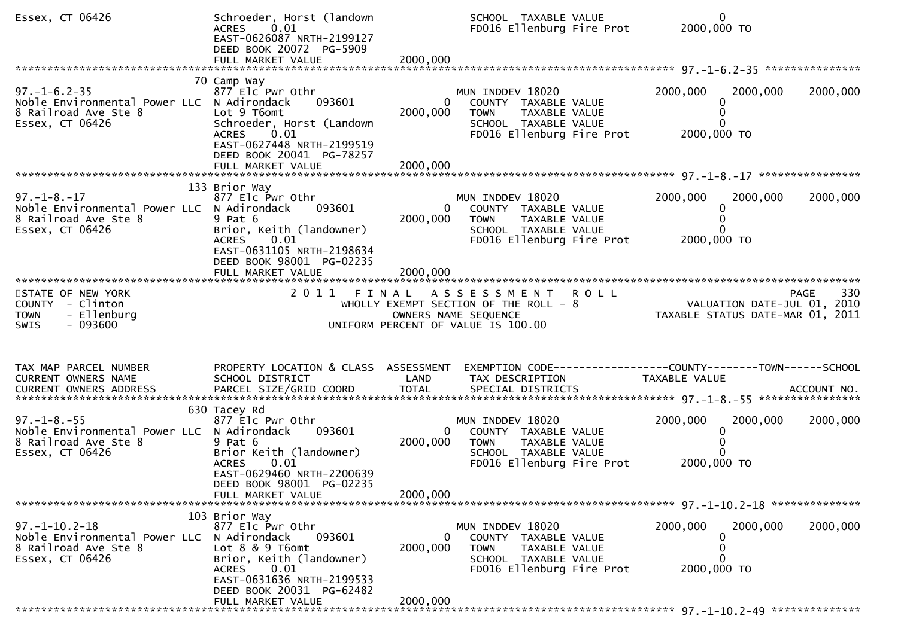```
Essex, CT 06426              Schroeder, Horst (landown                SCHOOL  TAXABLE VALUE                 0
                             ACRES    0.01                            FD016 Ellenburg Fire Prot       2000,000 TO
                             EAST-0626087 NRTH-2199127
                             DEED BOOK 20072  PG-5909
                             FULL MARKET VALUE            2000,000
******************************************************************************************************* 97.-1-6.2-35 ***************
                          70 Camp Way
97.-1-6.2-35                 877 Elc Pwr Othr                     MUN INDDEV 18020             2000,000    2000,000    2000,000
Noble Environmental Power LLC  N Adirondack      093601        0    COUNTY  TAXABLE VALUE                 0
8 Railroad Ave Ste 8         Lot 9 T6omt                  2000,000    TOWN    TAXABLE VALUE                 0
Essex, CT 06426              Schroeder, Horst (Landown                SCHOOL  TAXABLE VALUE                 0
                             ACRES    0.01                            FD016 Ellenburg Fire Prot       2000,000 TO
                             EAST-0627448 NRTH-2199519
                             DEED BOOK 20041  PG-78257
                             FULL MARKET VALUE            2000,000
******************************************************************************************************* 97.-1-8.-17 ****************
                         133 Brior Way
97.-1-8.-17                  877 Elc Pwr Othr                     MUN INDDEV 18020             2000,000    2000,000    2000,000
Noble Environmental Power LLC  N Adirondack      093601        0    COUNTY  TAXABLE VALUE                 0
8 Railroad Ave Ste 8         9 Pat 6                      2000,000    TOWN    TAXABLE VALUE                 0
Essex, CT 06426              Brior, Keith (landowner)                 SCHOOL  TAXABLE VALUE                 0
                             ACRES    0.01                            FD016 Ellenburg Fire Prot       2000,000 TO
                             EAST-0631105 NRTH-2198634
                             DEED BOOK 98001  PG-02235
                             FULL MARKET VALUE            2000,000
************************************************************************************************************************************
STATE OF NEW YORK                     2 0 1 1   F I N A L   A S S E S S M E N T   R O L L                              PAGE    330
COUNTY  - Clinton                          WHOLLY EXEMPT SECTION OF THE ROLL - 8                      VALUATION DATE-JUL 01, 2010
TOWN    - Ellenburg                              OWNERS NAME SEQUENCE                            TAXABLE STATUS DATE-MAR 01, 2011
SWIS    - 093600                          UNIFORM PERCENT OF VALUE IS 100.00


TAX MAP PARCEL NUMBER        PROPERTY LOCATION & CLASS  ASSESSMENT  EXEMPTION CODE------------------COUNTY--------TOWN------SCHOOL
CURRENT OWNERS NAME          SCHOOL DISTRICT               LAND     TAX DESCRIPTION              TAXABLE VALUE
CURRENT OWNERS ADDRESS       PARCEL SIZE/GRID COORD       TOTAL     SPECIAL DISTRICTS                                    ACCOUNT NO.
******************************************************************************************************* 97.-1-8.-55 ****************
                         630 Tacey Rd
97.-1-8.-55                  877 Elc Pwr Othr                     MUN INDDEV 18020             2000,000    2000,000    2000,000
Noble Environmental Power LLC  N Adirondack      093601        0    COUNTY  TAXABLE VALUE                 0
8 Railroad Ave Ste 8         9 Pat 6                      2000,000    TOWN    TAXABLE VALUE                 0
Essex, CT 06426              Brior Keith (landowner)                  SCHOOL  TAXABLE VALUE                 0
                             ACRES    0.01                            FD016 Ellenburg Fire Prot       2000,000 TO
                             EAST-0629460 NRTH-2200639
                             DEED BOOK 98001  PG-02235
                             FULL MARKET VALUE            2000,000
******************************************************************************************************* 97.-1-10.2-18 **************
                         103 Brior Way
97.-1-10.2-18                877 Elc Pwr Othr                     MUN INDDEV 18020             2000,000    2000,000    2000,000
Noble Environmental Power LLC  N Adirondack      093601        0    COUNTY  TAXABLE VALUE                 0
8 Railroad Ave Ste 8         Lot 8 & 9 T6omt              2000,000    TOWN    TAXABLE VALUE                 0
Essex, CT 06426              Brior, Keith (landowner)                 SCHOOL  TAXABLE VALUE                 0
                             ACRES    0.01                            FD016 Ellenburg Fire Prot       2000,000 TO
                             EAST-0631636 NRTH-2199533
                             DEED BOOK 20031  PG-62482
                             FULL MARKET VALUE            2000,000
******************************************************************************************************* 97.-1-10.2-49 **************
```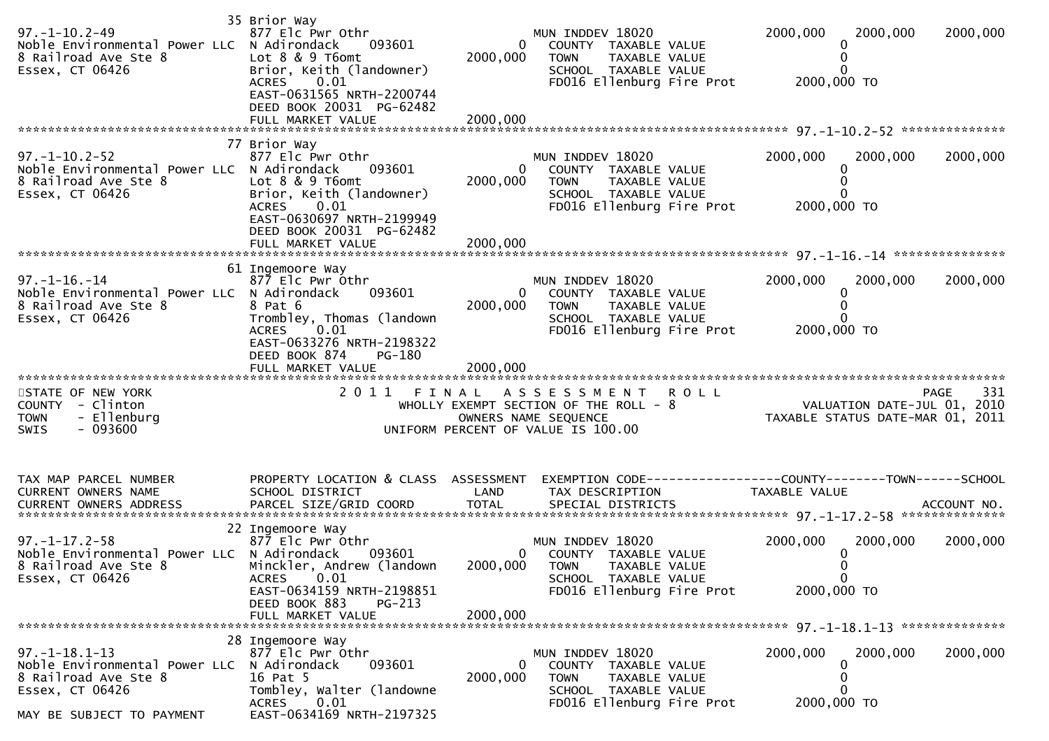```
                              35 Brior Way
97.-1-10.2-49                 877 Elc Pwr Othr                       MUN INDDEV 18020            2000,000    2000,000     2000,000
Noble Environmental Power LLC  N Adirondack    093601          0    COUNTY  TAXABLE VALUE              0
8 Railroad Ave Ste 8          Lot 8 & 9 T6omt             2000,000    TOWN    TAXABLE VALUE              0
Essex, CT 06426               Brior, Keith (landowner)              SCHOOL  TAXABLE VALUE              0
                              ACRES     0.01                         FD016 Ellenburg Fire Prot       2000,000 TO
                              EAST-0631565 NRTH-2200744
                              DEED BOOK 20031  PG-62482
                              FULL MARKET VALUE           2000,000
******************************************************************************************************* 97.-1-10.2-52 **************
                              77 Brior Way
97.-1-10.2-52                 877 Elc Pwr Othr                       MUN INDDEV 18020            2000,000    2000,000     2000,000
Noble Environmental Power LLC  N Adirondack    093601          0    COUNTY  TAXABLE VALUE              0
8 Railroad Ave Ste 8          Lot 8 & 9 T6omt             2000,000    TOWN    TAXABLE VALUE              0
Essex, CT 06426               Brior, Keith (landowner)              SCHOOL  TAXABLE VALUE              0
                              ACRES     0.01                         FD016 Ellenburg Fire Prot       2000,000 TO
                              EAST-0630697 NRTH-2199949
                              DEED BOOK 20031  PG-62482
                              FULL MARKET VALUE           2000,000
******************************************************************************************************* 97.-1-16.-14 ***************
                              61 Ingemoore Way
97.-1-16.-14                  877 Elc Pwr Othr                       MUN INDDEV 18020            2000,000    2000,000     2000,000
Noble Environmental Power LLC  N Adirondack    093601          0    COUNTY  TAXABLE VALUE              0
8 Railroad Ave Ste 8          8 Pat 6                     2000,000    TOWN    TAXABLE VALUE              0
Essex, CT 06426               Trombley, Thomas (landown             SCHOOL  TAXABLE VALUE              0
                              ACRES     0.01                         FD016 Ellenburg Fire Prot       2000,000 TO
                              EAST-0633276 NRTH-2198322
                              DEED BOOK 874    PG-180
                              FULL MARKET VALUE           2000,000
************************************************************************************************************************************
STATE OF NEW YORK                  2 0 1 1   F I N A L   A S S E S S M E N T   R O L L                          PAGE    331
COUNTY  - Clinton                         WHOLLY EXEMPT SECTION OF THE ROLL - 8                    VALUATION DATE-JUL 01, 2010
TOWN    - Ellenburg                             OWNERS NAME SEQUENCE                            TAXABLE STATUS DATE-MAR 01, 2011
SWIS    - 093600                          UNIFORM PERCENT OF VALUE IS 100.00


TAX MAP PARCEL NUMBER         PROPERTY LOCATION & CLASS  ASSESSMENT  EXEMPTION CODE------------------COUNTY--------TOWN------SCHOOL
CURRENT OWNERS NAME           SCHOOL DISTRICT               LAND      TAX DESCRIPTION              TAXABLE VALUE
CURRENT OWNERS ADDRESS        PARCEL SIZE/GRID COORD        TOTAL     SPECIAL DISTRICTS                                 ACCOUNT NO.
******************************************************************************************************* 97.-1-17.2-58 **************
                              22 Ingemoore Way
97.-1-17.2-58                 877 Elc Pwr Othr                       MUN INDDEV 18020            2000,000    2000,000     2000,000
Noble Environmental Power LLC  N Adirondack    093601          0    COUNTY  TAXABLE VALUE              0
8 Railroad Ave Ste 8          Minckler, Andrew (landown   2000,000    TOWN    TAXABLE VALUE              0
Essex, CT 06426               ACRES     0.01                         SCHOOL  TAXABLE VALUE              0
                              EAST-0634159 NRTH-2198851              FD016 Ellenburg Fire Prot       2000,000 TO
                              DEED BOOK 883    PG-213
                              FULL MARKET VALUE           2000,000
******************************************************************************************************* 97.-1-18.1-13 **************
                              28 Ingemoore Way
97.-1-18.1-13                 877 Elc Pwr Othr                       MUN INDDEV 18020            2000,000    2000,000     2000,000
Noble Environmental Power LLC  N Adirondack    093601          0    COUNTY  TAXABLE VALUE              0
8 Railroad Ave Ste 8          16 Pat 5                    2000,000    TOWN    TAXABLE VALUE              0
Essex, CT 06426               Tombley, Walter (landowne             SCHOOL  TAXABLE VALUE              0
                              ACRES     0.01                         FD016 Ellenburg Fire Prot       2000,000 TO
MAY BE SUBJECT TO PAYMENT     EAST-0634169 NRTH-2197325
```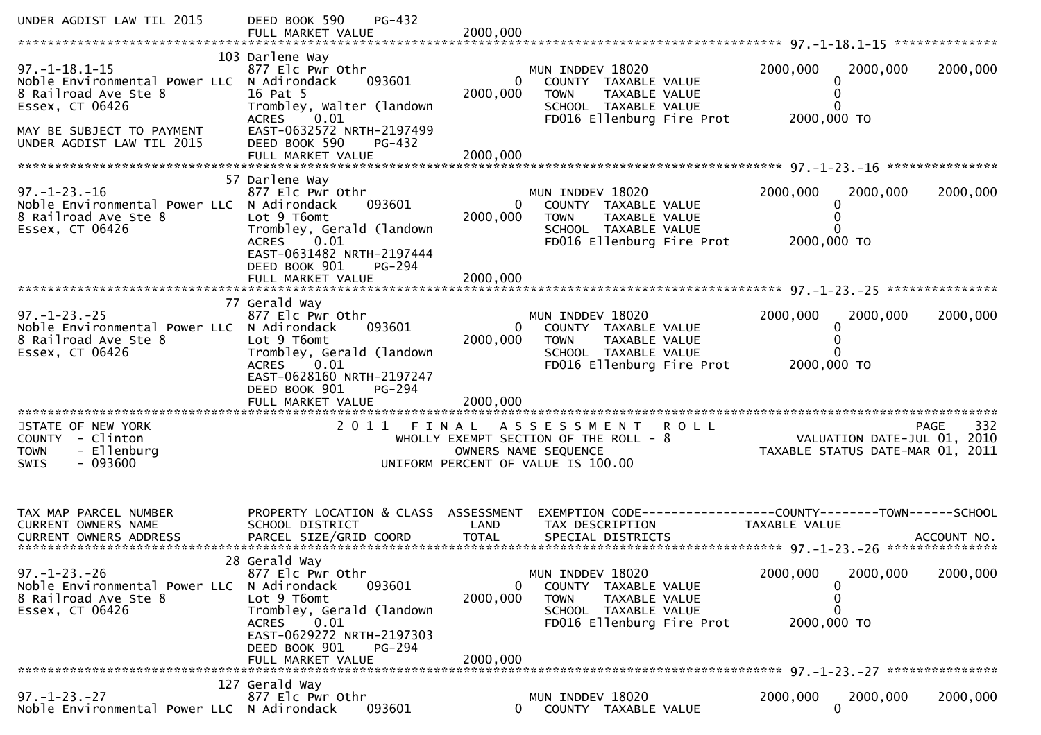```
UNDER AGDIST LAW TIL 2015      DEED BOOK 590    PG-432
                               FULL MARKET VALUE              2000,000
******************************************************************************************************* 97.-1-18.1-15 **************
                             103 Darlene Way
97.-1-18.1-15                  877 Elc Pwr Othr                      MUN INDDEV 18020              2000,000    2000,000    2000,000
Noble Environmental Power LLC  N Adirondack      093601           0   COUNTY  TAXABLE VALUE                0
8 Railroad Ave Ste 8           16 Pat 5                    2000,000   TOWN    TAXABLE VALUE                0
Essex, CT 06426                Trombley, Walter (landown              SCHOOL  TAXABLE VALUE                0
                               ACRES    0.01                          FD016 Ellenburg Fire Prot       2000,000 TO
MAY BE SUBJECT TO PAYMENT      EAST-0632572 NRTH-2197499
UNDER AGDIST LAW TIL 2015      DEED BOOK 590    PG-432
                               FULL MARKET VALUE              2000,000
******************************************************************************************************* 97.-1-23.-16 ***************
                              57 Darlene Way
97.-1-23.-16                   877 Elc Pwr Othr                      MUN INDDEV 18020              2000,000    2000,000    2000,000
Noble Environmental Power LLC  N Adirondack      093601           0   COUNTY  TAXABLE VALUE                0
8 Railroad Ave Ste 8           Lot 9 T6omt                 2000,000   TOWN    TAXABLE VALUE                0
Essex, CT 06426                Trombley, Gerald (landown              SCHOOL  TAXABLE VALUE                0
                               ACRES    0.01                          FD016 Ellenburg Fire Prot       2000,000 TO
                               EAST-0631482 NRTH-2197444
                               DEED BOOK 901    PG-294
                               FULL MARKET VALUE              2000,000
******************************************************************************************************* 97.-1-23.-25 ***************
                              77 Gerald Way
97.-1-23.-25                   877 Elc Pwr Othr                      MUN INDDEV 18020              2000,000    2000,000    2000,000
Noble Environmental Power LLC  N Adirondack      093601           0   COUNTY  TAXABLE VALUE                0
8 Railroad Ave Ste 8           Lot 9 T6omt                 2000,000   TOWN    TAXABLE VALUE                0
Essex, CT 06426                Trombley, Gerald (landown              SCHOOL  TAXABLE VALUE                0
                               ACRES    0.01                          FD016 Ellenburg Fire Prot       2000,000 TO
                               EAST-0628160 NRTH-2197247
                               DEED BOOK 901    PG-294
                               FULL MARKET VALUE              2000,000
************************************************************************************************************************************
STATE OF NEW YORK                     2 0 1 1   F I N A L   A S S E S S M E N T   R O L L                              PAGE    332
COUNTY  - Clinton                          WHOLLY EXEMPT SECTION OF THE ROLL - 8                       VALUATION DATE-JUL 01, 2010
TOWN    - Ellenburg                                 OWNERS NAME SEQUENCE                            TAXABLE STATUS DATE-MAR 01, 2011
SWIS    - 093600                              UNIFORM PERCENT OF VALUE IS 100.00


TAX MAP PARCEL NUMBER          PROPERTY LOCATION & CLASS  ASSESSMENT  EXEMPTION CODE------------------COUNTY--------TOWN------SCHOOL
CURRENT OWNERS NAME            SCHOOL DISTRICT               LAND      TAX DESCRIPTION             TAXABLE VALUE
CURRENT OWNERS ADDRESS         PARCEL SIZE/GRID COORD        TOTAL     SPECIAL DISTRICTS                                 ACCOUNT NO.
******************************************************************************************************* 97.-1-23.-26 ***************
                              28 Gerald Way
97.-1-23.-26                   877 Elc Pwr Othr                      MUN INDDEV 18020              2000,000    2000,000    2000,000
Noble Environmental Power LLC  N Adirondack      093601           0   COUNTY  TAXABLE VALUE                0
8 Railroad Ave Ste 8           Lot 9 T6omt                 2000,000   TOWN    TAXABLE VALUE                0
Essex, CT 06426                Trombley, Gerald (landown              SCHOOL  TAXABLE VALUE                0
                               ACRES    0.01                          FD016 Ellenburg Fire Prot       2000,000 TO
                               EAST-0629272 NRTH-2197303
                               DEED BOOK 901    PG-294
                               FULL MARKET VALUE              2000,000
******************************************************************************************************* 97.-1-23.-27 ***************
                             127 Gerald Way
97.-1-23.-27                   877 Elc Pwr Othr                      MUN INDDEV 18020              2000,000    2000,000    2000,000
Noble Environmental Power LLC  N Adirondack      093601           0   COUNTY  TAXABLE VALUE                0
```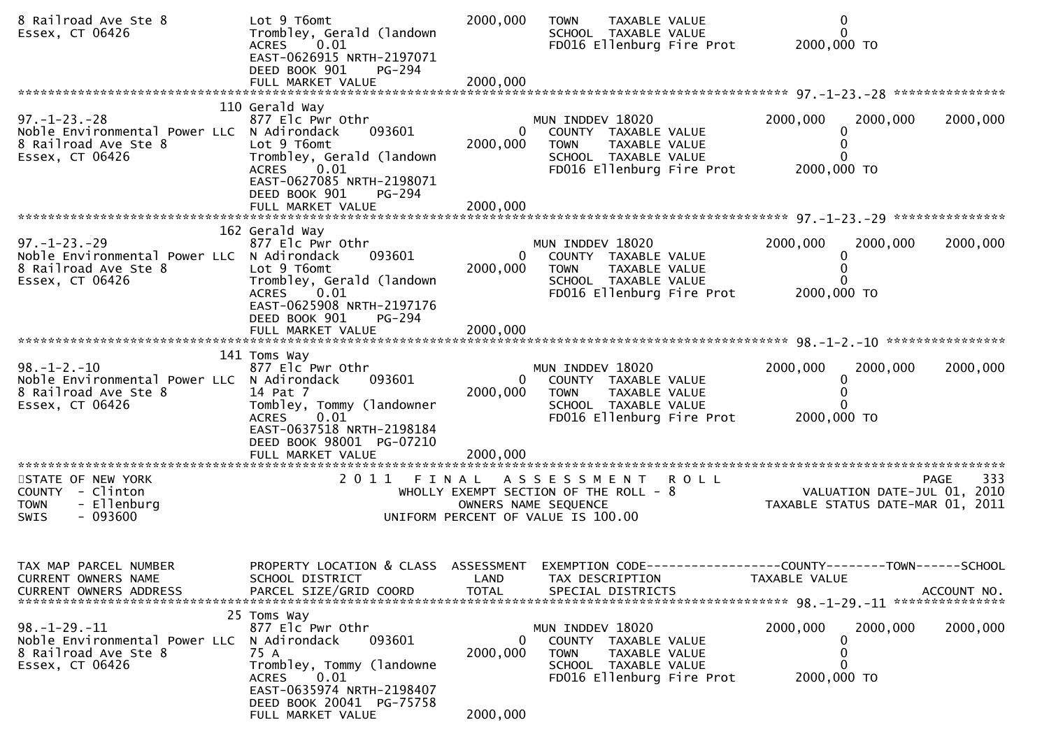```
8 Railroad Ave Ste 8           Lot 9 T6omt                   2000,000   TOWN    TAXABLE VALUE                    0
Essex, CT 06426                Trombley, Gerald (landown                SCHOOL  TAXABLE VALUE                    0
                               ACRES    0.01                            FD016 Ellenburg Fire Prot          2000,000 TO
                               EAST-0626915 NRTH-2197071
                               DEED BOOK 901    PG-294
                               FULL MARKET VALUE             2000,000
******************************************************************************************************* 97.-1-23.-28 ***************
                           110 Gerald Way
97.-1-23.-28                   877 Elc Pwr Othr                          MUN INDDEV 18020                 2000,000   2000,000    2000,000
Noble Environmental Power LLC  N Adirondack     093601             0    COUNTY  TAXABLE VALUE                    0
8 Railroad Ave Ste 8           Lot 9 T6omt                   2000,000   TOWN    TAXABLE VALUE                    0
Essex, CT 06426                Trombley, Gerald (landown                SCHOOL  TAXABLE VALUE                    0
                               ACRES    0.01                            FD016 Ellenburg Fire Prot          2000,000 TO
                               EAST-0627085 NRTH-2198071
                               DEED BOOK 901    PG-294
                               FULL MARKET VALUE             2000,000
******************************************************************************************************* 97.-1-23.-29 ***************
                           162 Gerald Way
97.-1-23.-29                   877 Elc Pwr Othr                          MUN INDDEV 18020                 2000,000   2000,000    2000,000
Noble Environmental Power LLC  N Adirondack     093601             0    COUNTY  TAXABLE VALUE                    0
8 Railroad Ave Ste 8           Lot 9 T6omt                   2000,000   TOWN    TAXABLE VALUE                    0
Essex, CT 06426                Trombley, Gerald (landown                SCHOOL  TAXABLE VALUE                    0
                               ACRES    0.01                            FD016 Ellenburg Fire Prot          2000,000 TO
                               EAST-0625908 NRTH-2197176
                               DEED BOOK 901    PG-294
                               FULL MARKET VALUE             2000,000
******************************************************************************************************* 98.-1-2.-10 ****************
                           141 Toms Way
98.-1-2.-10                    877 Elc Pwr Othr                          MUN INDDEV 18020                 2000,000   2000,000    2000,000
Noble Environmental Power LLC  N Adirondack     093601             0    COUNTY  TAXABLE VALUE                    0
8 Railroad Ave Ste 8           14 Pat 7                      2000,000   TOWN    TAXABLE VALUE                    0
Essex, CT 06426                Tombley, Tommy (landowner                SCHOOL  TAXABLE VALUE                    0
                               ACRES    0.01                            FD016 Ellenburg Fire Prot          2000,000 TO
                               EAST-0637518 NRTH-2198184
                               DEED BOOK 98001  PG-07210
                               FULL MARKET VALUE             2000,000
************************************************************************************************************************************
STATE OF NEW YORK                         2 0 1 1   F I N A L   A S S E S S M E N T   R O L L                              PAGE    333
COUNTY  - Clinton                            WHOLLY EXEMPT SECTION OF THE ROLL - 8                        VALUATION DATE-JUL 01, 2010
TOWN    - Ellenburg                               OWNERS NAME SEQUENCE                               TAXABLE STATUS DATE-MAR 01, 2011
SWIS    - 093600                           UNIFORM PERCENT OF VALUE IS 100.00


TAX MAP PARCEL NUMBER          PROPERTY LOCATION & CLASS  ASSESSMENT  EXEMPTION CODE------------------COUNTY--------TOWN------SCHOOL
CURRENT OWNERS NAME            SCHOOL DISTRICT               LAND      TAX DESCRIPTION              TAXABLE VALUE
CURRENT OWNERS ADDRESS         PARCEL SIZE/GRID COORD        TOTAL     SPECIAL DISTRICTS                                  ACCOUNT NO.
******************************************************************************************************* 98.-1-29.-11 ***************
                            25 Toms Way
98.-1-29.-11                   877 Elc Pwr Othr                          MUN INDDEV 18020                 2000,000   2000,000    2000,000
Noble Environmental Power LLC  N Adirondack     093601             0    COUNTY  TAXABLE VALUE                    0
8 Railroad Ave Ste 8           75 A                          2000,000   TOWN    TAXABLE VALUE                    0
Essex, CT 06426                Trombley, Tommy (landowne                SCHOOL  TAXABLE VALUE                    0
                               ACRES    0.01                            FD016 Ellenburg Fire Prot          2000,000 TO
                               EAST-0635974 NRTH-2198407
                               DEED BOOK 20041  PG-75758
                               FULL MARKET VALUE             2000,000
```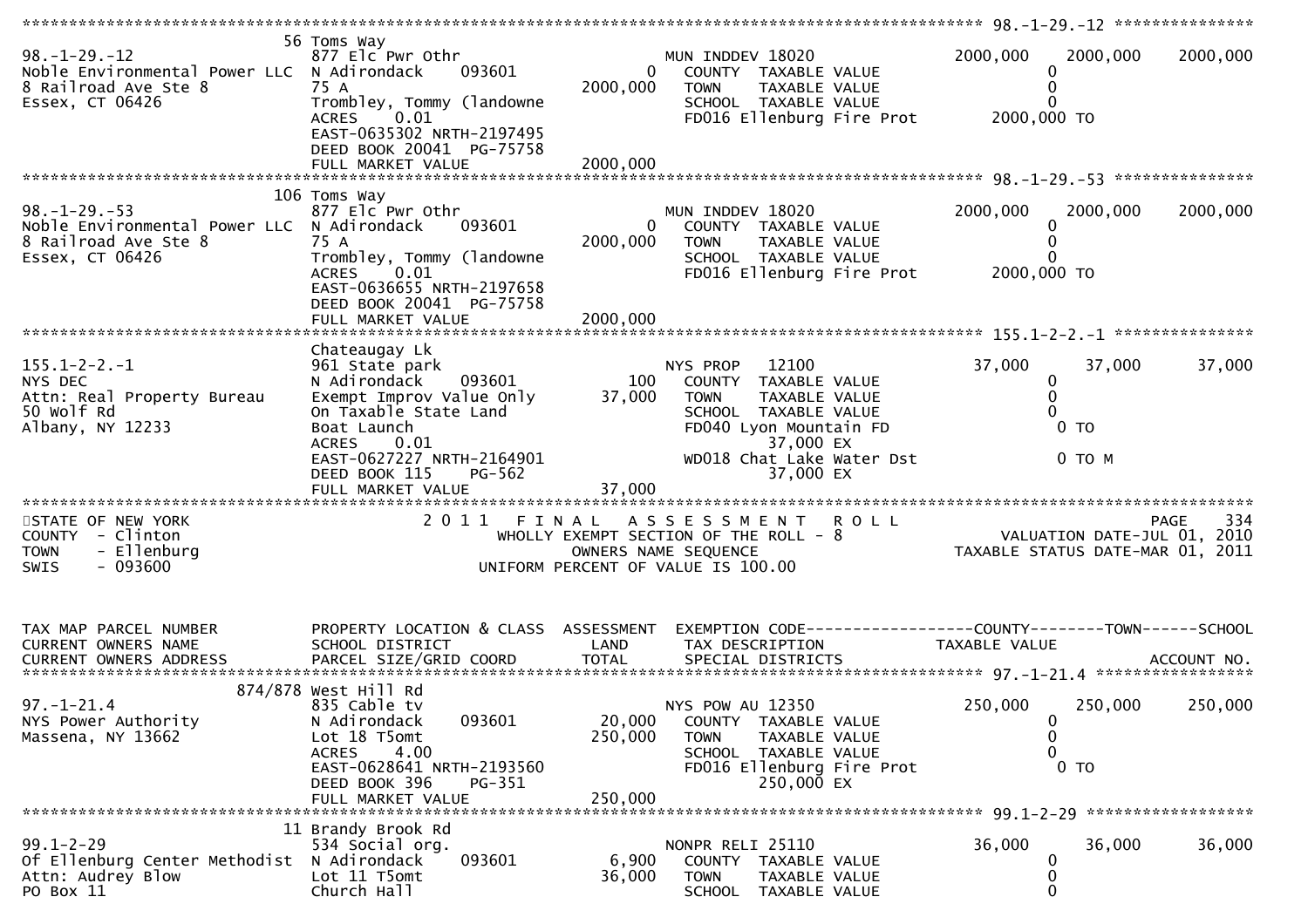```
******************************************************************************************************* 98.-1-29.-12 ***************
                              56 Toms Way
98.-1-29.-12                  877 Elc Pwr Othr                        MUN INDDEV 18020               2000,000    2000,000    2000,000
Noble Environmental Power LLC N Adirondack     093601            0       COUNTY  TAXABLE VALUE                0
8 Railroad Ave Ste 8          75 A                            2000,000   TOWN    TAXABLE VALUE                0
Essex, CT 06426               Trombley, Tommy (landowne                  SCHOOL  TAXABLE VALUE                0
                              ACRES     0.01                             FD016 Ellenburg Fire Prot       2000,000 TO
                              EAST-0635302 NRTH-2197495
                              DEED BOOK 20041  PG-75758
                              FULL MARKET VALUE               2000,000
******************************************************************************************************* 98.-1-29.-53 ***************
                             106 Toms Way
98.-1-29.-53                  877 Elc Pwr Othr                        MUN INDDEV 18020               2000,000    2000,000    2000,000
Noble Environmental Power LLC N Adirondack     093601            0       COUNTY  TAXABLE VALUE                0
8 Railroad Ave Ste 8          75 A                            2000,000   TOWN    TAXABLE VALUE                0
Essex, CT 06426               Trombley, Tommy (landowne                  SCHOOL  TAXABLE VALUE                0
                              ACRES     0.01                             FD016 Ellenburg Fire Prot       2000,000 TO
                              EAST-0636655 NRTH-2197658
                              DEED BOOK 20041  PG-75758
                              FULL MARKET VALUE               2000,000
******************************************************************************************************* 155.1-2-2.-1 ***************
                              Chateaugay Lk
155.1-2-2.-1                  961 State park                          NYS PROP   12100                 37,000      37,000      37,000
NYS DEC                       N Adirondack     093601          100       COUNTY  TAXABLE VALUE                0
Attn: Real Property Bureau    Exempt Improv Value Only        37,000     TOWN    TAXABLE VALUE                0
50 Wolf Rd                    On Taxable State Land                      SCHOOL  TAXABLE VALUE                0
Albany, NY 12233              Boat Launch                                FD040 Lyon Mountain FD               0 TO
                              ACRES     0.01                                        37,000 EX
                              EAST-0627227 NRTH-2164901                  WD018 Chat Lake Water Dst            0 TO M
                              DEED BOOK 115     PG-562                              37,000 EX
                              FULL MARKET VALUE                37,000
*************************************************************************************************************************************
STATE OF NEW YORK                     2 0 1 1   F I N A L   A S S E S S M E N T   R O L L                              PAGE    334
COUNTY  - Clinton                        WHOLLY EXEMPT SECTION OF THE ROLL - 8                           VALUATION DATE-JUL 01, 2010
TOWN    - Ellenburg                            OWNERS NAME SEQUENCE                                   TAXABLE STATUS DATE-MAR 01, 2011
SWIS    - 093600                         UNIFORM PERCENT OF VALUE IS 100.00


TAX MAP PARCEL NUMBER          PROPERTY LOCATION & CLASS  ASSESSMENT  EXEMPTION CODE------------------COUNTY--------TOWN------SCHOOL
CURRENT OWNERS NAME            SCHOOL DISTRICT              LAND      TAX DESCRIPTION              TAXABLE VALUE
CURRENT OWNERS ADDRESS         PARCEL SIZE/GRID COORD       TOTAL     SPECIAL DISTRICTS                                    ACCOUNT NO.
******************************************************************************************************* 97.-1-21.4 *****************
                         874/878 West Hill Rd
97.-1-21.4                    835 Cable tv                            NYS POW AU 12350               250,000     250,000     250,000
NYS Power Authority           N Adirondack     093601         20,000     COUNTY  TAXABLE VALUE                0
Massena, NY 13662             Lot 18 T5omt                   250,000     TOWN    TAXABLE VALUE                0
                              ACRES     4.00                             SCHOOL  TAXABLE VALUE                0
                              EAST-0628641 NRTH-2193560                  FD016 Ellenburg Fire Prot            0 TO
                              DEED BOOK 396     PG-351                             250,000 EX
                              FULL MARKET VALUE               250,000
******************************************************************************************************* 99.1-2-29 ******************
                              11 Brandy Brook Rd
99.1-2-29                     534 Social org.                         NONPR RELI 25110                36,000      36,000      36,000
Of Ellenburg Center Methodist N Adirondack     093601          6,900     COUNTY  TAXABLE VALUE                0
Attn: Audrey Blow             Lot 11 T5omt                    36,000     TOWN    TAXABLE VALUE                0
PO Box 11                     Church Hall                                SCHOOL  TAXABLE VALUE                0
```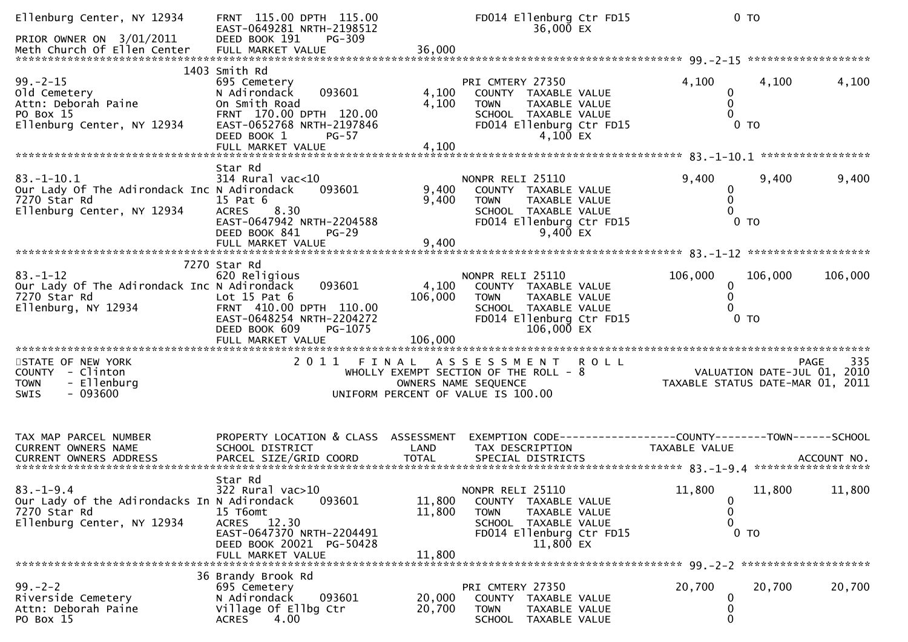```
Ellenburg Center, NY 12934     FRNT 115.00 DPTH 115.00                  FD014 Ellenburg Ctr FD15                    0 TO
                               EAST-0649281 NRTH-2198512                          36,000 EX
PRIOR OWNER ON  3/01/2011      DEED BOOK 191    PG-309
Meth Church Of Ellen Center    FULL MARKET VALUE                 36,000
******************************************************************************************************* 99.-2-15 ******************
                          1403 Smith Rd
99.-2-15                       695 Cemetery                            PRI CMTERY 27350                4,100         4,100        4,100
Old Cemetery                   N Adirondack      093601        4,100     COUNTY  TAXABLE VALUE                 0
Attn: Deborah Paine            On Smith Road                   4,100     TOWN    TAXABLE VALUE                 0
PO Box 15                      FRNT 170.00 DPTH 120.00                   SCHOOL  TAXABLE VALUE                 0
Ellenburg Center, NY 12934     EAST-0652768 NRTH-2197846                 FD014 Ellenburg Ctr FD15              0 TO
                               DEED BOOK 1      PG-57                              4,100 EX
                               FULL MARKET VALUE                  4,100
******************************************************************************************************* 83.-1-10.1 ****************
                               Star Rd
83.-1-10.1                     314 Rural vac<10                        NONPR RELI 25110                9,400         9,400        9,400
Our Lady Of The Adirondack Inc N Adirondack      093601        9,400     COUNTY  TAXABLE VALUE                 0
7270 Star Rd                   15 Pat 6                        9,400     TOWN    TAXABLE VALUE                 0
Ellenburg Center, NY 12934     ACRES    8.30                             SCHOOL  TAXABLE VALUE                 0
                               EAST-0647942 NRTH-2204588                 FD014 Ellenburg Ctr FD15              0 TO
                               DEED BOOK 841    PG-29                              9,400 EX
                               FULL MARKET VALUE                  9,400
******************************************************************************************************* 83.-1-12 ******************
                          7270 Star Rd
83.-1-12                       620 Religious                           NONPR RELI 25110              106,000       106,000      106,000
Our Lady Of The Adirondack Inc N Adirondack      093601        4,100     COUNTY  TAXABLE VALUE                 0
7270 Star Rd                   Lot 15 Pat 6                  106,000     TOWN    TAXABLE VALUE                 0
Ellenburg, NY 12934            FRNT 410.00 DPTH 110.00                   SCHOOL  TAXABLE VALUE                 0
                               EAST-0648254 NRTH-2204272                 FD014 Ellenburg Ctr FD15              0 TO
                               DEED BOOK 609    PG-1075                          106,000 EX
                               FULL MARKET VALUE                106,000
************************************************************************************************************************************
STATE OF NEW YORK                         2 0 1 1   F I N A L   A S S E S S M E N T   R O L L                           PAGE   335
COUNTY  - Clinton                           WHOLLY EXEMPT SECTION OF THE ROLL - 8                       VALUATION DATE-JUL 01, 2010
TOWN    - Ellenburg                              OWNERS NAME SEQUENCE                               TAXABLE STATUS DATE-MAR 01, 2011
SWIS    - 093600                             UNIFORM PERCENT OF VALUE IS 100.00


TAX MAP PARCEL NUMBER          PROPERTY LOCATION & CLASS  ASSESSMENT  EXEMPTION CODE------------------COUNTY--------TOWN------SCHOOL
CURRENT OWNERS NAME            SCHOOL DISTRICT               LAND     TAX DESCRIPTION              TAXABLE VALUE
CURRENT OWNERS ADDRESS         PARCEL SIZE/GRID COORD        TOTAL    SPECIAL DISTRICTS                                 ACCOUNT NO.
******************************************************************************************************* 83.-1-9.4 *****************
                               Star Rd
83.-1-9.4                      322 Rural vac>10                        NONPR RELI 25110               11,800        11,800       11,800
Our Lady of the Adirondacks In N Adirondack      093601       11,800     COUNTY  TAXABLE VALUE                 0
7270 Star Rd                   15 T6omt                       11,800     TOWN    TAXABLE VALUE                 0
Ellenburg Center, NY 12934     ACRES   12.30                             SCHOOL  TAXABLE VALUE                 0
                               EAST-0647370 NRTH-2204491                 FD014 Ellenburg Ctr FD15              0 TO
                               DEED BOOK 20021  PG-50428                          11,800 EX
                               FULL MARKET VALUE                 11,800
******************************************************************************************************* 99.-2-2 *******************
                            36 Brandy Brook Rd
99.-2-2                        695 Cemetery                            PRI CMTERY 27350               20,700        20,700       20,700
Riverside Cemetery             N Adirondack      093601       20,000     COUNTY  TAXABLE VALUE                 0
Attn: Deborah Paine            Village Of Ellbg Ctr           20,700     TOWN    TAXABLE VALUE                 0
PO Box 15                      ACRES    4.00                             SCHOOL  TAXABLE VALUE                 0
```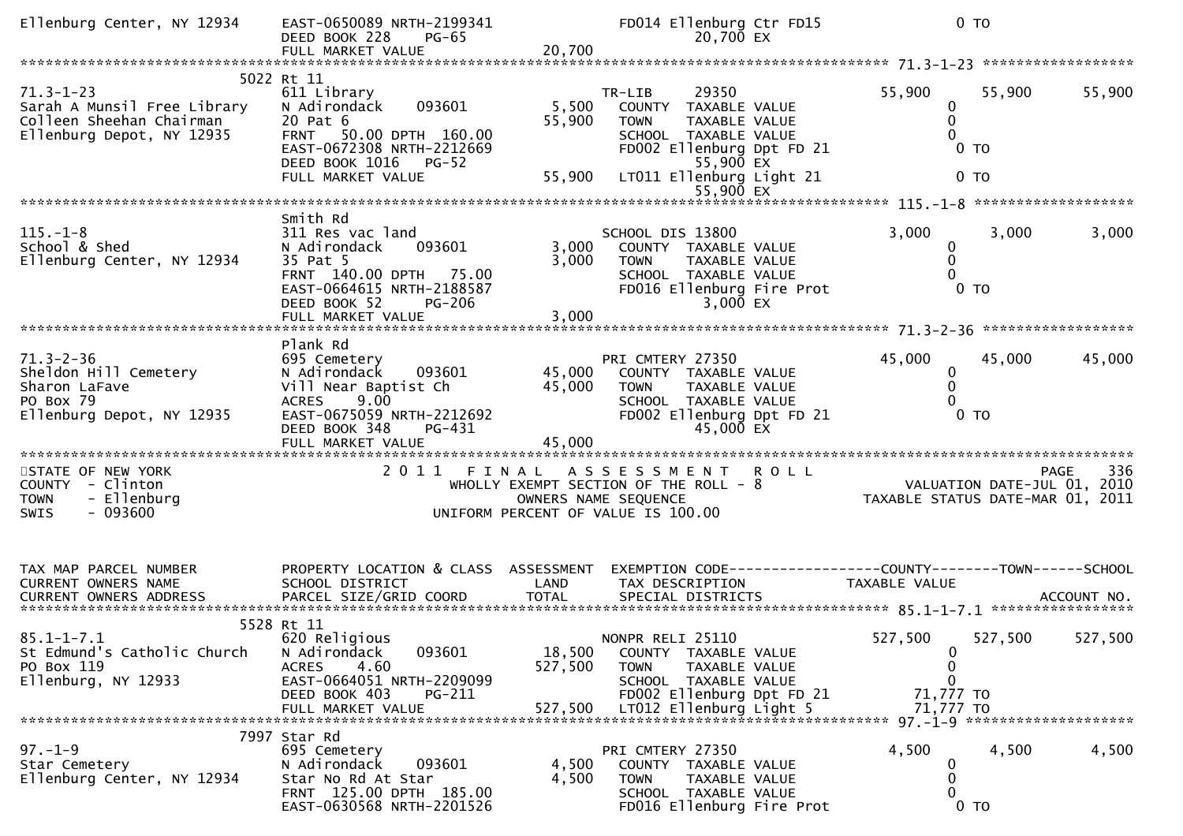```
Ellenburg Center, NY 12934     EAST-0650089 NRTH-2199341               FD014 Ellenburg Ctr FD15              0 TO
                               DEED BOOK 228    PG-65                            20,700 EX
                               FULL MARKET VALUE                20,700
******************************************************************************************************* 71.3-1-23 ******************
                          5022 Rt 11
71.3-1-23                      611 Library                             TR-LIB      29350                 55,900      55,900      55,900
Sarah A Munsil Free Library    N Adirondack     093601          5,500    COUNTY  TAXABLE VALUE                 0
Colleen Sheehan Chairman       20 Pat 6                        55,900    TOWN    TAXABLE VALUE                 0
Ellenburg Depot, NY 12935      FRNT   50.00 DPTH  160.00                 SCHOOL  TAXABLE VALUE                 0
                               EAST-0672308 NRTH-2212669                 FD002 Ellenburg Dpt FD 21              0 TO
                               DEED BOOK 1016   PG-52                              55,900 EX
                               FULL MARKET VALUE                55,900   LT011 Ellenburg Light 21               0 TO
                                                                                   55,900 EX
******************************************************************************************************* 115.-1-8 *******************
                               Smith Rd
115.-1-8                       311 Res vac land                        SCHOOL DIS 13800                   3,000       3,000       3,000
School & Shed                  N Adirondack     093601          3,000    COUNTY  TAXABLE VALUE                 0
Ellenburg Center, NY 12934     35 Pat 5                         3,000    TOWN    TAXABLE VALUE                 0
                               FRNT  140.00 DPTH   75.00                 SCHOOL  TAXABLE VALUE                 0
                               EAST-0664615 NRTH-2188587                 FD016 Ellenburg Fire Prot              0 TO
                               DEED BOOK 52     PG-206                              3,000 EX
                               FULL MARKET VALUE                 3,000
******************************************************************************************************* 71.3-2-36 ******************
                               Plank Rd
71.3-2-36                      695 Cemetery                            PRI CMTERY 27350                  45,000      45,000      45,000
Sheldon Hill Cemetery          N Adirondack     093601         45,000    COUNTY  TAXABLE VALUE                 0
Sharon LaFave                  Vill Near Baptist Ch            45,000    TOWN    TAXABLE VALUE                 0
PO Box 79                      ACRES     9.00                            SCHOOL  TAXABLE VALUE                 0
Ellenburg Depot, NY 12935      EAST-0675059 NRTH-2212692                 FD002 Ellenburg Dpt FD 21              0 TO
                               DEED BOOK 348    PG-431                             45,000 EX
                               FULL MARKET VALUE                45,000
************************************************************************************************************************************
STATE OF NEW YORK                      2 0 1 1   F I N A L   A S S E S S M E N T   R O L L                                PAGE    336
COUNTY  - Clinton                          WHOLLY EXEMPT SECTION OF THE ROLL - 8                         VALUATION DATE-JUL 01, 2010
TOWN    - Ellenburg                               OWNERS NAME SEQUENCE                                 TAXABLE STATUS DATE-MAR 01, 2011
SWIS    - 093600                             UNIFORM PERCENT OF VALUE IS 100.00


TAX MAP PARCEL NUMBER          PROPERTY LOCATION & CLASS  ASSESSMENT  EXEMPTION CODE------------------COUNTY--------TOWN------SCHOOL
CURRENT OWNERS NAME            SCHOOL DISTRICT               LAND      TAX DESCRIPTION               TAXABLE VALUE
CURRENT OWNERS ADDRESS         PARCEL SIZE/GRID COORD        TOTAL     SPECIAL DISTRICTS                                   ACCOUNT NO.
******************************************************************************************************* 85.1-1-7.1 *****************
                          5528 Rt 11
85.1-1-7.1                     620 Religious                           NONPR RELI 25110                 527,500     527,500     527,500
St Edmund's Catholic Church    N Adirondack     093601         18,500    COUNTY  TAXABLE VALUE                 0
PO Box 119                     ACRES     4.60                 527,500    TOWN    TAXABLE VALUE                 0
Ellenburg, NY 12933            EAST-0664051 NRTH-2209099                 SCHOOL  TAXABLE VALUE                 0
                               DEED BOOK 403    PG-211                   FD002 Ellenburg Dpt FD 21         71,777 TO
                               FULL MARKET VALUE               527,500   LT012 Ellenburg Light 5           71,777 TO
******************************************************************************************************* 97.-1-9 ********************
                          7997 Star Rd
97.-1-9                        695 Cemetery                            PRI CMTERY 27350                   4,500       4,500       4,500
Star Cemetery                  N Adirondack     093601          4,500    COUNTY  TAXABLE VALUE                 0
Ellenburg Center, NY 12934     Star No Rd At Star               4,500    TOWN    TAXABLE VALUE                 0
                               FRNT  125.00 DPTH  185.00                 SCHOOL  TAXABLE VALUE                 0
                               EAST-0630568 NRTH-2201526                 FD016 Ellenburg Fire Prot              0 TO
```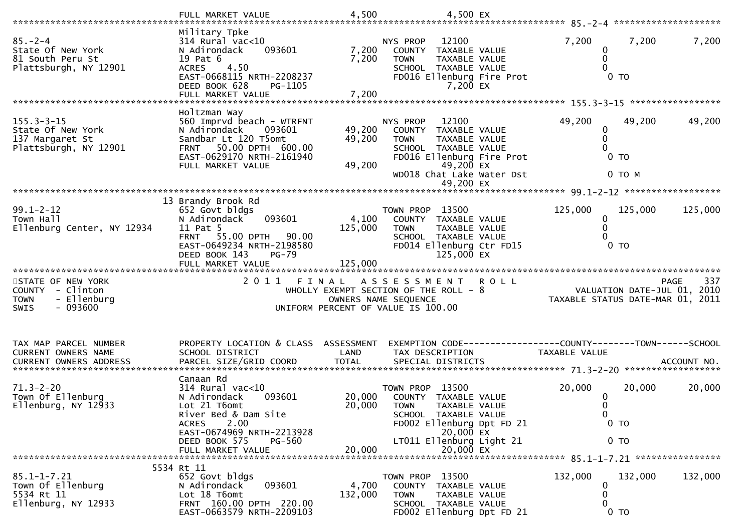```
                                FULL MARKET VALUE            4,500              4,500 EX
******************************************************************************************************* 85.-2-4 ********************
                                Military Tpke
85.-2-4                         314 Rural vac<10                      NYS PROP   12100                 7,200        7,200        7,200
State Of New York               N Adirondack    093601         7,200   COUNTY  TAXABLE VALUE                 0
81 South Peru St                19 Pat 6                       7,200   TOWN    TAXABLE VALUE                 0
Plattsburgh, NY 12901           ACRES     4.50                         SCHOOL  TAXABLE VALUE                 0
                                EAST-0668115 NRTH-2208237              FD016 Ellenburg Fire Prot              0 TO
                                DEED BOOK 628     PG-1105                          7,200 EX
                                FULL MARKET VALUE              7,200
******************************************************************************************************* 155.3-3-15 *****************
                                Holtzman Way
155.3-3-15                      560 Imprvd beach - WTRFNT             NYS PROP   12100                49,200       49,200       49,200
State Of New York               N Adirondack    093601        49,200   COUNTY  TAXABLE VALUE                 0
137 Margaret St                 Sandbar Lt 120 T5omt          49,200   TOWN    TAXABLE VALUE                 0
Plattsburgh, NY 12901           FRNT   50.00 DPTH  600.00              SCHOOL  TAXABLE VALUE                 0
                                EAST-0629170 NRTH-2161940              FD016 Ellenburg Fire Prot              0 TO
                                FULL MARKET VALUE             49,200              49,200 EX
                                                                       WD018 Chat Lake Water Dst              0 TO M
                                                                                  49,200 EX
******************************************************************************************************* 99.1-2-12 ******************
                             13 Brandy Brook Rd
99.1-2-12                       652 Govt bldgs                        TOWN PROP  13500               125,000      125,000      125,000
Town Hall                       N Adirondack    093601         4,100   COUNTY  TAXABLE VALUE                 0
Ellenburg Center, NY 12934      11 Pat 5                     125,000   TOWN    TAXABLE VALUE                 0
                                FRNT   55.00 DPTH   90.00              SCHOOL  TAXABLE VALUE                 0
                                EAST-0649234 NRTH-2198580              FD014 Ellenburg Ctr FD15               0 TO
                                DEED BOOK 143     PG-79                          125,000 EX
                                FULL MARKET VALUE            125,000
************************************************************************************************************************************
STATE OF NEW YORK                  2 0 1 1   F I N A L   A S S E S S M E N T   R O L L                                 PAGE    337
COUNTY  - Clinton                        WHOLLY EXEMPT SECTION OF THE ROLL - 8                    VALUATION DATE-JUL 01, 2010
TOWN    - Ellenburg                             OWNERS NAME SEQUENCE                           TAXABLE STATUS DATE-MAR 01, 2011
SWIS    - 093600                          UNIFORM PERCENT OF VALUE IS 100.00



TAX MAP PARCEL NUMBER           PROPERTY LOCATION & CLASS  ASSESSMENT  EXEMPTION CODE------------------COUNTY--------TOWN------SCHOOL
CURRENT OWNERS NAME             SCHOOL DISTRICT               LAND      TAX DESCRIPTION            TAXABLE VALUE
CURRENT OWNERS ADDRESS          PARCEL SIZE/GRID COORD        TOTAL     SPECIAL DISTRICTS                                 ACCOUNT NO.
******************************************************************************************************* 71.3-2-20 ******************
                                Canaan Rd
71.3-2-20                       314 Rural vac<10                      TOWN PROP  13500                20,000       20,000       20,000
Town Of Ellenburg               N Adirondack    093601        20,000   COUNTY  TAXABLE VALUE                 0
Ellenburg, NY 12933             Lot 21 T6omt                  20,000   TOWN    TAXABLE VALUE                 0
                                River Bed & Dam Site                   SCHOOL  TAXABLE VALUE                 0
                                ACRES     2.00                         FD002 Ellenburg Dpt FD 21              0 TO
                                EAST-0674969 NRTH-2213928                         20,000 EX
                                DEED BOOK 575     PG-560               LT011 Ellenburg Light 21               0 TO
                                FULL MARKET VALUE             20,000              20,000 EX
******************************************************************************************************* 85.1-1-7.21 ****************
                           5534 Rt 11
85.1-1-7.21                     652 Govt bldgs                        TOWN PROP  13500               132,000      132,000      132,000
Town Of Ellenburg               N Adirondack    093601         4,700   COUNTY  TAXABLE VALUE                 0
5534 Rt 11                      Lot 18 T6omt                 132,000   TOWN    TAXABLE VALUE                 0
Ellenburg, NY 12933             FRNT  160.00 DPTH  220.00              SCHOOL  TAXABLE VALUE                 0
                                EAST-0663579 NRTH-2209103              FD002 Ellenburg Dpt FD 21              0 TO
```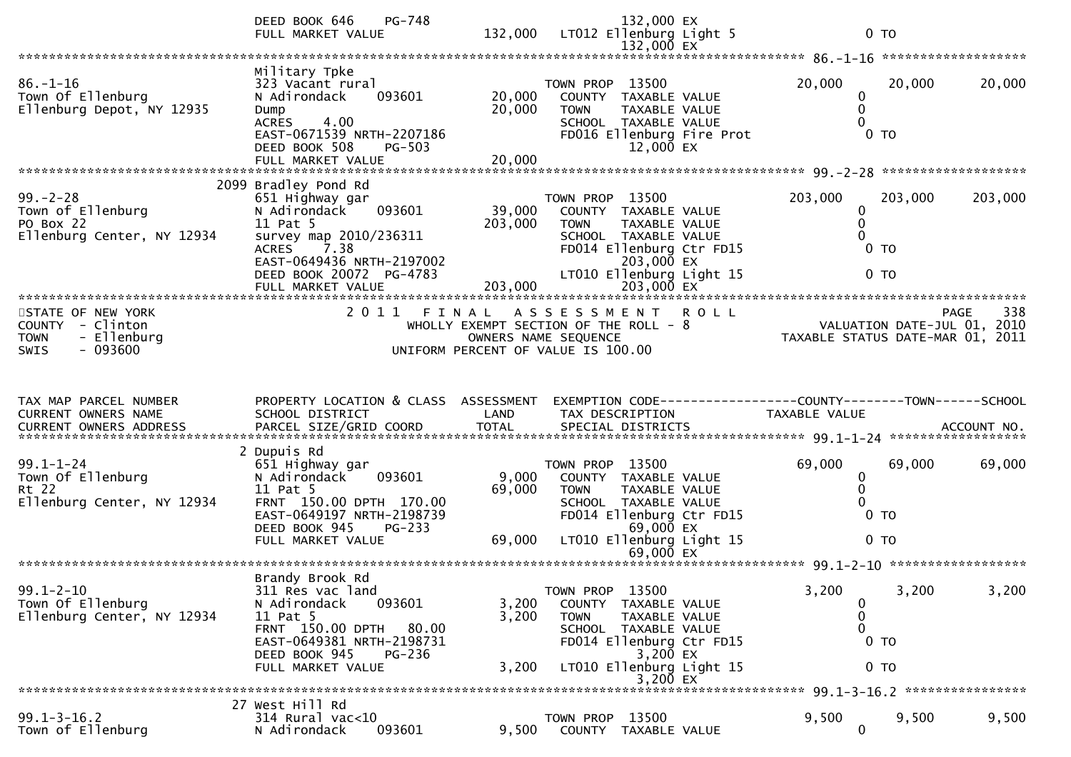```
                               DEED BOOK 646     PG-748                                   132,000 EX
                               FULL MARKET VALUE              132,000   LT012 Ellenburg Light 5                   0 TO
                                                                                          132,000 EX
******************************************************************************************************* 86.-1-16 *******************
                               Military Tpke
86.-1-16                       323 Vacant rural                         TOWN PROP  13500                 20,000      20,000     20,000
Town Of Ellenburg              N Adirondack      093601        20,000     COUNTY  TAXABLE VALUE                  0
Ellenburg Depot, NY 12935      Dump                            20,000     TOWN    TAXABLE VALUE                  0
                               ACRES     4.00                              SCHOOL  TAXABLE VALUE                 0
                               EAST-0671539 NRTH-2207186                   FD016 Ellenburg Fire Prot              0 TO
                               DEED BOOK 508     PG-503                                    12,000 EX
                               FULL MARKET VALUE               20,000
******************************************************************************************************* 99.-2-28 *******************
                          2099 Bradley Pond Rd
99.-2-28                       651 Highway gar                          TOWN PROP  13500                203,000     203,000    203,000
Town of Ellenburg              N Adirondack      093601        39,000     COUNTY  TAXABLE VALUE                  0
PO Box 22                      11 Pat 5                       203,000     TOWN    TAXABLE VALUE                  0
Ellenburg Center, NY 12934     survey map 2010/236311                      SCHOOL  TAXABLE VALUE                 0
                               ACRES     7.38                              FD014 Ellenburg Ctr FD15               0 TO
                               EAST-0649436 NRTH-2197002                                  203,000 EX
                               DEED BOOK 20072  PG-4783                    LT010 Ellenburg Light 15               0 TO
                               FULL MARKET VALUE              203,000                     203,000 EX
*************************************************************************************************************************************
STATE OF NEW YORK                           2 0 1 1   F I N A L   A S S E S S M E N T   R O L L                          PAGE   338
COUNTY  - Clinton                             WHOLLY EXEMPT SECTION OF THE ROLL - 8                          VALUATION DATE-JUL 01, 2010
TOWN    - Ellenburg                                  OWNERS NAME SEQUENCE                            TAXABLE STATUS DATE-MAR 01, 2011
SWIS    - 093600                              UNIFORM PERCENT OF VALUE IS 100.00



TAX MAP PARCEL NUMBER          PROPERTY LOCATION & CLASS  ASSESSMENT  EXEMPTION CODE------------------COUNTY--------TOWN------SCHOOL
CURRENT OWNERS NAME            SCHOOL DISTRICT               LAND      TAX DESCRIPTION              TAXABLE VALUE
CURRENT OWNERS ADDRESS         PARCEL SIZE/GRID COORD        TOTAL     SPECIAL DISTRICTS                                  ACCOUNT NO.
******************************************************************************************************* 99.1-1-24 ******************
                             2 Dupuis Rd
99.1-1-24                      651 Highway gar                          TOWN PROP  13500                 69,000      69,000     69,000
Town Of Ellenburg              N Adirondack      093601         9,000     COUNTY  TAXABLE VALUE                  0
Rt 22                          11 Pat 5                        69,000     TOWN    TAXABLE VALUE                  0
Ellenburg Center, NY 12934     FRNT  150.00 DPTH  170.00                   SCHOOL  TAXABLE VALUE                 0
                               EAST-0649197 NRTH-2198739                   FD014 Ellenburg Ctr FD15               0 TO
                               DEED BOOK 945     PG-233                                    69,000 EX
                               FULL MARKET VALUE               69,000   LT010 Ellenburg Light 15                  0 TO
                                                                                           69,000 EX
******************************************************************************************************* 99.1-2-10 ******************
                               Brandy Brook Rd
99.1-2-10                      311 Res vac land                         TOWN PROP  13500                  3,200       3,200      3,200
Town Of Ellenburg              N Adirondack      093601         3,200     COUNTY  TAXABLE VALUE                  0
Ellenburg Center, NY 12934     11 Pat 5                         3,200     TOWN    TAXABLE VALUE                  0
                               FRNT  150.00 DPTH   80.00                   SCHOOL  TAXABLE VALUE                 0
                               EAST-0649381 NRTH-2198731                   FD014 Ellenburg Ctr FD15               0 TO
                               DEED BOOK 945     PG-236                                     3,200 EX
                               FULL MARKET VALUE                3,200   LT010 Ellenburg Light 15                  0 TO
                                                                                            3,200 EX
******************************************************************************************************* 99.1-3-16.2 ****************
                            27 West Hill Rd
99.1-3-16.2                    314 Rural vac<10                         TOWN PROP  13500                  9,500       9,500      9,500
Town of Ellenburg              N Adirondack      093601         9,500     COUNTY  TAXABLE VALUE                  0
```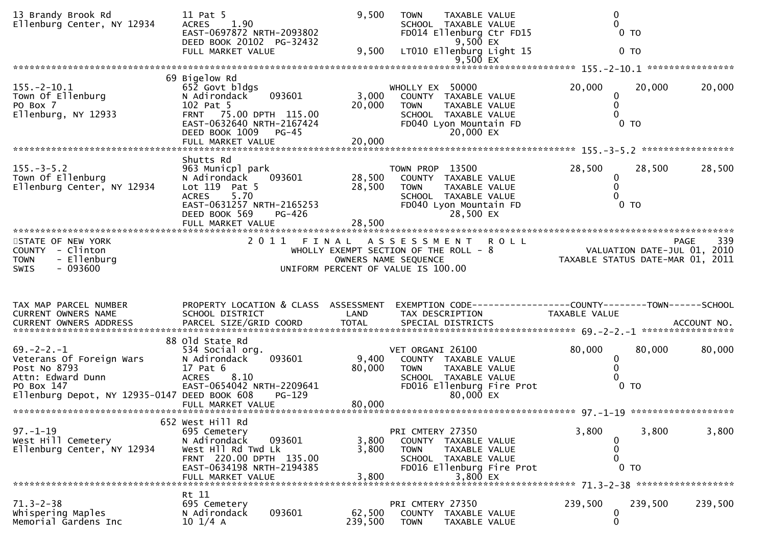```
13 Brandy Brook Rd            11 Pat 5                         9,500   TOWN    TAXABLE VALUE                  0
Ellenburg Center, NY 12934    ACRES    1.90                            SCHOOL  TAXABLE VALUE                  0
                              EAST-0697872 NRTH-2093802                FD014 Ellenburg Ctr FD15                0 TO
                              DEED BOOK 20102  PG-32432                        9,500 EX
                              FULL MARKET VALUE                9,500   LT010 Ellenburg Light 15                0 TO
                                                                               9,500 EX
******************************************************************************************************* 155.-2-10.1 *****************
                           69 Bigelow Rd
155.-2-10.1                   652 Govt bldgs                           WHOLLY EX  50000               20,000      20,000      20,000
Town Of Ellenburg             N Adirondack     093601          3,000     COUNTY  TAXABLE VALUE                  0
PO Box 7                      102 Pat 5                       20,000     TOWN    TAXABLE VALUE                  0
Ellenburg, NY 12933           FRNT   75.00 DPTH  115.00                  SCHOOL  TAXABLE VALUE                  0
                              EAST-0632640 NRTH-2167424                  FD040 Lyon Mountain FD                 0 TO
                              DEED BOOK 1009   PG-45                           20,000 EX
                              FULL MARKET VALUE               20,000
******************************************************************************************************* 155.-3-5.2 ******************
                              Shutts Rd
155.-3-5.2                    963 Municpl park                         TOWN PROP  13500               28,500      28,500      28,500
Town Of Ellenburg             N Adirondack     093601         28,500     COUNTY  TAXABLE VALUE                  0
Ellenburg Center, NY 12934    Lot 119  Pat 5                  28,500     TOWN    TAXABLE VALUE                  0
                              ACRES    5.70                              SCHOOL  TAXABLE VALUE                  0
                              EAST-0631257 NRTH-2165253                  FD040 Lyon Mountain FD                 0 TO
                              DEED BOOK 569    PG-426                          28,500 EX
                              FULL MARKET VALUE               28,500
************************************************************************************************************************************
STATE OF NEW YORK                        2 0 1 1   F I N A L   A S S E S S M E N T   R O L L                              PAGE   339
COUNTY  - Clinton                              WHOLLY EXEMPT SECTION OF THE ROLL - 8                     VALUATION DATE-JUL 01, 2010
TOWN    - Ellenburg                                     OWNERS NAME SEQUENCE                      TAXABLE STATUS DATE-MAR 01, 2011
SWIS    - 093600                                   UNIFORM PERCENT OF VALUE IS 100.00



TAX MAP PARCEL NUMBER         PROPERTY LOCATION & CLASS  ASSESSMENT  EXEMPTION CODE------------------COUNTY--------TOWN------SCHOOL
CURRENT OWNERS NAME           SCHOOL DISTRICT               LAND      TAX DESCRIPTION            TAXABLE VALUE
CURRENT OWNERS ADDRESS        PARCEL SIZE/GRID COORD       TOTAL      SPECIAL DISTRICTS                                 ACCOUNT NO.
******************************************************************************************************* 69.-2-2.-1 ******************
                           88 Old State Rd
69.-2-2.-1                    534 Social org.                          VET ORGANI 26100               80,000      80,000      80,000
Veterans Of Foreign Wars      N Adirondack     093601          9,400     COUNTY  TAXABLE VALUE                  0
Post No 8793                  17 Pat 6                        80,000     TOWN    TAXABLE VALUE                  0
Attn: Edward Dunn             ACRES    8.10                              SCHOOL  TAXABLE VALUE                  0
PO Box 147                    EAST-0654042 NRTH-2209641                  FD016 Ellenburg Fire Prot              0 TO
Ellenburg Depot, NY 12935-0147 DEED BOOK 608   PG-129                          80,000 EX
                              FULL MARKET VALUE               80,000
******************************************************************************************************* 97.-1-19 ********************
                           652 West Hill Rd
97.-1-19                      695 Cemetery                             PRI CMTERY 27350                3,800       3,800       3,800
West Hill Cemetery            N Adirondack     093601          3,800     COUNTY  TAXABLE VALUE                  0
Ellenburg Center, NY 12934    West Hll Rd Twd Lk               3,800     TOWN    TAXABLE VALUE                  0
                              FRNT  220.00 DPTH  135.00                  SCHOOL  TAXABLE VALUE                  0
                              EAST-0634198 NRTH-2194385                  FD016 Ellenburg Fire Prot              0 TO
                              FULL MARKET VALUE                3,800           3,800 EX
******************************************************************************************************* 71.3-2-38 *******************
                              Rt 11
71.3-2-38                     695 Cemetery                             PRI CMTERY 27350              239,500     239,500     239,500
Whispering Maples             N Adirondack     093601         62,500     COUNTY  TAXABLE VALUE                  0
Memorial Gardens Inc          10 1/4 A                       239,500     TOWN    TAXABLE VALUE                  0
```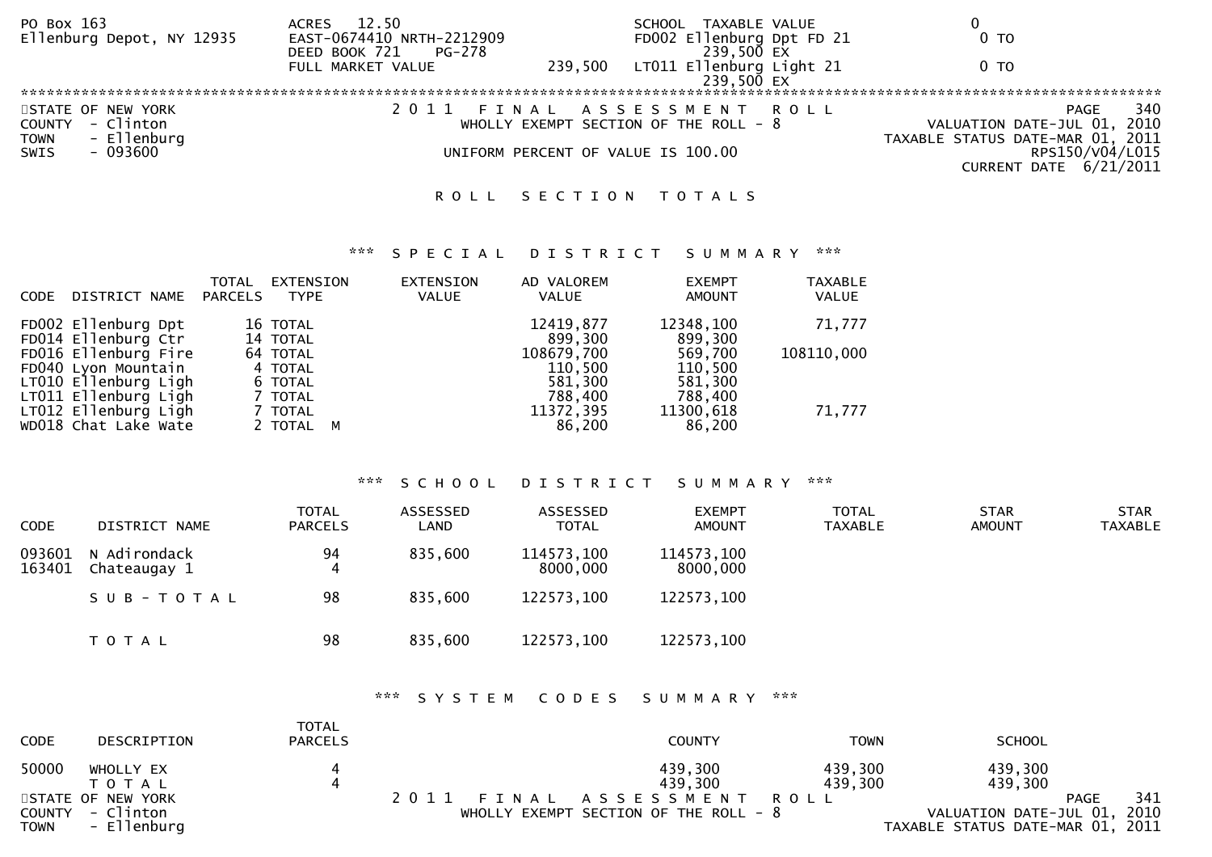```
PO Box 163                     ACRES   12.50                           SCHOOL  TAXABLE VALUE                 0
Ellenburg Depot, NY 12935      EAST-0674410 NRTH-2212909               FD002 Ellenburg Dpt FD 21              0 TO
                               DEED BOOK 721    PG-278                         239,500 EX
                               FULL MARKET VALUE              239,500  LT011 Ellenburg Light 21               0 TO
                                                                               239,500 EX
```

**STATE OF NEW YORK** — 2011 FINAL ASSESSMENT ROLL — PAGE 340
COUNTY - Clinton — WHOLLY EXEMPT SECTION OF THE ROLL - 8 — VALUATION DATE-JUL 01, 2010
TOWN - Ellenburg — TAXABLE STATUS DATE-MAR 01, 2011
SWIS - 093600 — UNIFORM PERCENT OF VALUE IS 100.00 — RPS150/V04/L015 — CURRENT DATE 6/21/2011

## ROLL SECTION TOTALS

### *** SPECIAL DISTRICT SUMMARY ***

| CODE | DISTRICT NAME | TOTAL PARCELS | EXTENSION TYPE | EXTENSION VALUE | AD VALOREM VALUE | EXEMPT AMOUNT | TAXABLE VALUE |
|---|---|---|---|---|---|---|---|
| FD002 | Ellenburg Dpt | 16 | TOTAL | | 12419,877 | 12348,100 | 71,777 |
| FD014 | Ellenburg Ctr | 14 | TOTAL | | 899,300 | 899,300 | |
| FD016 | Ellenburg Fire | 64 | TOTAL | | 108679,700 | 569,700 | 108110,000 |
| FD040 | Lyon Mountain | 4 | TOTAL | | 110,500 | 110,500 | |
| LT010 | Ellenburg Ligh | 6 | TOTAL | | 581,300 | 581,300 | |
| LT011 | Ellenburg Ligh | 7 | TOTAL | | 788,400 | 788,400 | |
| LT012 | Ellenburg Ligh | 7 | TOTAL | | 11372,395 | 11300,618 | 71,777 |
| WD018 | Chat Lake Wate | 2 | TOTAL M | | 86,200 | 86,200 | |

### *** SCHOOL DISTRICT SUMMARY ***

| CODE | DISTRICT NAME | TOTAL PARCELS | ASSESSED LAND | ASSESSED TOTAL | EXEMPT AMOUNT | TOTAL TAXABLE | STAR AMOUNT | STAR TAXABLE |
|---|---|---|---|---|---|---|---|---|
| 093601 | N Adirondack | 94 | 835,600 | 114573,100 | 114573,100 | | | |
| 163401 | Chateaugay 1 | 4 | | 8000,000 | 8000,000 | | | |
| | SUB-TOTAL | 98 | 835,600 | 122573,100 | 122573,100 | | | |
| | TOTAL | 98 | 835,600 | 122573,100 | 122573,100 | | | |

### *** SYSTEM CODES SUMMARY ***

| CODE | DESCRIPTION | TOTAL PARCELS | COUNTY | TOWN | SCHOOL |
|---|---|---|---|---|---|
| 50000 | WHOLLY EX | 4 | 439,300 | 439,300 | 439,300 |
| | TOTAL | 4 | 439,300 | 439,300 | 439,300 |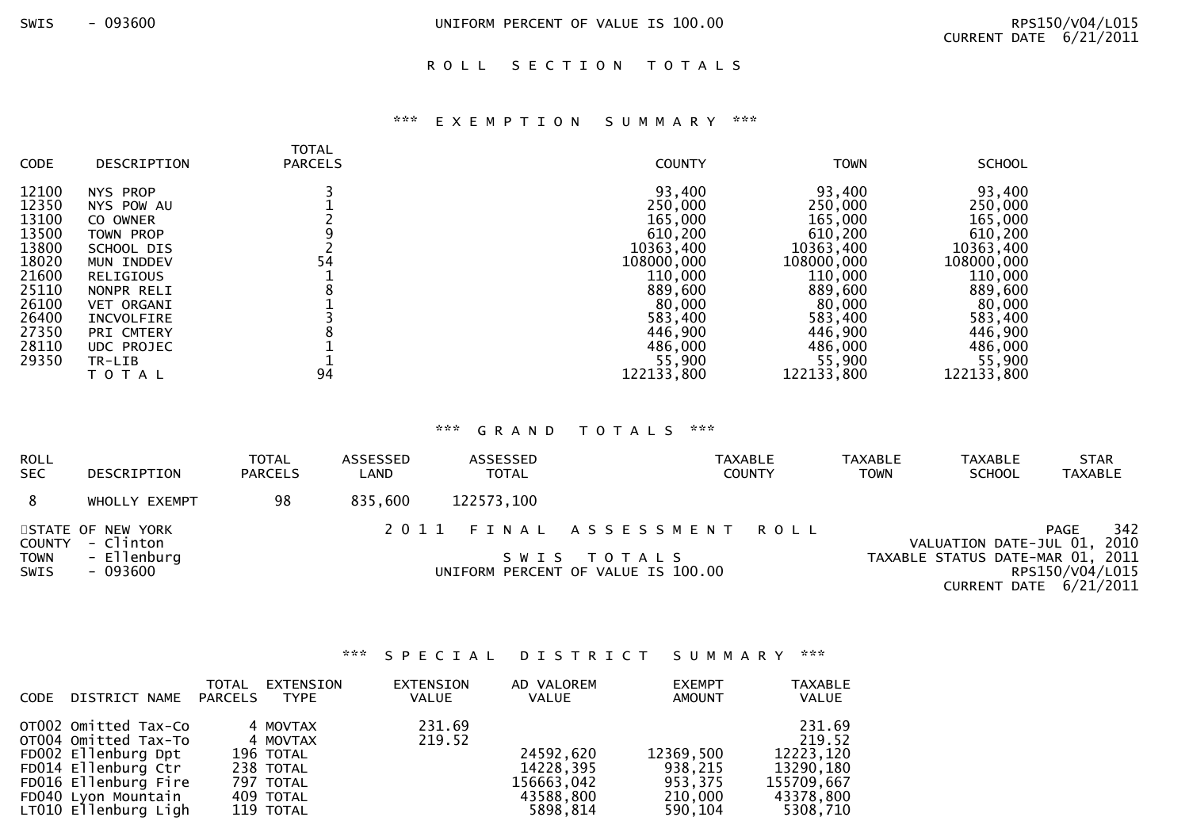SWIS - 093600 UNIFORM PERCENT OF VALUE IS 100.00 RPS150/V04/L015 CURRENT DATE 6/21/2011

# R O L L S E C T I O N T O T A L S

## *** E X E M P T I O N S U M M A R Y ***

| CODE | DESCRIPTION | TOTAL PARCELS | COUNTY | TOWN | SCHOOL |
|---|---|---|---|---|---|
| 12100 | NYS PROP | 3 | 93,400 | 93,400 | 93,400 |
| 12350 | NYS POW AU | 1 | 250,000 | 250,000 | 250,000 |
| 13100 | CO OWNER | 2 | 165,000 | 165,000 | 165,000 |
| 13500 | TOWN PROP | 9 | 610,200 | 610,200 | 610,200 |
| 13800 | SCHOOL DIS | 2 | 10363,400 | 10363,400 | 10363,400 |
| 18020 | MUN INDDEV | 54 | 108000,000 | 108000,000 | 108000,000 |
| 21600 | RELIGIOUS | 1 | 110,000 | 110,000 | 110,000 |
| 25110 | NONPR RELI | 8 | 889,600 | 889,600 | 889,600 |
| 26100 | VET ORGANI | 1 | 80,000 | 80,000 | 80,000 |
| 26400 | INCVOLFIRE | 3 | 583,400 | 583,400 | 583,400 |
| 27350 | PRI CMTERY | 8 | 446,900 | 446,900 | 446,900 |
| 28110 | UDC PROJEC | 1 | 486,000 | 486,000 | 486,000 |
| 29350 | TR-LIB | 1 | 55,900 | 55,900 | 55,900 |
| | T O T A L | 94 | 122133,800 | 122133,800 | 122133,800 |

## *** G R A N D T O T A L S ***

| ROLL SEC | DESCRIPTION | TOTAL PARCELS | ASSESSED LAND | ASSESSED TOTAL | TAXABLE COUNTY | TAXABLE TOWN | TAXABLE SCHOOL | STAR TAXABLE |
|---|---|---|---|---|---|---|---|---|
| 8 | WHOLLY EXEMPT | 98 | 835,600 | 122573,100 | | | | |

STATE OF NEW YORK 2 0 1 1 F I N A L A S S E S S M E N T R O L L PAGE 342
COUNTY - Clinton VALUATION DATE-JUL 01, 2010
TOWN - Ellenburg S W I S T O T A L S TAXABLE STATUS DATE-MAR 01, 2011
SWIS - 093600 UNIFORM PERCENT OF VALUE IS 100.00 RPS150/V04/L015
CURRENT DATE 6/21/2011

## *** S P E C I A L D I S T R I C T S U M M A R Y ***

| CODE | DISTRICT NAME | TOTAL PARCELS | EXTENSION TYPE | EXTENSION VALUE | AD VALOREM VALUE | EXEMPT AMOUNT | TAXABLE VALUE |
|---|---|---|---|---|---|---|---|
| OT002 | Omitted Tax-Co | 4 | MOVTAX | 231.69 | | | 231.69 |
| OT004 | Omitted Tax-To | 4 | MOVTAX | 219.52 | | | 219.52 |
| FD002 | Ellenburg Dpt | 196 | TOTAL | | 24592,620 | 12369,500 | 12223,120 |
| FD014 | Ellenburg Ctr | 238 | TOTAL | | 14228,395 | 938,215 | 13290,180 |
| FD016 | Ellenburg Fire | 797 | TOTAL | | 156663,042 | 953,375 | 155709,667 |
| FD040 | Lyon Mountain | 409 | TOTAL | | 43588,800 | 210,000 | 43378,800 |
| LT010 | Ellenburg Ligh | 119 | TOTAL | | 5898,814 | 590,104 | 5308,710 |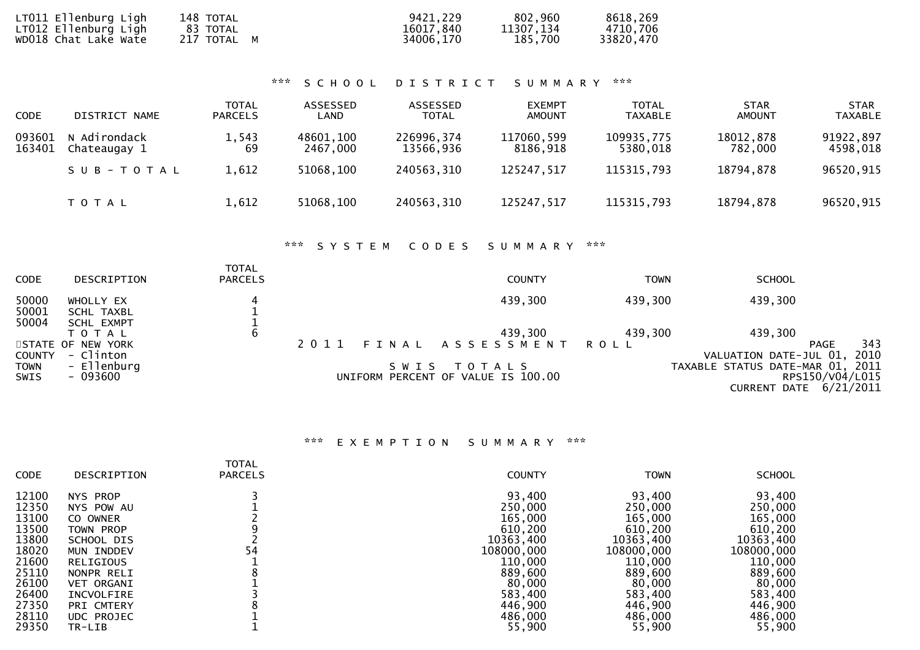| | | | | |
|---|---|---|---|---|
| LT011 Ellenburg Ligh | 148 TOTAL | 9421,229 | 802,960 | 8618,269 |
| LT012 Ellenburg Ligh | 83 TOTAL | 16017,840 | 11307,134 | 4710,706 |
| WD018 Chat Lake Wate | 217 TOTAL M | 34006,170 | 185,700 | 33820,470 |

### *** S C H O O L   D I S T R I C T   S U M M A R Y ***

| CODE | DISTRICT NAME | TOTAL PARCELS | ASSESSED LAND | ASSESSED TOTAL | EXEMPT AMOUNT | TOTAL TAXABLE | STAR AMOUNT | STAR TAXABLE |
|---|---|---|---|---|---|---|---|---|
| 093601 | N Adirondack | 1,543 | 48601,100 | 226996,374 | 117060,599 | 109935,775 | 18012,878 | 91922,897 |
| 163401 | Chateaugay 1 | 69 | 2467,000 | 13566,936 | 8186,918 | 5380,018 | 782,000 | 4598,018 |
| | S U B - T O T A L | 1,612 | 51068,100 | 240563,310 | 125247,517 | 115315,793 | 18794,878 | 96520,915 |
| | T O T A L | 1,612 | 51068,100 | 240563,310 | 125247,517 | 115315,793 | 18794,878 | 96520,915 |

### *** S Y S T E M   C O D E S   S U M M A R Y ***

| CODE | DESCRIPTION | TOTAL PARCELS | COUNTY | TOWN | SCHOOL |
|---|---|---|---|---|---|
| 50000 | WHOLLY EX | 4 | 439,300 | 439,300 | 439,300 |
| 50001 | SCHL TAXBL | 1 | | | |
| 50004 | SCHL EXMPT | 1 | | | |
| | T O T A L | 6 | 439,300 | 439,300 | 439,300 |

STATE OF NEW YORK — 2 0 1 1   F I N A L   A S S E S S M E N T   R O L L
COUNTY - Clinton
TOWN - Ellenburg
SWIS - 093600

S W I S   T O T A L S
UNIFORM PERCENT OF VALUE IS 100.00

VALUATION DATE-JUL 01, 2010
TAXABLE STATUS DATE-MAR 01, 2011
RPS150/V04/L015
CURRENT DATE 6/21/2011

### *** E X E M P T I O N   S U M M A R Y ***

| CODE | DESCRIPTION | TOTAL PARCELS | COUNTY | TOWN | SCHOOL |
|---|---|---|---|---|---|
| 12100 | NYS PROP | 3 | 93,400 | 93,400 | 93,400 |
| 12350 | NYS POW AU | 1 | 250,000 | 250,000 | 250,000 |
| 13100 | CO OWNER | 2 | 165,000 | 165,000 | 165,000 |
| 13500 | TOWN PROP | 9 | 610,200 | 610,200 | 610,200 |
| 13800 | SCHOOL DIS | 2 | 10363,400 | 10363,400 | 10363,400 |
| 18020 | MUN INDDEV | 54 | 108000,000 | 108000,000 | 108000,000 |
| 21600 | RELIGIOUS | 1 | 110,000 | 110,000 | 110,000 |
| 25110 | NONPR RELI | 8 | 889,600 | 889,600 | 889,600 |
| 26100 | VET ORGANI | 1 | 80,000 | 80,000 | 80,000 |
| 26400 | INCVOLFIRE | 3 | 583,400 | 583,400 | 583,400 |
| 27350 | PRI CMTERY | 8 | 446,900 | 446,900 | 446,900 |
| 28110 | UDC PROJEC | 1 | 486,000 | 486,000 | 486,000 |
| 29350 | TR-LIB | 1 | 55,900 | 55,900 | 55,900 |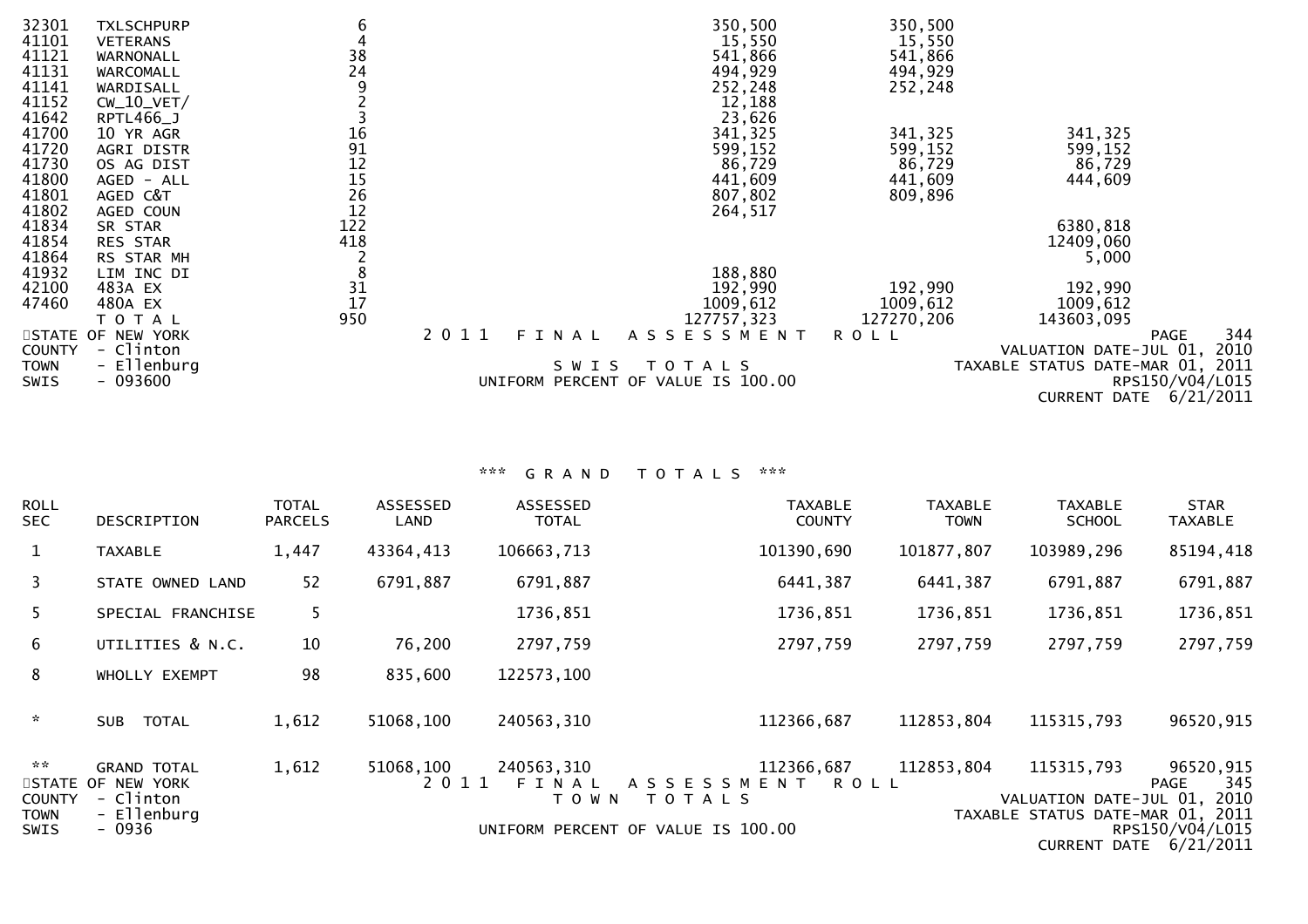| CODE | DESCRIPTION | TOTAL PARCELS | COUNTY | TOWN | SCHOOL |
|---|---|---|---|---|---|
| 32301 | TXLSCHPURP | 6 | 350,500 | 350,500 | |
| 41101 | VETERANS | 4 | 15,550 | 15,550 | |
| 41121 | WARNONALL | 38 | 541,866 | 541,866 | |
| 41131 | WARCOMALL | 24 | 494,929 | 494,929 | |
| 41141 | WARDISALL | 9 | 252,248 | 252,248 | |
| 41152 | CW_10_VET/ | 2 | 12,188 | | |
| 41642 | RPTL466_J | 3 | 23,626 | | |
| 41700 | 10 YR AGR | 16 | 341,325 | 341,325 | 341,325 |
| 41720 | AGRI DISTR | 91 | 599,152 | 599,152 | 599,152 |
| 41730 | OS AG DIST | 12 | 86,729 | 86,729 | 86,729 |
| 41800 | AGED - ALL | 15 | 441,609 | 441,609 | 444,609 |
| 41801 | AGED C&T | 26 | 807,802 | 809,896 | |
| 41802 | AGED COUN | 12 | 264,517 | | |
| 41834 | SR STAR | 122 | | | 6380,818 |
| 41854 | RES STAR | 418 | | | 12409,060 |
| 41864 | RS STAR MH | 2 | | | 5,000 |
| 41932 | LIM INC DI | 8 | 188,880 | | |
| 42100 | 483A EX | 31 | 192,990 | 192,990 | 192,990 |
| 47460 | 480A EX | 17 | 1009,612 | 1009,612 | 1009,612 |
| | T O T A L | 950 | 127757,323 | 127270,206 | 143603,095 |

STATE OF NEW YORK
COUNTY - Clinton
TOWN - Ellenburg
SWIS - 093600

2011 FINAL ASSESSMENT ROLL

S W I S T O T A L S

UNIFORM PERCENT OF VALUE IS 100.00

VALUATION DATE-JUL 01, 2010
TAXABLE STATUS DATE-MAR 01, 2011
RPS150/V04/L015
CURRENT DATE 6/21/2011

## *** G R A N D T O T A L S ***

| ROLL SEC | DESCRIPTION | TOTAL PARCELS | ASSESSED LAND | ASSESSED TOTAL | TAXABLE COUNTY | TAXABLE TOWN | TAXABLE SCHOOL | STAR TAXABLE |
|---|---|---|---|---|---|---|---|---|
| 1 | TAXABLE | 1,447 | 43364,413 | 106663,713 | 101390,690 | 101877,807 | 103989,296 | 85194,418 |
| 3 | STATE OWNED LAND | 52 | 6791,887 | 6791,887 | 6441,387 | 6441,387 | 6791,887 | 6791,887 |
| 5 | SPECIAL FRANCHISE | 5 | | 1736,851 | 1736,851 | 1736,851 | 1736,851 | 1736,851 |
| 6 | UTILITIES & N.C. | 10 | 76,200 | 2797,759 | 2797,759 | 2797,759 | 2797,759 | 2797,759 |
| 8 | WHOLLY EXEMPT | 98 | 835,600 | 122573,100 | | | | |
| * | SUB TOTAL | 1,612 | 51068,100 | 240563,310 | 112366,687 | 112853,804 | 115315,793 | 96520,915 |
| ** | GRAND TOTAL | 1,612 | 51068,100 | 240563,310 | 112366,687 | 112853,804 | 115315,793 | 96520,915 |

STATE OF NEW YORK
COUNTY - Clinton
TOWN - Ellenburg
SWIS - 0936

2011 FINAL ASSESSMENT ROLL

T O W N T O T A L S

UNIFORM PERCENT OF VALUE IS 100.00

VALUATION DATE-JUL 01, 2010
TAXABLE STATUS DATE-MAR 01, 2011
RPS150/V04/L015
CURRENT DATE 6/21/2011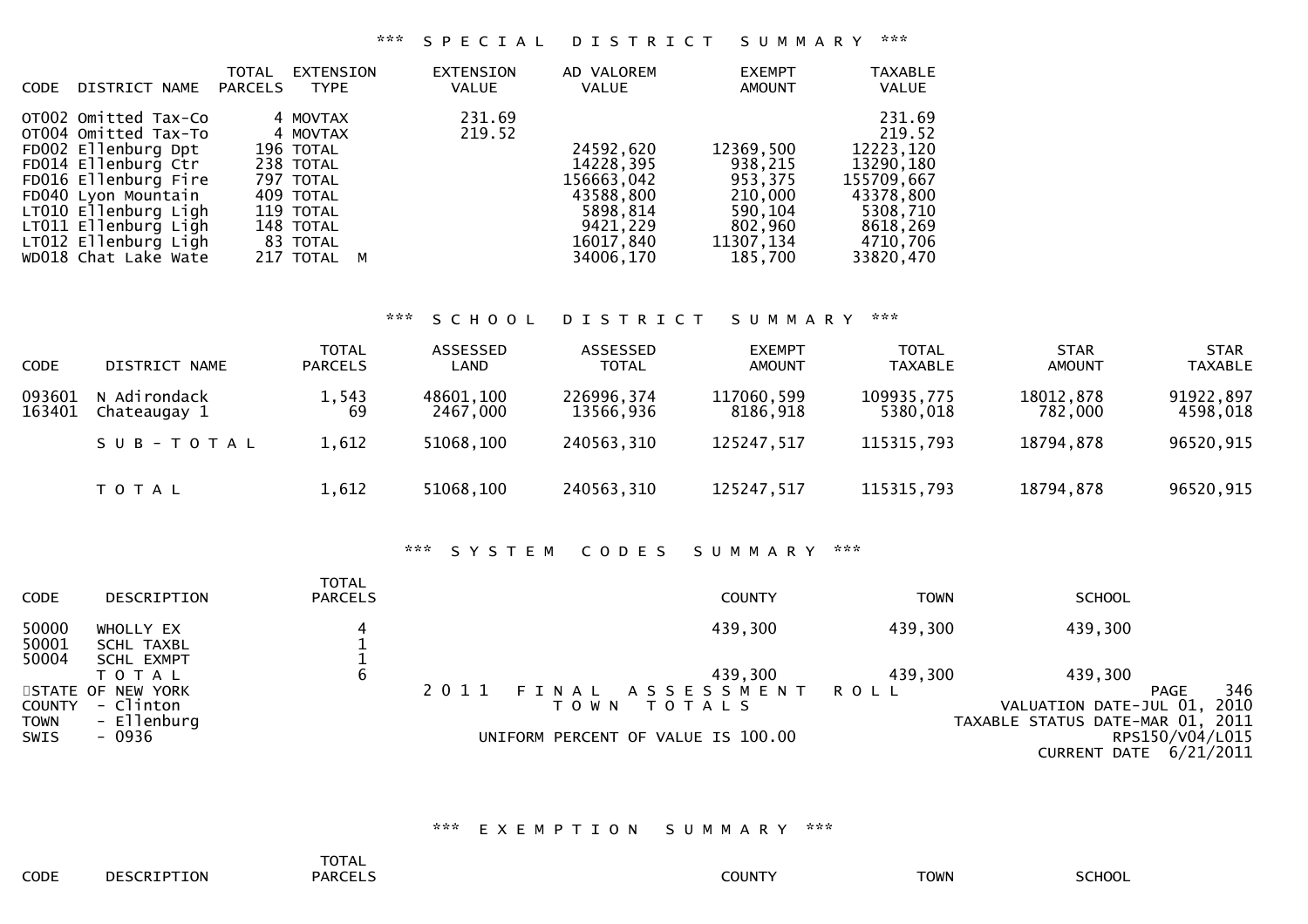## *** SPECIAL DISTRICT SUMMARY ***

| CODE | DISTRICT NAME | TOTAL PARCELS | EXTENSION TYPE | EXTENSION VALUE | AD VALOREM VALUE | EXEMPT AMOUNT | TAXABLE VALUE |
|---|---|---|---|---|---|---|---|
| OT002 | Omitted Tax-Co | 4 | MOVTAX | 231.69 | | | 231.69 |
| OT004 | Omitted Tax-To | 4 | MOVTAX | 219.52 | | | 219.52 |
| FD002 | Ellenburg Dpt | 196 | TOTAL | | 24592,620 | 12369,500 | 12223,120 |
| FD014 | Ellenburg Ctr | 238 | TOTAL | | 14228,395 | 938,215 | 13290,180 |
| FD016 | Ellenburg Fire | 797 | TOTAL | | 156663,042 | 953,375 | 155709,667 |
| FD040 | Lyon Mountain | 409 | TOTAL | | 43588,800 | 210,000 | 43378,800 |
| LT010 | Ellenburg Ligh | 119 | TOTAL | | 5898,814 | 590,104 | 5308,710 |
| LT011 | Ellenburg Ligh | 148 | TOTAL | | 9421,229 | 802,960 | 8618,269 |
| LT012 | Ellenburg Ligh | 83 | TOTAL | | 16017,840 | 11307,134 | 4710,706 |
| WD018 | Chat Lake Wate | 217 | TOTAL M | | 34006,170 | 185,700 | 33820,470 |

## *** SCHOOL DISTRICT SUMMARY ***

| CODE | DISTRICT NAME | TOTAL PARCELS | ASSESSED LAND | ASSESSED TOTAL | EXEMPT AMOUNT | TOTAL TAXABLE | STAR AMOUNT | STAR TAXABLE |
|---|---|---|---|---|---|---|---|---|
| 093601 | N Adirondack | 1,543 | 48601,100 | 226996,374 | 117060,599 | 109935,775 | 18012,878 | 91922,897 |
| 163401 | Chateaugay 1 | 69 | 2467,000 | 13566,936 | 8186,918 | 5380,018 | 782,000 | 4598,018 |
| | SUB-TOTAL | 1,612 | 51068,100 | 240563,310 | 125247,517 | 115315,793 | 18794,878 | 96520,915 |
| | TOTAL | 1,612 | 51068,100 | 240563,310 | 125247,517 | 115315,793 | 18794,878 | 96520,915 |

## *** SYSTEM CODES SUMMARY ***

| CODE | DESCRIPTION | TOTAL PARCELS | COUNTY | TOWN | SCHOOL |
|---|---|---|---|---|---|
| 50000 | WHOLLY EX | 4 | 439,300 | 439,300 | 439,300 |
| 50001 | SCHL TAXBL | 1 | | | |
| 50004 | SCHL EXMPT | 1 | | | |
| | TOTAL | 6 | 439,300 | 439,300 | 439,300 |

STATE OF NEW YORK
COUNTY - Clinton
TOWN - Ellenburg
SWIS - 0936

2011 FINAL ASSESSMENT ROLL
TOWN TOTALS
UNIFORM PERCENT OF VALUE IS 100.00

PAGE 346
VALUATION DATE-JUL 01, 2010
TAXABLE STATUS DATE-MAR 01, 2011
RPS150/V04/L015
CURRENT DATE 6/21/2011

## *** EXEMPTION SUMMARY ***

| CODE | DESCRIPTION | TOTAL PARCELS | COUNTY | TOWN | SCHOOL |
|---|---|---|---|---|---|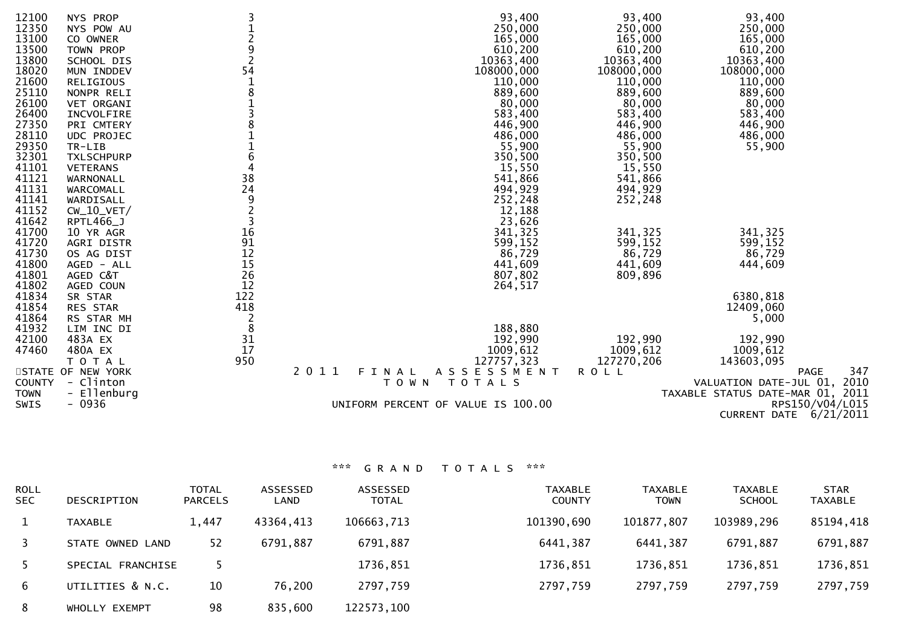| | | | | | |
|---|---|---|---|---|---|
| 12100 | NYS PROP | 3 | 93,400 | 93,400 | 93,400 |
| 12350 | NYS POW AU | 1 | 250,000 | 250,000 | 250,000 |
| 13100 | CO OWNER | 2 | 165,000 | 165,000 | 165,000 |
| 13500 | TOWN PROP | 9 | 610,200 | 610,200 | 610,200 |
| 13800 | SCHOOL DIS | 2 | 10363,400 | 10363,400 | 10363,400 |
| 18020 | MUN INDDEV | 54 | 108000,000 | 108000,000 | 108000,000 |
| 21600 | RELIGIOUS | 1 | 110,000 | 110,000 | 110,000 |
| 25110 | NONPR RELI | 8 | 889,600 | 889,600 | 889,600 |
| 26100 | VET ORGANI | 1 | 80,000 | 80,000 | 80,000 |
| 26400 | INCVOLFIRE | 3 | 583,400 | 583,400 | 583,400 |
| 27350 | PRI CMTERY | 8 | 446,900 | 446,900 | 446,900 |
| 28110 | UDC PROJEC | 1 | 486,000 | 486,000 | 486,000 |
| 29350 | TR-LIB | 1 | 55,900 | 55,900 | 55,900 |
| 32301 | TXLSCHPURP | 6 | 350,500 | 350,500 | |
| 41101 | VETERANS | 4 | 15,550 | 15,550 | |
| 41121 | WARNONALL | 38 | 541,866 | 541,866 | |
| 41131 | WARCOMALL | 24 | 494,929 | 494,929 | |
| 41141 | WARDISALL | 9 | 252,248 | 252,248 | |
| 41152 | CW_10_VET/ | 2 | 12,188 | | |
| 41642 | RPTL466_J | 3 | 23,626 | | |
| 41700 | 10 YR AGR | 16 | 341,325 | 341,325 | 341,325 |
| 41720 | AGRI DISTR | 91 | 599,152 | 599,152 | 599,152 |
| 41730 | OS AG DIST | 12 | 86,729 | 86,729 | 86,729 |
| 41800 | AGED - ALL | 15 | 441,609 | 441,609 | 444,609 |
| 41801 | AGED C&T | 26 | 807,802 | 809,896 | |
| 41802 | AGED COUN | 12 | 264,517 | | |
| 41834 | SR STAR | 122 | | | 6380,818 |
| 41854 | RES STAR | 418 | | | 12409,060 |
| 41864 | RS STAR MH | 2 | | | 5,000 |
| 41932 | LIM INC DI | 8 | 188,880 | | |
| 42100 | 483A EX | 31 | 192,990 | 192,990 | 192,990 |
| 47460 | 480A EX | 17 | 1009,612 | 1009,612 | 1009,612 |
| | T O T A L | 950 | 127757,323 | 127270,206 | 143603,095 |

STATE OF NEW YORK
COUNTY - Clinton
TOWN - Ellenburg
SWIS - 0936

2 0 1 1 F I N A L A S S E S S M E N T R O L L
T O W N T O T A L S

UNIFORM PERCENT OF VALUE IS 100.00

VALUATION DATE-JUL 01, 2010
TAXABLE STATUS DATE-MAR 01, 2011
RPS150/V04/L015
CURRENT DATE 6/21/2011

*** G R A N D T O T A L S ***

| ROLL SEC | DESCRIPTION | TOTAL PARCELS | ASSESSED LAND | ASSESSED TOTAL | TAXABLE COUNTY | TAXABLE TOWN | TAXABLE SCHOOL | STAR TAXABLE |
|---|---|---|---|---|---|---|---|---|
| 1 | TAXABLE | 1,447 | 43364,413 | 106663,713 | 101390,690 | 101877,807 | 103989,296 | 85194,418 |
| 3 | STATE OWNED LAND | 52 | 6791,887 | 6791,887 | 6441,387 | 6441,387 | 6791,887 | 6791,887 |
| 5 | SPECIAL FRANCHISE | 5 | | 1736,851 | 1736,851 | 1736,851 | 1736,851 | 1736,851 |
| 6 | UTILITIES & N.C. | 10 | 76,200 | 2797,759 | 2797,759 | 2797,759 | 2797,759 | 2797,759 |
| 8 | WHOLLY EXEMPT | 98 | 835,600 | 122573,100 | | | | |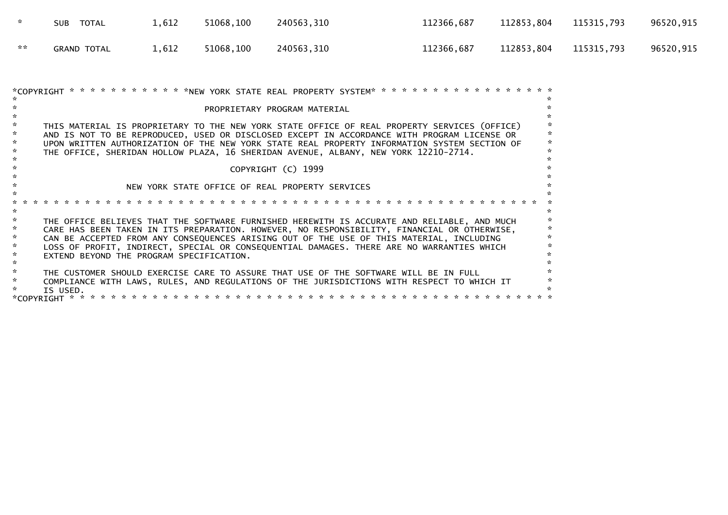| | | | | | | | | | |
|---|---|---|---|---|---|---|---|---|---|
| * | SUB TOTAL | 1,612 | 51068,100 | 240563,310 | | 112366,687 | 112853,804 | 115315,793 | 96520,915 |
| ** | GRAND TOTAL | 1,612 | 51068,100 | 240563,310 | | 112366,687 | 112853,804 | 115315,793 | 96520,915 |

```
*COPYRIGHT * * * * * * * * * * * *NEW YORK STATE REAL PROPERTY SYSTEM* * * * * * * * * * * * * * * * * *
*                                                                                                        *
*                                     PROPRIETARY PROGRAM MATERIAL                                       *
*                                                                                                        *
*     THIS MATERIAL IS PROPRIETARY TO THE NEW YORK STATE OFFICE OF REAL PROPERTY SERVICES (OFFICE)       *
*     AND IS NOT TO BE REPRODUCED, USED OR DISCLOSED EXCEPT IN ACCORDANCE WITH PROGRAM LICENSE OR        *
*     UPON WRITTEN AUTHORIZATION OF THE NEW YORK STATE REAL PROPERTY INFORMATION SYSTEM SECTION OF       *
*     THE OFFICE, SHERIDAN HOLLOW PLAZA, 16 SHERIDAN AVENUE, ALBANY, NEW YORK 12210-2714.                *
*                                                                                                        *
*                                          COPYRIGHT (C) 1999                                            *
*                                                                                                        *
*                        NEW YORK STATE OFFICE OF REAL PROPERTY SERVICES                                 *
*                                                                                                        *
* * * * * * * * * * * * * * * * * * * * * * * * * * * * * * * * * * * * * * * * * * * * * * * * * * * * *
*                                                                                                        *
*     THE OFFICE BELIEVES THAT THE SOFTWARE FURNISHED HEREWITH IS ACCURATE AND RELIABLE, AND MUCH         *
*     CARE HAS BEEN TAKEN IN ITS PREPARATION. HOWEVER, NO RESPONSIBILITY, FINANCIAL OR OTHERWISE,        *
*     CAN BE ACCEPTED FROM ANY CONSEQUENCES ARISING OUT OF THE USE OF THIS MATERIAL, INCLUDING           *
*     LOSS OF PROFIT, INDIRECT, SPECIAL OR CONSEQUENTIAL DAMAGES. THERE ARE NO WARRANTIES WHICH          *
*     EXTEND BEYOND THE PROGRAM SPECIFICATION.                                                           *
*                                                                                                        *
*     THE CUSTOMER SHOULD EXERCISE CARE TO ASSURE THAT USE OF THE SOFTWARE WILL BE IN FULL               *
*     COMPLIANCE WITH LAWS, RULES, AND REGULATIONS OF THE JURISDICTIONS WITH RESPECT TO WHICH IT         *
*     IS USED.                                                                                           *
*COPYRIGHT * * * * * * * * * * * * * * * * * * * * * * * * * * * * * * * * * * * * * * * * * * * * * * *
```